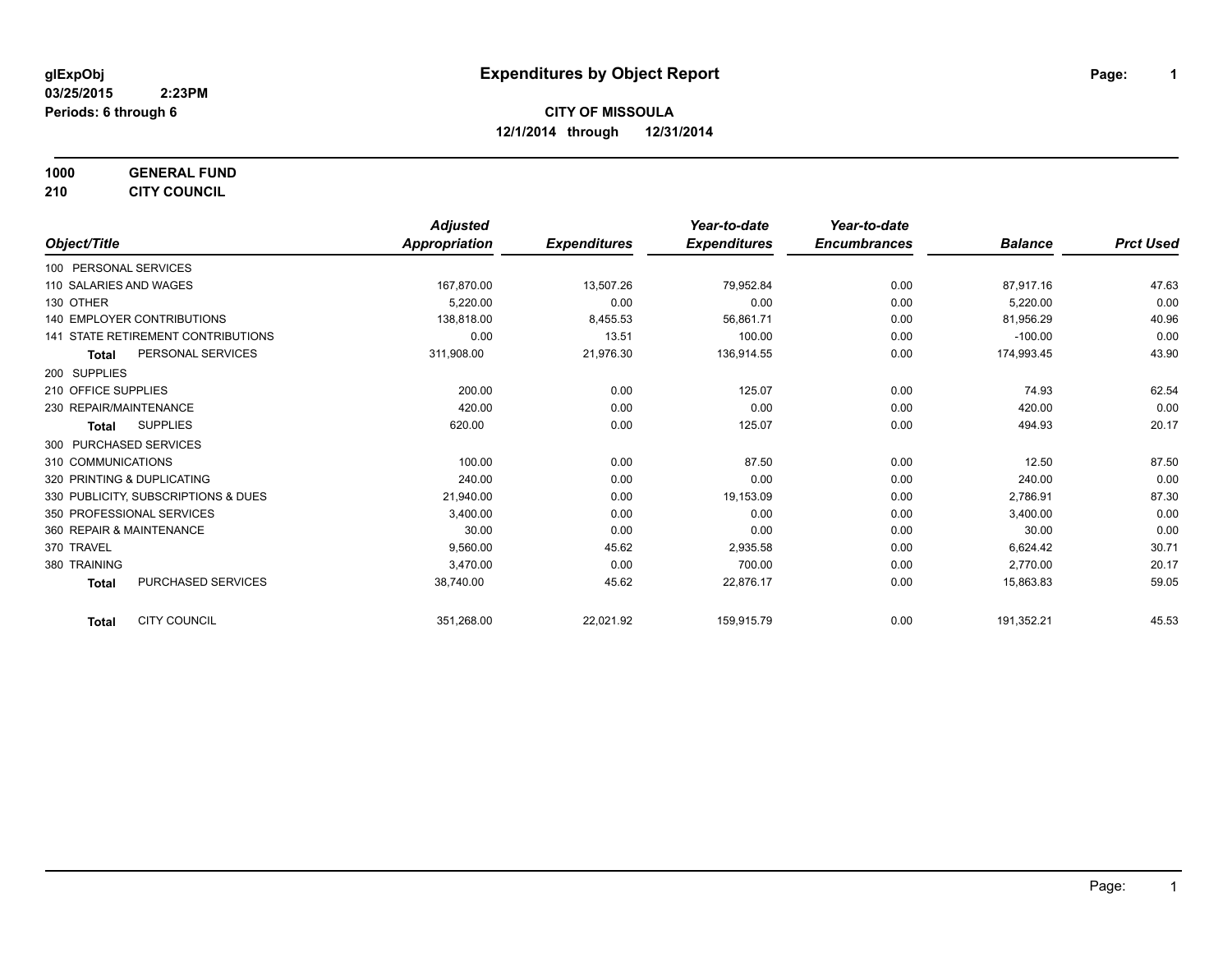glExpObj
03/25/2015 2:23PM
Periods: 6 through 6

# Expenditures by Object Report

**CITY OF MISSOULA**
**12/1/2014 through 12/31/2014**

**1000 GENERAL FUND**
**210 CITY COUNCIL**

| Object/Title | | Adjusted Appropriation | Expenditures | Year-to-date Expenditures | Year-to-date Encumbrances | Balance | Prct Used |
|---|---|---|---|---|---|---|---|
| 100 PERSONAL SERVICES | | | | | | | |
| 110 SALARIES AND WAGES | | 167,870.00 | 13,507.26 | 79,952.84 | 0.00 | 87,917.16 | 47.63 |
| 130 OTHER | | 5,220.00 | 0.00 | 0.00 | 0.00 | 5,220.00 | 0.00 |
| 140 EMPLOYER CONTRIBUTIONS | | 138,818.00 | 8,455.53 | 56,861.71 | 0.00 | 81,956.29 | 40.96 |
| 141 STATE RETIREMENT CONTRIBUTIONS | | 0.00 | 13.51 | 100.00 | 0.00 | -100.00 | 0.00 |
| **Total** | PERSONAL SERVICES | 311,908.00 | 21,976.30 | 136,914.55 | 0.00 | 174,993.45 | 43.90 |
| 200 SUPPLIES | | | | | | | |
| 210 OFFICE SUPPLIES | | 200.00 | 0.00 | 125.07 | 0.00 | 74.93 | 62.54 |
| 230 REPAIR/MAINTENANCE | | 420.00 | 0.00 | 0.00 | 0.00 | 420.00 | 0.00 |
| **Total** | SUPPLIES | 620.00 | 0.00 | 125.07 | 0.00 | 494.93 | 20.17 |
| 300 PURCHASED SERVICES | | | | | | | |
| 310 COMMUNICATIONS | | 100.00 | 0.00 | 87.50 | 0.00 | 12.50 | 87.50 |
| 320 PRINTING & DUPLICATING | | 240.00 | 0.00 | 0.00 | 0.00 | 240.00 | 0.00 |
| 330 PUBLICITY, SUBSCRIPTIONS & DUES | | 21,940.00 | 0.00 | 19,153.09 | 0.00 | 2,786.91 | 87.30 |
| 350 PROFESSIONAL SERVICES | | 3,400.00 | 0.00 | 0.00 | 0.00 | 3,400.00 | 0.00 |
| 360 REPAIR & MAINTENANCE | | 30.00 | 0.00 | 0.00 | 0.00 | 30.00 | 0.00 |
| 370 TRAVEL | | 9,560.00 | 45.62 | 2,935.58 | 0.00 | 6,624.42 | 30.71 |
| 380 TRAINING | | 3,470.00 | 0.00 | 700.00 | 0.00 | 2,770.00 | 20.17 |
| **Total** | PURCHASED SERVICES | 38,740.00 | 45.62 | 22,876.17 | 0.00 | 15,863.83 | 59.05 |
| **Total** | CITY COUNCIL | 351,268.00 | 22,021.92 | 159,915.79 | 0.00 | 191,352.21 | 45.53 |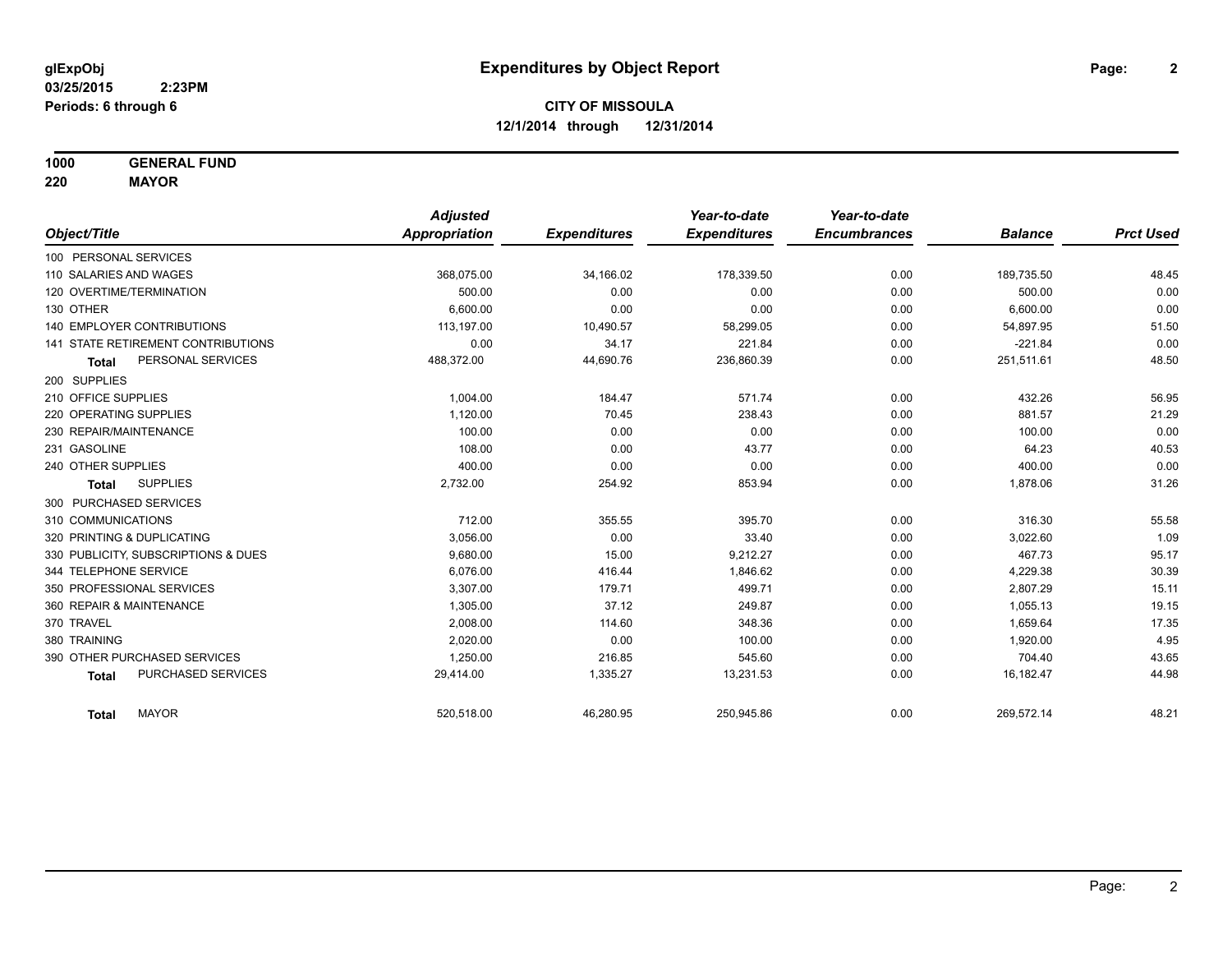**glExpObj**
**03/25/2015 2:23PM**
**Periods: 6 through 6**

# Expenditures by Object Report

**CITY OF MISSOULA**
**12/1/2014 through 12/31/2014**

**1000 GENERAL FUND**
**220 MAYOR**

| Object/Title | Adjusted Appropriation | Expenditures | Year-to-date Expenditures | Year-to-date Encumbrances | Balance | Prct Used |
|---|---|---|---|---|---|---|
| 100 PERSONAL SERVICES | | | | | | |
| 110 SALARIES AND WAGES | 368,075.00 | 34,166.02 | 178,339.50 | 0.00 | 189,735.50 | 48.45 |
| 120 OVERTIME/TERMINATION | 500.00 | 0.00 | 0.00 | 0.00 | 500.00 | 0.00 |
| 130 OTHER | 6,600.00 | 0.00 | 0.00 | 0.00 | 6,600.00 | 0.00 |
| 140 EMPLOYER CONTRIBUTIONS | 113,197.00 | 10,490.57 | 58,299.05 | 0.00 | 54,897.95 | 51.50 |
| 141 STATE RETIREMENT CONTRIBUTIONS | 0.00 | 34.17 | 221.84 | 0.00 | -221.84 | 0.00 |
| **Total** PERSONAL SERVICES | 488,372.00 | 44,690.76 | 236,860.39 | 0.00 | 251,511.61 | 48.50 |
| 200 SUPPLIES | | | | | | |
| 210 OFFICE SUPPLIES | 1,004.00 | 184.47 | 571.74 | 0.00 | 432.26 | 56.95 |
| 220 OPERATING SUPPLIES | 1,120.00 | 70.45 | 238.43 | 0.00 | 881.57 | 21.29 |
| 230 REPAIR/MAINTENANCE | 100.00 | 0.00 | 0.00 | 0.00 | 100.00 | 0.00 |
| 231 GASOLINE | 108.00 | 0.00 | 43.77 | 0.00 | 64.23 | 40.53 |
| 240 OTHER SUPPLIES | 400.00 | 0.00 | 0.00 | 0.00 | 400.00 | 0.00 |
| **Total** SUPPLIES | 2,732.00 | 254.92 | 853.94 | 0.00 | 1,878.06 | 31.26 |
| 300 PURCHASED SERVICES | | | | | | |
| 310 COMMUNICATIONS | 712.00 | 355.55 | 395.70 | 0.00 | 316.30 | 55.58 |
| 320 PRINTING & DUPLICATING | 3,056.00 | 0.00 | 33.40 | 0.00 | 3,022.60 | 1.09 |
| 330 PUBLICITY, SUBSCRIPTIONS & DUES | 9,680.00 | 15.00 | 9,212.27 | 0.00 | 467.73 | 95.17 |
| 344 TELEPHONE SERVICE | 6,076.00 | 416.44 | 1,846.62 | 0.00 | 4,229.38 | 30.39 |
| 350 PROFESSIONAL SERVICES | 3,307.00 | 179.71 | 499.71 | 0.00 | 2,807.29 | 15.11 |
| 360 REPAIR & MAINTENANCE | 1,305.00 | 37.12 | 249.87 | 0.00 | 1,055.13 | 19.15 |
| 370 TRAVEL | 2,008.00 | 114.60 | 348.36 | 0.00 | 1,659.64 | 17.35 |
| 380 TRAINING | 2,020.00 | 0.00 | 100.00 | 0.00 | 1,920.00 | 4.95 |
| 390 OTHER PURCHASED SERVICES | 1,250.00 | 216.85 | 545.60 | 0.00 | 704.40 | 43.65 |
| **Total** PURCHASED SERVICES | 29,414.00 | 1,335.27 | 13,231.53 | 0.00 | 16,182.47 | 44.98 |
| **Total** MAYOR | 520,518.00 | 46,280.95 | 250,945.86 | 0.00 | 269,572.14 | 48.21 |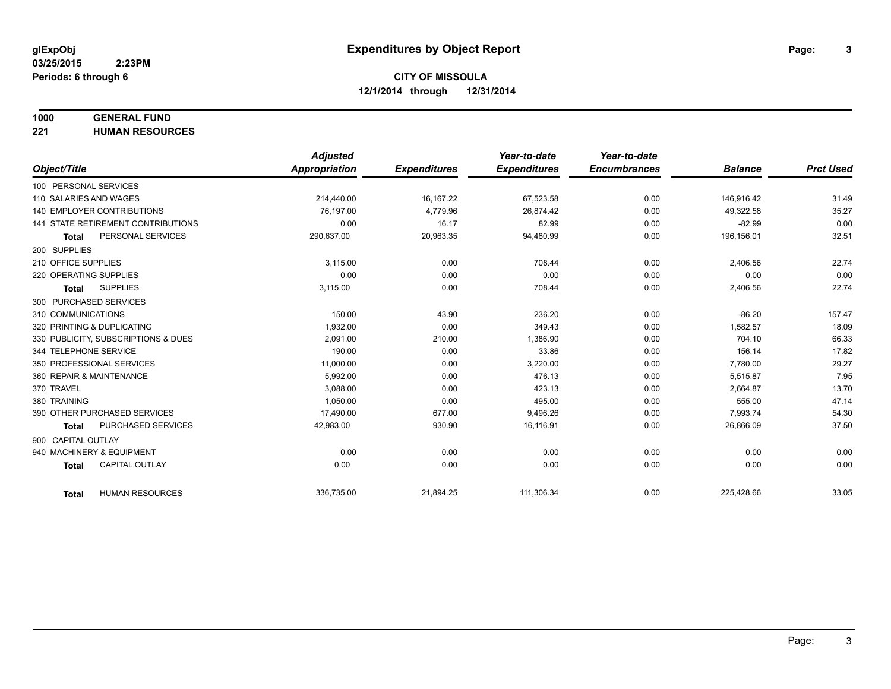**glExpObj**
**03/25/2015 2:23PM**
**Periods: 6 through 6**

# Expenditures by Object Report

**CITY OF MISSOULA**
**12/1/2014 through 12/31/2014**

**1000 GENERAL FUND**
**221 HUMAN RESOURCES**

| Object/Title | Adjusted Appropriation | Expenditures | Year-to-date Expenditures | Year-to-date Encumbrances | Balance | Prct Used |
|---|---|---|---|---|---|---|
| 100 PERSONAL SERVICES | | | | | | |
| 110 SALARIES AND WAGES | 214,440.00 | 16,167.22 | 67,523.58 | 0.00 | 146,916.42 | 31.49 |
| 140 EMPLOYER CONTRIBUTIONS | 76,197.00 | 4,779.96 | 26,874.42 | 0.00 | 49,322.58 | 35.27 |
| 141 STATE RETIREMENT CONTRIBUTIONS | 0.00 | 16.17 | 82.99 | 0.00 | -82.99 | 0.00 |
| **Total** PERSONAL SERVICES | 290,637.00 | 20,963.35 | 94,480.99 | 0.00 | 196,156.01 | 32.51 |
| 200 SUPPLIES | | | | | | |
| 210 OFFICE SUPPLIES | 3,115.00 | 0.00 | 708.44 | 0.00 | 2,406.56 | 22.74 |
| 220 OPERATING SUPPLIES | 0.00 | 0.00 | 0.00 | 0.00 | 0.00 | 0.00 |
| **Total** SUPPLIES | 3,115.00 | 0.00 | 708.44 | 0.00 | 2,406.56 | 22.74 |
| 300 PURCHASED SERVICES | | | | | | |
| 310 COMMUNICATIONS | 150.00 | 43.90 | 236.20 | 0.00 | -86.20 | 157.47 |
| 320 PRINTING & DUPLICATING | 1,932.00 | 0.00 | 349.43 | 0.00 | 1,582.57 | 18.09 |
| 330 PUBLICITY, SUBSCRIPTIONS & DUES | 2,091.00 | 210.00 | 1,386.90 | 0.00 | 704.10 | 66.33 |
| 344 TELEPHONE SERVICE | 190.00 | 0.00 | 33.86 | 0.00 | 156.14 | 17.82 |
| 350 PROFESSIONAL SERVICES | 11,000.00 | 0.00 | 3,220.00 | 0.00 | 7,780.00 | 29.27 |
| 360 REPAIR & MAINTENANCE | 5,992.00 | 0.00 | 476.13 | 0.00 | 5,515.87 | 7.95 |
| 370 TRAVEL | 3,088.00 | 0.00 | 423.13 | 0.00 | 2,664.87 | 13.70 |
| 380 TRAINING | 1,050.00 | 0.00 | 495.00 | 0.00 | 555.00 | 47.14 |
| 390 OTHER PURCHASED SERVICES | 17,490.00 | 677.00 | 9,496.26 | 0.00 | 7,993.74 | 54.30 |
| **Total** PURCHASED SERVICES | 42,983.00 | 930.90 | 16,116.91 | 0.00 | 26,866.09 | 37.50 |
| 900 CAPITAL OUTLAY | | | | | | |
| 940 MACHINERY & EQUIPMENT | 0.00 | 0.00 | 0.00 | 0.00 | 0.00 | 0.00 |
| **Total** CAPITAL OUTLAY | 0.00 | 0.00 | 0.00 | 0.00 | 0.00 | 0.00 |
| **Total** HUMAN RESOURCES | 336,735.00 | 21,894.25 | 111,306.34 | 0.00 | 225,428.66 | 33.05 |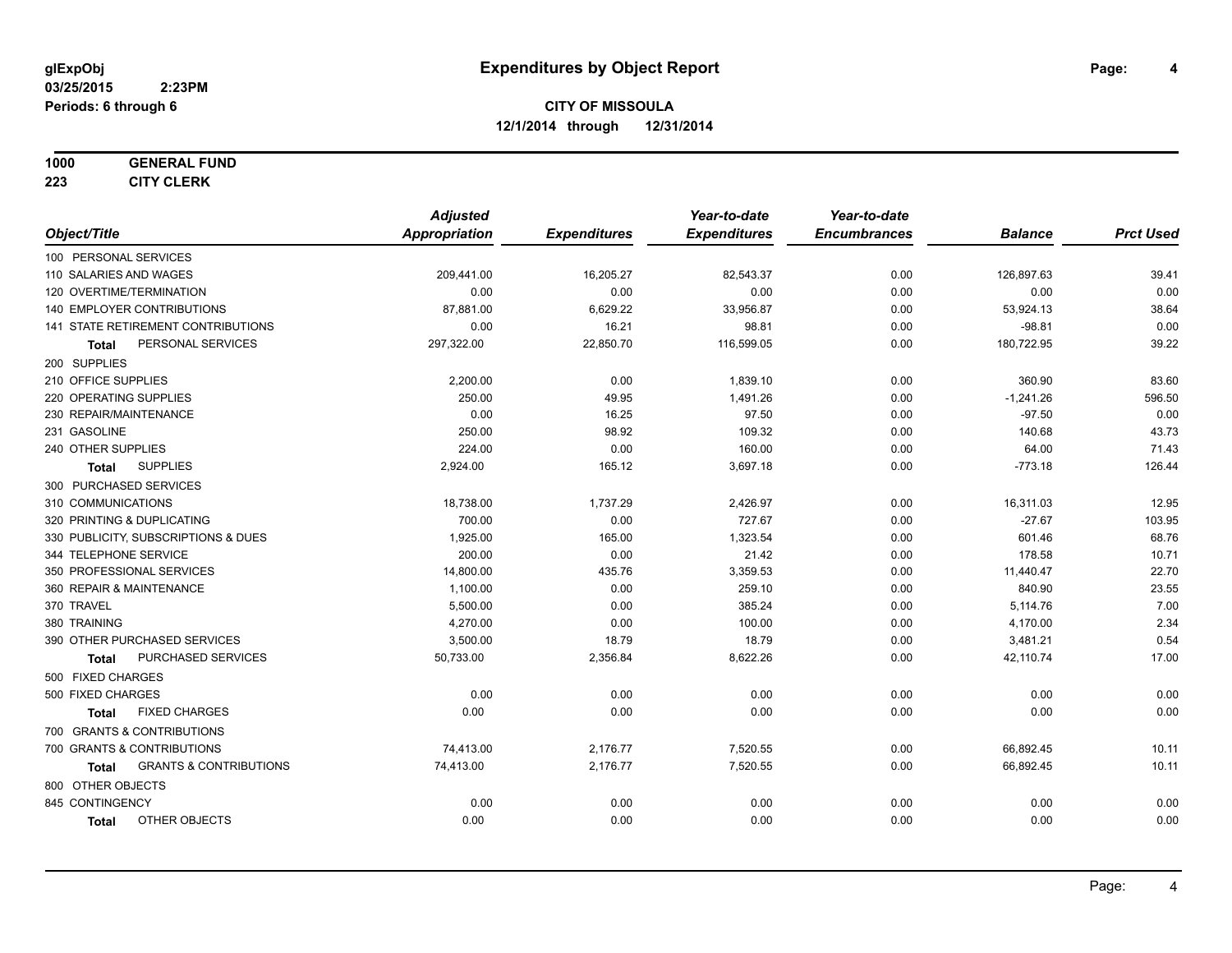**glExpObj** 03/25/2015 2:23PM
**Periods: 6 through 6**

# Expenditures by Object Report

**CITY OF MISSOULA**
**12/1/2014 through 12/31/2014**

**1000 GENERAL FUND**
**223 CITY CLERK**

| Object/Title | Adjusted Appropriation | Expenditures | Year-to-date Expenditures | Year-to-date Encumbrances | Balance | Prct Used |
|---|---|---|---|---|---|---|
| 100 PERSONAL SERVICES | | | | | | |
| 110 SALARIES AND WAGES | 209,441.00 | 16,205.27 | 82,543.37 | 0.00 | 126,897.63 | 39.41 |
| 120 OVERTIME/TERMINATION | 0.00 | 0.00 | 0.00 | 0.00 | 0.00 | 0.00 |
| 140 EMPLOYER CONTRIBUTIONS | 87,881.00 | 6,629.22 | 33,956.87 | 0.00 | 53,924.13 | 38.64 |
| 141 STATE RETIREMENT CONTRIBUTIONS | 0.00 | 16.21 | 98.81 | 0.00 | -98.81 | 0.00 |
| **Total** PERSONAL SERVICES | 297,322.00 | 22,850.70 | 116,599.05 | 0.00 | 180,722.95 | 39.22 |
| 200 SUPPLIES | | | | | | |
| 210 OFFICE SUPPLIES | 2,200.00 | 0.00 | 1,839.10 | 0.00 | 360.90 | 83.60 |
| 220 OPERATING SUPPLIES | 250.00 | 49.95 | 1,491.26 | 0.00 | -1,241.26 | 596.50 |
| 230 REPAIR/MAINTENANCE | 0.00 | 16.25 | 97.50 | 0.00 | -97.50 | 0.00 |
| 231 GASOLINE | 250.00 | 98.92 | 109.32 | 0.00 | 140.68 | 43.73 |
| 240 OTHER SUPPLIES | 224.00 | 0.00 | 160.00 | 0.00 | 64.00 | 71.43 |
| **Total** SUPPLIES | 2,924.00 | 165.12 | 3,697.18 | 0.00 | -773.18 | 126.44 |
| 300 PURCHASED SERVICES | | | | | | |
| 310 COMMUNICATIONS | 18,738.00 | 1,737.29 | 2,426.97 | 0.00 | 16,311.03 | 12.95 |
| 320 PRINTING & DUPLICATING | 700.00 | 0.00 | 727.67 | 0.00 | -27.67 | 103.95 |
| 330 PUBLICITY, SUBSCRIPTIONS & DUES | 1,925.00 | 165.00 | 1,323.54 | 0.00 | 601.46 | 68.76 |
| 344 TELEPHONE SERVICE | 200.00 | 0.00 | 21.42 | 0.00 | 178.58 | 10.71 |
| 350 PROFESSIONAL SERVICES | 14,800.00 | 435.76 | 3,359.53 | 0.00 | 11,440.47 | 22.70 |
| 360 REPAIR & MAINTENANCE | 1,100.00 | 0.00 | 259.10 | 0.00 | 840.90 | 23.55 |
| 370 TRAVEL | 5,500.00 | 0.00 | 385.24 | 0.00 | 5,114.76 | 7.00 |
| 380 TRAINING | 4,270.00 | 0.00 | 100.00 | 0.00 | 4,170.00 | 2.34 |
| 390 OTHER PURCHASED SERVICES | 3,500.00 | 18.79 | 18.79 | 0.00 | 3,481.21 | 0.54 |
| **Total** PURCHASED SERVICES | 50,733.00 | 2,356.84 | 8,622.26 | 0.00 | 42,110.74 | 17.00 |
| 500 FIXED CHARGES | | | | | | |
| 500 FIXED CHARGES | 0.00 | 0.00 | 0.00 | 0.00 | 0.00 | 0.00 |
| **Total** FIXED CHARGES | 0.00 | 0.00 | 0.00 | 0.00 | 0.00 | 0.00 |
| 700 GRANTS & CONTRIBUTIONS | | | | | | |
| 700 GRANTS & CONTRIBUTIONS | 74,413.00 | 2,176.77 | 7,520.55 | 0.00 | 66,892.45 | 10.11 |
| **Total** GRANTS & CONTRIBUTIONS | 74,413.00 | 2,176.77 | 7,520.55 | 0.00 | 66,892.45 | 10.11 |
| 800 OTHER OBJECTS | | | | | | |
| 845 CONTINGENCY | 0.00 | 0.00 | 0.00 | 0.00 | 0.00 | 0.00 |
| **Total** OTHER OBJECTS | 0.00 | 0.00 | 0.00 | 0.00 | 0.00 | 0.00 |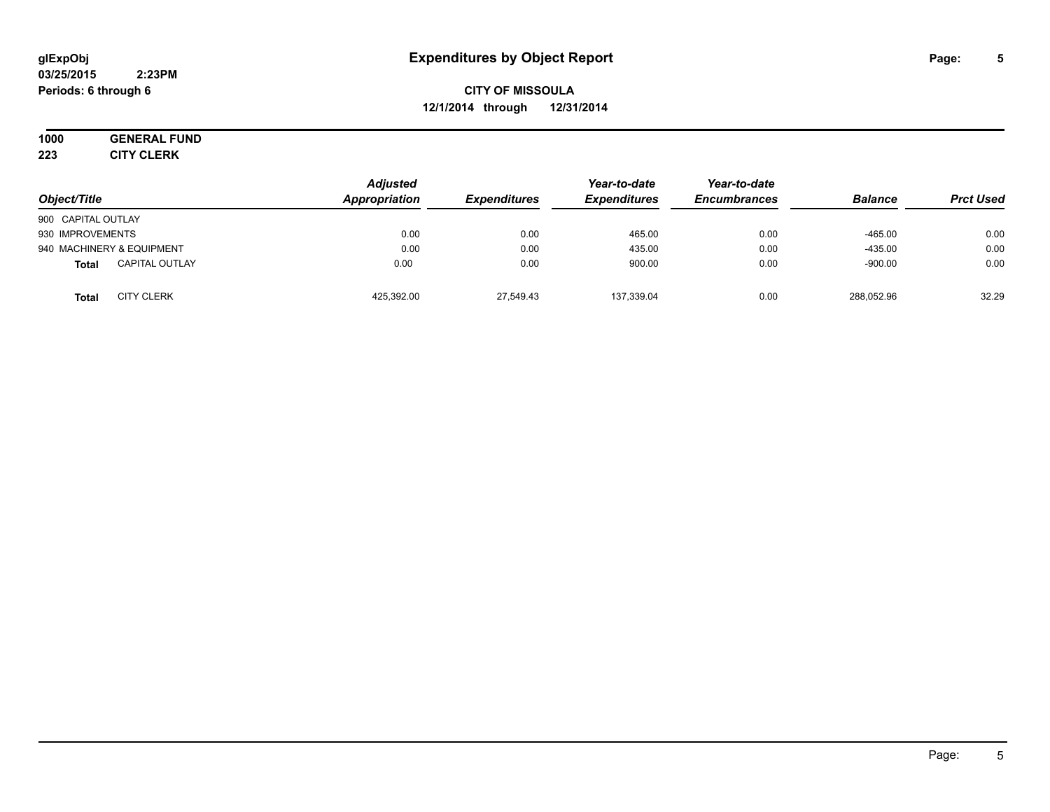# Expenditures by Object Report

glExpObj
03/25/2015 2:23PM
Periods: 6 through 6

**CITY OF MISSOULA**
**12/1/2014 through 12/31/2014**

**1000 GENERAL FUND**
**223 CITY CLERK**

| Object/Title | Adjusted Appropriation | Expenditures | Year-to-date Expenditures | Year-to-date Encumbrances | Balance | Prct Used |
|---|---|---|---|---|---|---|
| 900 CAPITAL OUTLAY | | | | | | |
| 930 IMPROVEMENTS | 0.00 | 0.00 | 465.00 | 0.00 | -465.00 | 0.00 |
| 940 MACHINERY & EQUIPMENT | 0.00 | 0.00 | 435.00 | 0.00 | -435.00 | 0.00 |
| **Total** CAPITAL OUTLAY | 0.00 | 0.00 | 900.00 | 0.00 | -900.00 | 0.00 |
| **Total** CITY CLERK | 425,392.00 | 27,549.43 | 137,339.04 | 0.00 | 288,052.96 | 32.29 |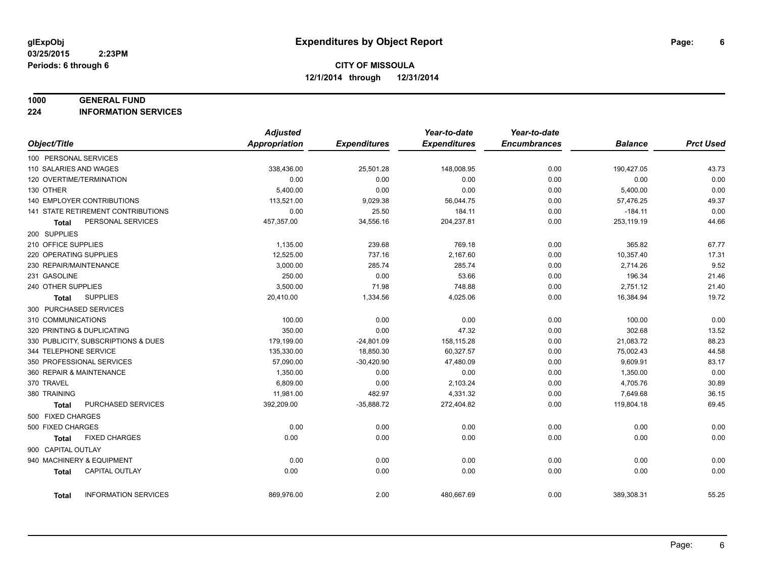glExpObj
03/25/2015 2:23PM
Periods: 6 through 6

# Expenditures by Object Report

## CITY OF MISSOULA

12/1/2014 through 12/31/2014

**1000 GENERAL FUND**
**224 INFORMATION SERVICES**

| Object/Title | Adjusted Appropriation | Expenditures | Year-to-date Expenditures | Year-to-date Encumbrances | Balance | Prct Used |
|---|---|---|---|---|---|---|
| 100 PERSONAL SERVICES | | | | | | |
| 110 SALARIES AND WAGES | 338,436.00 | 25,501.28 | 148,008.95 | 0.00 | 190,427.05 | 43.73 |
| 120 OVERTIME/TERMINATION | 0.00 | 0.00 | 0.00 | 0.00 | 0.00 | 0.00 |
| 130 OTHER | 5,400.00 | 0.00 | 0.00 | 0.00 | 5,400.00 | 0.00 |
| 140 EMPLOYER CONTRIBUTIONS | 113,521.00 | 9,029.38 | 56,044.75 | 0.00 | 57,476.25 | 49.37 |
| 141 STATE RETIREMENT CONTRIBUTIONS | 0.00 | 25.50 | 184.11 | 0.00 | -184.11 | 0.00 |
| **Total** PERSONAL SERVICES | 457,357.00 | 34,556.16 | 204,237.81 | 0.00 | 253,119.19 | 44.66 |
| 200 SUPPLIES | | | | | | |
| 210 OFFICE SUPPLIES | 1,135.00 | 239.68 | 769.18 | 0.00 | 365.82 | 67.77 |
| 220 OPERATING SUPPLIES | 12,525.00 | 737.16 | 2,167.60 | 0.00 | 10,357.40 | 17.31 |
| 230 REPAIR/MAINTENANCE | 3,000.00 | 285.74 | 285.74 | 0.00 | 2,714.26 | 9.52 |
| 231 GASOLINE | 250.00 | 0.00 | 53.66 | 0.00 | 196.34 | 21.46 |
| 240 OTHER SUPPLIES | 3,500.00 | 71.98 | 748.88 | 0.00 | 2,751.12 | 21.40 |
| **Total** SUPPLIES | 20,410.00 | 1,334.56 | 4,025.06 | 0.00 | 16,384.94 | 19.72 |
| 300 PURCHASED SERVICES | | | | | | |
| 310 COMMUNICATIONS | 100.00 | 0.00 | 0.00 | 0.00 | 100.00 | 0.00 |
| 320 PRINTING & DUPLICATING | 350.00 | 0.00 | 47.32 | 0.00 | 302.68 | 13.52 |
| 330 PUBLICITY, SUBSCRIPTIONS & DUES | 179,199.00 | -24,801.09 | 158,115.28 | 0.00 | 21,083.72 | 88.23 |
| 344 TELEPHONE SERVICE | 135,330.00 | 18,850.30 | 60,327.57 | 0.00 | 75,002.43 | 44.58 |
| 350 PROFESSIONAL SERVICES | 57,090.00 | -30,420.90 | 47,480.09 | 0.00 | 9,609.91 | 83.17 |
| 360 REPAIR & MAINTENANCE | 1,350.00 | 0.00 | 0.00 | 0.00 | 1,350.00 | 0.00 |
| 370 TRAVEL | 6,809.00 | 0.00 | 2,103.24 | 0.00 | 4,705.76 | 30.89 |
| 380 TRAINING | 11,981.00 | 482.97 | 4,331.32 | 0.00 | 7,649.68 | 36.15 |
| **Total** PURCHASED SERVICES | 392,209.00 | -35,888.72 | 272,404.82 | 0.00 | 119,804.18 | 69.45 |
| 500 FIXED CHARGES | | | | | | |
| 500 FIXED CHARGES | 0.00 | 0.00 | 0.00 | 0.00 | 0.00 | 0.00 |
| **Total** FIXED CHARGES | 0.00 | 0.00 | 0.00 | 0.00 | 0.00 | 0.00 |
| 900 CAPITAL OUTLAY | | | | | | |
| 940 MACHINERY & EQUIPMENT | 0.00 | 0.00 | 0.00 | 0.00 | 0.00 | 0.00 |
| **Total** CAPITAL OUTLAY | 0.00 | 0.00 | 0.00 | 0.00 | 0.00 | 0.00 |
| **Total** INFORMATION SERVICES | 869,976.00 | 2.00 | 480,667.69 | 0.00 | 389,308.31 | 55.25 |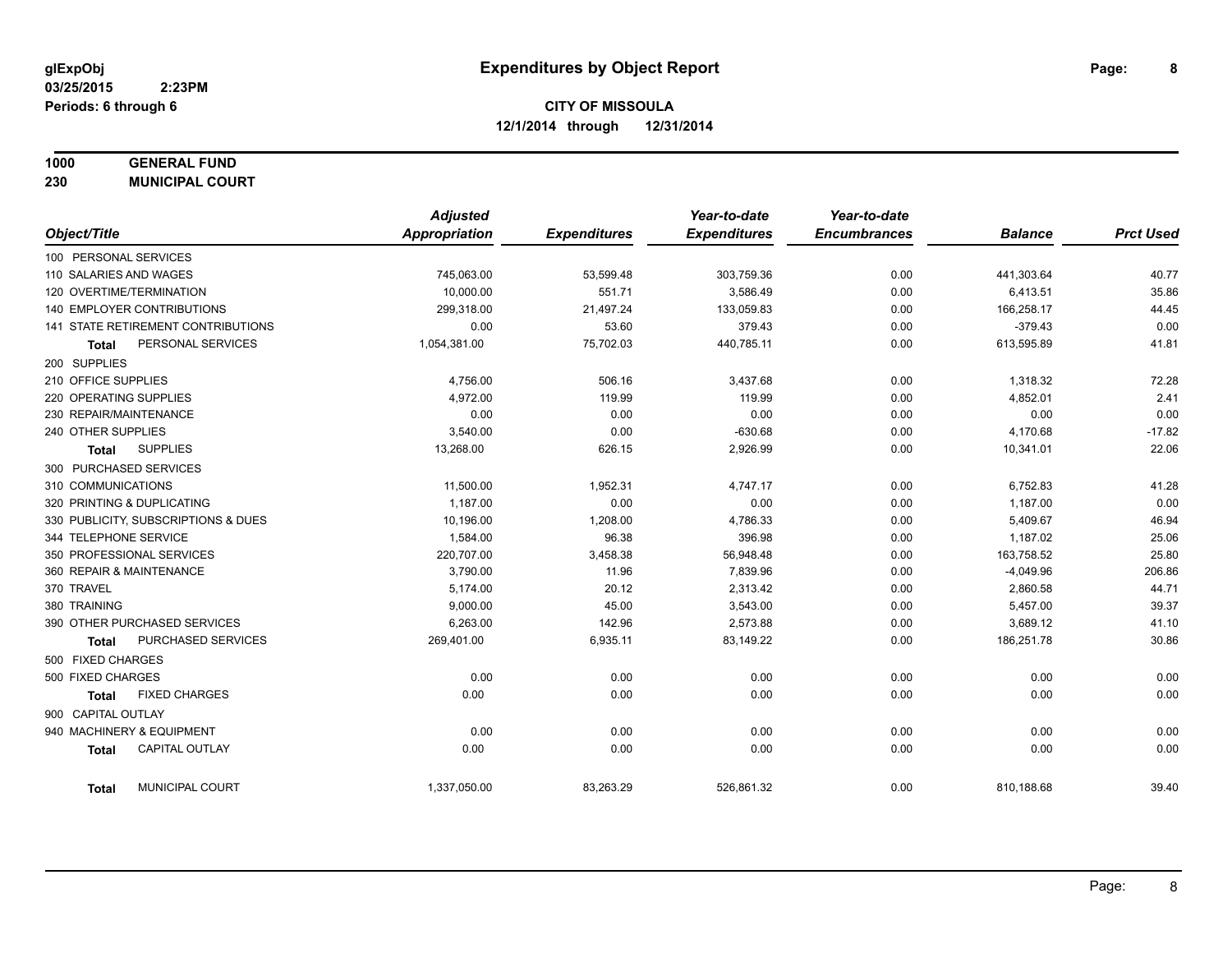**glExpObj** **Expenditures by Object Report**
**03/25/2015 2:23PM**
**Periods: 6 through 6**

**CITY OF MISSOULA**
**12/1/2014 through 12/31/2014**

**1000 GENERAL FUND**
**230 MUNICIPAL COURT**

| Object/Title | Adjusted Appropriation | Expenditures | Year-to-date Expenditures | Year-to-date Encumbrances | Balance | Prct Used |
|---|---|---|---|---|---|---|
| 100 PERSONAL SERVICES | | | | | | |
| 110 SALARIES AND WAGES | 745,063.00 | 53,599.48 | 303,759.36 | 0.00 | 441,303.64 | 40.77 |
| 120 OVERTIME/TERMINATION | 10,000.00 | 551.71 | 3,586.49 | 0.00 | 6,413.51 | 35.86 |
| 140 EMPLOYER CONTRIBUTIONS | 299,318.00 | 21,497.24 | 133,059.83 | 0.00 | 166,258.17 | 44.45 |
| 141 STATE RETIREMENT CONTRIBUTIONS | 0.00 | 53.60 | 379.43 | 0.00 | -379.43 | 0.00 |
| **Total** PERSONAL SERVICES | 1,054,381.00 | 75,702.03 | 440,785.11 | 0.00 | 613,595.89 | 41.81 |
| 200 SUPPLIES | | | | | | |
| 210 OFFICE SUPPLIES | 4,756.00 | 506.16 | 3,437.68 | 0.00 | 1,318.32 | 72.28 |
| 220 OPERATING SUPPLIES | 4,972.00 | 119.99 | 119.99 | 0.00 | 4,852.01 | 2.41 |
| 230 REPAIR/MAINTENANCE | 0.00 | 0.00 | 0.00 | 0.00 | 0.00 | 0.00 |
| 240 OTHER SUPPLIES | 3,540.00 | 0.00 | -630.68 | 0.00 | 4,170.68 | -17.82 |
| **Total** SUPPLIES | 13,268.00 | 626.15 | 2,926.99 | 0.00 | 10,341.01 | 22.06 |
| 300 PURCHASED SERVICES | | | | | | |
| 310 COMMUNICATIONS | 11,500.00 | 1,952.31 | 4,747.17 | 0.00 | 6,752.83 | 41.28 |
| 320 PRINTING & DUPLICATING | 1,187.00 | 0.00 | 0.00 | 0.00 | 1,187.00 | 0.00 |
| 330 PUBLICITY, SUBSCRIPTIONS & DUES | 10,196.00 | 1,208.00 | 4,786.33 | 0.00 | 5,409.67 | 46.94 |
| 344 TELEPHONE SERVICE | 1,584.00 | 96.38 | 396.98 | 0.00 | 1,187.02 | 25.06 |
| 350 PROFESSIONAL SERVICES | 220,707.00 | 3,458.38 | 56,948.48 | 0.00 | 163,758.52 | 25.80 |
| 360 REPAIR & MAINTENANCE | 3,790.00 | 11.96 | 7,839.96 | 0.00 | -4,049.96 | 206.86 |
| 370 TRAVEL | 5,174.00 | 20.12 | 2,313.42 | 0.00 | 2,860.58 | 44.71 |
| 380 TRAINING | 9,000.00 | 45.00 | 3,543.00 | 0.00 | 5,457.00 | 39.37 |
| 390 OTHER PURCHASED SERVICES | 6,263.00 | 142.96 | 2,573.88 | 0.00 | 3,689.12 | 41.10 |
| **Total** PURCHASED SERVICES | 269,401.00 | 6,935.11 | 83,149.22 | 0.00 | 186,251.78 | 30.86 |
| 500 FIXED CHARGES | | | | | | |
| 500 FIXED CHARGES | 0.00 | 0.00 | 0.00 | 0.00 | 0.00 | 0.00 |
| **Total** FIXED CHARGES | 0.00 | 0.00 | 0.00 | 0.00 | 0.00 | 0.00 |
| 900 CAPITAL OUTLAY | | | | | | |
| 940 MACHINERY & EQUIPMENT | 0.00 | 0.00 | 0.00 | 0.00 | 0.00 | 0.00 |
| **Total** CAPITAL OUTLAY | 0.00 | 0.00 | 0.00 | 0.00 | 0.00 | 0.00 |
| **Total** MUNICIPAL COURT | 1,337,050.00 | 83,263.29 | 526,861.32 | 0.00 | 810,188.68 | 39.40 |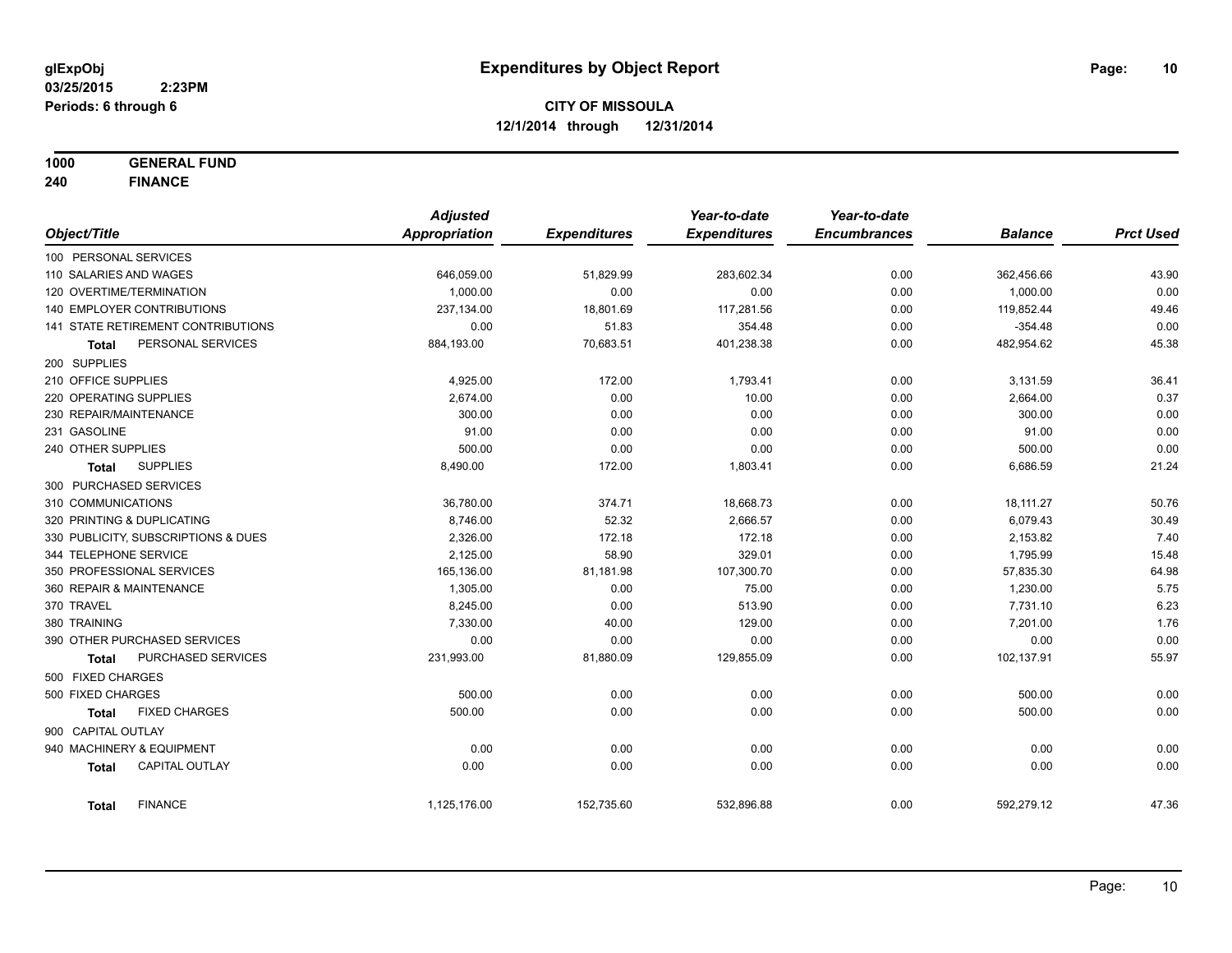glExpObj
03/25/2015 2:23PM
Periods: 6 through 6

# Expenditures by Object Report

**CITY OF MISSOULA**
**12/1/2014 through 12/31/2014**

**1000 GENERAL FUND**
**240 FINANCE**

| Object/Title | Adjusted Appropriation | Expenditures | Year-to-date Expenditures | Year-to-date Encumbrances | Balance | Prct Used |
|---|---|---|---|---|---|---|
| 100 PERSONAL SERVICES | | | | | | |
| 110 SALARIES AND WAGES | 646,059.00 | 51,829.99 | 283,602.34 | 0.00 | 362,456.66 | 43.90 |
| 120 OVERTIME/TERMINATION | 1,000.00 | 0.00 | 0.00 | 0.00 | 1,000.00 | 0.00 |
| 140 EMPLOYER CONTRIBUTIONS | 237,134.00 | 18,801.69 | 117,281.56 | 0.00 | 119,852.44 | 49.46 |
| 141 STATE RETIREMENT CONTRIBUTIONS | 0.00 | 51.83 | 354.48 | 0.00 | -354.48 | 0.00 |
| **Total** PERSONAL SERVICES | 884,193.00 | 70,683.51 | 401,238.38 | 0.00 | 482,954.62 | 45.38 |
| 200 SUPPLIES | | | | | | |
| 210 OFFICE SUPPLIES | 4,925.00 | 172.00 | 1,793.41 | 0.00 | 3,131.59 | 36.41 |
| 220 OPERATING SUPPLIES | 2,674.00 | 0.00 | 10.00 | 0.00 | 2,664.00 | 0.37 |
| 230 REPAIR/MAINTENANCE | 300.00 | 0.00 | 0.00 | 0.00 | 300.00 | 0.00 |
| 231 GASOLINE | 91.00 | 0.00 | 0.00 | 0.00 | 91.00 | 0.00 |
| 240 OTHER SUPPLIES | 500.00 | 0.00 | 0.00 | 0.00 | 500.00 | 0.00 |
| **Total** SUPPLIES | 8,490.00 | 172.00 | 1,803.41 | 0.00 | 6,686.59 | 21.24 |
| 300 PURCHASED SERVICES | | | | | | |
| 310 COMMUNICATIONS | 36,780.00 | 374.71 | 18,668.73 | 0.00 | 18,111.27 | 50.76 |
| 320 PRINTING & DUPLICATING | 8,746.00 | 52.32 | 2,666.57 | 0.00 | 6,079.43 | 30.49 |
| 330 PUBLICITY, SUBSCRIPTIONS & DUES | 2,326.00 | 172.18 | 172.18 | 0.00 | 2,153.82 | 7.40 |
| 344 TELEPHONE SERVICE | 2,125.00 | 58.90 | 329.01 | 0.00 | 1,795.99 | 15.48 |
| 350 PROFESSIONAL SERVICES | 165,136.00 | 81,181.98 | 107,300.70 | 0.00 | 57,835.30 | 64.98 |
| 360 REPAIR & MAINTENANCE | 1,305.00 | 0.00 | 75.00 | 0.00 | 1,230.00 | 5.75 |
| 370 TRAVEL | 8,245.00 | 0.00 | 513.90 | 0.00 | 7,731.10 | 6.23 |
| 380 TRAINING | 7,330.00 | 40.00 | 129.00 | 0.00 | 7,201.00 | 1.76 |
| 390 OTHER PURCHASED SERVICES | 0.00 | 0.00 | 0.00 | 0.00 | 0.00 | 0.00 |
| **Total** PURCHASED SERVICES | 231,993.00 | 81,880.09 | 129,855.09 | 0.00 | 102,137.91 | 55.97 |
| 500 FIXED CHARGES | | | | | | |
| 500 FIXED CHARGES | 500.00 | 0.00 | 0.00 | 0.00 | 500.00 | 0.00 |
| **Total** FIXED CHARGES | 500.00 | 0.00 | 0.00 | 0.00 | 500.00 | 0.00 |
| 900 CAPITAL OUTLAY | | | | | | |
| 940 MACHINERY & EQUIPMENT | 0.00 | 0.00 | 0.00 | 0.00 | 0.00 | 0.00 |
| **Total** CAPITAL OUTLAY | 0.00 | 0.00 | 0.00 | 0.00 | 0.00 | 0.00 |
| **Total** FINANCE | 1,125,176.00 | 152,735.60 | 532,896.88 | 0.00 | 592,279.12 | 47.36 |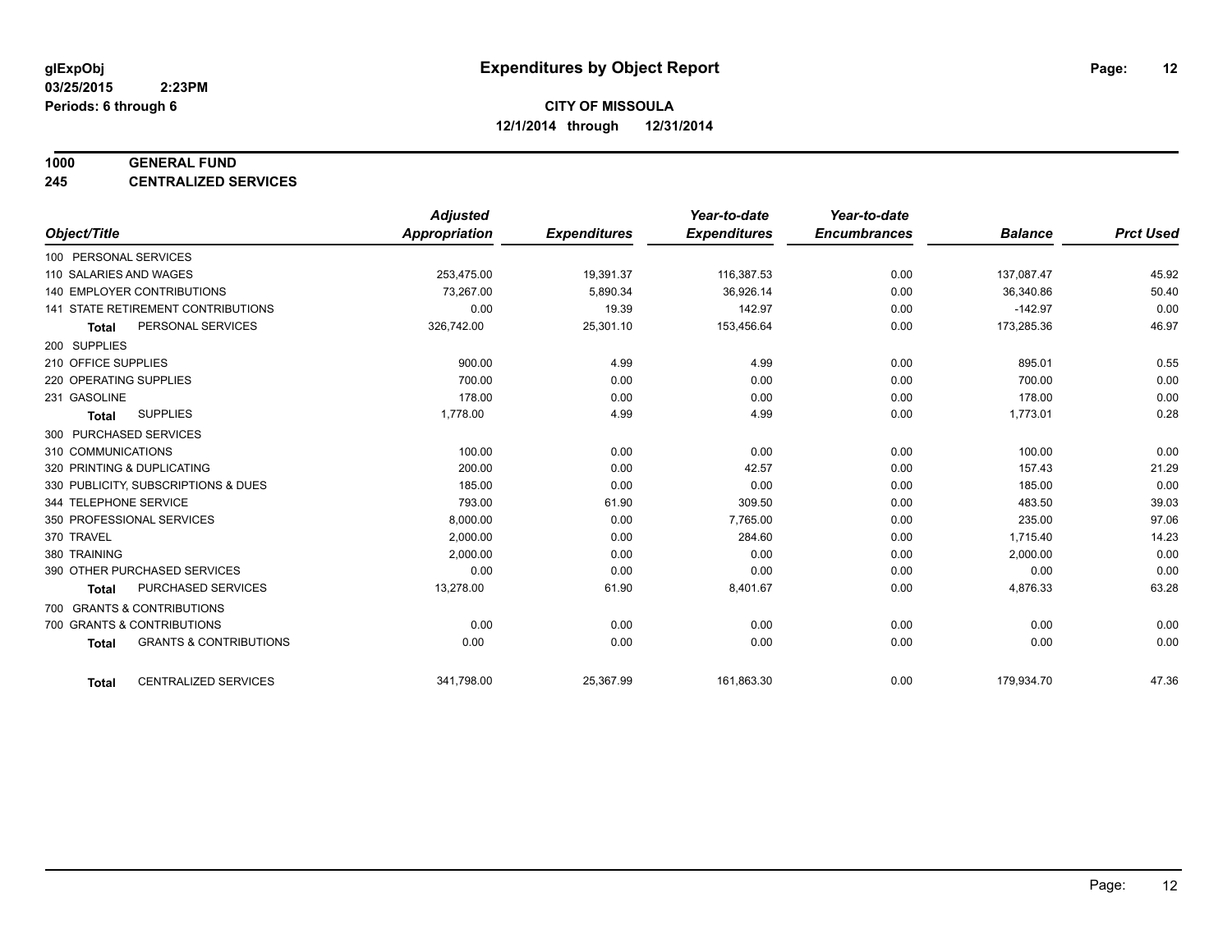**glExpObj**
**03/25/2015 2:23PM**
**Periods: 6 through 6**

# Expenditures by Object Report

**CITY OF MISSOULA**
**12/1/2014 through 12/31/2014**

**1000 GENERAL FUND**
**245 CENTRALIZED SERVICES**

| Object/Title | Adjusted Appropriation | Expenditures | Year-to-date Expenditures | Year-to-date Encumbrances | Balance | Prct Used |
|---|---|---|---|---|---|---|
| 100 PERSONAL SERVICES | | | | | | |
| 110 SALARIES AND WAGES | 253,475.00 | 19,391.37 | 116,387.53 | 0.00 | 137,087.47 | 45.92 |
| 140 EMPLOYER CONTRIBUTIONS | 73,267.00 | 5,890.34 | 36,926.14 | 0.00 | 36,340.86 | 50.40 |
| 141 STATE RETIREMENT CONTRIBUTIONS | 0.00 | 19.39 | 142.97 | 0.00 | -142.97 | 0.00 |
| **Total** PERSONAL SERVICES | 326,742.00 | 25,301.10 | 153,456.64 | 0.00 | 173,285.36 | 46.97 |
| 200 SUPPLIES | | | | | | |
| 210 OFFICE SUPPLIES | 900.00 | 4.99 | 4.99 | 0.00 | 895.01 | 0.55 |
| 220 OPERATING SUPPLIES | 700.00 | 0.00 | 0.00 | 0.00 | 700.00 | 0.00 |
| 231 GASOLINE | 178.00 | 0.00 | 0.00 | 0.00 | 178.00 | 0.00 |
| **Total** SUPPLIES | 1,778.00 | 4.99 | 4.99 | 0.00 | 1,773.01 | 0.28 |
| 300 PURCHASED SERVICES | | | | | | |
| 310 COMMUNICATIONS | 100.00 | 0.00 | 0.00 | 0.00 | 100.00 | 0.00 |
| 320 PRINTING & DUPLICATING | 200.00 | 0.00 | 42.57 | 0.00 | 157.43 | 21.29 |
| 330 PUBLICITY, SUBSCRIPTIONS & DUES | 185.00 | 0.00 | 0.00 | 0.00 | 185.00 | 0.00 |
| 344 TELEPHONE SERVICE | 793.00 | 61.90 | 309.50 | 0.00 | 483.50 | 39.03 |
| 350 PROFESSIONAL SERVICES | 8,000.00 | 0.00 | 7,765.00 | 0.00 | 235.00 | 97.06 |
| 370 TRAVEL | 2,000.00 | 0.00 | 284.60 | 0.00 | 1,715.40 | 14.23 |
| 380 TRAINING | 2,000.00 | 0.00 | 0.00 | 0.00 | 2,000.00 | 0.00 |
| 390 OTHER PURCHASED SERVICES | 0.00 | 0.00 | 0.00 | 0.00 | 0.00 | 0.00 |
| **Total** PURCHASED SERVICES | 13,278.00 | 61.90 | 8,401.67 | 0.00 | 4,876.33 | 63.28 |
| 700 GRANTS & CONTRIBUTIONS | | | | | | |
| 700 GRANTS & CONTRIBUTIONS | 0.00 | 0.00 | 0.00 | 0.00 | 0.00 | 0.00 |
| **Total** GRANTS & CONTRIBUTIONS | 0.00 | 0.00 | 0.00 | 0.00 | 0.00 | 0.00 |
| **Total** CENTRALIZED SERVICES | 341,798.00 | 25,367.99 | 161,863.30 | 0.00 | 179,934.70 | 47.36 |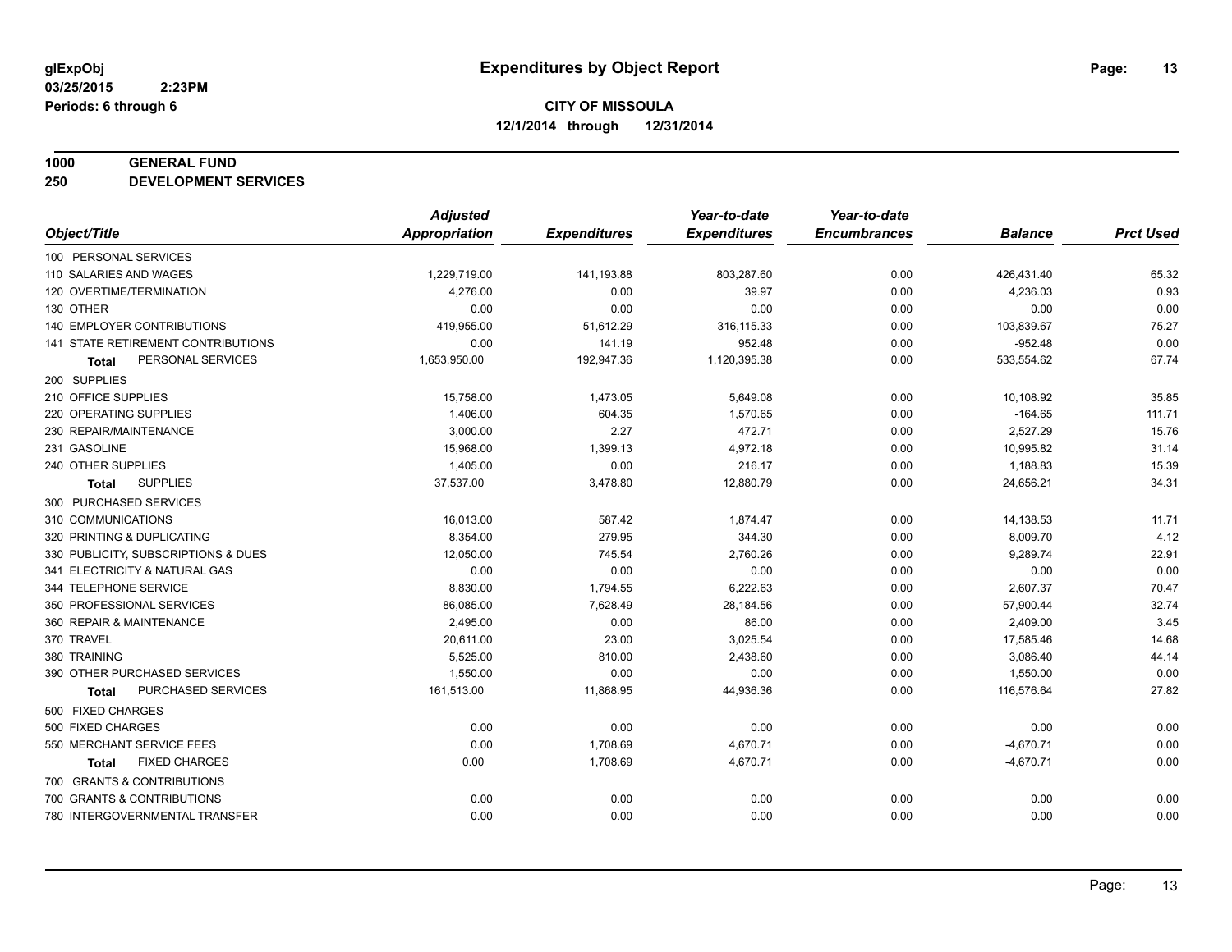**glExpObj**
**03/25/2015 2:23PM**
**Periods: 6 through 6**

# Expenditures by Object Report

**CITY OF MISSOULA**
**12/1/2014 through 12/31/2014**

**1000 GENERAL FUND**
**250 DEVELOPMENT SERVICES**

| Object/Title | Adjusted Appropriation | Expenditures | Year-to-date Expenditures | Year-to-date Encumbrances | Balance | Prct Used |
|---|---|---|---|---|---|---|
| 100 PERSONAL SERVICES | | | | | | |
| 110 SALARIES AND WAGES | 1,229,719.00 | 141,193.88 | 803,287.60 | 0.00 | 426,431.40 | 65.32 |
| 120 OVERTIME/TERMINATION | 4,276.00 | 0.00 | 39.97 | 0.00 | 4,236.03 | 0.93 |
| 130 OTHER | 0.00 | 0.00 | 0.00 | 0.00 | 0.00 | 0.00 |
| 140 EMPLOYER CONTRIBUTIONS | 419,955.00 | 51,612.29 | 316,115.33 | 0.00 | 103,839.67 | 75.27 |
| 141 STATE RETIREMENT CONTRIBUTIONS | 0.00 | 141.19 | 952.48 | 0.00 | -952.48 | 0.00 |
| **Total** PERSONAL SERVICES | 1,653,950.00 | 192,947.36 | 1,120,395.38 | 0.00 | 533,554.62 | 67.74 |
| 200 SUPPLIES | | | | | | |
| 210 OFFICE SUPPLIES | 15,758.00 | 1,473.05 | 5,649.08 | 0.00 | 10,108.92 | 35.85 |
| 220 OPERATING SUPPLIES | 1,406.00 | 604.35 | 1,570.65 | 0.00 | -164.65 | 111.71 |
| 230 REPAIR/MAINTENANCE | 3,000.00 | 2.27 | 472.71 | 0.00 | 2,527.29 | 15.76 |
| 231 GASOLINE | 15,968.00 | 1,399.13 | 4,972.18 | 0.00 | 10,995.82 | 31.14 |
| 240 OTHER SUPPLIES | 1,405.00 | 0.00 | 216.17 | 0.00 | 1,188.83 | 15.39 |
| **Total** SUPPLIES | 37,537.00 | 3,478.80 | 12,880.79 | 0.00 | 24,656.21 | 34.31 |
| 300 PURCHASED SERVICES | | | | | | |
| 310 COMMUNICATIONS | 16,013.00 | 587.42 | 1,874.47 | 0.00 | 14,138.53 | 11.71 |
| 320 PRINTING & DUPLICATING | 8,354.00 | 279.95 | 344.30 | 0.00 | 8,009.70 | 4.12 |
| 330 PUBLICITY, SUBSCRIPTIONS & DUES | 12,050.00 | 745.54 | 2,760.26 | 0.00 | 9,289.74 | 22.91 |
| 341 ELECTRICITY & NATURAL GAS | 0.00 | 0.00 | 0.00 | 0.00 | 0.00 | 0.00 |
| 344 TELEPHONE SERVICE | 8,830.00 | 1,794.55 | 6,222.63 | 0.00 | 2,607.37 | 70.47 |
| 350 PROFESSIONAL SERVICES | 86,085.00 | 7,628.49 | 28,184.56 | 0.00 | 57,900.44 | 32.74 |
| 360 REPAIR & MAINTENANCE | 2,495.00 | 0.00 | 86.00 | 0.00 | 2,409.00 | 3.45 |
| 370 TRAVEL | 20,611.00 | 23.00 | 3,025.54 | 0.00 | 17,585.46 | 14.68 |
| 380 TRAINING | 5,525.00 | 810.00 | 2,438.60 | 0.00 | 3,086.40 | 44.14 |
| 390 OTHER PURCHASED SERVICES | 1,550.00 | 0.00 | 0.00 | 0.00 | 1,550.00 | 0.00 |
| **Total** PURCHASED SERVICES | 161,513.00 | 11,868.95 | 44,936.36 | 0.00 | 116,576.64 | 27.82 |
| 500 FIXED CHARGES | | | | | | |
| 500 FIXED CHARGES | 0.00 | 0.00 | 0.00 | 0.00 | 0.00 | 0.00 |
| 550 MERCHANT SERVICE FEES | 0.00 | 1,708.69 | 4,670.71 | 0.00 | -4,670.71 | 0.00 |
| **Total** FIXED CHARGES | 0.00 | 1,708.69 | 4,670.71 | 0.00 | -4,670.71 | 0.00 |
| 700 GRANTS & CONTRIBUTIONS | | | | | | |
| 700 GRANTS & CONTRIBUTIONS | 0.00 | 0.00 | 0.00 | 0.00 | 0.00 | 0.00 |
| 780 INTERGOVERNMENTAL TRANSFER | 0.00 | 0.00 | 0.00 | 0.00 | 0.00 | 0.00 |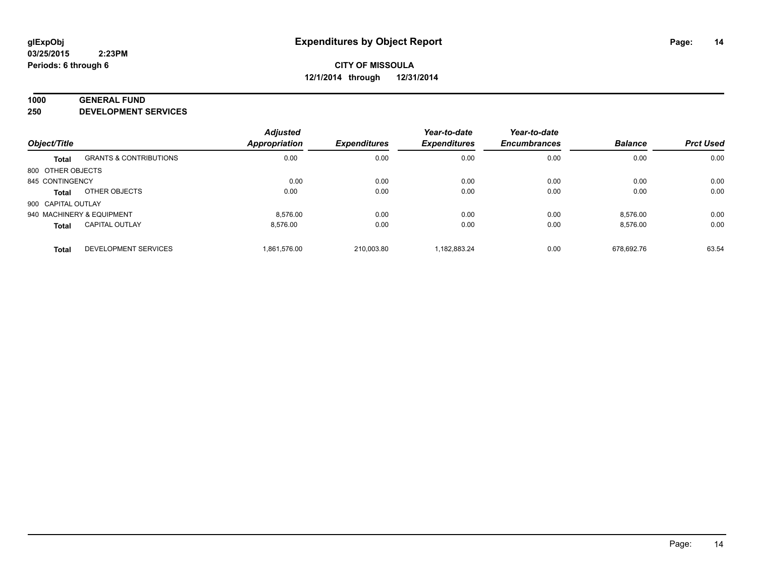**glExpObj**
**03/25/2015 2:23PM**
**Periods: 6 through 6**

# Expenditures by Object Report

**CITY OF MISSOULA**
**12/1/2014 through 12/31/2014**

**1000 GENERAL FUND**
**250 DEVELOPMENT SERVICES**

| Object/Title | | Adjusted Appropriation | Expenditures | Year-to-date Expenditures | Year-to-date Encumbrances | Balance | Prct Used |
|---|---|---|---|---|---|---|---|
| **Total** | GRANTS & CONTRIBUTIONS | 0.00 | 0.00 | 0.00 | 0.00 | 0.00 | 0.00 |
| 800 OTHER OBJECTS | | | | | | | |
| 845 CONTINGENCY | | 0.00 | 0.00 | 0.00 | 0.00 | 0.00 | 0.00 |
| **Total** | OTHER OBJECTS | 0.00 | 0.00 | 0.00 | 0.00 | 0.00 | 0.00 |
| 900 CAPITAL OUTLAY | | | | | | | |
| 940 MACHINERY & EQUIPMENT | | 8,576.00 | 0.00 | 0.00 | 0.00 | 8,576.00 | 0.00 |
| **Total** | CAPITAL OUTLAY | 8,576.00 | 0.00 | 0.00 | 0.00 | 8,576.00 | 0.00 |
| **Total** | DEVELOPMENT SERVICES | 1,861,576.00 | 210,003.80 | 1,182,883.24 | 0.00 | 678,692.76 | 63.54 |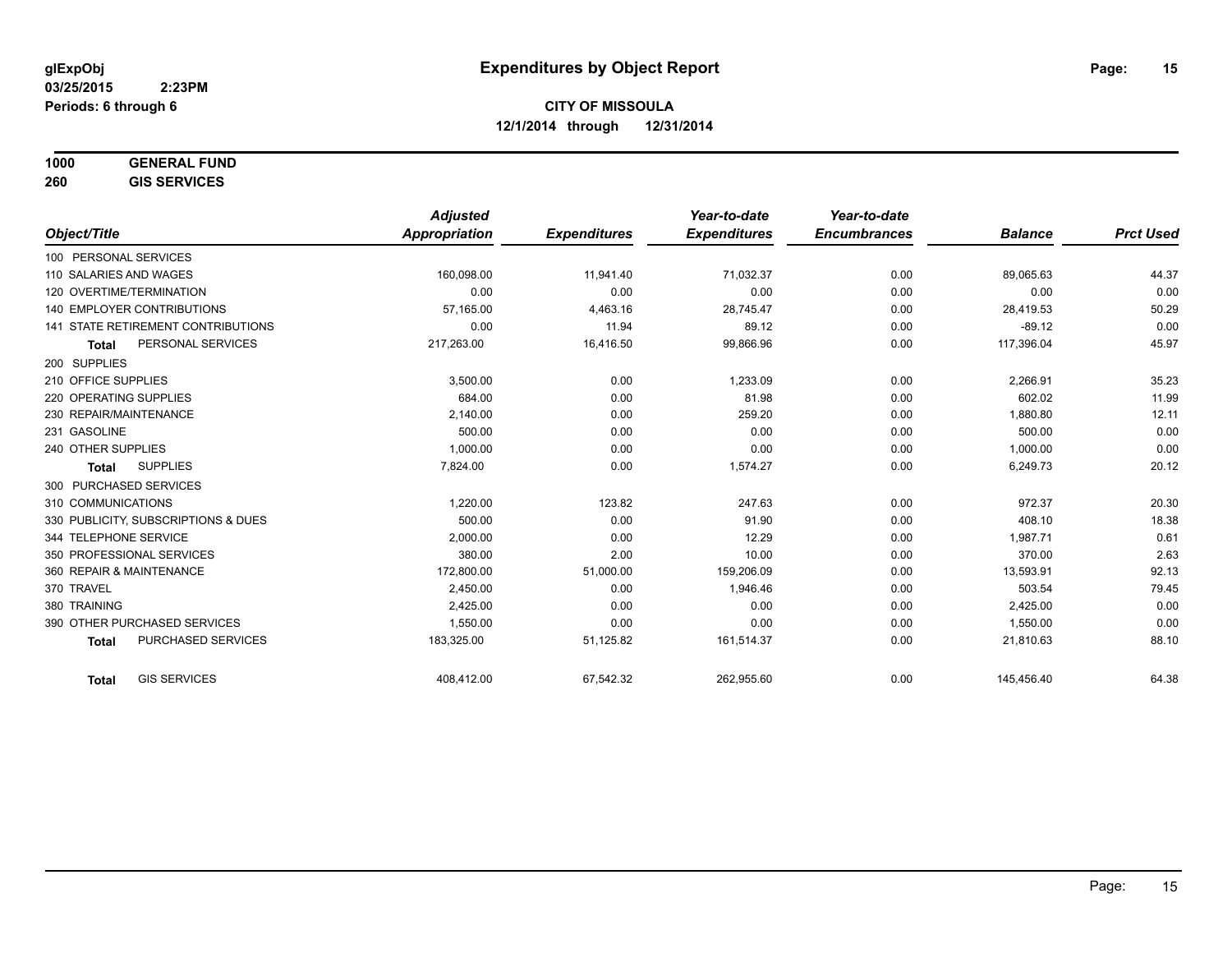**glExpObj**
**03/25/2015 2:23PM**
**Periods: 6 through 6**

# Expenditures by Object Report

**CITY OF MISSOULA**
**12/1/2014 through 12/31/2014**

**1000 GENERAL FUND**
**260 GIS SERVICES**

| Object/Title | Adjusted Appropriation | Expenditures | Year-to-date Expenditures | Year-to-date Encumbrances | Balance | Prct Used |
|---|---|---|---|---|---|---|
| 100 PERSONAL SERVICES | | | | | | |
| 110 SALARIES AND WAGES | 160,098.00 | 11,941.40 | 71,032.37 | 0.00 | 89,065.63 | 44.37 |
| 120 OVERTIME/TERMINATION | 0.00 | 0.00 | 0.00 | 0.00 | 0.00 | 0.00 |
| 140 EMPLOYER CONTRIBUTIONS | 57,165.00 | 4,463.16 | 28,745.47 | 0.00 | 28,419.53 | 50.29 |
| 141 STATE RETIREMENT CONTRIBUTIONS | 0.00 | 11.94 | 89.12 | 0.00 | -89.12 | 0.00 |
| **Total** PERSONAL SERVICES | 217,263.00 | 16,416.50 | 99,866.96 | 0.00 | 117,396.04 | 45.97 |
| 200 SUPPLIES | | | | | | |
| 210 OFFICE SUPPLIES | 3,500.00 | 0.00 | 1,233.09 | 0.00 | 2,266.91 | 35.23 |
| 220 OPERATING SUPPLIES | 684.00 | 0.00 | 81.98 | 0.00 | 602.02 | 11.99 |
| 230 REPAIR/MAINTENANCE | 2,140.00 | 0.00 | 259.20 | 0.00 | 1,880.80 | 12.11 |
| 231 GASOLINE | 500.00 | 0.00 | 0.00 | 0.00 | 500.00 | 0.00 |
| 240 OTHER SUPPLIES | 1,000.00 | 0.00 | 0.00 | 0.00 | 1,000.00 | 0.00 |
| **Total** SUPPLIES | 7,824.00 | 0.00 | 1,574.27 | 0.00 | 6,249.73 | 20.12 |
| 300 PURCHASED SERVICES | | | | | | |
| 310 COMMUNICATIONS | 1,220.00 | 123.82 | 247.63 | 0.00 | 972.37 | 20.30 |
| 330 PUBLICITY, SUBSCRIPTIONS & DUES | 500.00 | 0.00 | 91.90 | 0.00 | 408.10 | 18.38 |
| 344 TELEPHONE SERVICE | 2,000.00 | 0.00 | 12.29 | 0.00 | 1,987.71 | 0.61 |
| 350 PROFESSIONAL SERVICES | 380.00 | 2.00 | 10.00 | 0.00 | 370.00 | 2.63 |
| 360 REPAIR & MAINTENANCE | 172,800.00 | 51,000.00 | 159,206.09 | 0.00 | 13,593.91 | 92.13 |
| 370 TRAVEL | 2,450.00 | 0.00 | 1,946.46 | 0.00 | 503.54 | 79.45 |
| 380 TRAINING | 2,425.00 | 0.00 | 0.00 | 0.00 | 2,425.00 | 0.00 |
| 390 OTHER PURCHASED SERVICES | 1,550.00 | 0.00 | 0.00 | 0.00 | 1,550.00 | 0.00 |
| **Total** PURCHASED SERVICES | 183,325.00 | 51,125.82 | 161,514.37 | 0.00 | 21,810.63 | 88.10 |
| **Total** GIS SERVICES | 408,412.00 | 67,542.32 | 262,955.60 | 0.00 | 145,456.40 | 64.38 |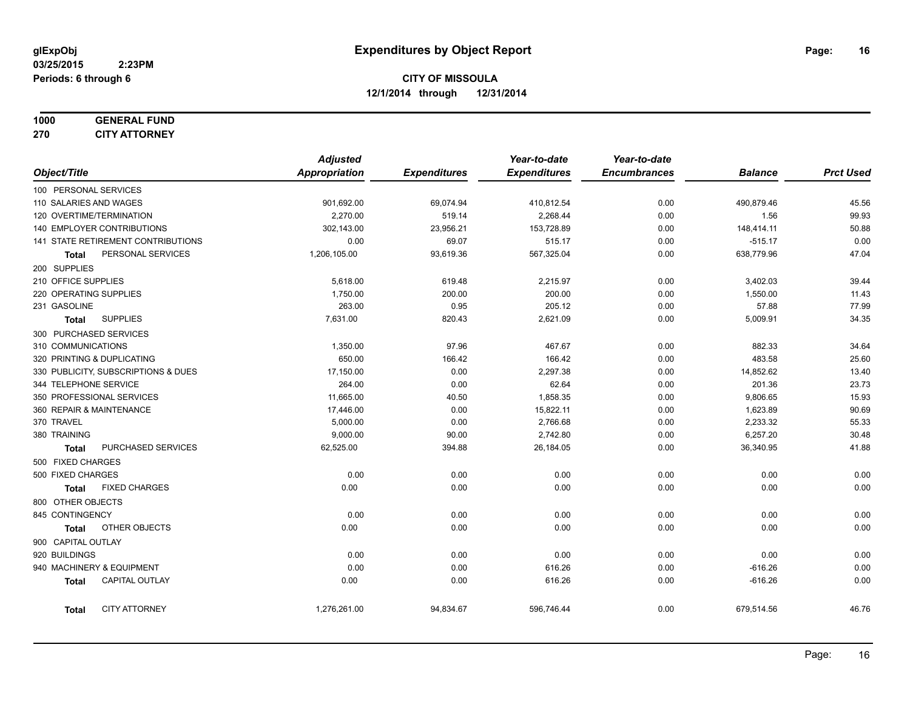glExpObj
03/25/2015 2:23PM
Periods: 6 through 6

# Expenditures by Object Report

**CITY OF MISSOULA**
**12/1/2014 through 12/31/2014**

**1000 GENERAL FUND**
**270 CITY ATTORNEY**

| Object/Title | Adjusted Appropriation | Expenditures | Year-to-date Expenditures | Year-to-date Encumbrances | Balance | Prct Used |
|---|---|---|---|---|---|---|
| 100 PERSONAL SERVICES | | | | | | |
| 110 SALARIES AND WAGES | 901,692.00 | 69,074.94 | 410,812.54 | 0.00 | 490,879.46 | 45.56 |
| 120 OVERTIME/TERMINATION | 2,270.00 | 519.14 | 2,268.44 | 0.00 | 1.56 | 99.93 |
| 140 EMPLOYER CONTRIBUTIONS | 302,143.00 | 23,956.21 | 153,728.89 | 0.00 | 148,414.11 | 50.88 |
| 141 STATE RETIREMENT CONTRIBUTIONS | 0.00 | 69.07 | 515.17 | 0.00 | -515.17 | 0.00 |
| **Total** PERSONAL SERVICES | 1,206,105.00 | 93,619.36 | 567,325.04 | 0.00 | 638,779.96 | 47.04 |
| 200 SUPPLIES | | | | | | |
| 210 OFFICE SUPPLIES | 5,618.00 | 619.48 | 2,215.97 | 0.00 | 3,402.03 | 39.44 |
| 220 OPERATING SUPPLIES | 1,750.00 | 200.00 | 200.00 | 0.00 | 1,550.00 | 11.43 |
| 231 GASOLINE | 263.00 | 0.95 | 205.12 | 0.00 | 57.88 | 77.99 |
| **Total** SUPPLIES | 7,631.00 | 820.43 | 2,621.09 | 0.00 | 5,009.91 | 34.35 |
| 300 PURCHASED SERVICES | | | | | | |
| 310 COMMUNICATIONS | 1,350.00 | 97.96 | 467.67 | 0.00 | 882.33 | 34.64 |
| 320 PRINTING & DUPLICATING | 650.00 | 166.42 | 166.42 | 0.00 | 483.58 | 25.60 |
| 330 PUBLICITY, SUBSCRIPTIONS & DUES | 17,150.00 | 0.00 | 2,297.38 | 0.00 | 14,852.62 | 13.40 |
| 344 TELEPHONE SERVICE | 264.00 | 0.00 | 62.64 | 0.00 | 201.36 | 23.73 |
| 350 PROFESSIONAL SERVICES | 11,665.00 | 40.50 | 1,858.35 | 0.00 | 9,806.65 | 15.93 |
| 360 REPAIR & MAINTENANCE | 17,446.00 | 0.00 | 15,822.11 | 0.00 | 1,623.89 | 90.69 |
| 370 TRAVEL | 5,000.00 | 0.00 | 2,766.68 | 0.00 | 2,233.32 | 55.33 |
| 380 TRAINING | 9,000.00 | 90.00 | 2,742.80 | 0.00 | 6,257.20 | 30.48 |
| **Total** PURCHASED SERVICES | 62,525.00 | 394.88 | 26,184.05 | 0.00 | 36,340.95 | 41.88 |
| 500 FIXED CHARGES | | | | | | |
| 500 FIXED CHARGES | 0.00 | 0.00 | 0.00 | 0.00 | 0.00 | 0.00 |
| **Total** FIXED CHARGES | 0.00 | 0.00 | 0.00 | 0.00 | 0.00 | 0.00 |
| 800 OTHER OBJECTS | | | | | | |
| 845 CONTINGENCY | 0.00 | 0.00 | 0.00 | 0.00 | 0.00 | 0.00 |
| **Total** OTHER OBJECTS | 0.00 | 0.00 | 0.00 | 0.00 | 0.00 | 0.00 |
| 900 CAPITAL OUTLAY | | | | | | |
| 920 BUILDINGS | 0.00 | 0.00 | 0.00 | 0.00 | 0.00 | 0.00 |
| 940 MACHINERY & EQUIPMENT | 0.00 | 0.00 | 616.26 | 0.00 | -616.26 | 0.00 |
| **Total** CAPITAL OUTLAY | 0.00 | 0.00 | 616.26 | 0.00 | -616.26 | 0.00 |
| **Total** CITY ATTORNEY | 1,276,261.00 | 94,834.67 | 596,746.44 | 0.00 | 679,514.56 | 46.76 |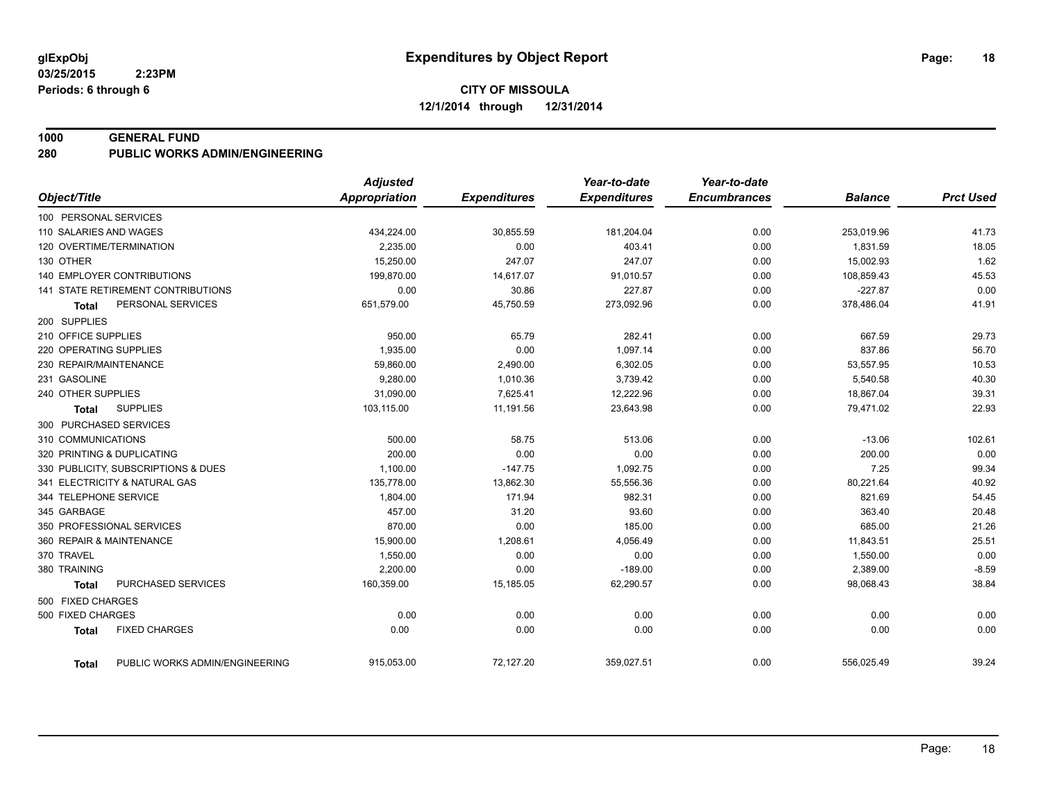**glExpObj**
**03/25/2015 2:23PM**
**Periods: 6 through 6**

# Expenditures by Object Report

**CITY OF MISSOULA**
**12/1/2014 through 12/31/2014**

**1000 GENERAL FUND**
**280 PUBLIC WORKS ADMIN/ENGINEERING**

| Object/Title | Adjusted Appropriation | Expenditures | Year-to-date Expenditures | Year-to-date Encumbrances | Balance | Prct Used |
|---|---|---|---|---|---|---|
| 100 PERSONAL SERVICES | | | | | | |
| 110 SALARIES AND WAGES | 434,224.00 | 30,855.59 | 181,204.04 | 0.00 | 253,019.96 | 41.73 |
| 120 OVERTIME/TERMINATION | 2,235.00 | 0.00 | 403.41 | 0.00 | 1,831.59 | 18.05 |
| 130 OTHER | 15,250.00 | 247.07 | 247.07 | 0.00 | 15,002.93 | 1.62 |
| 140 EMPLOYER CONTRIBUTIONS | 199,870.00 | 14,617.07 | 91,010.57 | 0.00 | 108,859.43 | 45.53 |
| 141 STATE RETIREMENT CONTRIBUTIONS | 0.00 | 30.86 | 227.87 | 0.00 | -227.87 | 0.00 |
| **Total** PERSONAL SERVICES | 651,579.00 | 45,750.59 | 273,092.96 | 0.00 | 378,486.04 | 41.91 |
| 200 SUPPLIES | | | | | | |
| 210 OFFICE SUPPLIES | 950.00 | 65.79 | 282.41 | 0.00 | 667.59 | 29.73 |
| 220 OPERATING SUPPLIES | 1,935.00 | 0.00 | 1,097.14 | 0.00 | 837.86 | 56.70 |
| 230 REPAIR/MAINTENANCE | 59,860.00 | 2,490.00 | 6,302.05 | 0.00 | 53,557.95 | 10.53 |
| 231 GASOLINE | 9,280.00 | 1,010.36 | 3,739.42 | 0.00 | 5,540.58 | 40.30 |
| 240 OTHER SUPPLIES | 31,090.00 | 7,625.41 | 12,222.96 | 0.00 | 18,867.04 | 39.31 |
| **Total** SUPPLIES | 103,115.00 | 11,191.56 | 23,643.98 | 0.00 | 79,471.02 | 22.93 |
| 300 PURCHASED SERVICES | | | | | | |
| 310 COMMUNICATIONS | 500.00 | 58.75 | 513.06 | 0.00 | -13.06 | 102.61 |
| 320 PRINTING & DUPLICATING | 200.00 | 0.00 | 0.00 | 0.00 | 200.00 | 0.00 |
| 330 PUBLICITY, SUBSCRIPTIONS & DUES | 1,100.00 | -147.75 | 1,092.75 | 0.00 | 7.25 | 99.34 |
| 341 ELECTRICITY & NATURAL GAS | 135,778.00 | 13,862.30 | 55,556.36 | 0.00 | 80,221.64 | 40.92 |
| 344 TELEPHONE SERVICE | 1,804.00 | 171.94 | 982.31 | 0.00 | 821.69 | 54.45 |
| 345 GARBAGE | 457.00 | 31.20 | 93.60 | 0.00 | 363.40 | 20.48 |
| 350 PROFESSIONAL SERVICES | 870.00 | 0.00 | 185.00 | 0.00 | 685.00 | 21.26 |
| 360 REPAIR & MAINTENANCE | 15,900.00 | 1,208.61 | 4,056.49 | 0.00 | 11,843.51 | 25.51 |
| 370 TRAVEL | 1,550.00 | 0.00 | 0.00 | 0.00 | 1,550.00 | 0.00 |
| 380 TRAINING | 2,200.00 | 0.00 | -189.00 | 0.00 | 2,389.00 | -8.59 |
| **Total** PURCHASED SERVICES | 160,359.00 | 15,185.05 | 62,290.57 | 0.00 | 98,068.43 | 38.84 |
| 500 FIXED CHARGES | | | | | | |
| 500 FIXED CHARGES | 0.00 | 0.00 | 0.00 | 0.00 | 0.00 | 0.00 |
| **Total** FIXED CHARGES | 0.00 | 0.00 | 0.00 | 0.00 | 0.00 | 0.00 |
| **Total** PUBLIC WORKS ADMIN/ENGINEERING | 915,053.00 | 72,127.20 | 359,027.51 | 0.00 | 556,025.49 | 39.24 |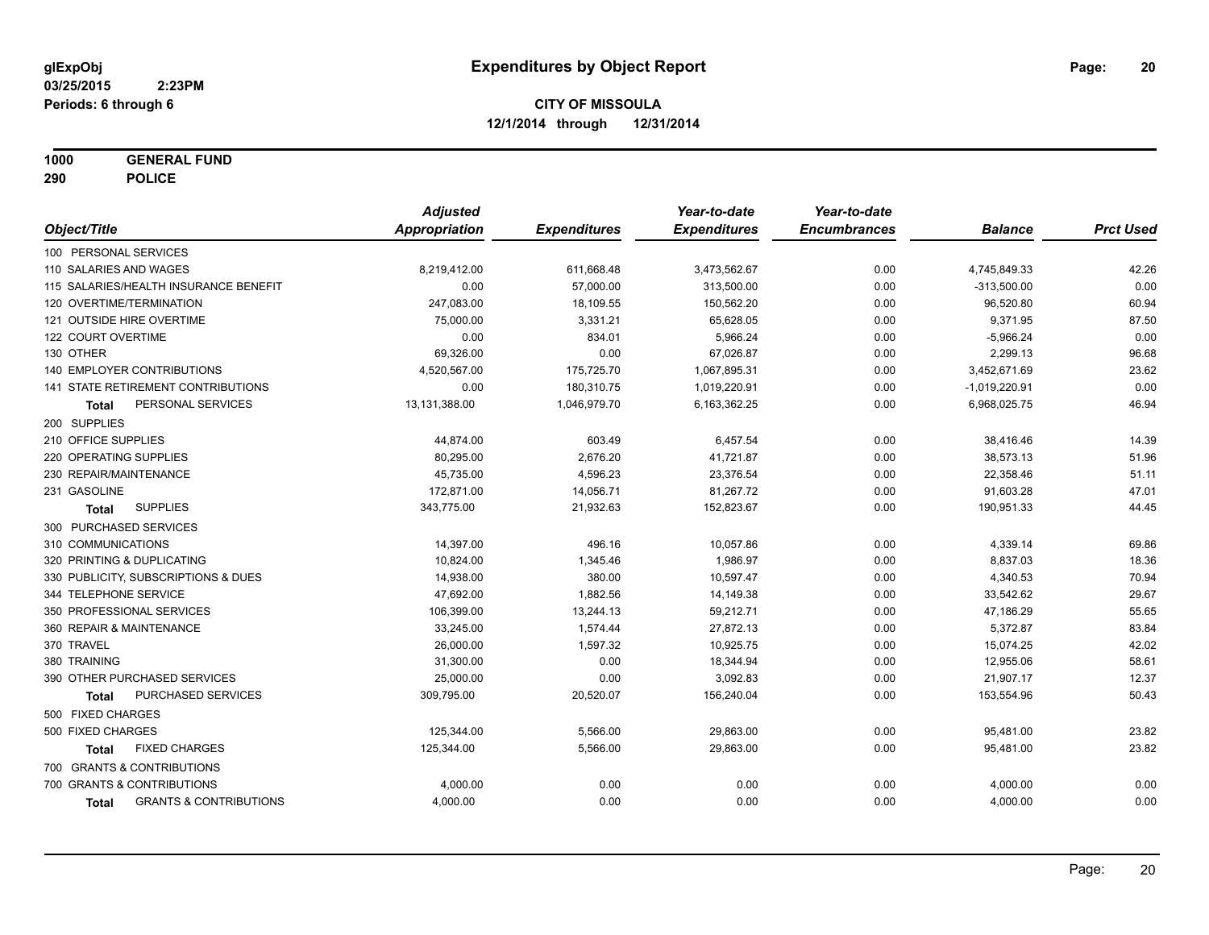**glExpObj** 03/25/2015 2:23PM
**Periods: 6 through 6**

# Expenditures by Object Report

**CITY OF MISSOULA**
**12/1/2014 through 12/31/2014**

**1000 GENERAL FUND**
**290 POLICE**

| Object/Title | Adjusted Appropriation | Expenditures | Year-to-date Expenditures | Year-to-date Encumbrances | Balance | Prct Used |
|---|---|---|---|---|---|---|
| 100 PERSONAL SERVICES | | | | | | |
| 110 SALARIES AND WAGES | 8,219,412.00 | 611,668.48 | 3,473,562.67 | 0.00 | 4,745,849.33 | 42.26 |
| 115 SALARIES/HEALTH INSURANCE BENEFIT | 0.00 | 57,000.00 | 313,500.00 | 0.00 | -313,500.00 | 0.00 |
| 120 OVERTIME/TERMINATION | 247,083.00 | 18,109.55 | 150,562.20 | 0.00 | 96,520.80 | 60.94 |
| 121 OUTSIDE HIRE OVERTIME | 75,000.00 | 3,331.21 | 65,628.05 | 0.00 | 9,371.95 | 87.50 |
| 122 COURT OVERTIME | 0.00 | 834.01 | 5,966.24 | 0.00 | -5,966.24 | 0.00 |
| 130 OTHER | 69,326.00 | 0.00 | 67,026.87 | 0.00 | 2,299.13 | 96.68 |
| 140 EMPLOYER CONTRIBUTIONS | 4,520,567.00 | 175,725.70 | 1,067,895.31 | 0.00 | 3,452,671.69 | 23.62 |
| 141 STATE RETIREMENT CONTRIBUTIONS | 0.00 | 180,310.75 | 1,019,220.91 | 0.00 | -1,019,220.91 | 0.00 |
| **Total** PERSONAL SERVICES | 13,131,388.00 | 1,046,979.70 | 6,163,362.25 | 0.00 | 6,968,025.75 | 46.94 |
| 200 SUPPLIES | | | | | | |
| 210 OFFICE SUPPLIES | 44,874.00 | 603.49 | 6,457.54 | 0.00 | 38,416.46 | 14.39 |
| 220 OPERATING SUPPLIES | 80,295.00 | 2,676.20 | 41,721.87 | 0.00 | 38,573.13 | 51.96 |
| 230 REPAIR/MAINTENANCE | 45,735.00 | 4,596.23 | 23,376.54 | 0.00 | 22,358.46 | 51.11 |
| 231 GASOLINE | 172,871.00 | 14,056.71 | 81,267.72 | 0.00 | 91,603.28 | 47.01 |
| **Total** SUPPLIES | 343,775.00 | 21,932.63 | 152,823.67 | 0.00 | 190,951.33 | 44.45 |
| 300 PURCHASED SERVICES | | | | | | |
| 310 COMMUNICATIONS | 14,397.00 | 496.16 | 10,057.86 | 0.00 | 4,339.14 | 69.86 |
| 320 PRINTING & DUPLICATING | 10,824.00 | 1,345.46 | 1,986.97 | 0.00 | 8,837.03 | 18.36 |
| 330 PUBLICITY, SUBSCRIPTIONS & DUES | 14,938.00 | 380.00 | 10,597.47 | 0.00 | 4,340.53 | 70.94 |
| 344 TELEPHONE SERVICE | 47,692.00 | 1,882.56 | 14,149.38 | 0.00 | 33,542.62 | 29.67 |
| 350 PROFESSIONAL SERVICES | 106,399.00 | 13,244.13 | 59,212.71 | 0.00 | 47,186.29 | 55.65 |
| 360 REPAIR & MAINTENANCE | 33,245.00 | 1,574.44 | 27,872.13 | 0.00 | 5,372.87 | 83.84 |
| 370 TRAVEL | 26,000.00 | 1,597.32 | 10,925.75 | 0.00 | 15,074.25 | 42.02 |
| 380 TRAINING | 31,300.00 | 0.00 | 18,344.94 | 0.00 | 12,955.06 | 58.61 |
| 390 OTHER PURCHASED SERVICES | 25,000.00 | 0.00 | 3,092.83 | 0.00 | 21,907.17 | 12.37 |
| **Total** PURCHASED SERVICES | 309,795.00 | 20,520.07 | 156,240.04 | 0.00 | 153,554.96 | 50.43 |
| 500 FIXED CHARGES | | | | | | |
| 500 FIXED CHARGES | 125,344.00 | 5,566.00 | 29,863.00 | 0.00 | 95,481.00 | 23.82 |
| **Total** FIXED CHARGES | 125,344.00 | 5,566.00 | 29,863.00 | 0.00 | 95,481.00 | 23.82 |
| 700 GRANTS & CONTRIBUTIONS | | | | | | |
| 700 GRANTS & CONTRIBUTIONS | 4,000.00 | 0.00 | 0.00 | 0.00 | 4,000.00 | 0.00 |
| **Total** GRANTS & CONTRIBUTIONS | 4,000.00 | 0.00 | 0.00 | 0.00 | 4,000.00 | 0.00 |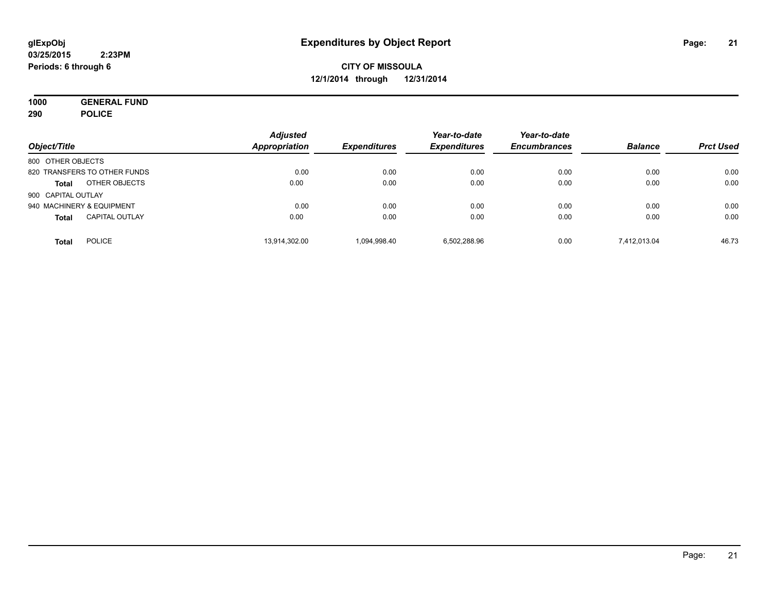**glExpObj**
**03/25/2015 2:23PM**
**Periods: 6 through 6**

# Expenditures by Object Report

**CITY OF MISSOULA**
**12/1/2014 through 12/31/2014**

**1000 GENERAL FUND**
**290 POLICE**

| Object/Title | | Adjusted Appropriation | Expenditures | Year-to-date Expenditures | Year-to-date Encumbrances | Balance | Prct Used |
|---|---|---|---|---|---|---|---|
| 800 OTHER OBJECTS | | | | | | | |
| 820 TRANSFERS TO OTHER FUNDS | | 0.00 | 0.00 | 0.00 | 0.00 | 0.00 | 0.00 |
| **Total** | OTHER OBJECTS | 0.00 | 0.00 | 0.00 | 0.00 | 0.00 | 0.00 |
| 900 CAPITAL OUTLAY | | | | | | | |
| 940 MACHINERY & EQUIPMENT | | 0.00 | 0.00 | 0.00 | 0.00 | 0.00 | 0.00 |
| **Total** | CAPITAL OUTLAY | 0.00 | 0.00 | 0.00 | 0.00 | 0.00 | 0.00 |
| **Total** | POLICE | 13,914,302.00 | 1,094,998.40 | 6,502,288.96 | 0.00 | 7,412,013.04 | 46.73 |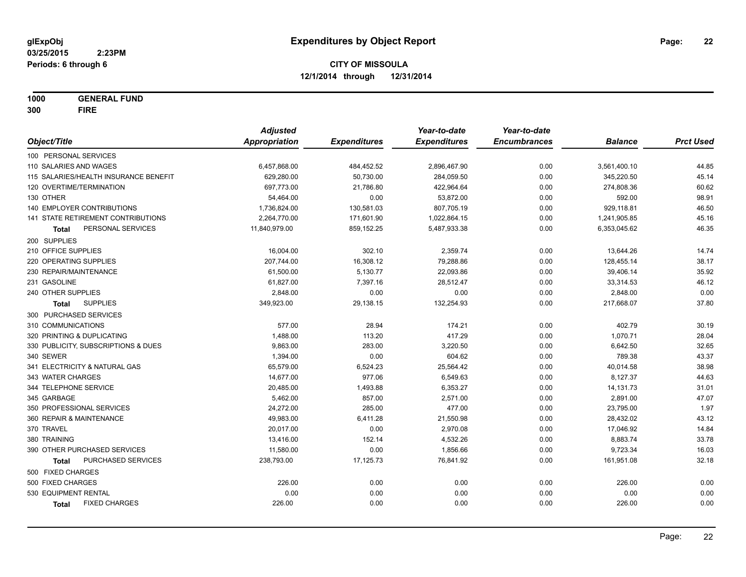glExpObj
03/25/2015 2:23PM
Periods: 6 through 6

# Expenditures by Object Report

**CITY OF MISSOULA**
**12/1/2014 through 12/31/2014**

**1000 GENERAL FUND**
**300 FIRE**

| Object/Title | Adjusted Appropriation | Expenditures | Year-to-date Expenditures | Year-to-date Encumbrances | Balance | Prct Used |
|---|---|---|---|---|---|---|
| 100 PERSONAL SERVICES | | | | | | |
| 110 SALARIES AND WAGES | 6,457,868.00 | 484,452.52 | 2,896,467.90 | 0.00 | 3,561,400.10 | 44.85 |
| 115 SALARIES/HEALTH INSURANCE BENEFIT | 629,280.00 | 50,730.00 | 284,059.50 | 0.00 | 345,220.50 | 45.14 |
| 120 OVERTIME/TERMINATION | 697,773.00 | 21,786.80 | 422,964.64 | 0.00 | 274,808.36 | 60.62 |
| 130 OTHER | 54,464.00 | 0.00 | 53,872.00 | 0.00 | 592.00 | 98.91 |
| 140 EMPLOYER CONTRIBUTIONS | 1,736,824.00 | 130,581.03 | 807,705.19 | 0.00 | 929,118.81 | 46.50 |
| 141 STATE RETIREMENT CONTRIBUTIONS | 2,264,770.00 | 171,601.90 | 1,022,864.15 | 0.00 | 1,241,905.85 | 45.16 |
| **Total** PERSONAL SERVICES | 11,840,979.00 | 859,152.25 | 5,487,933.38 | 0.00 | 6,353,045.62 | 46.35 |
| 200 SUPPLIES | | | | | | |
| 210 OFFICE SUPPLIES | 16,004.00 | 302.10 | 2,359.74 | 0.00 | 13,644.26 | 14.74 |
| 220 OPERATING SUPPLIES | 207,744.00 | 16,308.12 | 79,288.86 | 0.00 | 128,455.14 | 38.17 |
| 230 REPAIR/MAINTENANCE | 61,500.00 | 5,130.77 | 22,093.86 | 0.00 | 39,406.14 | 35.92 |
| 231 GASOLINE | 61,827.00 | 7,397.16 | 28,512.47 | 0.00 | 33,314.53 | 46.12 |
| 240 OTHER SUPPLIES | 2,848.00 | 0.00 | 0.00 | 0.00 | 2,848.00 | 0.00 |
| **Total** SUPPLIES | 349,923.00 | 29,138.15 | 132,254.93 | 0.00 | 217,668.07 | 37.80 |
| 300 PURCHASED SERVICES | | | | | | |
| 310 COMMUNICATIONS | 577.00 | 28.94 | 174.21 | 0.00 | 402.79 | 30.19 |
| 320 PRINTING & DUPLICATING | 1,488.00 | 113.20 | 417.29 | 0.00 | 1,070.71 | 28.04 |
| 330 PUBLICITY, SUBSCRIPTIONS & DUES | 9,863.00 | 283.00 | 3,220.50 | 0.00 | 6,642.50 | 32.65 |
| 340 SEWER | 1,394.00 | 0.00 | 604.62 | 0.00 | 789.38 | 43.37 |
| 341 ELECTRICITY & NATURAL GAS | 65,579.00 | 6,524.23 | 25,564.42 | 0.00 | 40,014.58 | 38.98 |
| 343 WATER CHARGES | 14,677.00 | 977.06 | 6,549.63 | 0.00 | 8,127.37 | 44.63 |
| 344 TELEPHONE SERVICE | 20,485.00 | 1,493.88 | 6,353.27 | 0.00 | 14,131.73 | 31.01 |
| 345 GARBAGE | 5,462.00 | 857.00 | 2,571.00 | 0.00 | 2,891.00 | 47.07 |
| 350 PROFESSIONAL SERVICES | 24,272.00 | 285.00 | 477.00 | 0.00 | 23,795.00 | 1.97 |
| 360 REPAIR & MAINTENANCE | 49,983.00 | 6,411.28 | 21,550.98 | 0.00 | 28,432.02 | 43.12 |
| 370 TRAVEL | 20,017.00 | 0.00 | 2,970.08 | 0.00 | 17,046.92 | 14.84 |
| 380 TRAINING | 13,416.00 | 152.14 | 4,532.26 | 0.00 | 8,883.74 | 33.78 |
| 390 OTHER PURCHASED SERVICES | 11,580.00 | 0.00 | 1,856.66 | 0.00 | 9,723.34 | 16.03 |
| **Total** PURCHASED SERVICES | 238,793.00 | 17,125.73 | 76,841.92 | 0.00 | 161,951.08 | 32.18 |
| 500 FIXED CHARGES | | | | | | |
| 500 FIXED CHARGES | 226.00 | 0.00 | 0.00 | 0.00 | 226.00 | 0.00 |
| 530 EQUIPMENT RENTAL | 0.00 | 0.00 | 0.00 | 0.00 | 0.00 | 0.00 |
| **Total** FIXED CHARGES | 226.00 | 0.00 | 0.00 | 0.00 | 226.00 | 0.00 |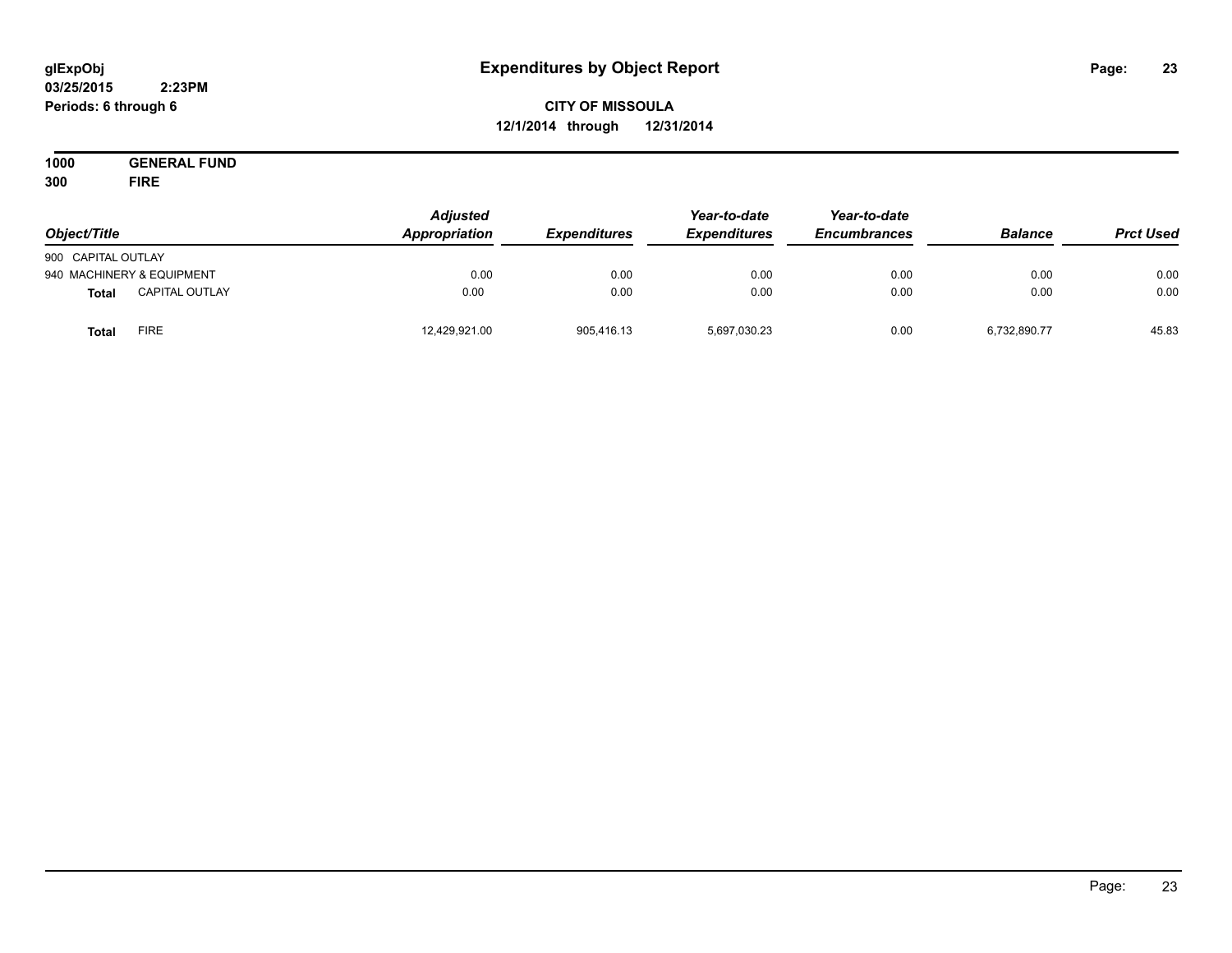glExpObj
03/25/2015 2:23PM
Periods: 6 through 6

# Expenditures by Object Report

**CITY OF MISSOULA**
**12/1/2014 through 12/31/2014**

**1000 GENERAL FUND**
**300 FIRE**

| Object/Title | | Adjusted Appropriation | Expenditures | Year-to-date Expenditures | Year-to-date Encumbrances | Balance | Prct Used |
|---|---|---|---|---|---|---|---|
| 900 CAPITAL OUTLAY | | | | | | | |
| 940 MACHINERY & EQUIPMENT | | 0.00 | 0.00 | 0.00 | 0.00 | 0.00 | 0.00 |
| **Total** | CAPITAL OUTLAY | 0.00 | 0.00 | 0.00 | 0.00 | 0.00 | 0.00 |
| **Total** | FIRE | 12,429,921.00 | 905,416.13 | 5,697,030.23 | 0.00 | 6,732,890.77 | 45.83 |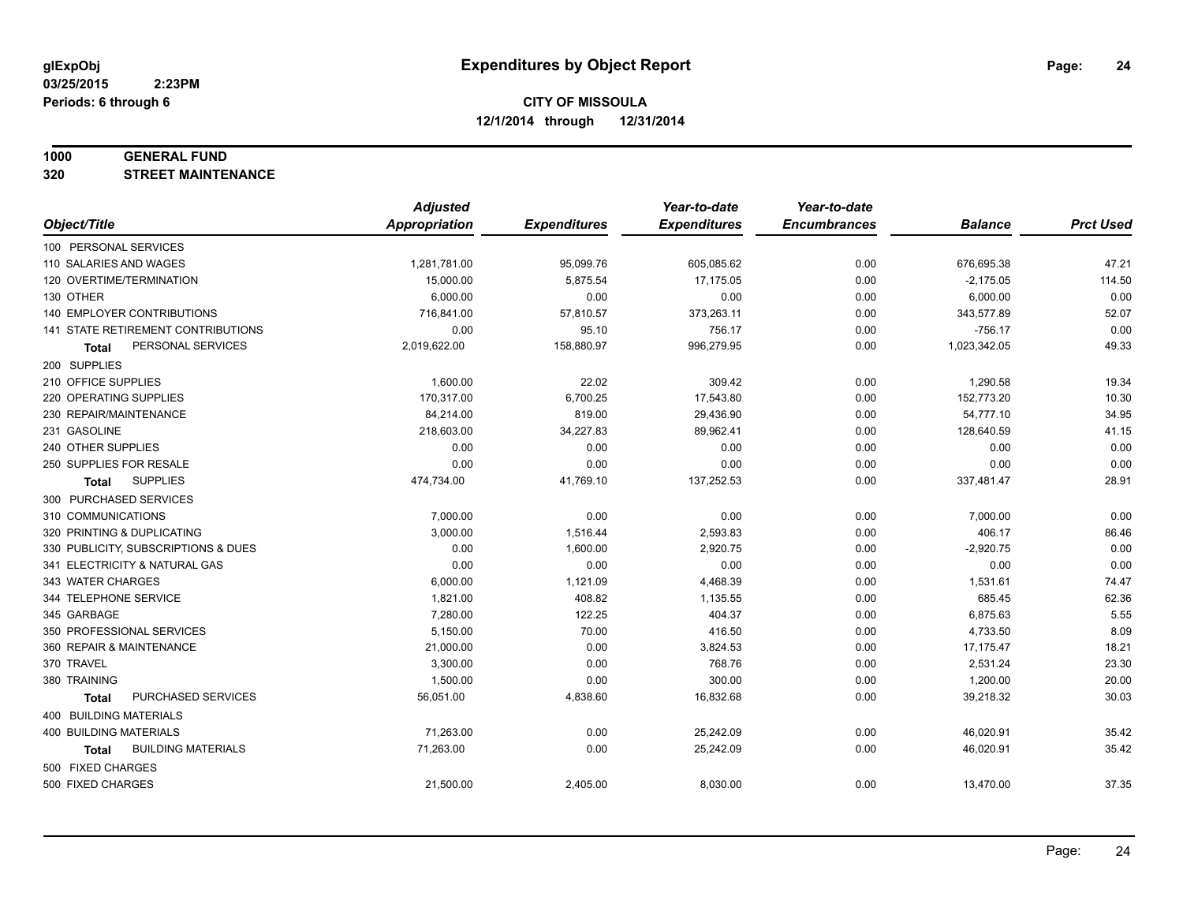**glExpObj**
**03/25/2015 2:23PM**
**Periods: 6 through 6**

# Expenditures by Object Report

**CITY OF MISSOULA**
**12/1/2014 through 12/31/2014**

**1000 GENERAL FUND**
**320 STREET MAINTENANCE**

| Object/Title | Adjusted Appropriation | Expenditures | Year-to-date Expenditures | Year-to-date Encumbrances | Balance | Prct Used |
|---|---|---|---|---|---|---|
| 100 PERSONAL SERVICES | | | | | | |
| 110 SALARIES AND WAGES | 1,281,781.00 | 95,099.76 | 605,085.62 | 0.00 | 676,695.38 | 47.21 |
| 120 OVERTIME/TERMINATION | 15,000.00 | 5,875.54 | 17,175.05 | 0.00 | -2,175.05 | 114.50 |
| 130 OTHER | 6,000.00 | 0.00 | 0.00 | 0.00 | 6,000.00 | 0.00 |
| 140 EMPLOYER CONTRIBUTIONS | 716,841.00 | 57,810.57 | 373,263.11 | 0.00 | 343,577.89 | 52.07 |
| 141 STATE RETIREMENT CONTRIBUTIONS | 0.00 | 95.10 | 756.17 | 0.00 | -756.17 | 0.00 |
| **Total** PERSONAL SERVICES | 2,019,622.00 | 158,880.97 | 996,279.95 | 0.00 | 1,023,342.05 | 49.33 |
| 200 SUPPLIES | | | | | | |
| 210 OFFICE SUPPLIES | 1,600.00 | 22.02 | 309.42 | 0.00 | 1,290.58 | 19.34 |
| 220 OPERATING SUPPLIES | 170,317.00 | 6,700.25 | 17,543.80 | 0.00 | 152,773.20 | 10.30 |
| 230 REPAIR/MAINTENANCE | 84,214.00 | 819.00 | 29,436.90 | 0.00 | 54,777.10 | 34.95 |
| 231 GASOLINE | 218,603.00 | 34,227.83 | 89,962.41 | 0.00 | 128,640.59 | 41.15 |
| 240 OTHER SUPPLIES | 0.00 | 0.00 | 0.00 | 0.00 | 0.00 | 0.00 |
| 250 SUPPLIES FOR RESALE | 0.00 | 0.00 | 0.00 | 0.00 | 0.00 | 0.00 |
| **Total** SUPPLIES | 474,734.00 | 41,769.10 | 137,252.53 | 0.00 | 337,481.47 | 28.91 |
| 300 PURCHASED SERVICES | | | | | | |
| 310 COMMUNICATIONS | 7,000.00 | 0.00 | 0.00 | 0.00 | 7,000.00 | 0.00 |
| 320 PRINTING & DUPLICATING | 3,000.00 | 1,516.44 | 2,593.83 | 0.00 | 406.17 | 86.46 |
| 330 PUBLICITY, SUBSCRIPTIONS & DUES | 0.00 | 1,600.00 | 2,920.75 | 0.00 | -2,920.75 | 0.00 |
| 341 ELECTRICITY & NATURAL GAS | 0.00 | 0.00 | 0.00 | 0.00 | 0.00 | 0.00 |
| 343 WATER CHARGES | 6,000.00 | 1,121.09 | 4,468.39 | 0.00 | 1,531.61 | 74.47 |
| 344 TELEPHONE SERVICE | 1,821.00 | 408.82 | 1,135.55 | 0.00 | 685.45 | 62.36 |
| 345 GARBAGE | 7,280.00 | 122.25 | 404.37 | 0.00 | 6,875.63 | 5.55 |
| 350 PROFESSIONAL SERVICES | 5,150.00 | 70.00 | 416.50 | 0.00 | 4,733.50 | 8.09 |
| 360 REPAIR & MAINTENANCE | 21,000.00 | 0.00 | 3,824.53 | 0.00 | 17,175.47 | 18.21 |
| 370 TRAVEL | 3,300.00 | 0.00 | 768.76 | 0.00 | 2,531.24 | 23.30 |
| 380 TRAINING | 1,500.00 | 0.00 | 300.00 | 0.00 | 1,200.00 | 20.00 |
| **Total** PURCHASED SERVICES | 56,051.00 | 4,838.60 | 16,832.68 | 0.00 | 39,218.32 | 30.03 |
| 400 BUILDING MATERIALS | | | | | | |
| 400 BUILDING MATERIALS | 71,263.00 | 0.00 | 25,242.09 | 0.00 | 46,020.91 | 35.42 |
| **Total** BUILDING MATERIALS | 71,263.00 | 0.00 | 25,242.09 | 0.00 | 46,020.91 | 35.42 |
| 500 FIXED CHARGES | | | | | | |
| 500 FIXED CHARGES | 21,500.00 | 2,405.00 | 8,030.00 | 0.00 | 13,470.00 | 37.35 |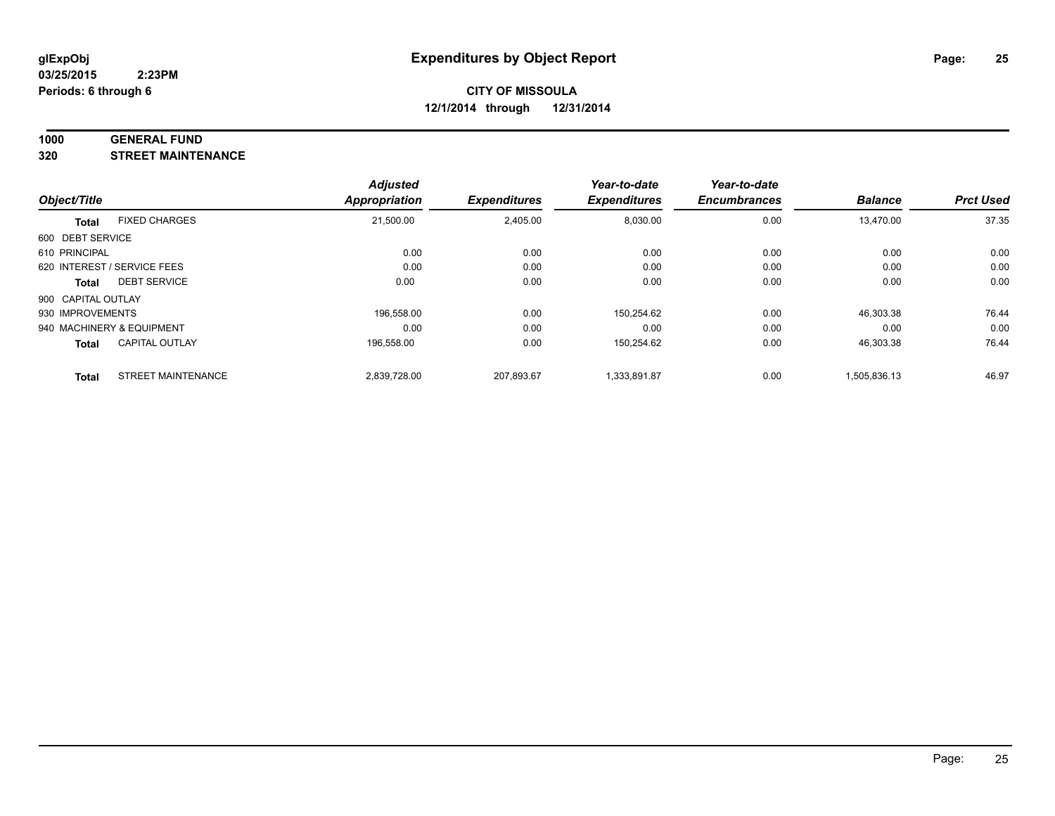**glExpObj**
**03/25/2015 2:23PM**
**Periods: 6 through 6**

# Expenditures by Object Report

**CITY OF MISSOULA**
**12/1/2014 through 12/31/2014**

**1000 GENERAL FUND**
**320 STREET MAINTENANCE**

| Object/Title | | *Adjusted Appropriation* | *Expenditures* | *Year-to-date Expenditures* | *Year-to-date Encumbrances* | *Balance* | *Prct Used* |
|---|---|---|---|---|---|---|---|
| **Total** | FIXED CHARGES | 21,500.00 | 2,405.00 | 8,030.00 | 0.00 | 13,470.00 | 37.35 |
| 600 DEBT SERVICE | | | | | | | |
| 610 PRINCIPAL | | 0.00 | 0.00 | 0.00 | 0.00 | 0.00 | 0.00 |
| 620 INTEREST / SERVICE FEES | | 0.00 | 0.00 | 0.00 | 0.00 | 0.00 | 0.00 |
| **Total** | DEBT SERVICE | 0.00 | 0.00 | 0.00 | 0.00 | 0.00 | 0.00 |
| 900 CAPITAL OUTLAY | | | | | | | |
| 930 IMPROVEMENTS | | 196,558.00 | 0.00 | 150,254.62 | 0.00 | 46,303.38 | 76.44 |
| 940 MACHINERY & EQUIPMENT | | 0.00 | 0.00 | 0.00 | 0.00 | 0.00 | 0.00 |
| **Total** | CAPITAL OUTLAY | 196,558.00 | 0.00 | 150,254.62 | 0.00 | 46,303.38 | 76.44 |
| **Total** | STREET MAINTENANCE | 2,839,728.00 | 207,893.67 | 1,333,891.87 | 0.00 | 1,505,836.13 | 46.97 |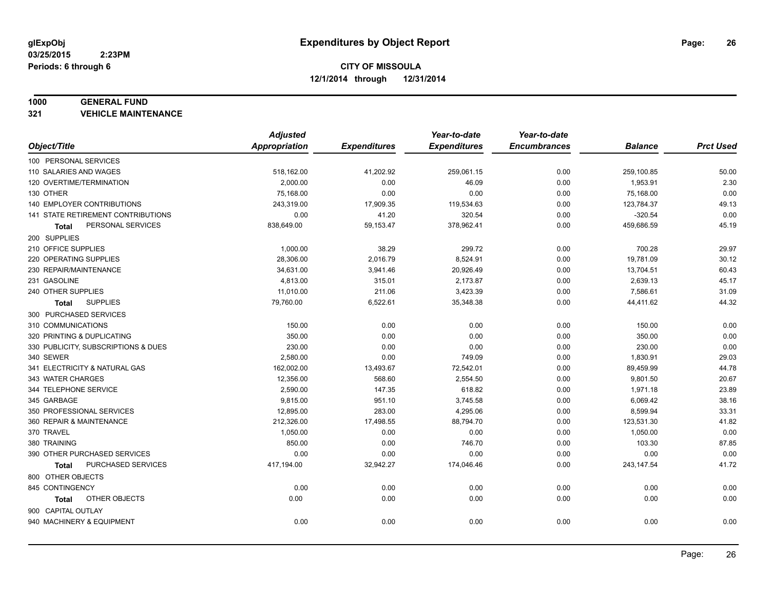**glExpObj**
**03/25/2015 2:23PM**
**Periods: 6 through 6**

# Expenditures by Object Report

**CITY OF MISSOULA**
**12/1/2014 through 12/31/2014**

## 1000 GENERAL FUND
### 321 VEHICLE MAINTENANCE

| Object/Title | Adjusted Appropriation | Expenditures | Year-to-date Expenditures | Year-to-date Encumbrances | Balance | Prct Used |
|---|---|---|---|---|---|---|
| 100 PERSONAL SERVICES | | | | | | |
| 110 SALARIES AND WAGES | 518,162.00 | 41,202.92 | 259,061.15 | 0.00 | 259,100.85 | 50.00 |
| 120 OVERTIME/TERMINATION | 2,000.00 | 0.00 | 46.09 | 0.00 | 1,953.91 | 2.30 |
| 130 OTHER | 75,168.00 | 0.00 | 0.00 | 0.00 | 75,168.00 | 0.00 |
| 140 EMPLOYER CONTRIBUTIONS | 243,319.00 | 17,909.35 | 119,534.63 | 0.00 | 123,784.37 | 49.13 |
| 141 STATE RETIREMENT CONTRIBUTIONS | 0.00 | 41.20 | 320.54 | 0.00 | -320.54 | 0.00 |
| **Total** PERSONAL SERVICES | 838,649.00 | 59,153.47 | 378,962.41 | 0.00 | 459,686.59 | 45.19 |
| 200 SUPPLIES | | | | | | |
| 210 OFFICE SUPPLIES | 1,000.00 | 38.29 | 299.72 | 0.00 | 700.28 | 29.97 |
| 220 OPERATING SUPPLIES | 28,306.00 | 2,016.79 | 8,524.91 | 0.00 | 19,781.09 | 30.12 |
| 230 REPAIR/MAINTENANCE | 34,631.00 | 3,941.46 | 20,926.49 | 0.00 | 13,704.51 | 60.43 |
| 231 GASOLINE | 4,813.00 | 315.01 | 2,173.87 | 0.00 | 2,639.13 | 45.17 |
| 240 OTHER SUPPLIES | 11,010.00 | 211.06 | 3,423.39 | 0.00 | 7,586.61 | 31.09 |
| **Total** SUPPLIES | 79,760.00 | 6,522.61 | 35,348.38 | 0.00 | 44,411.62 | 44.32 |
| 300 PURCHASED SERVICES | | | | | | |
| 310 COMMUNICATIONS | 150.00 | 0.00 | 0.00 | 0.00 | 150.00 | 0.00 |
| 320 PRINTING & DUPLICATING | 350.00 | 0.00 | 0.00 | 0.00 | 350.00 | 0.00 |
| 330 PUBLICITY, SUBSCRIPTIONS & DUES | 230.00 | 0.00 | 0.00 | 0.00 | 230.00 | 0.00 |
| 340 SEWER | 2,580.00 | 0.00 | 749.09 | 0.00 | 1,830.91 | 29.03 |
| 341 ELECTRICITY & NATURAL GAS | 162,002.00 | 13,493.67 | 72,542.01 | 0.00 | 89,459.99 | 44.78 |
| 343 WATER CHARGES | 12,356.00 | 568.60 | 2,554.50 | 0.00 | 9,801.50 | 20.67 |
| 344 TELEPHONE SERVICE | 2,590.00 | 147.35 | 618.82 | 0.00 | 1,971.18 | 23.89 |
| 345 GARBAGE | 9,815.00 | 951.10 | 3,745.58 | 0.00 | 6,069.42 | 38.16 |
| 350 PROFESSIONAL SERVICES | 12,895.00 | 283.00 | 4,295.06 | 0.00 | 8,599.94 | 33.31 |
| 360 REPAIR & MAINTENANCE | 212,326.00 | 17,498.55 | 88,794.70 | 0.00 | 123,531.30 | 41.82 |
| 370 TRAVEL | 1,050.00 | 0.00 | 0.00 | 0.00 | 1,050.00 | 0.00 |
| 380 TRAINING | 850.00 | 0.00 | 746.70 | 0.00 | 103.30 | 87.85 |
| 390 OTHER PURCHASED SERVICES | 0.00 | 0.00 | 0.00 | 0.00 | 0.00 | 0.00 |
| **Total** PURCHASED SERVICES | 417,194.00 | 32,942.27 | 174,046.46 | 0.00 | 243,147.54 | 41.72 |
| 800 OTHER OBJECTS | | | | | | |
| 845 CONTINGENCY | 0.00 | 0.00 | 0.00 | 0.00 | 0.00 | 0.00 |
| **Total** OTHER OBJECTS | 0.00 | 0.00 | 0.00 | 0.00 | 0.00 | 0.00 |
| 900 CAPITAL OUTLAY | | | | | | |
| 940 MACHINERY & EQUIPMENT | 0.00 | 0.00 | 0.00 | 0.00 | 0.00 | 0.00 |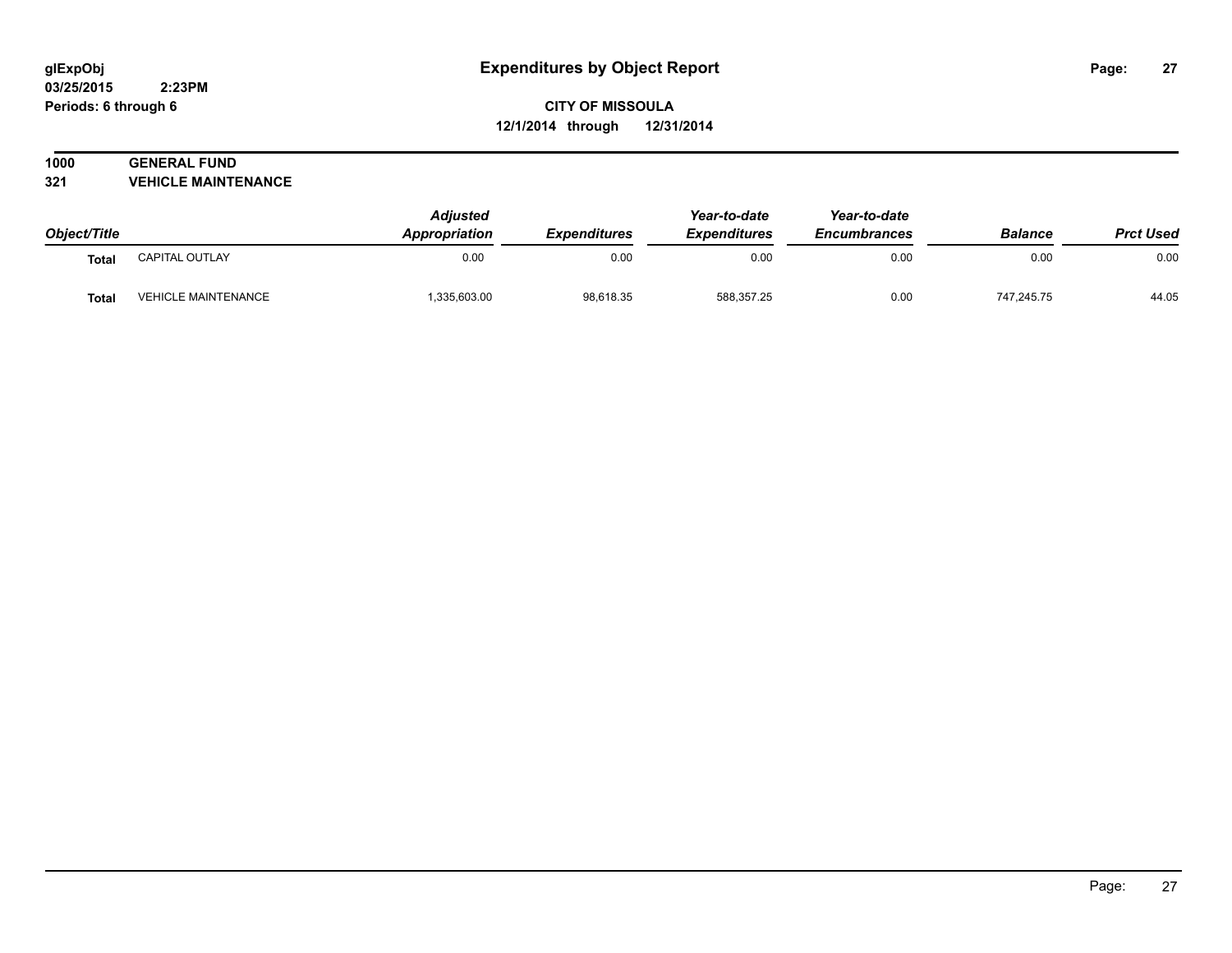glExpObj
03/25/2015 2:23PM
Periods: 6 through 6

# Expenditures by Object Report

**CITY OF MISSOULA**
**12/1/2014 through 12/31/2014**

## 1000 GENERAL FUND
## 321 VEHICLE MAINTENANCE

| Object/Title | | Adjusted Appropriation | Expenditures | Year-to-date Expenditures | Year-to-date Encumbrances | Balance | Prct Used |
|---|---|---|---|---|---|---|---|
| **Total** | CAPITAL OUTLAY | 0.00 | 0.00 | 0.00 | 0.00 | 0.00 | 0.00 |
| **Total** | VEHICLE MAINTENANCE | 1,335,603.00 | 98,618.35 | 588,357.25 | 0.00 | 747,245.75 | 44.05 |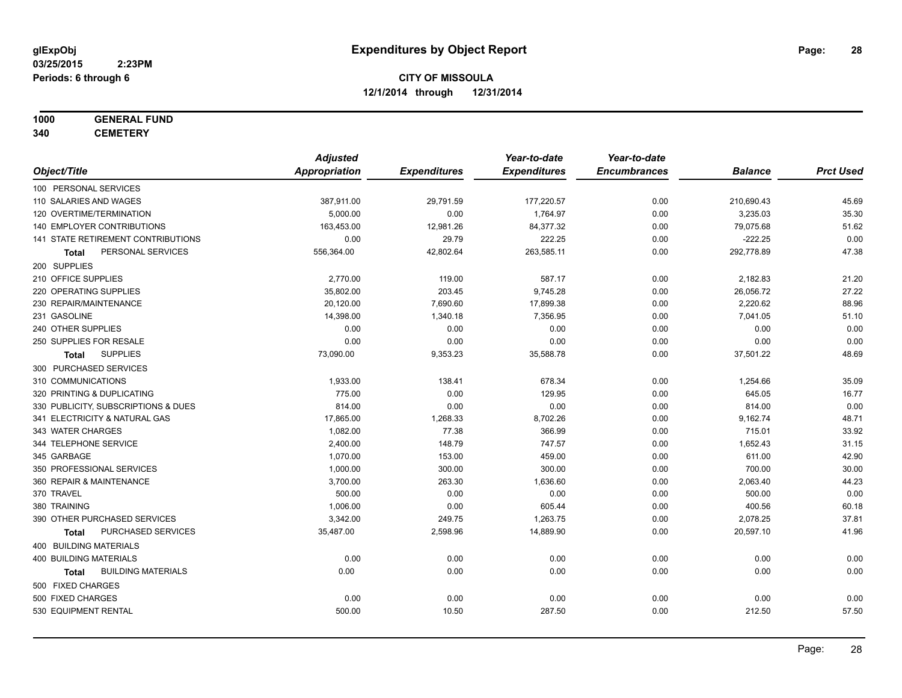**glExpObj**
**03/25/2015 2:23PM**
**Periods: 6 through 6**

# Expenditures by Object Report

**CITY OF MISSOULA**
**12/1/2014 through 12/31/2014**

**1000 GENERAL FUND**
**340 CEMETERY**

| Object/Title | Adjusted Appropriation | Expenditures | Year-to-date Expenditures | Year-to-date Encumbrances | Balance | Prct Used |
|---|---|---|---|---|---|---|
| 100 PERSONAL SERVICES | | | | | | |
| 110 SALARIES AND WAGES | 387,911.00 | 29,791.59 | 177,220.57 | 0.00 | 210,690.43 | 45.69 |
| 120 OVERTIME/TERMINATION | 5,000.00 | 0.00 | 1,764.97 | 0.00 | 3,235.03 | 35.30 |
| 140 EMPLOYER CONTRIBUTIONS | 163,453.00 | 12,981.26 | 84,377.32 | 0.00 | 79,075.68 | 51.62 |
| 141 STATE RETIREMENT CONTRIBUTIONS | 0.00 | 29.79 | 222.25 | 0.00 | -222.25 | 0.00 |
| **Total** PERSONAL SERVICES | 556,364.00 | 42,802.64 | 263,585.11 | 0.00 | 292,778.89 | 47.38 |
| 200 SUPPLIES | | | | | | |
| 210 OFFICE SUPPLIES | 2,770.00 | 119.00 | 587.17 | 0.00 | 2,182.83 | 21.20 |
| 220 OPERATING SUPPLIES | 35,802.00 | 203.45 | 9,745.28 | 0.00 | 26,056.72 | 27.22 |
| 230 REPAIR/MAINTENANCE | 20,120.00 | 7,690.60 | 17,899.38 | 0.00 | 2,220.62 | 88.96 |
| 231 GASOLINE | 14,398.00 | 1,340.18 | 7,356.95 | 0.00 | 7,041.05 | 51.10 |
| 240 OTHER SUPPLIES | 0.00 | 0.00 | 0.00 | 0.00 | 0.00 | 0.00 |
| 250 SUPPLIES FOR RESALE | 0.00 | 0.00 | 0.00 | 0.00 | 0.00 | 0.00 |
| **Total** SUPPLIES | 73,090.00 | 9,353.23 | 35,588.78 | 0.00 | 37,501.22 | 48.69 |
| 300 PURCHASED SERVICES | | | | | | |
| 310 COMMUNICATIONS | 1,933.00 | 138.41 | 678.34 | 0.00 | 1,254.66 | 35.09 |
| 320 PRINTING & DUPLICATING | 775.00 | 0.00 | 129.95 | 0.00 | 645.05 | 16.77 |
| 330 PUBLICITY, SUBSCRIPTIONS & DUES | 814.00 | 0.00 | 0.00 | 0.00 | 814.00 | 0.00 |
| 341 ELECTRICITY & NATURAL GAS | 17,865.00 | 1,268.33 | 8,702.26 | 0.00 | 9,162.74 | 48.71 |
| 343 WATER CHARGES | 1,082.00 | 77.38 | 366.99 | 0.00 | 715.01 | 33.92 |
| 344 TELEPHONE SERVICE | 2,400.00 | 148.79 | 747.57 | 0.00 | 1,652.43 | 31.15 |
| 345 GARBAGE | 1,070.00 | 153.00 | 459.00 | 0.00 | 611.00 | 42.90 |
| 350 PROFESSIONAL SERVICES | 1,000.00 | 300.00 | 300.00 | 0.00 | 700.00 | 30.00 |
| 360 REPAIR & MAINTENANCE | 3,700.00 | 263.30 | 1,636.60 | 0.00 | 2,063.40 | 44.23 |
| 370 TRAVEL | 500.00 | 0.00 | 0.00 | 0.00 | 500.00 | 0.00 |
| 380 TRAINING | 1,006.00 | 0.00 | 605.44 | 0.00 | 400.56 | 60.18 |
| 390 OTHER PURCHASED SERVICES | 3,342.00 | 249.75 | 1,263.75 | 0.00 | 2,078.25 | 37.81 |
| **Total** PURCHASED SERVICES | 35,487.00 | 2,598.96 | 14,889.90 | 0.00 | 20,597.10 | 41.96 |
| 400 BUILDING MATERIALS | | | | | | |
| 400 BUILDING MATERIALS | 0.00 | 0.00 | 0.00 | 0.00 | 0.00 | 0.00 |
| **Total** BUILDING MATERIALS | 0.00 | 0.00 | 0.00 | 0.00 | 0.00 | 0.00 |
| 500 FIXED CHARGES | | | | | | |
| 500 FIXED CHARGES | 0.00 | 0.00 | 0.00 | 0.00 | 0.00 | 0.00 |
| 530 EQUIPMENT RENTAL | 500.00 | 10.50 | 287.50 | 0.00 | 212.50 | 57.50 |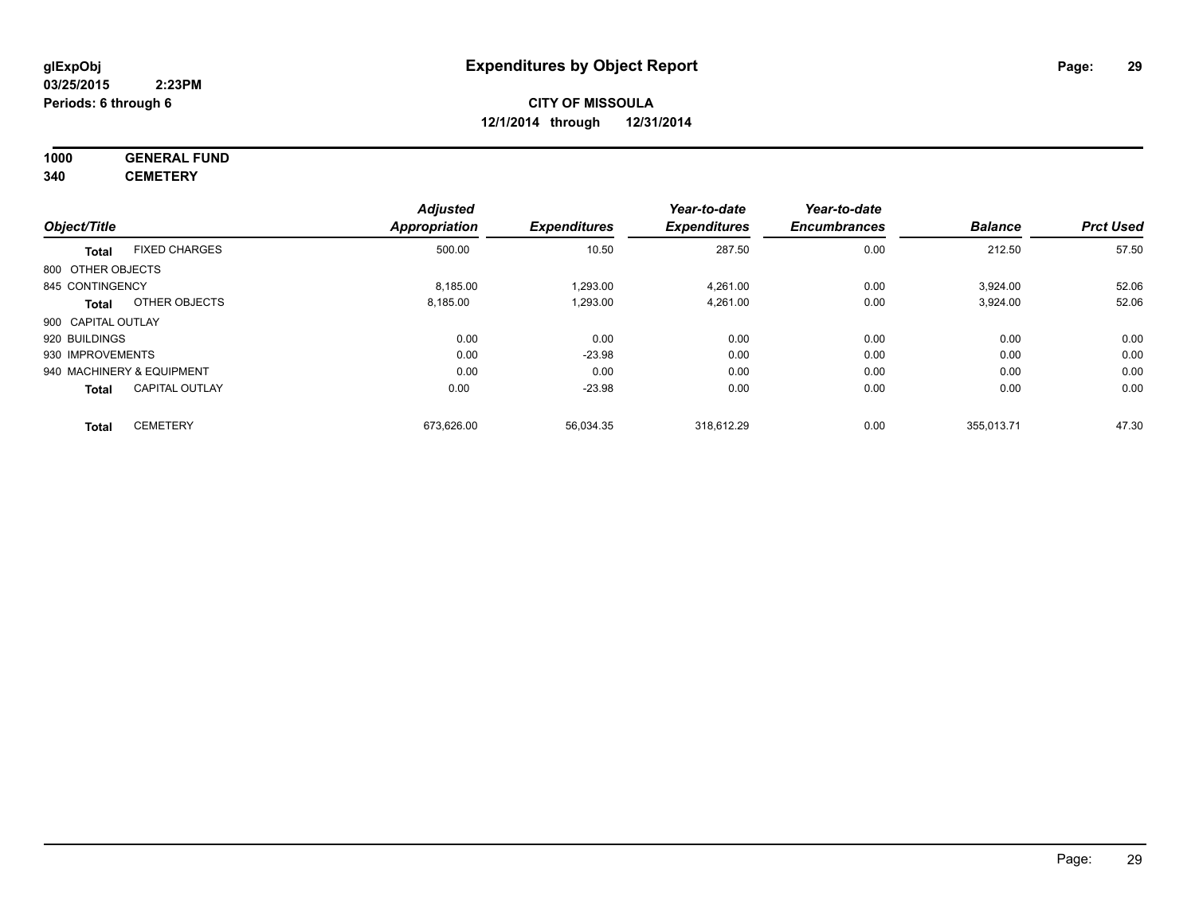**glExpObj**
**03/25/2015 2:23PM**
**Periods: 6 through 6**

# Expenditures by Object Report

**CITY OF MISSOULA**
**12/1/2014 through 12/31/2014**

**1000 GENERAL FUND**
**340 CEMETERY**

| Object/Title | | Adjusted Appropriation | Expenditures | Year-to-date Expenditures | Year-to-date Encumbrances | Balance | Prct Used |
|---|---|---|---|---|---|---|---|
| **Total** | FIXED CHARGES | 500.00 | 10.50 | 287.50 | 0.00 | 212.50 | 57.50 |
| 800 OTHER OBJECTS | | | | | | | |
| 845 CONTINGENCY | | 8,185.00 | 1,293.00 | 4,261.00 | 0.00 | 3,924.00 | 52.06 |
| **Total** | OTHER OBJECTS | 8,185.00 | 1,293.00 | 4,261.00 | 0.00 | 3,924.00 | 52.06 |
| 900 CAPITAL OUTLAY | | | | | | | |
| 920 BUILDINGS | | 0.00 | 0.00 | 0.00 | 0.00 | 0.00 | 0.00 |
| 930 IMPROVEMENTS | | 0.00 | -23.98 | 0.00 | 0.00 | 0.00 | 0.00 |
| 940 MACHINERY & EQUIPMENT | | 0.00 | 0.00 | 0.00 | 0.00 | 0.00 | 0.00 |
| **Total** | CAPITAL OUTLAY | 0.00 | -23.98 | 0.00 | 0.00 | 0.00 | 0.00 |
| **Total** | CEMETERY | 673,626.00 | 56,034.35 | 318,612.29 | 0.00 | 355,013.71 | 47.30 |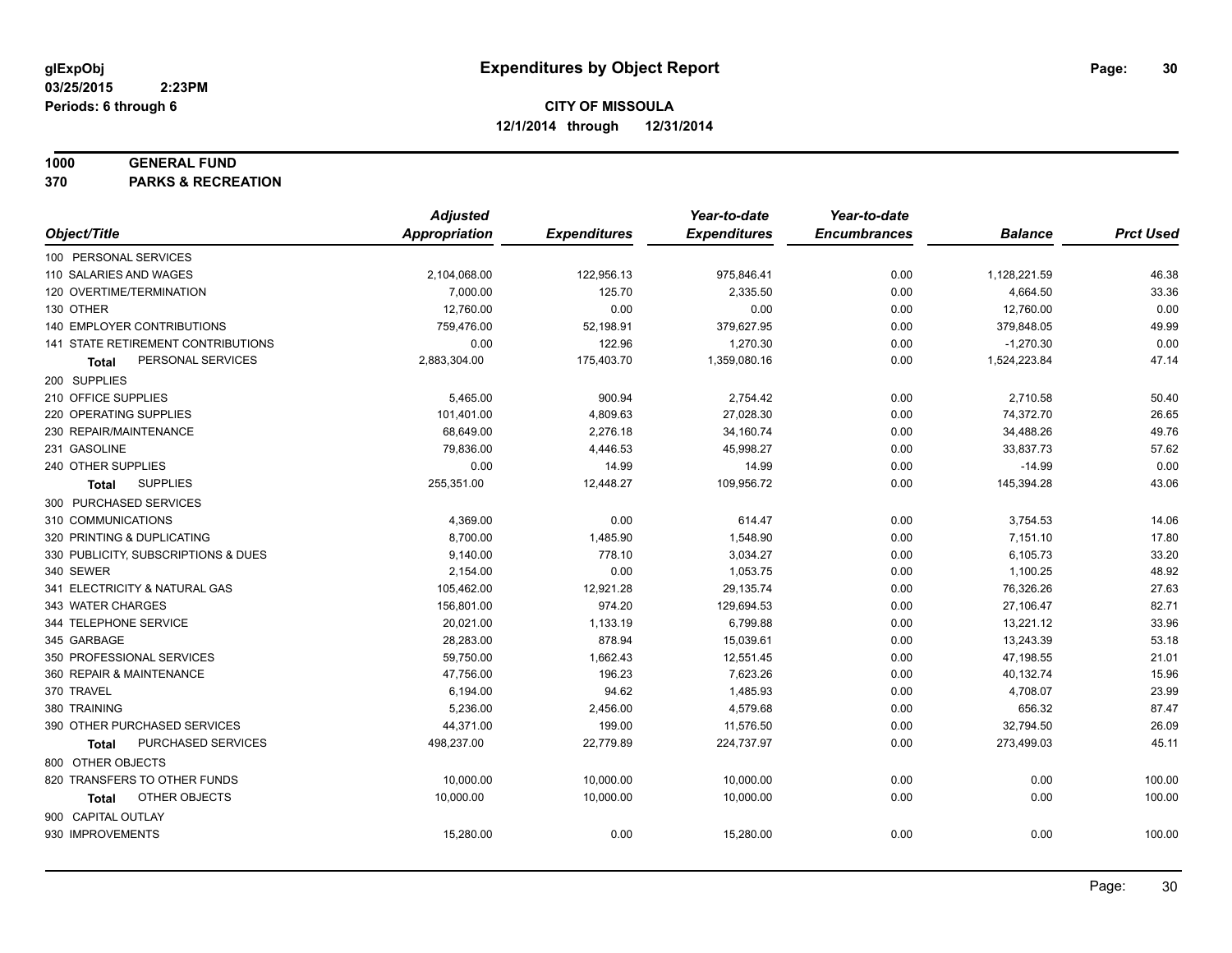glExpObj
03/25/2015 2:23PM
Periods: 6 through 6

# Expenditures by Object Report

**CITY OF MISSOULA**
**12/1/2014 through 12/31/2014**

**1000 GENERAL FUND**
**370 PARKS & RECREATION**

| Object/Title | Adjusted Appropriation | Expenditures | Year-to-date Expenditures | Year-to-date Encumbrances | Balance | Prct Used |
|---|---|---|---|---|---|---|
| 100 PERSONAL SERVICES | | | | | | |
| 110 SALARIES AND WAGES | 2,104,068.00 | 122,956.13 | 975,846.41 | 0.00 | 1,128,221.59 | 46.38 |
| 120 OVERTIME/TERMINATION | 7,000.00 | 125.70 | 2,335.50 | 0.00 | 4,664.50 | 33.36 |
| 130 OTHER | 12,760.00 | 0.00 | 0.00 | 0.00 | 12,760.00 | 0.00 |
| 140 EMPLOYER CONTRIBUTIONS | 759,476.00 | 52,198.91 | 379,627.95 | 0.00 | 379,848.05 | 49.99 |
| 141 STATE RETIREMENT CONTRIBUTIONS | 0.00 | 122.96 | 1,270.30 | 0.00 | -1,270.30 | 0.00 |
| **Total** PERSONAL SERVICES | 2,883,304.00 | 175,403.70 | 1,359,080.16 | 0.00 | 1,524,223.84 | 47.14 |
| 200 SUPPLIES | | | | | | |
| 210 OFFICE SUPPLIES | 5,465.00 | 900.94 | 2,754.42 | 0.00 | 2,710.58 | 50.40 |
| 220 OPERATING SUPPLIES | 101,401.00 | 4,809.63 | 27,028.30 | 0.00 | 74,372.70 | 26.65 |
| 230 REPAIR/MAINTENANCE | 68,649.00 | 2,276.18 | 34,160.74 | 0.00 | 34,488.26 | 49.76 |
| 231 GASOLINE | 79,836.00 | 4,446.53 | 45,998.27 | 0.00 | 33,837.73 | 57.62 |
| 240 OTHER SUPPLIES | 0.00 | 14.99 | 14.99 | 0.00 | -14.99 | 0.00 |
| **Total** SUPPLIES | 255,351.00 | 12,448.27 | 109,956.72 | 0.00 | 145,394.28 | 43.06 |
| 300 PURCHASED SERVICES | | | | | | |
| 310 COMMUNICATIONS | 4,369.00 | 0.00 | 614.47 | 0.00 | 3,754.53 | 14.06 |
| 320 PRINTING & DUPLICATING | 8,700.00 | 1,485.90 | 1,548.90 | 0.00 | 7,151.10 | 17.80 |
| 330 PUBLICITY, SUBSCRIPTIONS & DUES | 9,140.00 | 778.10 | 3,034.27 | 0.00 | 6,105.73 | 33.20 |
| 340 SEWER | 2,154.00 | 0.00 | 1,053.75 | 0.00 | 1,100.25 | 48.92 |
| 341 ELECTRICITY & NATURAL GAS | 105,462.00 | 12,921.28 | 29,135.74 | 0.00 | 76,326.26 | 27.63 |
| 343 WATER CHARGES | 156,801.00 | 974.20 | 129,694.53 | 0.00 | 27,106.47 | 82.71 |
| 344 TELEPHONE SERVICE | 20,021.00 | 1,133.19 | 6,799.88 | 0.00 | 13,221.12 | 33.96 |
| 345 GARBAGE | 28,283.00 | 878.94 | 15,039.61 | 0.00 | 13,243.39 | 53.18 |
| 350 PROFESSIONAL SERVICES | 59,750.00 | 1,662.43 | 12,551.45 | 0.00 | 47,198.55 | 21.01 |
| 360 REPAIR & MAINTENANCE | 47,756.00 | 196.23 | 7,623.26 | 0.00 | 40,132.74 | 15.96 |
| 370 TRAVEL | 6,194.00 | 94.62 | 1,485.93 | 0.00 | 4,708.07 | 23.99 |
| 380 TRAINING | 5,236.00 | 2,456.00 | 4,579.68 | 0.00 | 656.32 | 87.47 |
| 390 OTHER PURCHASED SERVICES | 44,371.00 | 199.00 | 11,576.50 | 0.00 | 32,794.50 | 26.09 |
| **Total** PURCHASED SERVICES | 498,237.00 | 22,779.89 | 224,737.97 | 0.00 | 273,499.03 | 45.11 |
| 800 OTHER OBJECTS | | | | | | |
| 820 TRANSFERS TO OTHER FUNDS | 10,000.00 | 10,000.00 | 10,000.00 | 0.00 | 0.00 | 100.00 |
| **Total** OTHER OBJECTS | 10,000.00 | 10,000.00 | 10,000.00 | 0.00 | 0.00 | 100.00 |
| 900 CAPITAL OUTLAY | | | | | | |
| 930 IMPROVEMENTS | 15,280.00 | 0.00 | 15,280.00 | 0.00 | 0.00 | 100.00 |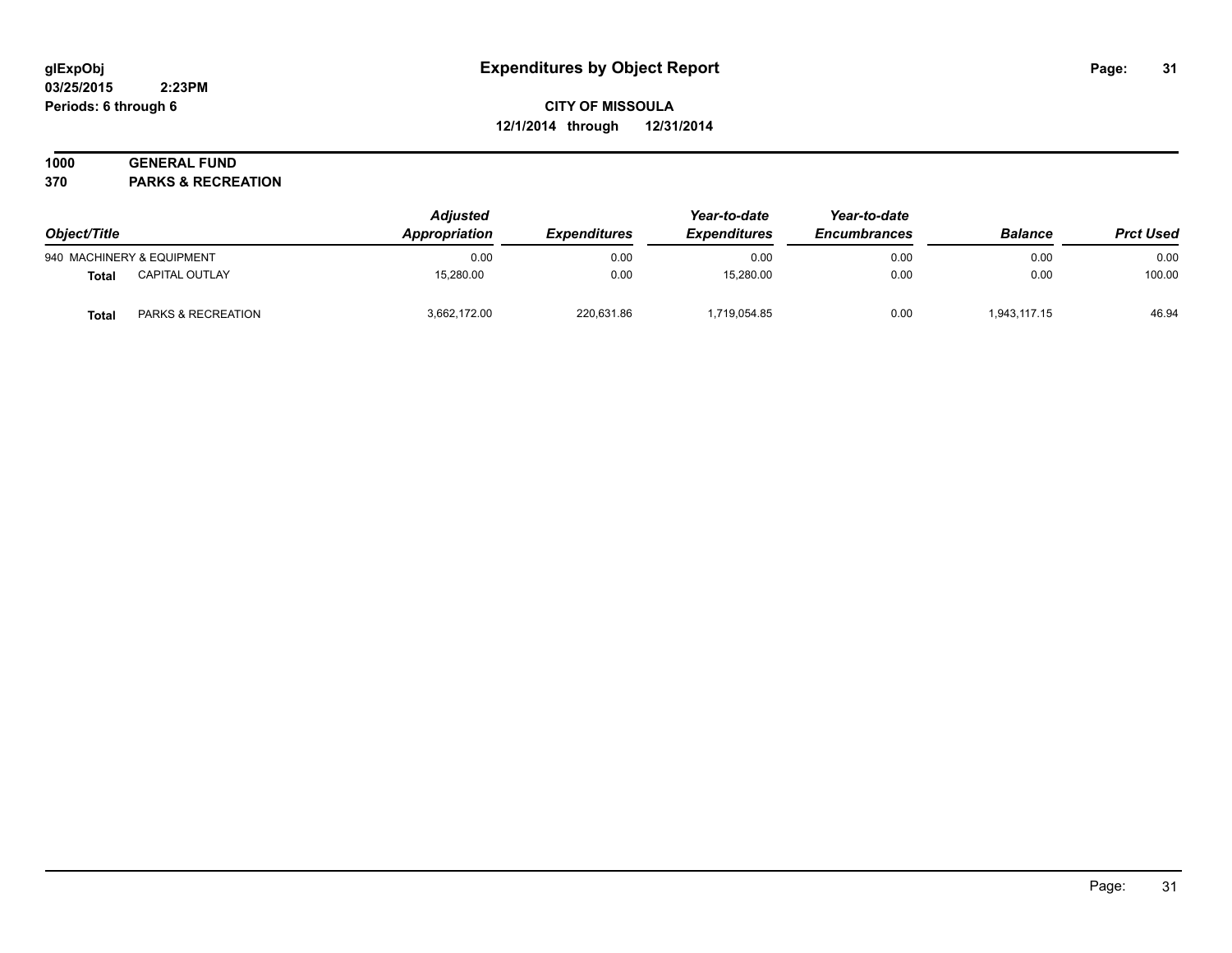**glExpObj**
**03/25/2015 2:23PM**
**Periods: 6 through 6**

# Expenditures by Object Report

**CITY OF MISSOULA**
**12/1/2014 through 12/31/2014**

**1000 GENERAL FUND**
**370 PARKS & RECREATION**

| Object/Title | | Adjusted Appropriation | Expenditures | Year-to-date Expenditures | Year-to-date Encumbrances | Balance | Prct Used |
|---|---|---|---|---|---|---|---|
| 940 MACHINERY & EQUIPMENT | | 0.00 | 0.00 | 0.00 | 0.00 | 0.00 | 0.00 |
| **Total** | CAPITAL OUTLAY | 15,280.00 | 0.00 | 15,280.00 | 0.00 | 0.00 | 100.00 |
| **Total** | PARKS & RECREATION | 3,662,172.00 | 220,631.86 | 1,719,054.85 | 0.00 | 1,943,117.15 | 46.94 |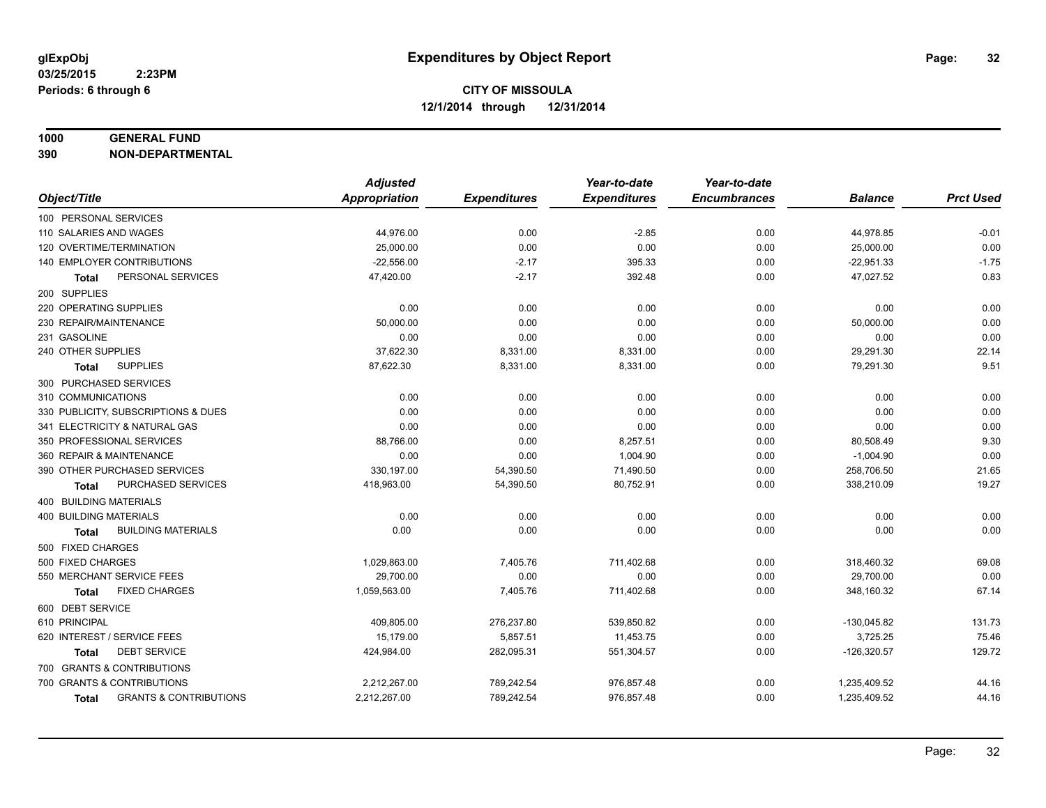**glExpObj**
**03/25/2015 2:23PM**
**Periods: 6 through 6**

# Expenditures by Object Report

**CITY OF MISSOULA**
**12/1/2014 through 12/31/2014**

**1000 GENERAL FUND**
**390 NON-DEPARTMENTAL**

| Object/Title | Adjusted Appropriation | Expenditures | Year-to-date Expenditures | Year-to-date Encumbrances | Balance | Prct Used |
|---|---|---|---|---|---|---|
| 100 PERSONAL SERVICES | | | | | | |
| 110 SALARIES AND WAGES | 44,976.00 | 0.00 | -2.85 | 0.00 | 44,978.85 | -0.01 |
| 120 OVERTIME/TERMINATION | 25,000.00 | 0.00 | 0.00 | 0.00 | 25,000.00 | 0.00 |
| 140 EMPLOYER CONTRIBUTIONS | -22,556.00 | -2.17 | 395.33 | 0.00 | -22,951.33 | -1.75 |
| **Total** PERSONAL SERVICES | 47,420.00 | -2.17 | 392.48 | 0.00 | 47,027.52 | 0.83 |
| 200 SUPPLIES | | | | | | |
| 220 OPERATING SUPPLIES | 0.00 | 0.00 | 0.00 | 0.00 | 0.00 | 0.00 |
| 230 REPAIR/MAINTENANCE | 50,000.00 | 0.00 | 0.00 | 0.00 | 50,000.00 | 0.00 |
| 231 GASOLINE | 0.00 | 0.00 | 0.00 | 0.00 | 0.00 | 0.00 |
| 240 OTHER SUPPLIES | 37,622.30 | 8,331.00 | 8,331.00 | 0.00 | 29,291.30 | 22.14 |
| **Total** SUPPLIES | 87,622.30 | 8,331.00 | 8,331.00 | 0.00 | 79,291.30 | 9.51 |
| 300 PURCHASED SERVICES | | | | | | |
| 310 COMMUNICATIONS | 0.00 | 0.00 | 0.00 | 0.00 | 0.00 | 0.00 |
| 330 PUBLICITY, SUBSCRIPTIONS & DUES | 0.00 | 0.00 | 0.00 | 0.00 | 0.00 | 0.00 |
| 341 ELECTRICITY & NATURAL GAS | 0.00 | 0.00 | 0.00 | 0.00 | 0.00 | 0.00 |
| 350 PROFESSIONAL SERVICES | 88,766.00 | 0.00 | 8,257.51 | 0.00 | 80,508.49 | 9.30 |
| 360 REPAIR & MAINTENANCE | 0.00 | 0.00 | 1,004.90 | 0.00 | -1,004.90 | 0.00 |
| 390 OTHER PURCHASED SERVICES | 330,197.00 | 54,390.50 | 71,490.50 | 0.00 | 258,706.50 | 21.65 |
| **Total** PURCHASED SERVICES | 418,963.00 | 54,390.50 | 80,752.91 | 0.00 | 338,210.09 | 19.27 |
| 400 BUILDING MATERIALS | | | | | | |
| 400 BUILDING MATERIALS | 0.00 | 0.00 | 0.00 | 0.00 | 0.00 | 0.00 |
| **Total** BUILDING MATERIALS | 0.00 | 0.00 | 0.00 | 0.00 | 0.00 | 0.00 |
| 500 FIXED CHARGES | | | | | | |
| 500 FIXED CHARGES | 1,029,863.00 | 7,405.76 | 711,402.68 | 0.00 | 318,460.32 | 69.08 |
| 550 MERCHANT SERVICE FEES | 29,700.00 | 0.00 | 0.00 | 0.00 | 29,700.00 | 0.00 |
| **Total** FIXED CHARGES | 1,059,563.00 | 7,405.76 | 711,402.68 | 0.00 | 348,160.32 | 67.14 |
| 600 DEBT SERVICE | | | | | | |
| 610 PRINCIPAL | 409,805.00 | 276,237.80 | 539,850.82 | 0.00 | -130,045.82 | 131.73 |
| 620 INTEREST / SERVICE FEES | 15,179.00 | 5,857.51 | 11,453.75 | 0.00 | 3,725.25 | 75.46 |
| **Total** DEBT SERVICE | 424,984.00 | 282,095.31 | 551,304.57 | 0.00 | -126,320.57 | 129.72 |
| 700 GRANTS & CONTRIBUTIONS | | | | | | |
| 700 GRANTS & CONTRIBUTIONS | 2,212,267.00 | 789,242.54 | 976,857.48 | 0.00 | 1,235,409.52 | 44.16 |
| **Total** GRANTS & CONTRIBUTIONS | 2,212,267.00 | 789,242.54 | 976,857.48 | 0.00 | 1,235,409.52 | 44.16 |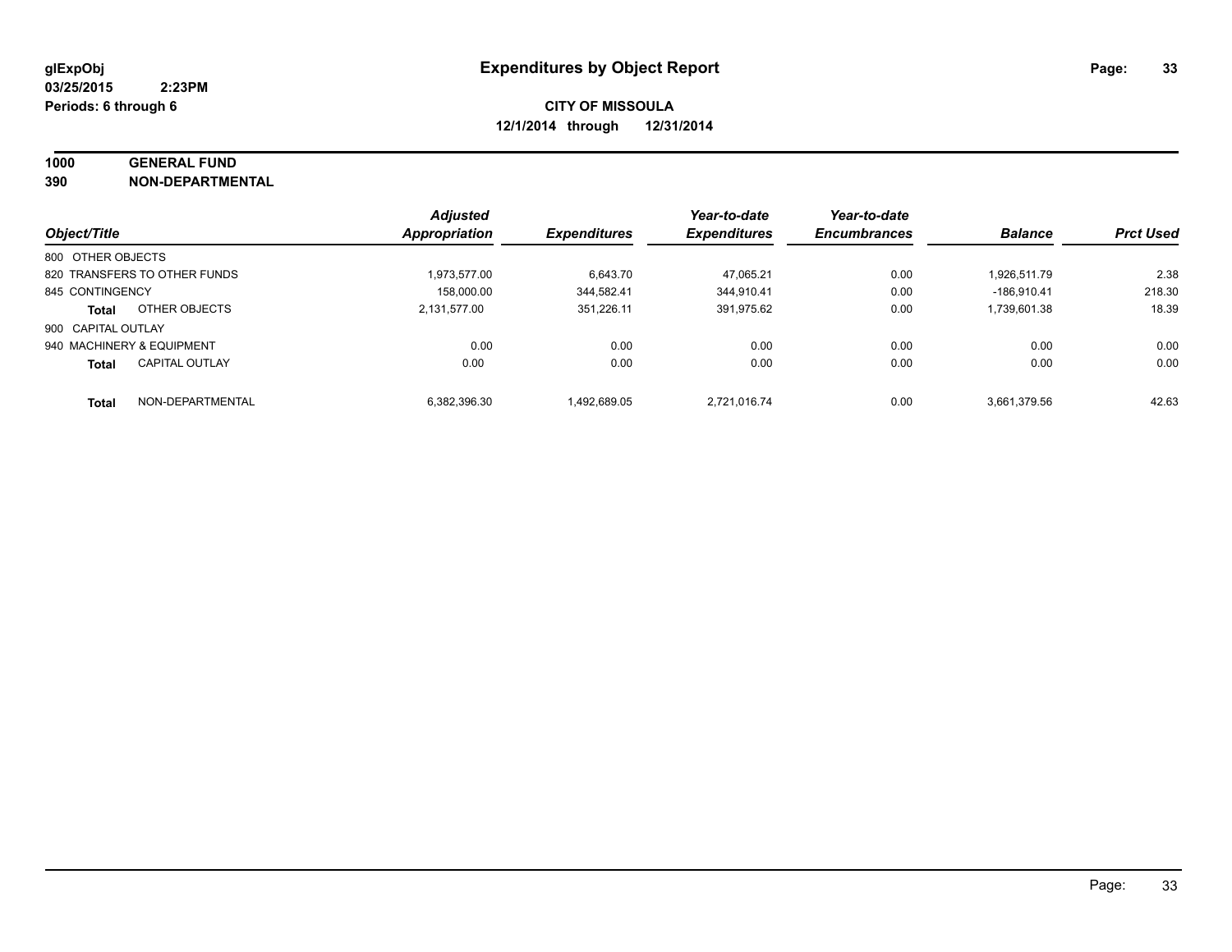glExpObj
03/25/2015 2:23PM
Periods: 6 through 6

# Expenditures by Object Report

**CITY OF MISSOULA**
**12/1/2014 through 12/31/2014**

**1000 GENERAL FUND**
**390 NON-DEPARTMENTAL**

| Object/Title | | Adjusted Appropriation | Expenditures | Year-to-date Expenditures | Year-to-date Encumbrances | Balance | Prct Used |
|---|---|---|---|---|---|---|---|
| 800 OTHER OBJECTS | | | | | | | |
| 820 TRANSFERS TO OTHER FUNDS | | 1,973,577.00 | 6,643.70 | 47,065.21 | 0.00 | 1,926,511.79 | 2.38 |
| 845 CONTINGENCY | | 158,000.00 | 344,582.41 | 344,910.41 | 0.00 | -186,910.41 | 218.30 |
| **Total** | OTHER OBJECTS | 2,131,577.00 | 351,226.11 | 391,975.62 | 0.00 | 1,739,601.38 | 18.39 |
| 900 CAPITAL OUTLAY | | | | | | | |
| 940 MACHINERY & EQUIPMENT | | 0.00 | 0.00 | 0.00 | 0.00 | 0.00 | 0.00 |
| **Total** | CAPITAL OUTLAY | 0.00 | 0.00 | 0.00 | 0.00 | 0.00 | 0.00 |
| **Total** | NON-DEPARTMENTAL | 6,382,396.30 | 1,492,689.05 | 2,721,016.74 | 0.00 | 3,661,379.56 | 42.63 |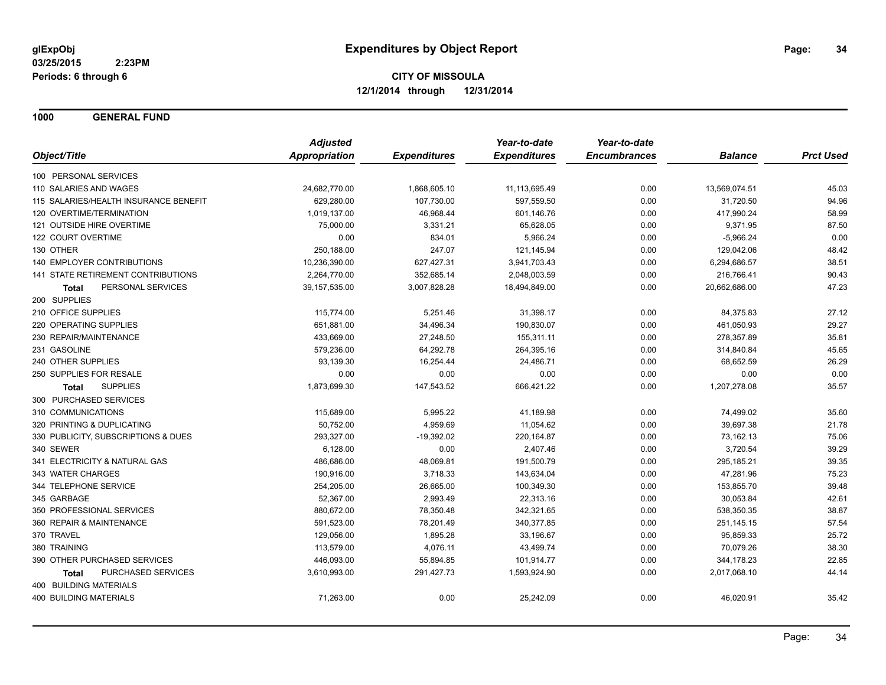**glExpObj**
**03/25/2015 2:23PM**
**Periods: 6 through 6**

# Expenditures by Object Report

**CITY OF MISSOULA**
**12/1/2014 through 12/31/2014**

## 1000 GENERAL FUND

| Object/Title | Adjusted Appropriation | Expenditures | Year-to-date Expenditures | Year-to-date Encumbrances | Balance | Prct Used |
|---|---|---|---|---|---|---|
| 100 PERSONAL SERVICES | | | | | | |
| 110 SALARIES AND WAGES | 24,682,770.00 | 1,868,605.10 | 11,113,695.49 | 0.00 | 13,569,074.51 | 45.03 |
| 115 SALARIES/HEALTH INSURANCE BENEFIT | 629,280.00 | 107,730.00 | 597,559.50 | 0.00 | 31,720.50 | 94.96 |
| 120 OVERTIME/TERMINATION | 1,019,137.00 | 46,968.44 | 601,146.76 | 0.00 | 417,990.24 | 58.99 |
| 121 OUTSIDE HIRE OVERTIME | 75,000.00 | 3,331.21 | 65,628.05 | 0.00 | 9,371.95 | 87.50 |
| 122 COURT OVERTIME | 0.00 | 834.01 | 5,966.24 | 0.00 | -5,966.24 | 0.00 |
| 130 OTHER | 250,188.00 | 247.07 | 121,145.94 | 0.00 | 129,042.06 | 48.42 |
| 140 EMPLOYER CONTRIBUTIONS | 10,236,390.00 | 627,427.31 | 3,941,703.43 | 0.00 | 6,294,686.57 | 38.51 |
| 141 STATE RETIREMENT CONTRIBUTIONS | 2,264,770.00 | 352,685.14 | 2,048,003.59 | 0.00 | 216,766.41 | 90.43 |
| **Total** PERSONAL SERVICES | 39,157,535.00 | 3,007,828.28 | 18,494,849.00 | 0.00 | 20,662,686.00 | 47.23 |
| 200 SUPPLIES | | | | | | |
| 210 OFFICE SUPPLIES | 115,774.00 | 5,251.46 | 31,398.17 | 0.00 | 84,375.83 | 27.12 |
| 220 OPERATING SUPPLIES | 651,881.00 | 34,496.34 | 190,830.07 | 0.00 | 461,050.93 | 29.27 |
| 230 REPAIR/MAINTENANCE | 433,669.00 | 27,248.50 | 155,311.11 | 0.00 | 278,357.89 | 35.81 |
| 231 GASOLINE | 579,236.00 | 64,292.78 | 264,395.16 | 0.00 | 314,840.84 | 45.65 |
| 240 OTHER SUPPLIES | 93,139.30 | 16,254.44 | 24,486.71 | 0.00 | 68,652.59 | 26.29 |
| 250 SUPPLIES FOR RESALE | 0.00 | 0.00 | 0.00 | 0.00 | 0.00 | 0.00 |
| **Total** SUPPLIES | 1,873,699.30 | 147,543.52 | 666,421.22 | 0.00 | 1,207,278.08 | 35.57 |
| 300 PURCHASED SERVICES | | | | | | |
| 310 COMMUNICATIONS | 115,689.00 | 5,995.22 | 41,189.98 | 0.00 | 74,499.02 | 35.60 |
| 320 PRINTING & DUPLICATING | 50,752.00 | 4,959.69 | 11,054.62 | 0.00 | 39,697.38 | 21.78 |
| 330 PUBLICITY, SUBSCRIPTIONS & DUES | 293,327.00 | -19,392.02 | 220,164.87 | 0.00 | 73,162.13 | 75.06 |
| 340 SEWER | 6,128.00 | 0.00 | 2,407.46 | 0.00 | 3,720.54 | 39.29 |
| 341 ELECTRICITY & NATURAL GAS | 486,686.00 | 48,069.81 | 191,500.79 | 0.00 | 295,185.21 | 39.35 |
| 343 WATER CHARGES | 190,916.00 | 3,718.33 | 143,634.04 | 0.00 | 47,281.96 | 75.23 |
| 344 TELEPHONE SERVICE | 254,205.00 | 26,665.00 | 100,349.30 | 0.00 | 153,855.70 | 39.48 |
| 345 GARBAGE | 52,367.00 | 2,993.49 | 22,313.16 | 0.00 | 30,053.84 | 42.61 |
| 350 PROFESSIONAL SERVICES | 880,672.00 | 78,350.48 | 342,321.65 | 0.00 | 538,350.35 | 38.87 |
| 360 REPAIR & MAINTENANCE | 591,523.00 | 78,201.49 | 340,377.85 | 0.00 | 251,145.15 | 57.54 |
| 370 TRAVEL | 129,056.00 | 1,895.28 | 33,196.67 | 0.00 | 95,859.33 | 25.72 |
| 380 TRAINING | 113,579.00 | 4,076.11 | 43,499.74 | 0.00 | 70,079.26 | 38.30 |
| 390 OTHER PURCHASED SERVICES | 446,093.00 | 55,894.85 | 101,914.77 | 0.00 | 344,178.23 | 22.85 |
| **Total** PURCHASED SERVICES | 3,610,993.00 | 291,427.73 | 1,593,924.90 | 0.00 | 2,017,068.10 | 44.14 |
| 400 BUILDING MATERIALS | | | | | | |
| 400 BUILDING MATERIALS | 71,263.00 | 0.00 | 25,242.09 | 0.00 | 46,020.91 | 35.42 |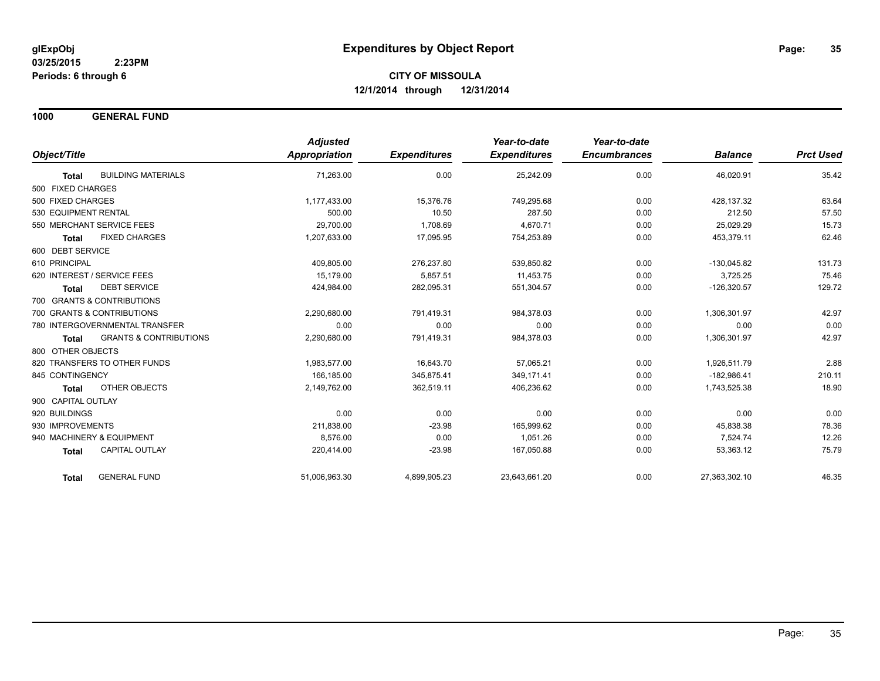**glExpObj**
**03/25/2015 2:23PM**
**Periods: 6 through 6**

# Expenditures by Object Report

**CITY OF MISSOULA**
**12/1/2014 through 12/31/2014**

## 1000 GENERAL FUND

| Object/Title | Adjusted Appropriation | Expenditures | Year-to-date Expenditures | Year-to-date Encumbrances | Balance | Prct Used |
|---|---|---|---|---|---|---|
| **Total** BUILDING MATERIALS | 71,263.00 | 0.00 | 25,242.09 | 0.00 | 46,020.91 | 35.42 |
| 500 FIXED CHARGES | | | | | | |
| 500 FIXED CHARGES | 1,177,433.00 | 15,376.76 | 749,295.68 | 0.00 | 428,137.32 | 63.64 |
| 530 EQUIPMENT RENTAL | 500.00 | 10.50 | 287.50 | 0.00 | 212.50 | 57.50 |
| 550 MERCHANT SERVICE FEES | 29,700.00 | 1,708.69 | 4,670.71 | 0.00 | 25,029.29 | 15.73 |
| **Total** FIXED CHARGES | 1,207,633.00 | 17,095.95 | 754,253.89 | 0.00 | 453,379.11 | 62.46 |
| 600 DEBT SERVICE | | | | | | |
| 610 PRINCIPAL | 409,805.00 | 276,237.80 | 539,850.82 | 0.00 | -130,045.82 | 131.73 |
| 620 INTEREST / SERVICE FEES | 15,179.00 | 5,857.51 | 11,453.75 | 0.00 | 3,725.25 | 75.46 |
| **Total** DEBT SERVICE | 424,984.00 | 282,095.31 | 551,304.57 | 0.00 | -126,320.57 | 129.72 |
| 700 GRANTS & CONTRIBUTIONS | | | | | | |
| 700 GRANTS & CONTRIBUTIONS | 2,290,680.00 | 791,419.31 | 984,378.03 | 0.00 | 1,306,301.97 | 42.97 |
| 780 INTERGOVERNMENTAL TRANSFER | 0.00 | 0.00 | 0.00 | 0.00 | 0.00 | 0.00 |
| **Total** GRANTS & CONTRIBUTIONS | 2,290,680.00 | 791,419.31 | 984,378.03 | 0.00 | 1,306,301.97 | 42.97 |
| 800 OTHER OBJECTS | | | | | | |
| 820 TRANSFERS TO OTHER FUNDS | 1,983,577.00 | 16,643.70 | 57,065.21 | 0.00 | 1,926,511.79 | 2.88 |
| 845 CONTINGENCY | 166,185.00 | 345,875.41 | 349,171.41 | 0.00 | -182,986.41 | 210.11 |
| **Total** OTHER OBJECTS | 2,149,762.00 | 362,519.11 | 406,236.62 | 0.00 | 1,743,525.38 | 18.90 |
| 900 CAPITAL OUTLAY | | | | | | |
| 920 BUILDINGS | 0.00 | 0.00 | 0.00 | 0.00 | 0.00 | 0.00 |
| 930 IMPROVEMENTS | 211,838.00 | -23.98 | 165,999.62 | 0.00 | 45,838.38 | 78.36 |
| 940 MACHINERY & EQUIPMENT | 8,576.00 | 0.00 | 1,051.26 | 0.00 | 7,524.74 | 12.26 |
| **Total** CAPITAL OUTLAY | 220,414.00 | -23.98 | 167,050.88 | 0.00 | 53,363.12 | 75.79 |
| **Total** GENERAL FUND | 51,006,963.30 | 4,899,905.23 | 23,643,661.20 | 0.00 | 27,363,302.10 | 46.35 |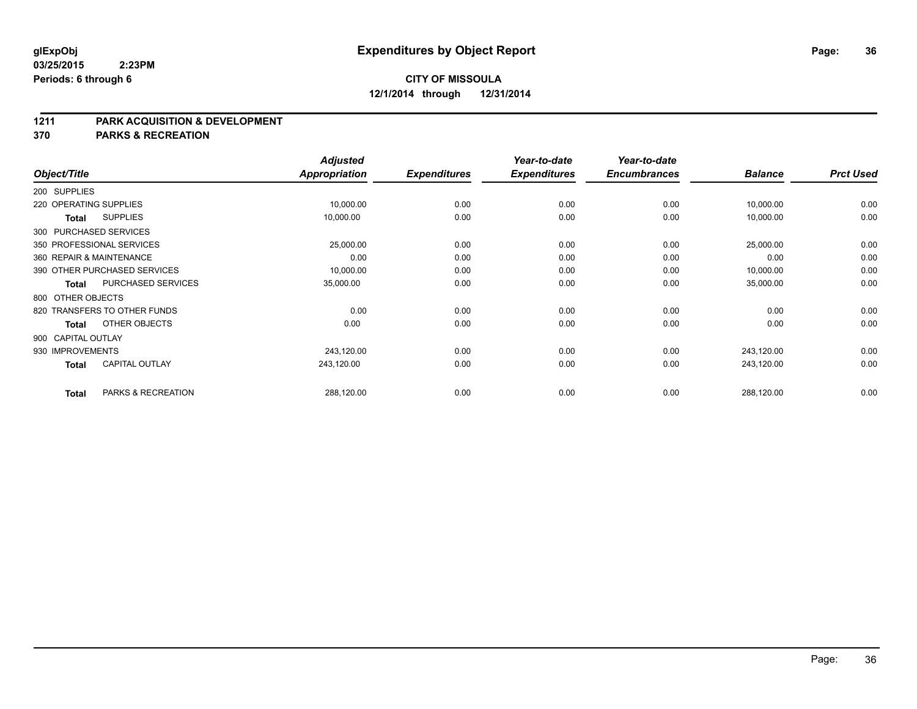**glExpObj**
**03/25/2015 2:23PM**
**Periods: 6 through 6**

# Expenditures by Object Report

**CITY OF MISSOULA**
**12/1/2014 through 12/31/2014**

## 1211 PARK ACQUISITION & DEVELOPMENT
## 370 PARKS & RECREATION

| Object/Title | Adjusted Appropriation | Expenditures | Year-to-date Expenditures | Year-to-date Encumbrances | Balance | Prct Used |
|---|---|---|---|---|---|---|
| 200 SUPPLIES | | | | | | |
| 220 OPERATING SUPPLIES | 10,000.00 | 0.00 | 0.00 | 0.00 | 10,000.00 | 0.00 |
| **Total** SUPPLIES | 10,000.00 | 0.00 | 0.00 | 0.00 | 10,000.00 | 0.00 |
| 300 PURCHASED SERVICES | | | | | | |
| 350 PROFESSIONAL SERVICES | 25,000.00 | 0.00 | 0.00 | 0.00 | 25,000.00 | 0.00 |
| 360 REPAIR & MAINTENANCE | 0.00 | 0.00 | 0.00 | 0.00 | 0.00 | 0.00 |
| 390 OTHER PURCHASED SERVICES | 10,000.00 | 0.00 | 0.00 | 0.00 | 10,000.00 | 0.00 |
| **Total** PURCHASED SERVICES | 35,000.00 | 0.00 | 0.00 | 0.00 | 35,000.00 | 0.00 |
| 800 OTHER OBJECTS | | | | | | |
| 820 TRANSFERS TO OTHER FUNDS | 0.00 | 0.00 | 0.00 | 0.00 | 0.00 | 0.00 |
| **Total** OTHER OBJECTS | 0.00 | 0.00 | 0.00 | 0.00 | 0.00 | 0.00 |
| 900 CAPITAL OUTLAY | | | | | | |
| 930 IMPROVEMENTS | 243,120.00 | 0.00 | 0.00 | 0.00 | 243,120.00 | 0.00 |
| **Total** CAPITAL OUTLAY | 243,120.00 | 0.00 | 0.00 | 0.00 | 243,120.00 | 0.00 |
| **Total** PARKS & RECREATION | 288,120.00 | 0.00 | 0.00 | 0.00 | 288,120.00 | 0.00 |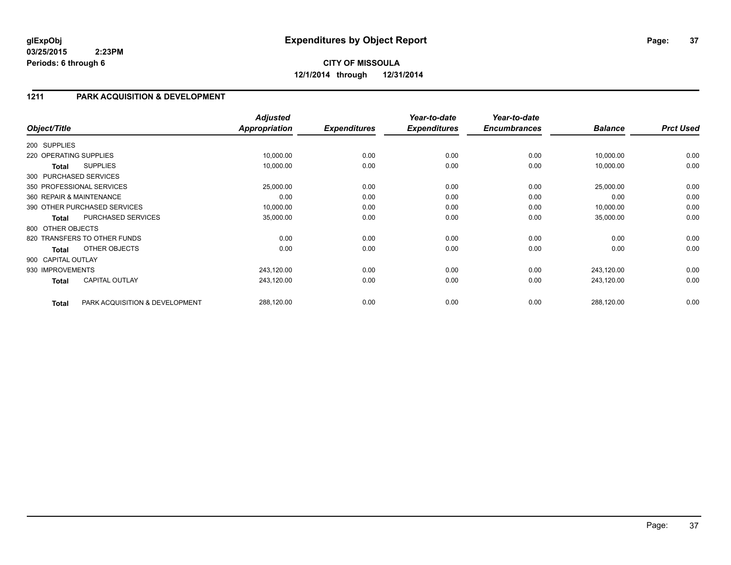**glExpObj** **Expenditures by Object Report**
**03/25/2015 2:23PM**
**Periods: 6 through 6**

**CITY OF MISSOULA**
**12/1/2014 through 12/31/2014**

## 1211 PARK ACQUISITION & DEVELOPMENT

| Object/Title | | Adjusted Appropriation | Expenditures | Year-to-date Expenditures | Year-to-date Encumbrances | Balance | Prct Used |
|---|---|---|---|---|---|---|---|
| 200 SUPPLIES | | | | | | | |
| 220 OPERATING SUPPLIES | | 10,000.00 | 0.00 | 0.00 | 0.00 | 10,000.00 | 0.00 |
| **Total** | SUPPLIES | 10,000.00 | 0.00 | 0.00 | 0.00 | 10,000.00 | 0.00 |
| 300 PURCHASED SERVICES | | | | | | | |
| 350 PROFESSIONAL SERVICES | | 25,000.00 | 0.00 | 0.00 | 0.00 | 25,000.00 | 0.00 |
| 360 REPAIR & MAINTENANCE | | 0.00 | 0.00 | 0.00 | 0.00 | 0.00 | 0.00 |
| 390 OTHER PURCHASED SERVICES | | 10,000.00 | 0.00 | 0.00 | 0.00 | 10,000.00 | 0.00 |
| **Total** | PURCHASED SERVICES | 35,000.00 | 0.00 | 0.00 | 0.00 | 35,000.00 | 0.00 |
| 800 OTHER OBJECTS | | | | | | | |
| 820 TRANSFERS TO OTHER FUNDS | | 0.00 | 0.00 | 0.00 | 0.00 | 0.00 | 0.00 |
| **Total** | OTHER OBJECTS | 0.00 | 0.00 | 0.00 | 0.00 | 0.00 | 0.00 |
| 900 CAPITAL OUTLAY | | | | | | | |
| 930 IMPROVEMENTS | | 243,120.00 | 0.00 | 0.00 | 0.00 | 243,120.00 | 0.00 |
| **Total** | CAPITAL OUTLAY | 243,120.00 | 0.00 | 0.00 | 0.00 | 243,120.00 | 0.00 |
| **Total** | PARK ACQUISITION & DEVELOPMENT | 288,120.00 | 0.00 | 0.00 | 0.00 | 288,120.00 | 0.00 |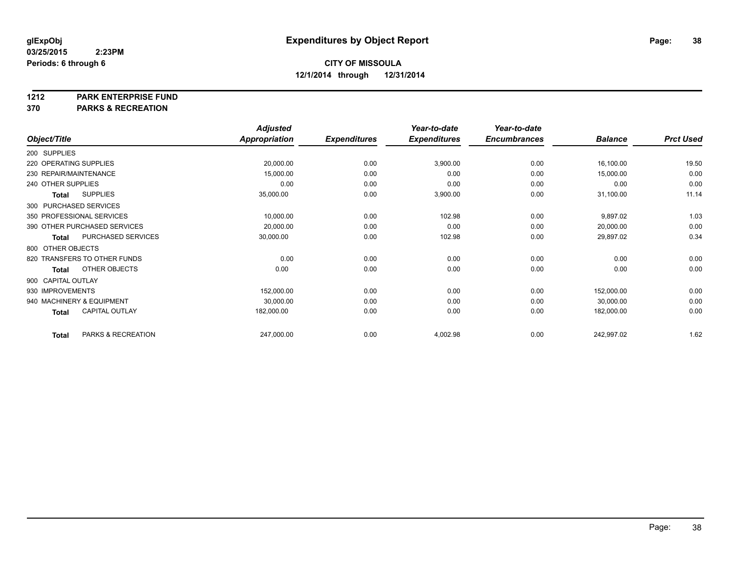glExpObj
03/25/2015 2:23PM
Periods: 6 through 6

# Expenditures by Object Report

**CITY OF MISSOULA**
**12/1/2014 through 12/31/2014**

**1212 PARK ENTERPRISE FUND**
**370 PARKS & RECREATION**

| Object/Title | Adjusted Appropriation | Expenditures | Year-to-date Expenditures | Year-to-date Encumbrances | Balance | Prct Used |
|---|---|---|---|---|---|---|
| 200 SUPPLIES | | | | | | |
| 220 OPERATING SUPPLIES | 20,000.00 | 0.00 | 3,900.00 | 0.00 | 16,100.00 | 19.50 |
| 230 REPAIR/MAINTENANCE | 15,000.00 | 0.00 | 0.00 | 0.00 | 15,000.00 | 0.00 |
| 240 OTHER SUPPLIES | 0.00 | 0.00 | 0.00 | 0.00 | 0.00 | 0.00 |
| **Total** SUPPLIES | 35,000.00 | 0.00 | 3,900.00 | 0.00 | 31,100.00 | 11.14 |
| 300 PURCHASED SERVICES | | | | | | |
| 350 PROFESSIONAL SERVICES | 10,000.00 | 0.00 | 102.98 | 0.00 | 9,897.02 | 1.03 |
| 390 OTHER PURCHASED SERVICES | 20,000.00 | 0.00 | 0.00 | 0.00 | 20,000.00 | 0.00 |
| **Total** PURCHASED SERVICES | 30,000.00 | 0.00 | 102.98 | 0.00 | 29,897.02 | 0.34 |
| 800 OTHER OBJECTS | | | | | | |
| 820 TRANSFERS TO OTHER FUNDS | 0.00 | 0.00 | 0.00 | 0.00 | 0.00 | 0.00 |
| **Total** OTHER OBJECTS | 0.00 | 0.00 | 0.00 | 0.00 | 0.00 | 0.00 |
| 900 CAPITAL OUTLAY | | | | | | |
| 930 IMPROVEMENTS | 152,000.00 | 0.00 | 0.00 | 0.00 | 152,000.00 | 0.00 |
| 940 MACHINERY & EQUIPMENT | 30,000.00 | 0.00 | 0.00 | 0.00 | 30,000.00 | 0.00 |
| **Total** CAPITAL OUTLAY | 182,000.00 | 0.00 | 0.00 | 0.00 | 182,000.00 | 0.00 |
| **Total** PARKS & RECREATION | 247,000.00 | 0.00 | 4,002.98 | 0.00 | 242,997.02 | 1.62 |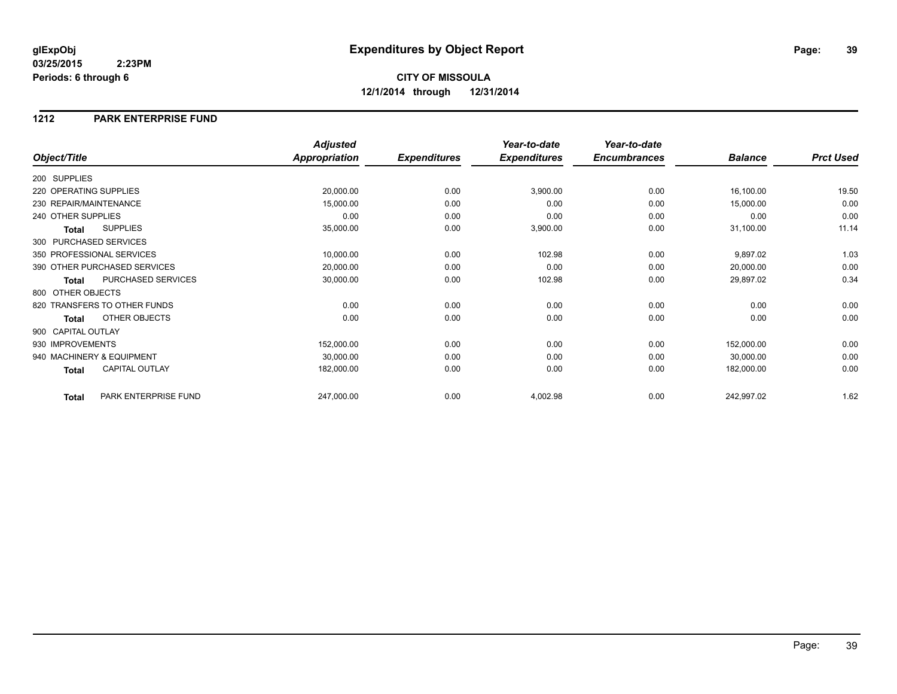**glExpObj**
**03/25/2015 2:23PM**
**Periods: 6 through 6**

# Expenditures by Object Report

**CITY OF MISSOULA**
**12/1/2014 through 12/31/2014**

## 1212 PARK ENTERPRISE FUND

| Object/Title | Adjusted Appropriation | Expenditures | Year-to-date Expenditures | Year-to-date Encumbrances | Balance | Prct Used |
|---|---|---|---|---|---|---|
| 200 SUPPLIES | | | | | | |
| 220 OPERATING SUPPLIES | 20,000.00 | 0.00 | 3,900.00 | 0.00 | 16,100.00 | 19.50 |
| 230 REPAIR/MAINTENANCE | 15,000.00 | 0.00 | 0.00 | 0.00 | 15,000.00 | 0.00 |
| 240 OTHER SUPPLIES | 0.00 | 0.00 | 0.00 | 0.00 | 0.00 | 0.00 |
| **Total** SUPPLIES | 35,000.00 | 0.00 | 3,900.00 | 0.00 | 31,100.00 | 11.14 |
| 300 PURCHASED SERVICES | | | | | | |
| 350 PROFESSIONAL SERVICES | 10,000.00 | 0.00 | 102.98 | 0.00 | 9,897.02 | 1.03 |
| 390 OTHER PURCHASED SERVICES | 20,000.00 | 0.00 | 0.00 | 0.00 | 20,000.00 | 0.00 |
| **Total** PURCHASED SERVICES | 30,000.00 | 0.00 | 102.98 | 0.00 | 29,897.02 | 0.34 |
| 800 OTHER OBJECTS | | | | | | |
| 820 TRANSFERS TO OTHER FUNDS | 0.00 | 0.00 | 0.00 | 0.00 | 0.00 | 0.00 |
| **Total** OTHER OBJECTS | 0.00 | 0.00 | 0.00 | 0.00 | 0.00 | 0.00 |
| 900 CAPITAL OUTLAY | | | | | | |
| 930 IMPROVEMENTS | 152,000.00 | 0.00 | 0.00 | 0.00 | 152,000.00 | 0.00 |
| 940 MACHINERY & EQUIPMENT | 30,000.00 | 0.00 | 0.00 | 0.00 | 30,000.00 | 0.00 |
| **Total** CAPITAL OUTLAY | 182,000.00 | 0.00 | 0.00 | 0.00 | 182,000.00 | 0.00 |
| **Total** PARK ENTERPRISE FUND | 247,000.00 | 0.00 | 4,002.98 | 0.00 | 242,997.02 | 1.62 |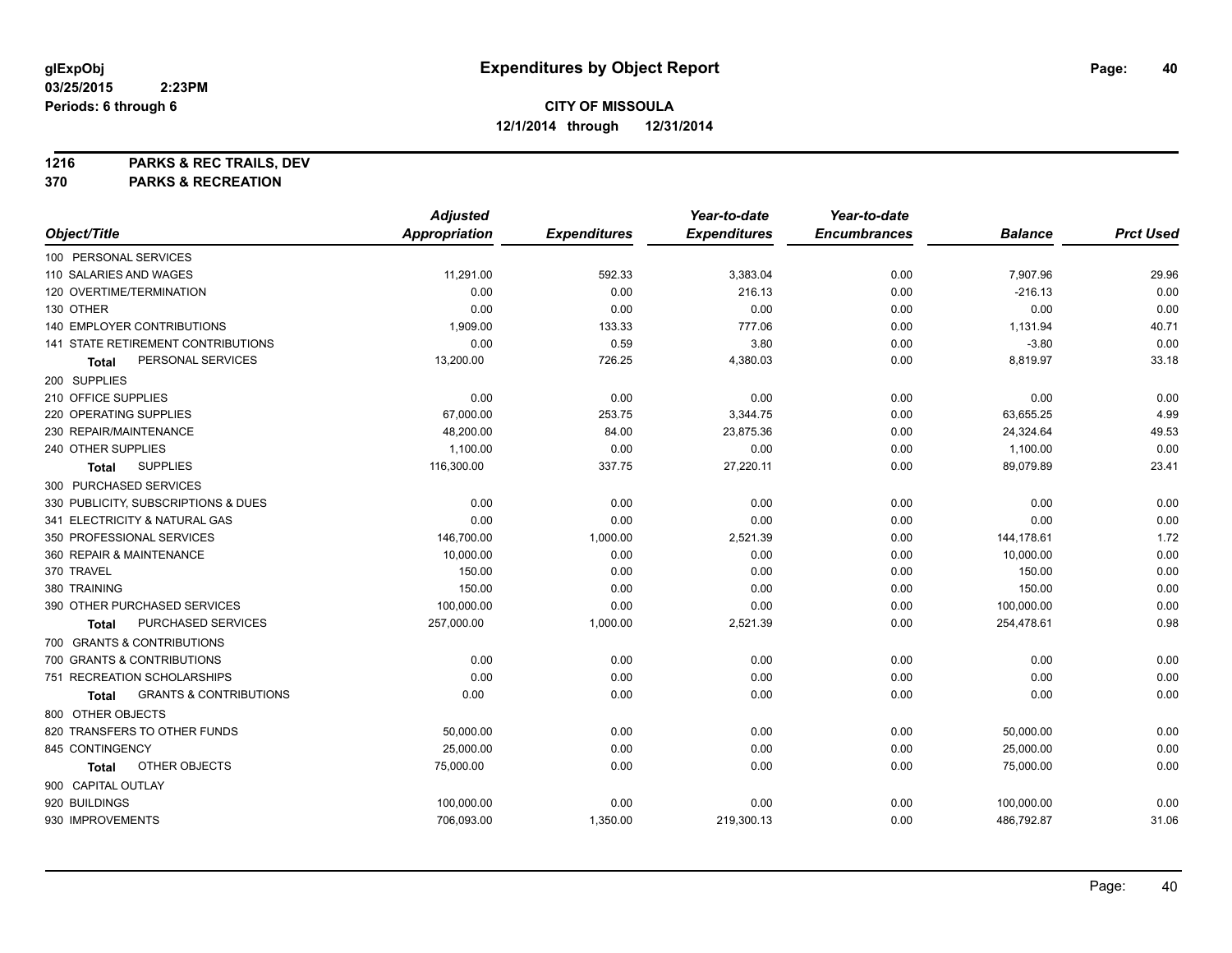# Expenditures by Object Report

glExpObj
03/25/2015 2:23PM
Periods: 6 through 6

**CITY OF MISSOULA**
**12/1/2014 through 12/31/2014**

**1216 PARKS & REC TRAILS, DEV**
**370 PARKS & RECREATION**

| Object/Title | Adjusted Appropriation | Expenditures | Year-to-date Expenditures | Year-to-date Encumbrances | Balance | Prct Used |
|---|---|---|---|---|---|---|
| 100 PERSONAL SERVICES | | | | | | |
| 110 SALARIES AND WAGES | 11,291.00 | 592.33 | 3,383.04 | 0.00 | 7,907.96 | 29.96 |
| 120 OVERTIME/TERMINATION | 0.00 | 0.00 | 216.13 | 0.00 | -216.13 | 0.00 |
| 130 OTHER | 0.00 | 0.00 | 0.00 | 0.00 | 0.00 | 0.00 |
| 140 EMPLOYER CONTRIBUTIONS | 1,909.00 | 133.33 | 777.06 | 0.00 | 1,131.94 | 40.71 |
| 141 STATE RETIREMENT CONTRIBUTIONS | 0.00 | 0.59 | 3.80 | 0.00 | -3.80 | 0.00 |
| **Total** PERSONAL SERVICES | 13,200.00 | 726.25 | 4,380.03 | 0.00 | 8,819.97 | 33.18 |
| 200 SUPPLIES | | | | | | |
| 210 OFFICE SUPPLIES | 0.00 | 0.00 | 0.00 | 0.00 | 0.00 | 0.00 |
| 220 OPERATING SUPPLIES | 67,000.00 | 253.75 | 3,344.75 | 0.00 | 63,655.25 | 4.99 |
| 230 REPAIR/MAINTENANCE | 48,200.00 | 84.00 | 23,875.36 | 0.00 | 24,324.64 | 49.53 |
| 240 OTHER SUPPLIES | 1,100.00 | 0.00 | 0.00 | 0.00 | 1,100.00 | 0.00 |
| **Total** SUPPLIES | 116,300.00 | 337.75 | 27,220.11 | 0.00 | 89,079.89 | 23.41 |
| 300 PURCHASED SERVICES | | | | | | |
| 330 PUBLICITY, SUBSCRIPTIONS & DUES | 0.00 | 0.00 | 0.00 | 0.00 | 0.00 | 0.00 |
| 341 ELECTRICITY & NATURAL GAS | 0.00 | 0.00 | 0.00 | 0.00 | 0.00 | 0.00 |
| 350 PROFESSIONAL SERVICES | 146,700.00 | 1,000.00 | 2,521.39 | 0.00 | 144,178.61 | 1.72 |
| 360 REPAIR & MAINTENANCE | 10,000.00 | 0.00 | 0.00 | 0.00 | 10,000.00 | 0.00 |
| 370 TRAVEL | 150.00 | 0.00 | 0.00 | 0.00 | 150.00 | 0.00 |
| 380 TRAINING | 150.00 | 0.00 | 0.00 | 0.00 | 150.00 | 0.00 |
| 390 OTHER PURCHASED SERVICES | 100,000.00 | 0.00 | 0.00 | 0.00 | 100,000.00 | 0.00 |
| **Total** PURCHASED SERVICES | 257,000.00 | 1,000.00 | 2,521.39 | 0.00 | 254,478.61 | 0.98 |
| 700 GRANTS & CONTRIBUTIONS | | | | | | |
| 700 GRANTS & CONTRIBUTIONS | 0.00 | 0.00 | 0.00 | 0.00 | 0.00 | 0.00 |
| 751 RECREATION SCHOLARSHIPS | 0.00 | 0.00 | 0.00 | 0.00 | 0.00 | 0.00 |
| **Total** GRANTS & CONTRIBUTIONS | 0.00 | 0.00 | 0.00 | 0.00 | 0.00 | 0.00 |
| 800 OTHER OBJECTS | | | | | | |
| 820 TRANSFERS TO OTHER FUNDS | 50,000.00 | 0.00 | 0.00 | 0.00 | 50,000.00 | 0.00 |
| 845 CONTINGENCY | 25,000.00 | 0.00 | 0.00 | 0.00 | 25,000.00 | 0.00 |
| **Total** OTHER OBJECTS | 75,000.00 | 0.00 | 0.00 | 0.00 | 75,000.00 | 0.00 |
| 900 CAPITAL OUTLAY | | | | | | |
| 920 BUILDINGS | 100,000.00 | 0.00 | 0.00 | 0.00 | 100,000.00 | 0.00 |
| 930 IMPROVEMENTS | 706,093.00 | 1,350.00 | 219,300.13 | 0.00 | 486,792.87 | 31.06 |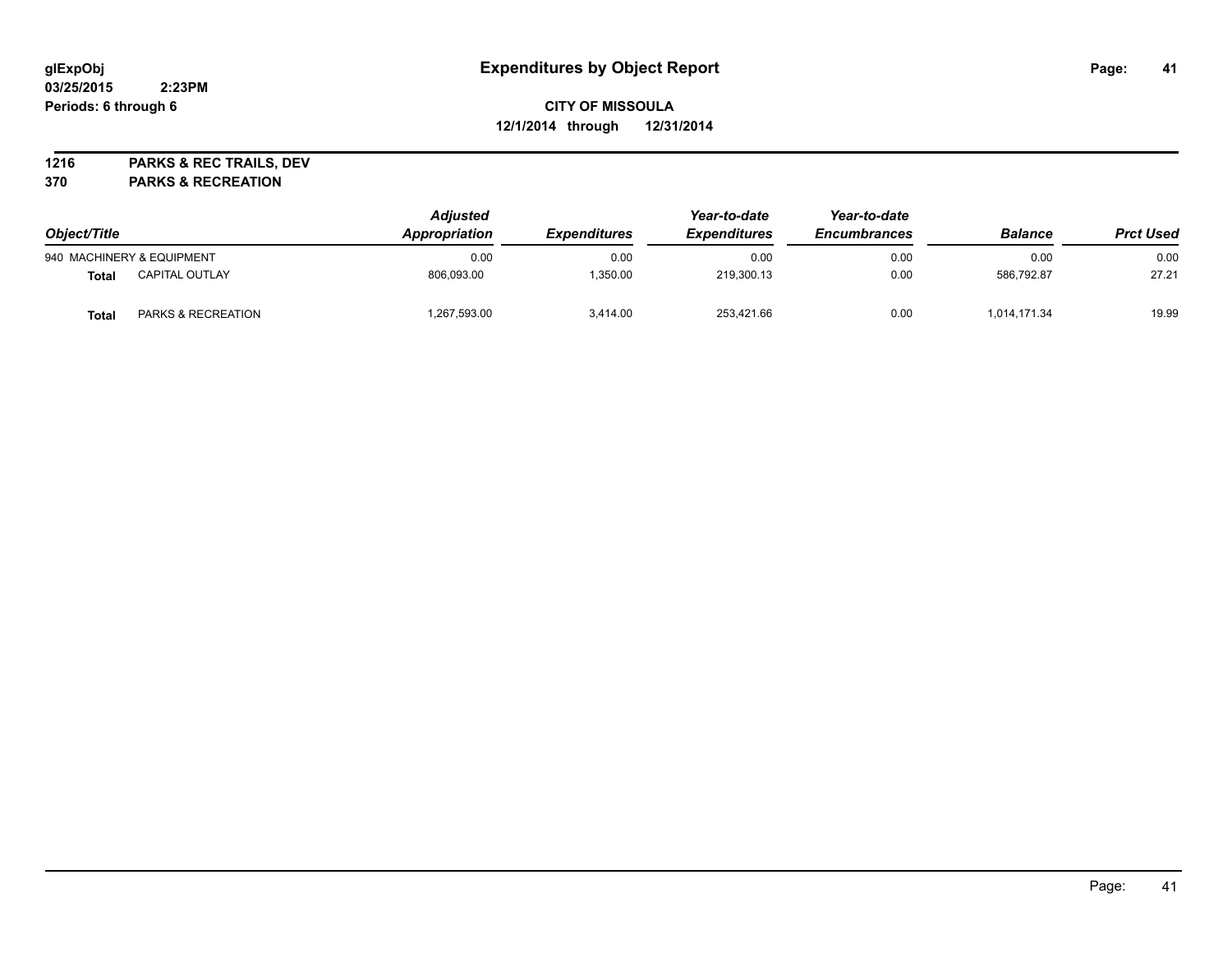**glExpObj**
**03/25/2015 2:23PM**
**Periods: 6 through 6**

# Expenditures by Object Report

**CITY OF MISSOULA**
**12/1/2014 through 12/31/2014**

**1216 PARKS & REC TRAILS, DEV**
**370 PARKS & RECREATION**

| Object/Title | | Adjusted Appropriation | Expenditures | Year-to-date Expenditures | Year-to-date Encumbrances | Balance | Prct Used |
|---|---|---|---|---|---|---|---|
| 940 MACHINERY & EQUIPMENT | | 0.00 | 0.00 | 0.00 | 0.00 | 0.00 | 0.00 |
| **Total** | CAPITAL OUTLAY | 806,093.00 | 1,350.00 | 219,300.13 | 0.00 | 586,792.87 | 27.21 |
| **Total** | PARKS & RECREATION | 1,267,593.00 | 3,414.00 | 253,421.66 | 0.00 | 1,014,171.34 | 19.99 |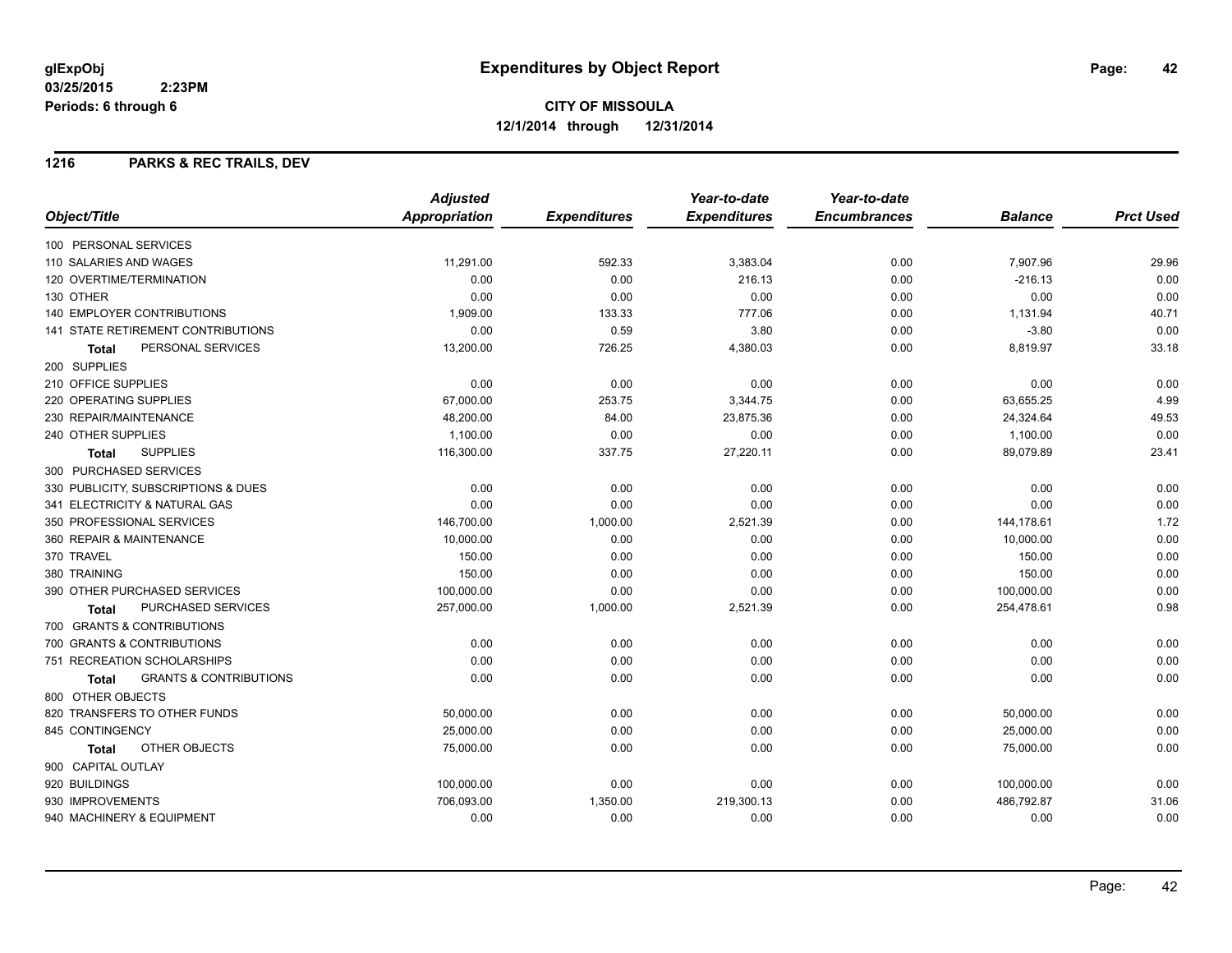**glExpObj**
**03/25/2015 2:23PM**
**Periods: 6 through 6**

# Expenditures by Object Report

**CITY OF MISSOULA**
**12/1/2014 through 12/31/2014**

## 1216 PARKS & REC TRAILS, DEV

| Object/Title | Adjusted Appropriation | Expenditures | Year-to-date Expenditures | Year-to-date Encumbrances | Balance | Prct Used |
|---|---|---|---|---|---|---|
| 100 PERSONAL SERVICES | | | | | | |
| 110 SALARIES AND WAGES | 11,291.00 | 592.33 | 3,383.04 | 0.00 | 7,907.96 | 29.96 |
| 120 OVERTIME/TERMINATION | 0.00 | 0.00 | 216.13 | 0.00 | -216.13 | 0.00 |
| 130 OTHER | 0.00 | 0.00 | 0.00 | 0.00 | 0.00 | 0.00 |
| 140 EMPLOYER CONTRIBUTIONS | 1,909.00 | 133.33 | 777.06 | 0.00 | 1,131.94 | 40.71 |
| 141 STATE RETIREMENT CONTRIBUTIONS | 0.00 | 0.59 | 3.80 | 0.00 | -3.80 | 0.00 |
| **Total** PERSONAL SERVICES | 13,200.00 | 726.25 | 4,380.03 | 0.00 | 8,819.97 | 33.18 |
| 200 SUPPLIES | | | | | | |
| 210 OFFICE SUPPLIES | 0.00 | 0.00 | 0.00 | 0.00 | 0.00 | 0.00 |
| 220 OPERATING SUPPLIES | 67,000.00 | 253.75 | 3,344.75 | 0.00 | 63,655.25 | 4.99 |
| 230 REPAIR/MAINTENANCE | 48,200.00 | 84.00 | 23,875.36 | 0.00 | 24,324.64 | 49.53 |
| 240 OTHER SUPPLIES | 1,100.00 | 0.00 | 0.00 | 0.00 | 1,100.00 | 0.00 |
| **Total** SUPPLIES | 116,300.00 | 337.75 | 27,220.11 | 0.00 | 89,079.89 | 23.41 |
| 300 PURCHASED SERVICES | | | | | | |
| 330 PUBLICITY, SUBSCRIPTIONS & DUES | 0.00 | 0.00 | 0.00 | 0.00 | 0.00 | 0.00 |
| 341 ELECTRICITY & NATURAL GAS | 0.00 | 0.00 | 0.00 | 0.00 | 0.00 | 0.00 |
| 350 PROFESSIONAL SERVICES | 146,700.00 | 1,000.00 | 2,521.39 | 0.00 | 144,178.61 | 1.72 |
| 360 REPAIR & MAINTENANCE | 10,000.00 | 0.00 | 0.00 | 0.00 | 10,000.00 | 0.00 |
| 370 TRAVEL | 150.00 | 0.00 | 0.00 | 0.00 | 150.00 | 0.00 |
| 380 TRAINING | 150.00 | 0.00 | 0.00 | 0.00 | 150.00 | 0.00 |
| 390 OTHER PURCHASED SERVICES | 100,000.00 | 0.00 | 0.00 | 0.00 | 100,000.00 | 0.00 |
| **Total** PURCHASED SERVICES | 257,000.00 | 1,000.00 | 2,521.39 | 0.00 | 254,478.61 | 0.98 |
| 700 GRANTS & CONTRIBUTIONS | | | | | | |
| 700 GRANTS & CONTRIBUTIONS | 0.00 | 0.00 | 0.00 | 0.00 | 0.00 | 0.00 |
| 751 RECREATION SCHOLARSHIPS | 0.00 | 0.00 | 0.00 | 0.00 | 0.00 | 0.00 |
| **Total** GRANTS & CONTRIBUTIONS | 0.00 | 0.00 | 0.00 | 0.00 | 0.00 | 0.00 |
| 800 OTHER OBJECTS | | | | | | |
| 820 TRANSFERS TO OTHER FUNDS | 50,000.00 | 0.00 | 0.00 | 0.00 | 50,000.00 | 0.00 |
| 845 CONTINGENCY | 25,000.00 | 0.00 | 0.00 | 0.00 | 25,000.00 | 0.00 |
| **Total** OTHER OBJECTS | 75,000.00 | 0.00 | 0.00 | 0.00 | 75,000.00 | 0.00 |
| 900 CAPITAL OUTLAY | | | | | | |
| 920 BUILDINGS | 100,000.00 | 0.00 | 0.00 | 0.00 | 100,000.00 | 0.00 |
| 930 IMPROVEMENTS | 706,093.00 | 1,350.00 | 219,300.13 | 0.00 | 486,792.87 | 31.06 |
| 940 MACHINERY & EQUIPMENT | 0.00 | 0.00 | 0.00 | 0.00 | 0.00 | 0.00 |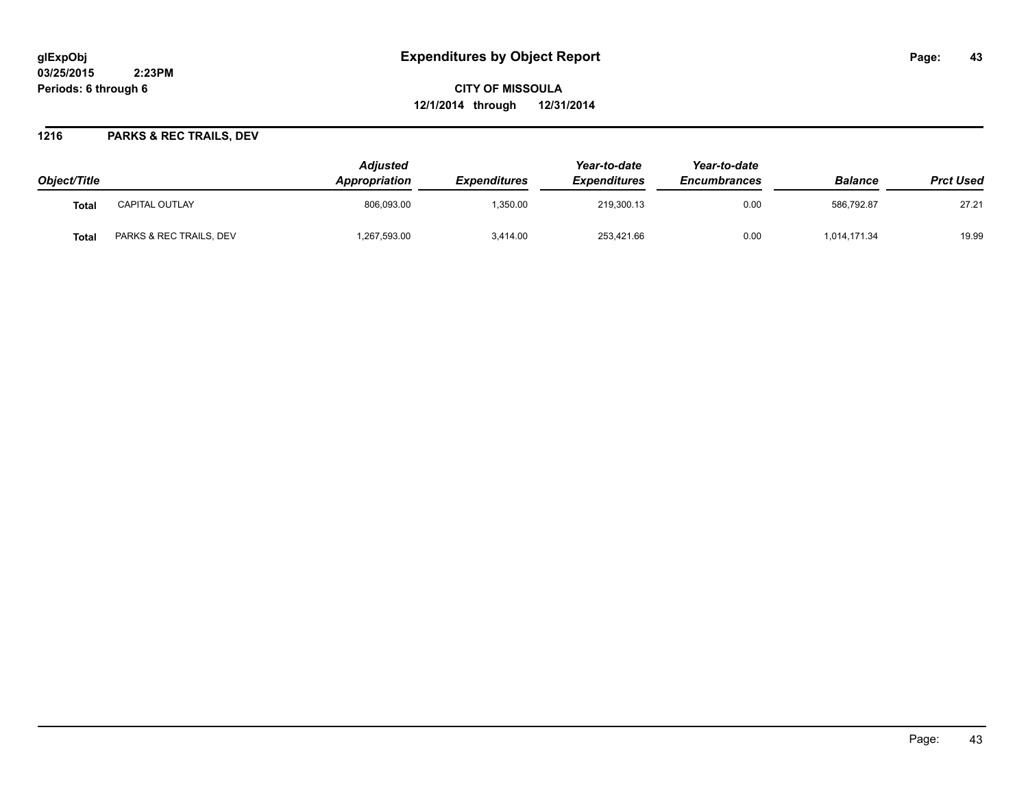# Expenditures by Object Report

glExpObj
03/25/2015 2:23PM
Periods: 6 through 6

**CITY OF MISSOULA**
**12/1/2014 through 12/31/2014**

## 1216 PARKS & REC TRAILS, DEV

| Object/Title | | Adjusted Appropriation | Expenditures | Year-to-date Expenditures | Year-to-date Encumbrances | Balance | Prct Used |
|---|---|---|---|---|---|---|---|
| **Total** | CAPITAL OUTLAY | 806,093.00 | 1,350.00 | 219,300.13 | 0.00 | 586,792.87 | 27.21 |
| **Total** | PARKS & REC TRAILS, DEV | 1,267,593.00 | 3,414.00 | 253,421.66 | 0.00 | 1,014,171.34 | 19.99 |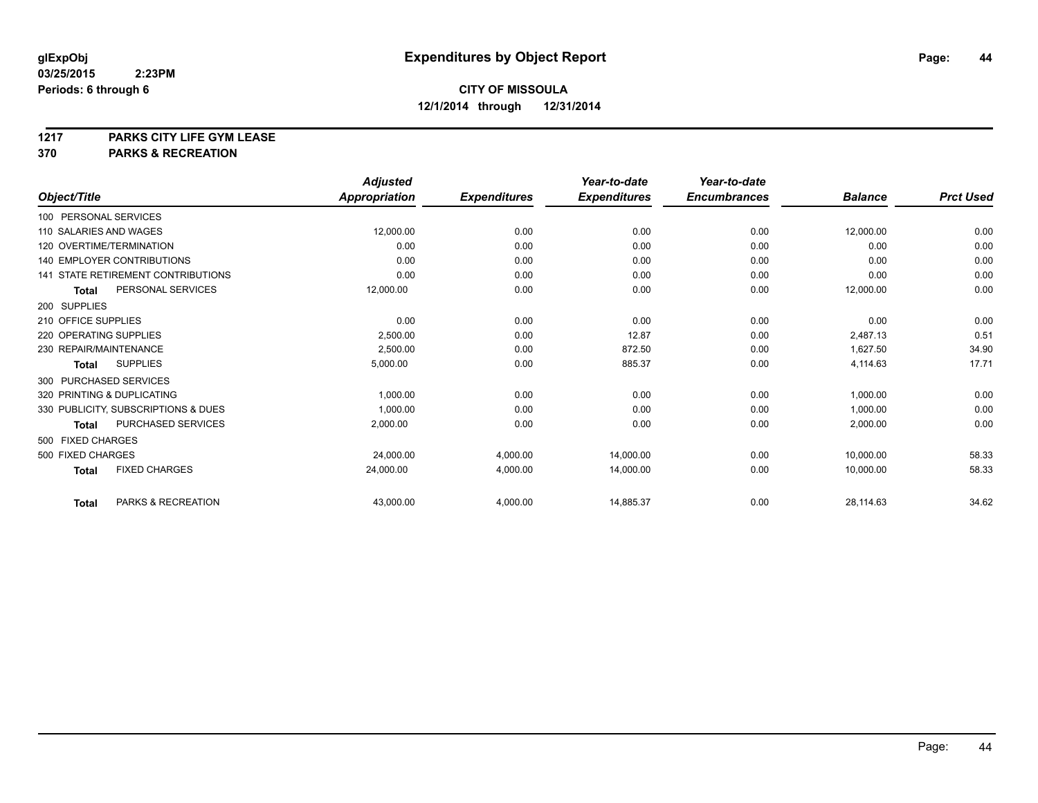**glExpObj**
**03/25/2015 2:23PM**
**Periods: 6 through 6**

# Expenditures by Object Report

**CITY OF MISSOULA**
**12/1/2014 through 12/31/2014**

**1217 PARKS CITY LIFE GYM LEASE**
**370 PARKS & RECREATION**

| Object/Title | Adjusted Appropriation | Expenditures | Year-to-date Expenditures | Year-to-date Encumbrances | Balance | Prct Used |
|---|---|---|---|---|---|---|
| 100 PERSONAL SERVICES | | | | | | |
| 110 SALARIES AND WAGES | 12,000.00 | 0.00 | 0.00 | 0.00 | 12,000.00 | 0.00 |
| 120 OVERTIME/TERMINATION | 0.00 | 0.00 | 0.00 | 0.00 | 0.00 | 0.00 |
| 140 EMPLOYER CONTRIBUTIONS | 0.00 | 0.00 | 0.00 | 0.00 | 0.00 | 0.00 |
| 141 STATE RETIREMENT CONTRIBUTIONS | 0.00 | 0.00 | 0.00 | 0.00 | 0.00 | 0.00 |
| **Total** PERSONAL SERVICES | 12,000.00 | 0.00 | 0.00 | 0.00 | 12,000.00 | 0.00 |
| 200 SUPPLIES | | | | | | |
| 210 OFFICE SUPPLIES | 0.00 | 0.00 | 0.00 | 0.00 | 0.00 | 0.00 |
| 220 OPERATING SUPPLIES | 2,500.00 | 0.00 | 12.87 | 0.00 | 2,487.13 | 0.51 |
| 230 REPAIR/MAINTENANCE | 2,500.00 | 0.00 | 872.50 | 0.00 | 1,627.50 | 34.90 |
| **Total** SUPPLIES | 5,000.00 | 0.00 | 885.37 | 0.00 | 4,114.63 | 17.71 |
| 300 PURCHASED SERVICES | | | | | | |
| 320 PRINTING & DUPLICATING | 1,000.00 | 0.00 | 0.00 | 0.00 | 1,000.00 | 0.00 |
| 330 PUBLICITY, SUBSCRIPTIONS & DUES | 1,000.00 | 0.00 | 0.00 | 0.00 | 1,000.00 | 0.00 |
| **Total** PURCHASED SERVICES | 2,000.00 | 0.00 | 0.00 | 0.00 | 2,000.00 | 0.00 |
| 500 FIXED CHARGES | | | | | | |
| 500 FIXED CHARGES | 24,000.00 | 4,000.00 | 14,000.00 | 0.00 | 10,000.00 | 58.33 |
| **Total** FIXED CHARGES | 24,000.00 | 4,000.00 | 14,000.00 | 0.00 | 10,000.00 | 58.33 |
| **Total** PARKS & RECREATION | 43,000.00 | 4,000.00 | 14,885.37 | 0.00 | 28,114.63 | 34.62 |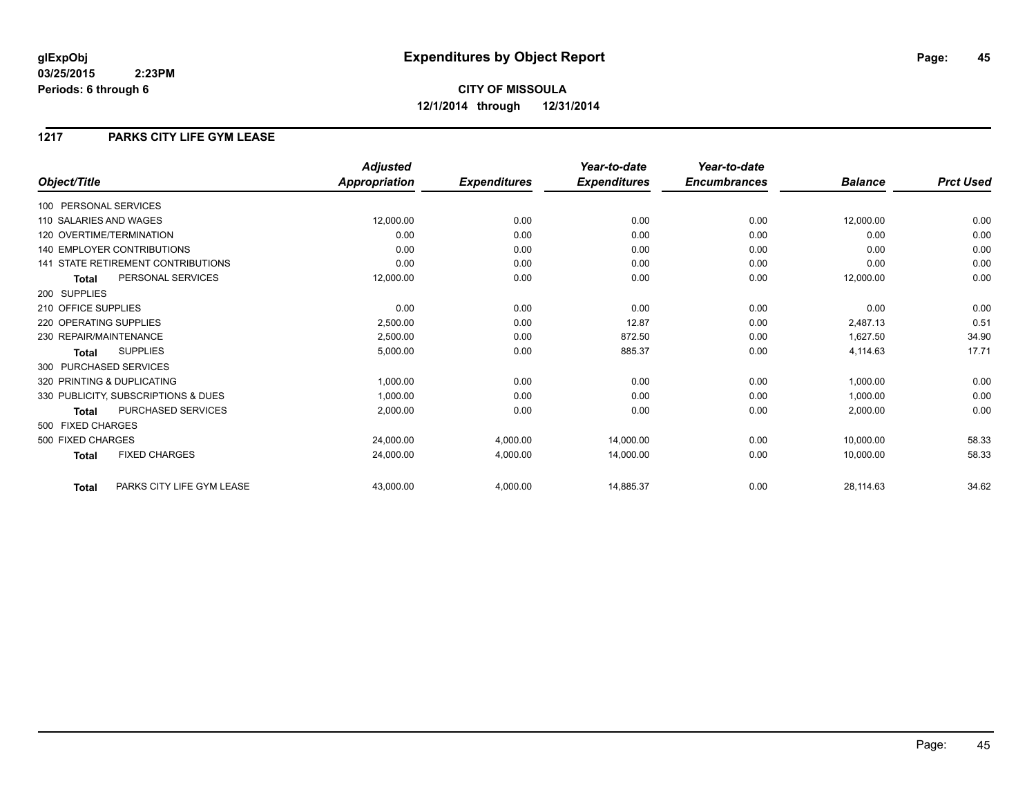**glExpObj**
**03/25/2015 2:23PM**
**Periods: 6 through 6**

# Expenditures by Object Report

**CITY OF MISSOULA**
**12/1/2014 through 12/31/2014**

## 1217 PARKS CITY LIFE GYM LEASE

| Object/Title | Adjusted Appropriation | Expenditures | Year-to-date Expenditures | Year-to-date Encumbrances | Balance | Prct Used |
|---|---|---|---|---|---|---|
| 100 PERSONAL SERVICES | | | | | | |
| 110 SALARIES AND WAGES | 12,000.00 | 0.00 | 0.00 | 0.00 | 12,000.00 | 0.00 |
| 120 OVERTIME/TERMINATION | 0.00 | 0.00 | 0.00 | 0.00 | 0.00 | 0.00 |
| 140 EMPLOYER CONTRIBUTIONS | 0.00 | 0.00 | 0.00 | 0.00 | 0.00 | 0.00 |
| 141 STATE RETIREMENT CONTRIBUTIONS | 0.00 | 0.00 | 0.00 | 0.00 | 0.00 | 0.00 |
| **Total** PERSONAL SERVICES | 12,000.00 | 0.00 | 0.00 | 0.00 | 12,000.00 | 0.00 |
| 200 SUPPLIES | | | | | | |
| 210 OFFICE SUPPLIES | 0.00 | 0.00 | 0.00 | 0.00 | 0.00 | 0.00 |
| 220 OPERATING SUPPLIES | 2,500.00 | 0.00 | 12.87 | 0.00 | 2,487.13 | 0.51 |
| 230 REPAIR/MAINTENANCE | 2,500.00 | 0.00 | 872.50 | 0.00 | 1,627.50 | 34.90 |
| **Total** SUPPLIES | 5,000.00 | 0.00 | 885.37 | 0.00 | 4,114.63 | 17.71 |
| 300 PURCHASED SERVICES | | | | | | |
| 320 PRINTING & DUPLICATING | 1,000.00 | 0.00 | 0.00 | 0.00 | 1,000.00 | 0.00 |
| 330 PUBLICITY, SUBSCRIPTIONS & DUES | 1,000.00 | 0.00 | 0.00 | 0.00 | 1,000.00 | 0.00 |
| **Total** PURCHASED SERVICES | 2,000.00 | 0.00 | 0.00 | 0.00 | 2,000.00 | 0.00 |
| 500 FIXED CHARGES | | | | | | |
| 500 FIXED CHARGES | 24,000.00 | 4,000.00 | 14,000.00 | 0.00 | 10,000.00 | 58.33 |
| **Total** FIXED CHARGES | 24,000.00 | 4,000.00 | 14,000.00 | 0.00 | 10,000.00 | 58.33 |
| **Total** PARKS CITY LIFE GYM LEASE | 43,000.00 | 4,000.00 | 14,885.37 | 0.00 | 28,114.63 | 34.62 |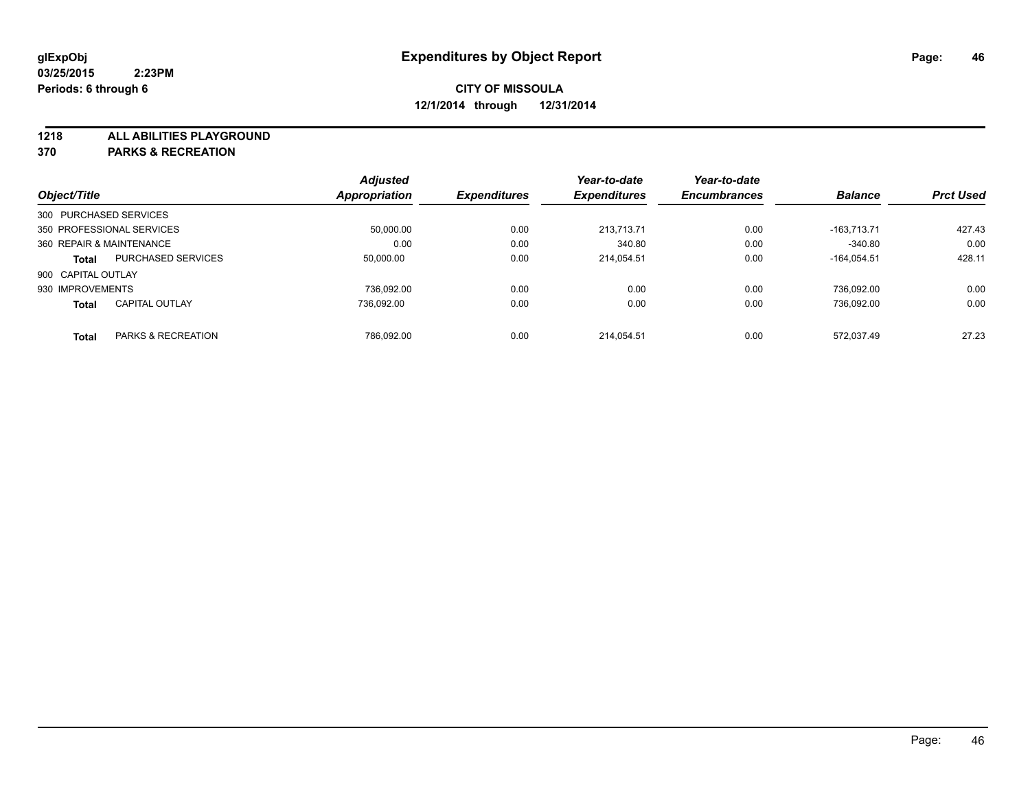**CITY OF MISSOULA**

**12/1/2014 through 12/31/2014**

**1218 ALL ABILITIES PLAYGROUND**

**370 PARKS & RECREATION**

| Object/Title | | Adjusted Appropriation | Expenditures | Year-to-date Expenditures | Year-to-date Encumbrances | Balance | Prct Used |
|---|---|---|---|---|---|---|---|
| 300 PURCHASED SERVICES | | | | | | | |
| 350 PROFESSIONAL SERVICES | | 50,000.00 | 0.00 | 213,713.71 | 0.00 | -163,713.71 | 427.43 |
| 360 REPAIR & MAINTENANCE | | 0.00 | 0.00 | 340.80 | 0.00 | -340.80 | 0.00 |
| **Total** | PURCHASED SERVICES | 50,000.00 | 0.00 | 214,054.51 | 0.00 | -164,054.51 | 428.11 |
| 900 CAPITAL OUTLAY | | | | | | | |
| 930 IMPROVEMENTS | | 736,092.00 | 0.00 | 0.00 | 0.00 | 736,092.00 | 0.00 |
| **Total** | CAPITAL OUTLAY | 736,092.00 | 0.00 | 0.00 | 0.00 | 736,092.00 | 0.00 |
| **Total** | PARKS & RECREATION | 786,092.00 | 0.00 | 214,054.51 | 0.00 | 572,037.49 | 27.23 |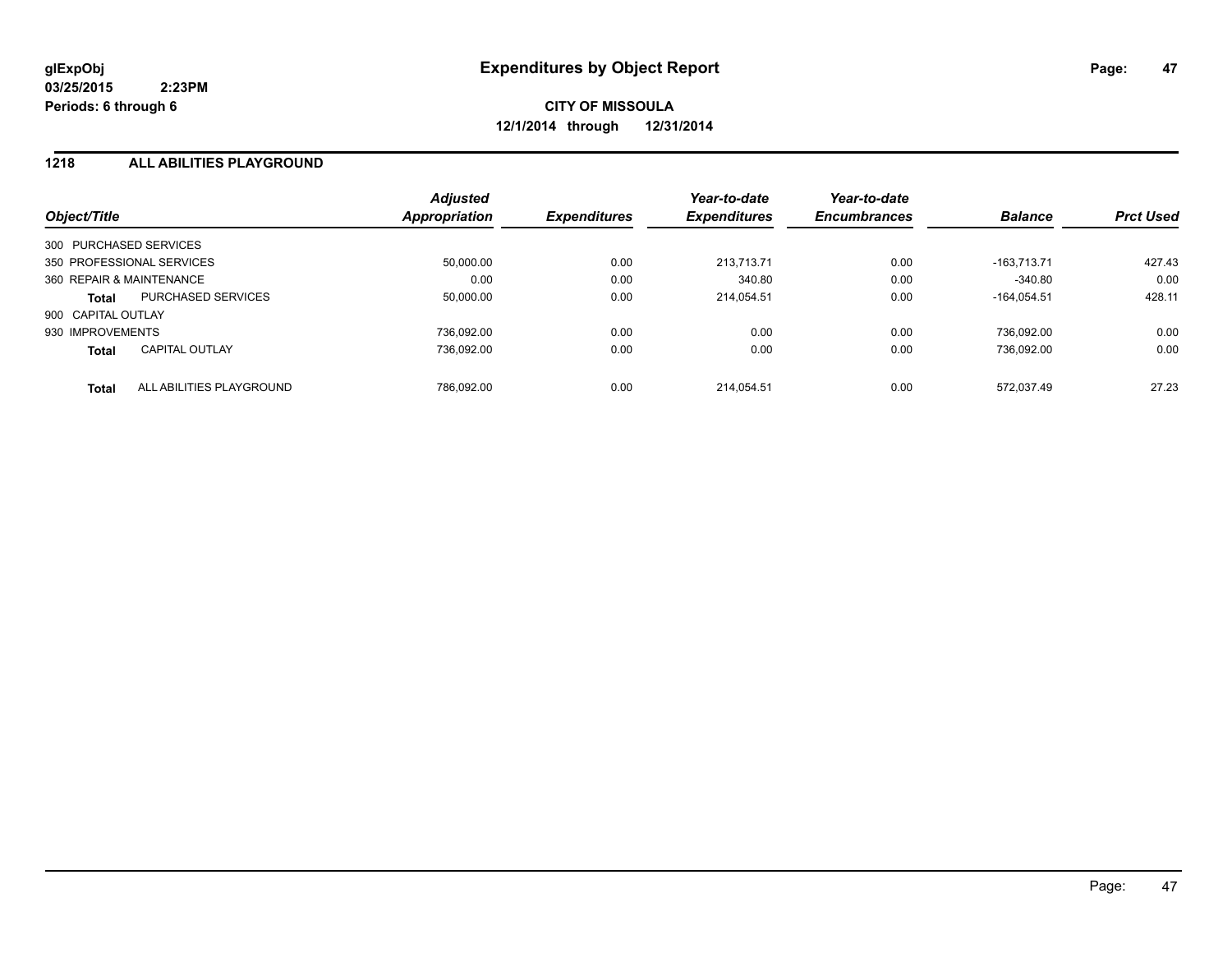**glExpObj** **Expenditures by Object Report**

**03/25/2015 2:23PM**

**Periods: 6 through 6**

**CITY OF MISSOULA**

**12/1/2014 through 12/31/2014**

## 1218 ALL ABILITIES PLAYGROUND

| Object/Title | | Adjusted Appropriation | Expenditures | Year-to-date Expenditures | Year-to-date Encumbrances | Balance | Prct Used |
|---|---|---|---|---|---|---|---|
| 300 PURCHASED SERVICES | | | | | | | |
| 350 PROFESSIONAL SERVICES | | 50,000.00 | 0.00 | 213,713.71 | 0.00 | -163,713.71 | 427.43 |
| 360 REPAIR & MAINTENANCE | | 0.00 | 0.00 | 340.80 | 0.00 | -340.80 | 0.00 |
| **Total** | PURCHASED SERVICES | 50,000.00 | 0.00 | 214,054.51 | 0.00 | -164,054.51 | 428.11 |
| 900 CAPITAL OUTLAY | | | | | | | |
| 930 IMPROVEMENTS | | 736,092.00 | 0.00 | 0.00 | 0.00 | 736,092.00 | 0.00 |
| **Total** | CAPITAL OUTLAY | 736,092.00 | 0.00 | 0.00 | 0.00 | 736,092.00 | 0.00 |
| **Total** | ALL ABILITIES PLAYGROUND | 786,092.00 | 0.00 | 214,054.51 | 0.00 | 572,037.49 | 27.23 |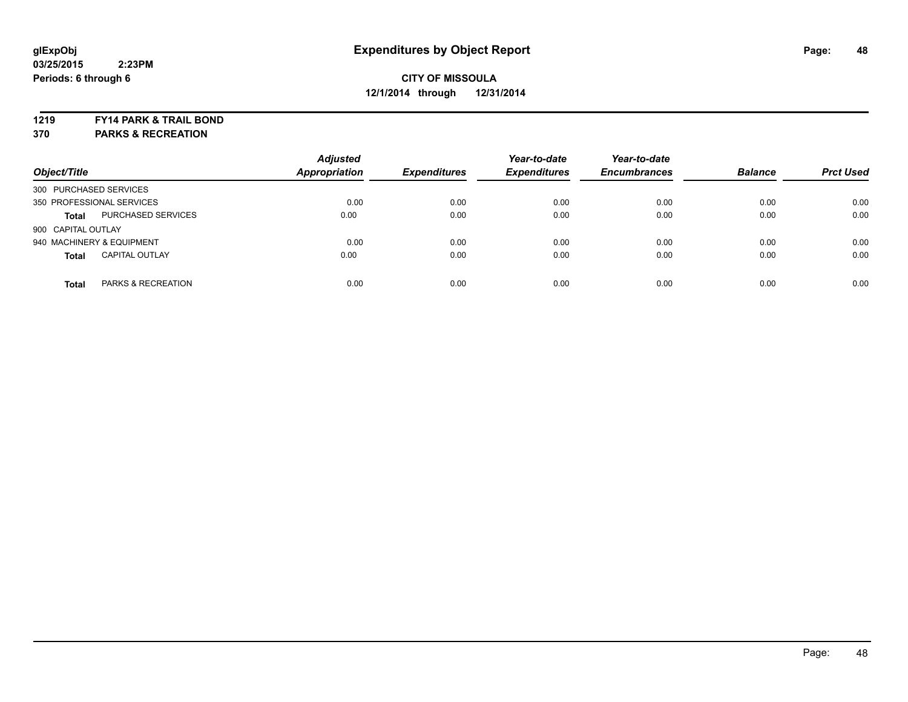**glExpObj** 
**03/25/2015 2:23PM**
**Periods: 6 through 6**

# Expenditures by Object Report

**CITY OF MISSOULA**
**12/1/2014 through 12/31/2014**

**1219 FY14 PARK & TRAIL BOND**
**370 PARKS & RECREATION**

| Object/Title | | *Adjusted Appropriation* | *Expenditures* | *Year-to-date Expenditures* | *Year-to-date Encumbrances* | *Balance* | *Prct Used* |
|---|---|---|---|---|---|---|---|
| 300 PURCHASED SERVICES | | | | | | | |
| 350 PROFESSIONAL SERVICES | | 0.00 | 0.00 | 0.00 | 0.00 | 0.00 | 0.00 |
| **Total** | PURCHASED SERVICES | 0.00 | 0.00 | 0.00 | 0.00 | 0.00 | 0.00 |
| 900 CAPITAL OUTLAY | | | | | | | |
| 940 MACHINERY & EQUIPMENT | | 0.00 | 0.00 | 0.00 | 0.00 | 0.00 | 0.00 |
| **Total** | CAPITAL OUTLAY | 0.00 | 0.00 | 0.00 | 0.00 | 0.00 | 0.00 |
| **Total** | PARKS & RECREATION | 0.00 | 0.00 | 0.00 | 0.00 | 0.00 | 0.00 |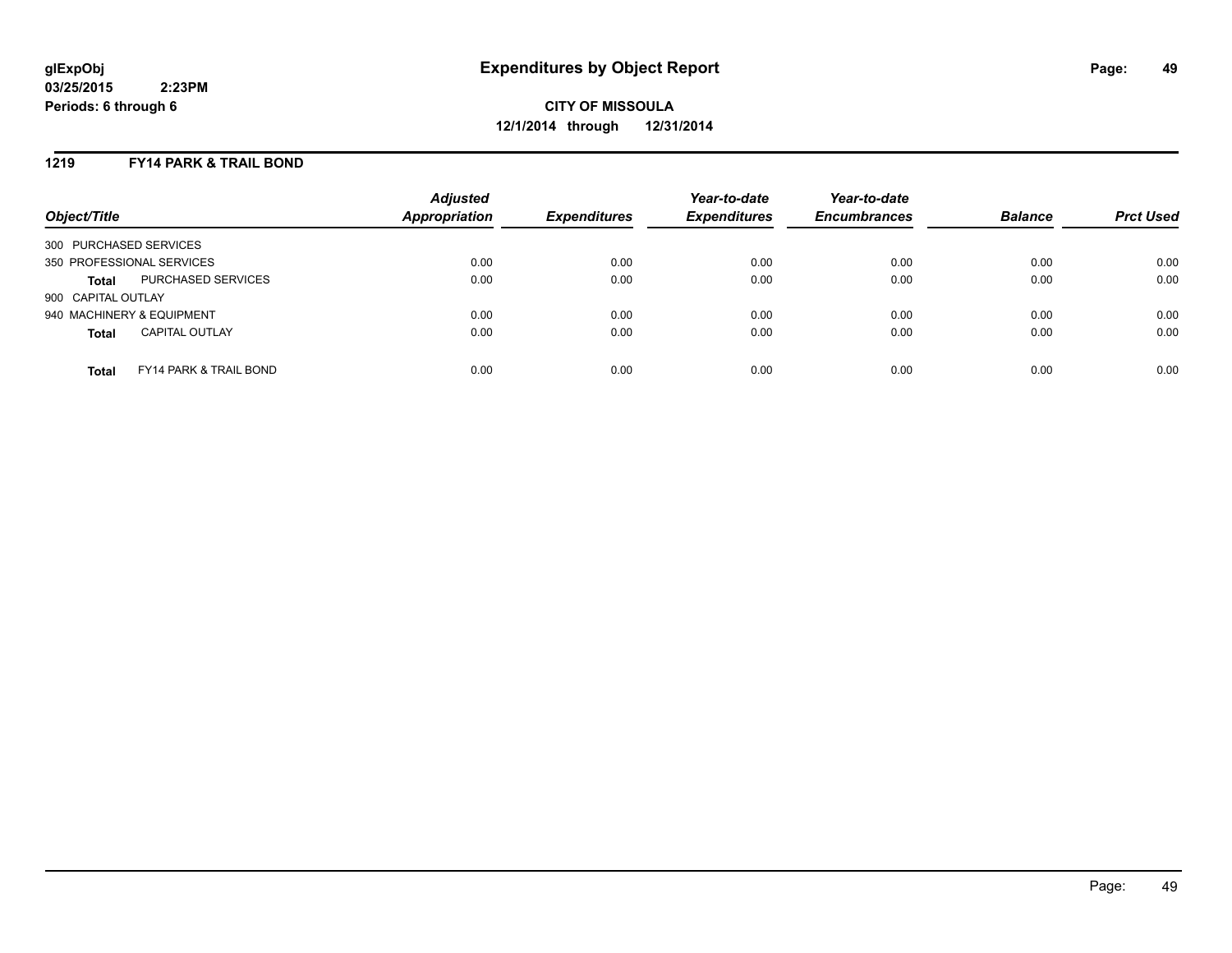**glExpObj** **Expenditures by Object Report**
**03/25/2015 2:23PM**
**Periods: 6 through 6**

**CITY OF MISSOULA**
**12/1/2014 through 12/31/2014**

## 1219 FY14 PARK & TRAIL BOND

| Object/Title | | Adjusted Appropriation | Expenditures | Year-to-date Expenditures | Year-to-date Encumbrances | Balance | Prct Used |
|---|---|---|---|---|---|---|---|
| 300 PURCHASED SERVICES | | | | | | | |
| 350 PROFESSIONAL SERVICES | | 0.00 | 0.00 | 0.00 | 0.00 | 0.00 | 0.00 |
| **Total** | PURCHASED SERVICES | 0.00 | 0.00 | 0.00 | 0.00 | 0.00 | 0.00 |
| 900 CAPITAL OUTLAY | | | | | | | |
| 940 MACHINERY & EQUIPMENT | | 0.00 | 0.00 | 0.00 | 0.00 | 0.00 | 0.00 |
| **Total** | CAPITAL OUTLAY | 0.00 | 0.00 | 0.00 | 0.00 | 0.00 | 0.00 |
| **Total** | FY14 PARK & TRAIL BOND | 0.00 | 0.00 | 0.00 | 0.00 | 0.00 | 0.00 |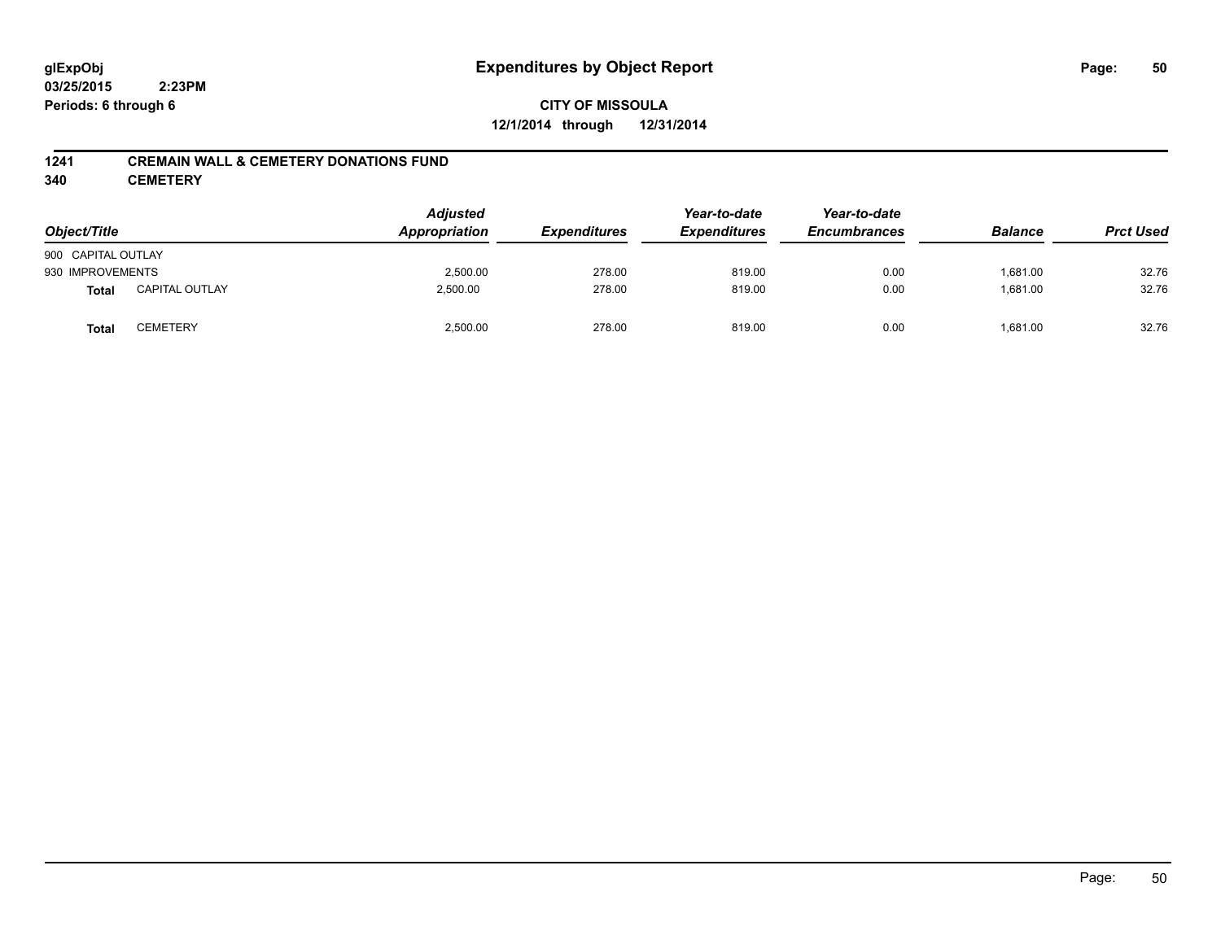**glExpObj** **Expenditures by Object Report**
**03/25/2015 2:23PM**
**Periods: 6 through 6**

**CITY OF MISSOULA**
**12/1/2014 through 12/31/2014**

**1241 CREMAIN WALL & CEMETERY DONATIONS FUND**
**340 CEMETERY**

| Object/Title | | Adjusted Appropriation | Expenditures | Year-to-date Expenditures | Year-to-date Encumbrances | Balance | Prct Used |
|---|---|---|---|---|---|---|---|
| 900 CAPITAL OUTLAY | | | | | | | |
| 930 IMPROVEMENTS | | 2,500.00 | 278.00 | 819.00 | 0.00 | 1,681.00 | 32.76 |
| **Total** | CAPITAL OUTLAY | 2,500.00 | 278.00 | 819.00 | 0.00 | 1,681.00 | 32.76 |
| **Total** | CEMETERY | 2,500.00 | 278.00 | 819.00 | 0.00 | 1,681.00 | 32.76 |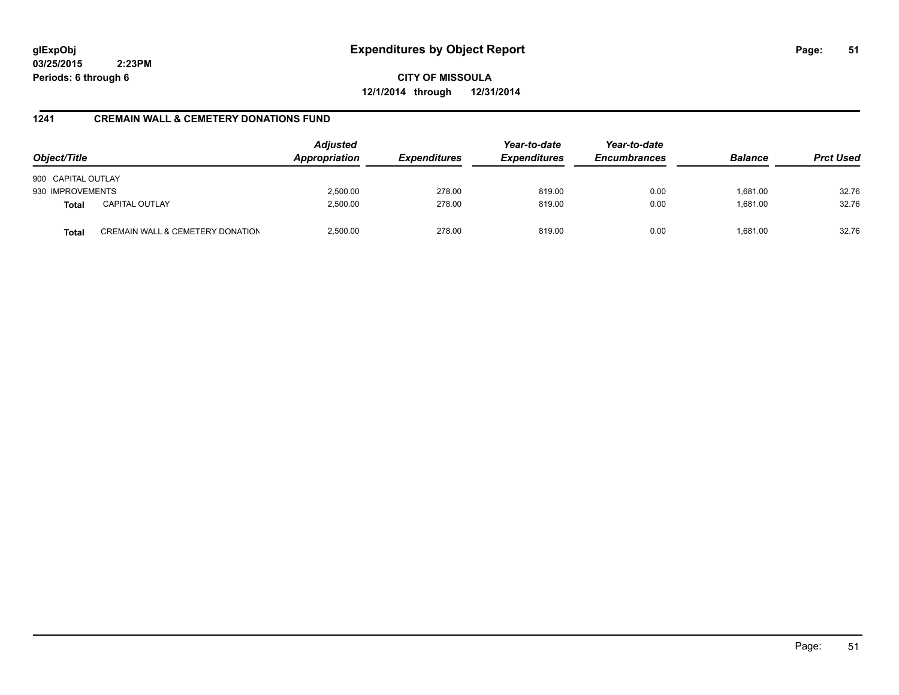**glExpObj**
**03/25/2015 2:23PM**
**Periods: 6 through 6**

# Expenditures by Object Report

**CITY OF MISSOULA**
**12/1/2014 through 12/31/2014**

## 1241 CREMAIN WALL & CEMETERY DONATIONS FUND

| Object/Title | | Adjusted Appropriation | Expenditures | Year-to-date Expenditures | Year-to-date Encumbrances | Balance | Prct Used |
|---|---|---|---|---|---|---|---|
| 900 CAPITAL OUTLAY | | | | | | | |
| 930 IMPROVEMENTS | | 2,500.00 | 278.00 | 819.00 | 0.00 | 1,681.00 | 32.76 |
| **Total** | CAPITAL OUTLAY | 2,500.00 | 278.00 | 819.00 | 0.00 | 1,681.00 | 32.76 |
| **Total** | CREMAIN WALL & CEMETERY DONATION | 2,500.00 | 278.00 | 819.00 | 0.00 | 1,681.00 | 32.76 |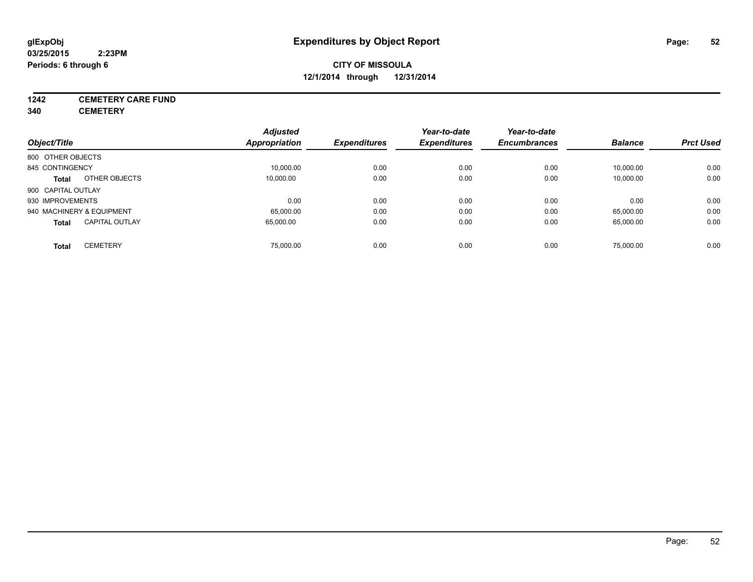glExpObj
03/25/2015 2:23PM
Periods: 6 through 6

# Expenditures by Object Report

**CITY OF MISSOULA**
**12/1/2014 through 12/31/2014**

**1242 CEMETERY CARE FUND**
**340 CEMETERY**

| Object/Title | | Adjusted Appropriation | Expenditures | Year-to-date Expenditures | Year-to-date Encumbrances | Balance | Prct Used |
|---|---|---|---|---|---|---|---|
| 800 OTHER OBJECTS | | | | | | | |
| 845 CONTINGENCY | | 10,000.00 | 0.00 | 0.00 | 0.00 | 10,000.00 | 0.00 |
| **Total** | OTHER OBJECTS | 10,000.00 | 0.00 | 0.00 | 0.00 | 10,000.00 | 0.00 |
| 900 CAPITAL OUTLAY | | | | | | | |
| 930 IMPROVEMENTS | | 0.00 | 0.00 | 0.00 | 0.00 | 0.00 | 0.00 |
| 940 MACHINERY & EQUIPMENT | | 65,000.00 | 0.00 | 0.00 | 0.00 | 65,000.00 | 0.00 |
| **Total** | CAPITAL OUTLAY | 65,000.00 | 0.00 | 0.00 | 0.00 | 65,000.00 | 0.00 |
| **Total** | CEMETERY | 75,000.00 | 0.00 | 0.00 | 0.00 | 75,000.00 | 0.00 |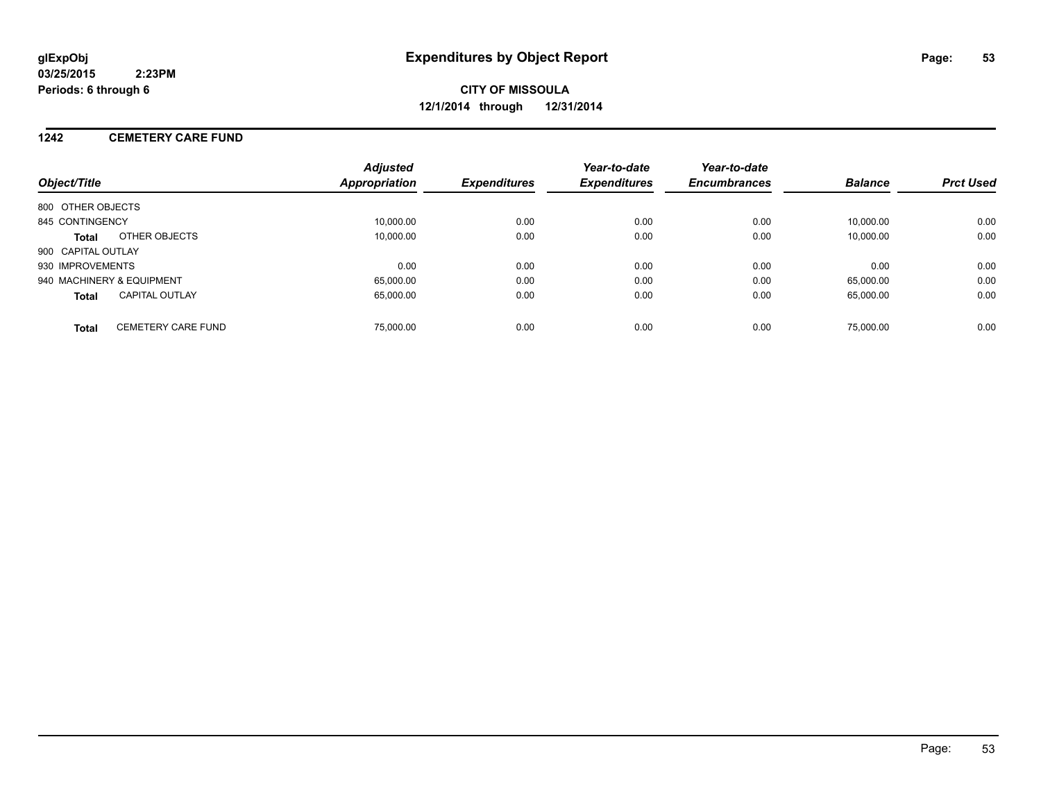**glExpObj**
**03/25/2015 2:23PM**
**Periods: 6 through 6**

# Expenditures by Object Report

**CITY OF MISSOULA**
**12/1/2014 through 12/31/2014**

## 1242 CEMETERY CARE FUND

| Object/Title | | *Adjusted Appropriation* | *Expenditures* | *Year-to-date Expenditures* | *Year-to-date Encumbrances* | *Balance* | *Prct Used* |
|---|---|---|---|---|---|---|---|
| 800 OTHER OBJECTS | | | | | | | |
| 845 CONTINGENCY | | 10,000.00 | 0.00 | 0.00 | 0.00 | 10,000.00 | 0.00 |
| **Total** | OTHER OBJECTS | 10,000.00 | 0.00 | 0.00 | 0.00 | 10,000.00 | 0.00 |
| 900 CAPITAL OUTLAY | | | | | | | |
| 930 IMPROVEMENTS | | 0.00 | 0.00 | 0.00 | 0.00 | 0.00 | 0.00 |
| 940 MACHINERY & EQUIPMENT | | 65,000.00 | 0.00 | 0.00 | 0.00 | 65,000.00 | 0.00 |
| **Total** | CAPITAL OUTLAY | 65,000.00 | 0.00 | 0.00 | 0.00 | 65,000.00 | 0.00 |
| **Total** | CEMETERY CARE FUND | 75,000.00 | 0.00 | 0.00 | 0.00 | 75,000.00 | 0.00 |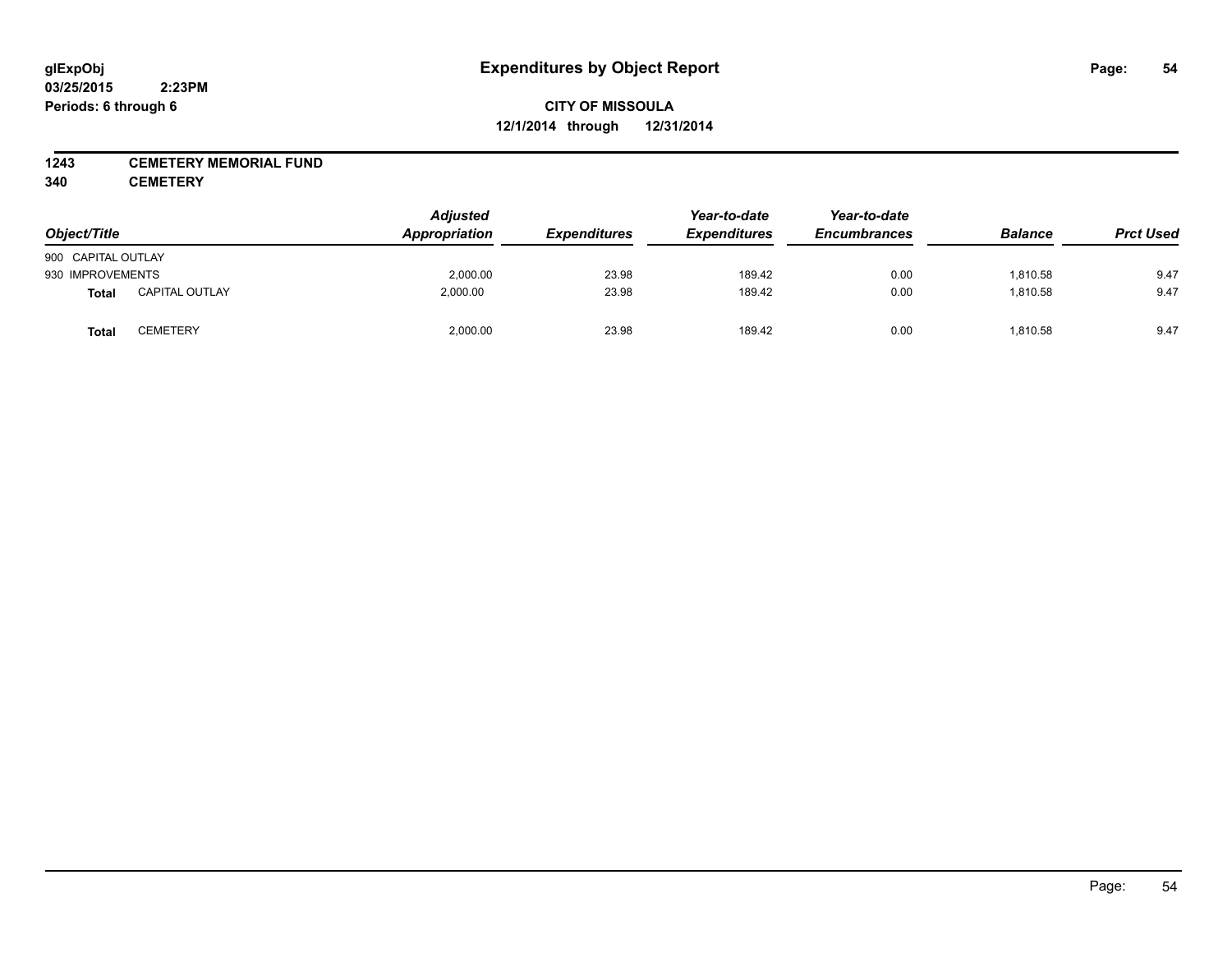**glExpObj**
**03/25/2015 2:23PM**
**Periods: 6 through 6**

# Expenditures by Object Report

**CITY OF MISSOULA**
**12/1/2014 through 12/31/2014**

**1243 CEMETERY MEMORIAL FUND**
**340 CEMETERY**

| Object/Title | | Adjusted Appropriation | Expenditures | Year-to-date Expenditures | Year-to-date Encumbrances | Balance | Prct Used |
|---|---|---|---|---|---|---|---|
| 900 CAPITAL OUTLAY | | | | | | | |
| 930 IMPROVEMENTS | | 2,000.00 | 23.98 | 189.42 | 0.00 | 1,810.58 | 9.47 |
| **Total** | CAPITAL OUTLAY | 2,000.00 | 23.98 | 189.42 | 0.00 | 1,810.58 | 9.47 |
| **Total** | CEMETERY | 2,000.00 | 23.98 | 189.42 | 0.00 | 1,810.58 | 9.47 |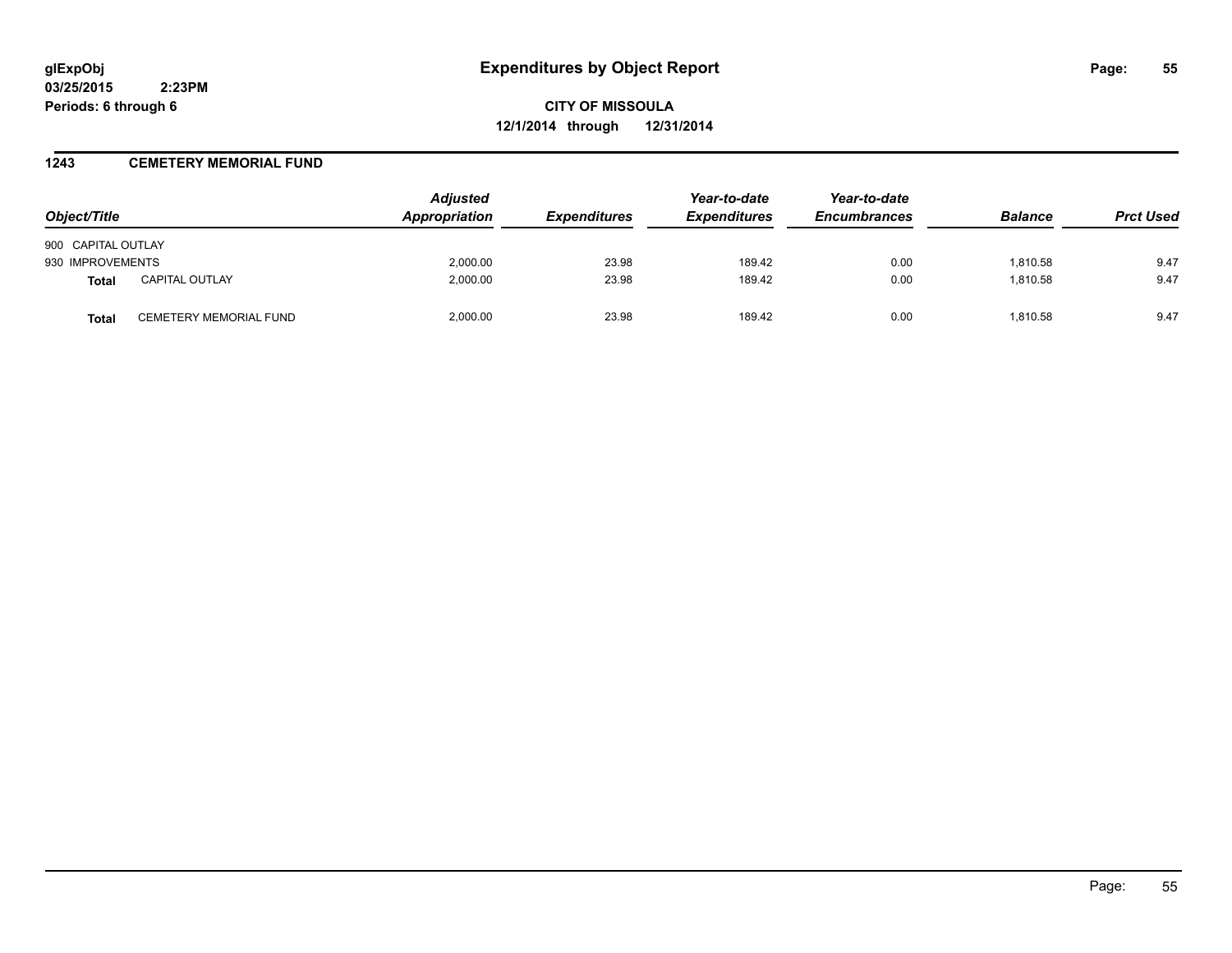glExpObj
03/25/2015 2:23PM
Periods: 6 through 6

# Expenditures by Object Report

**CITY OF MISSOULA**
**12/1/2014 through 12/31/2014**

## 1243 CEMETERY MEMORIAL FUND

| Object/Title | | Adjusted Appropriation | Expenditures | Year-to-date Expenditures | Year-to-date Encumbrances | Balance | Prct Used |
|---|---|---|---|---|---|---|---|
| 900 CAPITAL OUTLAY | | | | | | | |
| 930 IMPROVEMENTS | | 2,000.00 | 23.98 | 189.42 | 0.00 | 1,810.58 | 9.47 |
| **Total** | CAPITAL OUTLAY | 2,000.00 | 23.98 | 189.42 | 0.00 | 1,810.58 | 9.47 |
| **Total** | CEMETERY MEMORIAL FUND | 2,000.00 | 23.98 | 189.42 | 0.00 | 1,810.58 | 9.47 |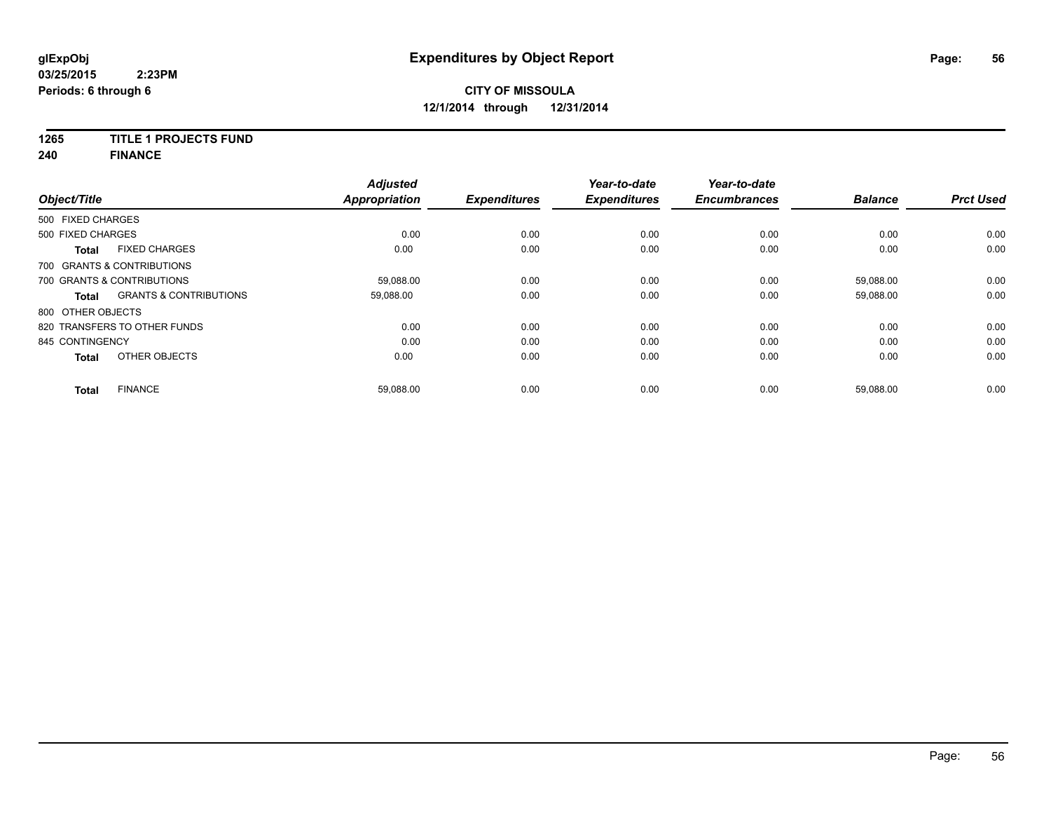**glExpObj**
**03/25/2015 2:23PM**
**Periods: 6 through 6**

# Expenditures by Object Report

**CITY OF MISSOULA**
**12/1/2014 through 12/31/2014**

**1265 TITLE 1 PROJECTS FUND**
**240 FINANCE**

| Object/Title | Adjusted Appropriation | Expenditures | Year-to-date Expenditures | Year-to-date Encumbrances | Balance | Prct Used |
|---|---|---|---|---|---|---|
| 500 FIXED CHARGES | | | | | | |
| 500 FIXED CHARGES | 0.00 | 0.00 | 0.00 | 0.00 | 0.00 | 0.00 |
| **Total** FIXED CHARGES | 0.00 | 0.00 | 0.00 | 0.00 | 0.00 | 0.00 |
| 700 GRANTS & CONTRIBUTIONS | | | | | | |
| 700 GRANTS & CONTRIBUTIONS | 59,088.00 | 0.00 | 0.00 | 0.00 | 59,088.00 | 0.00 |
| **Total** GRANTS & CONTRIBUTIONS | 59,088.00 | 0.00 | 0.00 | 0.00 | 59,088.00 | 0.00 |
| 800 OTHER OBJECTS | | | | | | |
| 820 TRANSFERS TO OTHER FUNDS | 0.00 | 0.00 | 0.00 | 0.00 | 0.00 | 0.00 |
| 845 CONTINGENCY | 0.00 | 0.00 | 0.00 | 0.00 | 0.00 | 0.00 |
| **Total** OTHER OBJECTS | 0.00 | 0.00 | 0.00 | 0.00 | 0.00 | 0.00 |
| **Total** FINANCE | 59,088.00 | 0.00 | 0.00 | 0.00 | 59,088.00 | 0.00 |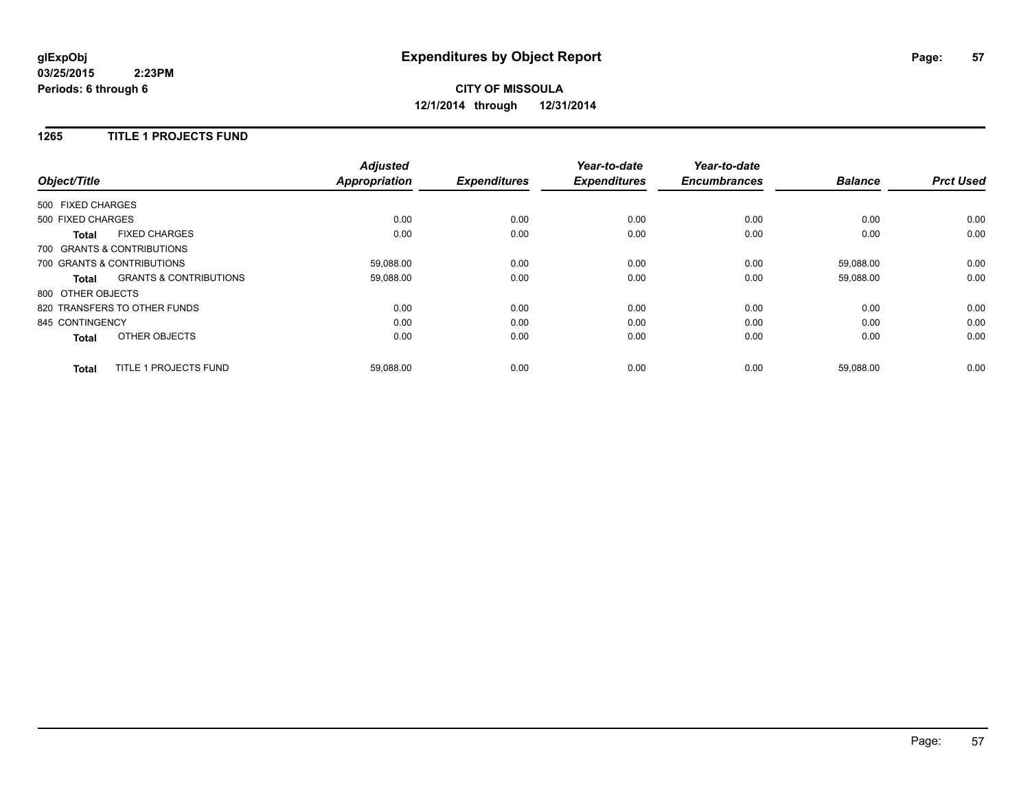**glExpObj**
**03/25/2015 2:23PM**
**Periods: 6 through 6**

# Expenditures by Object Report

**CITY OF MISSOULA**
**12/1/2014 through 12/31/2014**

## 1265 TITLE 1 PROJECTS FUND

| Object/Title | | *Adjusted Appropriation* | *Expenditures* | *Year-to-date Expenditures* | *Year-to-date Encumbrances* | *Balance* | *Prct Used* |
|---|---|---|---|---|---|---|---|
| 500 FIXED CHARGES | | | | | | | |
| 500 FIXED CHARGES | | 0.00 | 0.00 | 0.00 | 0.00 | 0.00 | 0.00 |
| **Total** | FIXED CHARGES | 0.00 | 0.00 | 0.00 | 0.00 | 0.00 | 0.00 |
| 700 GRANTS & CONTRIBUTIONS | | | | | | | |
| 700 GRANTS & CONTRIBUTIONS | | 59,088.00 | 0.00 | 0.00 | 0.00 | 59,088.00 | 0.00 |
| **Total** | GRANTS & CONTRIBUTIONS | 59,088.00 | 0.00 | 0.00 | 0.00 | 59,088.00 | 0.00 |
| 800 OTHER OBJECTS | | | | | | | |
| 820 TRANSFERS TO OTHER FUNDS | | 0.00 | 0.00 | 0.00 | 0.00 | 0.00 | 0.00 |
| 845 CONTINGENCY | | 0.00 | 0.00 | 0.00 | 0.00 | 0.00 | 0.00 |
| **Total** | OTHER OBJECTS | 0.00 | 0.00 | 0.00 | 0.00 | 0.00 | 0.00 |
| **Total** | TITLE 1 PROJECTS FUND | 59,088.00 | 0.00 | 0.00 | 0.00 | 59,088.00 | 0.00 |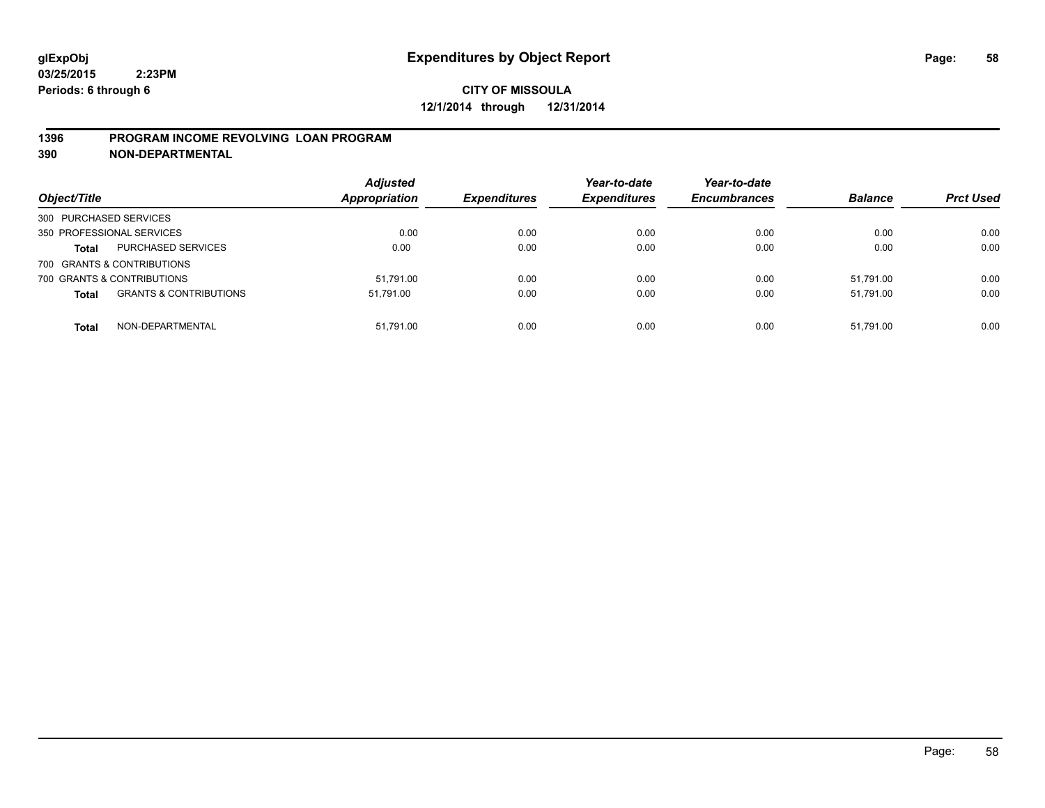**glExpObj**
**03/25/2015 2:23PM**
**Periods: 6 through 6**

# Expenditures by Object Report

**CITY OF MISSOULA**
**12/1/2014 through 12/31/2014**

## 1396 PROGRAM INCOME REVOLVING LOAN PROGRAM
## 390 NON-DEPARTMENTAL

| Object/Title | | Adjusted Appropriation | Expenditures | Year-to-date Expenditures | Year-to-date Encumbrances | Balance | Prct Used |
|---|---|---|---|---|---|---|---|
| 300 PURCHASED SERVICES | | | | | | | |
| 350 PROFESSIONAL SERVICES | | 0.00 | 0.00 | 0.00 | 0.00 | 0.00 | 0.00 |
| **Total** | PURCHASED SERVICES | 0.00 | 0.00 | 0.00 | 0.00 | 0.00 | 0.00 |
| 700 GRANTS & CONTRIBUTIONS | | | | | | | |
| 700 GRANTS & CONTRIBUTIONS | | 51,791.00 | 0.00 | 0.00 | 0.00 | 51,791.00 | 0.00 |
| **Total** | GRANTS & CONTRIBUTIONS | 51,791.00 | 0.00 | 0.00 | 0.00 | 51,791.00 | 0.00 |
| **Total** | NON-DEPARTMENTAL | 51,791.00 | 0.00 | 0.00 | 0.00 | 51,791.00 | 0.00 |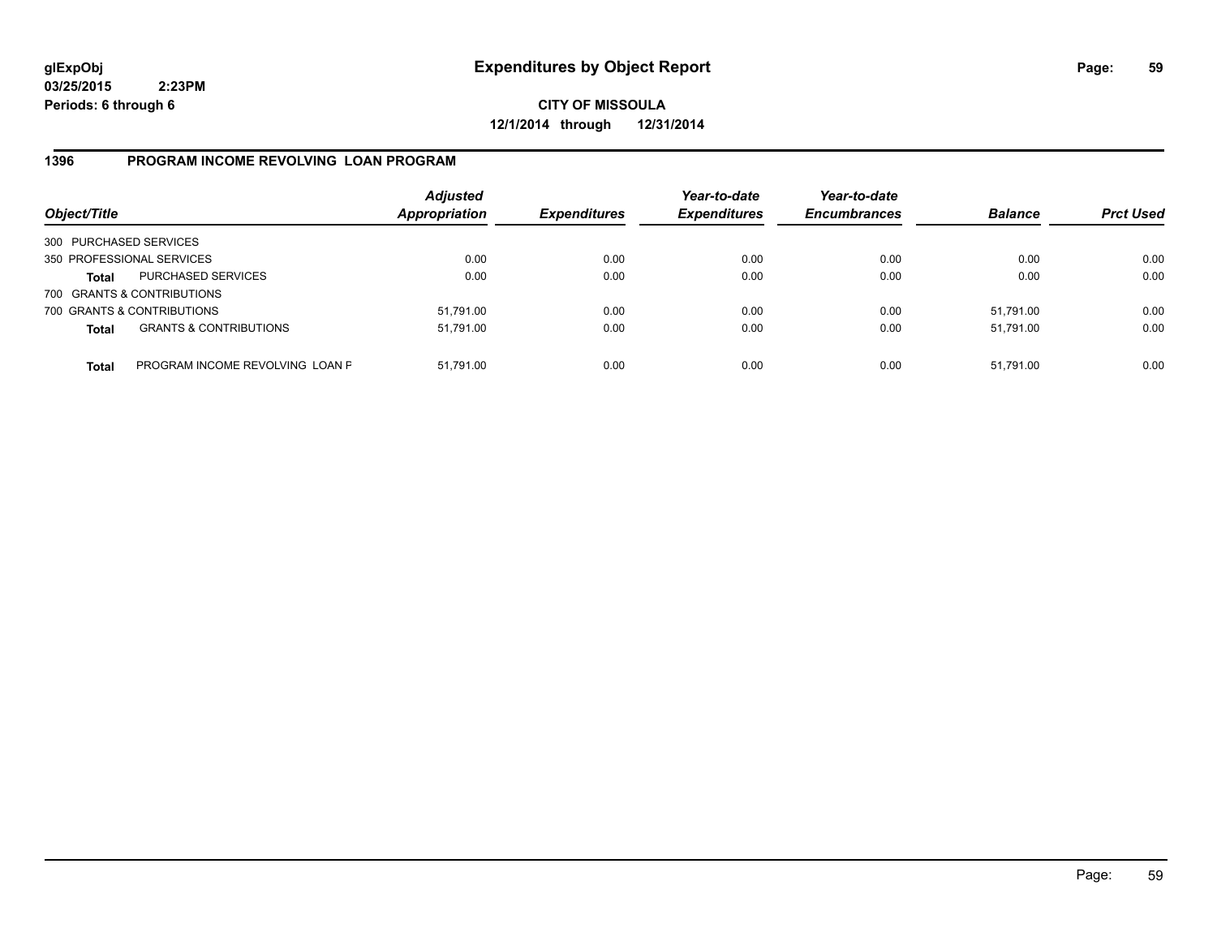**glExpObj**
**03/25/2015 2:23PM**
**Periods: 6 through 6**

# Expenditures by Object Report

**CITY OF MISSOULA**
**12/1/2014 through 12/31/2014**

## 1396 PROGRAM INCOME REVOLVING LOAN PROGRAM

| Object/Title | | Adjusted Appropriation | Expenditures | Year-to-date Expenditures | Year-to-date Encumbrances | Balance | Prct Used |
|---|---|---|---|---|---|---|---|
| 300 PURCHASED SERVICES | | | | | | | |
| 350 PROFESSIONAL SERVICES | | 0.00 | 0.00 | 0.00 | 0.00 | 0.00 | 0.00 |
| **Total** | PURCHASED SERVICES | 0.00 | 0.00 | 0.00 | 0.00 | 0.00 | 0.00 |
| 700 GRANTS & CONTRIBUTIONS | | | | | | | |
| 700 GRANTS & CONTRIBUTIONS | | 51,791.00 | 0.00 | 0.00 | 0.00 | 51,791.00 | 0.00 |
| **Total** | GRANTS & CONTRIBUTIONS | 51,791.00 | 0.00 | 0.00 | 0.00 | 51,791.00 | 0.00 |
| **Total** | PROGRAM INCOME REVOLVING LOAN F | 51,791.00 | 0.00 | 0.00 | 0.00 | 51,791.00 | 0.00 |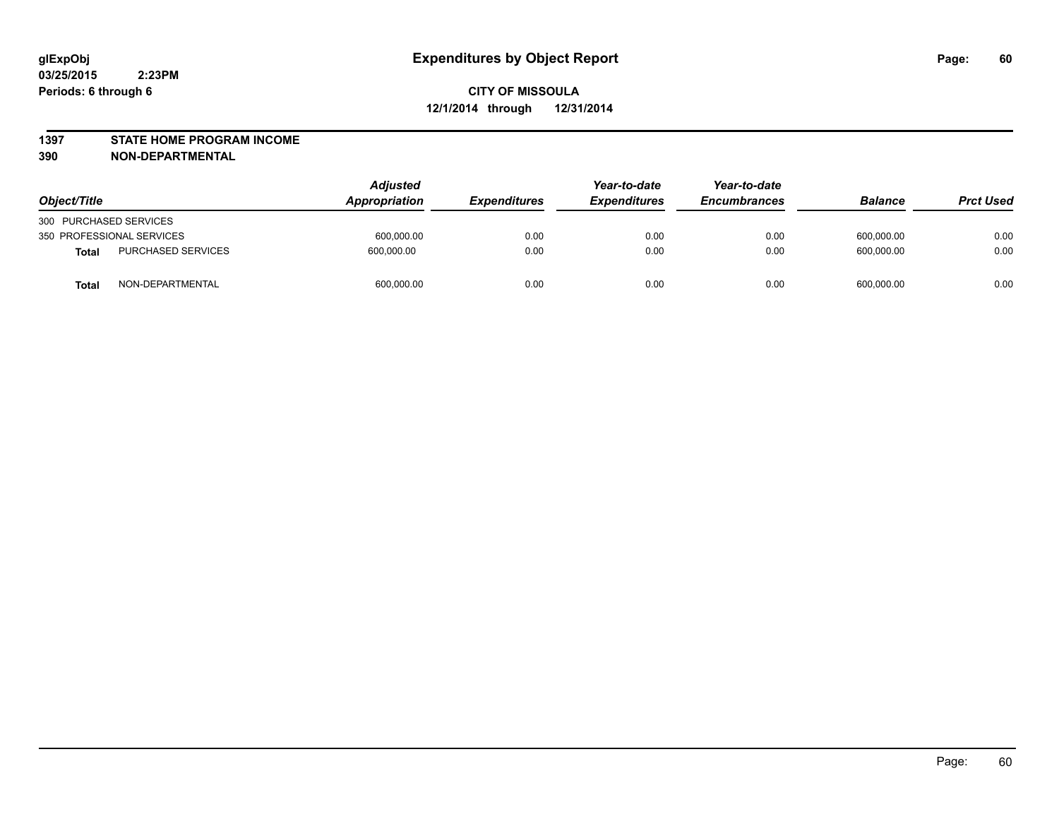**glExpObj**
**03/25/2015 2:23PM**
**Periods: 6 through 6**

# Expenditures by Object Report

**CITY OF MISSOULA**
**12/1/2014 through 12/31/2014**

**1397 STATE HOME PROGRAM INCOME**
**390 NON-DEPARTMENTAL**

| Object/Title | | Adjusted Appropriation | Expenditures | Year-to-date Expenditures | Year-to-date Encumbrances | Balance | Prct Used |
|---|---|---|---|---|---|---|---|
| 300 PURCHASED SERVICES | | | | | | | |
| 350 PROFESSIONAL SERVICES | | 600,000.00 | 0.00 | 0.00 | 0.00 | 600,000.00 | 0.00 |
| **Total** | PURCHASED SERVICES | 600,000.00 | 0.00 | 0.00 | 0.00 | 600,000.00 | 0.00 |
| **Total** | NON-DEPARTMENTAL | 600,000.00 | 0.00 | 0.00 | 0.00 | 600,000.00 | 0.00 |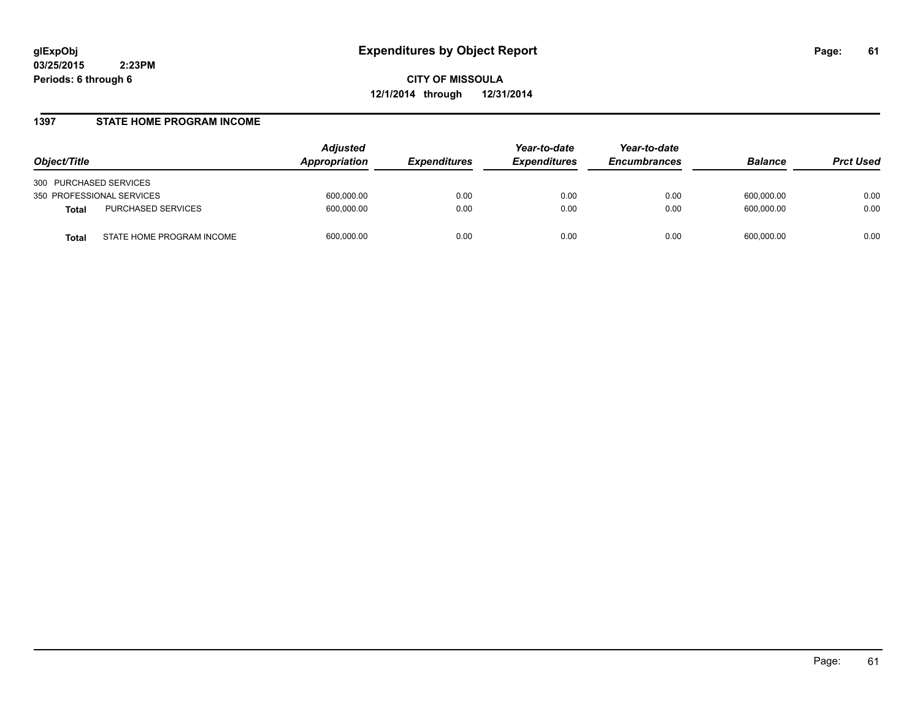**glExpObj**
**03/25/2015 2:23PM**
**Periods: 6 through 6**

# Expenditures by Object Report

**CITY OF MISSOULA**
**12/1/2014 through 12/31/2014**

## 1397 STATE HOME PROGRAM INCOME

| Object/Title | | Adjusted Appropriation | Expenditures | Year-to-date Expenditures | Year-to-date Encumbrances | Balance | Prct Used |
|---|---|---|---|---|---|---|---|
| 300 PURCHASED SERVICES | | | | | | | |
| 350 PROFESSIONAL SERVICES | | 600,000.00 | 0.00 | 0.00 | 0.00 | 600,000.00 | 0.00 |
| **Total** | PURCHASED SERVICES | 600,000.00 | 0.00 | 0.00 | 0.00 | 600,000.00 | 0.00 |
| **Total** | STATE HOME PROGRAM INCOME | 600,000.00 | 0.00 | 0.00 | 0.00 | 600,000.00 | 0.00 |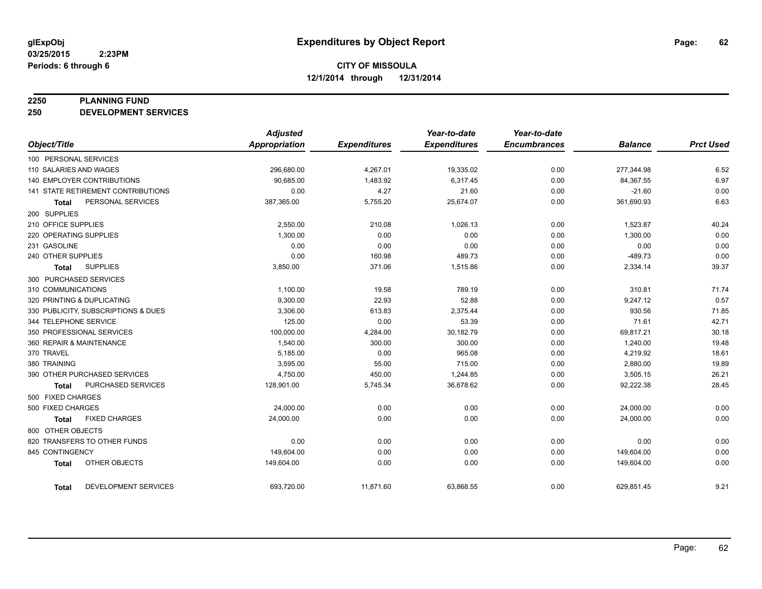**glExpObj**
**03/25/2015 2:23PM**
**Periods: 6 through 6**

# Expenditures by Object Report

**CITY OF MISSOULA**
**12/1/2014 through 12/31/2014**

## 2250 PLANNING FUND
## 250 DEVELOPMENT SERVICES

| Object/Title | Adjusted Appropriation | Expenditures | Year-to-date Expenditures | Year-to-date Encumbrances | Balance | Prct Used |
|---|---|---|---|---|---|---|
| 100 PERSONAL SERVICES | | | | | | |
| 110 SALARIES AND WAGES | 296,680.00 | 4,267.01 | 19,335.02 | 0.00 | 277,344.98 | 6.52 |
| 140 EMPLOYER CONTRIBUTIONS | 90,685.00 | 1,483.92 | 6,317.45 | 0.00 | 84,367.55 | 6.97 |
| 141 STATE RETIREMENT CONTRIBUTIONS | 0.00 | 4.27 | 21.60 | 0.00 | -21.60 | 0.00 |
| **Total** PERSONAL SERVICES | 387,365.00 | 5,755.20 | 25,674.07 | 0.00 | 361,690.93 | 6.63 |
| 200 SUPPLIES | | | | | | |
| 210 OFFICE SUPPLIES | 2,550.00 | 210.08 | 1,026.13 | 0.00 | 1,523.87 | 40.24 |
| 220 OPERATING SUPPLIES | 1,300.00 | 0.00 | 0.00 | 0.00 | 1,300.00 | 0.00 |
| 231 GASOLINE | 0.00 | 0.00 | 0.00 | 0.00 | 0.00 | 0.00 |
| 240 OTHER SUPPLIES | 0.00 | 160.98 | 489.73 | 0.00 | -489.73 | 0.00 |
| **Total** SUPPLIES | 3,850.00 | 371.06 | 1,515.86 | 0.00 | 2,334.14 | 39.37 |
| 300 PURCHASED SERVICES | | | | | | |
| 310 COMMUNICATIONS | 1,100.00 | 19.58 | 789.19 | 0.00 | 310.81 | 71.74 |
| 320 PRINTING & DUPLICATING | 9,300.00 | 22.93 | 52.88 | 0.00 | 9,247.12 | 0.57 |
| 330 PUBLICITY, SUBSCRIPTIONS & DUES | 3,306.00 | 613.83 | 2,375.44 | 0.00 | 930.56 | 71.85 |
| 344 TELEPHONE SERVICE | 125.00 | 0.00 | 53.39 | 0.00 | 71.61 | 42.71 |
| 350 PROFESSIONAL SERVICES | 100,000.00 | 4,284.00 | 30,182.79 | 0.00 | 69,817.21 | 30.18 |
| 360 REPAIR & MAINTENANCE | 1,540.00 | 300.00 | 300.00 | 0.00 | 1,240.00 | 19.48 |
| 370 TRAVEL | 5,185.00 | 0.00 | 965.08 | 0.00 | 4,219.92 | 18.61 |
| 380 TRAINING | 3,595.00 | 55.00 | 715.00 | 0.00 | 2,880.00 | 19.89 |
| 390 OTHER PURCHASED SERVICES | 4,750.00 | 450.00 | 1,244.85 | 0.00 | 3,505.15 | 26.21 |
| **Total** PURCHASED SERVICES | 128,901.00 | 5,745.34 | 36,678.62 | 0.00 | 92,222.38 | 28.45 |
| 500 FIXED CHARGES | | | | | | |
| 500 FIXED CHARGES | 24,000.00 | 0.00 | 0.00 | 0.00 | 24,000.00 | 0.00 |
| **Total** FIXED CHARGES | 24,000.00 | 0.00 | 0.00 | 0.00 | 24,000.00 | 0.00 |
| 800 OTHER OBJECTS | | | | | | |
| 820 TRANSFERS TO OTHER FUNDS | 0.00 | 0.00 | 0.00 | 0.00 | 0.00 | 0.00 |
| 845 CONTINGENCY | 149,604.00 | 0.00 | 0.00 | 0.00 | 149,604.00 | 0.00 |
| **Total** OTHER OBJECTS | 149,604.00 | 0.00 | 0.00 | 0.00 | 149,604.00 | 0.00 |
| **Total** DEVELOPMENT SERVICES | 693,720.00 | 11,871.60 | 63,868.55 | 0.00 | 629,851.45 | 9.21 |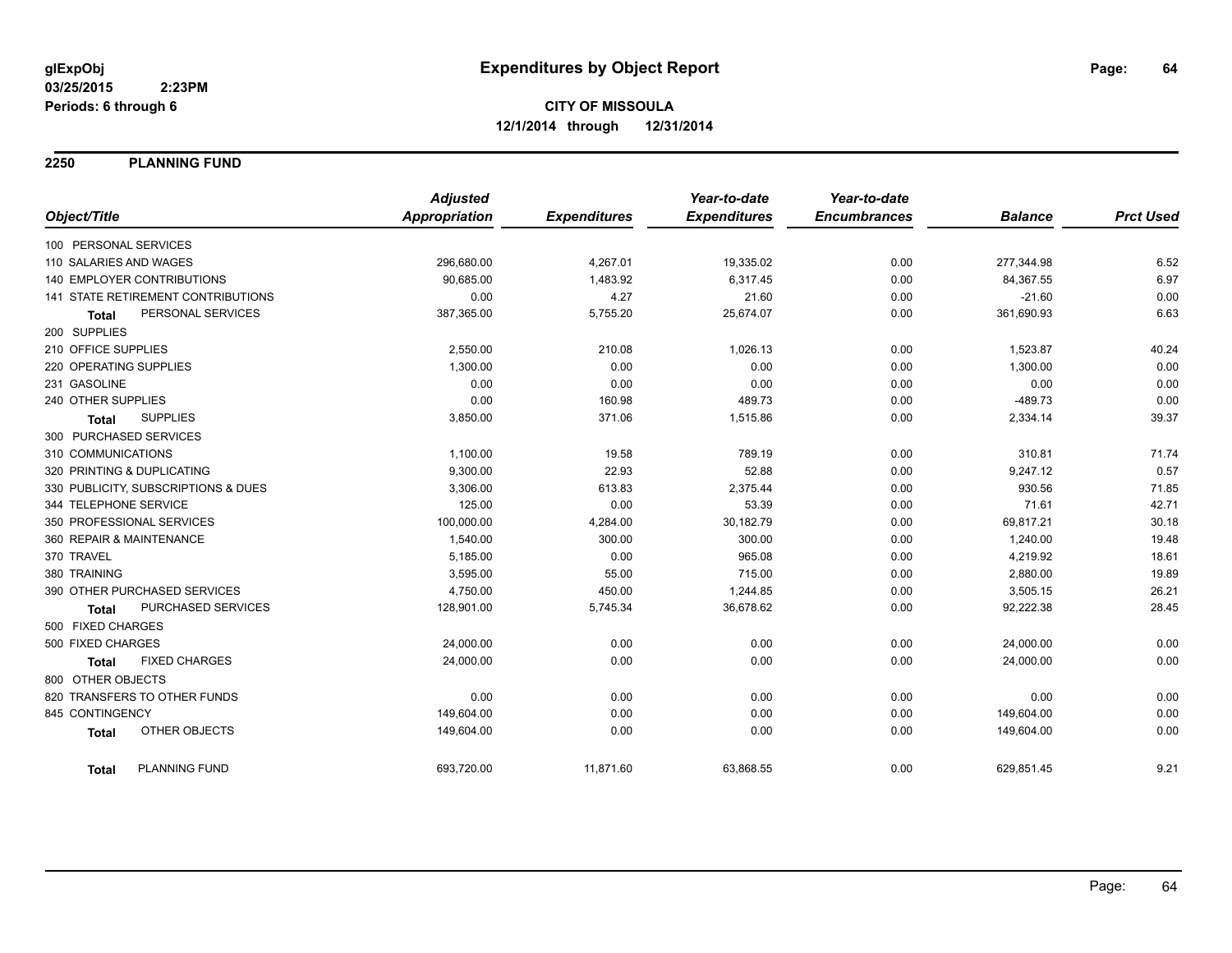**glExpObj**
**03/25/2015 2:23PM**
**Periods: 6 through 6**

# Expenditures by Object Report

**CITY OF MISSOULA**
**12/1/2014 through 12/31/2014**

## 2250 PLANNING FUND

| Object/Title | Adjusted Appropriation | Expenditures | Year-to-date Expenditures | Year-to-date Encumbrances | Balance | Prct Used |
|---|---|---|---|---|---|---|
| 100 PERSONAL SERVICES | | | | | | |
| 110 SALARIES AND WAGES | 296,680.00 | 4,267.01 | 19,335.02 | 0.00 | 277,344.98 | 6.52 |
| 140 EMPLOYER CONTRIBUTIONS | 90,685.00 | 1,483.92 | 6,317.45 | 0.00 | 84,367.55 | 6.97 |
| 141 STATE RETIREMENT CONTRIBUTIONS | 0.00 | 4.27 | 21.60 | 0.00 | -21.60 | 0.00 |
| **Total** PERSONAL SERVICES | 387,365.00 | 5,755.20 | 25,674.07 | 0.00 | 361,690.93 | 6.63 |
| 200 SUPPLIES | | | | | | |
| 210 OFFICE SUPPLIES | 2,550.00 | 210.08 | 1,026.13 | 0.00 | 1,523.87 | 40.24 |
| 220 OPERATING SUPPLIES | 1,300.00 | 0.00 | 0.00 | 0.00 | 1,300.00 | 0.00 |
| 231 GASOLINE | 0.00 | 0.00 | 0.00 | 0.00 | 0.00 | 0.00 |
| 240 OTHER SUPPLIES | 0.00 | 160.98 | 489.73 | 0.00 | -489.73 | 0.00 |
| **Total** SUPPLIES | 3,850.00 | 371.06 | 1,515.86 | 0.00 | 2,334.14 | 39.37 |
| 300 PURCHASED SERVICES | | | | | | |
| 310 COMMUNICATIONS | 1,100.00 | 19.58 | 789.19 | 0.00 | 310.81 | 71.74 |
| 320 PRINTING & DUPLICATING | 9,300.00 | 22.93 | 52.88 | 0.00 | 9,247.12 | 0.57 |
| 330 PUBLICITY, SUBSCRIPTIONS & DUES | 3,306.00 | 613.83 | 2,375.44 | 0.00 | 930.56 | 71.85 |
| 344 TELEPHONE SERVICE | 125.00 | 0.00 | 53.39 | 0.00 | 71.61 | 42.71 |
| 350 PROFESSIONAL SERVICES | 100,000.00 | 4,284.00 | 30,182.79 | 0.00 | 69,817.21 | 30.18 |
| 360 REPAIR & MAINTENANCE | 1,540.00 | 300.00 | 300.00 | 0.00 | 1,240.00 | 19.48 |
| 370 TRAVEL | 5,185.00 | 0.00 | 965.08 | 0.00 | 4,219.92 | 18.61 |
| 380 TRAINING | 3,595.00 | 55.00 | 715.00 | 0.00 | 2,880.00 | 19.89 |
| 390 OTHER PURCHASED SERVICES | 4,750.00 | 450.00 | 1,244.85 | 0.00 | 3,505.15 | 26.21 |
| **Total** PURCHASED SERVICES | 128,901.00 | 5,745.34 | 36,678.62 | 0.00 | 92,222.38 | 28.45 |
| 500 FIXED CHARGES | | | | | | |
| 500 FIXED CHARGES | 24,000.00 | 0.00 | 0.00 | 0.00 | 24,000.00 | 0.00 |
| **Total** FIXED CHARGES | 24,000.00 | 0.00 | 0.00 | 0.00 | 24,000.00 | 0.00 |
| 800 OTHER OBJECTS | | | | | | |
| 820 TRANSFERS TO OTHER FUNDS | 0.00 | 0.00 | 0.00 | 0.00 | 0.00 | 0.00 |
| 845 CONTINGENCY | 149,604.00 | 0.00 | 0.00 | 0.00 | 149,604.00 | 0.00 |
| **Total** OTHER OBJECTS | 149,604.00 | 0.00 | 0.00 | 0.00 | 149,604.00 | 0.00 |
| **Total** PLANNING FUND | 693,720.00 | 11,871.60 | 63,868.55 | 0.00 | 629,851.45 | 9.21 |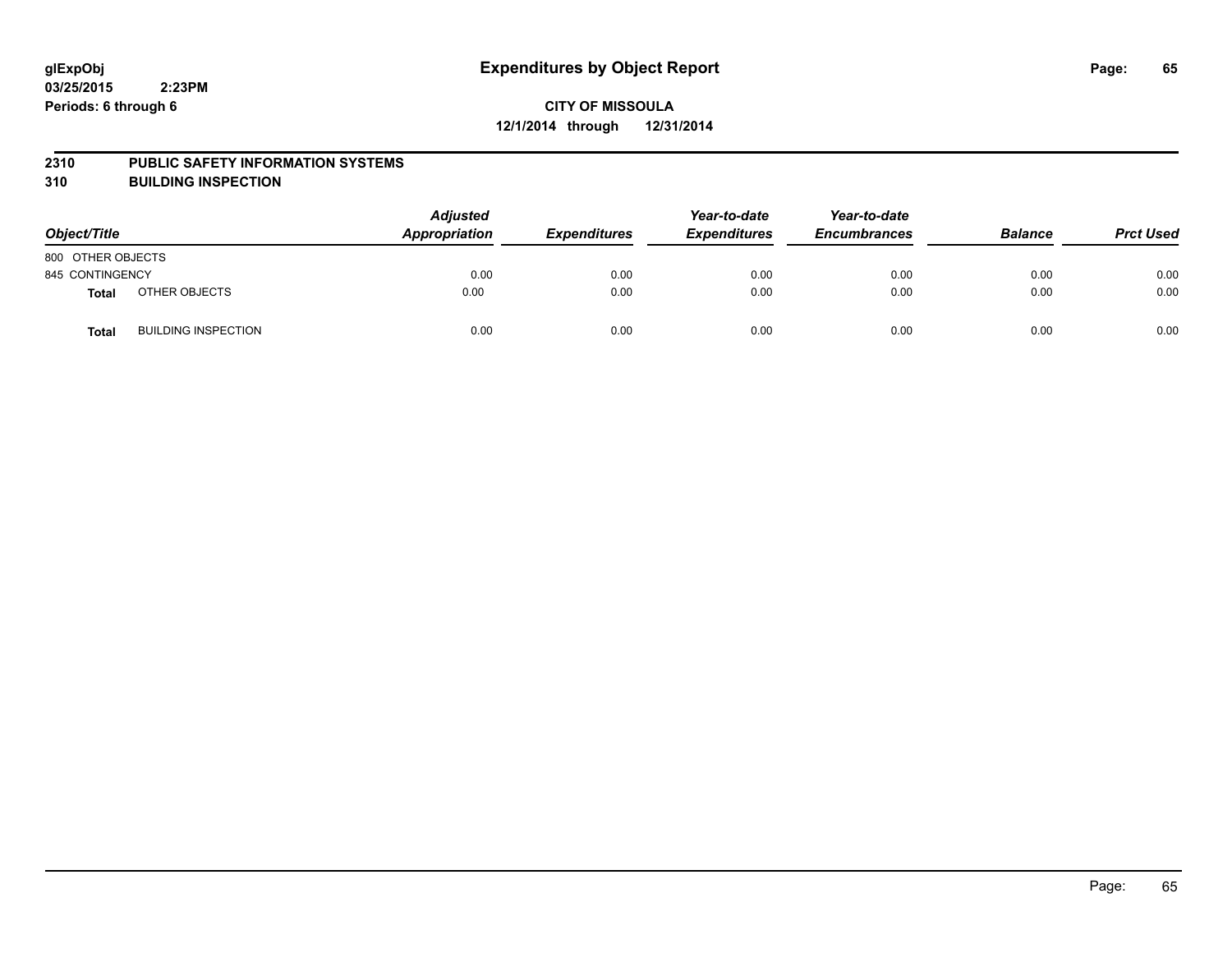**glExpObj**
**03/25/2015 2:23PM**
**Periods: 6 through 6**

# Expenditures by Object Report

**CITY OF MISSOULA**
**12/1/2014 through 12/31/2014**

## 2310 PUBLIC SAFETY INFORMATION SYSTEMS
## 310 BUILDING INSPECTION

| Object/Title | | Adjusted Appropriation | Expenditures | Year-to-date Expenditures | Year-to-date Encumbrances | Balance | Prct Used |
|---|---|---|---|---|---|---|---|
| 800 OTHER OBJECTS | | | | | | | |
| 845 CONTINGENCY | | 0.00 | 0.00 | 0.00 | 0.00 | 0.00 | 0.00 |
| **Total** | OTHER OBJECTS | 0.00 | 0.00 | 0.00 | 0.00 | 0.00 | 0.00 |
| **Total** | BUILDING INSPECTION | 0.00 | 0.00 | 0.00 | 0.00 | 0.00 | 0.00 |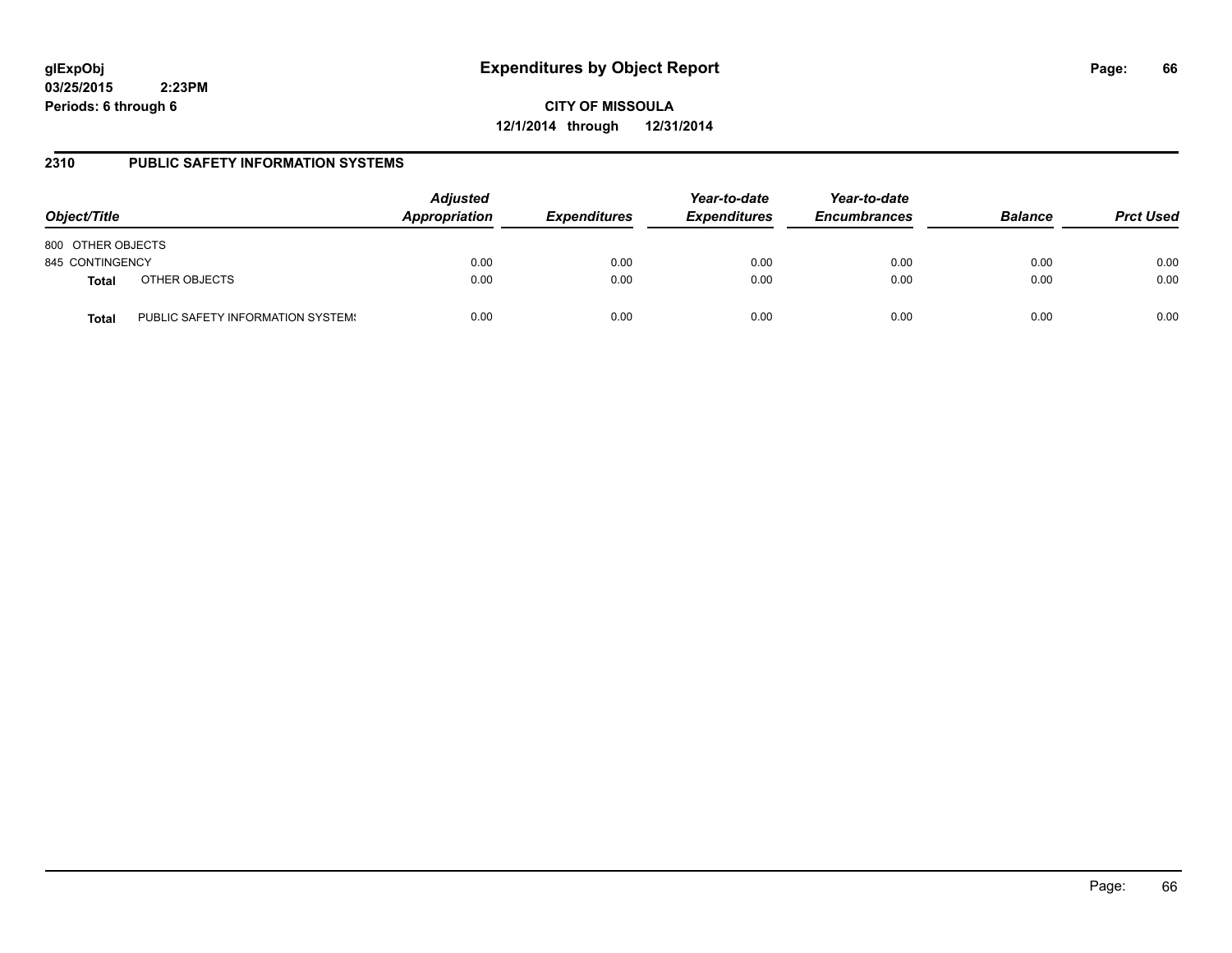**glExpObj**
**03/25/2015 2:23PM**
**Periods: 6 through 6**

# Expenditures by Object Report

**CITY OF MISSOULA**
**12/1/2014 through 12/31/2014**

## 2310 PUBLIC SAFETY INFORMATION SYSTEMS

| Object/Title | | Adjusted Appropriation | Expenditures | Year-to-date Expenditures | Year-to-date Encumbrances | Balance | Prct Used |
|---|---|---|---|---|---|---|---|
| 800 OTHER OBJECTS | | | | | | | |
| 845 CONTINGENCY | | 0.00 | 0.00 | 0.00 | 0.00 | 0.00 | 0.00 |
| **Total** | OTHER OBJECTS | 0.00 | 0.00 | 0.00 | 0.00 | 0.00 | 0.00 |
| **Total** | PUBLIC SAFETY INFORMATION SYSTEMS | 0.00 | 0.00 | 0.00 | 0.00 | 0.00 | 0.00 |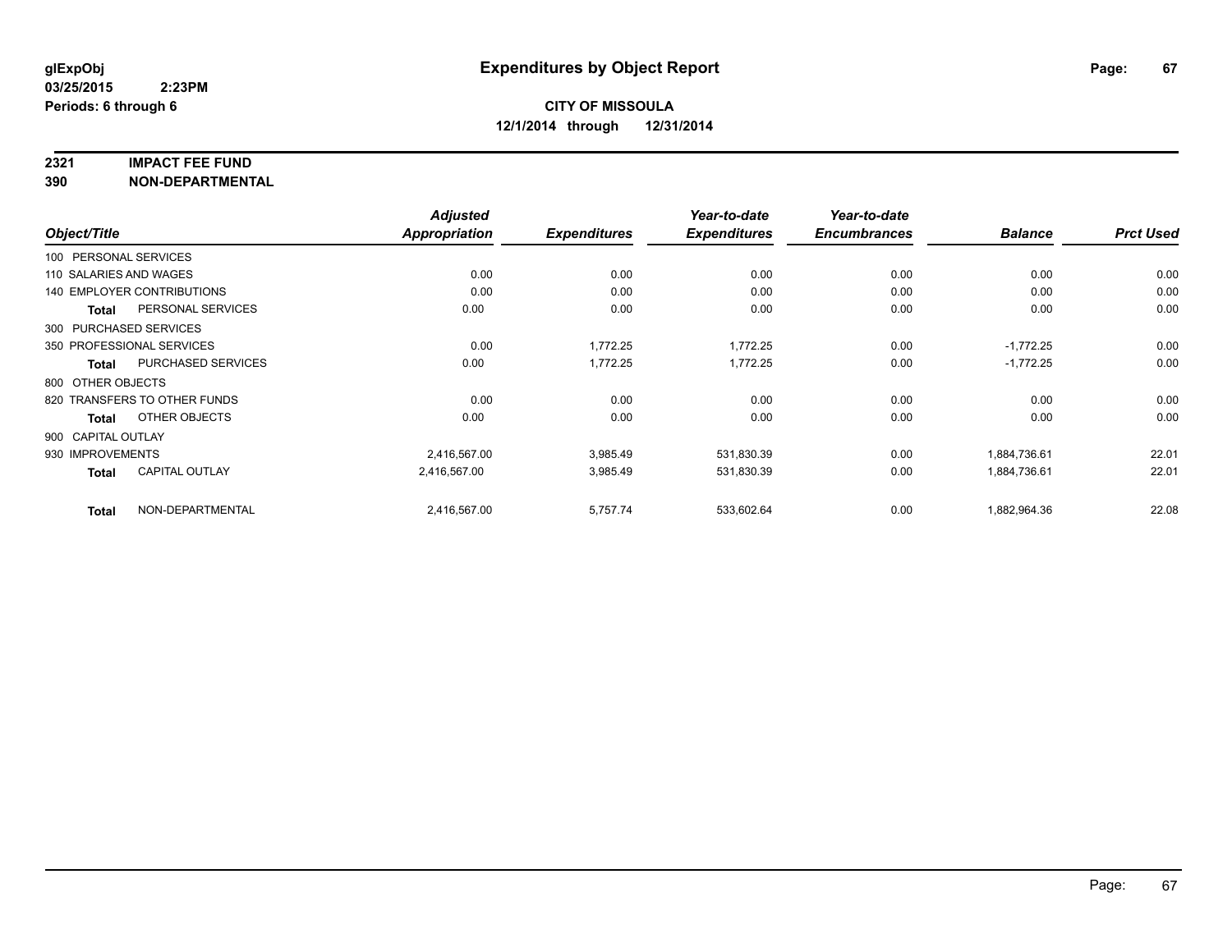**glExpObj**
**03/25/2015 2:23PM**
**Periods: 6 through 6**

# Expenditures by Object Report

**CITY OF MISSOULA**
**12/1/2014 through 12/31/2014**

**2321 IMPACT FEE FUND**
**390 NON-DEPARTMENTAL**

| Object/Title | | Adjusted Appropriation | Expenditures | Year-to-date Expenditures | Year-to-date Encumbrances | Balance | Prct Used |
|---|---|---|---|---|---|---|---|
| 100 PERSONAL SERVICES | | | | | | | |
| 110 SALARIES AND WAGES | | 0.00 | 0.00 | 0.00 | 0.00 | 0.00 | 0.00 |
| 140 EMPLOYER CONTRIBUTIONS | | 0.00 | 0.00 | 0.00 | 0.00 | 0.00 | 0.00 |
| **Total** | PERSONAL SERVICES | 0.00 | 0.00 | 0.00 | 0.00 | 0.00 | 0.00 |
| 300 PURCHASED SERVICES | | | | | | | |
| 350 PROFESSIONAL SERVICES | | 0.00 | 1,772.25 | 1,772.25 | 0.00 | -1,772.25 | 0.00 |
| **Total** | PURCHASED SERVICES | 0.00 | 1,772.25 | 1,772.25 | 0.00 | -1,772.25 | 0.00 |
| 800 OTHER OBJECTS | | | | | | | |
| 820 TRANSFERS TO OTHER FUNDS | | 0.00 | 0.00 | 0.00 | 0.00 | 0.00 | 0.00 |
| **Total** | OTHER OBJECTS | 0.00 | 0.00 | 0.00 | 0.00 | 0.00 | 0.00 |
| 900 CAPITAL OUTLAY | | | | | | | |
| 930 IMPROVEMENTS | | 2,416,567.00 | 3,985.49 | 531,830.39 | 0.00 | 1,884,736.61 | 22.01 |
| **Total** | CAPITAL OUTLAY | 2,416,567.00 | 3,985.49 | 531,830.39 | 0.00 | 1,884,736.61 | 22.01 |
| **Total** | NON-DEPARTMENTAL | 2,416,567.00 | 5,757.74 | 533,602.64 | 0.00 | 1,882,964.36 | 22.08 |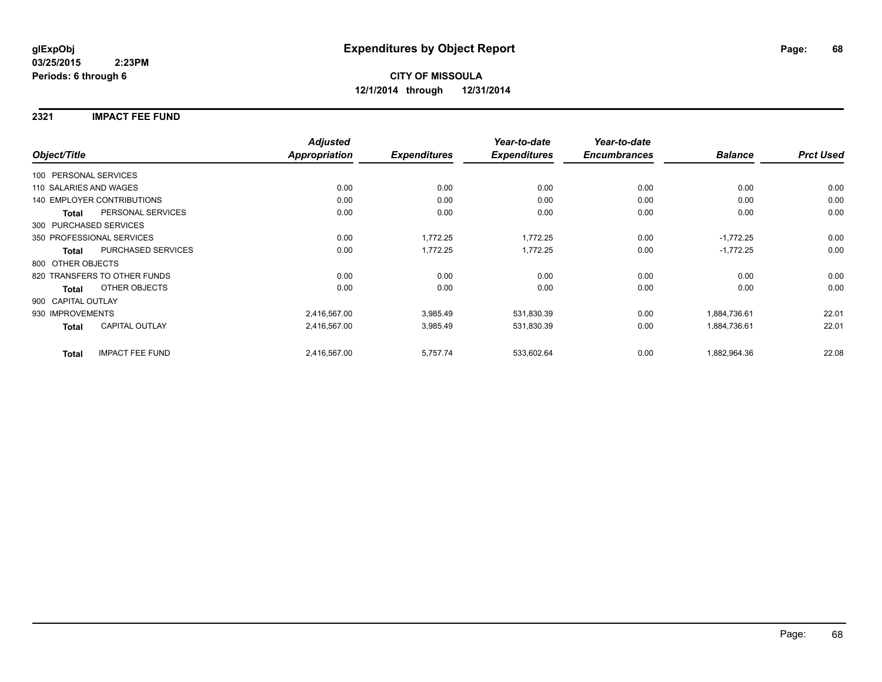# Expenditures by Object Report

glExpObj
03/25/2015 2:23PM
Periods: 6 through 6

**CITY OF MISSOULA**
**12/1/2014 through 12/31/2014**

## 2321 IMPACT FEE FUND

| Object/Title | | Adjusted Appropriation | Expenditures | Year-to-date Expenditures | Year-to-date Encumbrances | Balance | Prct Used |
|---|---|---|---|---|---|---|---|
| 100 PERSONAL SERVICES | | | | | | | |
| 110 SALARIES AND WAGES | | 0.00 | 0.00 | 0.00 | 0.00 | 0.00 | 0.00 |
| 140 EMPLOYER CONTRIBUTIONS | | 0.00 | 0.00 | 0.00 | 0.00 | 0.00 | 0.00 |
| **Total** | PERSONAL SERVICES | 0.00 | 0.00 | 0.00 | 0.00 | 0.00 | 0.00 |
| 300 PURCHASED SERVICES | | | | | | | |
| 350 PROFESSIONAL SERVICES | | 0.00 | 1,772.25 | 1,772.25 | 0.00 | -1,772.25 | 0.00 |
| **Total** | PURCHASED SERVICES | 0.00 | 1,772.25 | 1,772.25 | 0.00 | -1,772.25 | 0.00 |
| 800 OTHER OBJECTS | | | | | | | |
| 820 TRANSFERS TO OTHER FUNDS | | 0.00 | 0.00 | 0.00 | 0.00 | 0.00 | 0.00 |
| **Total** | OTHER OBJECTS | 0.00 | 0.00 | 0.00 | 0.00 | 0.00 | 0.00 |
| 900 CAPITAL OUTLAY | | | | | | | |
| 930 IMPROVEMENTS | | 2,416,567.00 | 3,985.49 | 531,830.39 | 0.00 | 1,884,736.61 | 22.01 |
| **Total** | CAPITAL OUTLAY | 2,416,567.00 | 3,985.49 | 531,830.39 | 0.00 | 1,884,736.61 | 22.01 |
| **Total** | IMPACT FEE FUND | 2,416,567.00 | 5,757.74 | 533,602.64 | 0.00 | 1,882,964.36 | 22.08 |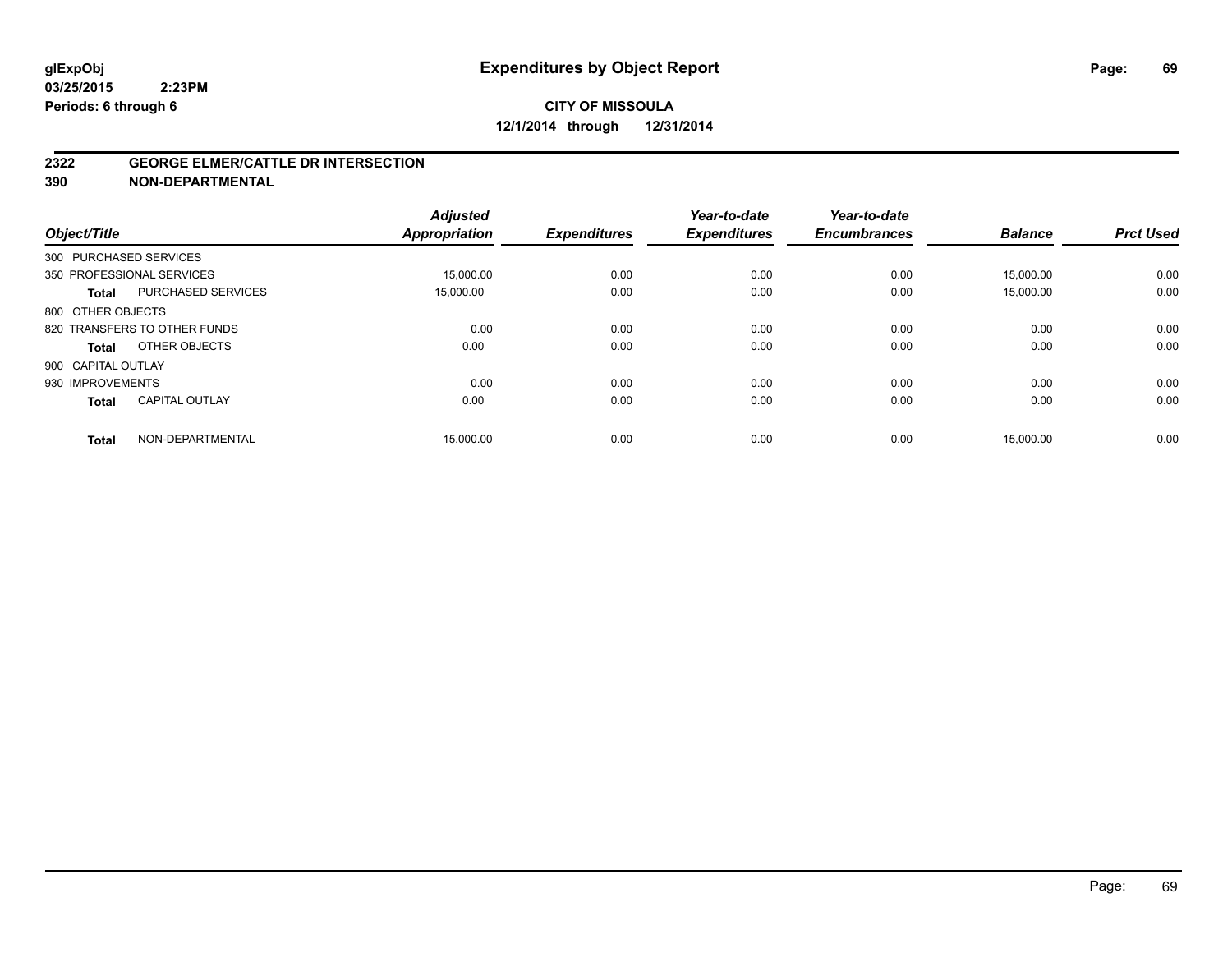**glExpObj**
**03/25/2015 2:23PM**
**Periods: 6 through 6**

# Expenditures by Object Report

**CITY OF MISSOULA**
**12/1/2014 through 12/31/2014**

**2322 GEORGE ELMER/CATTLE DR INTERSECTION**
**390 NON-DEPARTMENTAL**

| Object/Title | | Adjusted Appropriation | Expenditures | Year-to-date Expenditures | Year-to-date Encumbrances | Balance | Prct Used |
|---|---|---|---|---|---|---|---|
| 300 PURCHASED SERVICES | | | | | | | |
| 350 PROFESSIONAL SERVICES | | 15,000.00 | 0.00 | 0.00 | 0.00 | 15,000.00 | 0.00 |
| **Total** | PURCHASED SERVICES | 15,000.00 | 0.00 | 0.00 | 0.00 | 15,000.00 | 0.00 |
| 800 OTHER OBJECTS | | | | | | | |
| 820 TRANSFERS TO OTHER FUNDS | | 0.00 | 0.00 | 0.00 | 0.00 | 0.00 | 0.00 |
| **Total** | OTHER OBJECTS | 0.00 | 0.00 | 0.00 | 0.00 | 0.00 | 0.00 |
| 900 CAPITAL OUTLAY | | | | | | | |
| 930 IMPROVEMENTS | | 0.00 | 0.00 | 0.00 | 0.00 | 0.00 | 0.00 |
| **Total** | CAPITAL OUTLAY | 0.00 | 0.00 | 0.00 | 0.00 | 0.00 | 0.00 |
| **Total** | NON-DEPARTMENTAL | 15,000.00 | 0.00 | 0.00 | 0.00 | 15,000.00 | 0.00 |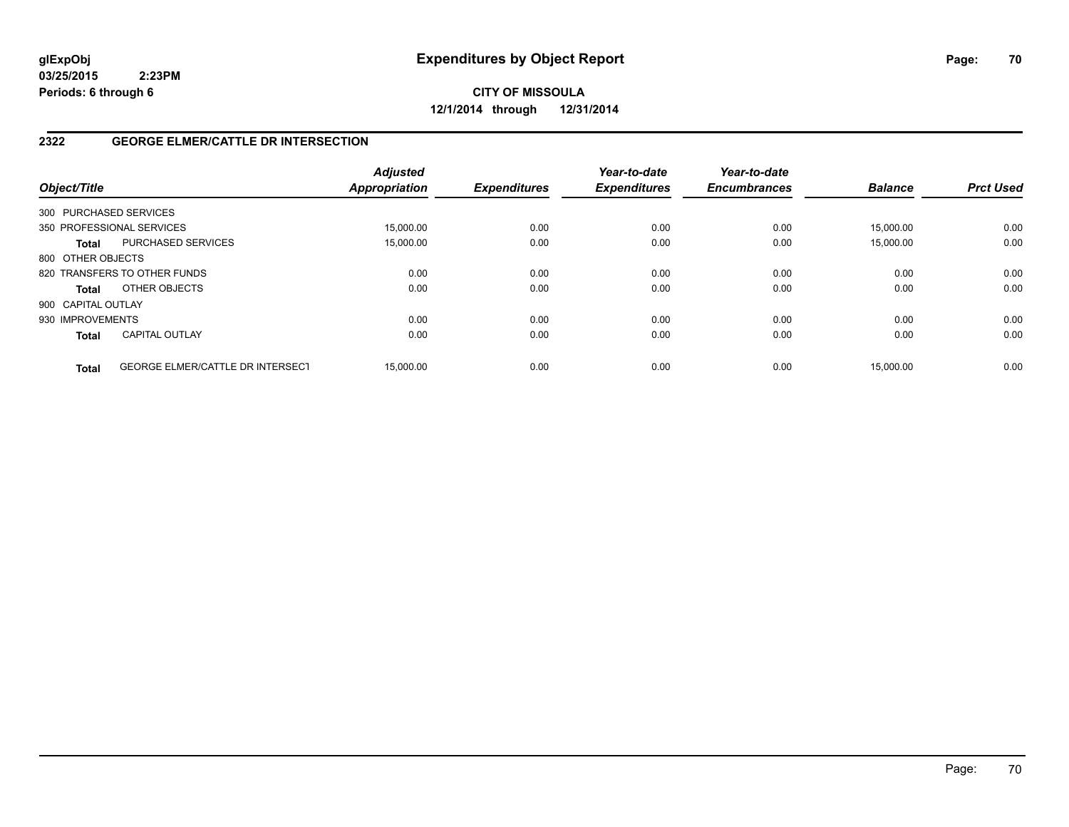**glExpObj**
**03/25/2015 2:23PM**
**Periods: 6 through 6**

# Expenditures by Object Report

**CITY OF MISSOULA**
**12/1/2014 through 12/31/2014**

## 2322 GEORGE ELMER/CATTLE DR INTERSECTION

| Object/Title | | Adjusted Appropriation | Expenditures | Year-to-date Expenditures | Year-to-date Encumbrances | Balance | Prct Used |
|---|---|---|---|---|---|---|---|
| 300 PURCHASED SERVICES | | | | | | | |
| 350 PROFESSIONAL SERVICES | | 15,000.00 | 0.00 | 0.00 | 0.00 | 15,000.00 | 0.00 |
| **Total** | PURCHASED SERVICES | 15,000.00 | 0.00 | 0.00 | 0.00 | 15,000.00 | 0.00 |
| 800 OTHER OBJECTS | | | | | | | |
| 820 TRANSFERS TO OTHER FUNDS | | 0.00 | 0.00 | 0.00 | 0.00 | 0.00 | 0.00 |
| **Total** | OTHER OBJECTS | 0.00 | 0.00 | 0.00 | 0.00 | 0.00 | 0.00 |
| 900 CAPITAL OUTLAY | | | | | | | |
| 930 IMPROVEMENTS | | 0.00 | 0.00 | 0.00 | 0.00 | 0.00 | 0.00 |
| **Total** | CAPITAL OUTLAY | 0.00 | 0.00 | 0.00 | 0.00 | 0.00 | 0.00 |
| **Total** | GEORGE ELMER/CATTLE DR INTERSECT | 15,000.00 | 0.00 | 0.00 | 0.00 | 15,000.00 | 0.00 |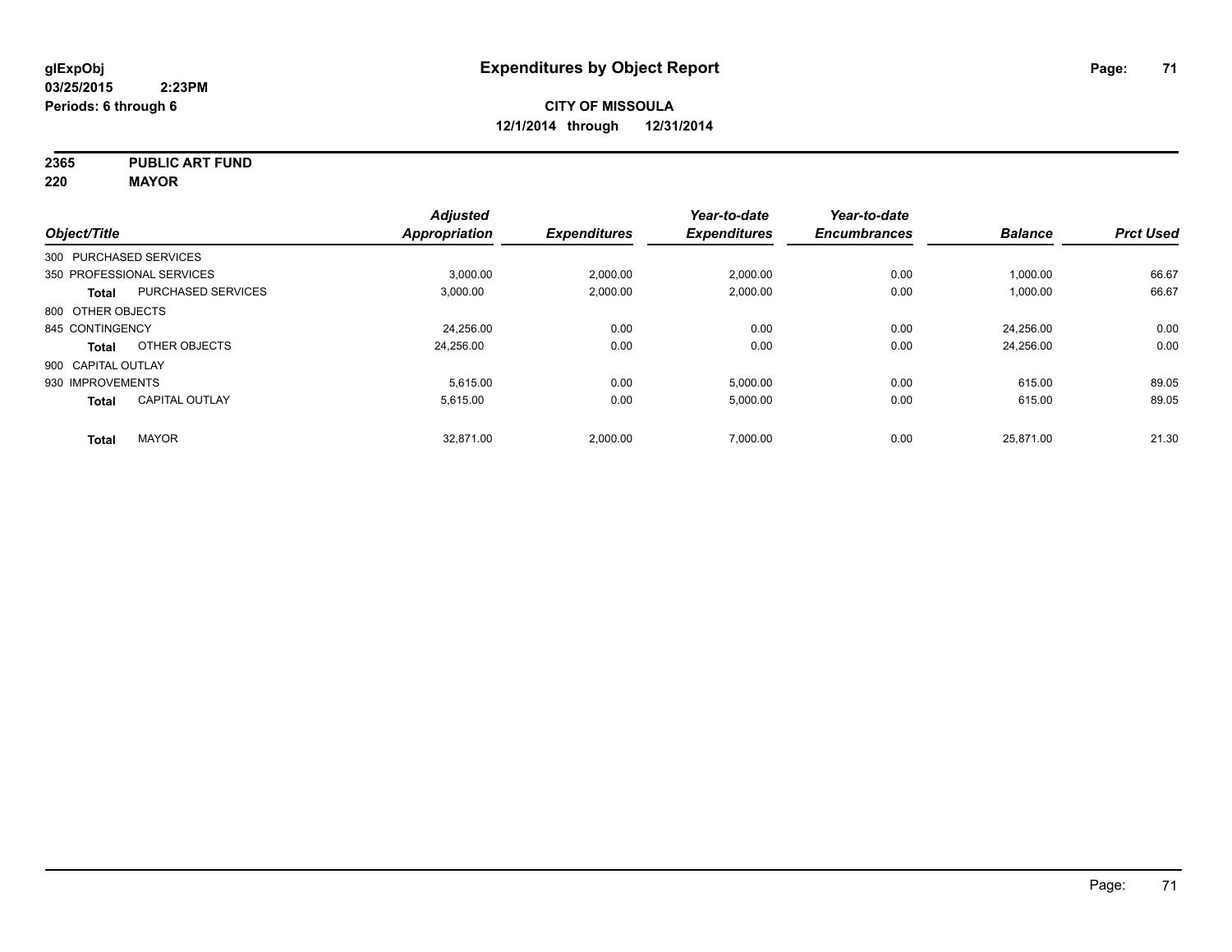# Expenditures by Object Report

glExpObj
03/25/2015 2:23PM
Periods: 6 through 6

**CITY OF MISSOULA**
**12/1/2014 through 12/31/2014**

**2365 PUBLIC ART FUND**
**220 MAYOR**

| Object/Title | | Adjusted Appropriation | Expenditures | Year-to-date Expenditures | Year-to-date Encumbrances | Balance | Prct Used |
|---|---|---|---|---|---|---|---|
| 300 PURCHASED SERVICES | | | | | | | |
| 350 PROFESSIONAL SERVICES | | 3,000.00 | 2,000.00 | 2,000.00 | 0.00 | 1,000.00 | 66.67 |
| **Total** | PURCHASED SERVICES | 3,000.00 | 2,000.00 | 2,000.00 | 0.00 | 1,000.00 | 66.67 |
| 800 OTHER OBJECTS | | | | | | | |
| 845 CONTINGENCY | | 24,256.00 | 0.00 | 0.00 | 0.00 | 24,256.00 | 0.00 |
| **Total** | OTHER OBJECTS | 24,256.00 | 0.00 | 0.00 | 0.00 | 24,256.00 | 0.00 |
| 900 CAPITAL OUTLAY | | | | | | | |
| 930 IMPROVEMENTS | | 5,615.00 | 0.00 | 5,000.00 | 0.00 | 615.00 | 89.05 |
| **Total** | CAPITAL OUTLAY | 5,615.00 | 0.00 | 5,000.00 | 0.00 | 615.00 | 89.05 |
| **Total** | MAYOR | 32,871.00 | 2,000.00 | 7,000.00 | 0.00 | 25,871.00 | 21.30 |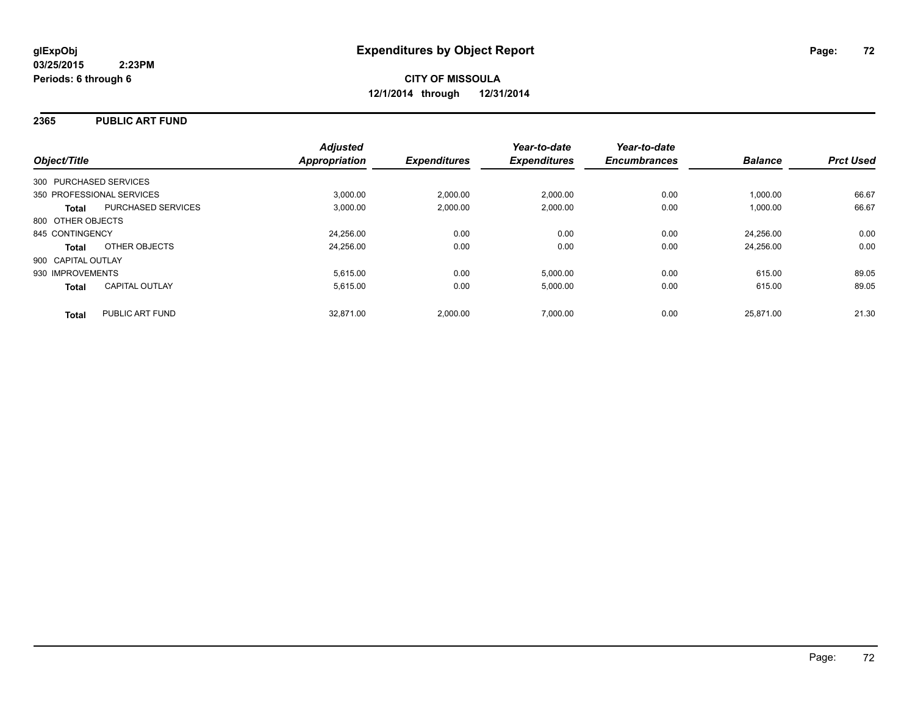**glExpObj**
**03/25/2015 2:23PM**
**Periods: 6 through 6**

# Expenditures by Object Report

**CITY OF MISSOULA**
**12/1/2014 through 12/31/2014**

## 2365 PUBLIC ART FUND

| Object/Title | | Adjusted Appropriation | Expenditures | Year-to-date Expenditures | Year-to-date Encumbrances | Balance | Prct Used |
|---|---|---|---|---|---|---|---|
| 300 PURCHASED SERVICES | | | | | | | |
| 350 PROFESSIONAL SERVICES | | 3,000.00 | 2,000.00 | 2,000.00 | 0.00 | 1,000.00 | 66.67 |
| **Total** | PURCHASED SERVICES | 3,000.00 | 2,000.00 | 2,000.00 | 0.00 | 1,000.00 | 66.67 |
| 800 OTHER OBJECTS | | | | | | | |
| 845 CONTINGENCY | | 24,256.00 | 0.00 | 0.00 | 0.00 | 24,256.00 | 0.00 |
| **Total** | OTHER OBJECTS | 24,256.00 | 0.00 | 0.00 | 0.00 | 24,256.00 | 0.00 |
| 900 CAPITAL OUTLAY | | | | | | | |
| 930 IMPROVEMENTS | | 5,615.00 | 0.00 | 5,000.00 | 0.00 | 615.00 | 89.05 |
| **Total** | CAPITAL OUTLAY | 5,615.00 | 0.00 | 5,000.00 | 0.00 | 615.00 | 89.05 |
| **Total** | PUBLIC ART FUND | 32,871.00 | 2,000.00 | 7,000.00 | 0.00 | 25,871.00 | 21.30 |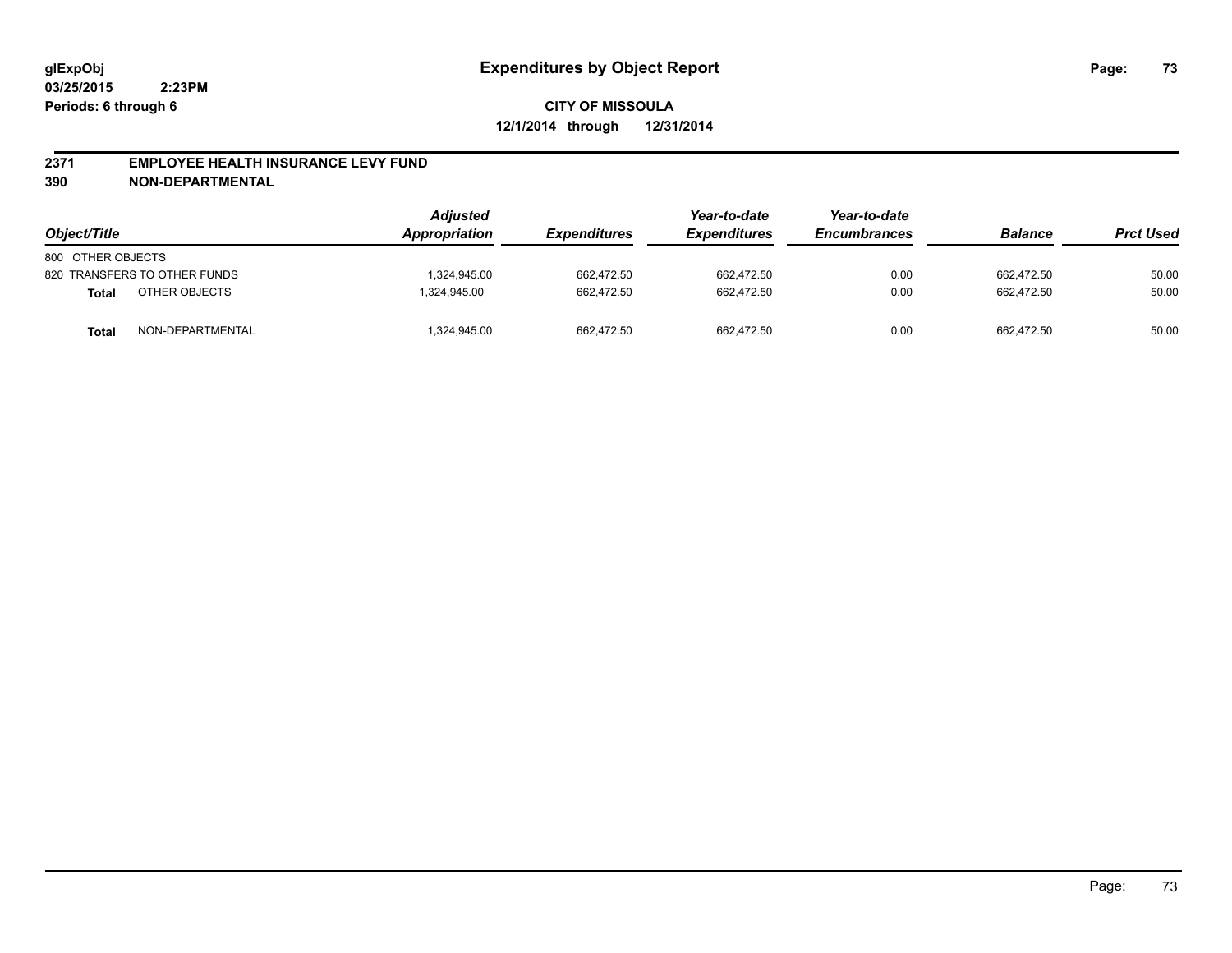glExpObj
03/25/2015 2:23PM
Periods: 6 through 6

# Expenditures by Object Report

**CITY OF MISSOULA**
**12/1/2014 through 12/31/2014**

**2371 EMPLOYEE HEALTH INSURANCE LEVY FUND**
**390 NON-DEPARTMENTAL**

| Object/Title | | Adjusted Appropriation | Expenditures | Year-to-date Expenditures | Year-to-date Encumbrances | Balance | Prct Used |
|---|---|---|---|---|---|---|---|
| 800 OTHER OBJECTS | | | | | | | |
| 820 TRANSFERS TO OTHER FUNDS | | 1,324,945.00 | 662,472.50 | 662,472.50 | 0.00 | 662,472.50 | 50.00 |
| **Total** | OTHER OBJECTS | 1,324,945.00 | 662,472.50 | 662,472.50 | 0.00 | 662,472.50 | 50.00 |
| **Total** | NON-DEPARTMENTAL | 1,324,945.00 | 662,472.50 | 662,472.50 | 0.00 | 662,472.50 | 50.00 |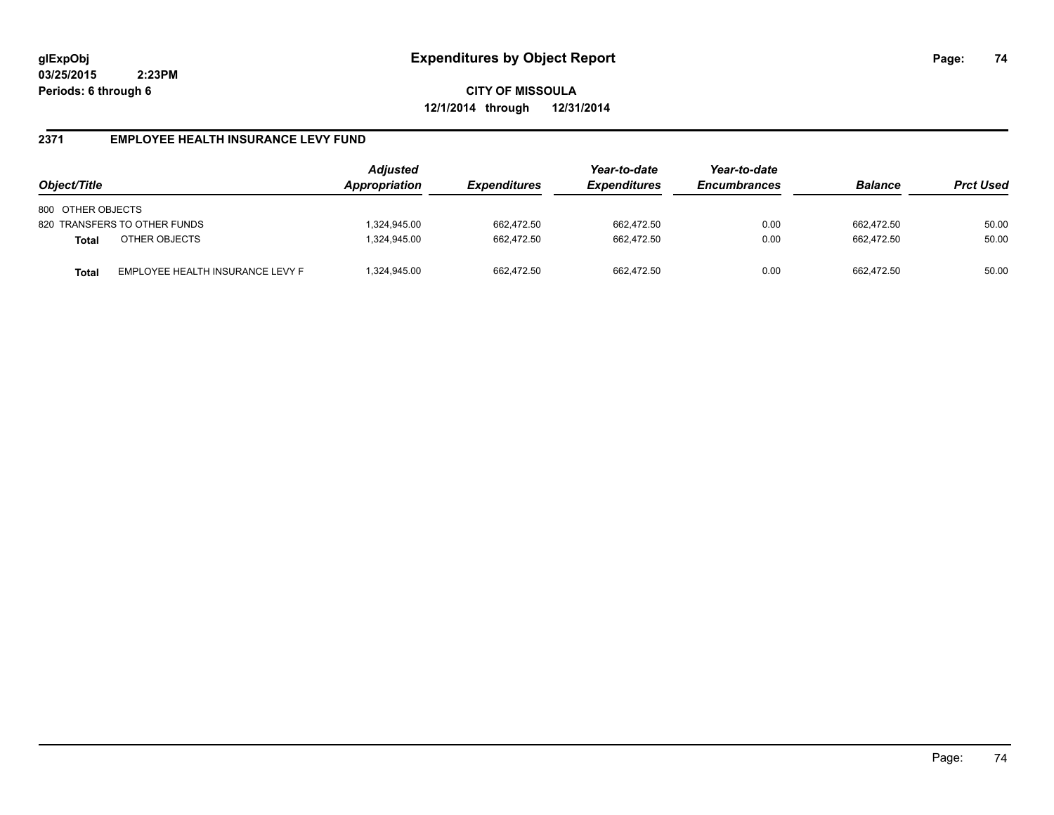# Expenditures by Object Report

glExpObj
03/25/2015 2:23PM
Periods: 6 through 6

**CITY OF MISSOULA**
**12/1/2014 through 12/31/2014**

## 2371 EMPLOYEE HEALTH INSURANCE LEVY FUND

| Object/Title | | Adjusted Appropriation | Expenditures | Year-to-date Expenditures | Year-to-date Encumbrances | Balance | Prct Used |
|---|---|---|---|---|---|---|---|
| 800 OTHER OBJECTS | | | | | | | |
| 820 TRANSFERS TO OTHER FUNDS | | 1,324,945.00 | 662,472.50 | 662,472.50 | 0.00 | 662,472.50 | 50.00 |
| **Total** | OTHER OBJECTS | 1,324,945.00 | 662,472.50 | 662,472.50 | 0.00 | 662,472.50 | 50.00 |
| **Total** | EMPLOYEE HEALTH INSURANCE LEVY F | 1,324,945.00 | 662,472.50 | 662,472.50 | 0.00 | 662,472.50 | 50.00 |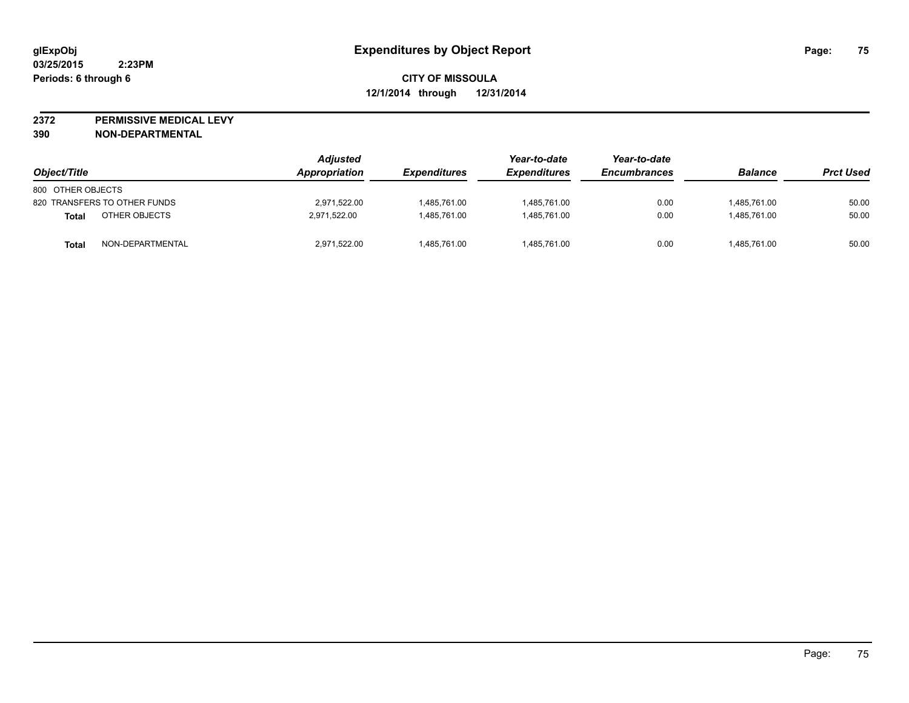glExpObj
03/25/2015 2:23PM
Periods: 6 through 6

# Expenditures by Object Report

**CITY OF MISSOULA**
**12/1/2014 through 12/31/2014**

**2372 PERMISSIVE MEDICAL LEVY**
**390 NON-DEPARTMENTAL**

| Object/Title | | Adjusted Appropriation | Expenditures | Year-to-date Expenditures | Year-to-date Encumbrances | Balance | Prct Used |
|---|---|---|---|---|---|---|---|
| 800 OTHER OBJECTS | | | | | | | |
| 820 TRANSFERS TO OTHER FUNDS | | 2,971,522.00 | 1,485,761.00 | 1,485,761.00 | 0.00 | 1,485,761.00 | 50.00 |
| **Total** | OTHER OBJECTS | 2,971,522.00 | 1,485,761.00 | 1,485,761.00 | 0.00 | 1,485,761.00 | 50.00 |
| **Total** | NON-DEPARTMENTAL | 2,971,522.00 | 1,485,761.00 | 1,485,761.00 | 0.00 | 1,485,761.00 | 50.00 |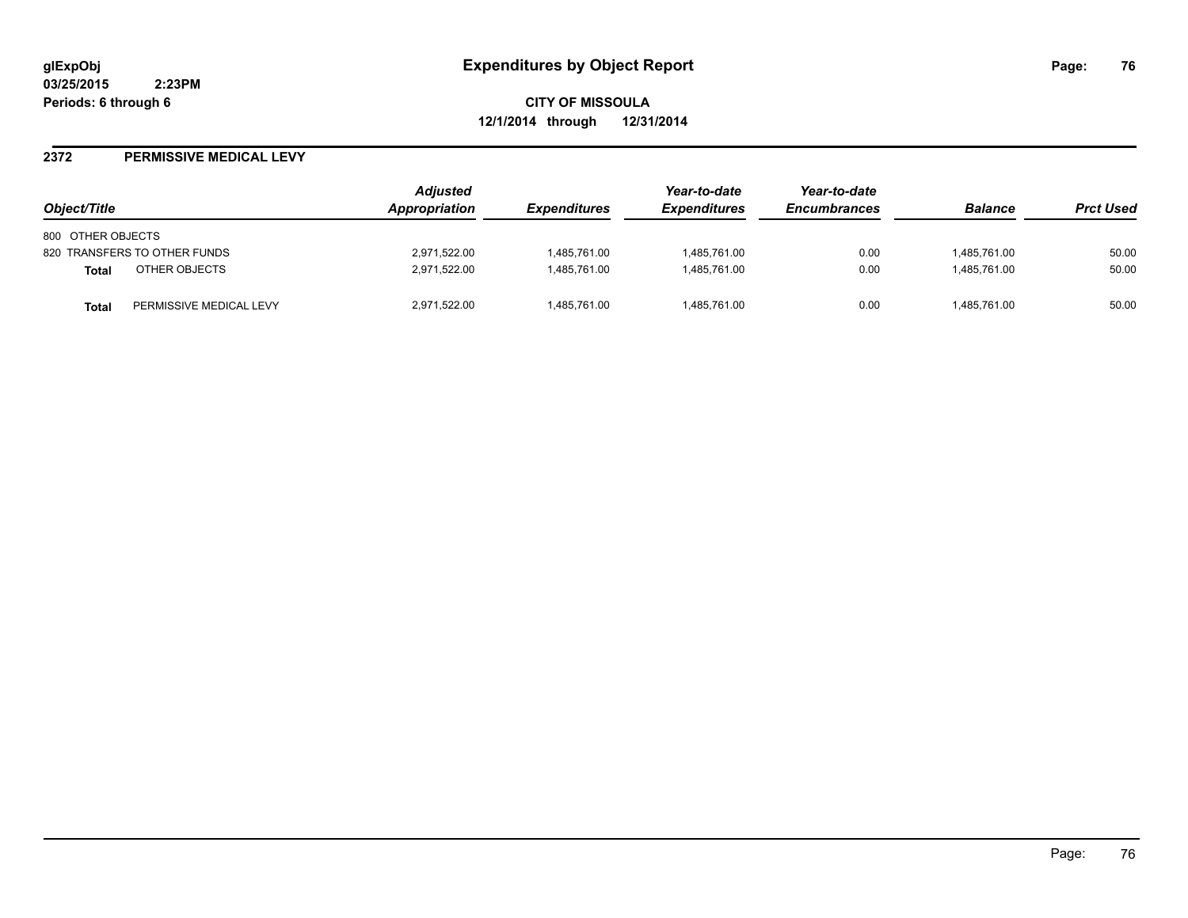# Expenditures by Object Report

glExpObj
03/25/2015 2:23PM
Periods: 6 through 6

**CITY OF MISSOULA**
**12/1/2014 through 12/31/2014**

## 2372 PERMISSIVE MEDICAL LEVY

| Object/Title | | Adjusted Appropriation | Expenditures | Year-to-date Expenditures | Year-to-date Encumbrances | Balance | Prct Used |
|---|---|---|---|---|---|---|---|
| 800 OTHER OBJECTS | | | | | | | |
| 820 TRANSFERS TO OTHER FUNDS | | 2,971,522.00 | 1,485,761.00 | 1,485,761.00 | 0.00 | 1,485,761.00 | 50.00 |
| **Total** | OTHER OBJECTS | 2,971,522.00 | 1,485,761.00 | 1,485,761.00 | 0.00 | 1,485,761.00 | 50.00 |
| **Total** | PERMISSIVE MEDICAL LEVY | 2,971,522.00 | 1,485,761.00 | 1,485,761.00 | 0.00 | 1,485,761.00 | 50.00 |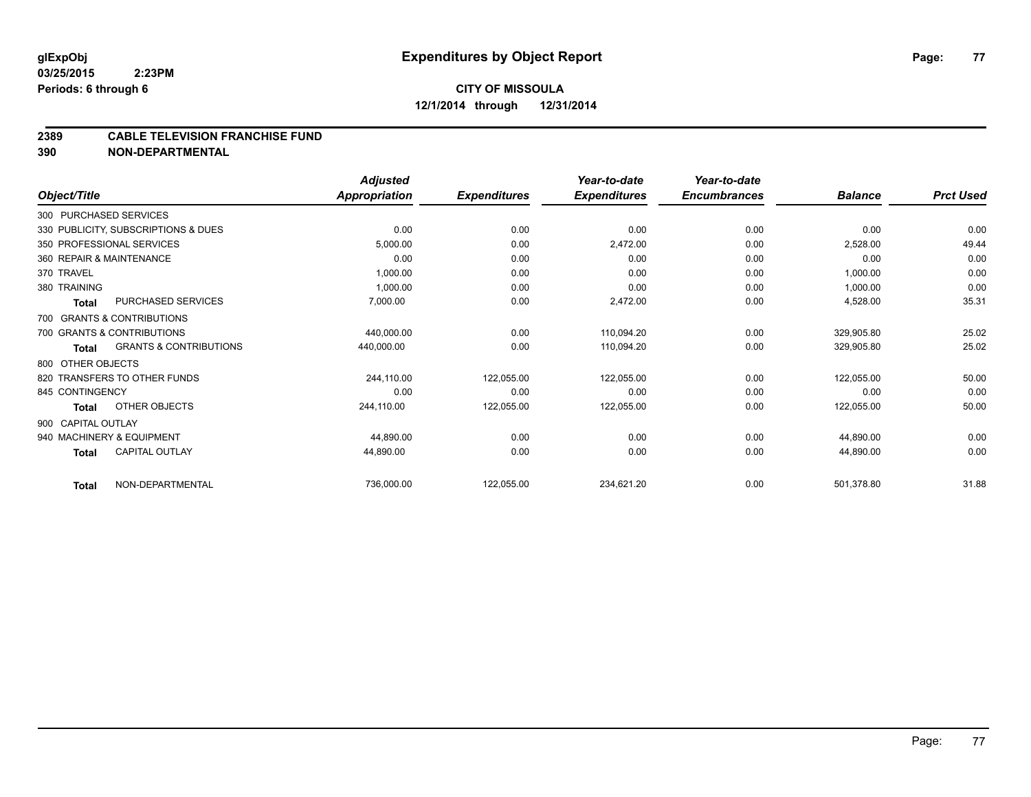**glExpObj** **Expenditures by Object Report**

**03/25/2015 2:23PM**

**Periods: 6 through 6**

**CITY OF MISSOULA**

**12/1/2014 through 12/31/2014**

## 2389 CABLE TELEVISION FRANCHISE FUND
## 390 NON-DEPARTMENTAL

| Object/Title | | Adjusted Appropriation | Expenditures | Year-to-date Expenditures | Year-to-date Encumbrances | Balance | Prct Used |
|---|---|---|---|---|---|---|---|
| 300 PURCHASED SERVICES | | | | | | | |
| 330 PUBLICITY, SUBSCRIPTIONS & DUES | | 0.00 | 0.00 | 0.00 | 0.00 | 0.00 | 0.00 |
| 350 PROFESSIONAL SERVICES | | 5,000.00 | 0.00 | 2,472.00 | 0.00 | 2,528.00 | 49.44 |
| 360 REPAIR & MAINTENANCE | | 0.00 | 0.00 | 0.00 | 0.00 | 0.00 | 0.00 |
| 370 TRAVEL | | 1,000.00 | 0.00 | 0.00 | 0.00 | 1,000.00 | 0.00 |
| 380 TRAINING | | 1,000.00 | 0.00 | 0.00 | 0.00 | 1,000.00 | 0.00 |
| **Total** | PURCHASED SERVICES | 7,000.00 | 0.00 | 2,472.00 | 0.00 | 4,528.00 | 35.31 |
| 700 GRANTS & CONTRIBUTIONS | | | | | | | |
| 700 GRANTS & CONTRIBUTIONS | | 440,000.00 | 0.00 | 110,094.20 | 0.00 | 329,905.80 | 25.02 |
| **Total** | GRANTS & CONTRIBUTIONS | 440,000.00 | 0.00 | 110,094.20 | 0.00 | 329,905.80 | 25.02 |
| 800 OTHER OBJECTS | | | | | | | |
| 820 TRANSFERS TO OTHER FUNDS | | 244,110.00 | 122,055.00 | 122,055.00 | 0.00 | 122,055.00 | 50.00 |
| 845 CONTINGENCY | | 0.00 | 0.00 | 0.00 | 0.00 | 0.00 | 0.00 |
| **Total** | OTHER OBJECTS | 244,110.00 | 122,055.00 | 122,055.00 | 0.00 | 122,055.00 | 50.00 |
| 900 CAPITAL OUTLAY | | | | | | | |
| 940 MACHINERY & EQUIPMENT | | 44,890.00 | 0.00 | 0.00 | 0.00 | 44,890.00 | 0.00 |
| **Total** | CAPITAL OUTLAY | 44,890.00 | 0.00 | 0.00 | 0.00 | 44,890.00 | 0.00 |
| **Total** | NON-DEPARTMENTAL | 736,000.00 | 122,055.00 | 234,621.20 | 0.00 | 501,378.80 | 31.88 |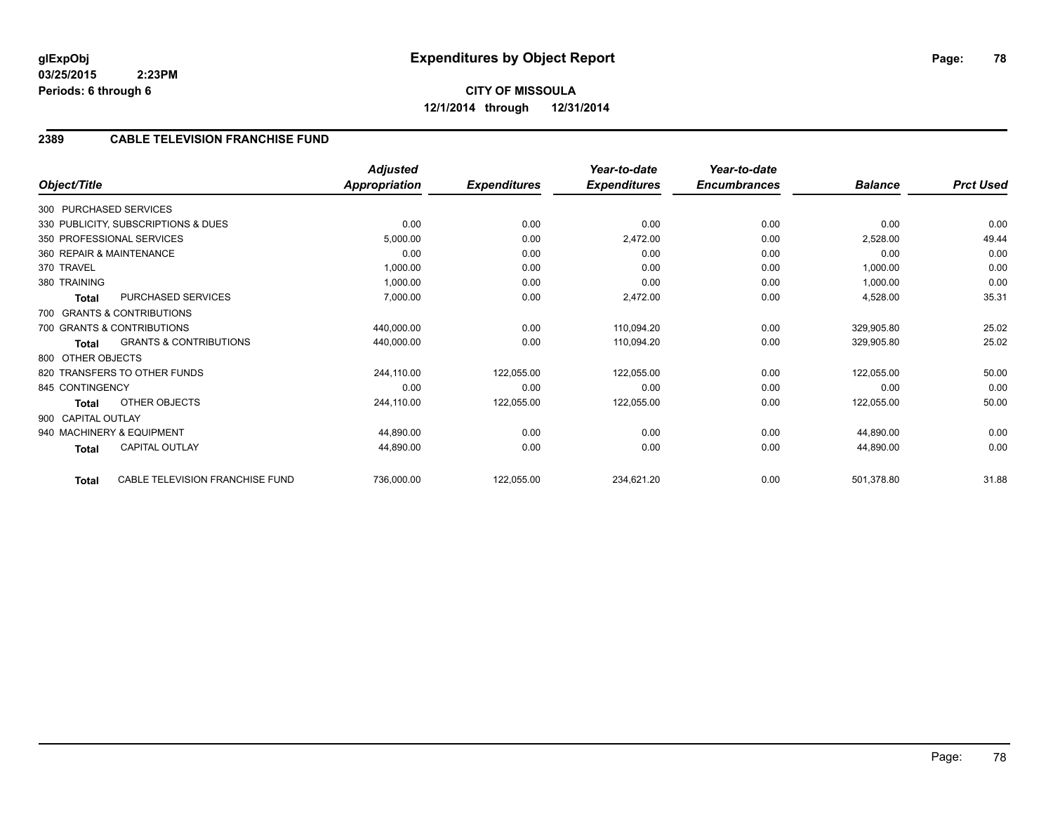**glExpObj**
**03/25/2015 2:23PM**
**Periods: 6 through 6**

# Expenditures by Object Report

**CITY OF MISSOULA**
**12/1/2014 through 12/31/2014**

## 2389 CABLE TELEVISION FRANCHISE FUND

| Object/Title | | Adjusted Appropriation | Expenditures | Year-to-date Expenditures | Year-to-date Encumbrances | Balance | Prct Used |
|---|---|---|---|---|---|---|---|
| 300 PURCHASED SERVICES | | | | | | | |
| 330 PUBLICITY, SUBSCRIPTIONS & DUES | | 0.00 | 0.00 | 0.00 | 0.00 | 0.00 | 0.00 |
| 350 PROFESSIONAL SERVICES | | 5,000.00 | 0.00 | 2,472.00 | 0.00 | 2,528.00 | 49.44 |
| 360 REPAIR & MAINTENANCE | | 0.00 | 0.00 | 0.00 | 0.00 | 0.00 | 0.00 |
| 370 TRAVEL | | 1,000.00 | 0.00 | 0.00 | 0.00 | 1,000.00 | 0.00 |
| 380 TRAINING | | 1,000.00 | 0.00 | 0.00 | 0.00 | 1,000.00 | 0.00 |
| **Total** | PURCHASED SERVICES | 7,000.00 | 0.00 | 2,472.00 | 0.00 | 4,528.00 | 35.31 |
| 700 GRANTS & CONTRIBUTIONS | | | | | | | |
| 700 GRANTS & CONTRIBUTIONS | | 440,000.00 | 0.00 | 110,094.20 | 0.00 | 329,905.80 | 25.02 |
| **Total** | GRANTS & CONTRIBUTIONS | 440,000.00 | 0.00 | 110,094.20 | 0.00 | 329,905.80 | 25.02 |
| 800 OTHER OBJECTS | | | | | | | |
| 820 TRANSFERS TO OTHER FUNDS | | 244,110.00 | 122,055.00 | 122,055.00 | 0.00 | 122,055.00 | 50.00 |
| 845 CONTINGENCY | | 0.00 | 0.00 | 0.00 | 0.00 | 0.00 | 0.00 |
| **Total** | OTHER OBJECTS | 244,110.00 | 122,055.00 | 122,055.00 | 0.00 | 122,055.00 | 50.00 |
| 900 CAPITAL OUTLAY | | | | | | | |
| 940 MACHINERY & EQUIPMENT | | 44,890.00 | 0.00 | 0.00 | 0.00 | 44,890.00 | 0.00 |
| **Total** | CAPITAL OUTLAY | 44,890.00 | 0.00 | 0.00 | 0.00 | 44,890.00 | 0.00 |
| **Total** | CABLE TELEVISION FRANCHISE FUND | 736,000.00 | 122,055.00 | 234,621.20 | 0.00 | 501,378.80 | 31.88 |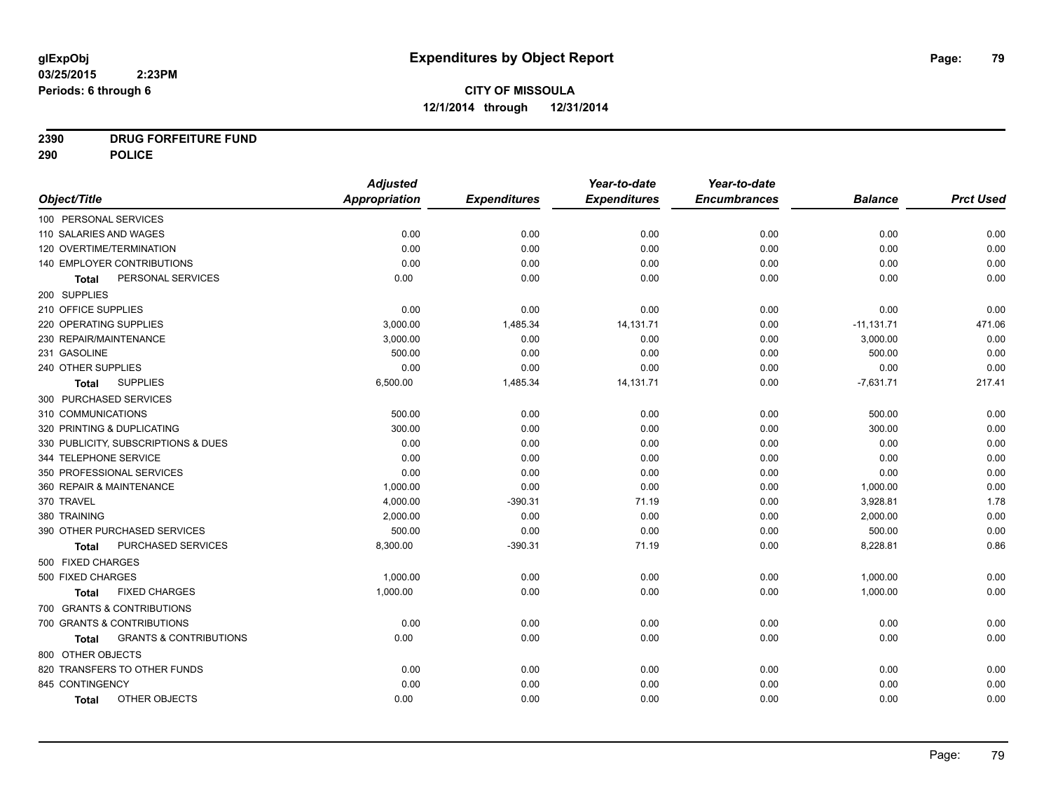# Expenditures by Object Report

glExpObj
03/25/2015 2:23PM
Periods: 6 through 6

**CITY OF MISSOULA**
**12/1/2014 through 12/31/2014**

**2390 DRUG FORFEITURE FUND**
**290 POLICE**

| Object/Title | Adjusted Appropriation | Expenditures | Year-to-date Expenditures | Year-to-date Encumbrances | Balance | Prct Used |
|---|---|---|---|---|---|---|
| 100 PERSONAL SERVICES | | | | | | |
| 110 SALARIES AND WAGES | 0.00 | 0.00 | 0.00 | 0.00 | 0.00 | 0.00 |
| 120 OVERTIME/TERMINATION | 0.00 | 0.00 | 0.00 | 0.00 | 0.00 | 0.00 |
| 140 EMPLOYER CONTRIBUTIONS | 0.00 | 0.00 | 0.00 | 0.00 | 0.00 | 0.00 |
| **Total** PERSONAL SERVICES | 0.00 | 0.00 | 0.00 | 0.00 | 0.00 | 0.00 |
| 200 SUPPLIES | | | | | | |
| 210 OFFICE SUPPLIES | 0.00 | 0.00 | 0.00 | 0.00 | 0.00 | 0.00 |
| 220 OPERATING SUPPLIES | 3,000.00 | 1,485.34 | 14,131.71 | 0.00 | -11,131.71 | 471.06 |
| 230 REPAIR/MAINTENANCE | 3,000.00 | 0.00 | 0.00 | 0.00 | 3,000.00 | 0.00 |
| 231 GASOLINE | 500.00 | 0.00 | 0.00 | 0.00 | 500.00 | 0.00 |
| 240 OTHER SUPPLIES | 0.00 | 0.00 | 0.00 | 0.00 | 0.00 | 0.00 |
| **Total** SUPPLIES | 6,500.00 | 1,485.34 | 14,131.71 | 0.00 | -7,631.71 | 217.41 |
| 300 PURCHASED SERVICES | | | | | | |
| 310 COMMUNICATIONS | 500.00 | 0.00 | 0.00 | 0.00 | 500.00 | 0.00 |
| 320 PRINTING & DUPLICATING | 300.00 | 0.00 | 0.00 | 0.00 | 300.00 | 0.00 |
| 330 PUBLICITY, SUBSCRIPTIONS & DUES | 0.00 | 0.00 | 0.00 | 0.00 | 0.00 | 0.00 |
| 344 TELEPHONE SERVICE | 0.00 | 0.00 | 0.00 | 0.00 | 0.00 | 0.00 |
| 350 PROFESSIONAL SERVICES | 0.00 | 0.00 | 0.00 | 0.00 | 0.00 | 0.00 |
| 360 REPAIR & MAINTENANCE | 1,000.00 | 0.00 | 0.00 | 0.00 | 1,000.00 | 0.00 |
| 370 TRAVEL | 4,000.00 | -390.31 | 71.19 | 0.00 | 3,928.81 | 1.78 |
| 380 TRAINING | 2,000.00 | 0.00 | 0.00 | 0.00 | 2,000.00 | 0.00 |
| 390 OTHER PURCHASED SERVICES | 500.00 | 0.00 | 0.00 | 0.00 | 500.00 | 0.00 |
| **Total** PURCHASED SERVICES | 8,300.00 | -390.31 | 71.19 | 0.00 | 8,228.81 | 0.86 |
| 500 FIXED CHARGES | | | | | | |
| 500 FIXED CHARGES | 1,000.00 | 0.00 | 0.00 | 0.00 | 1,000.00 | 0.00 |
| **Total** FIXED CHARGES | 1,000.00 | 0.00 | 0.00 | 0.00 | 1,000.00 | 0.00 |
| 700 GRANTS & CONTRIBUTIONS | | | | | | |
| 700 GRANTS & CONTRIBUTIONS | 0.00 | 0.00 | 0.00 | 0.00 | 0.00 | 0.00 |
| **Total** GRANTS & CONTRIBUTIONS | 0.00 | 0.00 | 0.00 | 0.00 | 0.00 | 0.00 |
| 800 OTHER OBJECTS | | | | | | |
| 820 TRANSFERS TO OTHER FUNDS | 0.00 | 0.00 | 0.00 | 0.00 | 0.00 | 0.00 |
| 845 CONTINGENCY | 0.00 | 0.00 | 0.00 | 0.00 | 0.00 | 0.00 |
| **Total** OTHER OBJECTS | 0.00 | 0.00 | 0.00 | 0.00 | 0.00 | 0.00 |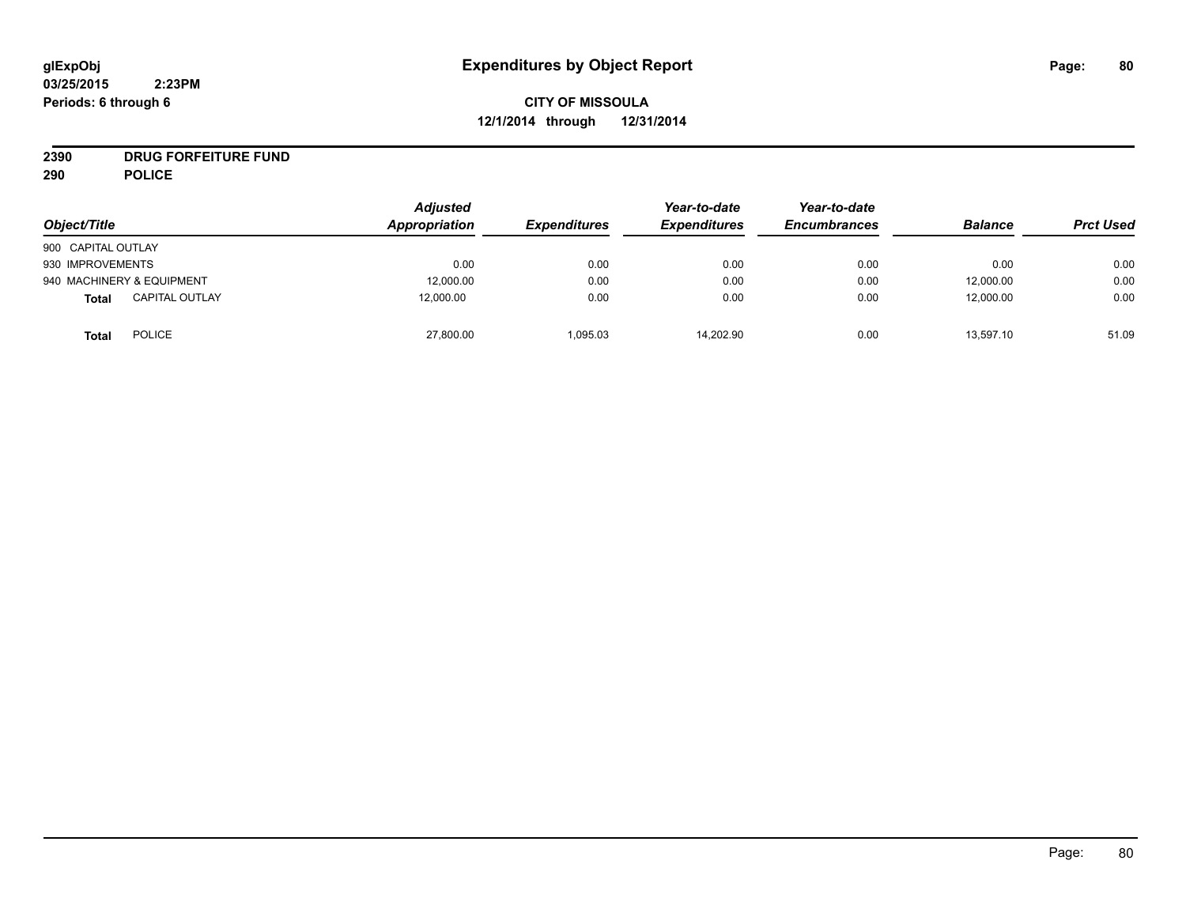glExpObj
03/25/2015 2:23PM
Periods: 6 through 6

# Expenditures by Object Report

**CITY OF MISSOULA**
**12/1/2014 through 12/31/2014**

**2390 DRUG FORFEITURE FUND**
**290 POLICE**

| Object/Title | | Adjusted Appropriation | Expenditures | Year-to-date Expenditures | Year-to-date Encumbrances | Balance | Prct Used |
|---|---|---|---|---|---|---|---|
| 900 CAPITAL OUTLAY | | | | | | | |
| 930 IMPROVEMENTS | | 0.00 | 0.00 | 0.00 | 0.00 | 0.00 | 0.00 |
| 940 MACHINERY & EQUIPMENT | | 12,000.00 | 0.00 | 0.00 | 0.00 | 12,000.00 | 0.00 |
| **Total** | CAPITAL OUTLAY | 12,000.00 | 0.00 | 0.00 | 0.00 | 12,000.00 | 0.00 |
| **Total** | POLICE | 27,800.00 | 1,095.03 | 14,202.90 | 0.00 | 13,597.10 | 51.09 |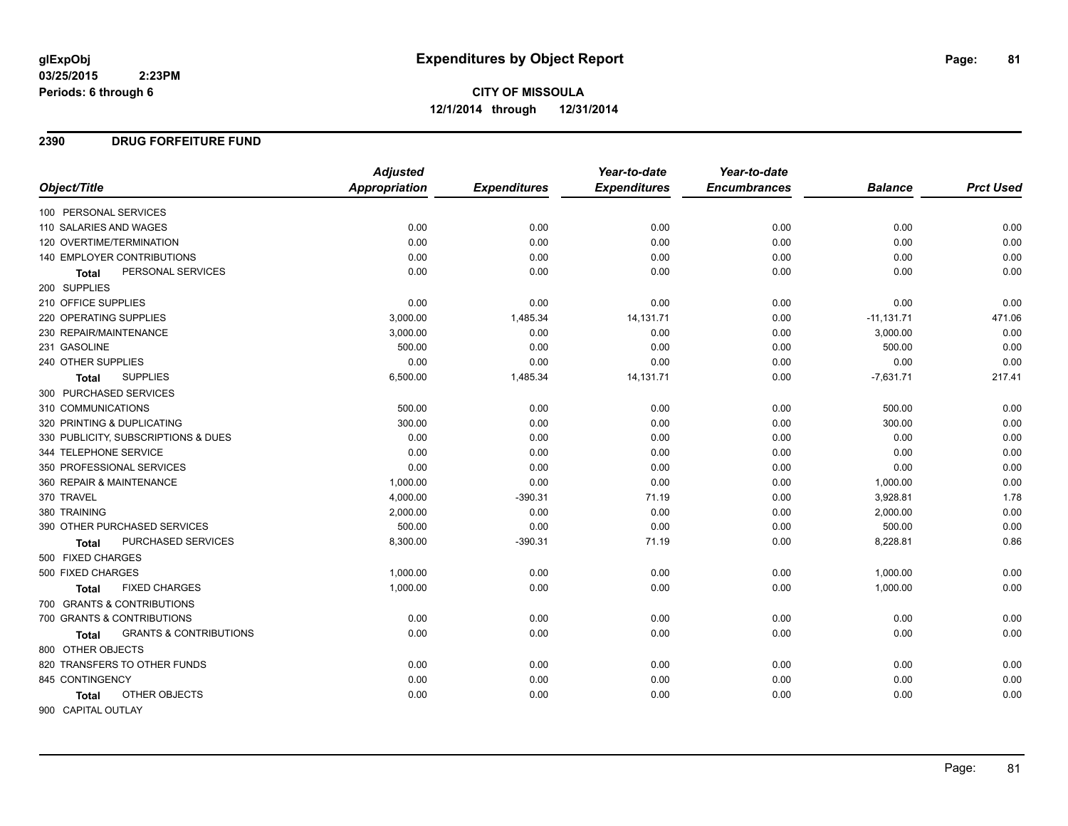# Expenditures by Object Report

glExpObj
03/25/2015 2:23PM
Periods: 6 through 6

**CITY OF MISSOULA**
**12/1/2014 through 12/31/2014**

## 2390 DRUG FORFEITURE FUND

| Object/Title | Adjusted Appropriation | Expenditures | Year-to-date Expenditures | Year-to-date Encumbrances | Balance | Prct Used |
|---|---|---|---|---|---|---|
| 100 PERSONAL SERVICES | | | | | | |
| 110 SALARIES AND WAGES | 0.00 | 0.00 | 0.00 | 0.00 | 0.00 | 0.00 |
| 120 OVERTIME/TERMINATION | 0.00 | 0.00 | 0.00 | 0.00 | 0.00 | 0.00 |
| 140 EMPLOYER CONTRIBUTIONS | 0.00 | 0.00 | 0.00 | 0.00 | 0.00 | 0.00 |
| **Total** PERSONAL SERVICES | 0.00 | 0.00 | 0.00 | 0.00 | 0.00 | 0.00 |
| 200 SUPPLIES | | | | | | |
| 210 OFFICE SUPPLIES | 0.00 | 0.00 | 0.00 | 0.00 | 0.00 | 0.00 |
| 220 OPERATING SUPPLIES | 3,000.00 | 1,485.34 | 14,131.71 | 0.00 | -11,131.71 | 471.06 |
| 230 REPAIR/MAINTENANCE | 3,000.00 | 0.00 | 0.00 | 0.00 | 3,000.00 | 0.00 |
| 231 GASOLINE | 500.00 | 0.00 | 0.00 | 0.00 | 500.00 | 0.00 |
| 240 OTHER SUPPLIES | 0.00 | 0.00 | 0.00 | 0.00 | 0.00 | 0.00 |
| **Total** SUPPLIES | 6,500.00 | 1,485.34 | 14,131.71 | 0.00 | -7,631.71 | 217.41 |
| 300 PURCHASED SERVICES | | | | | | |
| 310 COMMUNICATIONS | 500.00 | 0.00 | 0.00 | 0.00 | 500.00 | 0.00 |
| 320 PRINTING & DUPLICATING | 300.00 | 0.00 | 0.00 | 0.00 | 300.00 | 0.00 |
| 330 PUBLICITY, SUBSCRIPTIONS & DUES | 0.00 | 0.00 | 0.00 | 0.00 | 0.00 | 0.00 |
| 344 TELEPHONE SERVICE | 0.00 | 0.00 | 0.00 | 0.00 | 0.00 | 0.00 |
| 350 PROFESSIONAL SERVICES | 0.00 | 0.00 | 0.00 | 0.00 | 0.00 | 0.00 |
| 360 REPAIR & MAINTENANCE | 1,000.00 | 0.00 | 0.00 | 0.00 | 1,000.00 | 0.00 |
| 370 TRAVEL | 4,000.00 | -390.31 | 71.19 | 0.00 | 3,928.81 | 1.78 |
| 380 TRAINING | 2,000.00 | 0.00 | 0.00 | 0.00 | 2,000.00 | 0.00 |
| 390 OTHER PURCHASED SERVICES | 500.00 | 0.00 | 0.00 | 0.00 | 500.00 | 0.00 |
| **Total** PURCHASED SERVICES | 8,300.00 | -390.31 | 71.19 | 0.00 | 8,228.81 | 0.86 |
| 500 FIXED CHARGES | | | | | | |
| 500 FIXED CHARGES | 1,000.00 | 0.00 | 0.00 | 0.00 | 1,000.00 | 0.00 |
| **Total** FIXED CHARGES | 1,000.00 | 0.00 | 0.00 | 0.00 | 1,000.00 | 0.00 |
| 700 GRANTS & CONTRIBUTIONS | | | | | | |
| 700 GRANTS & CONTRIBUTIONS | 0.00 | 0.00 | 0.00 | 0.00 | 0.00 | 0.00 |
| **Total** GRANTS & CONTRIBUTIONS | 0.00 | 0.00 | 0.00 | 0.00 | 0.00 | 0.00 |
| 800 OTHER OBJECTS | | | | | | |
| 820 TRANSFERS TO OTHER FUNDS | 0.00 | 0.00 | 0.00 | 0.00 | 0.00 | 0.00 |
| 845 CONTINGENCY | 0.00 | 0.00 | 0.00 | 0.00 | 0.00 | 0.00 |
| **Total** OTHER OBJECTS | 0.00 | 0.00 | 0.00 | 0.00 | 0.00 | 0.00 |
| 900 CAPITAL OUTLAY | | | | | | |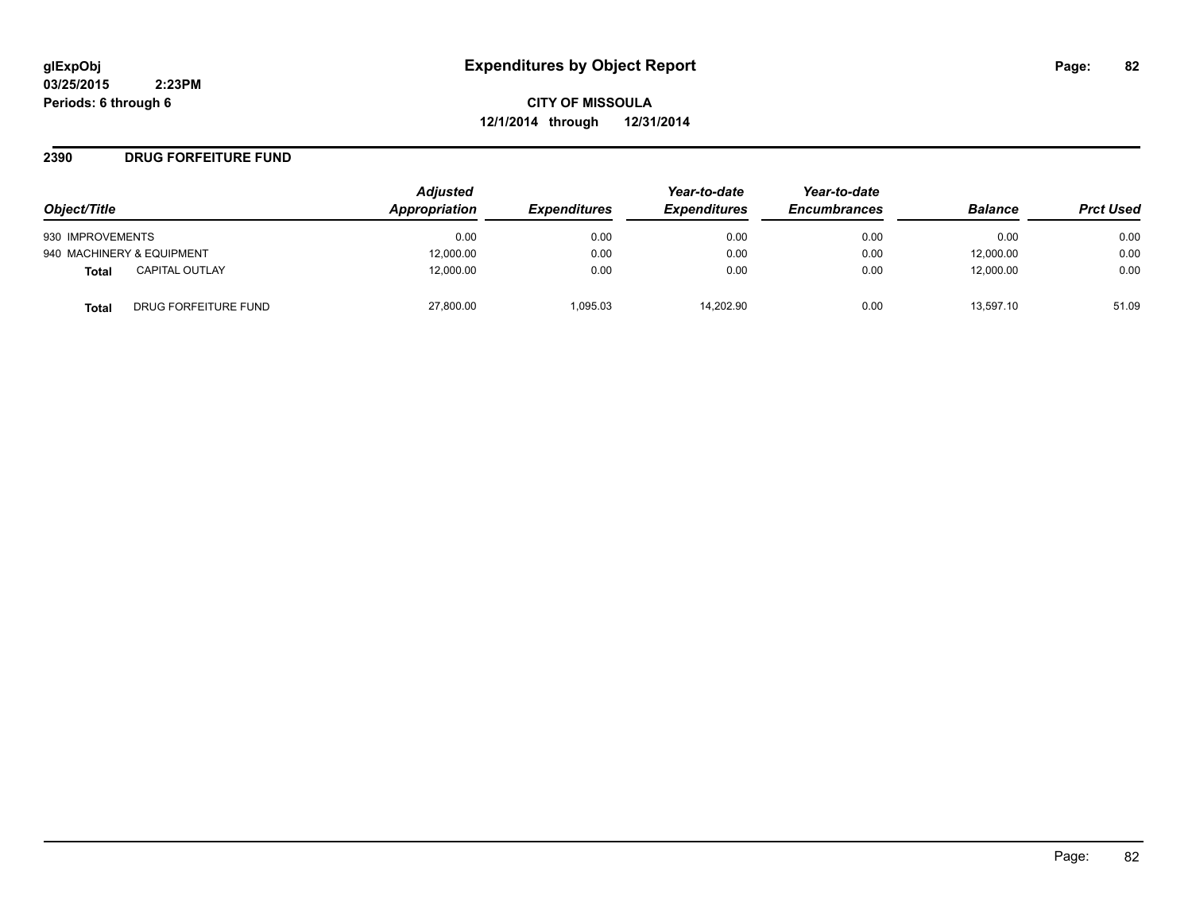**glExpObj**
**03/25/2015 2:23PM**
**Periods: 6 through 6**

# Expenditures by Object Report

**CITY OF MISSOULA**
**12/1/2014 through 12/31/2014**

## 2390 DRUG FORFEITURE FUND

| Object/Title | | Adjusted Appropriation | Expenditures | Year-to-date Expenditures | Year-to-date Encumbrances | Balance | Prct Used |
|---|---|---|---|---|---|---|---|
| 930 IMPROVEMENTS | | 0.00 | 0.00 | 0.00 | 0.00 | 0.00 | 0.00 |
| 940 MACHINERY & EQUIPMENT | | 12,000.00 | 0.00 | 0.00 | 0.00 | 12,000.00 | 0.00 |
| **Total** | CAPITAL OUTLAY | 12,000.00 | 0.00 | 0.00 | 0.00 | 12,000.00 | 0.00 |
| **Total** | DRUG FORFEITURE FUND | 27,800.00 | 1,095.03 | 14,202.90 | 0.00 | 13,597.10 | 51.09 |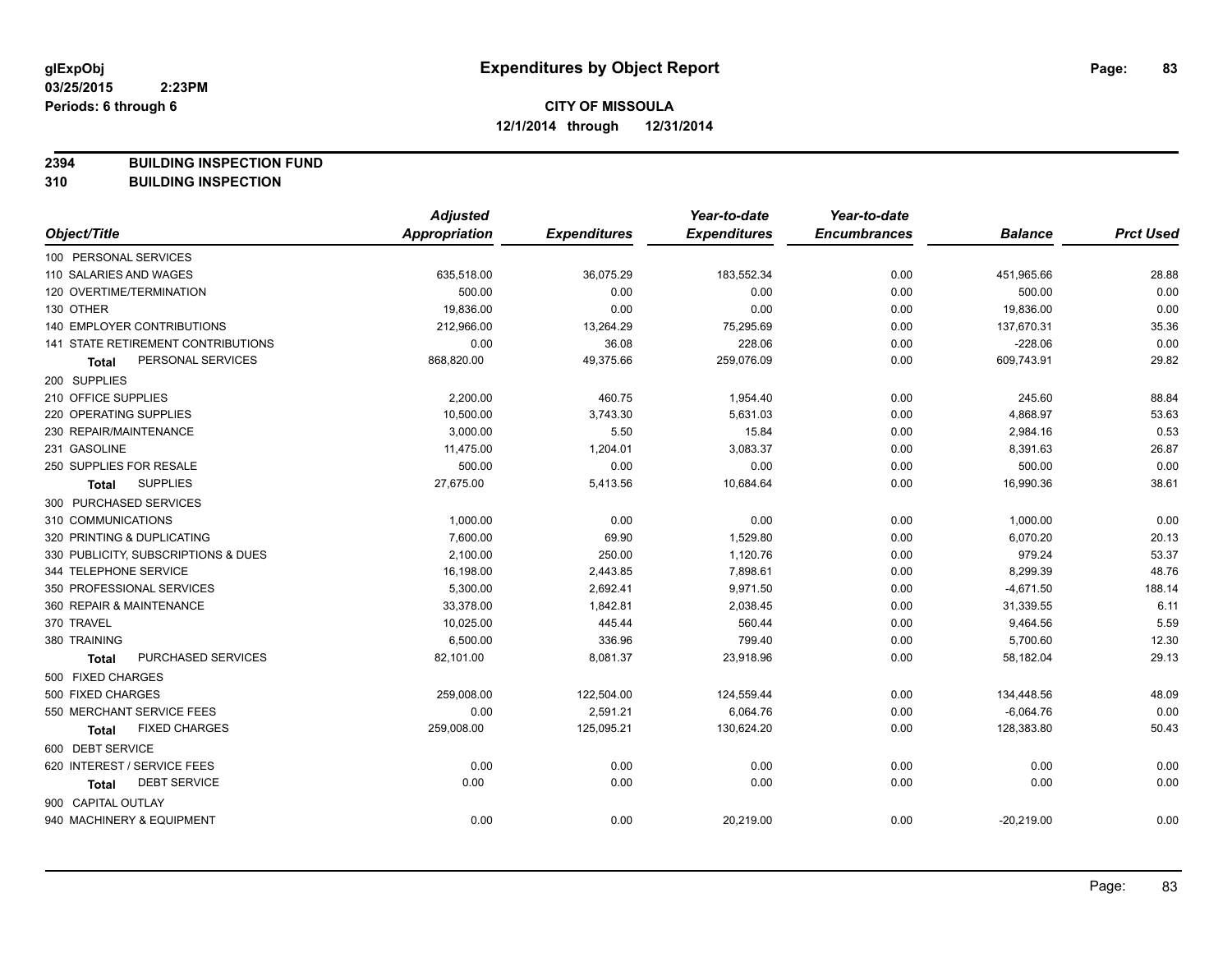**glExpObj**
**03/25/2015 2:23PM**
**Periods: 6 through 6**

# Expenditures by Object Report

**CITY OF MISSOULA**
**12/1/2014 through 12/31/2014**

**2394 BUILDING INSPECTION FUND**
**310 BUILDING INSPECTION**

| Object/Title | Adjusted Appropriation | Expenditures | Year-to-date Expenditures | Year-to-date Encumbrances | Balance | Prct Used |
|---|---|---|---|---|---|---|
| 100 PERSONAL SERVICES | | | | | | |
| 110 SALARIES AND WAGES | 635,518.00 | 36,075.29 | 183,552.34 | 0.00 | 451,965.66 | 28.88 |
| 120 OVERTIME/TERMINATION | 500.00 | 0.00 | 0.00 | 0.00 | 500.00 | 0.00 |
| 130 OTHER | 19,836.00 | 0.00 | 0.00 | 0.00 | 19,836.00 | 0.00 |
| 140 EMPLOYER CONTRIBUTIONS | 212,966.00 | 13,264.29 | 75,295.69 | 0.00 | 137,670.31 | 35.36 |
| 141 STATE RETIREMENT CONTRIBUTIONS | 0.00 | 36.08 | 228.06 | 0.00 | -228.06 | 0.00 |
| **Total** PERSONAL SERVICES | 868,820.00 | 49,375.66 | 259,076.09 | 0.00 | 609,743.91 | 29.82 |
| 200 SUPPLIES | | | | | | |
| 210 OFFICE SUPPLIES | 2,200.00 | 460.75 | 1,954.40 | 0.00 | 245.60 | 88.84 |
| 220 OPERATING SUPPLIES | 10,500.00 | 3,743.30 | 5,631.03 | 0.00 | 4,868.97 | 53.63 |
| 230 REPAIR/MAINTENANCE | 3,000.00 | 5.50 | 15.84 | 0.00 | 2,984.16 | 0.53 |
| 231 GASOLINE | 11,475.00 | 1,204.01 | 3,083.37 | 0.00 | 8,391.63 | 26.87 |
| 250 SUPPLIES FOR RESALE | 500.00 | 0.00 | 0.00 | 0.00 | 500.00 | 0.00 |
| **Total** SUPPLIES | 27,675.00 | 5,413.56 | 10,684.64 | 0.00 | 16,990.36 | 38.61 |
| 300 PURCHASED SERVICES | | | | | | |
| 310 COMMUNICATIONS | 1,000.00 | 0.00 | 0.00 | 0.00 | 1,000.00 | 0.00 |
| 320 PRINTING & DUPLICATING | 7,600.00 | 69.90 | 1,529.80 | 0.00 | 6,070.20 | 20.13 |
| 330 PUBLICITY, SUBSCRIPTIONS & DUES | 2,100.00 | 250.00 | 1,120.76 | 0.00 | 979.24 | 53.37 |
| 344 TELEPHONE SERVICE | 16,198.00 | 2,443.85 | 7,898.61 | 0.00 | 8,299.39 | 48.76 |
| 350 PROFESSIONAL SERVICES | 5,300.00 | 2,692.41 | 9,971.50 | 0.00 | -4,671.50 | 188.14 |
| 360 REPAIR & MAINTENANCE | 33,378.00 | 1,842.81 | 2,038.45 | 0.00 | 31,339.55 | 6.11 |
| 370 TRAVEL | 10,025.00 | 445.44 | 560.44 | 0.00 | 9,464.56 | 5.59 |
| 380 TRAINING | 6,500.00 | 336.96 | 799.40 | 0.00 | 5,700.60 | 12.30 |
| **Total** PURCHASED SERVICES | 82,101.00 | 8,081.37 | 23,918.96 | 0.00 | 58,182.04 | 29.13 |
| 500 FIXED CHARGES | | | | | | |
| 500 FIXED CHARGES | 259,008.00 | 122,504.00 | 124,559.44 | 0.00 | 134,448.56 | 48.09 |
| 550 MERCHANT SERVICE FEES | 0.00 | 2,591.21 | 6,064.76 | 0.00 | -6,064.76 | 0.00 |
| **Total** FIXED CHARGES | 259,008.00 | 125,095.21 | 130,624.20 | 0.00 | 128,383.80 | 50.43 |
| 600 DEBT SERVICE | | | | | | |
| 620 INTEREST / SERVICE FEES | 0.00 | 0.00 | 0.00 | 0.00 | 0.00 | 0.00 |
| **Total** DEBT SERVICE | 0.00 | 0.00 | 0.00 | 0.00 | 0.00 | 0.00 |
| 900 CAPITAL OUTLAY | | | | | | |
| 940 MACHINERY & EQUIPMENT | 0.00 | 0.00 | 20,219.00 | 0.00 | -20,219.00 | 0.00 |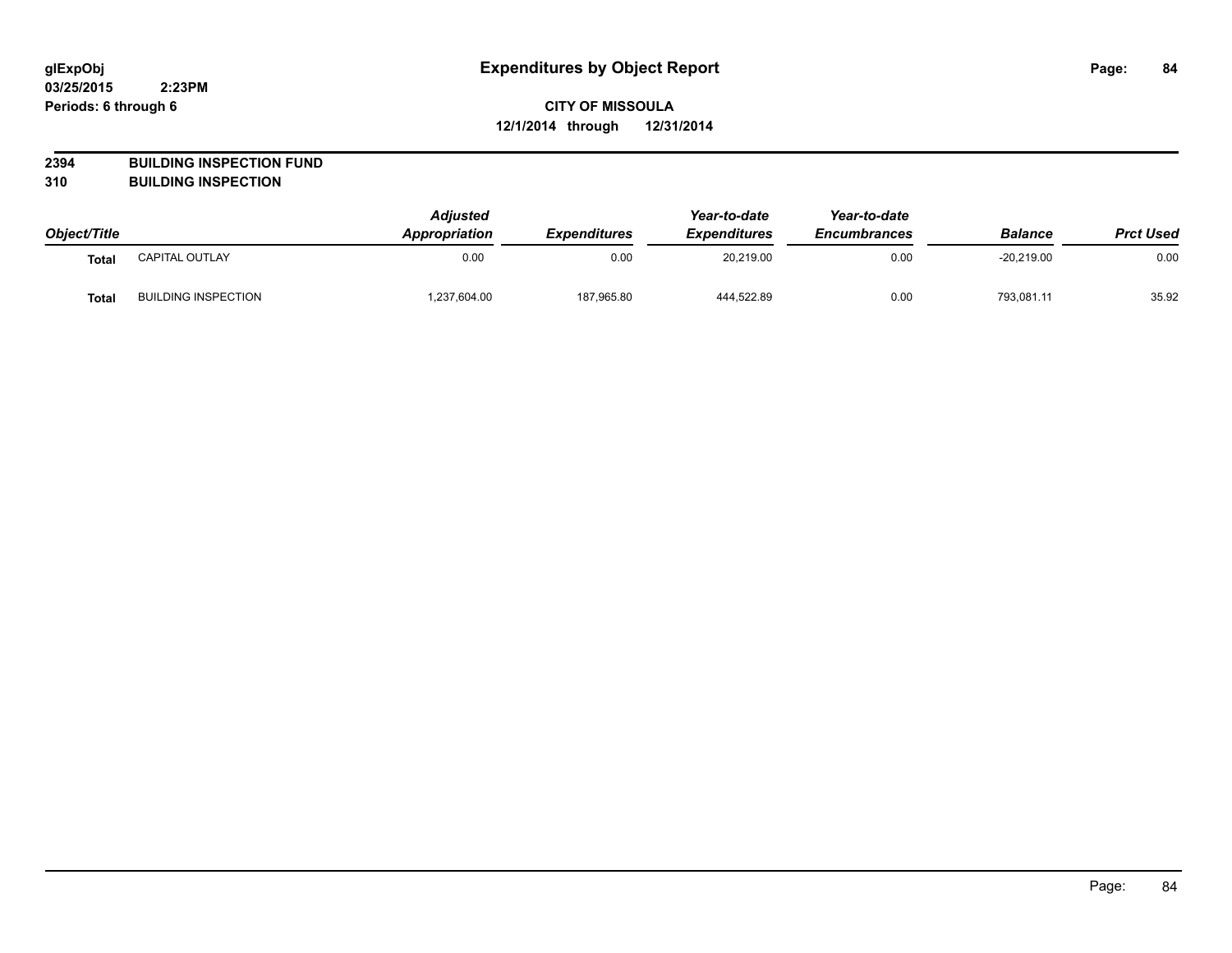# Expenditures by Object Report

glExpObj
03/25/2015 2:23PM
Periods: 6 through 6

**CITY OF MISSOULA**
**12/1/2014 through 12/31/2014**

**2394 BUILDING INSPECTION FUND**
**310 BUILDING INSPECTION**

| Object/Title | | Adjusted Appropriation | Expenditures | Year-to-date Expenditures | Year-to-date Encumbrances | Balance | Prct Used |
|---|---|---|---|---|---|---|---|
| **Total** | CAPITAL OUTLAY | 0.00 | 0.00 | 20,219.00 | 0.00 | -20,219.00 | 0.00 |
| **Total** | BUILDING INSPECTION | 1,237,604.00 | 187,965.80 | 444,522.89 | 0.00 | 793,081.11 | 35.92 |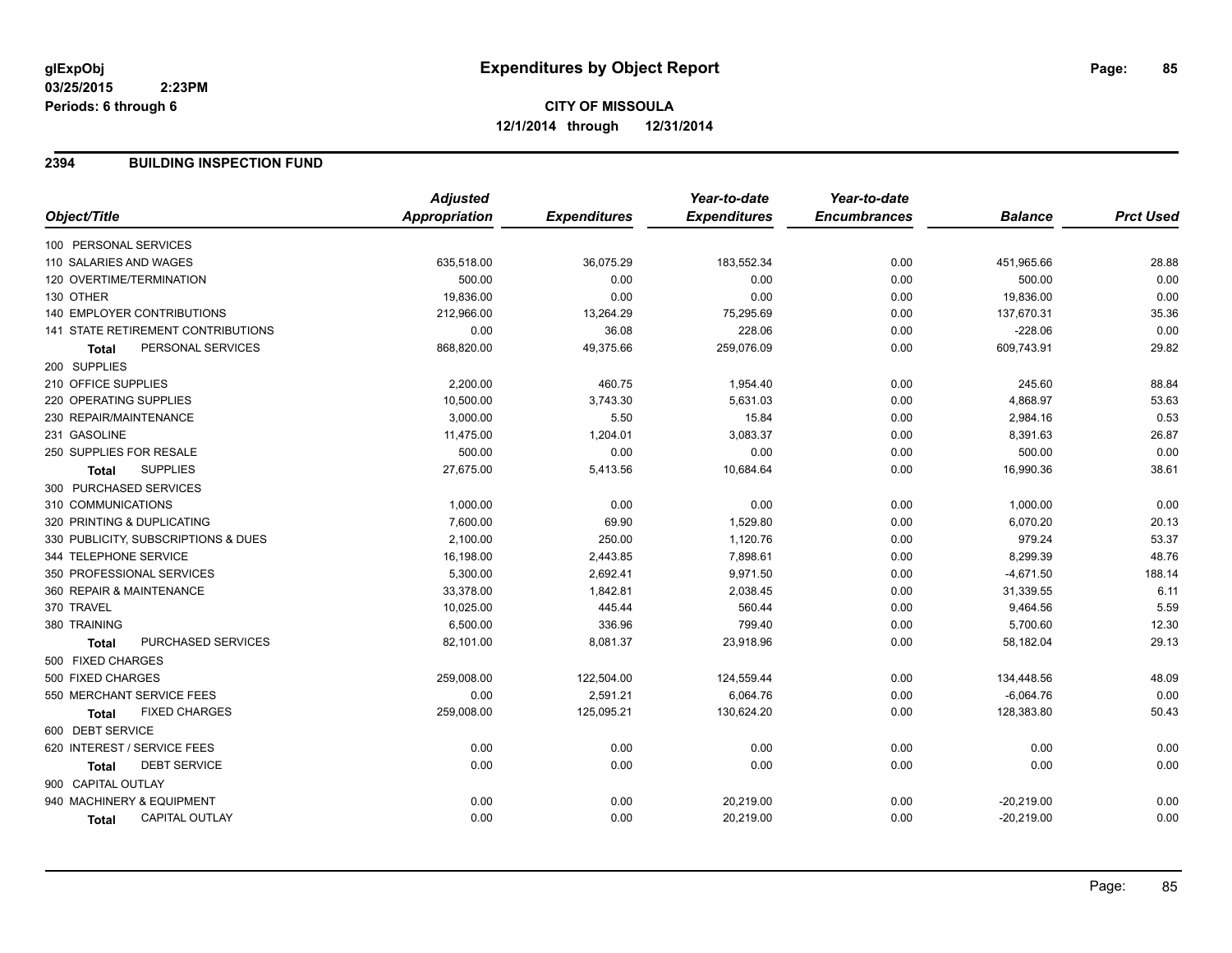**glExpObj** **Expenditures by Object Report**

**03/25/2015 2:23PM**

**Periods: 6 through 6**

**CITY OF MISSOULA**

**12/1/2014 through 12/31/2014**

## 2394 BUILDING INSPECTION FUND

| Object/Title | Adjusted Appropriation | Expenditures | Year-to-date Expenditures | Year-to-date Encumbrances | Balance | Prct Used |
|---|---|---|---|---|---|---|
| 100 PERSONAL SERVICES | | | | | | |
| 110 SALARIES AND WAGES | 635,518.00 | 36,075.29 | 183,552.34 | 0.00 | 451,965.66 | 28.88 |
| 120 OVERTIME/TERMINATION | 500.00 | 0.00 | 0.00 | 0.00 | 500.00 | 0.00 |
| 130 OTHER | 19,836.00 | 0.00 | 0.00 | 0.00 | 19,836.00 | 0.00 |
| 140 EMPLOYER CONTRIBUTIONS | 212,966.00 | 13,264.29 | 75,295.69 | 0.00 | 137,670.31 | 35.36 |
| 141 STATE RETIREMENT CONTRIBUTIONS | 0.00 | 36.08 | 228.06 | 0.00 | -228.06 | 0.00 |
| **Total** PERSONAL SERVICES | 868,820.00 | 49,375.66 | 259,076.09 | 0.00 | 609,743.91 | 29.82 |
| 200 SUPPLIES | | | | | | |
| 210 OFFICE SUPPLIES | 2,200.00 | 460.75 | 1,954.40 | 0.00 | 245.60 | 88.84 |
| 220 OPERATING SUPPLIES | 10,500.00 | 3,743.30 | 5,631.03 | 0.00 | 4,868.97 | 53.63 |
| 230 REPAIR/MAINTENANCE | 3,000.00 | 5.50 | 15.84 | 0.00 | 2,984.16 | 0.53 |
| 231 GASOLINE | 11,475.00 | 1,204.01 | 3,083.37 | 0.00 | 8,391.63 | 26.87 |
| 250 SUPPLIES FOR RESALE | 500.00 | 0.00 | 0.00 | 0.00 | 500.00 | 0.00 |
| **Total** SUPPLIES | 27,675.00 | 5,413.56 | 10,684.64 | 0.00 | 16,990.36 | 38.61 |
| 300 PURCHASED SERVICES | | | | | | |
| 310 COMMUNICATIONS | 1,000.00 | 0.00 | 0.00 | 0.00 | 1,000.00 | 0.00 |
| 320 PRINTING & DUPLICATING | 7,600.00 | 69.90 | 1,529.80 | 0.00 | 6,070.20 | 20.13 |
| 330 PUBLICITY, SUBSCRIPTIONS & DUES | 2,100.00 | 250.00 | 1,120.76 | 0.00 | 979.24 | 53.37 |
| 344 TELEPHONE SERVICE | 16,198.00 | 2,443.85 | 7,898.61 | 0.00 | 8,299.39 | 48.76 |
| 350 PROFESSIONAL SERVICES | 5,300.00 | 2,692.41 | 9,971.50 | 0.00 | -4,671.50 | 188.14 |
| 360 REPAIR & MAINTENANCE | 33,378.00 | 1,842.81 | 2,038.45 | 0.00 | 31,339.55 | 6.11 |
| 370 TRAVEL | 10,025.00 | 445.44 | 560.44 | 0.00 | 9,464.56 | 5.59 |
| 380 TRAINING | 6,500.00 | 336.96 | 799.40 | 0.00 | 5,700.60 | 12.30 |
| **Total** PURCHASED SERVICES | 82,101.00 | 8,081.37 | 23,918.96 | 0.00 | 58,182.04 | 29.13 |
| 500 FIXED CHARGES | | | | | | |
| 500 FIXED CHARGES | 259,008.00 | 122,504.00 | 124,559.44 | 0.00 | 134,448.56 | 48.09 |
| 550 MERCHANT SERVICE FEES | 0.00 | 2,591.21 | 6,064.76 | 0.00 | -6,064.76 | 0.00 |
| **Total** FIXED CHARGES | 259,008.00 | 125,095.21 | 130,624.20 | 0.00 | 128,383.80 | 50.43 |
| 600 DEBT SERVICE | | | | | | |
| 620 INTEREST / SERVICE FEES | 0.00 | 0.00 | 0.00 | 0.00 | 0.00 | 0.00 |
| **Total** DEBT SERVICE | 0.00 | 0.00 | 0.00 | 0.00 | 0.00 | 0.00 |
| 900 CAPITAL OUTLAY | | | | | | |
| 940 MACHINERY & EQUIPMENT | 0.00 | 0.00 | 20,219.00 | 0.00 | -20,219.00 | 0.00 |
| **Total** CAPITAL OUTLAY | 0.00 | 0.00 | 20,219.00 | 0.00 | -20,219.00 | 0.00 |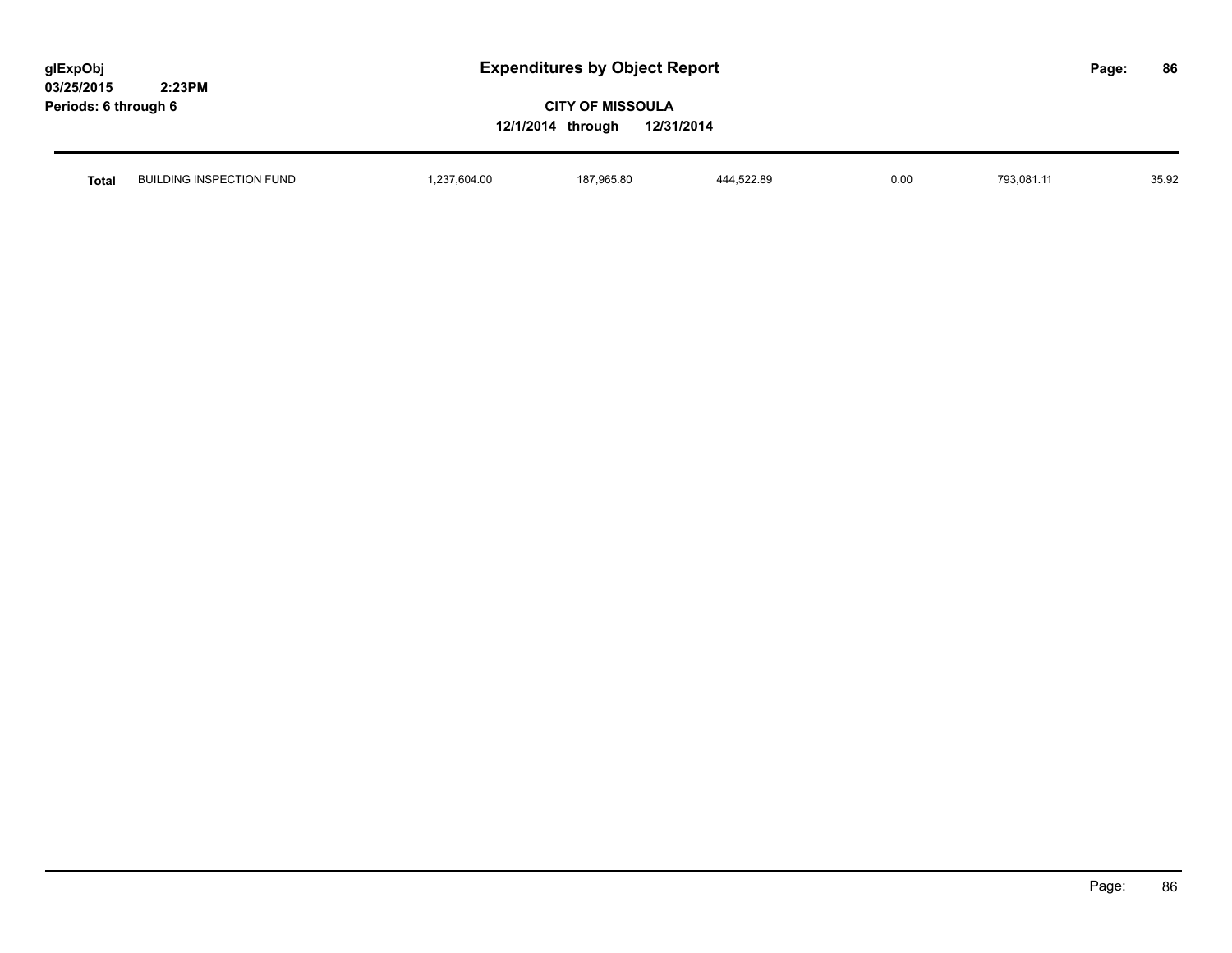| Total | BUILDING INSPECTION FUND | 1,237,604.00 | 187,965.80 | 444,522.89 | 0.00 | 793,081.11 | 35.92 |
|---|---|---|---|---|---|---|---|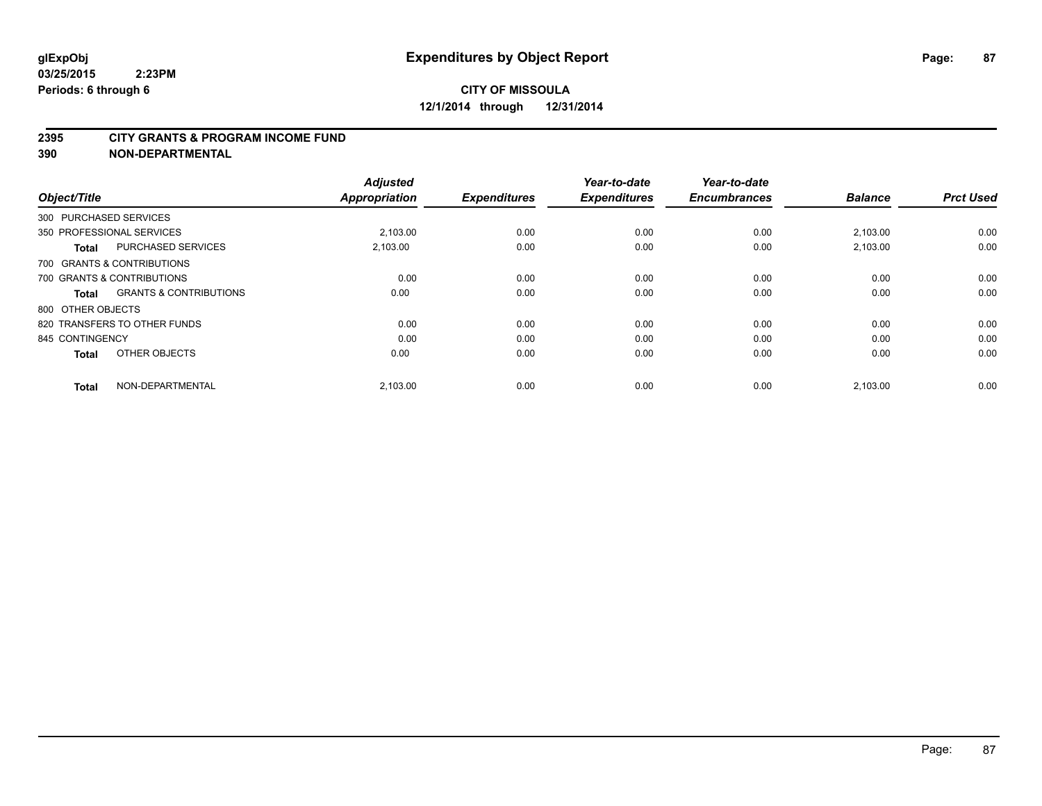**glExpObj** **Expenditures by Object Report**

**03/25/2015 2:23PM**

**Periods: 6 through 6**

**CITY OF MISSOULA**

**12/1/2014 through 12/31/2014**

## 2395 CITY GRANTS & PROGRAM INCOME FUND

## 390 NON-DEPARTMENTAL

| Object/Title | | Adjusted Appropriation | Expenditures | Year-to-date Expenditures | Year-to-date Encumbrances | Balance | Prct Used |
|---|---|---|---|---|---|---|---|
| 300 PURCHASED SERVICES | | | | | | | |
| 350 PROFESSIONAL SERVICES | | 2,103.00 | 0.00 | 0.00 | 0.00 | 2,103.00 | 0.00 |
| **Total** | PURCHASED SERVICES | 2,103.00 | 0.00 | 0.00 | 0.00 | 2,103.00 | 0.00 |
| 700 GRANTS & CONTRIBUTIONS | | | | | | | |
| 700 GRANTS & CONTRIBUTIONS | | 0.00 | 0.00 | 0.00 | 0.00 | 0.00 | 0.00 |
| **Total** | GRANTS & CONTRIBUTIONS | 0.00 | 0.00 | 0.00 | 0.00 | 0.00 | 0.00 |
| 800 OTHER OBJECTS | | | | | | | |
| 820 TRANSFERS TO OTHER FUNDS | | 0.00 | 0.00 | 0.00 | 0.00 | 0.00 | 0.00 |
| 845 CONTINGENCY | | 0.00 | 0.00 | 0.00 | 0.00 | 0.00 | 0.00 |
| **Total** | OTHER OBJECTS | 0.00 | 0.00 | 0.00 | 0.00 | 0.00 | 0.00 |
| **Total** | NON-DEPARTMENTAL | 2,103.00 | 0.00 | 0.00 | 0.00 | 2,103.00 | 0.00 |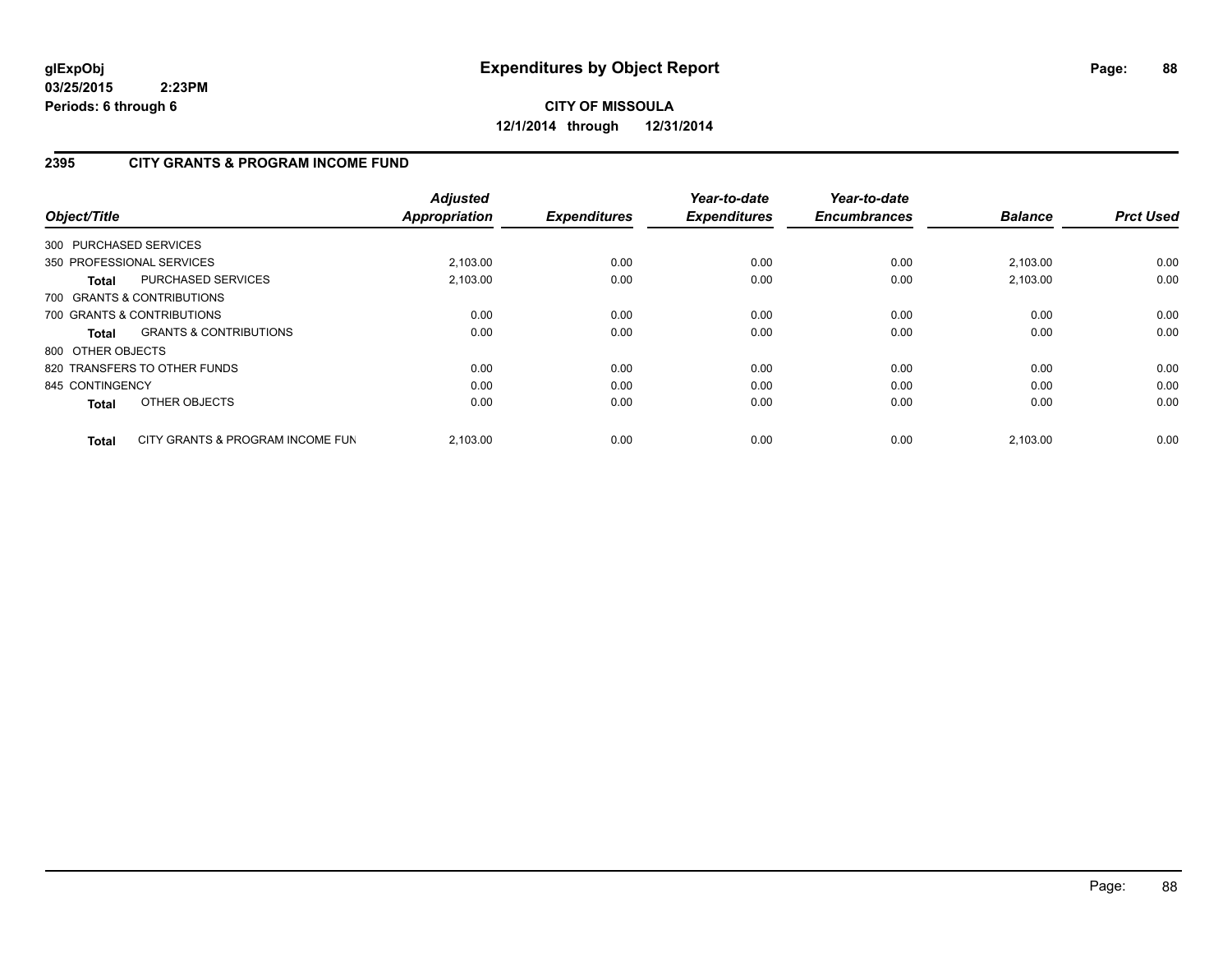**glExpObj**
**03/25/2015 2:23PM**
**Periods: 6 through 6**

# Expenditures by Object Report

**CITY OF MISSOULA**
**12/1/2014 through 12/31/2014**

## 2395 CITY GRANTS & PROGRAM INCOME FUND

| Object/Title | | Adjusted Appropriation | Expenditures | Year-to-date Expenditures | Year-to-date Encumbrances | Balance | Prct Used |
|---|---|---|---|---|---|---|---|
| 300 PURCHASED SERVICES | | | | | | | |
| 350 PROFESSIONAL SERVICES | | 2,103.00 | 0.00 | 0.00 | 0.00 | 2,103.00 | 0.00 |
| **Total** | PURCHASED SERVICES | 2,103.00 | 0.00 | 0.00 | 0.00 | 2,103.00 | 0.00 |
| 700 GRANTS & CONTRIBUTIONS | | | | | | | |
| 700 GRANTS & CONTRIBUTIONS | | 0.00 | 0.00 | 0.00 | 0.00 | 0.00 | 0.00 |
| **Total** | GRANTS & CONTRIBUTIONS | 0.00 | 0.00 | 0.00 | 0.00 | 0.00 | 0.00 |
| 800 OTHER OBJECTS | | | | | | | |
| 820 TRANSFERS TO OTHER FUNDS | | 0.00 | 0.00 | 0.00 | 0.00 | 0.00 | 0.00 |
| 845 CONTINGENCY | | 0.00 | 0.00 | 0.00 | 0.00 | 0.00 | 0.00 |
| **Total** | OTHER OBJECTS | 0.00 | 0.00 | 0.00 | 0.00 | 0.00 | 0.00 |
| **Total** | CITY GRANTS & PROGRAM INCOME FUN | 2,103.00 | 0.00 | 0.00 | 0.00 | 2,103.00 | 0.00 |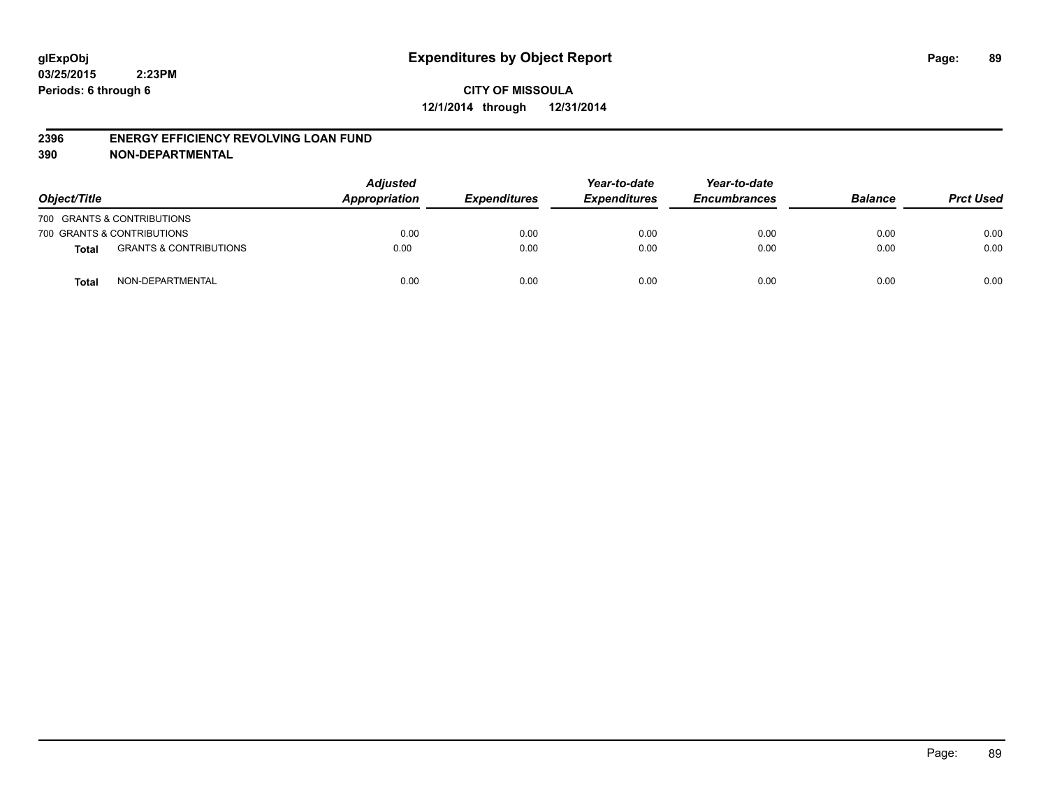**glExpObj**
**03/25/2015 2:23PM**
**Periods: 6 through 6**

# Expenditures by Object Report

**CITY OF MISSOULA**
**12/1/2014 through 12/31/2014**

## 2396 ENERGY EFFICIENCY REVOLVING LOAN FUND
## 390 NON-DEPARTMENTAL

| Object/Title | | Adjusted Appropriation | Expenditures | Year-to-date Expenditures | Year-to-date Encumbrances | Balance | Prct Used |
|---|---|---|---|---|---|---|---|
| 700 GRANTS & CONTRIBUTIONS | | | | | | | |
| 700 GRANTS & CONTRIBUTIONS | | 0.00 | 0.00 | 0.00 | 0.00 | 0.00 | 0.00 |
| **Total** | GRANTS & CONTRIBUTIONS | 0.00 | 0.00 | 0.00 | 0.00 | 0.00 | 0.00 |
| **Total** | NON-DEPARTMENTAL | 0.00 | 0.00 | 0.00 | 0.00 | 0.00 | 0.00 |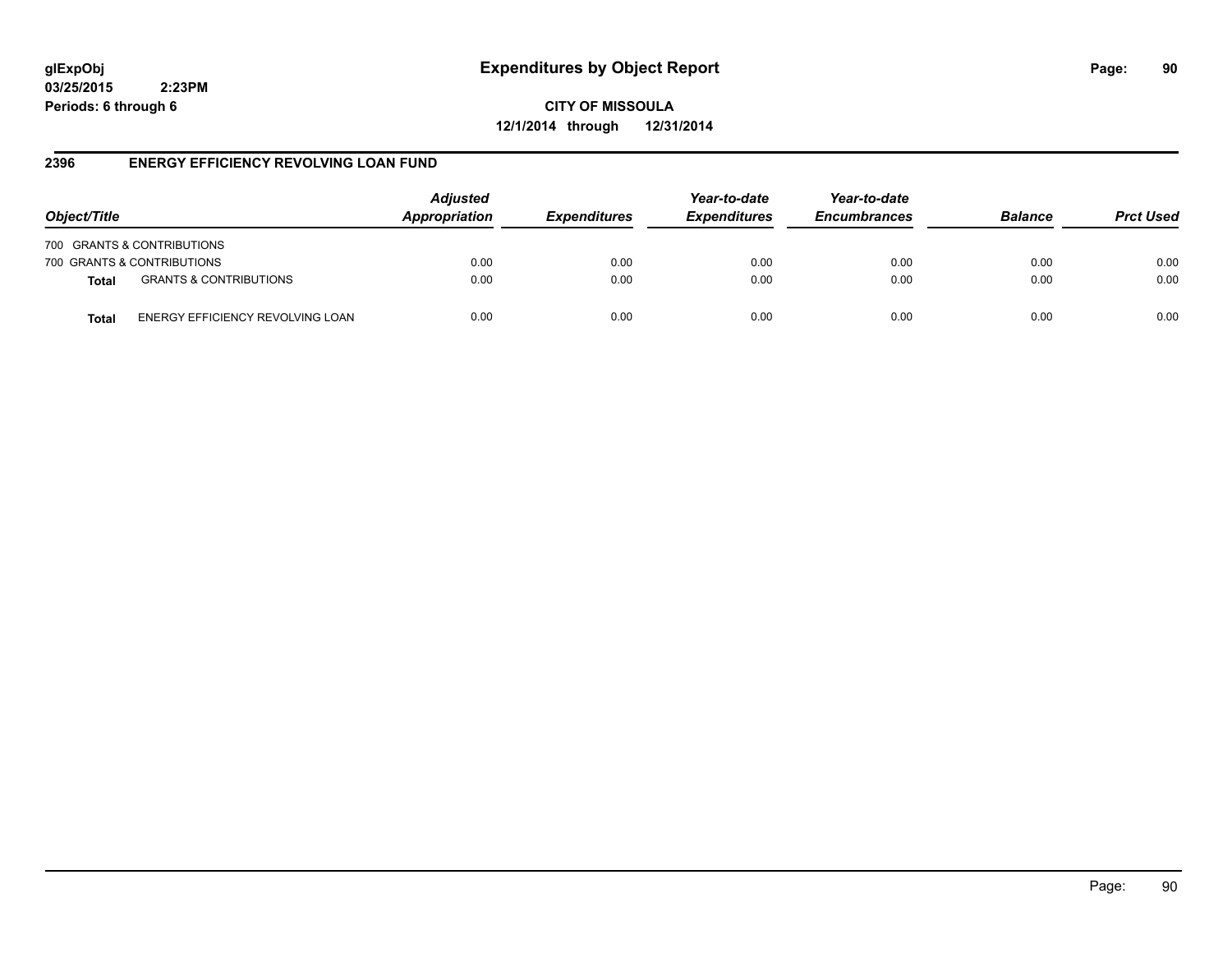# Expenditures by Object Report

glExpObj
03/25/2015 2:23PM
Periods: 6 through 6

**CITY OF MISSOULA**
**12/1/2014 through 12/31/2014**

## 2396 ENERGY EFFICIENCY REVOLVING LOAN FUND

| Object/Title | | Adjusted Appropriation | Expenditures | Year-to-date Expenditures | Year-to-date Encumbrances | Balance | Prct Used |
|---|---|---|---|---|---|---|---|
| 700 GRANTS & CONTRIBUTIONS | | | | | | | |
| 700 GRANTS & CONTRIBUTIONS | | 0.00 | 0.00 | 0.00 | 0.00 | 0.00 | 0.00 |
| **Total** | GRANTS & CONTRIBUTIONS | 0.00 | 0.00 | 0.00 | 0.00 | 0.00 | 0.00 |
| **Total** | ENERGY EFFICIENCY REVOLVING LOAN | 0.00 | 0.00 | 0.00 | 0.00 | 0.00 | 0.00 |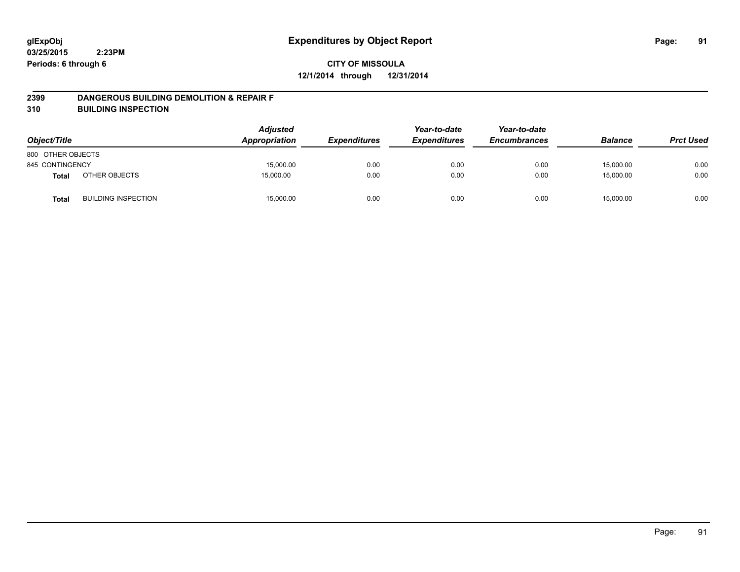glExpObj
03/25/2015 2:23PM
Periods: 6 through 6

# Expenditures by Object Report

**CITY OF MISSOULA**
**12/1/2014 through 12/31/2014**

## 2399 DANGEROUS BUILDING DEMOLITION & REPAIR F
## 310 BUILDING INSPECTION

| Object/Title | | Adjusted Appropriation | Expenditures | Year-to-date Expenditures | Year-to-date Encumbrances | Balance | Prct Used |
|---|---|---|---|---|---|---|---|
| 800 OTHER OBJECTS | | | | | | | |
| 845 CONTINGENCY | | 15,000.00 | 0.00 | 0.00 | 0.00 | 15,000.00 | 0.00 |
| **Total** | OTHER OBJECTS | 15,000.00 | 0.00 | 0.00 | 0.00 | 15,000.00 | 0.00 |
| **Total** | BUILDING INSPECTION | 15,000.00 | 0.00 | 0.00 | 0.00 | 15,000.00 | 0.00 |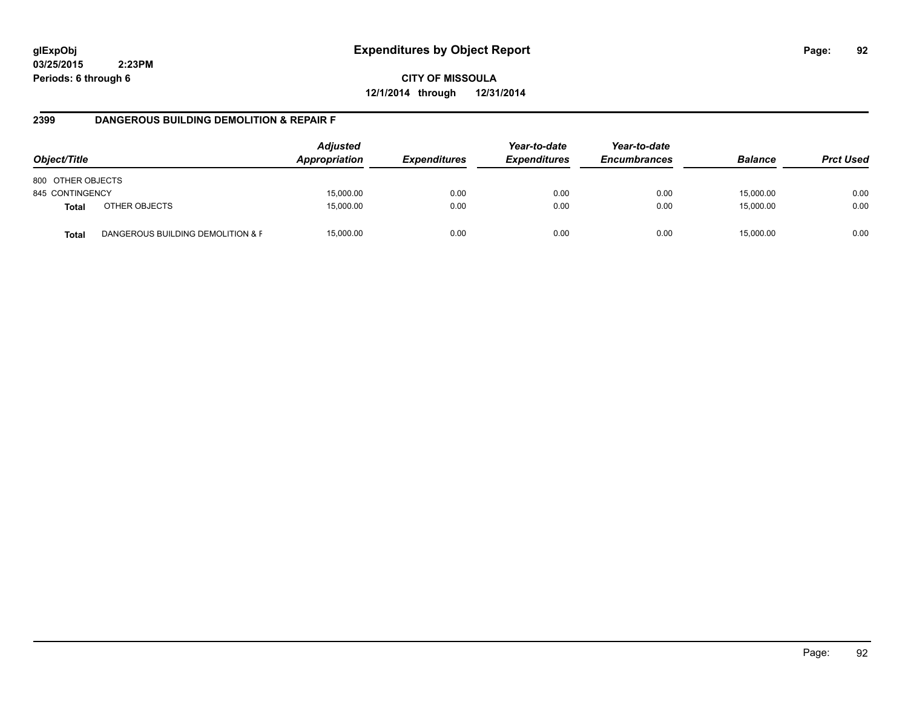glExpObj
03/25/2015 2:23PM
Periods: 6 through 6

# Expenditures by Object Report

**CITY OF MISSOULA**
**12/1/2014 through 12/31/2014**

## 2399 DANGEROUS BUILDING DEMOLITION & REPAIR F

| Object/Title | | Adjusted Appropriation | Expenditures | Year-to-date Expenditures | Year-to-date Encumbrances | Balance | Prct Used |
|---|---|---|---|---|---|---|---|
| 800 OTHER OBJECTS | | | | | | | |
| 845 CONTINGENCY | | 15,000.00 | 0.00 | 0.00 | 0.00 | 15,000.00 | 0.00 |
| **Total** | OTHER OBJECTS | 15,000.00 | 0.00 | 0.00 | 0.00 | 15,000.00 | 0.00 |
| **Total** | DANGEROUS BUILDING DEMOLITION & F | 15,000.00 | 0.00 | 0.00 | 0.00 | 15,000.00 | 0.00 |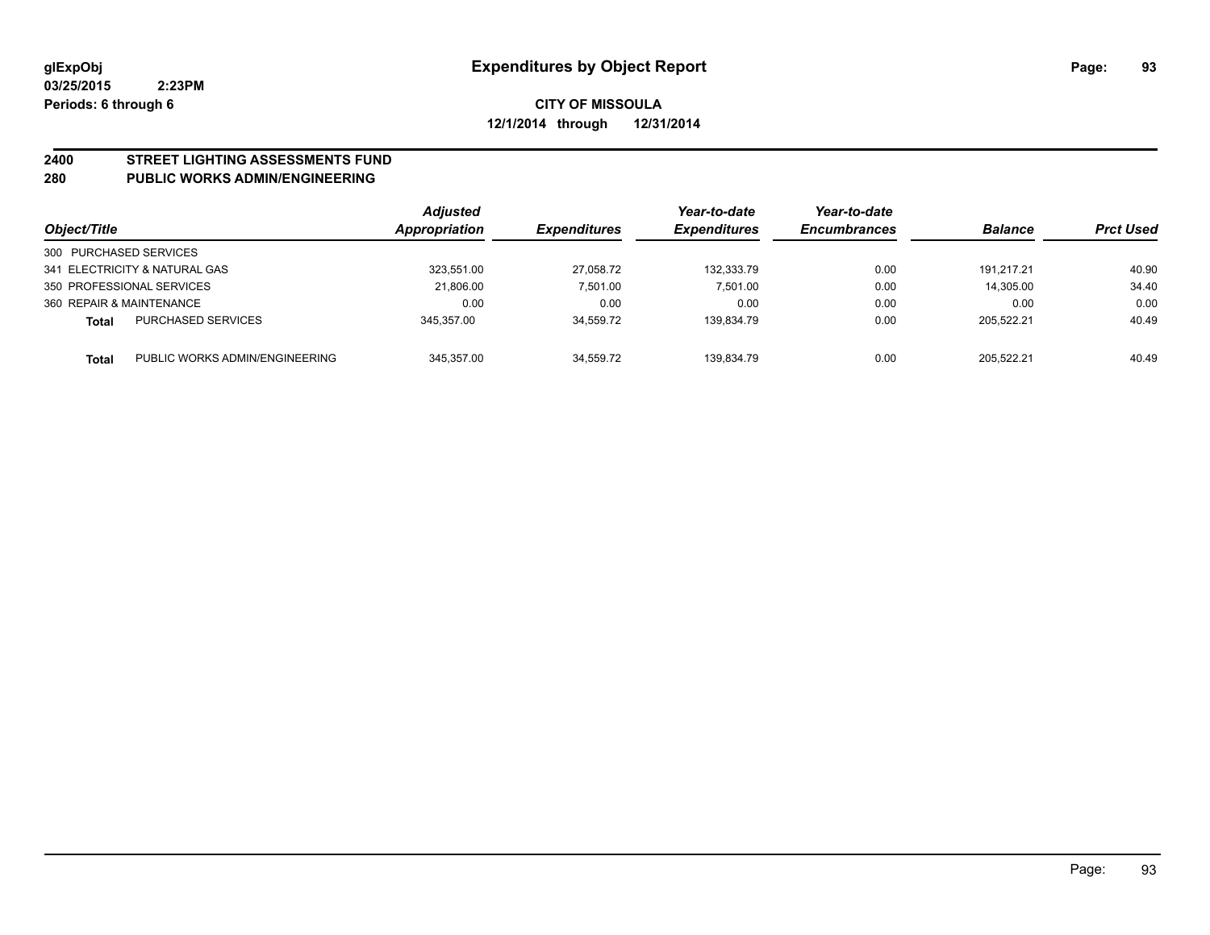**glExpObj** **Expenditures by Object Report**
**03/25/2015 2:23PM**
**Periods: 6 through 6**

**CITY OF MISSOULA**
**12/1/2014 through 12/31/2014**

## 2400 STREET LIGHTING ASSESSMENTS FUND
## 280 PUBLIC WORKS ADMIN/ENGINEERING

| Object/Title | | Adjusted Appropriation | Expenditures | Year-to-date Expenditures | Year-to-date Encumbrances | Balance | Prct Used |
|---|---|---|---|---|---|---|---|
| 300 PURCHASED SERVICES | | | | | | | |
| 341 ELECTRICITY & NATURAL GAS | | 323,551.00 | 27,058.72 | 132,333.79 | 0.00 | 191,217.21 | 40.90 |
| 350 PROFESSIONAL SERVICES | | 21,806.00 | 7,501.00 | 7,501.00 | 0.00 | 14,305.00 | 34.40 |
| 360 REPAIR & MAINTENANCE | | 0.00 | 0.00 | 0.00 | 0.00 | 0.00 | 0.00 |
| **Total** | PURCHASED SERVICES | 345,357.00 | 34,559.72 | 139,834.79 | 0.00 | 205,522.21 | 40.49 |
| **Total** | PUBLIC WORKS ADMIN/ENGINEERING | 345,357.00 | 34,559.72 | 139,834.79 | 0.00 | 205,522.21 | 40.49 |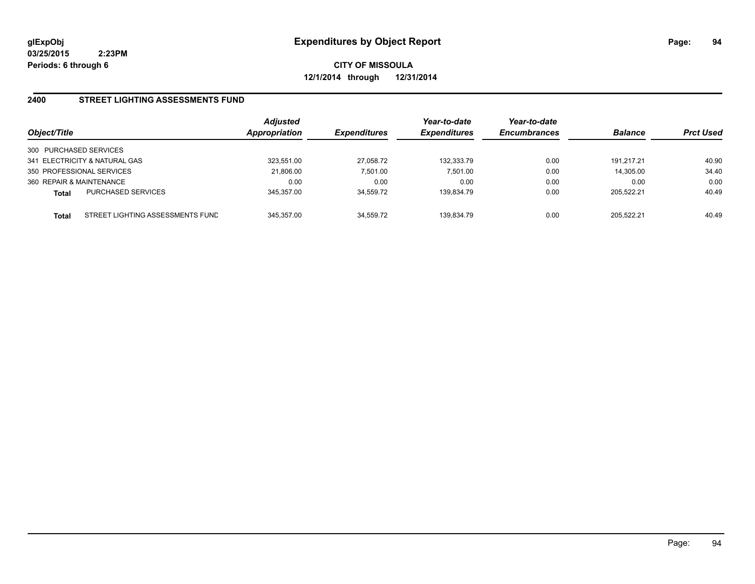**glExpObj**
**03/25/2015 2:23PM**
**Periods: 6 through 6**

# Expenditures by Object Report

**CITY OF MISSOULA**
**12/1/2014 through 12/31/2014**

## 2400 STREET LIGHTING ASSESSMENTS FUND

| Object/Title | | *Adjusted Appropriation* | *Expenditures* | *Year-to-date Expenditures* | *Year-to-date Encumbrances* | *Balance* | *Prct Used* |
|---|---|---|---|---|---|---|---|
| 300 PURCHASED SERVICES | | | | | | | |
| 341 ELECTRICITY & NATURAL GAS | | 323,551.00 | 27,058.72 | 132,333.79 | 0.00 | 191,217.21 | 40.90 |
| 350 PROFESSIONAL SERVICES | | 21,806.00 | 7,501.00 | 7,501.00 | 0.00 | 14,305.00 | 34.40 |
| 360 REPAIR & MAINTENANCE | | 0.00 | 0.00 | 0.00 | 0.00 | 0.00 | 0.00 |
| **Total** | PURCHASED SERVICES | 345,357.00 | 34,559.72 | 139,834.79 | 0.00 | 205,522.21 | 40.49 |
| **Total** | STREET LIGHTING ASSESSMENTS FUND | 345,357.00 | 34,559.72 | 139,834.79 | 0.00 | 205,522.21 | 40.49 |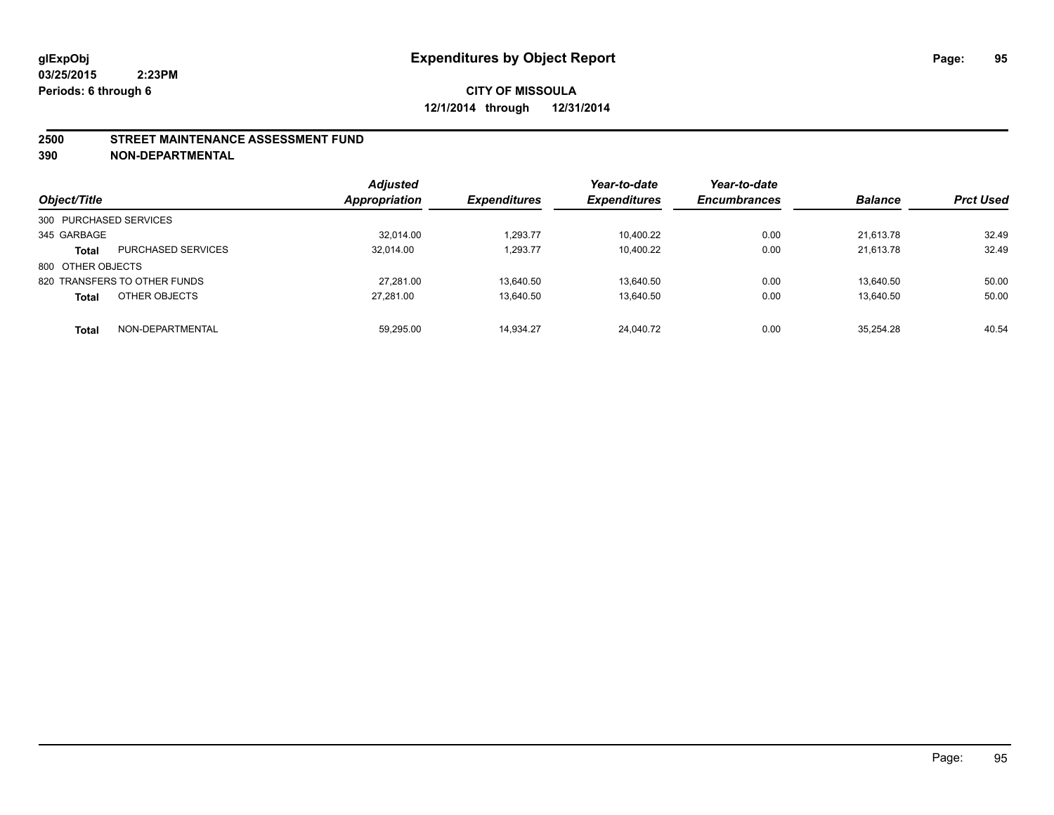# Expenditures by Object Report

glExpObj
03/25/2015 2:23PM
Periods: 6 through 6

**CITY OF MISSOULA**
**12/1/2014 through 12/31/2014**

## 2500 STREET MAINTENANCE ASSESSMENT FUND
## 390 NON-DEPARTMENTAL

| Object/Title | | Adjusted Appropriation | Expenditures | Year-to-date Expenditures | Year-to-date Encumbrances | Balance | Prct Used |
|---|---|---|---|---|---|---|---|
| 300 PURCHASED SERVICES | | | | | | | |
| 345 GARBAGE | | 32,014.00 | 1,293.77 | 10,400.22 | 0.00 | 21,613.78 | 32.49 |
| **Total** | PURCHASED SERVICES | 32,014.00 | 1,293.77 | 10,400.22 | 0.00 | 21,613.78 | 32.49 |
| 800 OTHER OBJECTS | | | | | | | |
| 820 TRANSFERS TO OTHER FUNDS | | 27,281.00 | 13,640.50 | 13,640.50 | 0.00 | 13,640.50 | 50.00 |
| **Total** | OTHER OBJECTS | 27,281.00 | 13,640.50 | 13,640.50 | 0.00 | 13,640.50 | 50.00 |
| **Total** | NON-DEPARTMENTAL | 59,295.00 | 14,934.27 | 24,040.72 | 0.00 | 35,254.28 | 40.54 |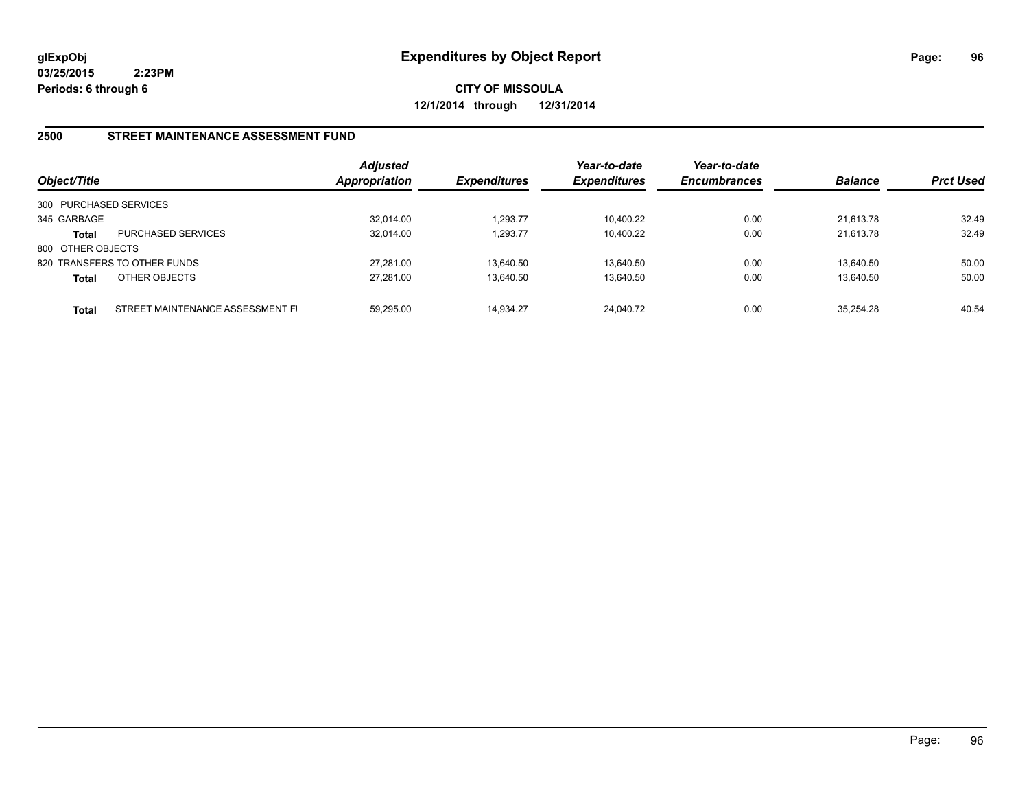**glExpObj**
**03/25/2015 2:23PM**
**Periods: 6 through 6**

# Expenditures by Object Report

**CITY OF MISSOULA**
**12/1/2014 through 12/31/2014**

## 2500 STREET MAINTENANCE ASSESSMENT FUND

| Object/Title | | Adjusted Appropriation | Expenditures | Year-to-date Expenditures | Year-to-date Encumbrances | Balance | Prct Used |
|---|---|---|---|---|---|---|---|
| 300 PURCHASED SERVICES | | | | | | | |
| 345 GARBAGE | | 32,014.00 | 1,293.77 | 10,400.22 | 0.00 | 21,613.78 | 32.49 |
| **Total** | PURCHASED SERVICES | 32,014.00 | 1,293.77 | 10,400.22 | 0.00 | 21,613.78 | 32.49 |
| 800 OTHER OBJECTS | | | | | | | |
| 820 TRANSFERS TO OTHER FUNDS | | 27,281.00 | 13,640.50 | 13,640.50 | 0.00 | 13,640.50 | 50.00 |
| **Total** | OTHER OBJECTS | 27,281.00 | 13,640.50 | 13,640.50 | 0.00 | 13,640.50 | 50.00 |
| **Total** | STREET MAINTENANCE ASSESSMENT FI | 59,295.00 | 14,934.27 | 24,040.72 | 0.00 | 35,254.28 | 40.54 |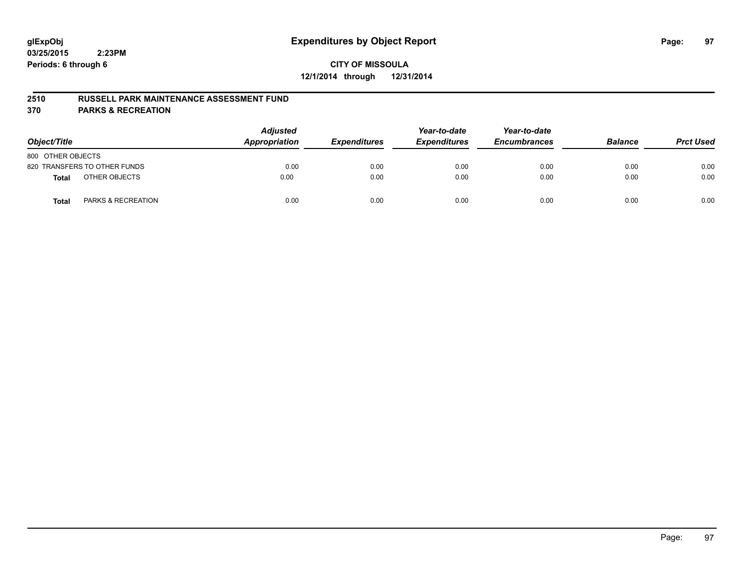**glExpObj** **Expenditures by Object Report**

**03/25/2015 2:23PM**

**Periods: 6 through 6**

**CITY OF MISSOULA**

**12/1/2014 through 12/31/2014**

## 2510 RUSSELL PARK MAINTENANCE ASSESSMENT FUND

## 370 PARKS & RECREATION

| Object/Title | | Adjusted Appropriation | Expenditures | Year-to-date Expenditures | Year-to-date Encumbrances | Balance | Prct Used |
|---|---|---|---|---|---|---|---|
| 800 OTHER OBJECTS | | | | | | | |
| 820 TRANSFERS TO OTHER FUNDS | | 0.00 | 0.00 | 0.00 | 0.00 | 0.00 | 0.00 |
| **Total** | OTHER OBJECTS | 0.00 | 0.00 | 0.00 | 0.00 | 0.00 | 0.00 |
| **Total** | PARKS & RECREATION | 0.00 | 0.00 | 0.00 | 0.00 | 0.00 | 0.00 |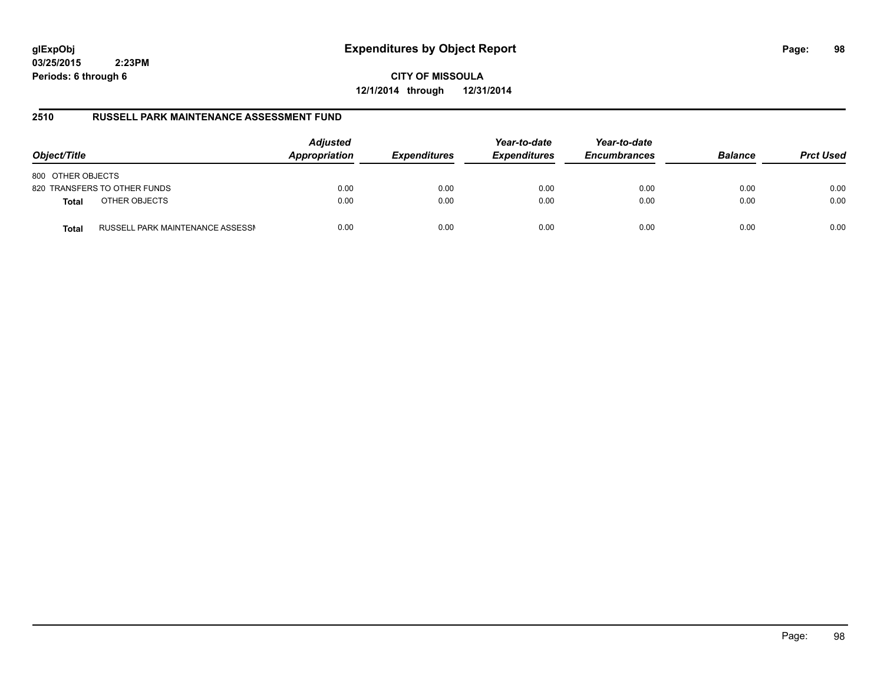**glExpObj**
**03/25/2015 2:23PM**
**Periods: 6 through 6**

# Expenditures by Object Report

**CITY OF MISSOULA**
**12/1/2014 through 12/31/2014**

## 2510 RUSSELL PARK MAINTENANCE ASSESSMENT FUND

| Object/Title | | Adjusted Appropriation | Expenditures | Year-to-date Expenditures | Year-to-date Encumbrances | Balance | Prct Used |
|---|---|---|---|---|---|---|---|
| 800 OTHER OBJECTS | | | | | | | |
| 820 TRANSFERS TO OTHER FUNDS | | 0.00 | 0.00 | 0.00 | 0.00 | 0.00 | 0.00 |
| **Total** | OTHER OBJECTS | 0.00 | 0.00 | 0.00 | 0.00 | 0.00 | 0.00 |
| **Total** | RUSSELL PARK MAINTENANCE ASSESSI | 0.00 | 0.00 | 0.00 | 0.00 | 0.00 | 0.00 |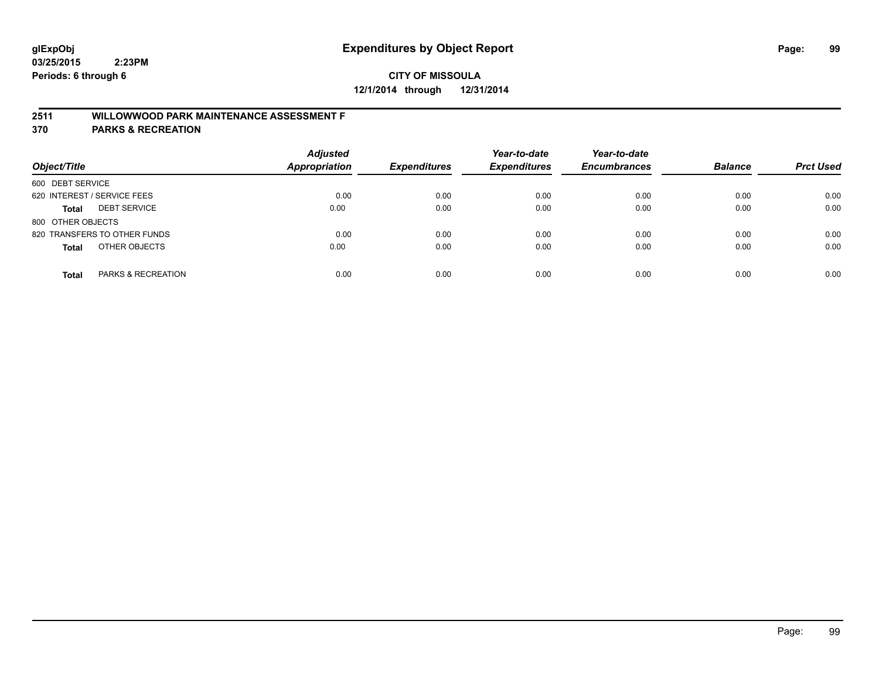**glExpObj**
**03/25/2015 2:23PM**
**Periods: 6 through 6**

# Expenditures by Object Report

**CITY OF MISSOULA**
**12/1/2014 through 12/31/2014**

## 2511 WILLOWWOOD PARK MAINTENANCE ASSESSMENT F
## 370 PARKS & RECREATION

| Object/Title | | Adjusted Appropriation | Expenditures | Year-to-date Expenditures | Year-to-date Encumbrances | Balance | Prct Used |
|---|---|---|---|---|---|---|---|
| 600 DEBT SERVICE | | | | | | | |
| 620 INTEREST / SERVICE FEES | | 0.00 | 0.00 | 0.00 | 0.00 | 0.00 | 0.00 |
| **Total** | DEBT SERVICE | 0.00 | 0.00 | 0.00 | 0.00 | 0.00 | 0.00 |
| 800 OTHER OBJECTS | | | | | | | |
| 820 TRANSFERS TO OTHER FUNDS | | 0.00 | 0.00 | 0.00 | 0.00 | 0.00 | 0.00 |
| **Total** | OTHER OBJECTS | 0.00 | 0.00 | 0.00 | 0.00 | 0.00 | 0.00 |
| **Total** | PARKS & RECREATION | 0.00 | 0.00 | 0.00 | 0.00 | 0.00 | 0.00 |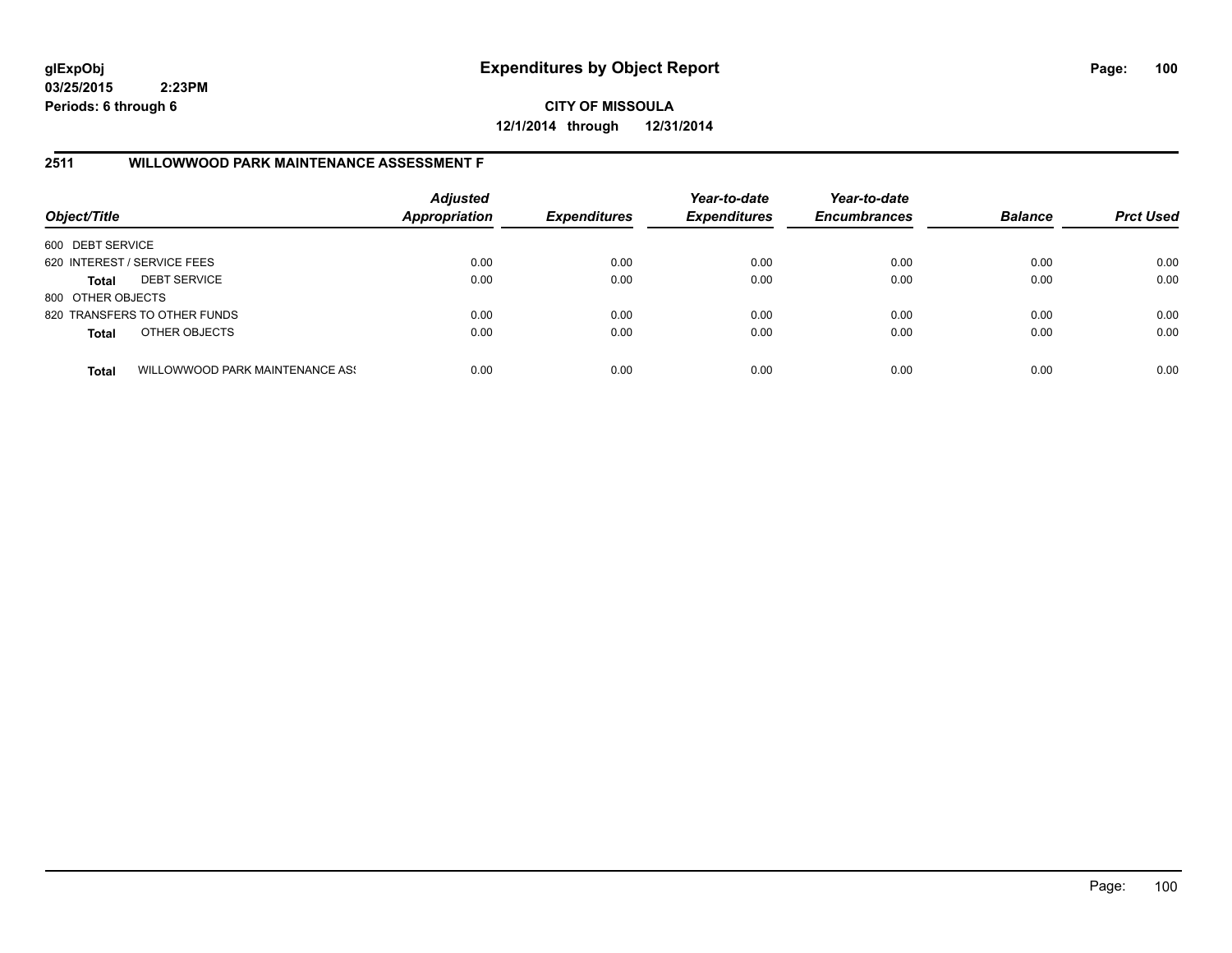**glExpObj**
**03/25/2015 2:23PM**
**Periods: 6 through 6**

# Expenditures by Object Report

**CITY OF MISSOULA**
**12/1/2014 through 12/31/2014**

## 2511 WILLOWWOOD PARK MAINTENANCE ASSESSMENT F

| Object/Title | | Adjusted Appropriation | Expenditures | Year-to-date Expenditures | Year-to-date Encumbrances | Balance | Prct Used |
|---|---|---|---|---|---|---|---|
| 600 DEBT SERVICE | | | | | | | |
| 620 INTEREST / SERVICE FEES | | 0.00 | 0.00 | 0.00 | 0.00 | 0.00 | 0.00 |
| **Total** | DEBT SERVICE | 0.00 | 0.00 | 0.00 | 0.00 | 0.00 | 0.00 |
| 800 OTHER OBJECTS | | | | | | | |
| 820 TRANSFERS TO OTHER FUNDS | | 0.00 | 0.00 | 0.00 | 0.00 | 0.00 | 0.00 |
| **Total** | OTHER OBJECTS | 0.00 | 0.00 | 0.00 | 0.00 | 0.00 | 0.00 |
| **Total** | WILLOWWOOD PARK MAINTENANCE ASS | 0.00 | 0.00 | 0.00 | 0.00 | 0.00 | 0.00 |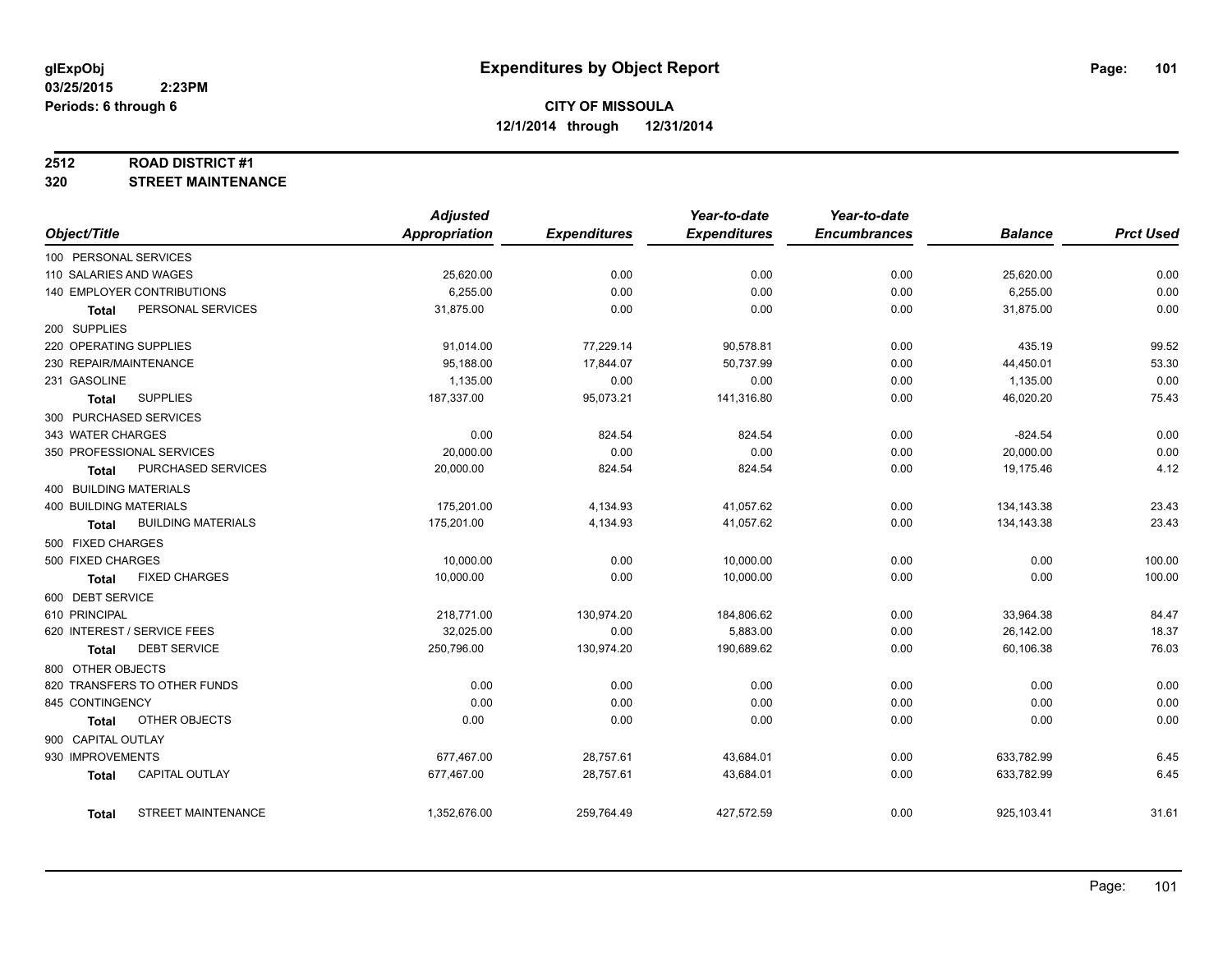**glExpObj**
**03/25/2015 2:23PM**
**Periods: 6 through 6**

# Expenditures by Object Report

**CITY OF MISSOULA**
**12/1/2014 through 12/31/2014**

## 2512 ROAD DISTRICT #1
## 320 STREET MAINTENANCE

| Object/Title | Adjusted Appropriation | Expenditures | Year-to-date Expenditures | Year-to-date Encumbrances | Balance | Prct Used |
|---|---|---|---|---|---|---|
| 100 PERSONAL SERVICES | | | | | | |
| 110 SALARIES AND WAGES | 25,620.00 | 0.00 | 0.00 | 0.00 | 25,620.00 | 0.00 |
| 140 EMPLOYER CONTRIBUTIONS | 6,255.00 | 0.00 | 0.00 | 0.00 | 6,255.00 | 0.00 |
| **Total** PERSONAL SERVICES | 31,875.00 | 0.00 | 0.00 | 0.00 | 31,875.00 | 0.00 |
| 200 SUPPLIES | | | | | | |
| 220 OPERATING SUPPLIES | 91,014.00 | 77,229.14 | 90,578.81 | 0.00 | 435.19 | 99.52 |
| 230 REPAIR/MAINTENANCE | 95,188.00 | 17,844.07 | 50,737.99 | 0.00 | 44,450.01 | 53.30 |
| 231 GASOLINE | 1,135.00 | 0.00 | 0.00 | 0.00 | 1,135.00 | 0.00 |
| **Total** SUPPLIES | 187,337.00 | 95,073.21 | 141,316.80 | 0.00 | 46,020.20 | 75.43 |
| 300 PURCHASED SERVICES | | | | | | |
| 343 WATER CHARGES | 0.00 | 824.54 | 824.54 | 0.00 | -824.54 | 0.00 |
| 350 PROFESSIONAL SERVICES | 20,000.00 | 0.00 | 0.00 | 0.00 | 20,000.00 | 0.00 |
| **Total** PURCHASED SERVICES | 20,000.00 | 824.54 | 824.54 | 0.00 | 19,175.46 | 4.12 |
| 400 BUILDING MATERIALS | | | | | | |
| 400 BUILDING MATERIALS | 175,201.00 | 4,134.93 | 41,057.62 | 0.00 | 134,143.38 | 23.43 |
| **Total** BUILDING MATERIALS | 175,201.00 | 4,134.93 | 41,057.62 | 0.00 | 134,143.38 | 23.43 |
| 500 FIXED CHARGES | | | | | | |
| 500 FIXED CHARGES | 10,000.00 | 0.00 | 10,000.00 | 0.00 | 0.00 | 100.00 |
| **Total** FIXED CHARGES | 10,000.00 | 0.00 | 10,000.00 | 0.00 | 0.00 | 100.00 |
| 600 DEBT SERVICE | | | | | | |
| 610 PRINCIPAL | 218,771.00 | 130,974.20 | 184,806.62 | 0.00 | 33,964.38 | 84.47 |
| 620 INTEREST / SERVICE FEES | 32,025.00 | 0.00 | 5,883.00 | 0.00 | 26,142.00 | 18.37 |
| **Total** DEBT SERVICE | 250,796.00 | 130,974.20 | 190,689.62 | 0.00 | 60,106.38 | 76.03 |
| 800 OTHER OBJECTS | | | | | | |
| 820 TRANSFERS TO OTHER FUNDS | 0.00 | 0.00 | 0.00 | 0.00 | 0.00 | 0.00 |
| 845 CONTINGENCY | 0.00 | 0.00 | 0.00 | 0.00 | 0.00 | 0.00 |
| **Total** OTHER OBJECTS | 0.00 | 0.00 | 0.00 | 0.00 | 0.00 | 0.00 |
| 900 CAPITAL OUTLAY | | | | | | |
| 930 IMPROVEMENTS | 677,467.00 | 28,757.61 | 43,684.01 | 0.00 | 633,782.99 | 6.45 |
| **Total** CAPITAL OUTLAY | 677,467.00 | 28,757.61 | 43,684.01 | 0.00 | 633,782.99 | 6.45 |
| **Total** STREET MAINTENANCE | 1,352,676.00 | 259,764.49 | 427,572.59 | 0.00 | 925,103.41 | 31.61 |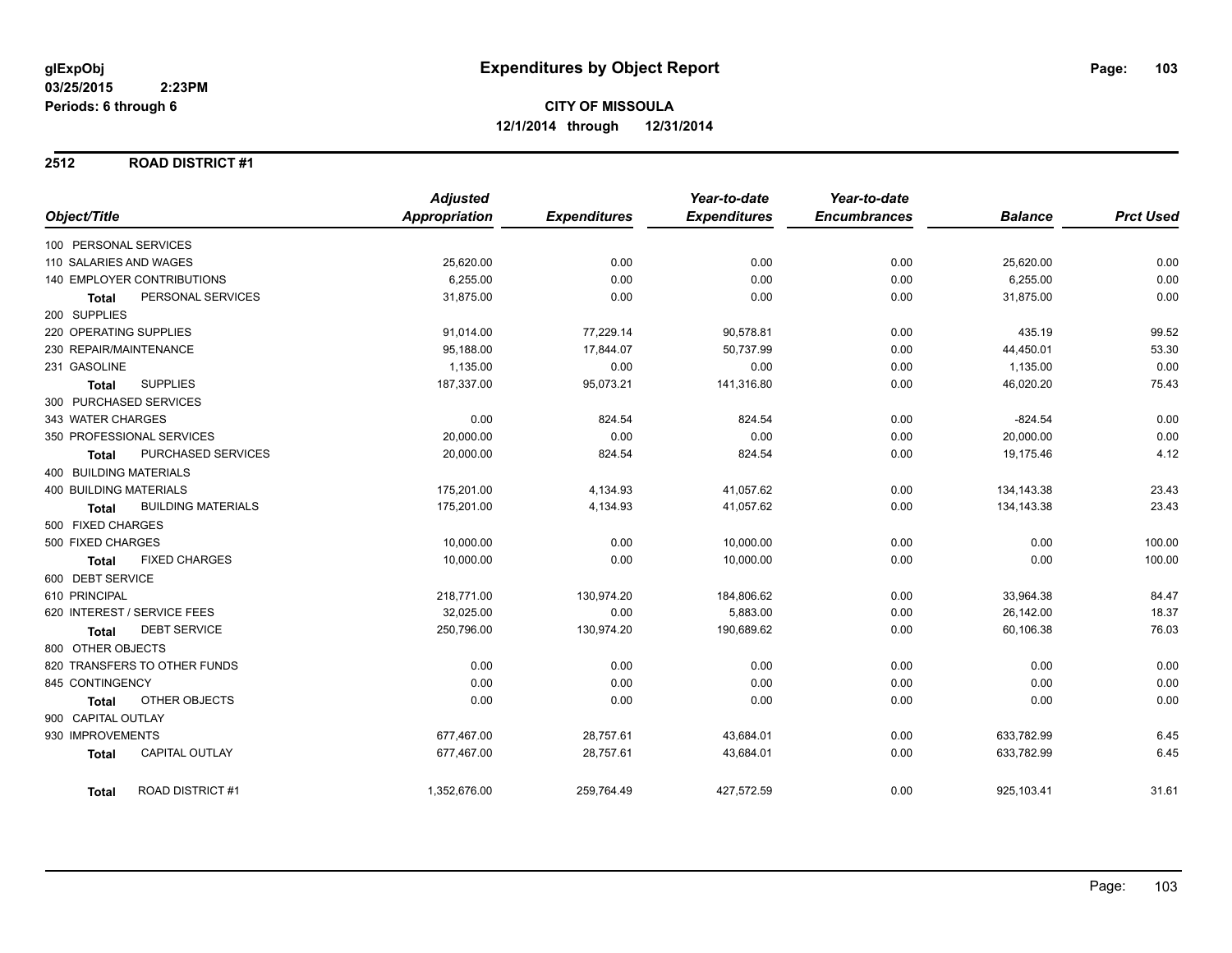**glExpObj**
**03/25/2015 2:23PM**
**Periods: 6 through 6**

# Expenditures by Object Report

**CITY OF MISSOULA**
**12/1/2014 through 12/31/2014**

## 2512 ROAD DISTRICT #1

| Object/Title | Adjusted Appropriation | Expenditures | Year-to-date Expenditures | Year-to-date Encumbrances | Balance | Prct Used |
|---|---|---|---|---|---|---|
| 100 PERSONAL SERVICES | | | | | | |
| 110 SALARIES AND WAGES | 25,620.00 | 0.00 | 0.00 | 0.00 | 25,620.00 | 0.00 |
| 140 EMPLOYER CONTRIBUTIONS | 6,255.00 | 0.00 | 0.00 | 0.00 | 6,255.00 | 0.00 |
| **Total** PERSONAL SERVICES | 31,875.00 | 0.00 | 0.00 | 0.00 | 31,875.00 | 0.00 |
| 200 SUPPLIES | | | | | | |
| 220 OPERATING SUPPLIES | 91,014.00 | 77,229.14 | 90,578.81 | 0.00 | 435.19 | 99.52 |
| 230 REPAIR/MAINTENANCE | 95,188.00 | 17,844.07 | 50,737.99 | 0.00 | 44,450.01 | 53.30 |
| 231 GASOLINE | 1,135.00 | 0.00 | 0.00 | 0.00 | 1,135.00 | 0.00 |
| **Total** SUPPLIES | 187,337.00 | 95,073.21 | 141,316.80 | 0.00 | 46,020.20 | 75.43 |
| 300 PURCHASED SERVICES | | | | | | |
| 343 WATER CHARGES | 0.00 | 824.54 | 824.54 | 0.00 | -824.54 | 0.00 |
| 350 PROFESSIONAL SERVICES | 20,000.00 | 0.00 | 0.00 | 0.00 | 20,000.00 | 0.00 |
| **Total** PURCHASED SERVICES | 20,000.00 | 824.54 | 824.54 | 0.00 | 19,175.46 | 4.12 |
| 400 BUILDING MATERIALS | | | | | | |
| 400 BUILDING MATERIALS | 175,201.00 | 4,134.93 | 41,057.62 | 0.00 | 134,143.38 | 23.43 |
| **Total** BUILDING MATERIALS | 175,201.00 | 4,134.93 | 41,057.62 | 0.00 | 134,143.38 | 23.43 |
| 500 FIXED CHARGES | | | | | | |
| 500 FIXED CHARGES | 10,000.00 | 0.00 | 10,000.00 | 0.00 | 0.00 | 100.00 |
| **Total** FIXED CHARGES | 10,000.00 | 0.00 | 10,000.00 | 0.00 | 0.00 | 100.00 |
| 600 DEBT SERVICE | | | | | | |
| 610 PRINCIPAL | 218,771.00 | 130,974.20 | 184,806.62 | 0.00 | 33,964.38 | 84.47 |
| 620 INTEREST / SERVICE FEES | 32,025.00 | 0.00 | 5,883.00 | 0.00 | 26,142.00 | 18.37 |
| **Total** DEBT SERVICE | 250,796.00 | 130,974.20 | 190,689.62 | 0.00 | 60,106.38 | 76.03 |
| 800 OTHER OBJECTS | | | | | | |
| 820 TRANSFERS TO OTHER FUNDS | 0.00 | 0.00 | 0.00 | 0.00 | 0.00 | 0.00 |
| 845 CONTINGENCY | 0.00 | 0.00 | 0.00 | 0.00 | 0.00 | 0.00 |
| **Total** OTHER OBJECTS | 0.00 | 0.00 | 0.00 | 0.00 | 0.00 | 0.00 |
| 900 CAPITAL OUTLAY | | | | | | |
| 930 IMPROVEMENTS | 677,467.00 | 28,757.61 | 43,684.01 | 0.00 | 633,782.99 | 6.45 |
| **Total** CAPITAL OUTLAY | 677,467.00 | 28,757.61 | 43,684.01 | 0.00 | 633,782.99 | 6.45 |
| **Total** ROAD DISTRICT #1 | 1,352,676.00 | 259,764.49 | 427,572.59 | 0.00 | 925,103.41 | 31.61 |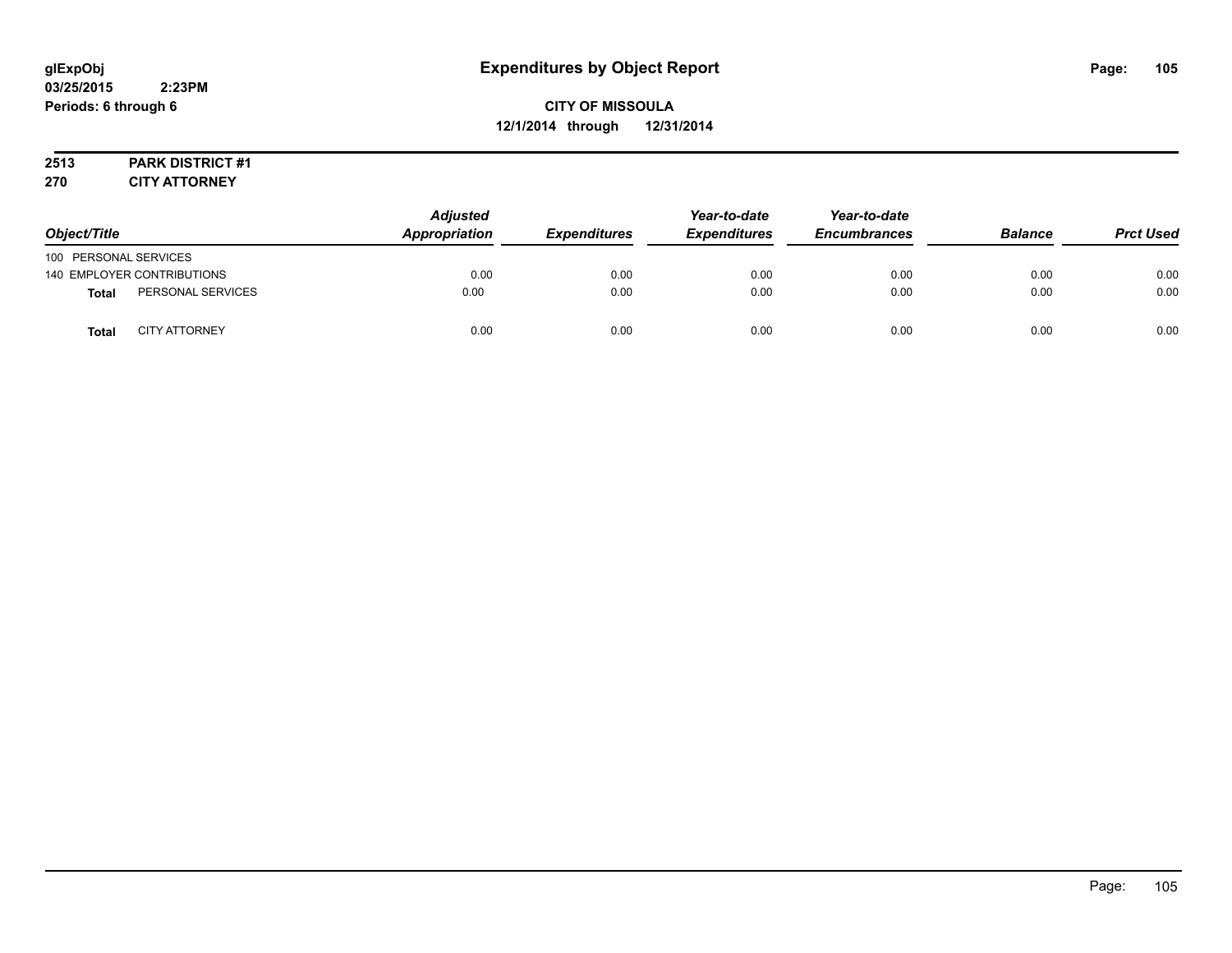glExpObj
03/25/2015 2:23PM
Periods: 6 through 6

# Expenditures by Object Report

**CITY OF MISSOULA**
**12/1/2014 through 12/31/2014**

**2513 PARK DISTRICT #1**
**270 CITY ATTORNEY**

| Object/Title | | Adjusted Appropriation | Expenditures | Year-to-date Expenditures | Year-to-date Encumbrances | Balance | Prct Used |
|---|---|---|---|---|---|---|---|
| 100 PERSONAL SERVICES | | | | | | | |
| 140 EMPLOYER CONTRIBUTIONS | | 0.00 | 0.00 | 0.00 | 0.00 | 0.00 | 0.00 |
| **Total** | PERSONAL SERVICES | 0.00 | 0.00 | 0.00 | 0.00 | 0.00 | 0.00 |
| **Total** | CITY ATTORNEY | 0.00 | 0.00 | 0.00 | 0.00 | 0.00 | 0.00 |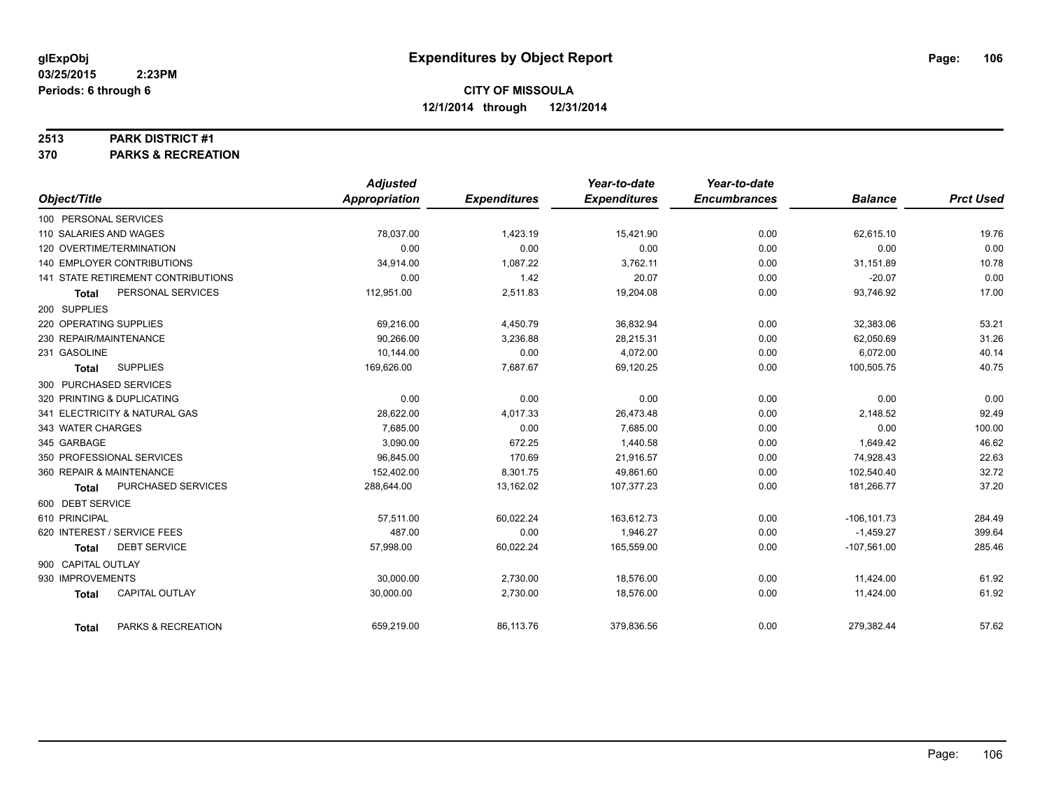**glExpObj** **Expenditures by Object Report**
**03/25/2015 2:23PM**
**Periods: 6 through 6**

**CITY OF MISSOULA**
**12/1/2014 through 12/31/2014**

## 2513 PARK DISTRICT #1
## 370 PARKS & RECREATION

| Object/Title | Adjusted Appropriation | Expenditures | Year-to-date Expenditures | Year-to-date Encumbrances | Balance | Prct Used |
|---|---|---|---|---|---|---|
| 100 PERSONAL SERVICES | | | | | | |
| 110 SALARIES AND WAGES | 78,037.00 | 1,423.19 | 15,421.90 | 0.00 | 62,615.10 | 19.76 |
| 120 OVERTIME/TERMINATION | 0.00 | 0.00 | 0.00 | 0.00 | 0.00 | 0.00 |
| 140 EMPLOYER CONTRIBUTIONS | 34,914.00 | 1,087.22 | 3,762.11 | 0.00 | 31,151.89 | 10.78 |
| 141 STATE RETIREMENT CONTRIBUTIONS | 0.00 | 1.42 | 20.07 | 0.00 | -20.07 | 0.00 |
| **Total** PERSONAL SERVICES | 112,951.00 | 2,511.83 | 19,204.08 | 0.00 | 93,746.92 | 17.00 |
| 200 SUPPLIES | | | | | | |
| 220 OPERATING SUPPLIES | 69,216.00 | 4,450.79 | 36,832.94 | 0.00 | 32,383.06 | 53.21 |
| 230 REPAIR/MAINTENANCE | 90,266.00 | 3,236.88 | 28,215.31 | 0.00 | 62,050.69 | 31.26 |
| 231 GASOLINE | 10,144.00 | 0.00 | 4,072.00 | 0.00 | 6,072.00 | 40.14 |
| **Total** SUPPLIES | 169,626.00 | 7,687.67 | 69,120.25 | 0.00 | 100,505.75 | 40.75 |
| 300 PURCHASED SERVICES | | | | | | |
| 320 PRINTING & DUPLICATING | 0.00 | 0.00 | 0.00 | 0.00 | 0.00 | 0.00 |
| 341 ELECTRICITY & NATURAL GAS | 28,622.00 | 4,017.33 | 26,473.48 | 0.00 | 2,148.52 | 92.49 |
| 343 WATER CHARGES | 7,685.00 | 0.00 | 7,685.00 | 0.00 | 0.00 | 100.00 |
| 345 GARBAGE | 3,090.00 | 672.25 | 1,440.58 | 0.00 | 1,649.42 | 46.62 |
| 350 PROFESSIONAL SERVICES | 96,845.00 | 170.69 | 21,916.57 | 0.00 | 74,928.43 | 22.63 |
| 360 REPAIR & MAINTENANCE | 152,402.00 | 8,301.75 | 49,861.60 | 0.00 | 102,540.40 | 32.72 |
| **Total** PURCHASED SERVICES | 288,644.00 | 13,162.02 | 107,377.23 | 0.00 | 181,266.77 | 37.20 |
| 600 DEBT SERVICE | | | | | | |
| 610 PRINCIPAL | 57,511.00 | 60,022.24 | 163,612.73 | 0.00 | -106,101.73 | 284.49 |
| 620 INTEREST / SERVICE FEES | 487.00 | 0.00 | 1,946.27 | 0.00 | -1,459.27 | 399.64 |
| **Total** DEBT SERVICE | 57,998.00 | 60,022.24 | 165,559.00 | 0.00 | -107,561.00 | 285.46 |
| 900 CAPITAL OUTLAY | | | | | | |
| 930 IMPROVEMENTS | 30,000.00 | 2,730.00 | 18,576.00 | 0.00 | 11,424.00 | 61.92 |
| **Total** CAPITAL OUTLAY | 30,000.00 | 2,730.00 | 18,576.00 | 0.00 | 11,424.00 | 61.92 |
| **Total** PARKS & RECREATION | 659,219.00 | 86,113.76 | 379,836.56 | 0.00 | 279,382.44 | 57.62 |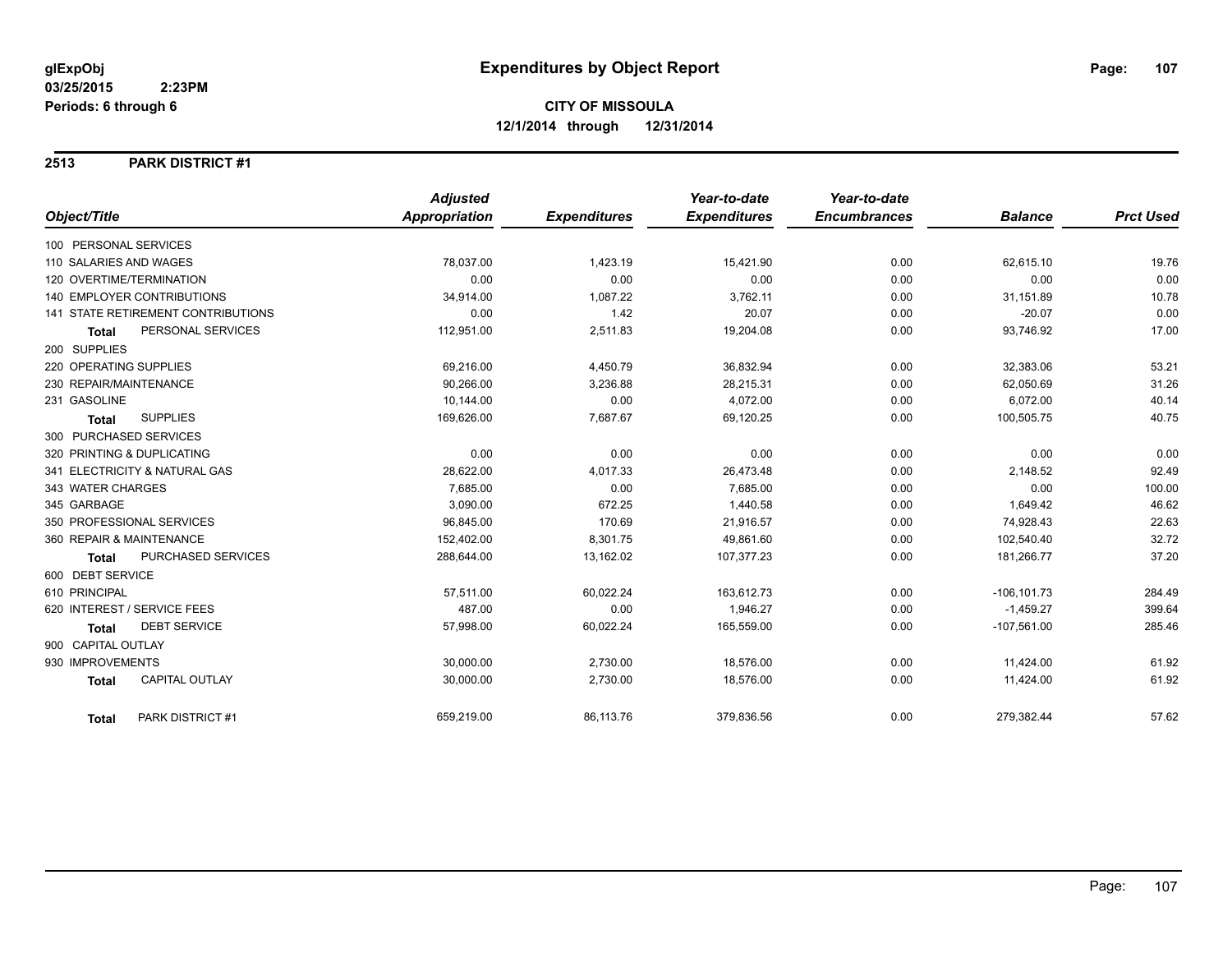**glExpObj**
**03/25/2015 2:23PM**
**Periods: 6 through 6**

# Expenditures by Object Report

**CITY OF MISSOULA**
**12/1/2014 through 12/31/2014**

## 2513 PARK DISTRICT #1

| Object/Title | Adjusted Appropriation | Expenditures | Year-to-date Expenditures | Year-to-date Encumbrances | Balance | Prct Used |
|---|---|---|---|---|---|---|
| 100 PERSONAL SERVICES | | | | | | |
| 110 SALARIES AND WAGES | 78,037.00 | 1,423.19 | 15,421.90 | 0.00 | 62,615.10 | 19.76 |
| 120 OVERTIME/TERMINATION | 0.00 | 0.00 | 0.00 | 0.00 | 0.00 | 0.00 |
| 140 EMPLOYER CONTRIBUTIONS | 34,914.00 | 1,087.22 | 3,762.11 | 0.00 | 31,151.89 | 10.78 |
| 141 STATE RETIREMENT CONTRIBUTIONS | 0.00 | 1.42 | 20.07 | 0.00 | -20.07 | 0.00 |
| **Total** PERSONAL SERVICES | 112,951.00 | 2,511.83 | 19,204.08 | 0.00 | 93,746.92 | 17.00 |
| 200 SUPPLIES | | | | | | |
| 220 OPERATING SUPPLIES | 69,216.00 | 4,450.79 | 36,832.94 | 0.00 | 32,383.06 | 53.21 |
| 230 REPAIR/MAINTENANCE | 90,266.00 | 3,236.88 | 28,215.31 | 0.00 | 62,050.69 | 31.26 |
| 231 GASOLINE | 10,144.00 | 0.00 | 4,072.00 | 0.00 | 6,072.00 | 40.14 |
| **Total** SUPPLIES | 169,626.00 | 7,687.67 | 69,120.25 | 0.00 | 100,505.75 | 40.75 |
| 300 PURCHASED SERVICES | | | | | | |
| 320 PRINTING & DUPLICATING | 0.00 | 0.00 | 0.00 | 0.00 | 0.00 | 0.00 |
| 341 ELECTRICITY & NATURAL GAS | 28,622.00 | 4,017.33 | 26,473.48 | 0.00 | 2,148.52 | 92.49 |
| 343 WATER CHARGES | 7,685.00 | 0.00 | 7,685.00 | 0.00 | 0.00 | 100.00 |
| 345 GARBAGE | 3,090.00 | 672.25 | 1,440.58 | 0.00 | 1,649.42 | 46.62 |
| 350 PROFESSIONAL SERVICES | 96,845.00 | 170.69 | 21,916.57 | 0.00 | 74,928.43 | 22.63 |
| 360 REPAIR & MAINTENANCE | 152,402.00 | 8,301.75 | 49,861.60 | 0.00 | 102,540.40 | 32.72 |
| **Total** PURCHASED SERVICES | 288,644.00 | 13,162.02 | 107,377.23 | 0.00 | 181,266.77 | 37.20 |
| 600 DEBT SERVICE | | | | | | |
| 610 PRINCIPAL | 57,511.00 | 60,022.24 | 163,612.73 | 0.00 | -106,101.73 | 284.49 |
| 620 INTEREST / SERVICE FEES | 487.00 | 0.00 | 1,946.27 | 0.00 | -1,459.27 | 399.64 |
| **Total** DEBT SERVICE | 57,998.00 | 60,022.24 | 165,559.00 | 0.00 | -107,561.00 | 285.46 |
| 900 CAPITAL OUTLAY | | | | | | |
| 930 IMPROVEMENTS | 30,000.00 | 2,730.00 | 18,576.00 | 0.00 | 11,424.00 | 61.92 |
| **Total** CAPITAL OUTLAY | 30,000.00 | 2,730.00 | 18,576.00 | 0.00 | 11,424.00 | 61.92 |
| **Total** PARK DISTRICT #1 | 659,219.00 | 86,113.76 | 379,836.56 | 0.00 | 279,382.44 | 57.62 |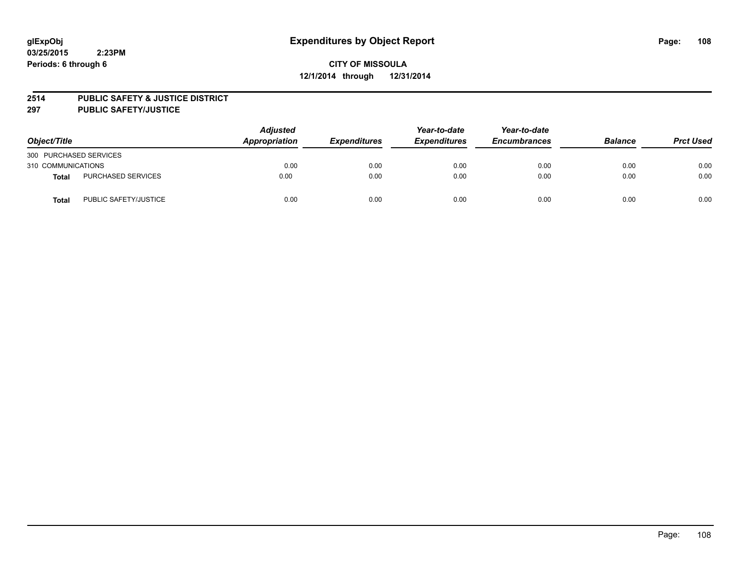**glExpObj**
**03/25/2015 2:23PM**
**Periods: 6 through 6**

# Expenditures by Object Report

**CITY OF MISSOULA**
**12/1/2014 through 12/31/2014**

**2514 PUBLIC SAFETY & JUSTICE DISTRICT**
**297 PUBLIC SAFETY/JUSTICE**

| Object/Title | | Adjusted Appropriation | Expenditures | Year-to-date Expenditures | Year-to-date Encumbrances | Balance | Prct Used |
|---|---|---|---|---|---|---|---|
| 300 PURCHASED SERVICES | | | | | | | |
| 310 COMMUNICATIONS | | 0.00 | 0.00 | 0.00 | 0.00 | 0.00 | 0.00 |
| **Total** | PURCHASED SERVICES | 0.00 | 0.00 | 0.00 | 0.00 | 0.00 | 0.00 |
| **Total** | PUBLIC SAFETY/JUSTICE | 0.00 | 0.00 | 0.00 | 0.00 | 0.00 | 0.00 |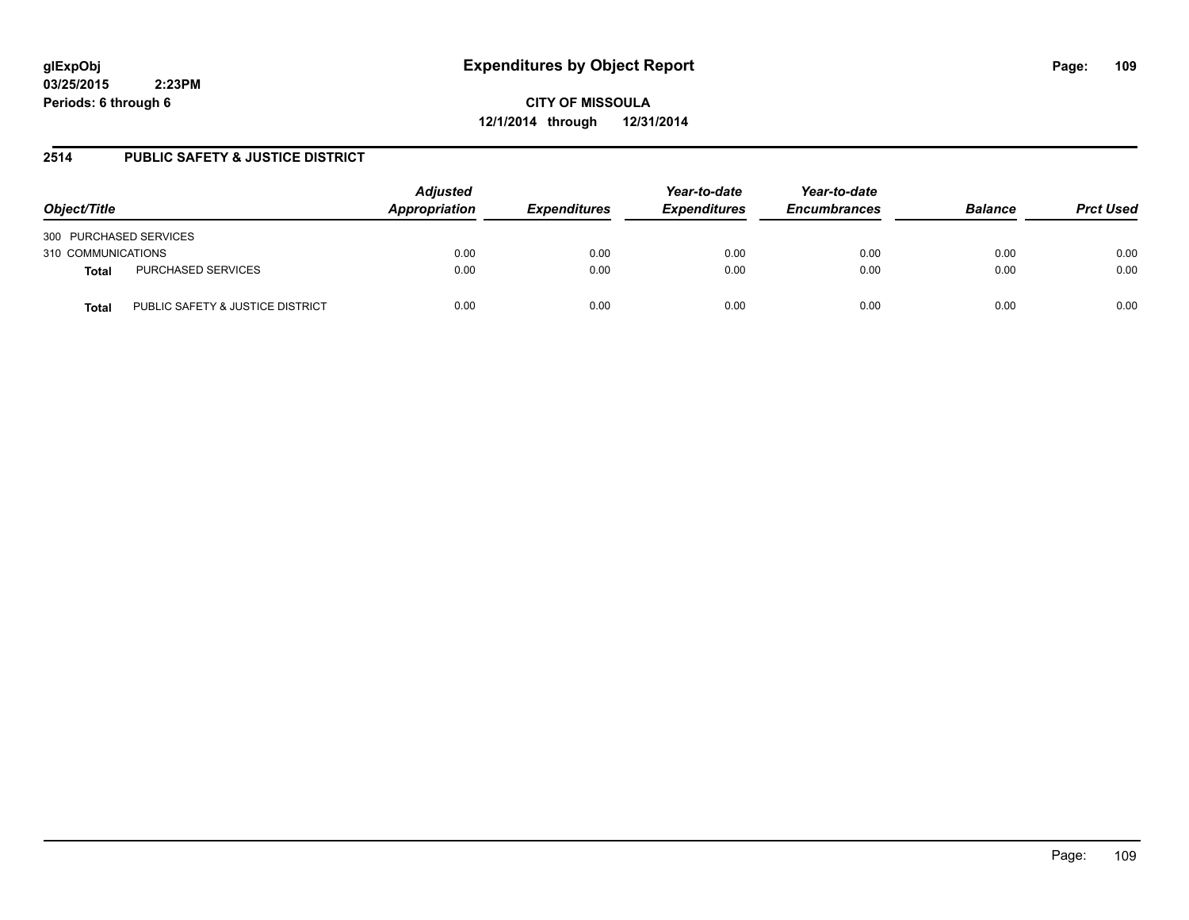# Expenditures by Object Report

glExpObj
03/25/2015 2:23PM
Periods: 6 through 6

**CITY OF MISSOULA**
**12/1/2014 through 12/31/2014**

## 2514 PUBLIC SAFETY & JUSTICE DISTRICT

| Object/Title | | Adjusted Appropriation | Expenditures | Year-to-date Expenditures | Year-to-date Encumbrances | Balance | Prct Used |
|---|---|---|---|---|---|---|---|
| 300 PURCHASED SERVICES | | | | | | | |
| 310 COMMUNICATIONS | | 0.00 | 0.00 | 0.00 | 0.00 | 0.00 | 0.00 |
| **Total** | PURCHASED SERVICES | 0.00 | 0.00 | 0.00 | 0.00 | 0.00 | 0.00 |
| **Total** | PUBLIC SAFETY & JUSTICE DISTRICT | 0.00 | 0.00 | 0.00 | 0.00 | 0.00 | 0.00 |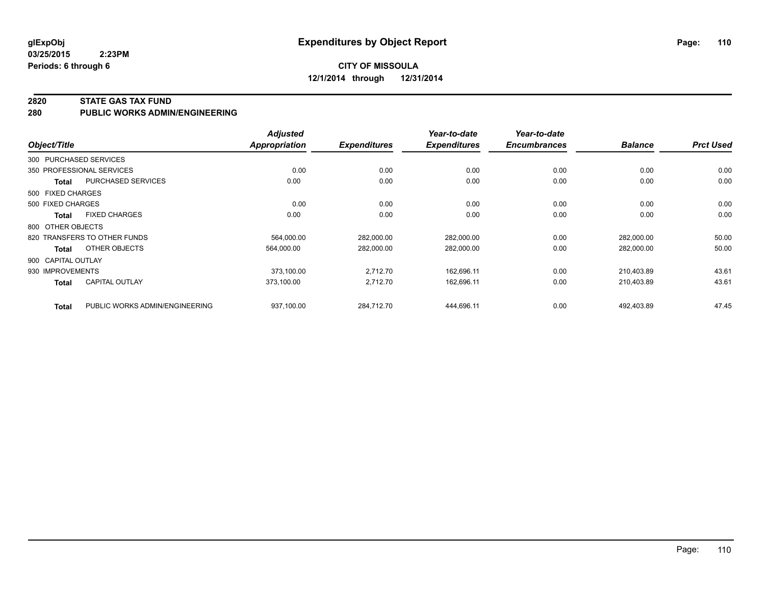glExpObj
03/25/2015 2:23PM
Periods: 6 through 6

# Expenditures by Object Report

**CITY OF MISSOULA**
**12/1/2014 through 12/31/2014**

**2820 STATE GAS TAX FUND**
**280 PUBLIC WORKS ADMIN/ENGINEERING**

| Object/Title | | Adjusted Appropriation | Expenditures | Year-to-date Expenditures | Year-to-date Encumbrances | Balance | Prct Used |
|---|---|---|---|---|---|---|---|
| 300 PURCHASED SERVICES | | | | | | | |
| 350 PROFESSIONAL SERVICES | | 0.00 | 0.00 | 0.00 | 0.00 | 0.00 | 0.00 |
| **Total** | PURCHASED SERVICES | 0.00 | 0.00 | 0.00 | 0.00 | 0.00 | 0.00 |
| 500 FIXED CHARGES | | | | | | | |
| 500 FIXED CHARGES | | 0.00 | 0.00 | 0.00 | 0.00 | 0.00 | 0.00 |
| **Total** | FIXED CHARGES | 0.00 | 0.00 | 0.00 | 0.00 | 0.00 | 0.00 |
| 800 OTHER OBJECTS | | | | | | | |
| 820 TRANSFERS TO OTHER FUNDS | | 564,000.00 | 282,000.00 | 282,000.00 | 0.00 | 282,000.00 | 50.00 |
| **Total** | OTHER OBJECTS | 564,000.00 | 282,000.00 | 282,000.00 | 0.00 | 282,000.00 | 50.00 |
| 900 CAPITAL OUTLAY | | | | | | | |
| 930 IMPROVEMENTS | | 373,100.00 | 2,712.70 | 162,696.11 | 0.00 | 210,403.89 | 43.61 |
| **Total** | CAPITAL OUTLAY | 373,100.00 | 2,712.70 | 162,696.11 | 0.00 | 210,403.89 | 43.61 |
| **Total** | PUBLIC WORKS ADMIN/ENGINEERING | 937,100.00 | 284,712.70 | 444,696.11 | 0.00 | 492,403.89 | 47.45 |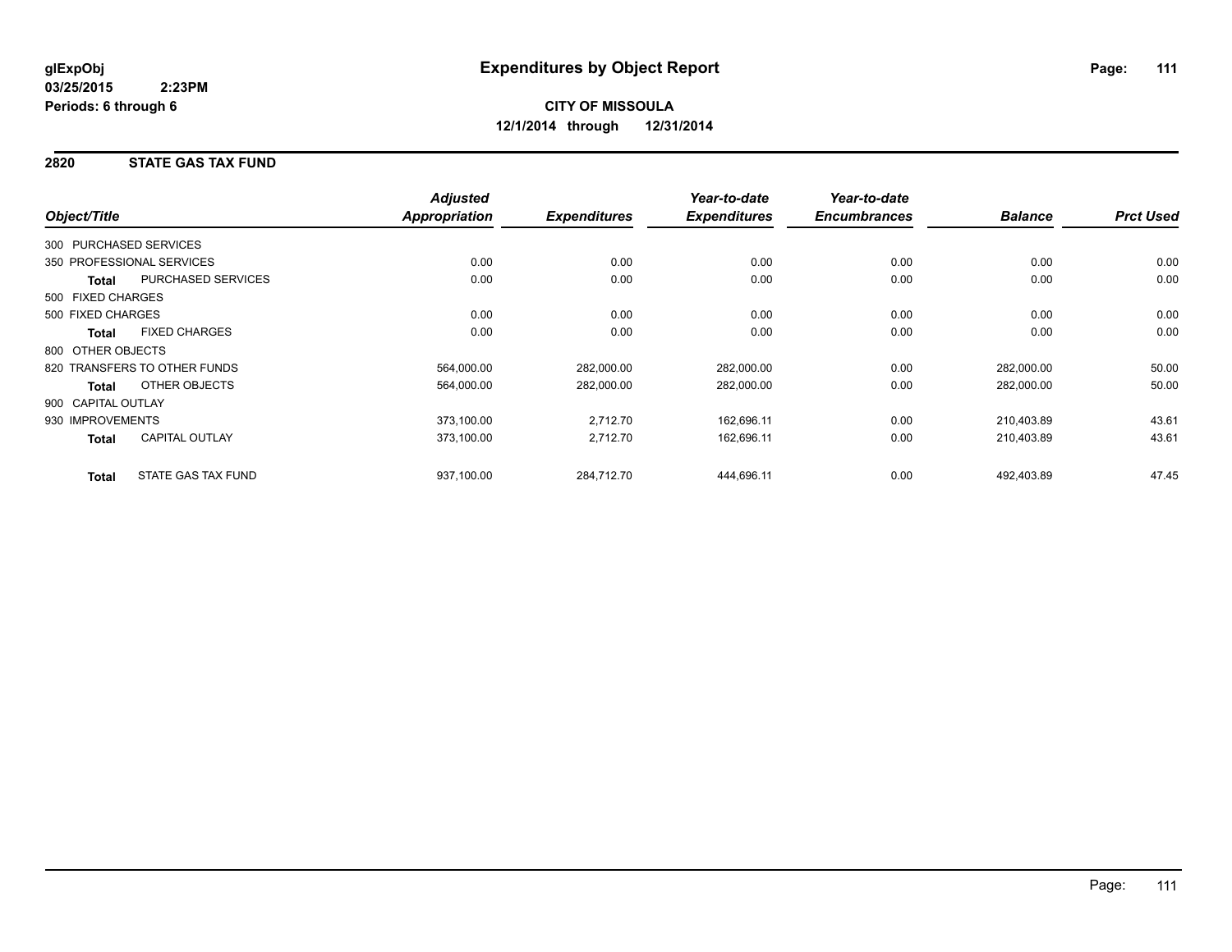**glExpObj** **Expenditures by Object Report**
**03/25/2015 2:23PM**
**Periods: 6 through 6**

**CITY OF MISSOULA**
**12/1/2014 through 12/31/2014**

## 2820 STATE GAS TAX FUND

| Object/Title | | Adjusted Appropriation | Expenditures | Year-to-date Expenditures | Year-to-date Encumbrances | Balance | Prct Used |
|---|---|---|---|---|---|---|---|
| 300 PURCHASED SERVICES | | | | | | | |
| 350 PROFESSIONAL SERVICES | | 0.00 | 0.00 | 0.00 | 0.00 | 0.00 | 0.00 |
| **Total** | PURCHASED SERVICES | 0.00 | 0.00 | 0.00 | 0.00 | 0.00 | 0.00 |
| 500 FIXED CHARGES | | | | | | | |
| 500 FIXED CHARGES | | 0.00 | 0.00 | 0.00 | 0.00 | 0.00 | 0.00 |
| **Total** | FIXED CHARGES | 0.00 | 0.00 | 0.00 | 0.00 | 0.00 | 0.00 |
| 800 OTHER OBJECTS | | | | | | | |
| 820 TRANSFERS TO OTHER FUNDS | | 564,000.00 | 282,000.00 | 282,000.00 | 0.00 | 282,000.00 | 50.00 |
| **Total** | OTHER OBJECTS | 564,000.00 | 282,000.00 | 282,000.00 | 0.00 | 282,000.00 | 50.00 |
| 900 CAPITAL OUTLAY | | | | | | | |
| 930 IMPROVEMENTS | | 373,100.00 | 2,712.70 | 162,696.11 | 0.00 | 210,403.89 | 43.61 |
| **Total** | CAPITAL OUTLAY | 373,100.00 | 2,712.70 | 162,696.11 | 0.00 | 210,403.89 | 43.61 |
| **Total** | STATE GAS TAX FUND | 937,100.00 | 284,712.70 | 444,696.11 | 0.00 | 492,403.89 | 47.45 |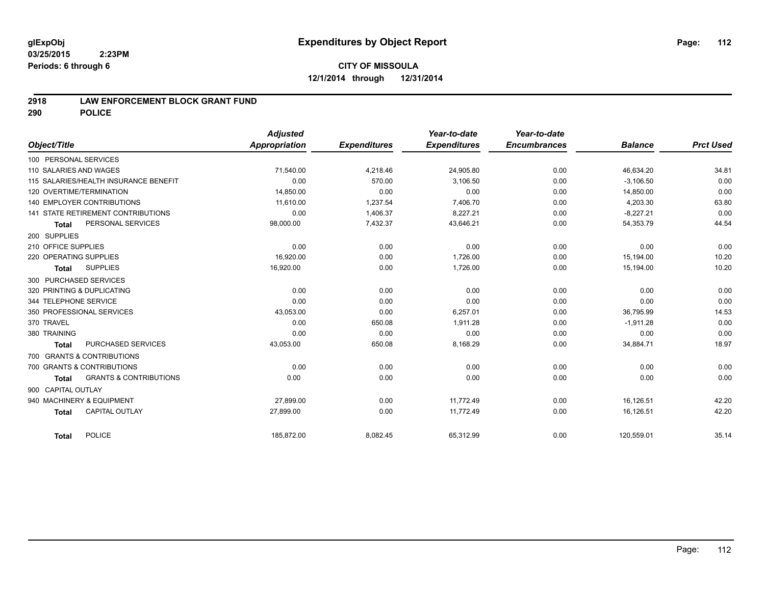**glExpObj** **Expenditures by Object Report**

**03/25/2015 2:23PM**

**Periods: 6 through 6**

**CITY OF MISSOULA**

**12/1/2014 through 12/31/2014**

## 2918 LAW ENFORCEMENT BLOCK GRANT FUND
## 290 POLICE

| Object/Title | Adjusted Appropriation | Expenditures | Year-to-date Expenditures | Year-to-date Encumbrances | Balance | Prct Used |
|---|---|---|---|---|---|---|
| 100 PERSONAL SERVICES | | | | | | |
| 110 SALARIES AND WAGES | 71,540.00 | 4,218.46 | 24,905.80 | 0.00 | 46,634.20 | 34.81 |
| 115 SALARIES/HEALTH INSURANCE BENEFIT | 0.00 | 570.00 | 3,106.50 | 0.00 | -3,106.50 | 0.00 |
| 120 OVERTIME/TERMINATION | 14,850.00 | 0.00 | 0.00 | 0.00 | 14,850.00 | 0.00 |
| 140 EMPLOYER CONTRIBUTIONS | 11,610.00 | 1,237.54 | 7,406.70 | 0.00 | 4,203.30 | 63.80 |
| 141 STATE RETIREMENT CONTRIBUTIONS | 0.00 | 1,406.37 | 8,227.21 | 0.00 | -8,227.21 | 0.00 |
| **Total** PERSONAL SERVICES | 98,000.00 | 7,432.37 | 43,646.21 | 0.00 | 54,353.79 | 44.54 |
| 200 SUPPLIES | | | | | | |
| 210 OFFICE SUPPLIES | 0.00 | 0.00 | 0.00 | 0.00 | 0.00 | 0.00 |
| 220 OPERATING SUPPLIES | 16,920.00 | 0.00 | 1,726.00 | 0.00 | 15,194.00 | 10.20 |
| **Total** SUPPLIES | 16,920.00 | 0.00 | 1,726.00 | 0.00 | 15,194.00 | 10.20 |
| 300 PURCHASED SERVICES | | | | | | |
| 320 PRINTING & DUPLICATING | 0.00 | 0.00 | 0.00 | 0.00 | 0.00 | 0.00 |
| 344 TELEPHONE SERVICE | 0.00 | 0.00 | 0.00 | 0.00 | 0.00 | 0.00 |
| 350 PROFESSIONAL SERVICES | 43,053.00 | 0.00 | 6,257.01 | 0.00 | 36,795.99 | 14.53 |
| 370 TRAVEL | 0.00 | 650.08 | 1,911.28 | 0.00 | -1,911.28 | 0.00 |
| 380 TRAINING | 0.00 | 0.00 | 0.00 | 0.00 | 0.00 | 0.00 |
| **Total** PURCHASED SERVICES | 43,053.00 | 650.08 | 8,168.29 | 0.00 | 34,884.71 | 18.97 |
| 700 GRANTS & CONTRIBUTIONS | | | | | | |
| 700 GRANTS & CONTRIBUTIONS | 0.00 | 0.00 | 0.00 | 0.00 | 0.00 | 0.00 |
| **Total** GRANTS & CONTRIBUTIONS | 0.00 | 0.00 | 0.00 | 0.00 | 0.00 | 0.00 |
| 900 CAPITAL OUTLAY | | | | | | |
| 940 MACHINERY & EQUIPMENT | 27,899.00 | 0.00 | 11,772.49 | 0.00 | 16,126.51 | 42.20 |
| **Total** CAPITAL OUTLAY | 27,899.00 | 0.00 | 11,772.49 | 0.00 | 16,126.51 | 42.20 |
| **Total** POLICE | 185,872.00 | 8,082.45 | 65,312.99 | 0.00 | 120,559.01 | 35.14 |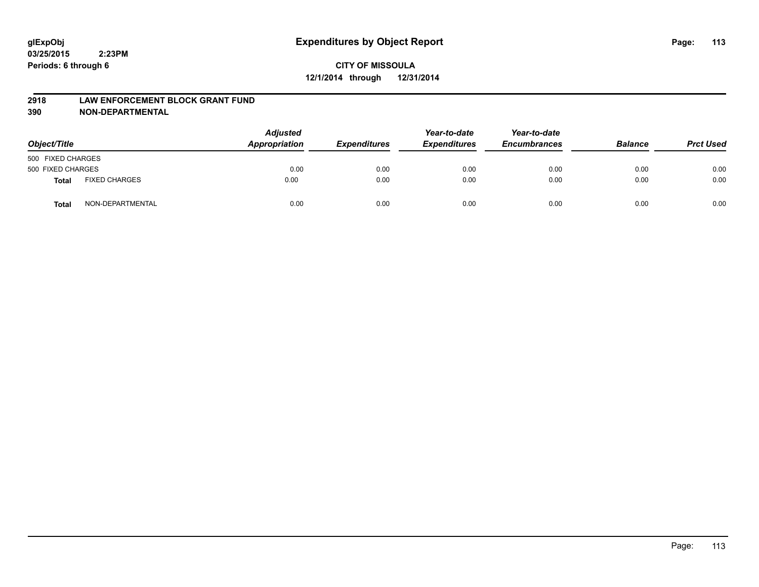glExpObj
03/25/2015 2:23PM
Periods: 6 through 6

# Expenditures by Object Report

**CITY OF MISSOULA**
**12/1/2014 through 12/31/2014**

**2918 LAW ENFORCEMENT BLOCK GRANT FUND**
**390 NON-DEPARTMENTAL**

| Object/Title | | Adjusted Appropriation | Expenditures | Year-to-date Expenditures | Year-to-date Encumbrances | Balance | Prct Used |
|---|---|---|---|---|---|---|---|
| 500 FIXED CHARGES | | | | | | | |
| 500 FIXED CHARGES | | 0.00 | 0.00 | 0.00 | 0.00 | 0.00 | 0.00 |
| **Total** | FIXED CHARGES | 0.00 | 0.00 | 0.00 | 0.00 | 0.00 | 0.00 |
| **Total** | NON-DEPARTMENTAL | 0.00 | 0.00 | 0.00 | 0.00 | 0.00 | 0.00 |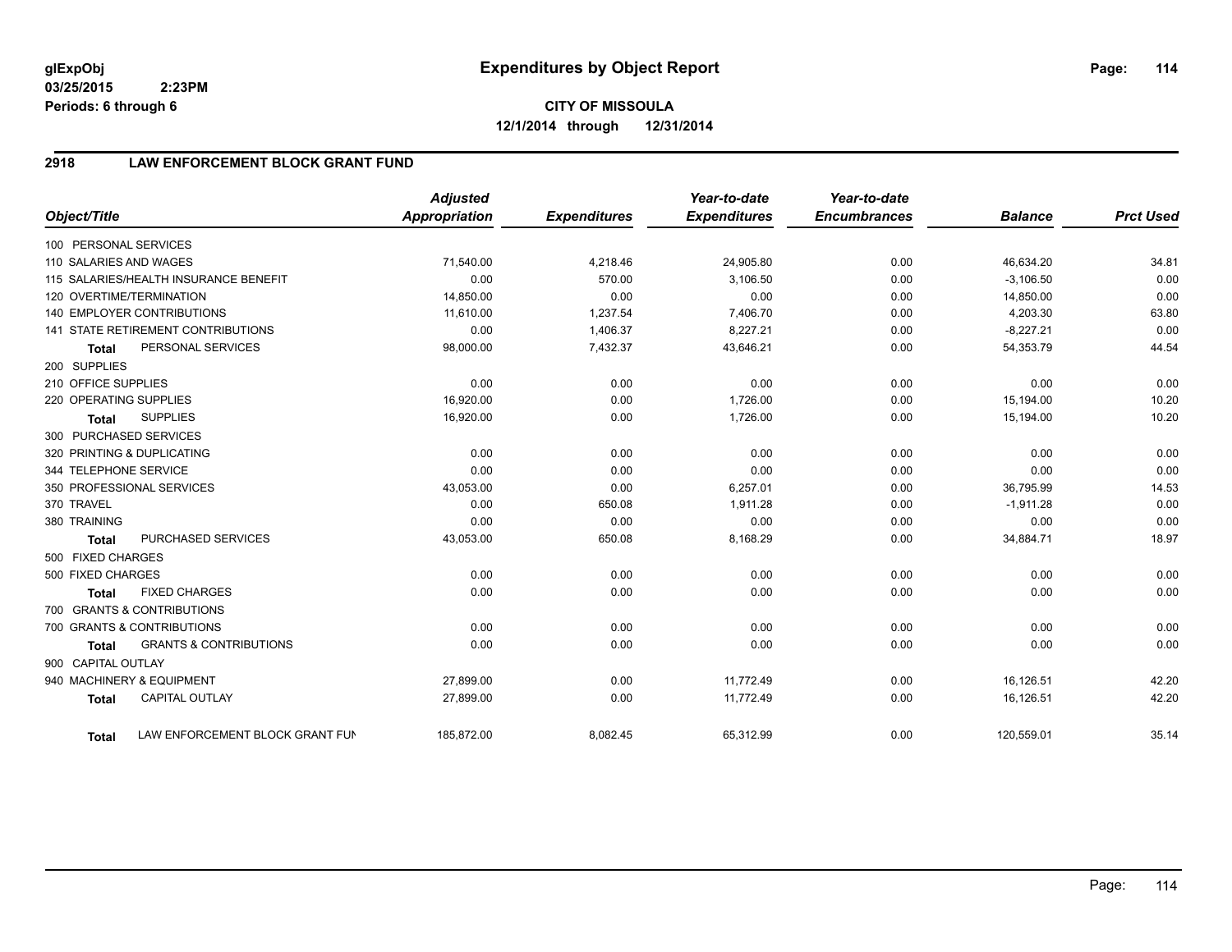glExpObj
03/25/2015 2:23PM
Periods: 6 through 6

# Expenditures by Object Report

**CITY OF MISSOULA**
**12/1/2014 through 12/31/2014**

## 2918 LAW ENFORCEMENT BLOCK GRANT FUND

| Object/Title | Adjusted Appropriation | Expenditures | Year-to-date Expenditures | Year-to-date Encumbrances | Balance | Prct Used |
|---|---|---|---|---|---|---|
| 100 PERSONAL SERVICES | | | | | | |
| 110 SALARIES AND WAGES | 71,540.00 | 4,218.46 | 24,905.80 | 0.00 | 46,634.20 | 34.81 |
| 115 SALARIES/HEALTH INSURANCE BENEFIT | 0.00 | 570.00 | 3,106.50 | 0.00 | -3,106.50 | 0.00 |
| 120 OVERTIME/TERMINATION | 14,850.00 | 0.00 | 0.00 | 0.00 | 14,850.00 | 0.00 |
| 140 EMPLOYER CONTRIBUTIONS | 11,610.00 | 1,237.54 | 7,406.70 | 0.00 | 4,203.30 | 63.80 |
| 141 STATE RETIREMENT CONTRIBUTIONS | 0.00 | 1,406.37 | 8,227.21 | 0.00 | -8,227.21 | 0.00 |
| **Total** PERSONAL SERVICES | 98,000.00 | 7,432.37 | 43,646.21 | 0.00 | 54,353.79 | 44.54 |
| 200 SUPPLIES | | | | | | |
| 210 OFFICE SUPPLIES | 0.00 | 0.00 | 0.00 | 0.00 | 0.00 | 0.00 |
| 220 OPERATING SUPPLIES | 16,920.00 | 0.00 | 1,726.00 | 0.00 | 15,194.00 | 10.20 |
| **Total** SUPPLIES | 16,920.00 | 0.00 | 1,726.00 | 0.00 | 15,194.00 | 10.20 |
| 300 PURCHASED SERVICES | | | | | | |
| 320 PRINTING & DUPLICATING | 0.00 | 0.00 | 0.00 | 0.00 | 0.00 | 0.00 |
| 344 TELEPHONE SERVICE | 0.00 | 0.00 | 0.00 | 0.00 | 0.00 | 0.00 |
| 350 PROFESSIONAL SERVICES | 43,053.00 | 0.00 | 6,257.01 | 0.00 | 36,795.99 | 14.53 |
| 370 TRAVEL | 0.00 | 650.08 | 1,911.28 | 0.00 | -1,911.28 | 0.00 |
| 380 TRAINING | 0.00 | 0.00 | 0.00 | 0.00 | 0.00 | 0.00 |
| **Total** PURCHASED SERVICES | 43,053.00 | 650.08 | 8,168.29 | 0.00 | 34,884.71 | 18.97 |
| 500 FIXED CHARGES | | | | | | |
| 500 FIXED CHARGES | 0.00 | 0.00 | 0.00 | 0.00 | 0.00 | 0.00 |
| **Total** FIXED CHARGES | 0.00 | 0.00 | 0.00 | 0.00 | 0.00 | 0.00 |
| 700 GRANTS & CONTRIBUTIONS | | | | | | |
| 700 GRANTS & CONTRIBUTIONS | 0.00 | 0.00 | 0.00 | 0.00 | 0.00 | 0.00 |
| **Total** GRANTS & CONTRIBUTIONS | 0.00 | 0.00 | 0.00 | 0.00 | 0.00 | 0.00 |
| 900 CAPITAL OUTLAY | | | | | | |
| 940 MACHINERY & EQUIPMENT | 27,899.00 | 0.00 | 11,772.49 | 0.00 | 16,126.51 | 42.20 |
| **Total** CAPITAL OUTLAY | 27,899.00 | 0.00 | 11,772.49 | 0.00 | 16,126.51 | 42.20 |
| **Total** LAW ENFORCEMENT BLOCK GRANT FUN | 185,872.00 | 8,082.45 | 65,312.99 | 0.00 | 120,559.01 | 35.14 |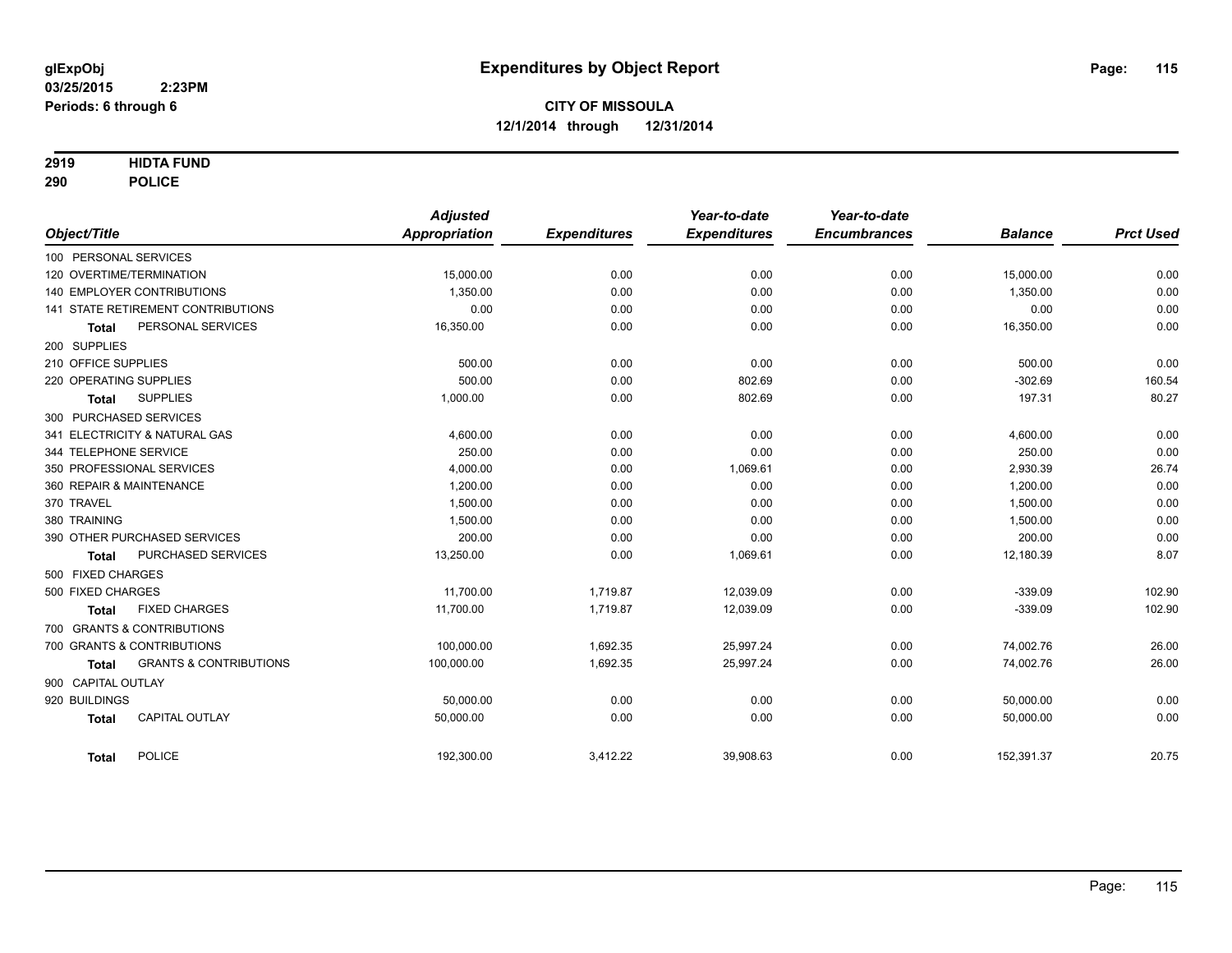**glExpObj**
**03/25/2015 2:23PM**
**Periods: 6 through 6**

# Expenditures by Object Report

**CITY OF MISSOULA**
**12/1/2014 through 12/31/2014**

**2919 HIDTA FUND**
**290 POLICE**

| Object/Title | Adjusted Appropriation | Expenditures | Year-to-date Expenditures | Year-to-date Encumbrances | Balance | Prct Used |
|---|---|---|---|---|---|---|
| 100 PERSONAL SERVICES | | | | | | |
| 120 OVERTIME/TERMINATION | 15,000.00 | 0.00 | 0.00 | 0.00 | 15,000.00 | 0.00 |
| 140 EMPLOYER CONTRIBUTIONS | 1,350.00 | 0.00 | 0.00 | 0.00 | 1,350.00 | 0.00 |
| 141 STATE RETIREMENT CONTRIBUTIONS | 0.00 | 0.00 | 0.00 | 0.00 | 0.00 | 0.00 |
| **Total** PERSONAL SERVICES | 16,350.00 | 0.00 | 0.00 | 0.00 | 16,350.00 | 0.00 |
| 200 SUPPLIES | | | | | | |
| 210 OFFICE SUPPLIES | 500.00 | 0.00 | 0.00 | 0.00 | 500.00 | 0.00 |
| 220 OPERATING SUPPLIES | 500.00 | 0.00 | 802.69 | 0.00 | -302.69 | 160.54 |
| **Total** SUPPLIES | 1,000.00 | 0.00 | 802.69 | 0.00 | 197.31 | 80.27 |
| 300 PURCHASED SERVICES | | | | | | |
| 341 ELECTRICITY & NATURAL GAS | 4,600.00 | 0.00 | 0.00 | 0.00 | 4,600.00 | 0.00 |
| 344 TELEPHONE SERVICE | 250.00 | 0.00 | 0.00 | 0.00 | 250.00 | 0.00 |
| 350 PROFESSIONAL SERVICES | 4,000.00 | 0.00 | 1,069.61 | 0.00 | 2,930.39 | 26.74 |
| 360 REPAIR & MAINTENANCE | 1,200.00 | 0.00 | 0.00 | 0.00 | 1,200.00 | 0.00 |
| 370 TRAVEL | 1,500.00 | 0.00 | 0.00 | 0.00 | 1,500.00 | 0.00 |
| 380 TRAINING | 1,500.00 | 0.00 | 0.00 | 0.00 | 1,500.00 | 0.00 |
| 390 OTHER PURCHASED SERVICES | 200.00 | 0.00 | 0.00 | 0.00 | 200.00 | 0.00 |
| **Total** PURCHASED SERVICES | 13,250.00 | 0.00 | 1,069.61 | 0.00 | 12,180.39 | 8.07 |
| 500 FIXED CHARGES | | | | | | |
| 500 FIXED CHARGES | 11,700.00 | 1,719.87 | 12,039.09 | 0.00 | -339.09 | 102.90 |
| **Total** FIXED CHARGES | 11,700.00 | 1,719.87 | 12,039.09 | 0.00 | -339.09 | 102.90 |
| 700 GRANTS & CONTRIBUTIONS | | | | | | |
| 700 GRANTS & CONTRIBUTIONS | 100,000.00 | 1,692.35 | 25,997.24 | 0.00 | 74,002.76 | 26.00 |
| **Total** GRANTS & CONTRIBUTIONS | 100,000.00 | 1,692.35 | 25,997.24 | 0.00 | 74,002.76 | 26.00 |
| 900 CAPITAL OUTLAY | | | | | | |
| 920 BUILDINGS | 50,000.00 | 0.00 | 0.00 | 0.00 | 50,000.00 | 0.00 |
| **Total** CAPITAL OUTLAY | 50,000.00 | 0.00 | 0.00 | 0.00 | 50,000.00 | 0.00 |
| **Total** POLICE | 192,300.00 | 3,412.22 | 39,908.63 | 0.00 | 152,391.37 | 20.75 |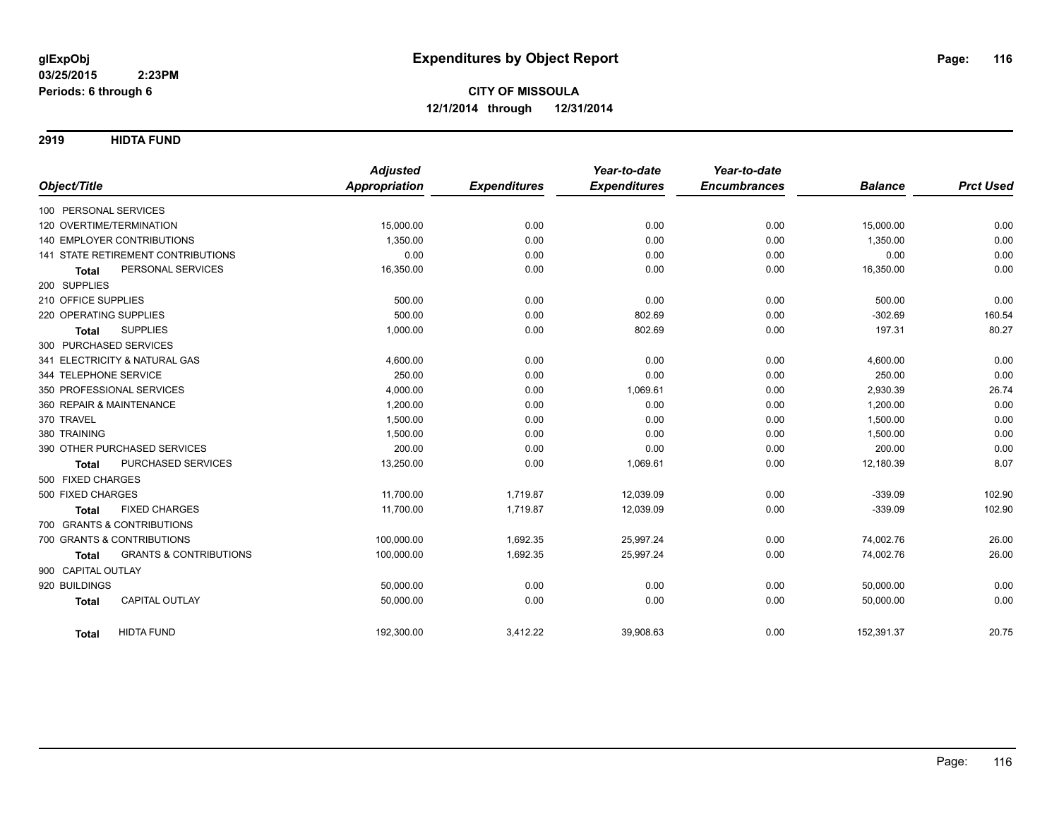glExpObj
03/25/2015 2:23PM
Periods: 6 through 6

# Expenditures by Object Report

**CITY OF MISSOULA**
**12/1/2014 through 12/31/2014**

## 2919 HIDTA FUND

| Object/Title | Adjusted Appropriation | Expenditures | Year-to-date Expenditures | Year-to-date Encumbrances | Balance | Prct Used |
|---|---|---|---|---|---|---|
| 100 PERSONAL SERVICES | | | | | | |
| 120 OVERTIME/TERMINATION | 15,000.00 | 0.00 | 0.00 | 0.00 | 15,000.00 | 0.00 |
| 140 EMPLOYER CONTRIBUTIONS | 1,350.00 | 0.00 | 0.00 | 0.00 | 1,350.00 | 0.00 |
| 141 STATE RETIREMENT CONTRIBUTIONS | 0.00 | 0.00 | 0.00 | 0.00 | 0.00 | 0.00 |
| Total PERSONAL SERVICES | 16,350.00 | 0.00 | 0.00 | 0.00 | 16,350.00 | 0.00 |
| 200 SUPPLIES | | | | | | |
| 210 OFFICE SUPPLIES | 500.00 | 0.00 | 0.00 | 0.00 | 500.00 | 0.00 |
| 220 OPERATING SUPPLIES | 500.00 | 0.00 | 802.69 | 0.00 | -302.69 | 160.54 |
| Total SUPPLIES | 1,000.00 | 0.00 | 802.69 | 0.00 | 197.31 | 80.27 |
| 300 PURCHASED SERVICES | | | | | | |
| 341 ELECTRICITY & NATURAL GAS | 4,600.00 | 0.00 | 0.00 | 0.00 | 4,600.00 | 0.00 |
| 344 TELEPHONE SERVICE | 250.00 | 0.00 | 0.00 | 0.00 | 250.00 | 0.00 |
| 350 PROFESSIONAL SERVICES | 4,000.00 | 0.00 | 1,069.61 | 0.00 | 2,930.39 | 26.74 |
| 360 REPAIR & MAINTENANCE | 1,200.00 | 0.00 | 0.00 | 0.00 | 1,200.00 | 0.00 |
| 370 TRAVEL | 1,500.00 | 0.00 | 0.00 | 0.00 | 1,500.00 | 0.00 |
| 380 TRAINING | 1,500.00 | 0.00 | 0.00 | 0.00 | 1,500.00 | 0.00 |
| 390 OTHER PURCHASED SERVICES | 200.00 | 0.00 | 0.00 | 0.00 | 200.00 | 0.00 |
| Total PURCHASED SERVICES | 13,250.00 | 0.00 | 1,069.61 | 0.00 | 12,180.39 | 8.07 |
| 500 FIXED CHARGES | | | | | | |
| 500 FIXED CHARGES | 11,700.00 | 1,719.87 | 12,039.09 | 0.00 | -339.09 | 102.90 |
| Total FIXED CHARGES | 11,700.00 | 1,719.87 | 12,039.09 | 0.00 | -339.09 | 102.90 |
| 700 GRANTS & CONTRIBUTIONS | | | | | | |
| 700 GRANTS & CONTRIBUTIONS | 100,000.00 | 1,692.35 | 25,997.24 | 0.00 | 74,002.76 | 26.00 |
| Total GRANTS & CONTRIBUTIONS | 100,000.00 | 1,692.35 | 25,997.24 | 0.00 | 74,002.76 | 26.00 |
| 900 CAPITAL OUTLAY | | | | | | |
| 920 BUILDINGS | 50,000.00 | 0.00 | 0.00 | 0.00 | 50,000.00 | 0.00 |
| Total CAPITAL OUTLAY | 50,000.00 | 0.00 | 0.00 | 0.00 | 50,000.00 | 0.00 |
| Total HIDTA FUND | 192,300.00 | 3,412.22 | 39,908.63 | 0.00 | 152,391.37 | 20.75 |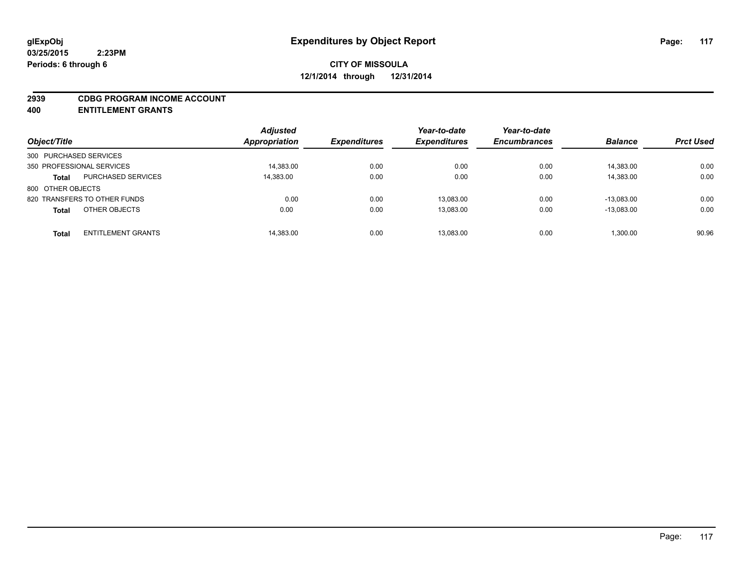**glExpObj**
**03/25/2015 2:23PM**
**Periods: 6 through 6**

# Expenditures by Object Report

**CITY OF MISSOULA**
**12/1/2014 through 12/31/2014**

**2939 CDBG PROGRAM INCOME ACCOUNT**
**400 ENTITLEMENT GRANTS**

| Object/Title | | *Adjusted Appropriation* | *Expenditures* | *Year-to-date Expenditures* | *Year-to-date Encumbrances* | *Balance* | *Prct Used* |
|---|---|---|---|---|---|---|---|
| 300 PURCHASED SERVICES | | | | | | | |
| 350 PROFESSIONAL SERVICES | | 14,383.00 | 0.00 | 0.00 | 0.00 | 14,383.00 | 0.00 |
| **Total** | PURCHASED SERVICES | 14,383.00 | 0.00 | 0.00 | 0.00 | 14,383.00 | 0.00 |
| 800 OTHER OBJECTS | | | | | | | |
| 820 TRANSFERS TO OTHER FUNDS | | 0.00 | 0.00 | 13,083.00 | 0.00 | -13,083.00 | 0.00 |
| **Total** | OTHER OBJECTS | 0.00 | 0.00 | 13,083.00 | 0.00 | -13,083.00 | 0.00 |
| **Total** | ENTITLEMENT GRANTS | 14,383.00 | 0.00 | 13,083.00 | 0.00 | 1,300.00 | 90.96 |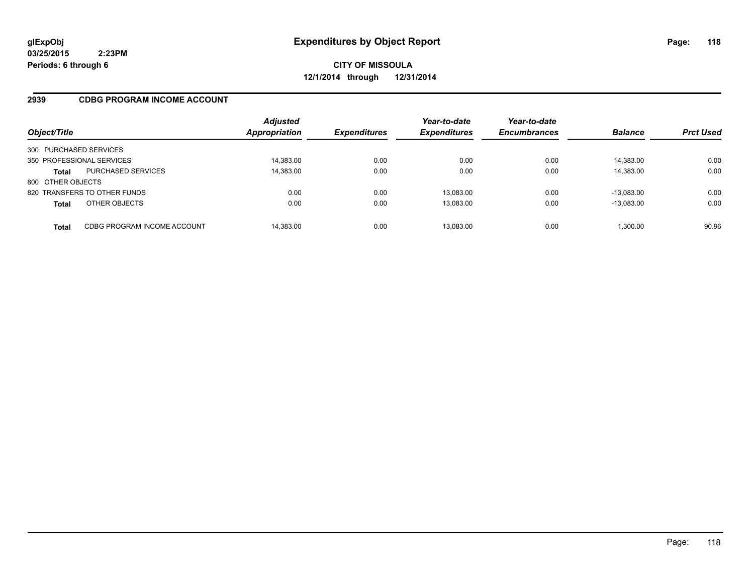**glExpObj**
**03/25/2015 2:23PM**
**Periods: 6 through 6**

# Expenditures by Object Report

**CITY OF MISSOULA**
**12/1/2014 through 12/31/2014**

## 2939 CDBG PROGRAM INCOME ACCOUNT

| Object/Title | | Adjusted Appropriation | Expenditures | Year-to-date Expenditures | Year-to-date Encumbrances | Balance | Prct Used |
|---|---|---|---|---|---|---|---|
| 300 PURCHASED SERVICES | | | | | | | |
| 350 PROFESSIONAL SERVICES | | 14,383.00 | 0.00 | 0.00 | 0.00 | 14,383.00 | 0.00 |
| **Total** | PURCHASED SERVICES | 14,383.00 | 0.00 | 0.00 | 0.00 | 14,383.00 | 0.00 |
| 800 OTHER OBJECTS | | | | | | | |
| 820 TRANSFERS TO OTHER FUNDS | | 0.00 | 0.00 | 13,083.00 | 0.00 | -13,083.00 | 0.00 |
| **Total** | OTHER OBJECTS | 0.00 | 0.00 | 13,083.00 | 0.00 | -13,083.00 | 0.00 |
| **Total** | CDBG PROGRAM INCOME ACCOUNT | 14,383.00 | 0.00 | 13,083.00 | 0.00 | 1,300.00 | 90.96 |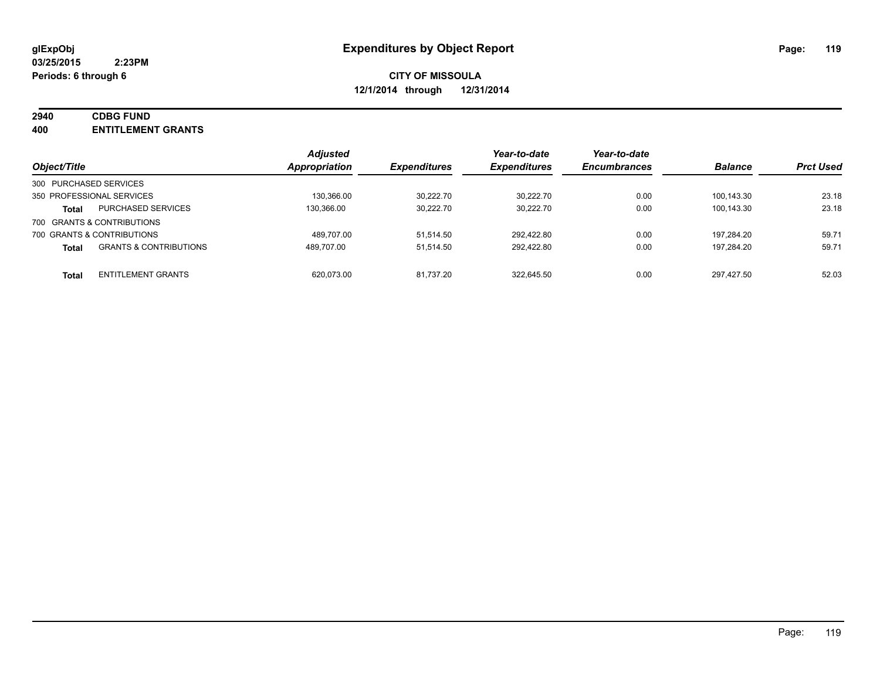# Expenditures by Object Report

**glExpObj**
**03/25/2015 2:23PM**
**Periods: 6 through 6**

**CITY OF MISSOULA**
**12/1/2014 through 12/31/2014**

**2940 CDBG FUND**
**400 ENTITLEMENT GRANTS**

| Object/Title | | Adjusted Appropriation | Expenditures | Year-to-date Expenditures | Year-to-date Encumbrances | Balance | Prct Used |
|---|---|---|---|---|---|---|---|
| 300 PURCHASED SERVICES | | | | | | | |
| 350 PROFESSIONAL SERVICES | | 130,366.00 | 30,222.70 | 30,222.70 | 0.00 | 100,143.30 | 23.18 |
| **Total** | PURCHASED SERVICES | 130,366.00 | 30,222.70 | 30,222.70 | 0.00 | 100,143.30 | 23.18 |
| 700 GRANTS & CONTRIBUTIONS | | | | | | | |
| 700 GRANTS & CONTRIBUTIONS | | 489,707.00 | 51,514.50 | 292,422.80 | 0.00 | 197,284.20 | 59.71 |
| **Total** | GRANTS & CONTRIBUTIONS | 489,707.00 | 51,514.50 | 292,422.80 | 0.00 | 197,284.20 | 59.71 |
| **Total** | ENTITLEMENT GRANTS | 620,073.00 | 81,737.20 | 322,645.50 | 0.00 | 297,427.50 | 52.03 |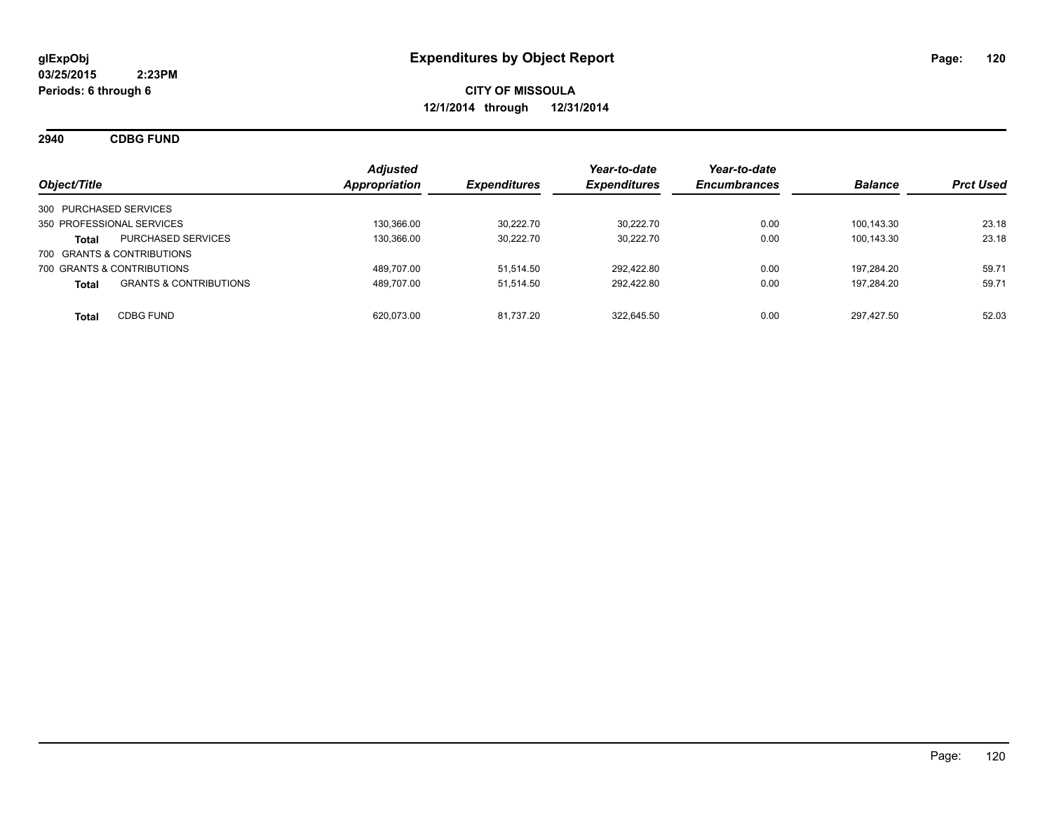glExpObj
03/25/2015 2:23PM
Periods: 6 through 6

# Expenditures by Object Report

**CITY OF MISSOULA**
**12/1/2014 through 12/31/2014**

## 2940 CDBG FUND

| Object/Title | | Adjusted Appropriation | Expenditures | Year-to-date Expenditures | Year-to-date Encumbrances | Balance | Prct Used |
|---|---|---|---|---|---|---|---|
| 300 PURCHASED SERVICES | | | | | | | |
| 350 PROFESSIONAL SERVICES | | 130,366.00 | 30,222.70 | 30,222.70 | 0.00 | 100,143.30 | 23.18 |
| **Total** | PURCHASED SERVICES | 130,366.00 | 30,222.70 | 30,222.70 | 0.00 | 100,143.30 | 23.18 |
| 700 GRANTS & CONTRIBUTIONS | | | | | | | |
| 700 GRANTS & CONTRIBUTIONS | | 489,707.00 | 51,514.50 | 292,422.80 | 0.00 | 197,284.20 | 59.71 |
| **Total** | GRANTS & CONTRIBUTIONS | 489,707.00 | 51,514.50 | 292,422.80 | 0.00 | 197,284.20 | 59.71 |
| **Total** | CDBG FUND | 620,073.00 | 81,737.20 | 322,645.50 | 0.00 | 297,427.50 | 52.03 |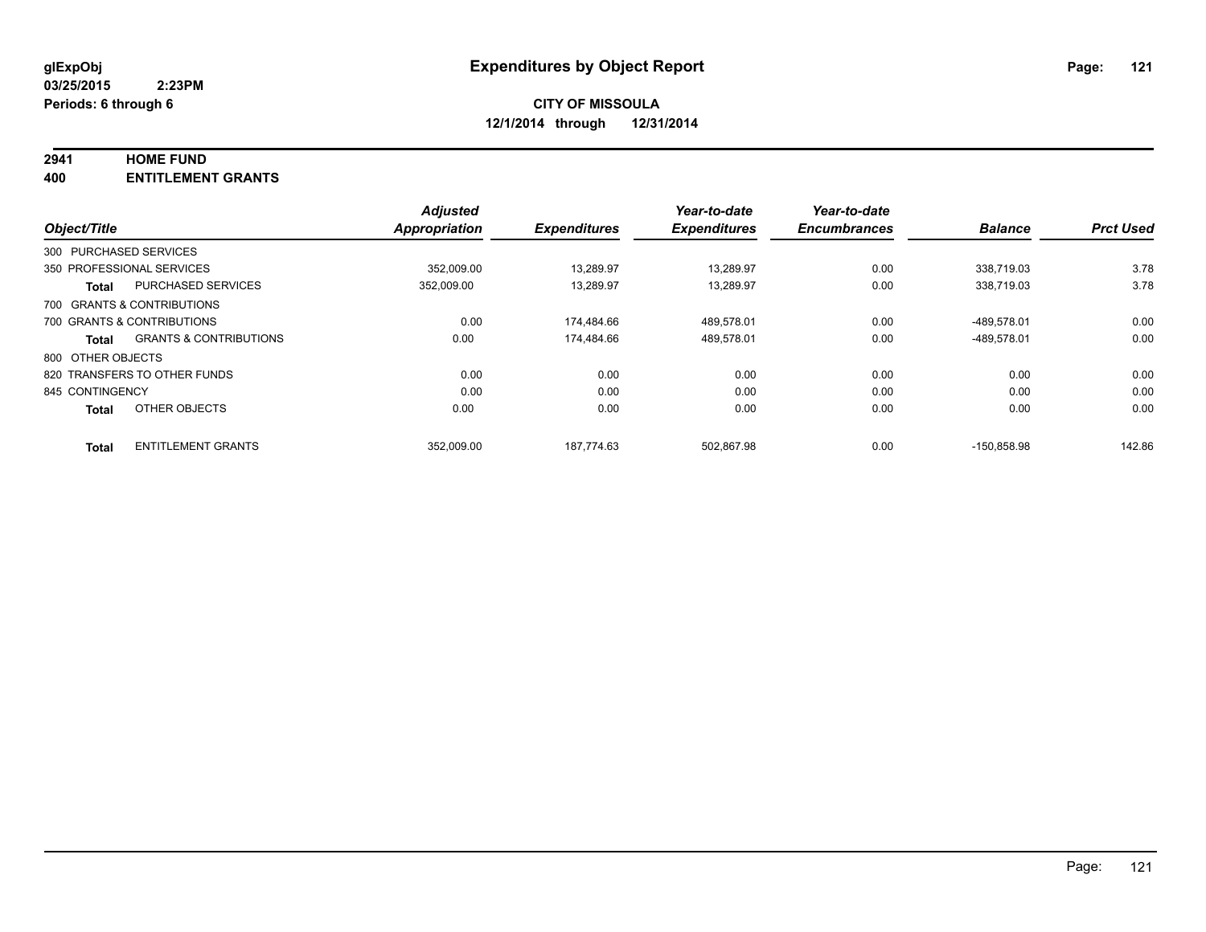glExpObj
03/25/2015 2:23PM
Periods: 6 through 6

# Expenditures by Object Report

**CITY OF MISSOULA**
**12/1/2014 through 12/31/2014**

**2941 HOME FUND**
**400 ENTITLEMENT GRANTS**

| Object/Title | | Adjusted Appropriation | Expenditures | Year-to-date Expenditures | Year-to-date Encumbrances | Balance | Prct Used |
|---|---|---|---|---|---|---|---|
| 300 PURCHASED SERVICES | | | | | | | |
| 350 PROFESSIONAL SERVICES | | 352,009.00 | 13,289.97 | 13,289.97 | 0.00 | 338,719.03 | 3.78 |
| **Total** | PURCHASED SERVICES | 352,009.00 | 13,289.97 | 13,289.97 | 0.00 | 338,719.03 | 3.78 |
| 700 GRANTS & CONTRIBUTIONS | | | | | | | |
| 700 GRANTS & CONTRIBUTIONS | | 0.00 | 174,484.66 | 489,578.01 | 0.00 | -489,578.01 | 0.00 |
| **Total** | GRANTS & CONTRIBUTIONS | 0.00 | 174,484.66 | 489,578.01 | 0.00 | -489,578.01 | 0.00 |
| 800 OTHER OBJECTS | | | | | | | |
| 820 TRANSFERS TO OTHER FUNDS | | 0.00 | 0.00 | 0.00 | 0.00 | 0.00 | 0.00 |
| 845 CONTINGENCY | | 0.00 | 0.00 | 0.00 | 0.00 | 0.00 | 0.00 |
| **Total** | OTHER OBJECTS | 0.00 | 0.00 | 0.00 | 0.00 | 0.00 | 0.00 |
| **Total** | ENTITLEMENT GRANTS | 352,009.00 | 187,774.63 | 502,867.98 | 0.00 | -150,858.98 | 142.86 |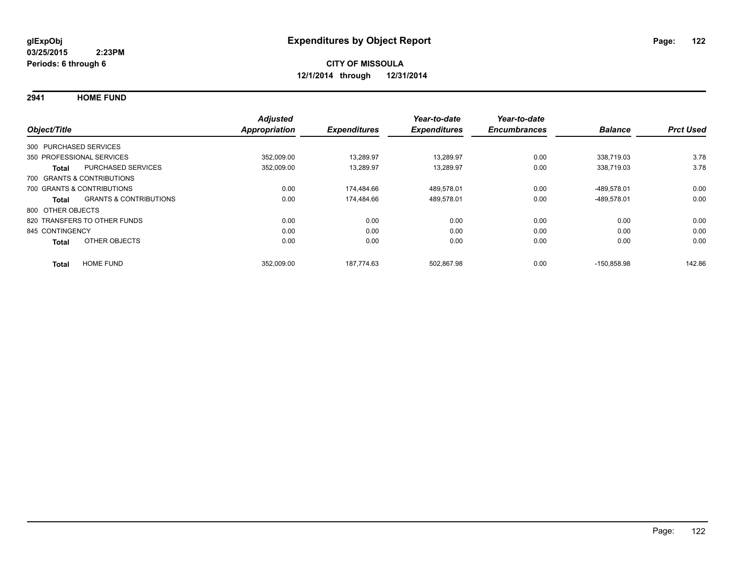**glExpObj**
**03/25/2015 2:23PM**
**Periods: 6 through 6**

# Expenditures by Object Report

**CITY OF MISSOULA**
**12/1/2014 through 12/31/2014**

## 2941 HOME FUND

| Object/Title | | Adjusted Appropriation | Expenditures | Year-to-date Expenditures | Year-to-date Encumbrances | Balance | Prct Used |
|---|---|---|---|---|---|---|---|
| 300 PURCHASED SERVICES | | | | | | | |
| 350 PROFESSIONAL SERVICES | | 352,009.00 | 13,289.97 | 13,289.97 | 0.00 | 338,719.03 | 3.78 |
| **Total** | PURCHASED SERVICES | 352,009.00 | 13,289.97 | 13,289.97 | 0.00 | 338,719.03 | 3.78 |
| 700 GRANTS & CONTRIBUTIONS | | | | | | | |
| 700 GRANTS & CONTRIBUTIONS | | 0.00 | 174,484.66 | 489,578.01 | 0.00 | -489,578.01 | 0.00 |
| **Total** | GRANTS & CONTRIBUTIONS | 0.00 | 174,484.66 | 489,578.01 | 0.00 | -489,578.01 | 0.00 |
| 800 OTHER OBJECTS | | | | | | | |
| 820 TRANSFERS TO OTHER FUNDS | | 0.00 | 0.00 | 0.00 | 0.00 | 0.00 | 0.00 |
| 845 CONTINGENCY | | 0.00 | 0.00 | 0.00 | 0.00 | 0.00 | 0.00 |
| **Total** | OTHER OBJECTS | 0.00 | 0.00 | 0.00 | 0.00 | 0.00 | 0.00 |
| **Total** | HOME FUND | 352,009.00 | 187,774.63 | 502,867.98 | 0.00 | -150,858.98 | 142.86 |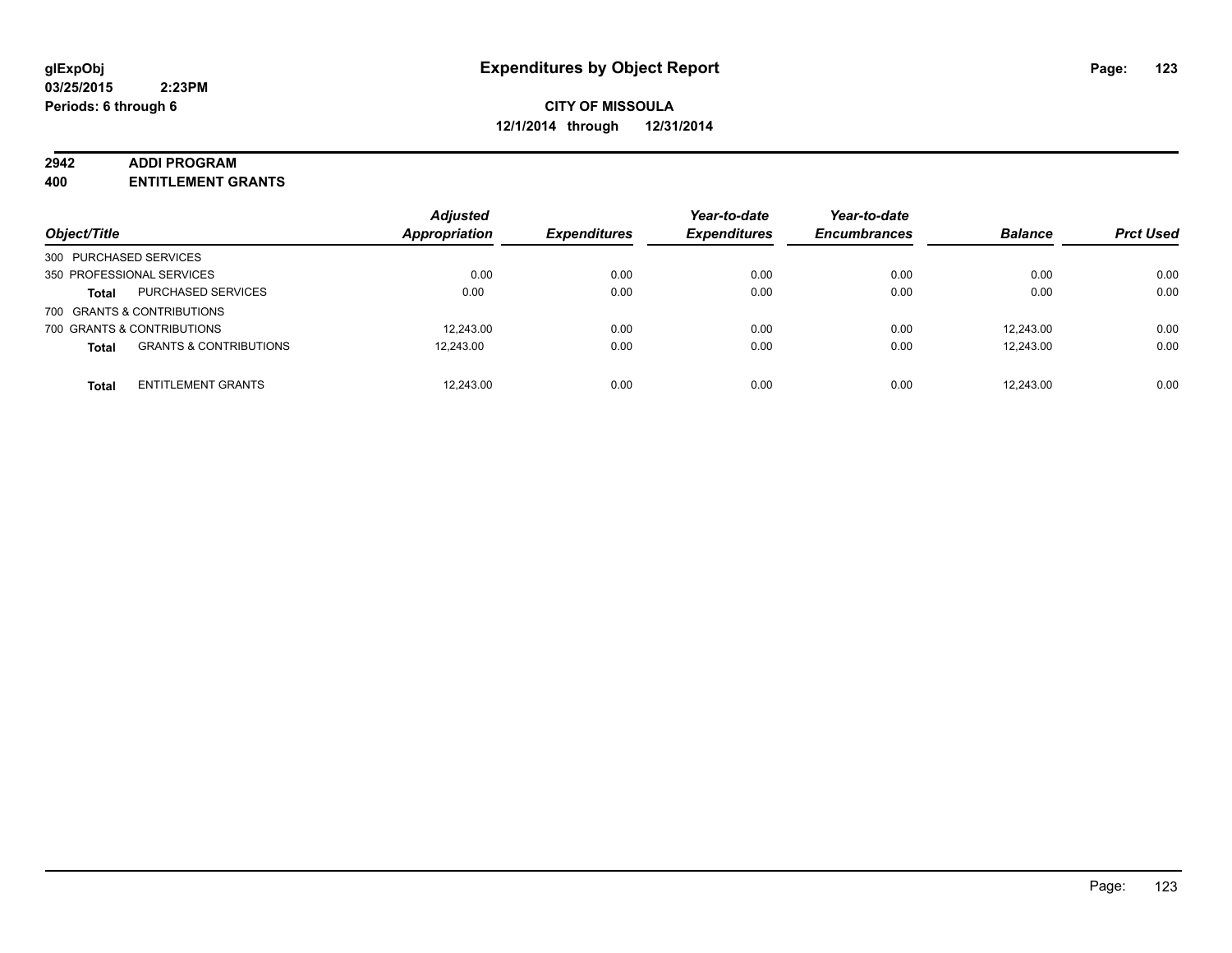# Expenditures by Object Report

glExpObj
03/25/2015 2:23PM
Periods: 6 through 6

**CITY OF MISSOULA**
**12/1/2014 through 12/31/2014**

## 2942 ADDI PROGRAM
## 400 ENTITLEMENT GRANTS

| Object/Title | | Adjusted Appropriation | Expenditures | Year-to-date Expenditures | Year-to-date Encumbrances | Balance | Prct Used |
|---|---|---|---|---|---|---|---|
| 300 PURCHASED SERVICES | | | | | | | |
| 350 PROFESSIONAL SERVICES | | 0.00 | 0.00 | 0.00 | 0.00 | 0.00 | 0.00 |
| **Total** | PURCHASED SERVICES | 0.00 | 0.00 | 0.00 | 0.00 | 0.00 | 0.00 |
| 700 GRANTS & CONTRIBUTIONS | | | | | | | |
| 700 GRANTS & CONTRIBUTIONS | | 12,243.00 | 0.00 | 0.00 | 0.00 | 12,243.00 | 0.00 |
| **Total** | GRANTS & CONTRIBUTIONS | 12,243.00 | 0.00 | 0.00 | 0.00 | 12,243.00 | 0.00 |
| **Total** | ENTITLEMENT GRANTS | 12,243.00 | 0.00 | 0.00 | 0.00 | 12,243.00 | 0.00 |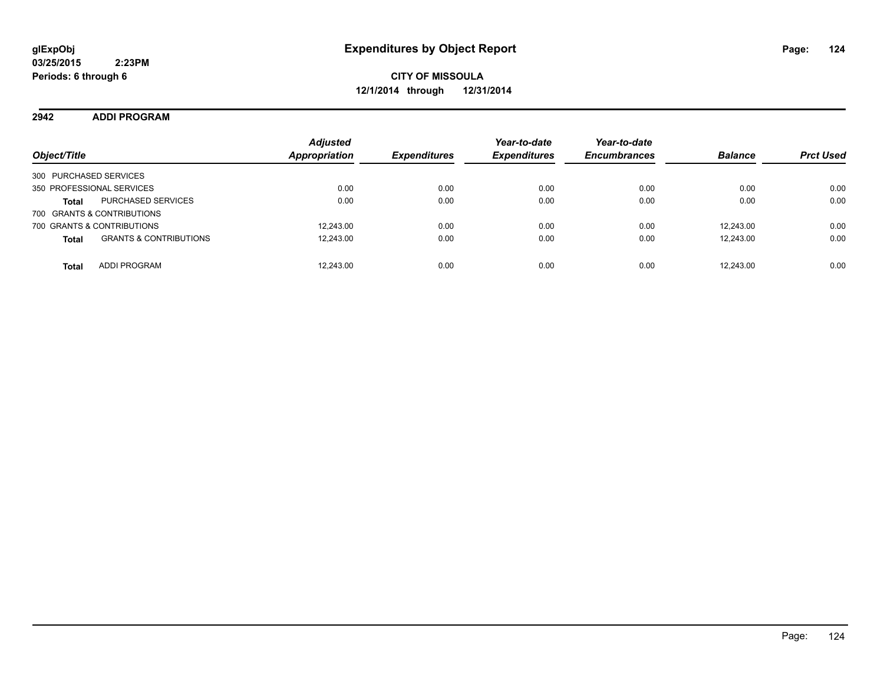glExpObj
03/25/2015 2:23PM
Periods: 6 through 6

# Expenditures by Object Report

**CITY OF MISSOULA**
**12/1/2014 through 12/31/2014**

## 2942 ADDI PROGRAM

| Object/Title | | Adjusted Appropriation | Expenditures | Year-to-date Expenditures | Year-to-date Encumbrances | Balance | Prct Used |
|---|---|---|---|---|---|---|---|
| 300 PURCHASED SERVICES | | | | | | | |
| 350 PROFESSIONAL SERVICES | | 0.00 | 0.00 | 0.00 | 0.00 | 0.00 | 0.00 |
| **Total** | PURCHASED SERVICES | 0.00 | 0.00 | 0.00 | 0.00 | 0.00 | 0.00 |
| 700 GRANTS & CONTRIBUTIONS | | | | | | | |
| 700 GRANTS & CONTRIBUTIONS | | 12,243.00 | 0.00 | 0.00 | 0.00 | 12,243.00 | 0.00 |
| **Total** | GRANTS & CONTRIBUTIONS | 12,243.00 | 0.00 | 0.00 | 0.00 | 12,243.00 | 0.00 |
| **Total** | ADDI PROGRAM | 12,243.00 | 0.00 | 0.00 | 0.00 | 12,243.00 | 0.00 |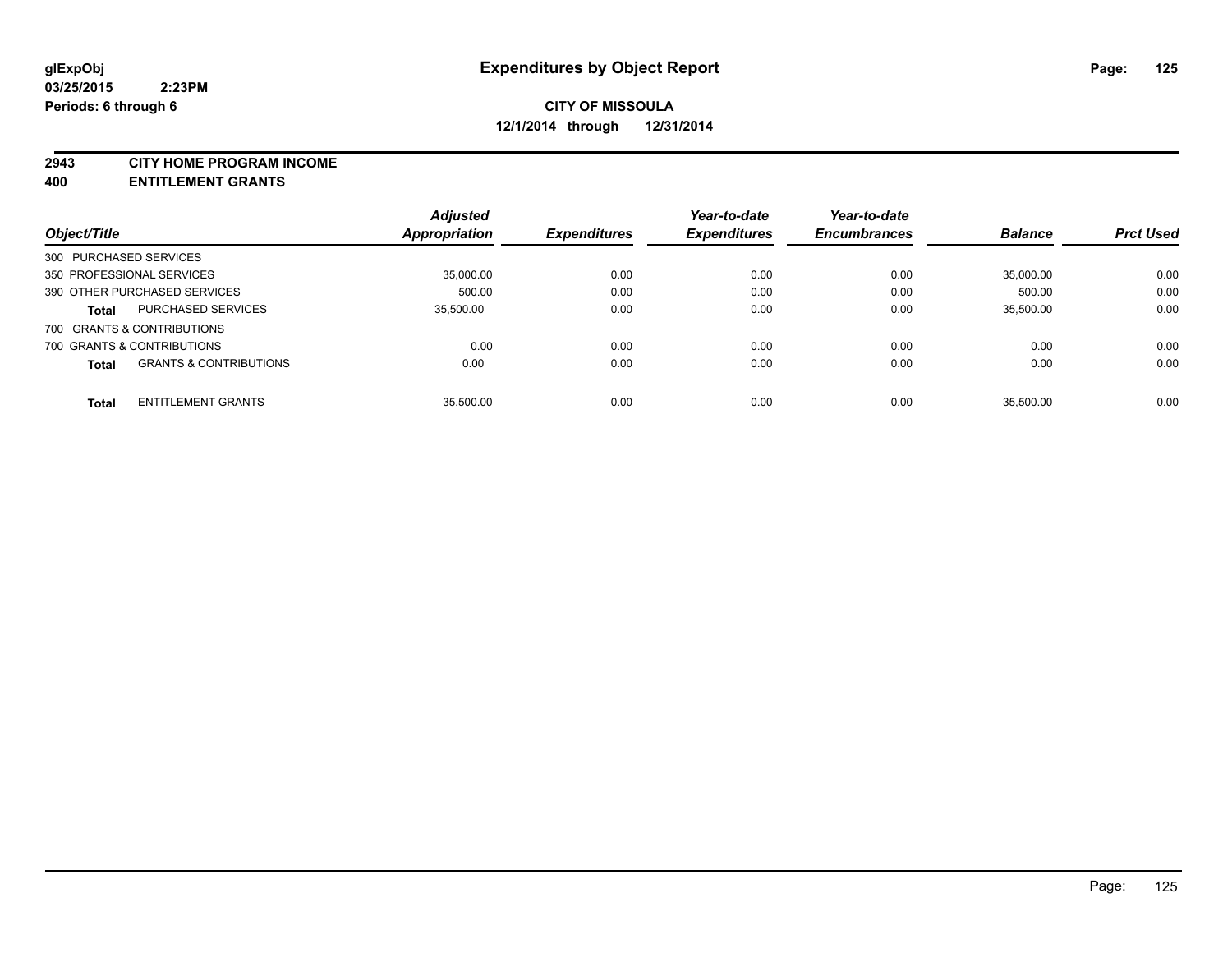glExpObj
03/25/2015 2:23PM
Periods: 6 through 6

# Expenditures by Object Report

**CITY OF MISSOULA**
**12/1/2014 through 12/31/2014**

**2943 CITY HOME PROGRAM INCOME**
**400 ENTITLEMENT GRANTS**

| Object/Title | | Adjusted Appropriation | Expenditures | Year-to-date Expenditures | Year-to-date Encumbrances | Balance | Prct Used |
|---|---|---|---|---|---|---|---|
| 300 PURCHASED SERVICES | | | | | | | |
| 350 PROFESSIONAL SERVICES | | 35,000.00 | 0.00 | 0.00 | 0.00 | 35,000.00 | 0.00 |
| 390 OTHER PURCHASED SERVICES | | 500.00 | 0.00 | 0.00 | 0.00 | 500.00 | 0.00 |
| **Total** | PURCHASED SERVICES | 35,500.00 | 0.00 | 0.00 | 0.00 | 35,500.00 | 0.00 |
| 700 GRANTS & CONTRIBUTIONS | | | | | | | |
| 700 GRANTS & CONTRIBUTIONS | | 0.00 | 0.00 | 0.00 | 0.00 | 0.00 | 0.00 |
| **Total** | GRANTS & CONTRIBUTIONS | 0.00 | 0.00 | 0.00 | 0.00 | 0.00 | 0.00 |
| **Total** | ENTITLEMENT GRANTS | 35,500.00 | 0.00 | 0.00 | 0.00 | 35,500.00 | 0.00 |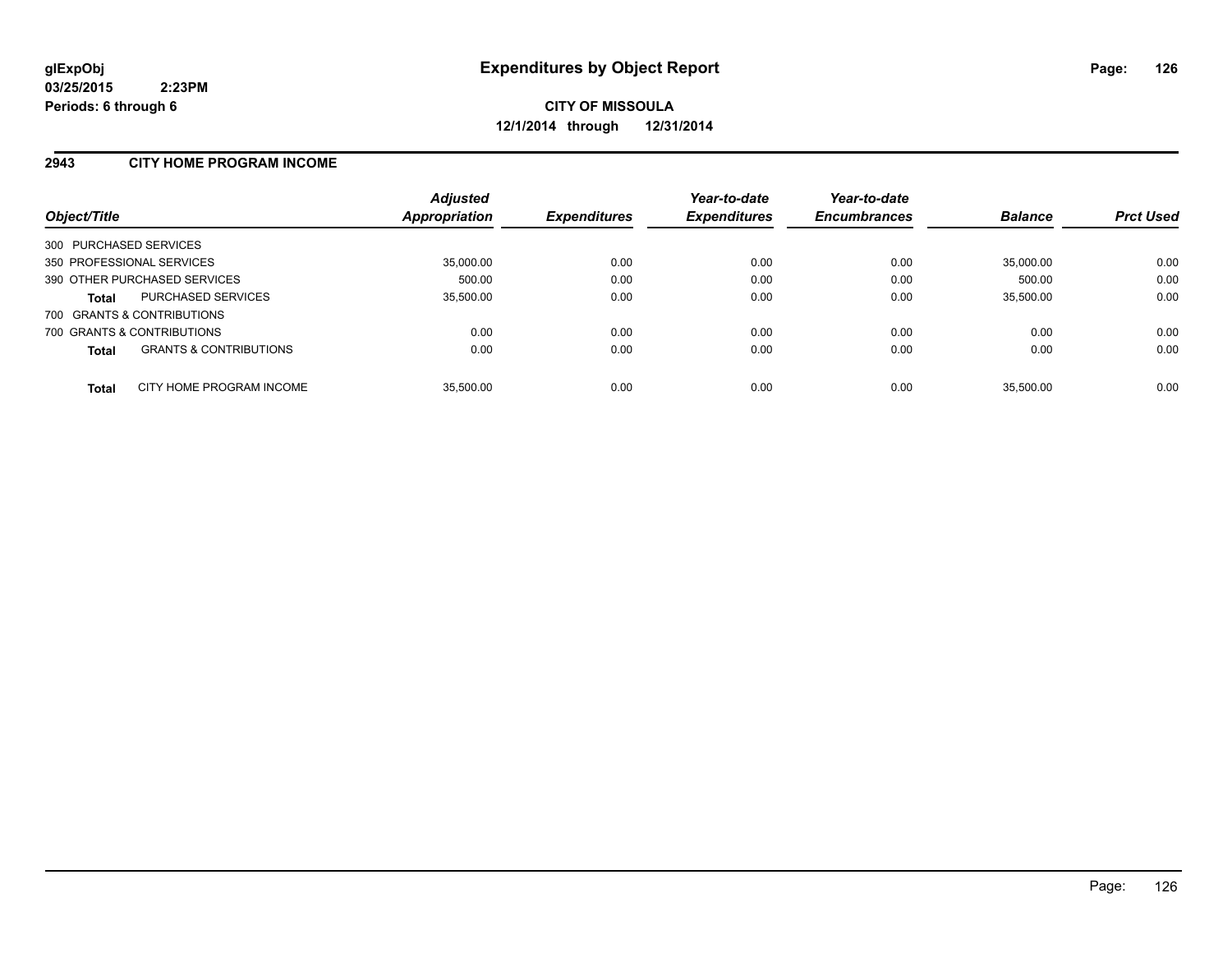glExpObj
03/25/2015 2:23PM
Periods: 6 through 6

# Expenditures by Object Report

**CITY OF MISSOULA**
**12/1/2014 through 12/31/2014**

## 2943 CITY HOME PROGRAM INCOME

| Object/Title | | Adjusted Appropriation | Expenditures | Year-to-date Expenditures | Year-to-date Encumbrances | Balance | Prct Used |
|---|---|---|---|---|---|---|---|
| 300 PURCHASED SERVICES | | | | | | | |
| 350 PROFESSIONAL SERVICES | | 35,000.00 | 0.00 | 0.00 | 0.00 | 35,000.00 | 0.00 |
| 390 OTHER PURCHASED SERVICES | | 500.00 | 0.00 | 0.00 | 0.00 | 500.00 | 0.00 |
| **Total** | PURCHASED SERVICES | 35,500.00 | 0.00 | 0.00 | 0.00 | 35,500.00 | 0.00 |
| 700 GRANTS & CONTRIBUTIONS | | | | | | | |
| 700 GRANTS & CONTRIBUTIONS | | 0.00 | 0.00 | 0.00 | 0.00 | 0.00 | 0.00 |
| **Total** | GRANTS & CONTRIBUTIONS | 0.00 | 0.00 | 0.00 | 0.00 | 0.00 | 0.00 |
| **Total** | CITY HOME PROGRAM INCOME | 35,500.00 | 0.00 | 0.00 | 0.00 | 35,500.00 | 0.00 |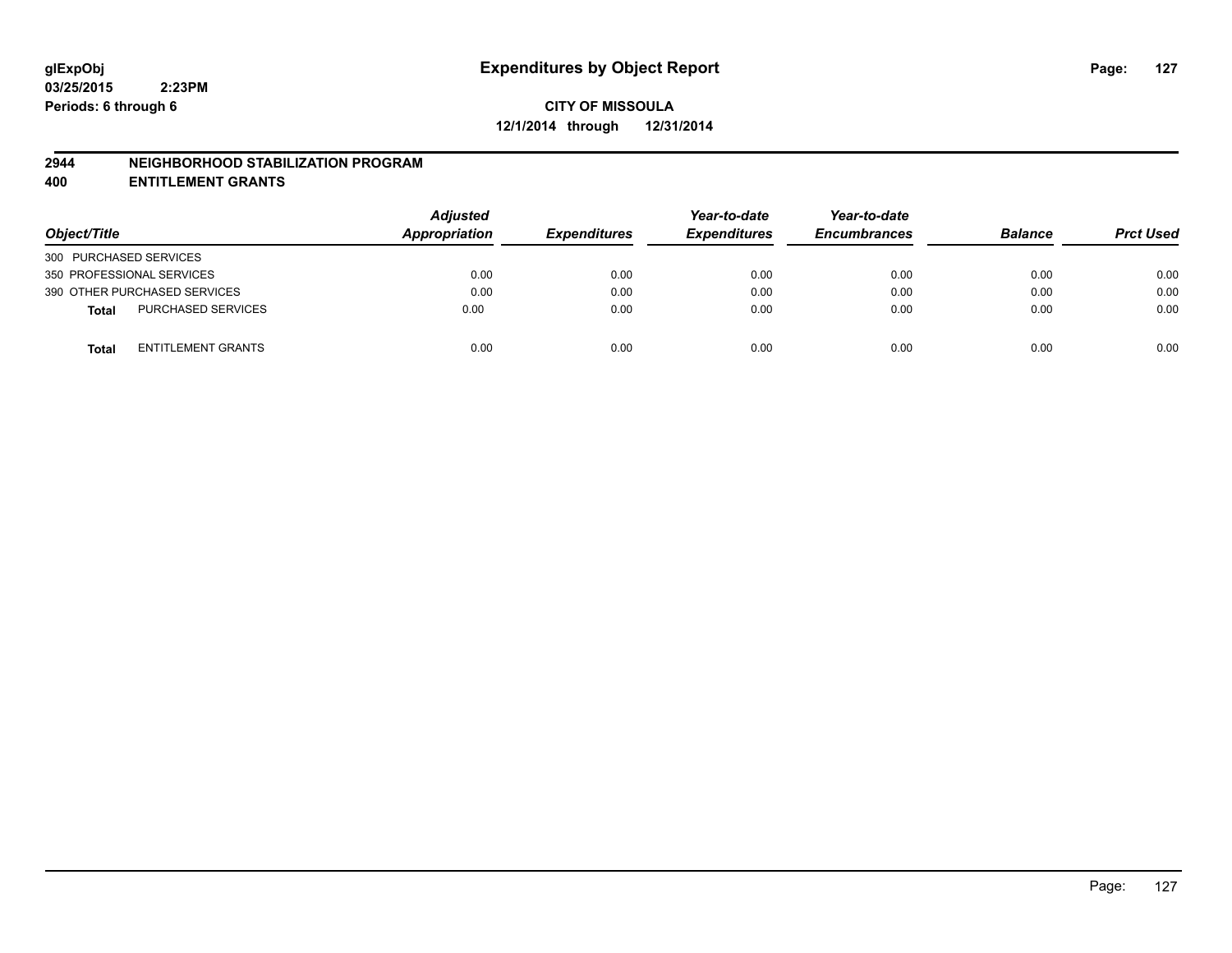# Expenditures by Object Report

glExpObj
03/25/2015 2:23PM
Periods: 6 through 6

**CITY OF MISSOULA**
**12/1/2014 through 12/31/2014**

## 2944 NEIGHBORHOOD STABILIZATION PROGRAM
## 400 ENTITLEMENT GRANTS

| Object/Title | | Adjusted Appropriation | Expenditures | Year-to-date Expenditures | Year-to-date Encumbrances | Balance | Prct Used |
|---|---|---|---|---|---|---|---|
| 300 PURCHASED SERVICES | | | | | | | |
| 350 PROFESSIONAL SERVICES | | 0.00 | 0.00 | 0.00 | 0.00 | 0.00 | 0.00 |
| 390 OTHER PURCHASED SERVICES | | 0.00 | 0.00 | 0.00 | 0.00 | 0.00 | 0.00 |
| **Total** | PURCHASED SERVICES | 0.00 | 0.00 | 0.00 | 0.00 | 0.00 | 0.00 |
| **Total** | ENTITLEMENT GRANTS | 0.00 | 0.00 | 0.00 | 0.00 | 0.00 | 0.00 |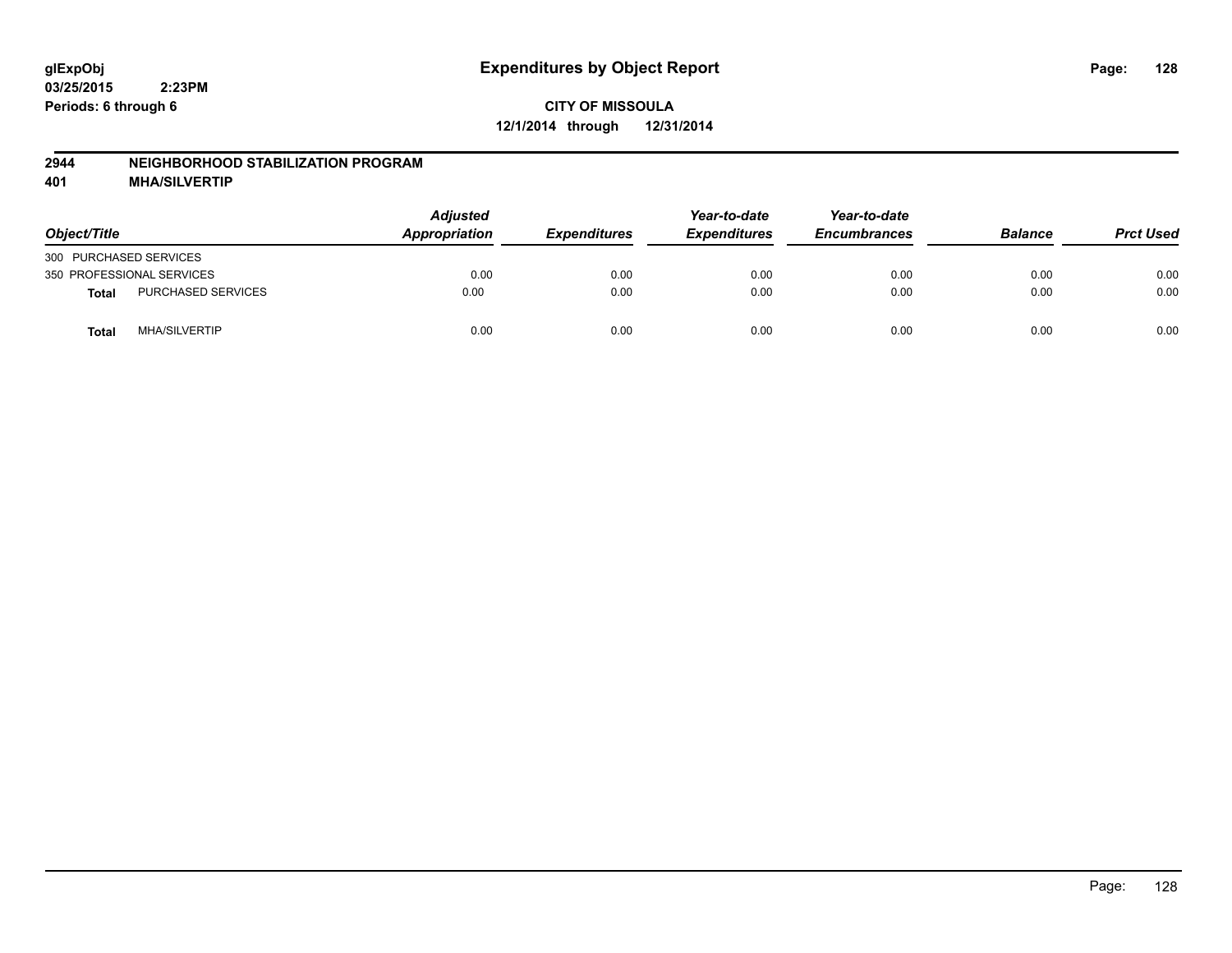# Expenditures by Object Report

glExpObj
03/25/2015 2:23PM
Periods: 6 through 6

**CITY OF MISSOULA**
**12/1/2014 through 12/31/2014**

## 2944 NEIGHBORHOOD STABILIZATION PROGRAM
## 401 MHA/SILVERTIP

| Object/Title | | Adjusted Appropriation | Expenditures | Year-to-date Expenditures | Year-to-date Encumbrances | Balance | Prct Used |
|---|---|---|---|---|---|---|---|
| 300 PURCHASED SERVICES | | | | | | | |
| 350 PROFESSIONAL SERVICES | | 0.00 | 0.00 | 0.00 | 0.00 | 0.00 | 0.00 |
| **Total** | PURCHASED SERVICES | 0.00 | 0.00 | 0.00 | 0.00 | 0.00 | 0.00 |
| **Total** | MHA/SILVERTIP | 0.00 | 0.00 | 0.00 | 0.00 | 0.00 | 0.00 |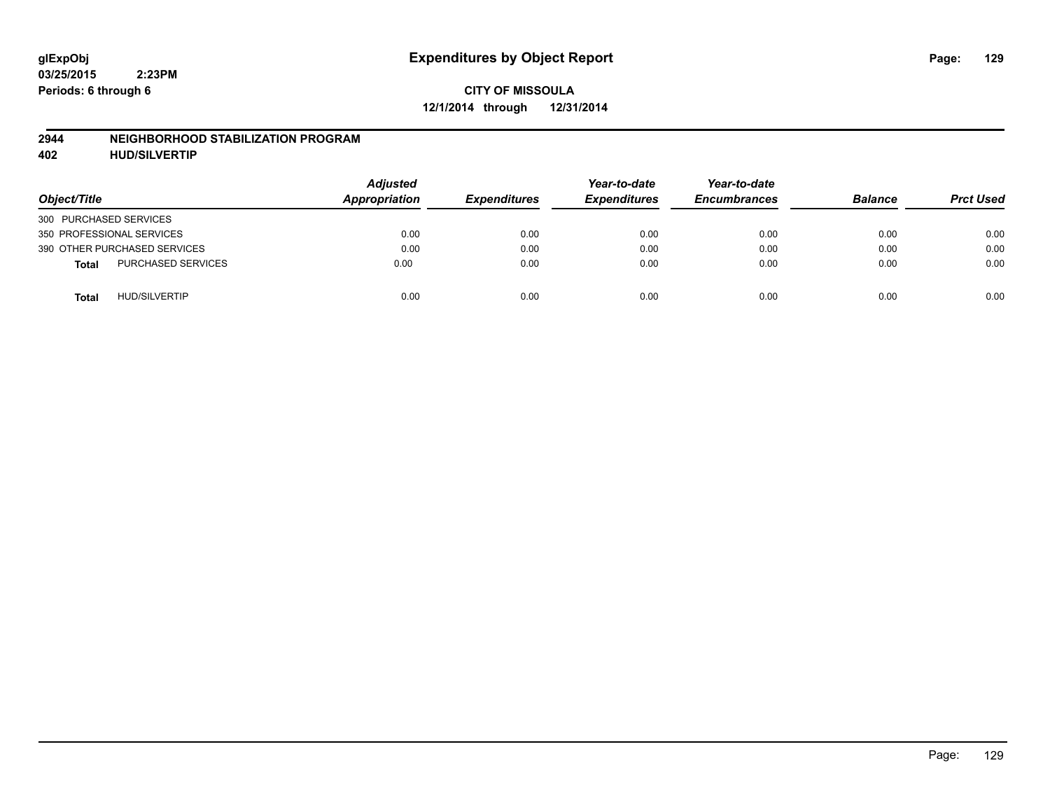**glExpObj** **Expenditures by Object Report**
**03/25/2015 2:23PM**
**Periods: 6 through 6**

**CITY OF MISSOULA**
**12/1/2014 through 12/31/2014**

**2944 NEIGHBORHOOD STABILIZATION PROGRAM**
**402 HUD/SILVERTIP**

| Object/Title | | Adjusted Appropriation | Expenditures | Year-to-date Expenditures | Year-to-date Encumbrances | Balance | Prct Used |
|---|---|---|---|---|---|---|---|
| 300 PURCHASED SERVICES | | | | | | | |
| 350 PROFESSIONAL SERVICES | | 0.00 | 0.00 | 0.00 | 0.00 | 0.00 | 0.00 |
| 390 OTHER PURCHASED SERVICES | | 0.00 | 0.00 | 0.00 | 0.00 | 0.00 | 0.00 |
| Total | PURCHASED SERVICES | 0.00 | 0.00 | 0.00 | 0.00 | 0.00 | 0.00 |
| Total | HUD/SILVERTIP | 0.00 | 0.00 | 0.00 | 0.00 | 0.00 | 0.00 |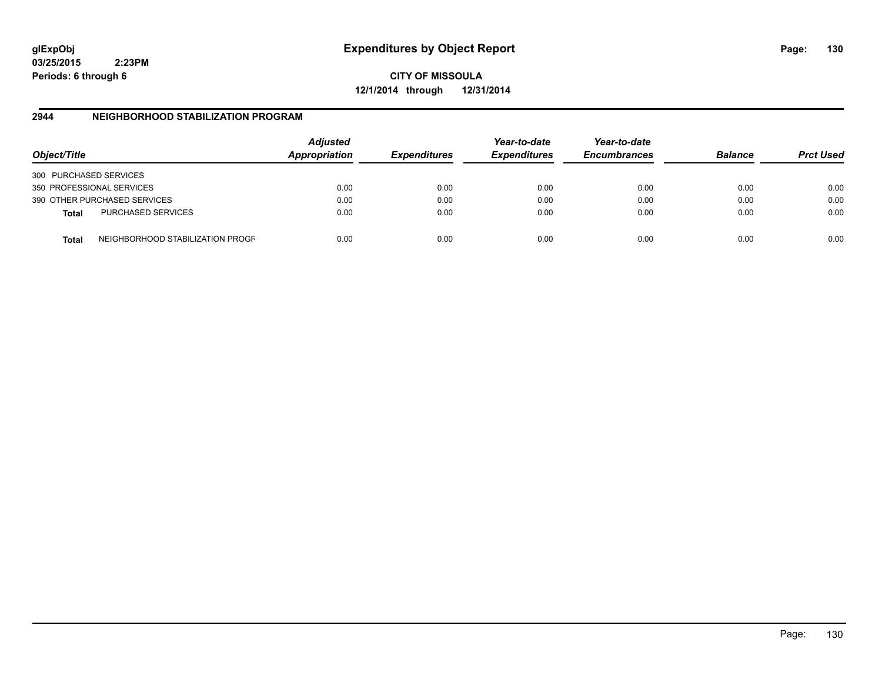glExpObj
03/25/2015 2:23PM
Periods: 6 through 6

# Expenditures by Object Report

**CITY OF MISSOULA**
**12/1/2014 through 12/31/2014**

## 2944 NEIGHBORHOOD STABILIZATION PROGRAM

| Object/Title | Adjusted Appropriation | Expenditures | Year-to-date Expenditures | Year-to-date Encumbrances | Balance | Prct Used |
|---|---|---|---|---|---|---|
| 300 PURCHASED SERVICES | | | | | | |
| 350 PROFESSIONAL SERVICES | 0.00 | 0.00 | 0.00 | 0.00 | 0.00 | 0.00 |
| 390 OTHER PURCHASED SERVICES | 0.00 | 0.00 | 0.00 | 0.00 | 0.00 | 0.00 |
| **Total** PURCHASED SERVICES | 0.00 | 0.00 | 0.00 | 0.00 | 0.00 | 0.00 |
| **Total** NEIGHBORHOOD STABILIZATION PROGR | 0.00 | 0.00 | 0.00 | 0.00 | 0.00 | 0.00 |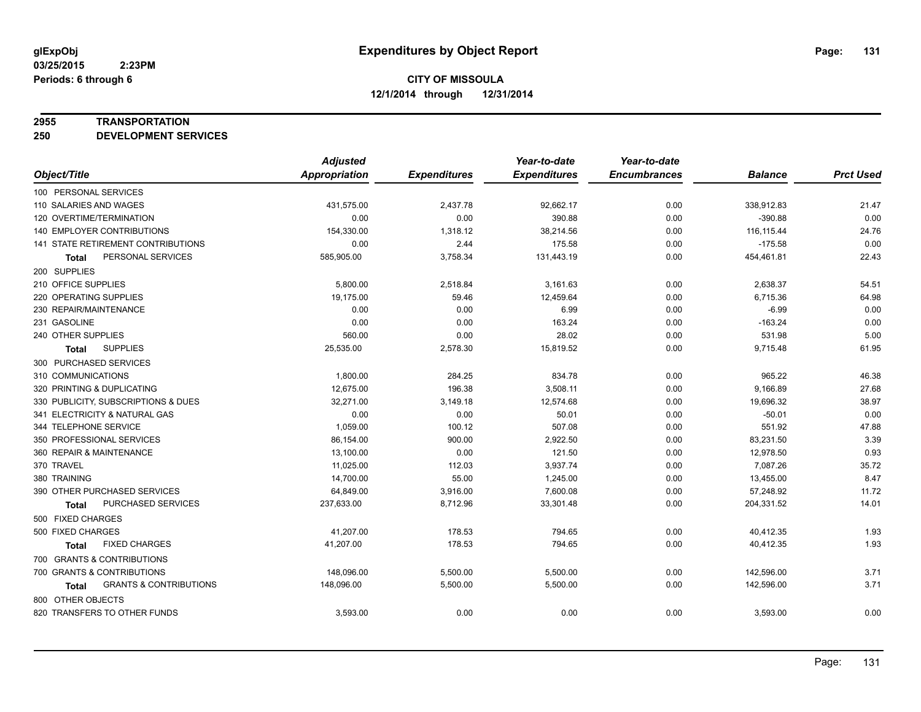# Expenditures by Object Report

glExpObj
03/25/2015 2:23PM
Periods: 6 through 6

**CITY OF MISSOULA**
**12/1/2014 through 12/31/2014**

**2955 TRANSPORTATION**
**250 DEVELOPMENT SERVICES**

| Object/Title | Adjusted Appropriation | Expenditures | Year-to-date Expenditures | Year-to-date Encumbrances | Balance | Prct Used |
|---|---|---|---|---|---|---|
| 100 PERSONAL SERVICES | | | | | | |
| 110 SALARIES AND WAGES | 431,575.00 | 2,437.78 | 92,662.17 | 0.00 | 338,912.83 | 21.47 |
| 120 OVERTIME/TERMINATION | 0.00 | 0.00 | 390.88 | 0.00 | -390.88 | 0.00 |
| 140 EMPLOYER CONTRIBUTIONS | 154,330.00 | 1,318.12 | 38,214.56 | 0.00 | 116,115.44 | 24.76 |
| 141 STATE RETIREMENT CONTRIBUTIONS | 0.00 | 2.44 | 175.58 | 0.00 | -175.58 | 0.00 |
| **Total** PERSONAL SERVICES | 585,905.00 | 3,758.34 | 131,443.19 | 0.00 | 454,461.81 | 22.43 |
| 200 SUPPLIES | | | | | | |
| 210 OFFICE SUPPLIES | 5,800.00 | 2,518.84 | 3,161.63 | 0.00 | 2,638.37 | 54.51 |
| 220 OPERATING SUPPLIES | 19,175.00 | 59.46 | 12,459.64 | 0.00 | 6,715.36 | 64.98 |
| 230 REPAIR/MAINTENANCE | 0.00 | 0.00 | 6.99 | 0.00 | -6.99 | 0.00 |
| 231 GASOLINE | 0.00 | 0.00 | 163.24 | 0.00 | -163.24 | 0.00 |
| 240 OTHER SUPPLIES | 560.00 | 0.00 | 28.02 | 0.00 | 531.98 | 5.00 |
| **Total** SUPPLIES | 25,535.00 | 2,578.30 | 15,819.52 | 0.00 | 9,715.48 | 61.95 |
| 300 PURCHASED SERVICES | | | | | | |
| 310 COMMUNICATIONS | 1,800.00 | 284.25 | 834.78 | 0.00 | 965.22 | 46.38 |
| 320 PRINTING & DUPLICATING | 12,675.00 | 196.38 | 3,508.11 | 0.00 | 9,166.89 | 27.68 |
| 330 PUBLICITY, SUBSCRIPTIONS & DUES | 32,271.00 | 3,149.18 | 12,574.68 | 0.00 | 19,696.32 | 38.97 |
| 341 ELECTRICITY & NATURAL GAS | 0.00 | 0.00 | 50.01 | 0.00 | -50.01 | 0.00 |
| 344 TELEPHONE SERVICE | 1,059.00 | 100.12 | 507.08 | 0.00 | 551.92 | 47.88 |
| 350 PROFESSIONAL SERVICES | 86,154.00 | 900.00 | 2,922.50 | 0.00 | 83,231.50 | 3.39 |
| 360 REPAIR & MAINTENANCE | 13,100.00 | 0.00 | 121.50 | 0.00 | 12,978.50 | 0.93 |
| 370 TRAVEL | 11,025.00 | 112.03 | 3,937.74 | 0.00 | 7,087.26 | 35.72 |
| 380 TRAINING | 14,700.00 | 55.00 | 1,245.00 | 0.00 | 13,455.00 | 8.47 |
| 390 OTHER PURCHASED SERVICES | 64,849.00 | 3,916.00 | 7,600.08 | 0.00 | 57,248.92 | 11.72 |
| **Total** PURCHASED SERVICES | 237,633.00 | 8,712.96 | 33,301.48 | 0.00 | 204,331.52 | 14.01 |
| 500 FIXED CHARGES | | | | | | |
| 500 FIXED CHARGES | 41,207.00 | 178.53 | 794.65 | 0.00 | 40,412.35 | 1.93 |
| **Total** FIXED CHARGES | 41,207.00 | 178.53 | 794.65 | 0.00 | 40,412.35 | 1.93 |
| 700 GRANTS & CONTRIBUTIONS | | | | | | |
| 700 GRANTS & CONTRIBUTIONS | 148,096.00 | 5,500.00 | 5,500.00 | 0.00 | 142,596.00 | 3.71 |
| **Total** GRANTS & CONTRIBUTIONS | 148,096.00 | 5,500.00 | 5,500.00 | 0.00 | 142,596.00 | 3.71 |
| 800 OTHER OBJECTS | | | | | | |
| 820 TRANSFERS TO OTHER FUNDS | 3,593.00 | 0.00 | 0.00 | 0.00 | 3,593.00 | 0.00 |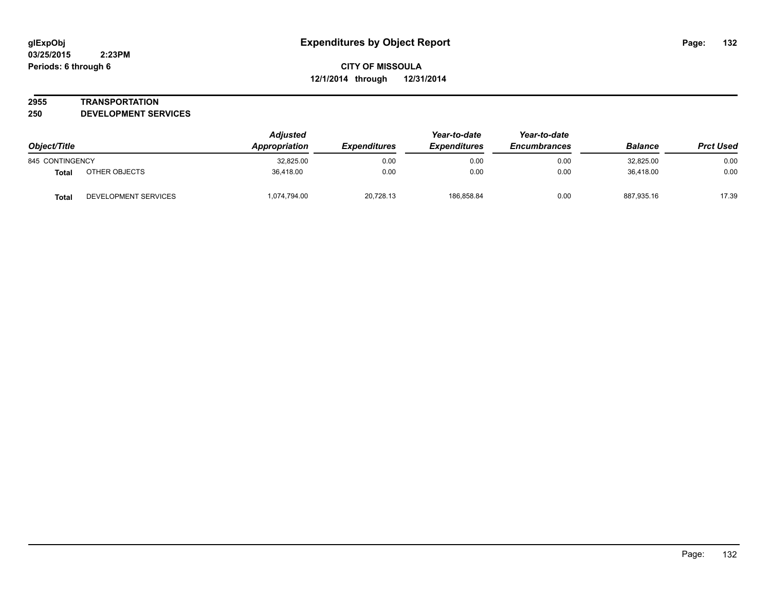## Expenditures by Object Report

glExpObj
03/25/2015 2:23PM
Periods: 6 through 6

**CITY OF MISSOULA**
**12/1/2014 through 12/31/2014**

**2955 TRANSPORTATION**
**250 DEVELOPMENT SERVICES**

| Object/Title | | Adjusted Appropriation | Expenditures | Year-to-date Expenditures | Year-to-date Encumbrances | Balance | Prct Used |
|---|---|---|---|---|---|---|---|
| 845 CONTINGENCY | | 32,825.00 | 0.00 | 0.00 | 0.00 | 32,825.00 | 0.00 |
| **Total** | OTHER OBJECTS | 36,418.00 | 0.00 | 0.00 | 0.00 | 36,418.00 | 0.00 |
| **Total** | DEVELOPMENT SERVICES | 1,074,794.00 | 20,728.13 | 186,858.84 | 0.00 | 887,935.16 | 17.39 |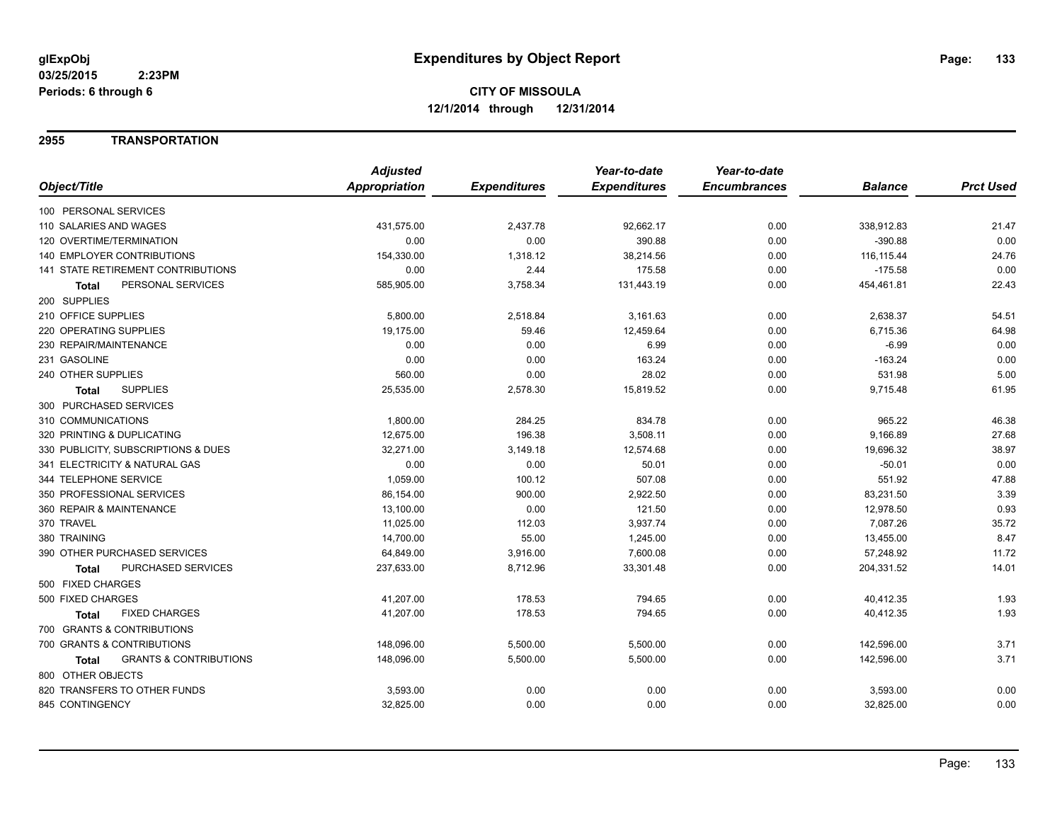**glExpObj** **Expenditures by Object Report**
**03/25/2015 2:23PM**
**Periods: 6 through 6**

**CITY OF MISSOULA**
**12/1/2014 through 12/31/2014**

## 2955 TRANSPORTATION

| Object/Title | Adjusted Appropriation | Expenditures | Year-to-date Expenditures | Year-to-date Encumbrances | Balance | Prct Used |
|---|---|---|---|---|---|---|
| 100 PERSONAL SERVICES | | | | | | |
| 110 SALARIES AND WAGES | 431,575.00 | 2,437.78 | 92,662.17 | 0.00 | 338,912.83 | 21.47 |
| 120 OVERTIME/TERMINATION | 0.00 | 0.00 | 390.88 | 0.00 | -390.88 | 0.00 |
| 140 EMPLOYER CONTRIBUTIONS | 154,330.00 | 1,318.12 | 38,214.56 | 0.00 | 116,115.44 | 24.76 |
| 141 STATE RETIREMENT CONTRIBUTIONS | 0.00 | 2.44 | 175.58 | 0.00 | -175.58 | 0.00 |
| **Total** PERSONAL SERVICES | 585,905.00 | 3,758.34 | 131,443.19 | 0.00 | 454,461.81 | 22.43 |
| 200 SUPPLIES | | | | | | |
| 210 OFFICE SUPPLIES | 5,800.00 | 2,518.84 | 3,161.63 | 0.00 | 2,638.37 | 54.51 |
| 220 OPERATING SUPPLIES | 19,175.00 | 59.46 | 12,459.64 | 0.00 | 6,715.36 | 64.98 |
| 230 REPAIR/MAINTENANCE | 0.00 | 0.00 | 6.99 | 0.00 | -6.99 | 0.00 |
| 231 GASOLINE | 0.00 | 0.00 | 163.24 | 0.00 | -163.24 | 0.00 |
| 240 OTHER SUPPLIES | 560.00 | 0.00 | 28.02 | 0.00 | 531.98 | 5.00 |
| **Total** SUPPLIES | 25,535.00 | 2,578.30 | 15,819.52 | 0.00 | 9,715.48 | 61.95 |
| 300 PURCHASED SERVICES | | | | | | |
| 310 COMMUNICATIONS | 1,800.00 | 284.25 | 834.78 | 0.00 | 965.22 | 46.38 |
| 320 PRINTING & DUPLICATING | 12,675.00 | 196.38 | 3,508.11 | 0.00 | 9,166.89 | 27.68 |
| 330 PUBLICITY, SUBSCRIPTIONS & DUES | 32,271.00 | 3,149.18 | 12,574.68 | 0.00 | 19,696.32 | 38.97 |
| 341 ELECTRICITY & NATURAL GAS | 0.00 | 0.00 | 50.01 | 0.00 | -50.01 | 0.00 |
| 344 TELEPHONE SERVICE | 1,059.00 | 100.12 | 507.08 | 0.00 | 551.92 | 47.88 |
| 350 PROFESSIONAL SERVICES | 86,154.00 | 900.00 | 2,922.50 | 0.00 | 83,231.50 | 3.39 |
| 360 REPAIR & MAINTENANCE | 13,100.00 | 0.00 | 121.50 | 0.00 | 12,978.50 | 0.93 |
| 370 TRAVEL | 11,025.00 | 112.03 | 3,937.74 | 0.00 | 7,087.26 | 35.72 |
| 380 TRAINING | 14,700.00 | 55.00 | 1,245.00 | 0.00 | 13,455.00 | 8.47 |
| 390 OTHER PURCHASED SERVICES | 64,849.00 | 3,916.00 | 7,600.08 | 0.00 | 57,248.92 | 11.72 |
| **Total** PURCHASED SERVICES | 237,633.00 | 8,712.96 | 33,301.48 | 0.00 | 204,331.52 | 14.01 |
| 500 FIXED CHARGES | | | | | | |
| 500 FIXED CHARGES | 41,207.00 | 178.53 | 794.65 | 0.00 | 40,412.35 | 1.93 |
| **Total** FIXED CHARGES | 41,207.00 | 178.53 | 794.65 | 0.00 | 40,412.35 | 1.93 |
| 700 GRANTS & CONTRIBUTIONS | | | | | | |
| 700 GRANTS & CONTRIBUTIONS | 148,096.00 | 5,500.00 | 5,500.00 | 0.00 | 142,596.00 | 3.71 |
| **Total** GRANTS & CONTRIBUTIONS | 148,096.00 | 5,500.00 | 5,500.00 | 0.00 | 142,596.00 | 3.71 |
| 800 OTHER OBJECTS | | | | | | |
| 820 TRANSFERS TO OTHER FUNDS | 3,593.00 | 0.00 | 0.00 | 0.00 | 3,593.00 | 0.00 |
| 845 CONTINGENCY | 32,825.00 | 0.00 | 0.00 | 0.00 | 32,825.00 | 0.00 |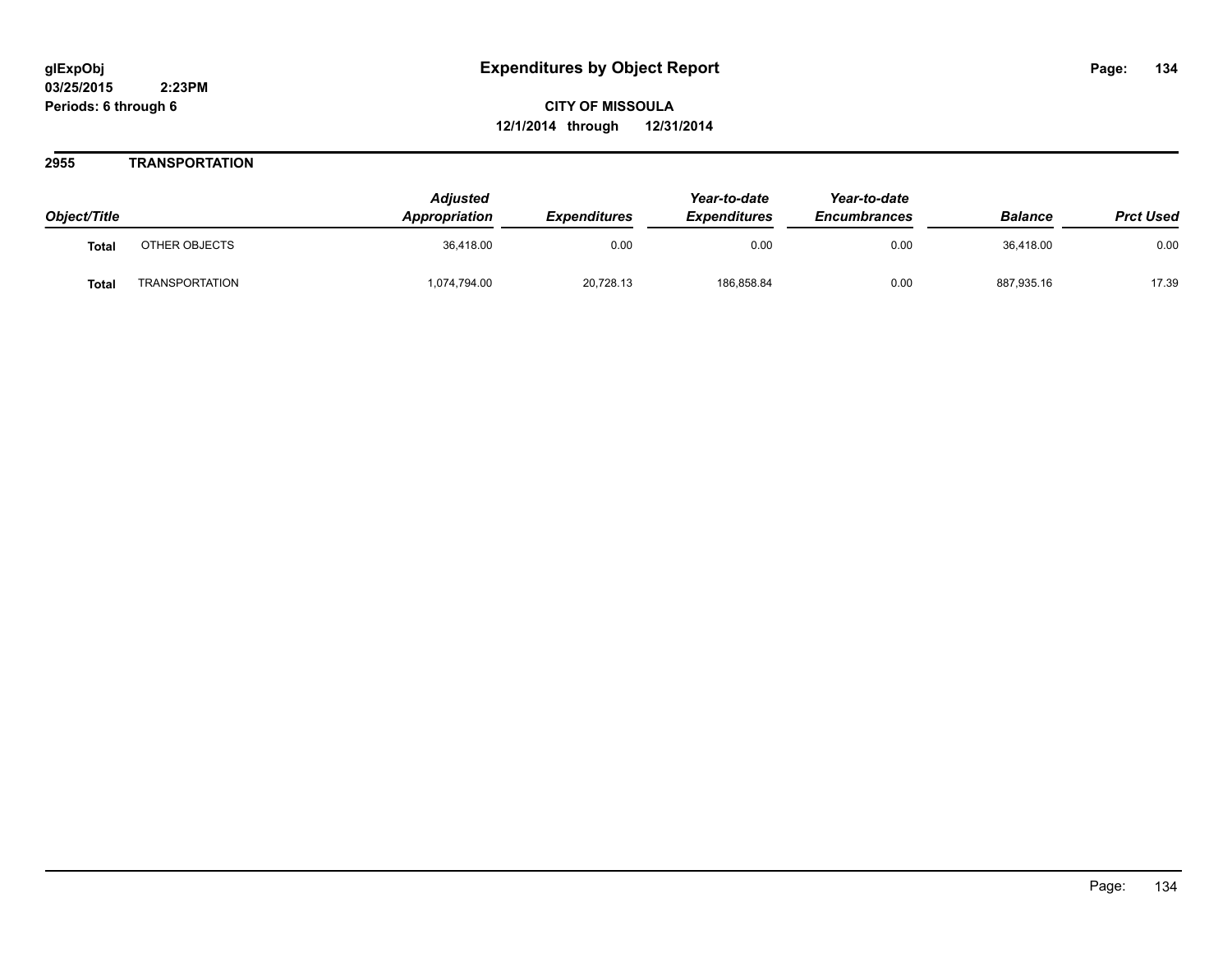**CITY OF MISSOULA**

**12/1/2014 through 12/31/2014**

## 2955 TRANSPORTATION

| Object/Title | | Adjusted Appropriation | Expenditures | Year-to-date Expenditures | Year-to-date Encumbrances | Balance | Prct Used |
|---|---|---|---|---|---|---|---|
| **Total** | OTHER OBJECTS | 36,418.00 | 0.00 | 0.00 | 0.00 | 36,418.00 | 0.00 |
| **Total** | TRANSPORTATION | 1,074,794.00 | 20,728.13 | 186,858.84 | 0.00 | 887,935.16 | 17.39 |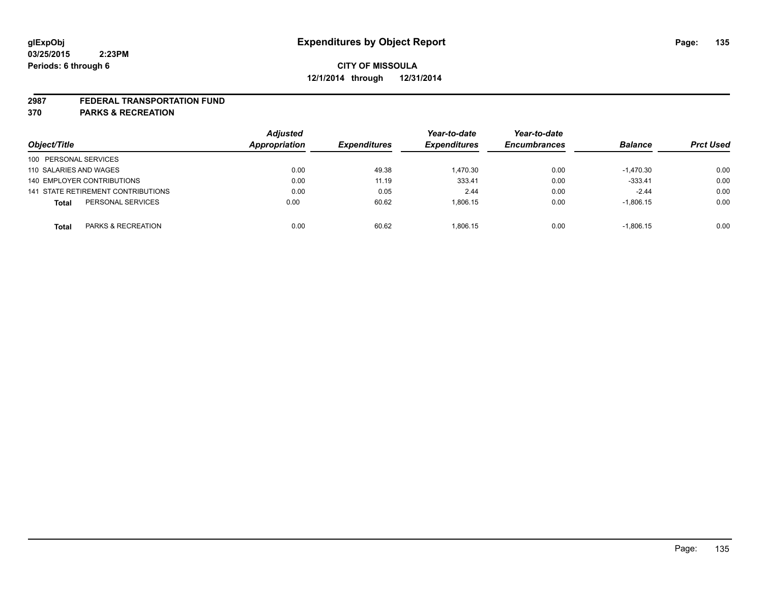glExpObj
03/25/2015 2:23PM
Periods: 6 through 6

# Expenditures by Object Report

**CITY OF MISSOULA**
**12/1/2014 through 12/31/2014**

**2987 FEDERAL TRANSPORTATION FUND**
**370 PARKS & RECREATION**

| Object/Title | | Adjusted Appropriation | Expenditures | Year-to-date Expenditures | Year-to-date Encumbrances | Balance | Prct Used |
|---|---|---|---|---|---|---|---|
| 100 PERSONAL SERVICES | | | | | | | |
| 110 SALARIES AND WAGES | | 0.00 | 49.38 | 1,470.30 | 0.00 | -1,470.30 | 0.00 |
| 140 EMPLOYER CONTRIBUTIONS | | 0.00 | 11.19 | 333.41 | 0.00 | -333.41 | 0.00 |
| 141 STATE RETIREMENT CONTRIBUTIONS | | 0.00 | 0.05 | 2.44 | 0.00 | -2.44 | 0.00 |
| **Total** | PERSONAL SERVICES | 0.00 | 60.62 | 1,806.15 | 0.00 | -1,806.15 | 0.00 |
| **Total** | PARKS & RECREATION | 0.00 | 60.62 | 1,806.15 | 0.00 | -1,806.15 | 0.00 |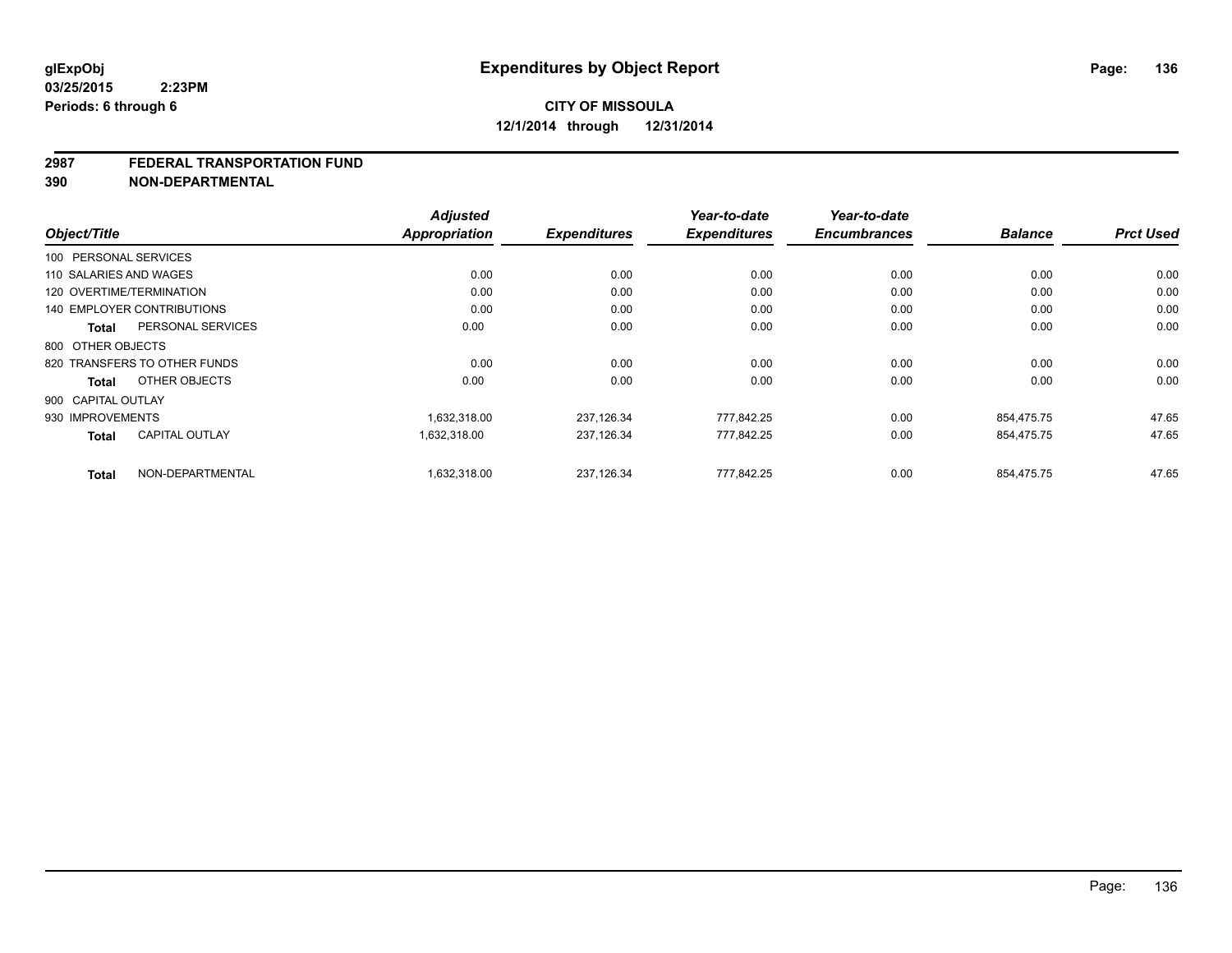**glExpObj**
**03/25/2015 2:23PM**
**Periods: 6 through 6**

# Expenditures by Object Report

**CITY OF MISSOULA**
**12/1/2014 through 12/31/2014**

**2987 FEDERAL TRANSPORTATION FUND**
**390 NON-DEPARTMENTAL**

| Object/Title | Adjusted Appropriation | Expenditures | Year-to-date Expenditures | Year-to-date Encumbrances | Balance | Prct Used |
|---|---|---|---|---|---|---|
| 100 PERSONAL SERVICES | | | | | | |
| 110 SALARIES AND WAGES | 0.00 | 0.00 | 0.00 | 0.00 | 0.00 | 0.00 |
| 120 OVERTIME/TERMINATION | 0.00 | 0.00 | 0.00 | 0.00 | 0.00 | 0.00 |
| 140 EMPLOYER CONTRIBUTIONS | 0.00 | 0.00 | 0.00 | 0.00 | 0.00 | 0.00 |
| **Total** PERSONAL SERVICES | 0.00 | 0.00 | 0.00 | 0.00 | 0.00 | 0.00 |
| 800 OTHER OBJECTS | | | | | | |
| 820 TRANSFERS TO OTHER FUNDS | 0.00 | 0.00 | 0.00 | 0.00 | 0.00 | 0.00 |
| **Total** OTHER OBJECTS | 0.00 | 0.00 | 0.00 | 0.00 | 0.00 | 0.00 |
| 900 CAPITAL OUTLAY | | | | | | |
| 930 IMPROVEMENTS | 1,632,318.00 | 237,126.34 | 777,842.25 | 0.00 | 854,475.75 | 47.65 |
| **Total** CAPITAL OUTLAY | 1,632,318.00 | 237,126.34 | 777,842.25 | 0.00 | 854,475.75 | 47.65 |
| **Total** NON-DEPARTMENTAL | 1,632,318.00 | 237,126.34 | 777,842.25 | 0.00 | 854,475.75 | 47.65 |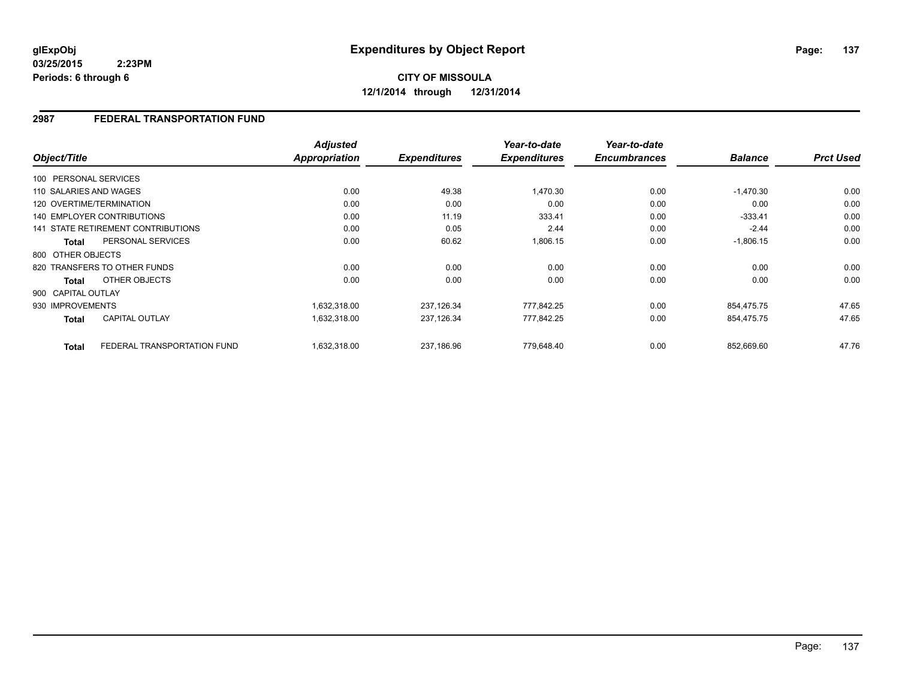**glExpObj** **Expenditures by Object Report**

**03/25/2015 2:23PM**

**Periods: 6 through 6**

**CITY OF MISSOULA**

**12/1/2014 through 12/31/2014**

## 2987 FEDERAL TRANSPORTATION FUND

| Object/Title | Adjusted Appropriation | Expenditures | Year-to-date Expenditures | Year-to-date Encumbrances | Balance | Prct Used |
|---|---|---|---|---|---|---|
| 100 PERSONAL SERVICES | | | | | | |
| 110 SALARIES AND WAGES | 0.00 | 49.38 | 1,470.30 | 0.00 | -1,470.30 | 0.00 |
| 120 OVERTIME/TERMINATION | 0.00 | 0.00 | 0.00 | 0.00 | 0.00 | 0.00 |
| 140 EMPLOYER CONTRIBUTIONS | 0.00 | 11.19 | 333.41 | 0.00 | -333.41 | 0.00 |
| 141 STATE RETIREMENT CONTRIBUTIONS | 0.00 | 0.05 | 2.44 | 0.00 | -2.44 | 0.00 |
| **Total** PERSONAL SERVICES | 0.00 | 60.62 | 1,806.15 | 0.00 | -1,806.15 | 0.00 |
| 800 OTHER OBJECTS | | | | | | |
| 820 TRANSFERS TO OTHER FUNDS | 0.00 | 0.00 | 0.00 | 0.00 | 0.00 | 0.00 |
| **Total** OTHER OBJECTS | 0.00 | 0.00 | 0.00 | 0.00 | 0.00 | 0.00 |
| 900 CAPITAL OUTLAY | | | | | | |
| 930 IMPROVEMENTS | 1,632,318.00 | 237,126.34 | 777,842.25 | 0.00 | 854,475.75 | 47.65 |
| **Total** CAPITAL OUTLAY | 1,632,318.00 | 237,126.34 | 777,842.25 | 0.00 | 854,475.75 | 47.65 |
| **Total** FEDERAL TRANSPORTATION FUND | 1,632,318.00 | 237,186.96 | 779,648.40 | 0.00 | 852,669.60 | 47.76 |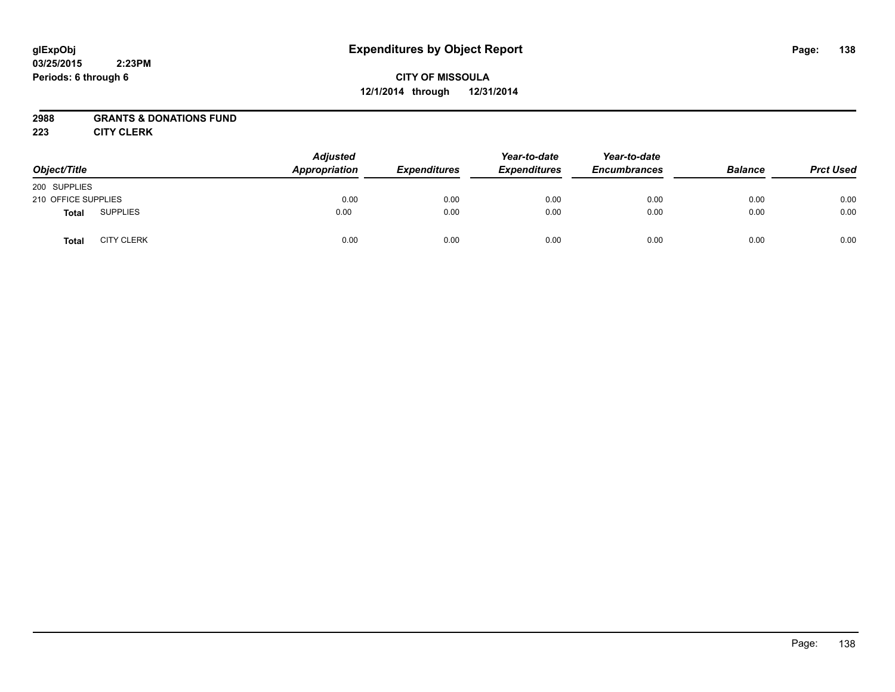glExpObj
03/25/2015 2:23PM
Periods: 6 through 6

# Expenditures by Object Report

**CITY OF MISSOULA**
**12/1/2014 through 12/31/2014**

**2988 GRANTS & DONATIONS FUND**
**223 CITY CLERK**

| Object/Title | | Adjusted Appropriation | Expenditures | Year-to-date Expenditures | Year-to-date Encumbrances | Balance | Prct Used |
|---|---|---|---|---|---|---|---|
| 200 SUPPLIES | | | | | | | |
| 210 OFFICE SUPPLIES | | 0.00 | 0.00 | 0.00 | 0.00 | 0.00 | 0.00 |
| **Total** | SUPPLIES | 0.00 | 0.00 | 0.00 | 0.00 | 0.00 | 0.00 |
| **Total** | CITY CLERK | 0.00 | 0.00 | 0.00 | 0.00 | 0.00 | 0.00 |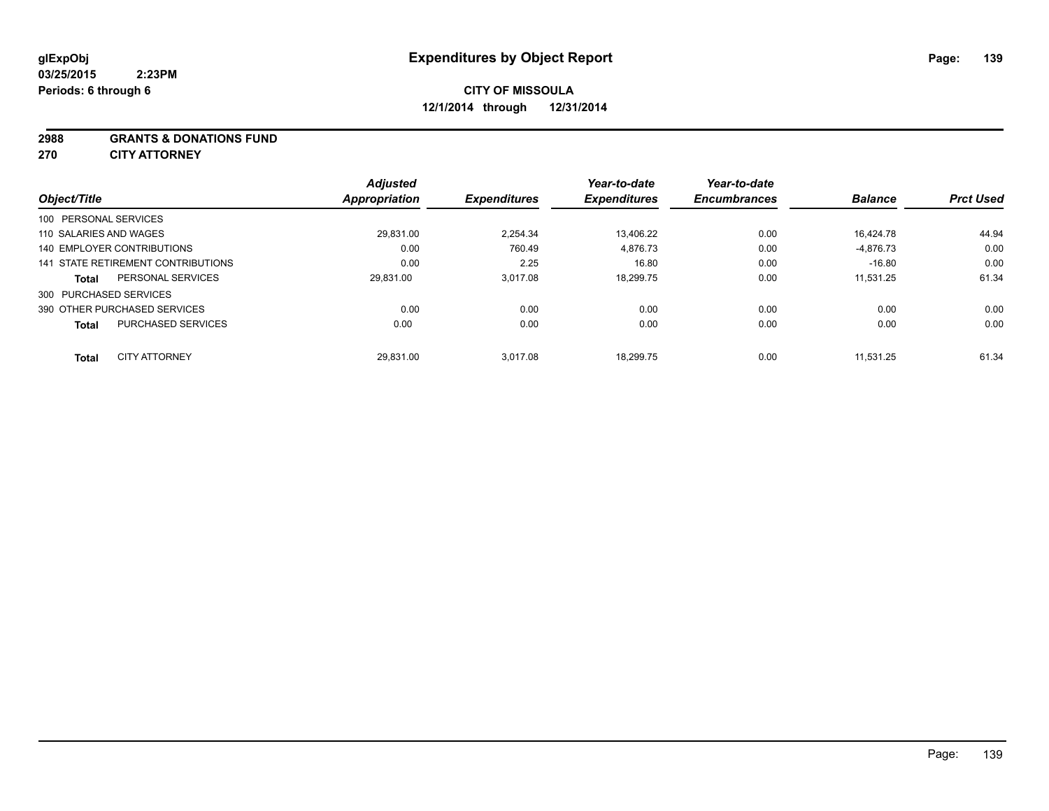**glExpObj**
**03/25/2015 2:23PM**
**Periods: 6 through 6**

# Expenditures by Object Report

**CITY OF MISSOULA**
**12/1/2014 through 12/31/2014**

**2988 GRANTS & DONATIONS FUND**
**270 CITY ATTORNEY**

| Object/Title | | Adjusted Appropriation | Expenditures | Year-to-date Expenditures | Year-to-date Encumbrances | Balance | Prct Used |
|---|---|---|---|---|---|---|---|
| 100 PERSONAL SERVICES | | | | | | | |
| 110 SALARIES AND WAGES | | 29,831.00 | 2,254.34 | 13,406.22 | 0.00 | 16,424.78 | 44.94 |
| 140 EMPLOYER CONTRIBUTIONS | | 0.00 | 760.49 | 4,876.73 | 0.00 | -4,876.73 | 0.00 |
| 141 STATE RETIREMENT CONTRIBUTIONS | | 0.00 | 2.25 | 16.80 | 0.00 | -16.80 | 0.00 |
| **Total** | PERSONAL SERVICES | 29,831.00 | 3,017.08 | 18,299.75 | 0.00 | 11,531.25 | 61.34 |
| 300 PURCHASED SERVICES | | | | | | | |
| 390 OTHER PURCHASED SERVICES | | 0.00 | 0.00 | 0.00 | 0.00 | 0.00 | 0.00 |
| **Total** | PURCHASED SERVICES | 0.00 | 0.00 | 0.00 | 0.00 | 0.00 | 0.00 |
| **Total** | CITY ATTORNEY | 29,831.00 | 3,017.08 | 18,299.75 | 0.00 | 11,531.25 | 61.34 |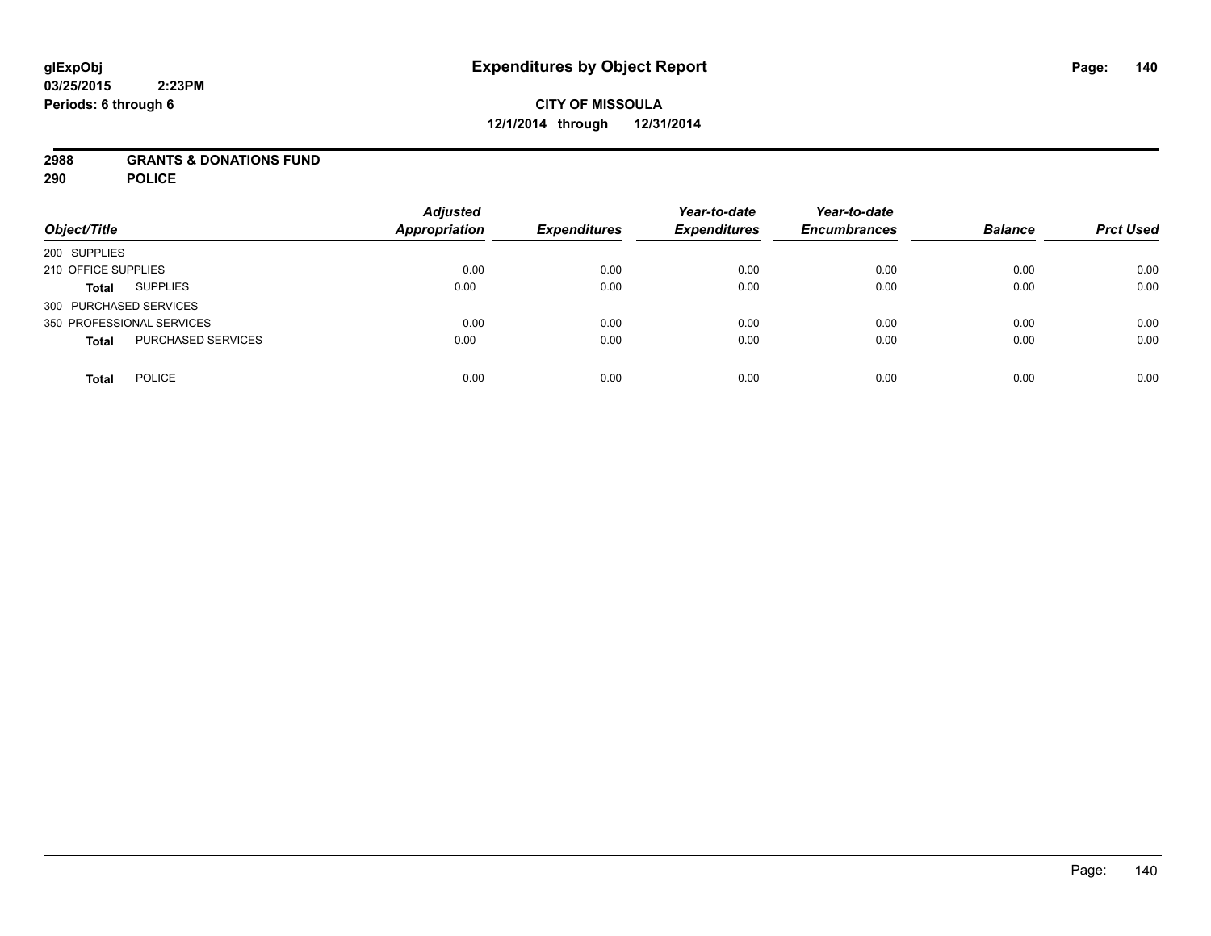glExpObj
03/25/2015 2:23PM
Periods: 6 through 6

# Expenditures by Object Report

**CITY OF MISSOULA**
**12/1/2014 through 12/31/2014**

**2988 GRANTS & DONATIONS FUND**
**290 POLICE**

| Object/Title | | Adjusted Appropriation | Expenditures | Year-to-date Expenditures | Year-to-date Encumbrances | Balance | Prct Used |
|---|---|---|---|---|---|---|---|
| 200 SUPPLIES | | | | | | | |
| 210 OFFICE SUPPLIES | | 0.00 | 0.00 | 0.00 | 0.00 | 0.00 | 0.00 |
| **Total** | SUPPLIES | 0.00 | 0.00 | 0.00 | 0.00 | 0.00 | 0.00 |
| 300 PURCHASED SERVICES | | | | | | | |
| 350 PROFESSIONAL SERVICES | | 0.00 | 0.00 | 0.00 | 0.00 | 0.00 | 0.00 |
| **Total** | PURCHASED SERVICES | 0.00 | 0.00 | 0.00 | 0.00 | 0.00 | 0.00 |
| **Total** | POLICE | 0.00 | 0.00 | 0.00 | 0.00 | 0.00 | 0.00 |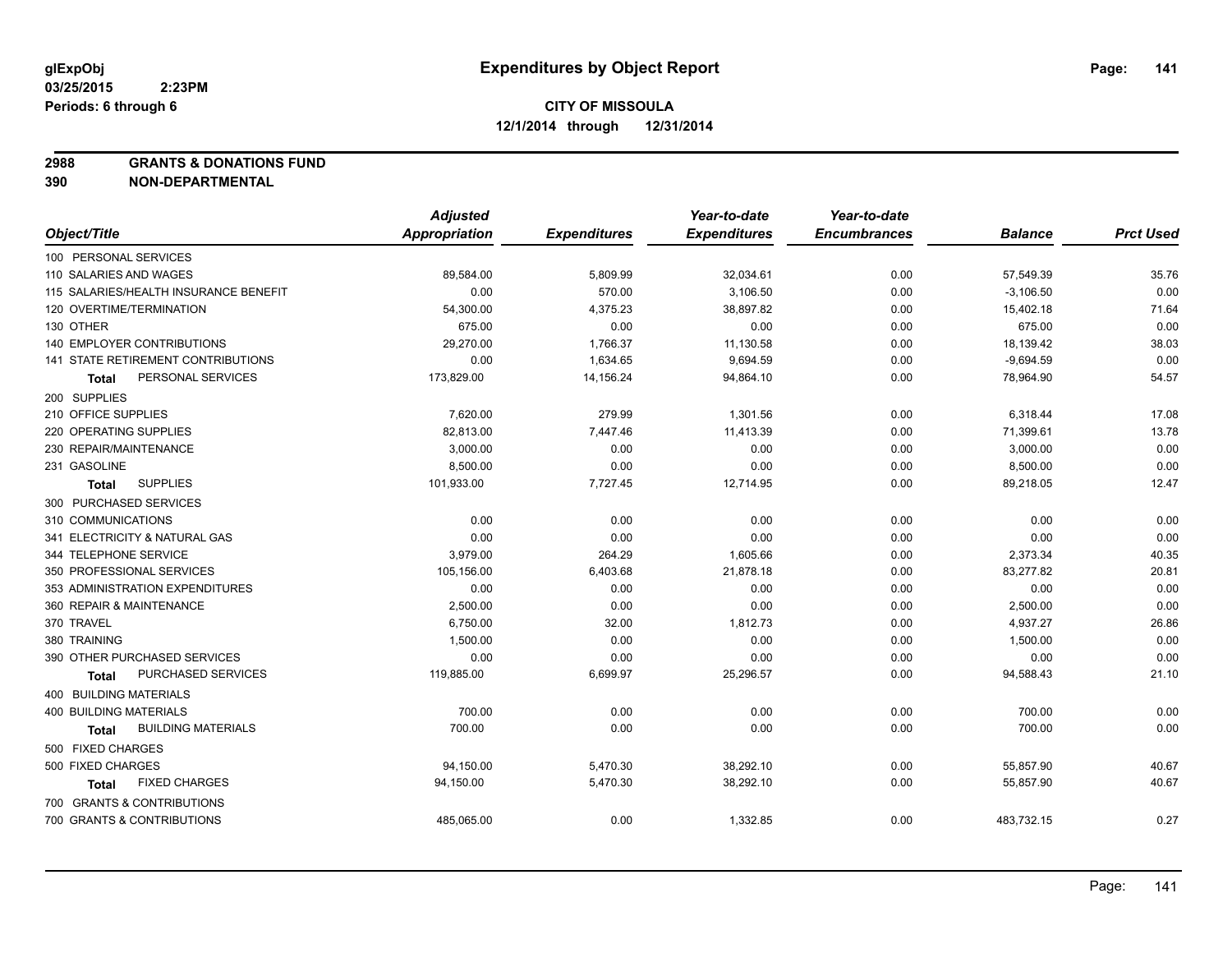**glExpObj**
**03/25/2015 2:23PM**
**Periods: 6 through 6**

# Expenditures by Object Report

**CITY OF MISSOULA**
**12/1/2014 through 12/31/2014**

**2988 GRANTS & DONATIONS FUND**
**390 NON-DEPARTMENTAL**

| Object/Title | Adjusted Appropriation | Expenditures | Year-to-date Expenditures | Year-to-date Encumbrances | Balance | Prct Used |
|---|---|---|---|---|---|---|
| 100 PERSONAL SERVICES | | | | | | |
| 110 SALARIES AND WAGES | 89,584.00 | 5,809.99 | 32,034.61 | 0.00 | 57,549.39 | 35.76 |
| 115 SALARIES/HEALTH INSURANCE BENEFIT | 0.00 | 570.00 | 3,106.50 | 0.00 | -3,106.50 | 0.00 |
| 120 OVERTIME/TERMINATION | 54,300.00 | 4,375.23 | 38,897.82 | 0.00 | 15,402.18 | 71.64 |
| 130 OTHER | 675.00 | 0.00 | 0.00 | 0.00 | 675.00 | 0.00 |
| 140 EMPLOYER CONTRIBUTIONS | 29,270.00 | 1,766.37 | 11,130.58 | 0.00 | 18,139.42 | 38.03 |
| 141 STATE RETIREMENT CONTRIBUTIONS | 0.00 | 1,634.65 | 9,694.59 | 0.00 | -9,694.59 | 0.00 |
| **Total** PERSONAL SERVICES | 173,829.00 | 14,156.24 | 94,864.10 | 0.00 | 78,964.90 | 54.57 |
| 200 SUPPLIES | | | | | | |
| 210 OFFICE SUPPLIES | 7,620.00 | 279.99 | 1,301.56 | 0.00 | 6,318.44 | 17.08 |
| 220 OPERATING SUPPLIES | 82,813.00 | 7,447.46 | 11,413.39 | 0.00 | 71,399.61 | 13.78 |
| 230 REPAIR/MAINTENANCE | 3,000.00 | 0.00 | 0.00 | 0.00 | 3,000.00 | 0.00 |
| 231 GASOLINE | 8,500.00 | 0.00 | 0.00 | 0.00 | 8,500.00 | 0.00 |
| **Total** SUPPLIES | 101,933.00 | 7,727.45 | 12,714.95 | 0.00 | 89,218.05 | 12.47 |
| 300 PURCHASED SERVICES | | | | | | |
| 310 COMMUNICATIONS | 0.00 | 0.00 | 0.00 | 0.00 | 0.00 | 0.00 |
| 341 ELECTRICITY & NATURAL GAS | 0.00 | 0.00 | 0.00 | 0.00 | 0.00 | 0.00 |
| 344 TELEPHONE SERVICE | 3,979.00 | 264.29 | 1,605.66 | 0.00 | 2,373.34 | 40.35 |
| 350 PROFESSIONAL SERVICES | 105,156.00 | 6,403.68 | 21,878.18 | 0.00 | 83,277.82 | 20.81 |
| 353 ADMINISTRATION EXPENDITURES | 0.00 | 0.00 | 0.00 | 0.00 | 0.00 | 0.00 |
| 360 REPAIR & MAINTENANCE | 2,500.00 | 0.00 | 0.00 | 0.00 | 2,500.00 | 0.00 |
| 370 TRAVEL | 6,750.00 | 32.00 | 1,812.73 | 0.00 | 4,937.27 | 26.86 |
| 380 TRAINING | 1,500.00 | 0.00 | 0.00 | 0.00 | 1,500.00 | 0.00 |
| 390 OTHER PURCHASED SERVICES | 0.00 | 0.00 | 0.00 | 0.00 | 0.00 | 0.00 |
| **Total** PURCHASED SERVICES | 119,885.00 | 6,699.97 | 25,296.57 | 0.00 | 94,588.43 | 21.10 |
| 400 BUILDING MATERIALS | | | | | | |
| 400 BUILDING MATERIALS | 700.00 | 0.00 | 0.00 | 0.00 | 700.00 | 0.00 |
| **Total** BUILDING MATERIALS | 700.00 | 0.00 | 0.00 | 0.00 | 700.00 | 0.00 |
| 500 FIXED CHARGES | | | | | | |
| 500 FIXED CHARGES | 94,150.00 | 5,470.30 | 38,292.10 | 0.00 | 55,857.90 | 40.67 |
| **Total** FIXED CHARGES | 94,150.00 | 5,470.30 | 38,292.10 | 0.00 | 55,857.90 | 40.67 |
| 700 GRANTS & CONTRIBUTIONS | | | | | | |
| 700 GRANTS & CONTRIBUTIONS | 485,065.00 | 0.00 | 1,332.85 | 0.00 | 483,732.15 | 0.27 |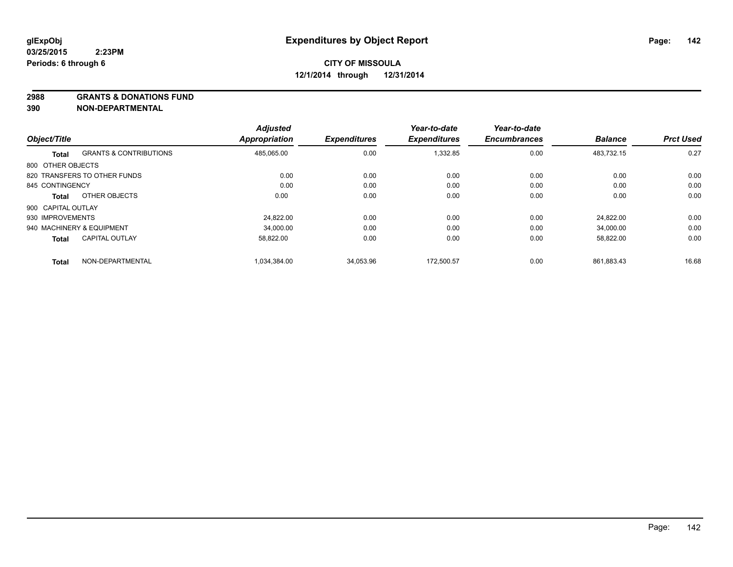**Expenditures by Object Report**

glExpObj
03/25/2015 2:23PM
Periods: 6 through 6

**CITY OF MISSOULA**
**12/1/2014 through 12/31/2014**

**2988 GRANTS & DONATIONS FUND**
**390 NON-DEPARTMENTAL**

| Object/Title | | Adjusted Appropriation | Expenditures | Year-to-date Expenditures | Year-to-date Encumbrances | Balance | Prct Used |
|---|---|---|---|---|---|---|---|
| **Total** | GRANTS & CONTRIBUTIONS | 485,065.00 | 0.00 | 1,332.85 | 0.00 | 483,732.15 | 0.27 |
| 800 OTHER OBJECTS | | | | | | | |
| 820 TRANSFERS TO OTHER FUNDS | | 0.00 | 0.00 | 0.00 | 0.00 | 0.00 | 0.00 |
| 845 CONTINGENCY | | 0.00 | 0.00 | 0.00 | 0.00 | 0.00 | 0.00 |
| **Total** | OTHER OBJECTS | 0.00 | 0.00 | 0.00 | 0.00 | 0.00 | 0.00 |
| 900 CAPITAL OUTLAY | | | | | | | |
| 930 IMPROVEMENTS | | 24,822.00 | 0.00 | 0.00 | 0.00 | 24,822.00 | 0.00 |
| 940 MACHINERY & EQUIPMENT | | 34,000.00 | 0.00 | 0.00 | 0.00 | 34,000.00 | 0.00 |
| **Total** | CAPITAL OUTLAY | 58,822.00 | 0.00 | 0.00 | 0.00 | 58,822.00 | 0.00 |
| **Total** | NON-DEPARTMENTAL | 1,034,384.00 | 34,053.96 | 172,500.57 | 0.00 | 861,883.43 | 16.68 |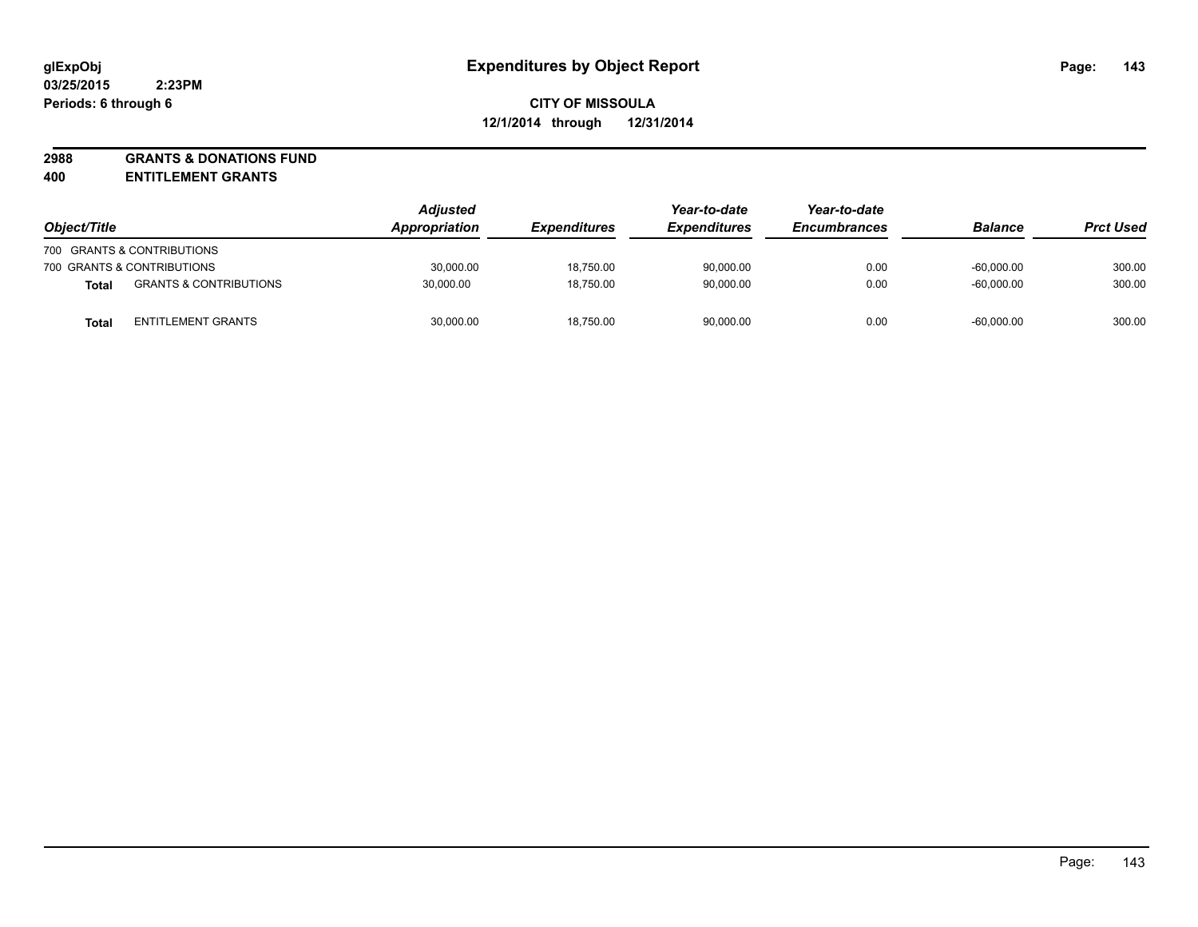# Expenditures by Object Report

glExpObj
03/25/2015 2:23PM
Periods: 6 through 6

**CITY OF MISSOULA**
**12/1/2014 through 12/31/2014**

**2988 GRANTS & DONATIONS FUND**
**400 ENTITLEMENT GRANTS**

| Object/Title | | Adjusted Appropriation | Expenditures | Year-to-date Expenditures | Year-to-date Encumbrances | Balance | Prct Used |
|---|---|---|---|---|---|---|---|
| 700 GRANTS & CONTRIBUTIONS | | | | | | | |
| 700 GRANTS & CONTRIBUTIONS | | 30,000.00 | 18,750.00 | 90,000.00 | 0.00 | -60,000.00 | 300.00 |
| **Total** | GRANTS & CONTRIBUTIONS | 30,000.00 | 18,750.00 | 90,000.00 | 0.00 | -60,000.00 | 300.00 |
| **Total** | ENTITLEMENT GRANTS | 30,000.00 | 18,750.00 | 90,000.00 | 0.00 | -60,000.00 | 300.00 |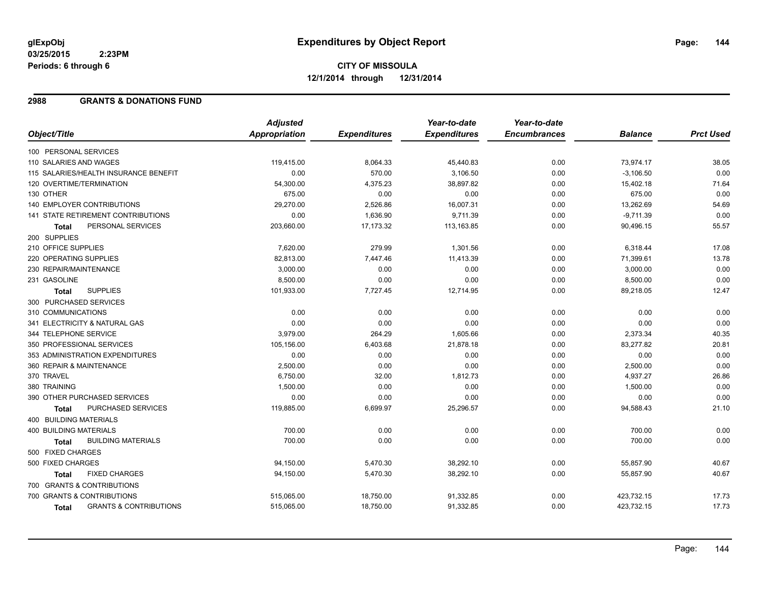glExpObj
03/25/2015 2:23PM
Periods: 6 through 6

# Expenditures by Object Report

**CITY OF MISSOULA**
**12/1/2014 through 12/31/2014**

## 2988 GRANTS & DONATIONS FUND

| Object/Title | Adjusted Appropriation | Expenditures | Year-to-date Expenditures | Year-to-date Encumbrances | Balance | Prct Used |
|---|---|---|---|---|---|---|
| 100 PERSONAL SERVICES | | | | | | |
| 110 SALARIES AND WAGES | 119,415.00 | 8,064.33 | 45,440.83 | 0.00 | 73,974.17 | 38.05 |
| 115 SALARIES/HEALTH INSURANCE BENEFIT | 0.00 | 570.00 | 3,106.50 | 0.00 | -3,106.50 | 0.00 |
| 120 OVERTIME/TERMINATION | 54,300.00 | 4,375.23 | 38,897.82 | 0.00 | 15,402.18 | 71.64 |
| 130 OTHER | 675.00 | 0.00 | 0.00 | 0.00 | 675.00 | 0.00 |
| 140 EMPLOYER CONTRIBUTIONS | 29,270.00 | 2,526.86 | 16,007.31 | 0.00 | 13,262.69 | 54.69 |
| 141 STATE RETIREMENT CONTRIBUTIONS | 0.00 | 1,636.90 | 9,711.39 | 0.00 | -9,711.39 | 0.00 |
| **Total** PERSONAL SERVICES | 203,660.00 | 17,173.32 | 113,163.85 | 0.00 | 90,496.15 | 55.57 |
| 200 SUPPLIES | | | | | | |
| 210 OFFICE SUPPLIES | 7,620.00 | 279.99 | 1,301.56 | 0.00 | 6,318.44 | 17.08 |
| 220 OPERATING SUPPLIES | 82,813.00 | 7,447.46 | 11,413.39 | 0.00 | 71,399.61 | 13.78 |
| 230 REPAIR/MAINTENANCE | 3,000.00 | 0.00 | 0.00 | 0.00 | 3,000.00 | 0.00 |
| 231 GASOLINE | 8,500.00 | 0.00 | 0.00 | 0.00 | 8,500.00 | 0.00 |
| **Total** SUPPLIES | 101,933.00 | 7,727.45 | 12,714.95 | 0.00 | 89,218.05 | 12.47 |
| 300 PURCHASED SERVICES | | | | | | |
| 310 COMMUNICATIONS | 0.00 | 0.00 | 0.00 | 0.00 | 0.00 | 0.00 |
| 341 ELECTRICITY & NATURAL GAS | 0.00 | 0.00 | 0.00 | 0.00 | 0.00 | 0.00 |
| 344 TELEPHONE SERVICE | 3,979.00 | 264.29 | 1,605.66 | 0.00 | 2,373.34 | 40.35 |
| 350 PROFESSIONAL SERVICES | 105,156.00 | 6,403.68 | 21,878.18 | 0.00 | 83,277.82 | 20.81 |
| 353 ADMINISTRATION EXPENDITURES | 0.00 | 0.00 | 0.00 | 0.00 | 0.00 | 0.00 |
| 360 REPAIR & MAINTENANCE | 2,500.00 | 0.00 | 0.00 | 0.00 | 2,500.00 | 0.00 |
| 370 TRAVEL | 6,750.00 | 32.00 | 1,812.73 | 0.00 | 4,937.27 | 26.86 |
| 380 TRAINING | 1,500.00 | 0.00 | 0.00 | 0.00 | 1,500.00 | 0.00 |
| 390 OTHER PURCHASED SERVICES | 0.00 | 0.00 | 0.00 | 0.00 | 0.00 | 0.00 |
| **Total** PURCHASED SERVICES | 119,885.00 | 6,699.97 | 25,296.57 | 0.00 | 94,588.43 | 21.10 |
| 400 BUILDING MATERIALS | | | | | | |
| 400 BUILDING MATERIALS | 700.00 | 0.00 | 0.00 | 0.00 | 700.00 | 0.00 |
| **Total** BUILDING MATERIALS | 700.00 | 0.00 | 0.00 | 0.00 | 700.00 | 0.00 |
| 500 FIXED CHARGES | | | | | | |
| 500 FIXED CHARGES | 94,150.00 | 5,470.30 | 38,292.10 | 0.00 | 55,857.90 | 40.67 |
| **Total** FIXED CHARGES | 94,150.00 | 5,470.30 | 38,292.10 | 0.00 | 55,857.90 | 40.67 |
| 700 GRANTS & CONTRIBUTIONS | | | | | | |
| 700 GRANTS & CONTRIBUTIONS | 515,065.00 | 18,750.00 | 91,332.85 | 0.00 | 423,732.15 | 17.73 |
| **Total** GRANTS & CONTRIBUTIONS | 515,065.00 | 18,750.00 | 91,332.85 | 0.00 | 423,732.15 | 17.73 |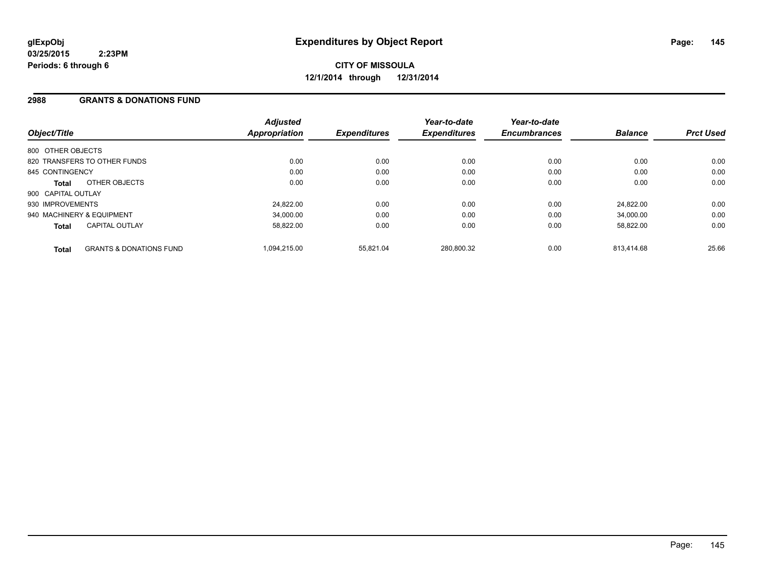**glExpObj** **Expenditures by Object Report**

**03/25/2015 2:23PM**

**Periods: 6 through 6**

**CITY OF MISSOULA**

**12/1/2014 through 12/31/2014**

## 2988 GRANTS & DONATIONS FUND

| Object/Title | Adjusted Appropriation | Expenditures | Year-to-date Expenditures | Year-to-date Encumbrances | Balance | Prct Used |
|---|---|---|---|---|---|---|
| 800 OTHER OBJECTS | | | | | | |
| 820 TRANSFERS TO OTHER FUNDS | 0.00 | 0.00 | 0.00 | 0.00 | 0.00 | 0.00 |
| 845 CONTINGENCY | 0.00 | 0.00 | 0.00 | 0.00 | 0.00 | 0.00 |
| **Total** OTHER OBJECTS | 0.00 | 0.00 | 0.00 | 0.00 | 0.00 | 0.00 |
| 900 CAPITAL OUTLAY | | | | | | |
| 930 IMPROVEMENTS | 24,822.00 | 0.00 | 0.00 | 0.00 | 24,822.00 | 0.00 |
| 940 MACHINERY & EQUIPMENT | 34,000.00 | 0.00 | 0.00 | 0.00 | 34,000.00 | 0.00 |
| **Total** CAPITAL OUTLAY | 58,822.00 | 0.00 | 0.00 | 0.00 | 58,822.00 | 0.00 |
| **Total** GRANTS & DONATIONS FUND | 1,094,215.00 | 55,821.04 | 280,800.32 | 0.00 | 813,414.68 | 25.66 |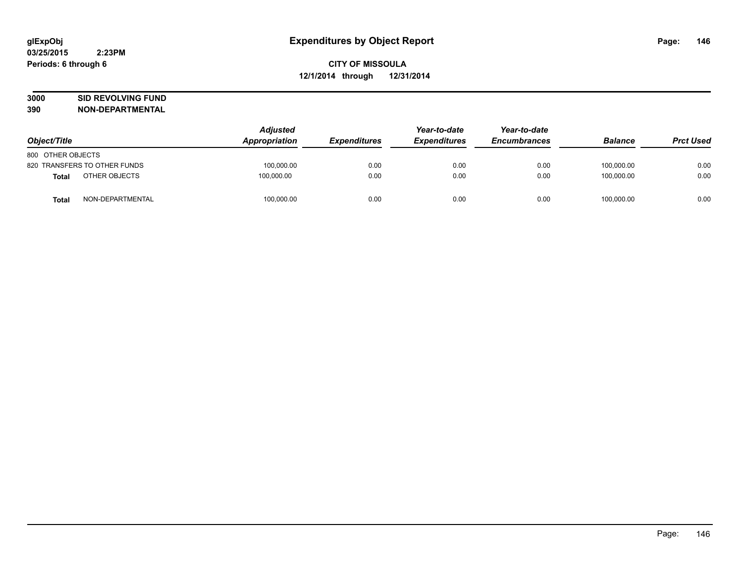# Expenditures by Object Report

glExpObj
03/25/2015 2:23PM
Periods: 6 through 6

**CITY OF MISSOULA**
**12/1/2014 through 12/31/2014**

**3000 SID REVOLVING FUND**
**390 NON-DEPARTMENTAL**

| Object/Title | Adjusted Appropriation | Expenditures | Year-to-date Expenditures | Year-to-date Encumbrances | Balance | Prct Used |
|---|---|---|---|---|---|---|
| 800 OTHER OBJECTS | | | | | | |
| 820 TRANSFERS TO OTHER FUNDS | 100,000.00 | 0.00 | 0.00 | 0.00 | 100,000.00 | 0.00 |
| **Total** OTHER OBJECTS | 100,000.00 | 0.00 | 0.00 | 0.00 | 100,000.00 | 0.00 |
| **Total** NON-DEPARTMENTAL | 100,000.00 | 0.00 | 0.00 | 0.00 | 100,000.00 | 0.00 |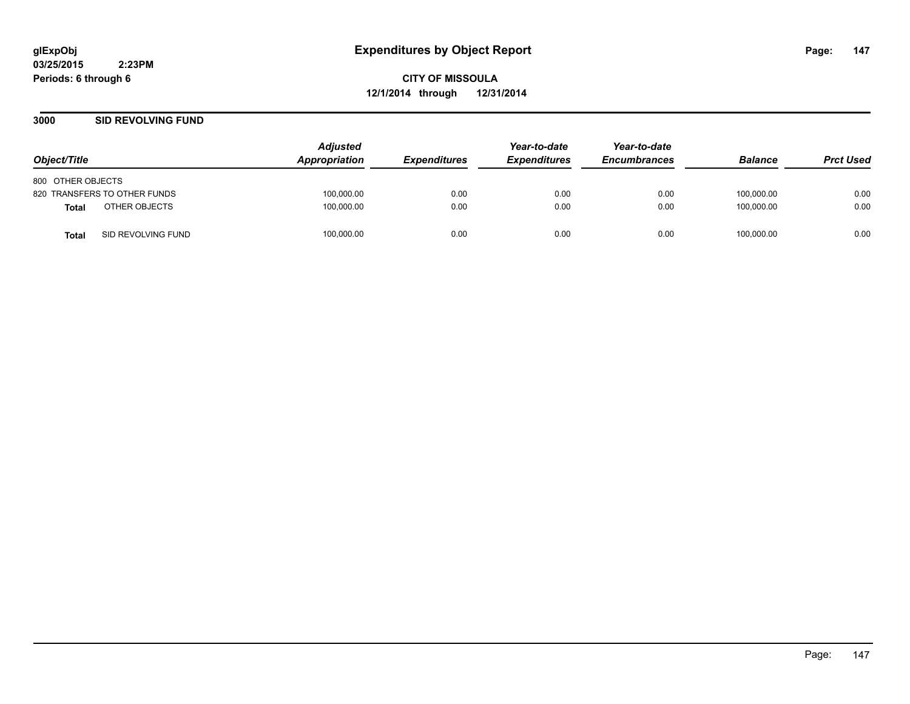glExpObj
03/25/2015 2:23PM
Periods: 6 through 6

# Expenditures by Object Report

CITY OF MISSOULA
12/1/2014 through 12/31/2014

## 3000 SID REVOLVING FUND

| Object/Title | Adjusted Appropriation | Expenditures | Year-to-date Expenditures | Year-to-date Encumbrances | Balance | Prct Used |
|---|---|---|---|---|---|---|
| 800 OTHER OBJECTS | | | | | | |
| 820 TRANSFERS TO OTHER FUNDS | 100,000.00 | 0.00 | 0.00 | 0.00 | 100,000.00 | 0.00 |
| **Total** OTHER OBJECTS | 100,000.00 | 0.00 | 0.00 | 0.00 | 100,000.00 | 0.00 |
| **Total** SID REVOLVING FUND | 100,000.00 | 0.00 | 0.00 | 0.00 | 100,000.00 | 0.00 |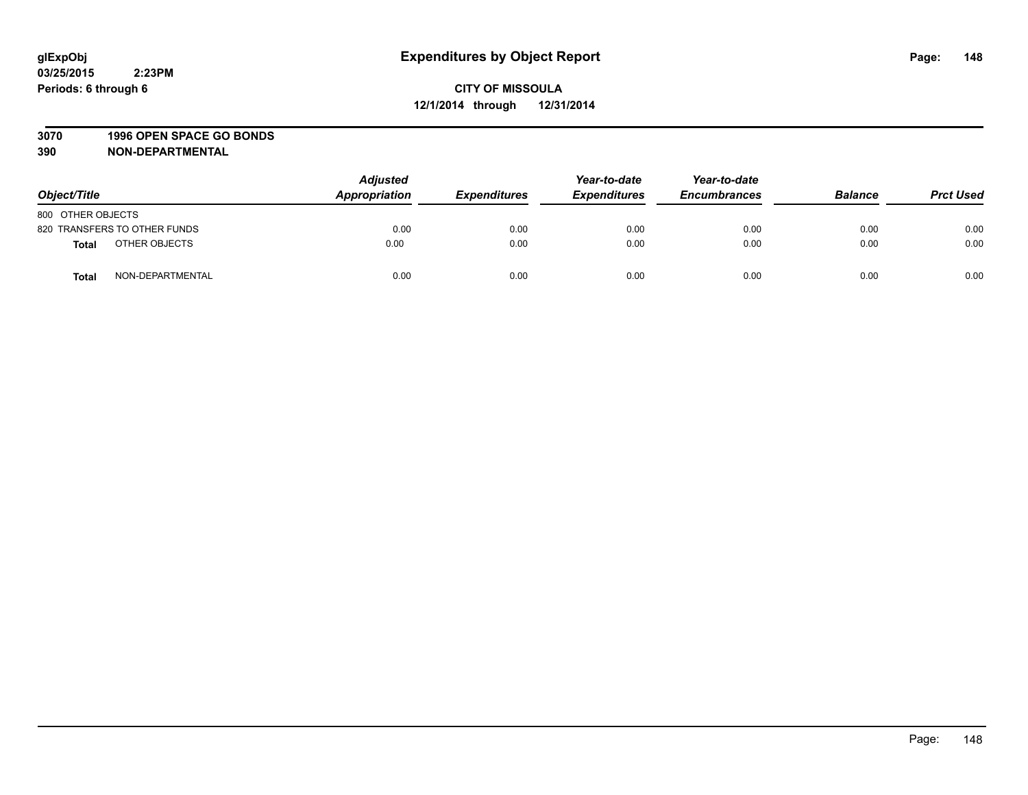**glExpObj**
**03/25/2015 2:23PM**
**Periods: 6 through 6**

# Expenditures by Object Report

**CITY OF MISSOULA**
**12/1/2014 through 12/31/2014**

**3070 1996 OPEN SPACE GO BONDS**
**390 NON-DEPARTMENTAL**

| Object/Title | | *Adjusted Appropriation* | *Expenditures* | *Year-to-date Expenditures* | *Year-to-date Encumbrances* | *Balance* | *Prct Used* |
|---|---|---|---|---|---|---|---|
| 800 OTHER OBJECTS | | | | | | | |
| 820 TRANSFERS TO OTHER FUNDS | | 0.00 | 0.00 | 0.00 | 0.00 | 0.00 | 0.00 |
| **Total** | OTHER OBJECTS | 0.00 | 0.00 | 0.00 | 0.00 | 0.00 | 0.00 |
| **Total** | NON-DEPARTMENTAL | 0.00 | 0.00 | 0.00 | 0.00 | 0.00 | 0.00 |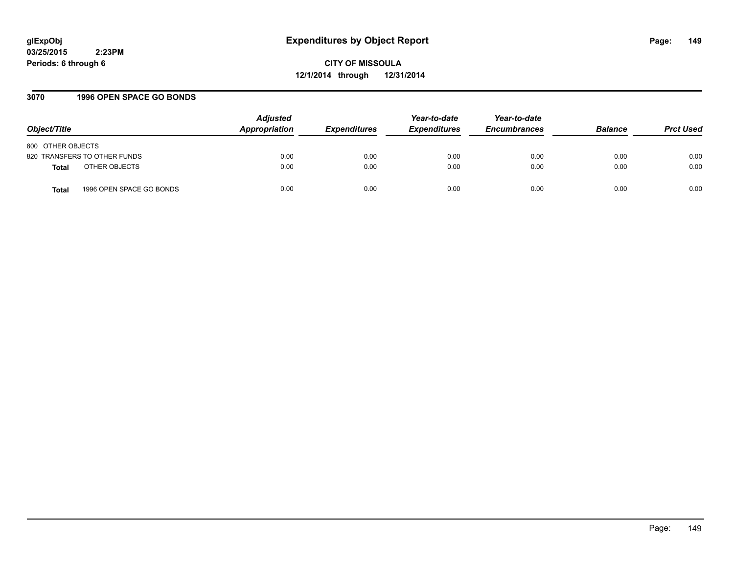**glExpObj**
**03/25/2015 2:23PM**
**Periods: 6 through 6**

# Expenditures by Object Report

**CITY OF MISSOULA**
**12/1/2014 through 12/31/2014**

## 3070 1996 OPEN SPACE GO BONDS

| Object/Title | Adjusted Appropriation | Expenditures | Year-to-date Expenditures | Year-to-date Encumbrances | Balance | Prct Used |
|---|---|---|---|---|---|---|
| 800 OTHER OBJECTS | | | | | | |
| 820 TRANSFERS TO OTHER FUNDS | 0.00 | 0.00 | 0.00 | 0.00 | 0.00 | 0.00 |
| **Total** OTHER OBJECTS | 0.00 | 0.00 | 0.00 | 0.00 | 0.00 | 0.00 |
| **Total** 1996 OPEN SPACE GO BONDS | 0.00 | 0.00 | 0.00 | 0.00 | 0.00 | 0.00 |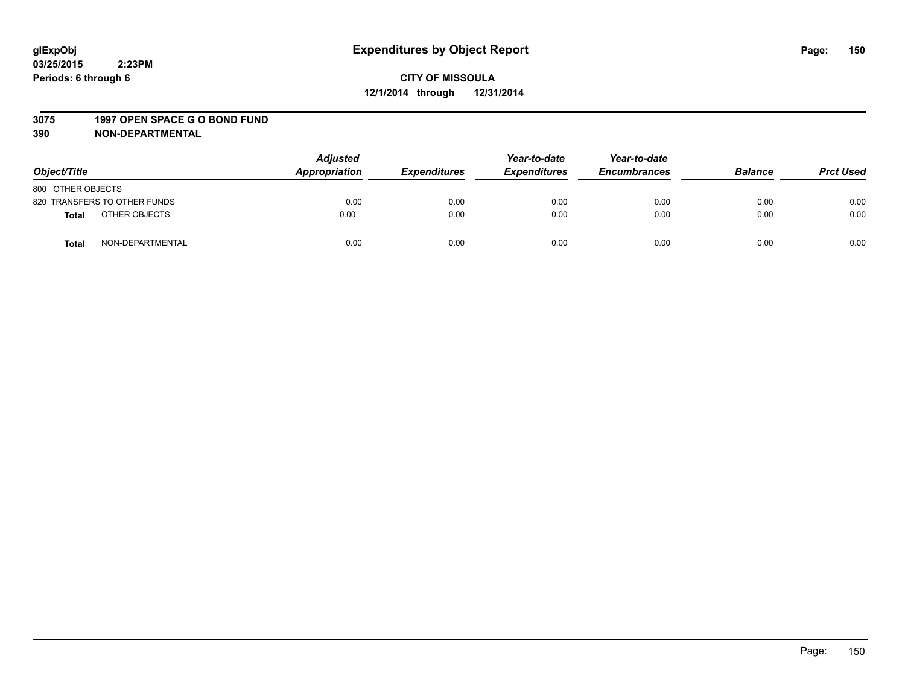**glExpObj**
**03/25/2015 2:23PM**
**Periods: 6 through 6**

# Expenditures by Object Report

**CITY OF MISSOULA**
**12/1/2014 through 12/31/2014**

**3075 1997 OPEN SPACE G O BOND FUND**
**390 NON-DEPARTMENTAL**

| Object/Title | | Adjusted Appropriation | Expenditures | Year-to-date Expenditures | Year-to-date Encumbrances | Balance | Prct Used |
|---|---|---|---|---|---|---|---|
| 800 OTHER OBJECTS | | | | | | | |
| 820 TRANSFERS TO OTHER FUNDS | | 0.00 | 0.00 | 0.00 | 0.00 | 0.00 | 0.00 |
| **Total** | OTHER OBJECTS | 0.00 | 0.00 | 0.00 | 0.00 | 0.00 | 0.00 |
| **Total** | NON-DEPARTMENTAL | 0.00 | 0.00 | 0.00 | 0.00 | 0.00 | 0.00 |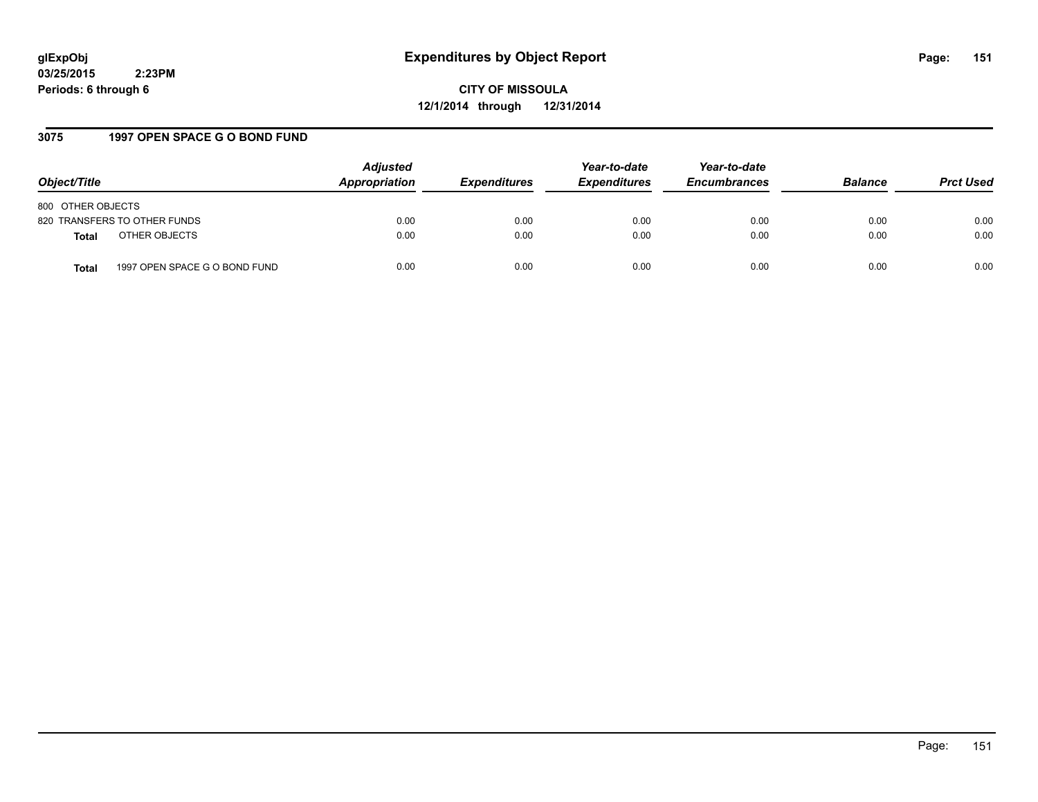glExpObj
03/25/2015 2:23PM
Periods: 6 through 6

# Expenditures by Object Report

**CITY OF MISSOULA**
**12/1/2014 through 12/31/2014**

## 3075 1997 OPEN SPACE G O BOND FUND

| Object/Title | | Adjusted Appropriation | Expenditures | Year-to-date Expenditures | Year-to-date Encumbrances | Balance | Prct Used |
|---|---|---|---|---|---|---|---|
| 800 OTHER OBJECTS | | | | | | | |
| 820 TRANSFERS TO OTHER FUNDS | | 0.00 | 0.00 | 0.00 | 0.00 | 0.00 | 0.00 |
| **Total** | OTHER OBJECTS | 0.00 | 0.00 | 0.00 | 0.00 | 0.00 | 0.00 |
| **Total** | 1997 OPEN SPACE G O BOND FUND | 0.00 | 0.00 | 0.00 | 0.00 | 0.00 | 0.00 |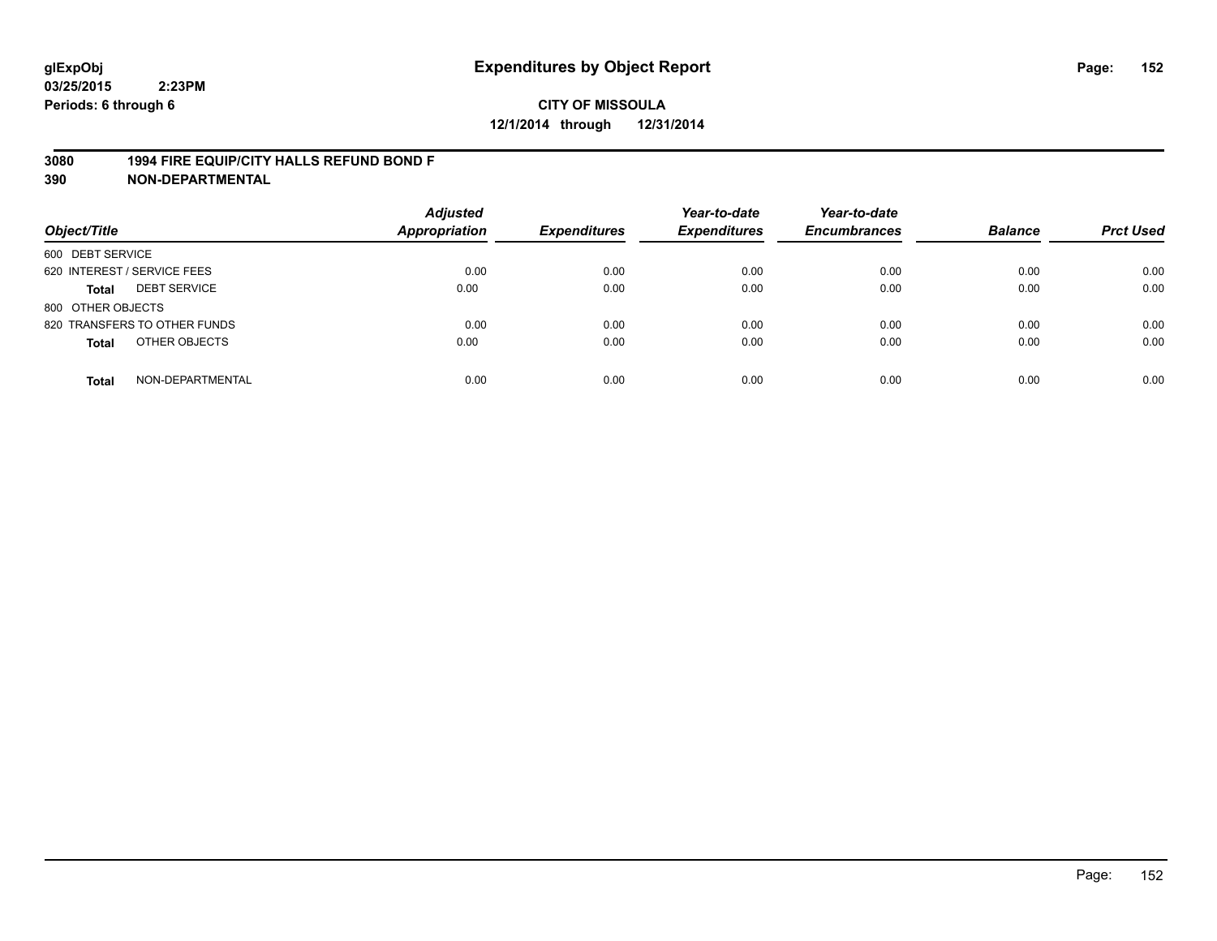# Expenditures by Object Report

glExpObj
03/25/2015 2:23PM
Periods: 6 through 6

**CITY OF MISSOULA**
**12/1/2014 through 12/31/2014**

**3080 1994 FIRE EQUIP/CITY HALLS REFUND BOND F**
**390 NON-DEPARTMENTAL**

| Object/Title | Adjusted Appropriation | Expenditures | Year-to-date Expenditures | Year-to-date Encumbrances | Balance | Prct Used |
|---|---|---|---|---|---|---|
| 600 DEBT SERVICE | | | | | | |
| 620 INTEREST / SERVICE FEES | 0.00 | 0.00 | 0.00 | 0.00 | 0.00 | 0.00 |
| **Total** DEBT SERVICE | 0.00 | 0.00 | 0.00 | 0.00 | 0.00 | 0.00 |
| 800 OTHER OBJECTS | | | | | | |
| 820 TRANSFERS TO OTHER FUNDS | 0.00 | 0.00 | 0.00 | 0.00 | 0.00 | 0.00 |
| **Total** OTHER OBJECTS | 0.00 | 0.00 | 0.00 | 0.00 | 0.00 | 0.00 |
| **Total** NON-DEPARTMENTAL | 0.00 | 0.00 | 0.00 | 0.00 | 0.00 | 0.00 |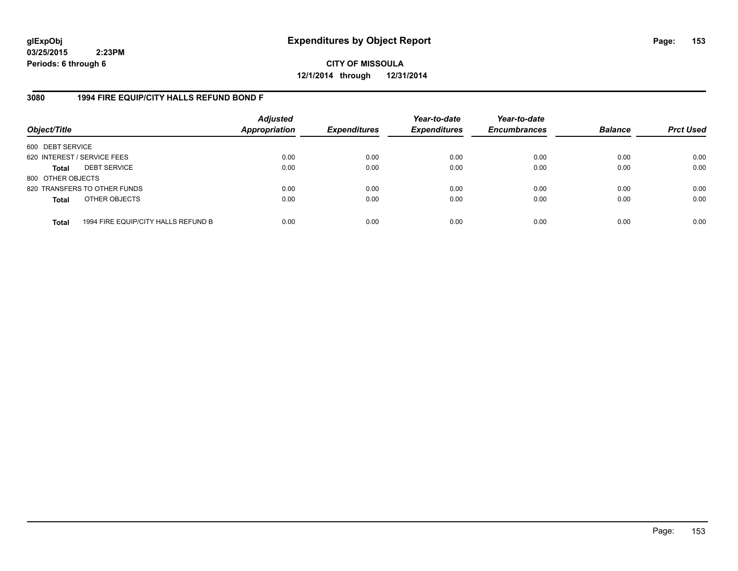**glExpObj**
**03/25/2015 2:23PM**
**Periods: 6 through 6**

# Expenditures by Object Report

**CITY OF MISSOULA**
**12/1/2014 through 12/31/2014**

## 3080 1994 FIRE EQUIP/CITY HALLS REFUND BOND F

| Object/Title | Adjusted Appropriation | Expenditures | Year-to-date Expenditures | Year-to-date Encumbrances | Balance | Prct Used |
|---|---|---|---|---|---|---|
| 600 DEBT SERVICE | | | | | | |
| 620 INTEREST / SERVICE FEES | 0.00 | 0.00 | 0.00 | 0.00 | 0.00 | 0.00 |
| **Total** DEBT SERVICE | 0.00 | 0.00 | 0.00 | 0.00 | 0.00 | 0.00 |
| 800 OTHER OBJECTS | | | | | | |
| 820 TRANSFERS TO OTHER FUNDS | 0.00 | 0.00 | 0.00 | 0.00 | 0.00 | 0.00 |
| **Total** OTHER OBJECTS | 0.00 | 0.00 | 0.00 | 0.00 | 0.00 | 0.00 |
| **Total** 1994 FIRE EQUIP/CITY HALLS REFUND B | 0.00 | 0.00 | 0.00 | 0.00 | 0.00 | 0.00 |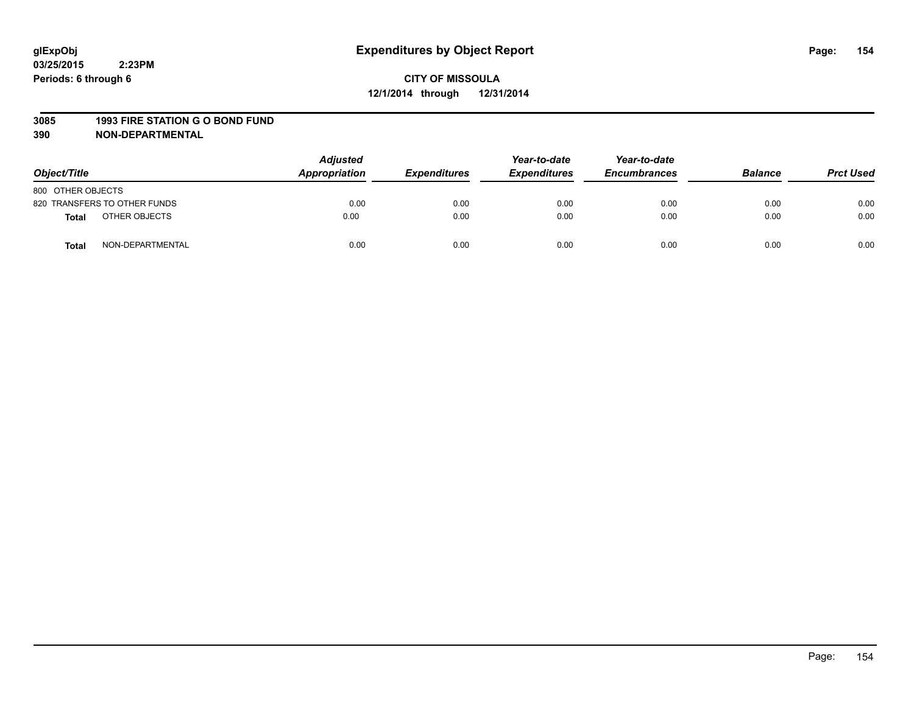glExpObj
03/25/2015 2:23PM
Periods: 6 through 6

# Expenditures by Object Report

**CITY OF MISSOULA**
**12/1/2014 through 12/31/2014**

**3085 1993 FIRE STATION G O BOND FUND**
**390 NON-DEPARTMENTAL**

| Object/Title | | Adjusted Appropriation | Expenditures | Year-to-date Expenditures | Year-to-date Encumbrances | Balance | Prct Used |
|---|---|---|---|---|---|---|---|
| 800 OTHER OBJECTS | | | | | | | |
| 820 TRANSFERS TO OTHER FUNDS | | 0.00 | 0.00 | 0.00 | 0.00 | 0.00 | 0.00 |
| **Total** | OTHER OBJECTS | 0.00 | 0.00 | 0.00 | 0.00 | 0.00 | 0.00 |
| **Total** | NON-DEPARTMENTAL | 0.00 | 0.00 | 0.00 | 0.00 | 0.00 | 0.00 |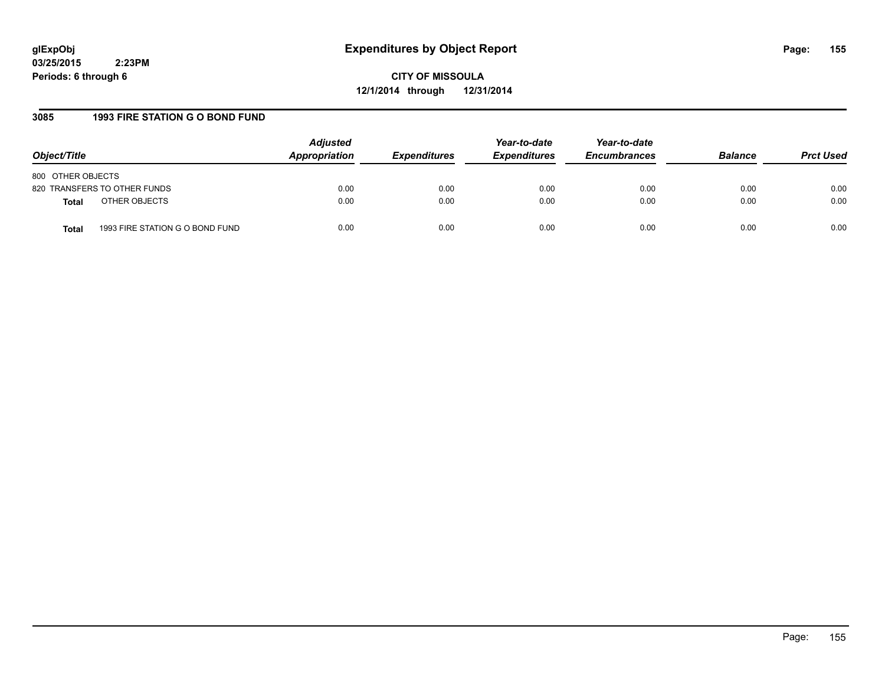glExpObj
03/25/2015 2:23PM
Periods: 6 through 6

# Expenditures by Object Report

**CITY OF MISSOULA**
**12/1/2014 through 12/31/2014**

## 3085 1993 FIRE STATION G O BOND FUND

| Object/Title | | Adjusted Appropriation | Expenditures | Year-to-date Expenditures | Year-to-date Encumbrances | Balance | Prct Used |
|---|---|---|---|---|---|---|---|
| 800 OTHER OBJECTS | | | | | | | |
| 820 TRANSFERS TO OTHER FUNDS | | 0.00 | 0.00 | 0.00 | 0.00 | 0.00 | 0.00 |
| **Total** | OTHER OBJECTS | 0.00 | 0.00 | 0.00 | 0.00 | 0.00 | 0.00 |
| **Total** | 1993 FIRE STATION G O BOND FUND | 0.00 | 0.00 | 0.00 | 0.00 | 0.00 | 0.00 |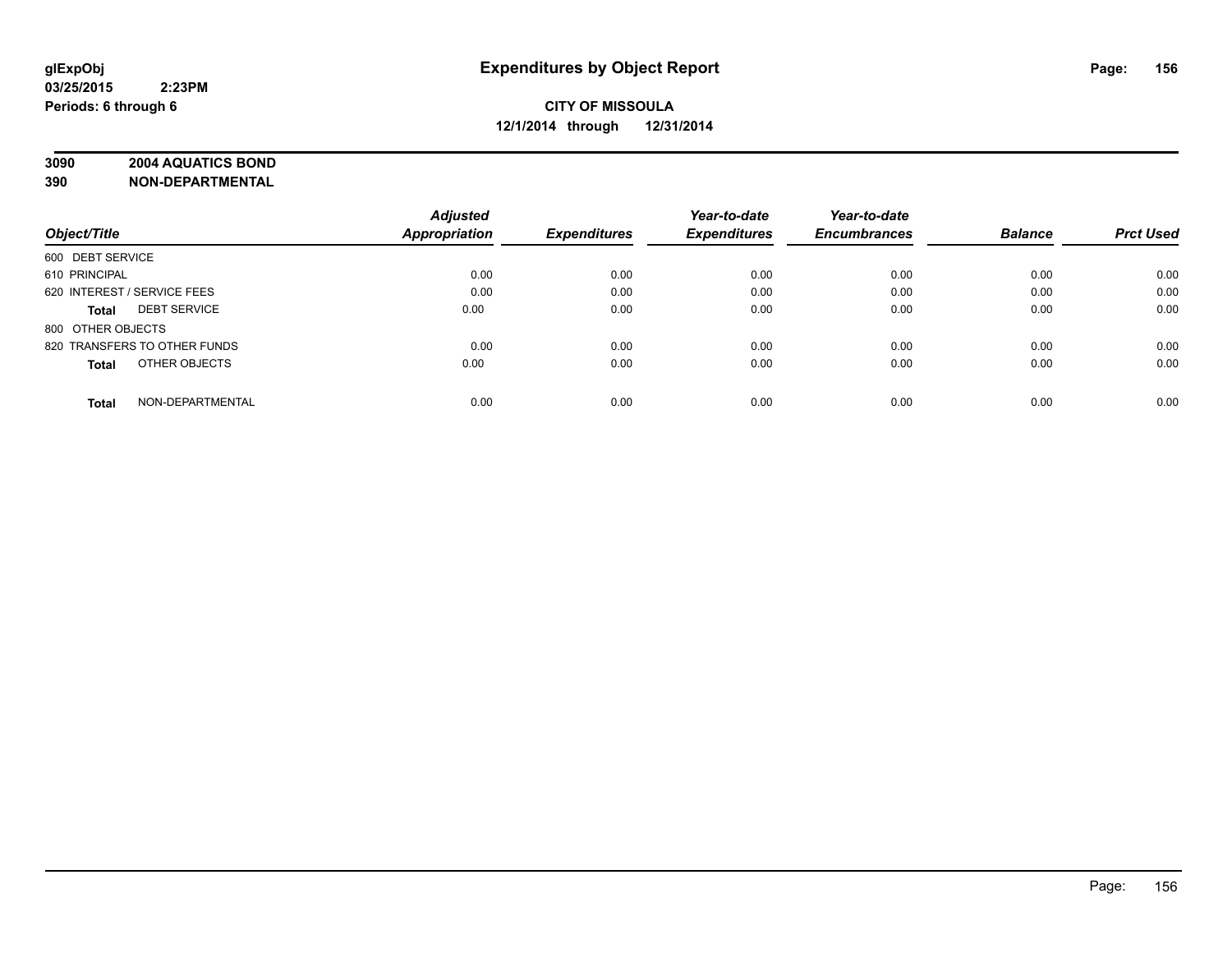**glExpObj** **Expenditures by Object Report**

**03/25/2015 2:23PM**

**Periods: 6 through 6**

**CITY OF MISSOULA**

**12/1/2014 through 12/31/2014**

**3090 2004 AQUATICS BOND**

**390 NON-DEPARTMENTAL**

| Object/Title | Adjusted Appropriation | Expenditures | Year-to-date Expenditures | Year-to-date Encumbrances | Balance | Prct Used |
|---|---|---|---|---|---|---|
| 600 DEBT SERVICE | | | | | | |
| 610 PRINCIPAL | 0.00 | 0.00 | 0.00 | 0.00 | 0.00 | 0.00 |
| 620 INTEREST / SERVICE FEES | 0.00 | 0.00 | 0.00 | 0.00 | 0.00 | 0.00 |
| **Total** DEBT SERVICE | 0.00 | 0.00 | 0.00 | 0.00 | 0.00 | 0.00 |
| 800 OTHER OBJECTS | | | | | | |
| 820 TRANSFERS TO OTHER FUNDS | 0.00 | 0.00 | 0.00 | 0.00 | 0.00 | 0.00 |
| **Total** OTHER OBJECTS | 0.00 | 0.00 | 0.00 | 0.00 | 0.00 | 0.00 |
| **Total** NON-DEPARTMENTAL | 0.00 | 0.00 | 0.00 | 0.00 | 0.00 | 0.00 |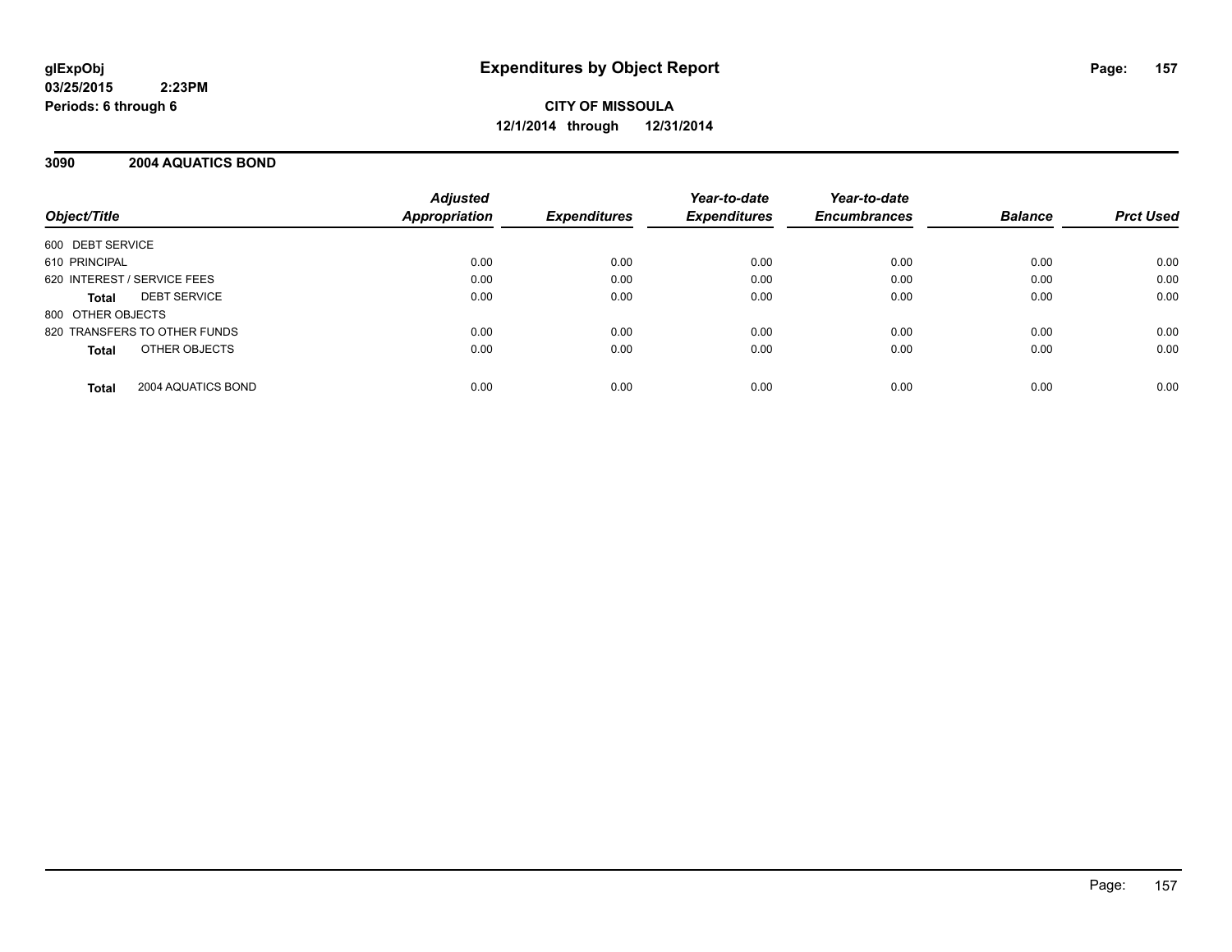**glExpObj**
**03/25/2015 2:23PM**
**Periods: 6 through 6**

# Expenditures by Object Report

**CITY OF MISSOULA**
**12/1/2014 through 12/31/2014**

## 3090 2004 AQUATICS BOND

| Object/Title | Adjusted Appropriation | Expenditures | Year-to-date Expenditures | Year-to-date Encumbrances | Balance | Prct Used |
|---|---|---|---|---|---|---|
| 600 DEBT SERVICE | | | | | | |
| 610 PRINCIPAL | 0.00 | 0.00 | 0.00 | 0.00 | 0.00 | 0.00 |
| 620 INTEREST / SERVICE FEES | 0.00 | 0.00 | 0.00 | 0.00 | 0.00 | 0.00 |
| **Total** DEBT SERVICE | 0.00 | 0.00 | 0.00 | 0.00 | 0.00 | 0.00 |
| 800 OTHER OBJECTS | | | | | | |
| 820 TRANSFERS TO OTHER FUNDS | 0.00 | 0.00 | 0.00 | 0.00 | 0.00 | 0.00 |
| **Total** OTHER OBJECTS | 0.00 | 0.00 | 0.00 | 0.00 | 0.00 | 0.00 |
| **Total** 2004 AQUATICS BOND | 0.00 | 0.00 | 0.00 | 0.00 | 0.00 | 0.00 |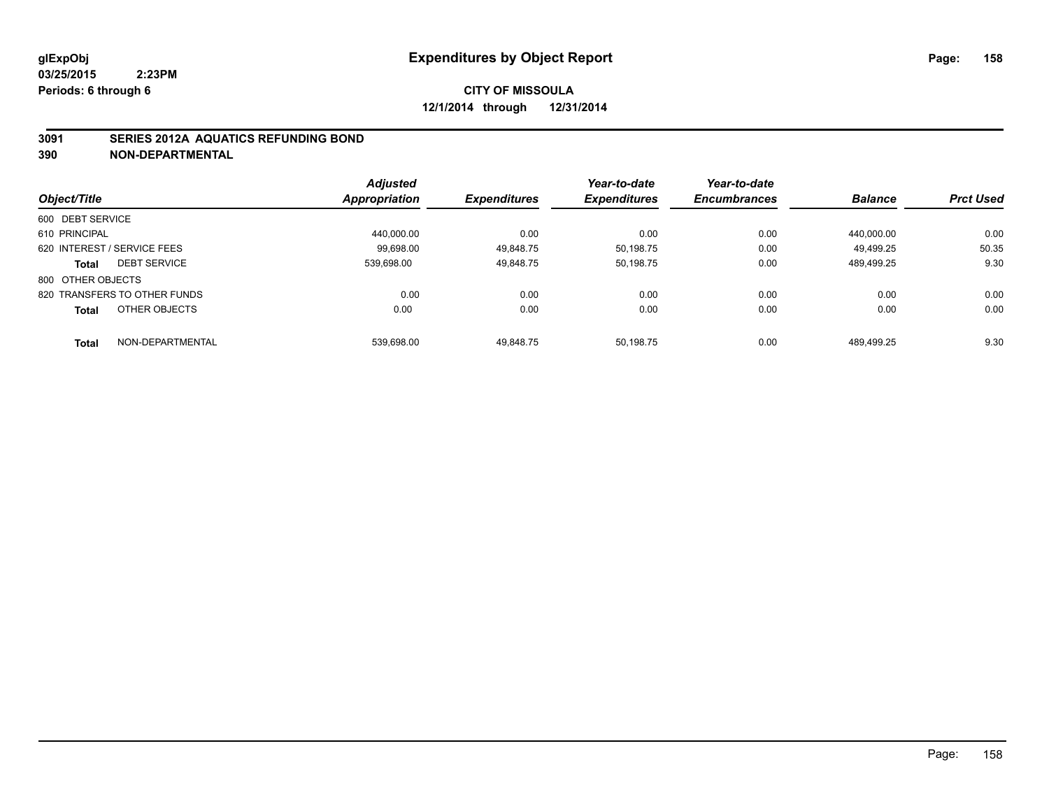glExpObj **Expenditures by Object Report**

03/25/2015 2:23PM

Periods: 6 through 6

**CITY OF MISSOULA**

**12/1/2014 through 12/31/2014**

## 3091 SERIES 2012A AQUATICS REFUNDING BOND
## 390 NON-DEPARTMENTAL

| Object/Title | Adjusted Appropriation | Expenditures | Year-to-date Expenditures | Year-to-date Encumbrances | Balance | Prct Used |
|---|---|---|---|---|---|---|
| 600 DEBT SERVICE | | | | | | |
| 610 PRINCIPAL | 440,000.00 | 0.00 | 0.00 | 0.00 | 440,000.00 | 0.00 |
| 620 INTEREST / SERVICE FEES | 99,698.00 | 49,848.75 | 50,198.75 | 0.00 | 49,499.25 | 50.35 |
| **Total** DEBT SERVICE | 539,698.00 | 49,848.75 | 50,198.75 | 0.00 | 489,499.25 | 9.30 |
| 800 OTHER OBJECTS | | | | | | |
| 820 TRANSFERS TO OTHER FUNDS | 0.00 | 0.00 | 0.00 | 0.00 | 0.00 | 0.00 |
| **Total** OTHER OBJECTS | 0.00 | 0.00 | 0.00 | 0.00 | 0.00 | 0.00 |
| **Total** NON-DEPARTMENTAL | 539,698.00 | 49,848.75 | 50,198.75 | 0.00 | 489,499.25 | 9.30 |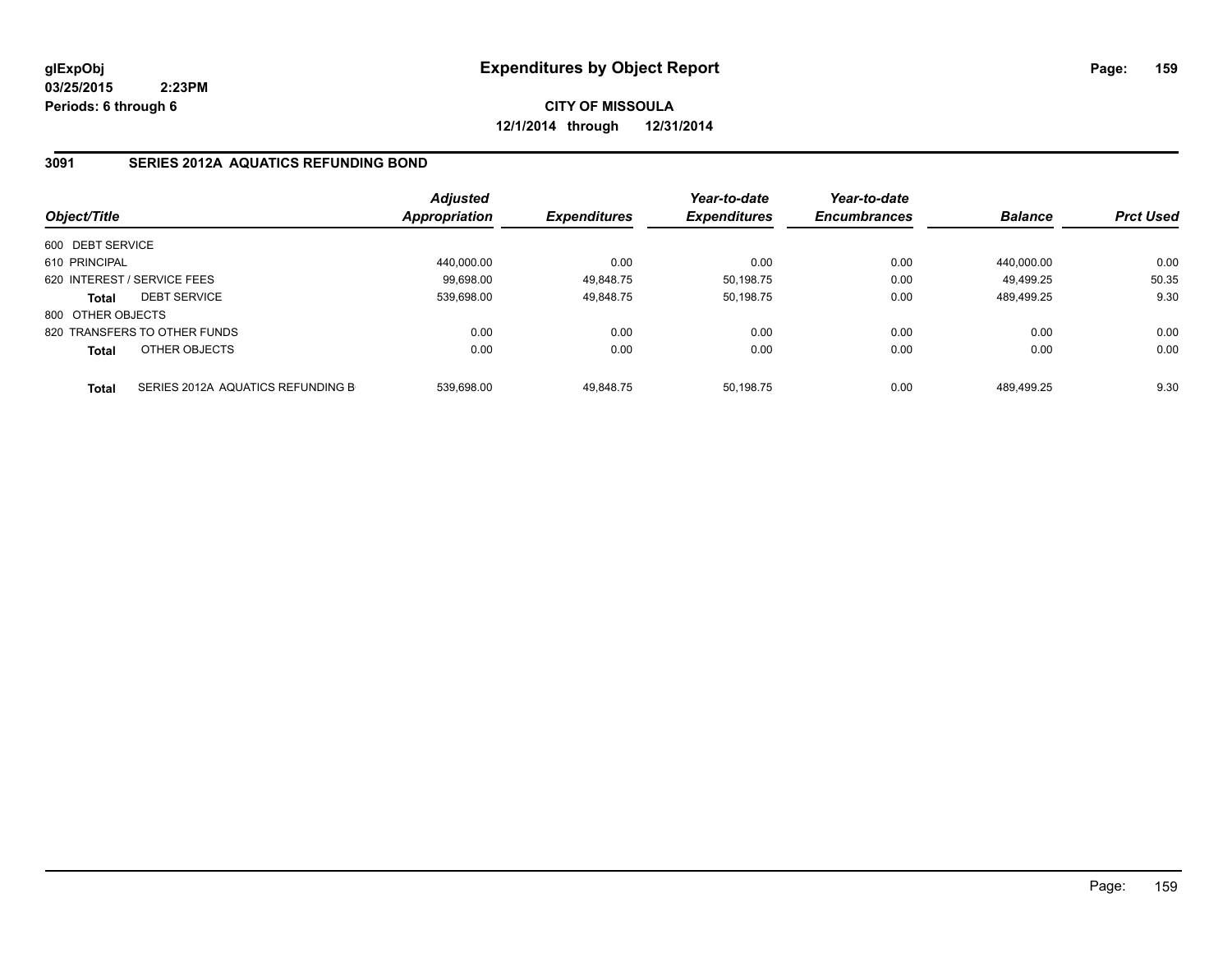glExpObj
03/25/2015 2:23PM
Periods: 6 through 6

# Expenditures by Object Report

**CITY OF MISSOULA**
**12/1/2014 through 12/31/2014**

## 3091 SERIES 2012A AQUATICS REFUNDING BOND

| Object/Title | | Adjusted Appropriation | Expenditures | Year-to-date Expenditures | Year-to-date Encumbrances | Balance | Prct Used |
|---|---|---|---|---|---|---|---|
| 600 DEBT SERVICE | | | | | | | |
| 610 PRINCIPAL | | 440,000.00 | 0.00 | 0.00 | 0.00 | 440,000.00 | 0.00 |
| 620 INTEREST / SERVICE FEES | | 99,698.00 | 49,848.75 | 50,198.75 | 0.00 | 49,499.25 | 50.35 |
| **Total** | DEBT SERVICE | 539,698.00 | 49,848.75 | 50,198.75 | 0.00 | 489,499.25 | 9.30 |
| 800 OTHER OBJECTS | | | | | | | |
| 820 TRANSFERS TO OTHER FUNDS | | 0.00 | 0.00 | 0.00 | 0.00 | 0.00 | 0.00 |
| **Total** | OTHER OBJECTS | 0.00 | 0.00 | 0.00 | 0.00 | 0.00 | 0.00 |
| **Total** | SERIES 2012A AQUATICS REFUNDING B | 539,698.00 | 49,848.75 | 50,198.75 | 0.00 | 489,499.25 | 9.30 |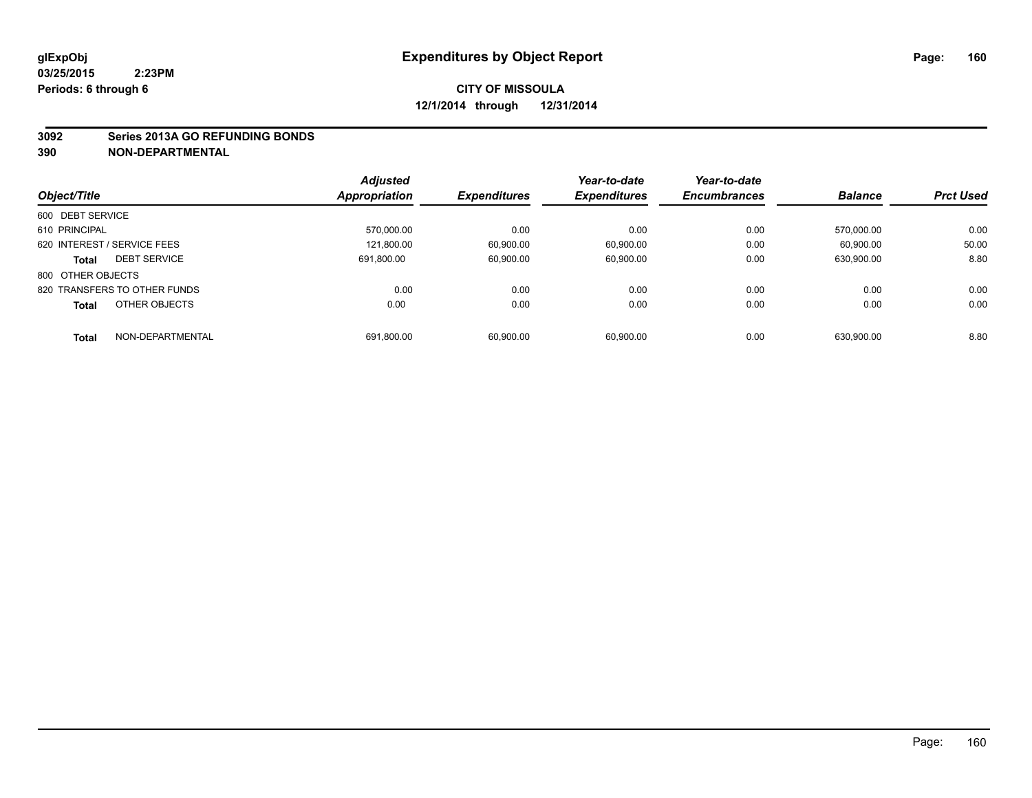glExpObj
03/25/2015 2:23PM
Periods: 6 through 6

# Expenditures by Object Report

**CITY OF MISSOULA**
**12/1/2014 through 12/31/2014**

**3092 Series 2013A GO REFUNDING BONDS**
**390 NON-DEPARTMENTAL**

| Object/Title | | Adjusted Appropriation | Expenditures | Year-to-date Expenditures | Year-to-date Encumbrances | Balance | Prct Used |
|---|---|---|---|---|---|---|---|
| 600 DEBT SERVICE | | | | | | | |
| 610 PRINCIPAL | | 570,000.00 | 0.00 | 0.00 | 0.00 | 570,000.00 | 0.00 |
| 620 INTEREST / SERVICE FEES | | 121,800.00 | 60,900.00 | 60,900.00 | 0.00 | 60,900.00 | 50.00 |
| **Total** | DEBT SERVICE | 691,800.00 | 60,900.00 | 60,900.00 | 0.00 | 630,900.00 | 8.80 |
| 800 OTHER OBJECTS | | | | | | | |
| 820 TRANSFERS TO OTHER FUNDS | | 0.00 | 0.00 | 0.00 | 0.00 | 0.00 | 0.00 |
| **Total** | OTHER OBJECTS | 0.00 | 0.00 | 0.00 | 0.00 | 0.00 | 0.00 |
| **Total** | NON-DEPARTMENTAL | 691,800.00 | 60,900.00 | 60,900.00 | 0.00 | 630,900.00 | 8.80 |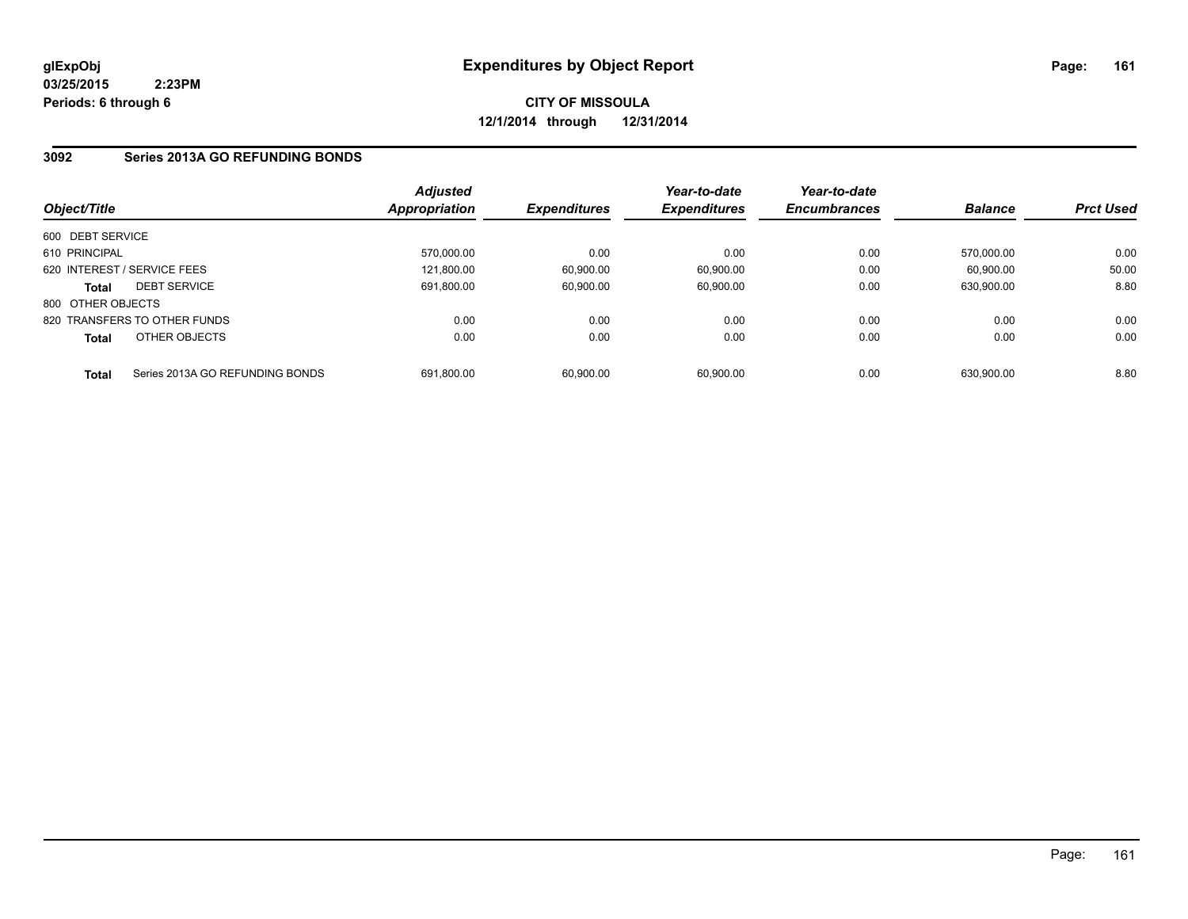**glExpObj**
**03/25/2015 2:23PM**
**Periods: 6 through 6**

# Expenditures by Object Report

**CITY OF MISSOULA**
**12/1/2014 through 12/31/2014**

## 3092 Series 2013A GO REFUNDING BONDS

| Object/Title | | *Adjusted Appropriation* | *Expenditures* | *Year-to-date Expenditures* | *Year-to-date Encumbrances* | *Balance* | *Prct Used* |
|---|---|---|---|---|---|---|---|
| 600 DEBT SERVICE | | | | | | | |
| 610 PRINCIPAL | | 570,000.00 | 0.00 | 0.00 | 0.00 | 570,000.00 | 0.00 |
| 620 INTEREST / SERVICE FEES | | 121,800.00 | 60,900.00 | 60,900.00 | 0.00 | 60,900.00 | 50.00 |
| **Total** | DEBT SERVICE | 691,800.00 | 60,900.00 | 60,900.00 | 0.00 | 630,900.00 | 8.80 |
| 800 OTHER OBJECTS | | | | | | | |
| 820 TRANSFERS TO OTHER FUNDS | | 0.00 | 0.00 | 0.00 | 0.00 | 0.00 | 0.00 |
| **Total** | OTHER OBJECTS | 0.00 | 0.00 | 0.00 | 0.00 | 0.00 | 0.00 |
| **Total** | Series 2013A GO REFUNDING BONDS | 691,800.00 | 60,900.00 | 60,900.00 | 0.00 | 630,900.00 | 8.80 |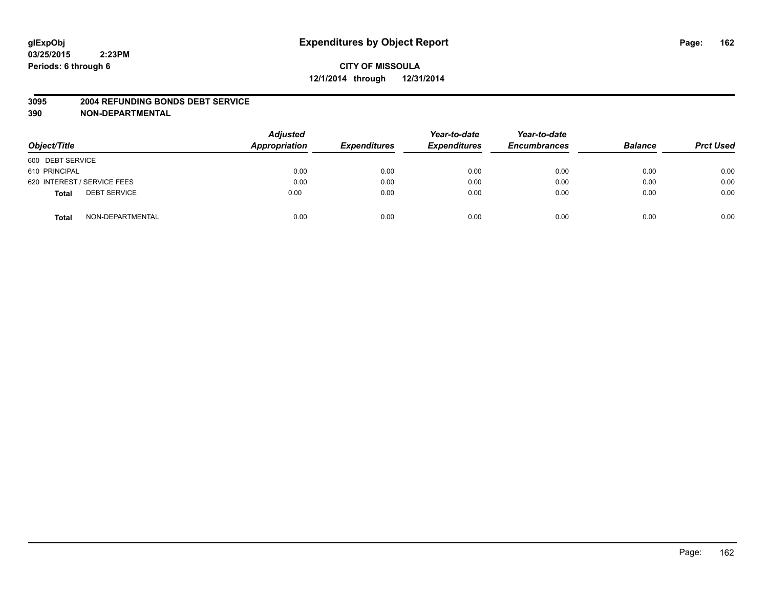glExpObj
03/25/2015 2:23PM
Periods: 6 through 6

# Expenditures by Object Report

**CITY OF MISSOULA**
**12/1/2014 through 12/31/2014**

**3095 2004 REFUNDING BONDS DEBT SERVICE**
**390 NON-DEPARTMENTAL**

| Object/Title | Adjusted Appropriation | Expenditures | Year-to-date Expenditures | Year-to-date Encumbrances | Balance | Prct Used |
|---|---|---|---|---|---|---|
| 600 DEBT SERVICE | | | | | | |
| 610 PRINCIPAL | 0.00 | 0.00 | 0.00 | 0.00 | 0.00 | 0.00 |
| 620 INTEREST / SERVICE FEES | 0.00 | 0.00 | 0.00 | 0.00 | 0.00 | 0.00 |
| **Total** DEBT SERVICE | 0.00 | 0.00 | 0.00 | 0.00 | 0.00 | 0.00 |
| **Total** NON-DEPARTMENTAL | 0.00 | 0.00 | 0.00 | 0.00 | 0.00 | 0.00 |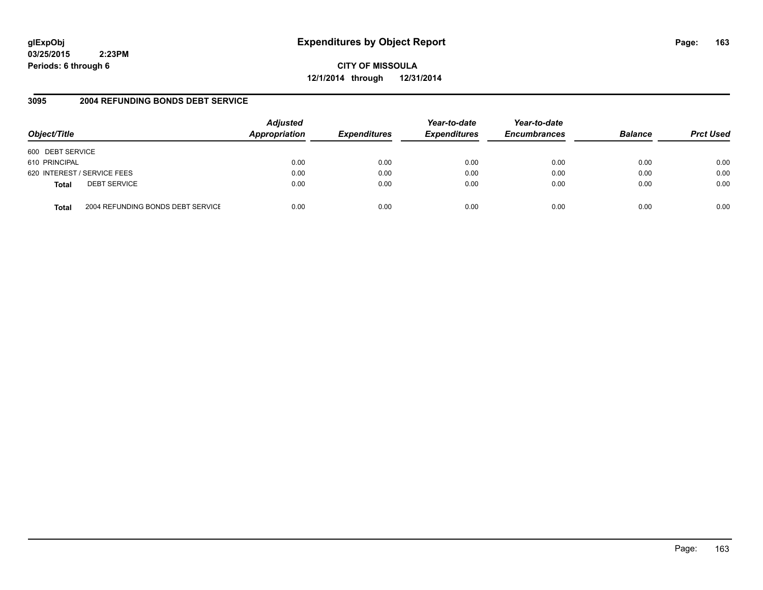glExpObj
03/25/2015 2:23PM
Periods: 6 through 6

# Expenditures by Object Report

**CITY OF MISSOULA**
**12/1/2014 through 12/31/2014**

## 3095 2004 REFUNDING BONDS DEBT SERVICE

| Object/Title | | Adjusted Appropriation | Expenditures | Year-to-date Expenditures | Year-to-date Encumbrances | Balance | Prct Used |
|---|---|---|---|---|---|---|---|
| 600 DEBT SERVICE | | | | | | | |
| 610 PRINCIPAL | | 0.00 | 0.00 | 0.00 | 0.00 | 0.00 | 0.00 |
| 620 INTEREST / SERVICE FEES | | 0.00 | 0.00 | 0.00 | 0.00 | 0.00 | 0.00 |
| **Total** | DEBT SERVICE | 0.00 | 0.00 | 0.00 | 0.00 | 0.00 | 0.00 |
| **Total** | 2004 REFUNDING BONDS DEBT SERVICE | 0.00 | 0.00 | 0.00 | 0.00 | 0.00 | 0.00 |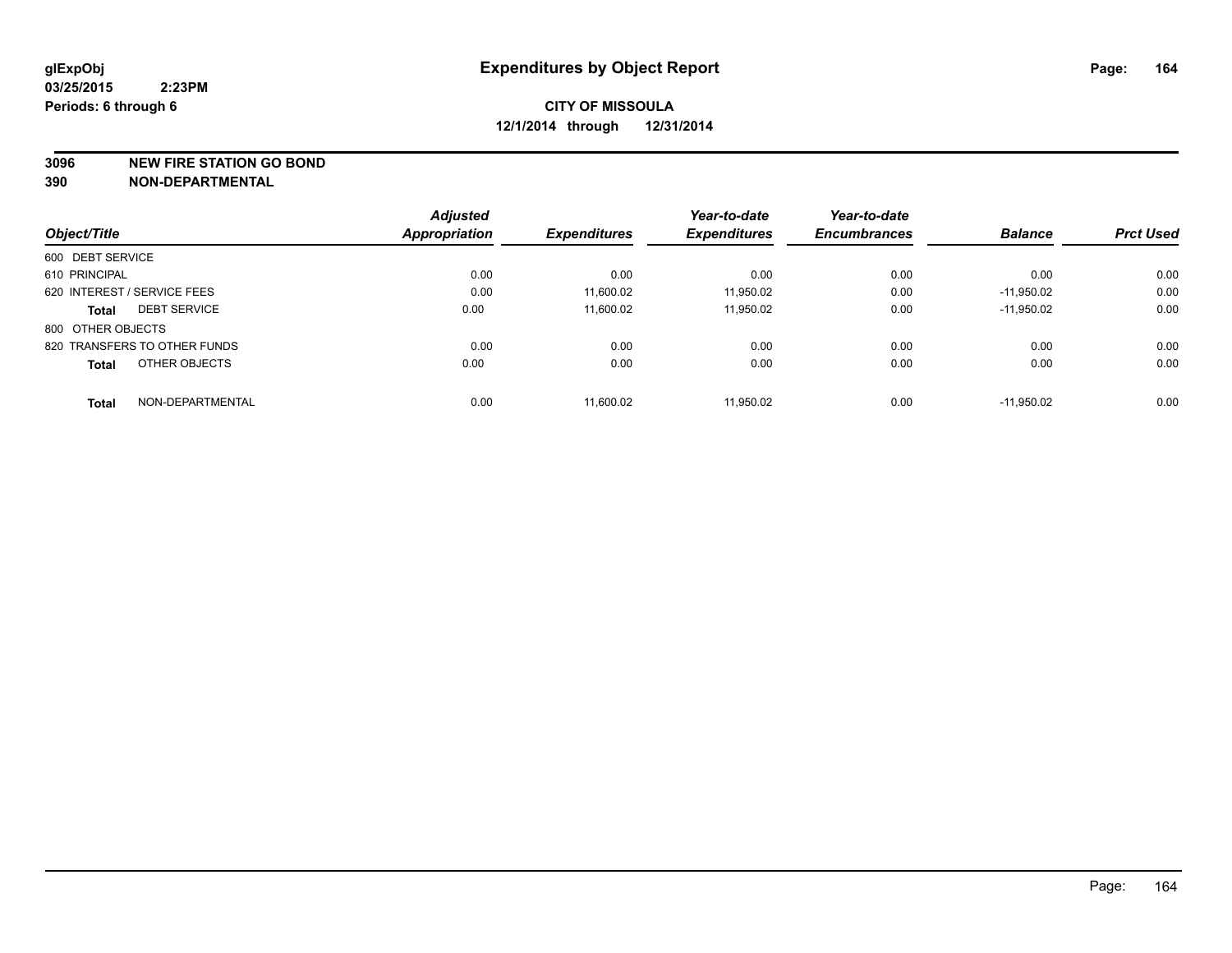**glExpObj**
**03/25/2015 2:23PM**
**Periods: 6 through 6**

# Expenditures by Object Report

**CITY OF MISSOULA**
**12/1/2014 through 12/31/2014**

**3096 NEW FIRE STATION GO BOND**
**390 NON-DEPARTMENTAL**

| Object/Title | Adjusted Appropriation | Expenditures | Year-to-date Expenditures | Year-to-date Encumbrances | Balance | Prct Used |
|---|---|---|---|---|---|---|
| 600 DEBT SERVICE | | | | | | |
| 610 PRINCIPAL | 0.00 | 0.00 | 0.00 | 0.00 | 0.00 | 0.00 |
| 620 INTEREST / SERVICE FEES | 0.00 | 11,600.02 | 11,950.02 | 0.00 | -11,950.02 | 0.00 |
| **Total** DEBT SERVICE | 0.00 | 11,600.02 | 11,950.02 | 0.00 | -11,950.02 | 0.00 |
| 800 OTHER OBJECTS | | | | | | |
| 820 TRANSFERS TO OTHER FUNDS | 0.00 | 0.00 | 0.00 | 0.00 | 0.00 | 0.00 |
| **Total** OTHER OBJECTS | 0.00 | 0.00 | 0.00 | 0.00 | 0.00 | 0.00 |
| **Total** NON-DEPARTMENTAL | 0.00 | 11,600.02 | 11,950.02 | 0.00 | -11,950.02 | 0.00 |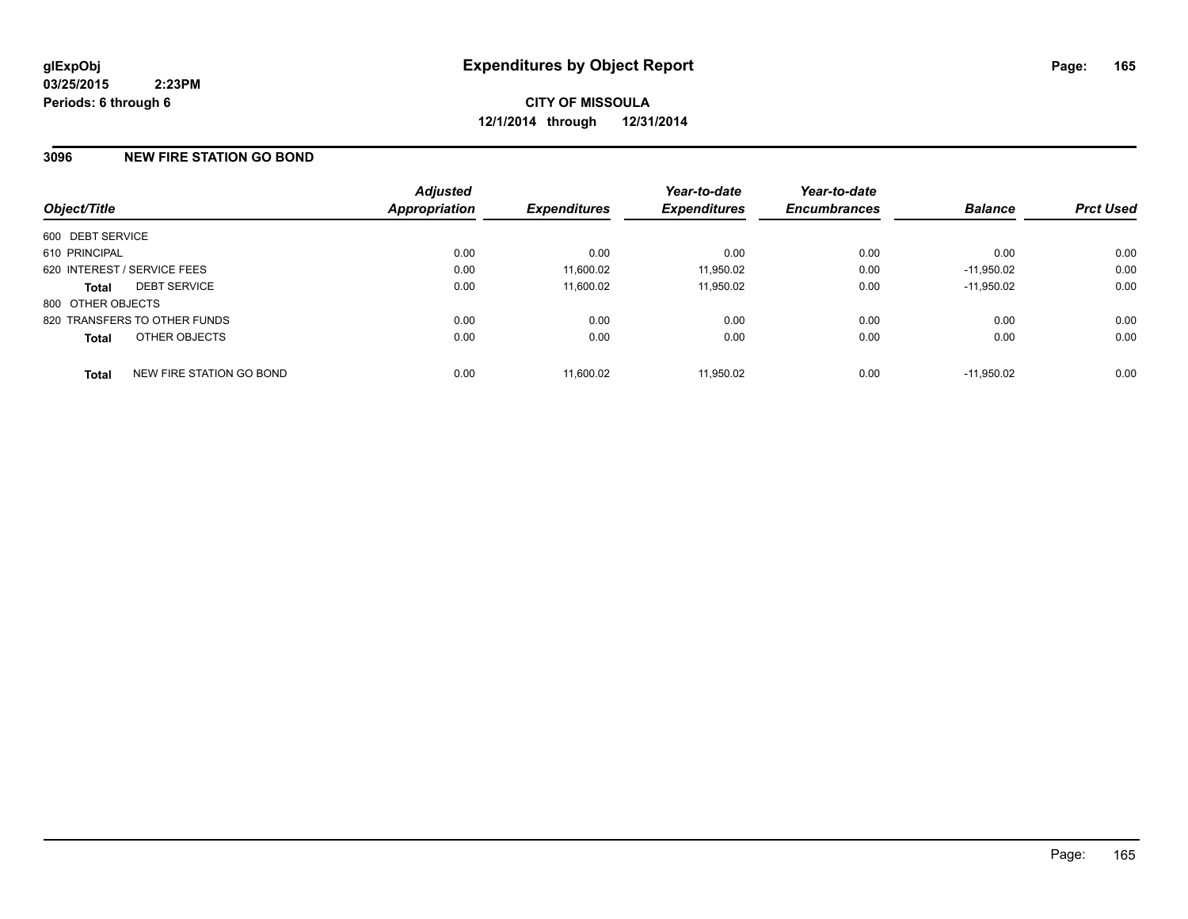glExpObj
03/25/2015 2:23PM
Periods: 6 through 6

# Expenditures by Object Report

**CITY OF MISSOULA**
**12/1/2014 through 12/31/2014**

## 3096 NEW FIRE STATION GO BOND

| Object/Title | Adjusted Appropriation | Expenditures | Year-to-date Expenditures | Year-to-date Encumbrances | Balance | Prct Used |
|---|---|---|---|---|---|---|
| 600 DEBT SERVICE | | | | | | |
| 610 PRINCIPAL | 0.00 | 0.00 | 0.00 | 0.00 | 0.00 | 0.00 |
| 620 INTEREST / SERVICE FEES | 0.00 | 11,600.02 | 11,950.02 | 0.00 | -11,950.02 | 0.00 |
| **Total** DEBT SERVICE | 0.00 | 11,600.02 | 11,950.02 | 0.00 | -11,950.02 | 0.00 |
| 800 OTHER OBJECTS | | | | | | |
| 820 TRANSFERS TO OTHER FUNDS | 0.00 | 0.00 | 0.00 | 0.00 | 0.00 | 0.00 |
| **Total** OTHER OBJECTS | 0.00 | 0.00 | 0.00 | 0.00 | 0.00 | 0.00 |
| **Total** NEW FIRE STATION GO BOND | 0.00 | 11,600.02 | 11,950.02 | 0.00 | -11,950.02 | 0.00 |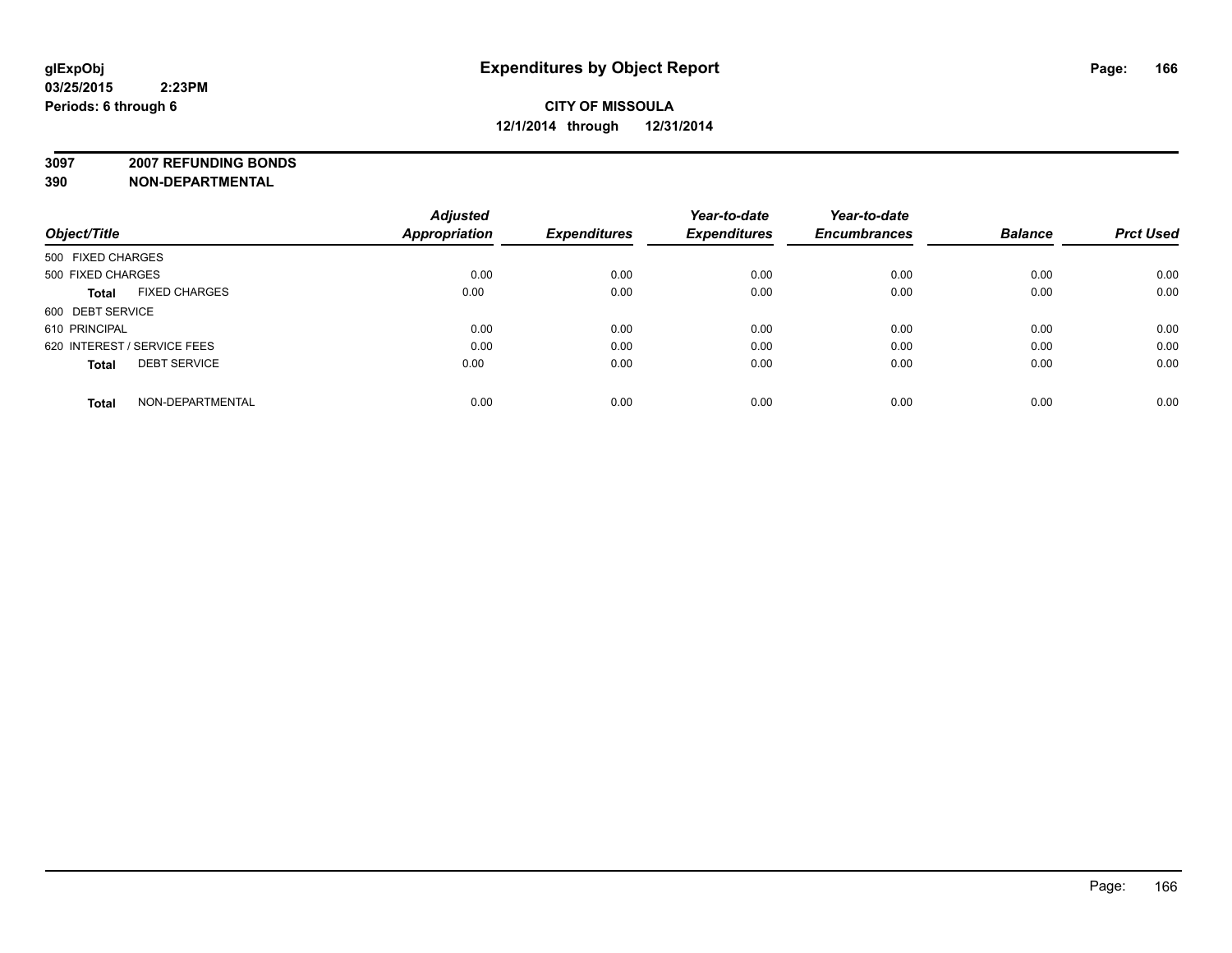**glExpObj**
**03/25/2015 2:23PM**
**Periods: 6 through 6**

# Expenditures by Object Report

**CITY OF MISSOULA**
**12/1/2014 through 12/31/2014**

**3097 2007 REFUNDING BONDS**
**390 NON-DEPARTMENTAL**

| Object/Title | | Adjusted Appropriation | Expenditures | Year-to-date Expenditures | Year-to-date Encumbrances | Balance | Prct Used |
|---|---|---|---|---|---|---|---|
| 500 FIXED CHARGES | | | | | | | |
| 500 FIXED CHARGES | | 0.00 | 0.00 | 0.00 | 0.00 | 0.00 | 0.00 |
| **Total** | FIXED CHARGES | 0.00 | 0.00 | 0.00 | 0.00 | 0.00 | 0.00 |
| 600 DEBT SERVICE | | | | | | | |
| 610 PRINCIPAL | | 0.00 | 0.00 | 0.00 | 0.00 | 0.00 | 0.00 |
| 620 INTEREST / SERVICE FEES | | 0.00 | 0.00 | 0.00 | 0.00 | 0.00 | 0.00 |
| **Total** | DEBT SERVICE | 0.00 | 0.00 | 0.00 | 0.00 | 0.00 | 0.00 |
| **Total** | NON-DEPARTMENTAL | 0.00 | 0.00 | 0.00 | 0.00 | 0.00 | 0.00 |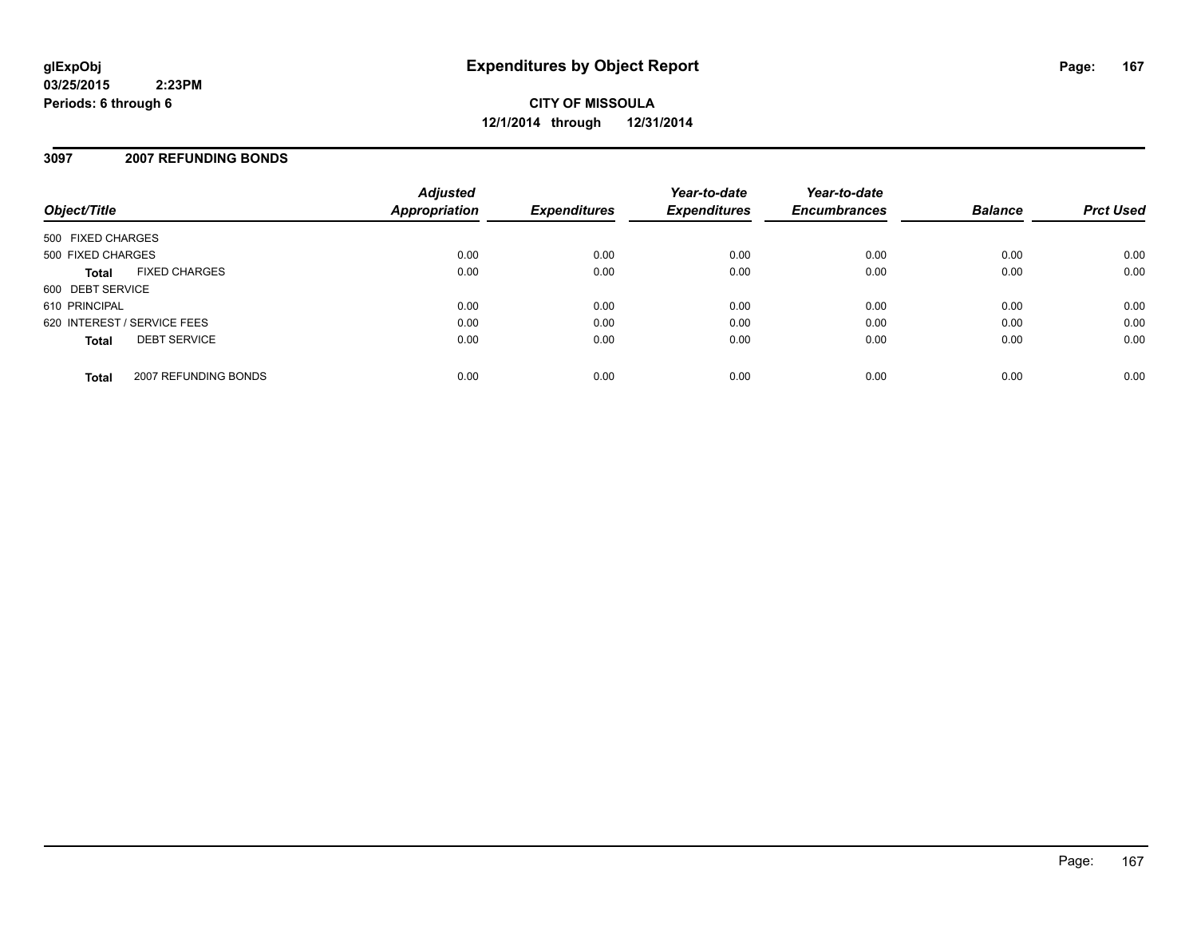# Expenditures by Object Report

glExpObj
03/25/2015 2:23PM
Periods: 6 through 6

**CITY OF MISSOULA**
**12/1/2014 through 12/31/2014**

## 3097 2007 REFUNDING BONDS

| Object/Title | | Adjusted Appropriation | Expenditures | Year-to-date Expenditures | Year-to-date Encumbrances | Balance | Prct Used |
|---|---|---|---|---|---|---|---|
| 500 FIXED CHARGES | | | | | | | |
| 500 FIXED CHARGES | | 0.00 | 0.00 | 0.00 | 0.00 | 0.00 | 0.00 |
| **Total** | FIXED CHARGES | 0.00 | 0.00 | 0.00 | 0.00 | 0.00 | 0.00 |
| 600 DEBT SERVICE | | | | | | | |
| 610 PRINCIPAL | | 0.00 | 0.00 | 0.00 | 0.00 | 0.00 | 0.00 |
| 620 INTEREST / SERVICE FEES | | 0.00 | 0.00 | 0.00 | 0.00 | 0.00 | 0.00 |
| **Total** | DEBT SERVICE | 0.00 | 0.00 | 0.00 | 0.00 | 0.00 | 0.00 |
| **Total** | 2007 REFUNDING BONDS | 0.00 | 0.00 | 0.00 | 0.00 | 0.00 | 0.00 |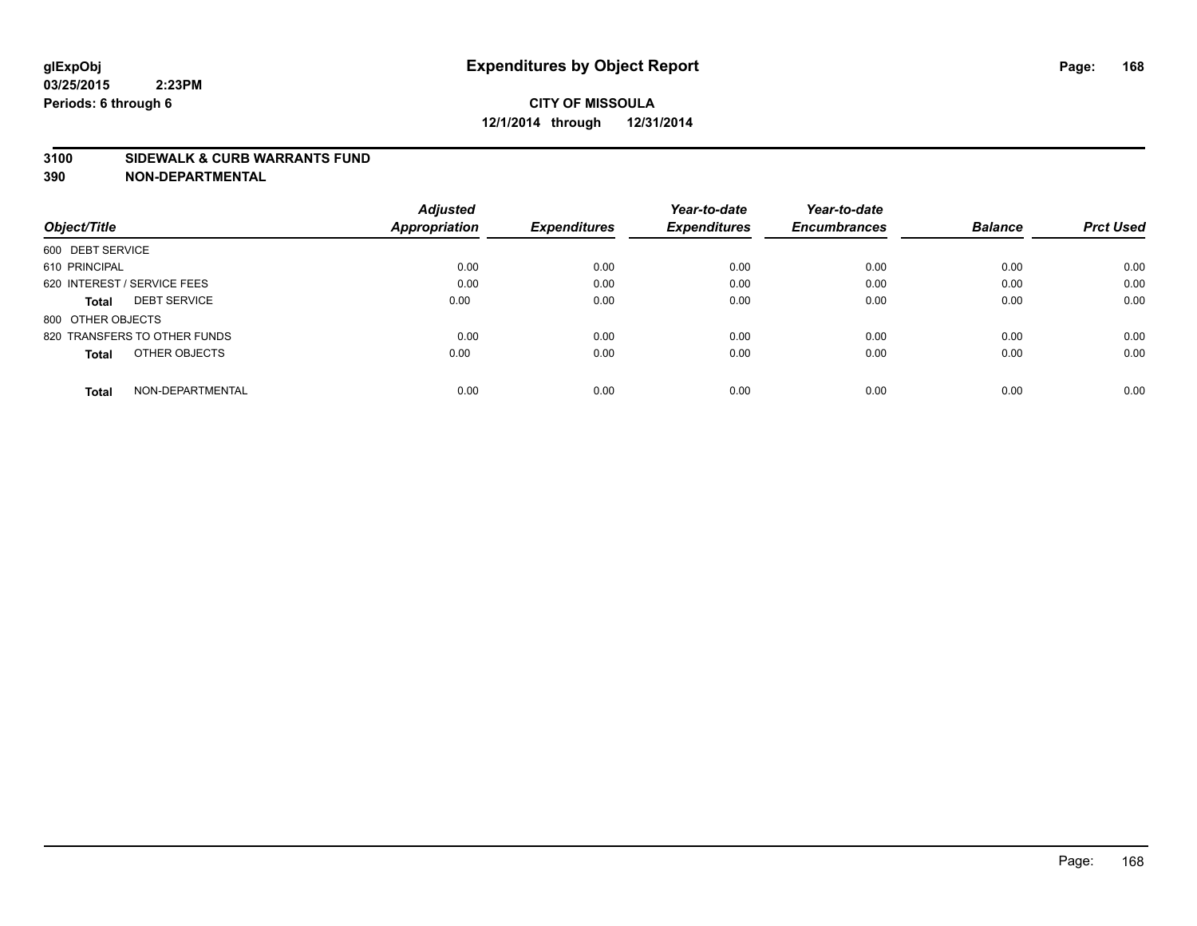glExpObj
03/25/2015 2:23PM
Periods: 6 through 6

# Expenditures by Object Report

**CITY OF MISSOULA**
**12/1/2014 through 12/31/2014**

**3100 SIDEWALK & CURB WARRANTS FUND**
**390 NON-DEPARTMENTAL**

| Object/Title | Adjusted Appropriation | Expenditures | Year-to-date Expenditures | Year-to-date Encumbrances | Balance | Prct Used |
|---|---|---|---|---|---|---|
| 600 DEBT SERVICE | | | | | | |
| 610 PRINCIPAL | 0.00 | 0.00 | 0.00 | 0.00 | 0.00 | 0.00 |
| 620 INTEREST / SERVICE FEES | 0.00 | 0.00 | 0.00 | 0.00 | 0.00 | 0.00 |
| **Total** DEBT SERVICE | 0.00 | 0.00 | 0.00 | 0.00 | 0.00 | 0.00 |
| 800 OTHER OBJECTS | | | | | | |
| 820 TRANSFERS TO OTHER FUNDS | 0.00 | 0.00 | 0.00 | 0.00 | 0.00 | 0.00 |
| **Total** OTHER OBJECTS | 0.00 | 0.00 | 0.00 | 0.00 | 0.00 | 0.00 |
| **Total** NON-DEPARTMENTAL | 0.00 | 0.00 | 0.00 | 0.00 | 0.00 | 0.00 |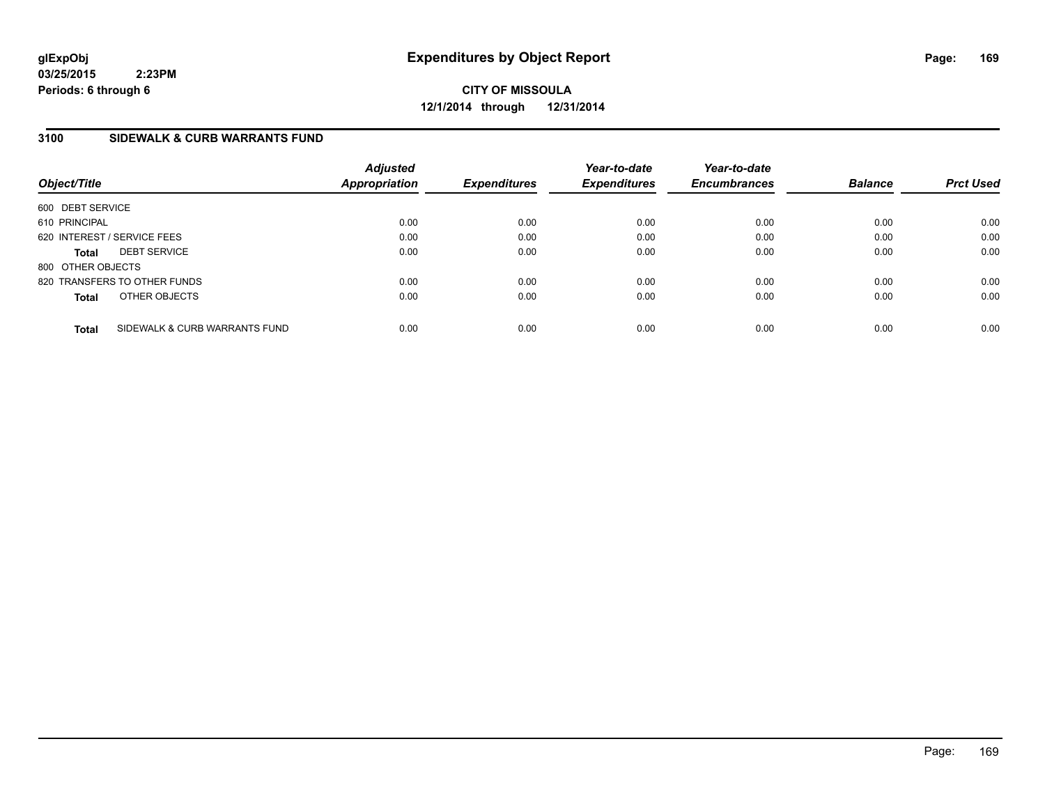glExpObj
03/25/2015 2:23PM
Periods: 6 through 6

# Expenditures by Object Report

**CITY OF MISSOULA**
**12/1/2014 through 12/31/2014**

## 3100 SIDEWALK & CURB WARRANTS FUND

| Object/Title | | Adjusted Appropriation | Expenditures | Year-to-date Expenditures | Year-to-date Encumbrances | Balance | Prct Used |
|---|---|---|---|---|---|---|---|
| 600 DEBT SERVICE | | | | | | | |
| 610 PRINCIPAL | | 0.00 | 0.00 | 0.00 | 0.00 | 0.00 | 0.00 |
| 620 INTEREST / SERVICE FEES | | 0.00 | 0.00 | 0.00 | 0.00 | 0.00 | 0.00 |
| **Total** | DEBT SERVICE | 0.00 | 0.00 | 0.00 | 0.00 | 0.00 | 0.00 |
| 800 OTHER OBJECTS | | | | | | | |
| 820 TRANSFERS TO OTHER FUNDS | | 0.00 | 0.00 | 0.00 | 0.00 | 0.00 | 0.00 |
| **Total** | OTHER OBJECTS | 0.00 | 0.00 | 0.00 | 0.00 | 0.00 | 0.00 |
| **Total** | SIDEWALK & CURB WARRANTS FUND | 0.00 | 0.00 | 0.00 | 0.00 | 0.00 | 0.00 |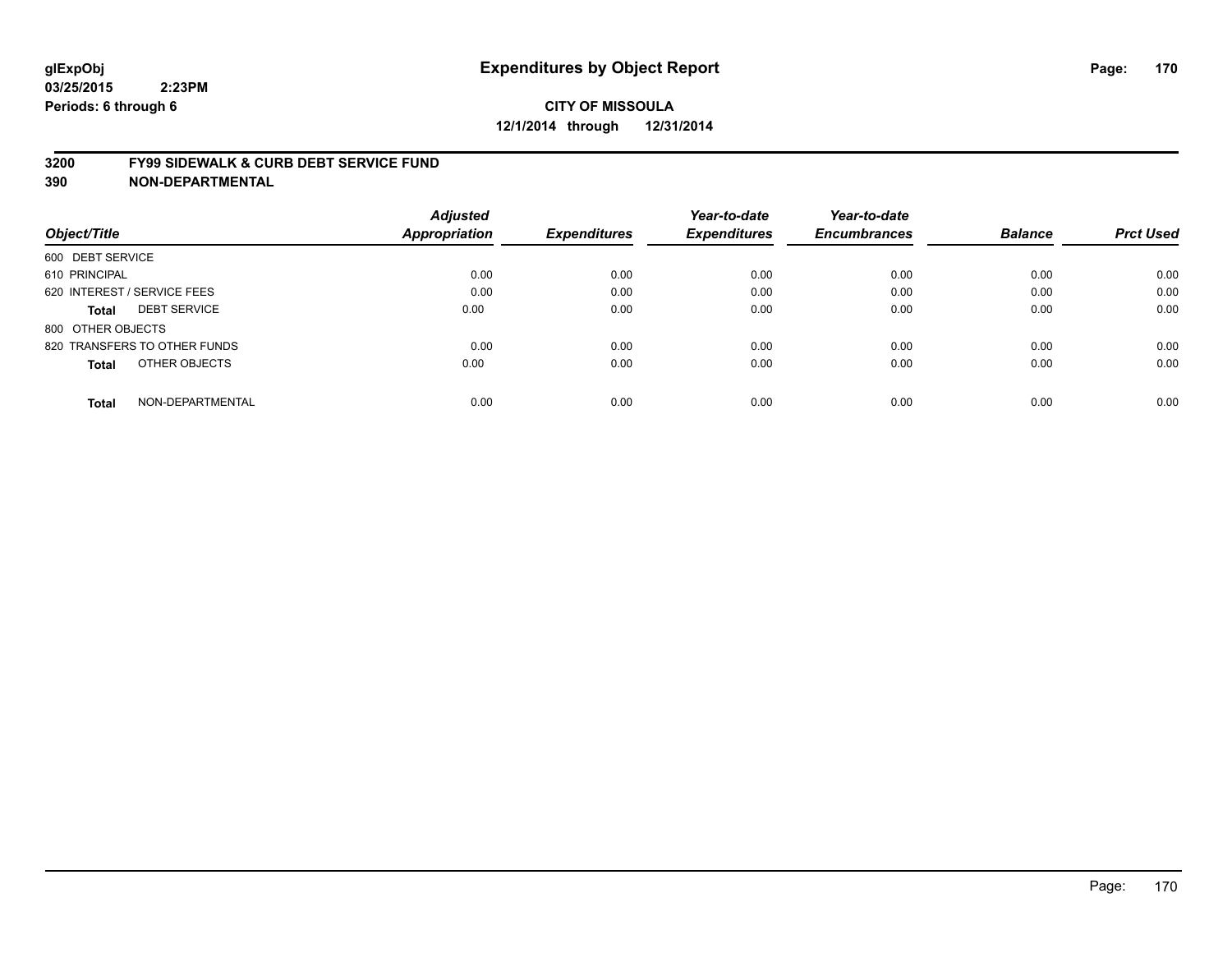# Expenditures by Object Report

glExpObj
03/25/2015 2:23PM
Periods: 6 through 6

**CITY OF MISSOULA**
**12/1/2014 through 12/31/2014**

## 3200 FY99 SIDEWALK & CURB DEBT SERVICE FUND
## 390 NON-DEPARTMENTAL

| Object/Title | Adjusted Appropriation | Expenditures | Year-to-date Expenditures | Year-to-date Encumbrances | Balance | Prct Used |
|---|---|---|---|---|---|---|
| 600 DEBT SERVICE | | | | | | |
| 610 PRINCIPAL | 0.00 | 0.00 | 0.00 | 0.00 | 0.00 | 0.00 |
| 620 INTEREST / SERVICE FEES | 0.00 | 0.00 | 0.00 | 0.00 | 0.00 | 0.00 |
| **Total** DEBT SERVICE | 0.00 | 0.00 | 0.00 | 0.00 | 0.00 | 0.00 |
| 800 OTHER OBJECTS | | | | | | |
| 820 TRANSFERS TO OTHER FUNDS | 0.00 | 0.00 | 0.00 | 0.00 | 0.00 | 0.00 |
| **Total** OTHER OBJECTS | 0.00 | 0.00 | 0.00 | 0.00 | 0.00 | 0.00 |
| **Total** NON-DEPARTMENTAL | 0.00 | 0.00 | 0.00 | 0.00 | 0.00 | 0.00 |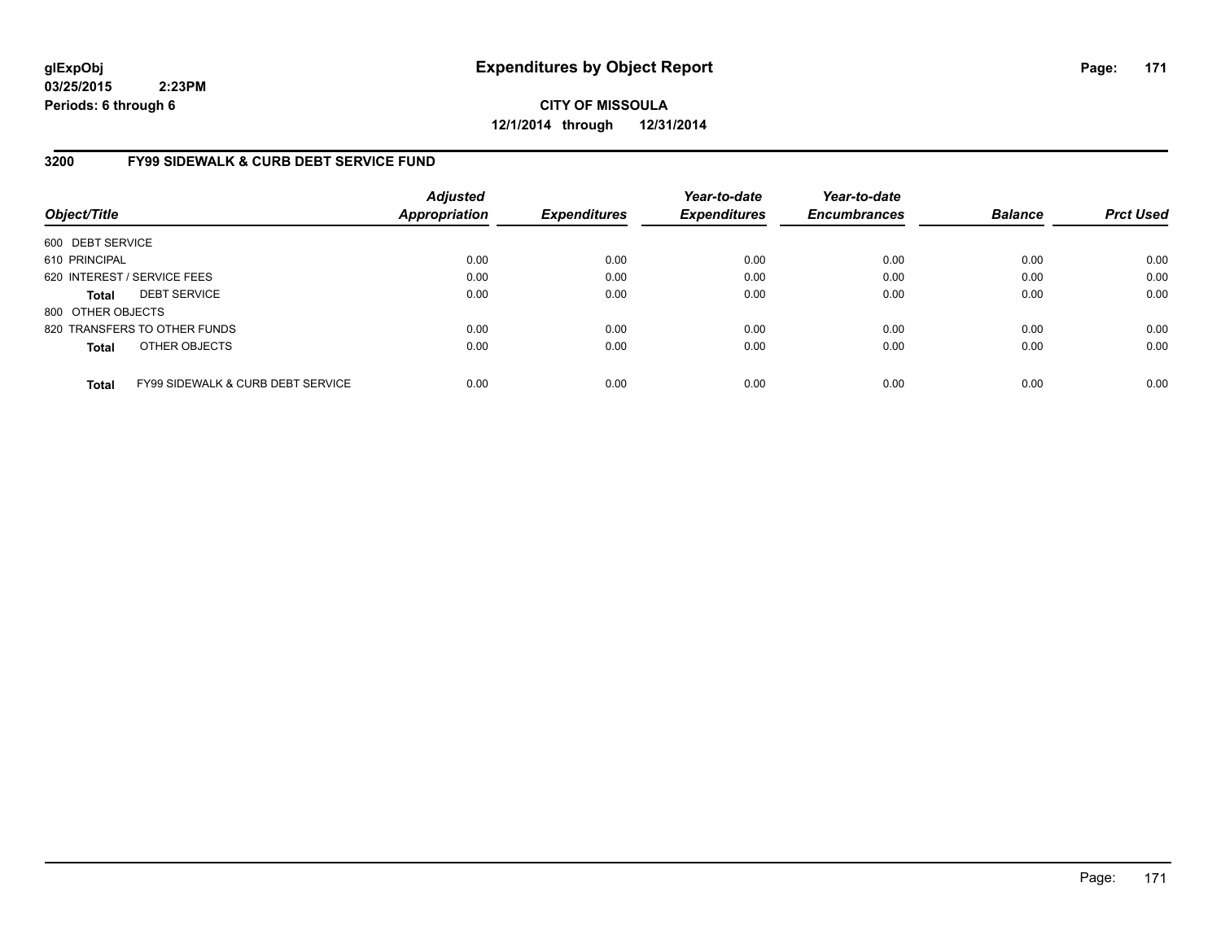**glExpObj**
**03/25/2015 2:23PM**
**Periods: 6 through 6**

# Expenditures by Object Report

**CITY OF MISSOULA**
**12/1/2014 through 12/31/2014**

## 3200 FY99 SIDEWALK & CURB DEBT SERVICE FUND

| Object/Title | | *Adjusted Appropriation* | *Expenditures* | *Year-to-date Expenditures* | *Year-to-date Encumbrances* | *Balance* | *Prct Used* |
|---|---|---|---|---|---|---|---|
| 600 DEBT SERVICE | | | | | | | |
| 610 PRINCIPAL | | 0.00 | 0.00 | 0.00 | 0.00 | 0.00 | 0.00 |
| 620 INTEREST / SERVICE FEES | | 0.00 | 0.00 | 0.00 | 0.00 | 0.00 | 0.00 |
| **Total** | DEBT SERVICE | 0.00 | 0.00 | 0.00 | 0.00 | 0.00 | 0.00 |
| 800 OTHER OBJECTS | | | | | | | |
| 820 TRANSFERS TO OTHER FUNDS | | 0.00 | 0.00 | 0.00 | 0.00 | 0.00 | 0.00 |
| **Total** | OTHER OBJECTS | 0.00 | 0.00 | 0.00 | 0.00 | 0.00 | 0.00 |
| **Total** | FY99 SIDEWALK & CURB DEBT SERVICE | 0.00 | 0.00 | 0.00 | 0.00 | 0.00 | 0.00 |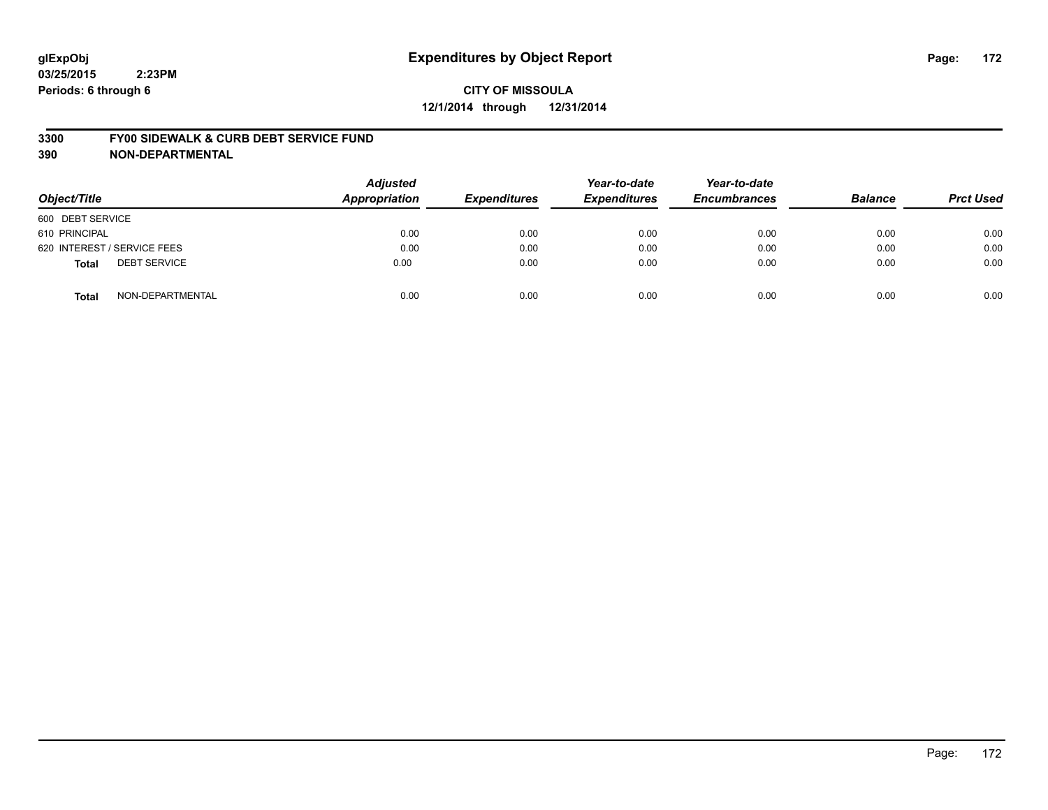glExpObj
03/25/2015 2:23PM
Periods: 6 through 6

# Expenditures by Object Report

**CITY OF MISSOULA**
**12/1/2014 through 12/31/2014**

**3300 FY00 SIDEWALK & CURB DEBT SERVICE FUND**
**390 NON-DEPARTMENTAL**

| Object/Title | Adjusted Appropriation | Expenditures | Year-to-date Expenditures | Year-to-date Encumbrances | Balance | Prct Used |
|---|---|---|---|---|---|---|
| 600 DEBT SERVICE | | | | | | |
| 610 PRINCIPAL | 0.00 | 0.00 | 0.00 | 0.00 | 0.00 | 0.00 |
| 620 INTEREST / SERVICE FEES | 0.00 | 0.00 | 0.00 | 0.00 | 0.00 | 0.00 |
| **Total** DEBT SERVICE | 0.00 | 0.00 | 0.00 | 0.00 | 0.00 | 0.00 |
| **Total** NON-DEPARTMENTAL | 0.00 | 0.00 | 0.00 | 0.00 | 0.00 | 0.00 |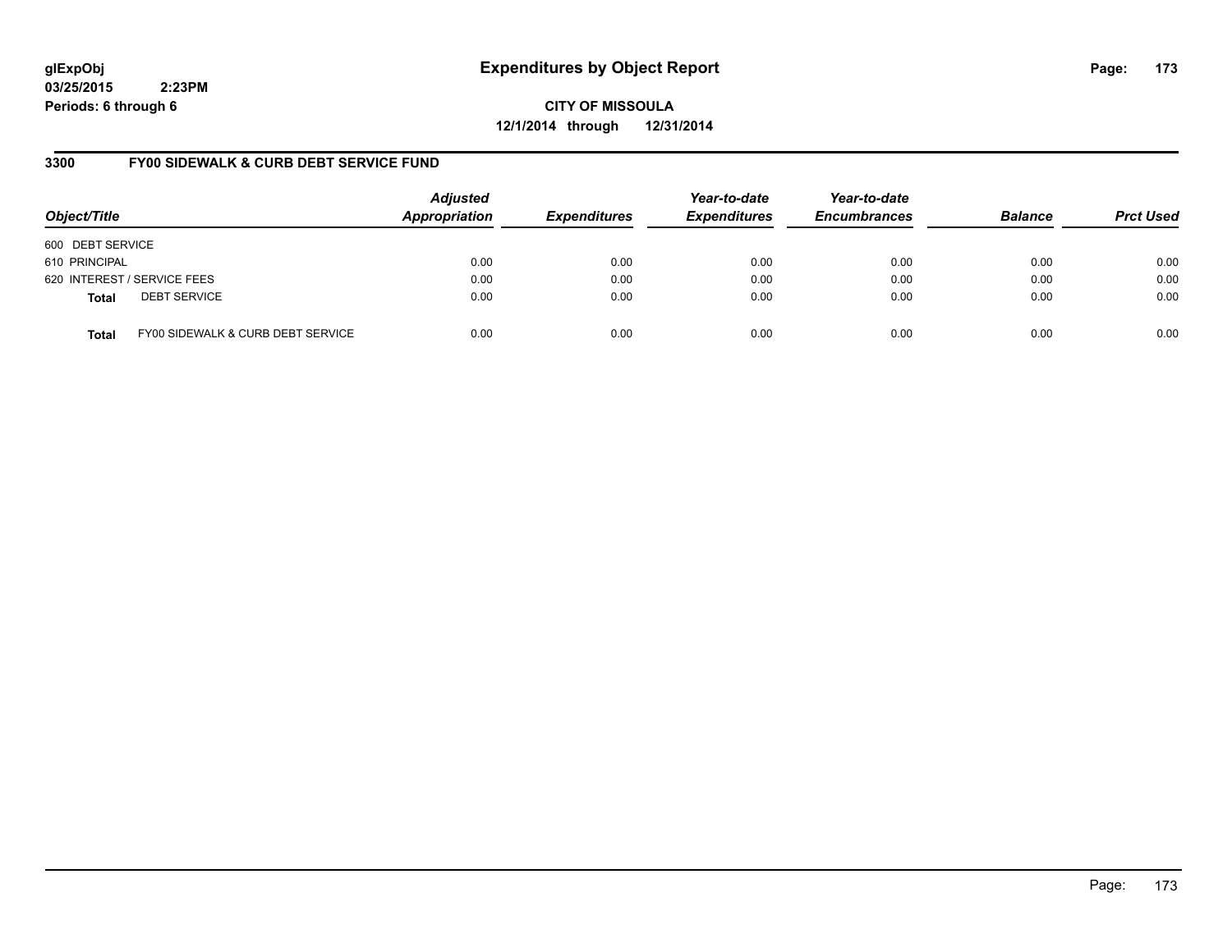glExpObj
03/25/2015 2:23PM
Periods: 6 through 6

# Expenditures by Object Report

**CITY OF MISSOULA**
**12/1/2014 through 12/31/2014**

## 3300 FY00 SIDEWALK & CURB DEBT SERVICE FUND

| Object/Title | | Adjusted Appropriation | Expenditures | Year-to-date Expenditures | Year-to-date Encumbrances | Balance | Prct Used |
|---|---|---|---|---|---|---|---|
| 600 DEBT SERVICE | | | | | | | |
| 610 PRINCIPAL | | 0.00 | 0.00 | 0.00 | 0.00 | 0.00 | 0.00 |
| 620 INTEREST / SERVICE FEES | | 0.00 | 0.00 | 0.00 | 0.00 | 0.00 | 0.00 |
| **Total** | DEBT SERVICE | 0.00 | 0.00 | 0.00 | 0.00 | 0.00 | 0.00 |
| **Total** | FY00 SIDEWALK & CURB DEBT SERVICE | 0.00 | 0.00 | 0.00 | 0.00 | 0.00 | 0.00 |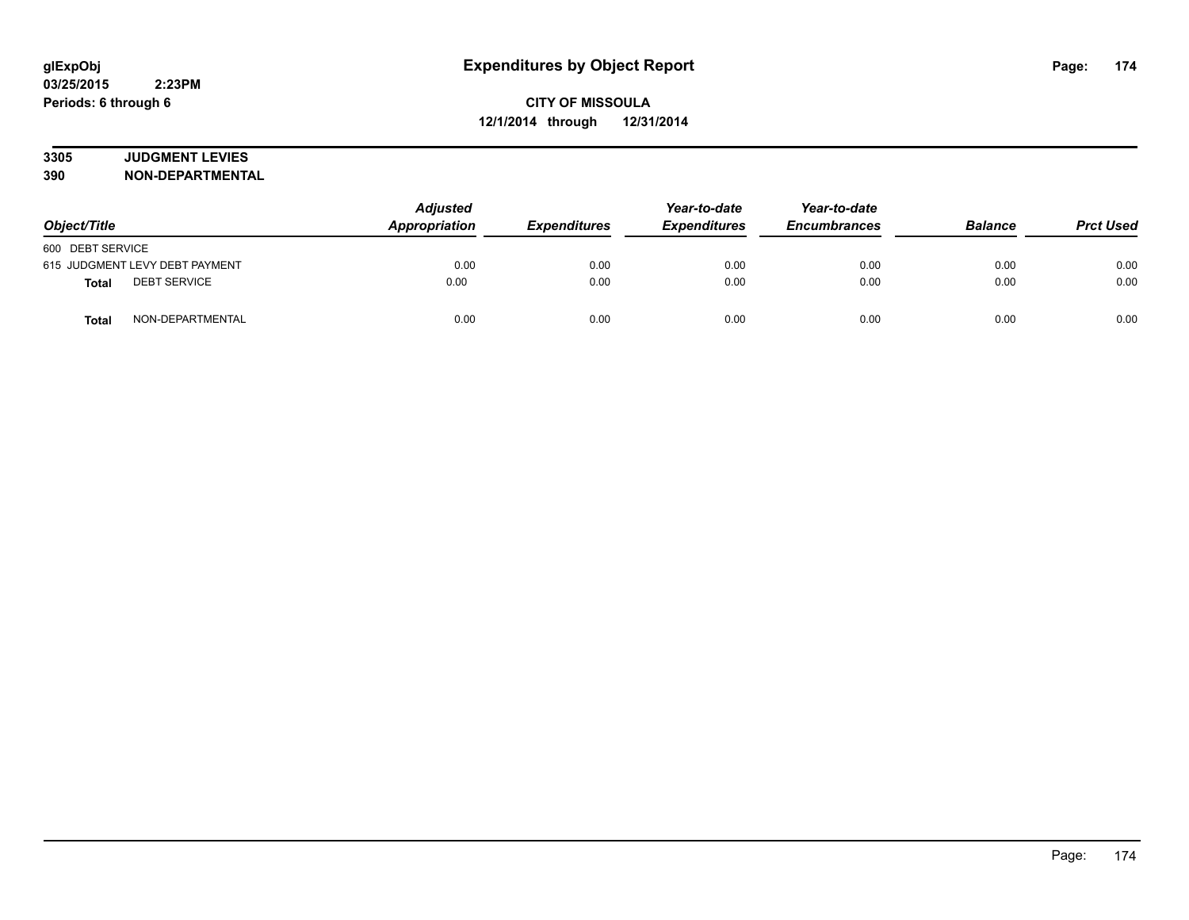# Expenditures by Object Report

glExpObj
03/25/2015 2:23PM
Periods: 6 through 6

**CITY OF MISSOULA**
**12/1/2014 through 12/31/2014**

**3305 JUDGMENT LEVIES**
**390 NON-DEPARTMENTAL**

| Object/Title | | Adjusted Appropriation | Expenditures | Year-to-date Expenditures | Year-to-date Encumbrances | Balance | Prct Used |
|---|---|---|---|---|---|---|---|
| 600 DEBT SERVICE | | | | | | | |
| 615 JUDGMENT LEVY DEBT PAYMENT | | 0.00 | 0.00 | 0.00 | 0.00 | 0.00 | 0.00 |
| **Total** | DEBT SERVICE | 0.00 | 0.00 | 0.00 | 0.00 | 0.00 | 0.00 |
| **Total** | NON-DEPARTMENTAL | 0.00 | 0.00 | 0.00 | 0.00 | 0.00 | 0.00 |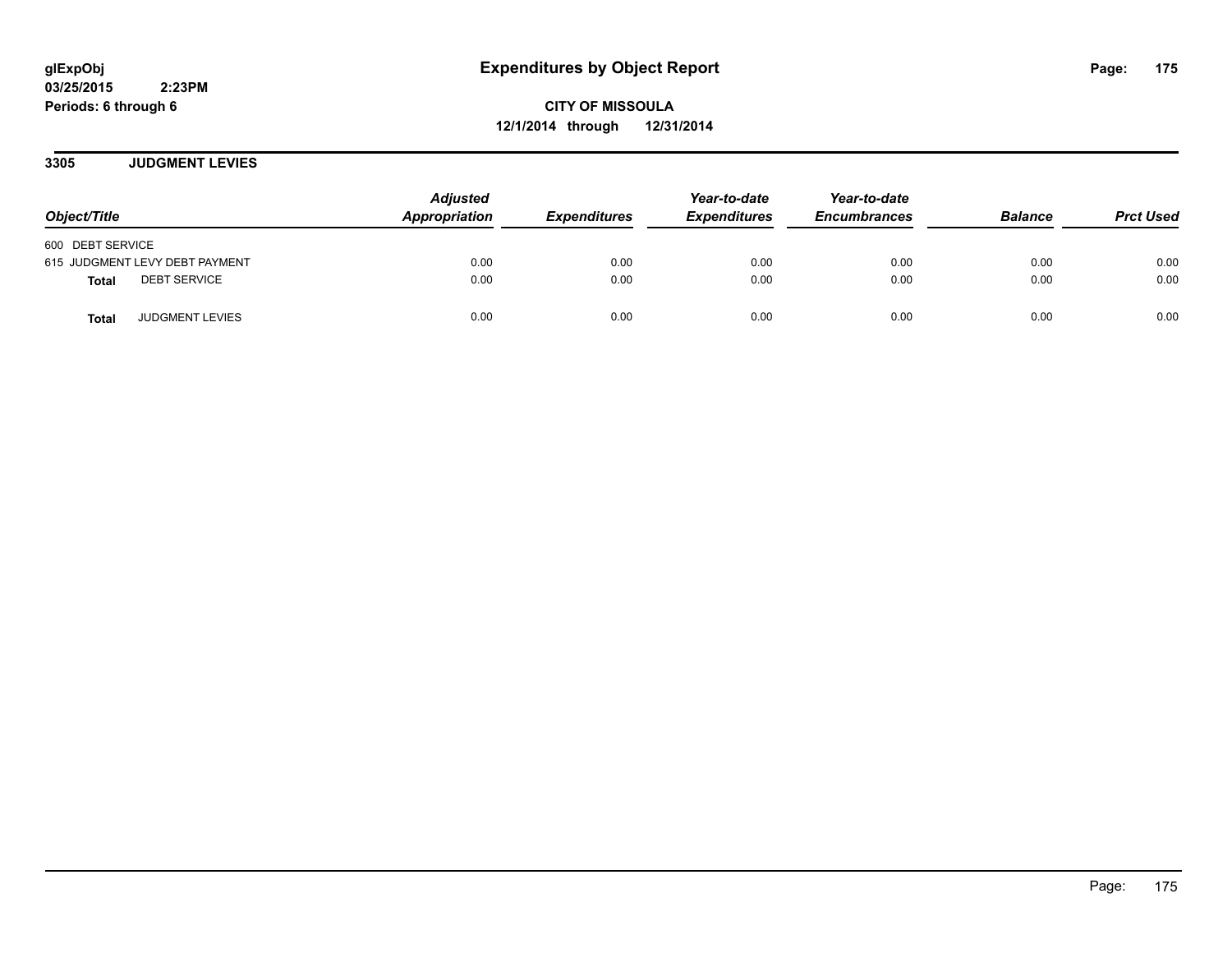# Expenditures by Object Report

glExpObj
03/25/2015 2:23PM
Periods: 6 through 6

**CITY OF MISSOULA**
**12/1/2014 through 12/31/2014**

## 3305 JUDGMENT LEVIES

| Object/Title | Adjusted Appropriation | Expenditures | Year-to-date Expenditures | Year-to-date Encumbrances | Balance | Prct Used |
|---|---|---|---|---|---|---|
| 600 DEBT SERVICE | | | | | | |
| 615 JUDGMENT LEVY DEBT PAYMENT | 0.00 | 0.00 | 0.00 | 0.00 | 0.00 | 0.00 |
| **Total** DEBT SERVICE | 0.00 | 0.00 | 0.00 | 0.00 | 0.00 | 0.00 |
| **Total** JUDGMENT LEVIES | 0.00 | 0.00 | 0.00 | 0.00 | 0.00 | 0.00 |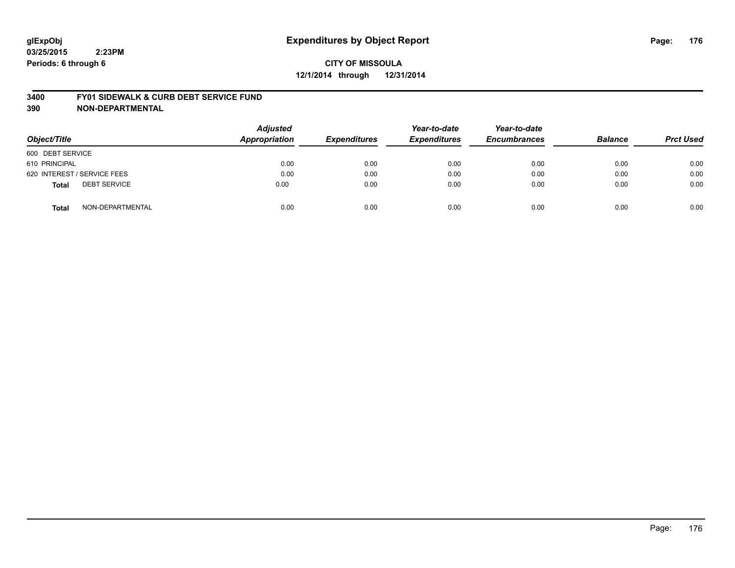glExpObj
03/25/2015 2:23PM
Periods: 6 through 6

# Expenditures by Object Report

**CITY OF MISSOULA**
**12/1/2014 through 12/31/2014**

## 3400 FY01 SIDEWALK & CURB DEBT SERVICE FUND
## 390 NON-DEPARTMENTAL

| Object/Title | Adjusted Appropriation | Expenditures | Year-to-date Expenditures | Year-to-date Encumbrances | Balance | Prct Used |
|---|---|---|---|---|---|---|
| 600 DEBT SERVICE | | | | | | |
| 610 PRINCIPAL | 0.00 | 0.00 | 0.00 | 0.00 | 0.00 | 0.00 |
| 620 INTEREST / SERVICE FEES | 0.00 | 0.00 | 0.00 | 0.00 | 0.00 | 0.00 |
| **Total** DEBT SERVICE | 0.00 | 0.00 | 0.00 | 0.00 | 0.00 | 0.00 |
| **Total** NON-DEPARTMENTAL | 0.00 | 0.00 | 0.00 | 0.00 | 0.00 | 0.00 |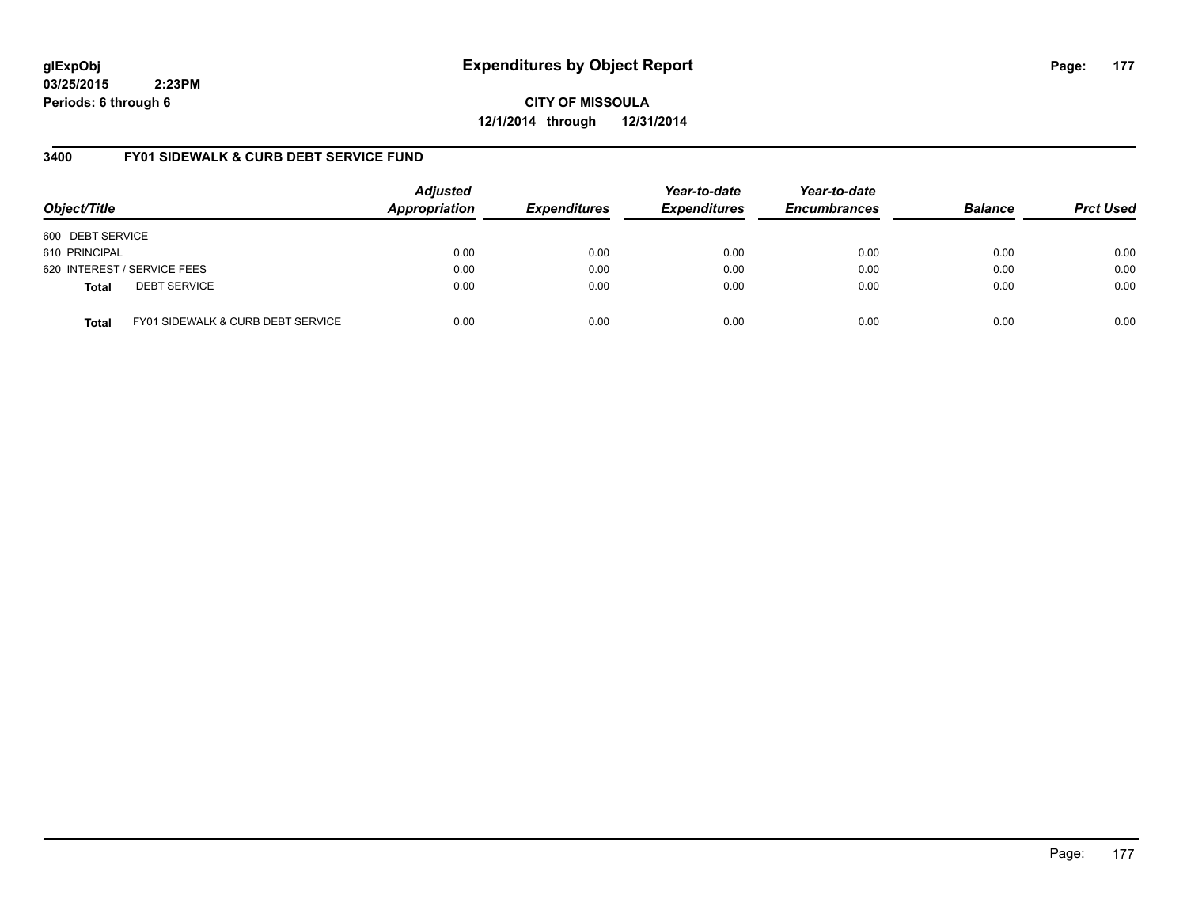glExpObj
03/25/2015 2:23PM
Periods: 6 through 6

# Expenditures by Object Report

**CITY OF MISSOULA**
**12/1/2014 through 12/31/2014**

## 3400 FY01 SIDEWALK & CURB DEBT SERVICE FUND

| Object/Title | | Adjusted Appropriation | Expenditures | Year-to-date Expenditures | Year-to-date Encumbrances | Balance | Prct Used |
|---|---|---|---|---|---|---|---|
| 600 DEBT SERVICE | | | | | | | |
| 610 PRINCIPAL | | 0.00 | 0.00 | 0.00 | 0.00 | 0.00 | 0.00 |
| 620 INTEREST / SERVICE FEES | | 0.00 | 0.00 | 0.00 | 0.00 | 0.00 | 0.00 |
| **Total** | DEBT SERVICE | 0.00 | 0.00 | 0.00 | 0.00 | 0.00 | 0.00 |
| **Total** | FY01 SIDEWALK & CURB DEBT SERVICE | 0.00 | 0.00 | 0.00 | 0.00 | 0.00 | 0.00 |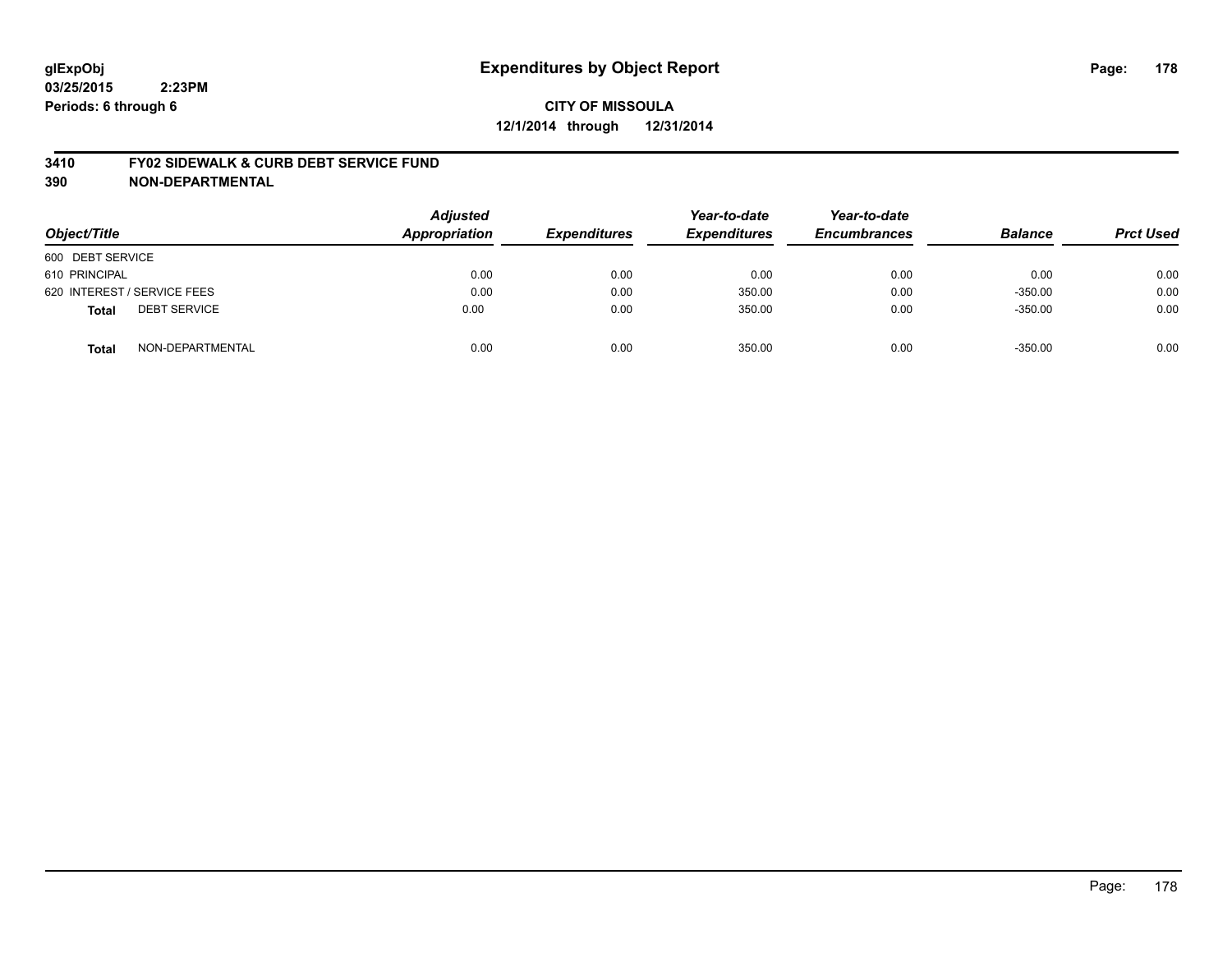glExpObj
03/25/2015 2:23PM
Periods: 6 through 6

# Expenditures by Object Report

**CITY OF MISSOULA**
**12/1/2014 through 12/31/2014**

**3410 FY02 SIDEWALK & CURB DEBT SERVICE FUND**
**390 NON-DEPARTMENTAL**

| Object/Title | Adjusted Appropriation | Expenditures | Year-to-date Expenditures | Year-to-date Encumbrances | Balance | Prct Used |
|---|---|---|---|---|---|---|
| 600 DEBT SERVICE | | | | | | |
| 610 PRINCIPAL | 0.00 | 0.00 | 0.00 | 0.00 | 0.00 | 0.00 |
| 620 INTEREST / SERVICE FEES | 0.00 | 0.00 | 350.00 | 0.00 | -350.00 | 0.00 |
| **Total** DEBT SERVICE | 0.00 | 0.00 | 350.00 | 0.00 | -350.00 | 0.00 |
| **Total** NON-DEPARTMENTAL | 0.00 | 0.00 | 350.00 | 0.00 | -350.00 | 0.00 |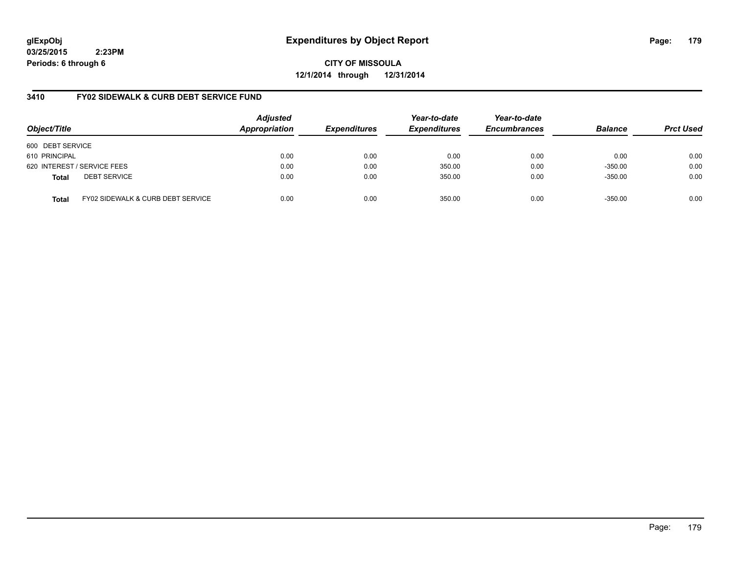glExpObj
03/25/2015 2:23PM
Periods: 6 through 6

# Expenditures by Object Report

**CITY OF MISSOULA**
**12/1/2014 through 12/31/2014**

## 3410 FY02 SIDEWALK & CURB DEBT SERVICE FUND

| Object/Title | | Adjusted Appropriation | Expenditures | Year-to-date Expenditures | Year-to-date Encumbrances | Balance | Prct Used |
|---|---|---|---|---|---|---|---|
| 600 DEBT SERVICE | | | | | | | |
| 610 PRINCIPAL | | 0.00 | 0.00 | 0.00 | 0.00 | 0.00 | 0.00 |
| 620 INTEREST / SERVICE FEES | | 0.00 | 0.00 | 350.00 | 0.00 | -350.00 | 0.00 |
| **Total** | DEBT SERVICE | 0.00 | 0.00 | 350.00 | 0.00 | -350.00 | 0.00 |
| **Total** | FY02 SIDEWALK & CURB DEBT SERVICE | 0.00 | 0.00 | 350.00 | 0.00 | -350.00 | 0.00 |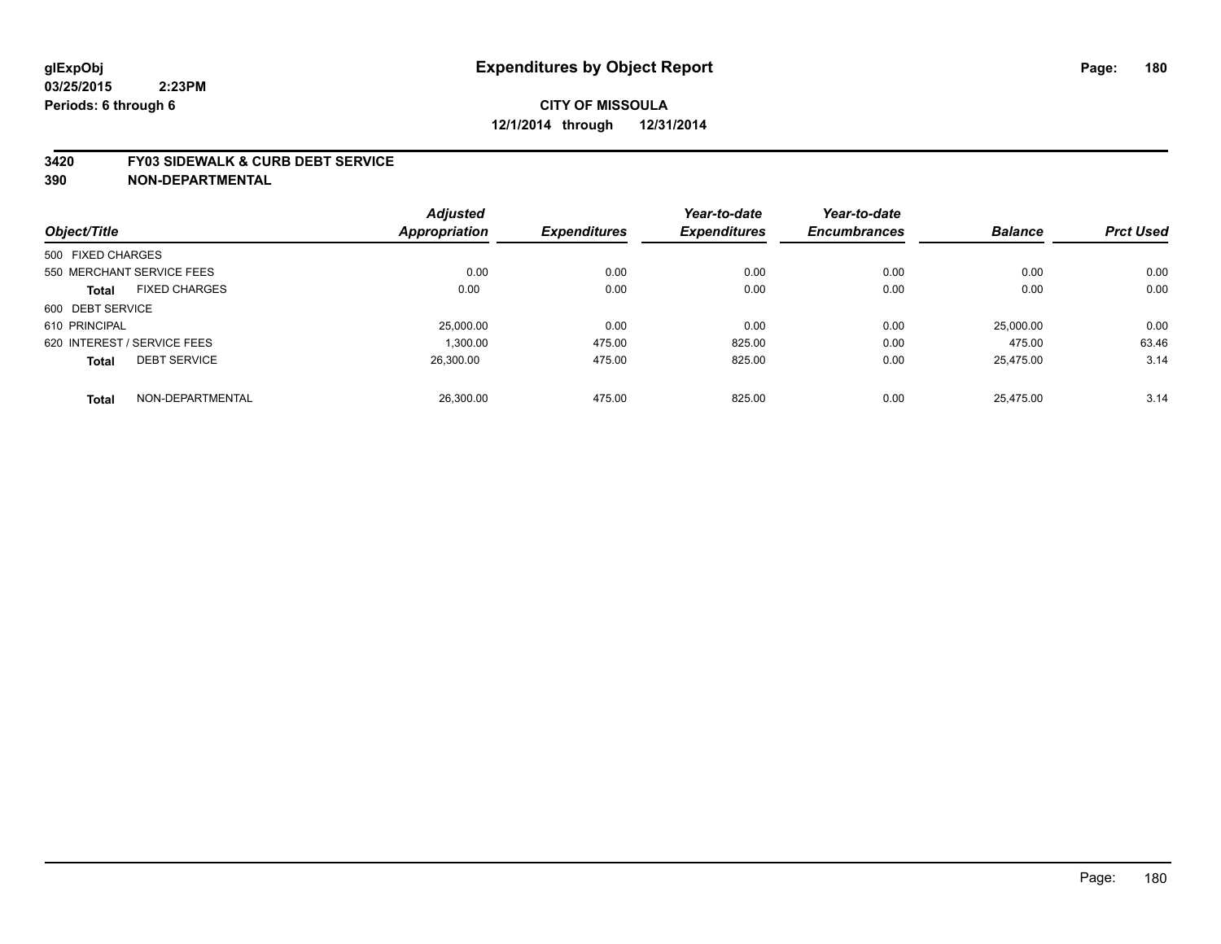glExpObj
03/25/2015 2:23PM
Periods: 6 through 6

# Expenditures by Object Report

**CITY OF MISSOULA**
**12/1/2014 through 12/31/2014**

**3420 FY03 SIDEWALK & CURB DEBT SERVICE**
**390 NON-DEPARTMENTAL**

| Object/Title | | Adjusted Appropriation | Expenditures | Year-to-date Expenditures | Year-to-date Encumbrances | Balance | Prct Used |
|---|---|---|---|---|---|---|---|
| 500 FIXED CHARGES | | | | | | | |
| 550 MERCHANT SERVICE FEES | | 0.00 | 0.00 | 0.00 | 0.00 | 0.00 | 0.00 |
| **Total** | FIXED CHARGES | 0.00 | 0.00 | 0.00 | 0.00 | 0.00 | 0.00 |
| 600 DEBT SERVICE | | | | | | | |
| 610 PRINCIPAL | | 25,000.00 | 0.00 | 0.00 | 0.00 | 25,000.00 | 0.00 |
| 620 INTEREST / SERVICE FEES | | 1,300.00 | 475.00 | 825.00 | 0.00 | 475.00 | 63.46 |
| **Total** | DEBT SERVICE | 26,300.00 | 475.00 | 825.00 | 0.00 | 25,475.00 | 3.14 |
| **Total** | NON-DEPARTMENTAL | 26,300.00 | 475.00 | 825.00 | 0.00 | 25,475.00 | 3.14 |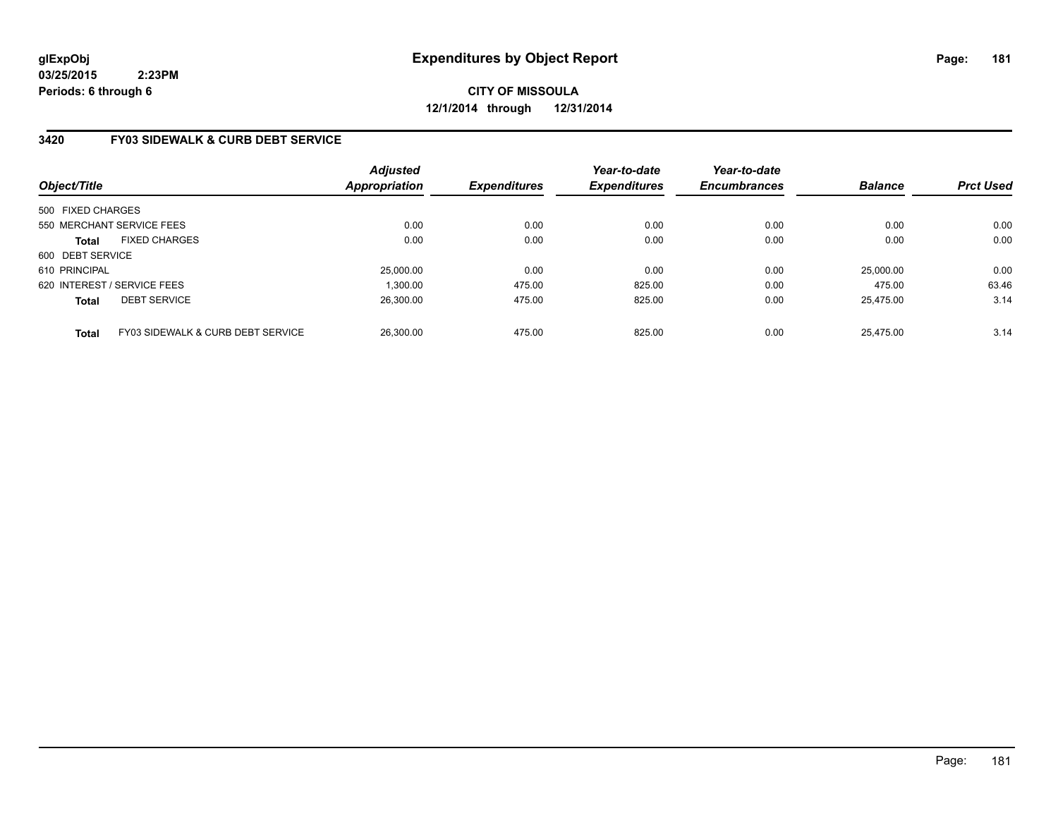glExpObj
03/25/2015 2:23PM
Periods: 6 through 6

# Expenditures by Object Report

**CITY OF MISSOULA**
**12/1/2014 through 12/31/2014**

## 3420 FY03 SIDEWALK & CURB DEBT SERVICE

| Object/Title | Adjusted Appropriation | Expenditures | Year-to-date Expenditures | Year-to-date Encumbrances | Balance | Prct Used |
|---|---|---|---|---|---|---|
| 500 FIXED CHARGES | | | | | | |
| 550 MERCHANT SERVICE FEES | 0.00 | 0.00 | 0.00 | 0.00 | 0.00 | 0.00 |
| **Total** FIXED CHARGES | 0.00 | 0.00 | 0.00 | 0.00 | 0.00 | 0.00 |
| 600 DEBT SERVICE | | | | | | |
| 610 PRINCIPAL | 25,000.00 | 0.00 | 0.00 | 0.00 | 25,000.00 | 0.00 |
| 620 INTEREST / SERVICE FEES | 1,300.00 | 475.00 | 825.00 | 0.00 | 475.00 | 63.46 |
| **Total** DEBT SERVICE | 26,300.00 | 475.00 | 825.00 | 0.00 | 25,475.00 | 3.14 |
| **Total** FY03 SIDEWALK & CURB DEBT SERVICE | 26,300.00 | 475.00 | 825.00 | 0.00 | 25,475.00 | 3.14 |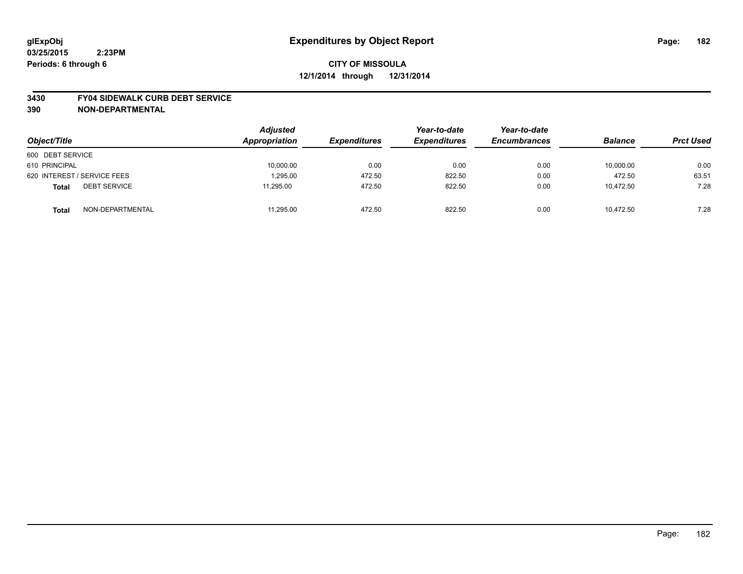# Expenditures by Object Report

glExpObj
03/25/2015 2:23PM
Periods: 6 through 6

**CITY OF MISSOULA**
**12/1/2014 through 12/31/2014**

**3430 FY04 SIDEWALK CURB DEBT SERVICE**
**390 NON-DEPARTMENTAL**

| Object/Title | | Adjusted Appropriation | Expenditures | Year-to-date Expenditures | Year-to-date Encumbrances | Balance | Prct Used |
|---|---|---|---|---|---|---|---|
| 600 DEBT SERVICE | | | | | | | |
| 610 PRINCIPAL | | 10,000.00 | 0.00 | 0.00 | 0.00 | 10,000.00 | 0.00 |
| 620 INTEREST / SERVICE FEES | | 1,295.00 | 472.50 | 822.50 | 0.00 | 472.50 | 63.51 |
| **Total** | DEBT SERVICE | 11,295.00 | 472.50 | 822.50 | 0.00 | 10,472.50 | 7.28 |
| **Total** | NON-DEPARTMENTAL | 11,295.00 | 472.50 | 822.50 | 0.00 | 10,472.50 | 7.28 |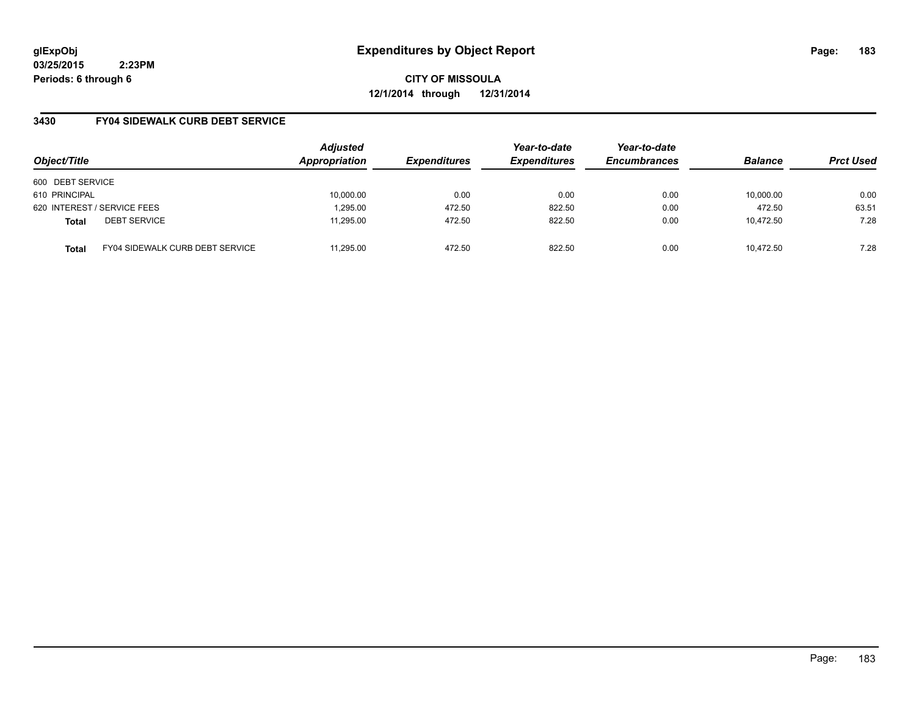glExpObj
03/25/2015 2:23PM
Periods: 6 through 6

# Expenditures by Object Report

**CITY OF MISSOULA**
**12/1/2014 through 12/31/2014**

## 3430 FY04 SIDEWALK CURB DEBT SERVICE

| Object/Title | | Adjusted Appropriation | Expenditures | Year-to-date Expenditures | Year-to-date Encumbrances | Balance | Prct Used |
|---|---|---|---|---|---|---|---|
| 600 DEBT SERVICE | | | | | | | |
| 610 PRINCIPAL | | 10,000.00 | 0.00 | 0.00 | 0.00 | 10,000.00 | 0.00 |
| 620 INTEREST / SERVICE FEES | | 1,295.00 | 472.50 | 822.50 | 0.00 | 472.50 | 63.51 |
| **Total** | DEBT SERVICE | 11,295.00 | 472.50 | 822.50 | 0.00 | 10,472.50 | 7.28 |
| **Total** | FY04 SIDEWALK CURB DEBT SERVICE | 11,295.00 | 472.50 | 822.50 | 0.00 | 10,472.50 | 7.28 |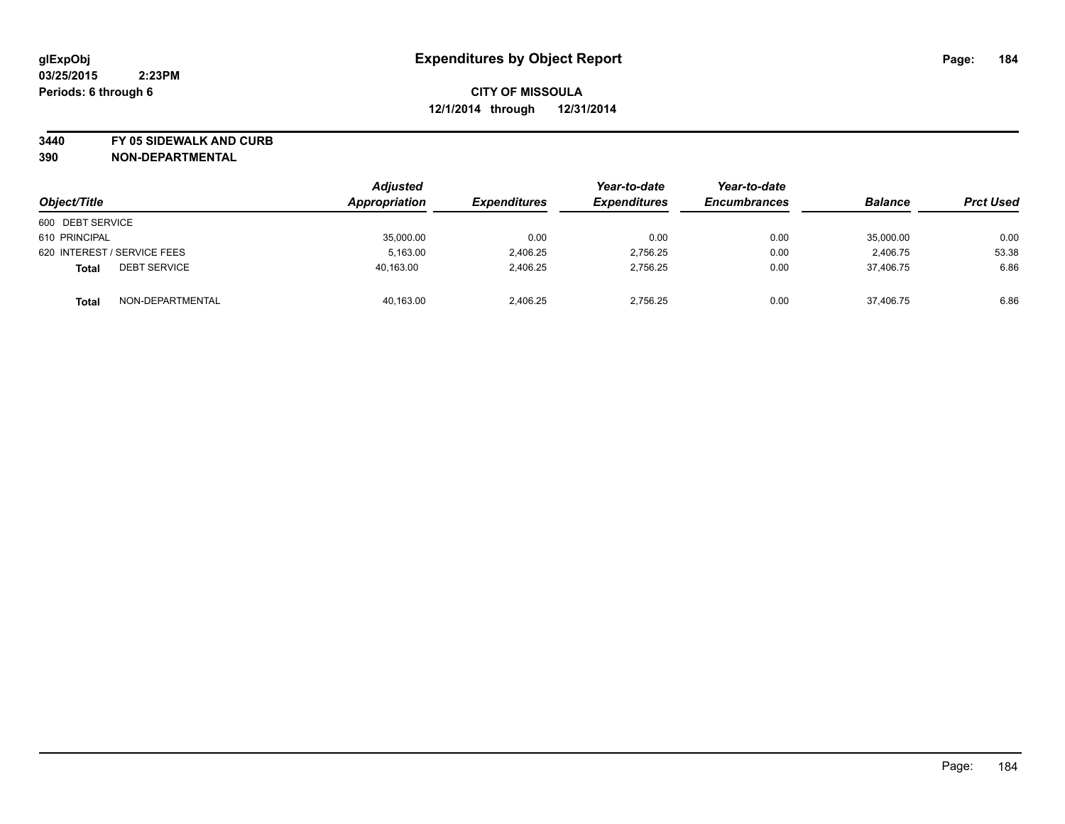# Expenditures by Object Report

glExpObj
03/25/2015 2:23PM
Periods: 6 through 6

**CITY OF MISSOULA**
**12/1/2014 through 12/31/2014**

**3440 FY 05 SIDEWALK AND CURB**
**390 NON-DEPARTMENTAL**

| Object/Title | Adjusted Appropriation | Expenditures | Year-to-date Expenditures | Year-to-date Encumbrances | Balance | Prct Used |
|---|---|---|---|---|---|---|
| 600 DEBT SERVICE | | | | | | |
| 610 PRINCIPAL | 35,000.00 | 0.00 | 0.00 | 0.00 | 35,000.00 | 0.00 |
| 620 INTEREST / SERVICE FEES | 5,163.00 | 2,406.25 | 2,756.25 | 0.00 | 2,406.75 | 53.38 |
| **Total** DEBT SERVICE | 40,163.00 | 2,406.25 | 2,756.25 | 0.00 | 37,406.75 | 6.86 |
| **Total** NON-DEPARTMENTAL | 40,163.00 | 2,406.25 | 2,756.25 | 0.00 | 37,406.75 | 6.86 |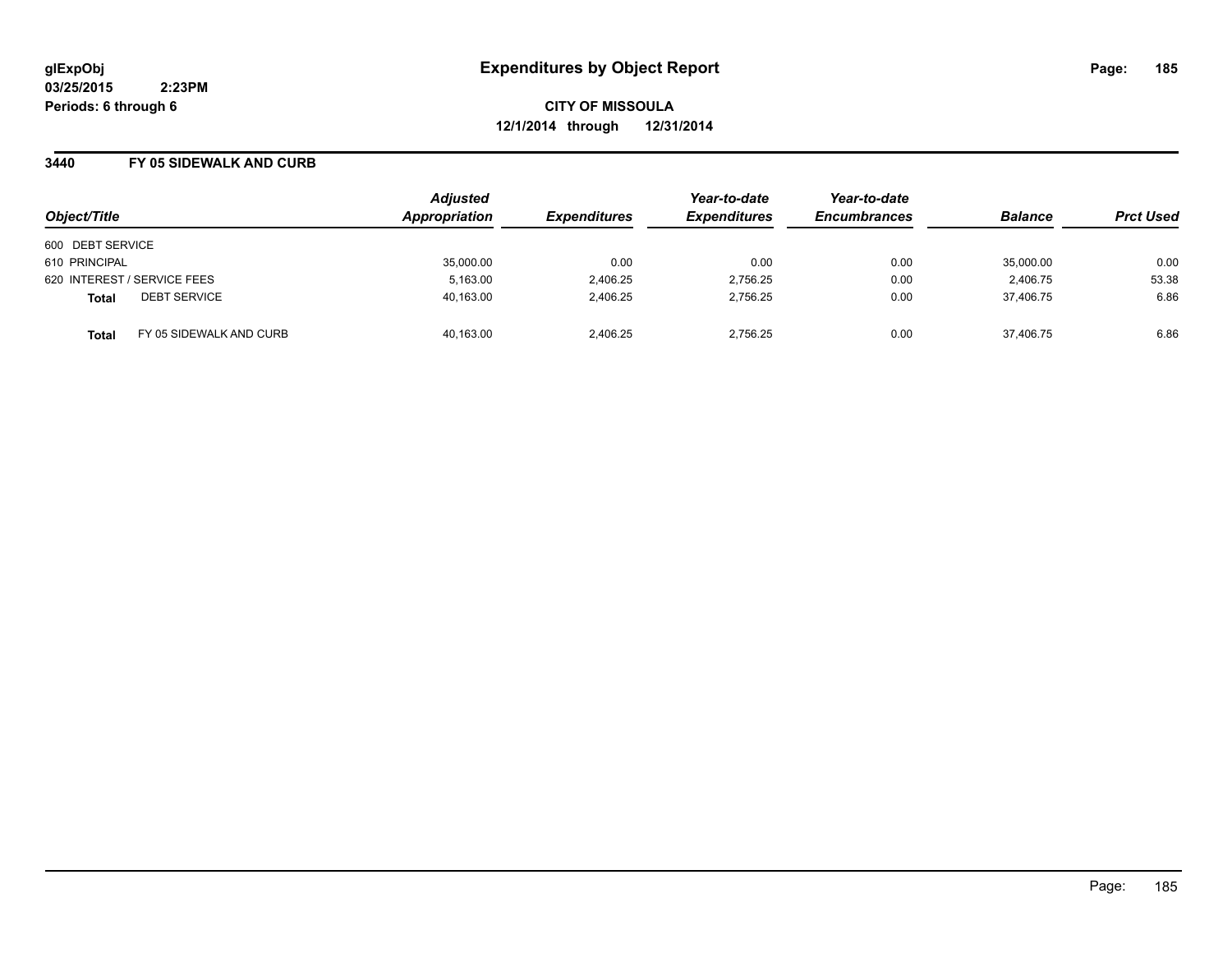glExpObj
03/25/2015 2:23PM
Periods: 6 through 6

# Expenditures by Object Report

**CITY OF MISSOULA**
**12/1/2014 through 12/31/2014**

## 3440 FY 05 SIDEWALK AND CURB

| Object/Title | | Adjusted Appropriation | Expenditures | Year-to-date Expenditures | Year-to-date Encumbrances | Balance | Prct Used |
|---|---|---|---|---|---|---|---|
| 600 DEBT SERVICE | | | | | | | |
| 610 PRINCIPAL | | 35,000.00 | 0.00 | 0.00 | 0.00 | 35,000.00 | 0.00 |
| 620 INTEREST / SERVICE FEES | | 5,163.00 | 2,406.25 | 2,756.25 | 0.00 | 2,406.75 | 53.38 |
| **Total** | DEBT SERVICE | 40,163.00 | 2,406.25 | 2,756.25 | 0.00 | 37,406.75 | 6.86 |
| **Total** | FY 05 SIDEWALK AND CURB | 40,163.00 | 2,406.25 | 2,756.25 | 0.00 | 37,406.75 | 6.86 |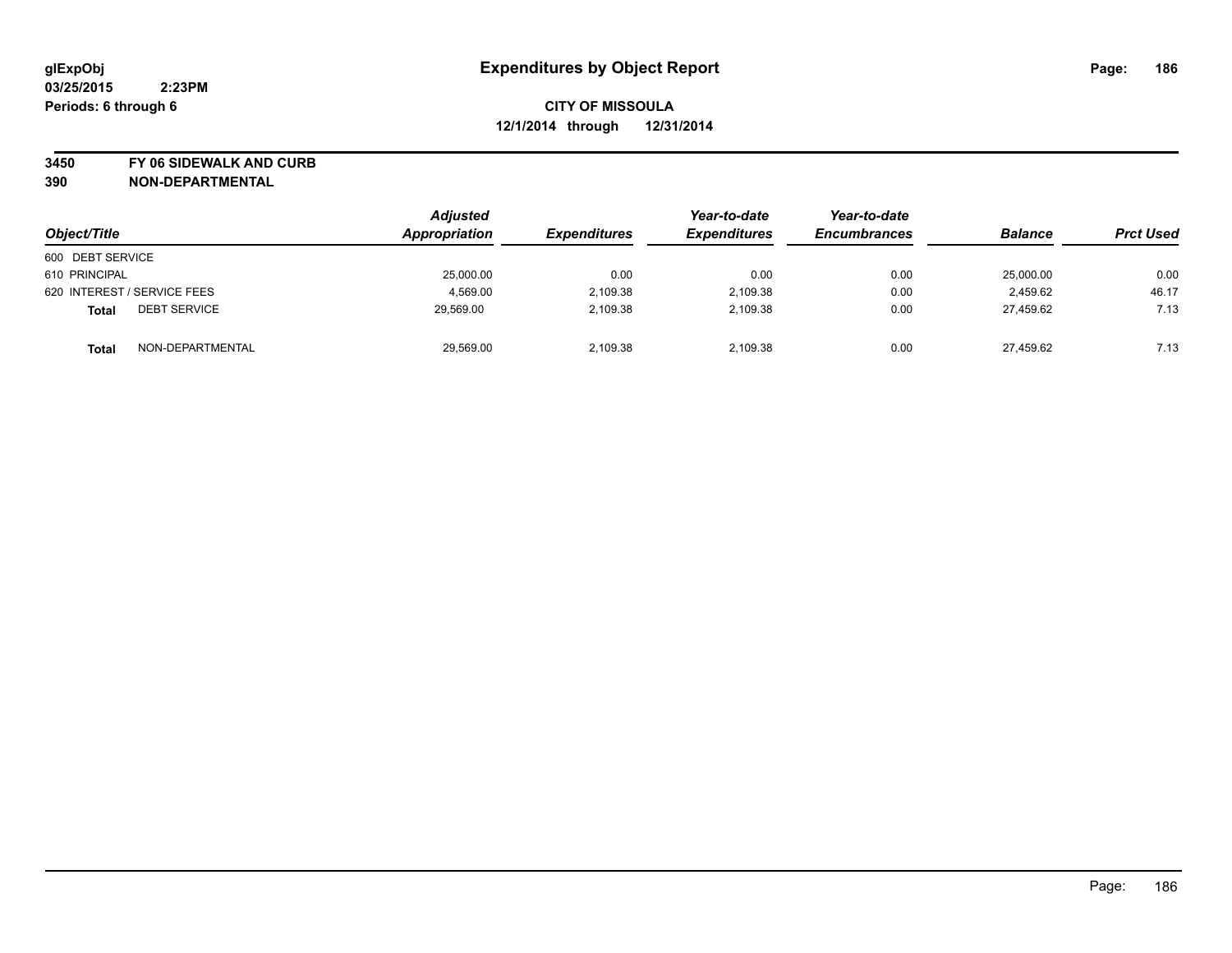**glExpObj**
**03/25/2015 2:23PM**
**Periods: 6 through 6**

# Expenditures by Object Report

**CITY OF MISSOULA**
**12/1/2014 through 12/31/2014**

**3450 FY 06 SIDEWALK AND CURB**
**390 NON-DEPARTMENTAL**

| Object/Title | | Adjusted Appropriation | Expenditures | Year-to-date Expenditures | Year-to-date Encumbrances | Balance | Prct Used |
|---|---|---|---|---|---|---|---|
| 600 DEBT SERVICE | | | | | | | |
| 610 PRINCIPAL | | 25,000.00 | 0.00 | 0.00 | 0.00 | 25,000.00 | 0.00 |
| 620 INTEREST / SERVICE FEES | | 4,569.00 | 2,109.38 | 2,109.38 | 0.00 | 2,459.62 | 46.17 |
| **Total** | DEBT SERVICE | 29,569.00 | 2,109.38 | 2,109.38 | 0.00 | 27,459.62 | 7.13 |
| **Total** | NON-DEPARTMENTAL | 29,569.00 | 2,109.38 | 2,109.38 | 0.00 | 27,459.62 | 7.13 |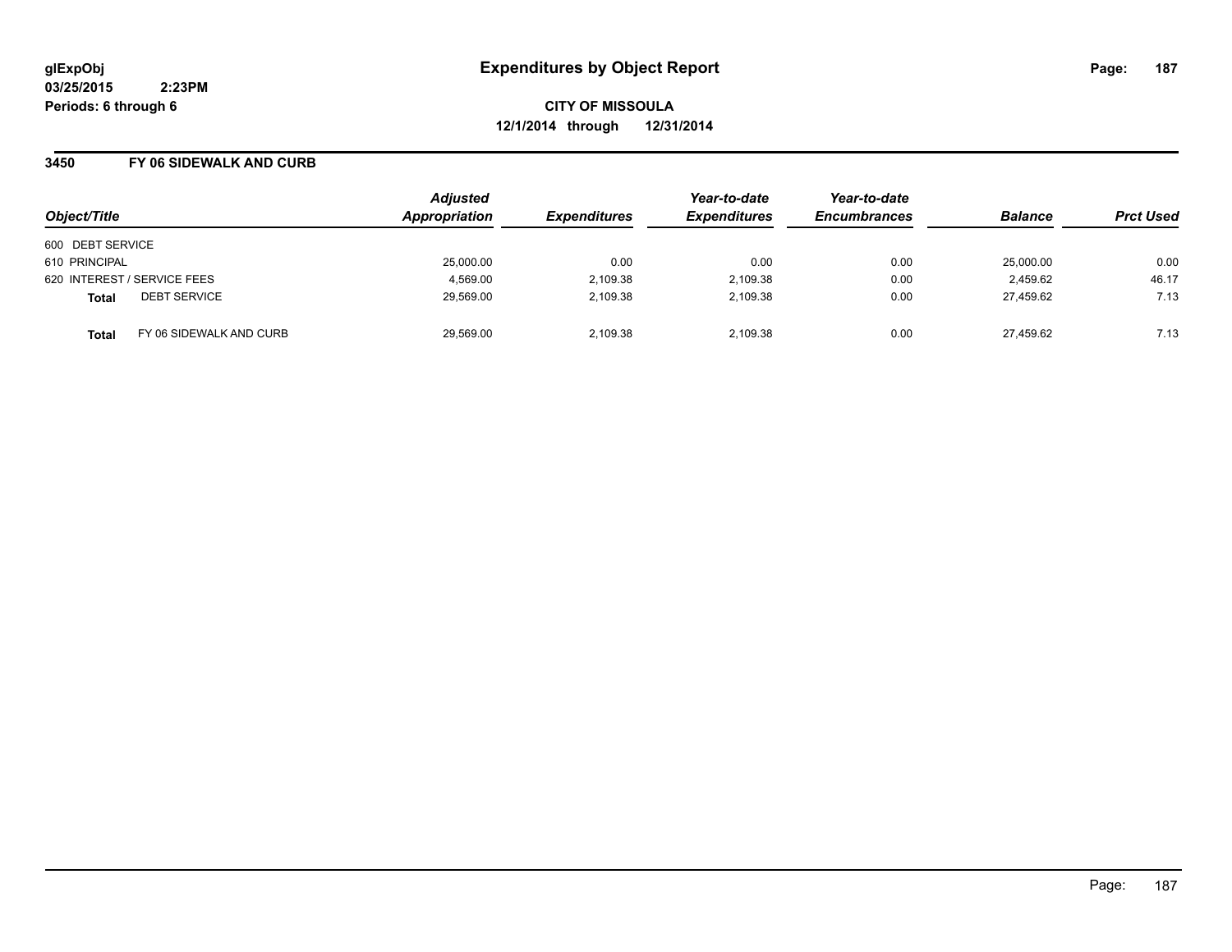glExpObj
03/25/2015 2:23PM
Periods: 6 through 6

# Expenditures by Object Report

**CITY OF MISSOULA**
**12/1/2014 through 12/31/2014**

## 3450 FY 06 SIDEWALK AND CURB

| Object/Title | | Adjusted Appropriation | Expenditures | Year-to-date Expenditures | Year-to-date Encumbrances | Balance | Prct Used |
|---|---|---|---|---|---|---|---|
| 600 DEBT SERVICE | | | | | | | |
| 610 PRINCIPAL | | 25,000.00 | 0.00 | 0.00 | 0.00 | 25,000.00 | 0.00 |
| 620 INTEREST / SERVICE FEES | | 4,569.00 | 2,109.38 | 2,109.38 | 0.00 | 2,459.62 | 46.17 |
| **Total** | DEBT SERVICE | 29,569.00 | 2,109.38 | 2,109.38 | 0.00 | 27,459.62 | 7.13 |
| **Total** | FY 06 SIDEWALK AND CURB | 29,569.00 | 2,109.38 | 2,109.38 | 0.00 | 27,459.62 | 7.13 |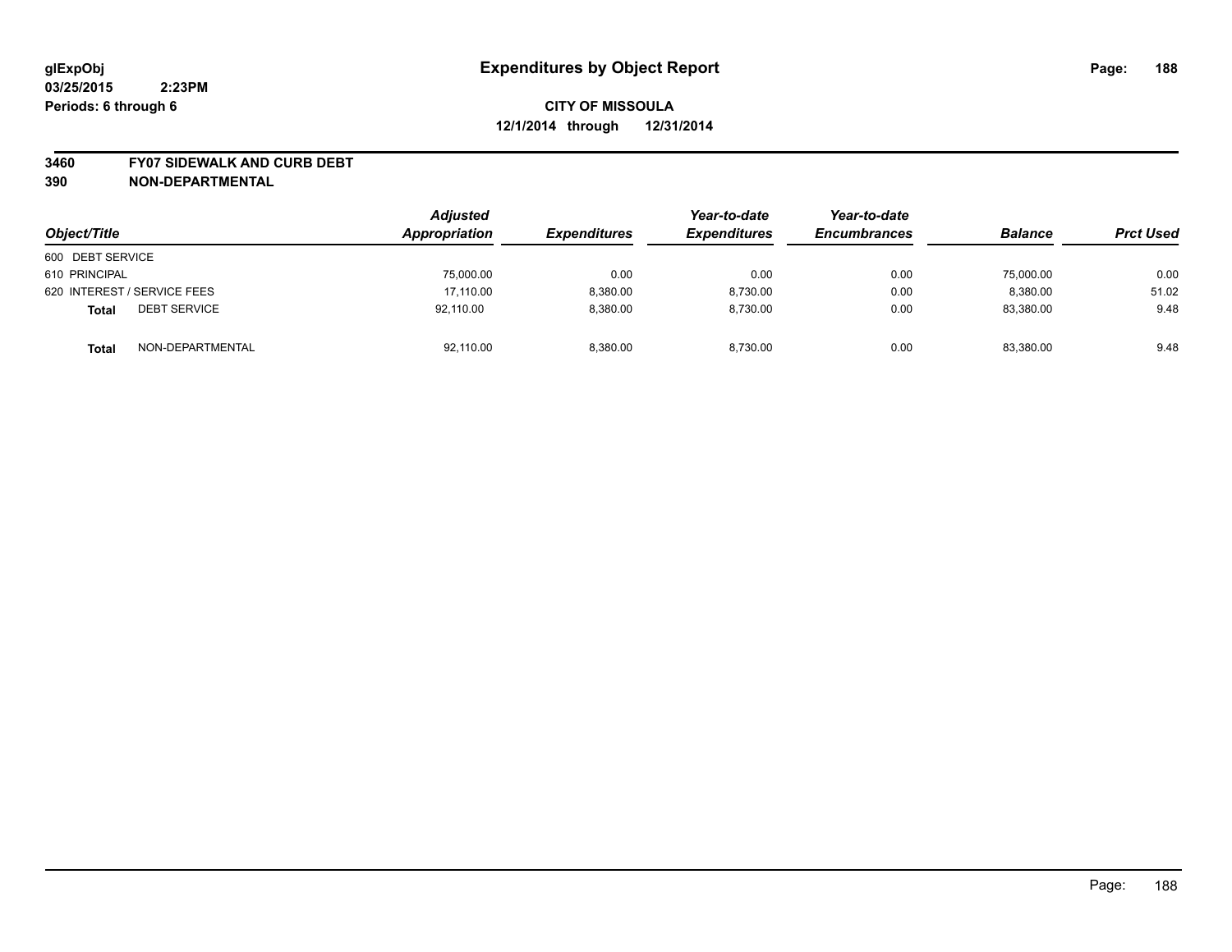# Expenditures by Object Report

glExpObj
03/25/2015 2:23PM
Periods: 6 through 6

**CITY OF MISSOULA**
**12/1/2014 through 12/31/2014**

**3460 FY07 SIDEWALK AND CURB DEBT**
**390 NON-DEPARTMENTAL**

| Object/Title | | Adjusted Appropriation | Expenditures | Year-to-date Expenditures | Year-to-date Encumbrances | Balance | Prct Used |
|---|---|---|---|---|---|---|---|
| 600 DEBT SERVICE | | | | | | | |
| 610 PRINCIPAL | | 75,000.00 | 0.00 | 0.00 | 0.00 | 75,000.00 | 0.00 |
| 620 INTEREST / SERVICE FEES | | 17,110.00 | 8,380.00 | 8,730.00 | 0.00 | 8,380.00 | 51.02 |
| **Total** | DEBT SERVICE | 92,110.00 | 8,380.00 | 8,730.00 | 0.00 | 83,380.00 | 9.48 |
| **Total** | NON-DEPARTMENTAL | 92,110.00 | 8,380.00 | 8,730.00 | 0.00 | 83,380.00 | 9.48 |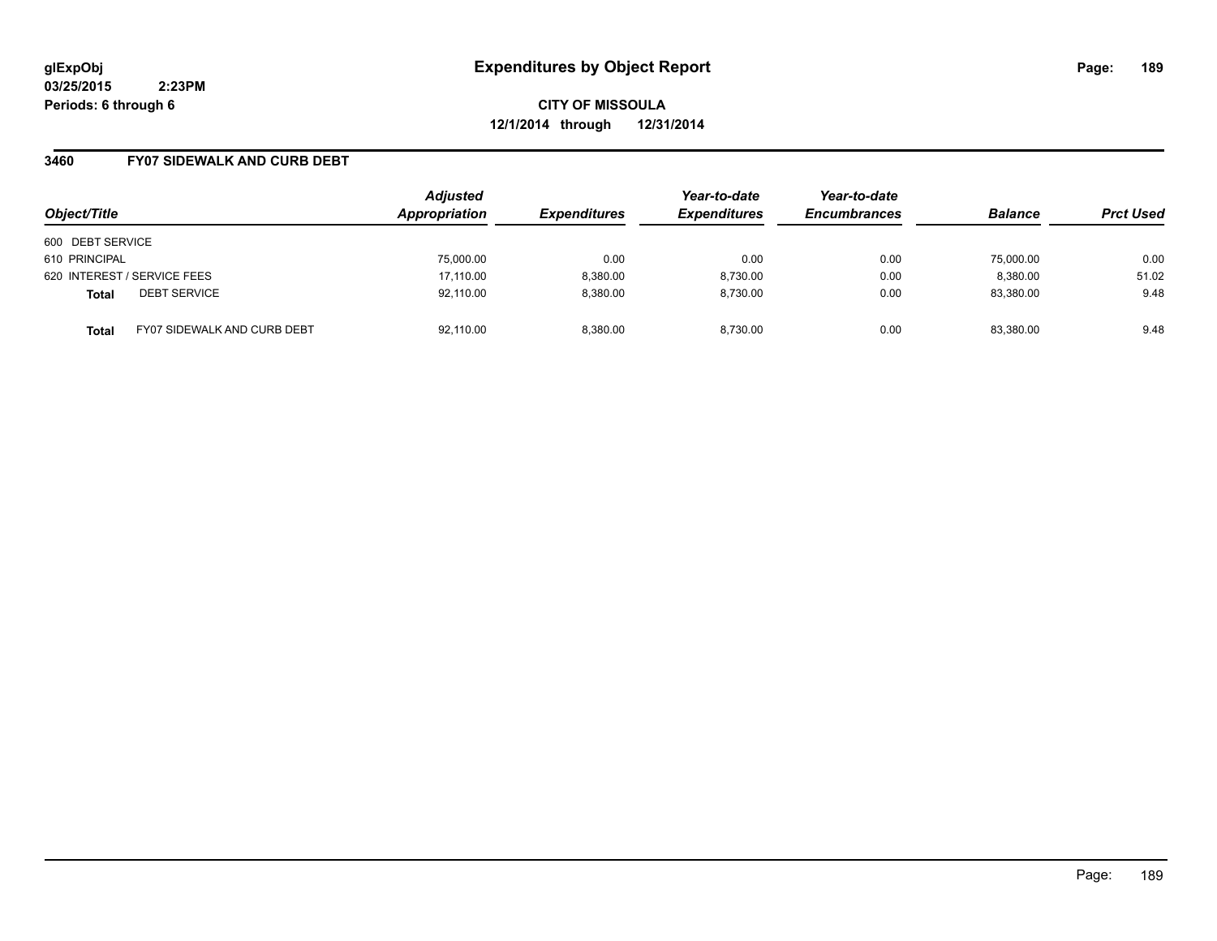# Expenditures by Object Report

glExpObj
03/25/2015 2:23PM
Periods: 6 through 6

**CITY OF MISSOULA**
**12/1/2014 through 12/31/2014**

## 3460 FY07 SIDEWALK AND CURB DEBT

| Object/Title | | Adjusted Appropriation | Expenditures | Year-to-date Expenditures | Year-to-date Encumbrances | Balance | Prct Used |
|---|---|---|---|---|---|---|---|
| 600 DEBT SERVICE | | | | | | | |
| 610 PRINCIPAL | | 75,000.00 | 0.00 | 0.00 | 0.00 | 75,000.00 | 0.00 |
| 620 INTEREST / SERVICE FEES | | 17,110.00 | 8,380.00 | 8,730.00 | 0.00 | 8,380.00 | 51.02 |
| **Total** | DEBT SERVICE | 92,110.00 | 8,380.00 | 8,730.00 | 0.00 | 83,380.00 | 9.48 |
| **Total** | FY07 SIDEWALK AND CURB DEBT | 92,110.00 | 8,380.00 | 8,730.00 | 0.00 | 83,380.00 | 9.48 |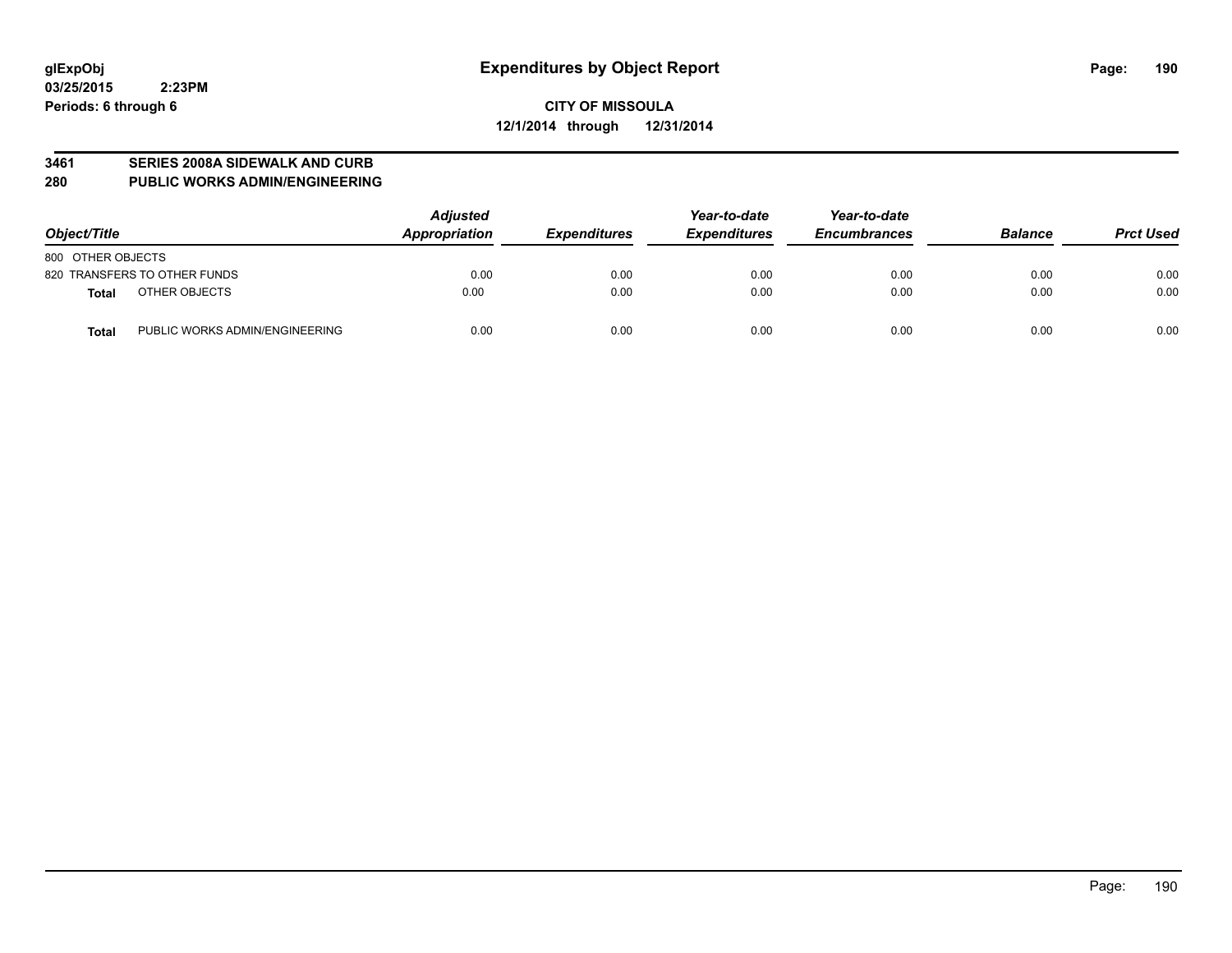**glExpObj**
**03/25/2015 2:23PM**
**Periods: 6 through 6**

# Expenditures by Object Report

**CITY OF MISSOULA**
**12/1/2014 through 12/31/2014**

**3461 SERIES 2008A SIDEWALK AND CURB**
**280 PUBLIC WORKS ADMIN/ENGINEERING**

| Object/Title | | Adjusted Appropriation | Expenditures | Year-to-date Expenditures | Year-to-date Encumbrances | Balance | Prct Used |
|---|---|---|---|---|---|---|---|
| 800 OTHER OBJECTS | | | | | | | |
| 820 TRANSFERS TO OTHER FUNDS | | 0.00 | 0.00 | 0.00 | 0.00 | 0.00 | 0.00 |
| **Total** | OTHER OBJECTS | 0.00 | 0.00 | 0.00 | 0.00 | 0.00 | 0.00 |
| **Total** | PUBLIC WORKS ADMIN/ENGINEERING | 0.00 | 0.00 | 0.00 | 0.00 | 0.00 | 0.00 |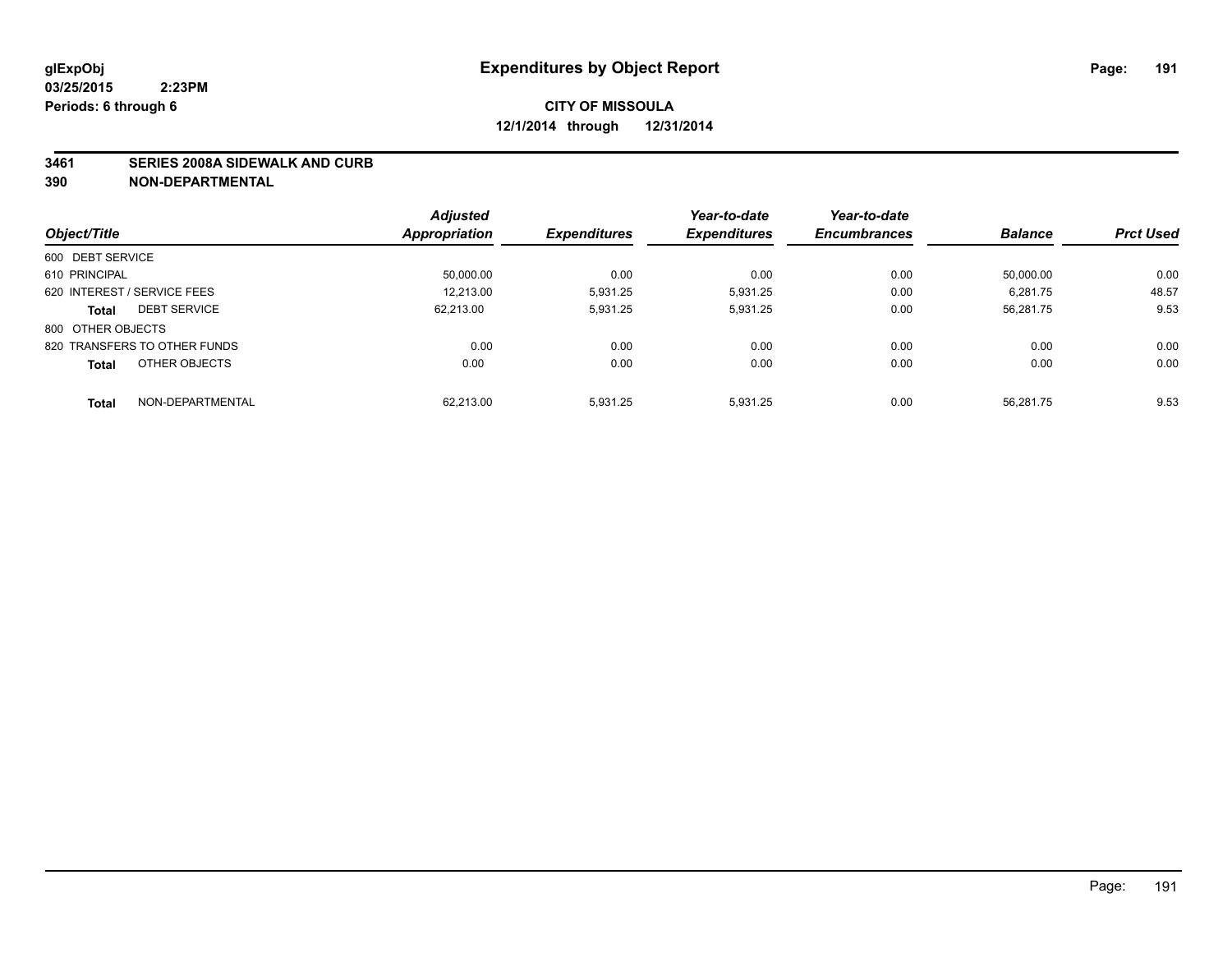glExpObj
03/25/2015 2:23PM
Periods: 6 through 6

# Expenditures by Object Report

**CITY OF MISSOULA**
**12/1/2014 through 12/31/2014**

**3461 SERIES 2008A SIDEWALK AND CURB**
**390 NON-DEPARTMENTAL**

| Object/Title | | Adjusted Appropriation | Expenditures | Year-to-date Expenditures | Year-to-date Encumbrances | Balance | Prct Used |
|---|---|---|---|---|---|---|---|
| 600 DEBT SERVICE | | | | | | | |
| 610 PRINCIPAL | | 50,000.00 | 0.00 | 0.00 | 0.00 | 50,000.00 | 0.00 |
| 620 INTEREST / SERVICE FEES | | 12,213.00 | 5,931.25 | 5,931.25 | 0.00 | 6,281.75 | 48.57 |
| **Total** | DEBT SERVICE | 62,213.00 | 5,931.25 | 5,931.25 | 0.00 | 56,281.75 | 9.53 |
| 800 OTHER OBJECTS | | | | | | | |
| 820 TRANSFERS TO OTHER FUNDS | | 0.00 | 0.00 | 0.00 | 0.00 | 0.00 | 0.00 |
| **Total** | OTHER OBJECTS | 0.00 | 0.00 | 0.00 | 0.00 | 0.00 | 0.00 |
| **Total** | NON-DEPARTMENTAL | 62,213.00 | 5,931.25 | 5,931.25 | 0.00 | 56,281.75 | 9.53 |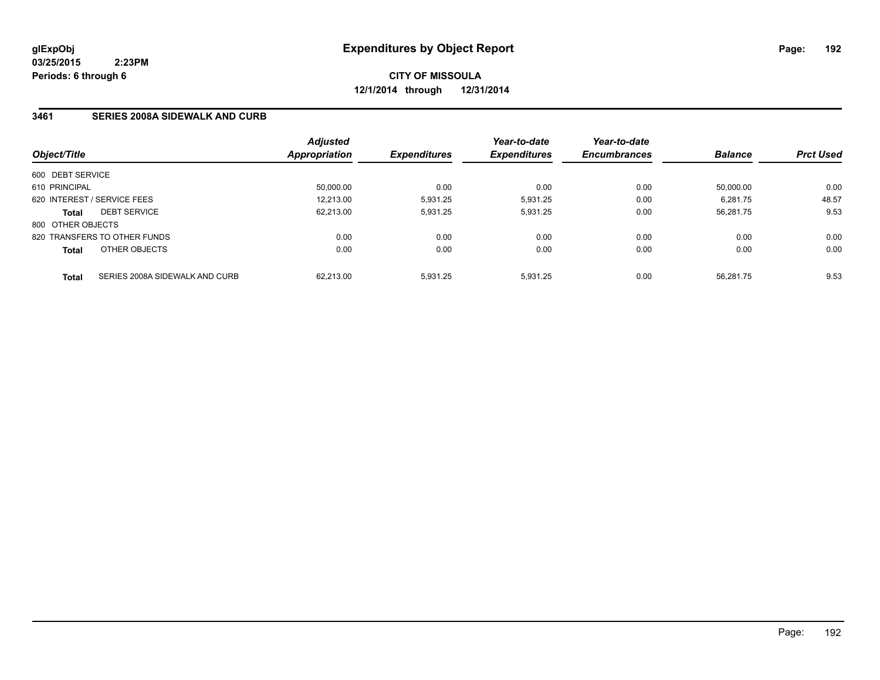**glExpObj** **Expenditures by Object Report**

**03/25/2015 2:23PM**

**Periods: 6 through 6**

**CITY OF MISSOULA**

**12/1/2014 through 12/31/2014**

## 3461 SERIES 2008A SIDEWALK AND CURB

| Object/Title | Adjusted Appropriation | Expenditures | Year-to-date Expenditures | Year-to-date Encumbrances | Balance | Prct Used |
|---|---|---|---|---|---|---|
| 600 DEBT SERVICE | | | | | | |
| 610 PRINCIPAL | 50,000.00 | 0.00 | 0.00 | 0.00 | 50,000.00 | 0.00 |
| 620 INTEREST / SERVICE FEES | 12,213.00 | 5,931.25 | 5,931.25 | 0.00 | 6,281.75 | 48.57 |
| **Total** DEBT SERVICE | 62,213.00 | 5,931.25 | 5,931.25 | 0.00 | 56,281.75 | 9.53 |
| 800 OTHER OBJECTS | | | | | | |
| 820 TRANSFERS TO OTHER FUNDS | 0.00 | 0.00 | 0.00 | 0.00 | 0.00 | 0.00 |
| **Total** OTHER OBJECTS | 0.00 | 0.00 | 0.00 | 0.00 | 0.00 | 0.00 |
| **Total** SERIES 2008A SIDEWALK AND CURB | 62,213.00 | 5,931.25 | 5,931.25 | 0.00 | 56,281.75 | 9.53 |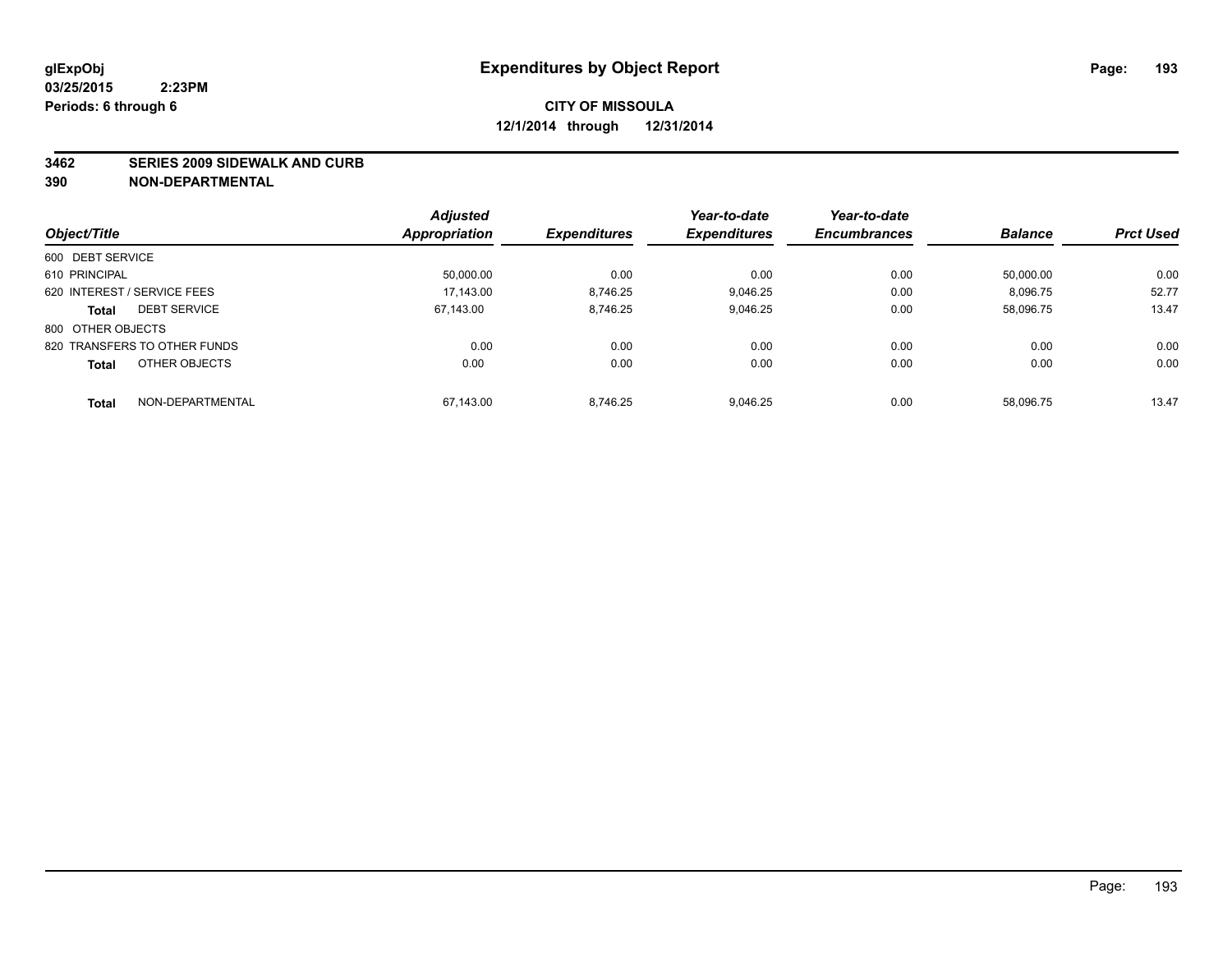**glExpObj** **Expenditures by Object Report**

**03/25/2015 2:23PM**

**Periods: 6 through 6**

**CITY OF MISSOULA**

**12/1/2014 through 12/31/2014**

**3462 SERIES 2009 SIDEWALK AND CURB**

**390 NON-DEPARTMENTAL**

| Object/Title | Adjusted Appropriation | Expenditures | Year-to-date Expenditures | Year-to-date Encumbrances | Balance | Prct Used |
|---|---|---|---|---|---|---|
| 600 DEBT SERVICE | | | | | | |
| 610 PRINCIPAL | 50,000.00 | 0.00 | 0.00 | 0.00 | 50,000.00 | 0.00 |
| 620 INTEREST / SERVICE FEES | 17,143.00 | 8,746.25 | 9,046.25 | 0.00 | 8,096.75 | 52.77 |
| **Total** DEBT SERVICE | 67,143.00 | 8,746.25 | 9,046.25 | 0.00 | 58,096.75 | 13.47 |
| 800 OTHER OBJECTS | | | | | | |
| 820 TRANSFERS TO OTHER FUNDS | 0.00 | 0.00 | 0.00 | 0.00 | 0.00 | 0.00 |
| **Total** OTHER OBJECTS | 0.00 | 0.00 | 0.00 | 0.00 | 0.00 | 0.00 |
| **Total** NON-DEPARTMENTAL | 67,143.00 | 8,746.25 | 9,046.25 | 0.00 | 58,096.75 | 13.47 |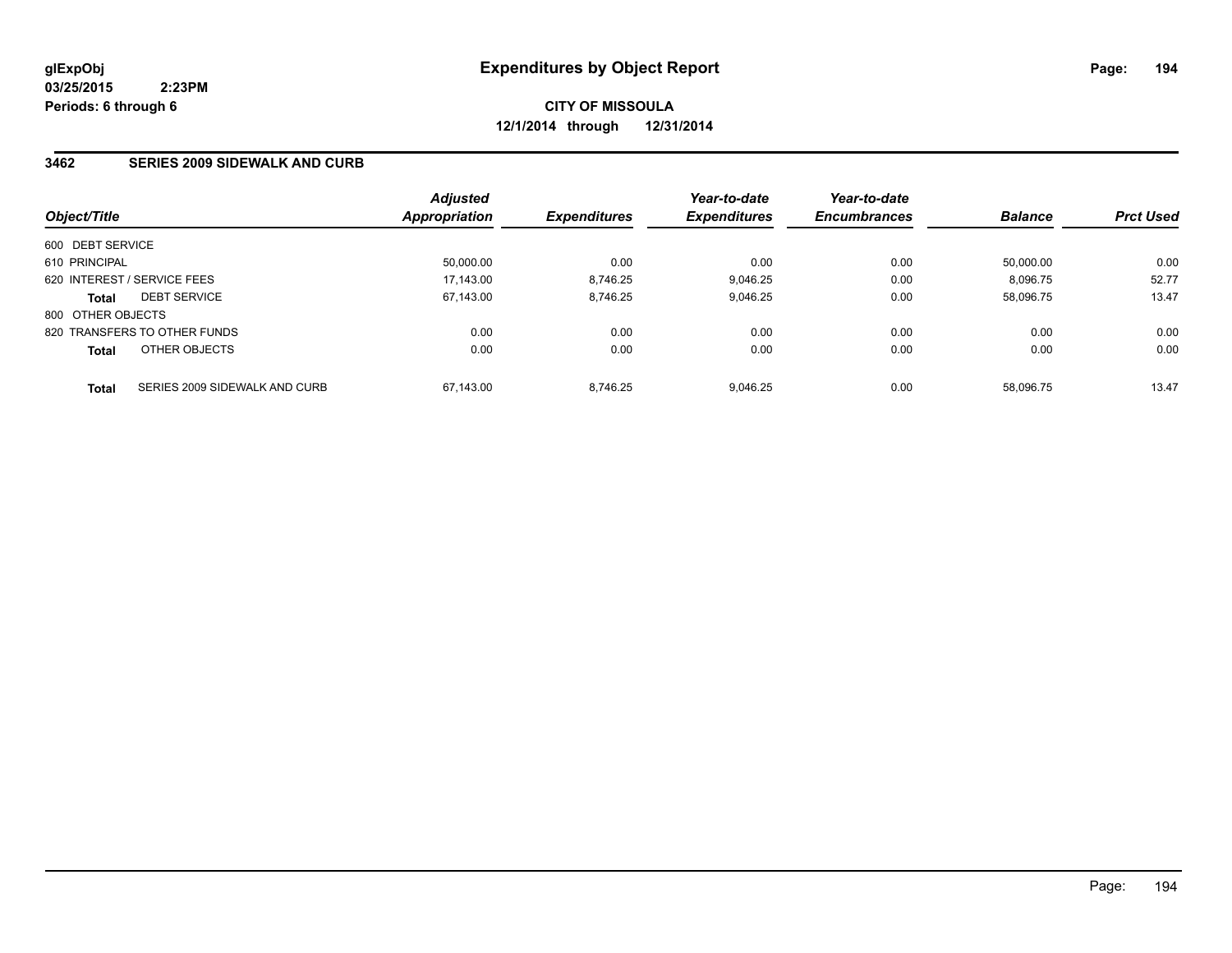glExpObj
03/25/2015 2:23PM
Periods: 6 through 6

# Expenditures by Object Report

**CITY OF MISSOULA**
**12/1/2014 through 12/31/2014**

## 3462 SERIES 2009 SIDEWALK AND CURB

| Object/Title | | Adjusted Appropriation | Expenditures | Year-to-date Expenditures | Year-to-date Encumbrances | Balance | Prct Used |
|---|---|---|---|---|---|---|---|
| 600 DEBT SERVICE | | | | | | | |
| 610 PRINCIPAL | | 50,000.00 | 0.00 | 0.00 | 0.00 | 50,000.00 | 0.00 |
| 620 INTEREST / SERVICE FEES | | 17,143.00 | 8,746.25 | 9,046.25 | 0.00 | 8,096.75 | 52.77 |
| **Total** | DEBT SERVICE | 67,143.00 | 8,746.25 | 9,046.25 | 0.00 | 58,096.75 | 13.47 |
| 800 OTHER OBJECTS | | | | | | | |
| 820 TRANSFERS TO OTHER FUNDS | | 0.00 | 0.00 | 0.00 | 0.00 | 0.00 | 0.00 |
| **Total** | OTHER OBJECTS | 0.00 | 0.00 | 0.00 | 0.00 | 0.00 | 0.00 |
| **Total** | SERIES 2009 SIDEWALK AND CURB | 67,143.00 | 8,746.25 | 9,046.25 | 0.00 | 58,096.75 | 13.47 |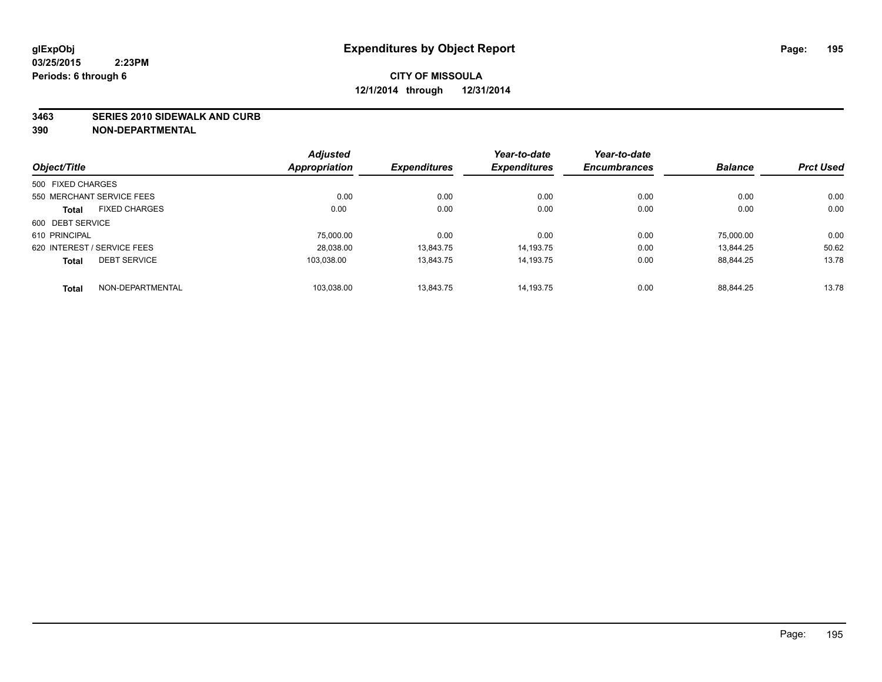# Expenditures by Object Report

glExpObj
03/25/2015 2:23PM
Periods: 6 through 6

**CITY OF MISSOULA**
**12/1/2014 through 12/31/2014**

**3463 SERIES 2010 SIDEWALK AND CURB**
**390 NON-DEPARTMENTAL**

| Object/Title | Adjusted Appropriation | Expenditures | Year-to-date Expenditures | Year-to-date Encumbrances | Balance | Prct Used |
|---|---|---|---|---|---|---|
| 500 FIXED CHARGES | | | | | | |
| 550 MERCHANT SERVICE FEES | 0.00 | 0.00 | 0.00 | 0.00 | 0.00 | 0.00 |
| **Total** FIXED CHARGES | 0.00 | 0.00 | 0.00 | 0.00 | 0.00 | 0.00 |
| 600 DEBT SERVICE | | | | | | |
| 610 PRINCIPAL | 75,000.00 | 0.00 | 0.00 | 0.00 | 75,000.00 | 0.00 |
| 620 INTEREST / SERVICE FEES | 28,038.00 | 13,843.75 | 14,193.75 | 0.00 | 13,844.25 | 50.62 |
| **Total** DEBT SERVICE | 103,038.00 | 13,843.75 | 14,193.75 | 0.00 | 88,844.25 | 13.78 |
| **Total** NON-DEPARTMENTAL | 103,038.00 | 13,843.75 | 14,193.75 | 0.00 | 88,844.25 | 13.78 |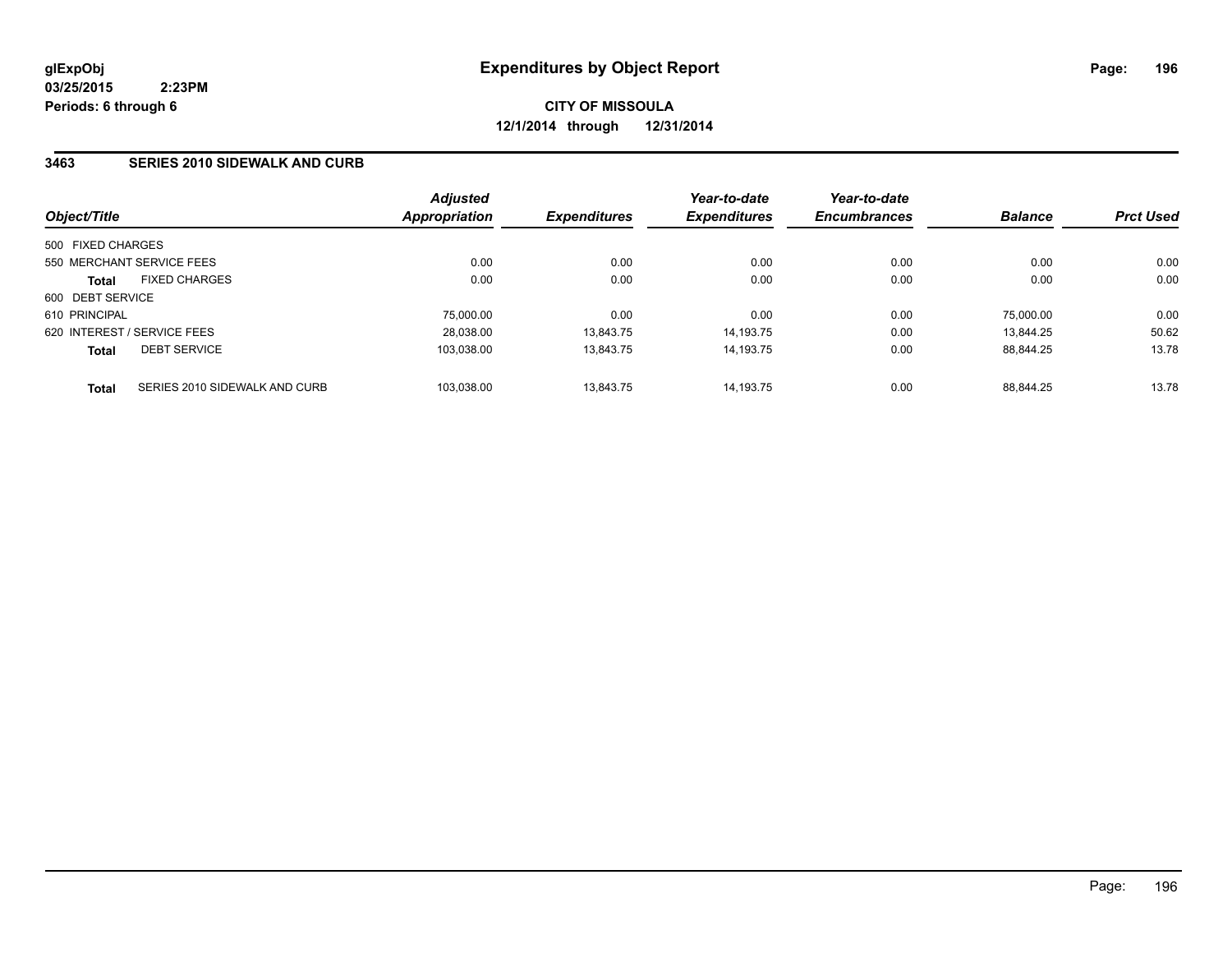**glExpObj**
**03/25/2015 2:23PM**
**Periods: 6 through 6**

# Expenditures by Object Report

**CITY OF MISSOULA**
**12/1/2014 through 12/31/2014**

## 3463 SERIES 2010 SIDEWALK AND CURB

| Object/Title | Adjusted Appropriation | Expenditures | Year-to-date Expenditures | Year-to-date Encumbrances | Balance | Prct Used |
|---|---|---|---|---|---|---|
| 500 FIXED CHARGES | | | | | | |
| 550 MERCHANT SERVICE FEES | 0.00 | 0.00 | 0.00 | 0.00 | 0.00 | 0.00 |
| **Total** FIXED CHARGES | 0.00 | 0.00 | 0.00 | 0.00 | 0.00 | 0.00 |
| 600 DEBT SERVICE | | | | | | |
| 610 PRINCIPAL | 75,000.00 | 0.00 | 0.00 | 0.00 | 75,000.00 | 0.00 |
| 620 INTEREST / SERVICE FEES | 28,038.00 | 13,843.75 | 14,193.75 | 0.00 | 13,844.25 | 50.62 |
| **Total** DEBT SERVICE | 103,038.00 | 13,843.75 | 14,193.75 | 0.00 | 88,844.25 | 13.78 |
| **Total** SERIES 2010 SIDEWALK AND CURB | 103,038.00 | 13,843.75 | 14,193.75 | 0.00 | 88,844.25 | 13.78 |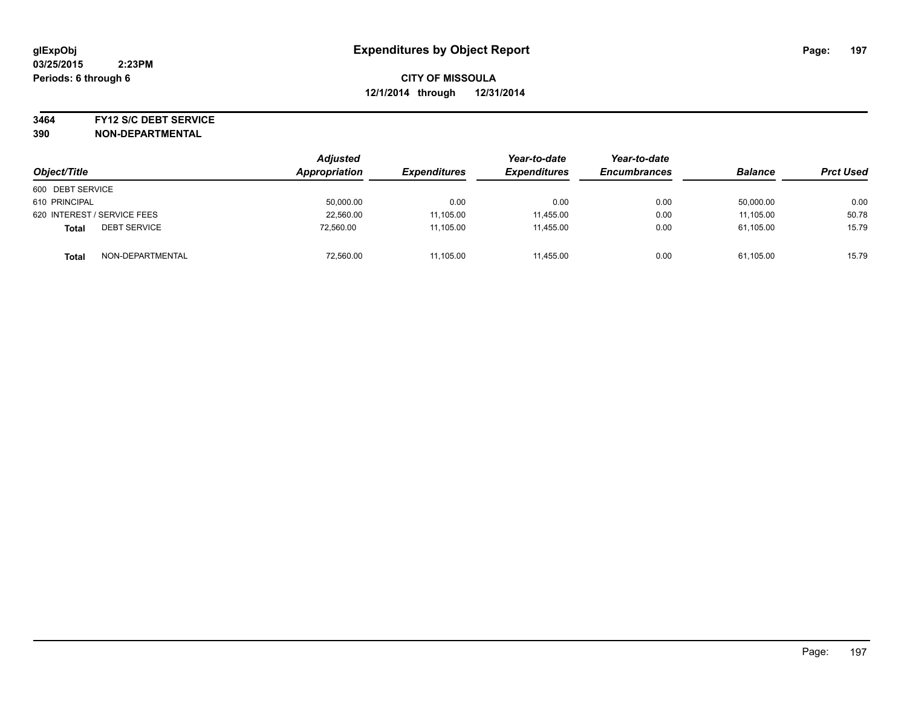glExpObj
03/25/2015 2:23PM
Periods: 6 through 6

# Expenditures by Object Report

**CITY OF MISSOULA**
**12/1/2014 through 12/31/2014**

**3464 FY12 S/C DEBT SERVICE**
**390 NON-DEPARTMENTAL**

| Object/Title | | Adjusted Appropriation | Expenditures | Year-to-date Expenditures | Year-to-date Encumbrances | Balance | Prct Used |
|---|---|---|---|---|---|---|---|
| 600 DEBT SERVICE | | | | | | | |
| 610 PRINCIPAL | | 50,000.00 | 0.00 | 0.00 | 0.00 | 50,000.00 | 0.00 |
| 620 INTEREST / SERVICE FEES | | 22,560.00 | 11,105.00 | 11,455.00 | 0.00 | 11,105.00 | 50.78 |
| **Total** | DEBT SERVICE | 72,560.00 | 11,105.00 | 11,455.00 | 0.00 | 61,105.00 | 15.79 |
| **Total** | NON-DEPARTMENTAL | 72,560.00 | 11,105.00 | 11,455.00 | 0.00 | 61,105.00 | 15.79 |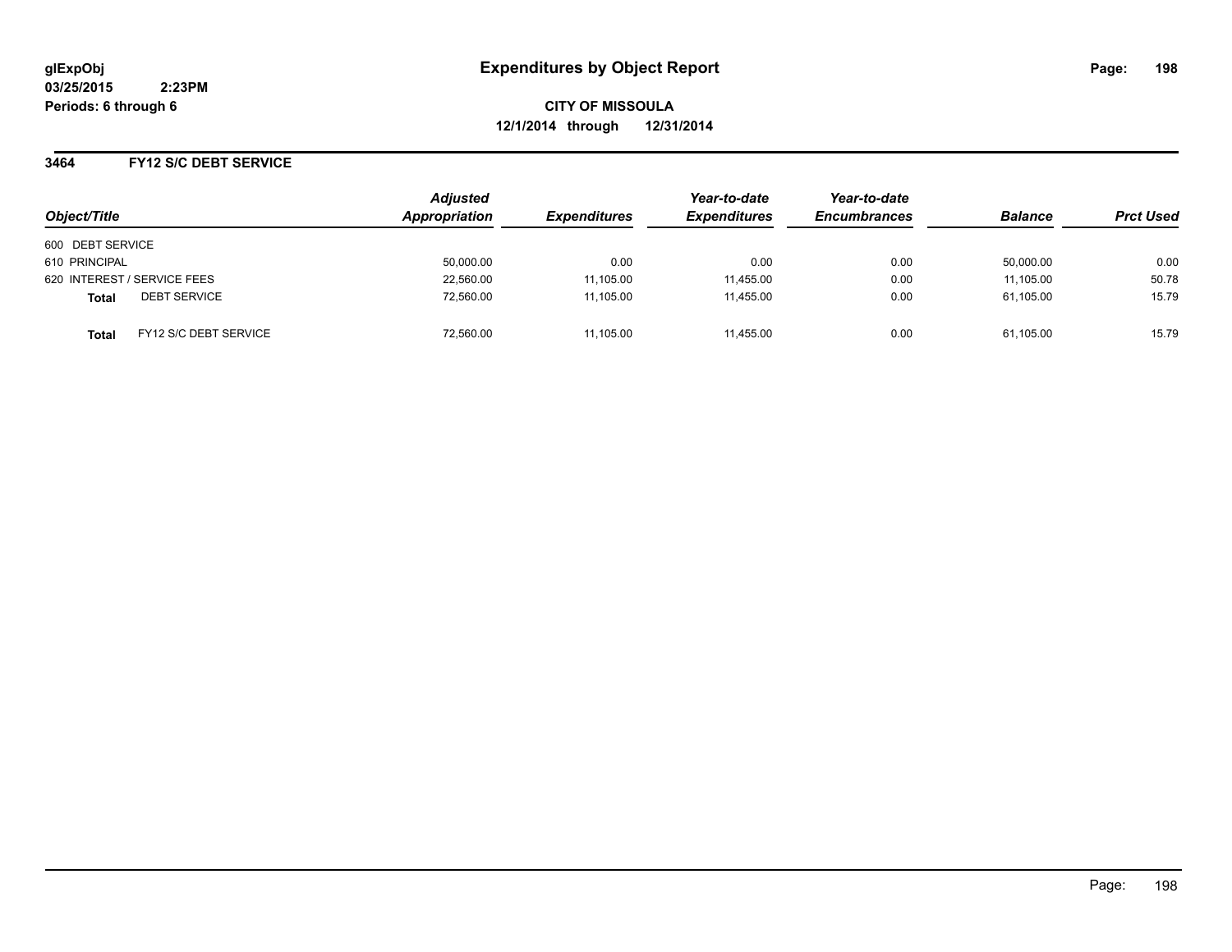# Expenditures by Object Report

glExpObj
03/25/2015 2:23PM
Periods: 6 through 6

**CITY OF MISSOULA**
**12/1/2014 through 12/31/2014**

## 3464 FY12 S/C DEBT SERVICE

| Object/Title | Adjusted Appropriation | Expenditures | Year-to-date Expenditures | Year-to-date Encumbrances | Balance | Prct Used |
|---|---|---|---|---|---|---|
| 600 DEBT SERVICE | | | | | | |
| 610 PRINCIPAL | 50,000.00 | 0.00 | 0.00 | 0.00 | 50,000.00 | 0.00 |
| 620 INTEREST / SERVICE FEES | 22,560.00 | 11,105.00 | 11,455.00 | 0.00 | 11,105.00 | 50.78 |
| **Total** DEBT SERVICE | 72,560.00 | 11,105.00 | 11,455.00 | 0.00 | 61,105.00 | 15.79 |
| **Total** FY12 S/C DEBT SERVICE | 72,560.00 | 11,105.00 | 11,455.00 | 0.00 | 61,105.00 | 15.79 |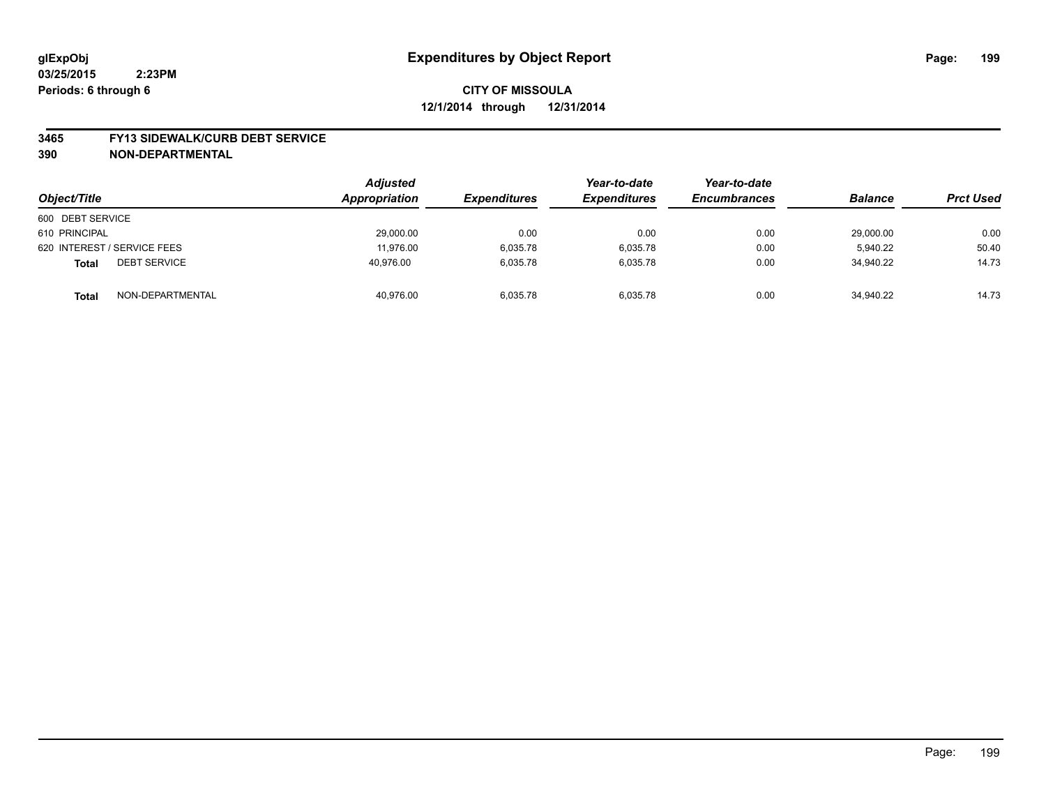**glExpObj**
**03/25/2015 2:23PM**
**Periods: 6 through 6**

# Expenditures by Object Report

**CITY OF MISSOULA**
**12/1/2014 through 12/31/2014**

**3465 FY13 SIDEWALK/CURB DEBT SERVICE**
**390 NON-DEPARTMENTAL**

| Object/Title | Adjusted Appropriation | Expenditures | Year-to-date Expenditures | Year-to-date Encumbrances | Balance | Prct Used |
|---|---|---|---|---|---|---|
| 600 DEBT SERVICE | | | | | | |
| 610 PRINCIPAL | 29,000.00 | 0.00 | 0.00 | 0.00 | 29,000.00 | 0.00 |
| 620 INTEREST / SERVICE FEES | 11,976.00 | 6,035.78 | 6,035.78 | 0.00 | 5,940.22 | 50.40 |
| **Total** DEBT SERVICE | 40,976.00 | 6,035.78 | 6,035.78 | 0.00 | 34,940.22 | 14.73 |
| **Total** NON-DEPARTMENTAL | 40,976.00 | 6,035.78 | 6,035.78 | 0.00 | 34,940.22 | 14.73 |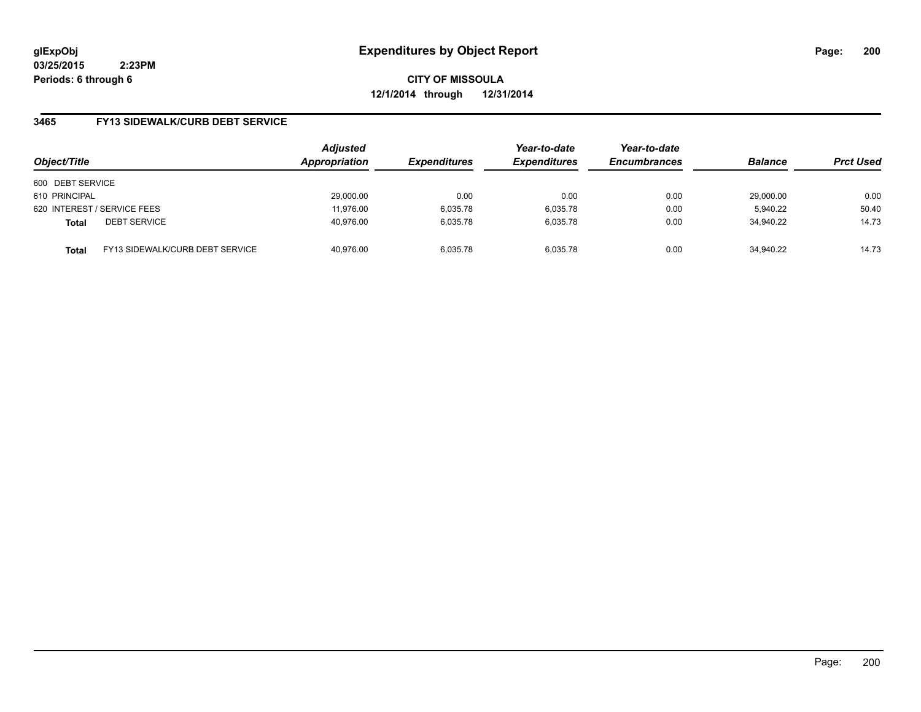**glExpObj**
**03/25/2015 2:23PM**
**Periods: 6 through 6**

# Expenditures by Object Report

**CITY OF MISSOULA**
**12/1/2014 through 12/31/2014**

## 3465 FY13 SIDEWALK/CURB DEBT SERVICE

| Object/Title | | Adjusted Appropriation | Expenditures | Year-to-date Expenditures | Year-to-date Encumbrances | Balance | Prct Used |
|---|---|---|---|---|---|---|---|
| 600 DEBT SERVICE | | | | | | | |
| 610 PRINCIPAL | | 29,000.00 | 0.00 | 0.00 | 0.00 | 29,000.00 | 0.00 |
| 620 INTEREST / SERVICE FEES | | 11,976.00 | 6,035.78 | 6,035.78 | 0.00 | 5,940.22 | 50.40 |
| **Total** | DEBT SERVICE | 40,976.00 | 6,035.78 | 6,035.78 | 0.00 | 34,940.22 | 14.73 |
| **Total** | FY13 SIDEWALK/CURB DEBT SERVICE | 40,976.00 | 6,035.78 | 6,035.78 | 0.00 | 34,940.22 | 14.73 |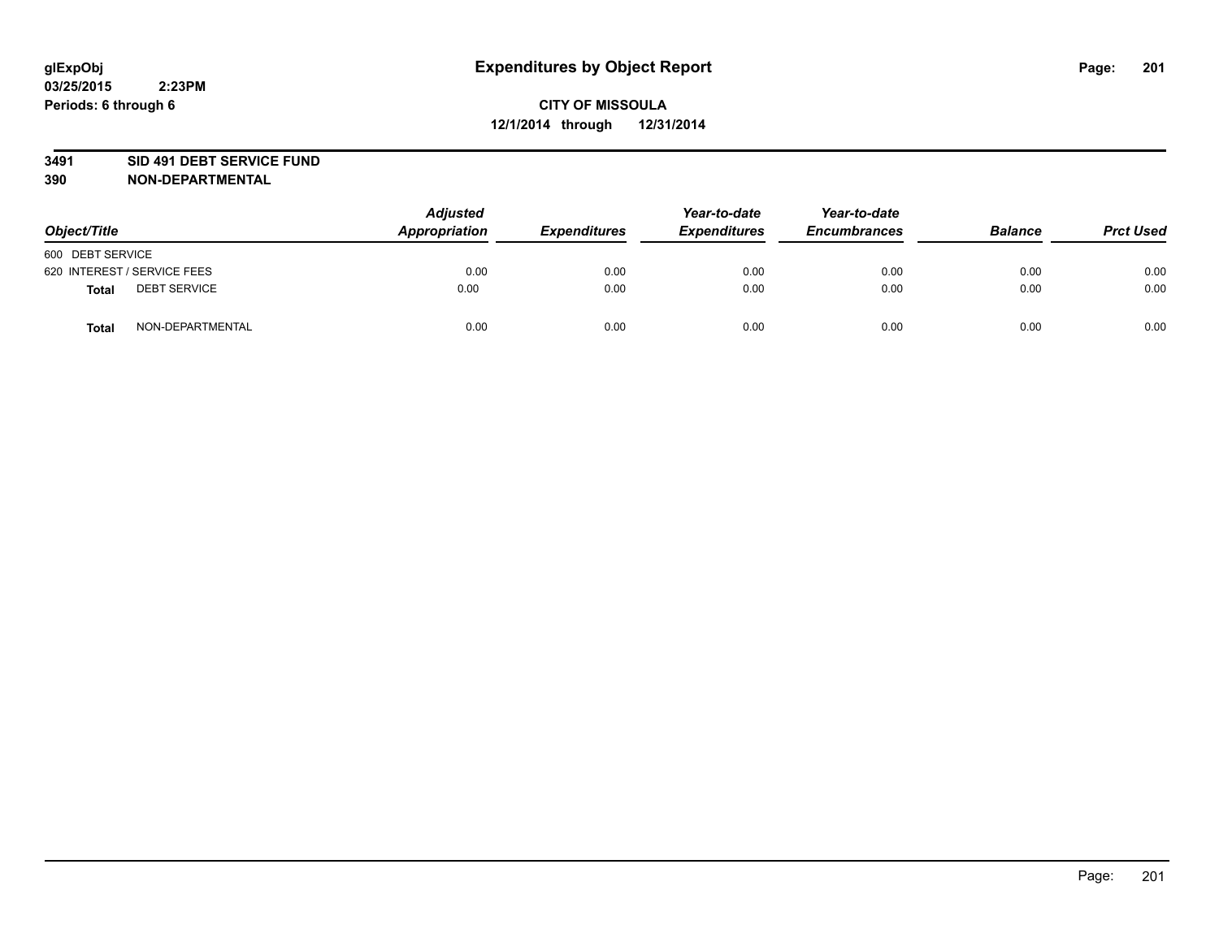glExpObj
03/25/2015 2:23PM
Periods: 6 through 6

# Expenditures by Object Report

**CITY OF MISSOULA**
**12/1/2014 through 12/31/2014**

**3491 SID 491 DEBT SERVICE FUND**
**390 NON-DEPARTMENTAL**

| Object/Title | | Adjusted Appropriation | Expenditures | Year-to-date Expenditures | Year-to-date Encumbrances | Balance | Prct Used |
|---|---|---|---|---|---|---|---|
| 600 DEBT SERVICE | | | | | | | |
| 620 INTEREST / SERVICE FEES | | 0.00 | 0.00 | 0.00 | 0.00 | 0.00 | 0.00 |
| **Total** | DEBT SERVICE | 0.00 | 0.00 | 0.00 | 0.00 | 0.00 | 0.00 |
| **Total** | NON-DEPARTMENTAL | 0.00 | 0.00 | 0.00 | 0.00 | 0.00 | 0.00 |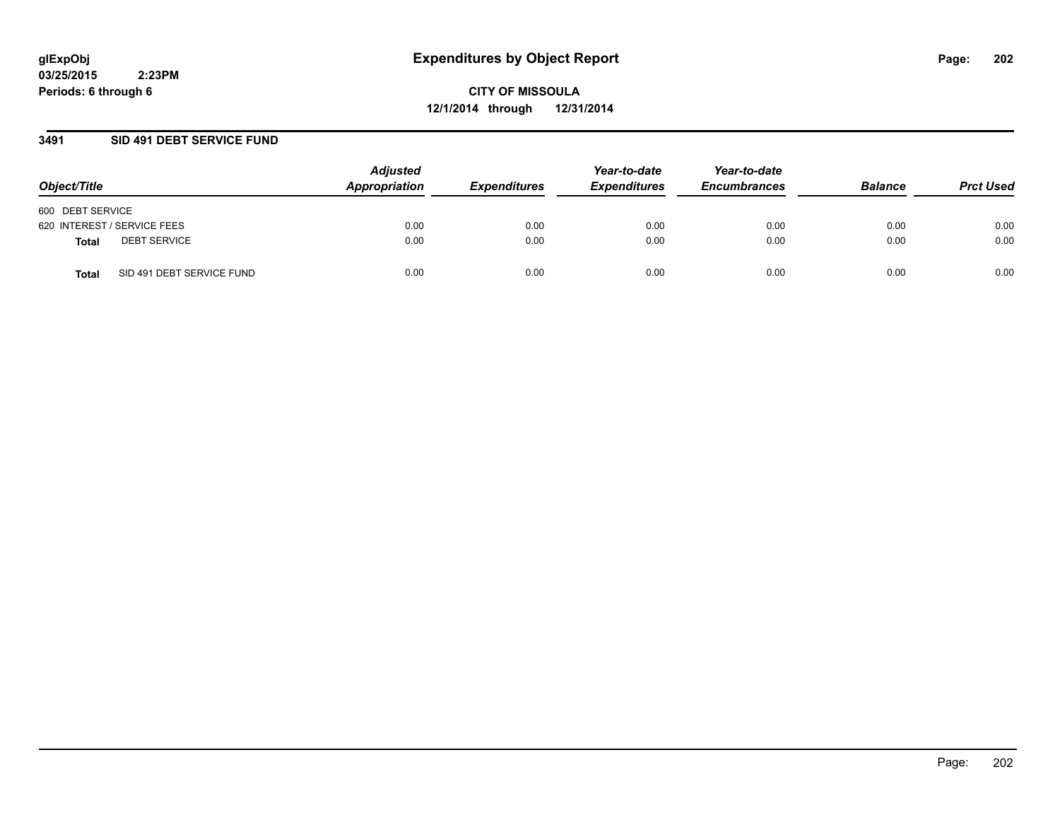# Expenditures by Object Report

glExpObj
03/25/2015 2:23PM
Periods: 6 through 6

**CITY OF MISSOULA**
**12/1/2014 through 12/31/2014**

## 3491 SID 491 DEBT SERVICE FUND

| Object/Title | | Adjusted Appropriation | Expenditures | Year-to-date Expenditures | Year-to-date Encumbrances | Balance | Prct Used |
|---|---|---|---|---|---|---|---|
| 600 DEBT SERVICE | | | | | | | |
| 620 INTEREST / SERVICE FEES | | 0.00 | 0.00 | 0.00 | 0.00 | 0.00 | 0.00 |
| **Total** | DEBT SERVICE | 0.00 | 0.00 | 0.00 | 0.00 | 0.00 | 0.00 |
| **Total** | SID 491 DEBT SERVICE FUND | 0.00 | 0.00 | 0.00 | 0.00 | 0.00 | 0.00 |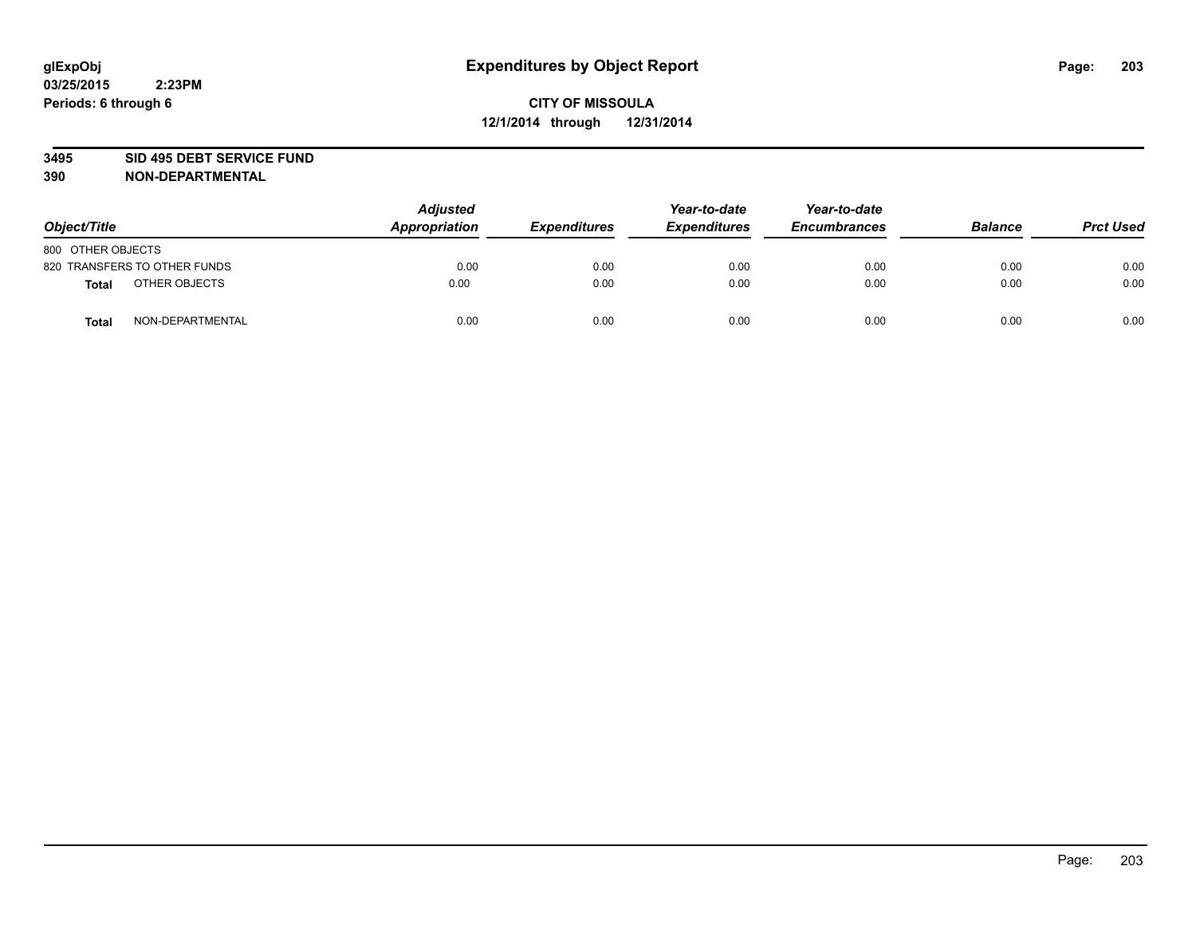# Expenditures by Object Report

**CITY OF MISSOULA**
**12/1/2014 through 12/31/2014**

glExpObj
03/25/2015 2:23PM
Periods: 6 through 6

**3495 SID 495 DEBT SERVICE FUND**
**390 NON-DEPARTMENTAL**

| Object/Title | Adjusted Appropriation | Expenditures | Year-to-date Expenditures | Year-to-date Encumbrances | Balance | Prct Used |
|---|---|---|---|---|---|---|
| 800 OTHER OBJECTS | | | | | | |
| 820 TRANSFERS TO OTHER FUNDS | 0.00 | 0.00 | 0.00 | 0.00 | 0.00 | 0.00 |
| **Total** OTHER OBJECTS | 0.00 | 0.00 | 0.00 | 0.00 | 0.00 | 0.00 |
| **Total** NON-DEPARTMENTAL | 0.00 | 0.00 | 0.00 | 0.00 | 0.00 | 0.00 |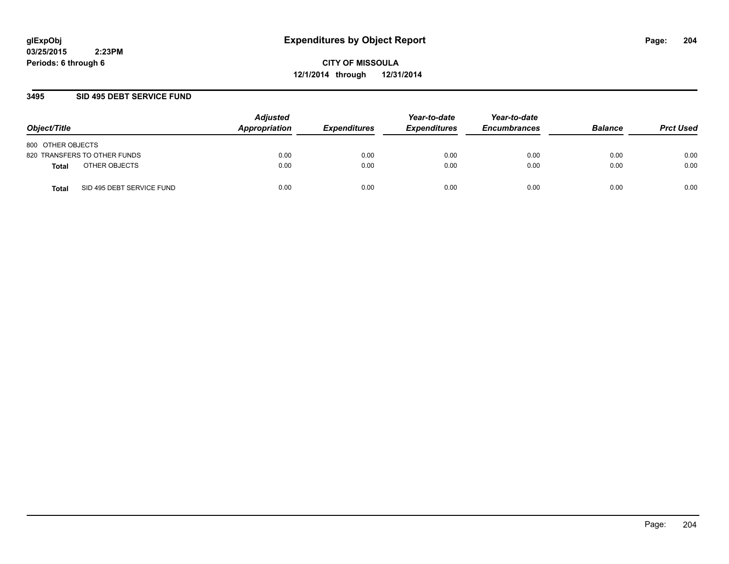glExpObj
03/25/2015 2:23PM
Periods: 6 through 6

# Expenditures by Object Report

**CITY OF MISSOULA**
**12/1/2014 through 12/31/2014**

## 3495 SID 495 DEBT SERVICE FUND

| Object/Title | Adjusted Appropriation | Expenditures | Year-to-date Expenditures | Year-to-date Encumbrances | Balance | Prct Used |
|---|---|---|---|---|---|---|
| 800 OTHER OBJECTS | | | | | | |
| 820 TRANSFERS TO OTHER FUNDS | 0.00 | 0.00 | 0.00 | 0.00 | 0.00 | 0.00 |
| **Total** OTHER OBJECTS | 0.00 | 0.00 | 0.00 | 0.00 | 0.00 | 0.00 |
| **Total** SID 495 DEBT SERVICE FUND | 0.00 | 0.00 | 0.00 | 0.00 | 0.00 | 0.00 |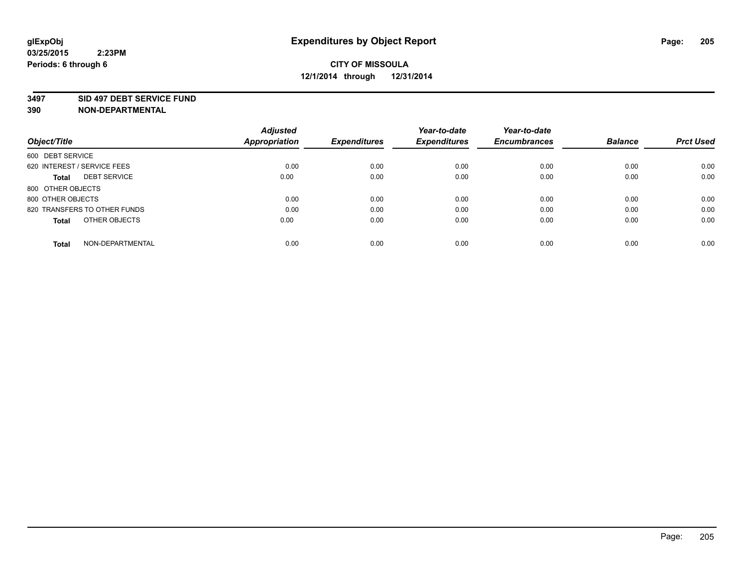glExpObj
03/25/2015 2:23PM
Periods: 6 through 6

# Expenditures by Object Report

**CITY OF MISSOULA**
**12/1/2014 through 12/31/2014**

**3497 SID 497 DEBT SERVICE FUND**
**390 NON-DEPARTMENTAL**

| Object/Title | | Adjusted Appropriation | Expenditures | Year-to-date Expenditures | Year-to-date Encumbrances | Balance | Prct Used |
|---|---|---|---|---|---|---|---|
| 600 DEBT SERVICE | | | | | | | |
| 620 INTEREST / SERVICE FEES | | 0.00 | 0.00 | 0.00 | 0.00 | 0.00 | 0.00 |
| **Total** | DEBT SERVICE | 0.00 | 0.00 | 0.00 | 0.00 | 0.00 | 0.00 |
| 800 OTHER OBJECTS | | | | | | | |
| 800 OTHER OBJECTS | | 0.00 | 0.00 | 0.00 | 0.00 | 0.00 | 0.00 |
| 820 TRANSFERS TO OTHER FUNDS | | 0.00 | 0.00 | 0.00 | 0.00 | 0.00 | 0.00 |
| **Total** | OTHER OBJECTS | 0.00 | 0.00 | 0.00 | 0.00 | 0.00 | 0.00 |
| **Total** | NON-DEPARTMENTAL | 0.00 | 0.00 | 0.00 | 0.00 | 0.00 | 0.00 |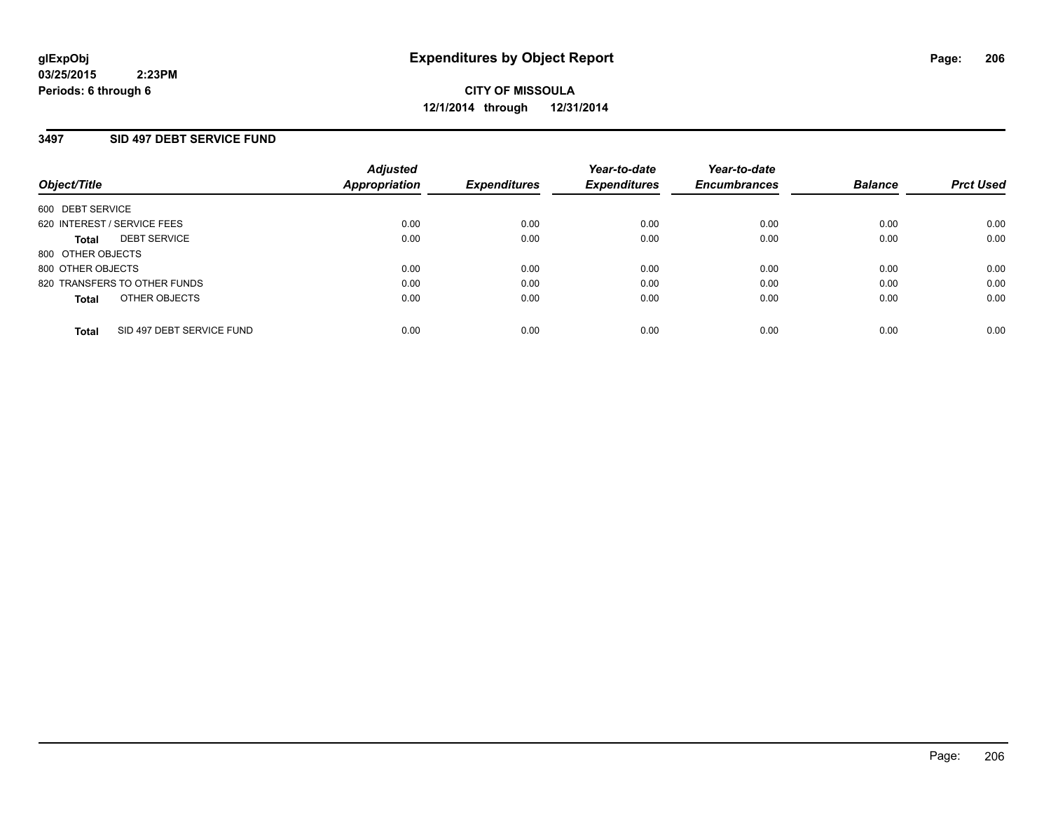glExpObj
03/25/2015 2:23PM
Periods: 6 through 6

# Expenditures by Object Report

**CITY OF MISSOULA**
**12/1/2014 through 12/31/2014**

## 3497 SID 497 DEBT SERVICE FUND

| Object/Title | Adjusted Appropriation | Expenditures | Year-to-date Expenditures | Year-to-date Encumbrances | Balance | Prct Used |
|---|---|---|---|---|---|---|
| 600 DEBT SERVICE | | | | | | |
| 620 INTEREST / SERVICE FEES | 0.00 | 0.00 | 0.00 | 0.00 | 0.00 | 0.00 |
| **Total** DEBT SERVICE | 0.00 | 0.00 | 0.00 | 0.00 | 0.00 | 0.00 |
| 800 OTHER OBJECTS | | | | | | |
| 800 OTHER OBJECTS | 0.00 | 0.00 | 0.00 | 0.00 | 0.00 | 0.00 |
| 820 TRANSFERS TO OTHER FUNDS | 0.00 | 0.00 | 0.00 | 0.00 | 0.00 | 0.00 |
| **Total** OTHER OBJECTS | 0.00 | 0.00 | 0.00 | 0.00 | 0.00 | 0.00 |
| **Total** SID 497 DEBT SERVICE FUND | 0.00 | 0.00 | 0.00 | 0.00 | 0.00 | 0.00 |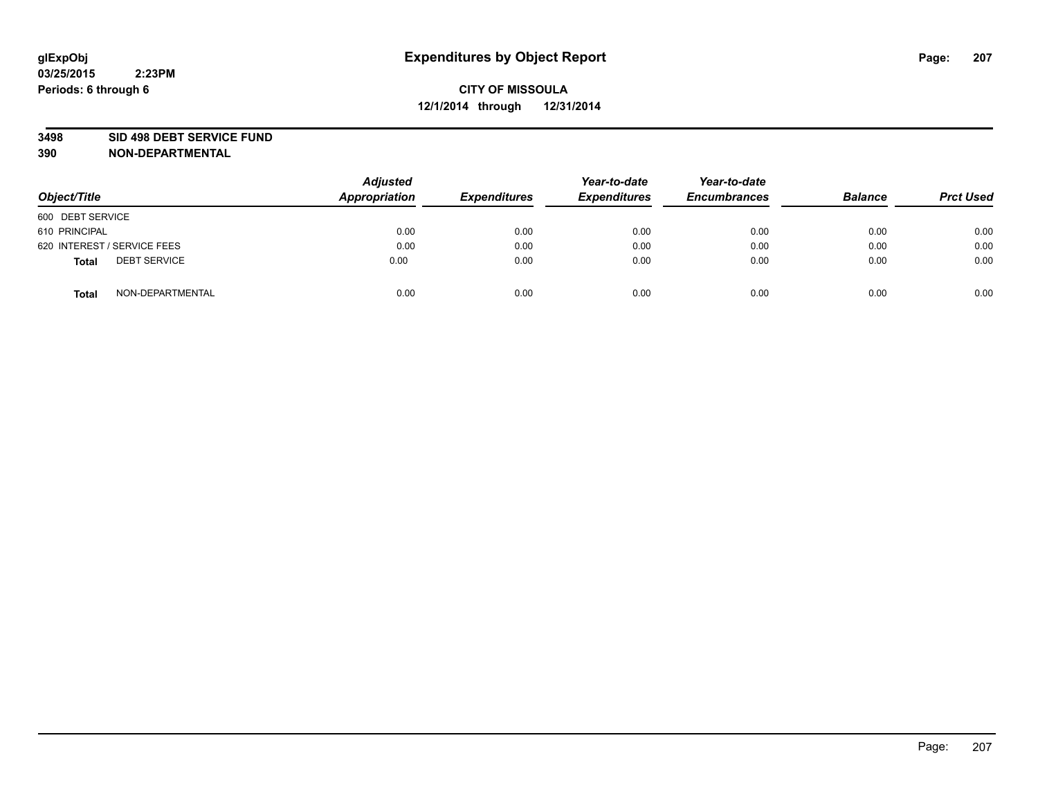glExpObj
03/25/2015 2:23PM
Periods: 6 through 6

# Expenditures by Object Report

**CITY OF MISSOULA**
**12/1/2014 through 12/31/2014**

**3498 SID 498 DEBT SERVICE FUND**
**390 NON-DEPARTMENTAL**

| Object/Title | Adjusted Appropriation | Expenditures | Year-to-date Expenditures | Year-to-date Encumbrances | Balance | Prct Used |
|---|---|---|---|---|---|---|
| 600 DEBT SERVICE | | | | | | |
| 610 PRINCIPAL | 0.00 | 0.00 | 0.00 | 0.00 | 0.00 | 0.00 |
| 620 INTEREST / SERVICE FEES | 0.00 | 0.00 | 0.00 | 0.00 | 0.00 | 0.00 |
| **Total** DEBT SERVICE | 0.00 | 0.00 | 0.00 | 0.00 | 0.00 | 0.00 |
| **Total** NON-DEPARTMENTAL | 0.00 | 0.00 | 0.00 | 0.00 | 0.00 | 0.00 |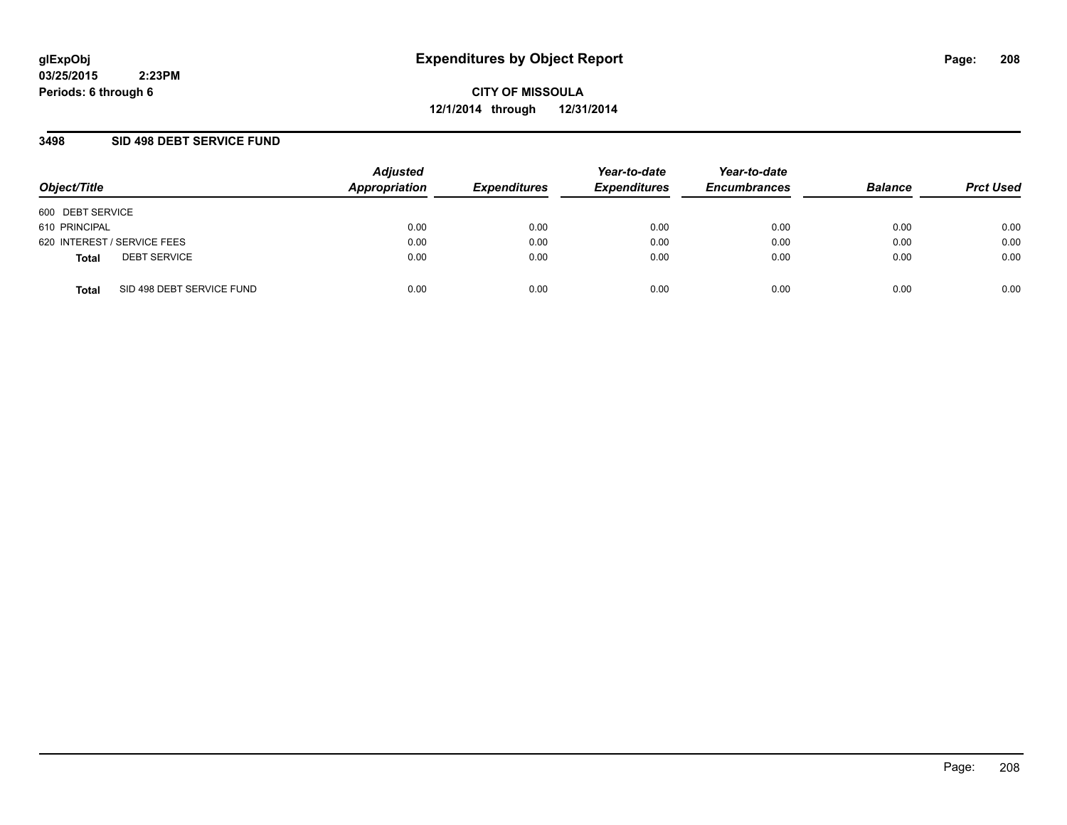glExpObj
03/25/2015 2:23PM
Periods: 6 through 6

# Expenditures by Object Report

CITY OF MISSOULA
12/1/2014 through 12/31/2014

## 3498 SID 498 DEBT SERVICE FUND

| Object/Title | | Adjusted Appropriation | Expenditures | Year-to-date Expenditures | Year-to-date Encumbrances | Balance | Prct Used |
|---|---|---|---|---|---|---|---|
| 600 DEBT SERVICE | | | | | | | |
| 610 PRINCIPAL | | 0.00 | 0.00 | 0.00 | 0.00 | 0.00 | 0.00 |
| 620 INTEREST / SERVICE FEES | | 0.00 | 0.00 | 0.00 | 0.00 | 0.00 | 0.00 |
| **Total** | DEBT SERVICE | 0.00 | 0.00 | 0.00 | 0.00 | 0.00 | 0.00 |
| **Total** | SID 498 DEBT SERVICE FUND | 0.00 | 0.00 | 0.00 | 0.00 | 0.00 | 0.00 |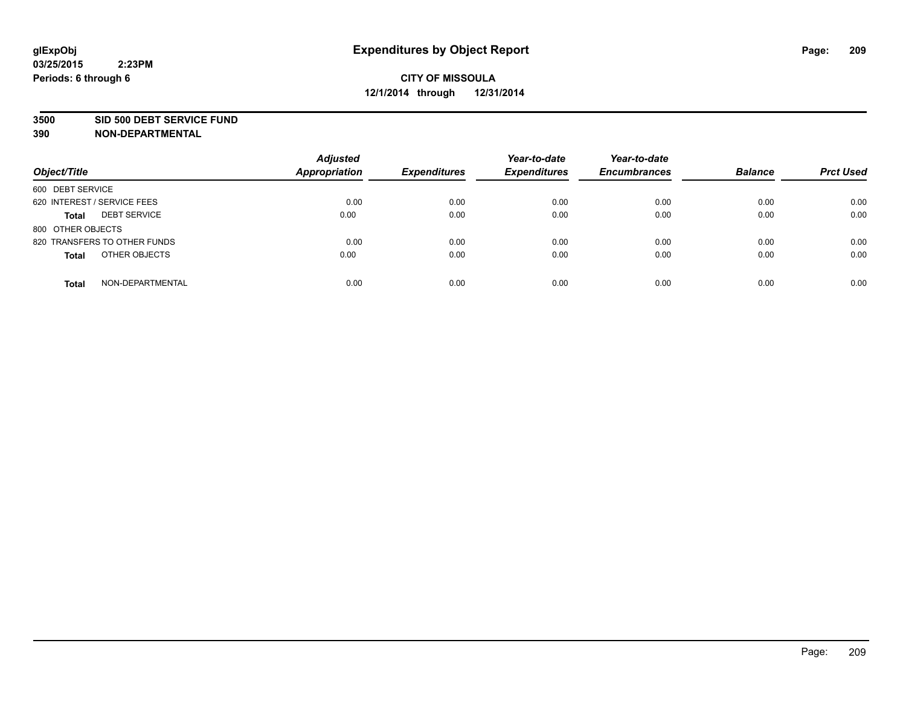**glExpObj**
**03/25/2015 2:23PM**
**Periods: 6 through 6**

# Expenditures by Object Report

**CITY OF MISSOULA**
**12/1/2014 through 12/31/2014**

**3500 SID 500 DEBT SERVICE FUND**
**390 NON-DEPARTMENTAL**

| Object/Title | | Adjusted Appropriation | Expenditures | Year-to-date Expenditures | Year-to-date Encumbrances | Balance | Prct Used |
|---|---|---|---|---|---|---|---|
| 600 DEBT SERVICE | | | | | | | |
| 620 INTEREST / SERVICE FEES | | 0.00 | 0.00 | 0.00 | 0.00 | 0.00 | 0.00 |
| **Total** | DEBT SERVICE | 0.00 | 0.00 | 0.00 | 0.00 | 0.00 | 0.00 |
| 800 OTHER OBJECTS | | | | | | | |
| 820 TRANSFERS TO OTHER FUNDS | | 0.00 | 0.00 | 0.00 | 0.00 | 0.00 | 0.00 |
| **Total** | OTHER OBJECTS | 0.00 | 0.00 | 0.00 | 0.00 | 0.00 | 0.00 |
| **Total** | NON-DEPARTMENTAL | 0.00 | 0.00 | 0.00 | 0.00 | 0.00 | 0.00 |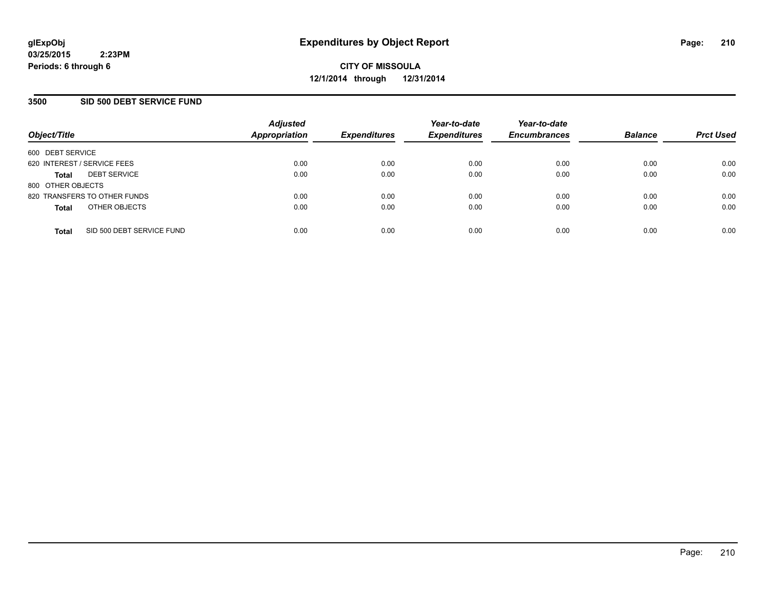glExpObj
03/25/2015 2:23PM
Periods: 6 through 6

# Expenditures by Object Report

**CITY OF MISSOULA**
**12/1/2014 through 12/31/2014**

## 3500 SID 500 DEBT SERVICE FUND

| Object/Title | Adjusted Appropriation | Expenditures | Year-to-date Expenditures | Year-to-date Encumbrances | Balance | Prct Used |
|---|---|---|---|---|---|---|
| 600 DEBT SERVICE | | | | | | |
| 620 INTEREST / SERVICE FEES | 0.00 | 0.00 | 0.00 | 0.00 | 0.00 | 0.00 |
| **Total** DEBT SERVICE | 0.00 | 0.00 | 0.00 | 0.00 | 0.00 | 0.00 |
| 800 OTHER OBJECTS | | | | | | |
| 820 TRANSFERS TO OTHER FUNDS | 0.00 | 0.00 | 0.00 | 0.00 | 0.00 | 0.00 |
| **Total** OTHER OBJECTS | 0.00 | 0.00 | 0.00 | 0.00 | 0.00 | 0.00 |
| **Total** SID 500 DEBT SERVICE FUND | 0.00 | 0.00 | 0.00 | 0.00 | 0.00 | 0.00 |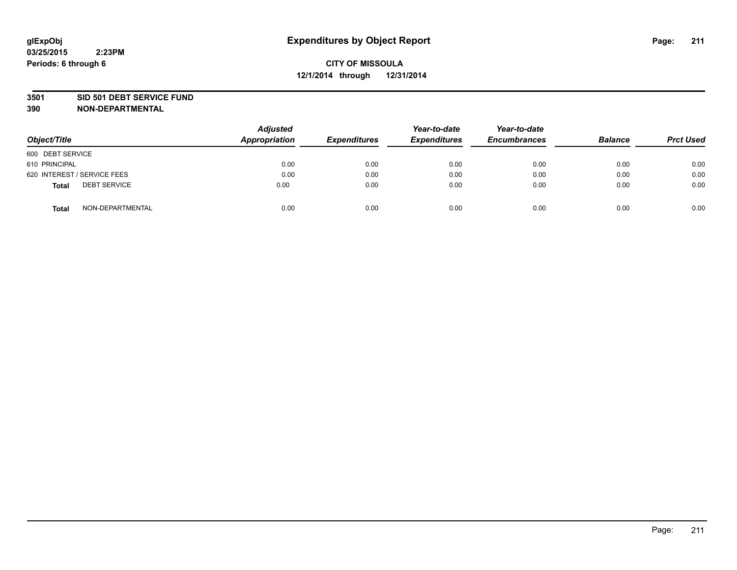# Expenditures by Object Report

glExpObj
03/25/2015 2:23PM
Periods: 6 through 6

**CITY OF MISSOULA**
**12/1/2014 through 12/31/2014**

**3501 SID 501 DEBT SERVICE FUND**
**390 NON-DEPARTMENTAL**

| Object/Title | Adjusted Appropriation | Expenditures | Year-to-date Expenditures | Year-to-date Encumbrances | Balance | Prct Used |
|---|---|---|---|---|---|---|
| 600 DEBT SERVICE | | | | | | |
| 610 PRINCIPAL | 0.00 | 0.00 | 0.00 | 0.00 | 0.00 | 0.00 |
| 620 INTEREST / SERVICE FEES | 0.00 | 0.00 | 0.00 | 0.00 | 0.00 | 0.00 |
| **Total** DEBT SERVICE | 0.00 | 0.00 | 0.00 | 0.00 | 0.00 | 0.00 |
| **Total** NON-DEPARTMENTAL | 0.00 | 0.00 | 0.00 | 0.00 | 0.00 | 0.00 |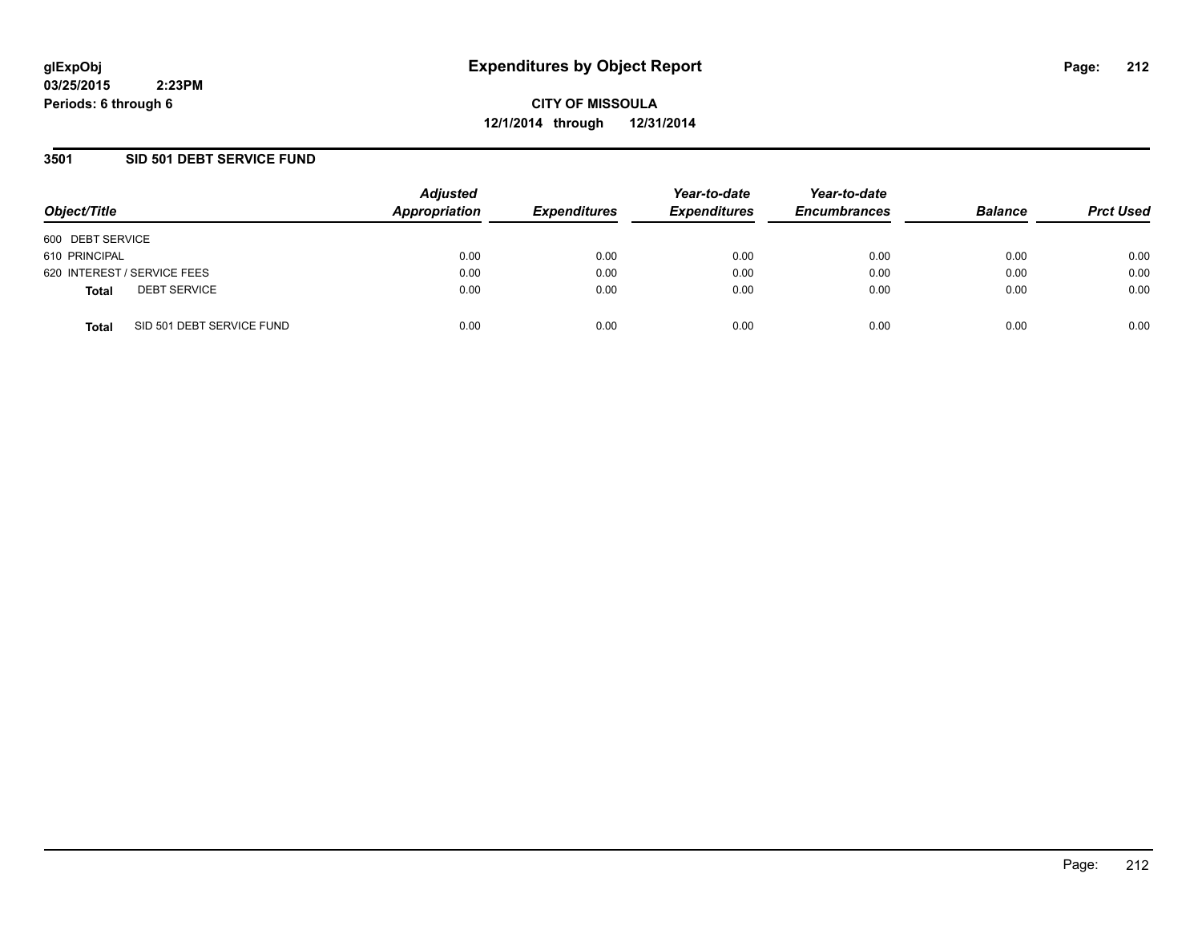glExpObj
03/25/2015 2:23PM
Periods: 6 through 6

# Expenditures by Object Report

**CITY OF MISSOULA**
**12/1/2014 through 12/31/2014**

## 3501 SID 501 DEBT SERVICE FUND

| Object/Title | Adjusted Appropriation | Expenditures | Year-to-date Expenditures | Year-to-date Encumbrances | Balance | Prct Used |
|---|---|---|---|---|---|---|
| 600 DEBT SERVICE | | | | | | |
| 610 PRINCIPAL | 0.00 | 0.00 | 0.00 | 0.00 | 0.00 | 0.00 |
| 620 INTEREST / SERVICE FEES | 0.00 | 0.00 | 0.00 | 0.00 | 0.00 | 0.00 |
| **Total** DEBT SERVICE | 0.00 | 0.00 | 0.00 | 0.00 | 0.00 | 0.00 |
| **Total** SID 501 DEBT SERVICE FUND | 0.00 | 0.00 | 0.00 | 0.00 | 0.00 | 0.00 |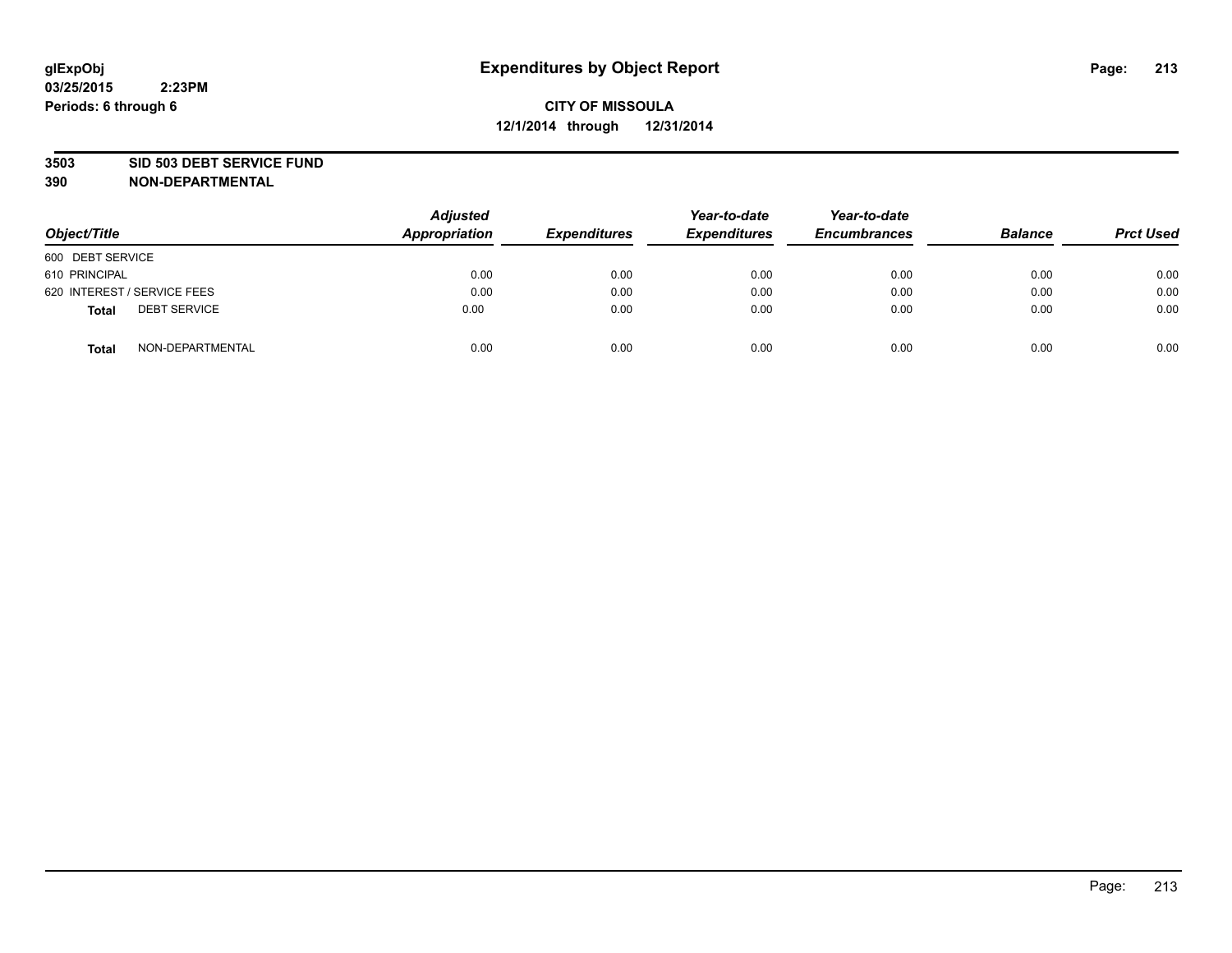glExpObj
03/25/2015 2:23PM
Periods: 6 through 6

# Expenditures by Object Report

**CITY OF MISSOULA**
**12/1/2014 through 12/31/2014**

**3503 SID 503 DEBT SERVICE FUND**
**390 NON-DEPARTMENTAL**

| Object/Title | Adjusted Appropriation | Expenditures | Year-to-date Expenditures | Year-to-date Encumbrances | Balance | Prct Used |
|---|---|---|---|---|---|---|
| 600 DEBT SERVICE | | | | | | |
| 610 PRINCIPAL | 0.00 | 0.00 | 0.00 | 0.00 | 0.00 | 0.00 |
| 620 INTEREST / SERVICE FEES | 0.00 | 0.00 | 0.00 | 0.00 | 0.00 | 0.00 |
| **Total** DEBT SERVICE | 0.00 | 0.00 | 0.00 | 0.00 | 0.00 | 0.00 |
| **Total** NON-DEPARTMENTAL | 0.00 | 0.00 | 0.00 | 0.00 | 0.00 | 0.00 |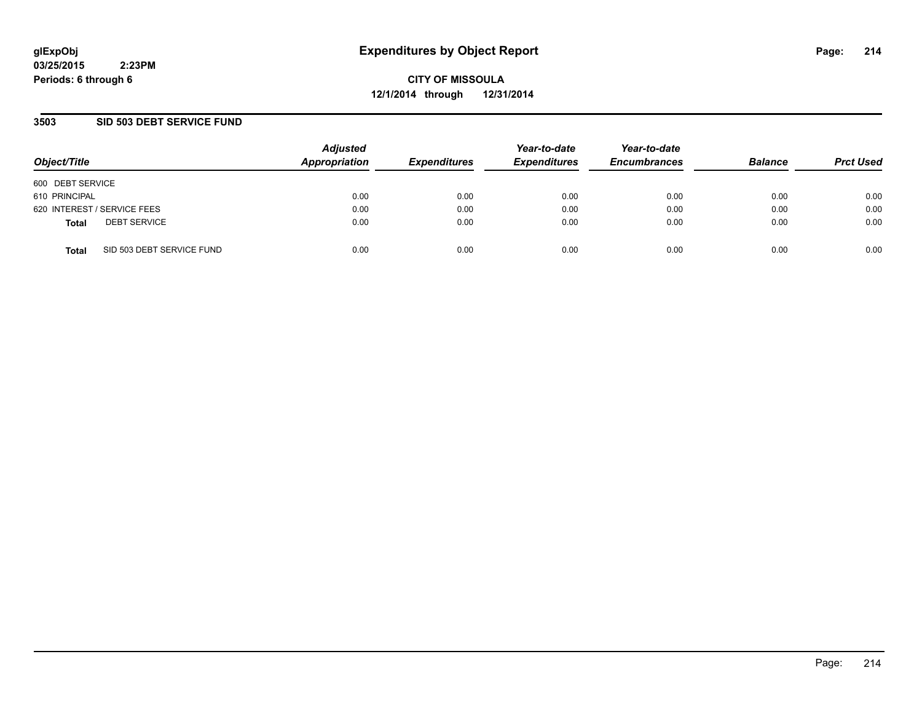glExpObj
03/25/2015 2:23PM
Periods: 6 through 6

# Expenditures by Object Report

**CITY OF MISSOULA**
**12/1/2014 through 12/31/2014**

## 3503 SID 503 DEBT SERVICE FUND

| Object/Title | Adjusted Appropriation | Expenditures | Year-to-date Expenditures | Year-to-date Encumbrances | Balance | Prct Used |
|---|---|---|---|---|---|---|
| 600 DEBT SERVICE | | | | | | |
| 610 PRINCIPAL | 0.00 | 0.00 | 0.00 | 0.00 | 0.00 | 0.00 |
| 620 INTEREST / SERVICE FEES | 0.00 | 0.00 | 0.00 | 0.00 | 0.00 | 0.00 |
| **Total** DEBT SERVICE | 0.00 | 0.00 | 0.00 | 0.00 | 0.00 | 0.00 |
| **Total** SID 503 DEBT SERVICE FUND | 0.00 | 0.00 | 0.00 | 0.00 | 0.00 | 0.00 |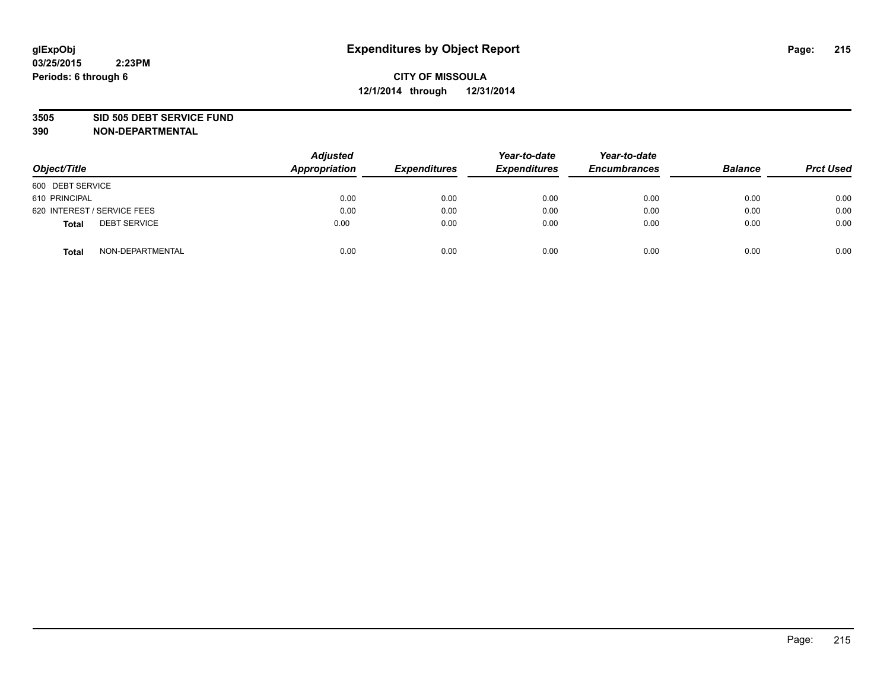glExpObj
03/25/2015 2:23PM
Periods: 6 through 6

# Expenditures by Object Report

**CITY OF MISSOULA**
**12/1/2014 through 12/31/2014**

**3505 SID 505 DEBT SERVICE FUND**
**390 NON-DEPARTMENTAL**

| Object/Title | Adjusted Appropriation | Expenditures | Year-to-date Expenditures | Year-to-date Encumbrances | Balance | Prct Used |
|---|---|---|---|---|---|---|
| 600 DEBT SERVICE | | | | | | |
| 610 PRINCIPAL | 0.00 | 0.00 | 0.00 | 0.00 | 0.00 | 0.00 |
| 620 INTEREST / SERVICE FEES | 0.00 | 0.00 | 0.00 | 0.00 | 0.00 | 0.00 |
| **Total** DEBT SERVICE | 0.00 | 0.00 | 0.00 | 0.00 | 0.00 | 0.00 |
| **Total** NON-DEPARTMENTAL | 0.00 | 0.00 | 0.00 | 0.00 | 0.00 | 0.00 |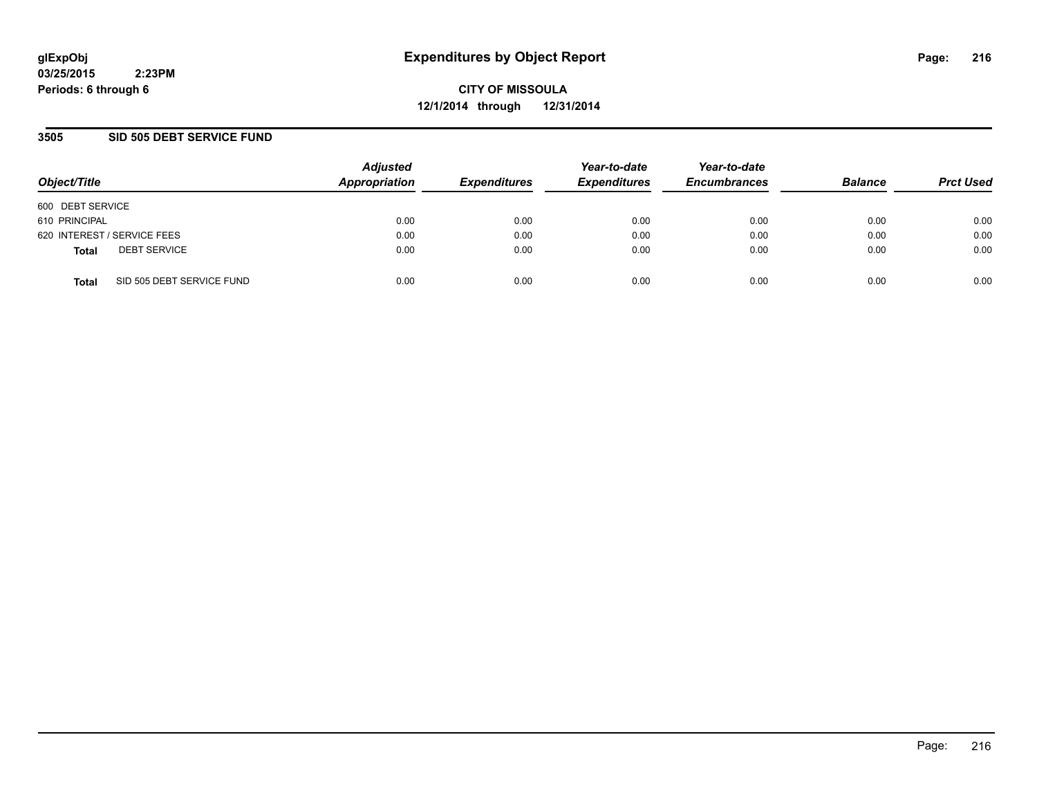# Expenditures by Object Report

glExpObj
03/25/2015 2:23PM
Periods: 6 through 6

**CITY OF MISSOULA**
**12/1/2014 through 12/31/2014**

## 3505 SID 505 DEBT SERVICE FUND

| Object/Title | | Adjusted Appropriation | Expenditures | Year-to-date Expenditures | Year-to-date Encumbrances | Balance | Prct Used |
|---|---|---|---|---|---|---|---|
| 600 DEBT SERVICE | | | | | | | |
| 610 PRINCIPAL | | 0.00 | 0.00 | 0.00 | 0.00 | 0.00 | 0.00 |
| 620 INTEREST / SERVICE FEES | | 0.00 | 0.00 | 0.00 | 0.00 | 0.00 | 0.00 |
| **Total** | DEBT SERVICE | 0.00 | 0.00 | 0.00 | 0.00 | 0.00 | 0.00 |
| **Total** | SID 505 DEBT SERVICE FUND | 0.00 | 0.00 | 0.00 | 0.00 | 0.00 | 0.00 |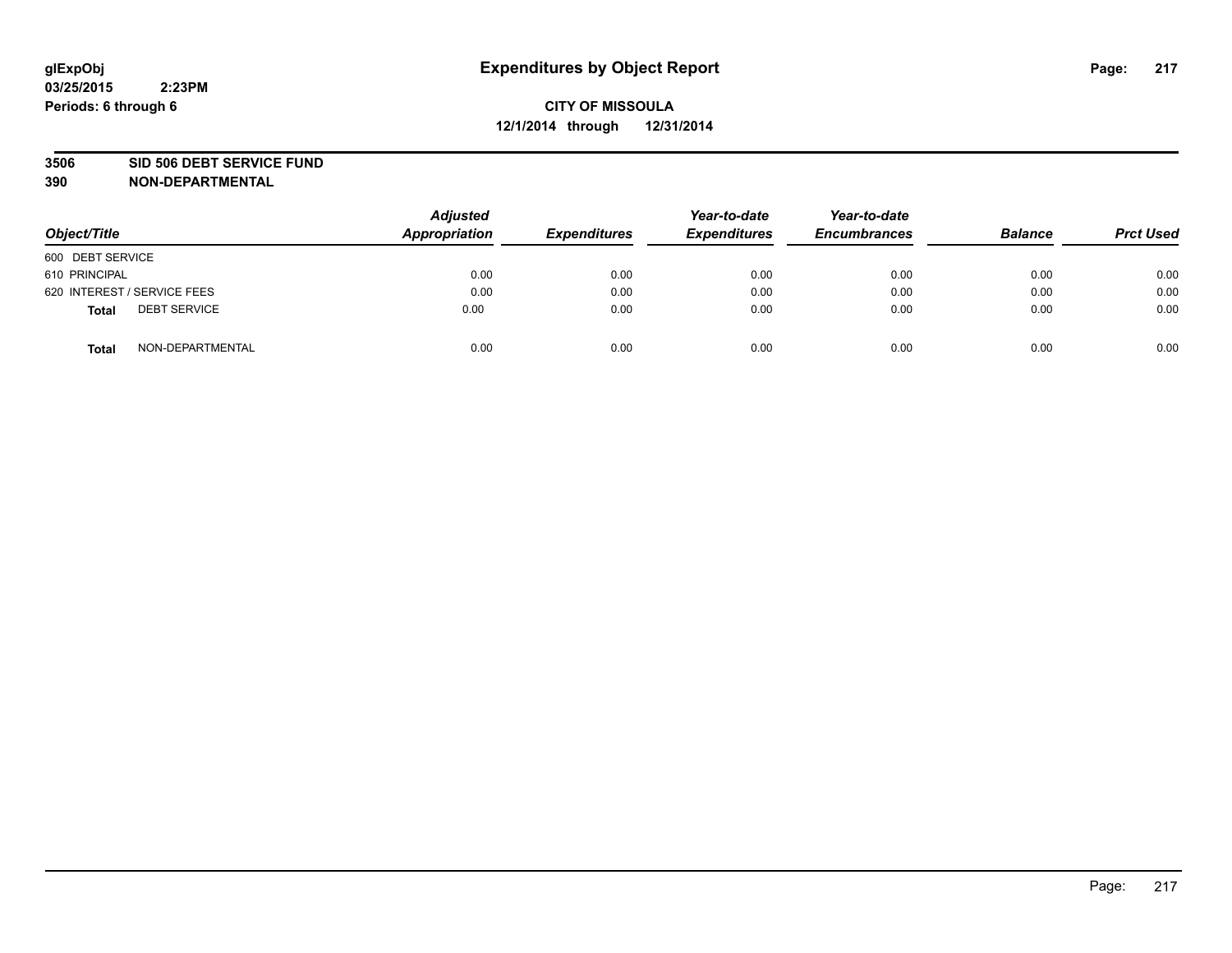glExpObj
03/25/2015 2:23PM
Periods: 6 through 6

# Expenditures by Object Report

**CITY OF MISSOULA**
**12/1/2014 through 12/31/2014**

**3506 SID 506 DEBT SERVICE FUND**
**390 NON-DEPARTMENTAL**

| Object/Title | Adjusted Appropriation | Expenditures | Year-to-date Expenditures | Year-to-date Encumbrances | Balance | Prct Used |
|---|---|---|---|---|---|---|
| 600 DEBT SERVICE | | | | | | |
| 610 PRINCIPAL | 0.00 | 0.00 | 0.00 | 0.00 | 0.00 | 0.00 |
| 620 INTEREST / SERVICE FEES | 0.00 | 0.00 | 0.00 | 0.00 | 0.00 | 0.00 |
| **Total** DEBT SERVICE | 0.00 | 0.00 | 0.00 | 0.00 | 0.00 | 0.00 |
| **Total** NON-DEPARTMENTAL | 0.00 | 0.00 | 0.00 | 0.00 | 0.00 | 0.00 |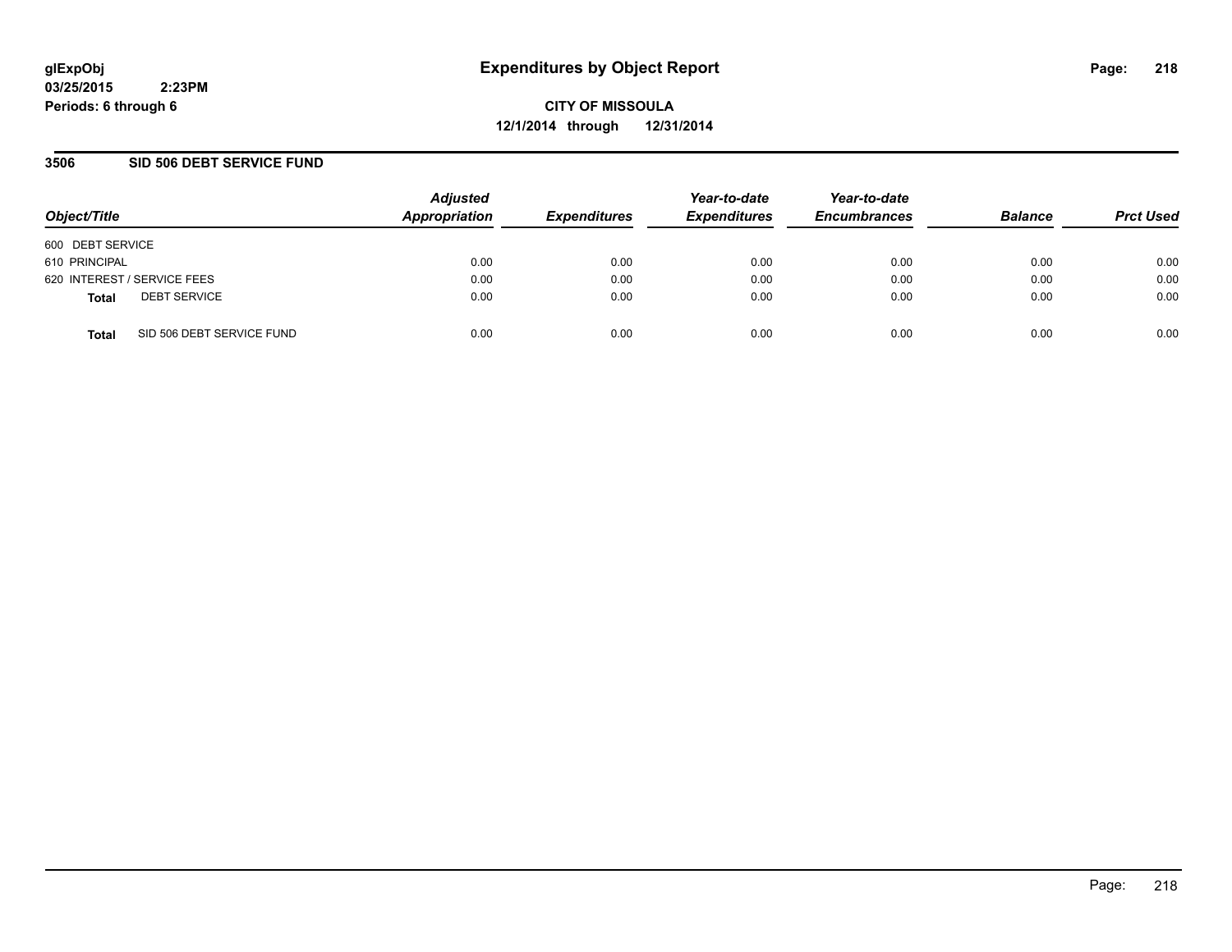**glExpObj**
**03/25/2015 2:23PM**
**Periods: 6 through 6**

# Expenditures by Object Report

**CITY OF MISSOULA**
**12/1/2014 through 12/31/2014**

## 3506 SID 506 DEBT SERVICE FUND

| Object/Title | Adjusted Appropriation | Expenditures | Year-to-date Expenditures | Year-to-date Encumbrances | Balance | Prct Used |
|---|---|---|---|---|---|---|
| 600 DEBT SERVICE | | | | | | |
| 610 PRINCIPAL | 0.00 | 0.00 | 0.00 | 0.00 | 0.00 | 0.00 |
| 620 INTEREST / SERVICE FEES | 0.00 | 0.00 | 0.00 | 0.00 | 0.00 | 0.00 |
| **Total** DEBT SERVICE | 0.00 | 0.00 | 0.00 | 0.00 | 0.00 | 0.00 |
| **Total** SID 506 DEBT SERVICE FUND | 0.00 | 0.00 | 0.00 | 0.00 | 0.00 | 0.00 |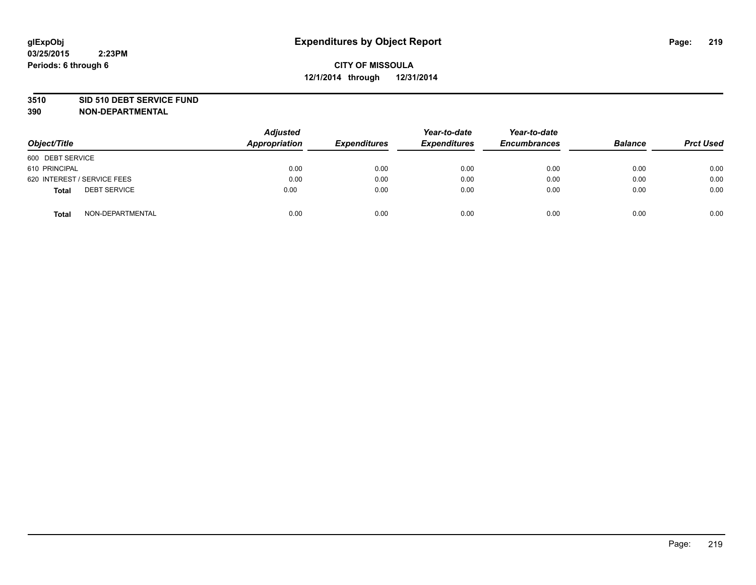glExpObj
03/25/2015 2:23PM
Periods: 6 through 6

# Expenditures by Object Report

**CITY OF MISSOULA**
**12/1/2014 through 12/31/2014**

**3510 SID 510 DEBT SERVICE FUND**
**390 NON-DEPARTMENTAL**

| Object/Title | Adjusted Appropriation | Expenditures | Year-to-date Expenditures | Year-to-date Encumbrances | Balance | Prct Used |
|---|---|---|---|---|---|---|
| 600 DEBT SERVICE | | | | | | |
| 610 PRINCIPAL | 0.00 | 0.00 | 0.00 | 0.00 | 0.00 | 0.00 |
| 620 INTEREST / SERVICE FEES | 0.00 | 0.00 | 0.00 | 0.00 | 0.00 | 0.00 |
| **Total** DEBT SERVICE | 0.00 | 0.00 | 0.00 | 0.00 | 0.00 | 0.00 |
| **Total** NON-DEPARTMENTAL | 0.00 | 0.00 | 0.00 | 0.00 | 0.00 | 0.00 |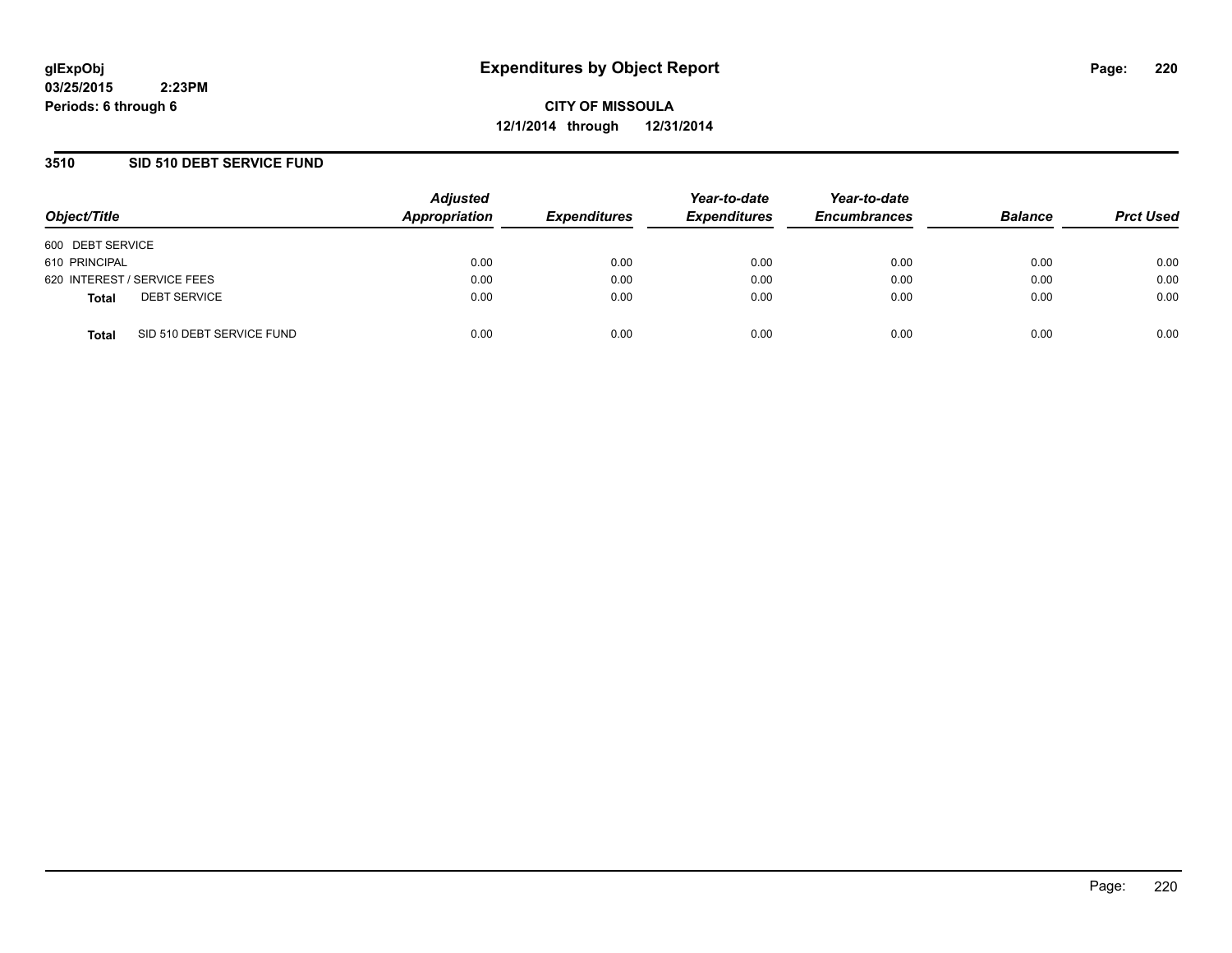glExpObj
03/25/2015 2:23PM
Periods: 6 through 6

# Expenditures by Object Report

**CITY OF MISSOULA**
**12/1/2014 through 12/31/2014**

## 3510 SID 510 DEBT SERVICE FUND

| Object/Title | | Adjusted Appropriation | Expenditures | Year-to-date Expenditures | Year-to-date Encumbrances | Balance | Prct Used |
|---|---|---|---|---|---|---|---|
| 600 DEBT SERVICE | | | | | | | |
| 610 PRINCIPAL | | 0.00 | 0.00 | 0.00 | 0.00 | 0.00 | 0.00 |
| 620 INTEREST / SERVICE FEES | | 0.00 | 0.00 | 0.00 | 0.00 | 0.00 | 0.00 |
| **Total** | DEBT SERVICE | 0.00 | 0.00 | 0.00 | 0.00 | 0.00 | 0.00 |
| **Total** | SID 510 DEBT SERVICE FUND | 0.00 | 0.00 | 0.00 | 0.00 | 0.00 | 0.00 |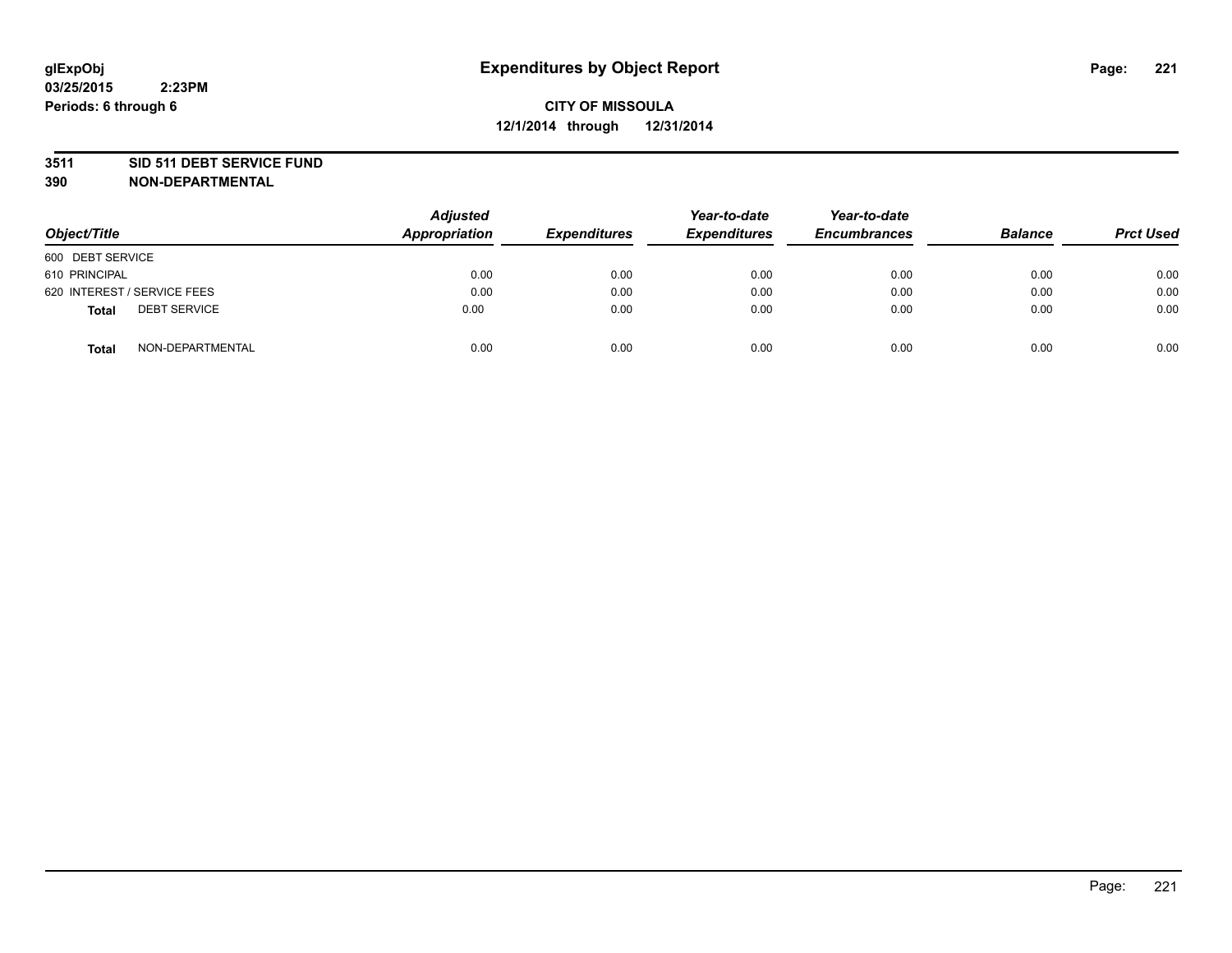glExpObj
03/25/2015 2:23PM
Periods: 6 through 6

# Expenditures by Object Report

**CITY OF MISSOULA**
**12/1/2014 through 12/31/2014**

**3511 SID 511 DEBT SERVICE FUND**
**390 NON-DEPARTMENTAL**

| Object/Title | | Adjusted Appropriation | Expenditures | Year-to-date Expenditures | Year-to-date Encumbrances | Balance | Prct Used |
|---|---|---|---|---|---|---|---|
| 600 DEBT SERVICE | | | | | | | |
| 610 PRINCIPAL | | 0.00 | 0.00 | 0.00 | 0.00 | 0.00 | 0.00 |
| 620 INTEREST / SERVICE FEES | | 0.00 | 0.00 | 0.00 | 0.00 | 0.00 | 0.00 |
| **Total** | DEBT SERVICE | 0.00 | 0.00 | 0.00 | 0.00 | 0.00 | 0.00 |
| **Total** | NON-DEPARTMENTAL | 0.00 | 0.00 | 0.00 | 0.00 | 0.00 | 0.00 |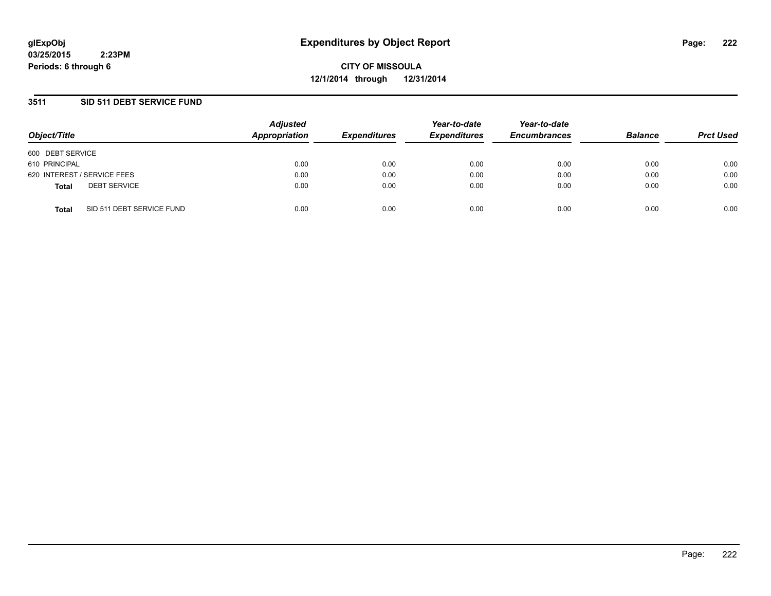**glExpObj**
**03/25/2015 2:23PM**
**Periods: 6 through 6**

# Expenditures by Object Report

**CITY OF MISSOULA**
**12/1/2014 through 12/31/2014**

## 3511 SID 511 DEBT SERVICE FUND

| Object/Title | Adjusted Appropriation | Expenditures | Year-to-date Expenditures | Year-to-date Encumbrances | Balance | Prct Used |
|---|---|---|---|---|---|---|
| 600 DEBT SERVICE | | | | | | |
| 610 PRINCIPAL | 0.00 | 0.00 | 0.00 | 0.00 | 0.00 | 0.00 |
| 620 INTEREST / SERVICE FEES | 0.00 | 0.00 | 0.00 | 0.00 | 0.00 | 0.00 |
| **Total** DEBT SERVICE | 0.00 | 0.00 | 0.00 | 0.00 | 0.00 | 0.00 |
| **Total** SID 511 DEBT SERVICE FUND | 0.00 | 0.00 | 0.00 | 0.00 | 0.00 | 0.00 |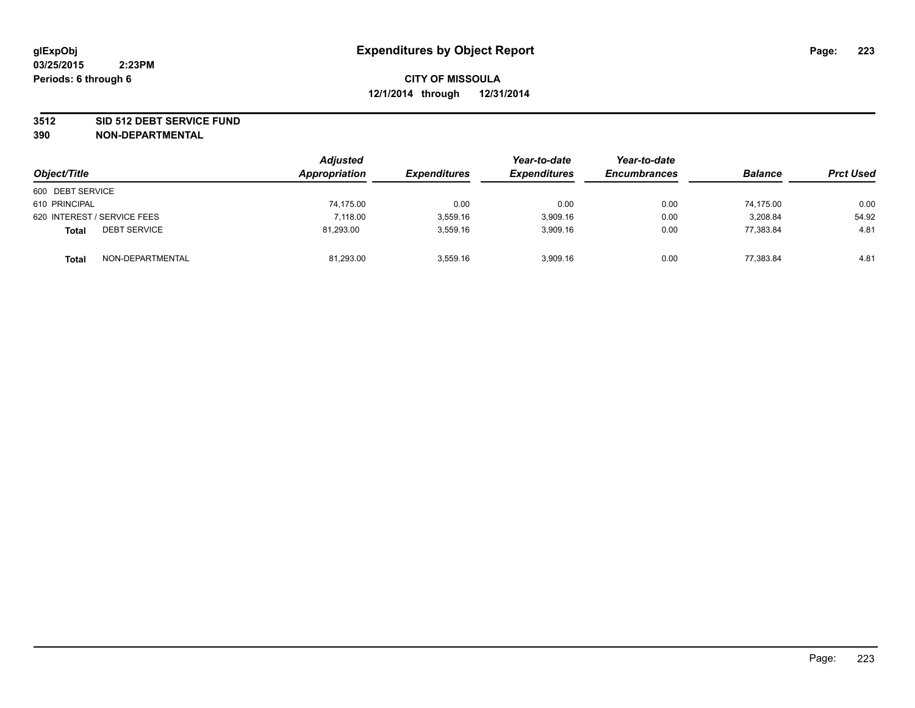# Expenditures by Object Report

glExpObj
03/25/2015 2:23PM
Periods: 6 through 6

**CITY OF MISSOULA**
**12/1/2014 through 12/31/2014**

**3512 SID 512 DEBT SERVICE FUND**
**390 NON-DEPARTMENTAL**

| Object/Title | Adjusted Appropriation | Expenditures | Year-to-date Expenditures | Year-to-date Encumbrances | Balance | Prct Used |
|---|---|---|---|---|---|---|
| 600 DEBT SERVICE | | | | | | |
| 610 PRINCIPAL | 74,175.00 | 0.00 | 0.00 | 0.00 | 74,175.00 | 0.00 |
| 620 INTEREST / SERVICE FEES | 7,118.00 | 3,559.16 | 3,909.16 | 0.00 | 3,208.84 | 54.92 |
| **Total** DEBT SERVICE | 81,293.00 | 3,559.16 | 3,909.16 | 0.00 | 77,383.84 | 4.81 |
| **Total** NON-DEPARTMENTAL | 81,293.00 | 3,559.16 | 3,909.16 | 0.00 | 77,383.84 | 4.81 |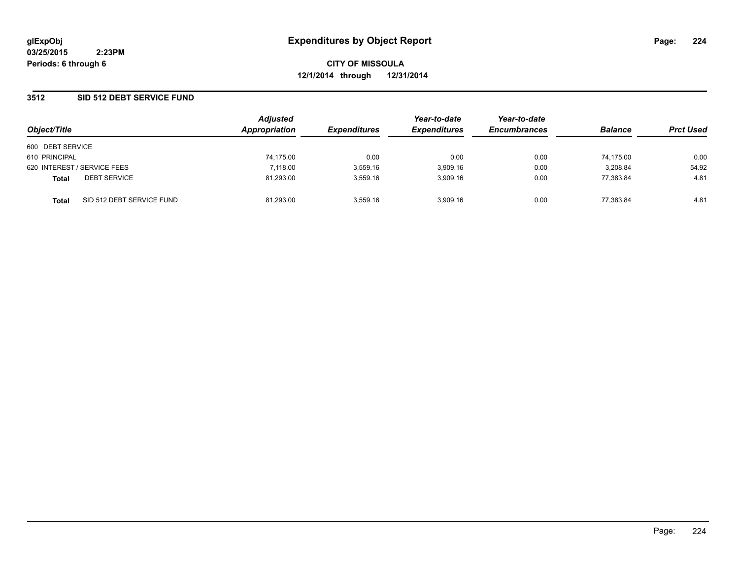glExpObj
03/25/2015 2:23PM
Periods: 6 through 6

# Expenditures by Object Report

**CITY OF MISSOULA**
**12/1/2014 through 12/31/2014**

## 3512 SID 512 DEBT SERVICE FUND

| Object/Title | | Adjusted Appropriation | Expenditures | Year-to-date Expenditures | Year-to-date Encumbrances | Balance | Prct Used |
|---|---|---|---|---|---|---|---|
| 600 DEBT SERVICE | | | | | | | |
| 610 PRINCIPAL | | 74,175.00 | 0.00 | 0.00 | 0.00 | 74,175.00 | 0.00 |
| 620 INTEREST / SERVICE FEES | | 7,118.00 | 3,559.16 | 3,909.16 | 0.00 | 3,208.84 | 54.92 |
| **Total** | DEBT SERVICE | 81,293.00 | 3,559.16 | 3,909.16 | 0.00 | 77,383.84 | 4.81 |
| **Total** | SID 512 DEBT SERVICE FUND | 81,293.00 | 3,559.16 | 3,909.16 | 0.00 | 77,383.84 | 4.81 |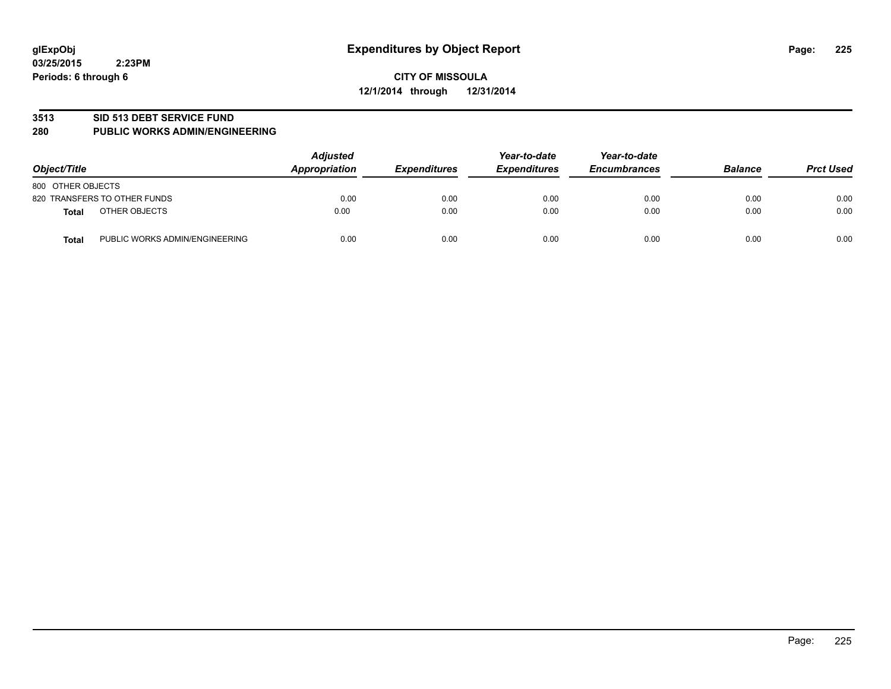# Expenditures by Object Report

glExpObj
03/25/2015 2:23PM
Periods: 6 through 6

**CITY OF MISSOULA**
**12/1/2014 through 12/31/2014**

## 3513 SID 513 DEBT SERVICE FUND
## 280 PUBLIC WORKS ADMIN/ENGINEERING

| Object/Title | | Adjusted Appropriation | Expenditures | Year-to-date Expenditures | Year-to-date Encumbrances | Balance | Prct Used |
|---|---|---|---|---|---|---|---|
| 800 OTHER OBJECTS | | | | | | | |
| 820 TRANSFERS TO OTHER FUNDS | | 0.00 | 0.00 | 0.00 | 0.00 | 0.00 | 0.00 |
| **Total** | OTHER OBJECTS | 0.00 | 0.00 | 0.00 | 0.00 | 0.00 | 0.00 |
| **Total** | PUBLIC WORKS ADMIN/ENGINEERING | 0.00 | 0.00 | 0.00 | 0.00 | 0.00 | 0.00 |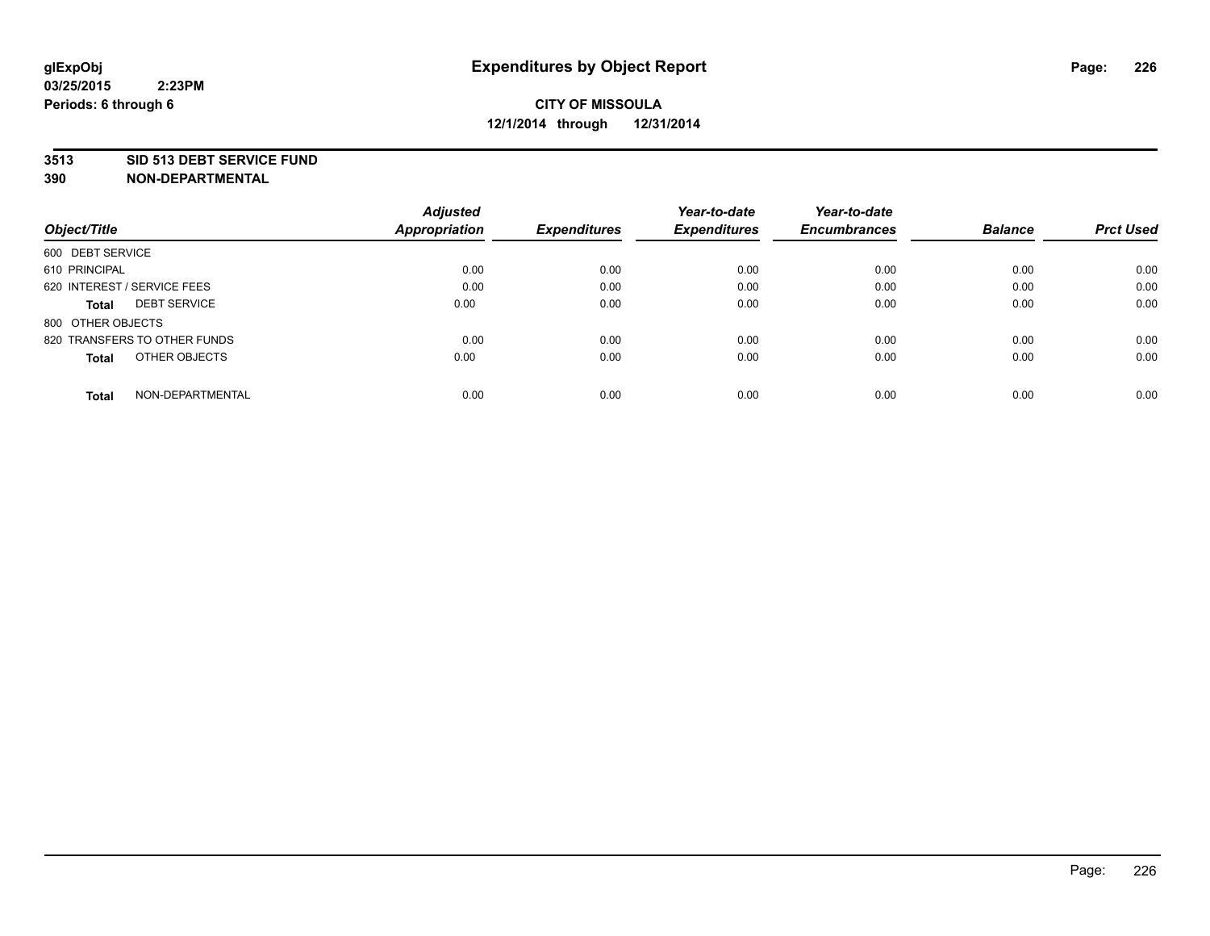**glExpObj**
**03/25/2015 2:23PM**
**Periods: 6 through 6**

# Expenditures by Object Report

**CITY OF MISSOULA**
**12/1/2014 through 12/31/2014**

**3513 SID 513 DEBT SERVICE FUND**
**390 NON-DEPARTMENTAL**

| Object/Title | Adjusted Appropriation | Expenditures | Year-to-date Expenditures | Year-to-date Encumbrances | Balance | Prct Used |
|---|---|---|---|---|---|---|
| 600 DEBT SERVICE | | | | | | |
| 610 PRINCIPAL | 0.00 | 0.00 | 0.00 | 0.00 | 0.00 | 0.00 |
| 620 INTEREST / SERVICE FEES | 0.00 | 0.00 | 0.00 | 0.00 | 0.00 | 0.00 |
| **Total** DEBT SERVICE | 0.00 | 0.00 | 0.00 | 0.00 | 0.00 | 0.00 |
| 800 OTHER OBJECTS | | | | | | |
| 820 TRANSFERS TO OTHER FUNDS | 0.00 | 0.00 | 0.00 | 0.00 | 0.00 | 0.00 |
| **Total** OTHER OBJECTS | 0.00 | 0.00 | 0.00 | 0.00 | 0.00 | 0.00 |
| **Total** NON-DEPARTMENTAL | 0.00 | 0.00 | 0.00 | 0.00 | 0.00 | 0.00 |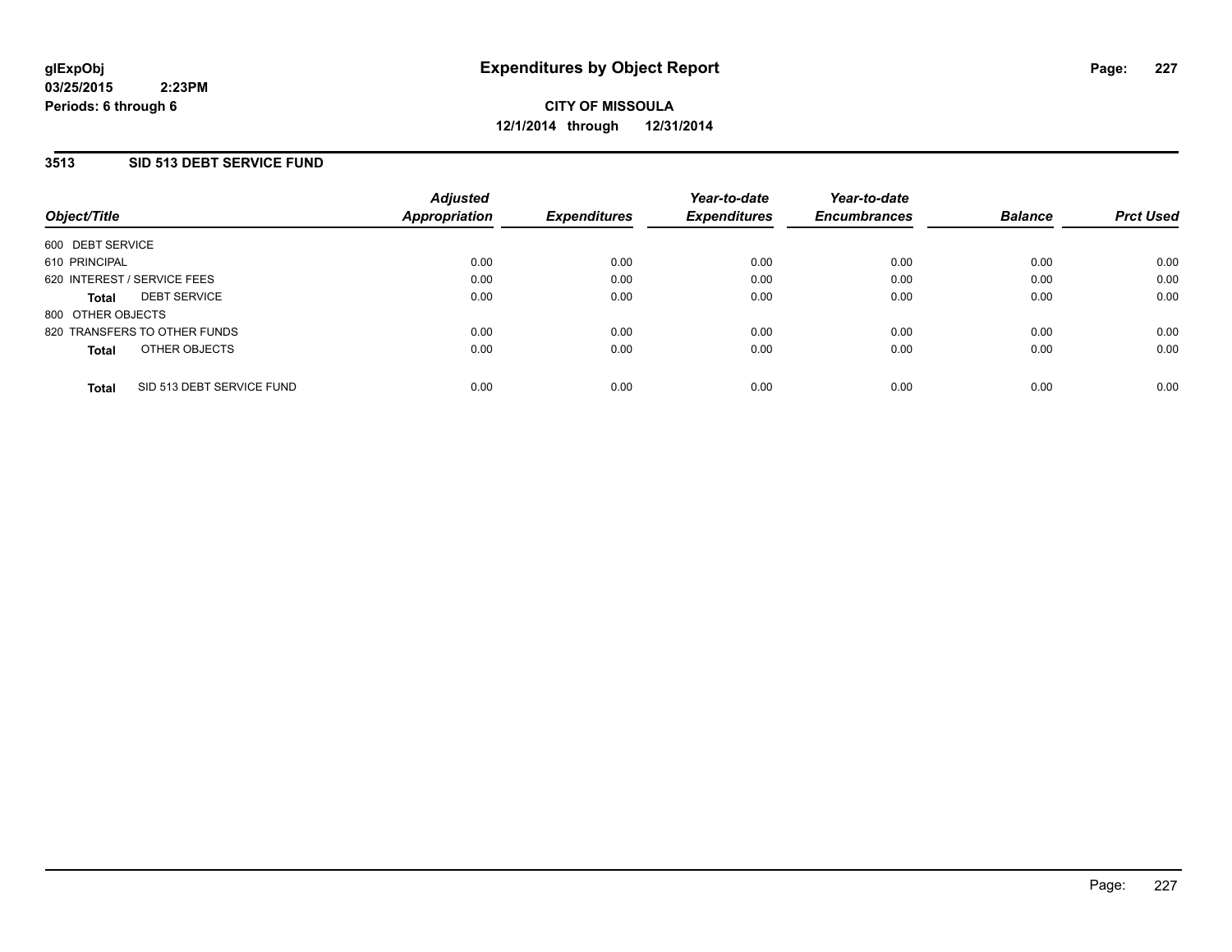# Expenditures by Object Report

glExpObj
03/25/2015 2:23PM
Periods: 6 through 6

**CITY OF MISSOULA**
**12/1/2014 through 12/31/2014**

## 3513 SID 513 DEBT SERVICE FUND

| Object/Title | | Adjusted Appropriation | Expenditures | Year-to-date Expenditures | Year-to-date Encumbrances | Balance | Prct Used |
|---|---|---|---|---|---|---|---|
| 600 DEBT SERVICE | | | | | | | |
| 610 PRINCIPAL | | 0.00 | 0.00 | 0.00 | 0.00 | 0.00 | 0.00 |
| 620 INTEREST / SERVICE FEES | | 0.00 | 0.00 | 0.00 | 0.00 | 0.00 | 0.00 |
| **Total** | DEBT SERVICE | 0.00 | 0.00 | 0.00 | 0.00 | 0.00 | 0.00 |
| 800 OTHER OBJECTS | | | | | | | |
| 820 TRANSFERS TO OTHER FUNDS | | 0.00 | 0.00 | 0.00 | 0.00 | 0.00 | 0.00 |
| **Total** | OTHER OBJECTS | 0.00 | 0.00 | 0.00 | 0.00 | 0.00 | 0.00 |
| **Total** | SID 513 DEBT SERVICE FUND | 0.00 | 0.00 | 0.00 | 0.00 | 0.00 | 0.00 |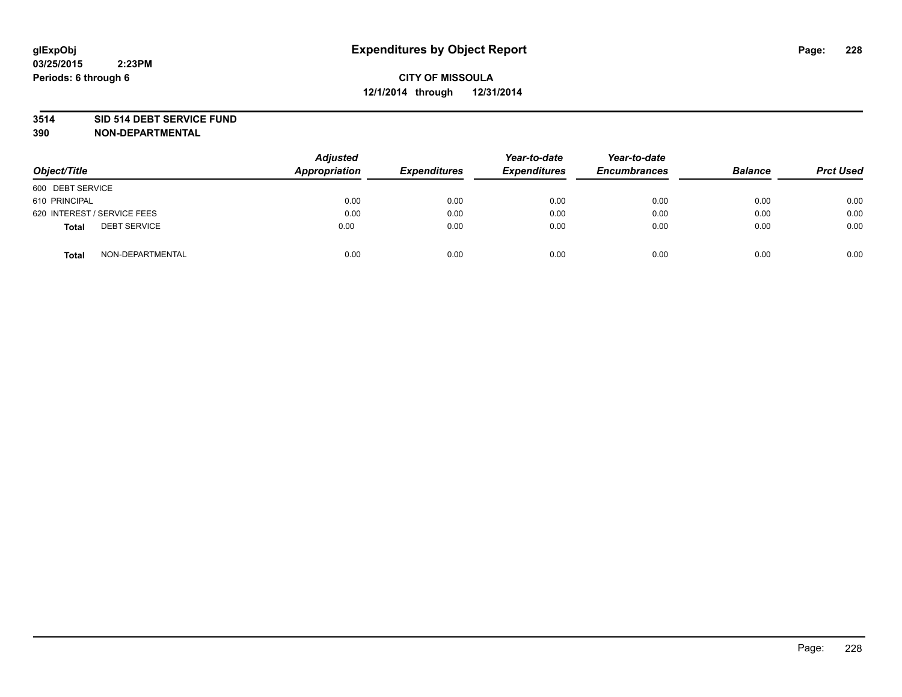# Expenditures by Object Report

glExpObj
03/25/2015 2:23PM
Periods: 6 through 6

**CITY OF MISSOULA**
**12/1/2014 through 12/31/2014**

**3514 SID 514 DEBT SERVICE FUND**
**390 NON-DEPARTMENTAL**

| Object/Title | Adjusted Appropriation | Expenditures | Year-to-date Expenditures | Year-to-date Encumbrances | Balance | Prct Used |
|---|---|---|---|---|---|---|
| 600 DEBT SERVICE | | | | | | |
| 610 PRINCIPAL | 0.00 | 0.00 | 0.00 | 0.00 | 0.00 | 0.00 |
| 620 INTEREST / SERVICE FEES | 0.00 | 0.00 | 0.00 | 0.00 | 0.00 | 0.00 |
| **Total** DEBT SERVICE | 0.00 | 0.00 | 0.00 | 0.00 | 0.00 | 0.00 |
| **Total** NON-DEPARTMENTAL | 0.00 | 0.00 | 0.00 | 0.00 | 0.00 | 0.00 |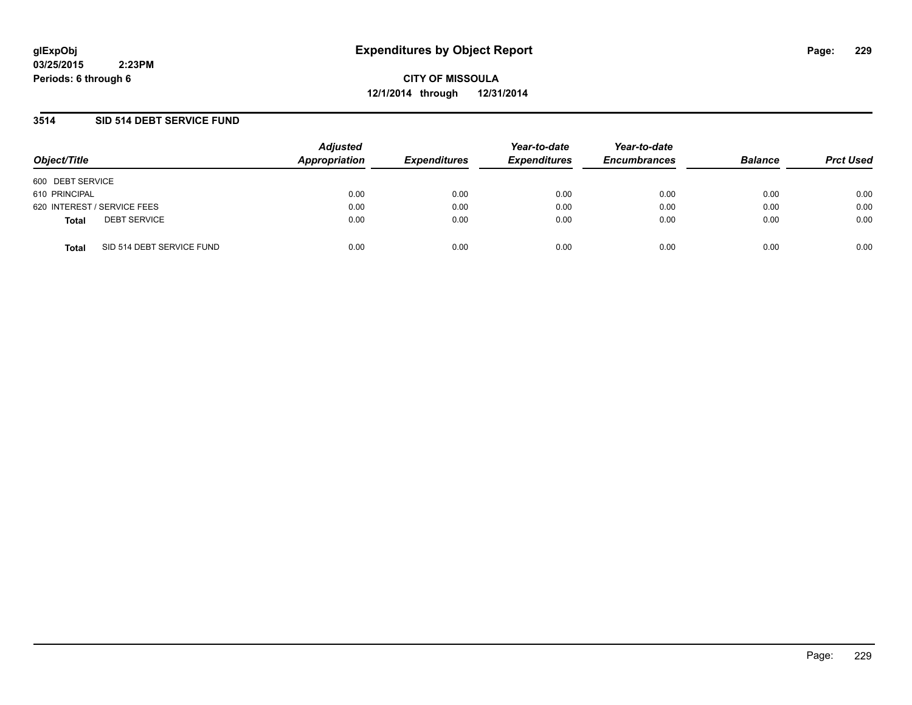glExpObj
03/25/2015 2:23PM
Periods: 6 through 6

# Expenditures by Object Report

**CITY OF MISSOULA**
**12/1/2014 through 12/31/2014**

## 3514 SID 514 DEBT SERVICE FUND

| Object/Title | | Adjusted Appropriation | Expenditures | Year-to-date Expenditures | Year-to-date Encumbrances | Balance | Prct Used |
|---|---|---|---|---|---|---|---|
| 600 DEBT SERVICE | | | | | | | |
| 610 PRINCIPAL | | 0.00 | 0.00 | 0.00 | 0.00 | 0.00 | 0.00 |
| 620 INTEREST / SERVICE FEES | | 0.00 | 0.00 | 0.00 | 0.00 | 0.00 | 0.00 |
| **Total** | DEBT SERVICE | 0.00 | 0.00 | 0.00 | 0.00 | 0.00 | 0.00 |
| **Total** | SID 514 DEBT SERVICE FUND | 0.00 | 0.00 | 0.00 | 0.00 | 0.00 | 0.00 |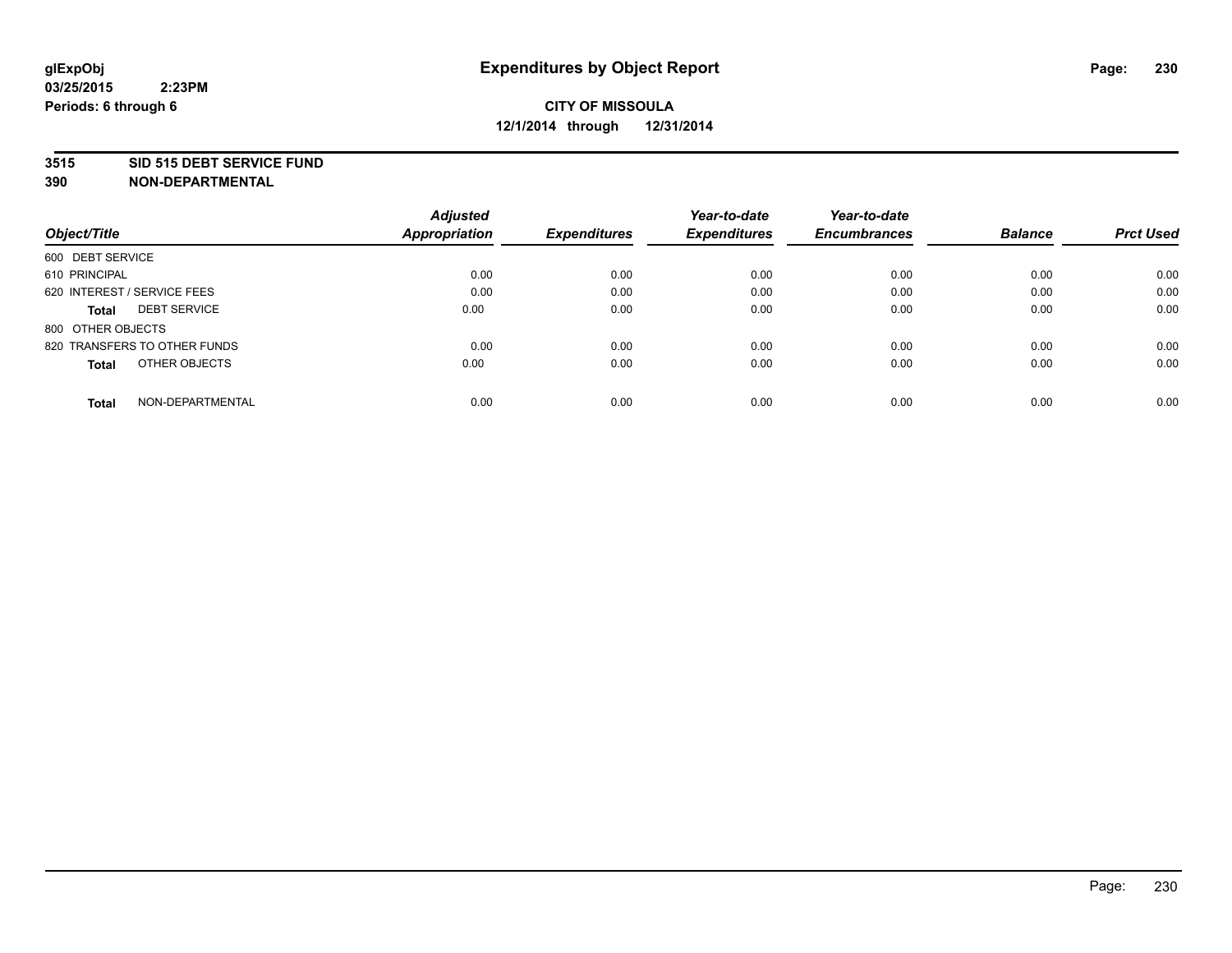# Expenditures by Object Report

**glExpObj**
**03/25/2015 2:23PM**
**Periods: 6 through 6**

**CITY OF MISSOULA**
**12/1/2014 through 12/31/2014**

**3515 SID 515 DEBT SERVICE FUND**
**390 NON-DEPARTMENTAL**

| Object/Title | Adjusted Appropriation | Expenditures | Year-to-date Expenditures | Year-to-date Encumbrances | Balance | Prct Used |
|---|---|---|---|---|---|---|
| 600 DEBT SERVICE | | | | | | |
| 610 PRINCIPAL | 0.00 | 0.00 | 0.00 | 0.00 | 0.00 | 0.00 |
| 620 INTEREST / SERVICE FEES | 0.00 | 0.00 | 0.00 | 0.00 | 0.00 | 0.00 |
| **Total** DEBT SERVICE | 0.00 | 0.00 | 0.00 | 0.00 | 0.00 | 0.00 |
| 800 OTHER OBJECTS | | | | | | |
| 820 TRANSFERS TO OTHER FUNDS | 0.00 | 0.00 | 0.00 | 0.00 | 0.00 | 0.00 |
| **Total** OTHER OBJECTS | 0.00 | 0.00 | 0.00 | 0.00 | 0.00 | 0.00 |
| **Total** NON-DEPARTMENTAL | 0.00 | 0.00 | 0.00 | 0.00 | 0.00 | 0.00 |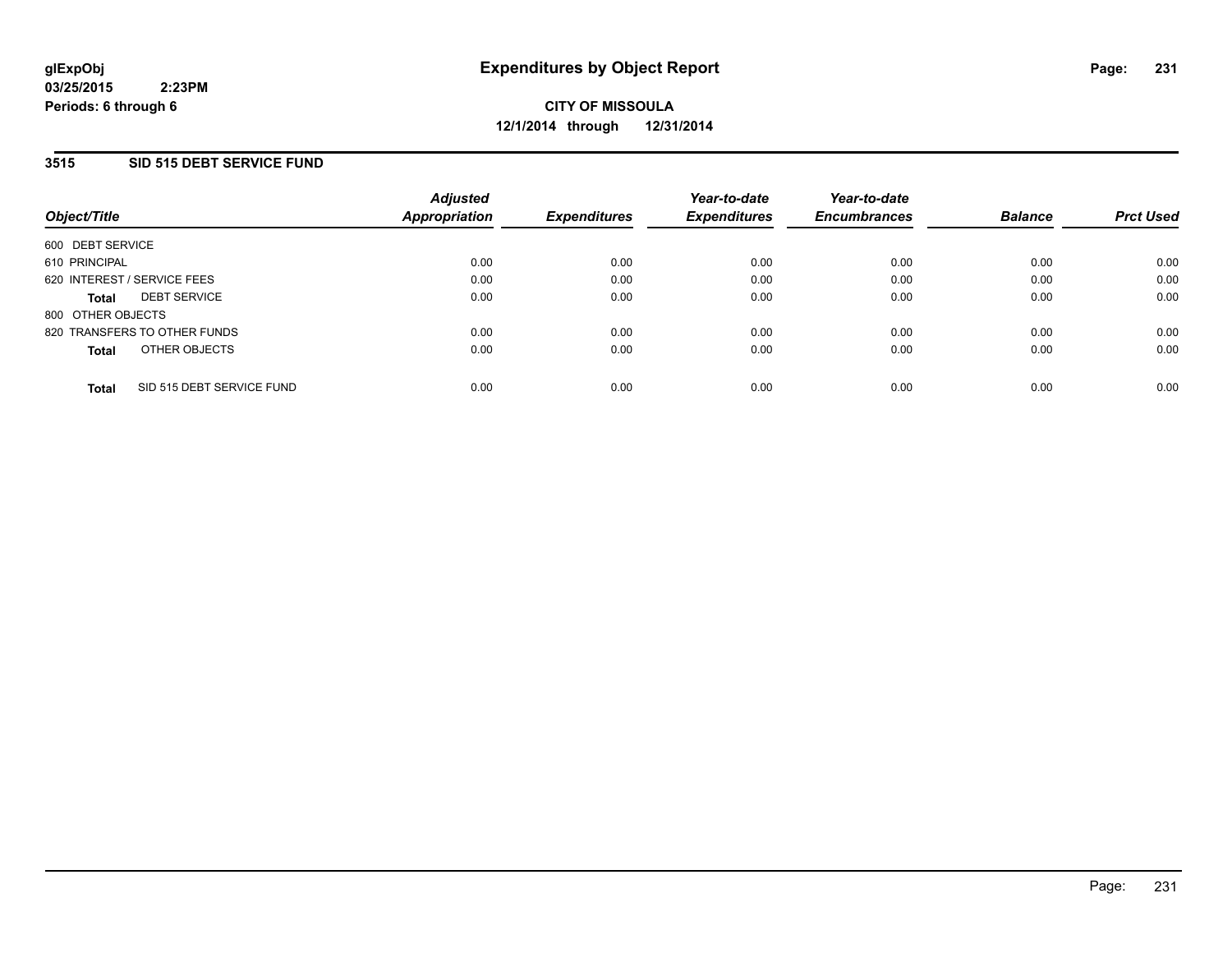**glExpObj** **Expenditures by Object Report**

**03/25/2015 2:23PM**

**Periods: 6 through 6**

**CITY OF MISSOULA**

**12/1/2014 through 12/31/2014**

## 3515 SID 515 DEBT SERVICE FUND

| Object/Title | Adjusted Appropriation | Expenditures | Year-to-date Expenditures | Year-to-date Encumbrances | Balance | Prct Used |
|---|---|---|---|---|---|---|
| 600 DEBT SERVICE | | | | | | |
| 610 PRINCIPAL | 0.00 | 0.00 | 0.00 | 0.00 | 0.00 | 0.00 |
| 620 INTEREST / SERVICE FEES | 0.00 | 0.00 | 0.00 | 0.00 | 0.00 | 0.00 |
| **Total** DEBT SERVICE | 0.00 | 0.00 | 0.00 | 0.00 | 0.00 | 0.00 |
| 800 OTHER OBJECTS | | | | | | |
| 820 TRANSFERS TO OTHER FUNDS | 0.00 | 0.00 | 0.00 | 0.00 | 0.00 | 0.00 |
| **Total** OTHER OBJECTS | 0.00 | 0.00 | 0.00 | 0.00 | 0.00 | 0.00 |
| **Total** SID 515 DEBT SERVICE FUND | 0.00 | 0.00 | 0.00 | 0.00 | 0.00 | 0.00 |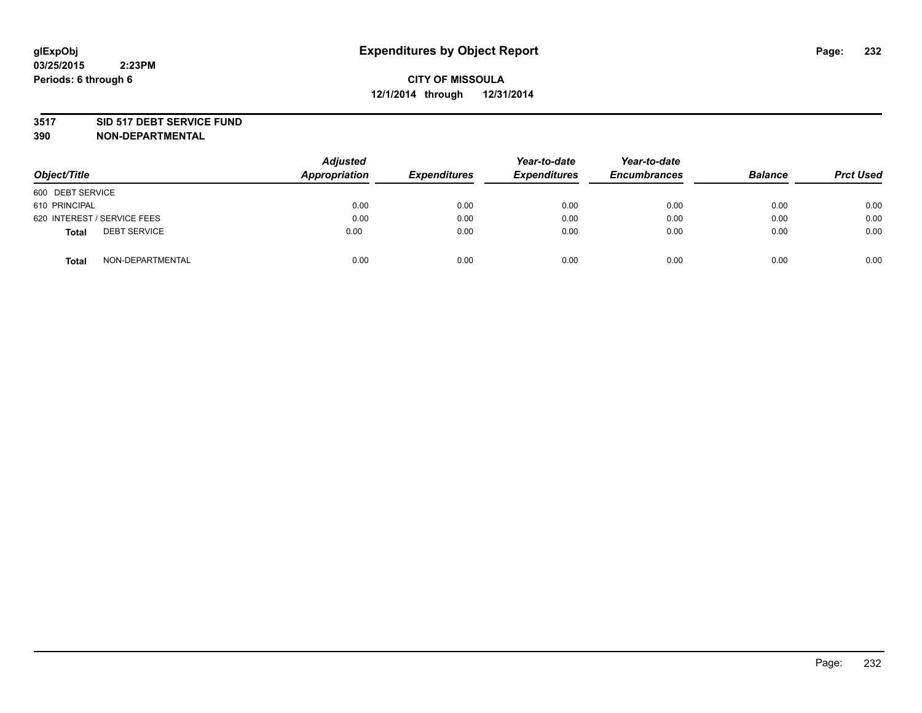# Expenditures by Object Report

glExpObj
03/25/2015 2:23PM
Periods: 6 through 6

**CITY OF MISSOULA**
**12/1/2014 through 12/31/2014**

**3517 SID 517 DEBT SERVICE FUND**
**390 NON-DEPARTMENTAL**

| Object/Title | Adjusted Appropriation | Expenditures | Year-to-date Expenditures | Year-to-date Encumbrances | Balance | Prct Used |
|---|---|---|---|---|---|---|
| 600 DEBT SERVICE | | | | | | |
| 610 PRINCIPAL | 0.00 | 0.00 | 0.00 | 0.00 | 0.00 | 0.00 |
| 620 INTEREST / SERVICE FEES | 0.00 | 0.00 | 0.00 | 0.00 | 0.00 | 0.00 |
| **Total** DEBT SERVICE | 0.00 | 0.00 | 0.00 | 0.00 | 0.00 | 0.00 |
| **Total** NON-DEPARTMENTAL | 0.00 | 0.00 | 0.00 | 0.00 | 0.00 | 0.00 |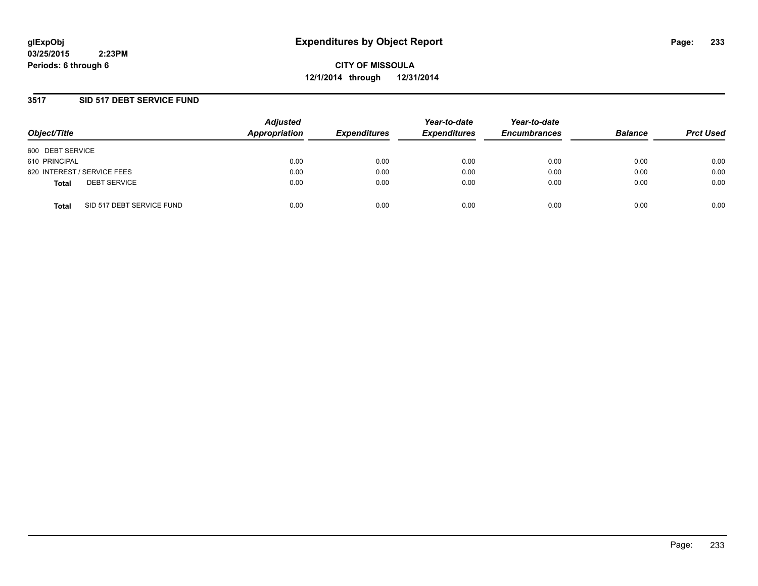**glExpObj**
**03/25/2015 2:23PM**
**Periods: 6 through 6**

# Expenditures by Object Report

**CITY OF MISSOULA**
**12/1/2014 through 12/31/2014**

## 3517 SID 517 DEBT SERVICE FUND

| Object/Title | Adjusted Appropriation | Expenditures | Year-to-date Expenditures | Year-to-date Encumbrances | Balance | Prct Used |
|---|---|---|---|---|---|---|
| 600 DEBT SERVICE | | | | | | |
| 610 PRINCIPAL | 0.00 | 0.00 | 0.00 | 0.00 | 0.00 | 0.00 |
| 620 INTEREST / SERVICE FEES | 0.00 | 0.00 | 0.00 | 0.00 | 0.00 | 0.00 |
| **Total** DEBT SERVICE | 0.00 | 0.00 | 0.00 | 0.00 | 0.00 | 0.00 |
| **Total** SID 517 DEBT SERVICE FUND | 0.00 | 0.00 | 0.00 | 0.00 | 0.00 | 0.00 |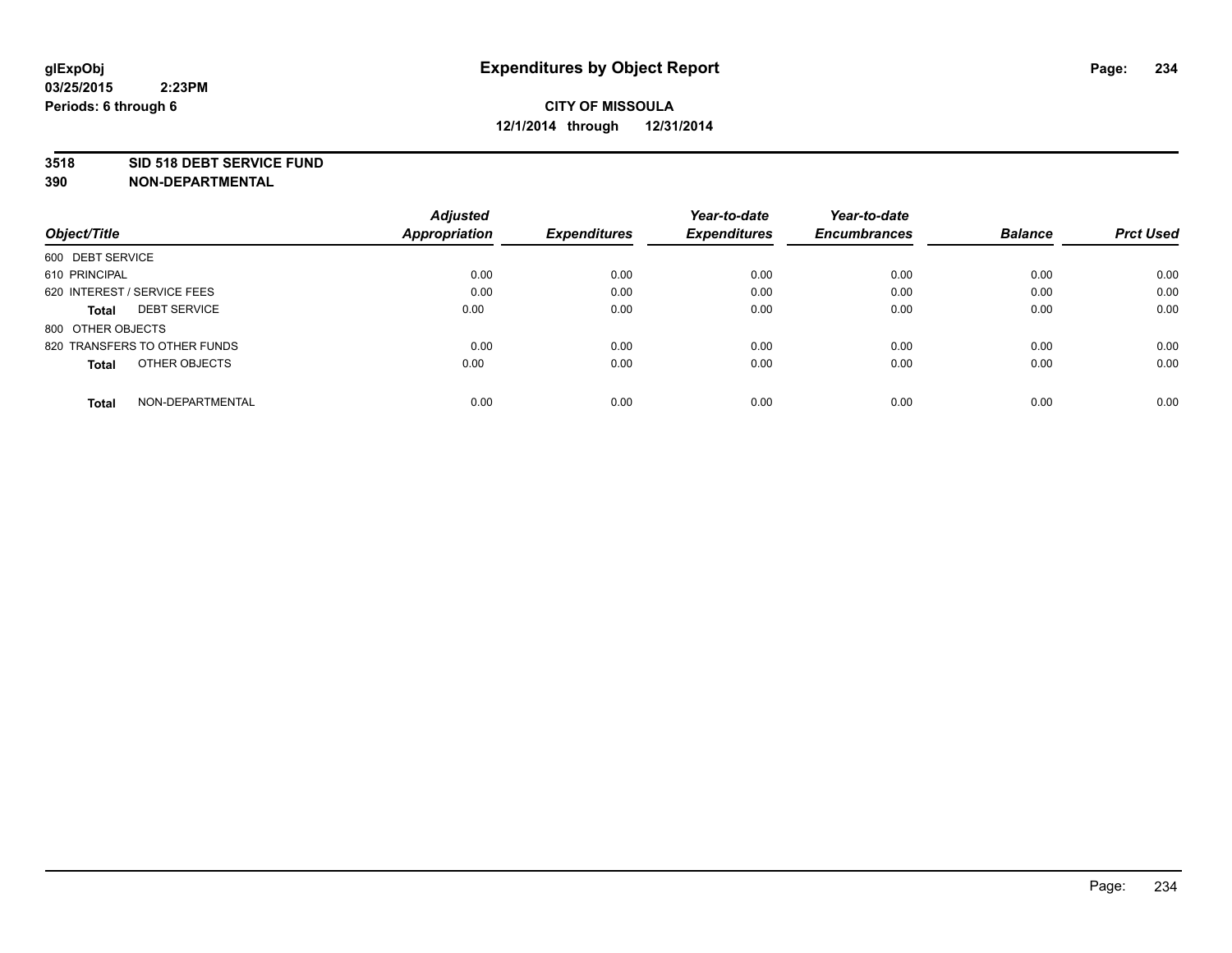glExpObj
03/25/2015 2:23PM
Periods: 6 through 6

# Expenditures by Object Report

**CITY OF MISSOULA**
**12/1/2014 through 12/31/2014**

**3518 SID 518 DEBT SERVICE FUND**
**390 NON-DEPARTMENTAL**

| Object/Title | Adjusted Appropriation | Expenditures | Year-to-date Expenditures | Year-to-date Encumbrances | Balance | Prct Used |
|---|---|---|---|---|---|---|
| 600 DEBT SERVICE | | | | | | |
| 610 PRINCIPAL | 0.00 | 0.00 | 0.00 | 0.00 | 0.00 | 0.00 |
| 620 INTEREST / SERVICE FEES | 0.00 | 0.00 | 0.00 | 0.00 | 0.00 | 0.00 |
| **Total** DEBT SERVICE | 0.00 | 0.00 | 0.00 | 0.00 | 0.00 | 0.00 |
| 800 OTHER OBJECTS | | | | | | |
| 820 TRANSFERS TO OTHER FUNDS | 0.00 | 0.00 | 0.00 | 0.00 | 0.00 | 0.00 |
| **Total** OTHER OBJECTS | 0.00 | 0.00 | 0.00 | 0.00 | 0.00 | 0.00 |
| **Total** NON-DEPARTMENTAL | 0.00 | 0.00 | 0.00 | 0.00 | 0.00 | 0.00 |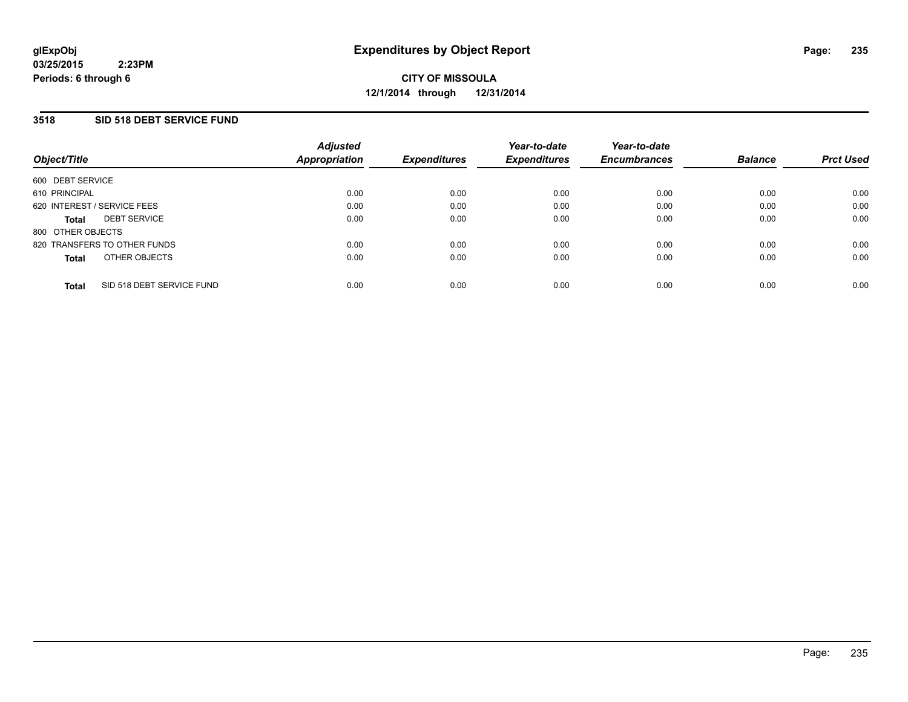glExpObj
03/25/2015 2:23PM
Periods: 6 through 6

# Expenditures by Object Report

**CITY OF MISSOULA**
**12/1/2014 through 12/31/2014**

## 3518 SID 518 DEBT SERVICE FUND

| Object/Title | Adjusted Appropriation | Expenditures | Year-to-date Expenditures | Year-to-date Encumbrances | Balance | Prct Used |
|---|---|---|---|---|---|---|
| 600 DEBT SERVICE | | | | | | |
| 610 PRINCIPAL | 0.00 | 0.00 | 0.00 | 0.00 | 0.00 | 0.00 |
| 620 INTEREST / SERVICE FEES | 0.00 | 0.00 | 0.00 | 0.00 | 0.00 | 0.00 |
| **Total** DEBT SERVICE | 0.00 | 0.00 | 0.00 | 0.00 | 0.00 | 0.00 |
| 800 OTHER OBJECTS | | | | | | |
| 820 TRANSFERS TO OTHER FUNDS | 0.00 | 0.00 | 0.00 | 0.00 | 0.00 | 0.00 |
| **Total** OTHER OBJECTS | 0.00 | 0.00 | 0.00 | 0.00 | 0.00 | 0.00 |
| **Total** SID 518 DEBT SERVICE FUND | 0.00 | 0.00 | 0.00 | 0.00 | 0.00 | 0.00 |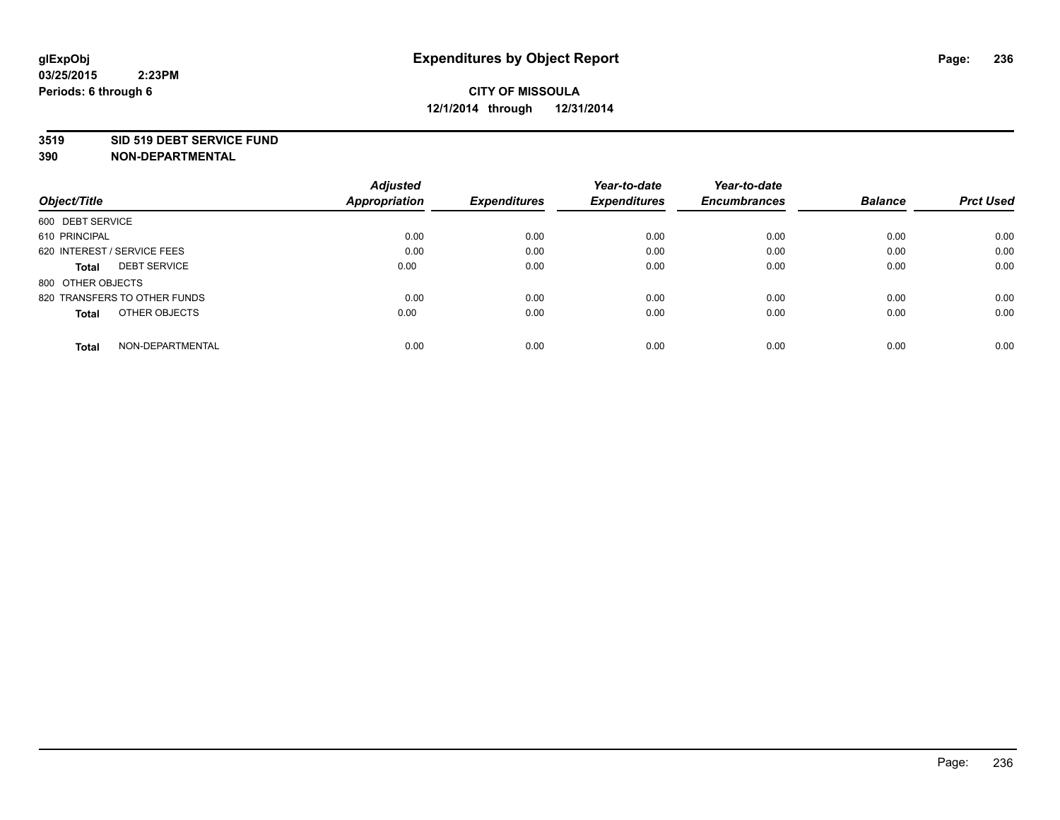**glExpObj**
**03/25/2015 2:23PM**
**Periods: 6 through 6**

# Expenditures by Object Report

**CITY OF MISSOULA**
**12/1/2014 through 12/31/2014**

**3519 SID 519 DEBT SERVICE FUND**
**390 NON-DEPARTMENTAL**

| Object/Title | Adjusted Appropriation | Expenditures | Year-to-date Expenditures | Year-to-date Encumbrances | Balance | Prct Used |
|---|---|---|---|---|---|---|
| 600 DEBT SERVICE | | | | | | |
| 610 PRINCIPAL | 0.00 | 0.00 | 0.00 | 0.00 | 0.00 | 0.00 |
| 620 INTEREST / SERVICE FEES | 0.00 | 0.00 | 0.00 | 0.00 | 0.00 | 0.00 |
| **Total** DEBT SERVICE | 0.00 | 0.00 | 0.00 | 0.00 | 0.00 | 0.00 |
| 800 OTHER OBJECTS | | | | | | |
| 820 TRANSFERS TO OTHER FUNDS | 0.00 | 0.00 | 0.00 | 0.00 | 0.00 | 0.00 |
| **Total** OTHER OBJECTS | 0.00 | 0.00 | 0.00 | 0.00 | 0.00 | 0.00 |
| **Total** NON-DEPARTMENTAL | 0.00 | 0.00 | 0.00 | 0.00 | 0.00 | 0.00 |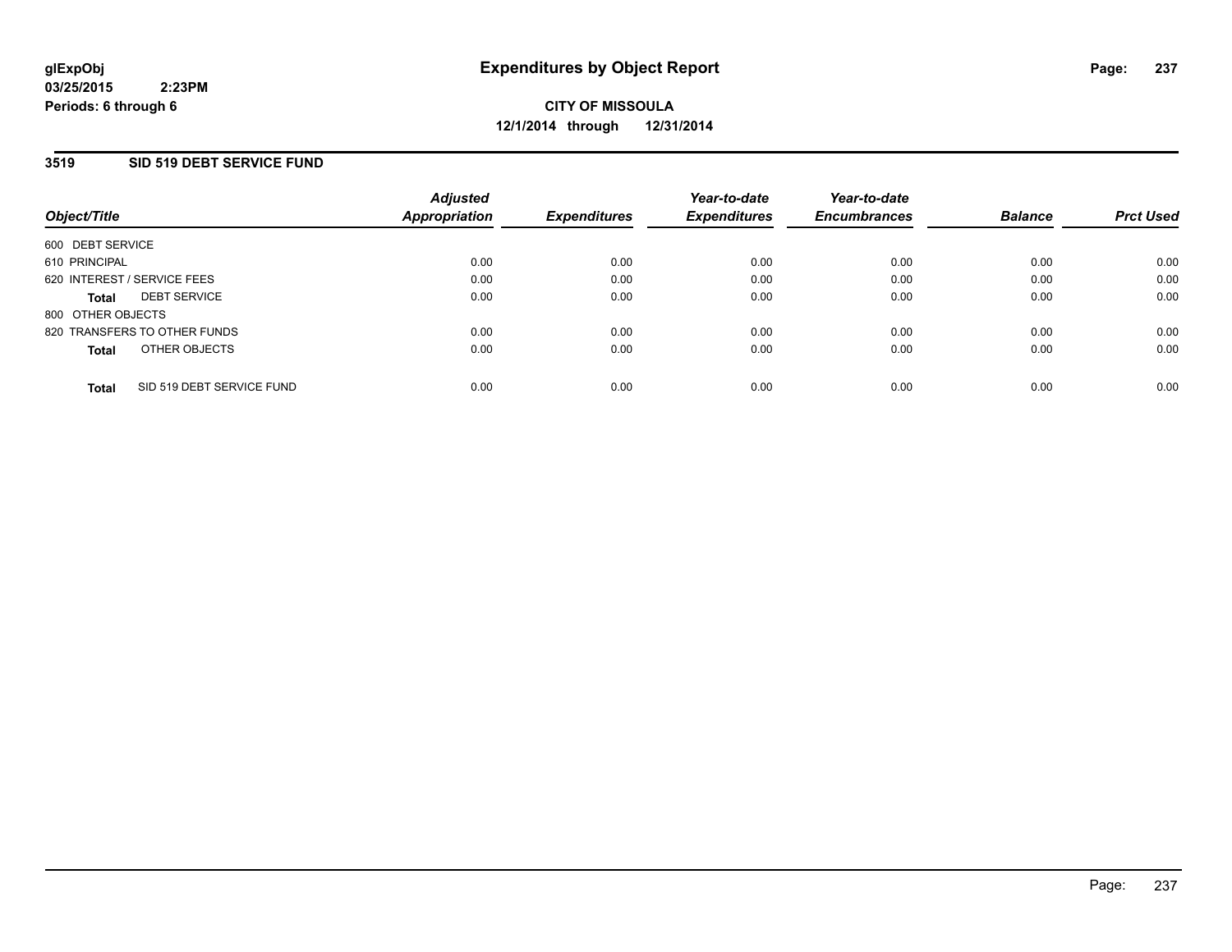glExpObj
03/25/2015 2:23PM
Periods: 6 through 6

# Expenditures by Object Report

**CITY OF MISSOULA**
**12/1/2014 through 12/31/2014**

## 3519 SID 519 DEBT SERVICE FUND

| Object/Title | Adjusted Appropriation | Expenditures | Year-to-date Expenditures | Year-to-date Encumbrances | Balance | Prct Used |
|---|---|---|---|---|---|---|
| 600 DEBT SERVICE | | | | | | |
| 610 PRINCIPAL | 0.00 | 0.00 | 0.00 | 0.00 | 0.00 | 0.00 |
| 620 INTEREST / SERVICE FEES | 0.00 | 0.00 | 0.00 | 0.00 | 0.00 | 0.00 |
| **Total** DEBT SERVICE | 0.00 | 0.00 | 0.00 | 0.00 | 0.00 | 0.00 |
| 800 OTHER OBJECTS | | | | | | |
| 820 TRANSFERS TO OTHER FUNDS | 0.00 | 0.00 | 0.00 | 0.00 | 0.00 | 0.00 |
| **Total** OTHER OBJECTS | 0.00 | 0.00 | 0.00 | 0.00 | 0.00 | 0.00 |
| **Total** SID 519 DEBT SERVICE FUND | 0.00 | 0.00 | 0.00 | 0.00 | 0.00 | 0.00 |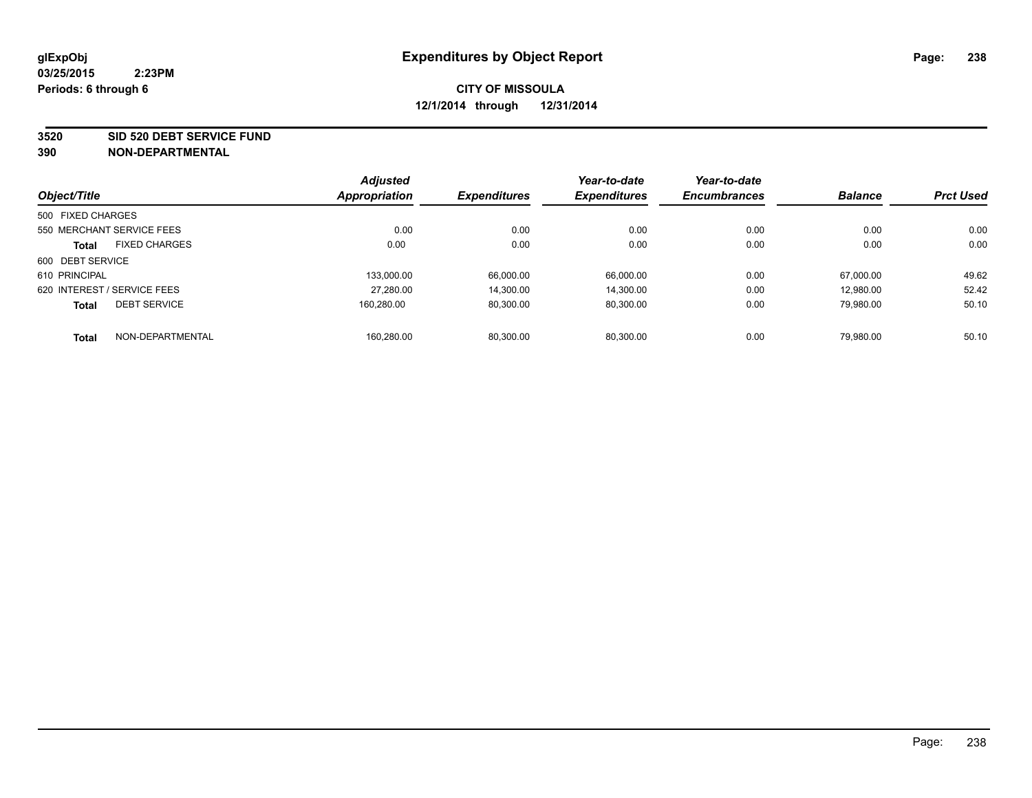**glExpObj** **Expenditures by Object Report**

**03/25/2015 2:23PM**

**Periods: 6 through 6**

**CITY OF MISSOULA**

**12/1/2014 through 12/31/2014**

**3520 SID 520 DEBT SERVICE FUND**

**390 NON-DEPARTMENTAL**

| Object/Title | Adjusted Appropriation | Expenditures | Year-to-date Expenditures | Year-to-date Encumbrances | Balance | Prct Used |
|---|---|---|---|---|---|---|
| 500 FIXED CHARGES | | | | | | |
| 550 MERCHANT SERVICE FEES | 0.00 | 0.00 | 0.00 | 0.00 | 0.00 | 0.00 |
| **Total** FIXED CHARGES | 0.00 | 0.00 | 0.00 | 0.00 | 0.00 | 0.00 |
| 600 DEBT SERVICE | | | | | | |
| 610 PRINCIPAL | 133,000.00 | 66,000.00 | 66,000.00 | 0.00 | 67,000.00 | 49.62 |
| 620 INTEREST / SERVICE FEES | 27,280.00 | 14,300.00 | 14,300.00 | 0.00 | 12,980.00 | 52.42 |
| **Total** DEBT SERVICE | 160,280.00 | 80,300.00 | 80,300.00 | 0.00 | 79,980.00 | 50.10 |
| **Total** NON-DEPARTMENTAL | 160,280.00 | 80,300.00 | 80,300.00 | 0.00 | 79,980.00 | 50.10 |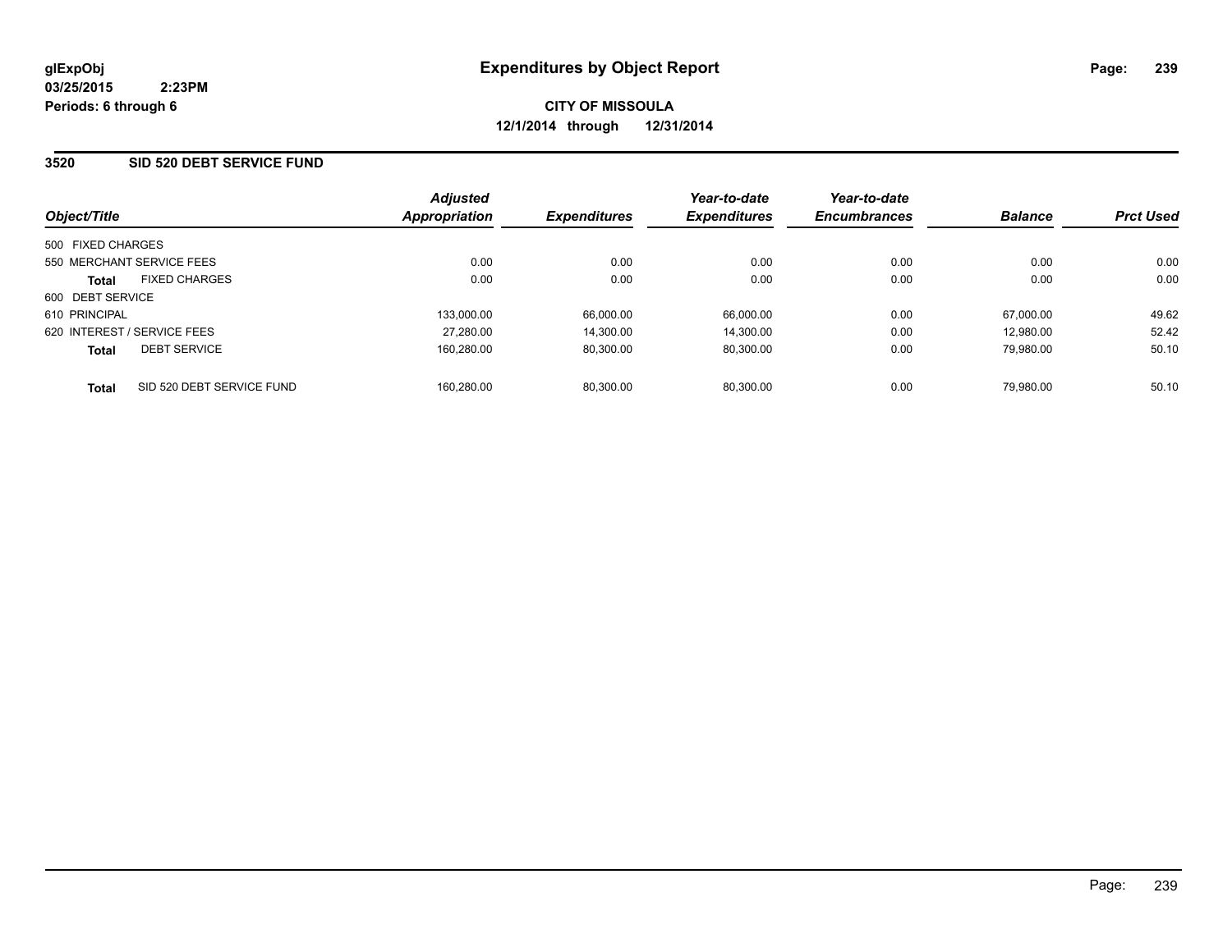glExpObj
03/25/2015 2:23PM
Periods: 6 through 6

# Expenditures by Object Report

**CITY OF MISSOULA**
**12/1/2014 through 12/31/2014**

## 3520 SID 520 DEBT SERVICE FUND

| Object/Title | | Adjusted Appropriation | Expenditures | Year-to-date Expenditures | Year-to-date Encumbrances | Balance | Prct Used |
|---|---|---|---|---|---|---|---|
| 500 FIXED CHARGES | | | | | | | |
| 550 MERCHANT SERVICE FEES | | 0.00 | 0.00 | 0.00 | 0.00 | 0.00 | 0.00 |
| **Total** | FIXED CHARGES | 0.00 | 0.00 | 0.00 | 0.00 | 0.00 | 0.00 |
| 600 DEBT SERVICE | | | | | | | |
| 610 PRINCIPAL | | 133,000.00 | 66,000.00 | 66,000.00 | 0.00 | 67,000.00 | 49.62 |
| 620 INTEREST / SERVICE FEES | | 27,280.00 | 14,300.00 | 14,300.00 | 0.00 | 12,980.00 | 52.42 |
| **Total** | DEBT SERVICE | 160,280.00 | 80,300.00 | 80,300.00 | 0.00 | 79,980.00 | 50.10 |
| **Total** | SID 520 DEBT SERVICE FUND | 160,280.00 | 80,300.00 | 80,300.00 | 0.00 | 79,980.00 | 50.10 |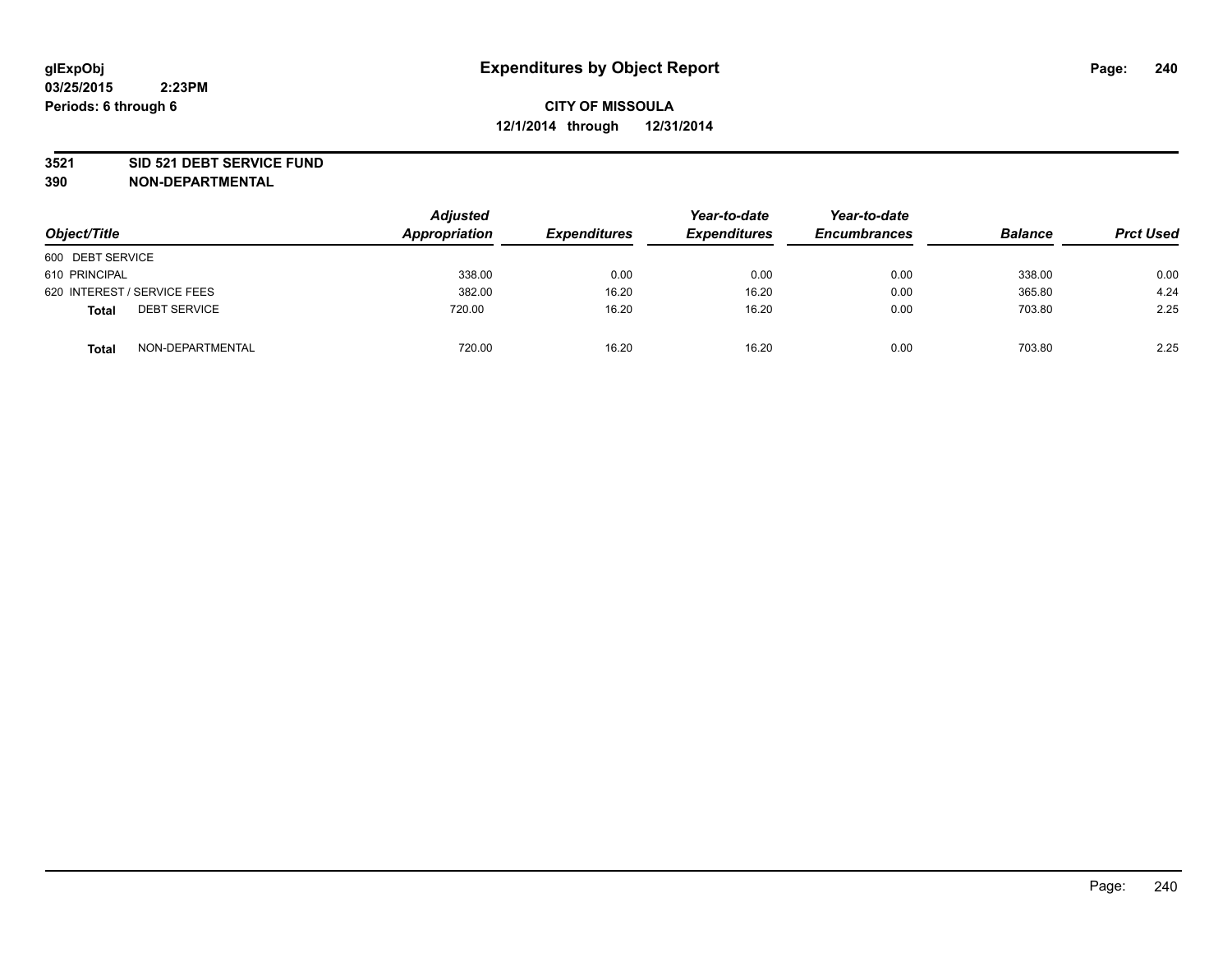glExpObj
03/25/2015 2:23PM
Periods: 6 through 6

# Expenditures by Object Report

**CITY OF MISSOULA**
**12/1/2014 through 12/31/2014**

**3521 SID 521 DEBT SERVICE FUND**
**390 NON-DEPARTMENTAL**

| Object/Title | Adjusted Appropriation | Expenditures | Year-to-date Expenditures | Year-to-date Encumbrances | Balance | Prct Used |
|---|---|---|---|---|---|---|
| 600 DEBT SERVICE | | | | | | |
| 610 PRINCIPAL | 338.00 | 0.00 | 0.00 | 0.00 | 338.00 | 0.00 |
| 620 INTEREST / SERVICE FEES | 382.00 | 16.20 | 16.20 | 0.00 | 365.80 | 4.24 |
| **Total** DEBT SERVICE | 720.00 | 16.20 | 16.20 | 0.00 | 703.80 | 2.25 |
| **Total** NON-DEPARTMENTAL | 720.00 | 16.20 | 16.20 | 0.00 | 703.80 | 2.25 |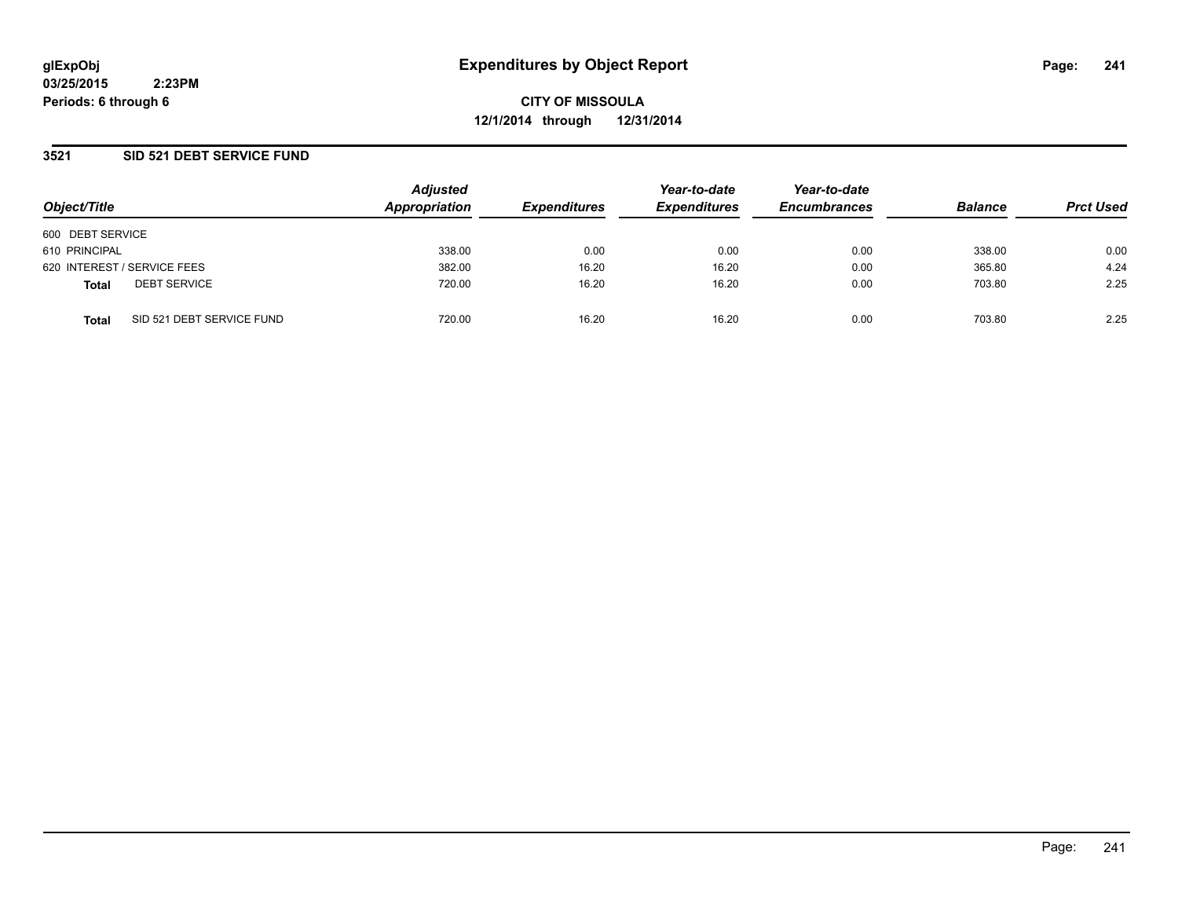# Expenditures by Object Report

glExpObj
03/25/2015 2:23PM
Periods: 6 through 6

**CITY OF MISSOULA**
**12/1/2014 through 12/31/2014**

## 3521 SID 521 DEBT SERVICE FUND

| Object/Title | Adjusted Appropriation | Expenditures | Year-to-date Expenditures | Year-to-date Encumbrances | Balance | Prct Used |
|---|---|---|---|---|---|---|
| 600 DEBT SERVICE | | | | | | |
| 610 PRINCIPAL | 338.00 | 0.00 | 0.00 | 0.00 | 338.00 | 0.00 |
| 620 INTEREST / SERVICE FEES | 382.00 | 16.20 | 16.20 | 0.00 | 365.80 | 4.24 |
| **Total** DEBT SERVICE | 720.00 | 16.20 | 16.20 | 0.00 | 703.80 | 2.25 |
| **Total** SID 521 DEBT SERVICE FUND | 720.00 | 16.20 | 16.20 | 0.00 | 703.80 | 2.25 |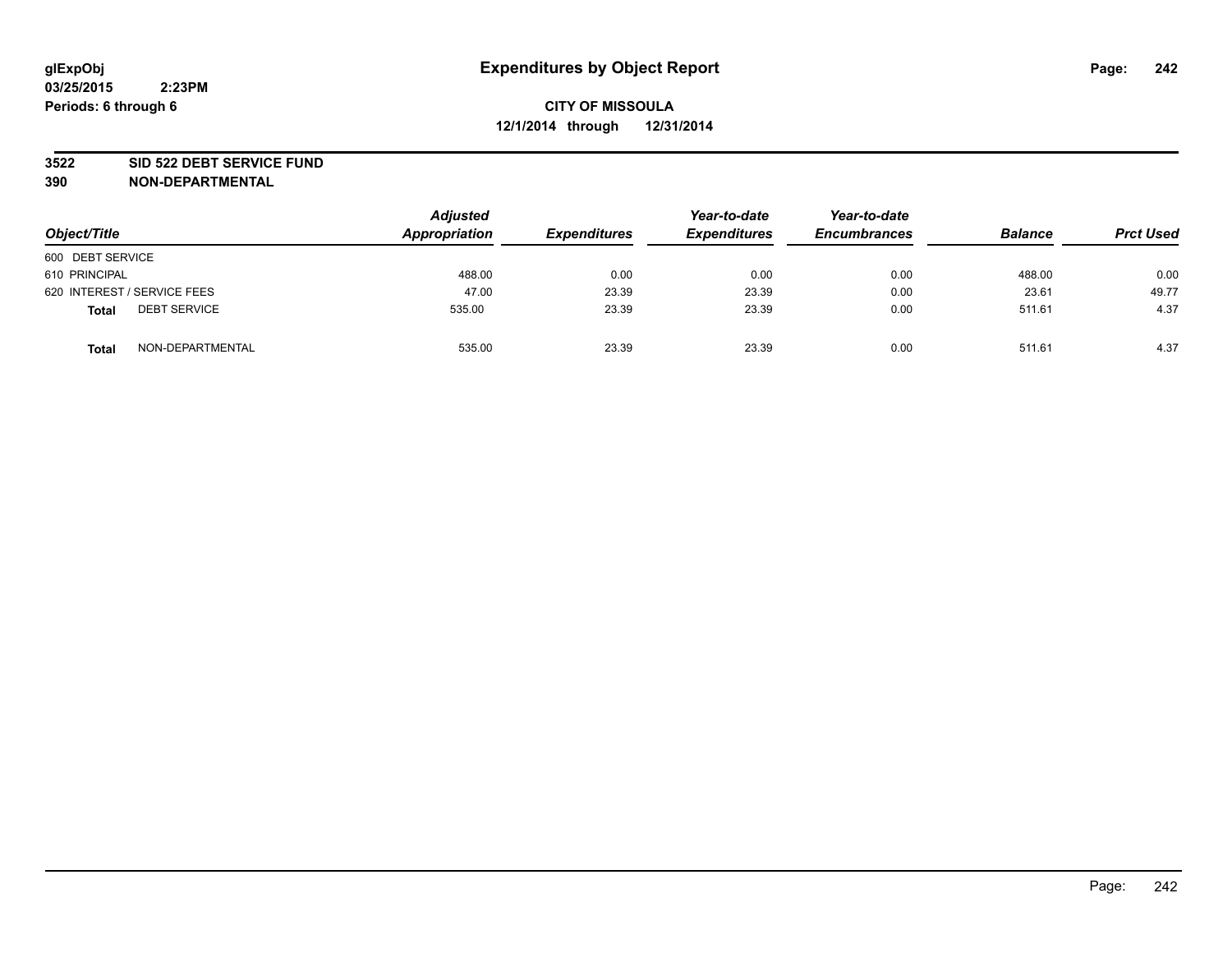glExpObj
03/25/2015 2:23PM
Periods: 6 through 6

# Expenditures by Object Report

**CITY OF MISSOULA**
**12/1/2014 through 12/31/2014**

**3522 SID 522 DEBT SERVICE FUND**
**390 NON-DEPARTMENTAL**

| Object/Title | Adjusted Appropriation | Expenditures | Year-to-date Expenditures | Year-to-date Encumbrances | Balance | Prct Used |
|---|---|---|---|---|---|---|
| 600 DEBT SERVICE | | | | | | |
| 610 PRINCIPAL | 488.00 | 0.00 | 0.00 | 0.00 | 488.00 | 0.00 |
| 620 INTEREST / SERVICE FEES | 47.00 | 23.39 | 23.39 | 0.00 | 23.61 | 49.77 |
| **Total** DEBT SERVICE | 535.00 | 23.39 | 23.39 | 0.00 | 511.61 | 4.37 |
| **Total** NON-DEPARTMENTAL | 535.00 | 23.39 | 23.39 | 0.00 | 511.61 | 4.37 |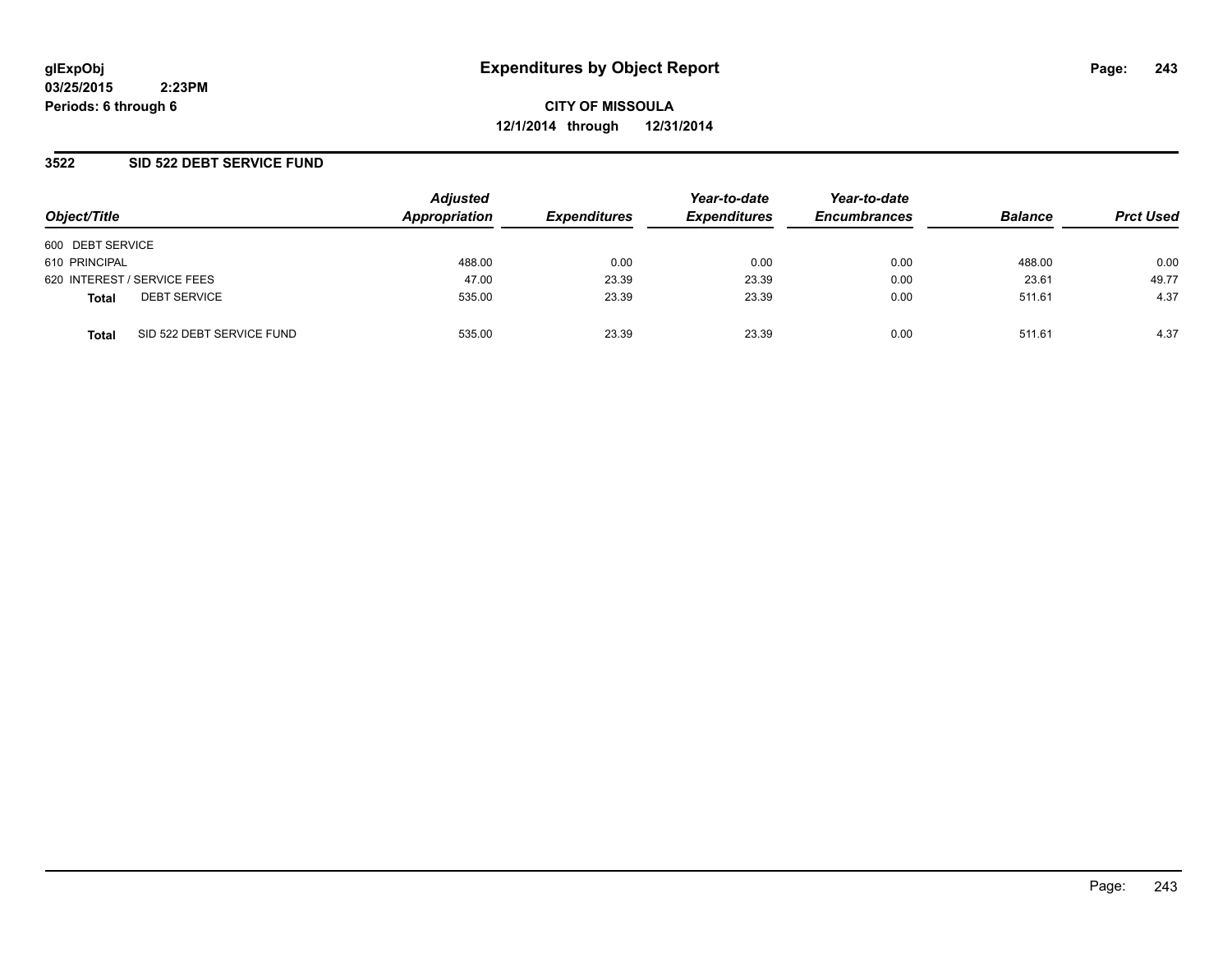glExpObj
03/25/2015 2:23PM
Periods: 6 through 6

# Expenditures by Object Report

**CITY OF MISSOULA**
**12/1/2014 through 12/31/2014**

## 3522 SID 522 DEBT SERVICE FUND

| Object/Title | | Adjusted Appropriation | Expenditures | Year-to-date Expenditures | Year-to-date Encumbrances | Balance | Prct Used |
|---|---|---|---|---|---|---|---|
| 600 DEBT SERVICE | | | | | | | |
| 610 PRINCIPAL | | 488.00 | 0.00 | 0.00 | 0.00 | 488.00 | 0.00 |
| 620 INTEREST / SERVICE FEES | | 47.00 | 23.39 | 23.39 | 0.00 | 23.61 | 49.77 |
| **Total** | DEBT SERVICE | 535.00 | 23.39 | 23.39 | 0.00 | 511.61 | 4.37 |
| **Total** | SID 522 DEBT SERVICE FUND | 535.00 | 23.39 | 23.39 | 0.00 | 511.61 | 4.37 |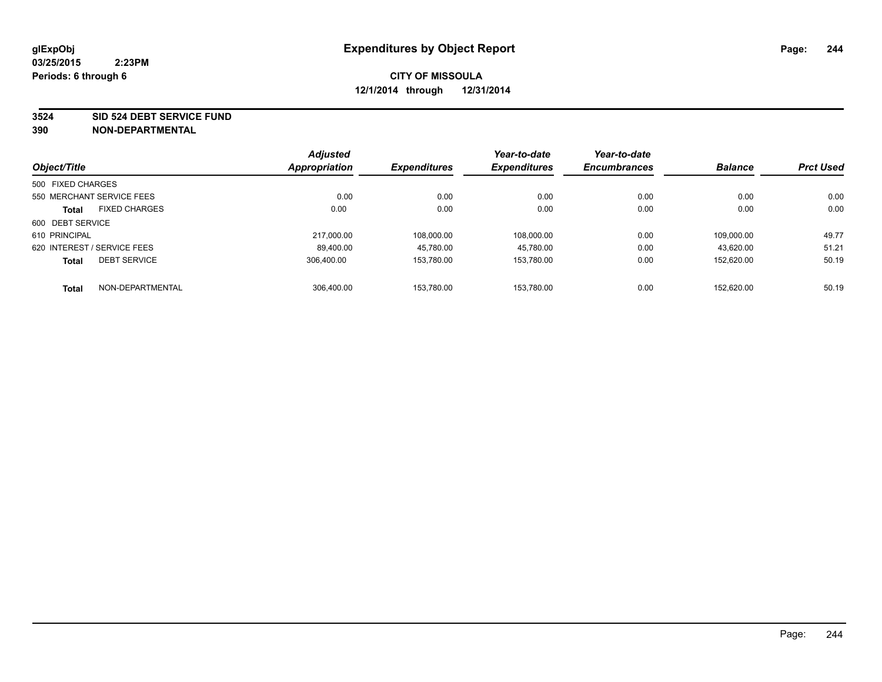glExpObj
03/25/2015 2:23PM
Periods: 6 through 6

# Expenditures by Object Report

**CITY OF MISSOULA**
**12/1/2014 through 12/31/2014**

**3524 SID 524 DEBT SERVICE FUND**
**390 NON-DEPARTMENTAL**

| Object/Title | Adjusted Appropriation | Expenditures | Year-to-date Expenditures | Year-to-date Encumbrances | Balance | Prct Used |
|---|---|---|---|---|---|---|
| 500 FIXED CHARGES | | | | | | |
| 550 MERCHANT SERVICE FEES | 0.00 | 0.00 | 0.00 | 0.00 | 0.00 | 0.00 |
| **Total** FIXED CHARGES | 0.00 | 0.00 | 0.00 | 0.00 | 0.00 | 0.00 |
| 600 DEBT SERVICE | | | | | | |
| 610 PRINCIPAL | 217,000.00 | 108,000.00 | 108,000.00 | 0.00 | 109,000.00 | 49.77 |
| 620 INTEREST / SERVICE FEES | 89,400.00 | 45,780.00 | 45,780.00 | 0.00 | 43,620.00 | 51.21 |
| **Total** DEBT SERVICE | 306,400.00 | 153,780.00 | 153,780.00 | 0.00 | 152,620.00 | 50.19 |
| **Total** NON-DEPARTMENTAL | 306,400.00 | 153,780.00 | 153,780.00 | 0.00 | 152,620.00 | 50.19 |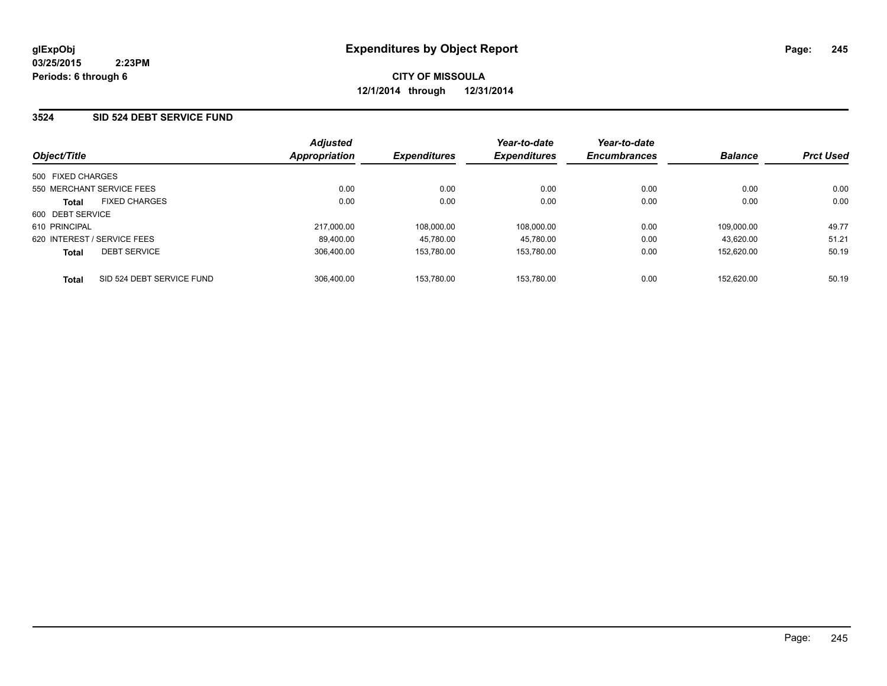**glExpObj**
**03/25/2015 2:23PM**
**Periods: 6 through 6**

# Expenditures by Object Report

**CITY OF MISSOULA**
**12/1/2014 through 12/31/2014**

## 3524 SID 524 DEBT SERVICE FUND

| Object/Title | Adjusted Appropriation | Expenditures | Year-to-date Expenditures | Year-to-date Encumbrances | Balance | Prct Used |
|---|---|---|---|---|---|---|
| 500 FIXED CHARGES | | | | | | |
| 550 MERCHANT SERVICE FEES | 0.00 | 0.00 | 0.00 | 0.00 | 0.00 | 0.00 |
| **Total** FIXED CHARGES | 0.00 | 0.00 | 0.00 | 0.00 | 0.00 | 0.00 |
| 600 DEBT SERVICE | | | | | | |
| 610 PRINCIPAL | 217,000.00 | 108,000.00 | 108,000.00 | 0.00 | 109,000.00 | 49.77 |
| 620 INTEREST / SERVICE FEES | 89,400.00 | 45,780.00 | 45,780.00 | 0.00 | 43,620.00 | 51.21 |
| **Total** DEBT SERVICE | 306,400.00 | 153,780.00 | 153,780.00 | 0.00 | 152,620.00 | 50.19 |
| **Total** SID 524 DEBT SERVICE FUND | 306,400.00 | 153,780.00 | 153,780.00 | 0.00 | 152,620.00 | 50.19 |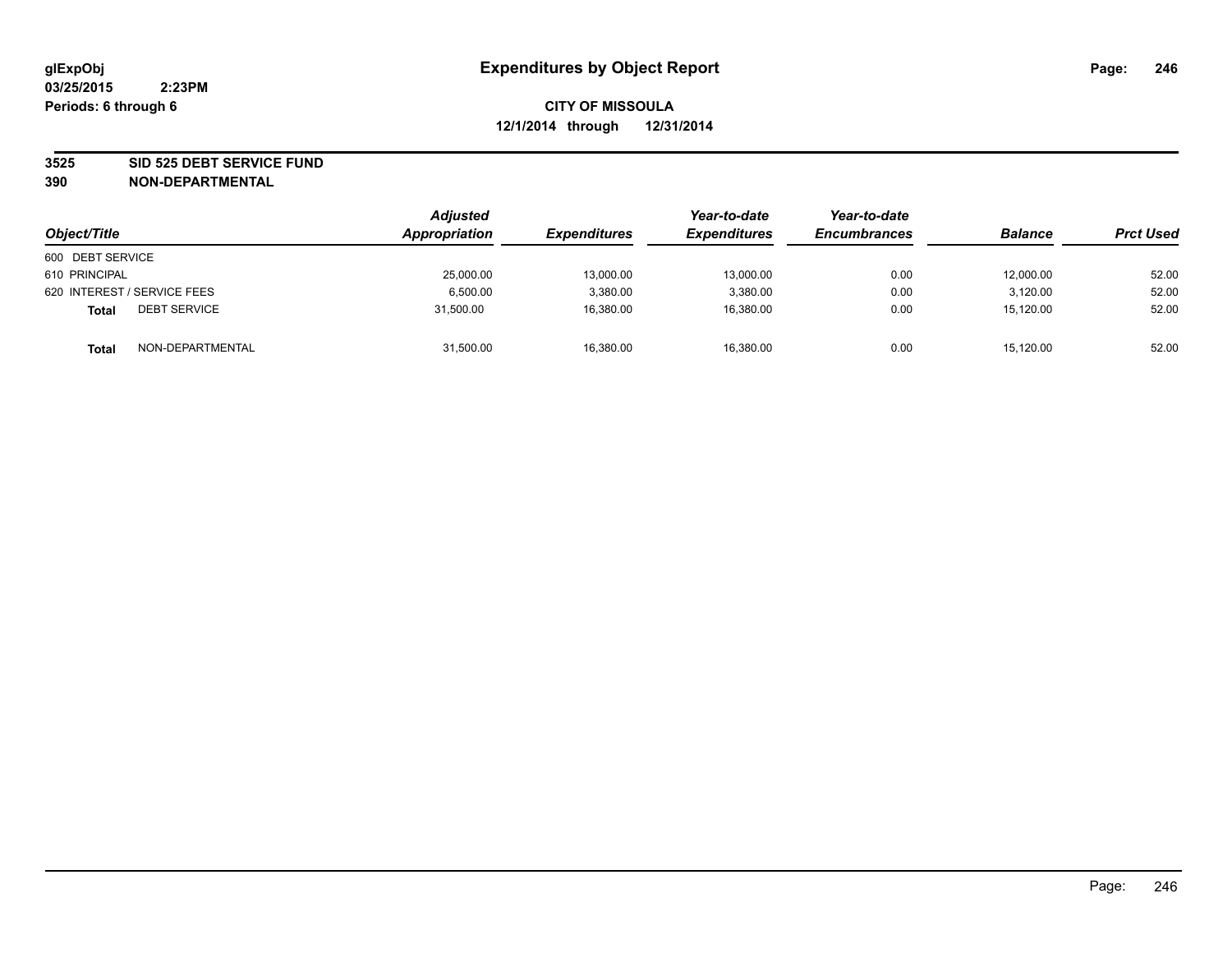glExpObj
03/25/2015 2:23PM
Periods: 6 through 6

# Expenditures by Object Report

**CITY OF MISSOULA**
**12/1/2014 through 12/31/2014**

**3525 SID 525 DEBT SERVICE FUND**
**390 NON-DEPARTMENTAL**

| Object/Title | Adjusted Appropriation | Expenditures | Year-to-date Expenditures | Year-to-date Encumbrances | Balance | Prct Used |
|---|---|---|---|---|---|---|
| 600 DEBT SERVICE | | | | | | |
| 610 PRINCIPAL | 25,000.00 | 13,000.00 | 13,000.00 | 0.00 | 12,000.00 | 52.00 |
| 620 INTEREST / SERVICE FEES | 6,500.00 | 3,380.00 | 3,380.00 | 0.00 | 3,120.00 | 52.00 |
| **Total** DEBT SERVICE | 31,500.00 | 16,380.00 | 16,380.00 | 0.00 | 15,120.00 | 52.00 |
| **Total** NON-DEPARTMENTAL | 31,500.00 | 16,380.00 | 16,380.00 | 0.00 | 15,120.00 | 52.00 |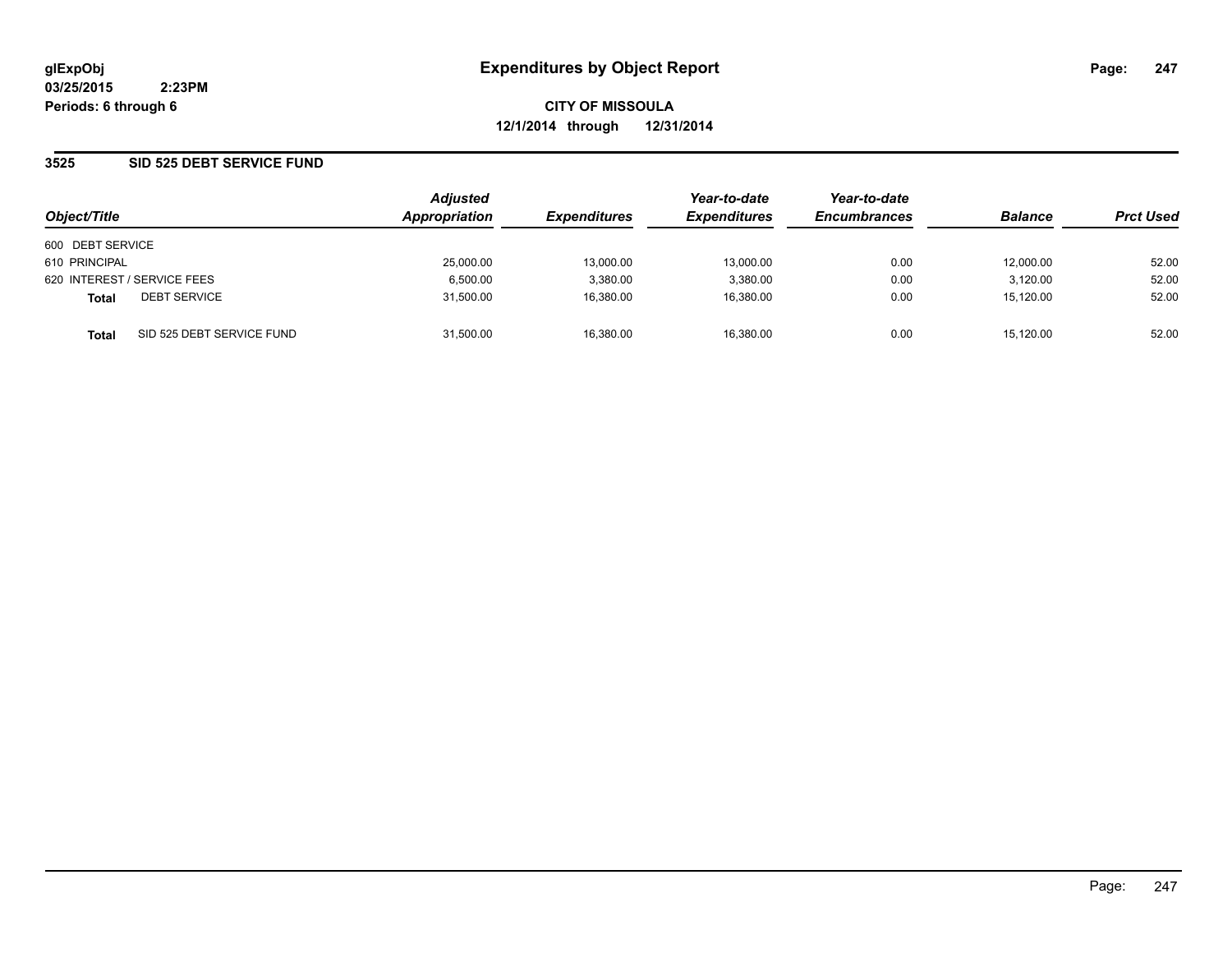glExpObj
03/25/2015 2:23PM
Periods: 6 through 6

# Expenditures by Object Report

CITY OF MISSOULA
12/1/2014 through 12/31/2014

## 3525 SID 525 DEBT SERVICE FUND

| Object/Title | Adjusted Appropriation | Expenditures | Year-to-date Expenditures | Year-to-date Encumbrances | Balance | Prct Used |
|---|---|---|---|---|---|---|
| 600 DEBT SERVICE | | | | | | |
| 610 PRINCIPAL | 25,000.00 | 13,000.00 | 13,000.00 | 0.00 | 12,000.00 | 52.00 |
| 620 INTEREST / SERVICE FEES | 6,500.00 | 3,380.00 | 3,380.00 | 0.00 | 3,120.00 | 52.00 |
| **Total** DEBT SERVICE | 31,500.00 | 16,380.00 | 16,380.00 | 0.00 | 15,120.00 | 52.00 |
| **Total** SID 525 DEBT SERVICE FUND | 31,500.00 | 16,380.00 | 16,380.00 | 0.00 | 15,120.00 | 52.00 |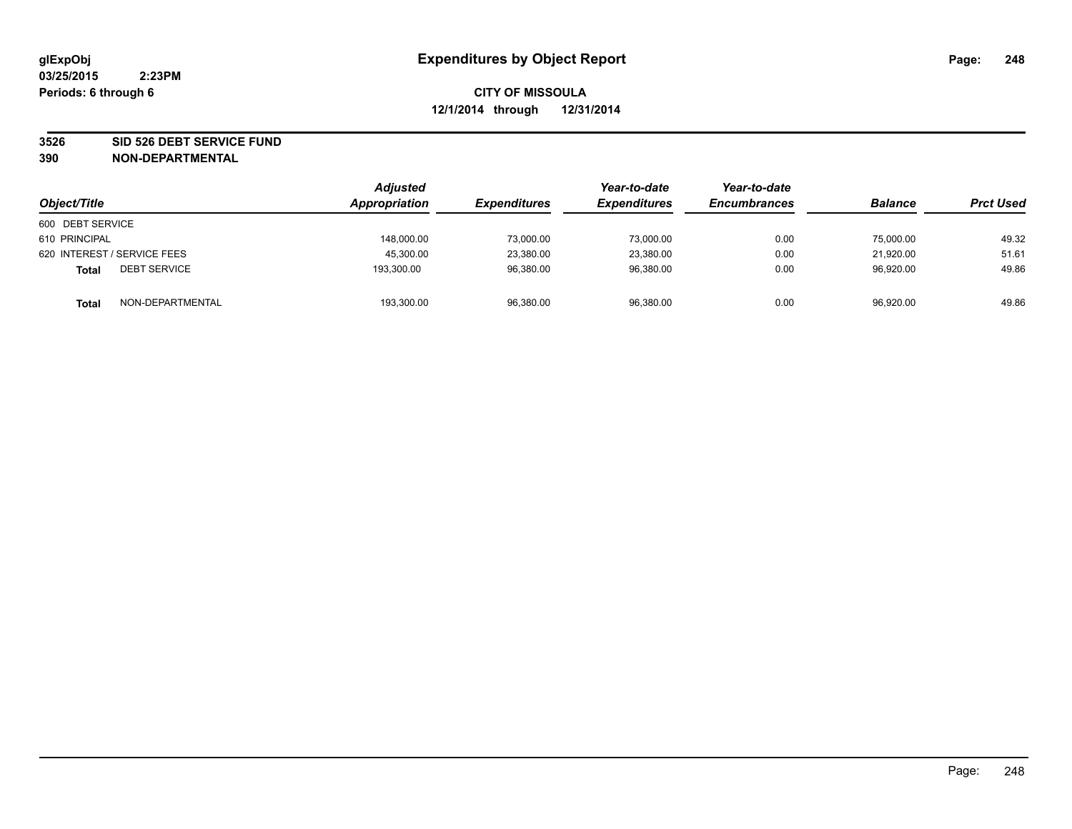glExpObj
03/25/2015 2:23PM
Periods: 6 through 6

# Expenditures by Object Report

**CITY OF MISSOULA**
**12/1/2014 through 12/31/2014**

**3526 SID 526 DEBT SERVICE FUND**
**390 NON-DEPARTMENTAL**

| Object/Title | | Adjusted Appropriation | Expenditures | Year-to-date Expenditures | Year-to-date Encumbrances | Balance | Prct Used |
|---|---|---|---|---|---|---|---|
| 600 DEBT SERVICE | | | | | | | |
| 610 PRINCIPAL | | 148,000.00 | 73,000.00 | 73,000.00 | 0.00 | 75,000.00 | 49.32 |
| 620 INTEREST / SERVICE FEES | | 45,300.00 | 23,380.00 | 23,380.00 | 0.00 | 21,920.00 | 51.61 |
| **Total** | DEBT SERVICE | 193,300.00 | 96,380.00 | 96,380.00 | 0.00 | 96,920.00 | 49.86 |
| **Total** | NON-DEPARTMENTAL | 193,300.00 | 96,380.00 | 96,380.00 | 0.00 | 96,920.00 | 49.86 |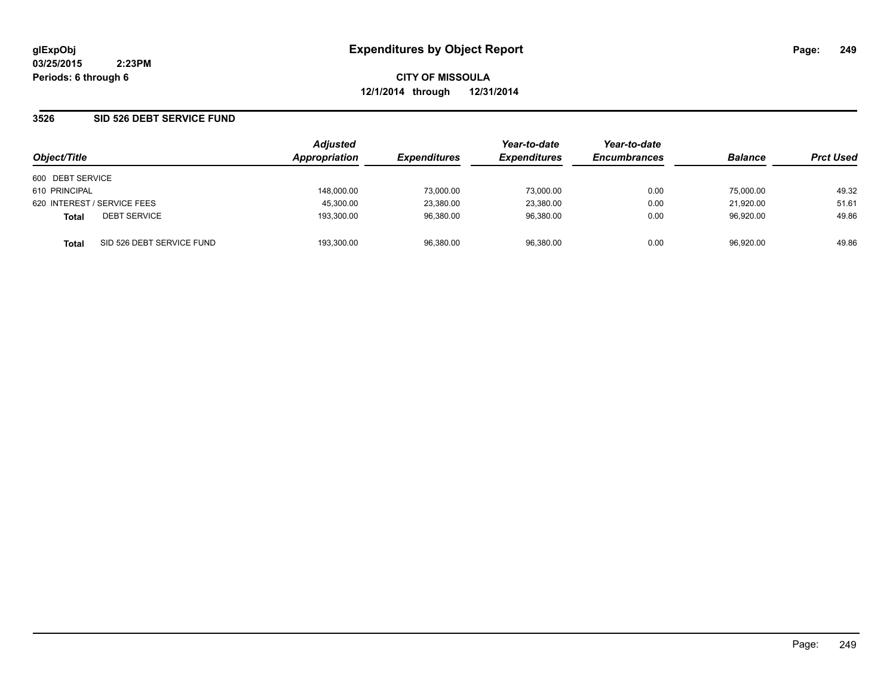**glExpObj**
**03/25/2015 2:23PM**
**Periods: 6 through 6**

# Expenditures by Object Report

**CITY OF MISSOULA**
**12/1/2014 through 12/31/2014**

## 3526 SID 526 DEBT SERVICE FUND

| Object/Title | Adjusted Appropriation | Expenditures | Year-to-date Expenditures | Year-to-date Encumbrances | Balance | Prct Used |
|---|---|---|---|---|---|---|
| 600 DEBT SERVICE | | | | | | |
| 610 PRINCIPAL | 148,000.00 | 73,000.00 | 73,000.00 | 0.00 | 75,000.00 | 49.32 |
| 620 INTEREST / SERVICE FEES | 45,300.00 | 23,380.00 | 23,380.00 | 0.00 | 21,920.00 | 51.61 |
| **Total** DEBT SERVICE | 193,300.00 | 96,380.00 | 96,380.00 | 0.00 | 96,920.00 | 49.86 |
| **Total** SID 526 DEBT SERVICE FUND | 193,300.00 | 96,380.00 | 96,380.00 | 0.00 | 96,920.00 | 49.86 |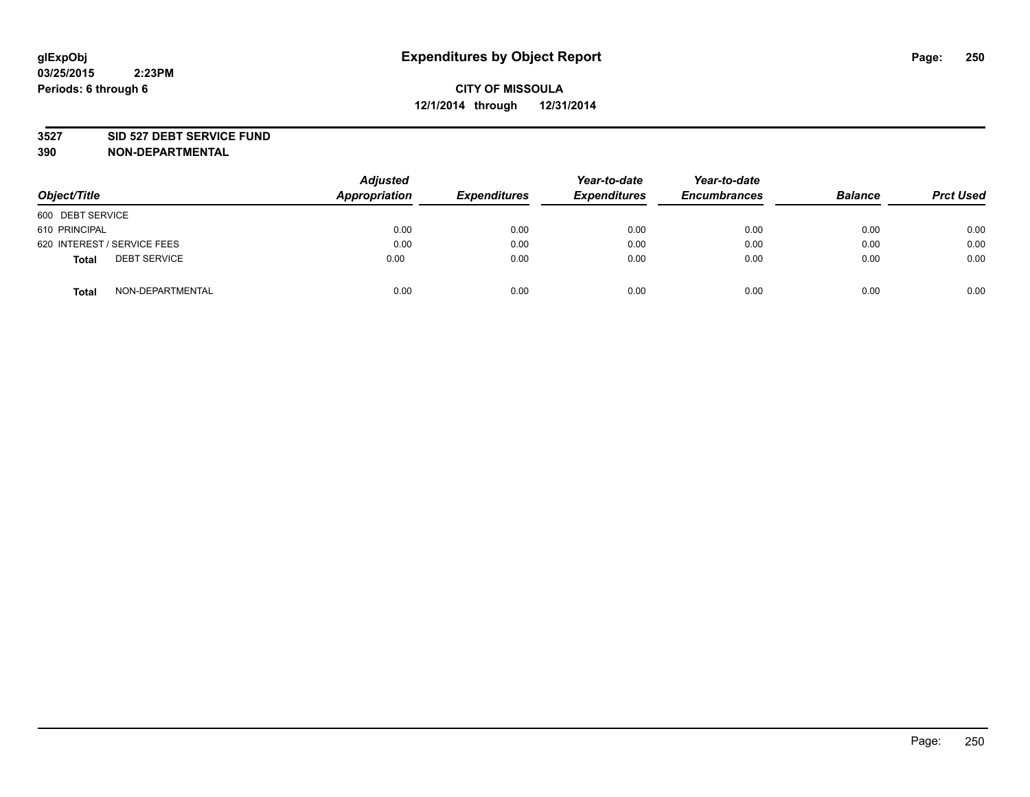glExpObj
03/25/2015 2:23PM
Periods: 6 through 6

# Expenditures by Object Report

**CITY OF MISSOULA**
**12/1/2014 through 12/31/2014**

**3527 SID 527 DEBT SERVICE FUND**
**390 NON-DEPARTMENTAL**

| Object/Title | | Adjusted Appropriation | Expenditures | Year-to-date Expenditures | Year-to-date Encumbrances | Balance | Prct Used |
|---|---|---|---|---|---|---|---|
| 600 DEBT SERVICE | | | | | | | |
| 610 PRINCIPAL | | 0.00 | 0.00 | 0.00 | 0.00 | 0.00 | 0.00 |
| 620 INTEREST / SERVICE FEES | | 0.00 | 0.00 | 0.00 | 0.00 | 0.00 | 0.00 |
| **Total** | DEBT SERVICE | 0.00 | 0.00 | 0.00 | 0.00 | 0.00 | 0.00 |
| **Total** | NON-DEPARTMENTAL | 0.00 | 0.00 | 0.00 | 0.00 | 0.00 | 0.00 |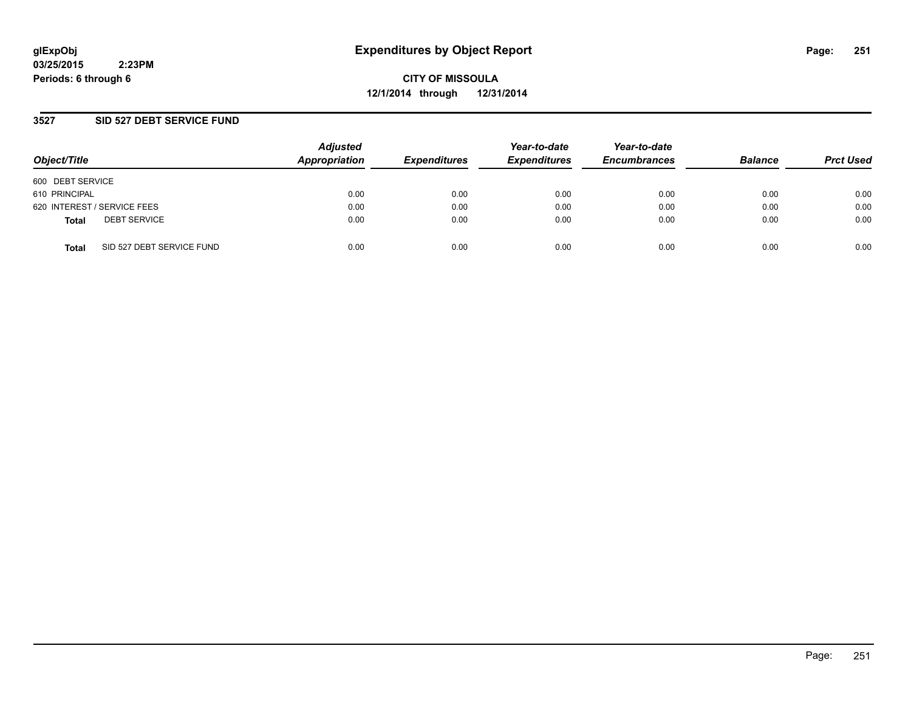**glExpObj**
**03/25/2015 2:23PM**
**Periods: 6 through 6**

# Expenditures by Object Report

**CITY OF MISSOULA**
**12/1/2014 through 12/31/2014**

## 3527 SID 527 DEBT SERVICE FUND

| Object/Title | Adjusted Appropriation | Expenditures | Year-to-date Expenditures | Year-to-date Encumbrances | Balance | Prct Used |
|---|---|---|---|---|---|---|
| 600 DEBT SERVICE | | | | | | |
| 610 PRINCIPAL | 0.00 | 0.00 | 0.00 | 0.00 | 0.00 | 0.00 |
| 620 INTEREST / SERVICE FEES | 0.00 | 0.00 | 0.00 | 0.00 | 0.00 | 0.00 |
| **Total** DEBT SERVICE | 0.00 | 0.00 | 0.00 | 0.00 | 0.00 | 0.00 |
| **Total** SID 527 DEBT SERVICE FUND | 0.00 | 0.00 | 0.00 | 0.00 | 0.00 | 0.00 |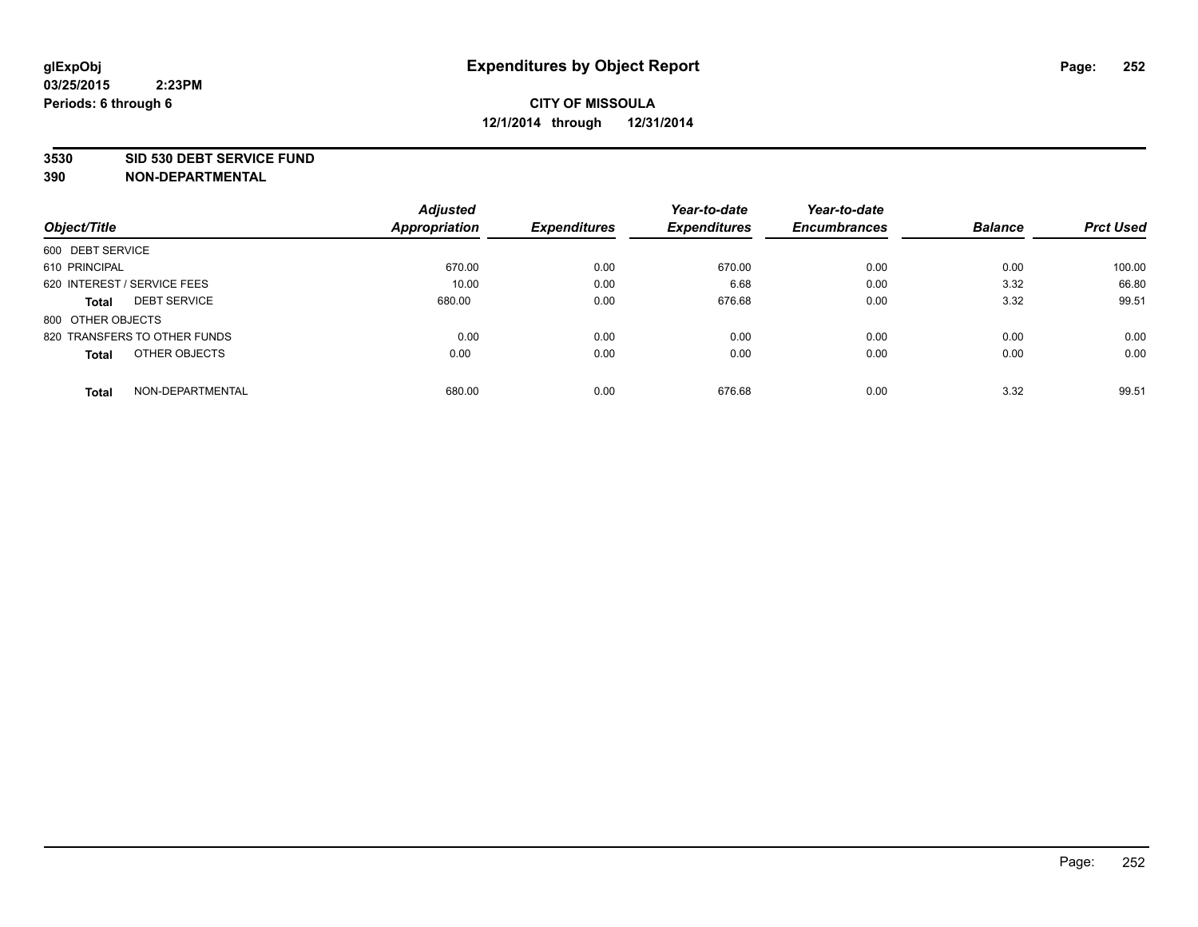**glExpObj**
**03/25/2015 2:23PM**
**Periods: 6 through 6**

# Expenditures by Object Report

**CITY OF MISSOULA**
**12/1/2014 through 12/31/2014**

**3530 SID 530 DEBT SERVICE FUND**
**390 NON-DEPARTMENTAL**

| Object/Title | Adjusted Appropriation | Expenditures | Year-to-date Expenditures | Year-to-date Encumbrances | Balance | Prct Used |
|---|---|---|---|---|---|---|
| 600 DEBT SERVICE | | | | | | |
| 610 PRINCIPAL | 670.00 | 0.00 | 670.00 | 0.00 | 0.00 | 100.00 |
| 620 INTEREST / SERVICE FEES | 10.00 | 0.00 | 6.68 | 0.00 | 3.32 | 66.80 |
| **Total** DEBT SERVICE | 680.00 | 0.00 | 676.68 | 0.00 | 3.32 | 99.51 |
| 800 OTHER OBJECTS | | | | | | |
| 820 TRANSFERS TO OTHER FUNDS | 0.00 | 0.00 | 0.00 | 0.00 | 0.00 | 0.00 |
| **Total** OTHER OBJECTS | 0.00 | 0.00 | 0.00 | 0.00 | 0.00 | 0.00 |
| **Total** NON-DEPARTMENTAL | 680.00 | 0.00 | 676.68 | 0.00 | 3.32 | 99.51 |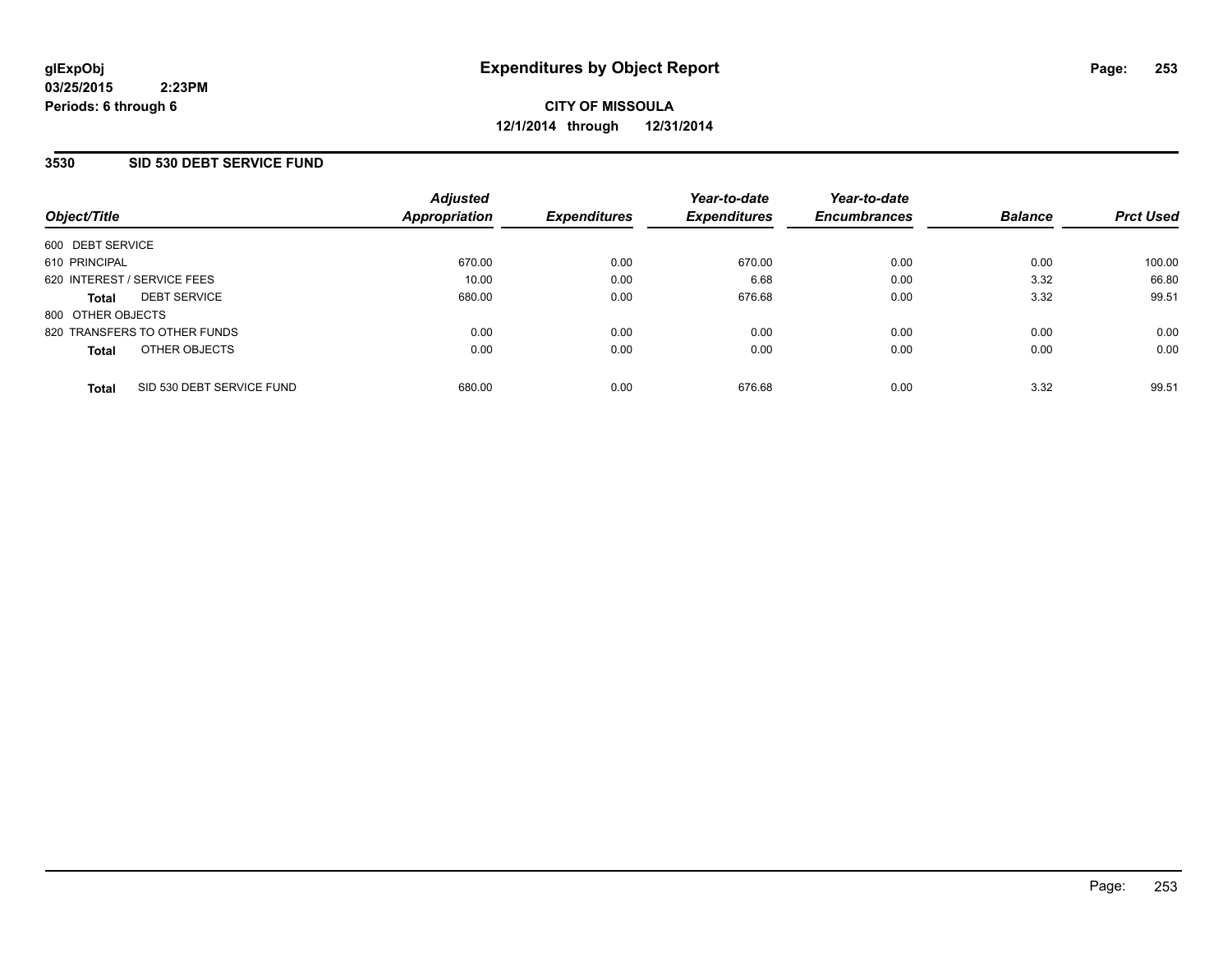**glExpObj**
**03/25/2015 2:23PM**
**Periods: 6 through 6**

# Expenditures by Object Report

**CITY OF MISSOULA**
**12/1/2014 through 12/31/2014**

## 3530 SID 530 DEBT SERVICE FUND

| Object/Title | Adjusted Appropriation | Expenditures | Year-to-date Expenditures | Year-to-date Encumbrances | Balance | Prct Used |
|---|---|---|---|---|---|---|
| 600 DEBT SERVICE | | | | | | |
| 610 PRINCIPAL | 670.00 | 0.00 | 670.00 | 0.00 | 0.00 | 100.00 |
| 620 INTEREST / SERVICE FEES | 10.00 | 0.00 | 6.68 | 0.00 | 3.32 | 66.80 |
| **Total** DEBT SERVICE | 680.00 | 0.00 | 676.68 | 0.00 | 3.32 | 99.51 |
| 800 OTHER OBJECTS | | | | | | |
| 820 TRANSFERS TO OTHER FUNDS | 0.00 | 0.00 | 0.00 | 0.00 | 0.00 | 0.00 |
| **Total** OTHER OBJECTS | 0.00 | 0.00 | 0.00 | 0.00 | 0.00 | 0.00 |
| **Total** SID 530 DEBT SERVICE FUND | 680.00 | 0.00 | 676.68 | 0.00 | 3.32 | 99.51 |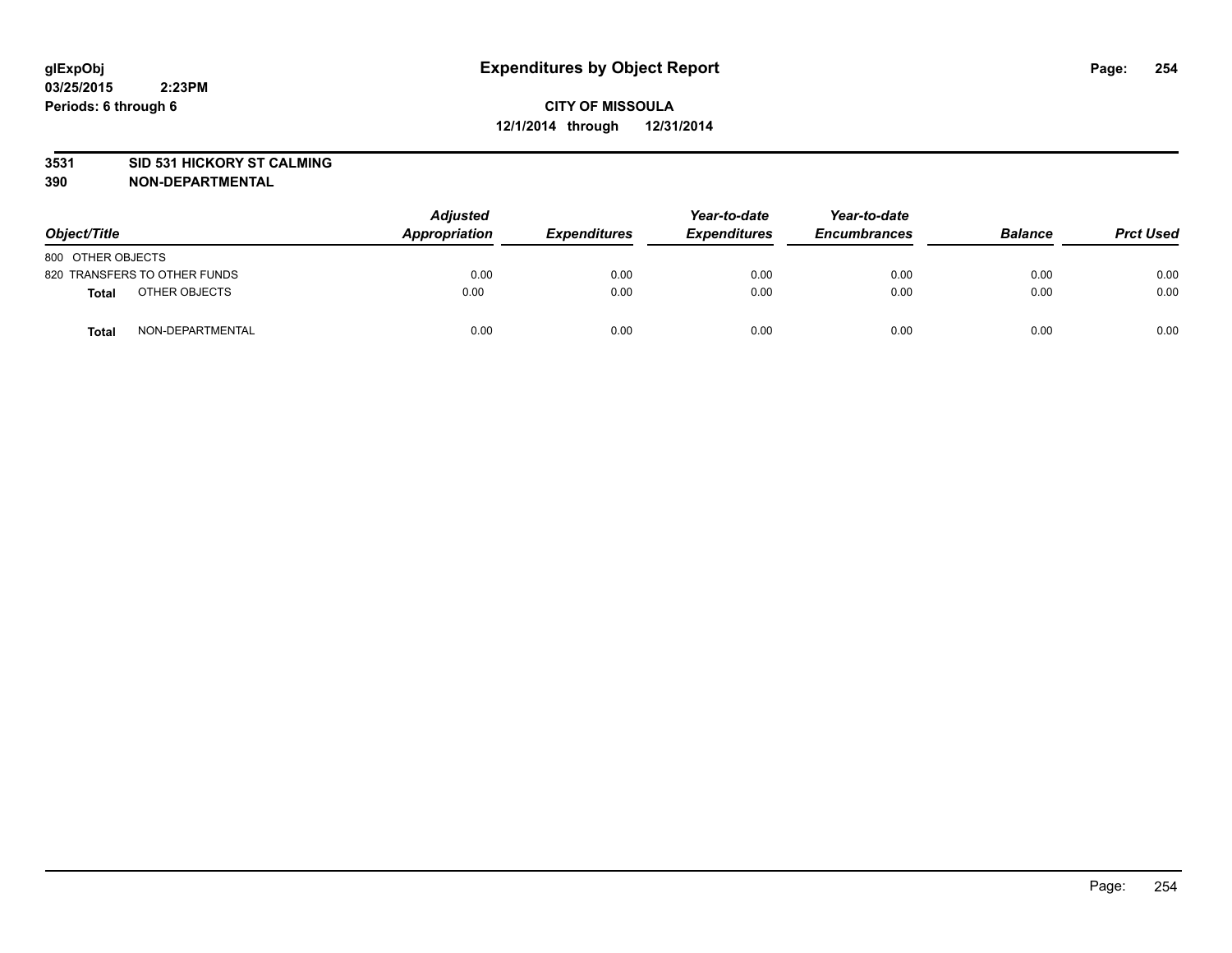# Expenditures by Object Report

glExpObj
03/25/2015 2:23PM
Periods: 6 through 6

**CITY OF MISSOULA**
**12/1/2014 through 12/31/2014**

**3531 SID 531 HICKORY ST CALMING**
**390 NON-DEPARTMENTAL**

| Object/Title | Adjusted Appropriation | Expenditures | Year-to-date Expenditures | Year-to-date Encumbrances | Balance | Prct Used |
|---|---|---|---|---|---|---|
| 800 OTHER OBJECTS | | | | | | |
| 820 TRANSFERS TO OTHER FUNDS | 0.00 | 0.00 | 0.00 | 0.00 | 0.00 | 0.00 |
| **Total** OTHER OBJECTS | 0.00 | 0.00 | 0.00 | 0.00 | 0.00 | 0.00 |
| **Total** NON-DEPARTMENTAL | 0.00 | 0.00 | 0.00 | 0.00 | 0.00 | 0.00 |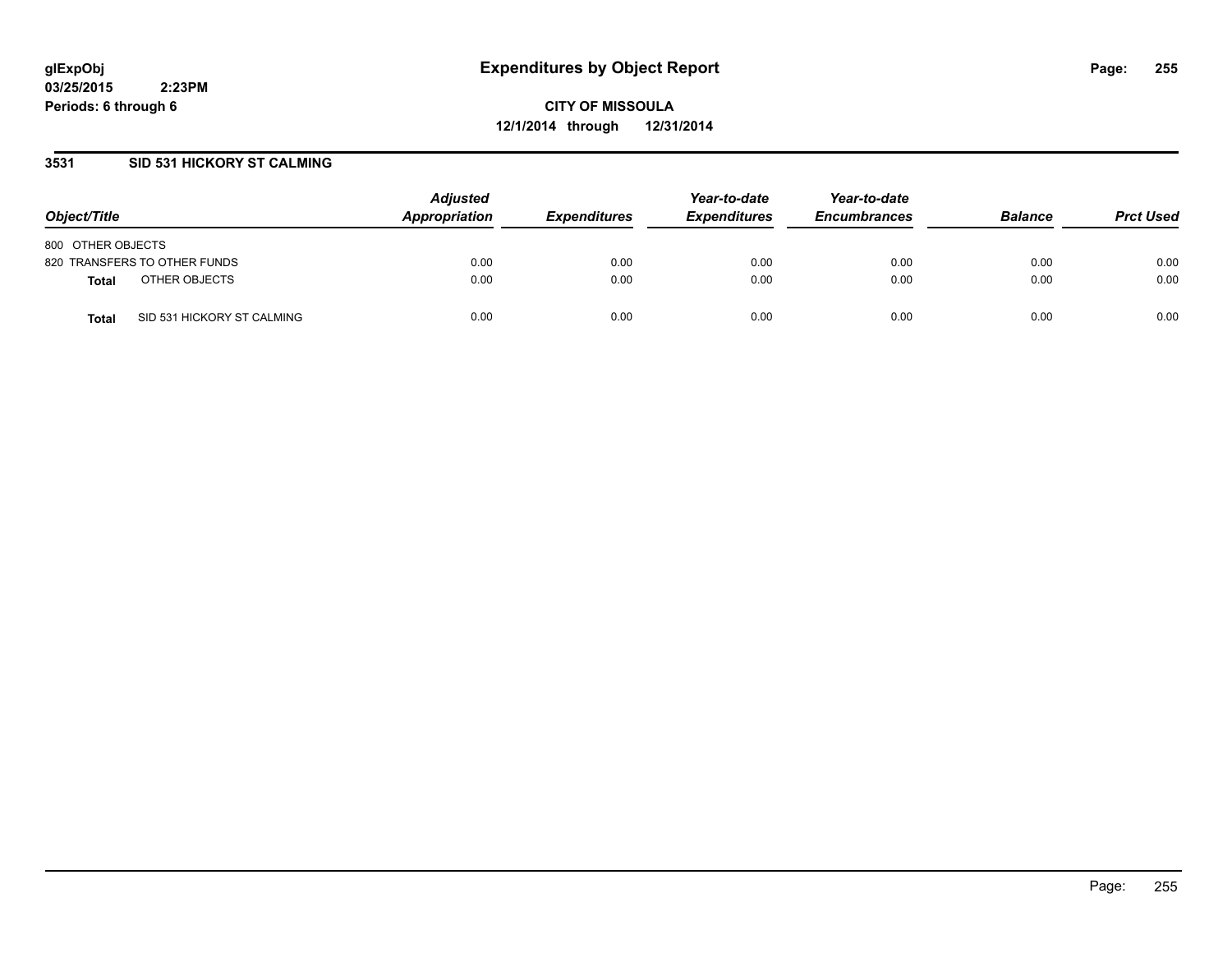# Expenditures by Object Report

**CITY OF MISSOULA**

**12/1/2014 through 12/31/2014**

glExpObj
03/25/2015 2:23PM
Periods: 6 through 6

## 3531 SID 531 HICKORY ST CALMING

| Object/Title | | Adjusted Appropriation | Expenditures | Year-to-date Expenditures | Year-to-date Encumbrances | Balance | Prct Used |
|---|---|---|---|---|---|---|---|
| 800 OTHER OBJECTS | | | | | | | |
| 820 TRANSFERS TO OTHER FUNDS | | 0.00 | 0.00 | 0.00 | 0.00 | 0.00 | 0.00 |
| **Total** | OTHER OBJECTS | 0.00 | 0.00 | 0.00 | 0.00 | 0.00 | 0.00 |
| **Total** | SID 531 HICKORY ST CALMING | 0.00 | 0.00 | 0.00 | 0.00 | 0.00 | 0.00 |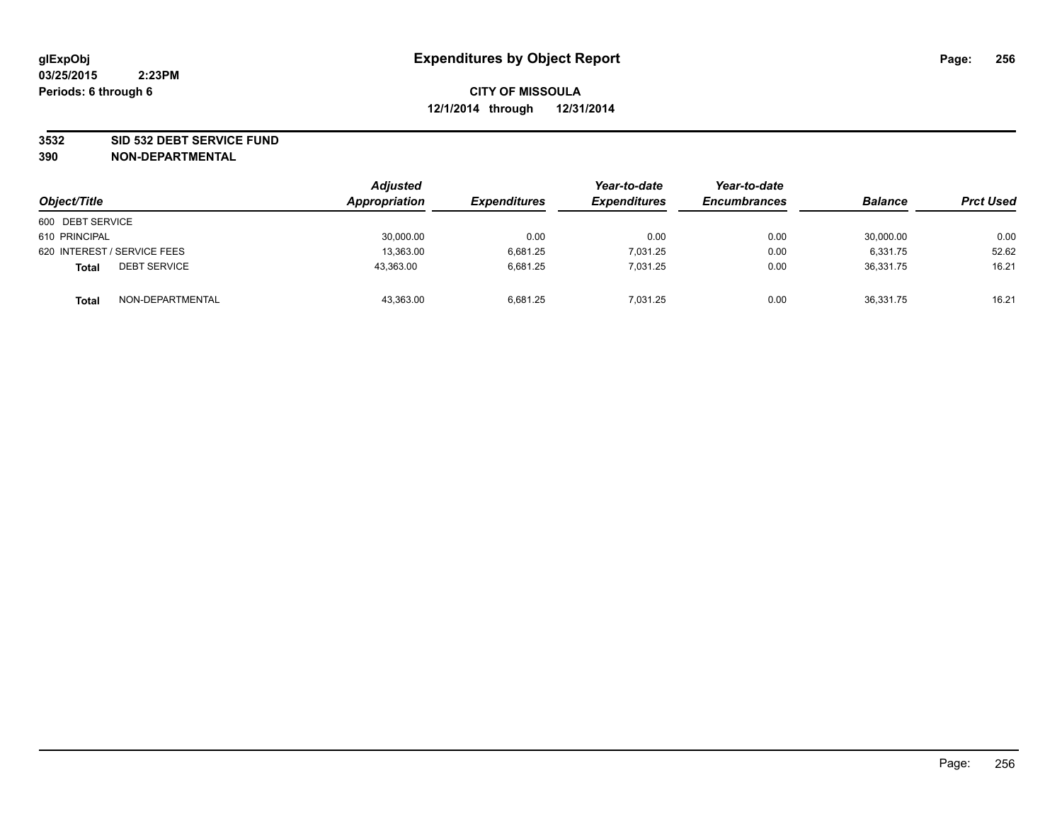glExpObj
03/25/2015 2:23PM
Periods: 6 through 6

# Expenditures by Object Report

**CITY OF MISSOULA**
**12/1/2014 through 12/31/2014**

**3532 SID 532 DEBT SERVICE FUND**
**390 NON-DEPARTMENTAL**

| Object/Title | | Adjusted Appropriation | Expenditures | Year-to-date Expenditures | Year-to-date Encumbrances | Balance | Prct Used |
|---|---|---|---|---|---|---|---|
| 600 DEBT SERVICE | | | | | | | |
| 610 PRINCIPAL | | 30,000.00 | 0.00 | 0.00 | 0.00 | 30,000.00 | 0.00 |
| 620 INTEREST / SERVICE FEES | | 13,363.00 | 6,681.25 | 7,031.25 | 0.00 | 6,331.75 | 52.62 |
| **Total** | DEBT SERVICE | 43,363.00 | 6,681.25 | 7,031.25 | 0.00 | 36,331.75 | 16.21 |
| **Total** | NON-DEPARTMENTAL | 43,363.00 | 6,681.25 | 7,031.25 | 0.00 | 36,331.75 | 16.21 |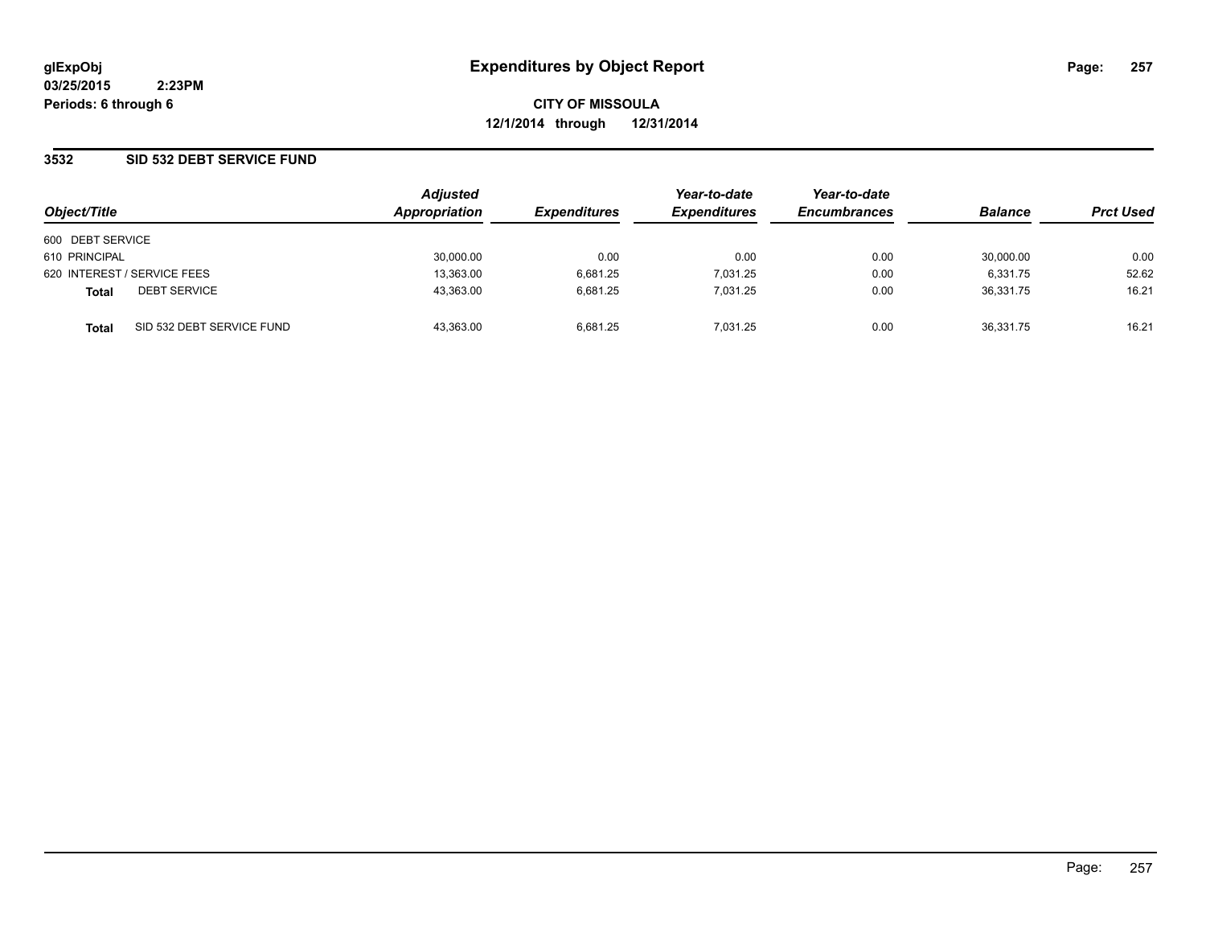**glExpObj**
**03/25/2015 2:23PM**
**Periods: 6 through 6**

# Expenditures by Object Report

**CITY OF MISSOULA**
**12/1/2014 through 12/31/2014**

## 3532 SID 532 DEBT SERVICE FUND

| Object/Title | Adjusted Appropriation | Expenditures | Year-to-date Expenditures | Year-to-date Encumbrances | Balance | Prct Used |
|---|---|---|---|---|---|---|
| 600 DEBT SERVICE | | | | | | |
| 610 PRINCIPAL | 30,000.00 | 0.00 | 0.00 | 0.00 | 30,000.00 | 0.00 |
| 620 INTEREST / SERVICE FEES | 13,363.00 | 6,681.25 | 7,031.25 | 0.00 | 6,331.75 | 52.62 |
| **Total** DEBT SERVICE | 43,363.00 | 6,681.25 | 7,031.25 | 0.00 | 36,331.75 | 16.21 |
| **Total** SID 532 DEBT SERVICE FUND | 43,363.00 | 6,681.25 | 7,031.25 | 0.00 | 36,331.75 | 16.21 |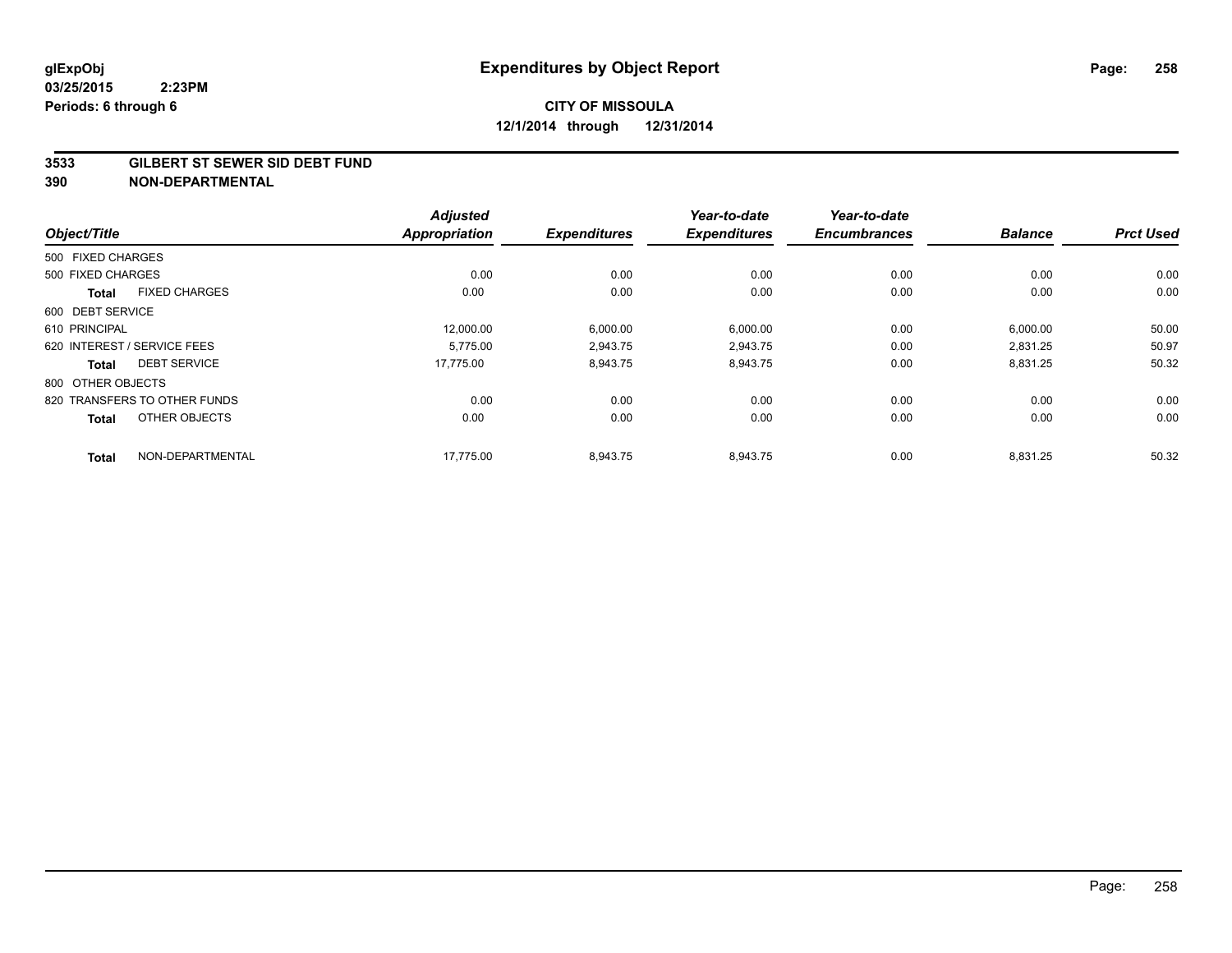**glExpObj**
**03/25/2015 2:23PM**
**Periods: 6 through 6**

# Expenditures by Object Report

**CITY OF MISSOULA**
**12/1/2014 through 12/31/2014**

**3533 GILBERT ST SEWER SID DEBT FUND**
**390 NON-DEPARTMENTAL**

| Object/Title | | Adjusted Appropriation | Expenditures | Year-to-date Expenditures | Year-to-date Encumbrances | Balance | Prct Used |
|---|---|---|---|---|---|---|---|
| 500 FIXED CHARGES | | | | | | | |
| 500 FIXED CHARGES | | 0.00 | 0.00 | 0.00 | 0.00 | 0.00 | 0.00 |
| **Total** | FIXED CHARGES | 0.00 | 0.00 | 0.00 | 0.00 | 0.00 | 0.00 |
| 600 DEBT SERVICE | | | | | | | |
| 610 PRINCIPAL | | 12,000.00 | 6,000.00 | 6,000.00 | 0.00 | 6,000.00 | 50.00 |
| 620 INTEREST / SERVICE FEES | | 5,775.00 | 2,943.75 | 2,943.75 | 0.00 | 2,831.25 | 50.97 |
| **Total** | DEBT SERVICE | 17,775.00 | 8,943.75 | 8,943.75 | 0.00 | 8,831.25 | 50.32 |
| 800 OTHER OBJECTS | | | | | | | |
| 820 TRANSFERS TO OTHER FUNDS | | 0.00 | 0.00 | 0.00 | 0.00 | 0.00 | 0.00 |
| **Total** | OTHER OBJECTS | 0.00 | 0.00 | 0.00 | 0.00 | 0.00 | 0.00 |
| **Total** | NON-DEPARTMENTAL | 17,775.00 | 8,943.75 | 8,943.75 | 0.00 | 8,831.25 | 50.32 |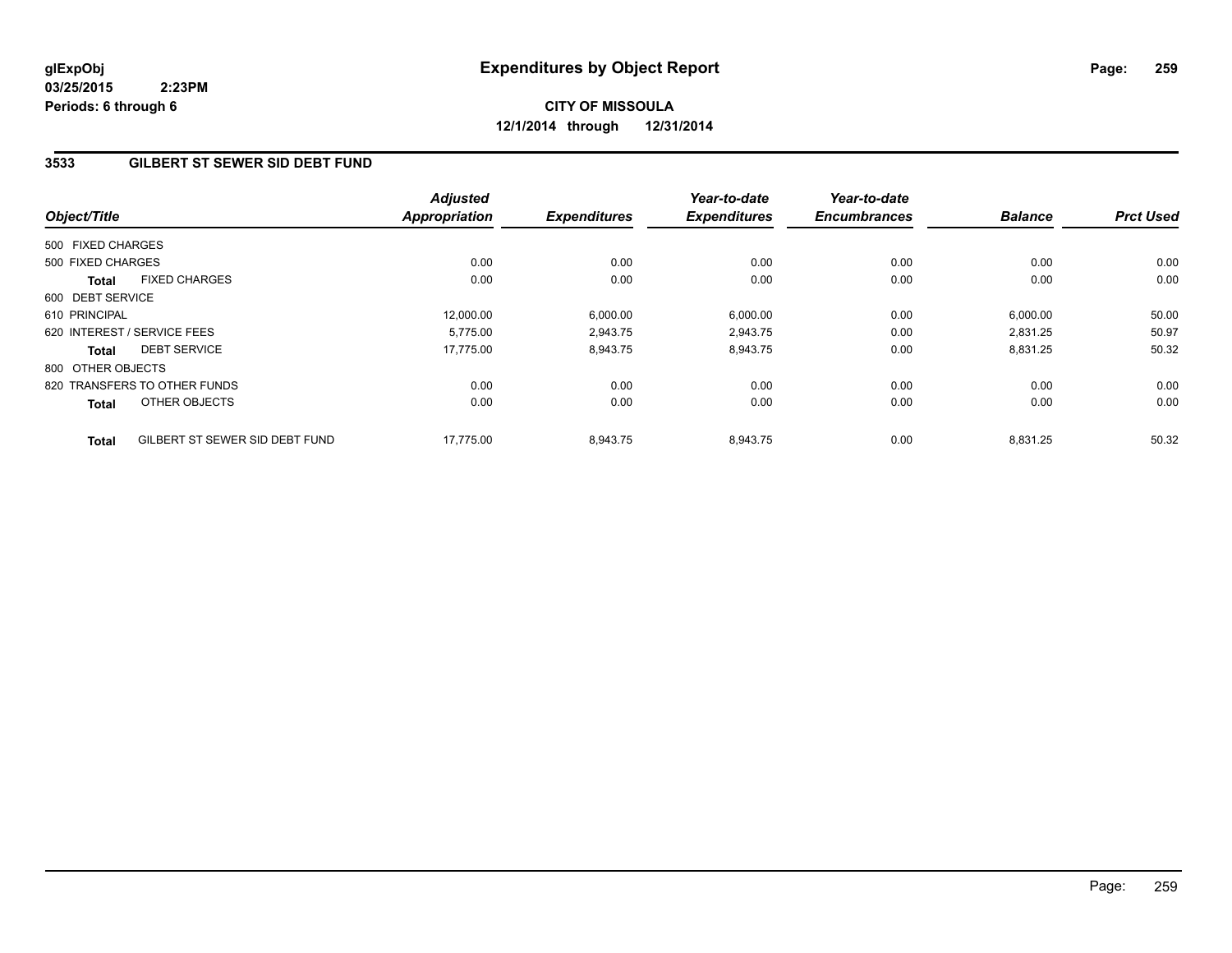# Expenditures by Object Report

glExpObj
03/25/2015 2:23PM
Periods: 6 through 6

**CITY OF MISSOULA**
**12/1/2014 through 12/31/2014**

## 3533 GILBERT ST SEWER SID DEBT FUND

| Object/Title | Adjusted Appropriation | Expenditures | Year-to-date Expenditures | Year-to-date Encumbrances | Balance | Prct Used |
|---|---|---|---|---|---|---|
| 500 FIXED CHARGES | | | | | | |
| 500 FIXED CHARGES | 0.00 | 0.00 | 0.00 | 0.00 | 0.00 | 0.00 |
| **Total** FIXED CHARGES | 0.00 | 0.00 | 0.00 | 0.00 | 0.00 | 0.00 |
| 600 DEBT SERVICE | | | | | | |
| 610 PRINCIPAL | 12,000.00 | 6,000.00 | 6,000.00 | 0.00 | 6,000.00 | 50.00 |
| 620 INTEREST / SERVICE FEES | 5,775.00 | 2,943.75 | 2,943.75 | 0.00 | 2,831.25 | 50.97 |
| **Total** DEBT SERVICE | 17,775.00 | 8,943.75 | 8,943.75 | 0.00 | 8,831.25 | 50.32 |
| 800 OTHER OBJECTS | | | | | | |
| 820 TRANSFERS TO OTHER FUNDS | 0.00 | 0.00 | 0.00 | 0.00 | 0.00 | 0.00 |
| **Total** OTHER OBJECTS | 0.00 | 0.00 | 0.00 | 0.00 | 0.00 | 0.00 |
| **Total** GILBERT ST SEWER SID DEBT FUND | 17,775.00 | 8,943.75 | 8,943.75 | 0.00 | 8,831.25 | 50.32 |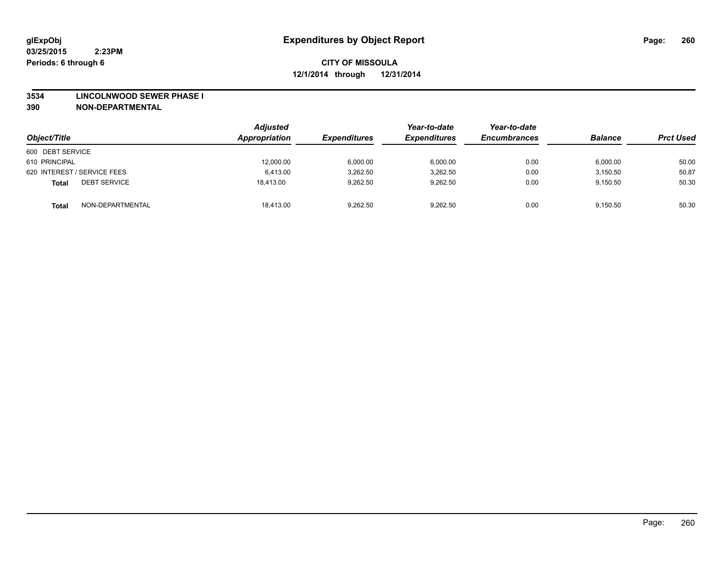**glExpObj**
**03/25/2015 2:23PM**
**Periods: 6 through 6**

# Expenditures by Object Report

**CITY OF MISSOULA**
**12/1/2014 through 12/31/2014**

**3534 LINCOLNWOOD SEWER PHASE I**
**390 NON-DEPARTMENTAL**

| Object/Title | | Adjusted Appropriation | Expenditures | Year-to-date Expenditures | Year-to-date Encumbrances | Balance | Prct Used |
|---|---|---|---|---|---|---|---|
| 600 DEBT SERVICE | | | | | | | |
| 610 PRINCIPAL | | 12,000.00 | 6,000.00 | 6,000.00 | 0.00 | 6,000.00 | 50.00 |
| 620 INTEREST / SERVICE FEES | | 6,413.00 | 3,262.50 | 3,262.50 | 0.00 | 3,150.50 | 50.87 |
| **Total** | DEBT SERVICE | 18,413.00 | 9,262.50 | 9,262.50 | 0.00 | 9,150.50 | 50.30 |
| **Total** | NON-DEPARTMENTAL | 18,413.00 | 9,262.50 | 9,262.50 | 0.00 | 9,150.50 | 50.30 |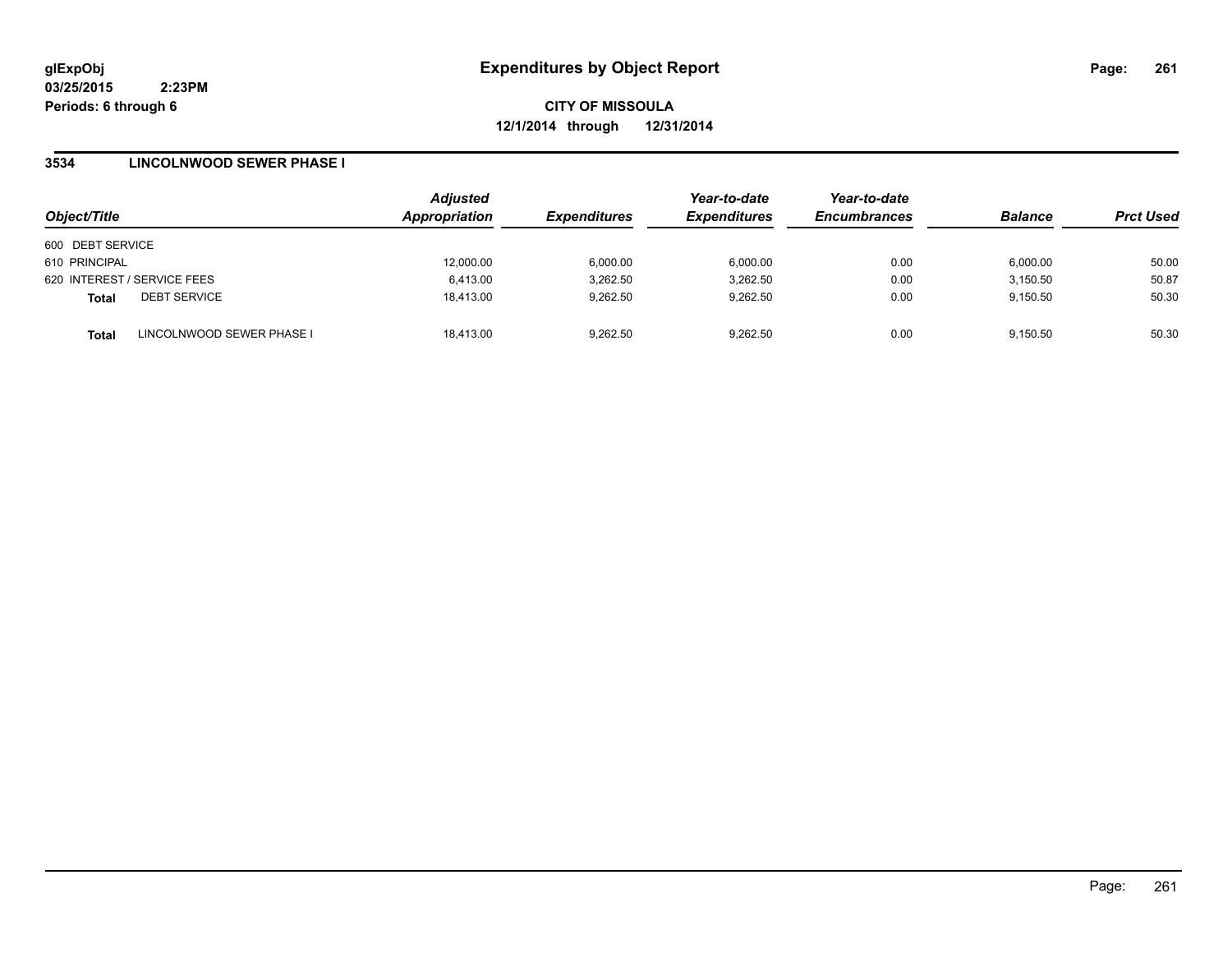glExpObj
03/25/2015 2:23PM
Periods: 6 through 6

# Expenditures by Object Report

**CITY OF MISSOULA**
**12/1/2014 through 12/31/2014**

## 3534 LINCOLNWOOD SEWER PHASE I

| Object/Title | | Adjusted Appropriation | Expenditures | Year-to-date Expenditures | Year-to-date Encumbrances | Balance | Prct Used |
|---|---|---|---|---|---|---|---|
| 600 DEBT SERVICE | | | | | | | |
| 610 PRINCIPAL | | 12,000.00 | 6,000.00 | 6,000.00 | 0.00 | 6,000.00 | 50.00 |
| 620 INTEREST / SERVICE FEES | | 6,413.00 | 3,262.50 | 3,262.50 | 0.00 | 3,150.50 | 50.87 |
| **Total** | DEBT SERVICE | 18,413.00 | 9,262.50 | 9,262.50 | 0.00 | 9,150.50 | 50.30 |
| **Total** | LINCOLNWOOD SEWER PHASE I | 18,413.00 | 9,262.50 | 9,262.50 | 0.00 | 9,150.50 | 50.30 |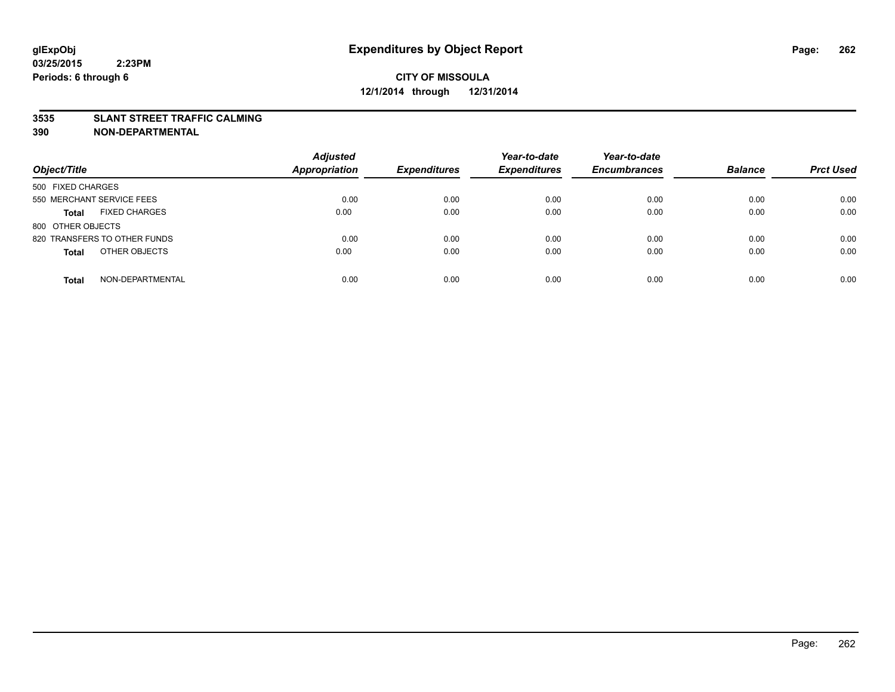**glExpObj**
**03/25/2015 2:23PM**
**Periods: 6 through 6**

# Expenditures by Object Report

**CITY OF MISSOULA**
**12/1/2014 through 12/31/2014**

**3535 SLANT STREET TRAFFIC CALMING**
**390 NON-DEPARTMENTAL**

| Object/Title | | Adjusted Appropriation | Expenditures | Year-to-date Expenditures | Year-to-date Encumbrances | Balance | Prct Used |
|---|---|---|---|---|---|---|---|
| 500 FIXED CHARGES | | | | | | | |
| 550 MERCHANT SERVICE FEES | | 0.00 | 0.00 | 0.00 | 0.00 | 0.00 | 0.00 |
| **Total** | FIXED CHARGES | 0.00 | 0.00 | 0.00 | 0.00 | 0.00 | 0.00 |
| 800 OTHER OBJECTS | | | | | | | |
| 820 TRANSFERS TO OTHER FUNDS | | 0.00 | 0.00 | 0.00 | 0.00 | 0.00 | 0.00 |
| **Total** | OTHER OBJECTS | 0.00 | 0.00 | 0.00 | 0.00 | 0.00 | 0.00 |
| **Total** | NON-DEPARTMENTAL | 0.00 | 0.00 | 0.00 | 0.00 | 0.00 | 0.00 |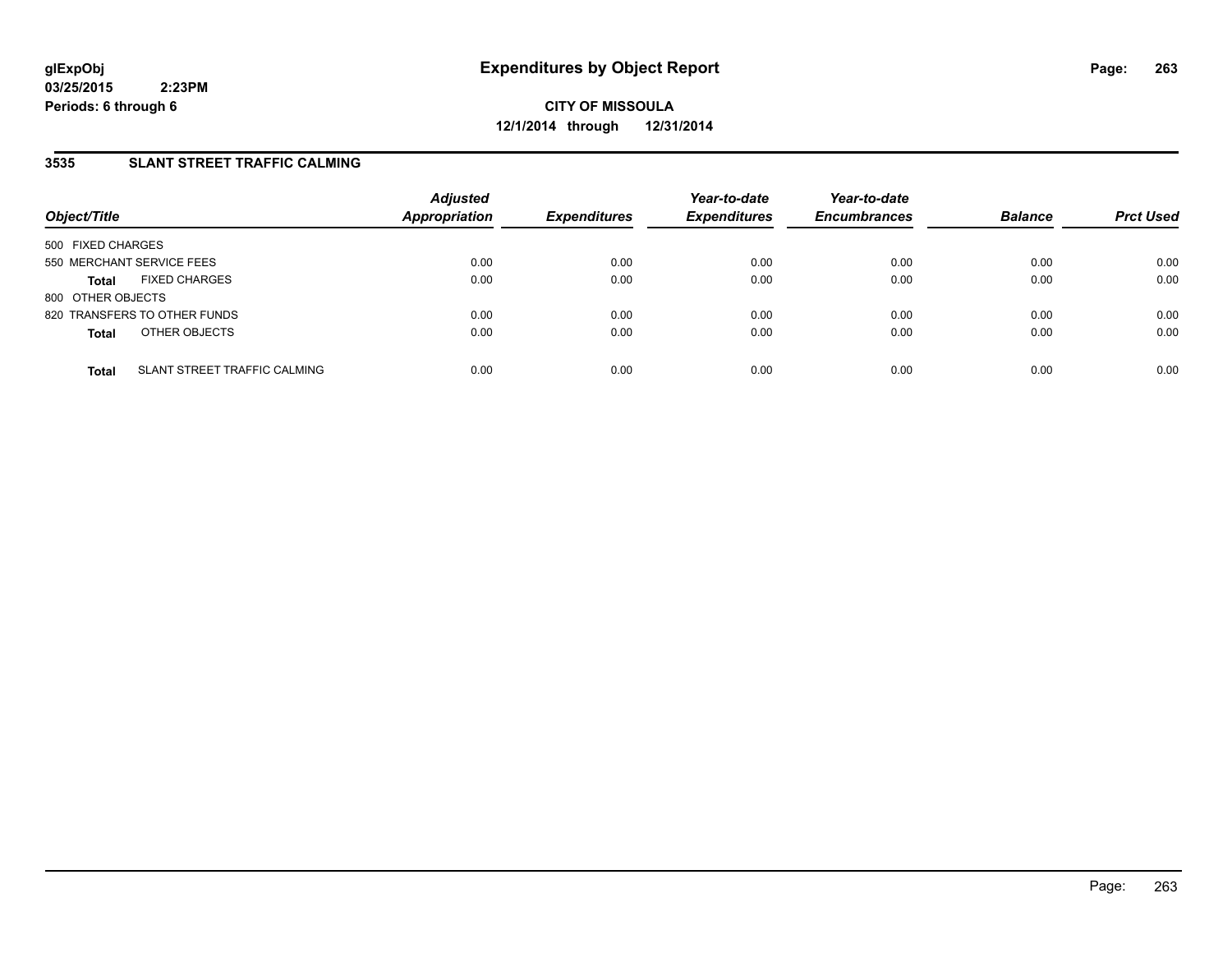glExpObj
03/25/2015 2:23PM
Periods: 6 through 6

# Expenditures by Object Report

**CITY OF MISSOULA**
**12/1/2014 through 12/31/2014**

## 3535 SLANT STREET TRAFFIC CALMING

| Object/Title | | Adjusted Appropriation | Expenditures | Year-to-date Expenditures | Year-to-date Encumbrances | Balance | Prct Used |
|---|---|---|---|---|---|---|---|
| 500 FIXED CHARGES | | | | | | | |
| 550 MERCHANT SERVICE FEES | | 0.00 | 0.00 | 0.00 | 0.00 | 0.00 | 0.00 |
| **Total** | FIXED CHARGES | 0.00 | 0.00 | 0.00 | 0.00 | 0.00 | 0.00 |
| 800 OTHER OBJECTS | | | | | | | |
| 820 TRANSFERS TO OTHER FUNDS | | 0.00 | 0.00 | 0.00 | 0.00 | 0.00 | 0.00 |
| **Total** | OTHER OBJECTS | 0.00 | 0.00 | 0.00 | 0.00 | 0.00 | 0.00 |
| **Total** | SLANT STREET TRAFFIC CALMING | 0.00 | 0.00 | 0.00 | 0.00 | 0.00 | 0.00 |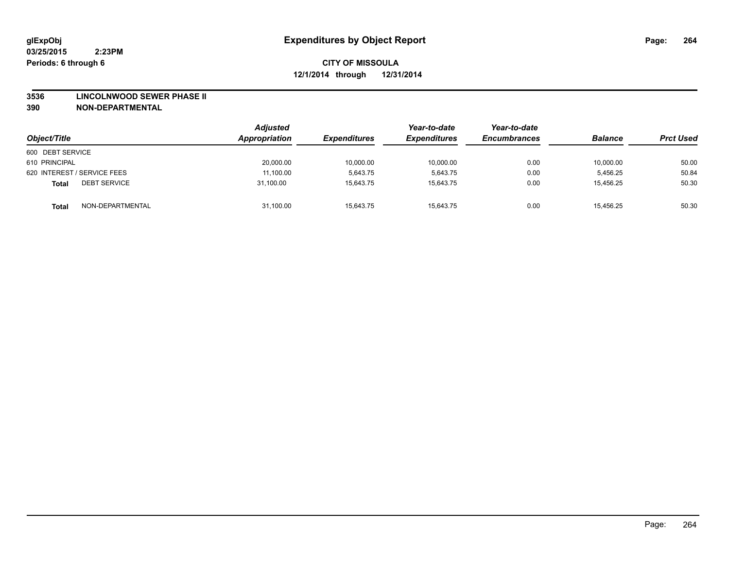**glExpObj** **Expenditures by Object Report**

**03/25/2015 2:23PM**

**Periods: 6 through 6**

**CITY OF MISSOULA**

**12/1/2014 through 12/31/2014**

**3536 LINCOLNWOOD SEWER PHASE II**

**390 NON-DEPARTMENTAL**

| Object/Title | | Adjusted Appropriation | Expenditures | Year-to-date Expenditures | Year-to-date Encumbrances | Balance | Prct Used |
|---|---|---|---|---|---|---|---|
| 600 DEBT SERVICE | | | | | | | |
| 610 PRINCIPAL | | 20,000.00 | 10,000.00 | 10,000.00 | 0.00 | 10,000.00 | 50.00 |
| 620 INTEREST / SERVICE FEES | | 11,100.00 | 5,643.75 | 5,643.75 | 0.00 | 5,456.25 | 50.84 |
| **Total** | DEBT SERVICE | 31,100.00 | 15,643.75 | 15,643.75 | 0.00 | 15,456.25 | 50.30 |
| **Total** | NON-DEPARTMENTAL | 31,100.00 | 15,643.75 | 15,643.75 | 0.00 | 15,456.25 | 50.30 |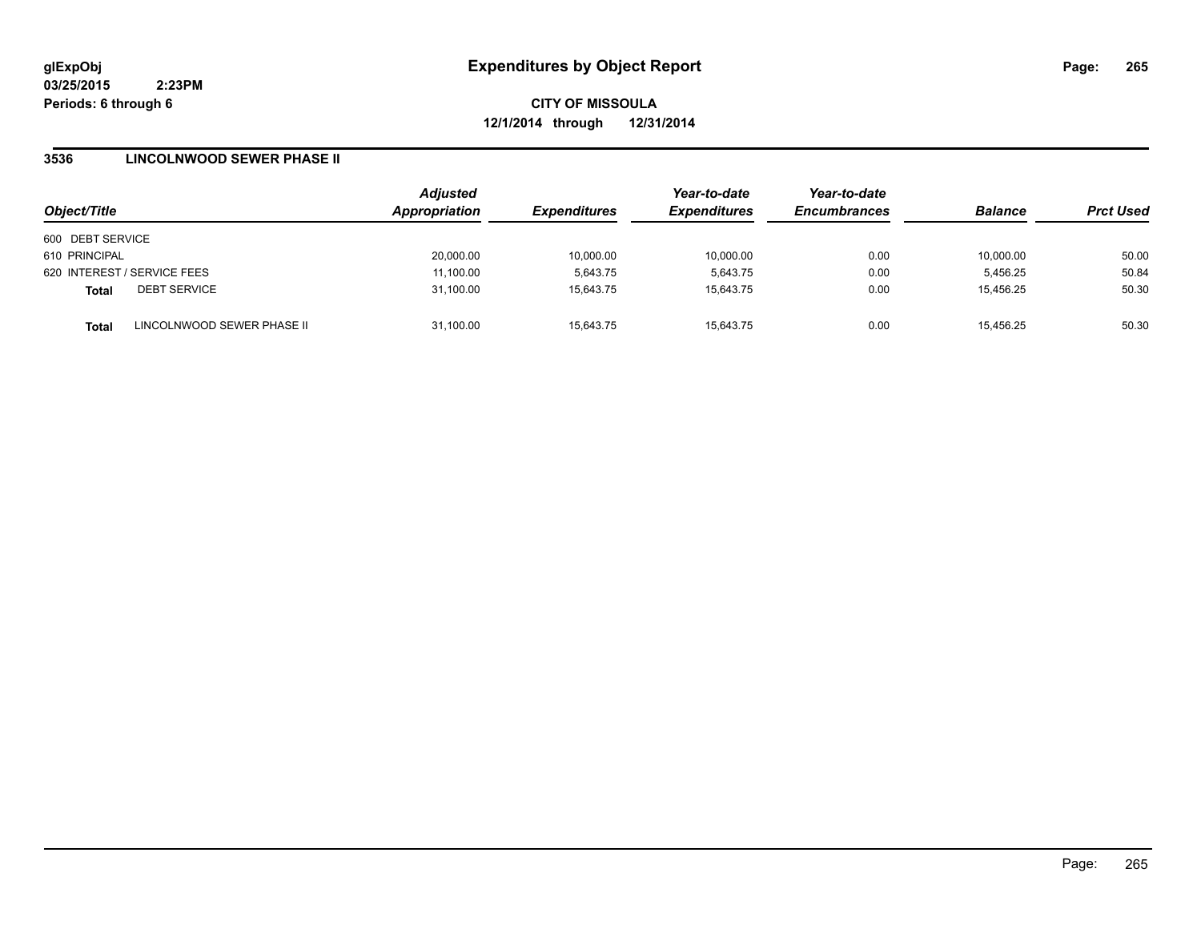# Expenditures by Object Report

glExpObj
03/25/2015 2:23PM
Periods: 6 through 6

**CITY OF MISSOULA**
**12/1/2014 through 12/31/2014**

## 3536 LINCOLNWOOD SEWER PHASE II

| Object/Title | | Adjusted Appropriation | Expenditures | Year-to-date Expenditures | Year-to-date Encumbrances | Balance | Prct Used |
|---|---|---|---|---|---|---|---|
| 600 DEBT SERVICE | | | | | | | |
| 610 PRINCIPAL | | 20,000.00 | 10,000.00 | 10,000.00 | 0.00 | 10,000.00 | 50.00 |
| 620 INTEREST / SERVICE FEES | | 11,100.00 | 5,643.75 | 5,643.75 | 0.00 | 5,456.25 | 50.84 |
| **Total** | DEBT SERVICE | 31,100.00 | 15,643.75 | 15,643.75 | 0.00 | 15,456.25 | 50.30 |
| **Total** | LINCOLNWOOD SEWER PHASE II | 31,100.00 | 15,643.75 | 15,643.75 | 0.00 | 15,456.25 | 50.30 |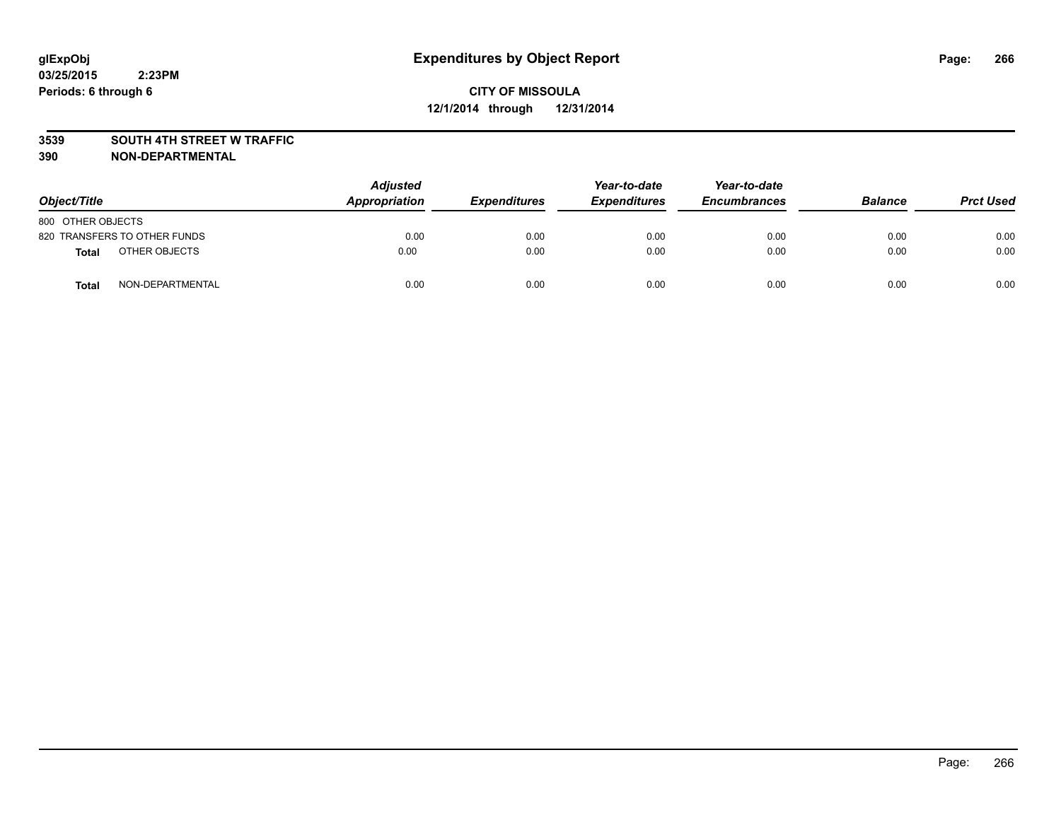# Expenditures by Object Report

glExpObj
03/25/2015 2:23PM
Periods: 6 through 6

**CITY OF MISSOULA**
**12/1/2014 through 12/31/2014**

## 3539 SOUTH 4TH STREET W TRAFFIC
## 390 NON-DEPARTMENTAL

| Object/Title | Adjusted Appropriation | Expenditures | Year-to-date Expenditures | Year-to-date Encumbrances | Balance | Prct Used |
|---|---|---|---|---|---|---|
| 800 OTHER OBJECTS | | | | | | |
| 820 TRANSFERS TO OTHER FUNDS | 0.00 | 0.00 | 0.00 | 0.00 | 0.00 | 0.00 |
| **Total** OTHER OBJECTS | 0.00 | 0.00 | 0.00 | 0.00 | 0.00 | 0.00 |
| **Total** NON-DEPARTMENTAL | 0.00 | 0.00 | 0.00 | 0.00 | 0.00 | 0.00 |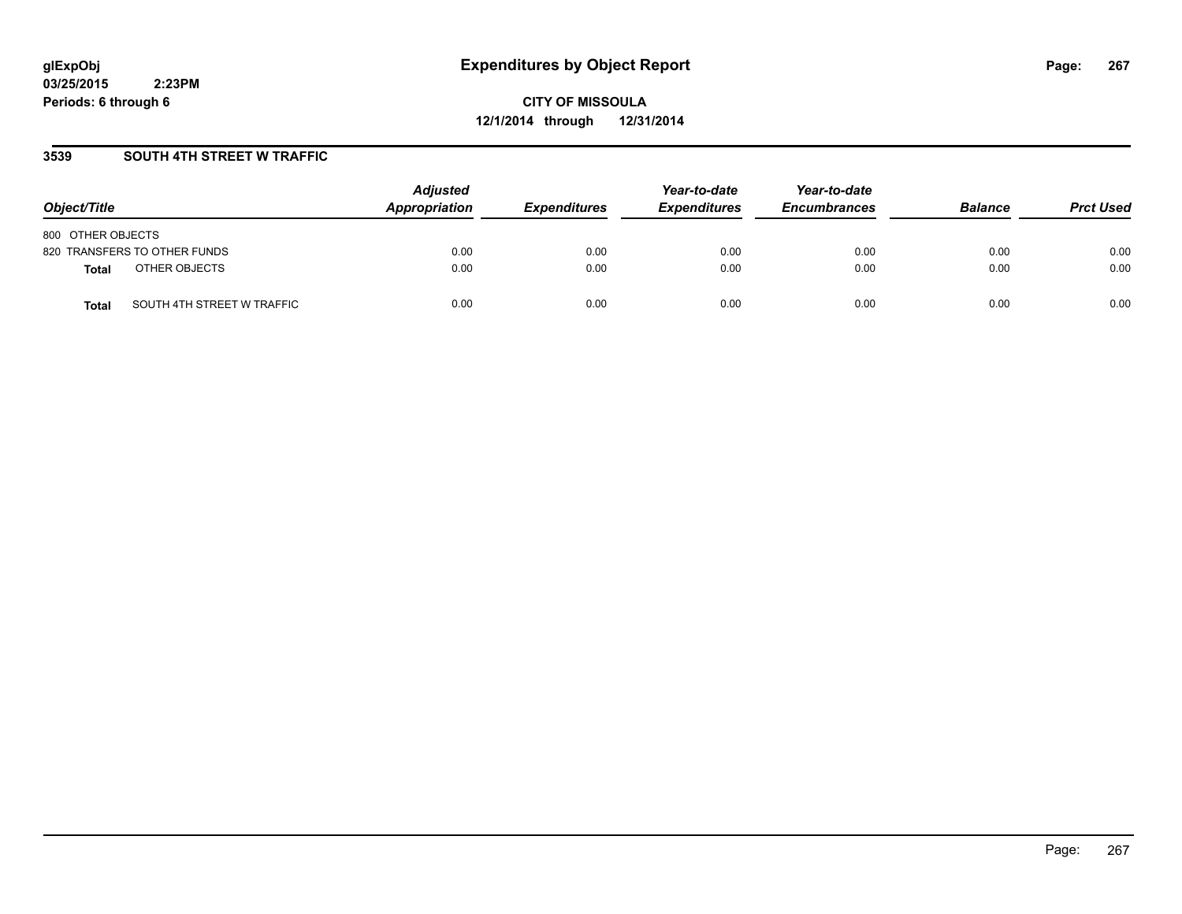**glExpObj** **Expenditures by Object Report**
**03/25/2015 2:23PM**
**Periods: 6 through 6**

**CITY OF MISSOULA**
**12/1/2014 through 12/31/2014**

## 3539 SOUTH 4TH STREET W TRAFFIC

| Object/Title | | Adjusted Appropriation | Expenditures | Year-to-date Expenditures | Year-to-date Encumbrances | Balance | Prct Used |
|---|---|---|---|---|---|---|---|
| 800 OTHER OBJECTS | | | | | | | |
| 820 TRANSFERS TO OTHER FUNDS | | 0.00 | 0.00 | 0.00 | 0.00 | 0.00 | 0.00 |
| **Total** | OTHER OBJECTS | 0.00 | 0.00 | 0.00 | 0.00 | 0.00 | 0.00 |
| **Total** | SOUTH 4TH STREET W TRAFFIC | 0.00 | 0.00 | 0.00 | 0.00 | 0.00 | 0.00 |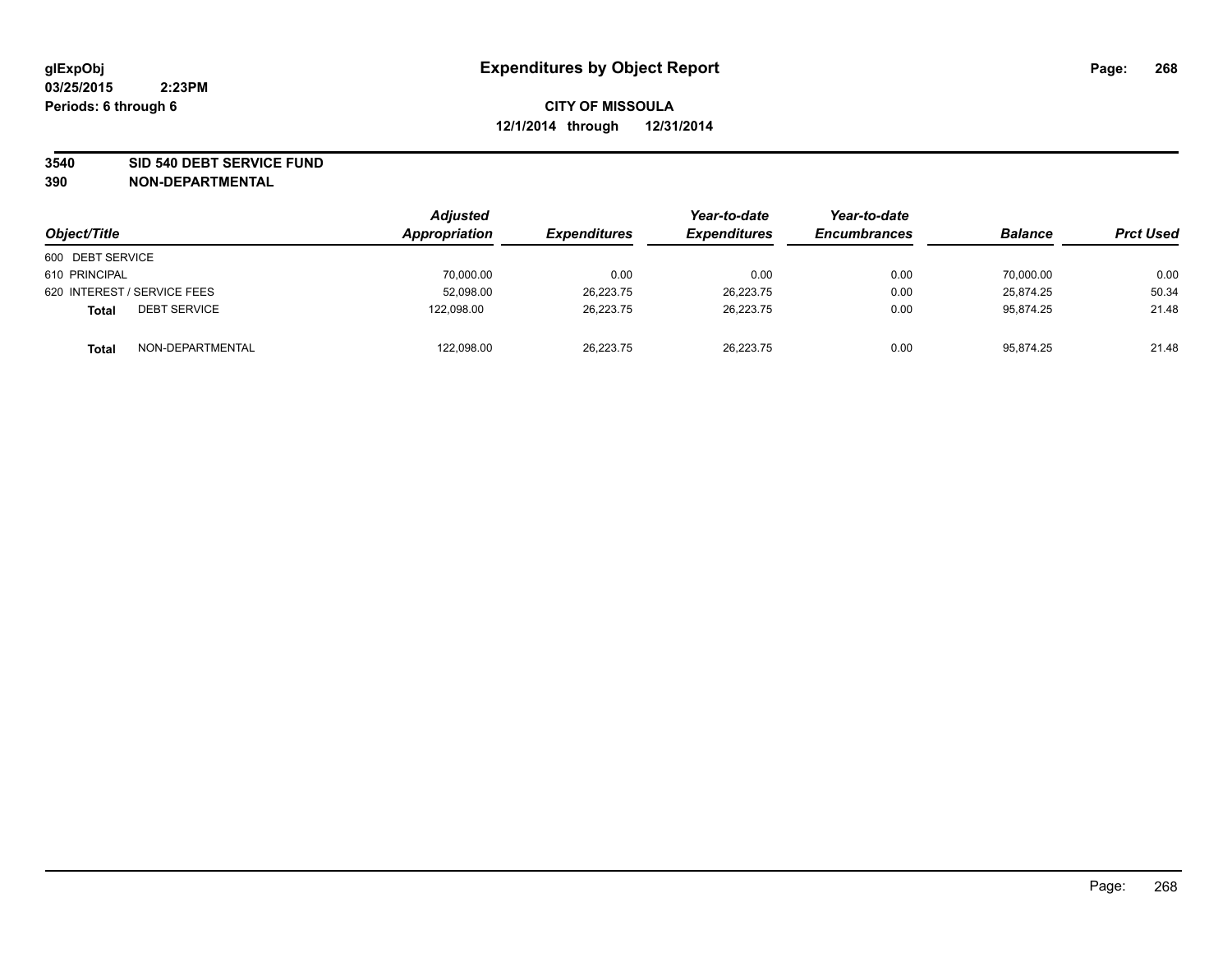glExpObj
03/25/2015 2:23PM
Periods: 6 through 6

# Expenditures by Object Report

**CITY OF MISSOULA**
**12/1/2014 through 12/31/2014**

**3540 SID 540 DEBT SERVICE FUND**
**390 NON-DEPARTMENTAL**

| Object/Title | Adjusted Appropriation | Expenditures | Year-to-date Expenditures | Year-to-date Encumbrances | Balance | Prct Used |
|---|---|---|---|---|---|---|
| 600 DEBT SERVICE | | | | | | |
| 610 PRINCIPAL | 70,000.00 | 0.00 | 0.00 | 0.00 | 70,000.00 | 0.00 |
| 620 INTEREST / SERVICE FEES | 52,098.00 | 26,223.75 | 26,223.75 | 0.00 | 25,874.25 | 50.34 |
| **Total** DEBT SERVICE | 122,098.00 | 26,223.75 | 26,223.75 | 0.00 | 95,874.25 | 21.48 |
| **Total** NON-DEPARTMENTAL | 122,098.00 | 26,223.75 | 26,223.75 | 0.00 | 95,874.25 | 21.48 |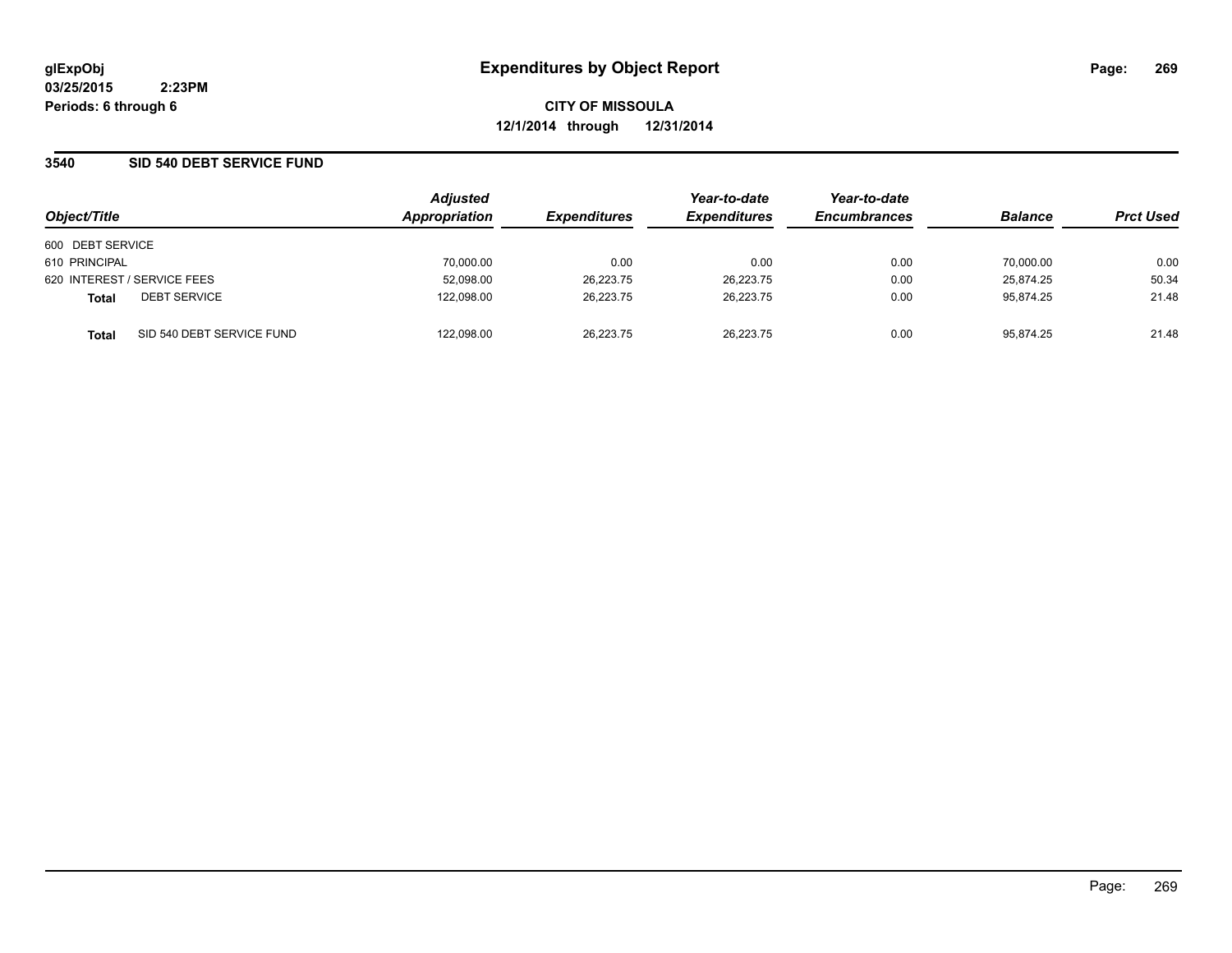# Expenditures by Object Report

**glExpObj**
**03/25/2015 2:23PM**
**Periods: 6 through 6**

**CITY OF MISSOULA**
**12/1/2014 through 12/31/2014**

## 3540 SID 540 DEBT SERVICE FUND

| Object/Title | | Adjusted Appropriation | Expenditures | Year-to-date Expenditures | Year-to-date Encumbrances | Balance | Prct Used |
|---|---|---|---|---|---|---|---|
| 600 DEBT SERVICE | | | | | | | |
| 610 PRINCIPAL | | 70,000.00 | 0.00 | 0.00 | 0.00 | 70,000.00 | 0.00 |
| 620 INTEREST / SERVICE FEES | | 52,098.00 | 26,223.75 | 26,223.75 | 0.00 | 25,874.25 | 50.34 |
| **Total** | DEBT SERVICE | 122,098.00 | 26,223.75 | 26,223.75 | 0.00 | 95,874.25 | 21.48 |
| **Total** | SID 540 DEBT SERVICE FUND | 122,098.00 | 26,223.75 | 26,223.75 | 0.00 | 95,874.25 | 21.48 |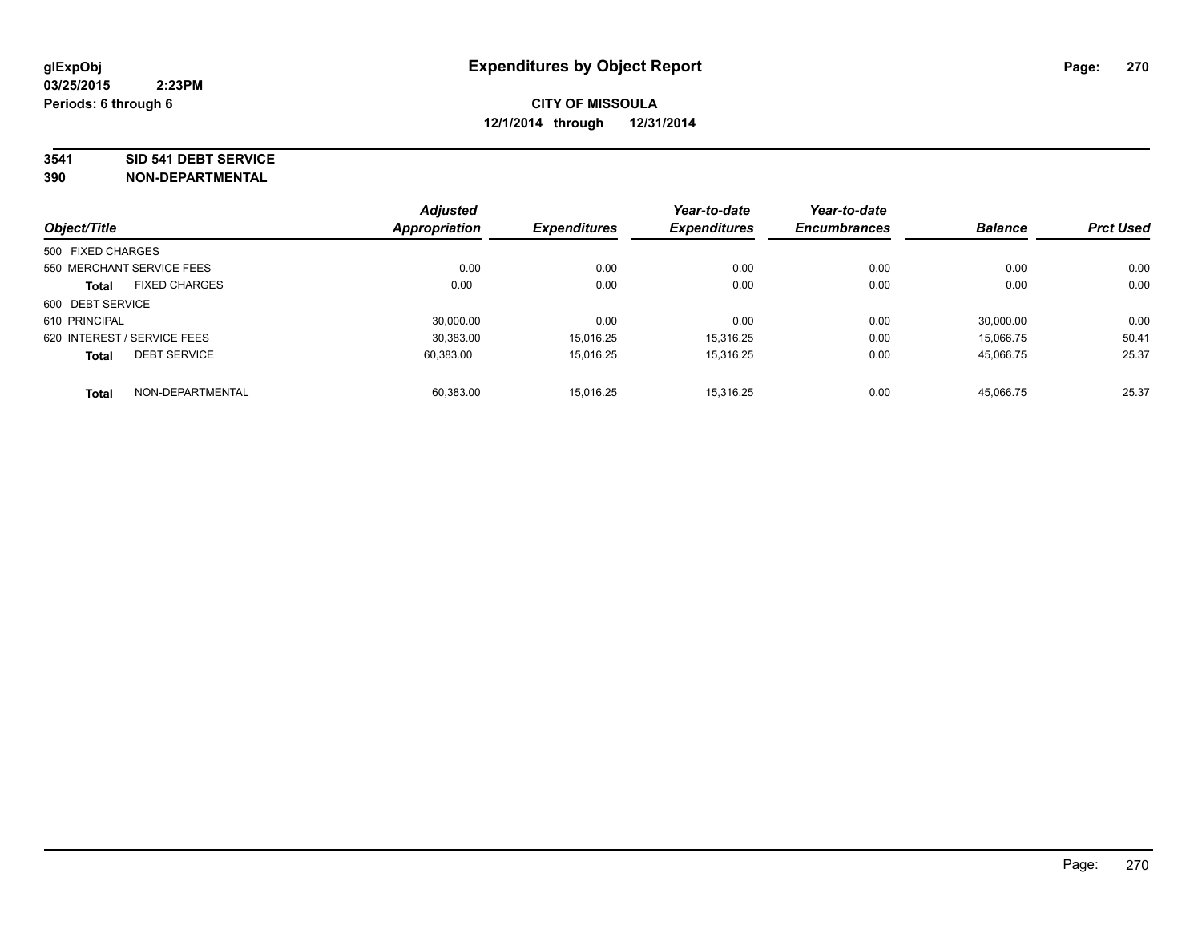# Expenditures by Object Report

glExpObj
03/25/2015 2:23PM
Periods: 6 through 6

**CITY OF MISSOULA**
**12/1/2014 through 12/31/2014**

**3541 SID 541 DEBT SERVICE**
**390 NON-DEPARTMENTAL**

| Object/Title | | Adjusted Appropriation | Expenditures | Year-to-date Expenditures | Year-to-date Encumbrances | Balance | Prct Used |
|---|---|---|---|---|---|---|---|
| 500 FIXED CHARGES | | | | | | | |
| 550 MERCHANT SERVICE FEES | | 0.00 | 0.00 | 0.00 | 0.00 | 0.00 | 0.00 |
| **Total** | FIXED CHARGES | 0.00 | 0.00 | 0.00 | 0.00 | 0.00 | 0.00 |
| 600 DEBT SERVICE | | | | | | | |
| 610 PRINCIPAL | | 30,000.00 | 0.00 | 0.00 | 0.00 | 30,000.00 | 0.00 |
| 620 INTEREST / SERVICE FEES | | 30,383.00 | 15,016.25 | 15,316.25 | 0.00 | 15,066.75 | 50.41 |
| **Total** | DEBT SERVICE | 60,383.00 | 15,016.25 | 15,316.25 | 0.00 | 45,066.75 | 25.37 |
| **Total** | NON-DEPARTMENTAL | 60,383.00 | 15,016.25 | 15,316.25 | 0.00 | 45,066.75 | 25.37 |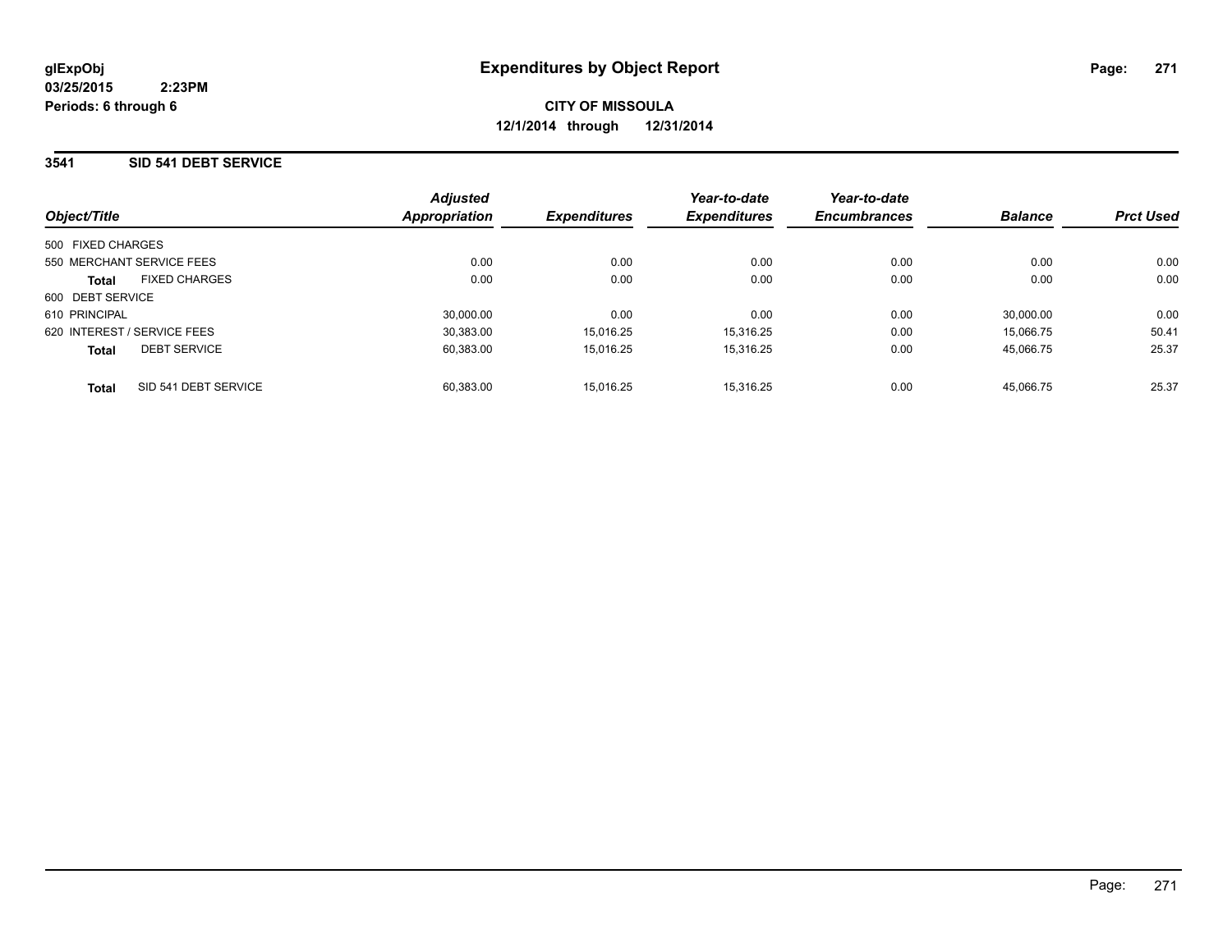**glExpObj**
**03/25/2015 2:23PM**
**Periods: 6 through 6**

# Expenditures by Object Report

**CITY OF MISSOULA**
**12/1/2014 through 12/31/2014**

## 3541 SID 541 DEBT SERVICE

| Object/Title | Adjusted Appropriation | Expenditures | Year-to-date Expenditures | Year-to-date Encumbrances | Balance | Prct Used |
|---|---|---|---|---|---|---|
| 500 FIXED CHARGES | | | | | | |
| 550 MERCHANT SERVICE FEES | 0.00 | 0.00 | 0.00 | 0.00 | 0.00 | 0.00 |
| **Total** FIXED CHARGES | 0.00 | 0.00 | 0.00 | 0.00 | 0.00 | 0.00 |
| 600 DEBT SERVICE | | | | | | |
| 610 PRINCIPAL | 30,000.00 | 0.00 | 0.00 | 0.00 | 30,000.00 | 0.00 |
| 620 INTEREST / SERVICE FEES | 30,383.00 | 15,016.25 | 15,316.25 | 0.00 | 15,066.75 | 50.41 |
| **Total** DEBT SERVICE | 60,383.00 | 15,016.25 | 15,316.25 | 0.00 | 45,066.75 | 25.37 |
| **Total** SID 541 DEBT SERVICE | 60,383.00 | 15,016.25 | 15,316.25 | 0.00 | 45,066.75 | 25.37 |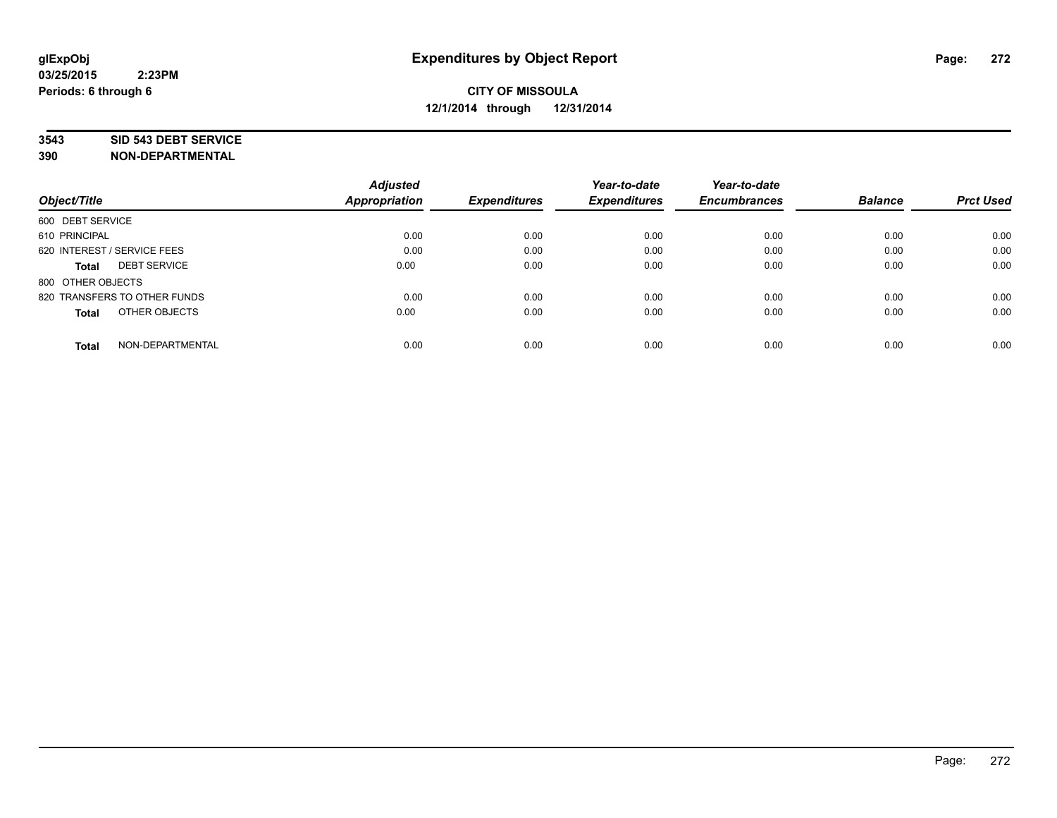glExpObj
03/25/2015 2:23PM
Periods: 6 through 6

# Expenditures by Object Report

**CITY OF MISSOULA**
**12/1/2014 through 12/31/2014**

**3543 SID 543 DEBT SERVICE**
**390 NON-DEPARTMENTAL**

| Object/Title | Adjusted Appropriation | Expenditures | Year-to-date Expenditures | Year-to-date Encumbrances | Balance | Prct Used |
|---|---|---|---|---|---|---|
| 600 DEBT SERVICE | | | | | | |
| 610 PRINCIPAL | 0.00 | 0.00 | 0.00 | 0.00 | 0.00 | 0.00 |
| 620 INTEREST / SERVICE FEES | 0.00 | 0.00 | 0.00 | 0.00 | 0.00 | 0.00 |
| **Total** DEBT SERVICE | 0.00 | 0.00 | 0.00 | 0.00 | 0.00 | 0.00 |
| 800 OTHER OBJECTS | | | | | | |
| 820 TRANSFERS TO OTHER FUNDS | 0.00 | 0.00 | 0.00 | 0.00 | 0.00 | 0.00 |
| **Total** OTHER OBJECTS | 0.00 | 0.00 | 0.00 | 0.00 | 0.00 | 0.00 |
| **Total** NON-DEPARTMENTAL | 0.00 | 0.00 | 0.00 | 0.00 | 0.00 | 0.00 |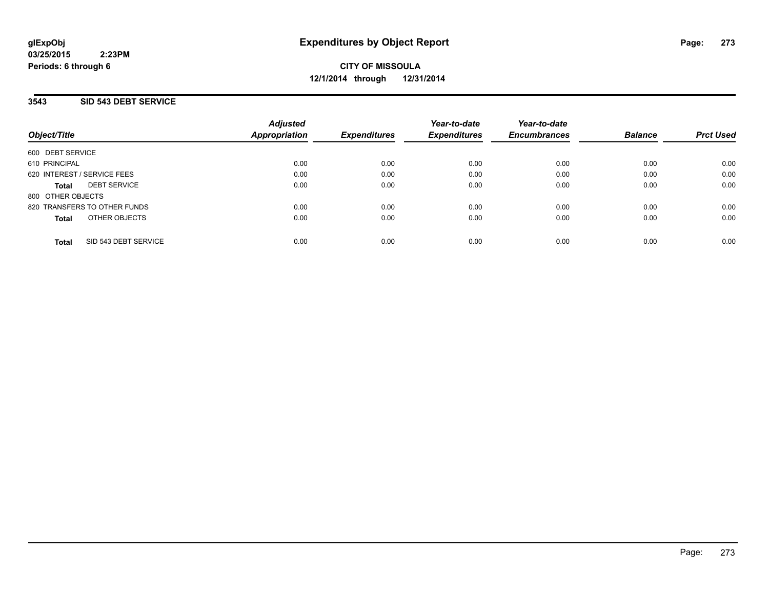**glExpObj**
**03/25/2015 2:23PM**
**Periods: 6 through 6**

# Expenditures by Object Report

**CITY OF MISSOULA**
**12/1/2014 through 12/31/2014**

## 3543 SID 543 DEBT SERVICE

| Object/Title | Adjusted Appropriation | Expenditures | Year-to-date Expenditures | Year-to-date Encumbrances | Balance | Prct Used |
|---|---|---|---|---|---|---|
| 600 DEBT SERVICE | | | | | | |
| 610 PRINCIPAL | 0.00 | 0.00 | 0.00 | 0.00 | 0.00 | 0.00 |
| 620 INTEREST / SERVICE FEES | 0.00 | 0.00 | 0.00 | 0.00 | 0.00 | 0.00 |
| **Total** DEBT SERVICE | 0.00 | 0.00 | 0.00 | 0.00 | 0.00 | 0.00 |
| 800 OTHER OBJECTS | | | | | | |
| 820 TRANSFERS TO OTHER FUNDS | 0.00 | 0.00 | 0.00 | 0.00 | 0.00 | 0.00 |
| **Total** OTHER OBJECTS | 0.00 | 0.00 | 0.00 | 0.00 | 0.00 | 0.00 |
| **Total** SID 543 DEBT SERVICE | 0.00 | 0.00 | 0.00 | 0.00 | 0.00 | 0.00 |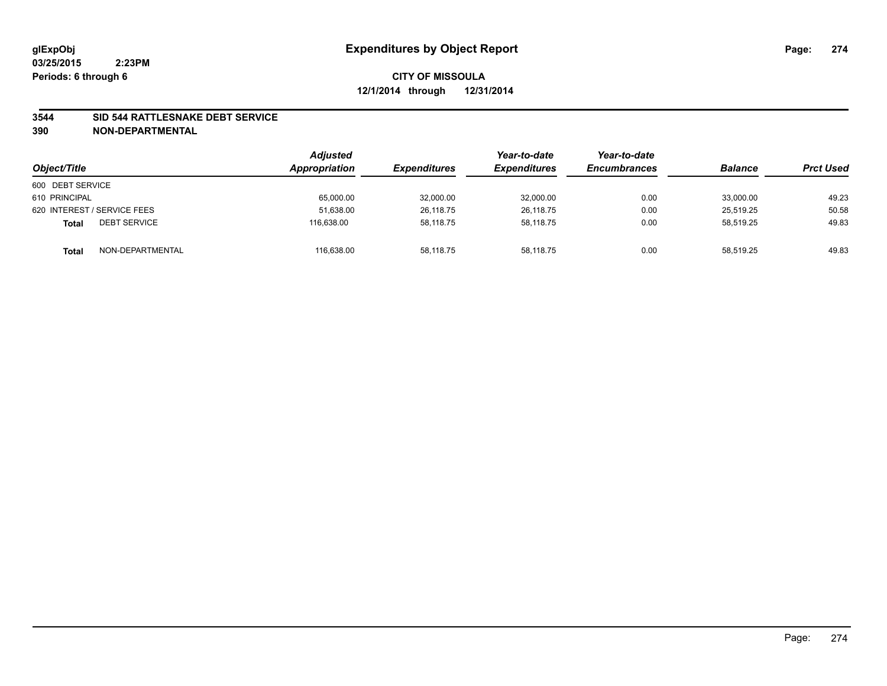# Expenditures by Object Report

glExpObj
03/25/2015 2:23PM
Periods: 6 through 6

**CITY OF MISSOULA**
**12/1/2014 through 12/31/2014**

**3544 SID 544 RATTLESNAKE DEBT SERVICE**
**390 NON-DEPARTMENTAL**

| Object/Title | | Adjusted Appropriation | Expenditures | Year-to-date Expenditures | Year-to-date Encumbrances | Balance | Prct Used |
|---|---|---|---|---|---|---|---|
| 600 DEBT SERVICE | | | | | | | |
| 610 PRINCIPAL | | 65,000.00 | 32,000.00 | 32,000.00 | 0.00 | 33,000.00 | 49.23 |
| 620 INTEREST / SERVICE FEES | | 51,638.00 | 26,118.75 | 26,118.75 | 0.00 | 25,519.25 | 50.58 |
| **Total** | DEBT SERVICE | 116,638.00 | 58,118.75 | 58,118.75 | 0.00 | 58,519.25 | 49.83 |
| **Total** | NON-DEPARTMENTAL | 116,638.00 | 58,118.75 | 58,118.75 | 0.00 | 58,519.25 | 49.83 |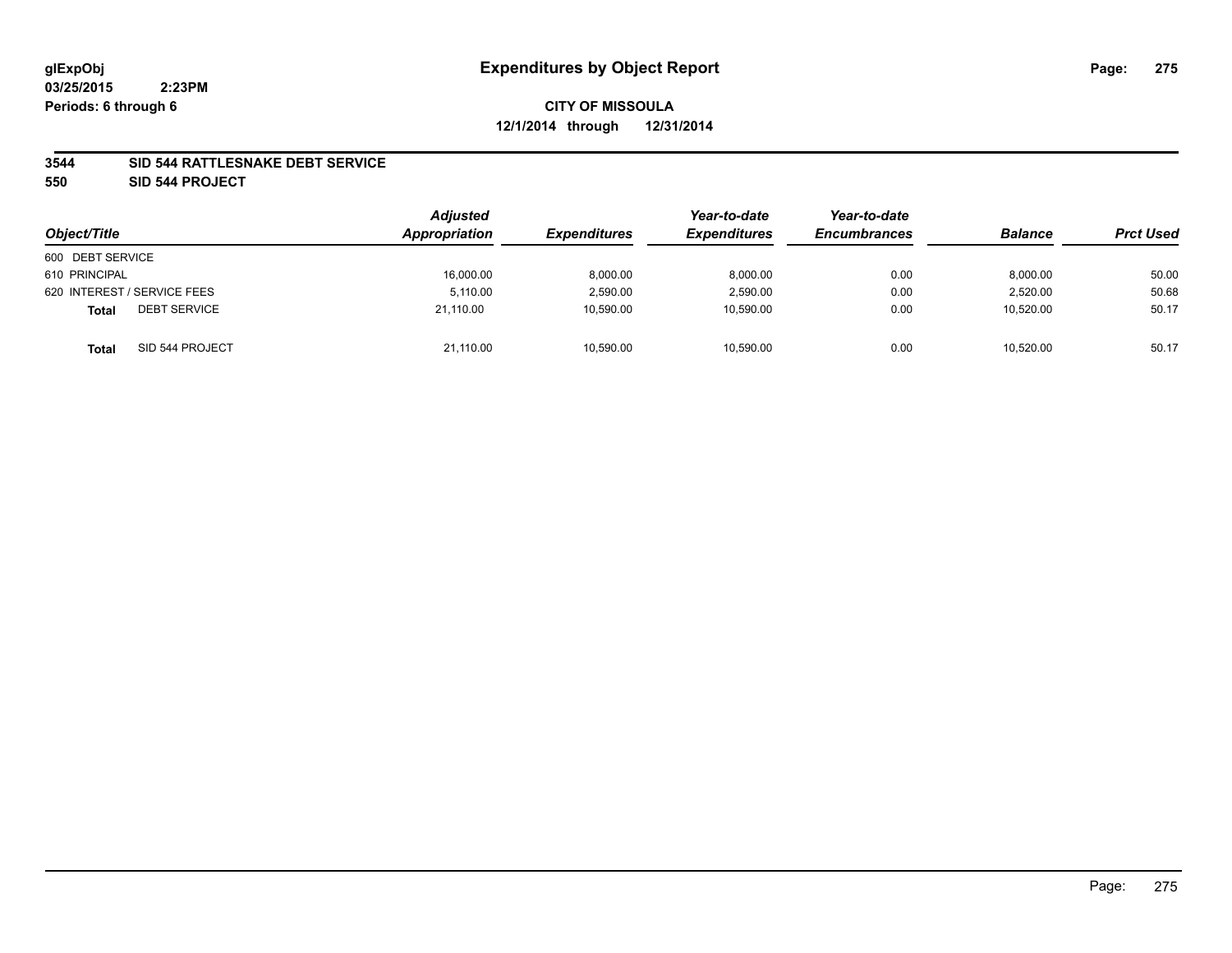glExpObj
03/25/2015 2:23PM
Periods: 6 through 6

# Expenditures by Object Report

**CITY OF MISSOULA**
**12/1/2014 through 12/31/2014**

**3544 SID 544 RATTLESNAKE DEBT SERVICE**
**550 SID 544 PROJECT**

| Object/Title | Adjusted Appropriation | Expenditures | Year-to-date Expenditures | Year-to-date Encumbrances | Balance | Prct Used |
|---|---|---|---|---|---|---|
| 600 DEBT SERVICE | | | | | | |
| 610 PRINCIPAL | 16,000.00 | 8,000.00 | 8,000.00 | 0.00 | 8,000.00 | 50.00 |
| 620 INTEREST / SERVICE FEES | 5,110.00 | 2,590.00 | 2,590.00 | 0.00 | 2,520.00 | 50.68 |
| **Total** DEBT SERVICE | 21,110.00 | 10,590.00 | 10,590.00 | 0.00 | 10,520.00 | 50.17 |
| **Total** SID 544 PROJECT | 21,110.00 | 10,590.00 | 10,590.00 | 0.00 | 10,520.00 | 50.17 |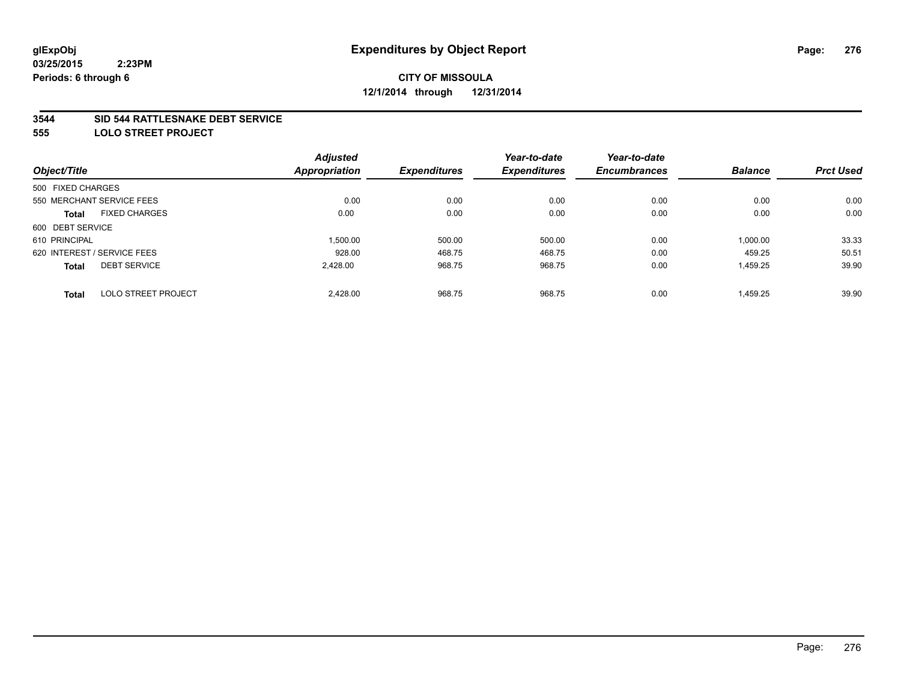**glExpObj**
**03/25/2015 2:23PM**
**Periods: 6 through 6**

# Expenditures by Object Report

**CITY OF MISSOULA**
**12/1/2014 through 12/31/2014**

## 3544 SID 544 RATTLESNAKE DEBT SERVICE
## 555 LOLO STREET PROJECT

| Object/Title | | Adjusted Appropriation | Expenditures | Year-to-date Expenditures | Year-to-date Encumbrances | Balance | Prct Used |
|---|---|---|---|---|---|---|---|
| 500 FIXED CHARGES | | | | | | | |
| 550 MERCHANT SERVICE FEES | | 0.00 | 0.00 | 0.00 | 0.00 | 0.00 | 0.00 |
| **Total** | FIXED CHARGES | 0.00 | 0.00 | 0.00 | 0.00 | 0.00 | 0.00 |
| 600 DEBT SERVICE | | | | | | | |
| 610 PRINCIPAL | | 1,500.00 | 500.00 | 500.00 | 0.00 | 1,000.00 | 33.33 |
| 620 INTEREST / SERVICE FEES | | 928.00 | 468.75 | 468.75 | 0.00 | 459.25 | 50.51 |
| **Total** | DEBT SERVICE | 2,428.00 | 968.75 | 968.75 | 0.00 | 1,459.25 | 39.90 |
| **Total** | LOLO STREET PROJECT | 2,428.00 | 968.75 | 968.75 | 0.00 | 1,459.25 | 39.90 |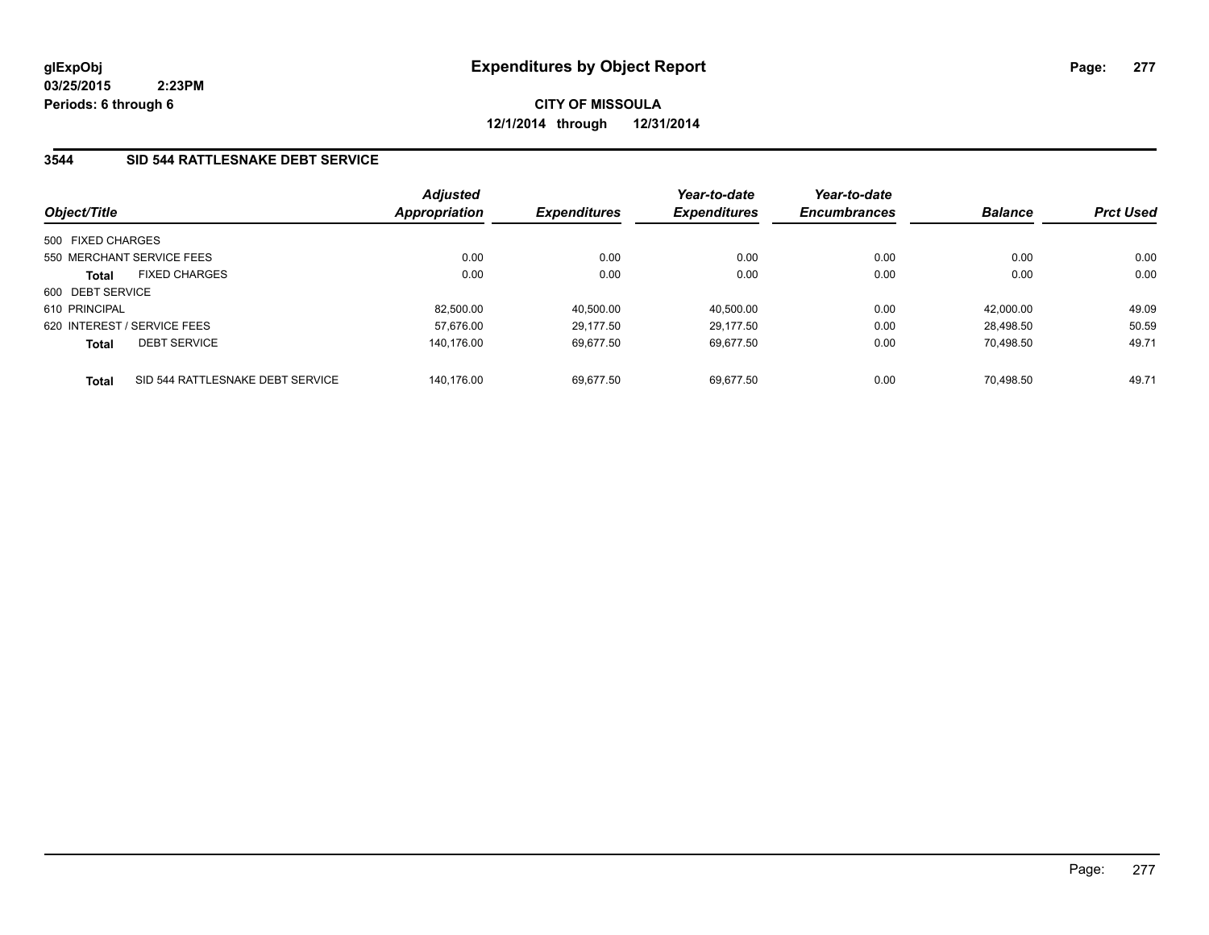**glExpObj**
**03/25/2015 2:23PM**
**Periods: 6 through 6**

# Expenditures by Object Report

**CITY OF MISSOULA**
**12/1/2014 through 12/31/2014**

## 3544 SID 544 RATTLESNAKE DEBT SERVICE

| Object/Title | | Adjusted Appropriation | Expenditures | Year-to-date Expenditures | Year-to-date Encumbrances | Balance | Prct Used |
|---|---|---|---|---|---|---|---|
| 500 FIXED CHARGES | | | | | | | |
| 550 MERCHANT SERVICE FEES | | 0.00 | 0.00 | 0.00 | 0.00 | 0.00 | 0.00 |
| **Total** | FIXED CHARGES | 0.00 | 0.00 | 0.00 | 0.00 | 0.00 | 0.00 |
| 600 DEBT SERVICE | | | | | | | |
| 610 PRINCIPAL | | 82,500.00 | 40,500.00 | 40,500.00 | 0.00 | 42,000.00 | 49.09 |
| 620 INTEREST / SERVICE FEES | | 57,676.00 | 29,177.50 | 29,177.50 | 0.00 | 28,498.50 | 50.59 |
| **Total** | DEBT SERVICE | 140,176.00 | 69,677.50 | 69,677.50 | 0.00 | 70,498.50 | 49.71 |
| **Total** | SID 544 RATTLESNAKE DEBT SERVICE | 140,176.00 | 69,677.50 | 69,677.50 | 0.00 | 70,498.50 | 49.71 |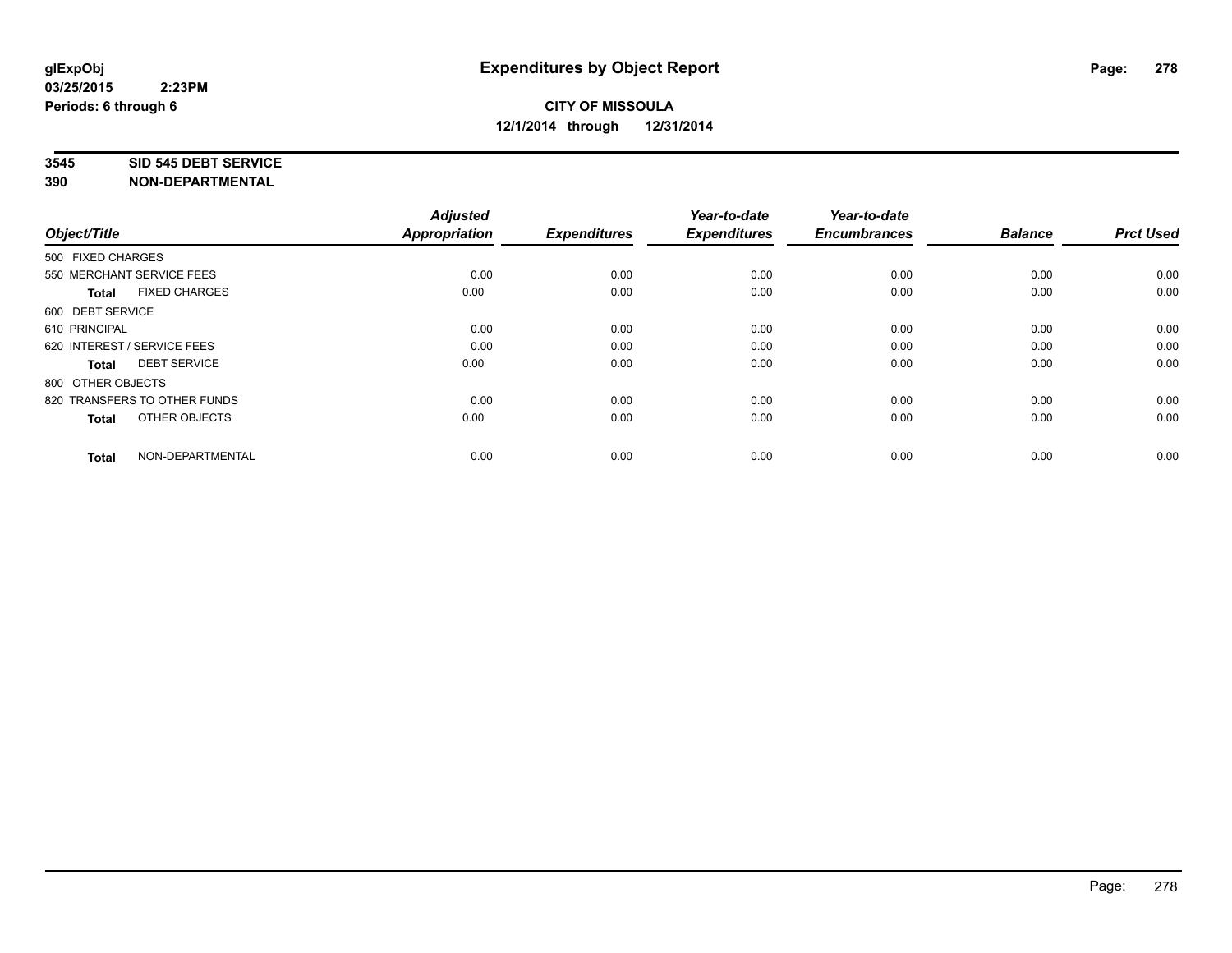glExpObj
03/25/2015 2:23PM
Periods: 6 through 6

# Expenditures by Object Report

**CITY OF MISSOULA**
**12/1/2014 through 12/31/2014**

**3545 SID 545 DEBT SERVICE**
**390 NON-DEPARTMENTAL**

| Object/Title | Adjusted Appropriation | Expenditures | Year-to-date Expenditures | Year-to-date Encumbrances | Balance | Prct Used |
|---|---|---|---|---|---|---|
| 500 FIXED CHARGES | | | | | | |
| 550 MERCHANT SERVICE FEES | 0.00 | 0.00 | 0.00 | 0.00 | 0.00 | 0.00 |
| **Total** FIXED CHARGES | 0.00 | 0.00 | 0.00 | 0.00 | 0.00 | 0.00 |
| 600 DEBT SERVICE | | | | | | |
| 610 PRINCIPAL | 0.00 | 0.00 | 0.00 | 0.00 | 0.00 | 0.00 |
| 620 INTEREST / SERVICE FEES | 0.00 | 0.00 | 0.00 | 0.00 | 0.00 | 0.00 |
| **Total** DEBT SERVICE | 0.00 | 0.00 | 0.00 | 0.00 | 0.00 | 0.00 |
| 800 OTHER OBJECTS | | | | | | |
| 820 TRANSFERS TO OTHER FUNDS | 0.00 | 0.00 | 0.00 | 0.00 | 0.00 | 0.00 |
| **Total** OTHER OBJECTS | 0.00 | 0.00 | 0.00 | 0.00 | 0.00 | 0.00 |
| **Total** NON-DEPARTMENTAL | 0.00 | 0.00 | 0.00 | 0.00 | 0.00 | 0.00 |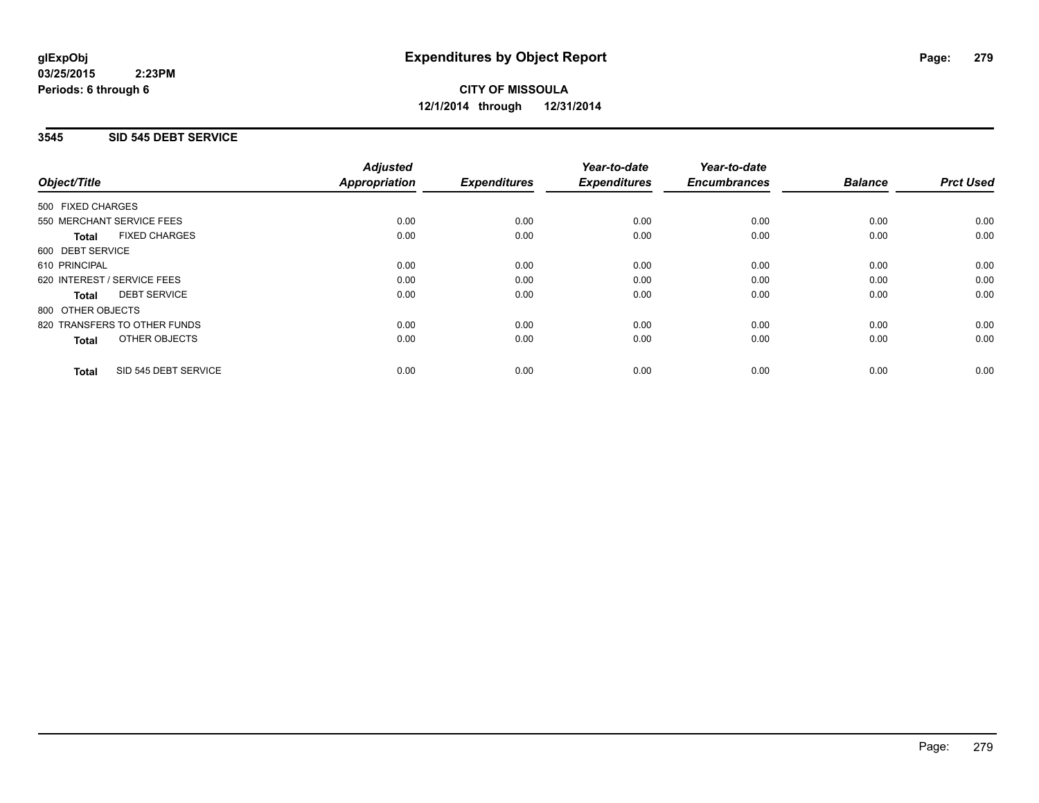glExpObj
03/25/2015 2:23PM
Periods: 6 through 6

# Expenditures by Object Report

**CITY OF MISSOULA**
**12/1/2014 through 12/31/2014**

## 3545 SID 545 DEBT SERVICE

| Object/Title | Adjusted Appropriation | Expenditures | Year-to-date Expenditures | Year-to-date Encumbrances | Balance | Prct Used |
|---|---|---|---|---|---|---|
| 500 FIXED CHARGES | | | | | | |
| 550 MERCHANT SERVICE FEES | 0.00 | 0.00 | 0.00 | 0.00 | 0.00 | 0.00 |
| **Total** FIXED CHARGES | 0.00 | 0.00 | 0.00 | 0.00 | 0.00 | 0.00 |
| 600 DEBT SERVICE | | | | | | |
| 610 PRINCIPAL | 0.00 | 0.00 | 0.00 | 0.00 | 0.00 | 0.00 |
| 620 INTEREST / SERVICE FEES | 0.00 | 0.00 | 0.00 | 0.00 | 0.00 | 0.00 |
| **Total** DEBT SERVICE | 0.00 | 0.00 | 0.00 | 0.00 | 0.00 | 0.00 |
| 800 OTHER OBJECTS | | | | | | |
| 820 TRANSFERS TO OTHER FUNDS | 0.00 | 0.00 | 0.00 | 0.00 | 0.00 | 0.00 |
| **Total** OTHER OBJECTS | 0.00 | 0.00 | 0.00 | 0.00 | 0.00 | 0.00 |
| **Total** SID 545 DEBT SERVICE | 0.00 | 0.00 | 0.00 | 0.00 | 0.00 | 0.00 |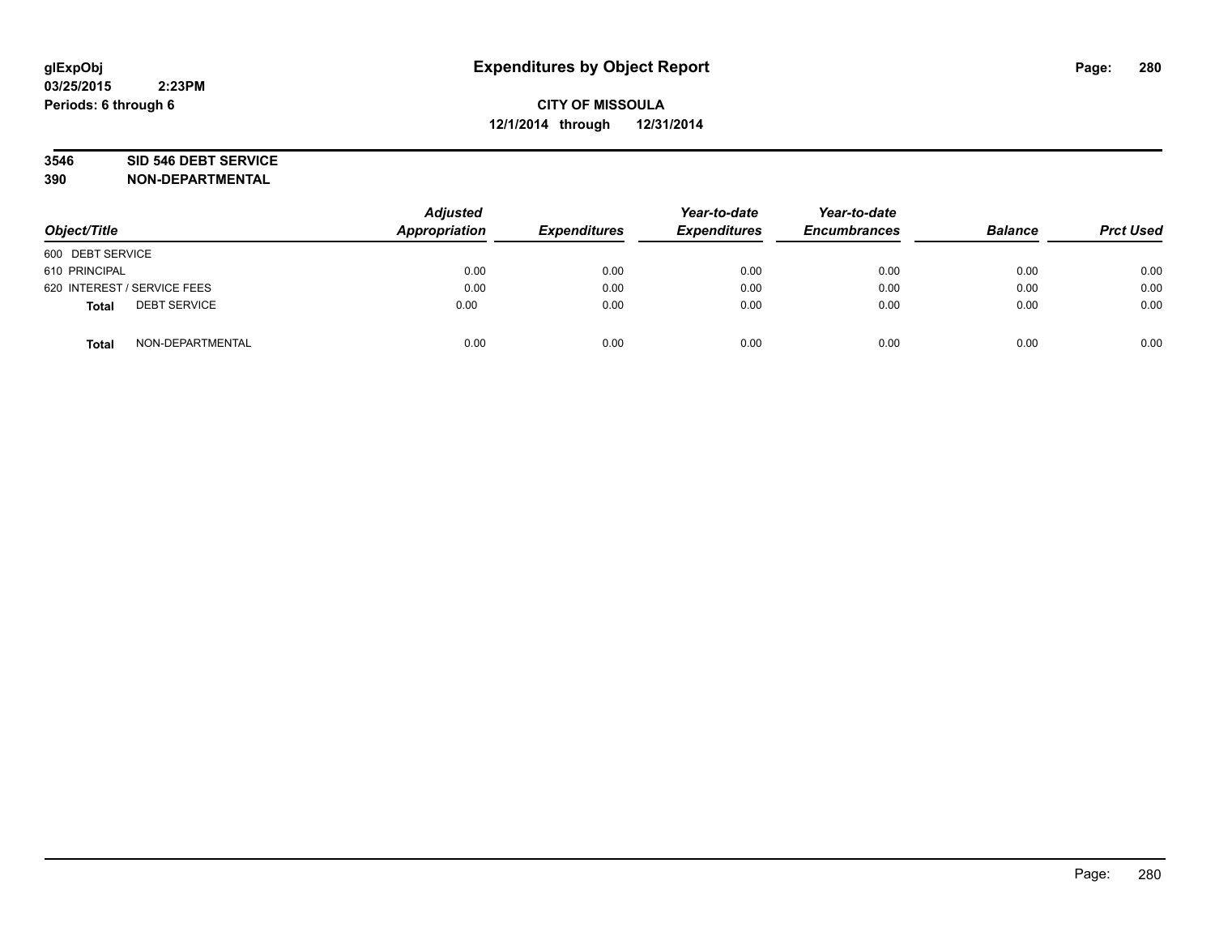**glExpObj**
**03/25/2015 2:23PM**
**Periods: 6 through 6**

# Expenditures by Object Report

**CITY OF MISSOULA**
**12/1/2014 through 12/31/2014**

**3546 SID 546 DEBT SERVICE**
**390 NON-DEPARTMENTAL**

| Object/Title | Adjusted Appropriation | Expenditures | Year-to-date Expenditures | Year-to-date Encumbrances | Balance | Prct Used |
|---|---|---|---|---|---|---|
| 600 DEBT SERVICE | | | | | | |
| 610 PRINCIPAL | 0.00 | 0.00 | 0.00 | 0.00 | 0.00 | 0.00 |
| 620 INTEREST / SERVICE FEES | 0.00 | 0.00 | 0.00 | 0.00 | 0.00 | 0.00 |
| **Total** DEBT SERVICE | 0.00 | 0.00 | 0.00 | 0.00 | 0.00 | 0.00 |
| **Total** NON-DEPARTMENTAL | 0.00 | 0.00 | 0.00 | 0.00 | 0.00 | 0.00 |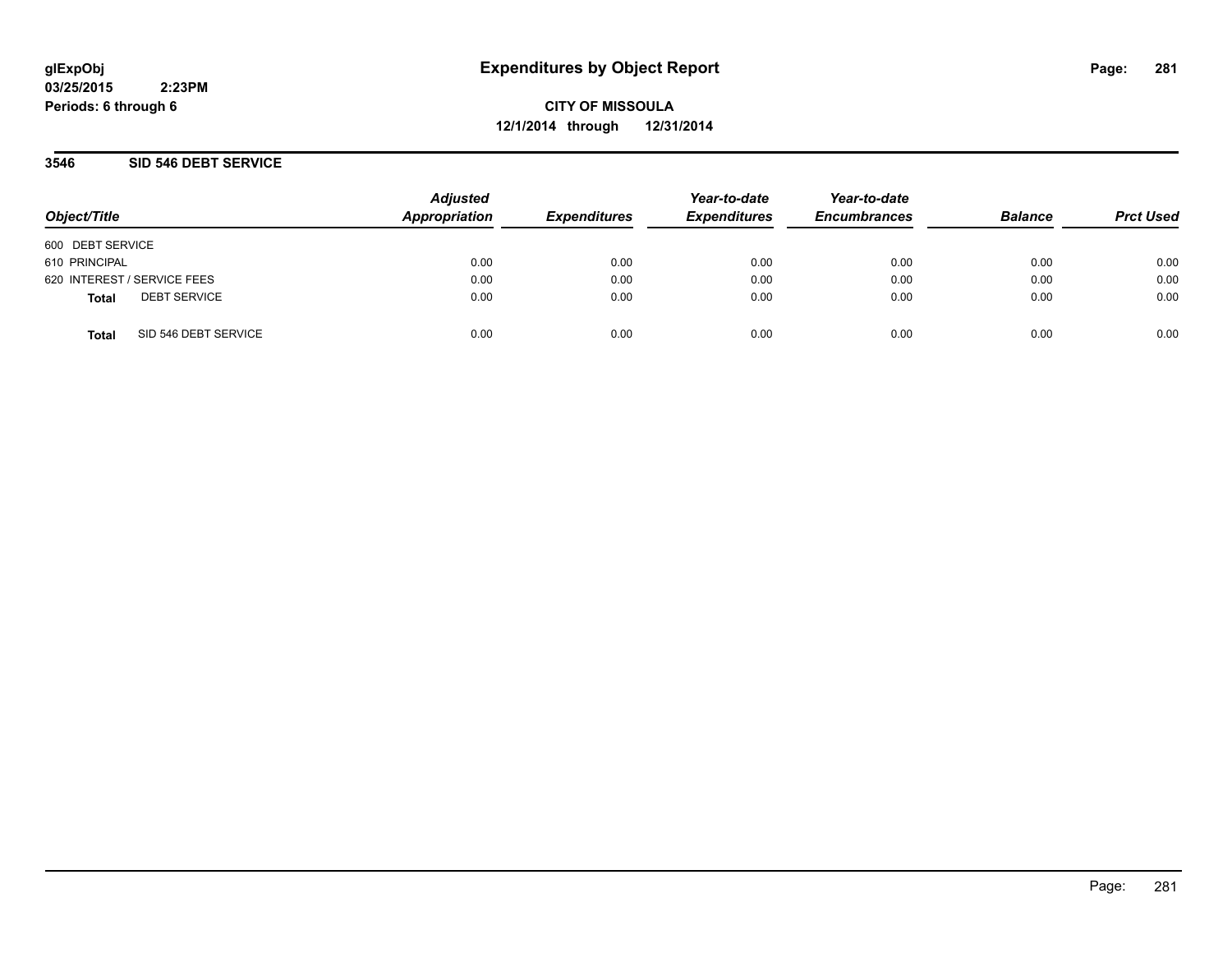glExpObj
03/25/2015 2:23PM
Periods: 6 through 6

# Expenditures by Object Report

**CITY OF MISSOULA**
**12/1/2014 through 12/31/2014**

## 3546 SID 546 DEBT SERVICE

| Object/Title | Adjusted Appropriation | Expenditures | Year-to-date Expenditures | Year-to-date Encumbrances | Balance | Prct Used |
|---|---|---|---|---|---|---|
| 600 DEBT SERVICE | | | | | | |
| 610 PRINCIPAL | 0.00 | 0.00 | 0.00 | 0.00 | 0.00 | 0.00 |
| 620 INTEREST / SERVICE FEES | 0.00 | 0.00 | 0.00 | 0.00 | 0.00 | 0.00 |
| **Total** DEBT SERVICE | 0.00 | 0.00 | 0.00 | 0.00 | 0.00 | 0.00 |
| **Total** SID 546 DEBT SERVICE | 0.00 | 0.00 | 0.00 | 0.00 | 0.00 | 0.00 |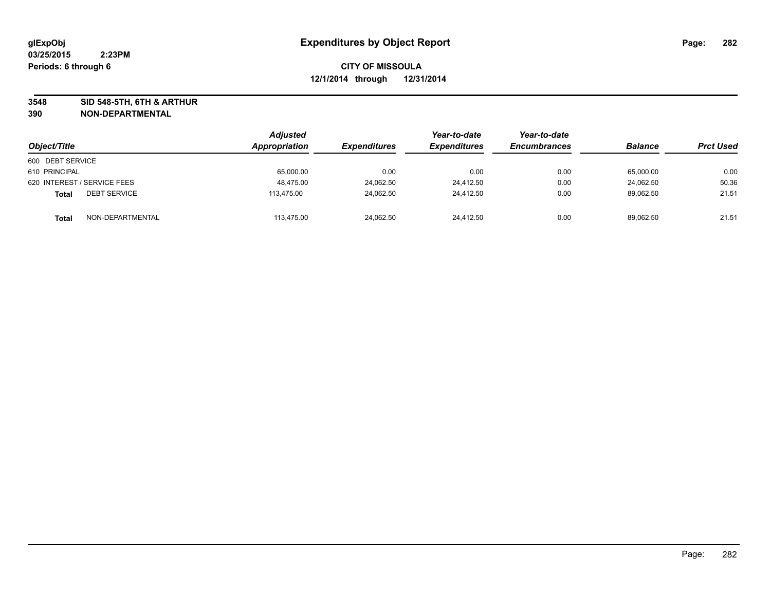**glExpObj**
**03/25/2015 2:23PM**
**Periods: 6 through 6**

# Expenditures by Object Report

**CITY OF MISSOULA**
**12/1/2014 through 12/31/2014**

**3548 SID 548-5TH, 6TH & ARTHUR**
**390 NON-DEPARTMENTAL**

| Object/Title | | Adjusted Appropriation | Expenditures | Year-to-date Expenditures | Year-to-date Encumbrances | Balance | Prct Used |
|---|---|---|---|---|---|---|---|
| 600 DEBT SERVICE | | | | | | | |
| 610 PRINCIPAL | | 65,000.00 | 0.00 | 0.00 | 0.00 | 65,000.00 | 0.00 |
| 620 INTEREST / SERVICE FEES | | 48,475.00 | 24,062.50 | 24,412.50 | 0.00 | 24,062.50 | 50.36 |
| **Total** | DEBT SERVICE | 113,475.00 | 24,062.50 | 24,412.50 | 0.00 | 89,062.50 | 21.51 |
| **Total** | NON-DEPARTMENTAL | 113,475.00 | 24,062.50 | 24,412.50 | 0.00 | 89,062.50 | 21.51 |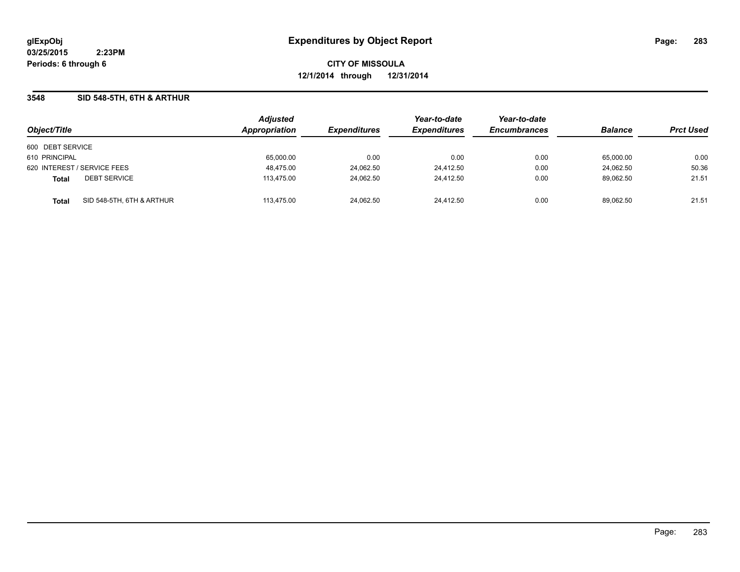**glExpObj**
**03/25/2015 2:23PM**
**Periods: 6 through 6**

# Expenditures by Object Report

**CITY OF MISSOULA**
**12/1/2014 through 12/31/2014**

### 3548 SID 548-5TH, 6TH & ARTHUR

| Object/Title | | Adjusted Appropriation | Expenditures | Year-to-date Expenditures | Year-to-date Encumbrances | Balance | Prct Used |
|---|---|---|---|---|---|---|---|
| 600 DEBT SERVICE | | | | | | | |
| 610 PRINCIPAL | | 65,000.00 | 0.00 | 0.00 | 0.00 | 65,000.00 | 0.00 |
| 620 INTEREST / SERVICE FEES | | 48,475.00 | 24,062.50 | 24,412.50 | 0.00 | 24,062.50 | 50.36 |
| **Total** | DEBT SERVICE | 113,475.00 | 24,062.50 | 24,412.50 | 0.00 | 89,062.50 | 21.51 |
| **Total** | SID 548-5TH, 6TH & ARTHUR | 113,475.00 | 24,062.50 | 24,412.50 | 0.00 | 89,062.50 | 21.51 |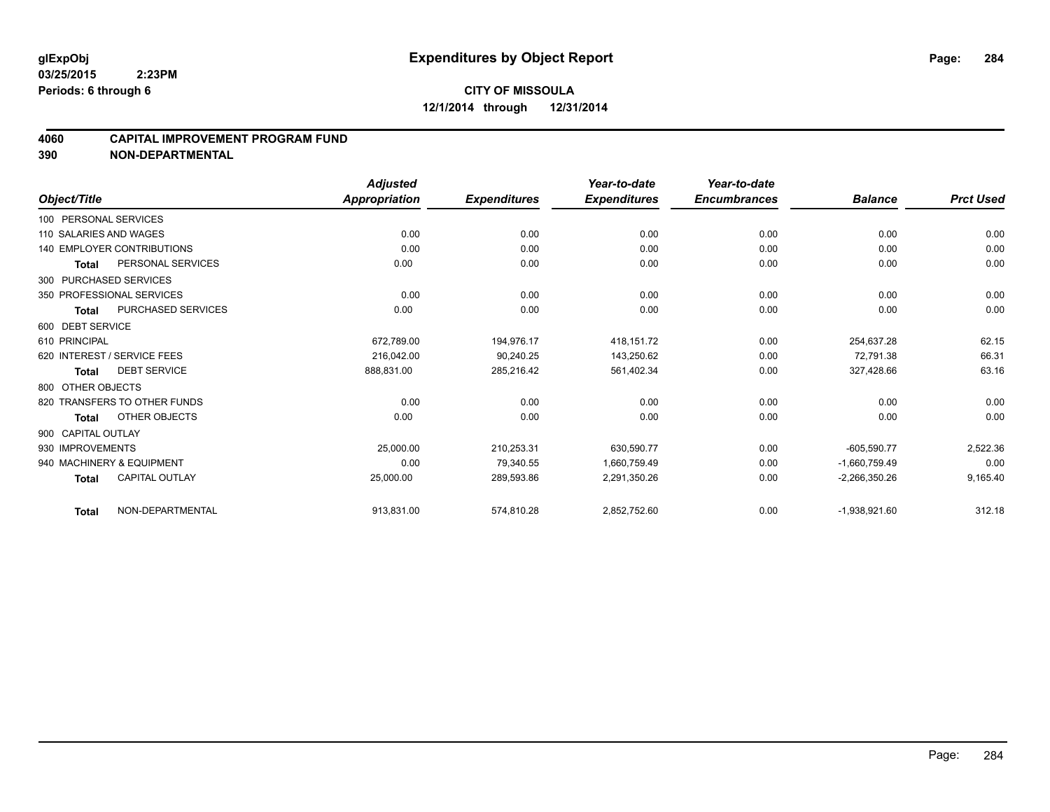glExpObj
03/25/2015 2:23PM
Periods: 6 through 6

# Expenditures by Object Report

**CITY OF MISSOULA**
**12/1/2014 through 12/31/2014**

**4060 CAPITAL IMPROVEMENT PROGRAM FUND**
**390 NON-DEPARTMENTAL**

| Object/Title | | Adjusted Appropriation | Expenditures | Year-to-date Expenditures | Year-to-date Encumbrances | Balance | Prct Used |
|---|---|---|---|---|---|---|---|
| 100 PERSONAL SERVICES | | | | | | | |
| 110 SALARIES AND WAGES | | 0.00 | 0.00 | 0.00 | 0.00 | 0.00 | 0.00 |
| 140 EMPLOYER CONTRIBUTIONS | | 0.00 | 0.00 | 0.00 | 0.00 | 0.00 | 0.00 |
| Total | PERSONAL SERVICES | 0.00 | 0.00 | 0.00 | 0.00 | 0.00 | 0.00 |
| 300 PURCHASED SERVICES | | | | | | | |
| 350 PROFESSIONAL SERVICES | | 0.00 | 0.00 | 0.00 | 0.00 | 0.00 | 0.00 |
| Total | PURCHASED SERVICES | 0.00 | 0.00 | 0.00 | 0.00 | 0.00 | 0.00 |
| 600 DEBT SERVICE | | | | | | | |
| 610 PRINCIPAL | | 672,789.00 | 194,976.17 | 418,151.72 | 0.00 | 254,637.28 | 62.15 |
| 620 INTEREST / SERVICE FEES | | 216,042.00 | 90,240.25 | 143,250.62 | 0.00 | 72,791.38 | 66.31 |
| Total | DEBT SERVICE | 888,831.00 | 285,216.42 | 561,402.34 | 0.00 | 327,428.66 | 63.16 |
| 800 OTHER OBJECTS | | | | | | | |
| 820 TRANSFERS TO OTHER FUNDS | | 0.00 | 0.00 | 0.00 | 0.00 | 0.00 | 0.00 |
| Total | OTHER OBJECTS | 0.00 | 0.00 | 0.00 | 0.00 | 0.00 | 0.00 |
| 900 CAPITAL OUTLAY | | | | | | | |
| 930 IMPROVEMENTS | | 25,000.00 | 210,253.31 | 630,590.77 | 0.00 | -605,590.77 | 2,522.36 |
| 940 MACHINERY & EQUIPMENT | | 0.00 | 79,340.55 | 1,660,759.49 | 0.00 | -1,660,759.49 | 0.00 |
| Total | CAPITAL OUTLAY | 25,000.00 | 289,593.86 | 2,291,350.26 | 0.00 | -2,266,350.26 | 9,165.40 |
| Total | NON-DEPARTMENTAL | 913,831.00 | 574,810.28 | 2,852,752.60 | 0.00 | -1,938,921.60 | 312.18 |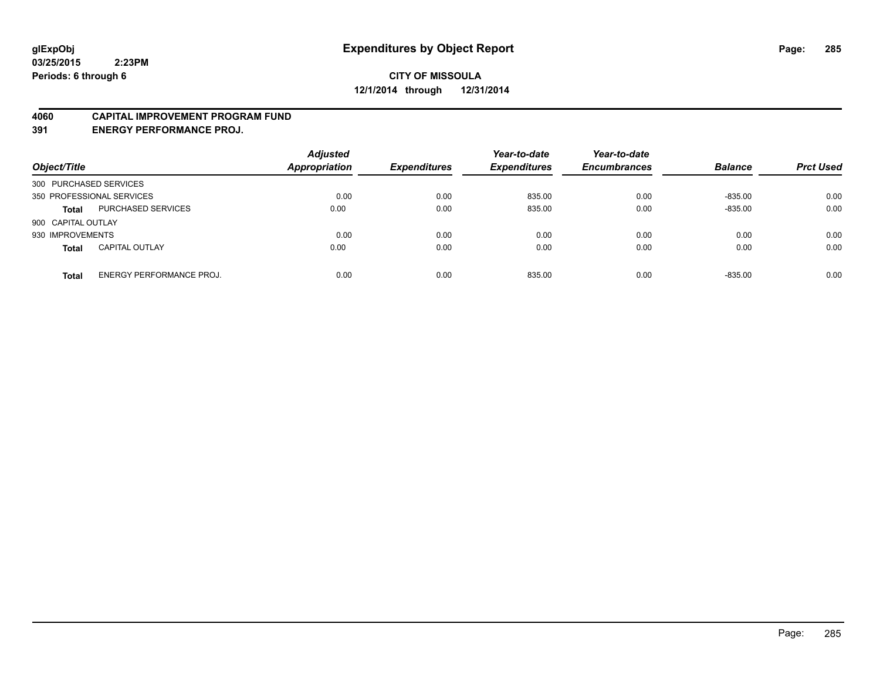glExpObj
03/25/2015 2:23PM
Periods: 6 through 6

# Expenditures by Object Report

**CITY OF MISSOULA**
**12/1/2014 through 12/31/2014**

**4060 CAPITAL IMPROVEMENT PROGRAM FUND**
**391 ENERGY PERFORMANCE PROJ.**

| Object/Title | | Adjusted Appropriation | Expenditures | Year-to-date Expenditures | Year-to-date Encumbrances | Balance | Prct Used |
|---|---|---|---|---|---|---|---|
| 300 PURCHASED SERVICES | | | | | | | |
| 350 PROFESSIONAL SERVICES | | 0.00 | 0.00 | 835.00 | 0.00 | -835.00 | 0.00 |
| **Total** | PURCHASED SERVICES | 0.00 | 0.00 | 835.00 | 0.00 | -835.00 | 0.00 |
| 900 CAPITAL OUTLAY | | | | | | | |
| 930 IMPROVEMENTS | | 0.00 | 0.00 | 0.00 | 0.00 | 0.00 | 0.00 |
| **Total** | CAPITAL OUTLAY | 0.00 | 0.00 | 0.00 | 0.00 | 0.00 | 0.00 |
| **Total** | ENERGY PERFORMANCE PROJ. | 0.00 | 0.00 | 835.00 | 0.00 | -835.00 | 0.00 |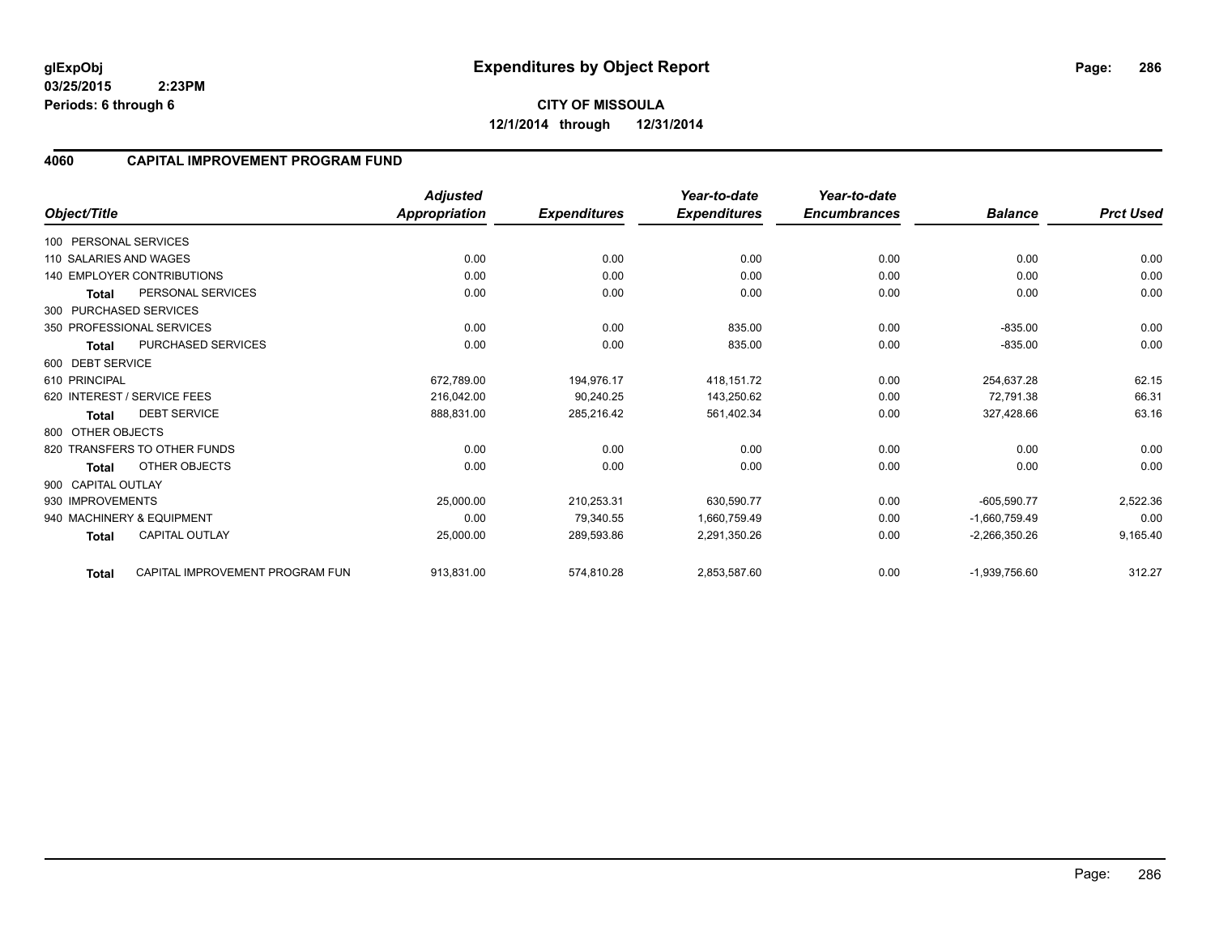**glExpObj** **Expenditures by Object Report**

**03/25/2015 2:23PM**

**Periods: 6 through 6**

**CITY OF MISSOULA**

**12/1/2014 through 12/31/2014**

## 4060 CAPITAL IMPROVEMENT PROGRAM FUND

| Object/Title | | Adjusted Appropriation | Expenditures | Year-to-date Expenditures | Year-to-date Encumbrances | Balance | Prct Used |
|---|---|---|---|---|---|---|---|
| 100 PERSONAL SERVICES | | | | | | | |
| 110 SALARIES AND WAGES | | 0.00 | 0.00 | 0.00 | 0.00 | 0.00 | 0.00 |
| 140 EMPLOYER CONTRIBUTIONS | | 0.00 | 0.00 | 0.00 | 0.00 | 0.00 | 0.00 |
| **Total** | PERSONAL SERVICES | 0.00 | 0.00 | 0.00 | 0.00 | 0.00 | 0.00 |
| 300 PURCHASED SERVICES | | | | | | | |
| 350 PROFESSIONAL SERVICES | | 0.00 | 0.00 | 835.00 | 0.00 | -835.00 | 0.00 |
| **Total** | PURCHASED SERVICES | 0.00 | 0.00 | 835.00 | 0.00 | -835.00 | 0.00 |
| 600 DEBT SERVICE | | | | | | | |
| 610 PRINCIPAL | | 672,789.00 | 194,976.17 | 418,151.72 | 0.00 | 254,637.28 | 62.15 |
| 620 INTEREST / SERVICE FEES | | 216,042.00 | 90,240.25 | 143,250.62 | 0.00 | 72,791.38 | 66.31 |
| **Total** | DEBT SERVICE | 888,831.00 | 285,216.42 | 561,402.34 | 0.00 | 327,428.66 | 63.16 |
| 800 OTHER OBJECTS | | | | | | | |
| 820 TRANSFERS TO OTHER FUNDS | | 0.00 | 0.00 | 0.00 | 0.00 | 0.00 | 0.00 |
| **Total** | OTHER OBJECTS | 0.00 | 0.00 | 0.00 | 0.00 | 0.00 | 0.00 |
| 900 CAPITAL OUTLAY | | | | | | | |
| 930 IMPROVEMENTS | | 25,000.00 | 210,253.31 | 630,590.77 | 0.00 | -605,590.77 | 2,522.36 |
| 940 MACHINERY & EQUIPMENT | | 0.00 | 79,340.55 | 1,660,759.49 | 0.00 | -1,660,759.49 | 0.00 |
| **Total** | CAPITAL OUTLAY | 25,000.00 | 289,593.86 | 2,291,350.26 | 0.00 | -2,266,350.26 | 9,165.40 |
| **Total** | CAPITAL IMPROVEMENT PROGRAM FUN | 913,831.00 | 574,810.28 | 2,853,587.60 | 0.00 | -1,939,756.60 | 312.27 |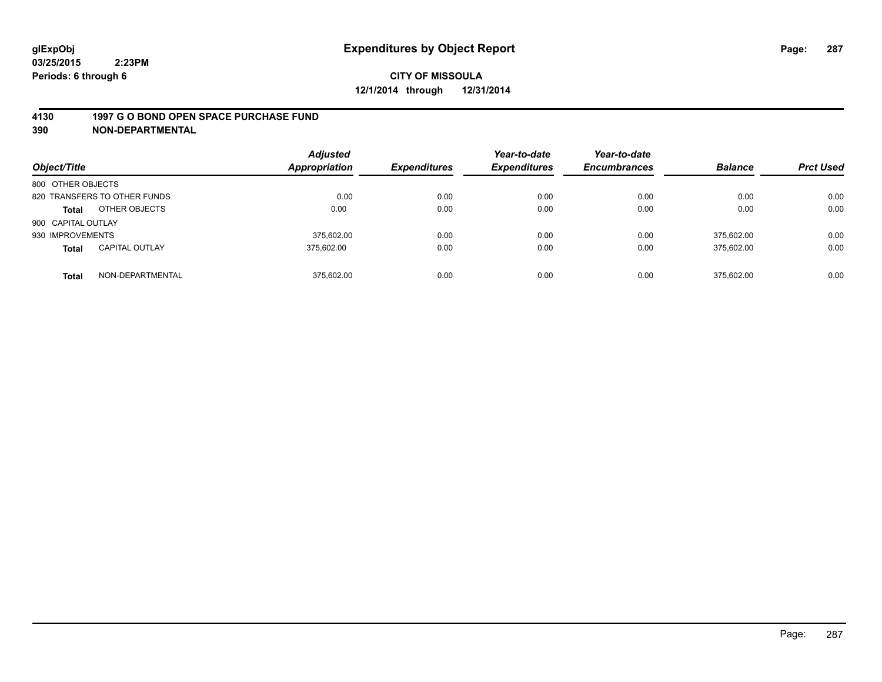**glExpObj**
**03/25/2015 2:23PM**
**Periods: 6 through 6**

# Expenditures by Object Report

**CITY OF MISSOULA**
**12/1/2014 through 12/31/2014**

## 4130 1997 G O BOND OPEN SPACE PURCHASE FUND
## 390 NON-DEPARTMENTAL

| Object/Title | | Adjusted Appropriation | Expenditures | Year-to-date Expenditures | Year-to-date Encumbrances | Balance | Prct Used |
|---|---|---|---|---|---|---|---|
| 800 OTHER OBJECTS | | | | | | | |
| 820 TRANSFERS TO OTHER FUNDS | | 0.00 | 0.00 | 0.00 | 0.00 | 0.00 | 0.00 |
| **Total** | OTHER OBJECTS | 0.00 | 0.00 | 0.00 | 0.00 | 0.00 | 0.00 |
| 900 CAPITAL OUTLAY | | | | | | | |
| 930 IMPROVEMENTS | | 375,602.00 | 0.00 | 0.00 | 0.00 | 375,602.00 | 0.00 |
| **Total** | CAPITAL OUTLAY | 375,602.00 | 0.00 | 0.00 | 0.00 | 375,602.00 | 0.00 |
| **Total** | NON-DEPARTMENTAL | 375,602.00 | 0.00 | 0.00 | 0.00 | 375,602.00 | 0.00 |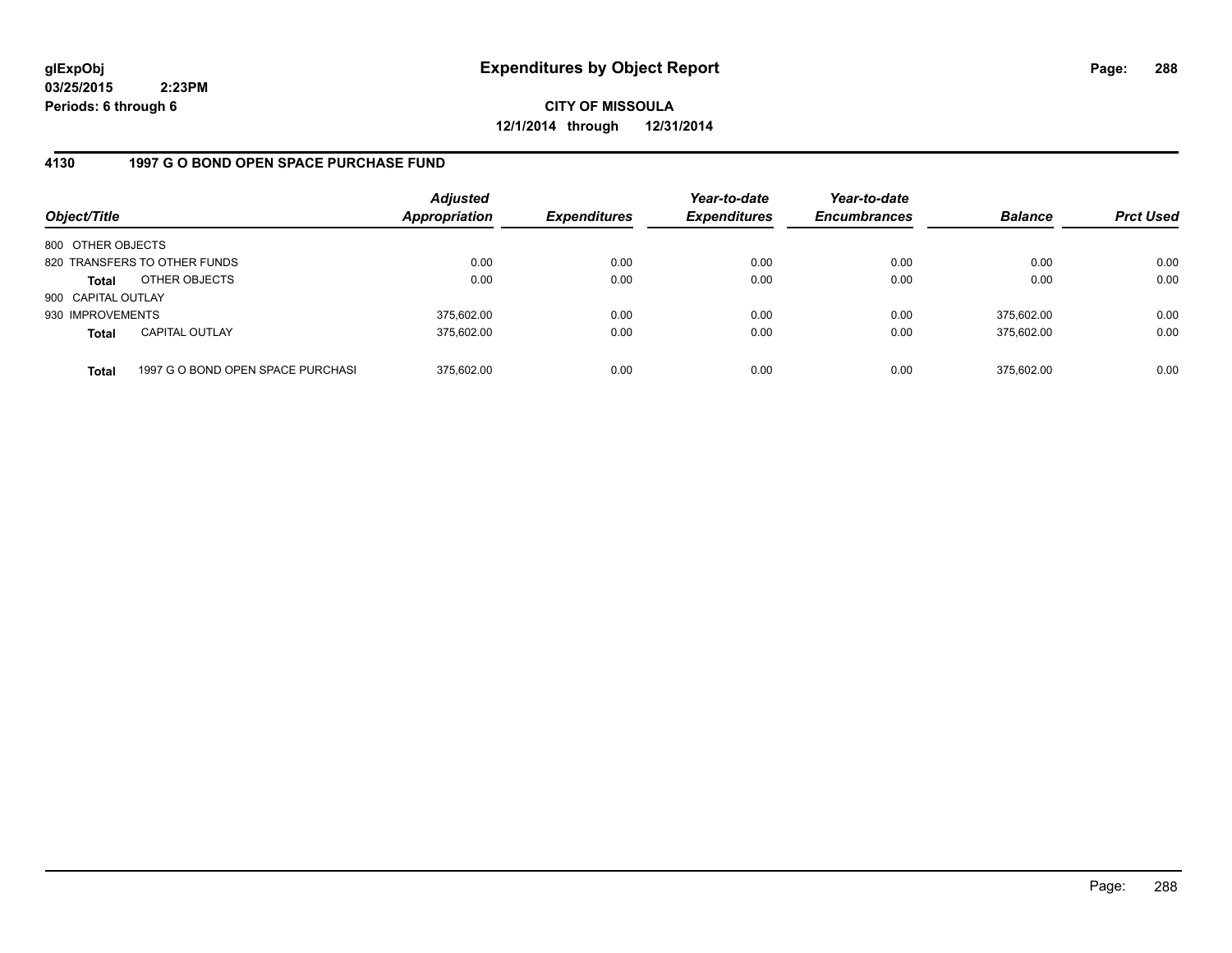glExpObj
03/25/2015 2:23PM
Periods: 6 through 6

# Expenditures by Object Report

**CITY OF MISSOULA**
**12/1/2014 through 12/31/2014**

## 4130 1997 G O BOND OPEN SPACE PURCHASE FUND

| Object/Title | | Adjusted Appropriation | Expenditures | Year-to-date Expenditures | Year-to-date Encumbrances | Balance | Prct Used |
|---|---|---|---|---|---|---|---|
| 800 OTHER OBJECTS | | | | | | | |
| 820 TRANSFERS TO OTHER FUNDS | | 0.00 | 0.00 | 0.00 | 0.00 | 0.00 | 0.00 |
| **Total** | OTHER OBJECTS | 0.00 | 0.00 | 0.00 | 0.00 | 0.00 | 0.00 |
| 900 CAPITAL OUTLAY | | | | | | | |
| 930 IMPROVEMENTS | | 375,602.00 | 0.00 | 0.00 | 0.00 | 375,602.00 | 0.00 |
| **Total** | CAPITAL OUTLAY | 375,602.00 | 0.00 | 0.00 | 0.00 | 375,602.00 | 0.00 |
| **Total** | 1997 G O BOND OPEN SPACE PURCHASI | 375,602.00 | 0.00 | 0.00 | 0.00 | 375,602.00 | 0.00 |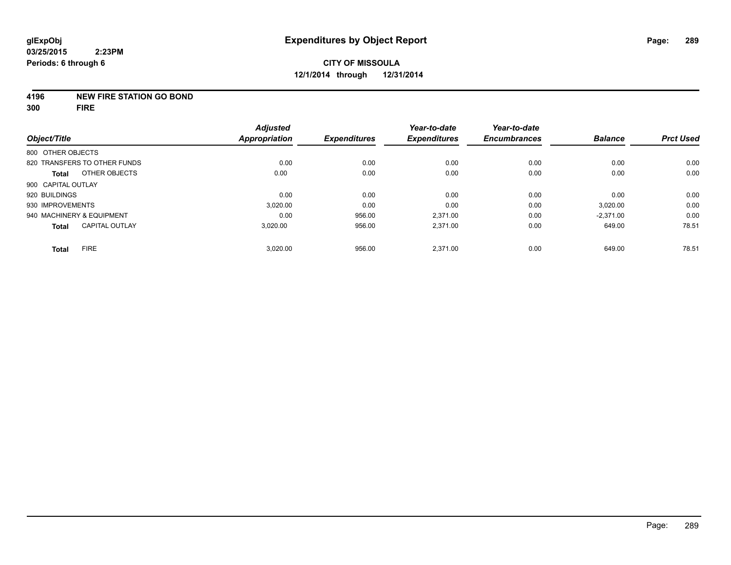# Expenditures by Object Report

glExpObj
03/25/2015 2:23PM
Periods: 6 through 6

**CITY OF MISSOULA**
**12/1/2014 through 12/31/2014**

**4196 NEW FIRE STATION GO BOND**
**300 FIRE**

| Object/Title | Adjusted Appropriation | Expenditures | Year-to-date Expenditures | Year-to-date Encumbrances | Balance | Prct Used |
|---|---|---|---|---|---|---|
| 800 OTHER OBJECTS | | | | | | |
| 820 TRANSFERS TO OTHER FUNDS | 0.00 | 0.00 | 0.00 | 0.00 | 0.00 | 0.00 |
| **Total** OTHER OBJECTS | 0.00 | 0.00 | 0.00 | 0.00 | 0.00 | 0.00 |
| 900 CAPITAL OUTLAY | | | | | | |
| 920 BUILDINGS | 0.00 | 0.00 | 0.00 | 0.00 | 0.00 | 0.00 |
| 930 IMPROVEMENTS | 3,020.00 | 0.00 | 0.00 | 0.00 | 3,020.00 | 0.00 |
| 940 MACHINERY & EQUIPMENT | 0.00 | 956.00 | 2,371.00 | 0.00 | -2,371.00 | 0.00 |
| **Total** CAPITAL OUTLAY | 3,020.00 | 956.00 | 2,371.00 | 0.00 | 649.00 | 78.51 |
| **Total** FIRE | 3,020.00 | 956.00 | 2,371.00 | 0.00 | 649.00 | 78.51 |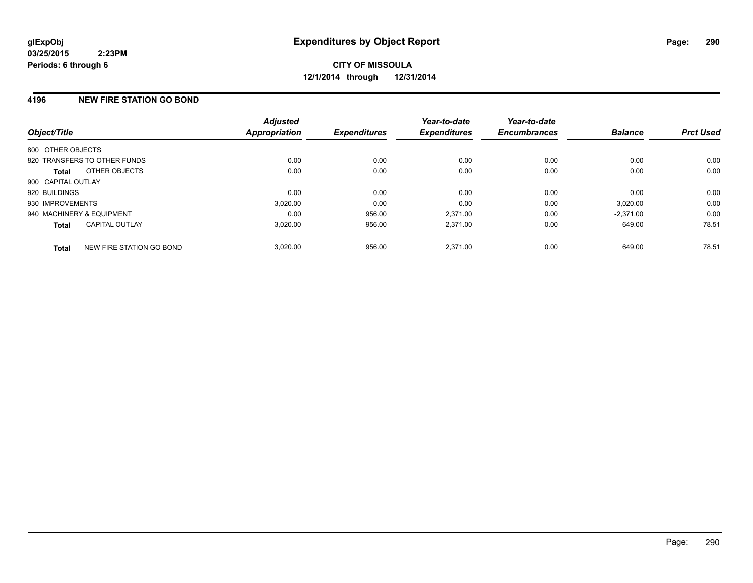**glExpObj**
**03/25/2015 2:23PM**
**Periods: 6 through 6**

# Expenditures by Object Report

**CITY OF MISSOULA**
**12/1/2014 through 12/31/2014**

## 4196 NEW FIRE STATION GO BOND

| Object/Title | | *Adjusted Appropriation* | *Expenditures* | *Year-to-date Expenditures* | *Year-to-date Encumbrances* | *Balance* | *Prct Used* |
|---|---|---|---|---|---|---|---|
| 800 OTHER OBJECTS | | | | | | | |
| 820 TRANSFERS TO OTHER FUNDS | | 0.00 | 0.00 | 0.00 | 0.00 | 0.00 | 0.00 |
| **Total** | OTHER OBJECTS | 0.00 | 0.00 | 0.00 | 0.00 | 0.00 | 0.00 |
| 900 CAPITAL OUTLAY | | | | | | | |
| 920 BUILDINGS | | 0.00 | 0.00 | 0.00 | 0.00 | 0.00 | 0.00 |
| 930 IMPROVEMENTS | | 3,020.00 | 0.00 | 0.00 | 0.00 | 3,020.00 | 0.00 |
| 940 MACHINERY & EQUIPMENT | | 0.00 | 956.00 | 2,371.00 | 0.00 | -2,371.00 | 0.00 |
| **Total** | CAPITAL OUTLAY | 3,020.00 | 956.00 | 2,371.00 | 0.00 | 649.00 | 78.51 |
| **Total** | NEW FIRE STATION GO BOND | 3,020.00 | 956.00 | 2,371.00 | 0.00 | 649.00 | 78.51 |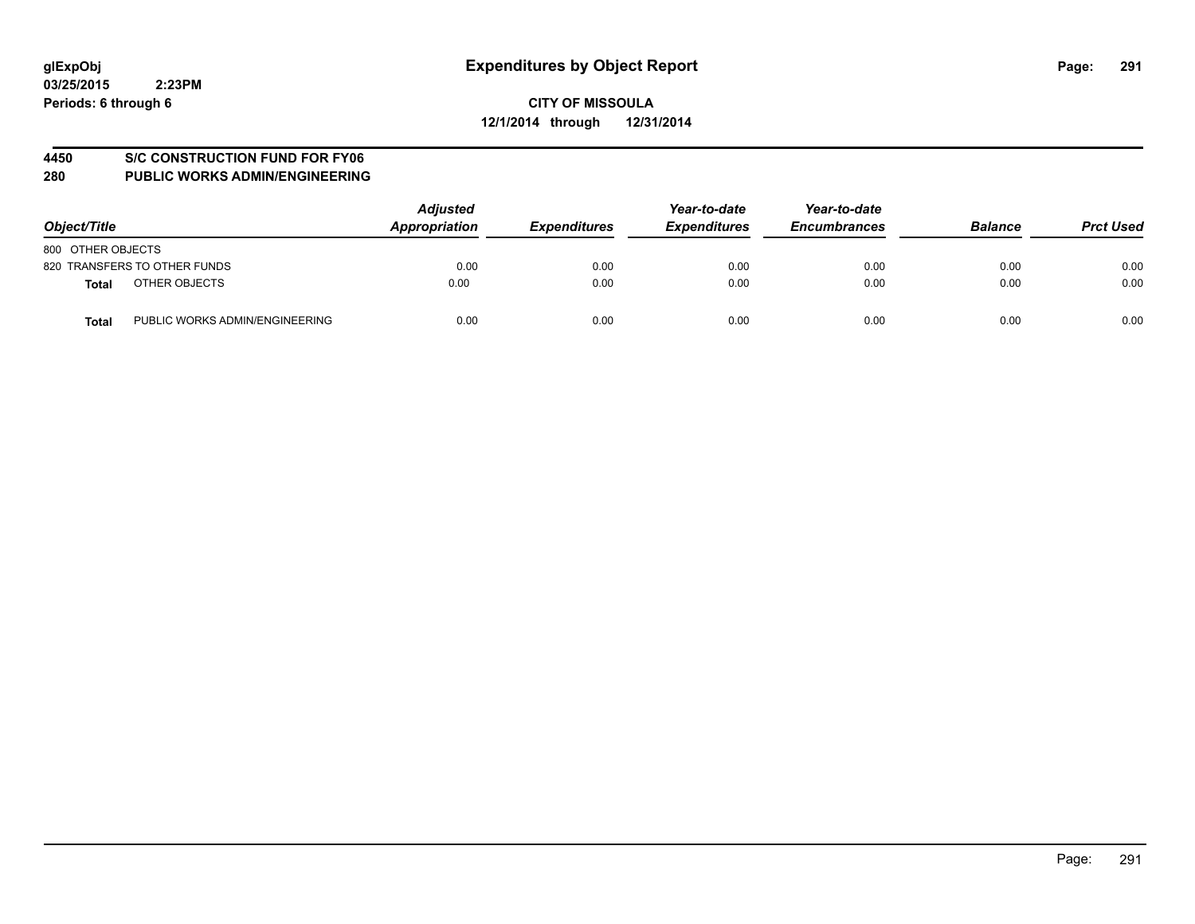**glExpObj**
**03/25/2015 2:23PM**
**Periods: 6 through 6**

# Expenditures by Object Report

**CITY OF MISSOULA**
**12/1/2014 through 12/31/2014**

**4450 S/C CONSTRUCTION FUND FOR FY06**
**280 PUBLIC WORKS ADMIN/ENGINEERING**

| Object/Title | | Adjusted Appropriation | Expenditures | Year-to-date Expenditures | Year-to-date Encumbrances | Balance | Prct Used |
|---|---|---|---|---|---|---|---|
| 800 OTHER OBJECTS | | | | | | | |
| 820 TRANSFERS TO OTHER FUNDS | | 0.00 | 0.00 | 0.00 | 0.00 | 0.00 | 0.00 |
| **Total** | OTHER OBJECTS | 0.00 | 0.00 | 0.00 | 0.00 | 0.00 | 0.00 |
| **Total** | PUBLIC WORKS ADMIN/ENGINEERING | 0.00 | 0.00 | 0.00 | 0.00 | 0.00 | 0.00 |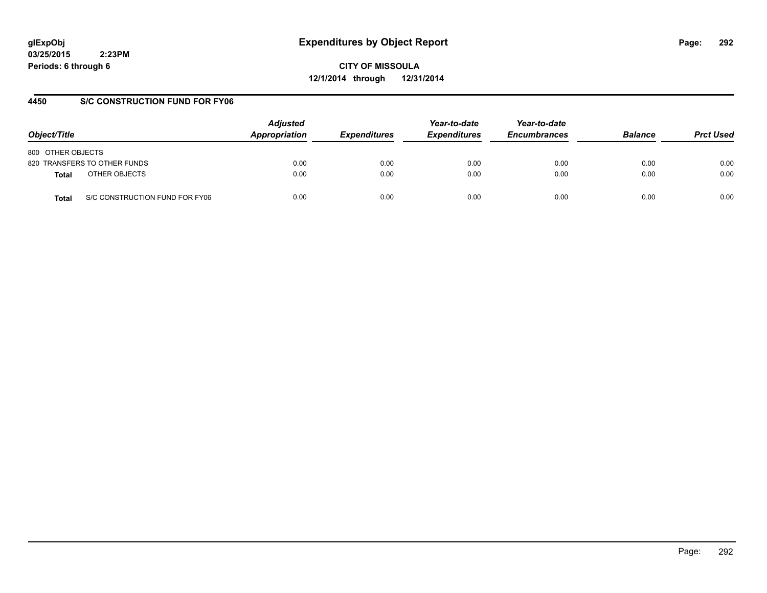glExpObj
03/25/2015 2:23PM
Periods: 6 through 6

# Expenditures by Object Report

**CITY OF MISSOULA**
**12/1/2014 through 12/31/2014**

## 4450 S/C CONSTRUCTION FUND FOR FY06

| Object/Title | | Adjusted Appropriation | Expenditures | Year-to-date Expenditures | Year-to-date Encumbrances | Balance | Prct Used |
|---|---|---|---|---|---|---|---|
| 800 OTHER OBJECTS | | | | | | | |
| 820 TRANSFERS TO OTHER FUNDS | | 0.00 | 0.00 | 0.00 | 0.00 | 0.00 | 0.00 |
| **Total** | OTHER OBJECTS | 0.00 | 0.00 | 0.00 | 0.00 | 0.00 | 0.00 |
| **Total** | S/C CONSTRUCTION FUND FOR FY06 | 0.00 | 0.00 | 0.00 | 0.00 | 0.00 | 0.00 |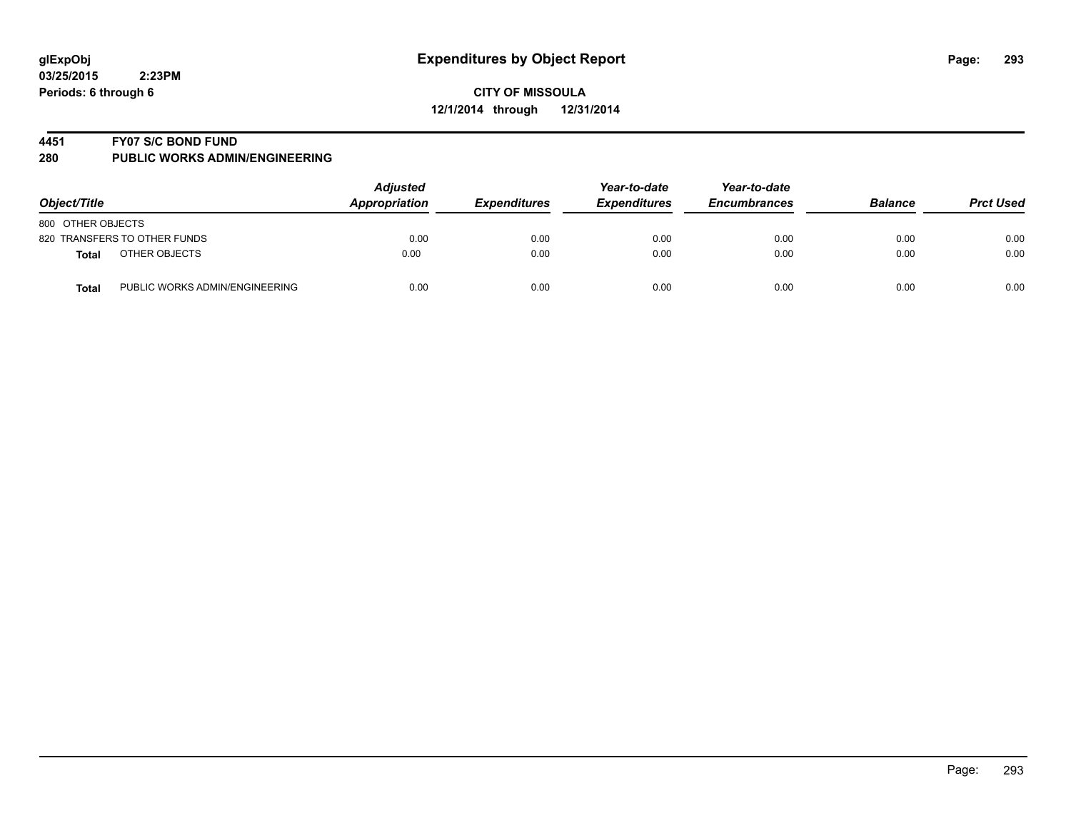glExpObj
03/25/2015 2:23PM
Periods: 6 through 6

# Expenditures by Object Report

**CITY OF MISSOULA**
**12/1/2014 through 12/31/2014**

**4451 FY07 S/C BOND FUND**
**280 PUBLIC WORKS ADMIN/ENGINEERING**

| Object/Title | | Adjusted Appropriation | Expenditures | Year-to-date Expenditures | Year-to-date Encumbrances | Balance | Prct Used |
|---|---|---|---|---|---|---|---|
| 800 OTHER OBJECTS | | | | | | | |
| 820 TRANSFERS TO OTHER FUNDS | | 0.00 | 0.00 | 0.00 | 0.00 | 0.00 | 0.00 |
| **Total** | OTHER OBJECTS | 0.00 | 0.00 | 0.00 | 0.00 | 0.00 | 0.00 |
| **Total** | PUBLIC WORKS ADMIN/ENGINEERING | 0.00 | 0.00 | 0.00 | 0.00 | 0.00 | 0.00 |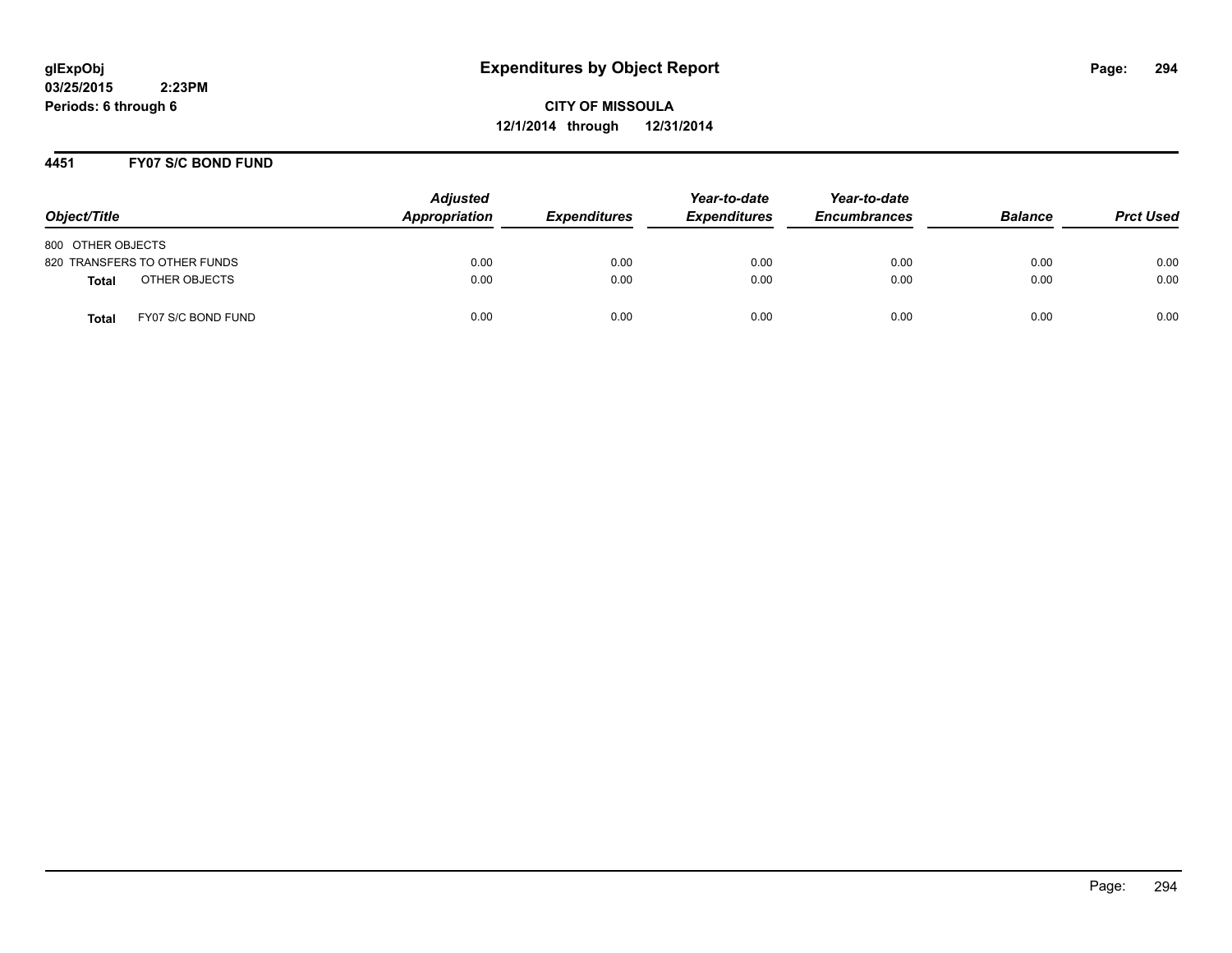**glExpObj**
**03/25/2015 2:23PM**
**Periods: 6 through 6**

# Expenditures by Object Report

**CITY OF MISSOULA**
**12/1/2014 through 12/31/2014**

## 4451 FY07 S/C BOND FUND

| Object/Title | Adjusted Appropriation | Expenditures | Year-to-date Expenditures | Year-to-date Encumbrances | Balance | Prct Used |
|---|---|---|---|---|---|---|
| 800 OTHER OBJECTS | | | | | | |
| 820 TRANSFERS TO OTHER FUNDS | 0.00 | 0.00 | 0.00 | 0.00 | 0.00 | 0.00 |
| **Total** OTHER OBJECTS | 0.00 | 0.00 | 0.00 | 0.00 | 0.00 | 0.00 |
| **Total** FY07 S/C BOND FUND | 0.00 | 0.00 | 0.00 | 0.00 | 0.00 | 0.00 |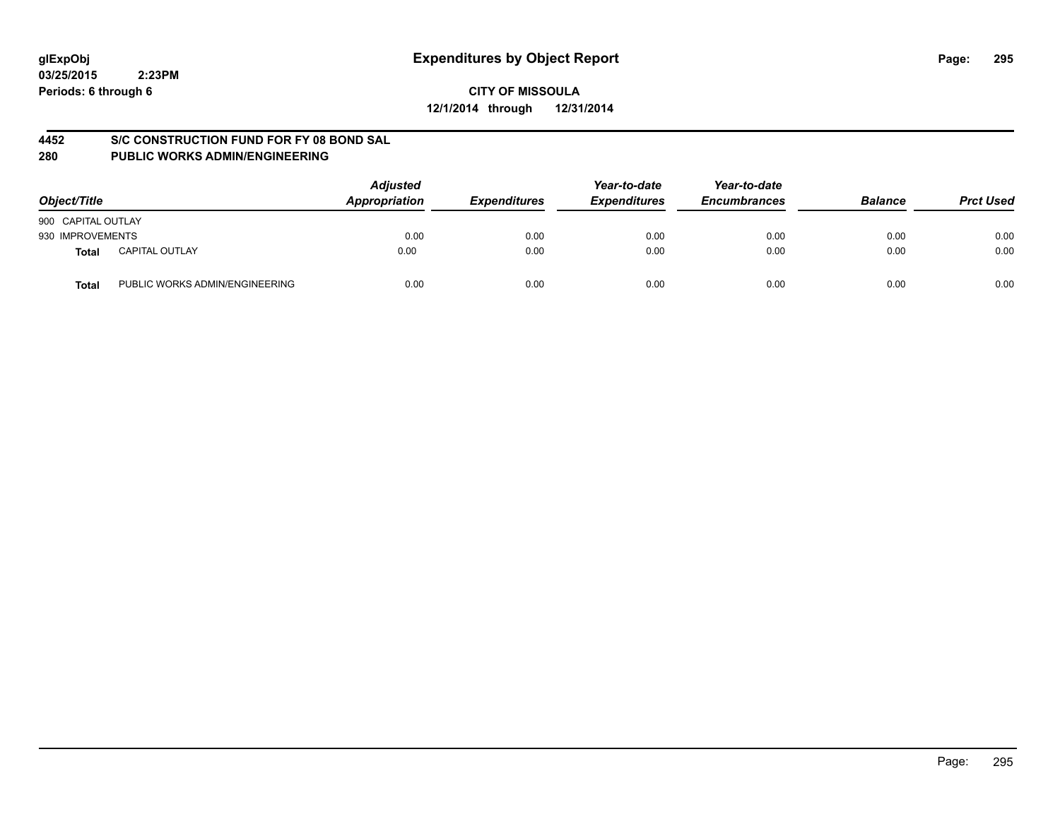glExpObj
03/25/2015 2:23PM
Periods: 6 through 6

# Expenditures by Object Report

**CITY OF MISSOULA**
**12/1/2014 through 12/31/2014**

**4452 S/C CONSTRUCTION FUND FOR FY 08 BOND SAL**
**280 PUBLIC WORKS ADMIN/ENGINEERING**

| Object/Title | | Adjusted Appropriation | Expenditures | Year-to-date Expenditures | Year-to-date Encumbrances | Balance | Prct Used |
|---|---|---|---|---|---|---|---|
| 900 CAPITAL OUTLAY | | | | | | | |
| 930 IMPROVEMENTS | | 0.00 | 0.00 | 0.00 | 0.00 | 0.00 | 0.00 |
| **Total** | CAPITAL OUTLAY | 0.00 | 0.00 | 0.00 | 0.00 | 0.00 | 0.00 |
| **Total** | PUBLIC WORKS ADMIN/ENGINEERING | 0.00 | 0.00 | 0.00 | 0.00 | 0.00 | 0.00 |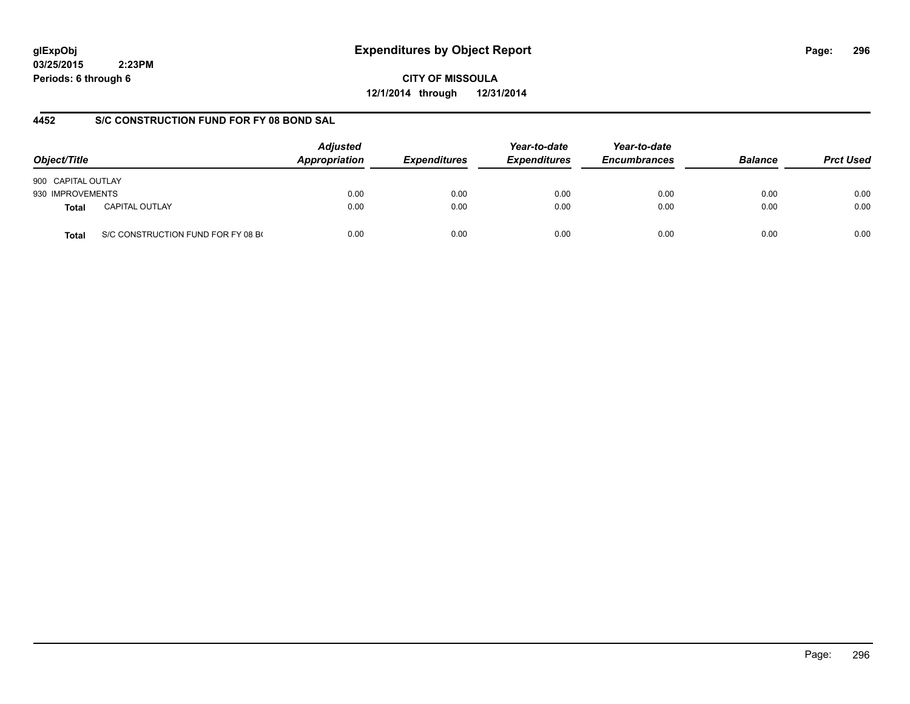**glExpObj** **Expenditures by Object Report**
**03/25/2015 2:23PM**
**Periods: 6 through 6**

**CITY OF MISSOULA**
**12/1/2014 through 12/31/2014**

## 4452 S/C CONSTRUCTION FUND FOR FY 08 BOND SAL

| Object/Title | | Adjusted Appropriation | Expenditures | Year-to-date Expenditures | Year-to-date Encumbrances | Balance | Prct Used |
|---|---|---|---|---|---|---|---|
| 900 CAPITAL OUTLAY | | | | | | | |
| 930 IMPROVEMENTS | | 0.00 | 0.00 | 0.00 | 0.00 | 0.00 | 0.00 |
| **Total** | CAPITAL OUTLAY | 0.00 | 0.00 | 0.00 | 0.00 | 0.00 | 0.00 |
| **Total** | S/C CONSTRUCTION FUND FOR FY 08 B( | 0.00 | 0.00 | 0.00 | 0.00 | 0.00 | 0.00 |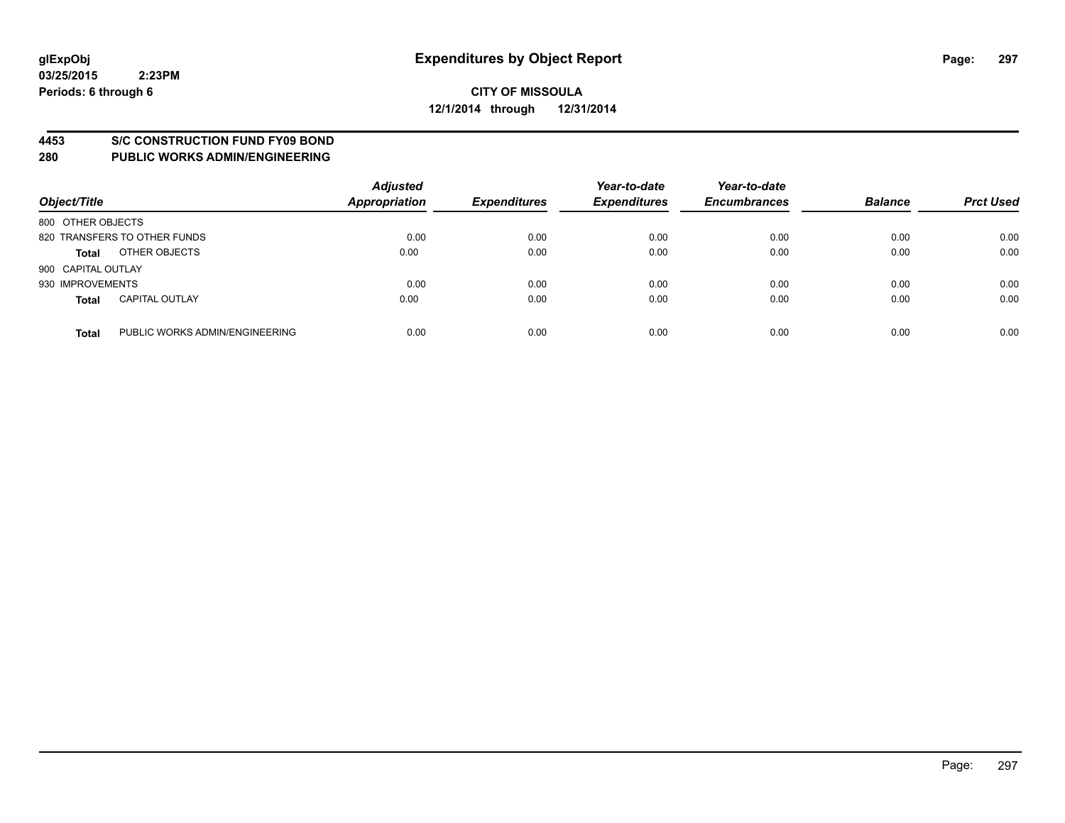**glExpObj**
**03/25/2015 2:23PM**
**Periods: 6 through 6**

# Expenditures by Object Report

**CITY OF MISSOULA**
**12/1/2014 through 12/31/2014**

## 4453 S/C CONSTRUCTION FUND FY09 BOND
## 280 PUBLIC WORKS ADMIN/ENGINEERING

| Object/Title | | Adjusted Appropriation | Expenditures | Year-to-date Expenditures | Year-to-date Encumbrances | Balance | Prct Used |
|---|---|---|---|---|---|---|---|
| 800 OTHER OBJECTS | | | | | | | |
| 820 TRANSFERS TO OTHER FUNDS | | 0.00 | 0.00 | 0.00 | 0.00 | 0.00 | 0.00 |
| **Total** | OTHER OBJECTS | 0.00 | 0.00 | 0.00 | 0.00 | 0.00 | 0.00 |
| 900 CAPITAL OUTLAY | | | | | | | |
| 930 IMPROVEMENTS | | 0.00 | 0.00 | 0.00 | 0.00 | 0.00 | 0.00 |
| **Total** | CAPITAL OUTLAY | 0.00 | 0.00 | 0.00 | 0.00 | 0.00 | 0.00 |
| **Total** | PUBLIC WORKS ADMIN/ENGINEERING | 0.00 | 0.00 | 0.00 | 0.00 | 0.00 | 0.00 |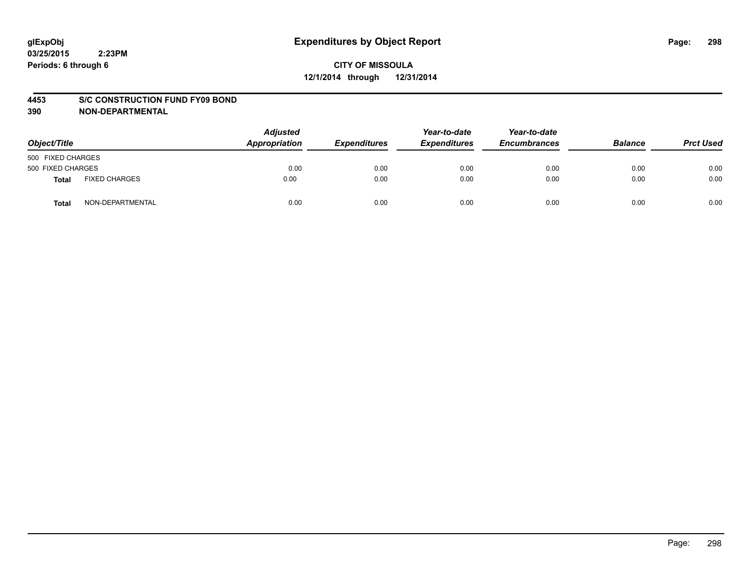**glExpObj**
**03/25/2015 2:23PM**
**Periods: 6 through 6**

# Expenditures by Object Report

**CITY OF MISSOULA**
**12/1/2014 through 12/31/2014**

**4453 S/C CONSTRUCTION FUND FY09 BOND**
**390 NON-DEPARTMENTAL**

| Object/Title | | Adjusted Appropriation | Expenditures | Year-to-date Expenditures | Year-to-date Encumbrances | Balance | Prct Used |
|---|---|---|---|---|---|---|---|
| 500 FIXED CHARGES | | | | | | | |
| 500 FIXED CHARGES | | 0.00 | 0.00 | 0.00 | 0.00 | 0.00 | 0.00 |
| **Total** | FIXED CHARGES | 0.00 | 0.00 | 0.00 | 0.00 | 0.00 | 0.00 |
| **Total** | NON-DEPARTMENTAL | 0.00 | 0.00 | 0.00 | 0.00 | 0.00 | 0.00 |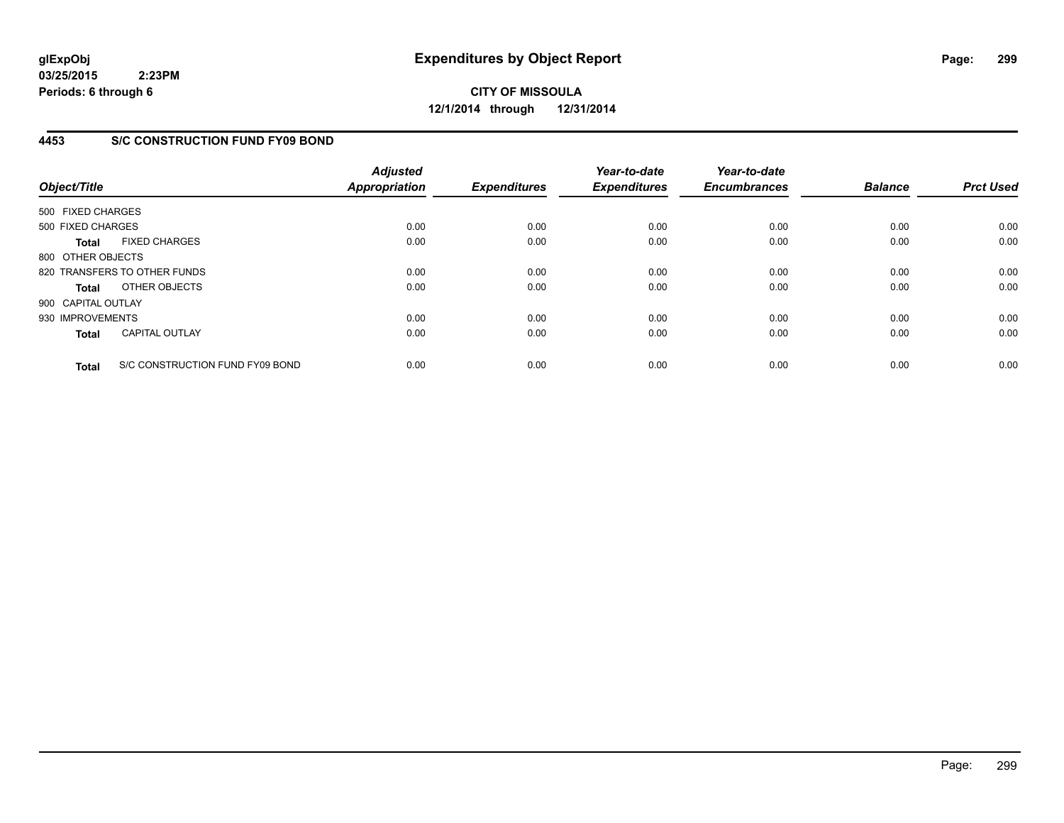# Expenditures by Object Report

glExpObj
03/25/2015 2:23PM
Periods: 6 through 6

**CITY OF MISSOULA**
**12/1/2014 through 12/31/2014**

## 4453 S/C CONSTRUCTION FUND FY09 BOND

| Object/Title | | Adjusted Appropriation | Expenditures | Year-to-date Expenditures | Year-to-date Encumbrances | Balance | Prct Used |
|---|---|---|---|---|---|---|---|
| 500 FIXED CHARGES | | | | | | | |
| 500 FIXED CHARGES | | 0.00 | 0.00 | 0.00 | 0.00 | 0.00 | 0.00 |
| **Total** | FIXED CHARGES | 0.00 | 0.00 | 0.00 | 0.00 | 0.00 | 0.00 |
| 800 OTHER OBJECTS | | | | | | | |
| 820 TRANSFERS TO OTHER FUNDS | | 0.00 | 0.00 | 0.00 | 0.00 | 0.00 | 0.00 |
| **Total** | OTHER OBJECTS | 0.00 | 0.00 | 0.00 | 0.00 | 0.00 | 0.00 |
| 900 CAPITAL OUTLAY | | | | | | | |
| 930 IMPROVEMENTS | | 0.00 | 0.00 | 0.00 | 0.00 | 0.00 | 0.00 |
| **Total** | CAPITAL OUTLAY | 0.00 | 0.00 | 0.00 | 0.00 | 0.00 | 0.00 |
| **Total** | S/C CONSTRUCTION FUND FY09 BOND | 0.00 | 0.00 | 0.00 | 0.00 | 0.00 | 0.00 |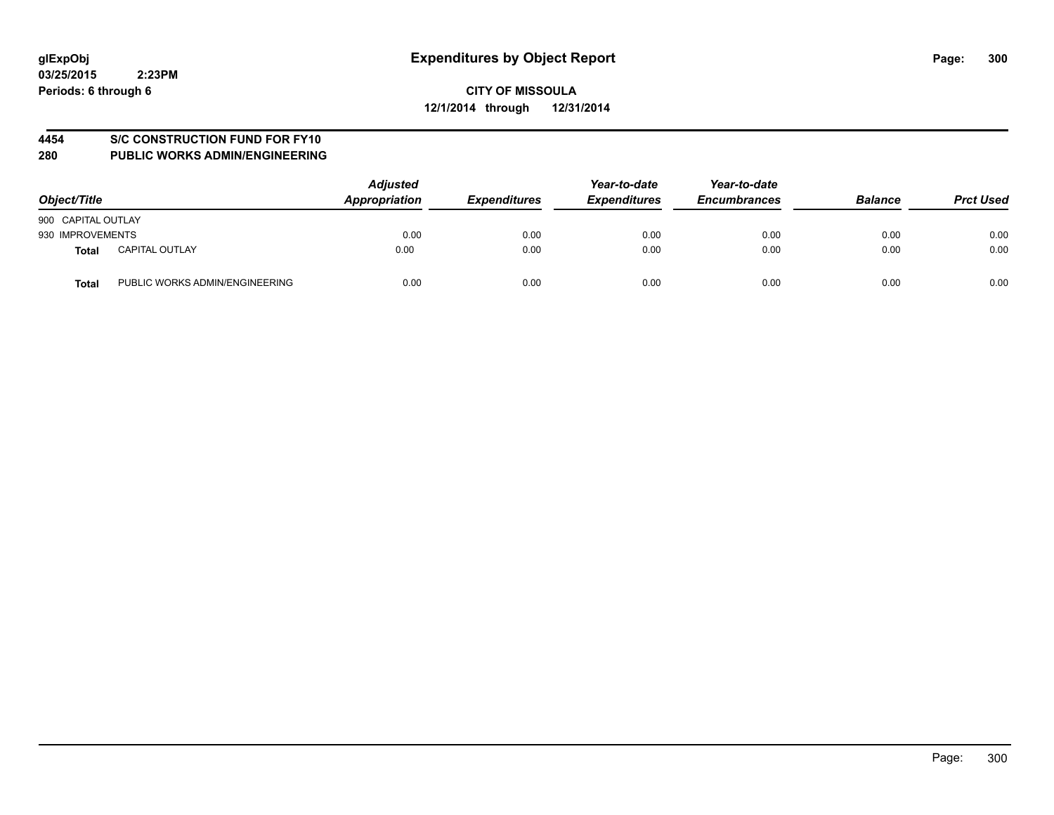**glExpObj** **Expenditures by Object Report**

**03/25/2015 2:23PM**

**Periods: 6 through 6**

**CITY OF MISSOULA**

**12/1/2014 through 12/31/2014**

**4454 S/C CONSTRUCTION FUND FOR FY10**

**280 PUBLIC WORKS ADMIN/ENGINEERING**

| Object/Title | | Adjusted Appropriation | Expenditures | Year-to-date Expenditures | Year-to-date Encumbrances | Balance | Prct Used |
|---|---|---|---|---|---|---|---|
| 900 CAPITAL OUTLAY | | | | | | | |
| 930 IMPROVEMENTS | | 0.00 | 0.00 | 0.00 | 0.00 | 0.00 | 0.00 |
| **Total** | CAPITAL OUTLAY | 0.00 | 0.00 | 0.00 | 0.00 | 0.00 | 0.00 |
| **Total** | PUBLIC WORKS ADMIN/ENGINEERING | 0.00 | 0.00 | 0.00 | 0.00 | 0.00 | 0.00 |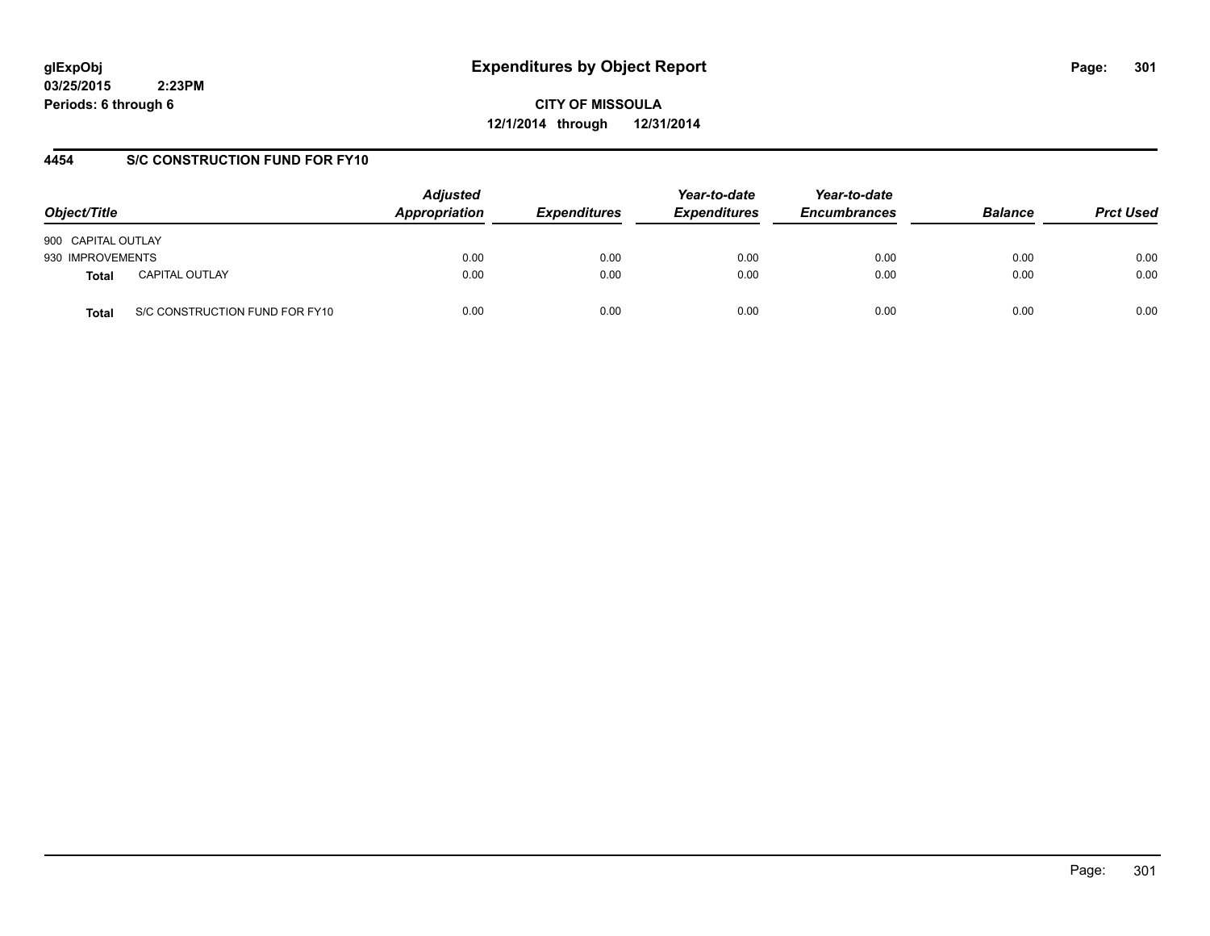glExpObj
03/25/2015 2:23PM
Periods: 6 through 6

# Expenditures by Object Report

**CITY OF MISSOULA**
**12/1/2014 through 12/31/2014**

## 4454 S/C CONSTRUCTION FUND FOR FY10

| Object/Title | Adjusted Appropriation | Expenditures | Year-to-date Expenditures | Year-to-date Encumbrances | Balance | Prct Used |
|---|---|---|---|---|---|---|
| 900 CAPITAL OUTLAY | | | | | | |
| 930 IMPROVEMENTS | 0.00 | 0.00 | 0.00 | 0.00 | 0.00 | 0.00 |
| **Total** CAPITAL OUTLAY | 0.00 | 0.00 | 0.00 | 0.00 | 0.00 | 0.00 |
| **Total** S/C CONSTRUCTION FUND FOR FY10 | 0.00 | 0.00 | 0.00 | 0.00 | 0.00 | 0.00 |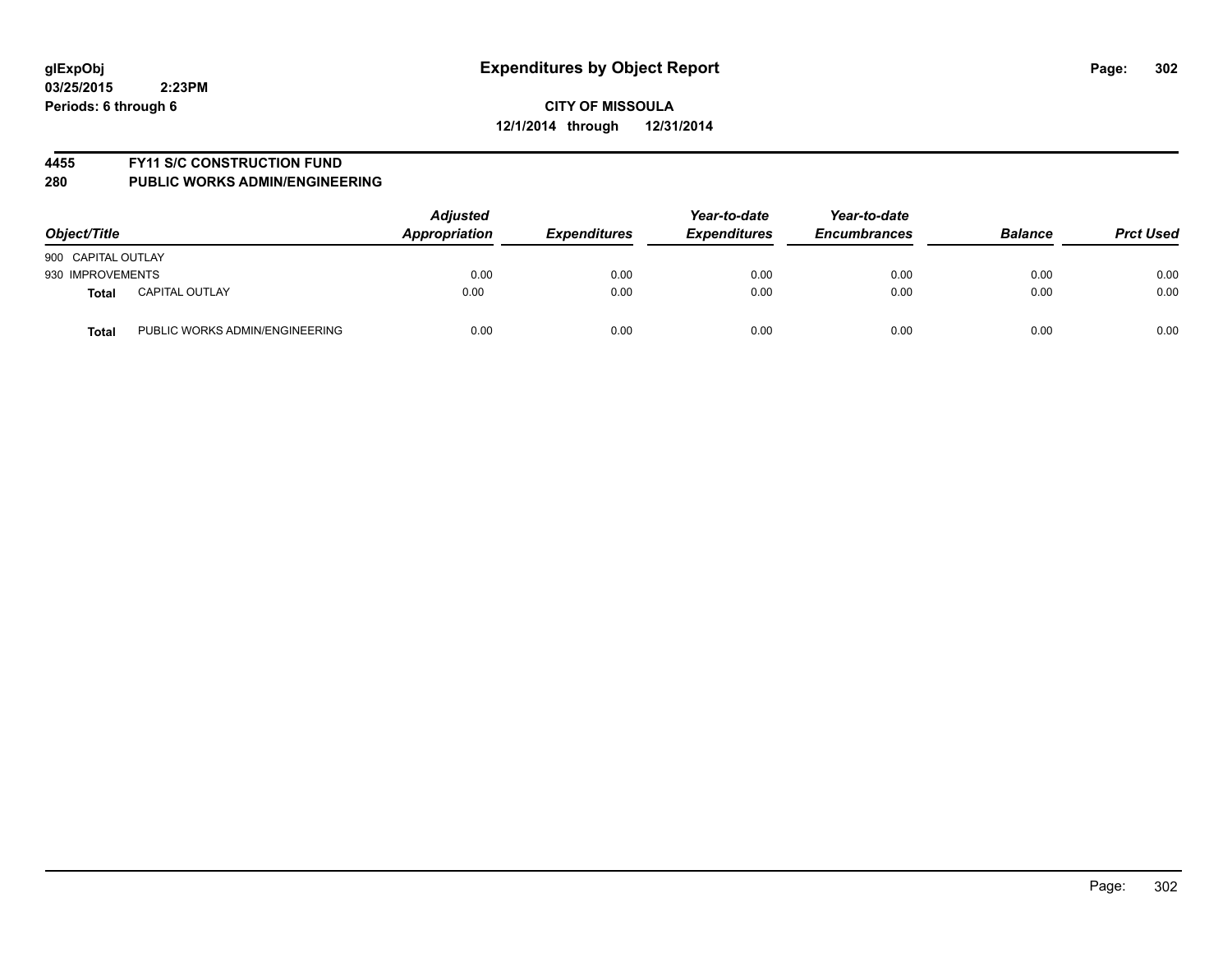glExpObj
03/25/2015 2:23PM
Periods: 6 through 6

# Expenditures by Object Report

**CITY OF MISSOULA**
**12/1/2014 through 12/31/2014**

**4455 FY11 S/C CONSTRUCTION FUND**
**280 PUBLIC WORKS ADMIN/ENGINEERING**

| Object/Title | | Adjusted Appropriation | Expenditures | Year-to-date Expenditures | Year-to-date Encumbrances | Balance | Prct Used |
|---|---|---|---|---|---|---|---|
| 900 CAPITAL OUTLAY | | | | | | | |
| 930 IMPROVEMENTS | | 0.00 | 0.00 | 0.00 | 0.00 | 0.00 | 0.00 |
| **Total** | CAPITAL OUTLAY | 0.00 | 0.00 | 0.00 | 0.00 | 0.00 | 0.00 |
| **Total** | PUBLIC WORKS ADMIN/ENGINEERING | 0.00 | 0.00 | 0.00 | 0.00 | 0.00 | 0.00 |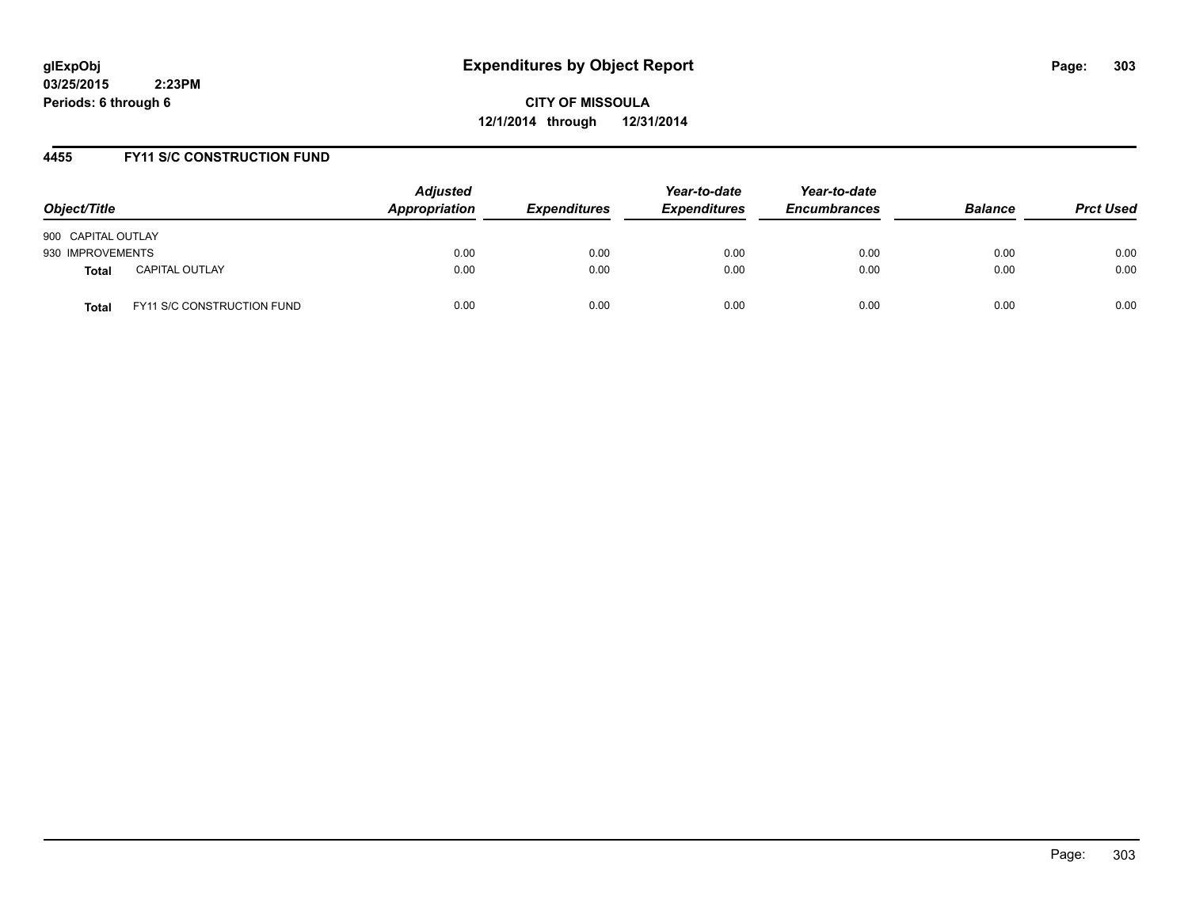**glExpObj**
**03/25/2015 2:23PM**
**Periods: 6 through 6**

# Expenditures by Object Report

**CITY OF MISSOULA**
**12/1/2014 through 12/31/2014**

## 4455 FY11 S/C CONSTRUCTION FUND

| Object/Title | | *Adjusted Appropriation* | *Expenditures* | *Year-to-date Expenditures* | *Year-to-date Encumbrances* | *Balance* | *Prct Used* |
|---|---|---|---|---|---|---|---|
| 900 CAPITAL OUTLAY | | | | | | | |
| 930 IMPROVEMENTS | | 0.00 | 0.00 | 0.00 | 0.00 | 0.00 | 0.00 |
| **Total** | CAPITAL OUTLAY | 0.00 | 0.00 | 0.00 | 0.00 | 0.00 | 0.00 |
| **Total** | FY11 S/C CONSTRUCTION FUND | 0.00 | 0.00 | 0.00 | 0.00 | 0.00 | 0.00 |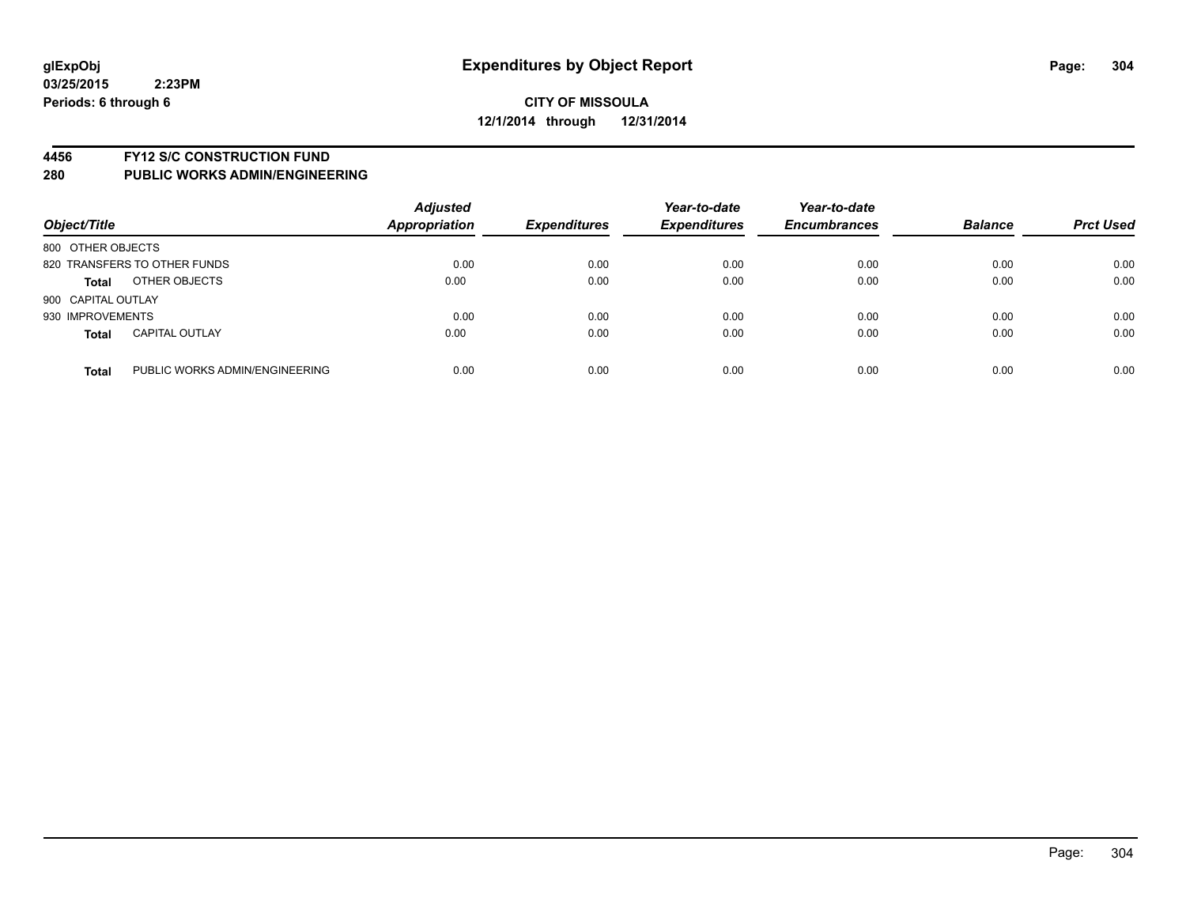glExpObj
03/25/2015 2:23PM
Periods: 6 through 6

# Expenditures by Object Report

**CITY OF MISSOULA**
**12/1/2014 through 12/31/2014**

**4456 FY12 S/C CONSTRUCTION FUND**
**280 PUBLIC WORKS ADMIN/ENGINEERING**

| Object/Title | | Adjusted Appropriation | Expenditures | Year-to-date Expenditures | Year-to-date Encumbrances | Balance | Prct Used |
|---|---|---|---|---|---|---|---|
| 800 OTHER OBJECTS | | | | | | | |
| 820 TRANSFERS TO OTHER FUNDS | | 0.00 | 0.00 | 0.00 | 0.00 | 0.00 | 0.00 |
| **Total** | OTHER OBJECTS | 0.00 | 0.00 | 0.00 | 0.00 | 0.00 | 0.00 |
| 900 CAPITAL OUTLAY | | | | | | | |
| 930 IMPROVEMENTS | | 0.00 | 0.00 | 0.00 | 0.00 | 0.00 | 0.00 |
| **Total** | CAPITAL OUTLAY | 0.00 | 0.00 | 0.00 | 0.00 | 0.00 | 0.00 |
| **Total** | PUBLIC WORKS ADMIN/ENGINEERING | 0.00 | 0.00 | 0.00 | 0.00 | 0.00 | 0.00 |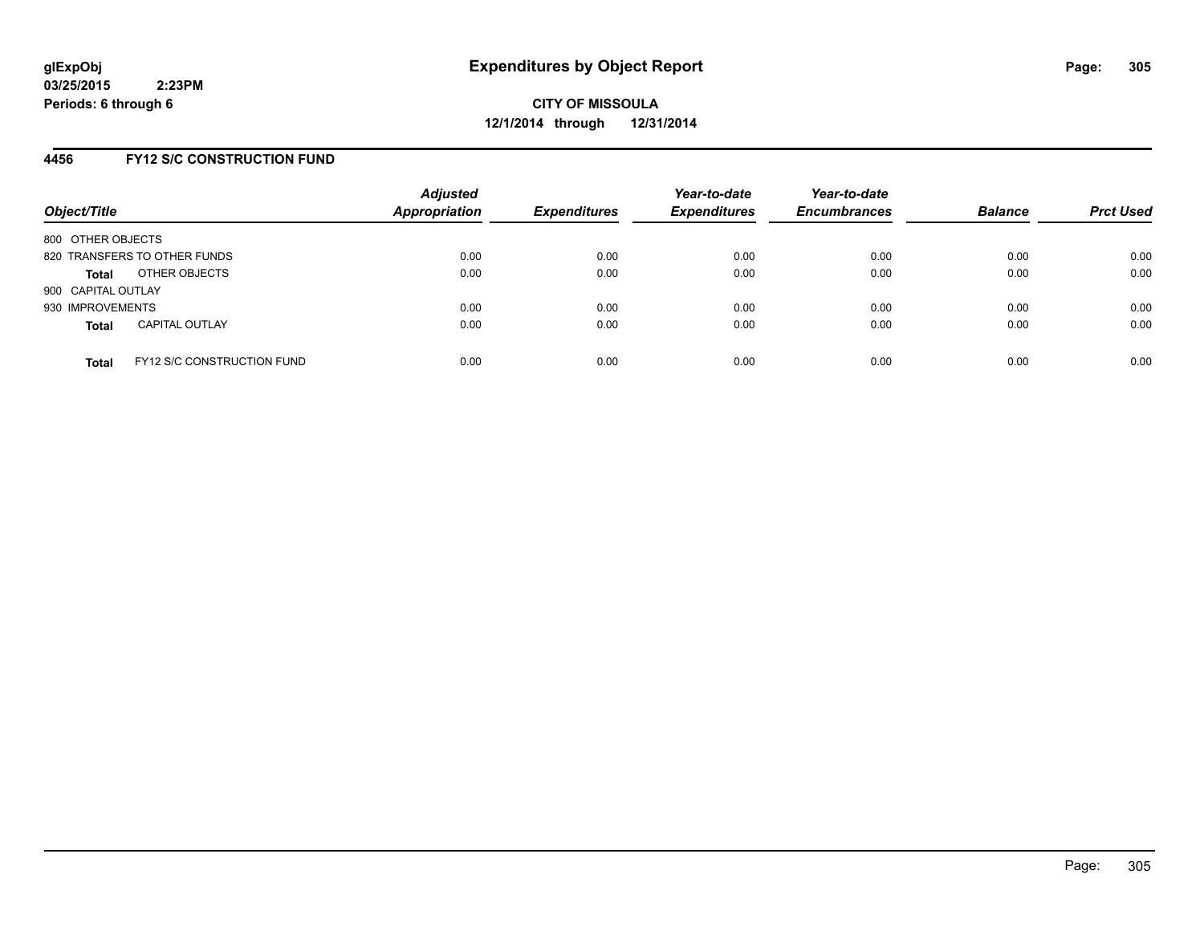**glExpObj**
**03/25/2015 2:23PM**
**Periods: 6 through 6**

# Expenditures by Object Report

**CITY OF MISSOULA**
**12/1/2014 through 12/31/2014**

## 4456 FY12 S/C CONSTRUCTION FUND

| Object/Title | | Adjusted Appropriation | Expenditures | Year-to-date Expenditures | Year-to-date Encumbrances | Balance | Prct Used |
|---|---|---|---|---|---|---|---|
| 800 OTHER OBJECTS | | | | | | | |
| 820 TRANSFERS TO OTHER FUNDS | | 0.00 | 0.00 | 0.00 | 0.00 | 0.00 | 0.00 |
| **Total** | OTHER OBJECTS | 0.00 | 0.00 | 0.00 | 0.00 | 0.00 | 0.00 |
| 900 CAPITAL OUTLAY | | | | | | | |
| 930 IMPROVEMENTS | | 0.00 | 0.00 | 0.00 | 0.00 | 0.00 | 0.00 |
| **Total** | CAPITAL OUTLAY | 0.00 | 0.00 | 0.00 | 0.00 | 0.00 | 0.00 |
| **Total** | FY12 S/C CONSTRUCTION FUND | 0.00 | 0.00 | 0.00 | 0.00 | 0.00 | 0.00 |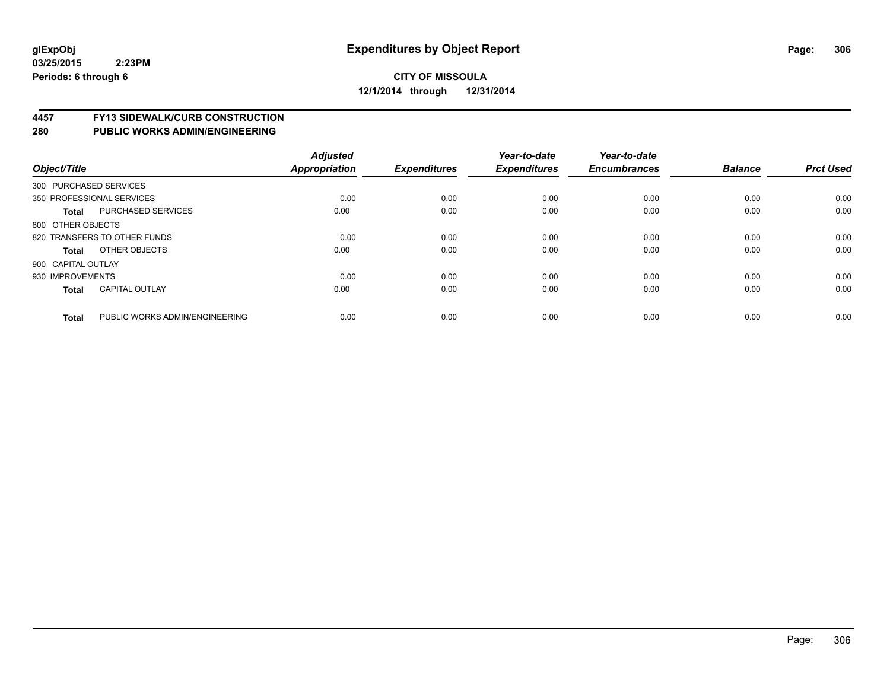**glExpObj**
**03/25/2015 2:23PM**
**Periods: 6 through 6**

# Expenditures by Object Report

**CITY OF MISSOULA**
**12/1/2014 through 12/31/2014**

## 4457 FY13 SIDEWALK/CURB CONSTRUCTION
## 280 PUBLIC WORKS ADMIN/ENGINEERING

| Object/Title | | Adjusted Appropriation | Expenditures | Year-to-date Expenditures | Year-to-date Encumbrances | Balance | Prct Used |
|---|---|---|---|---|---|---|---|
| 300 PURCHASED SERVICES | | | | | | | |
| 350 PROFESSIONAL SERVICES | | 0.00 | 0.00 | 0.00 | 0.00 | 0.00 | 0.00 |
| **Total** | PURCHASED SERVICES | 0.00 | 0.00 | 0.00 | 0.00 | 0.00 | 0.00 |
| 800 OTHER OBJECTS | | | | | | | |
| 820 TRANSFERS TO OTHER FUNDS | | 0.00 | 0.00 | 0.00 | 0.00 | 0.00 | 0.00 |
| **Total** | OTHER OBJECTS | 0.00 | 0.00 | 0.00 | 0.00 | 0.00 | 0.00 |
| 900 CAPITAL OUTLAY | | | | | | | |
| 930 IMPROVEMENTS | | 0.00 | 0.00 | 0.00 | 0.00 | 0.00 | 0.00 |
| **Total** | CAPITAL OUTLAY | 0.00 | 0.00 | 0.00 | 0.00 | 0.00 | 0.00 |
| **Total** | PUBLIC WORKS ADMIN/ENGINEERING | 0.00 | 0.00 | 0.00 | 0.00 | 0.00 | 0.00 |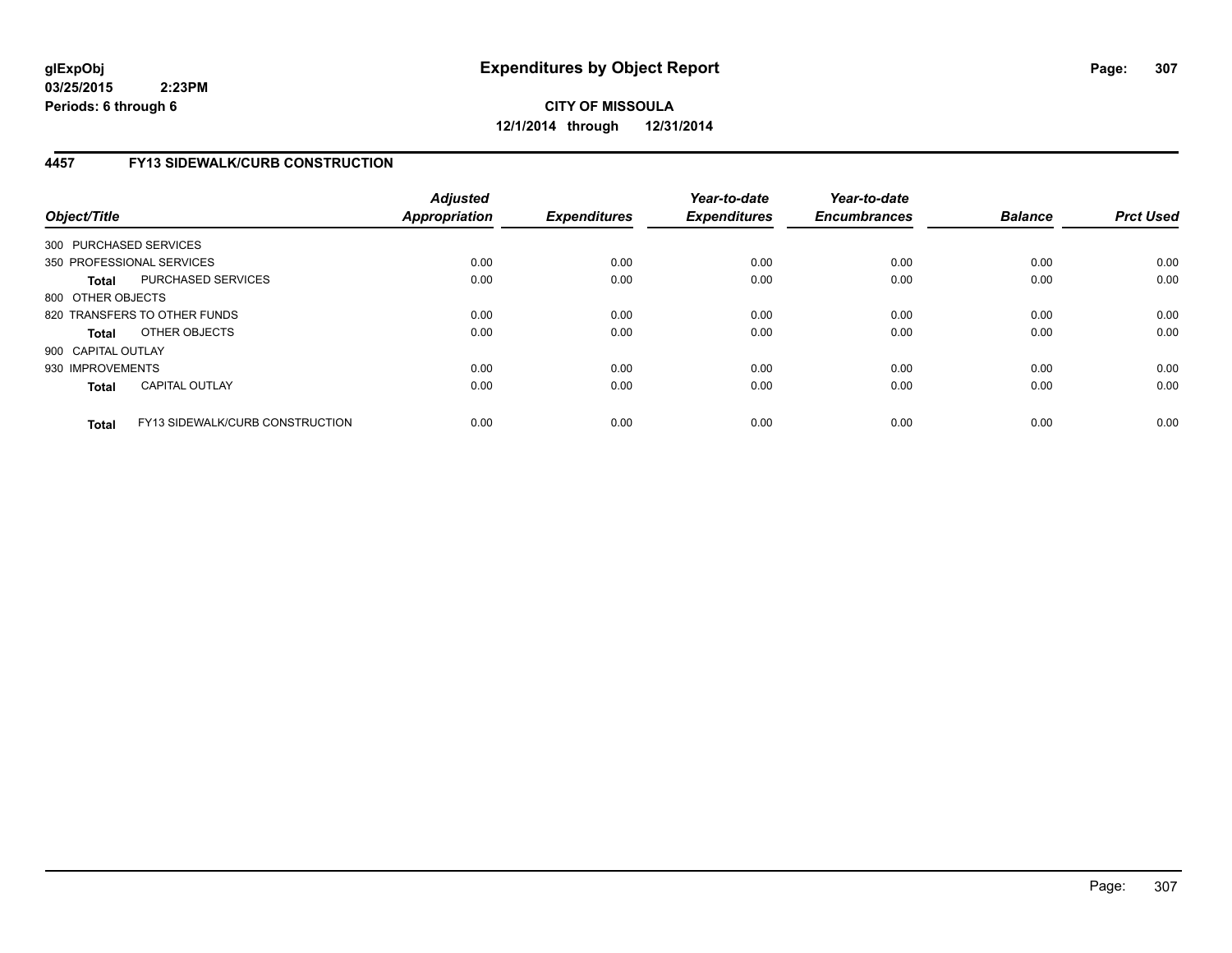**glExpObj**
**03/25/2015 2:23PM**
**Periods: 6 through 6**

# Expenditures by Object Report

**CITY OF MISSOULA**
**12/1/2014 through 12/31/2014**

## 4457 FY13 SIDEWALK/CURB CONSTRUCTION

| Object/Title | | Adjusted Appropriation | Expenditures | Year-to-date Expenditures | Year-to-date Encumbrances | Balance | Prct Used |
|---|---|---|---|---|---|---|---|
| 300 PURCHASED SERVICES | | | | | | | |
| 350 PROFESSIONAL SERVICES | | 0.00 | 0.00 | 0.00 | 0.00 | 0.00 | 0.00 |
| **Total** | PURCHASED SERVICES | 0.00 | 0.00 | 0.00 | 0.00 | 0.00 | 0.00 |
| 800 OTHER OBJECTS | | | | | | | |
| 820 TRANSFERS TO OTHER FUNDS | | 0.00 | 0.00 | 0.00 | 0.00 | 0.00 | 0.00 |
| **Total** | OTHER OBJECTS | 0.00 | 0.00 | 0.00 | 0.00 | 0.00 | 0.00 |
| 900 CAPITAL OUTLAY | | | | | | | |
| 930 IMPROVEMENTS | | 0.00 | 0.00 | 0.00 | 0.00 | 0.00 | 0.00 |
| **Total** | CAPITAL OUTLAY | 0.00 | 0.00 | 0.00 | 0.00 | 0.00 | 0.00 |
| **Total** | FY13 SIDEWALK/CURB CONSTRUCTION | 0.00 | 0.00 | 0.00 | 0.00 | 0.00 | 0.00 |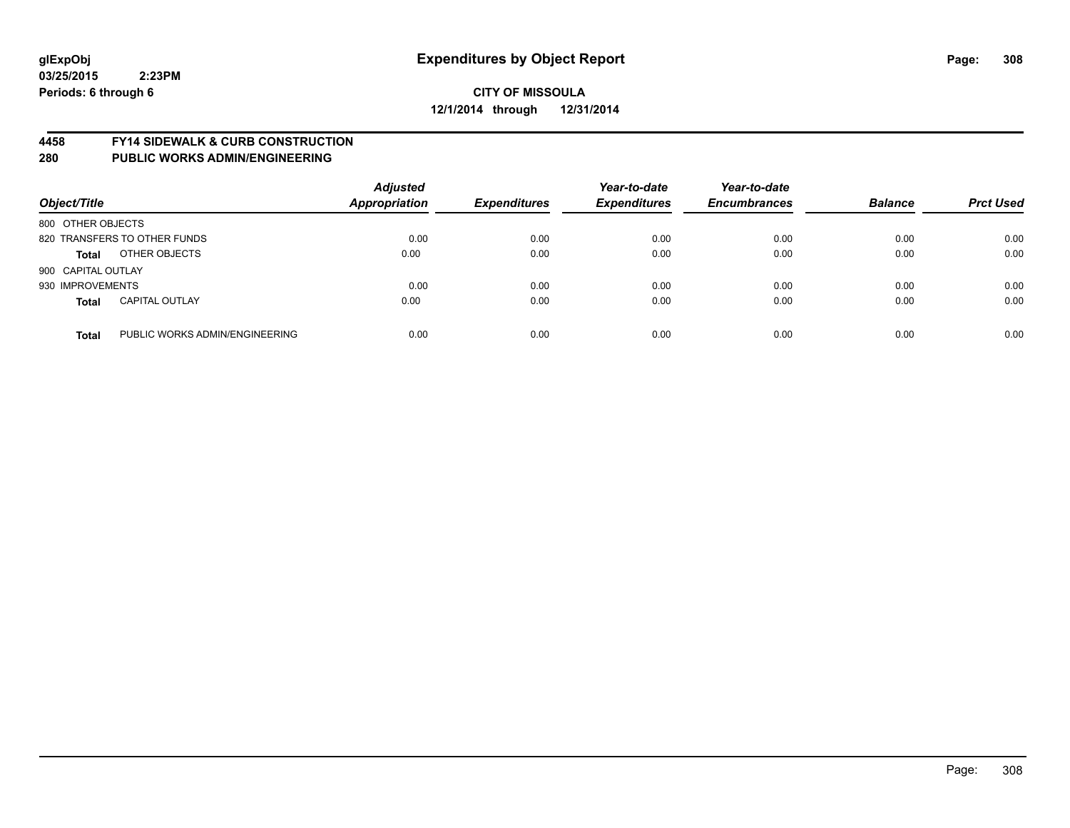**glExpObj**
**03/25/2015 2:23PM**
**Periods: 6 through 6**

# Expenditures by Object Report

**CITY OF MISSOULA**
**12/1/2014 through 12/31/2014**

## 4458 FY14 SIDEWALK & CURB CONSTRUCTION
## 280 PUBLIC WORKS ADMIN/ENGINEERING

| Object/Title | | Adjusted Appropriation | Expenditures | Year-to-date Expenditures | Year-to-date Encumbrances | Balance | Prct Used |
|---|---|---|---|---|---|---|---|
| 800 OTHER OBJECTS | | | | | | | |
| 820 TRANSFERS TO OTHER FUNDS | | 0.00 | 0.00 | 0.00 | 0.00 | 0.00 | 0.00 |
| **Total** | OTHER OBJECTS | 0.00 | 0.00 | 0.00 | 0.00 | 0.00 | 0.00 |
| 900 CAPITAL OUTLAY | | | | | | | |
| 930 IMPROVEMENTS | | 0.00 | 0.00 | 0.00 | 0.00 | 0.00 | 0.00 |
| **Total** | CAPITAL OUTLAY | 0.00 | 0.00 | 0.00 | 0.00 | 0.00 | 0.00 |
| **Total** | PUBLIC WORKS ADMIN/ENGINEERING | 0.00 | 0.00 | 0.00 | 0.00 | 0.00 | 0.00 |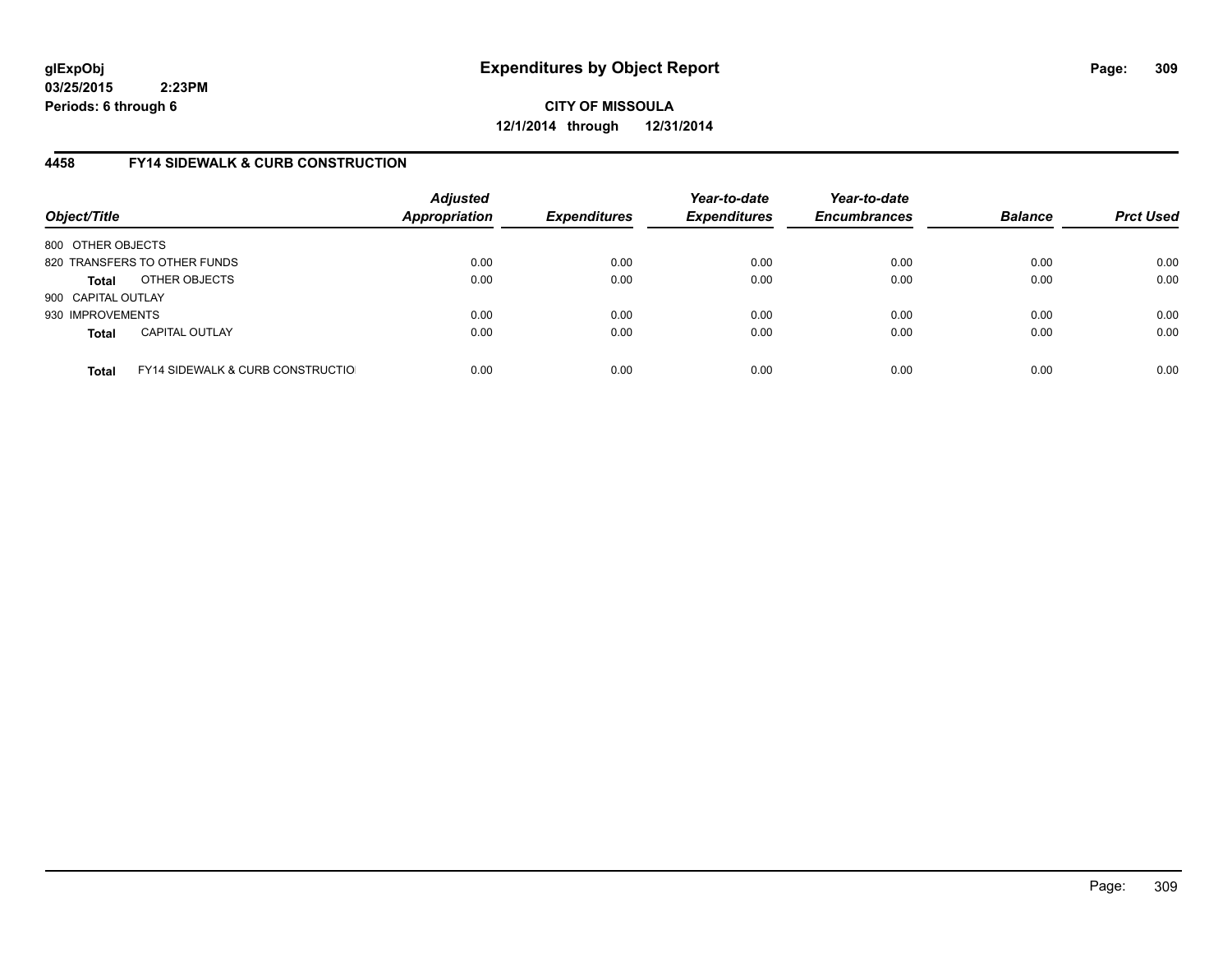**glExpObj**
**03/25/2015 2:23PM**
**Periods: 6 through 6**

# Expenditures by Object Report

**CITY OF MISSOULA**
**12/1/2014 through 12/31/2014**

## 4458 FY14 SIDEWALK & CURB CONSTRUCTION

| Object/Title | | Adjusted Appropriation | Expenditures | Year-to-date Expenditures | Year-to-date Encumbrances | Balance | Prct Used |
|---|---|---|---|---|---|---|---|
| 800 OTHER OBJECTS | | | | | | | |
| 820 TRANSFERS TO OTHER FUNDS | | 0.00 | 0.00 | 0.00 | 0.00 | 0.00 | 0.00 |
| **Total** | OTHER OBJECTS | 0.00 | 0.00 | 0.00 | 0.00 | 0.00 | 0.00 |
| 900 CAPITAL OUTLAY | | | | | | | |
| 930 IMPROVEMENTS | | 0.00 | 0.00 | 0.00 | 0.00 | 0.00 | 0.00 |
| **Total** | CAPITAL OUTLAY | 0.00 | 0.00 | 0.00 | 0.00 | 0.00 | 0.00 |
| **Total** | FY14 SIDEWALK & CURB CONSTRUCTIO | 0.00 | 0.00 | 0.00 | 0.00 | 0.00 | 0.00 |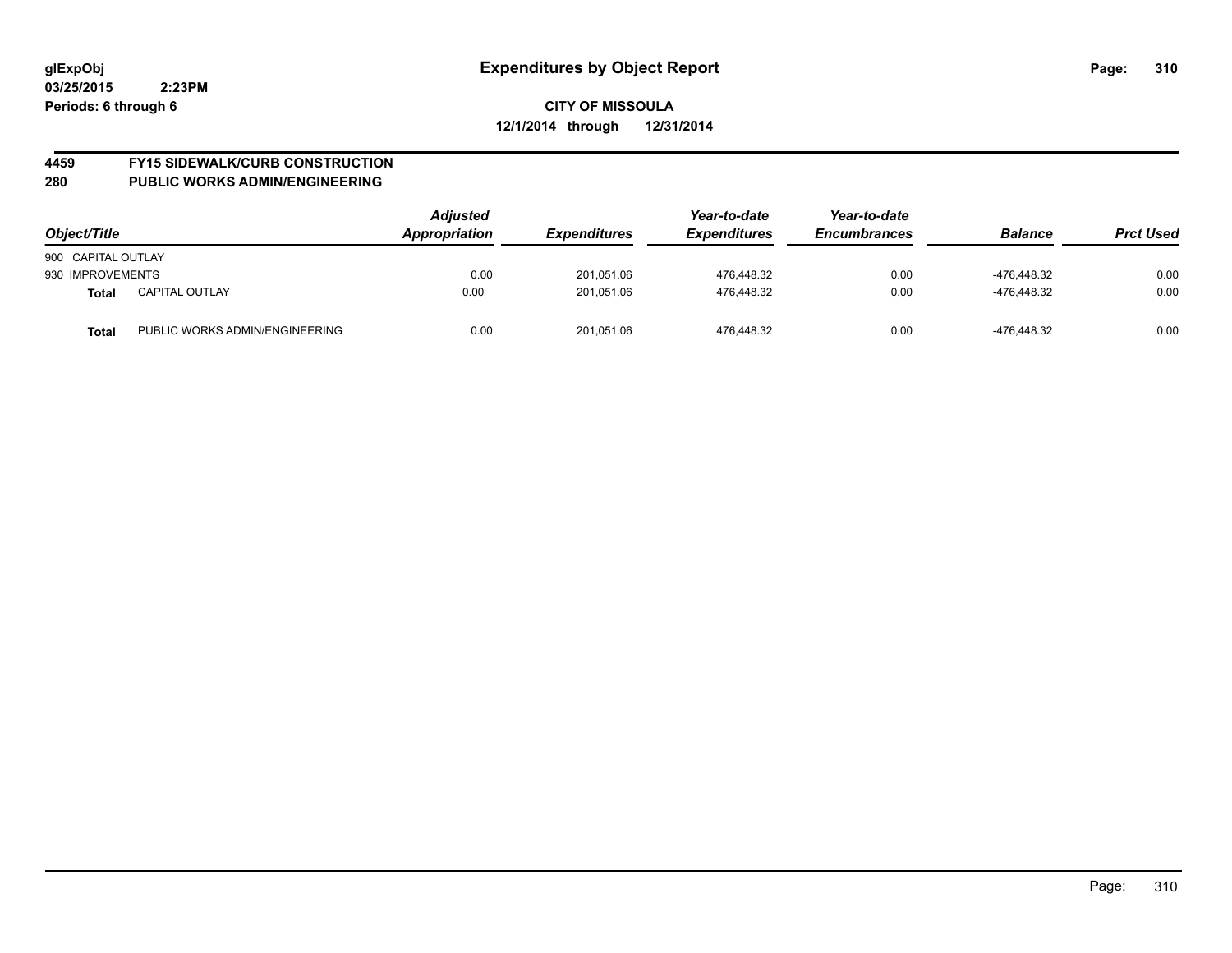**glExpObj** **Expenditures by Object Report**
**03/25/2015 2:23PM**
**Periods: 6 through 6**

**CITY OF MISSOULA**
**12/1/2014 through 12/31/2014**

## 4459 FY15 SIDEWALK/CURB CONSTRUCTION
## 280 PUBLIC WORKS ADMIN/ENGINEERING

| Object/Title | | Adjusted Appropriation | Expenditures | Year-to-date Expenditures | Year-to-date Encumbrances | Balance | Prct Used |
|---|---|---|---|---|---|---|---|
| 900 CAPITAL OUTLAY | | | | | | | |
| 930 IMPROVEMENTS | | 0.00 | 201,051.06 | 476,448.32 | 0.00 | -476,448.32 | 0.00 |
| **Total** | CAPITAL OUTLAY | 0.00 | 201,051.06 | 476,448.32 | 0.00 | -476,448.32 | 0.00 |
| **Total** | PUBLIC WORKS ADMIN/ENGINEERING | 0.00 | 201,051.06 | 476,448.32 | 0.00 | -476,448.32 | 0.00 |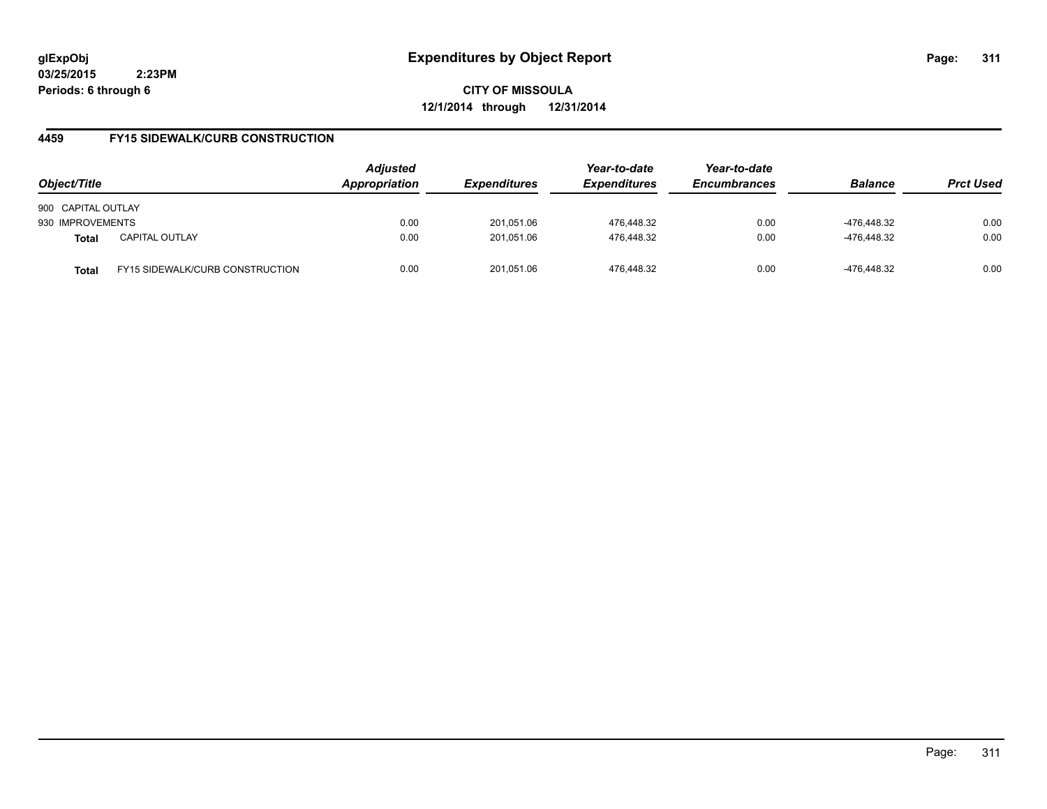**glExpObj** **Expenditures by Object Report**

**03/25/2015 2:23PM**

**Periods: 6 through 6**

**CITY OF MISSOULA**

**12/1/2014 through 12/31/2014**

## 4459 FY15 SIDEWALK/CURB CONSTRUCTION

| Object/Title | | Adjusted Appropriation | Expenditures | Year-to-date Expenditures | Year-to-date Encumbrances | Balance | Prct Used |
|---|---|---|---|---|---|---|---|
| 900 CAPITAL OUTLAY | | | | | | | |
| 930 IMPROVEMENTS | | 0.00 | 201,051.06 | 476,448.32 | 0.00 | -476,448.32 | 0.00 |
| **Total** | CAPITAL OUTLAY | 0.00 | 201,051.06 | 476,448.32 | 0.00 | -476,448.32 | 0.00 |
| **Total** | FY15 SIDEWALK/CURB CONSTRUCTION | 0.00 | 201,051.06 | 476,448.32 | 0.00 | -476,448.32 | 0.00 |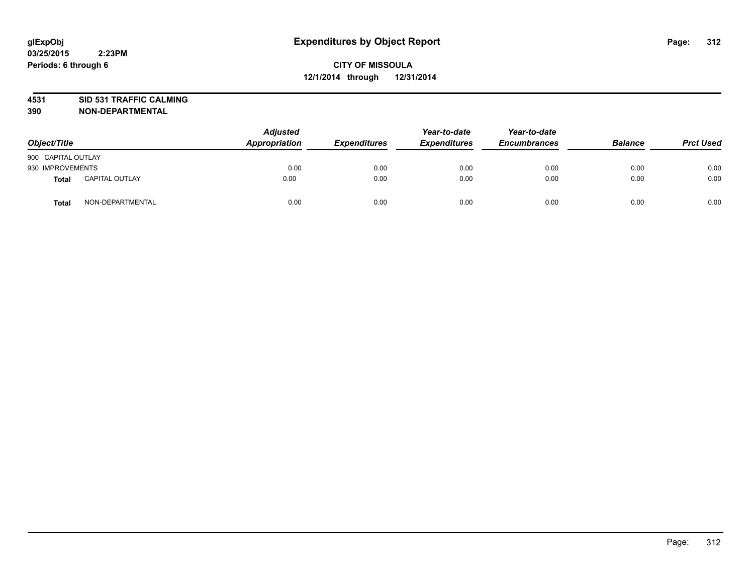**CITY OF MISSOULA**

**12/1/2014 through 12/31/2014**

**4531 SID 531 TRAFFIC CALMING**

**390 NON-DEPARTMENTAL**

| Object/Title | | Adjusted Appropriation | Expenditures | Year-to-date Expenditures | Year-to-date Encumbrances | Balance | Prct Used |
|---|---|---|---|---|---|---|---|
| 900 CAPITAL OUTLAY | | | | | | | |
| 930 IMPROVEMENTS | | 0.00 | 0.00 | 0.00 | 0.00 | 0.00 | 0.00 |
| **Total** | CAPITAL OUTLAY | 0.00 | 0.00 | 0.00 | 0.00 | 0.00 | 0.00 |
| **Total** | NON-DEPARTMENTAL | 0.00 | 0.00 | 0.00 | 0.00 | 0.00 | 0.00 |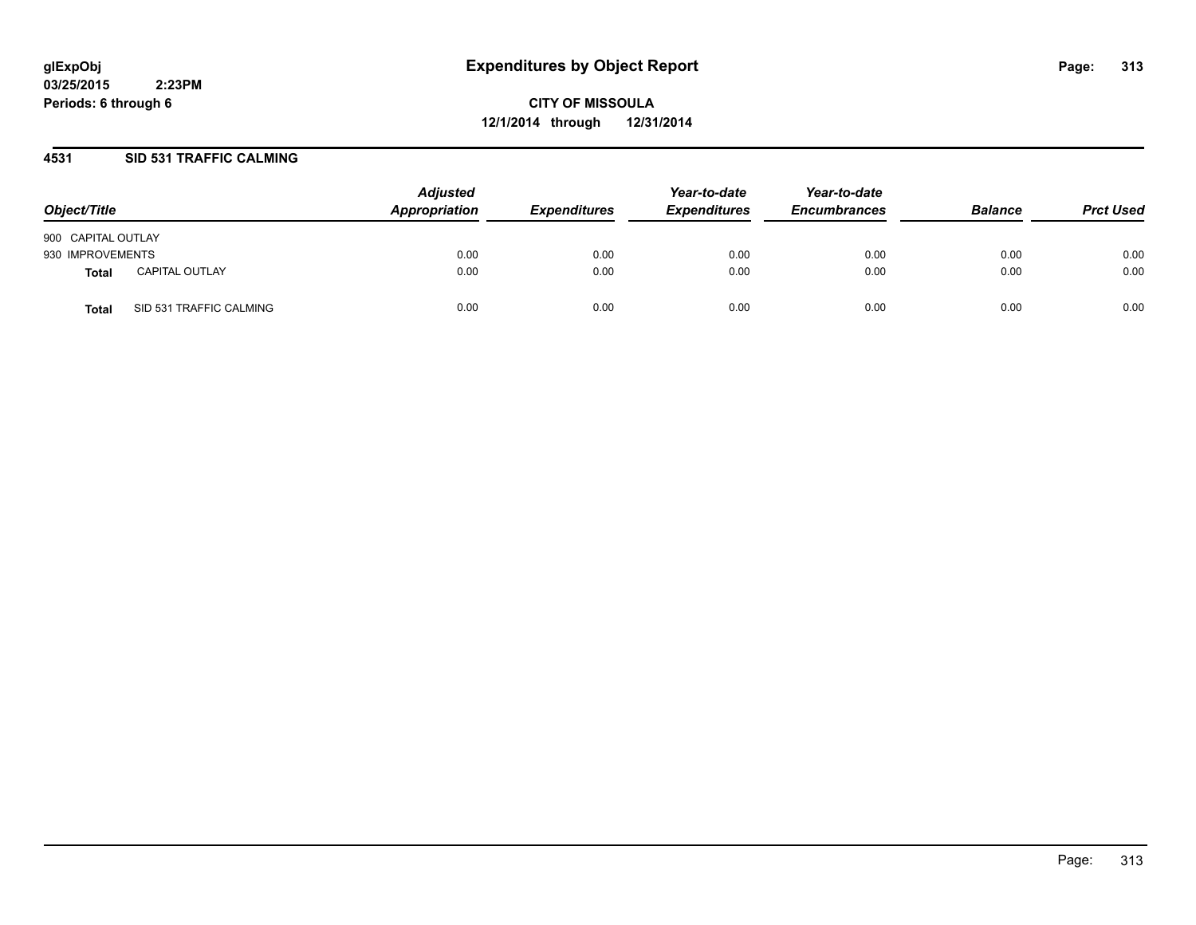**glExpObj**
**03/25/2015 2:23PM**
**Periods: 6 through 6**

# Expenditures by Object Report

**CITY OF MISSOULA**
**12/1/2014 through 12/31/2014**

## 4531 SID 531 TRAFFIC CALMING

| Object/Title | | Adjusted Appropriation | Expenditures | Year-to-date Expenditures | Year-to-date Encumbrances | Balance | Prct Used |
|---|---|---|---|---|---|---|---|
| 900 CAPITAL OUTLAY | | | | | | | |
| 930 IMPROVEMENTS | | 0.00 | 0.00 | 0.00 | 0.00 | 0.00 | 0.00 |
| **Total** | CAPITAL OUTLAY | 0.00 | 0.00 | 0.00 | 0.00 | 0.00 | 0.00 |
| **Total** | SID 531 TRAFFIC CALMING | 0.00 | 0.00 | 0.00 | 0.00 | 0.00 | 0.00 |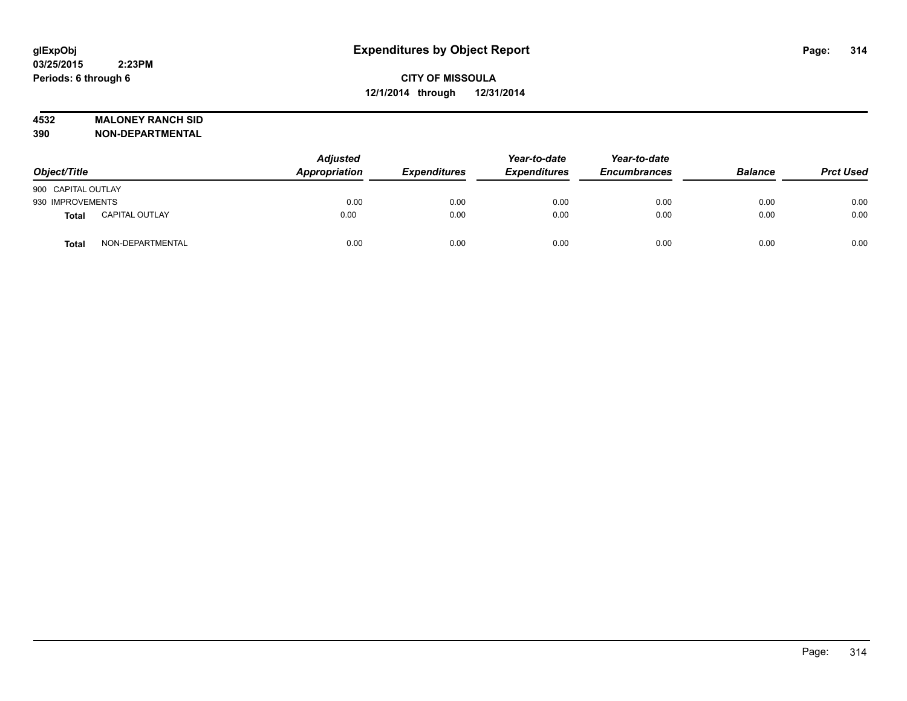# Expenditures by Object Report

glExpObj
03/25/2015 2:23PM
Periods: 6 through 6

**CITY OF MISSOULA**
**12/1/2014 through 12/31/2014**

**4532 MALONEY RANCH SID**
**390 NON-DEPARTMENTAL**

| Object/Title | | Adjusted Appropriation | Expenditures | Year-to-date Expenditures | Year-to-date Encumbrances | Balance | Prct Used |
|---|---|---|---|---|---|---|---|
| 900 CAPITAL OUTLAY | | | | | | | |
| 930 IMPROVEMENTS | | 0.00 | 0.00 | 0.00 | 0.00 | 0.00 | 0.00 |
| **Total** | CAPITAL OUTLAY | 0.00 | 0.00 | 0.00 | 0.00 | 0.00 | 0.00 |
| **Total** | NON-DEPARTMENTAL | 0.00 | 0.00 | 0.00 | 0.00 | 0.00 | 0.00 |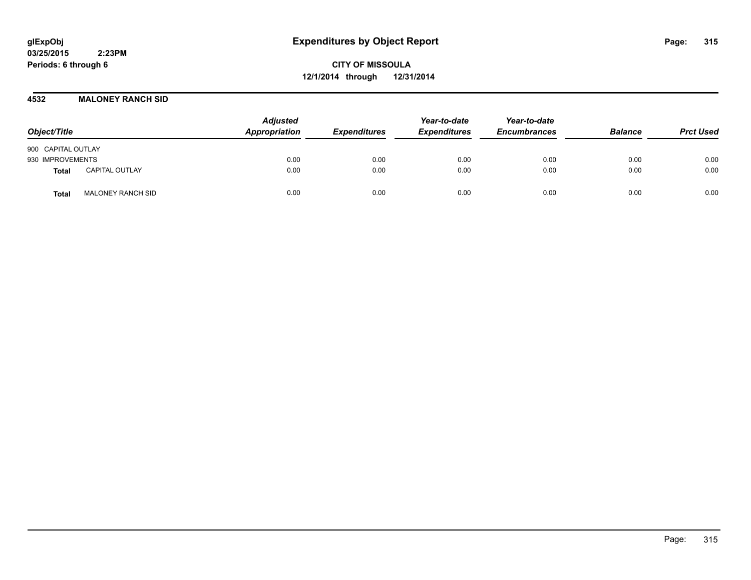**glExpObj**
**03/25/2015 2:23PM**
**Periods: 6 through 6**

# Expenditures by Object Report

**CITY OF MISSOULA**
**12/1/2014 through 12/31/2014**

## 4532 MALONEY RANCH SID

| Object/Title | | Adjusted Appropriation | Expenditures | Year-to-date Expenditures | Year-to-date Encumbrances | Balance | Prct Used |
|---|---|---|---|---|---|---|---|
| 900 CAPITAL OUTLAY | | | | | | | |
| 930 IMPROVEMENTS | | 0.00 | 0.00 | 0.00 | 0.00 | 0.00 | 0.00 |
| **Total** | CAPITAL OUTLAY | 0.00 | 0.00 | 0.00 | 0.00 | 0.00 | 0.00 |
| **Total** | MALONEY RANCH SID | 0.00 | 0.00 | 0.00 | 0.00 | 0.00 | 0.00 |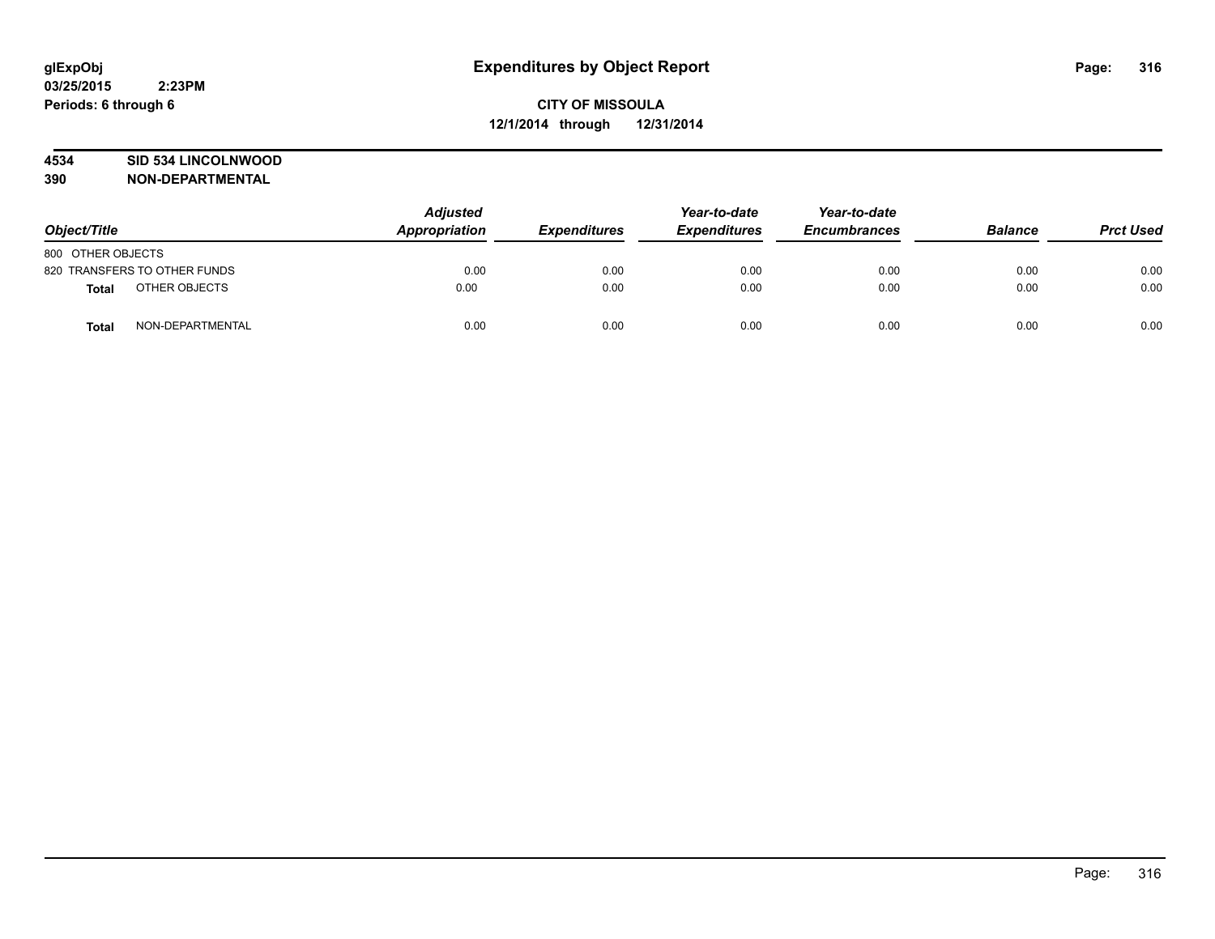**glExpObj**
**03/25/2015 2:23PM**
**Periods: 6 through 6**

# Expenditures by Object Report

**CITY OF MISSOULA**
**12/1/2014 through 12/31/2014**

**4534 SID 534 LINCOLNWOOD**
**390 NON-DEPARTMENTAL**

| Object/Title | | Adjusted Appropriation | Expenditures | Year-to-date Expenditures | Year-to-date Encumbrances | Balance | Prct Used |
|---|---|---|---|---|---|---|---|
| 800 OTHER OBJECTS | | | | | | | |
| 820 TRANSFERS TO OTHER FUNDS | | 0.00 | 0.00 | 0.00 | 0.00 | 0.00 | 0.00 |
| **Total** | OTHER OBJECTS | 0.00 | 0.00 | 0.00 | 0.00 | 0.00 | 0.00 |
| **Total** | NON-DEPARTMENTAL | 0.00 | 0.00 | 0.00 | 0.00 | 0.00 | 0.00 |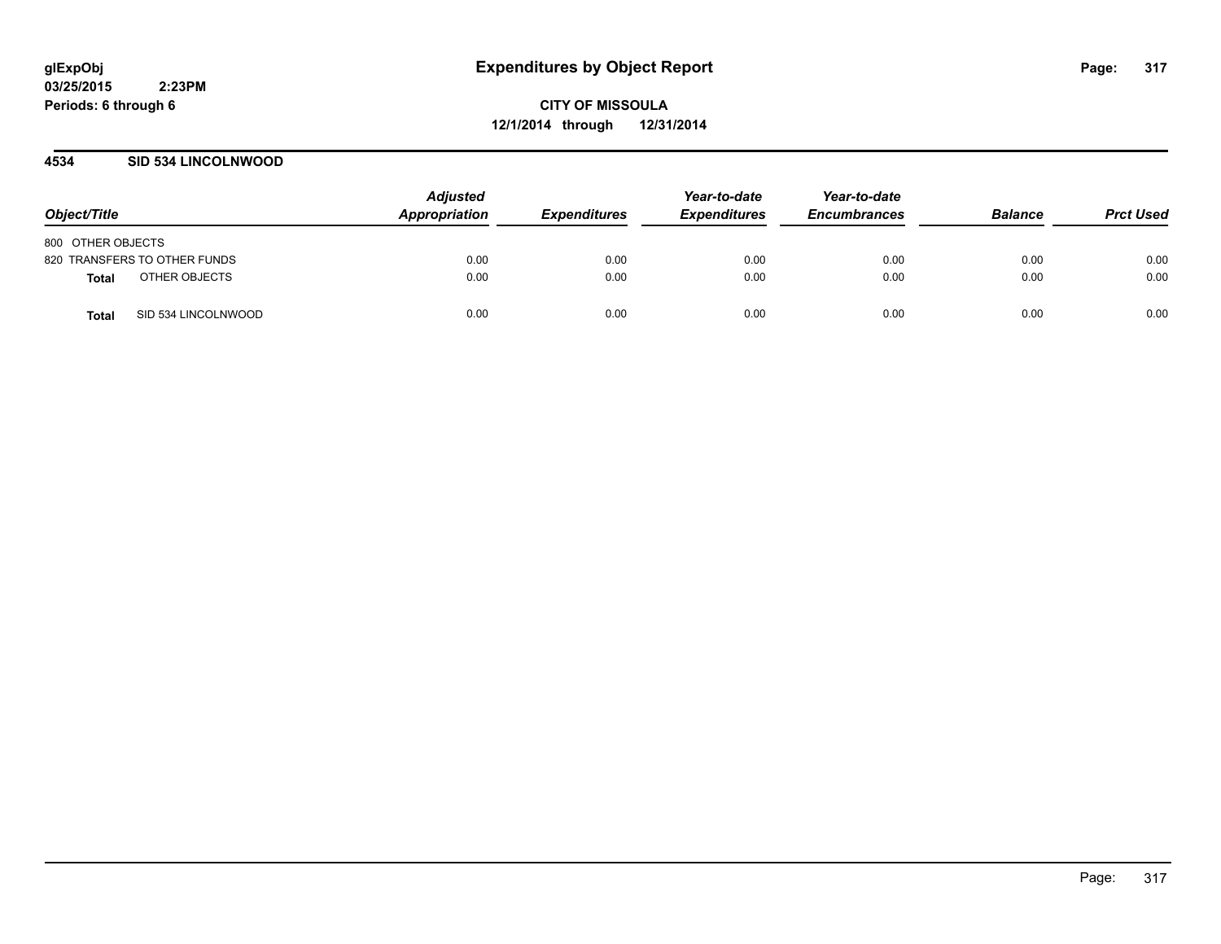glExpObj
03/25/2015 2:23PM
Periods: 6 through 6

# Expenditures by Object Report

**CITY OF MISSOULA**
**12/1/2014 through 12/31/2014**

## 4534 SID 534 LINCOLNWOOD

| Object/Title | Adjusted Appropriation | Expenditures | Year-to-date Expenditures | Year-to-date Encumbrances | Balance | Prct Used |
|---|---|---|---|---|---|---|
| 800 OTHER OBJECTS | | | | | | |
| 820 TRANSFERS TO OTHER FUNDS | 0.00 | 0.00 | 0.00 | 0.00 | 0.00 | 0.00 |
| **Total** OTHER OBJECTS | 0.00 | 0.00 | 0.00 | 0.00 | 0.00 | 0.00 |
| **Total** SID 534 LINCOLNWOOD | 0.00 | 0.00 | 0.00 | 0.00 | 0.00 | 0.00 |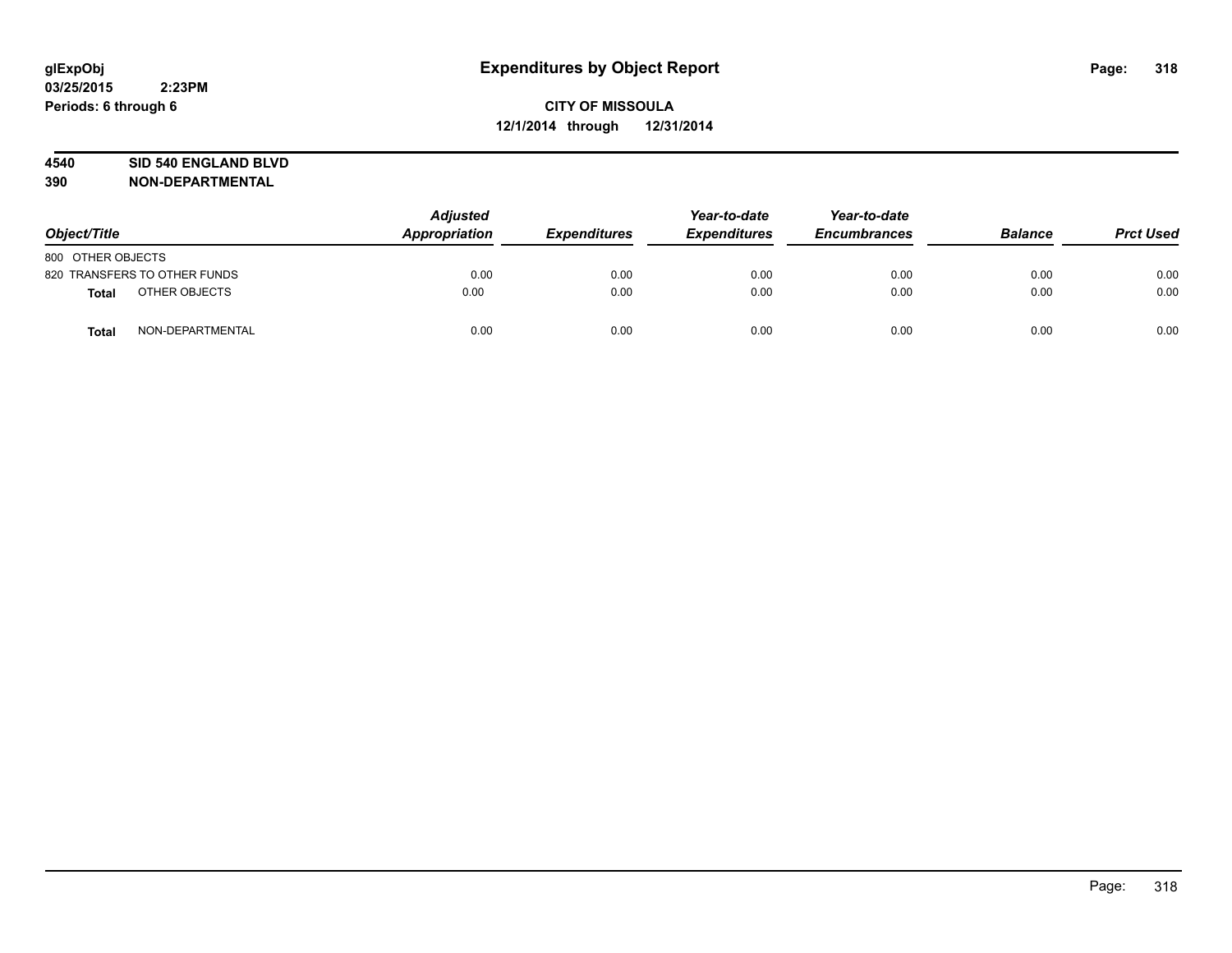**glExpObj** **Expenditures by Object Report**
**03/25/2015 2:23PM**
**Periods: 6 through 6**

**CITY OF MISSOULA**
**12/1/2014 through 12/31/2014**

**4540 SID 540 ENGLAND BLVD**
**390 NON-DEPARTMENTAL**

| Object/Title | Adjusted Appropriation | Expenditures | Year-to-date Expenditures | Year-to-date Encumbrances | Balance | Prct Used |
|---|---|---|---|---|---|---|
| 800 OTHER OBJECTS | | | | | | |
| 820 TRANSFERS TO OTHER FUNDS | 0.00 | 0.00 | 0.00 | 0.00 | 0.00 | 0.00 |
| **Total** OTHER OBJECTS | 0.00 | 0.00 | 0.00 | 0.00 | 0.00 | 0.00 |
| **Total** NON-DEPARTMENTAL | 0.00 | 0.00 | 0.00 | 0.00 | 0.00 | 0.00 |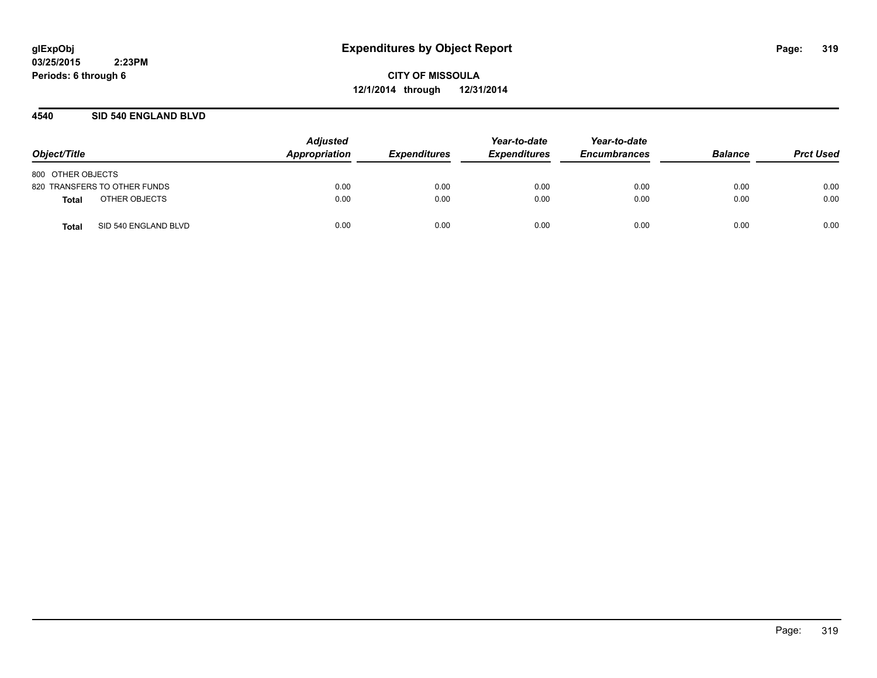# Expenditures by Object Report

glExpObj
03/25/2015 2:23PM
Periods: 6 through 6

**CITY OF MISSOULA**
**12/1/2014 through 12/31/2014**

## 4540 SID 540 ENGLAND BLVD

| Object/Title | Adjusted Appropriation | Expenditures | Year-to-date Expenditures | Year-to-date Encumbrances | Balance | Prct Used |
|---|---|---|---|---|---|---|
| 800 OTHER OBJECTS | | | | | | |
| 820 TRANSFERS TO OTHER FUNDS | 0.00 | 0.00 | 0.00 | 0.00 | 0.00 | 0.00 |
| **Total** OTHER OBJECTS | 0.00 | 0.00 | 0.00 | 0.00 | 0.00 | 0.00 |
| **Total** SID 540 ENGLAND BLVD | 0.00 | 0.00 | 0.00 | 0.00 | 0.00 | 0.00 |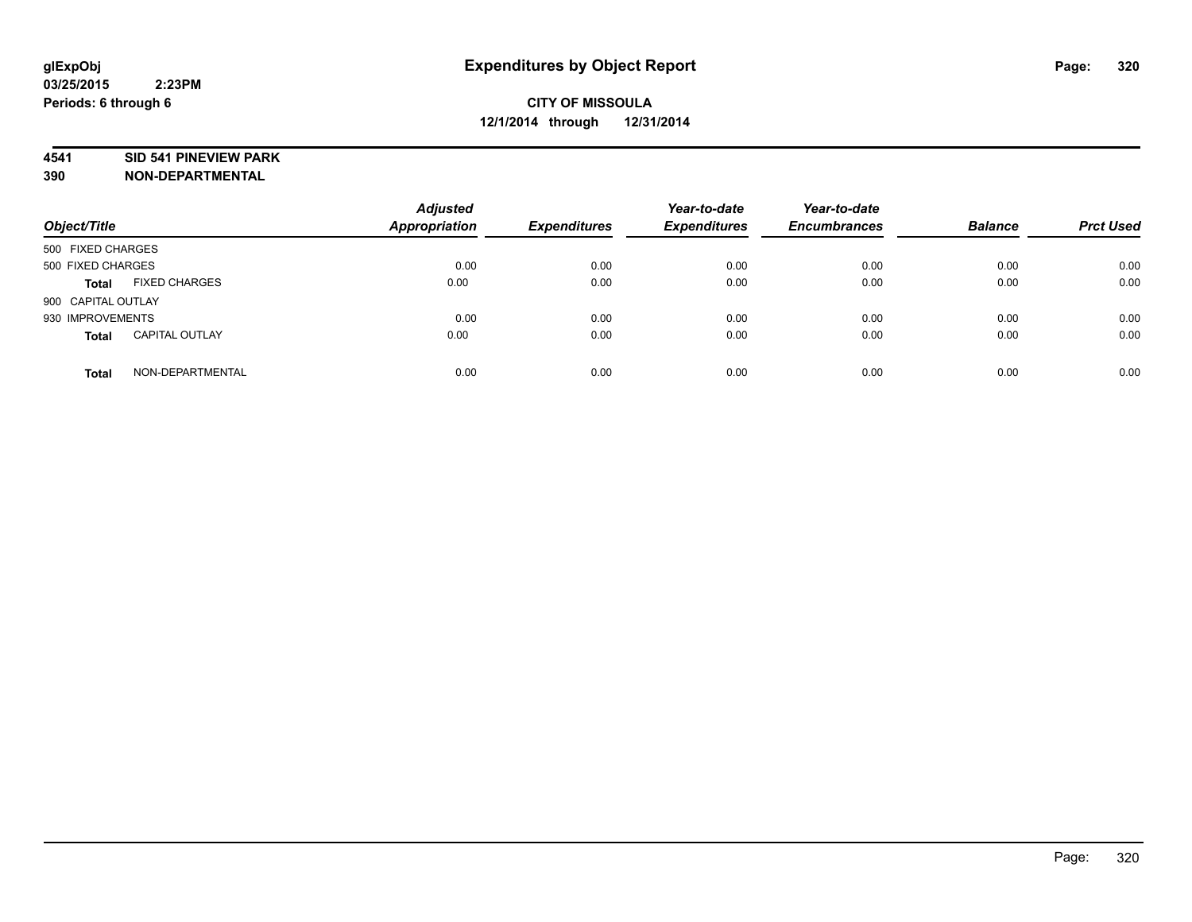# Expenditures by Object Report

glExpObj
03/25/2015 2:23PM
Periods: 6 through 6

**CITY OF MISSOULA**
**12/1/2014 through 12/31/2014**

**4541 SID 541 PINEVIEW PARK**
**390 NON-DEPARTMENTAL**

| Object/Title | | Adjusted Appropriation | Expenditures | Year-to-date Expenditures | Year-to-date Encumbrances | Balance | Prct Used |
|---|---|---|---|---|---|---|---|
| 500 FIXED CHARGES | | | | | | | |
| 500 FIXED CHARGES | | 0.00 | 0.00 | 0.00 | 0.00 | 0.00 | 0.00 |
| **Total** | FIXED CHARGES | 0.00 | 0.00 | 0.00 | 0.00 | 0.00 | 0.00 |
| 900 CAPITAL OUTLAY | | | | | | | |
| 930 IMPROVEMENTS | | 0.00 | 0.00 | 0.00 | 0.00 | 0.00 | 0.00 |
| **Total** | CAPITAL OUTLAY | 0.00 | 0.00 | 0.00 | 0.00 | 0.00 | 0.00 |
| **Total** | NON-DEPARTMENTAL | 0.00 | 0.00 | 0.00 | 0.00 | 0.00 | 0.00 |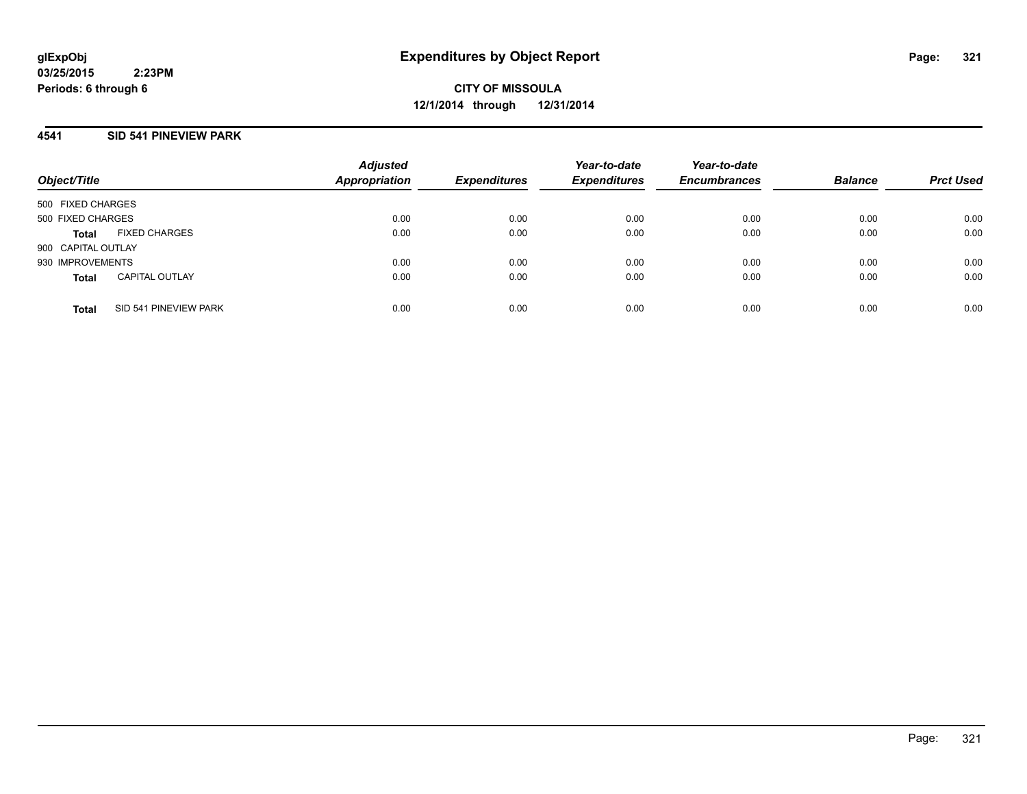**glExpObj**
**03/25/2015 2:23PM**
**Periods: 6 through 6**

# Expenditures by Object Report

**CITY OF MISSOULA**
**12/1/2014 through 12/31/2014**

## 4541 SID 541 PINEVIEW PARK

| Object/Title | | Adjusted Appropriation | Expenditures | Year-to-date Expenditures | Year-to-date Encumbrances | Balance | Prct Used |
|---|---|---|---|---|---|---|---|
| 500 FIXED CHARGES | | | | | | | |
| 500 FIXED CHARGES | | 0.00 | 0.00 | 0.00 | 0.00 | 0.00 | 0.00 |
| **Total** | FIXED CHARGES | 0.00 | 0.00 | 0.00 | 0.00 | 0.00 | 0.00 |
| 900 CAPITAL OUTLAY | | | | | | | |
| 930 IMPROVEMENTS | | 0.00 | 0.00 | 0.00 | 0.00 | 0.00 | 0.00 |
| **Total** | CAPITAL OUTLAY | 0.00 | 0.00 | 0.00 | 0.00 | 0.00 | 0.00 |
| **Total** | SID 541 PINEVIEW PARK | 0.00 | 0.00 | 0.00 | 0.00 | 0.00 | 0.00 |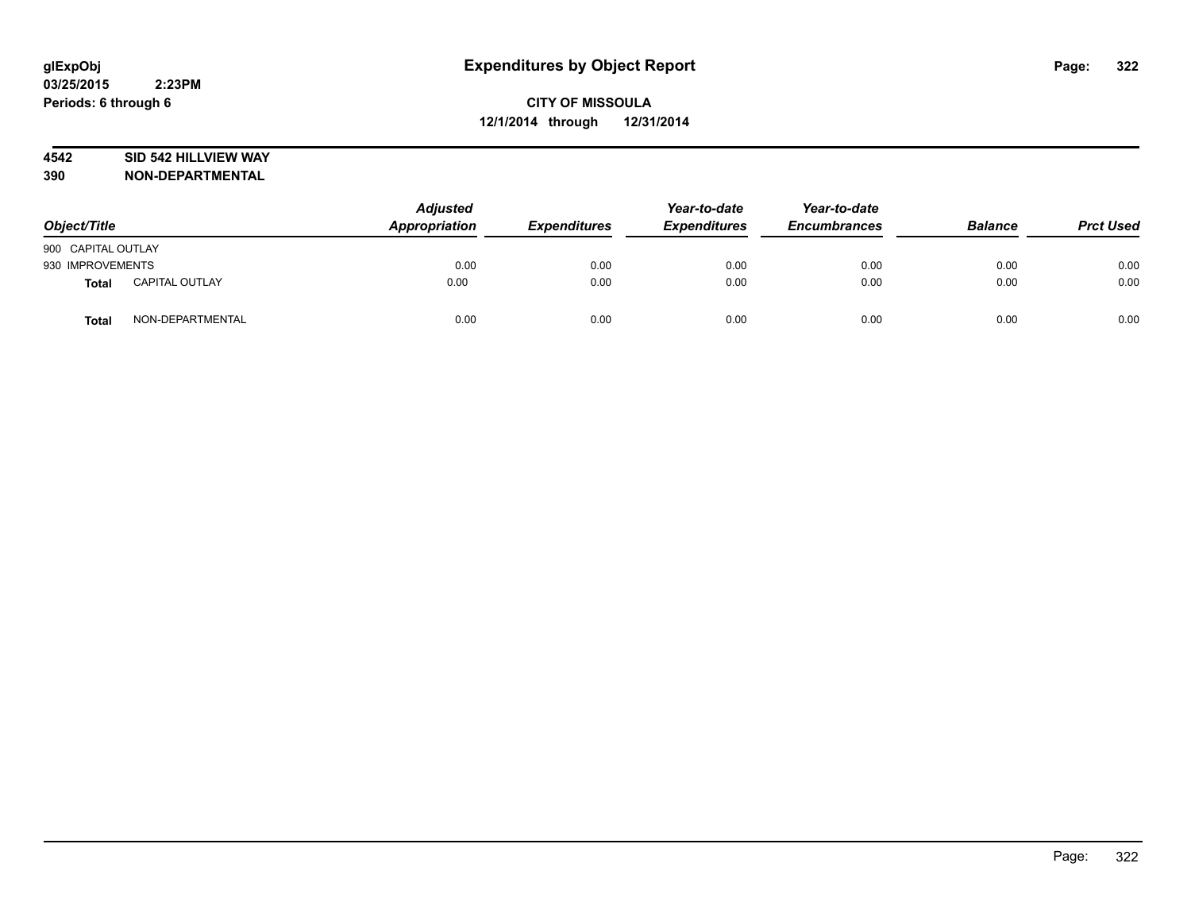glExpObj
03/25/2015 2:23PM
Periods: 6 through 6

# Expenditures by Object Report

**CITY OF MISSOULA**
**12/1/2014 through 12/31/2014**

**4542 SID 542 HILLVIEW WAY**
**390 NON-DEPARTMENTAL**

| Object/Title | | Adjusted Appropriation | Expenditures | Year-to-date Expenditures | Year-to-date Encumbrances | Balance | Prct Used |
|---|---|---|---|---|---|---|---|
| 900 CAPITAL OUTLAY | | | | | | | |
| 930 IMPROVEMENTS | | 0.00 | 0.00 | 0.00 | 0.00 | 0.00 | 0.00 |
| **Total** | CAPITAL OUTLAY | 0.00 | 0.00 | 0.00 | 0.00 | 0.00 | 0.00 |
| **Total** | NON-DEPARTMENTAL | 0.00 | 0.00 | 0.00 | 0.00 | 0.00 | 0.00 |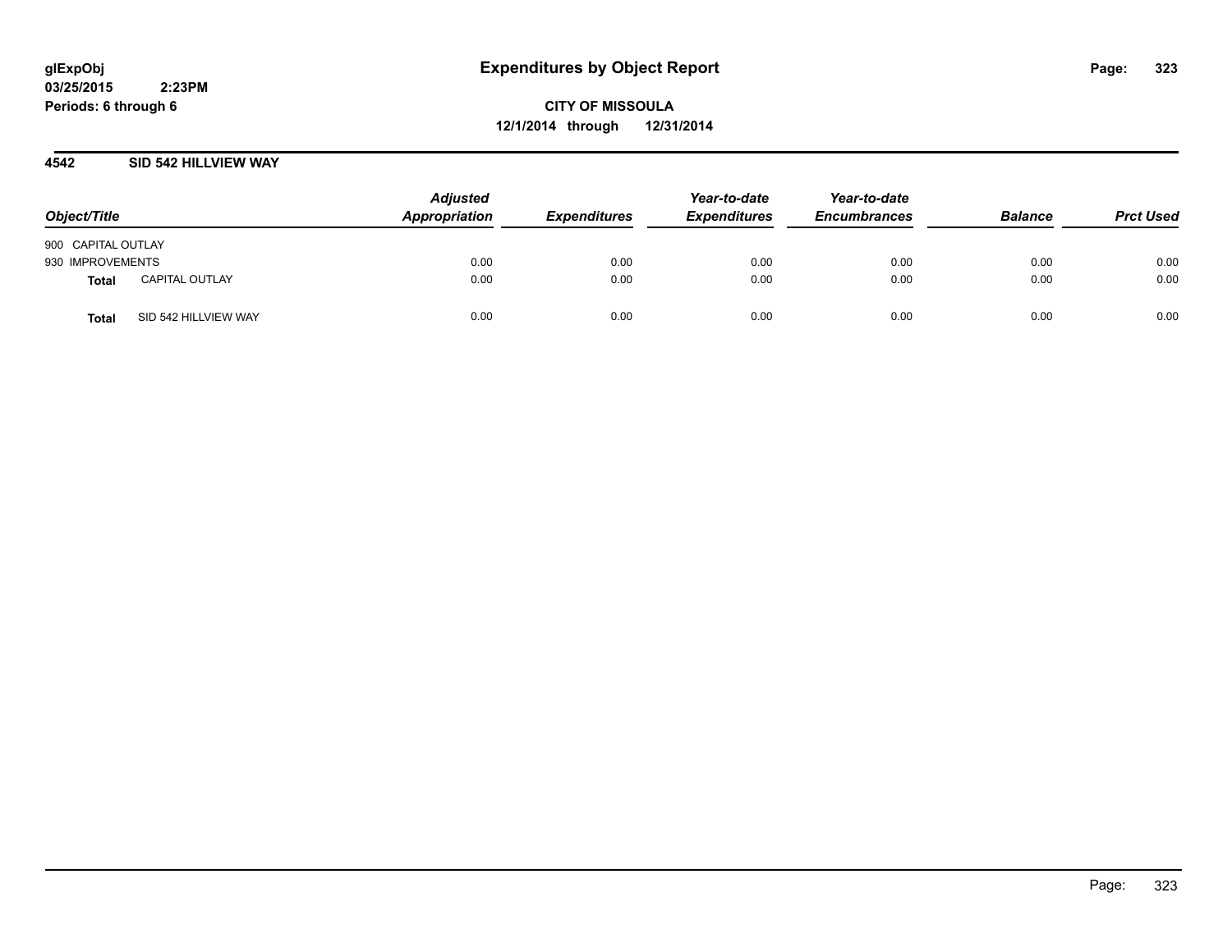**glExpObj**
**03/25/2015 2:23PM**
**Periods: 6 through 6**

# Expenditures by Object Report

**CITY OF MISSOULA**
**12/1/2014 through 12/31/2014**

## 4542 SID 542 HILLVIEW WAY

| Object/Title | | *Adjusted Appropriation* | *Expenditures* | *Year-to-date Expenditures* | *Year-to-date Encumbrances* | *Balance* | *Prct Used* |
|---|---|---|---|---|---|---|---|
| 900 CAPITAL OUTLAY | | | | | | | |
| 930 IMPROVEMENTS | | 0.00 | 0.00 | 0.00 | 0.00 | 0.00 | 0.00 |
| **Total** | CAPITAL OUTLAY | 0.00 | 0.00 | 0.00 | 0.00 | 0.00 | 0.00 |
| **Total** | SID 542 HILLVIEW WAY | 0.00 | 0.00 | 0.00 | 0.00 | 0.00 | 0.00 |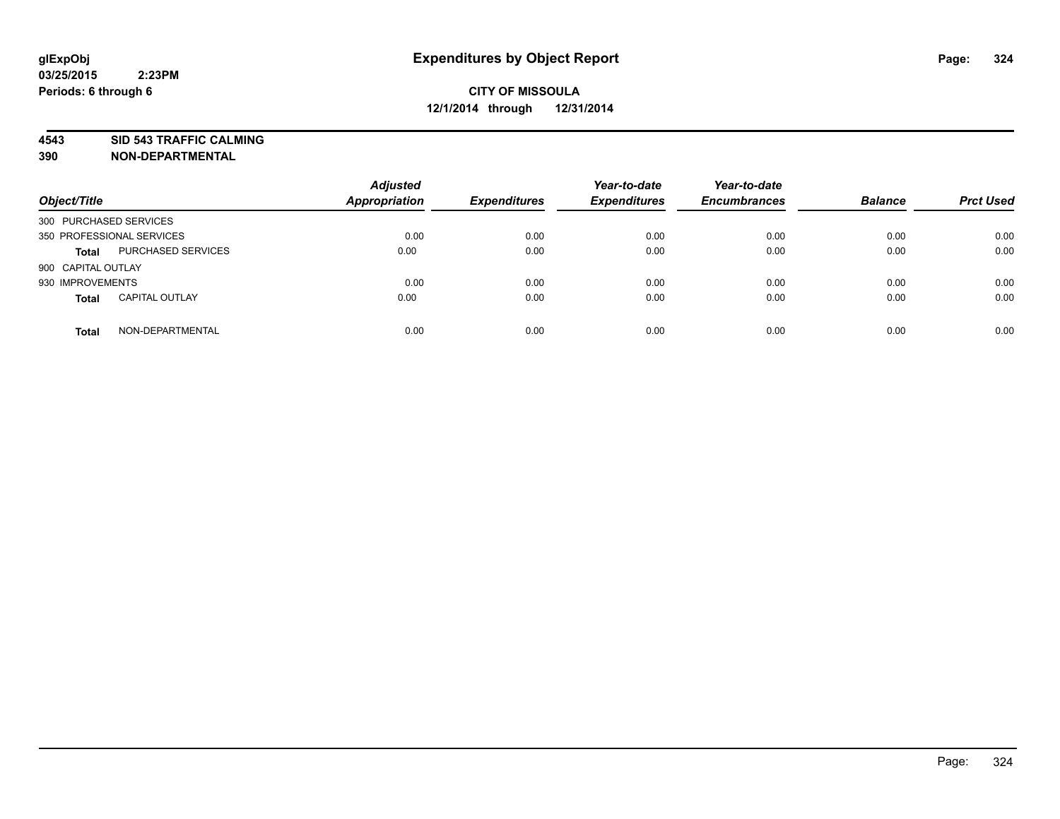glExpObj
03/25/2015 2:23PM
Periods: 6 through 6

# Expenditures by Object Report

**CITY OF MISSOULA**
**12/1/2014 through 12/31/2014**

**4543 SID 543 TRAFFIC CALMING**
**390 NON-DEPARTMENTAL**

| Object/Title | | Adjusted Appropriation | Expenditures | Year-to-date Expenditures | Year-to-date Encumbrances | Balance | Prct Used |
|---|---|---|---|---|---|---|---|
| 300 PURCHASED SERVICES | | | | | | | |
| 350 PROFESSIONAL SERVICES | | 0.00 | 0.00 | 0.00 | 0.00 | 0.00 | 0.00 |
| **Total** | PURCHASED SERVICES | 0.00 | 0.00 | 0.00 | 0.00 | 0.00 | 0.00 |
| 900 CAPITAL OUTLAY | | | | | | | |
| 930 IMPROVEMENTS | | 0.00 | 0.00 | 0.00 | 0.00 | 0.00 | 0.00 |
| **Total** | CAPITAL OUTLAY | 0.00 | 0.00 | 0.00 | 0.00 | 0.00 | 0.00 |
| **Total** | NON-DEPARTMENTAL | 0.00 | 0.00 | 0.00 | 0.00 | 0.00 | 0.00 |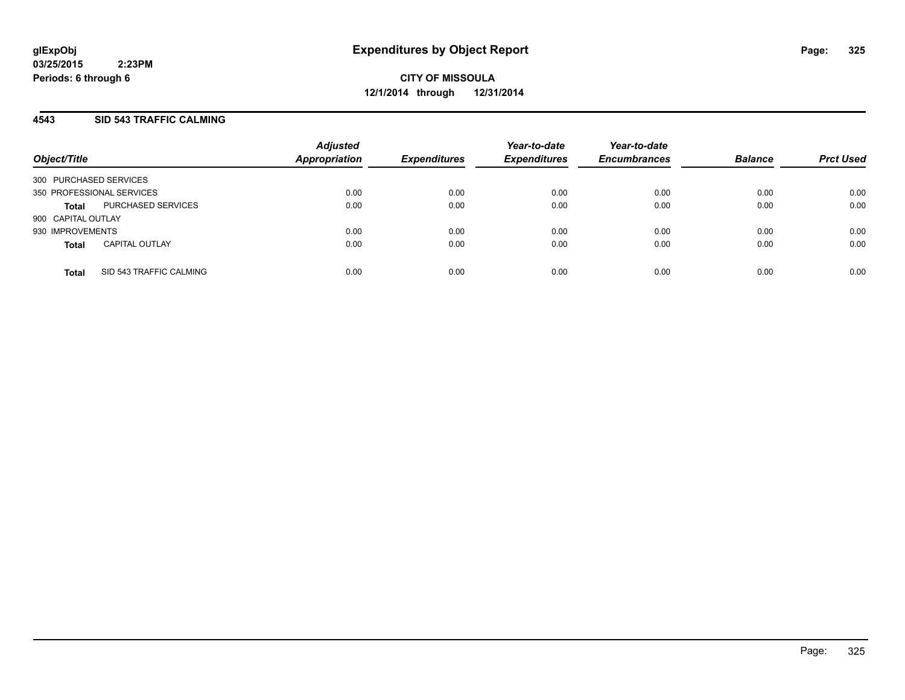# Expenditures by Object Report

glExpObj
03/25/2015 2:23PM
Periods: 6 through 6

**CITY OF MISSOULA**
**12/1/2014 through 12/31/2014**

## 4543 SID 543 TRAFFIC CALMING

| Object/Title | | Adjusted Appropriation | Expenditures | Year-to-date Expenditures | Year-to-date Encumbrances | Balance | Prct Used |
|---|---|---|---|---|---|---|---|
| 300 PURCHASED SERVICES | | | | | | | |
| 350 PROFESSIONAL SERVICES | | 0.00 | 0.00 | 0.00 | 0.00 | 0.00 | 0.00 |
| **Total** | PURCHASED SERVICES | 0.00 | 0.00 | 0.00 | 0.00 | 0.00 | 0.00 |
| 900 CAPITAL OUTLAY | | | | | | | |
| 930 IMPROVEMENTS | | 0.00 | 0.00 | 0.00 | 0.00 | 0.00 | 0.00 |
| **Total** | CAPITAL OUTLAY | 0.00 | 0.00 | 0.00 | 0.00 | 0.00 | 0.00 |
| **Total** | SID 543 TRAFFIC CALMING | 0.00 | 0.00 | 0.00 | 0.00 | 0.00 | 0.00 |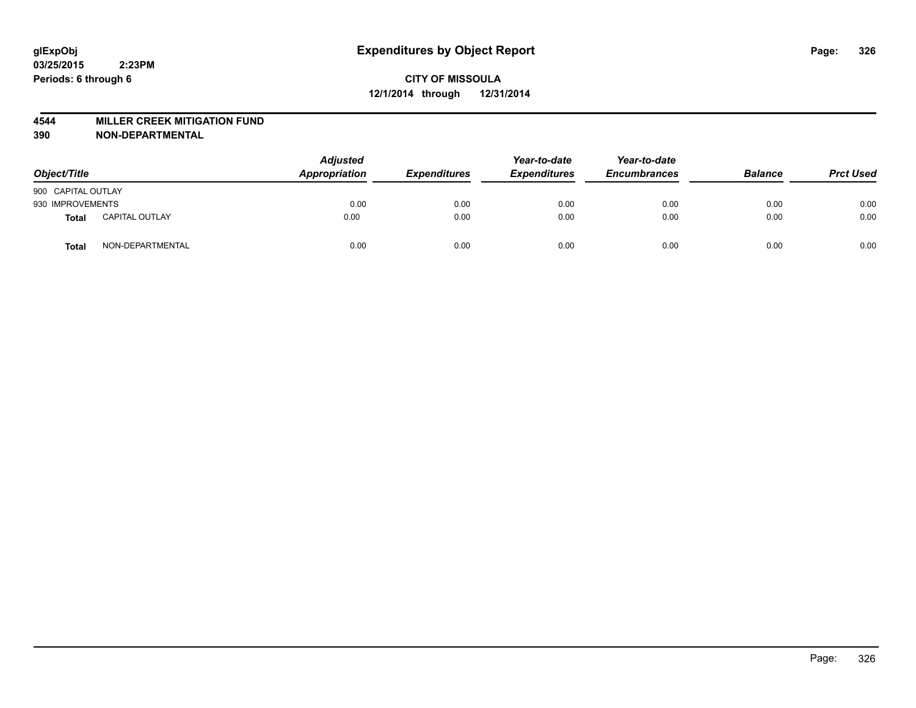glExpObj
03/25/2015 2:23PM
Periods: 6 through 6

# Expenditures by Object Report

**CITY OF MISSOULA**
**12/1/2014 through 12/31/2014**

**4544 MILLER CREEK MITIGATION FUND**
**390 NON-DEPARTMENTAL**

| Object/Title | | Adjusted Appropriation | Expenditures | Year-to-date Expenditures | Year-to-date Encumbrances | Balance | Prct Used |
|---|---|---|---|---|---|---|---|
| 900 CAPITAL OUTLAY | | | | | | | |
| 930 IMPROVEMENTS | | 0.00 | 0.00 | 0.00 | 0.00 | 0.00 | 0.00 |
| **Total** | CAPITAL OUTLAY | 0.00 | 0.00 | 0.00 | 0.00 | 0.00 | 0.00 |
| **Total** | NON-DEPARTMENTAL | 0.00 | 0.00 | 0.00 | 0.00 | 0.00 | 0.00 |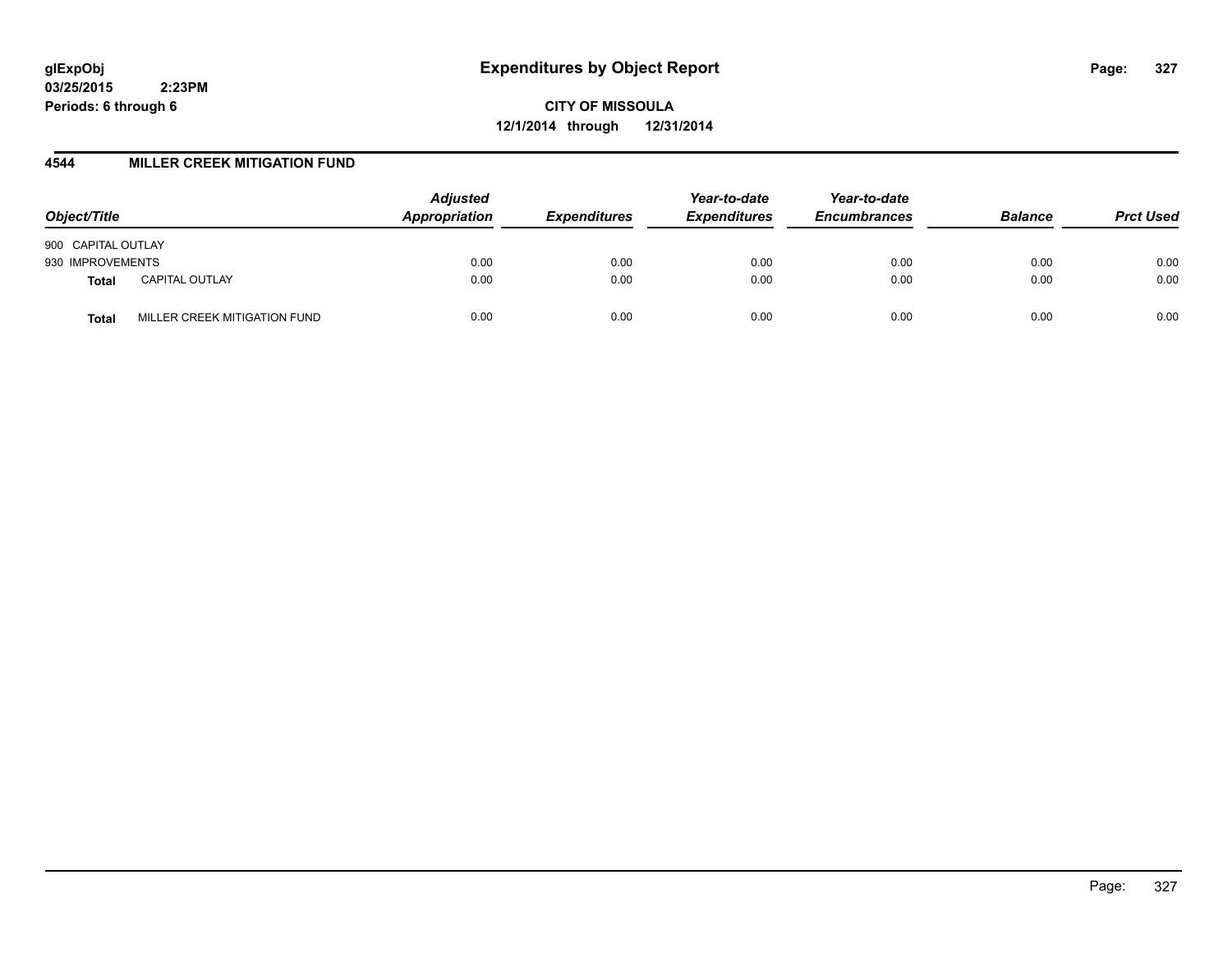glExpObj
03/25/2015 2:23PM
Periods: 6 through 6

# Expenditures by Object Report

**CITY OF MISSOULA**
**12/1/2014 through 12/31/2014**

## 4544 MILLER CREEK MITIGATION FUND

| Object/Title | | *Adjusted Appropriation* | *Expenditures* | *Year-to-date Expenditures* | *Year-to-date Encumbrances* | *Balance* | *Prct Used* |
|---|---|---|---|---|---|---|---|
| 900 CAPITAL OUTLAY | | | | | | | |
| 930 IMPROVEMENTS | | 0.00 | 0.00 | 0.00 | 0.00 | 0.00 | 0.00 |
| **Total** | CAPITAL OUTLAY | 0.00 | 0.00 | 0.00 | 0.00 | 0.00 | 0.00 |
| **Total** | MILLER CREEK MITIGATION FUND | 0.00 | 0.00 | 0.00 | 0.00 | 0.00 | 0.00 |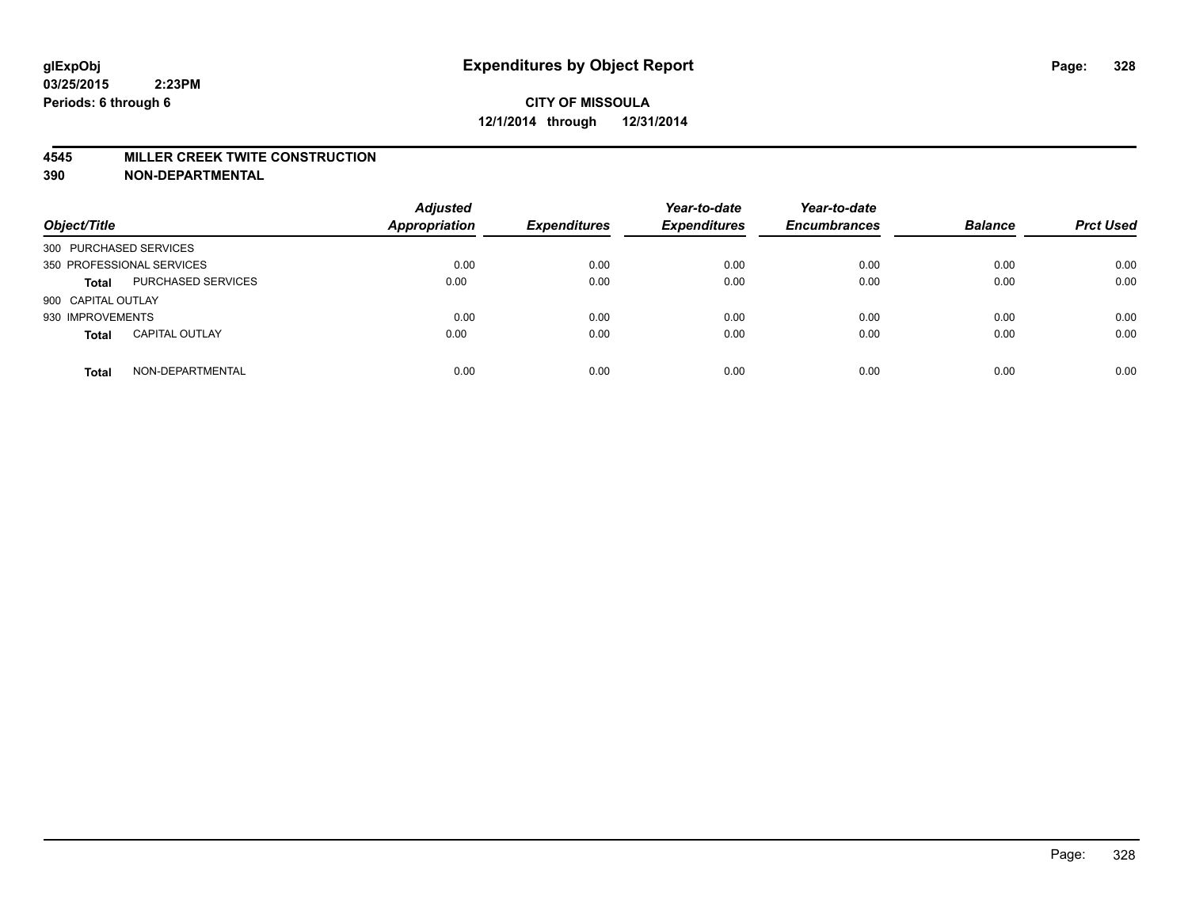**glExpObj**
**03/25/2015 2:23PM**
**Periods: 6 through 6**

# Expenditures by Object Report

**CITY OF MISSOULA**
**12/1/2014 through 12/31/2014**

**4545 MILLER CREEK TWITE CONSTRUCTION**
**390 NON-DEPARTMENTAL**

| Object/Title | | Adjusted Appropriation | Expenditures | Year-to-date Expenditures | Year-to-date Encumbrances | Balance | Prct Used |
|---|---|---|---|---|---|---|---|
| 300 PURCHASED SERVICES | | | | | | | |
| 350 PROFESSIONAL SERVICES | | 0.00 | 0.00 | 0.00 | 0.00 | 0.00 | 0.00 |
| **Total** | PURCHASED SERVICES | 0.00 | 0.00 | 0.00 | 0.00 | 0.00 | 0.00 |
| 900 CAPITAL OUTLAY | | | | | | | |
| 930 IMPROVEMENTS | | 0.00 | 0.00 | 0.00 | 0.00 | 0.00 | 0.00 |
| **Total** | CAPITAL OUTLAY | 0.00 | 0.00 | 0.00 | 0.00 | 0.00 | 0.00 |
| **Total** | NON-DEPARTMENTAL | 0.00 | 0.00 | 0.00 | 0.00 | 0.00 | 0.00 |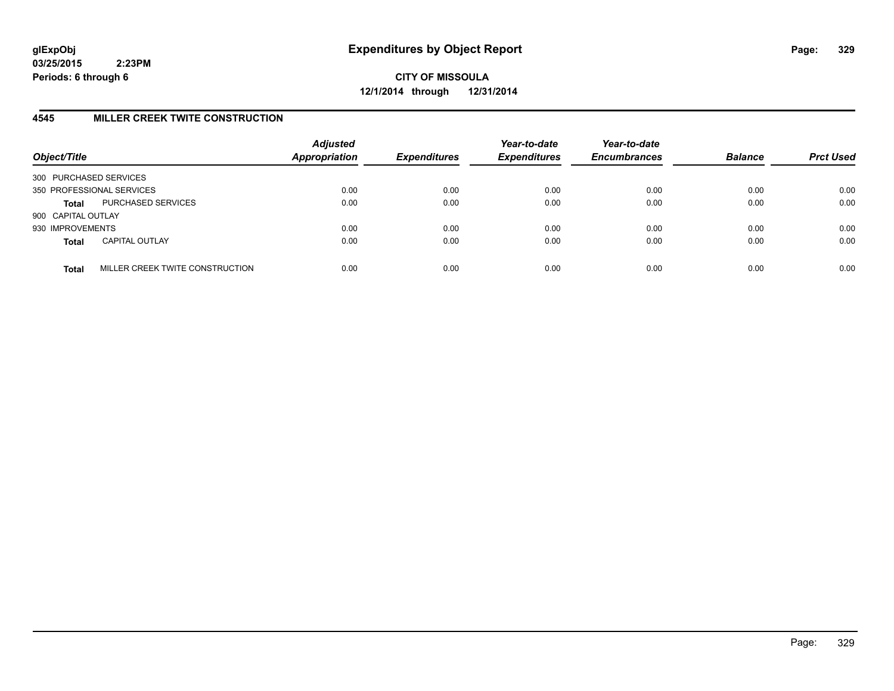## CITY OF MISSOULA

**12/1/2014 through 12/31/2014**

### 4545 MILLER CREEK TWITE CONSTRUCTION

| Object/Title | | Adjusted Appropriation | Expenditures | Year-to-date Expenditures | Year-to-date Encumbrances | Balance | Prct Used |
|---|---|---|---|---|---|---|---|
| 300 PURCHASED SERVICES | | | | | | | |
| 350 PROFESSIONAL SERVICES | | 0.00 | 0.00 | 0.00 | 0.00 | 0.00 | 0.00 |
| **Total** | PURCHASED SERVICES | 0.00 | 0.00 | 0.00 | 0.00 | 0.00 | 0.00 |
| 900 CAPITAL OUTLAY | | | | | | | |
| 930 IMPROVEMENTS | | 0.00 | 0.00 | 0.00 | 0.00 | 0.00 | 0.00 |
| **Total** | CAPITAL OUTLAY | 0.00 | 0.00 | 0.00 | 0.00 | 0.00 | 0.00 |
| **Total** | MILLER CREEK TWITE CONSTRUCTION | 0.00 | 0.00 | 0.00 | 0.00 | 0.00 | 0.00 |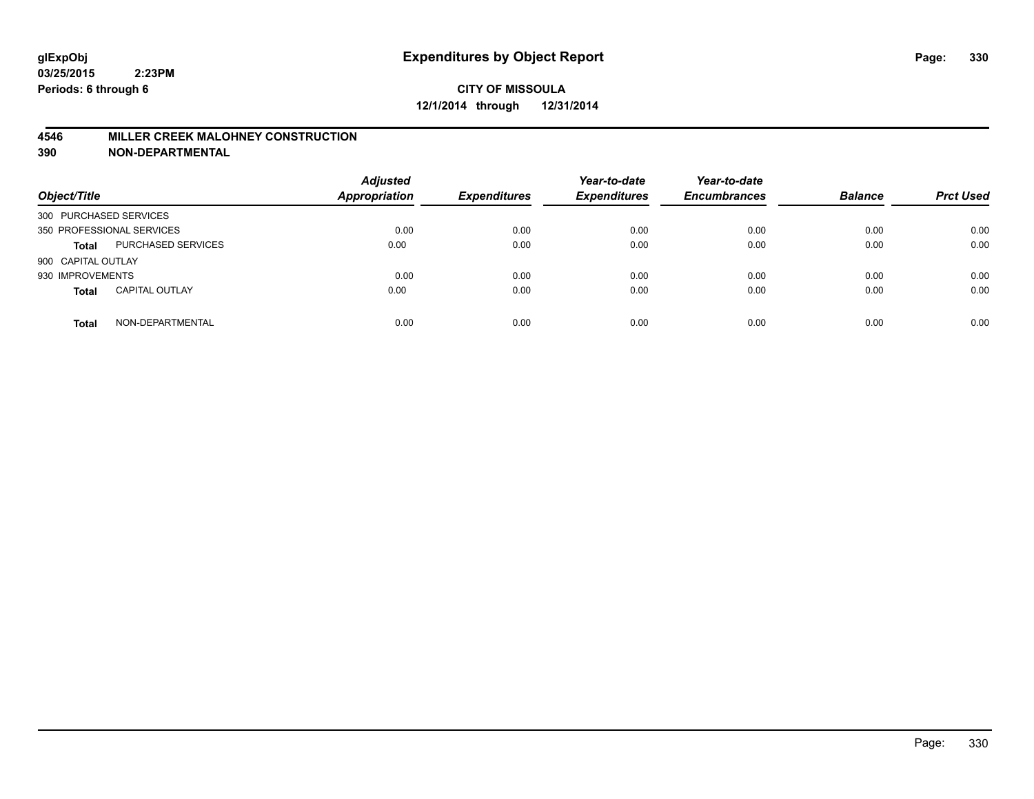# Expenditures by Object Report

**glExpObj**
**03/25/2015 2:23PM**
**Periods: 6 through 6**

**CITY OF MISSOULA**
**12/1/2014 through 12/31/2014**

**4546 MILLER CREEK MALOHNEY CONSTRUCTION**
**390 NON-DEPARTMENTAL**

| Object/Title | | *Adjusted Appropriation* | *Expenditures* | *Year-to-date Expenditures* | *Year-to-date Encumbrances* | *Balance* | *Prct Used* |
|---|---|---|---|---|---|---|---|
| 300 PURCHASED SERVICES | | | | | | | |
| 350 PROFESSIONAL SERVICES | | 0.00 | 0.00 | 0.00 | 0.00 | 0.00 | 0.00 |
| **Total** | PURCHASED SERVICES | 0.00 | 0.00 | 0.00 | 0.00 | 0.00 | 0.00 |
| 900 CAPITAL OUTLAY | | | | | | | |
| 930 IMPROVEMENTS | | 0.00 | 0.00 | 0.00 | 0.00 | 0.00 | 0.00 |
| **Total** | CAPITAL OUTLAY | 0.00 | 0.00 | 0.00 | 0.00 | 0.00 | 0.00 |
| **Total** | NON-DEPARTMENTAL | 0.00 | 0.00 | 0.00 | 0.00 | 0.00 | 0.00 |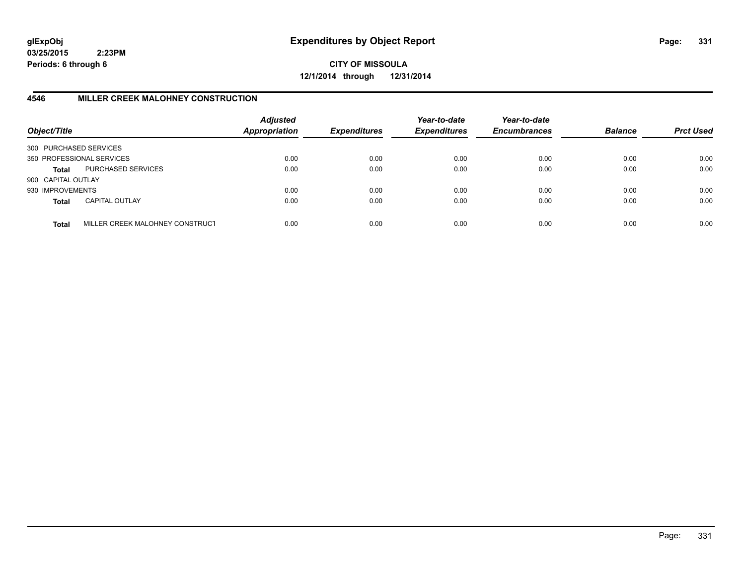**glExpObj**
**03/25/2015 2:23PM**
**Periods: 6 through 6**

# Expenditures by Object Report

**CITY OF MISSOULA**
**12/1/2014 through 12/31/2014**

## 4546 MILLER CREEK MALOHNEY CONSTRUCTION

| Object/Title | | Adjusted Appropriation | Expenditures | Year-to-date Expenditures | Year-to-date Encumbrances | Balance | Prct Used |
|---|---|---|---|---|---|---|---|
| 300 PURCHASED SERVICES | | | | | | | |
| 350 PROFESSIONAL SERVICES | | 0.00 | 0.00 | 0.00 | 0.00 | 0.00 | 0.00 |
| **Total** | PURCHASED SERVICES | 0.00 | 0.00 | 0.00 | 0.00 | 0.00 | 0.00 |
| 900 CAPITAL OUTLAY | | | | | | | |
| 930 IMPROVEMENTS | | 0.00 | 0.00 | 0.00 | 0.00 | 0.00 | 0.00 |
| **Total** | CAPITAL OUTLAY | 0.00 | 0.00 | 0.00 | 0.00 | 0.00 | 0.00 |
| **Total** | MILLER CREEK MALOHNEY CONSTRUCT | 0.00 | 0.00 | 0.00 | 0.00 | 0.00 | 0.00 |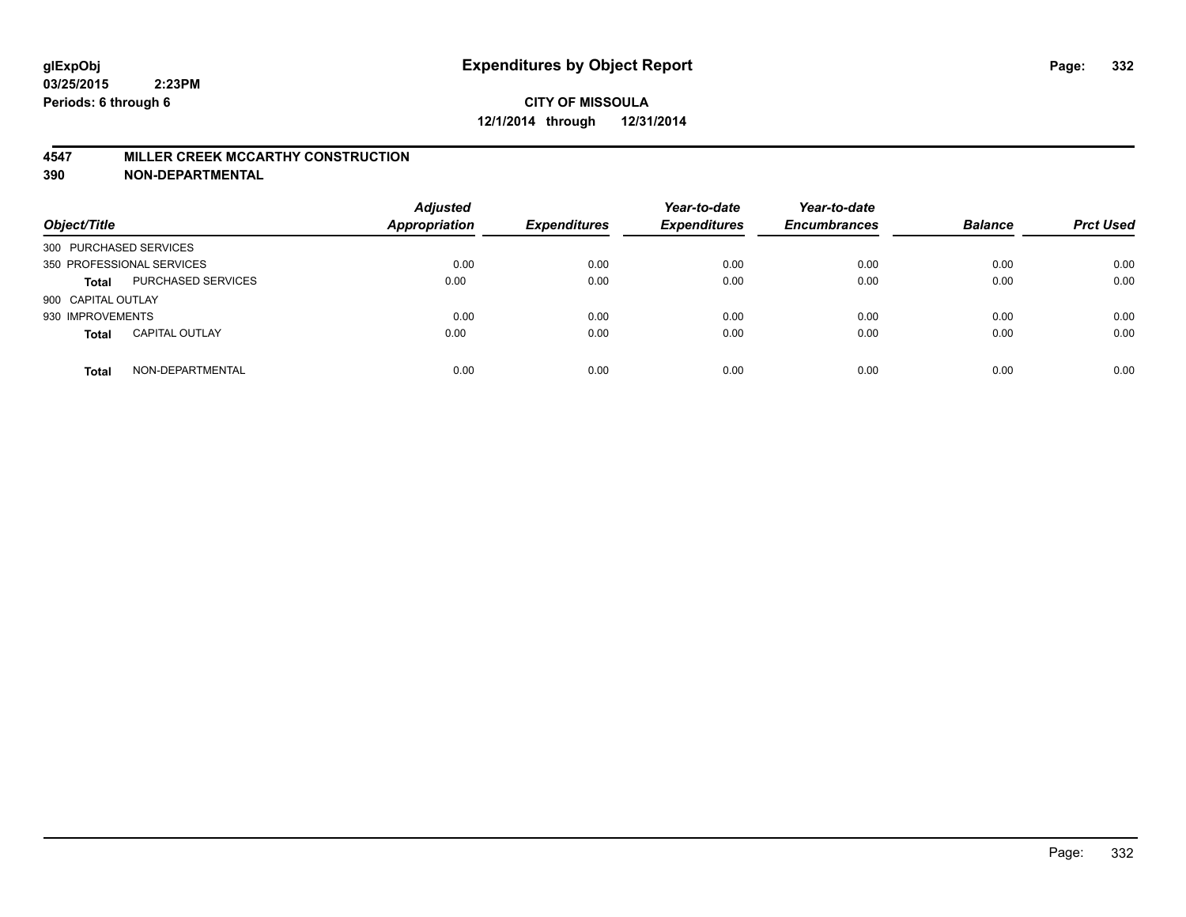glExpObj
03/25/2015 2:23PM
Periods: 6 through 6

# Expenditures by Object Report

**CITY OF MISSOULA**
**12/1/2014 through 12/31/2014**

**4547 MILLER CREEK MCCARTHY CONSTRUCTION**
**390 NON-DEPARTMENTAL**

| Object/Title | | Adjusted Appropriation | Expenditures | Year-to-date Expenditures | Year-to-date Encumbrances | Balance | Prct Used |
|---|---|---|---|---|---|---|---|
| 300 PURCHASED SERVICES | | | | | | | |
| 350 PROFESSIONAL SERVICES | | 0.00 | 0.00 | 0.00 | 0.00 | 0.00 | 0.00 |
| **Total** | PURCHASED SERVICES | 0.00 | 0.00 | 0.00 | 0.00 | 0.00 | 0.00 |
| 900 CAPITAL OUTLAY | | | | | | | |
| 930 IMPROVEMENTS | | 0.00 | 0.00 | 0.00 | 0.00 | 0.00 | 0.00 |
| **Total** | CAPITAL OUTLAY | 0.00 | 0.00 | 0.00 | 0.00 | 0.00 | 0.00 |
| **Total** | NON-DEPARTMENTAL | 0.00 | 0.00 | 0.00 | 0.00 | 0.00 | 0.00 |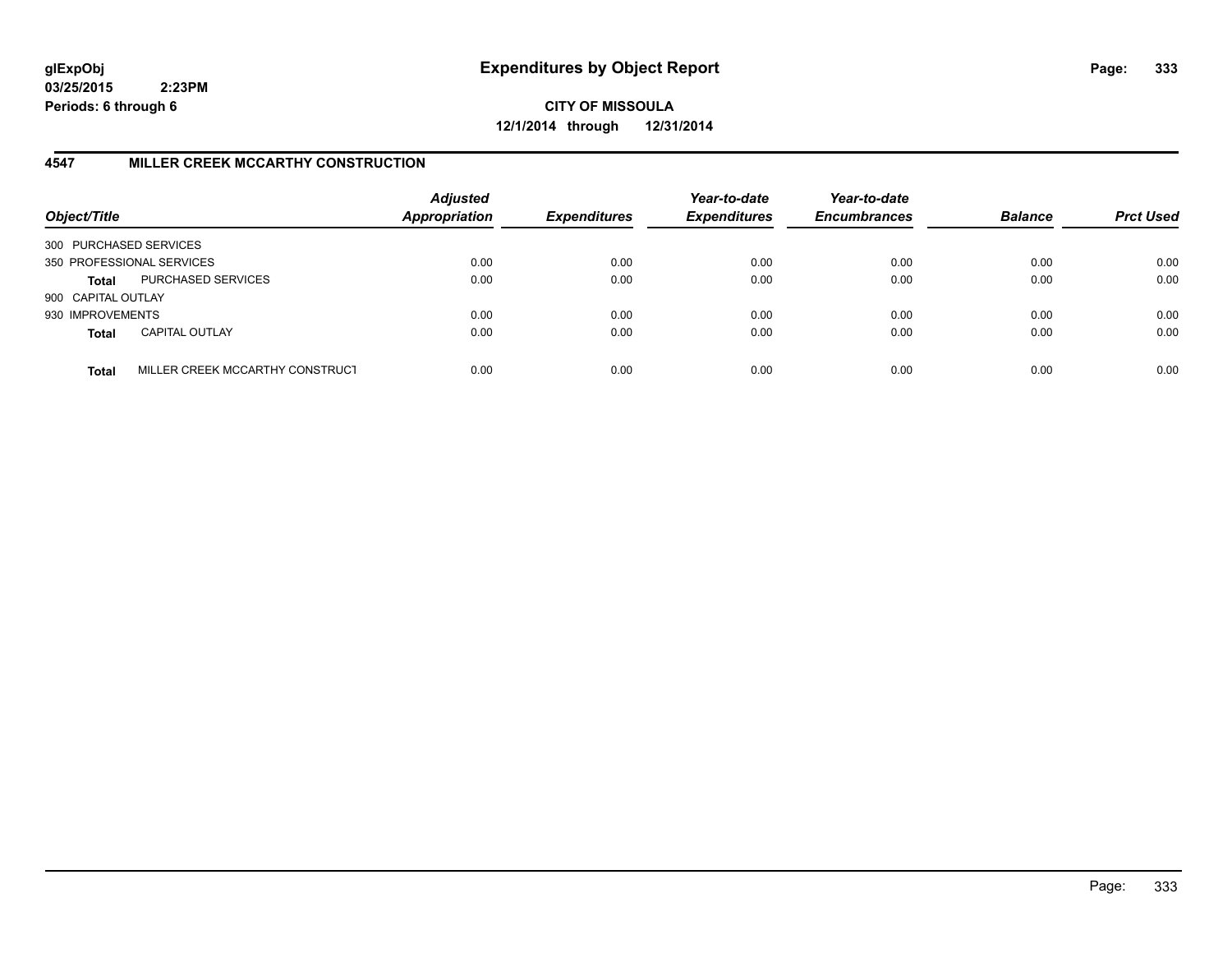**glExpObj**
**03/25/2015 2:23PM**
**Periods: 6 through 6**

# Expenditures by Object Report

**CITY OF MISSOULA**
**12/1/2014 through 12/31/2014**

## 4547 MILLER CREEK MCCARTHY CONSTRUCTION

| Object/Title | | Adjusted Appropriation | Expenditures | Year-to-date Expenditures | Year-to-date Encumbrances | Balance | Prct Used |
|---|---|---|---|---|---|---|---|
| 300 PURCHASED SERVICES | | | | | | | |
| 350 PROFESSIONAL SERVICES | | 0.00 | 0.00 | 0.00 | 0.00 | 0.00 | 0.00 |
| **Total** | PURCHASED SERVICES | 0.00 | 0.00 | 0.00 | 0.00 | 0.00 | 0.00 |
| 900 CAPITAL OUTLAY | | | | | | | |
| 930 IMPROVEMENTS | | 0.00 | 0.00 | 0.00 | 0.00 | 0.00 | 0.00 |
| **Total** | CAPITAL OUTLAY | 0.00 | 0.00 | 0.00 | 0.00 | 0.00 | 0.00 |
| **Total** | MILLER CREEK MCCARTHY CONSTRUCT | 0.00 | 0.00 | 0.00 | 0.00 | 0.00 | 0.00 |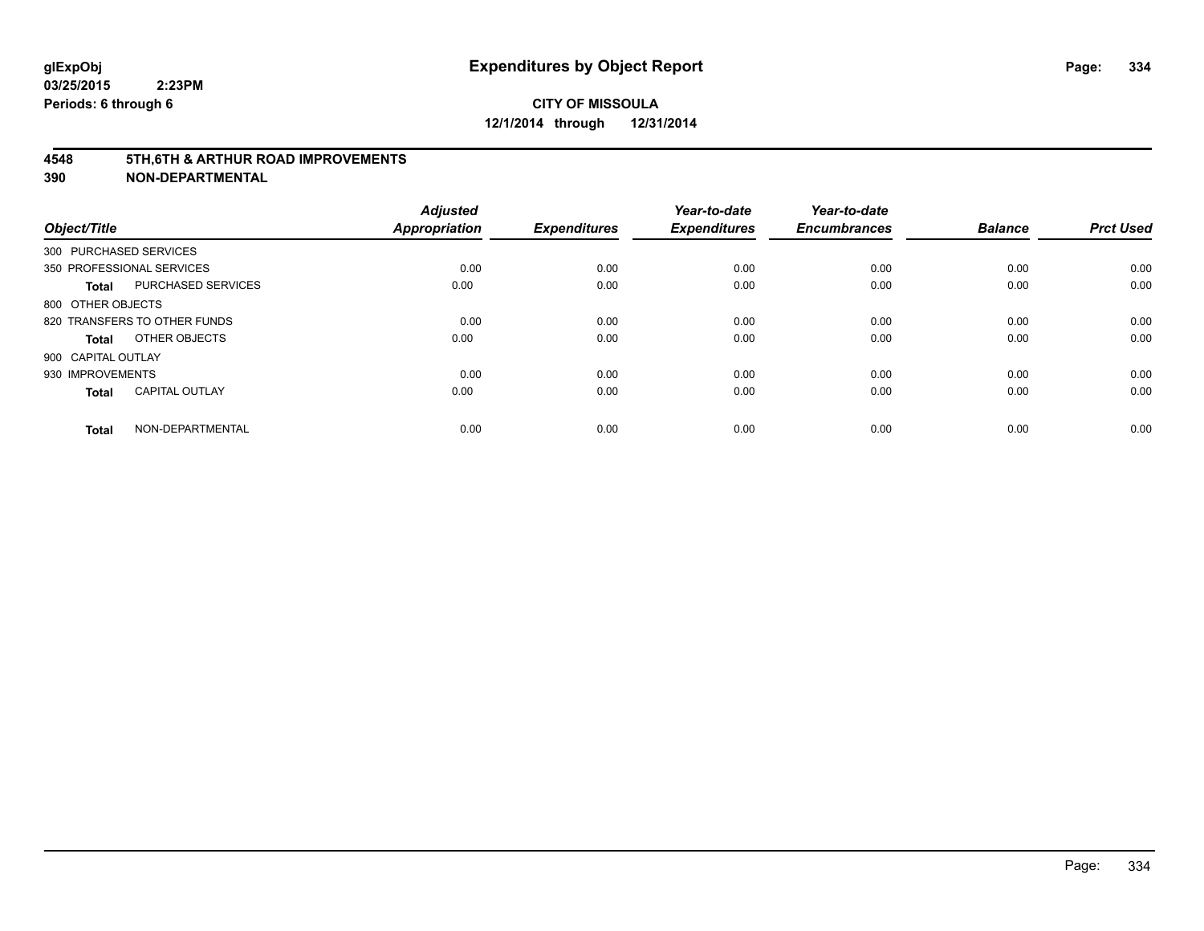**glExpObj**
**03/25/2015 2:23PM**
**Periods: 6 through 6**

# Expenditures by Object Report

**CITY OF MISSOULA**
**12/1/2014 through 12/31/2014**

**4548 5TH,6TH & ARTHUR ROAD IMPROVEMENTS**
**390 NON-DEPARTMENTAL**

| Object/Title | | Adjusted Appropriation | Expenditures | Year-to-date Expenditures | Year-to-date Encumbrances | Balance | Prct Used |
|---|---|---|---|---|---|---|---|
| 300 PURCHASED SERVICES | | | | | | | |
| 350 PROFESSIONAL SERVICES | | 0.00 | 0.00 | 0.00 | 0.00 | 0.00 | 0.00 |
| **Total** | PURCHASED SERVICES | 0.00 | 0.00 | 0.00 | 0.00 | 0.00 | 0.00 |
| 800 OTHER OBJECTS | | | | | | | |
| 820 TRANSFERS TO OTHER FUNDS | | 0.00 | 0.00 | 0.00 | 0.00 | 0.00 | 0.00 |
| **Total** | OTHER OBJECTS | 0.00 | 0.00 | 0.00 | 0.00 | 0.00 | 0.00 |
| 900 CAPITAL OUTLAY | | | | | | | |
| 930 IMPROVEMENTS | | 0.00 | 0.00 | 0.00 | 0.00 | 0.00 | 0.00 |
| **Total** | CAPITAL OUTLAY | 0.00 | 0.00 | 0.00 | 0.00 | 0.00 | 0.00 |
| **Total** | NON-DEPARTMENTAL | 0.00 | 0.00 | 0.00 | 0.00 | 0.00 | 0.00 |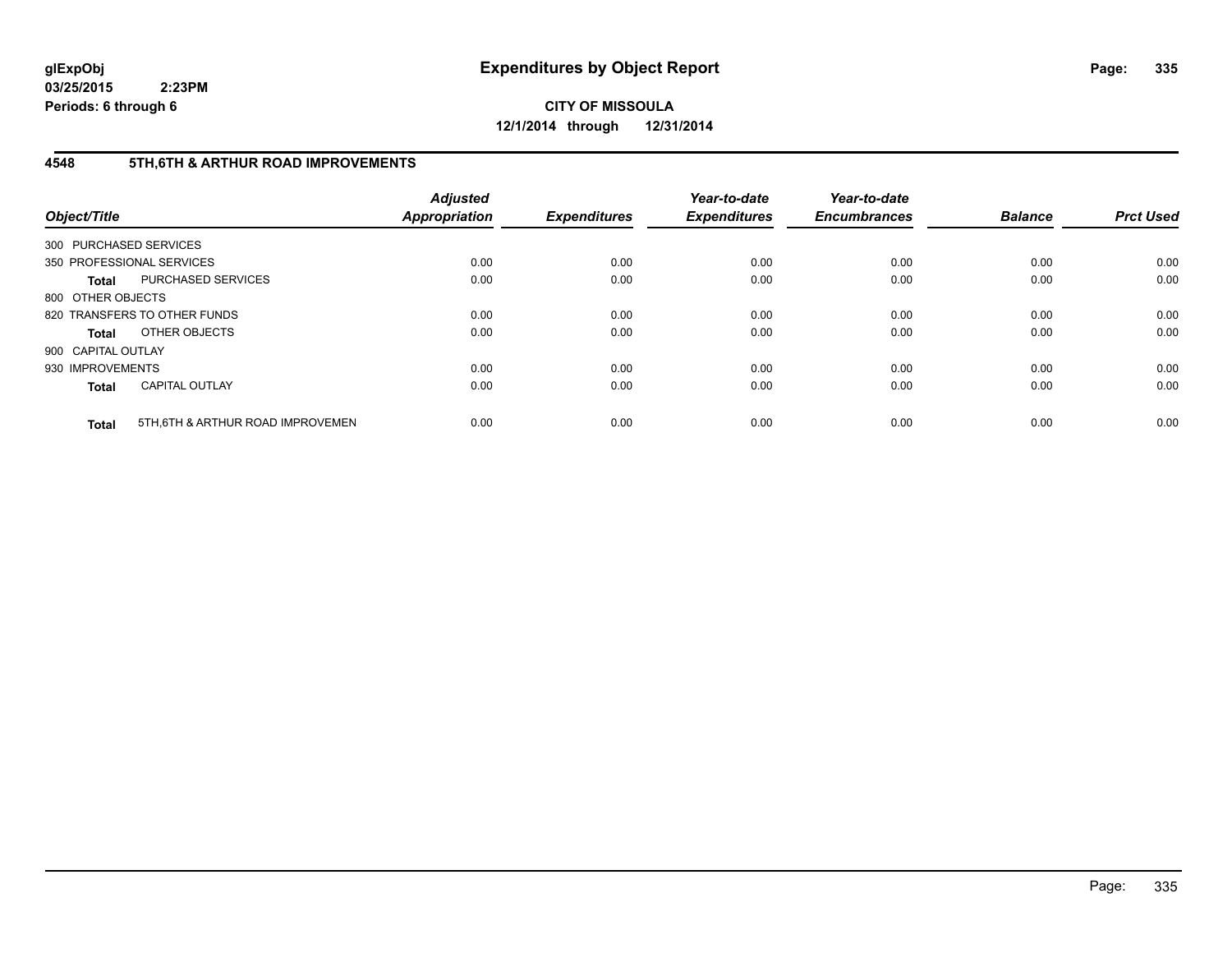**glExpObj**
**03/25/2015 2:23PM**
**Periods: 6 through 6**

# Expenditures by Object Report

**CITY OF MISSOULA**
**12/1/2014 through 12/31/2014**

## 4548 5TH,6TH & ARTHUR ROAD IMPROVEMENTS

| Object/Title | | Adjusted Appropriation | Expenditures | Year-to-date Expenditures | Year-to-date Encumbrances | Balance | Prct Used |
|---|---|---|---|---|---|---|---|
| 300 PURCHASED SERVICES | | | | | | | |
| 350 PROFESSIONAL SERVICES | | 0.00 | 0.00 | 0.00 | 0.00 | 0.00 | 0.00 |
| **Total** | PURCHASED SERVICES | 0.00 | 0.00 | 0.00 | 0.00 | 0.00 | 0.00 |
| 800 OTHER OBJECTS | | | | | | | |
| 820 TRANSFERS TO OTHER FUNDS | | 0.00 | 0.00 | 0.00 | 0.00 | 0.00 | 0.00 |
| **Total** | OTHER OBJECTS | 0.00 | 0.00 | 0.00 | 0.00 | 0.00 | 0.00 |
| 900 CAPITAL OUTLAY | | | | | | | |
| 930 IMPROVEMENTS | | 0.00 | 0.00 | 0.00 | 0.00 | 0.00 | 0.00 |
| **Total** | CAPITAL OUTLAY | 0.00 | 0.00 | 0.00 | 0.00 | 0.00 | 0.00 |
| **Total** | 5TH,6TH & ARTHUR ROAD IMPROVEMEN | 0.00 | 0.00 | 0.00 | 0.00 | 0.00 | 0.00 |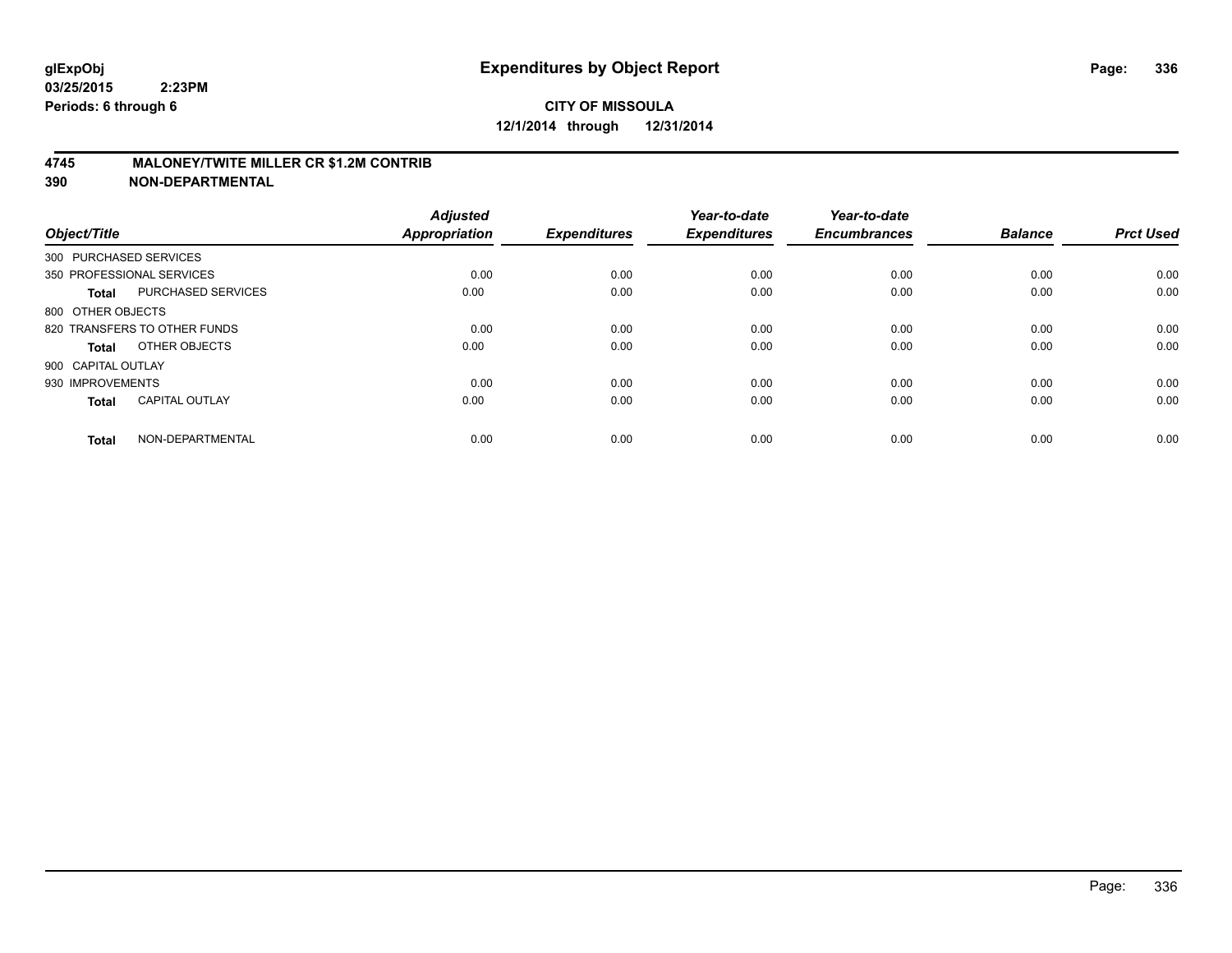# Expenditures by Object Report

glExpObj
03/25/2015 2:23PM
Periods: 6 through 6

**CITY OF MISSOULA**
**12/1/2014 through 12/31/2014**

**4745 MALONEY/TWITE MILLER CR $1.2M CONTRIB**
**390 NON-DEPARTMENTAL**

| Object/Title | | Adjusted Appropriation | Expenditures | Year-to-date Expenditures | Year-to-date Encumbrances | Balance | Prct Used |
|---|---|---|---|---|---|---|---|
| 300 PURCHASED SERVICES | | | | | | | |
| 350 PROFESSIONAL SERVICES | | 0.00 | 0.00 | 0.00 | 0.00 | 0.00 | 0.00 |
| **Total** | PURCHASED SERVICES | 0.00 | 0.00 | 0.00 | 0.00 | 0.00 | 0.00 |
| 800 OTHER OBJECTS | | | | | | | |
| 820 TRANSFERS TO OTHER FUNDS | | 0.00 | 0.00 | 0.00 | 0.00 | 0.00 | 0.00 |
| **Total** | OTHER OBJECTS | 0.00 | 0.00 | 0.00 | 0.00 | 0.00 | 0.00 |
| 900 CAPITAL OUTLAY | | | | | | | |
| 930 IMPROVEMENTS | | 0.00 | 0.00 | 0.00 | 0.00 | 0.00 | 0.00 |
| **Total** | CAPITAL OUTLAY | 0.00 | 0.00 | 0.00 | 0.00 | 0.00 | 0.00 |
| **Total** | NON-DEPARTMENTAL | 0.00 | 0.00 | 0.00 | 0.00 | 0.00 | 0.00 |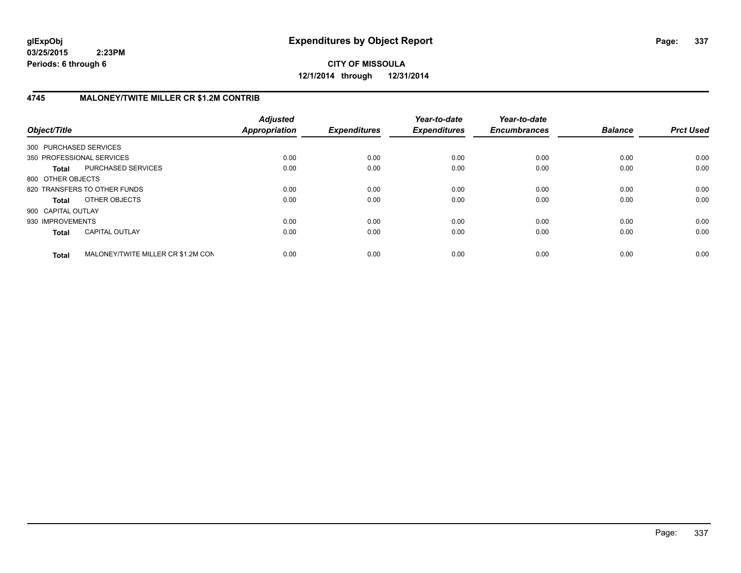**glExpObj**
**03/25/2015 2:23PM**
**Periods: 6 through 6**

# Expenditures by Object Report

**CITY OF MISSOULA**
**12/1/2014 through 12/31/2014**

## 4745 MALONEY/TWITE MILLER CR $1.2M CONTRIB

| Object/Title | | Adjusted Appropriation | Expenditures | Year-to-date Expenditures | Year-to-date Encumbrances | Balance | Prct Used |
|---|---|---|---|---|---|---|---|
| 300 PURCHASED SERVICES | | | | | | | |
| 350 PROFESSIONAL SERVICES | | 0.00 | 0.00 | 0.00 | 0.00 | 0.00 | 0.00 |
| **Total** | PURCHASED SERVICES | 0.00 | 0.00 | 0.00 | 0.00 | 0.00 | 0.00 |
| 800 OTHER OBJECTS | | | | | | | |
| 820 TRANSFERS TO OTHER FUNDS | | 0.00 | 0.00 | 0.00 | 0.00 | 0.00 | 0.00 |
| **Total** | OTHER OBJECTS | 0.00 | 0.00 | 0.00 | 0.00 | 0.00 | 0.00 |
| 900 CAPITAL OUTLAY | | | | | | | |
| 930 IMPROVEMENTS | | 0.00 | 0.00 | 0.00 | 0.00 | 0.00 | 0.00 |
| **Total** | CAPITAL OUTLAY | 0.00 | 0.00 | 0.00 | 0.00 | 0.00 | 0.00 |
| **Total** | MALONEY/TWITE MILLER CR $1.2M CON | 0.00 | 0.00 | 0.00 | 0.00 | 0.00 | 0.00 |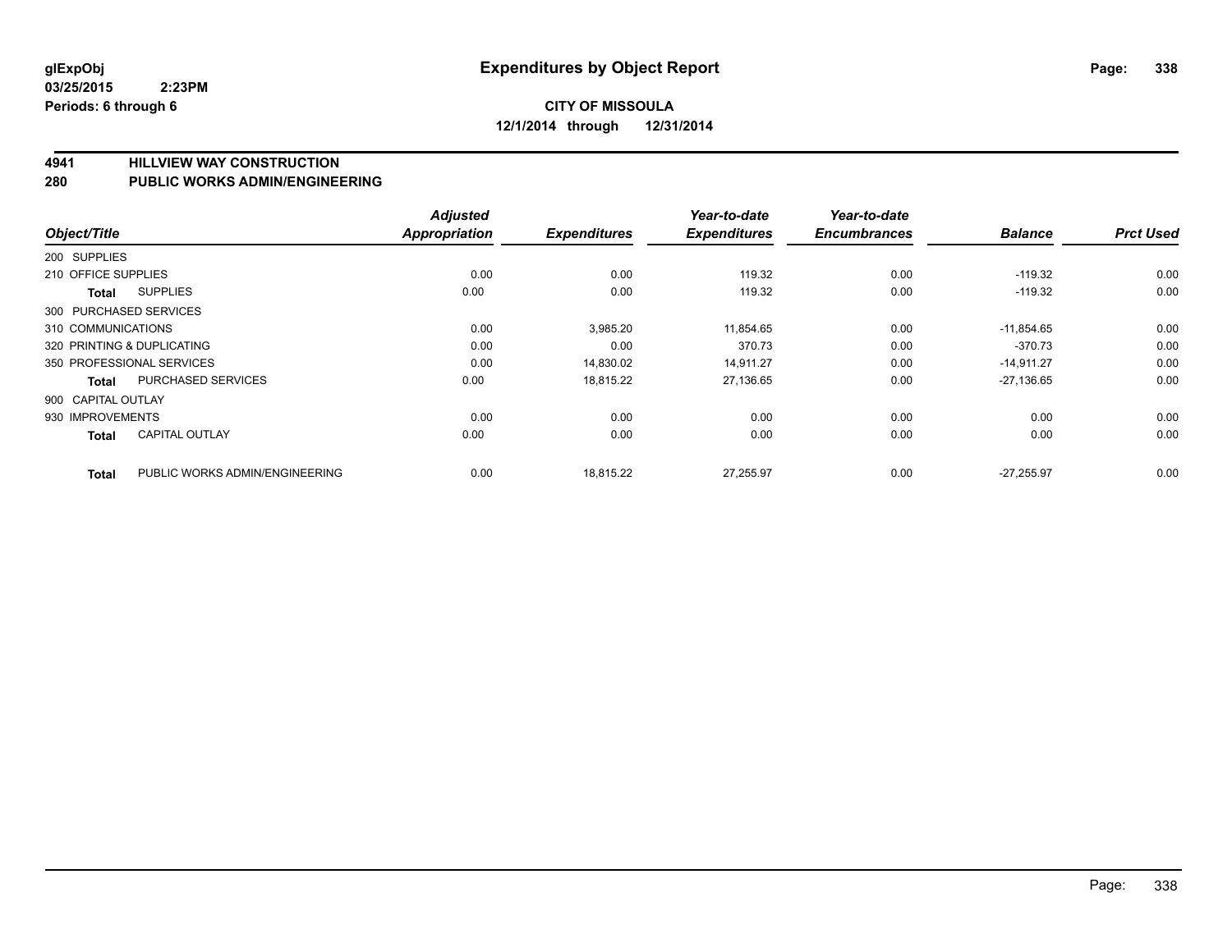**glExpObj**
**03/25/2015 2:23PM**
**Periods: 6 through 6**

# Expenditures by Object Report

**CITY OF MISSOULA**
**12/1/2014 through 12/31/2014**

## 4941 HILLVIEW WAY CONSTRUCTION
## 280 PUBLIC WORKS ADMIN/ENGINEERING

| Object/Title | | Adjusted Appropriation | Expenditures | Year-to-date Expenditures | Year-to-date Encumbrances | Balance | Prct Used |
|---|---|---|---|---|---|---|---|
| 200 SUPPLIES | | | | | | | |
| 210 OFFICE SUPPLIES | | 0.00 | 0.00 | 119.32 | 0.00 | -119.32 | 0.00 |
| **Total** | SUPPLIES | 0.00 | 0.00 | 119.32 | 0.00 | -119.32 | 0.00 |
| 300 PURCHASED SERVICES | | | | | | | |
| 310 COMMUNICATIONS | | 0.00 | 3,985.20 | 11,854.65 | 0.00 | -11,854.65 | 0.00 |
| 320 PRINTING & DUPLICATING | | 0.00 | 0.00 | 370.73 | 0.00 | -370.73 | 0.00 |
| 350 PROFESSIONAL SERVICES | | 0.00 | 14,830.02 | 14,911.27 | 0.00 | -14,911.27 | 0.00 |
| **Total** | PURCHASED SERVICES | 0.00 | 18,815.22 | 27,136.65 | 0.00 | -27,136.65 | 0.00 |
| 900 CAPITAL OUTLAY | | | | | | | |
| 930 IMPROVEMENTS | | 0.00 | 0.00 | 0.00 | 0.00 | 0.00 | 0.00 |
| **Total** | CAPITAL OUTLAY | 0.00 | 0.00 | 0.00 | 0.00 | 0.00 | 0.00 |
| **Total** | PUBLIC WORKS ADMIN/ENGINEERING | 0.00 | 18,815.22 | 27,255.97 | 0.00 | -27,255.97 | 0.00 |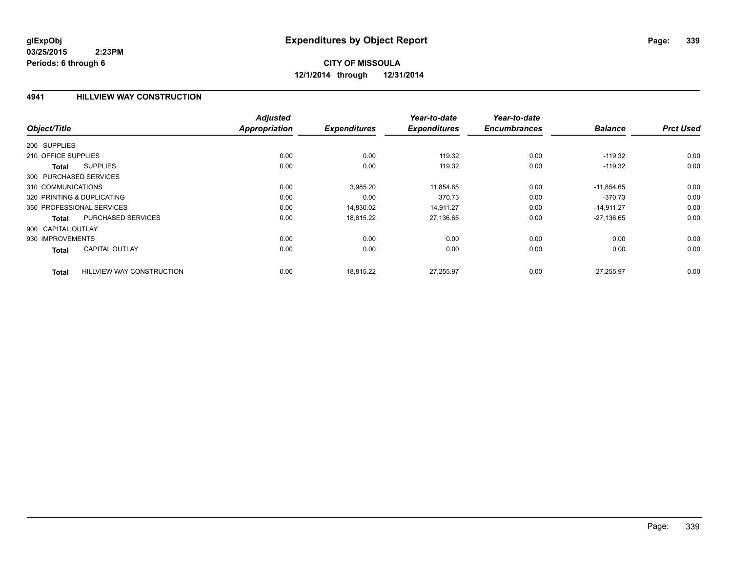**glExpObj**
**03/25/2015 2:23PM**
**Periods: 6 through 6**

# Expenditures by Object Report

**CITY OF MISSOULA**
**12/1/2014 through 12/31/2014**

## 4941 HILLVIEW WAY CONSTRUCTION

| Object/Title | | Adjusted Appropriation | Expenditures | Year-to-date Expenditures | Year-to-date Encumbrances | Balance | Prct Used |
|---|---|---|---|---|---|---|---|
| 200 SUPPLIES | | | | | | | |
| 210 OFFICE SUPPLIES | | 0.00 | 0.00 | 119.32 | 0.00 | -119.32 | 0.00 |
| **Total** | SUPPLIES | 0.00 | 0.00 | 119.32 | 0.00 | -119.32 | 0.00 |
| 300 PURCHASED SERVICES | | | | | | | |
| 310 COMMUNICATIONS | | 0.00 | 3,985.20 | 11,854.65 | 0.00 | -11,854.65 | 0.00 |
| 320 PRINTING & DUPLICATING | | 0.00 | 0.00 | 370.73 | 0.00 | -370.73 | 0.00 |
| 350 PROFESSIONAL SERVICES | | 0.00 | 14,830.02 | 14,911.27 | 0.00 | -14,911.27 | 0.00 |
| **Total** | PURCHASED SERVICES | 0.00 | 18,815.22 | 27,136.65 | 0.00 | -27,136.65 | 0.00 |
| 900 CAPITAL OUTLAY | | | | | | | |
| 930 IMPROVEMENTS | | 0.00 | 0.00 | 0.00 | 0.00 | 0.00 | 0.00 |
| **Total** | CAPITAL OUTLAY | 0.00 | 0.00 | 0.00 | 0.00 | 0.00 | 0.00 |
| **Total** | HILLVIEW WAY CONSTRUCTION | 0.00 | 18,815.22 | 27,255.97 | 0.00 | -27,255.97 | 0.00 |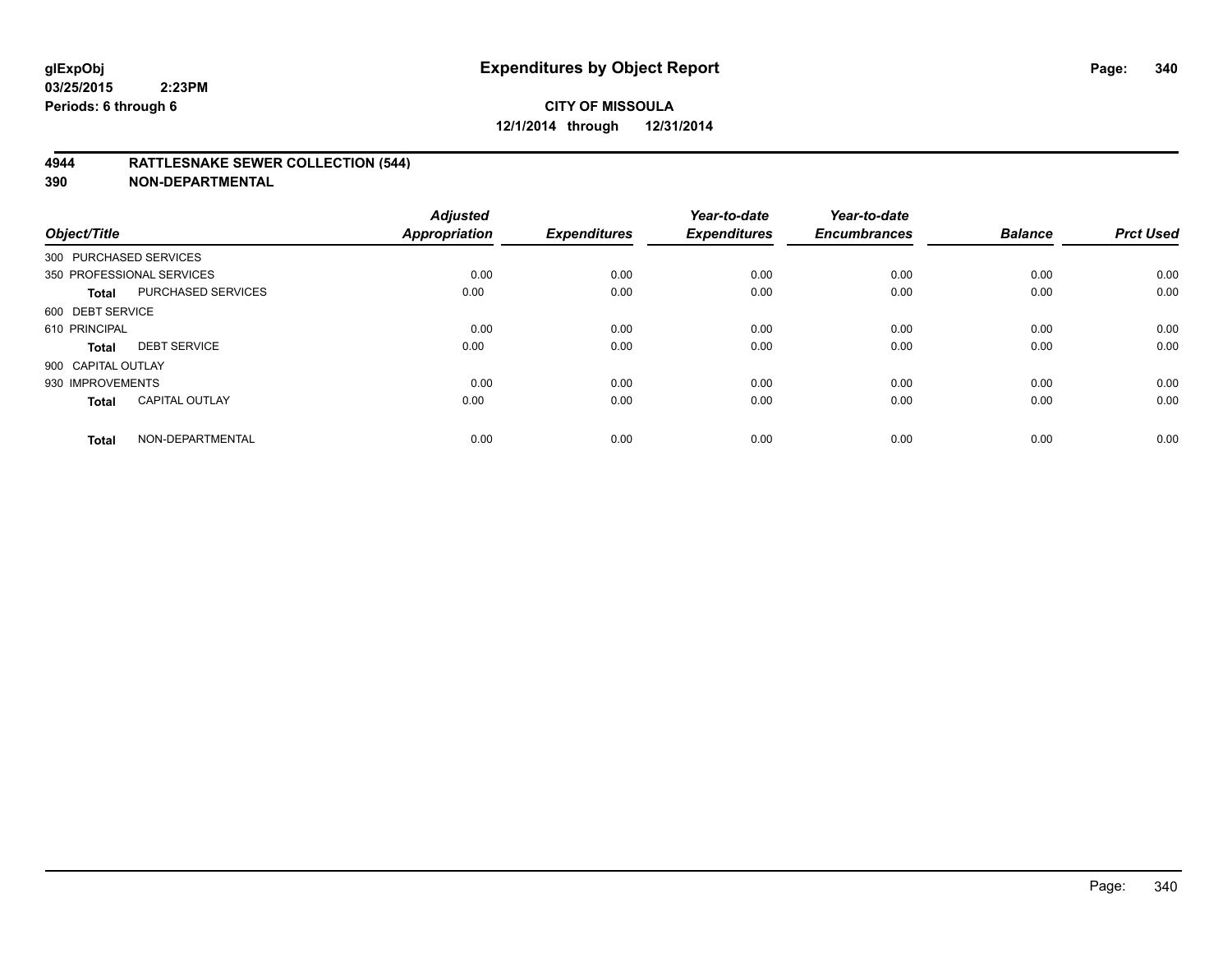**glExpObj**
**03/25/2015 2:23PM**
**Periods: 6 through 6**

# Expenditures by Object Report

**CITY OF MISSOULA**
**12/1/2014 through 12/31/2014**

## 4944 RATTLESNAKE SEWER COLLECTION (544)
## 390 NON-DEPARTMENTAL

| Object/Title | | Adjusted Appropriation | Expenditures | Year-to-date Expenditures | Year-to-date Encumbrances | Balance | Prct Used |
|---|---|---|---|---|---|---|---|
| 300 PURCHASED SERVICES | | | | | | | |
| 350 PROFESSIONAL SERVICES | | 0.00 | 0.00 | 0.00 | 0.00 | 0.00 | 0.00 |
| **Total** | PURCHASED SERVICES | 0.00 | 0.00 | 0.00 | 0.00 | 0.00 | 0.00 |
| 600 DEBT SERVICE | | | | | | | |
| 610 PRINCIPAL | | 0.00 | 0.00 | 0.00 | 0.00 | 0.00 | 0.00 |
| **Total** | DEBT SERVICE | 0.00 | 0.00 | 0.00 | 0.00 | 0.00 | 0.00 |
| 900 CAPITAL OUTLAY | | | | | | | |
| 930 IMPROVEMENTS | | 0.00 | 0.00 | 0.00 | 0.00 | 0.00 | 0.00 |
| **Total** | CAPITAL OUTLAY | 0.00 | 0.00 | 0.00 | 0.00 | 0.00 | 0.00 |
| **Total** | NON-DEPARTMENTAL | 0.00 | 0.00 | 0.00 | 0.00 | 0.00 | 0.00 |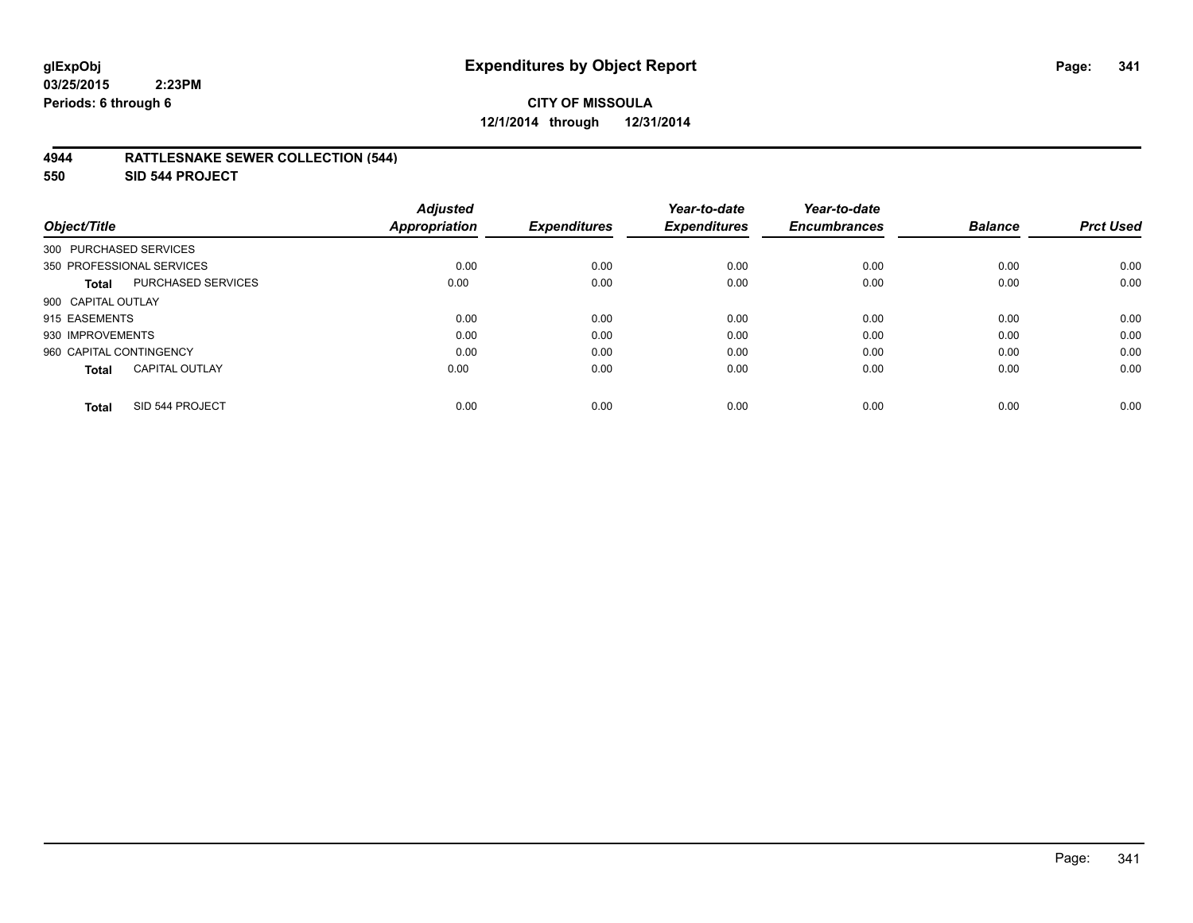glExpObj
03/25/2015 2:23PM
Periods: 6 through 6

# Expenditures by Object Report

**CITY OF MISSOULA**
**12/1/2014 through 12/31/2014**

**4944 RATTLESNAKE SEWER COLLECTION (544)**
**550 SID 544 PROJECT**

| Object/Title | | Adjusted Appropriation | Expenditures | Year-to-date Expenditures | Year-to-date Encumbrances | Balance | Prct Used |
|---|---|---|---|---|---|---|---|
| 300 PURCHASED SERVICES | | | | | | | |
| 350 PROFESSIONAL SERVICES | | 0.00 | 0.00 | 0.00 | 0.00 | 0.00 | 0.00 |
| **Total** | PURCHASED SERVICES | 0.00 | 0.00 | 0.00 | 0.00 | 0.00 | 0.00 |
| 900 CAPITAL OUTLAY | | | | | | | |
| 915 EASEMENTS | | 0.00 | 0.00 | 0.00 | 0.00 | 0.00 | 0.00 |
| 930 IMPROVEMENTS | | 0.00 | 0.00 | 0.00 | 0.00 | 0.00 | 0.00 |
| 960 CAPITAL CONTINGENCY | | 0.00 | 0.00 | 0.00 | 0.00 | 0.00 | 0.00 |
| **Total** | CAPITAL OUTLAY | 0.00 | 0.00 | 0.00 | 0.00 | 0.00 | 0.00 |
| **Total** | SID 544 PROJECT | 0.00 | 0.00 | 0.00 | 0.00 | 0.00 | 0.00 |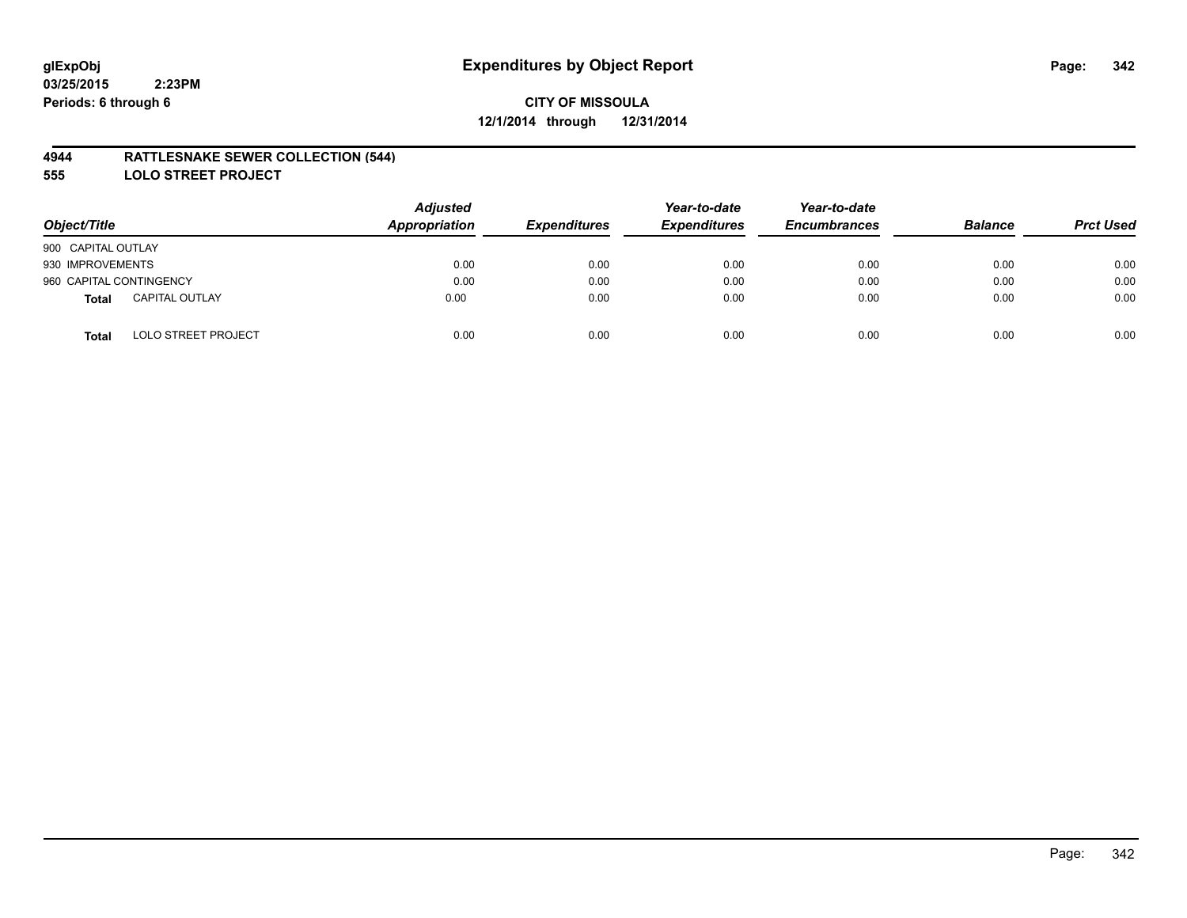glExpObj
03/25/2015 2:23PM
Periods: 6 through 6

# Expenditures by Object Report

**CITY OF MISSOULA**
**12/1/2014 through 12/31/2014**

**4944 RATTLESNAKE SEWER COLLECTION (544)**
**555 LOLO STREET PROJECT**

| Object/Title | | Adjusted Appropriation | Expenditures | Year-to-date Expenditures | Year-to-date Encumbrances | Balance | Prct Used |
|---|---|---|---|---|---|---|---|
| 900 CAPITAL OUTLAY | | | | | | | |
| 930 IMPROVEMENTS | | 0.00 | 0.00 | 0.00 | 0.00 | 0.00 | 0.00 |
| 960 CAPITAL CONTINGENCY | | 0.00 | 0.00 | 0.00 | 0.00 | 0.00 | 0.00 |
| **Total** | CAPITAL OUTLAY | 0.00 | 0.00 | 0.00 | 0.00 | 0.00 | 0.00 |
| **Total** | LOLO STREET PROJECT | 0.00 | 0.00 | 0.00 | 0.00 | 0.00 | 0.00 |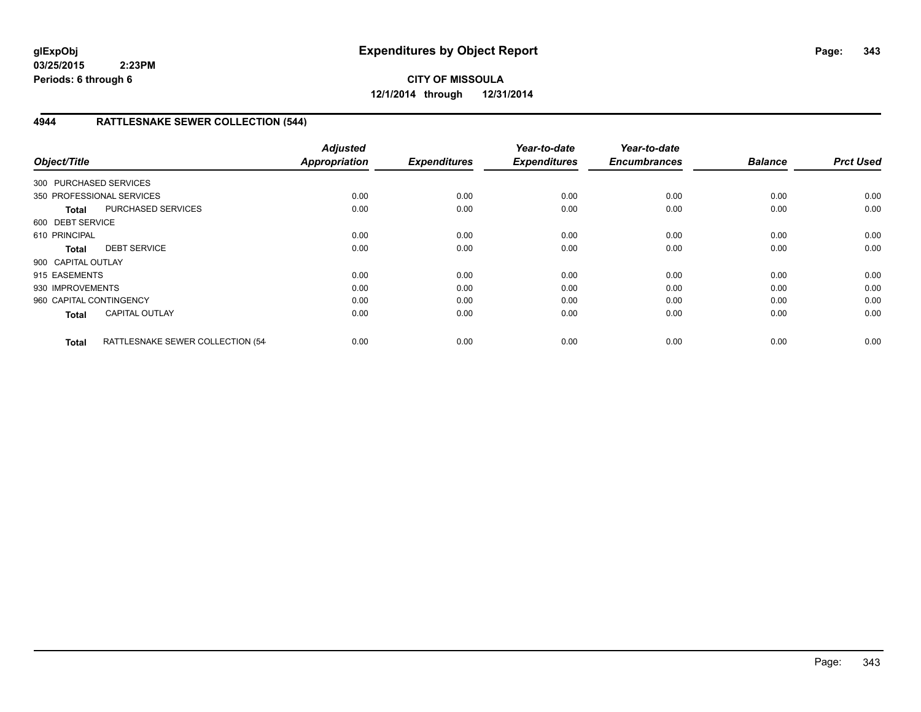# Expenditures by Object Report

glExpObj
03/25/2015 2:23PM
Periods: 6 through 6

**CITY OF MISSOULA**
**12/1/2014 through 12/31/2014**

## 4944 RATTLESNAKE SEWER COLLECTION (544)

| Object/Title | | Adjusted Appropriation | Expenditures | Year-to-date Expenditures | Year-to-date Encumbrances | Balance | Prct Used |
|---|---|---|---|---|---|---|---|
| 300 PURCHASED SERVICES | | | | | | | |
| 350 PROFESSIONAL SERVICES | | 0.00 | 0.00 | 0.00 | 0.00 | 0.00 | 0.00 |
| **Total** | PURCHASED SERVICES | 0.00 | 0.00 | 0.00 | 0.00 | 0.00 | 0.00 |
| 600 DEBT SERVICE | | | | | | | |
| 610 PRINCIPAL | | 0.00 | 0.00 | 0.00 | 0.00 | 0.00 | 0.00 |
| **Total** | DEBT SERVICE | 0.00 | 0.00 | 0.00 | 0.00 | 0.00 | 0.00 |
| 900 CAPITAL OUTLAY | | | | | | | |
| 915 EASEMENTS | | 0.00 | 0.00 | 0.00 | 0.00 | 0.00 | 0.00 |
| 930 IMPROVEMENTS | | 0.00 | 0.00 | 0.00 | 0.00 | 0.00 | 0.00 |
| 960 CAPITAL CONTINGENCY | | 0.00 | 0.00 | 0.00 | 0.00 | 0.00 | 0.00 |
| **Total** | CAPITAL OUTLAY | 0.00 | 0.00 | 0.00 | 0.00 | 0.00 | 0.00 |
| **Total** | RATTLESNAKE SEWER COLLECTION (54 | 0.00 | 0.00 | 0.00 | 0.00 | 0.00 | 0.00 |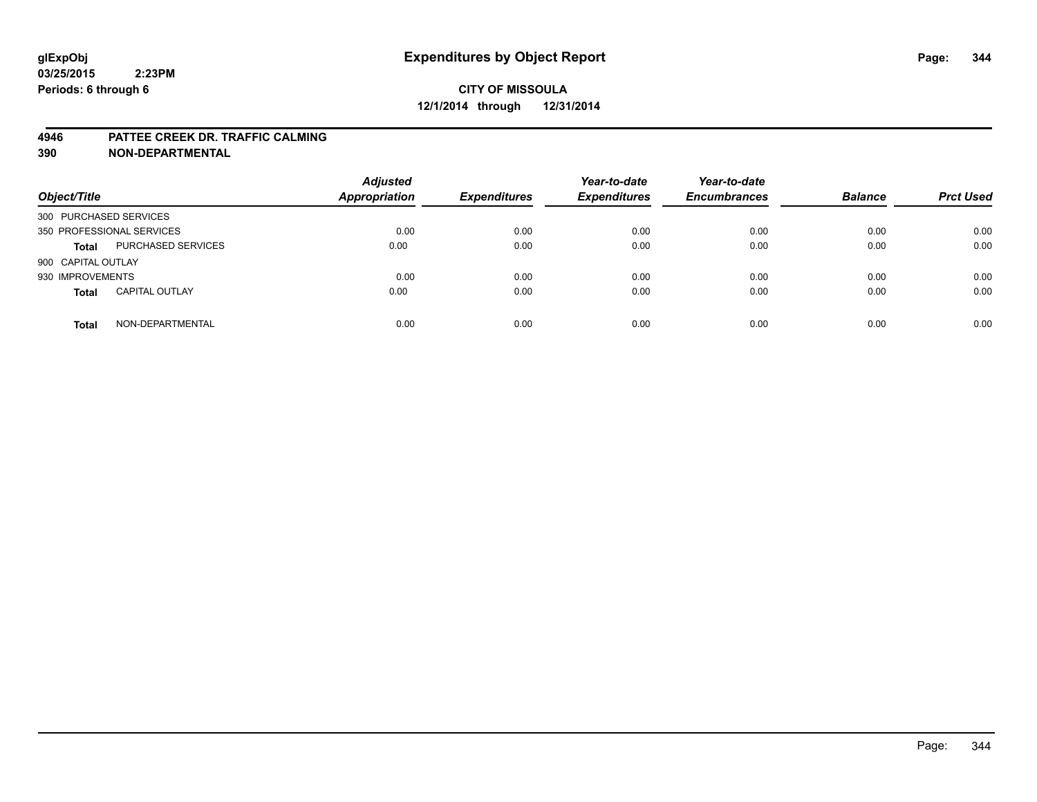glExpObj
03/25/2015 2:23PM
Periods: 6 through 6

# Expenditures by Object Report

**CITY OF MISSOULA**
**12/1/2014 through 12/31/2014**

**4946 PATTEE CREEK DR. TRAFFIC CALMING**
**390 NON-DEPARTMENTAL**

| Object/Title | | Adjusted Appropriation | Expenditures | Year-to-date Expenditures | Year-to-date Encumbrances | Balance | Prct Used |
|---|---|---|---|---|---|---|---|
| 300 PURCHASED SERVICES | | | | | | | |
| 350 PROFESSIONAL SERVICES | | 0.00 | 0.00 | 0.00 | 0.00 | 0.00 | 0.00 |
| **Total** | PURCHASED SERVICES | 0.00 | 0.00 | 0.00 | 0.00 | 0.00 | 0.00 |
| 900 CAPITAL OUTLAY | | | | | | | |
| 930 IMPROVEMENTS | | 0.00 | 0.00 | 0.00 | 0.00 | 0.00 | 0.00 |
| **Total** | CAPITAL OUTLAY | 0.00 | 0.00 | 0.00 | 0.00 | 0.00 | 0.00 |
| **Total** | NON-DEPARTMENTAL | 0.00 | 0.00 | 0.00 | 0.00 | 0.00 | 0.00 |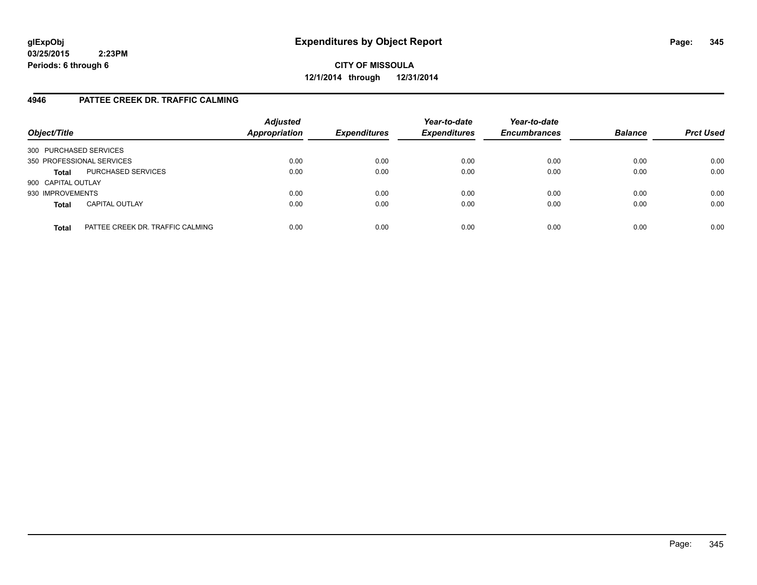**glExpObj**
**03/25/2015 2:23PM**
**Periods: 6 through 6**

# Expenditures by Object Report

**CITY OF MISSOULA**
**12/1/2014 through 12/31/2014**

## 4946 PATTEE CREEK DR. TRAFFIC CALMING

| Object/Title | | Adjusted Appropriation | Expenditures | Year-to-date Expenditures | Year-to-date Encumbrances | Balance | Prct Used |
|---|---|---|---|---|---|---|---|
| 300 PURCHASED SERVICES | | | | | | | |
| 350 PROFESSIONAL SERVICES | | 0.00 | 0.00 | 0.00 | 0.00 | 0.00 | 0.00 |
| **Total** | PURCHASED SERVICES | 0.00 | 0.00 | 0.00 | 0.00 | 0.00 | 0.00 |
| 900 CAPITAL OUTLAY | | | | | | | |
| 930 IMPROVEMENTS | | 0.00 | 0.00 | 0.00 | 0.00 | 0.00 | 0.00 |
| **Total** | CAPITAL OUTLAY | 0.00 | 0.00 | 0.00 | 0.00 | 0.00 | 0.00 |
| **Total** | PATTEE CREEK DR. TRAFFIC CALMING | 0.00 | 0.00 | 0.00 | 0.00 | 0.00 | 0.00 |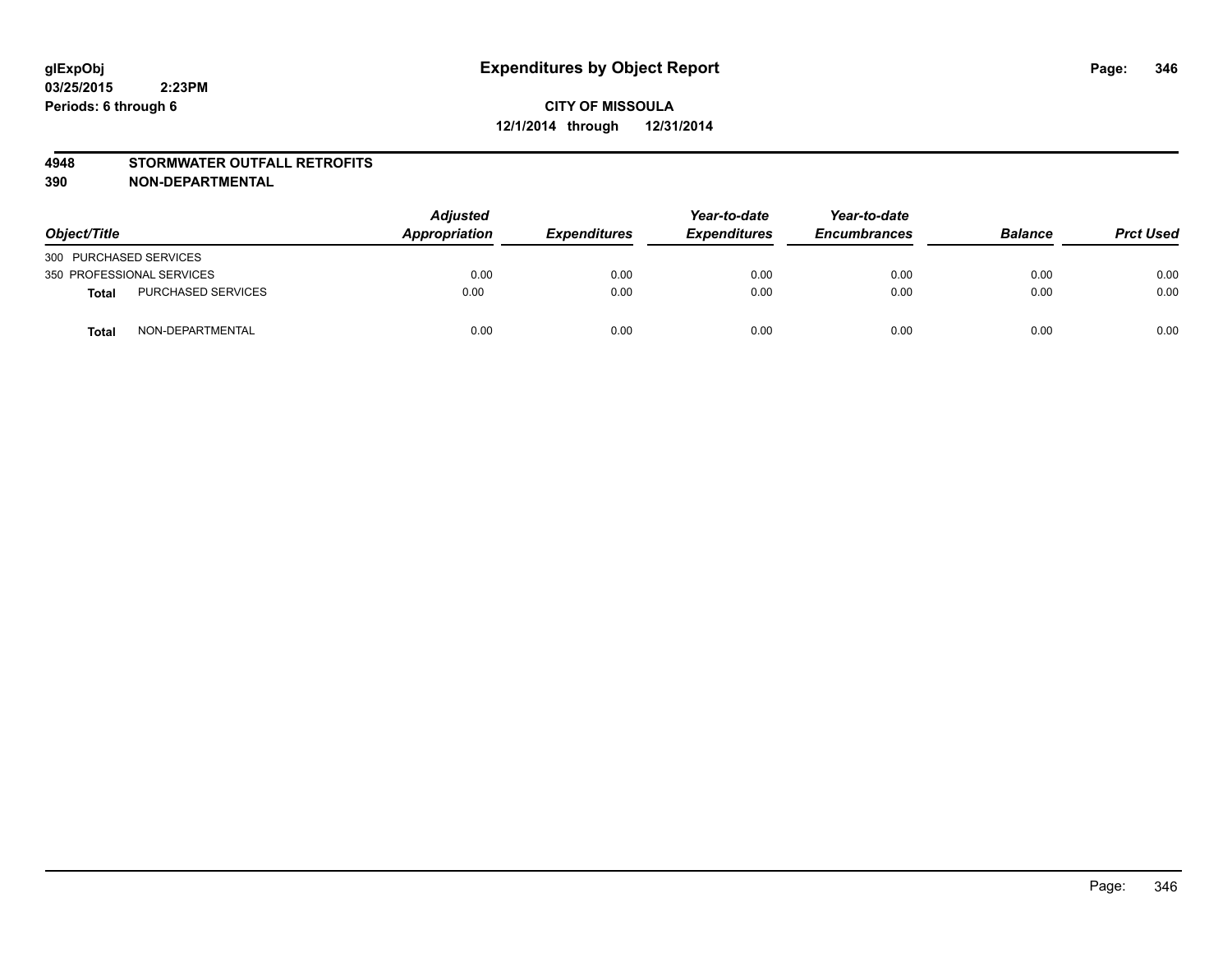**glExpObj**
**03/25/2015 2:23PM**
**Periods: 6 through 6**

# Expenditures by Object Report

**CITY OF MISSOULA**
**12/1/2014 through 12/31/2014**

**4948 STORMWATER OUTFALL RETROFITS**
**390 NON-DEPARTMENTAL**

| Object/Title | | *Adjusted Appropriation* | *Expenditures* | *Year-to-date Expenditures* | *Year-to-date Encumbrances* | *Balance* | *Prct Used* |
|---|---|---|---|---|---|---|---|
| 300 PURCHASED SERVICES | | | | | | | |
| 350 PROFESSIONAL SERVICES | | 0.00 | 0.00 | 0.00 | 0.00 | 0.00 | 0.00 |
| **Total** | PURCHASED SERVICES | 0.00 | 0.00 | 0.00 | 0.00 | 0.00 | 0.00 |
| **Total** | NON-DEPARTMENTAL | 0.00 | 0.00 | 0.00 | 0.00 | 0.00 | 0.00 |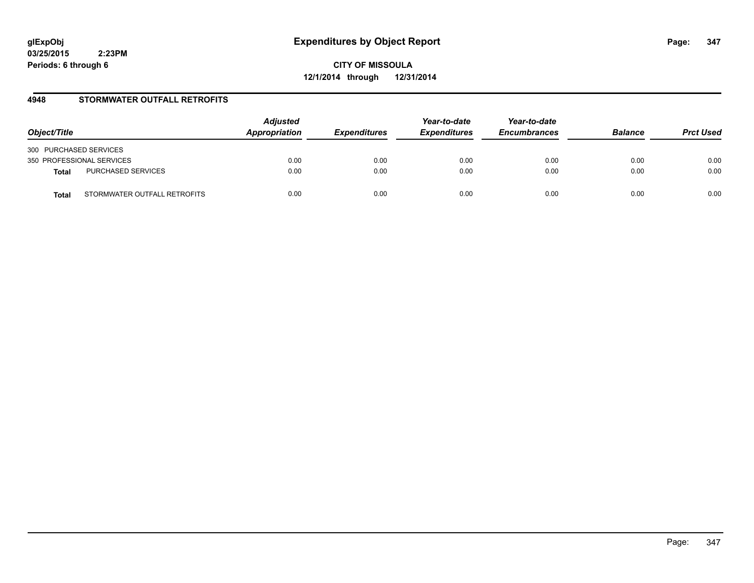glExpObj
03/25/2015 2:23PM
Periods: 6 through 6

# Expenditures by Object Report

**CITY OF MISSOULA**
**12/1/2014 through 12/31/2014**

## 4948 STORMWATER OUTFALL RETROFITS

| Object/Title | | Adjusted Appropriation | Expenditures | Year-to-date Expenditures | Year-to-date Encumbrances | Balance | Prct Used |
|---|---|---|---|---|---|---|---|
| 300 PURCHASED SERVICES | | | | | | | |
| 350 PROFESSIONAL SERVICES | | 0.00 | 0.00 | 0.00 | 0.00 | 0.00 | 0.00 |
| **Total** | PURCHASED SERVICES | 0.00 | 0.00 | 0.00 | 0.00 | 0.00 | 0.00 |
| **Total** | STORMWATER OUTFALL RETROFITS | 0.00 | 0.00 | 0.00 | 0.00 | 0.00 | 0.00 |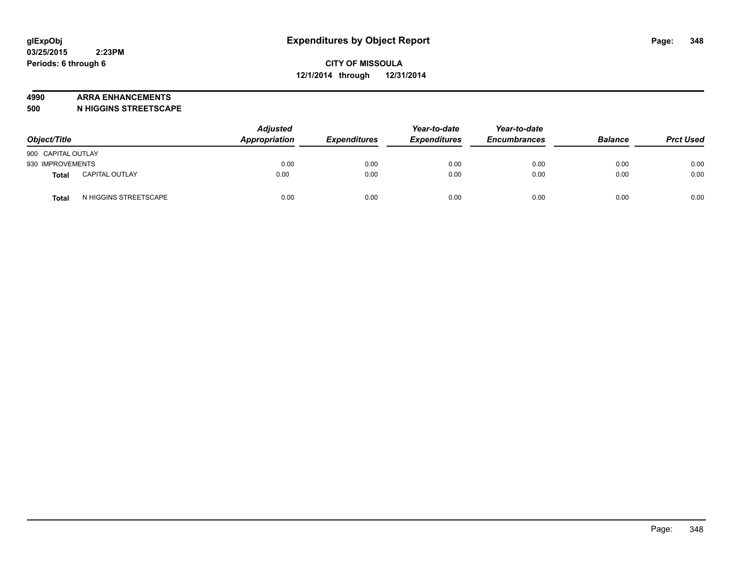# Expenditures by Object Report

glExpObj
03/25/2015 2:23PM
Periods: 6 through 6

**CITY OF MISSOULA**
**12/1/2014 through 12/31/2014**

**4990 ARRA ENHANCEMENTS**
**500 N HIGGINS STREETSCAPE**

| Object/Title | | Adjusted Appropriation | Expenditures | Year-to-date Expenditures | Year-to-date Encumbrances | Balance | Prct Used |
|---|---|---|---|---|---|---|---|
| 900 CAPITAL OUTLAY | | | | | | | |
| 930 IMPROVEMENTS | | 0.00 | 0.00 | 0.00 | 0.00 | 0.00 | 0.00 |
| **Total** | CAPITAL OUTLAY | 0.00 | 0.00 | 0.00 | 0.00 | 0.00 | 0.00 |
| **Total** | N HIGGINS STREETSCAPE | 0.00 | 0.00 | 0.00 | 0.00 | 0.00 | 0.00 |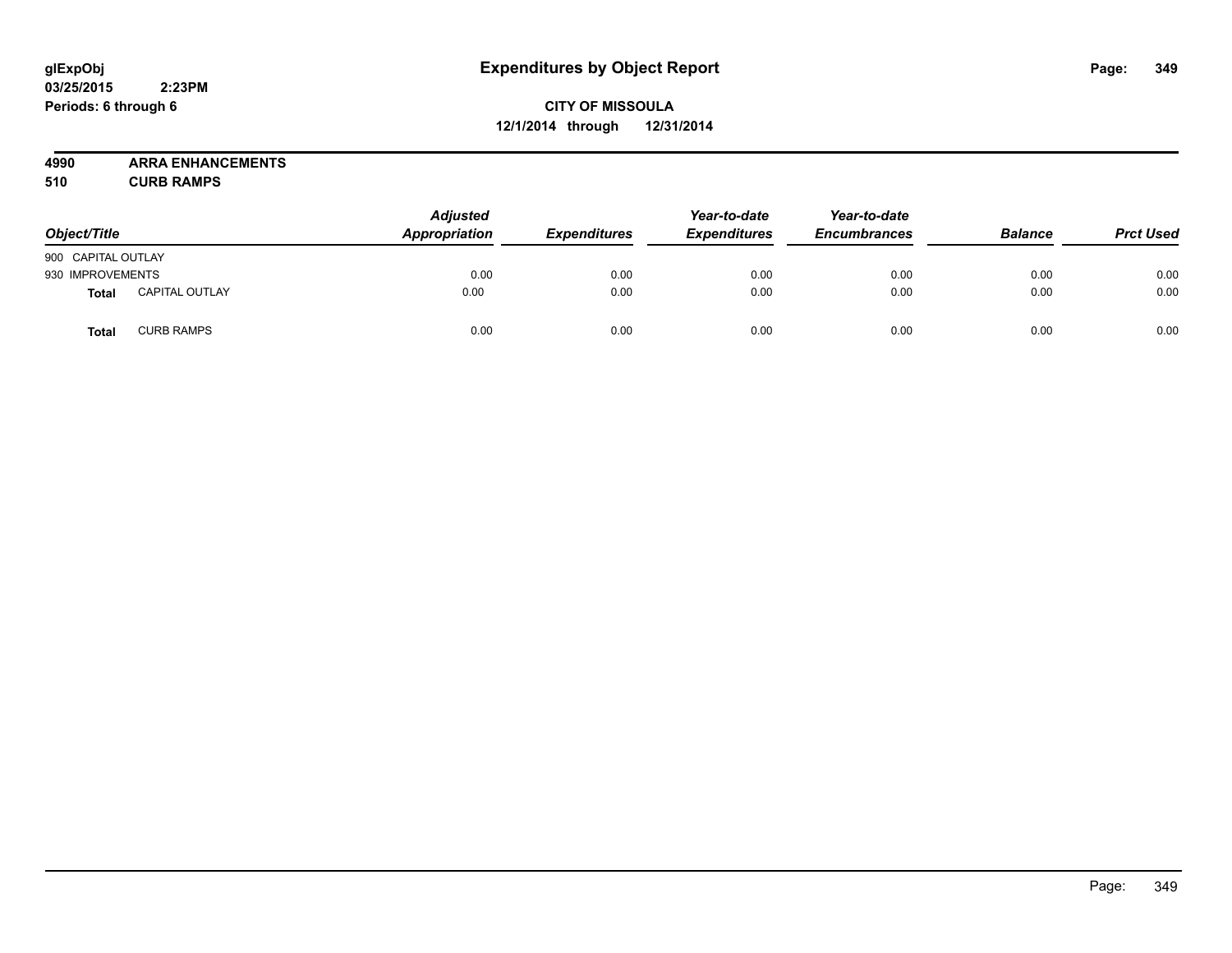glExpObj
03/25/2015 2:23PM
Periods: 6 through 6

# Expenditures by Object Report

**CITY OF MISSOULA**
**12/1/2014 through 12/31/2014**

**4990 ARRA ENHANCEMENTS**
**510 CURB RAMPS**

| Object/Title | | Adjusted Appropriation | Expenditures | Year-to-date Expenditures | Year-to-date Encumbrances | Balance | Prct Used |
|---|---|---|---|---|---|---|---|
| 900 CAPITAL OUTLAY | | | | | | | |
| 930 IMPROVEMENTS | | 0.00 | 0.00 | 0.00 | 0.00 | 0.00 | 0.00 |
| **Total** | CAPITAL OUTLAY | 0.00 | 0.00 | 0.00 | 0.00 | 0.00 | 0.00 |
| **Total** | CURB RAMPS | 0.00 | 0.00 | 0.00 | 0.00 | 0.00 | 0.00 |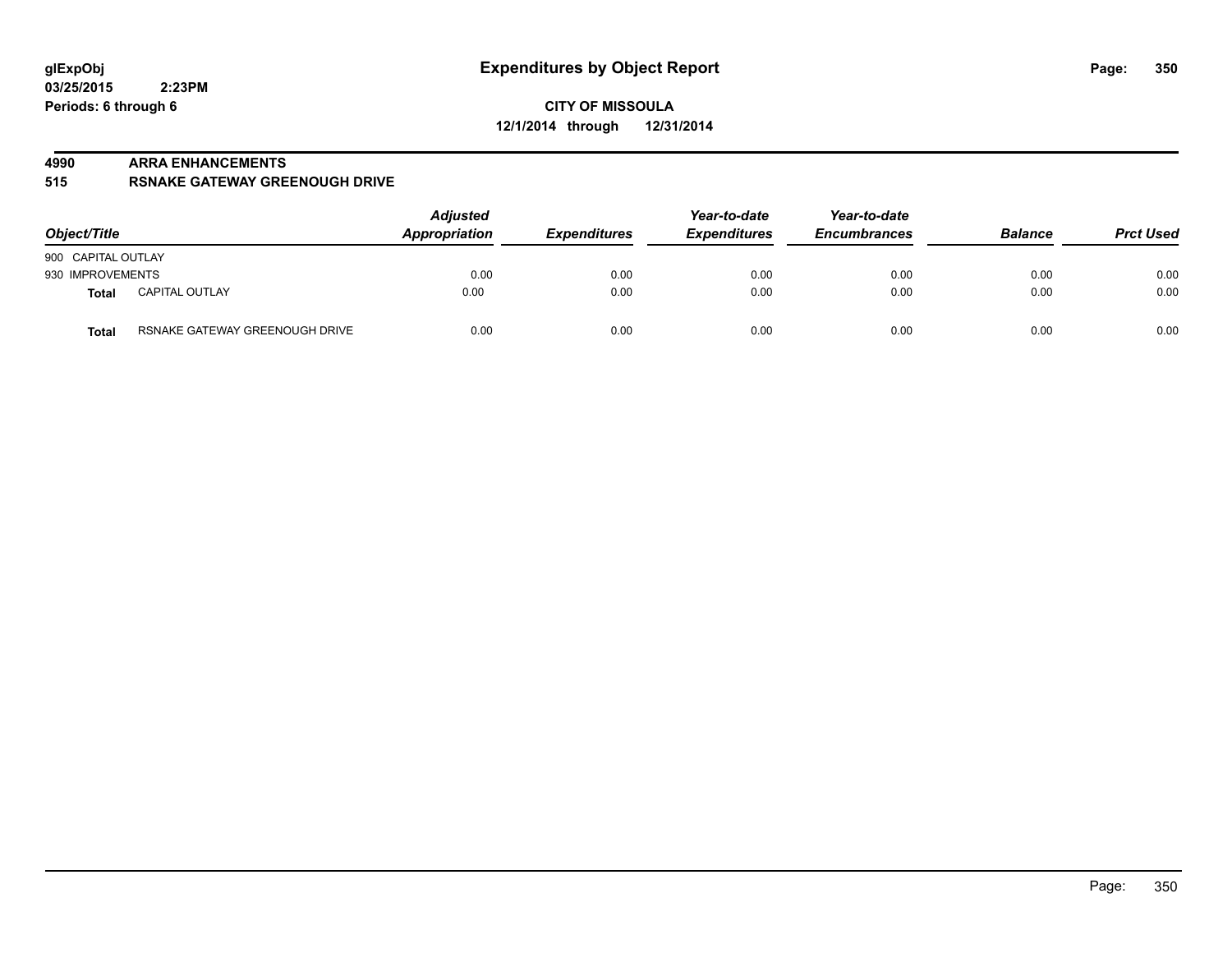glExpObj
03/25/2015 2:23PM
Periods: 6 through 6

# Expenditures by Object Report

**CITY OF MISSOULA**
**12/1/2014 through 12/31/2014**

**4990 ARRA ENHANCEMENTS**
**515 RSNAKE GATEWAY GREENOUGH DRIVE**

| Object/Title | | Adjusted Appropriation | Expenditures | Year-to-date Expenditures | Year-to-date Encumbrances | Balance | Prct Used |
|---|---|---|---|---|---|---|---|
| 900 CAPITAL OUTLAY | | | | | | | |
| 930 IMPROVEMENTS | | 0.00 | 0.00 | 0.00 | 0.00 | 0.00 | 0.00 |
| **Total** | CAPITAL OUTLAY | 0.00 | 0.00 | 0.00 | 0.00 | 0.00 | 0.00 |
| **Total** | RSNAKE GATEWAY GREENOUGH DRIVE | 0.00 | 0.00 | 0.00 | 0.00 | 0.00 | 0.00 |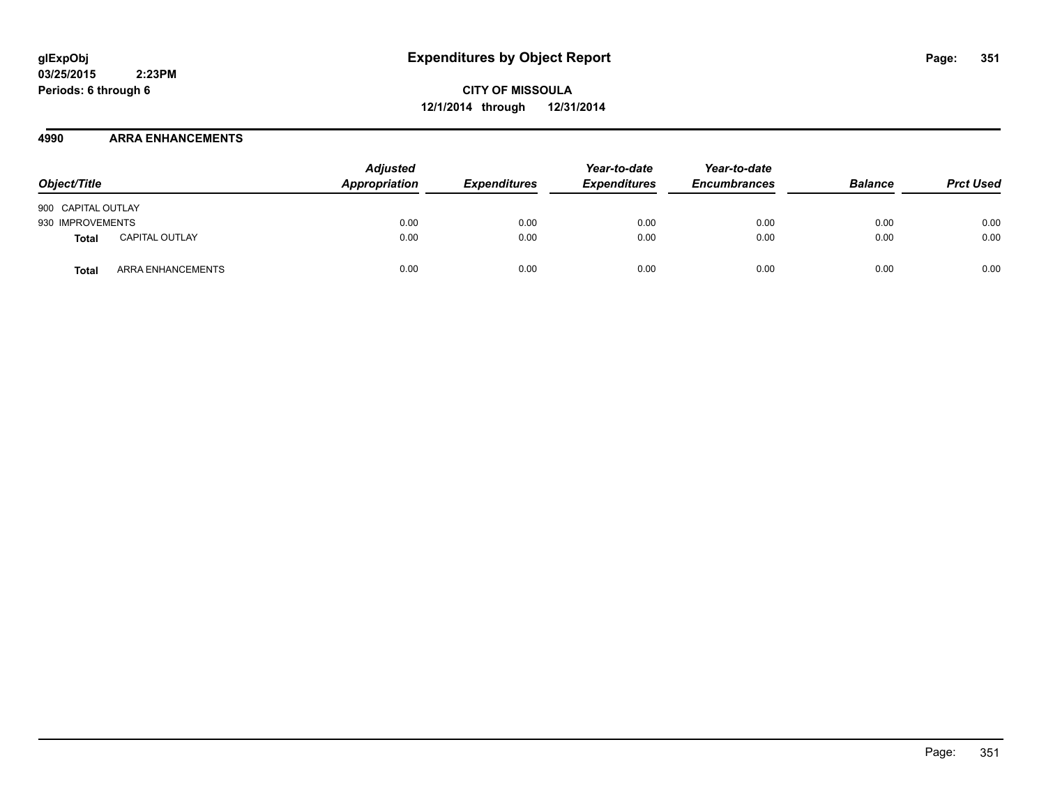**glExpObj**
**03/25/2015 2:23PM**
**Periods: 6 through 6**

# Expenditures by Object Report

**CITY OF MISSOULA**
**12/1/2014 through 12/31/2014**

## 4990 ARRA ENHANCEMENTS

| Object/Title | | Adjusted Appropriation | Expenditures | Year-to-date Expenditures | Year-to-date Encumbrances | Balance | Prct Used |
|---|---|---|---|---|---|---|---|
| 900 CAPITAL OUTLAY | | | | | | | |
| 930 IMPROVEMENTS | | 0.00 | 0.00 | 0.00 | 0.00 | 0.00 | 0.00 |
| **Total** | CAPITAL OUTLAY | 0.00 | 0.00 | 0.00 | 0.00 | 0.00 | 0.00 |
| **Total** | ARRA ENHANCEMENTS | 0.00 | 0.00 | 0.00 | 0.00 | 0.00 | 0.00 |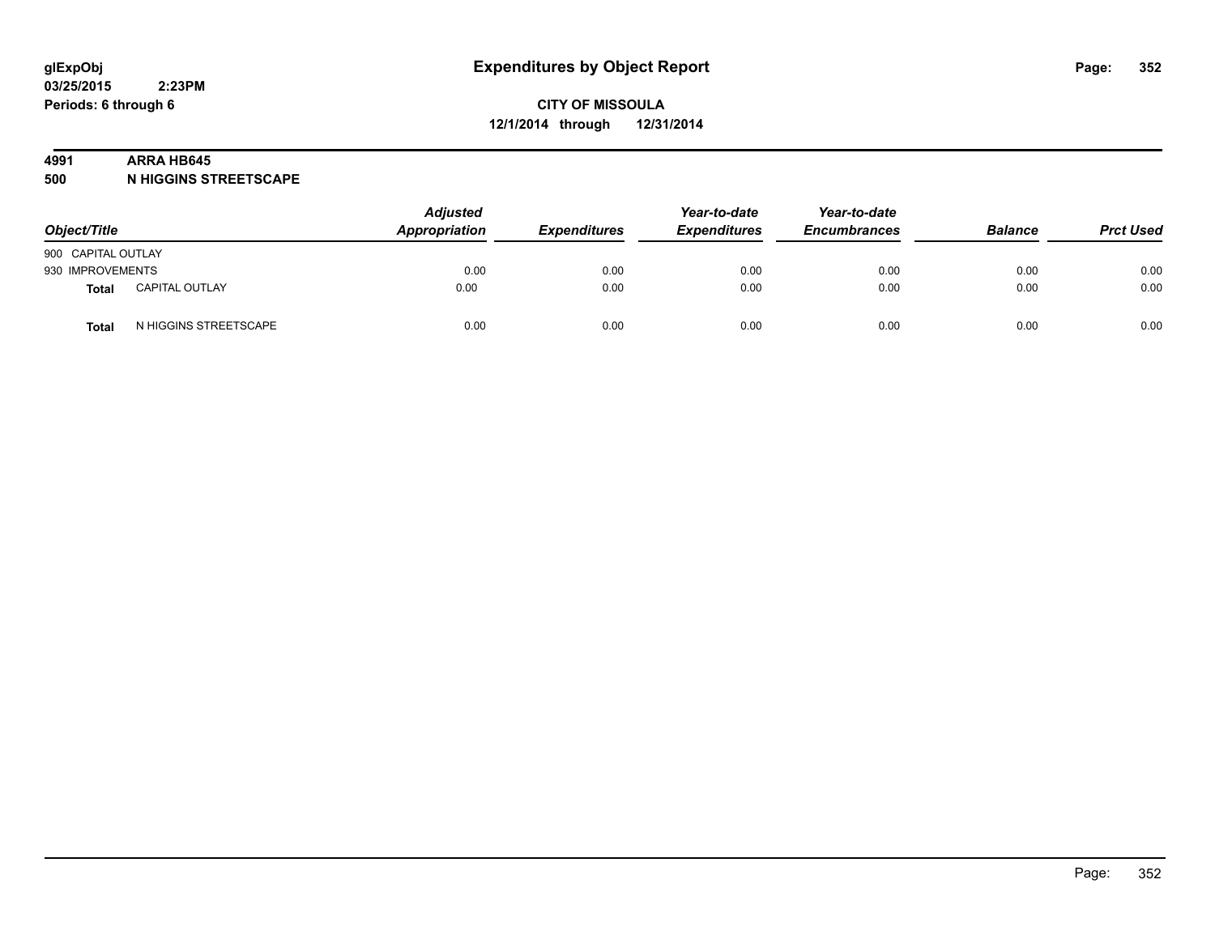glExpObj
03/25/2015 2:23PM
Periods: 6 through 6

# Expenditures by Object Report

**CITY OF MISSOULA**
**12/1/2014 through 12/31/2014**

**4991 ARRA HB645**
**500 N HIGGINS STREETSCAPE**

| Object/Title | | Adjusted Appropriation | Expenditures | Year-to-date Expenditures | Year-to-date Encumbrances | Balance | Prct Used |
|---|---|---|---|---|---|---|---|
| 900 CAPITAL OUTLAY | | | | | | | |
| 930 IMPROVEMENTS | | 0.00 | 0.00 | 0.00 | 0.00 | 0.00 | 0.00 |
| **Total** | CAPITAL OUTLAY | 0.00 | 0.00 | 0.00 | 0.00 | 0.00 | 0.00 |
| **Total** | N HIGGINS STREETSCAPE | 0.00 | 0.00 | 0.00 | 0.00 | 0.00 | 0.00 |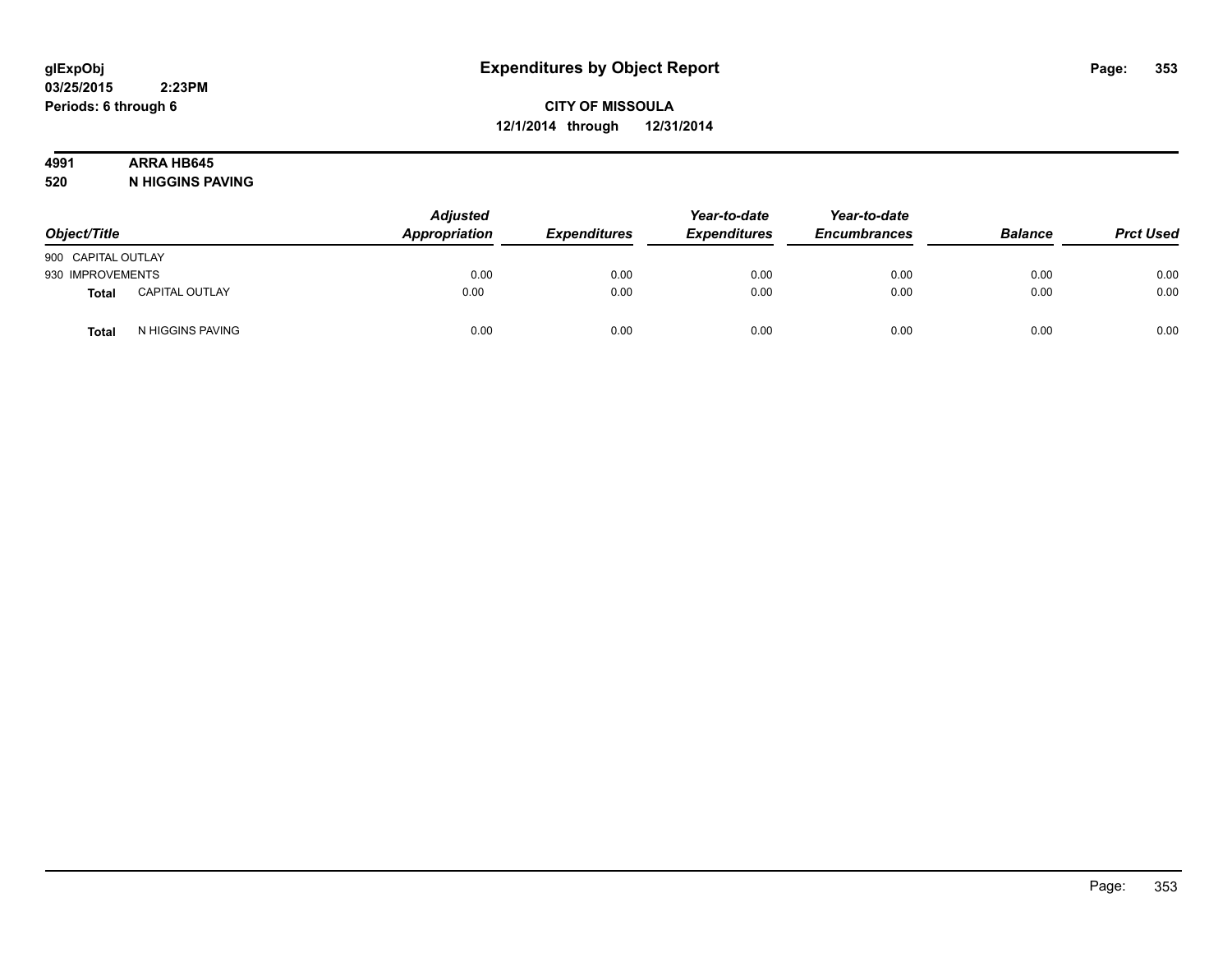# Expenditures by Object Report

glExpObj
03/25/2015 2:23PM
Periods: 6 through 6

**CITY OF MISSOULA**
**12/1/2014 through 12/31/2014**

**4991 ARRA HB645**
**520 N HIGGINS PAVING**

| Object/Title | | Adjusted Appropriation | Expenditures | Year-to-date Expenditures | Year-to-date Encumbrances | Balance | Prct Used |
|---|---|---|---|---|---|---|---|
| 900 CAPITAL OUTLAY | | | | | | | |
| 930 IMPROVEMENTS | | 0.00 | 0.00 | 0.00 | 0.00 | 0.00 | 0.00 |
| **Total** | CAPITAL OUTLAY | 0.00 | 0.00 | 0.00 | 0.00 | 0.00 | 0.00 |
| **Total** | N HIGGINS PAVING | 0.00 | 0.00 | 0.00 | 0.00 | 0.00 | 0.00 |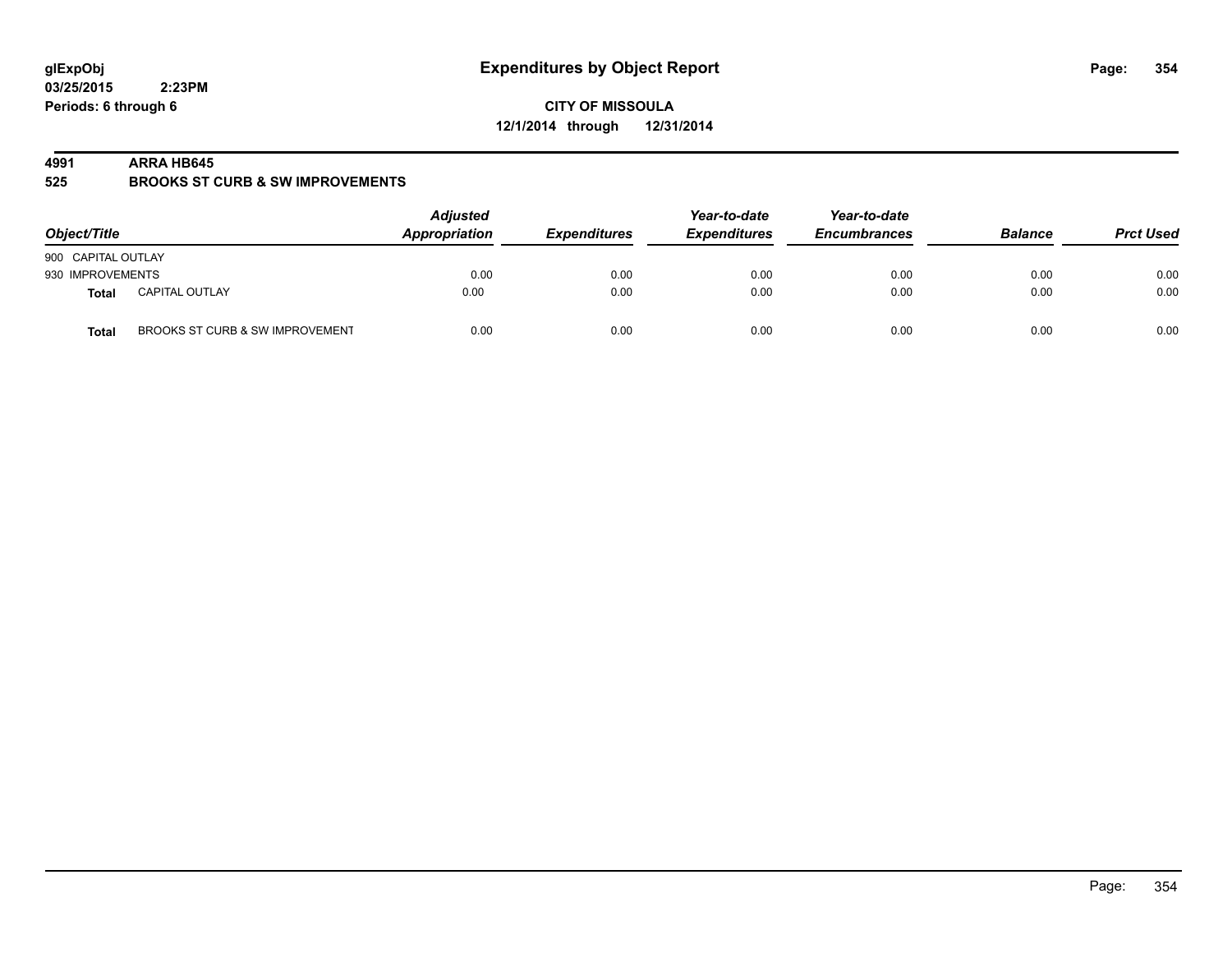# Expenditures by Object Report

glExpObj
03/25/2015 2:23PM
Periods: 6 through 6

**CITY OF MISSOULA**
**12/1/2014 through 12/31/2014**

## 4991 ARRA HB645
## 525 BROOKS ST CURB & SW IMPROVEMENTS

| Object/Title | | Adjusted Appropriation | Expenditures | Year-to-date Expenditures | Year-to-date Encumbrances | Balance | Prct Used |
|---|---|---|---|---|---|---|---|
| 900 CAPITAL OUTLAY | | | | | | | |
| 930 IMPROVEMENTS | | 0.00 | 0.00 | 0.00 | 0.00 | 0.00 | 0.00 |
| **Total** | CAPITAL OUTLAY | 0.00 | 0.00 | 0.00 | 0.00 | 0.00 | 0.00 |
| **Total** | BROOKS ST CURB & SW IMPROVEMENT | 0.00 | 0.00 | 0.00 | 0.00 | 0.00 | 0.00 |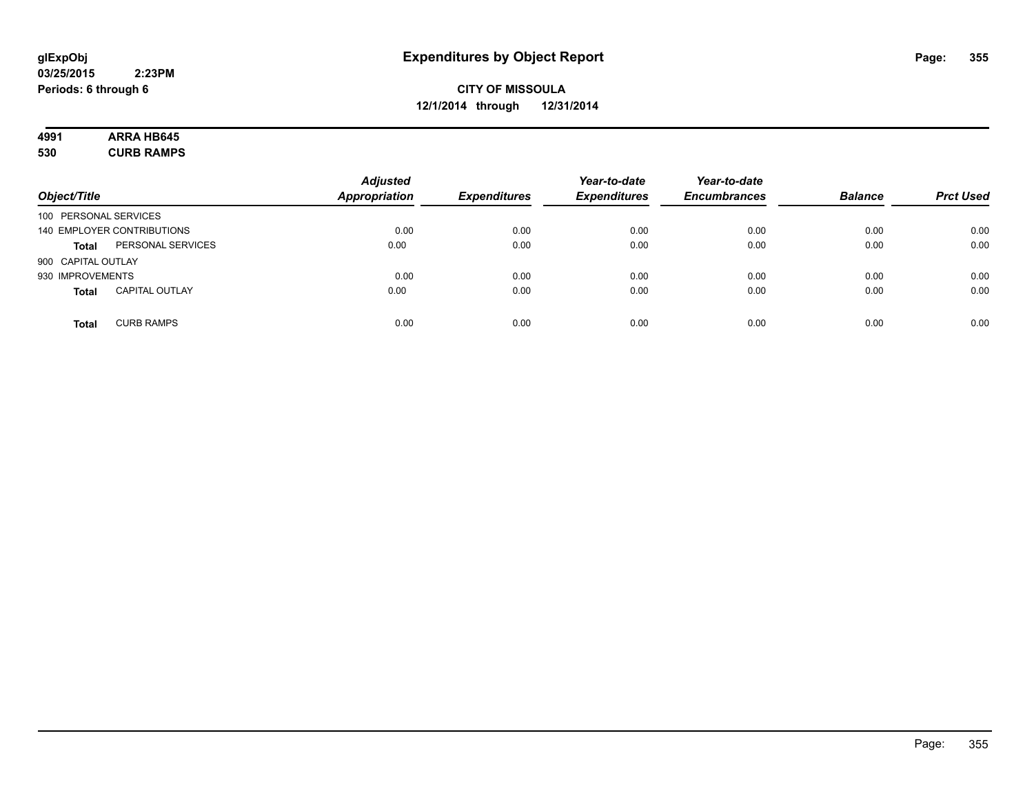**glExpObj** **Expenditures by Object Report**

**03/25/2015 2:23PM**

**Periods: 6 through 6**

**CITY OF MISSOULA**

**12/1/2014 through 12/31/2014**

**4991 ARRA HB645**

**530 CURB RAMPS**

| Object/Title | | Adjusted Appropriation | Expenditures | Year-to-date Expenditures | Year-to-date Encumbrances | Balance | Prct Used |
|---|---|---|---|---|---|---|---|
| 100 PERSONAL SERVICES | | | | | | | |
| 140 EMPLOYER CONTRIBUTIONS | | 0.00 | 0.00 | 0.00 | 0.00 | 0.00 | 0.00 |
| **Total** | PERSONAL SERVICES | 0.00 | 0.00 | 0.00 | 0.00 | 0.00 | 0.00 |
| 900 CAPITAL OUTLAY | | | | | | | |
| 930 IMPROVEMENTS | | 0.00 | 0.00 | 0.00 | 0.00 | 0.00 | 0.00 |
| **Total** | CAPITAL OUTLAY | 0.00 | 0.00 | 0.00 | 0.00 | 0.00 | 0.00 |
| **Total** | CURB RAMPS | 0.00 | 0.00 | 0.00 | 0.00 | 0.00 | 0.00 |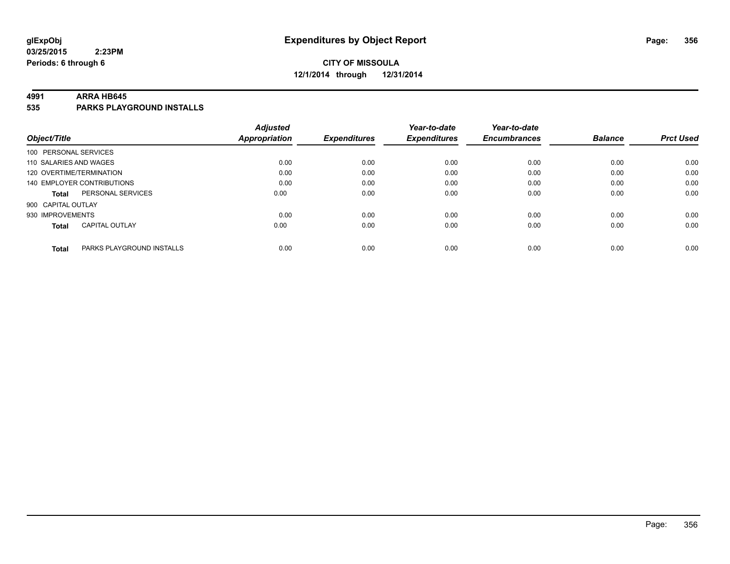glExpObj
03/25/2015 2:23PM
Periods: 6 through 6

# Expenditures by Object Report

**CITY OF MISSOULA**
**12/1/2014 through 12/31/2014**

**4991 ARRA HB645**
**535 PARKS PLAYGROUND INSTALLS**

| Object/Title | | Adjusted Appropriation | Expenditures | Year-to-date Expenditures | Year-to-date Encumbrances | Balance | Prct Used |
|---|---|---|---|---|---|---|---|
| 100 PERSONAL SERVICES | | | | | | | |
| 110 SALARIES AND WAGES | | 0.00 | 0.00 | 0.00 | 0.00 | 0.00 | 0.00 |
| 120 OVERTIME/TERMINATION | | 0.00 | 0.00 | 0.00 | 0.00 | 0.00 | 0.00 |
| 140 EMPLOYER CONTRIBUTIONS | | 0.00 | 0.00 | 0.00 | 0.00 | 0.00 | 0.00 |
| **Total** | PERSONAL SERVICES | 0.00 | 0.00 | 0.00 | 0.00 | 0.00 | 0.00 |
| 900 CAPITAL OUTLAY | | | | | | | |
| 930 IMPROVEMENTS | | 0.00 | 0.00 | 0.00 | 0.00 | 0.00 | 0.00 |
| **Total** | CAPITAL OUTLAY | 0.00 | 0.00 | 0.00 | 0.00 | 0.00 | 0.00 |
| **Total** | PARKS PLAYGROUND INSTALLS | 0.00 | 0.00 | 0.00 | 0.00 | 0.00 | 0.00 |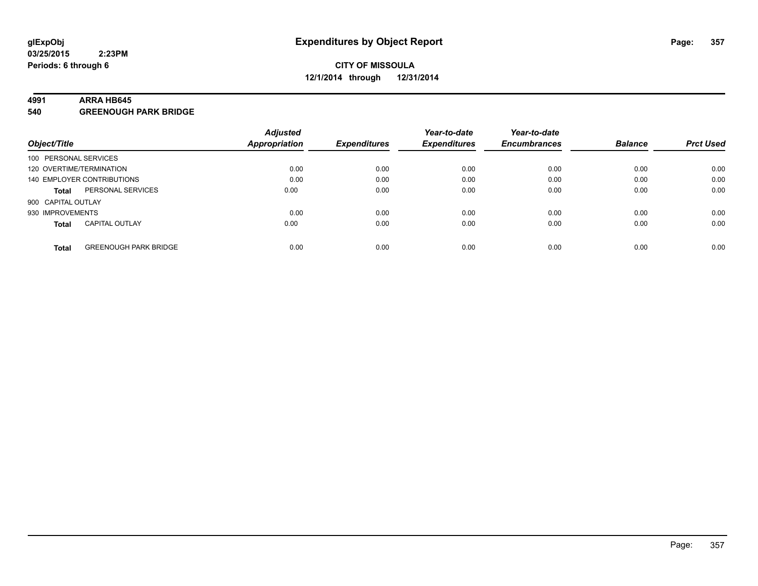# Expenditures by Object Report

glExpObj
03/25/2015 2:23PM
Periods: 6 through 6

**CITY OF MISSOULA**
**12/1/2014 through 12/31/2014**

## 4991 ARRA HB645
## 540 GREENOUGH PARK BRIDGE

| Object/Title | | Adjusted Appropriation | Expenditures | Year-to-date Expenditures | Year-to-date Encumbrances | Balance | Prct Used |
|---|---|---|---|---|---|---|---|
| 100 PERSONAL SERVICES | | | | | | | |
| 120 OVERTIME/TERMINATION | | 0.00 | 0.00 | 0.00 | 0.00 | 0.00 | 0.00 |
| 140 EMPLOYER CONTRIBUTIONS | | 0.00 | 0.00 | 0.00 | 0.00 | 0.00 | 0.00 |
| Total | PERSONAL SERVICES | 0.00 | 0.00 | 0.00 | 0.00 | 0.00 | 0.00 |
| 900 CAPITAL OUTLAY | | | | | | | |
| 930 IMPROVEMENTS | | 0.00 | 0.00 | 0.00 | 0.00 | 0.00 | 0.00 |
| Total | CAPITAL OUTLAY | 0.00 | 0.00 | 0.00 | 0.00 | 0.00 | 0.00 |
| Total | GREENOUGH PARK BRIDGE | 0.00 | 0.00 | 0.00 | 0.00 | 0.00 | 0.00 |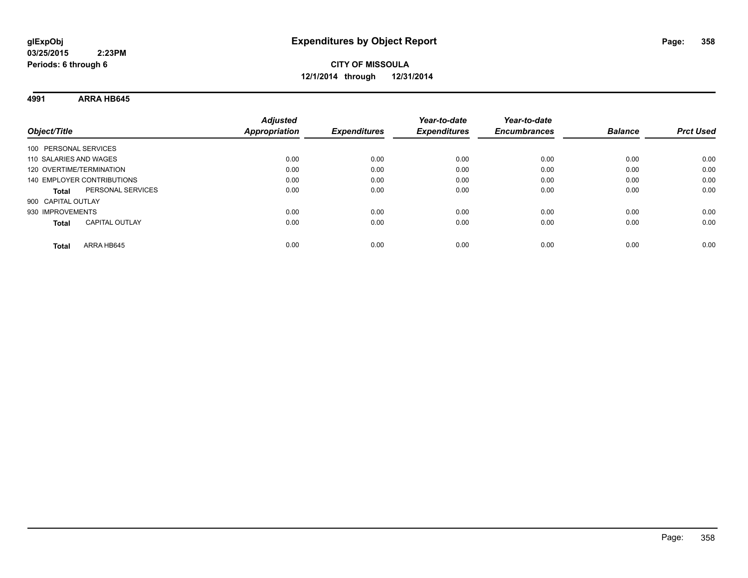**glExpObj**
**03/25/2015 2:23PM**
**Periods: 6 through 6**

# Expenditures by Object Report

**CITY OF MISSOULA**
**12/1/2014 through 12/31/2014**

## 4991 ARRA HB645

| Object/Title | Adjusted Appropriation | Expenditures | Year-to-date Expenditures | Year-to-date Encumbrances | Balance | Prct Used |
|---|---|---|---|---|---|---|
| 100 PERSONAL SERVICES | | | | | | |
| 110 SALARIES AND WAGES | 0.00 | 0.00 | 0.00 | 0.00 | 0.00 | 0.00 |
| 120 OVERTIME/TERMINATION | 0.00 | 0.00 | 0.00 | 0.00 | 0.00 | 0.00 |
| 140 EMPLOYER CONTRIBUTIONS | 0.00 | 0.00 | 0.00 | 0.00 | 0.00 | 0.00 |
| **Total** PERSONAL SERVICES | 0.00 | 0.00 | 0.00 | 0.00 | 0.00 | 0.00 |
| 900 CAPITAL OUTLAY | | | | | | |
| 930 IMPROVEMENTS | 0.00 | 0.00 | 0.00 | 0.00 | 0.00 | 0.00 |
| **Total** CAPITAL OUTLAY | 0.00 | 0.00 | 0.00 | 0.00 | 0.00 | 0.00 |
| **Total** ARRA HB645 | 0.00 | 0.00 | 0.00 | 0.00 | 0.00 | 0.00 |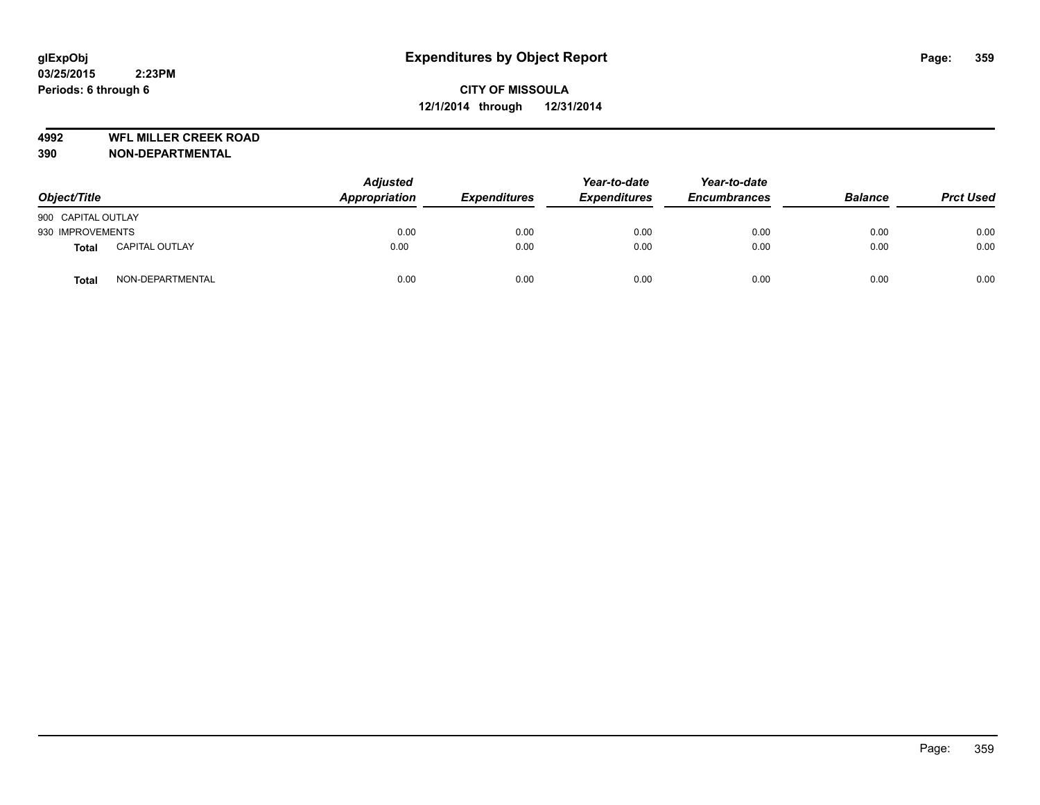# Expenditures by Object Report

glExpObj
03/25/2015 2:23PM
Periods: 6 through 6

**CITY OF MISSOULA**
**12/1/2014 through 12/31/2014**

**4992 WFL MILLER CREEK ROAD**
**390 NON-DEPARTMENTAL**

| Object/Title | | Adjusted Appropriation | Expenditures | Year-to-date Expenditures | Year-to-date Encumbrances | Balance | Prct Used |
|---|---|---|---|---|---|---|---|
| 900 CAPITAL OUTLAY | | | | | | | |
| 930 IMPROVEMENTS | | 0.00 | 0.00 | 0.00 | 0.00 | 0.00 | 0.00 |
| **Total** | CAPITAL OUTLAY | 0.00 | 0.00 | 0.00 | 0.00 | 0.00 | 0.00 |
| **Total** | NON-DEPARTMENTAL | 0.00 | 0.00 | 0.00 | 0.00 | 0.00 | 0.00 |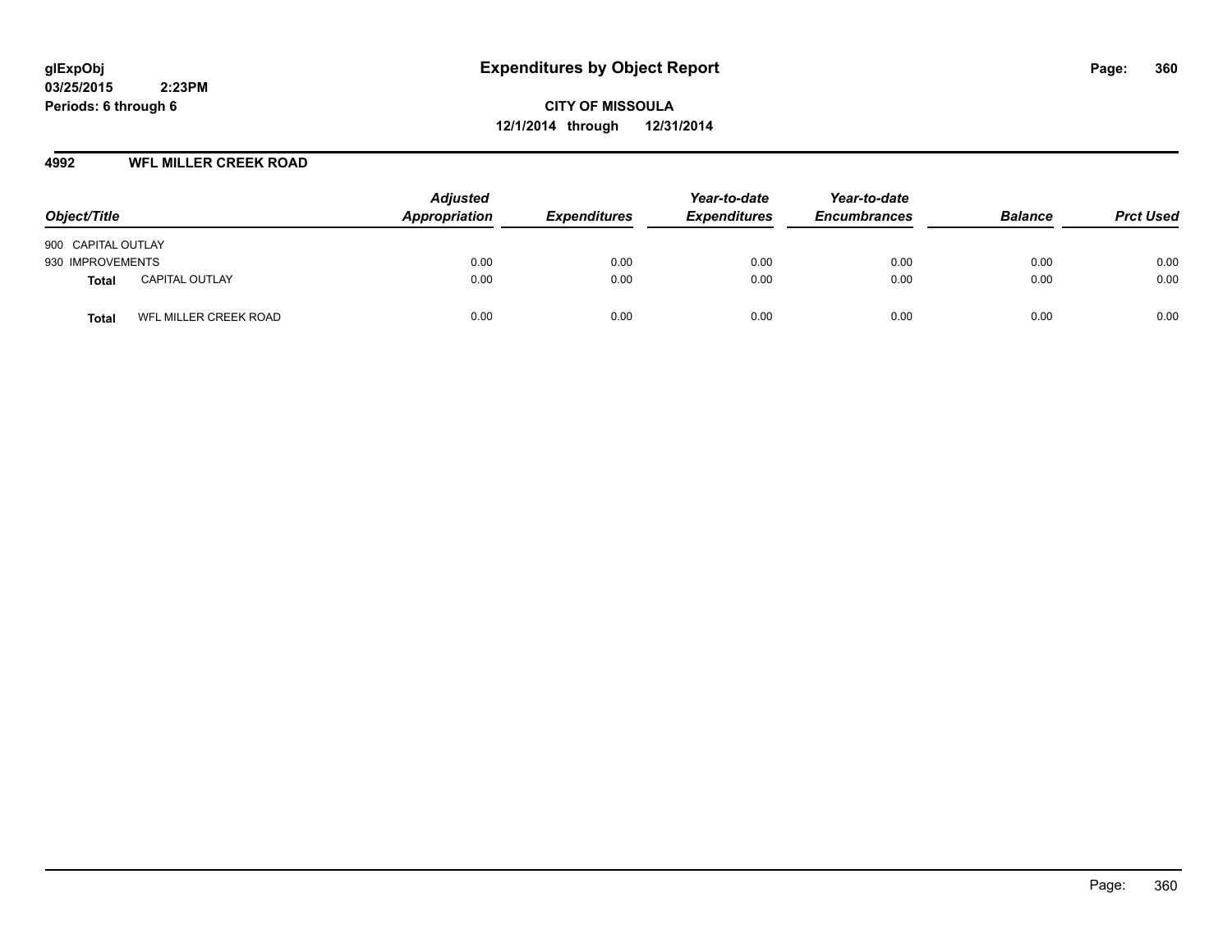**glExpObj**
**03/25/2015 2:23PM**
**Periods: 6 through 6**

# Expenditures by Object Report

**CITY OF MISSOULA**
**12/1/2014 through 12/31/2014**

## 4992 WFL MILLER CREEK ROAD

| Object/Title | | *Adjusted Appropriation* | *Expenditures* | *Year-to-date Expenditures* | *Year-to-date Encumbrances* | *Balance* | *Prct Used* |
|---|---|---|---|---|---|---|---|
| 900 CAPITAL OUTLAY | | | | | | | |
| 930 IMPROVEMENTS | | 0.00 | 0.00 | 0.00 | 0.00 | 0.00 | 0.00 |
| **Total** | CAPITAL OUTLAY | 0.00 | 0.00 | 0.00 | 0.00 | 0.00 | 0.00 |
| **Total** | WFL MILLER CREEK ROAD | 0.00 | 0.00 | 0.00 | 0.00 | 0.00 | 0.00 |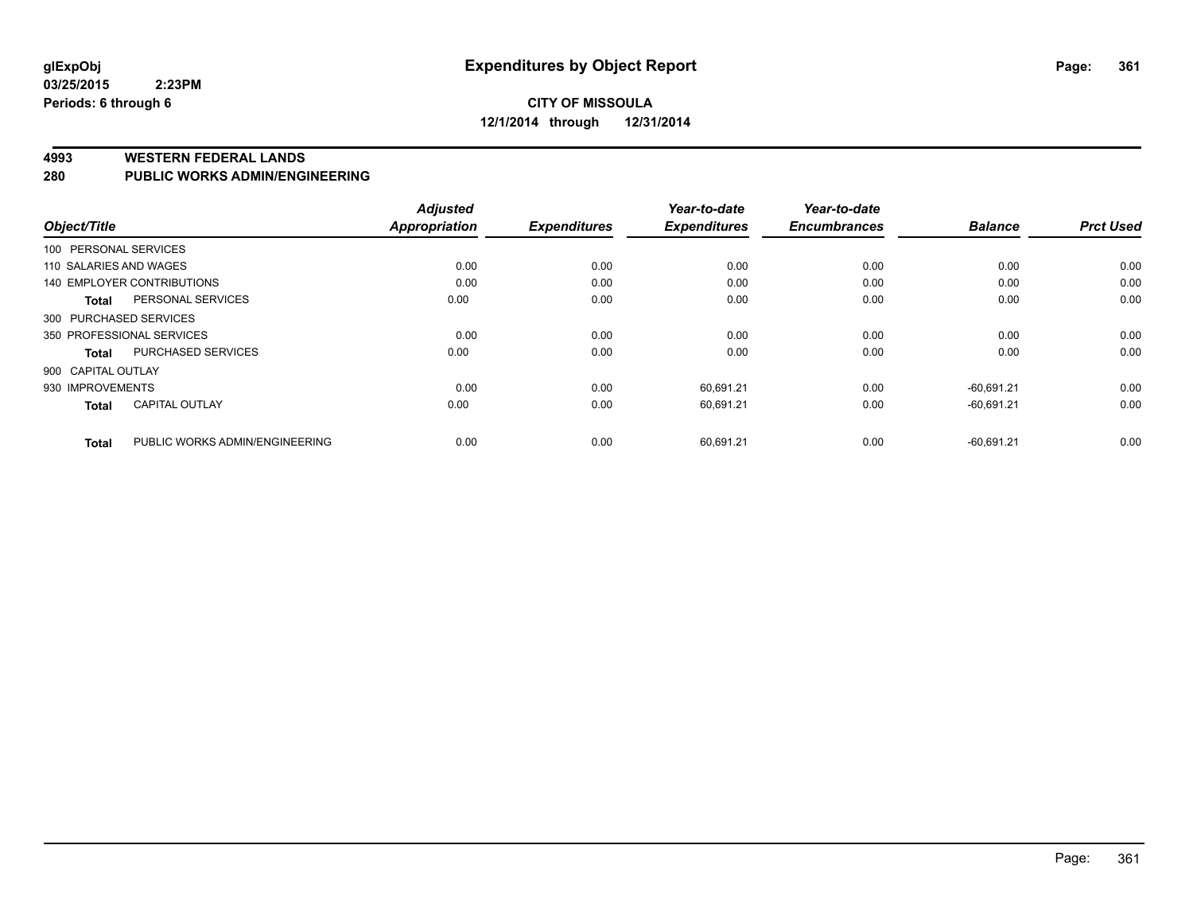**glExpObj**
**03/25/2015 2:23PM**
**Periods: 6 through 6**

# Expenditures by Object Report

**CITY OF MISSOULA**
**12/1/2014 through 12/31/2014**

**4993 WESTERN FEDERAL LANDS**
**280 PUBLIC WORKS ADMIN/ENGINEERING**

| Object/Title | | Adjusted Appropriation | Expenditures | Year-to-date Expenditures | Year-to-date Encumbrances | Balance | Prct Used |
|---|---|---|---|---|---|---|---|
| 100 PERSONAL SERVICES | | | | | | | |
| 110 SALARIES AND WAGES | | 0.00 | 0.00 | 0.00 | 0.00 | 0.00 | 0.00 |
| 140 EMPLOYER CONTRIBUTIONS | | 0.00 | 0.00 | 0.00 | 0.00 | 0.00 | 0.00 |
| **Total** | PERSONAL SERVICES | 0.00 | 0.00 | 0.00 | 0.00 | 0.00 | 0.00 |
| 300 PURCHASED SERVICES | | | | | | | |
| 350 PROFESSIONAL SERVICES | | 0.00 | 0.00 | 0.00 | 0.00 | 0.00 | 0.00 |
| **Total** | PURCHASED SERVICES | 0.00 | 0.00 | 0.00 | 0.00 | 0.00 | 0.00 |
| 900 CAPITAL OUTLAY | | | | | | | |
| 930 IMPROVEMENTS | | 0.00 | 0.00 | 60,691.21 | 0.00 | -60,691.21 | 0.00 |
| **Total** | CAPITAL OUTLAY | 0.00 | 0.00 | 60,691.21 | 0.00 | -60,691.21 | 0.00 |
| **Total** | PUBLIC WORKS ADMIN/ENGINEERING | 0.00 | 0.00 | 60,691.21 | 0.00 | -60,691.21 | 0.00 |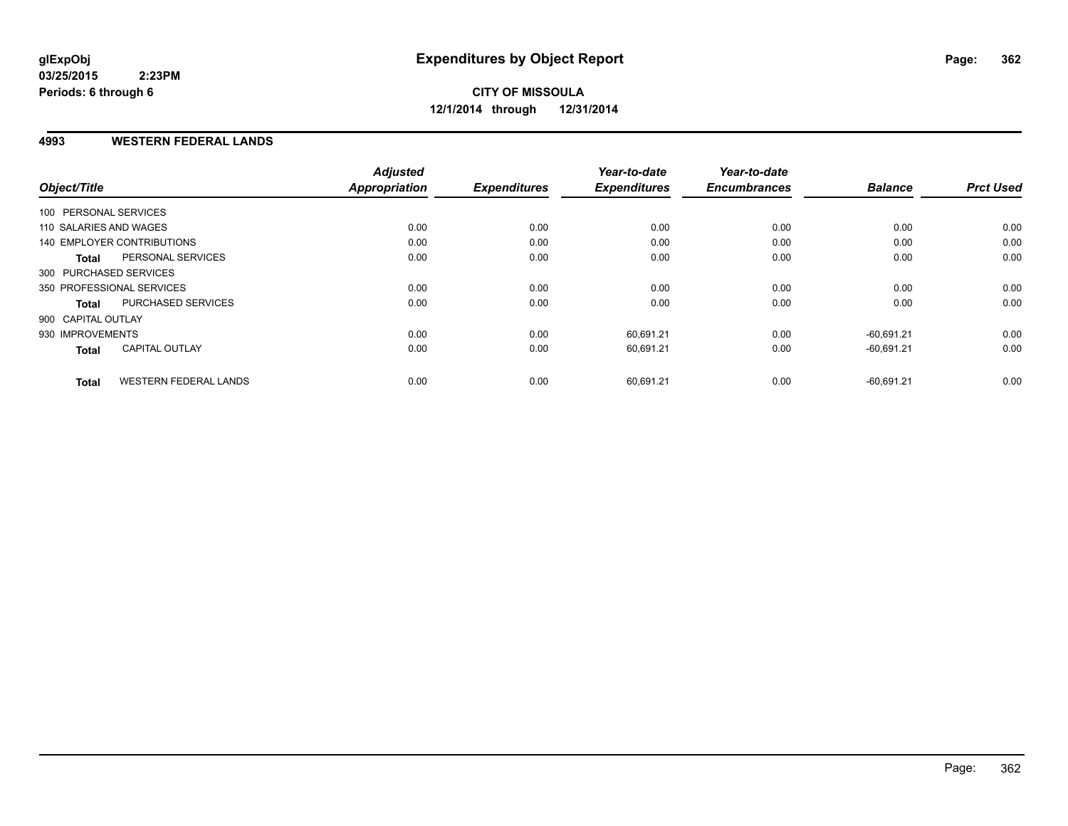**glExpObj**
**03/25/2015 2:23PM**
**Periods: 6 through 6**

# Expenditures by Object Report

**CITY OF MISSOULA**
**12/1/2014 through 12/31/2014**

## 4993 WESTERN FEDERAL LANDS

| Object/Title | | Adjusted Appropriation | Expenditures | Year-to-date Expenditures | Year-to-date Encumbrances | Balance | Prct Used |
|---|---|---|---|---|---|---|---|
| 100 PERSONAL SERVICES | | | | | | | |
| 110 SALARIES AND WAGES | | 0.00 | 0.00 | 0.00 | 0.00 | 0.00 | 0.00 |
| 140 EMPLOYER CONTRIBUTIONS | | 0.00 | 0.00 | 0.00 | 0.00 | 0.00 | 0.00 |
| **Total** | PERSONAL SERVICES | 0.00 | 0.00 | 0.00 | 0.00 | 0.00 | 0.00 |
| 300 PURCHASED SERVICES | | | | | | | |
| 350 PROFESSIONAL SERVICES | | 0.00 | 0.00 | 0.00 | 0.00 | 0.00 | 0.00 |
| **Total** | PURCHASED SERVICES | 0.00 | 0.00 | 0.00 | 0.00 | 0.00 | 0.00 |
| 900 CAPITAL OUTLAY | | | | | | | |
| 930 IMPROVEMENTS | | 0.00 | 0.00 | 60,691.21 | 0.00 | -60,691.21 | 0.00 |
| **Total** | CAPITAL OUTLAY | 0.00 | 0.00 | 60,691.21 | 0.00 | -60,691.21 | 0.00 |
| **Total** | WESTERN FEDERAL LANDS | 0.00 | 0.00 | 60,691.21 | 0.00 | -60,691.21 | 0.00 |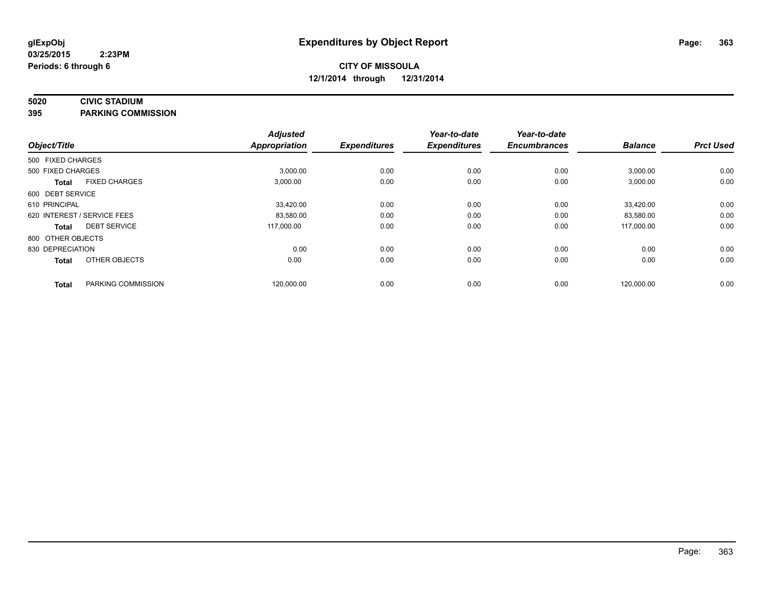glExpObj
03/25/2015 2:23PM
Periods: 6 through 6

# Expenditures by Object Report

**CITY OF MISSOULA**
**12/1/2014 through 12/31/2014**

**5020 CIVIC STADIUM**
**395 PARKING COMMISSION**

| Object/Title | | Adjusted Appropriation | Expenditures | Year-to-date Expenditures | Year-to-date Encumbrances | Balance | Prct Used |
|---|---|---|---|---|---|---|---|
| 500 FIXED CHARGES | | | | | | | |
| 500 FIXED CHARGES | | 3,000.00 | 0.00 | 0.00 | 0.00 | 3,000.00 | 0.00 |
| **Total** | FIXED CHARGES | 3,000.00 | 0.00 | 0.00 | 0.00 | 3,000.00 | 0.00 |
| 600 DEBT SERVICE | | | | | | | |
| 610 PRINCIPAL | | 33,420.00 | 0.00 | 0.00 | 0.00 | 33,420.00 | 0.00 |
| 620 INTEREST / SERVICE FEES | | 83,580.00 | 0.00 | 0.00 | 0.00 | 83,580.00 | 0.00 |
| **Total** | DEBT SERVICE | 117,000.00 | 0.00 | 0.00 | 0.00 | 117,000.00 | 0.00 |
| 800 OTHER OBJECTS | | | | | | | |
| 830 DEPRECIATION | | 0.00 | 0.00 | 0.00 | 0.00 | 0.00 | 0.00 |
| **Total** | OTHER OBJECTS | 0.00 | 0.00 | 0.00 | 0.00 | 0.00 | 0.00 |
| **Total** | PARKING COMMISSION | 120,000.00 | 0.00 | 0.00 | 0.00 | 120,000.00 | 0.00 |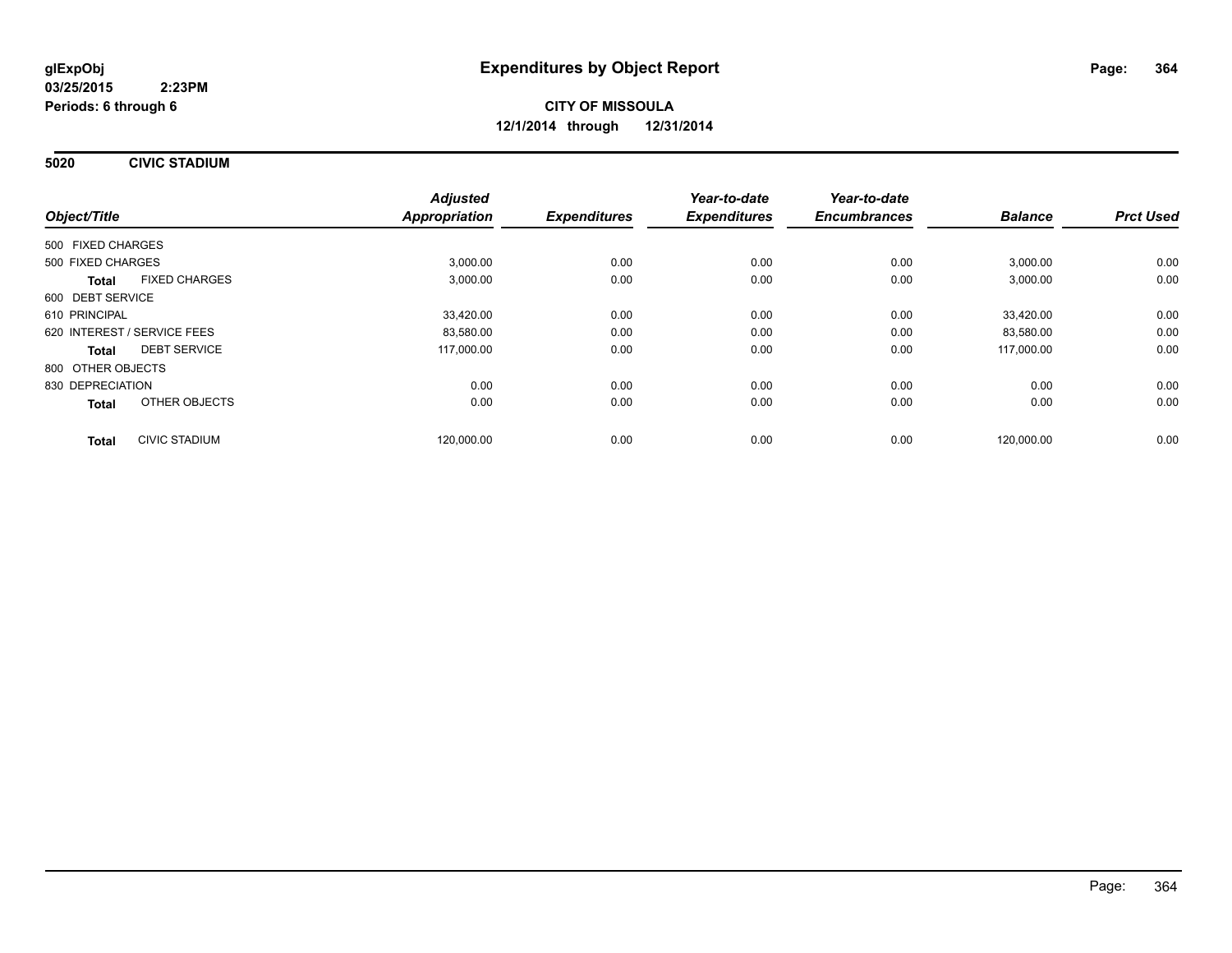**glExpObj**
**03/25/2015 2:23PM**
**Periods: 6 through 6**

# Expenditures by Object Report

**CITY OF MISSOULA**
**12/1/2014 through 12/31/2014**

## 5020 CIVIC STADIUM

| Object/Title | Adjusted Appropriation | Expenditures | Year-to-date Expenditures | Year-to-date Encumbrances | Balance | Prct Used |
|---|---|---|---|---|---|---|
| 500 FIXED CHARGES | | | | | | |
| 500 FIXED CHARGES | 3,000.00 | 0.00 | 0.00 | 0.00 | 3,000.00 | 0.00 |
| **Total** FIXED CHARGES | 3,000.00 | 0.00 | 0.00 | 0.00 | 3,000.00 | 0.00 |
| 600 DEBT SERVICE | | | | | | |
| 610 PRINCIPAL | 33,420.00 | 0.00 | 0.00 | 0.00 | 33,420.00 | 0.00 |
| 620 INTEREST / SERVICE FEES | 83,580.00 | 0.00 | 0.00 | 0.00 | 83,580.00 | 0.00 |
| **Total** DEBT SERVICE | 117,000.00 | 0.00 | 0.00 | 0.00 | 117,000.00 | 0.00 |
| 800 OTHER OBJECTS | | | | | | |
| 830 DEPRECIATION | 0.00 | 0.00 | 0.00 | 0.00 | 0.00 | 0.00 |
| **Total** OTHER OBJECTS | 0.00 | 0.00 | 0.00 | 0.00 | 0.00 | 0.00 |
| **Total** CIVIC STADIUM | 120,000.00 | 0.00 | 0.00 | 0.00 | 120,000.00 | 0.00 |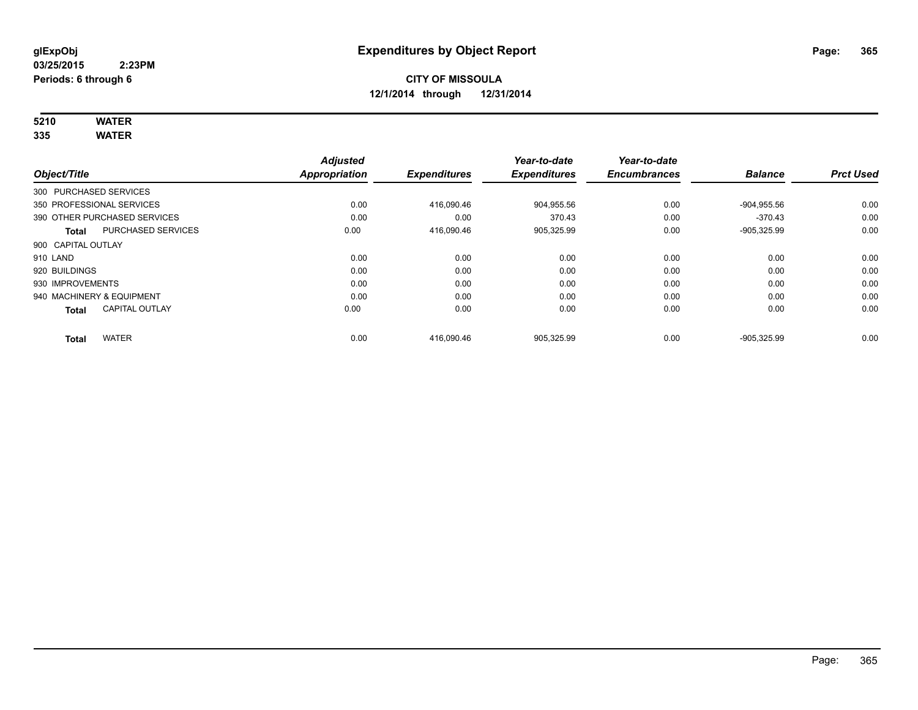**glExpObj**
**03/25/2015 2:23PM**
**Periods: 6 through 6**

# Expenditures by Object Report

**CITY OF MISSOULA**
**12/1/2014 through 12/31/2014**

**5210 WATER**
**335 WATER**

| Object/Title | | Adjusted Appropriation | Expenditures | Year-to-date Expenditures | Year-to-date Encumbrances | Balance | Prct Used |
|---|---|---|---|---|---|---|---|
| 300 PURCHASED SERVICES | | | | | | | |
| 350 PROFESSIONAL SERVICES | | 0.00 | 416,090.46 | 904,955.56 | 0.00 | -904,955.56 | 0.00 |
| 390 OTHER PURCHASED SERVICES | | 0.00 | 0.00 | 370.43 | 0.00 | -370.43 | 0.00 |
| **Total** | PURCHASED SERVICES | 0.00 | 416,090.46 | 905,325.99 | 0.00 | -905,325.99 | 0.00 |
| 900 CAPITAL OUTLAY | | | | | | | |
| 910 LAND | | 0.00 | 0.00 | 0.00 | 0.00 | 0.00 | 0.00 |
| 920 BUILDINGS | | 0.00 | 0.00 | 0.00 | 0.00 | 0.00 | 0.00 |
| 930 IMPROVEMENTS | | 0.00 | 0.00 | 0.00 | 0.00 | 0.00 | 0.00 |
| 940 MACHINERY & EQUIPMENT | | 0.00 | 0.00 | 0.00 | 0.00 | 0.00 | 0.00 |
| **Total** | CAPITAL OUTLAY | 0.00 | 0.00 | 0.00 | 0.00 | 0.00 | 0.00 |
| **Total** | WATER | 0.00 | 416,090.46 | 905,325.99 | 0.00 | -905,325.99 | 0.00 |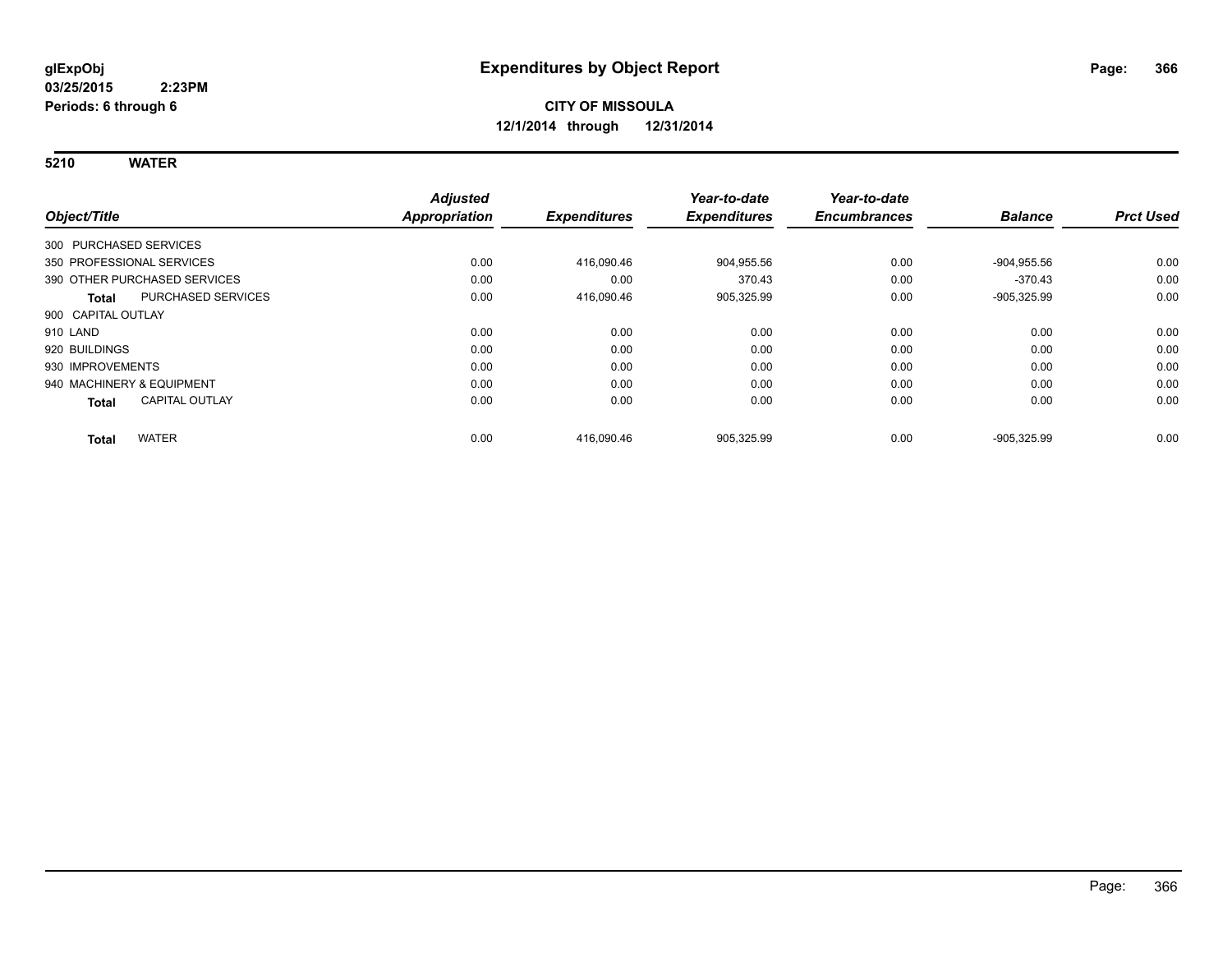**glExpObj**
**03/25/2015 2:23PM**
**Periods: 6 through 6**

# Expenditures by Object Report

**CITY OF MISSOULA**
**12/1/2014 through 12/31/2014**

## 5210 WATER

| Object/Title | Adjusted Appropriation | Expenditures | Year-to-date Expenditures | Year-to-date Encumbrances | Balance | Prct Used |
|---|---|---|---|---|---|---|
| 300 PURCHASED SERVICES | | | | | | |
| 350 PROFESSIONAL SERVICES | 0.00 | 416,090.46 | 904,955.56 | 0.00 | -904,955.56 | 0.00 |
| 390 OTHER PURCHASED SERVICES | 0.00 | 0.00 | 370.43 | 0.00 | -370.43 | 0.00 |
| **Total** PURCHASED SERVICES | 0.00 | 416,090.46 | 905,325.99 | 0.00 | -905,325.99 | 0.00 |
| 900 CAPITAL OUTLAY | | | | | | |
| 910 LAND | 0.00 | 0.00 | 0.00 | 0.00 | 0.00 | 0.00 |
| 920 BUILDINGS | 0.00 | 0.00 | 0.00 | 0.00 | 0.00 | 0.00 |
| 930 IMPROVEMENTS | 0.00 | 0.00 | 0.00 | 0.00 | 0.00 | 0.00 |
| 940 MACHINERY & EQUIPMENT | 0.00 | 0.00 | 0.00 | 0.00 | 0.00 | 0.00 |
| **Total** CAPITAL OUTLAY | 0.00 | 0.00 | 0.00 | 0.00 | 0.00 | 0.00 |
| **Total** WATER | 0.00 | 416,090.46 | 905,325.99 | 0.00 | -905,325.99 | 0.00 |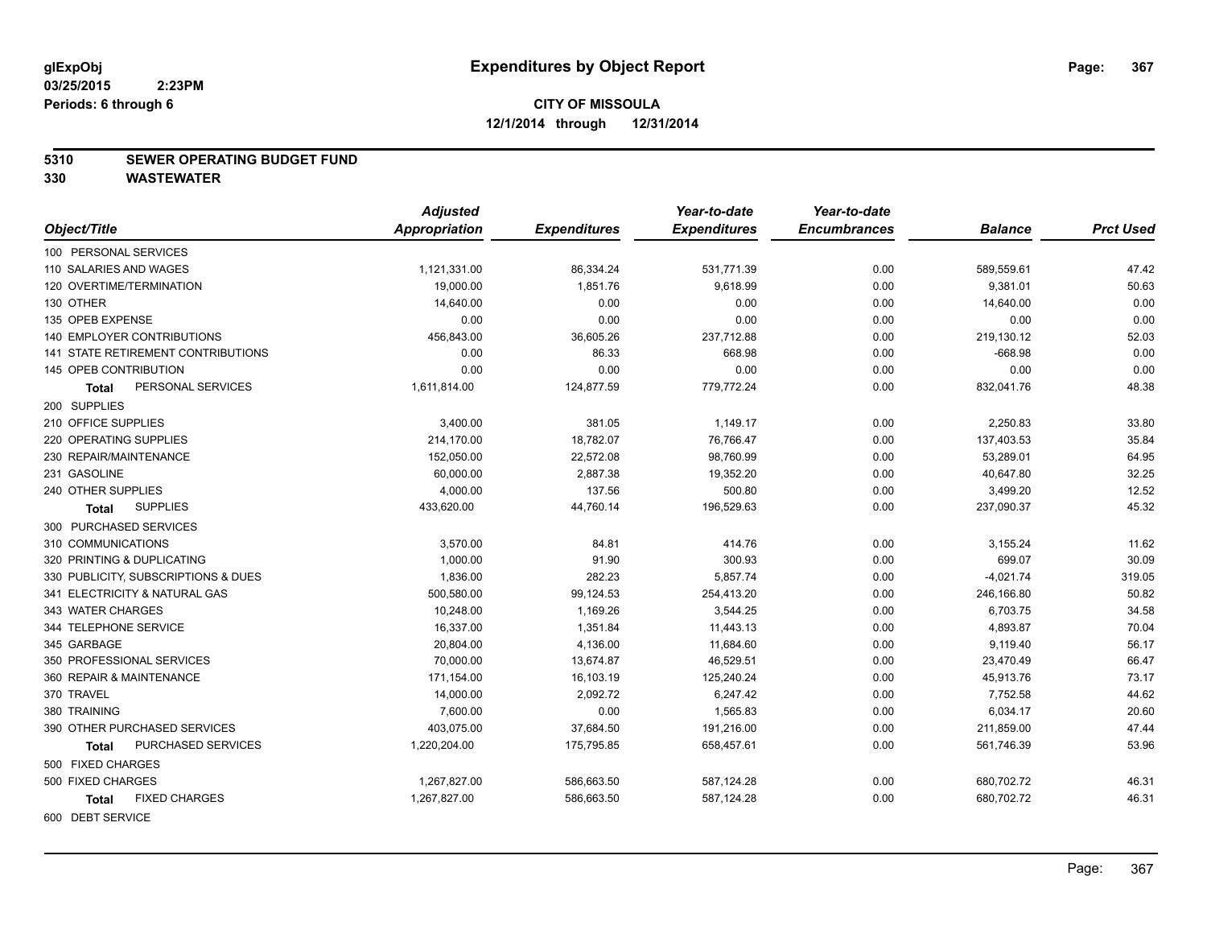**glExpObj**
**03/25/2015 2:23PM**
**Periods: 6 through 6**

# Expenditures by Object Report

**CITY OF MISSOULA**
**12/1/2014 through 12/31/2014**

## 5310 SEWER OPERATING BUDGET FUND
## 330 WASTEWATER

| Object/Title | Adjusted Appropriation | Expenditures | Year-to-date Expenditures | Year-to-date Encumbrances | Balance | Prct Used |
|---|---|---|---|---|---|---|
| 100 PERSONAL SERVICES | | | | | | |
| 110 SALARIES AND WAGES | 1,121,331.00 | 86,334.24 | 531,771.39 | 0.00 | 589,559.61 | 47.42 |
| 120 OVERTIME/TERMINATION | 19,000.00 | 1,851.76 | 9,618.99 | 0.00 | 9,381.01 | 50.63 |
| 130 OTHER | 14,640.00 | 0.00 | 0.00 | 0.00 | 14,640.00 | 0.00 |
| 135 OPEB EXPENSE | 0.00 | 0.00 | 0.00 | 0.00 | 0.00 | 0.00 |
| 140 EMPLOYER CONTRIBUTIONS | 456,843.00 | 36,605.26 | 237,712.88 | 0.00 | 219,130.12 | 52.03 |
| 141 STATE RETIREMENT CONTRIBUTIONS | 0.00 | 86.33 | 668.98 | 0.00 | -668.98 | 0.00 |
| 145 OPEB CONTRIBUTION | 0.00 | 0.00 | 0.00 | 0.00 | 0.00 | 0.00 |
| **Total** PERSONAL SERVICES | 1,611,814.00 | 124,877.59 | 779,772.24 | 0.00 | 832,041.76 | 48.38 |
| 200 SUPPLIES | | | | | | |
| 210 OFFICE SUPPLIES | 3,400.00 | 381.05 | 1,149.17 | 0.00 | 2,250.83 | 33.80 |
| 220 OPERATING SUPPLIES | 214,170.00 | 18,782.07 | 76,766.47 | 0.00 | 137,403.53 | 35.84 |
| 230 REPAIR/MAINTENANCE | 152,050.00 | 22,572.08 | 98,760.99 | 0.00 | 53,289.01 | 64.95 |
| 231 GASOLINE | 60,000.00 | 2,887.38 | 19,352.20 | 0.00 | 40,647.80 | 32.25 |
| 240 OTHER SUPPLIES | 4,000.00 | 137.56 | 500.80 | 0.00 | 3,499.20 | 12.52 |
| **Total** SUPPLIES | 433,620.00 | 44,760.14 | 196,529.63 | 0.00 | 237,090.37 | 45.32 |
| 300 PURCHASED SERVICES | | | | | | |
| 310 COMMUNICATIONS | 3,570.00 | 84.81 | 414.76 | 0.00 | 3,155.24 | 11.62 |
| 320 PRINTING & DUPLICATING | 1,000.00 | 91.90 | 300.93 | 0.00 | 699.07 | 30.09 |
| 330 PUBLICITY, SUBSCRIPTIONS & DUES | 1,836.00 | 282.23 | 5,857.74 | 0.00 | -4,021.74 | 319.05 |
| 341 ELECTRICITY & NATURAL GAS | 500,580.00 | 99,124.53 | 254,413.20 | 0.00 | 246,166.80 | 50.82 |
| 343 WATER CHARGES | 10,248.00 | 1,169.26 | 3,544.25 | 0.00 | 6,703.75 | 34.58 |
| 344 TELEPHONE SERVICE | 16,337.00 | 1,351.84 | 11,443.13 | 0.00 | 4,893.87 | 70.04 |
| 345 GARBAGE | 20,804.00 | 4,136.00 | 11,684.60 | 0.00 | 9,119.40 | 56.17 |
| 350 PROFESSIONAL SERVICES | 70,000.00 | 13,674.87 | 46,529.51 | 0.00 | 23,470.49 | 66.47 |
| 360 REPAIR & MAINTENANCE | 171,154.00 | 16,103.19 | 125,240.24 | 0.00 | 45,913.76 | 73.17 |
| 370 TRAVEL | 14,000.00 | 2,092.72 | 6,247.42 | 0.00 | 7,752.58 | 44.62 |
| 380 TRAINING | 7,600.00 | 0.00 | 1,565.83 | 0.00 | 6,034.17 | 20.60 |
| 390 OTHER PURCHASED SERVICES | 403,075.00 | 37,684.50 | 191,216.00 | 0.00 | 211,859.00 | 47.44 |
| **Total** PURCHASED SERVICES | 1,220,204.00 | 175,795.85 | 658,457.61 | 0.00 | 561,746.39 | 53.96 |
| 500 FIXED CHARGES | | | | | | |
| 500 FIXED CHARGES | 1,267,827.00 | 586,663.50 | 587,124.28 | 0.00 | 680,702.72 | 46.31 |
| **Total** FIXED CHARGES | 1,267,827.00 | 586,663.50 | 587,124.28 | 0.00 | 680,702.72 | 46.31 |
| 600 DEBT SERVICE | | | | | | |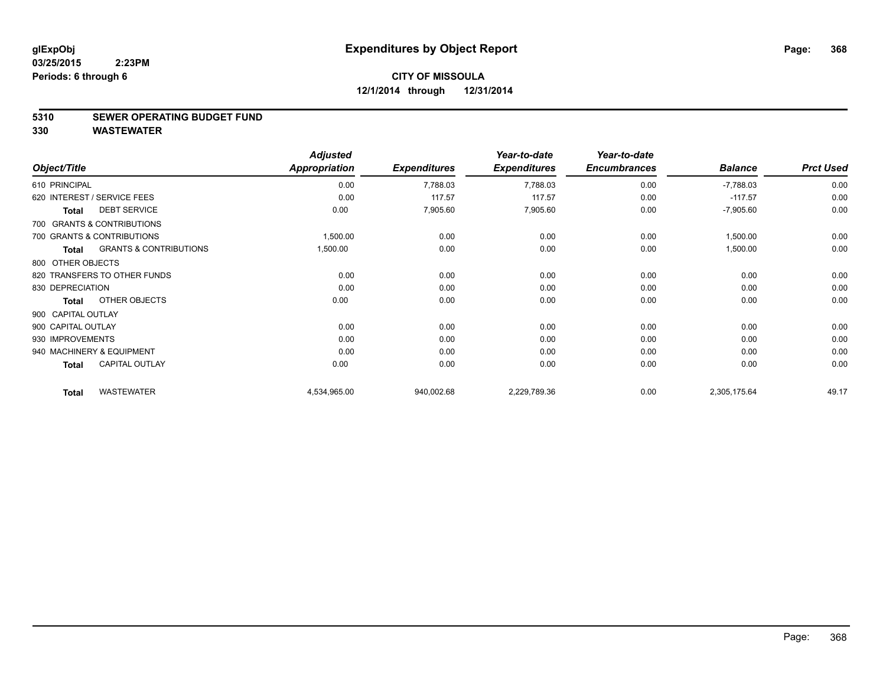glExpObj
03/25/2015 2:23PM
Periods: 6 through 6

# Expenditures by Object Report

**CITY OF MISSOULA**
**12/1/2014 through 12/31/2014**

## 5310 SEWER OPERATING BUDGET FUND
## 330 WASTEWATER

| Object/Title | Adjusted Appropriation | Expenditures | Year-to-date Expenditures | Year-to-date Encumbrances | Balance | Prct Used |
|---|---|---|---|---|---|---|
| 610 PRINCIPAL | 0.00 | 7,788.03 | 7,788.03 | 0.00 | -7,788.03 | 0.00 |
| 620 INTEREST / SERVICE FEES | 0.00 | 117.57 | 117.57 | 0.00 | -117.57 | 0.00 |
| **Total** DEBT SERVICE | 0.00 | 7,905.60 | 7,905.60 | 0.00 | -7,905.60 | 0.00 |
| 700 GRANTS & CONTRIBUTIONS | | | | | | |
| 700 GRANTS & CONTRIBUTIONS | 1,500.00 | 0.00 | 0.00 | 0.00 | 1,500.00 | 0.00 |
| **Total** GRANTS & CONTRIBUTIONS | 1,500.00 | 0.00 | 0.00 | 0.00 | 1,500.00 | 0.00 |
| 800 OTHER OBJECTS | | | | | | |
| 820 TRANSFERS TO OTHER FUNDS | 0.00 | 0.00 | 0.00 | 0.00 | 0.00 | 0.00 |
| 830 DEPRECIATION | 0.00 | 0.00 | 0.00 | 0.00 | 0.00 | 0.00 |
| **Total** OTHER OBJECTS | 0.00 | 0.00 | 0.00 | 0.00 | 0.00 | 0.00 |
| 900 CAPITAL OUTLAY | | | | | | |
| 900 CAPITAL OUTLAY | 0.00 | 0.00 | 0.00 | 0.00 | 0.00 | 0.00 |
| 930 IMPROVEMENTS | 0.00 | 0.00 | 0.00 | 0.00 | 0.00 | 0.00 |
| 940 MACHINERY & EQUIPMENT | 0.00 | 0.00 | 0.00 | 0.00 | 0.00 | 0.00 |
| **Total** CAPITAL OUTLAY | 0.00 | 0.00 | 0.00 | 0.00 | 0.00 | 0.00 |
| **Total** WASTEWATER | 4,534,965.00 | 940,002.68 | 2,229,789.36 | 0.00 | 2,305,175.64 | 49.17 |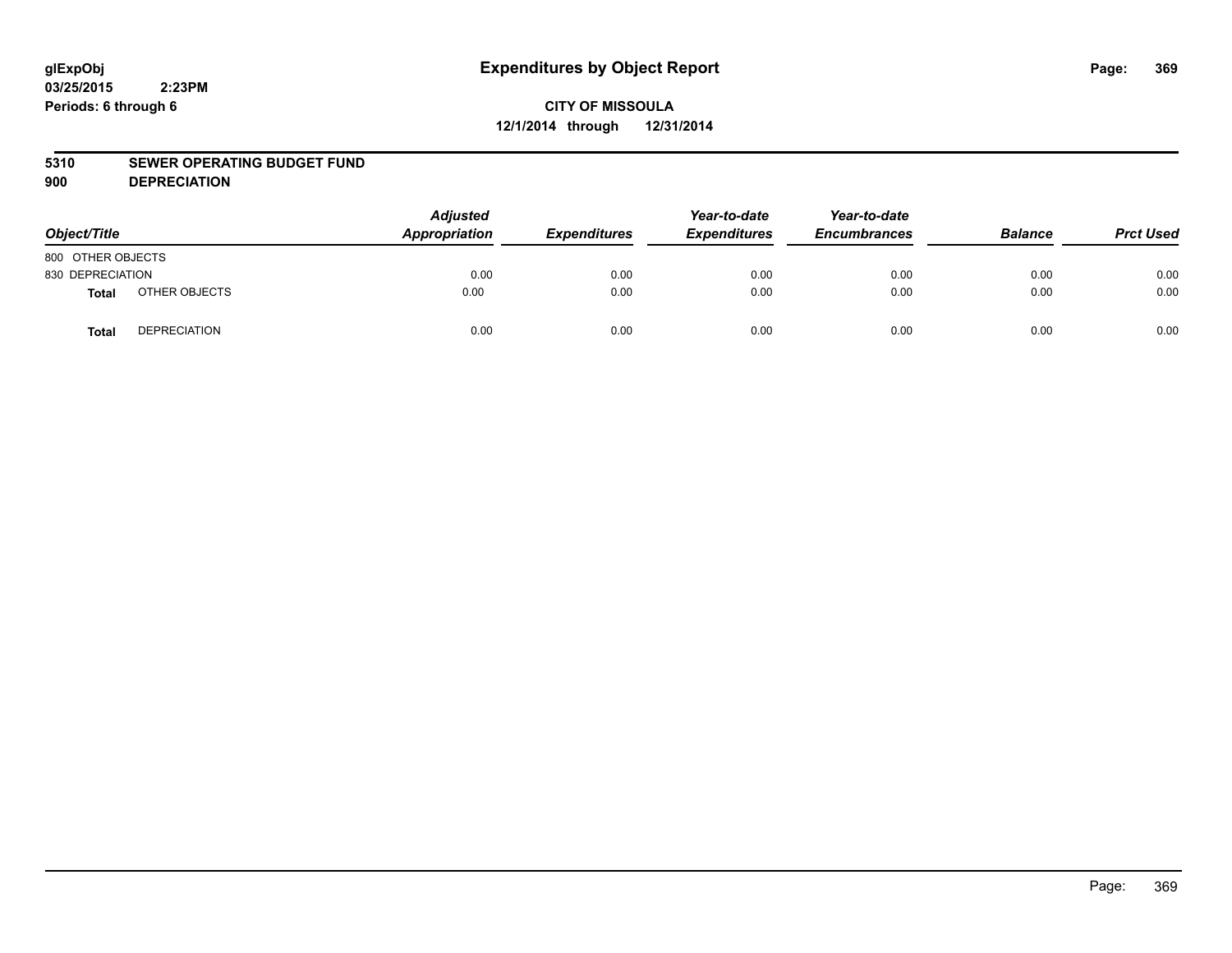# Expenditures by Object Report

glExpObj
03/25/2015 2:23PM
Periods: 6 through 6

**CITY OF MISSOULA**
**12/1/2014 through 12/31/2014**

**5310 SEWER OPERATING BUDGET FUND**
**900 DEPRECIATION**

| Object/Title | | Adjusted Appropriation | Expenditures | Year-to-date Expenditures | Year-to-date Encumbrances | Balance | Prct Used |
|---|---|---|---|---|---|---|---|
| 800 OTHER OBJECTS | | | | | | | |
| 830 DEPRECIATION | | 0.00 | 0.00 | 0.00 | 0.00 | 0.00 | 0.00 |
| **Total** | OTHER OBJECTS | 0.00 | 0.00 | 0.00 | 0.00 | 0.00 | 0.00 |
| **Total** | DEPRECIATION | 0.00 | 0.00 | 0.00 | 0.00 | 0.00 | 0.00 |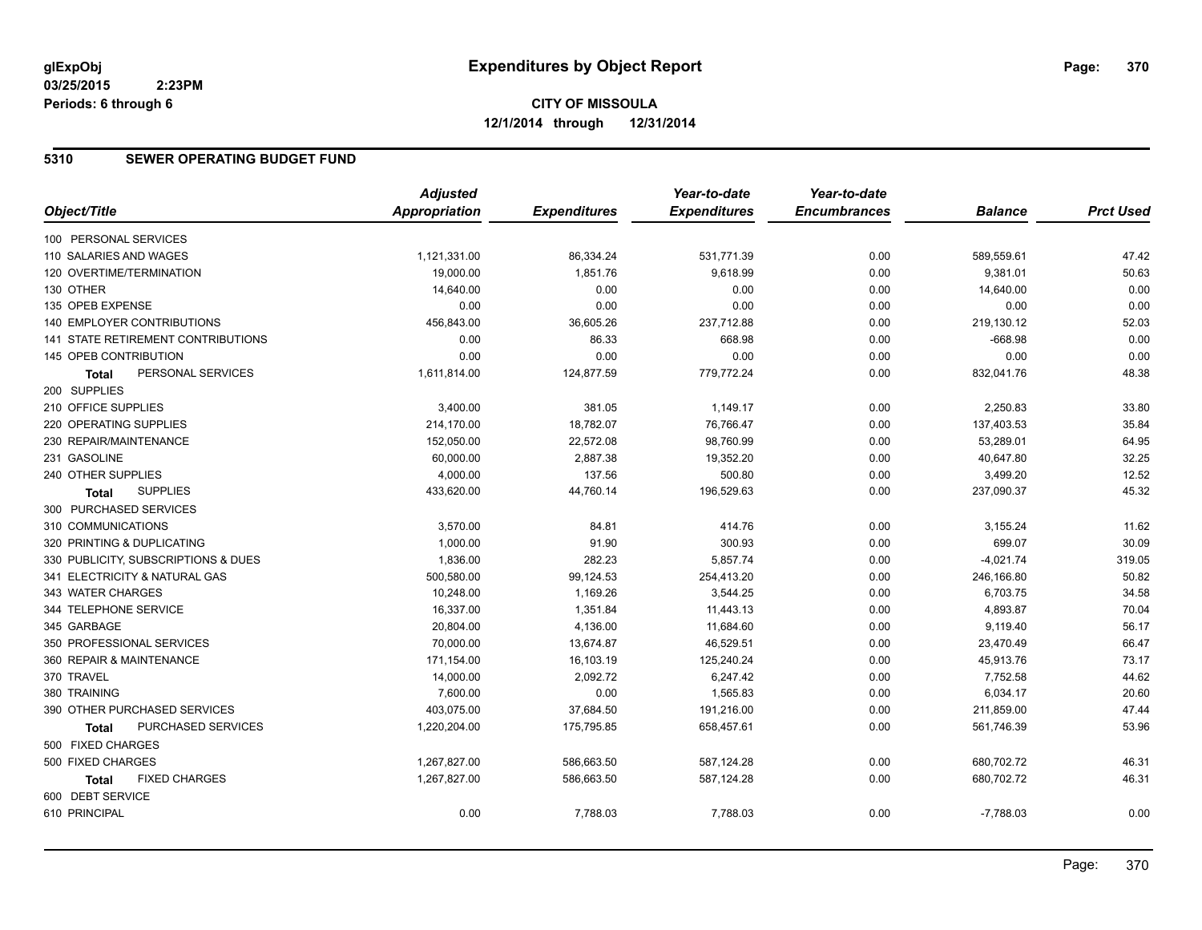**glExpObj**
**03/25/2015 2:23PM**
**Periods: 6 through 6**

# Expenditures by Object Report

**CITY OF MISSOULA**
**12/1/2014 through 12/31/2014**

## 5310 SEWER OPERATING BUDGET FUND

| Object/Title | Adjusted Appropriation | Expenditures | Year-to-date Expenditures | Year-to-date Encumbrances | Balance | Prct Used |
|---|---|---|---|---|---|---|
| 100 PERSONAL SERVICES | | | | | | |
| 110 SALARIES AND WAGES | 1,121,331.00 | 86,334.24 | 531,771.39 | 0.00 | 589,559.61 | 47.42 |
| 120 OVERTIME/TERMINATION | 19,000.00 | 1,851.76 | 9,618.99 | 0.00 | 9,381.01 | 50.63 |
| 130 OTHER | 14,640.00 | 0.00 | 0.00 | 0.00 | 14,640.00 | 0.00 |
| 135 OPEB EXPENSE | 0.00 | 0.00 | 0.00 | 0.00 | 0.00 | 0.00 |
| 140 EMPLOYER CONTRIBUTIONS | 456,843.00 | 36,605.26 | 237,712.88 | 0.00 | 219,130.12 | 52.03 |
| 141 STATE RETIREMENT CONTRIBUTIONS | 0.00 | 86.33 | 668.98 | 0.00 | -668.98 | 0.00 |
| 145 OPEB CONTRIBUTION | 0.00 | 0.00 | 0.00 | 0.00 | 0.00 | 0.00 |
| **Total** PERSONAL SERVICES | 1,611,814.00 | 124,877.59 | 779,772.24 | 0.00 | 832,041.76 | 48.38 |
| 200 SUPPLIES | | | | | | |
| 210 OFFICE SUPPLIES | 3,400.00 | 381.05 | 1,149.17 | 0.00 | 2,250.83 | 33.80 |
| 220 OPERATING SUPPLIES | 214,170.00 | 18,782.07 | 76,766.47 | 0.00 | 137,403.53 | 35.84 |
| 230 REPAIR/MAINTENANCE | 152,050.00 | 22,572.08 | 98,760.99 | 0.00 | 53,289.01 | 64.95 |
| 231 GASOLINE | 60,000.00 | 2,887.38 | 19,352.20 | 0.00 | 40,647.80 | 32.25 |
| 240 OTHER SUPPLIES | 4,000.00 | 137.56 | 500.80 | 0.00 | 3,499.20 | 12.52 |
| **Total** SUPPLIES | 433,620.00 | 44,760.14 | 196,529.63 | 0.00 | 237,090.37 | 45.32 |
| 300 PURCHASED SERVICES | | | | | | |
| 310 COMMUNICATIONS | 3,570.00 | 84.81 | 414.76 | 0.00 | 3,155.24 | 11.62 |
| 320 PRINTING & DUPLICATING | 1,000.00 | 91.90 | 300.93 | 0.00 | 699.07 | 30.09 |
| 330 PUBLICITY, SUBSCRIPTIONS & DUES | 1,836.00 | 282.23 | 5,857.74 | 0.00 | -4,021.74 | 319.05 |
| 341 ELECTRICITY & NATURAL GAS | 500,580.00 | 99,124.53 | 254,413.20 | 0.00 | 246,166.80 | 50.82 |
| 343 WATER CHARGES | 10,248.00 | 1,169.26 | 3,544.25 | 0.00 | 6,703.75 | 34.58 |
| 344 TELEPHONE SERVICE | 16,337.00 | 1,351.84 | 11,443.13 | 0.00 | 4,893.87 | 70.04 |
| 345 GARBAGE | 20,804.00 | 4,136.00 | 11,684.60 | 0.00 | 9,119.40 | 56.17 |
| 350 PROFESSIONAL SERVICES | 70,000.00 | 13,674.87 | 46,529.51 | 0.00 | 23,470.49 | 66.47 |
| 360 REPAIR & MAINTENANCE | 171,154.00 | 16,103.19 | 125,240.24 | 0.00 | 45,913.76 | 73.17 |
| 370 TRAVEL | 14,000.00 | 2,092.72 | 6,247.42 | 0.00 | 7,752.58 | 44.62 |
| 380 TRAINING | 7,600.00 | 0.00 | 1,565.83 | 0.00 | 6,034.17 | 20.60 |
| 390 OTHER PURCHASED SERVICES | 403,075.00 | 37,684.50 | 191,216.00 | 0.00 | 211,859.00 | 47.44 |
| **Total** PURCHASED SERVICES | 1,220,204.00 | 175,795.85 | 658,457.61 | 0.00 | 561,746.39 | 53.96 |
| 500 FIXED CHARGES | | | | | | |
| 500 FIXED CHARGES | 1,267,827.00 | 586,663.50 | 587,124.28 | 0.00 | 680,702.72 | 46.31 |
| **Total** FIXED CHARGES | 1,267,827.00 | 586,663.50 | 587,124.28 | 0.00 | 680,702.72 | 46.31 |
| 600 DEBT SERVICE | | | | | | |
| 610 PRINCIPAL | 0.00 | 7,788.03 | 7,788.03 | 0.00 | -7,788.03 | 0.00 |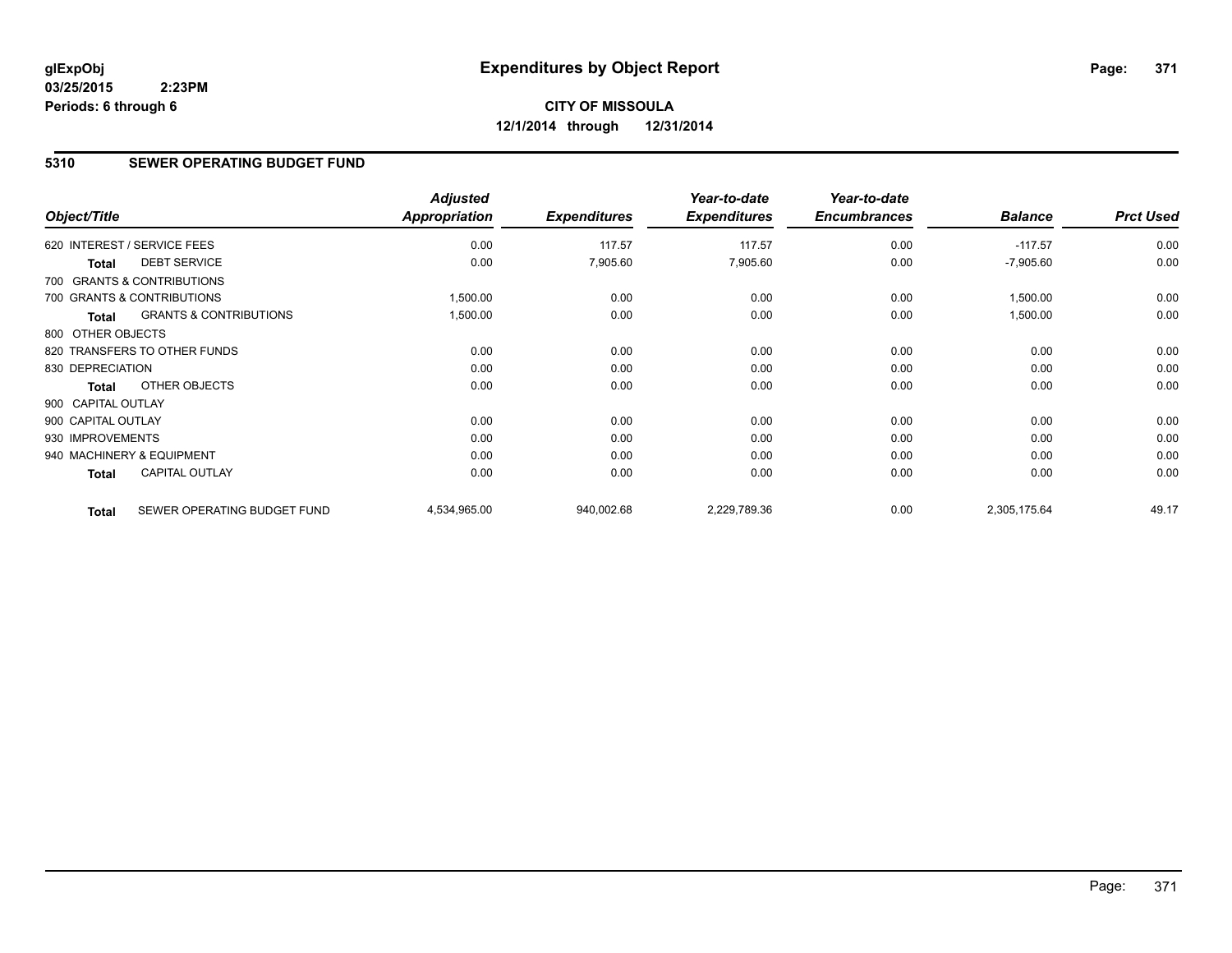**glExpObj**
**03/25/2015 2:23PM**
**Periods: 6 through 6**

# Expenditures by Object Report

**CITY OF MISSOULA**
**12/1/2014 through 12/31/2014**

## 5310 SEWER OPERATING BUDGET FUND

| Object/Title | | Adjusted Appropriation | Expenditures | Year-to-date Expenditures | Year-to-date Encumbrances | Balance | Prct Used |
|---|---|---|---|---|---|---|---|
| 620 INTEREST / SERVICE FEES | | 0.00 | 117.57 | 117.57 | 0.00 | -117.57 | 0.00 |
| **Total** | DEBT SERVICE | 0.00 | 7,905.60 | 7,905.60 | 0.00 | -7,905.60 | 0.00 |
| 700 GRANTS & CONTRIBUTIONS | | | | | | | |
| 700 GRANTS & CONTRIBUTIONS | | 1,500.00 | 0.00 | 0.00 | 0.00 | 1,500.00 | 0.00 |
| **Total** | GRANTS & CONTRIBUTIONS | 1,500.00 | 0.00 | 0.00 | 0.00 | 1,500.00 | 0.00 |
| 800 OTHER OBJECTS | | | | | | | |
| 820 TRANSFERS TO OTHER FUNDS | | 0.00 | 0.00 | 0.00 | 0.00 | 0.00 | 0.00 |
| 830 DEPRECIATION | | 0.00 | 0.00 | 0.00 | 0.00 | 0.00 | 0.00 |
| **Total** | OTHER OBJECTS | 0.00 | 0.00 | 0.00 | 0.00 | 0.00 | 0.00 |
| 900 CAPITAL OUTLAY | | | | | | | |
| 900 CAPITAL OUTLAY | | 0.00 | 0.00 | 0.00 | 0.00 | 0.00 | 0.00 |
| 930 IMPROVEMENTS | | 0.00 | 0.00 | 0.00 | 0.00 | 0.00 | 0.00 |
| 940 MACHINERY & EQUIPMENT | | 0.00 | 0.00 | 0.00 | 0.00 | 0.00 | 0.00 |
| **Total** | CAPITAL OUTLAY | 0.00 | 0.00 | 0.00 | 0.00 | 0.00 | 0.00 |
| **Total** | SEWER OPERATING BUDGET FUND | 4,534,965.00 | 940,002.68 | 2,229,789.36 | 0.00 | 2,305,175.64 | 49.17 |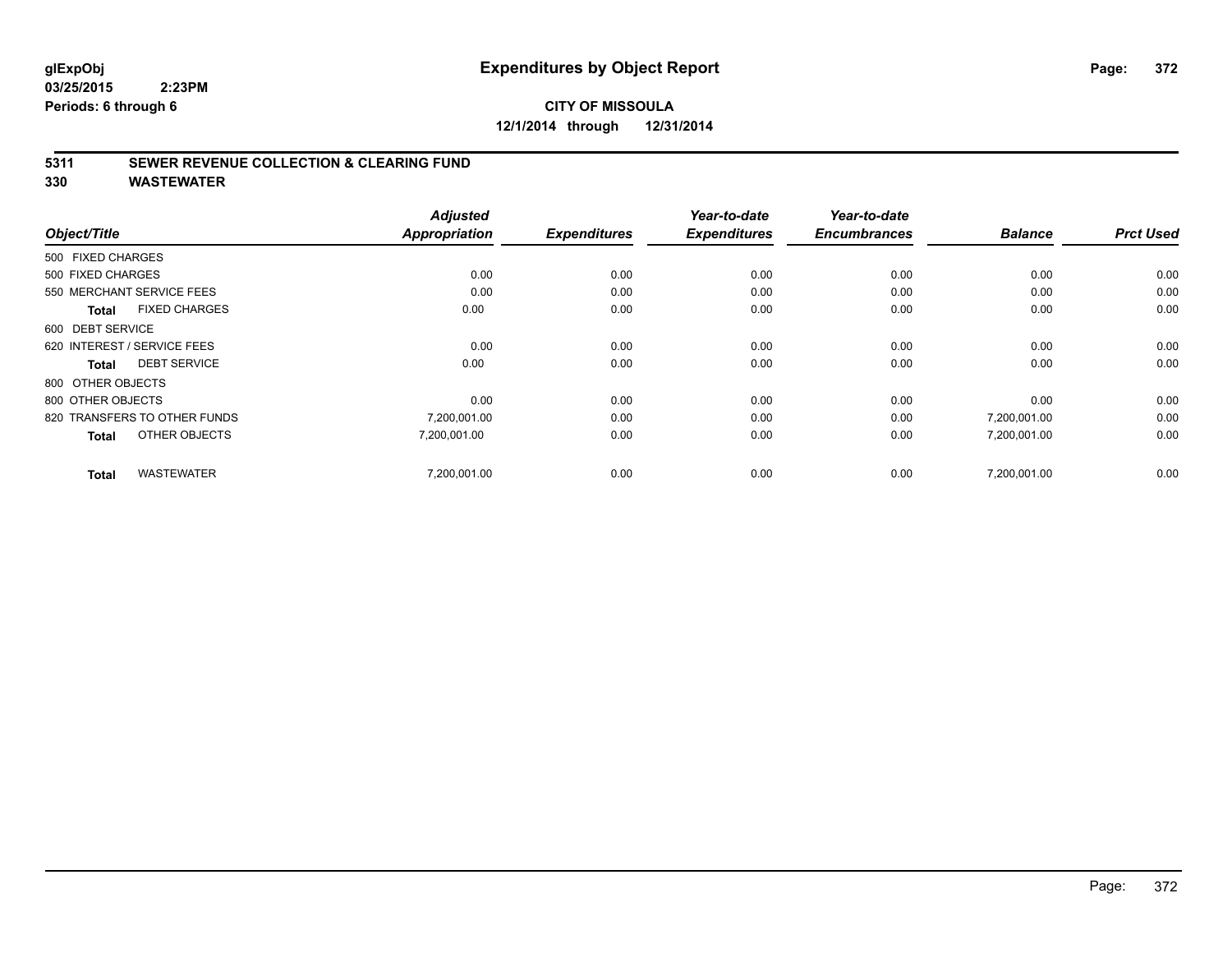**glExpObj**
**03/25/2015 2:23PM**
**Periods: 6 through 6**

# Expenditures by Object Report

**CITY OF MISSOULA**
**12/1/2014 through 12/31/2014**

## 5311 SEWER REVENUE COLLECTION & CLEARING FUND
## 330 WASTEWATER

| Object/Title | Adjusted Appropriation | Expenditures | Year-to-date Expenditures | Year-to-date Encumbrances | Balance | Prct Used |
|---|---|---|---|---|---|---|
| 500 FIXED CHARGES | | | | | | |
| 500 FIXED CHARGES | 0.00 | 0.00 | 0.00 | 0.00 | 0.00 | 0.00 |
| 550 MERCHANT SERVICE FEES | 0.00 | 0.00 | 0.00 | 0.00 | 0.00 | 0.00 |
| **Total** FIXED CHARGES | 0.00 | 0.00 | 0.00 | 0.00 | 0.00 | 0.00 |
| 600 DEBT SERVICE | | | | | | |
| 620 INTEREST / SERVICE FEES | 0.00 | 0.00 | 0.00 | 0.00 | 0.00 | 0.00 |
| **Total** DEBT SERVICE | 0.00 | 0.00 | 0.00 | 0.00 | 0.00 | 0.00 |
| 800 OTHER OBJECTS | | | | | | |
| 800 OTHER OBJECTS | 0.00 | 0.00 | 0.00 | 0.00 | 0.00 | 0.00 |
| 820 TRANSFERS TO OTHER FUNDS | 7,200,001.00 | 0.00 | 0.00 | 0.00 | 7,200,001.00 | 0.00 |
| **Total** OTHER OBJECTS | 7,200,001.00 | 0.00 | 0.00 | 0.00 | 7,200,001.00 | 0.00 |
| **Total** WASTEWATER | 7,200,001.00 | 0.00 | 0.00 | 0.00 | 7,200,001.00 | 0.00 |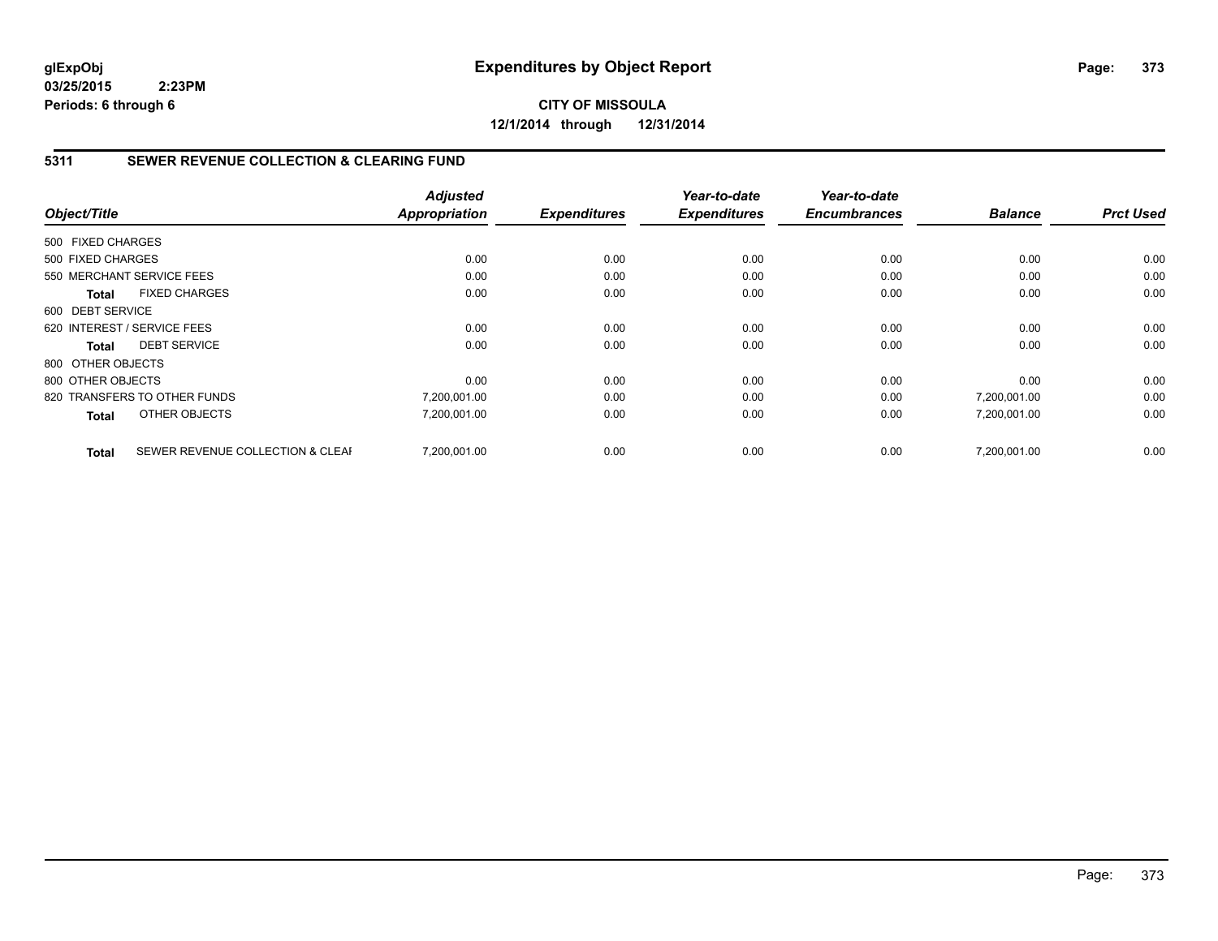# Expenditures by Object Report

glExpObj
03/25/2015 2:23PM
Periods: 6 through 6

**CITY OF MISSOULA**
**12/1/2014 through 12/31/2014**

## 5311 SEWER REVENUE COLLECTION & CLEARING FUND

| Object/Title | | Adjusted Appropriation | Expenditures | Year-to-date Expenditures | Year-to-date Encumbrances | Balance | Prct Used |
|---|---|---|---|---|---|---|---|
| 500 FIXED CHARGES | | | | | | | |
| 500 FIXED CHARGES | | 0.00 | 0.00 | 0.00 | 0.00 | 0.00 | 0.00 |
| 550 MERCHANT SERVICE FEES | | 0.00 | 0.00 | 0.00 | 0.00 | 0.00 | 0.00 |
| **Total** | FIXED CHARGES | 0.00 | 0.00 | 0.00 | 0.00 | 0.00 | 0.00 |
| 600 DEBT SERVICE | | | | | | | |
| 620 INTEREST / SERVICE FEES | | 0.00 | 0.00 | 0.00 | 0.00 | 0.00 | 0.00 |
| **Total** | DEBT SERVICE | 0.00 | 0.00 | 0.00 | 0.00 | 0.00 | 0.00 |
| 800 OTHER OBJECTS | | | | | | | |
| 800 OTHER OBJECTS | | 0.00 | 0.00 | 0.00 | 0.00 | 0.00 | 0.00 |
| 820 TRANSFERS TO OTHER FUNDS | | 7,200,001.00 | 0.00 | 0.00 | 0.00 | 7,200,001.00 | 0.00 |
| **Total** | OTHER OBJECTS | 7,200,001.00 | 0.00 | 0.00 | 0.00 | 7,200,001.00 | 0.00 |
| **Total** | SEWER REVENUE COLLECTION & CLEAI | 7,200,001.00 | 0.00 | 0.00 | 0.00 | 7,200,001.00 | 0.00 |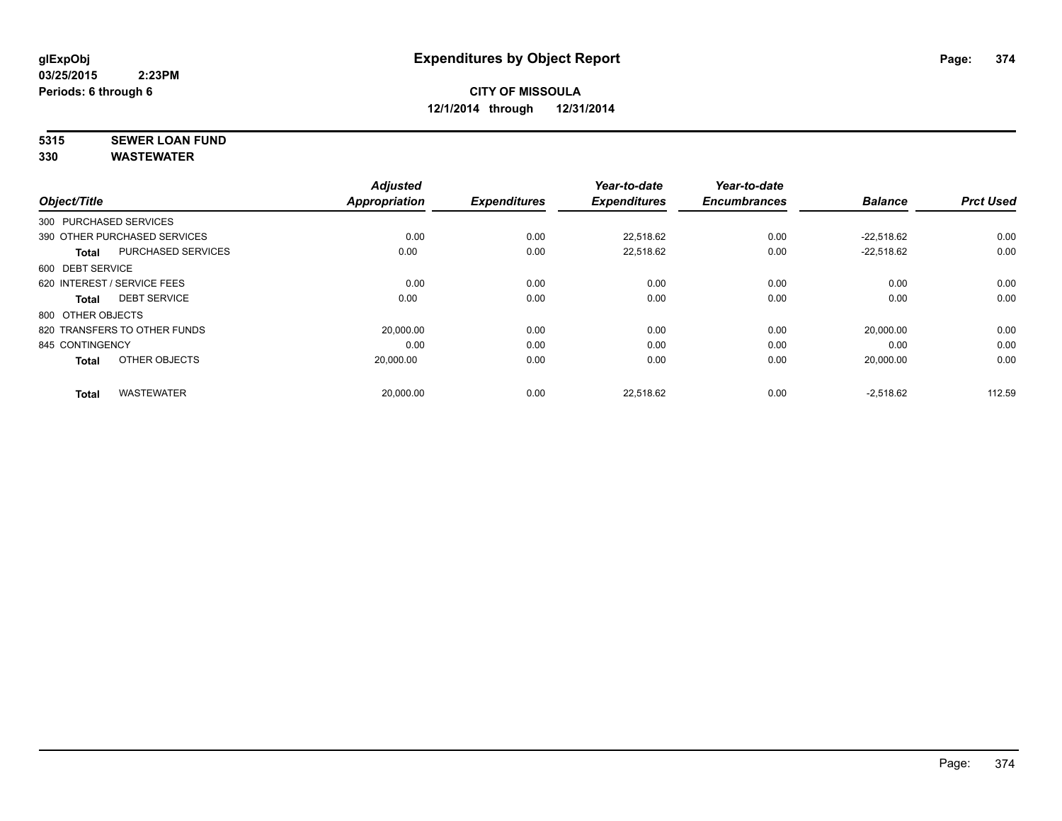**glExpObj**
**03/25/2015 2:23PM**
**Periods: 6 through 6**

# Expenditures by Object Report

**CITY OF MISSOULA**
**12/1/2014 through 12/31/2014**

**5315 SEWER LOAN FUND**
**330 WASTEWATER**

| Object/Title | | Adjusted Appropriation | Expenditures | Year-to-date Expenditures | Year-to-date Encumbrances | Balance | Prct Used |
|---|---|---|---|---|---|---|---|
| 300 PURCHASED SERVICES | | | | | | | |
| 390 OTHER PURCHASED SERVICES | | 0.00 | 0.00 | 22,518.62 | 0.00 | -22,518.62 | 0.00 |
| **Total** | PURCHASED SERVICES | 0.00 | 0.00 | 22,518.62 | 0.00 | -22,518.62 | 0.00 |
| 600 DEBT SERVICE | | | | | | | |
| 620 INTEREST / SERVICE FEES | | 0.00 | 0.00 | 0.00 | 0.00 | 0.00 | 0.00 |
| **Total** | DEBT SERVICE | 0.00 | 0.00 | 0.00 | 0.00 | 0.00 | 0.00 |
| 800 OTHER OBJECTS | | | | | | | |
| 820 TRANSFERS TO OTHER FUNDS | | 20,000.00 | 0.00 | 0.00 | 0.00 | 20,000.00 | 0.00 |
| 845 CONTINGENCY | | 0.00 | 0.00 | 0.00 | 0.00 | 0.00 | 0.00 |
| **Total** | OTHER OBJECTS | 20,000.00 | 0.00 | 0.00 | 0.00 | 20,000.00 | 0.00 |
| **Total** | WASTEWATER | 20,000.00 | 0.00 | 22,518.62 | 0.00 | -2,518.62 | 112.59 |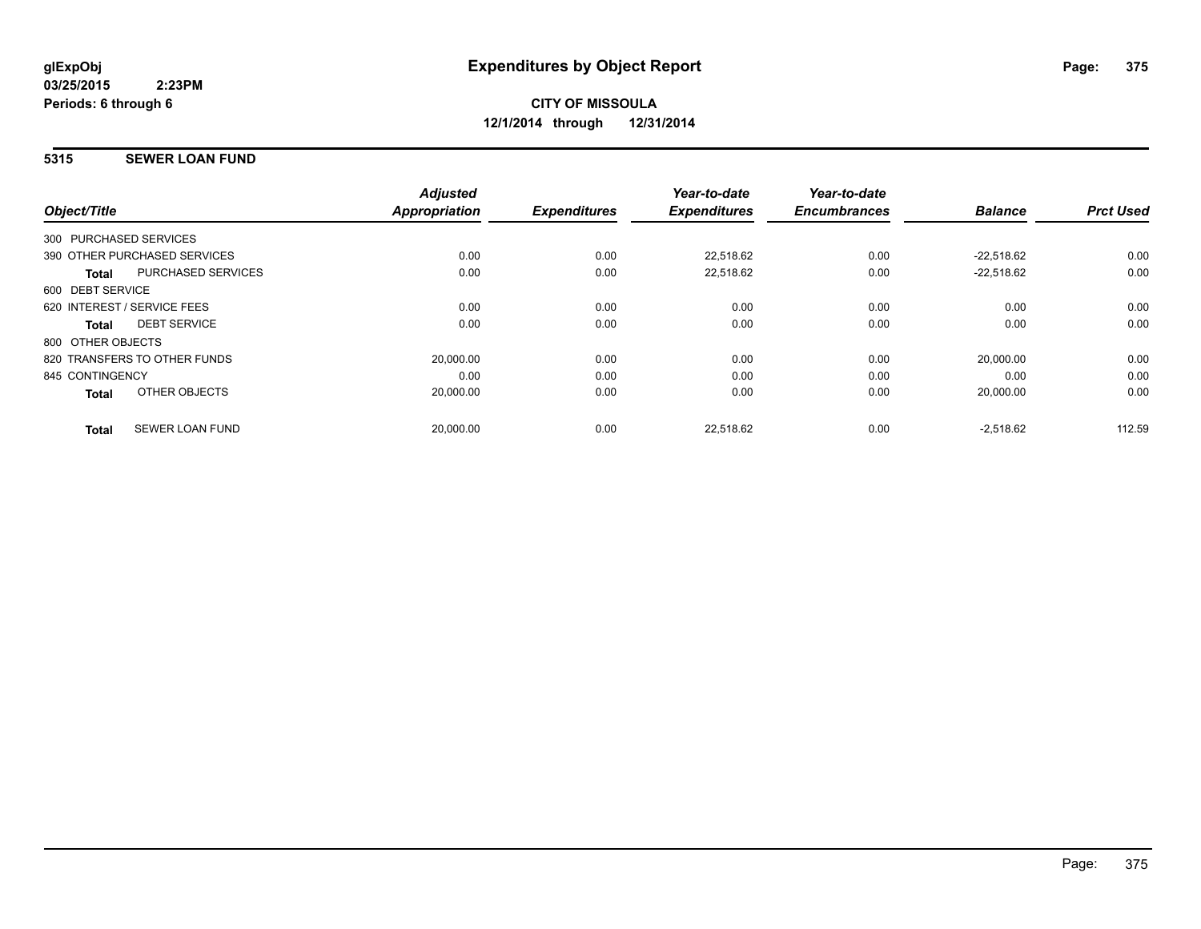glExpObj
03/25/2015 2:23PM
Periods: 6 through 6

# Expenditures by Object Report

**CITY OF MISSOULA**
**12/1/2014 through 12/31/2014**

## 5315 SEWER LOAN FUND

| Object/Title | | Adjusted Appropriation | Expenditures | Year-to-date Expenditures | Year-to-date Encumbrances | Balance | Prct Used |
|---|---|---|---|---|---|---|---|
| 300 PURCHASED SERVICES | | | | | | | |
| 390 OTHER PURCHASED SERVICES | | 0.00 | 0.00 | 22,518.62 | 0.00 | -22,518.62 | 0.00 |
| **Total** | PURCHASED SERVICES | 0.00 | 0.00 | 22,518.62 | 0.00 | -22,518.62 | 0.00 |
| 600 DEBT SERVICE | | | | | | | |
| 620 INTEREST / SERVICE FEES | | 0.00 | 0.00 | 0.00 | 0.00 | 0.00 | 0.00 |
| **Total** | DEBT SERVICE | 0.00 | 0.00 | 0.00 | 0.00 | 0.00 | 0.00 |
| 800 OTHER OBJECTS | | | | | | | |
| 820 TRANSFERS TO OTHER FUNDS | | 20,000.00 | 0.00 | 0.00 | 0.00 | 20,000.00 | 0.00 |
| 845 CONTINGENCY | | 0.00 | 0.00 | 0.00 | 0.00 | 0.00 | 0.00 |
| **Total** | OTHER OBJECTS | 20,000.00 | 0.00 | 0.00 | 0.00 | 20,000.00 | 0.00 |
| **Total** | SEWER LOAN FUND | 20,000.00 | 0.00 | 22,518.62 | 0.00 | -2,518.62 | 112.59 |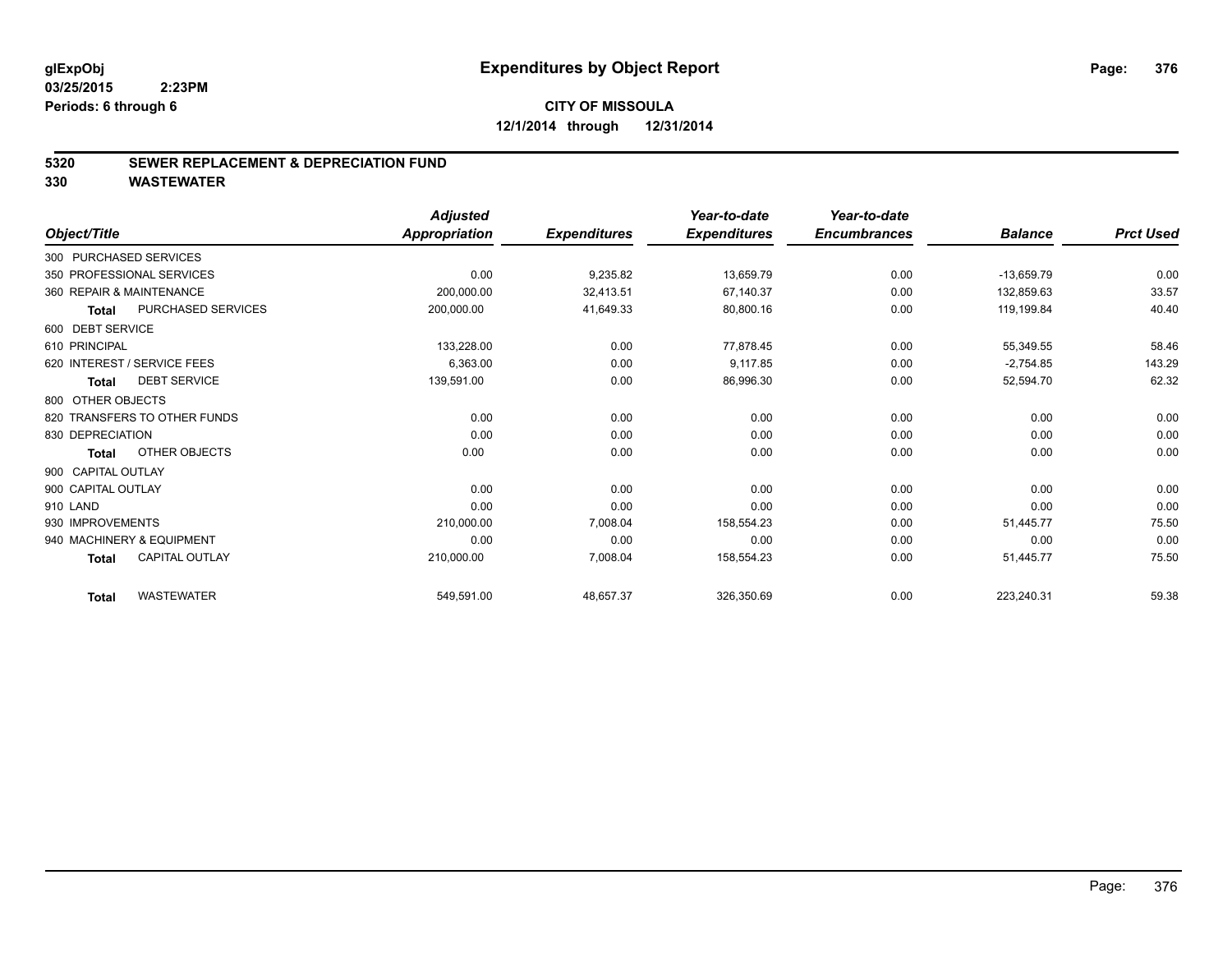# Expenditures by Object Report

glExpObj
03/25/2015 2:23PM
Periods: 6 through 6

**CITY OF MISSOULA**
**12/1/2014 through 12/31/2014**

## 5320 SEWER REPLACEMENT & DEPRECIATION FUND
## 330 WASTEWATER

| Object/Title | | Adjusted Appropriation | Expenditures | Year-to-date Expenditures | Year-to-date Encumbrances | Balance | Prct Used |
|---|---|---|---|---|---|---|---|
| 300 PURCHASED SERVICES | | | | | | | |
| 350 PROFESSIONAL SERVICES | | 0.00 | 9,235.82 | 13,659.79 | 0.00 | -13,659.79 | 0.00 |
| 360 REPAIR & MAINTENANCE | | 200,000.00 | 32,413.51 | 67,140.37 | 0.00 | 132,859.63 | 33.57 |
| **Total** | PURCHASED SERVICES | 200,000.00 | 41,649.33 | 80,800.16 | 0.00 | 119,199.84 | 40.40 |
| 600 DEBT SERVICE | | | | | | | |
| 610 PRINCIPAL | | 133,228.00 | 0.00 | 77,878.45 | 0.00 | 55,349.55 | 58.46 |
| 620 INTEREST / SERVICE FEES | | 6,363.00 | 0.00 | 9,117.85 | 0.00 | -2,754.85 | 143.29 |
| **Total** | DEBT SERVICE | 139,591.00 | 0.00 | 86,996.30 | 0.00 | 52,594.70 | 62.32 |
| 800 OTHER OBJECTS | | | | | | | |
| 820 TRANSFERS TO OTHER FUNDS | | 0.00 | 0.00 | 0.00 | 0.00 | 0.00 | 0.00 |
| 830 DEPRECIATION | | 0.00 | 0.00 | 0.00 | 0.00 | 0.00 | 0.00 |
| **Total** | OTHER OBJECTS | 0.00 | 0.00 | 0.00 | 0.00 | 0.00 | 0.00 |
| 900 CAPITAL OUTLAY | | | | | | | |
| 900 CAPITAL OUTLAY | | 0.00 | 0.00 | 0.00 | 0.00 | 0.00 | 0.00 |
| 910 LAND | | 0.00 | 0.00 | 0.00 | 0.00 | 0.00 | 0.00 |
| 930 IMPROVEMENTS | | 210,000.00 | 7,008.04 | 158,554.23 | 0.00 | 51,445.77 | 75.50 |
| 940 MACHINERY & EQUIPMENT | | 0.00 | 0.00 | 0.00 | 0.00 | 0.00 | 0.00 |
| **Total** | CAPITAL OUTLAY | 210,000.00 | 7,008.04 | 158,554.23 | 0.00 | 51,445.77 | 75.50 |
| **Total** | WASTEWATER | 549,591.00 | 48,657.37 | 326,350.69 | 0.00 | 223,240.31 | 59.38 |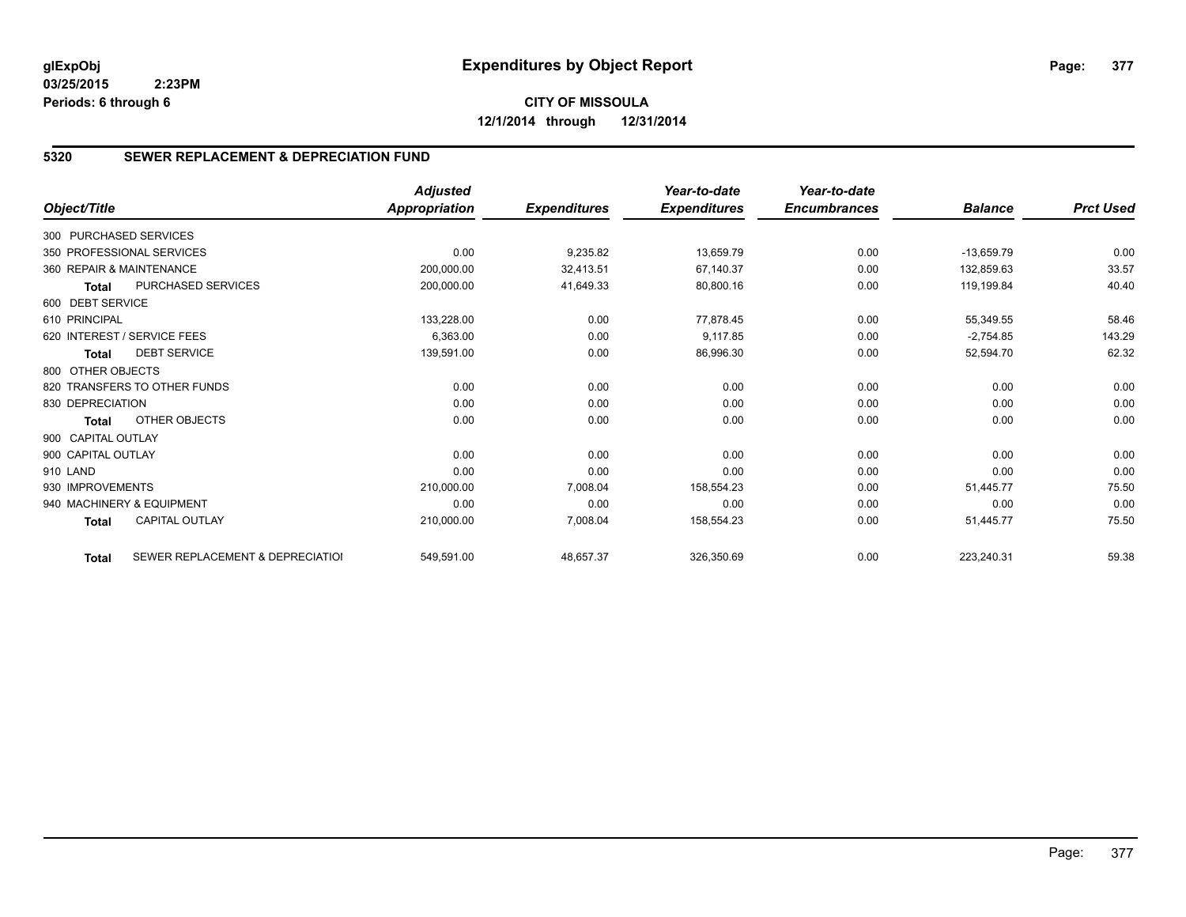**glExpObj**
**03/25/2015 2:23PM**
**Periods: 6 through 6**

# Expenditures by Object Report

**CITY OF MISSOULA**
**12/1/2014 through 12/31/2014**

## 5320 SEWER REPLACEMENT & DEPRECIATION FUND

| Object/Title | | Adjusted Appropriation | Expenditures | Year-to-date Expenditures | Year-to-date Encumbrances | Balance | Prct Used |
|---|---|---|---|---|---|---|---|
| 300 PURCHASED SERVICES | | | | | | | |
| 350 PROFESSIONAL SERVICES | | 0.00 | 9,235.82 | 13,659.79 | 0.00 | -13,659.79 | 0.00 |
| 360 REPAIR & MAINTENANCE | | 200,000.00 | 32,413.51 | 67,140.37 | 0.00 | 132,859.63 | 33.57 |
| **Total** | PURCHASED SERVICES | 200,000.00 | 41,649.33 | 80,800.16 | 0.00 | 119,199.84 | 40.40 |
| 600 DEBT SERVICE | | | | | | | |
| 610 PRINCIPAL | | 133,228.00 | 0.00 | 77,878.45 | 0.00 | 55,349.55 | 58.46 |
| 620 INTEREST / SERVICE FEES | | 6,363.00 | 0.00 | 9,117.85 | 0.00 | -2,754.85 | 143.29 |
| **Total** | DEBT SERVICE | 139,591.00 | 0.00 | 86,996.30 | 0.00 | 52,594.70 | 62.32 |
| 800 OTHER OBJECTS | | | | | | | |
| 820 TRANSFERS TO OTHER FUNDS | | 0.00 | 0.00 | 0.00 | 0.00 | 0.00 | 0.00 |
| 830 DEPRECIATION | | 0.00 | 0.00 | 0.00 | 0.00 | 0.00 | 0.00 |
| **Total** | OTHER OBJECTS | 0.00 | 0.00 | 0.00 | 0.00 | 0.00 | 0.00 |
| 900 CAPITAL OUTLAY | | | | | | | |
| 900 CAPITAL OUTLAY | | 0.00 | 0.00 | 0.00 | 0.00 | 0.00 | 0.00 |
| 910 LAND | | 0.00 | 0.00 | 0.00 | 0.00 | 0.00 | 0.00 |
| 930 IMPROVEMENTS | | 210,000.00 | 7,008.04 | 158,554.23 | 0.00 | 51,445.77 | 75.50 |
| 940 MACHINERY & EQUIPMENT | | 0.00 | 0.00 | 0.00 | 0.00 | 0.00 | 0.00 |
| **Total** | CAPITAL OUTLAY | 210,000.00 | 7,008.04 | 158,554.23 | 0.00 | 51,445.77 | 75.50 |
| **Total** | SEWER REPLACEMENT & DEPRECIATIOI | 549,591.00 | 48,657.37 | 326,350.69 | 0.00 | 223,240.31 | 59.38 |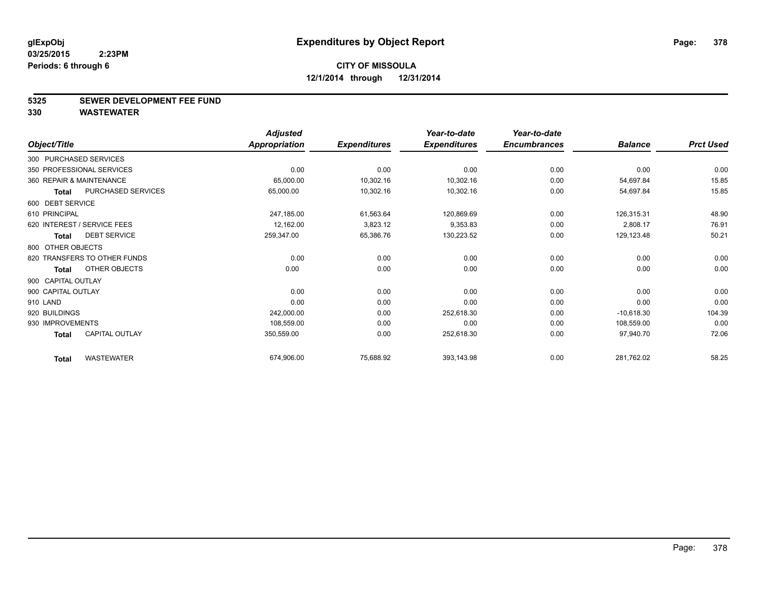glExpObj
03/25/2015 2:23PM
Periods: 6 through 6

# Expenditures by Object Report

**CITY OF MISSOULA**
**12/1/2014 through 12/31/2014**

**5325 SEWER DEVELOPMENT FEE FUND**
**330 WASTEWATER**

| Object/Title | Adjusted Appropriation | Expenditures | Year-to-date Expenditures | Year-to-date Encumbrances | Balance | Prct Used |
|---|---|---|---|---|---|---|
| 300 PURCHASED SERVICES | | | | | | |
| 350 PROFESSIONAL SERVICES | 0.00 | 0.00 | 0.00 | 0.00 | 0.00 | 0.00 |
| 360 REPAIR & MAINTENANCE | 65,000.00 | 10,302.16 | 10,302.16 | 0.00 | 54,697.84 | 15.85 |
| **Total** PURCHASED SERVICES | 65,000.00 | 10,302.16 | 10,302.16 | 0.00 | 54,697.84 | 15.85 |
| 600 DEBT SERVICE | | | | | | |
| 610 PRINCIPAL | 247,185.00 | 61,563.64 | 120,869.69 | 0.00 | 126,315.31 | 48.90 |
| 620 INTEREST / SERVICE FEES | 12,162.00 | 3,823.12 | 9,353.83 | 0.00 | 2,808.17 | 76.91 |
| **Total** DEBT SERVICE | 259,347.00 | 65,386.76 | 130,223.52 | 0.00 | 129,123.48 | 50.21 |
| 800 OTHER OBJECTS | | | | | | |
| 820 TRANSFERS TO OTHER FUNDS | 0.00 | 0.00 | 0.00 | 0.00 | 0.00 | 0.00 |
| **Total** OTHER OBJECTS | 0.00 | 0.00 | 0.00 | 0.00 | 0.00 | 0.00 |
| 900 CAPITAL OUTLAY | | | | | | |
| 900 CAPITAL OUTLAY | 0.00 | 0.00 | 0.00 | 0.00 | 0.00 | 0.00 |
| 910 LAND | 0.00 | 0.00 | 0.00 | 0.00 | 0.00 | 0.00 |
| 920 BUILDINGS | 242,000.00 | 0.00 | 252,618.30 | 0.00 | -10,618.30 | 104.39 |
| 930 IMPROVEMENTS | 108,559.00 | 0.00 | 0.00 | 0.00 | 108,559.00 | 0.00 |
| **Total** CAPITAL OUTLAY | 350,559.00 | 0.00 | 252,618.30 | 0.00 | 97,940.70 | 72.06 |
| **Total** WASTEWATER | 674,906.00 | 75,688.92 | 393,143.98 | 0.00 | 281,762.02 | 58.25 |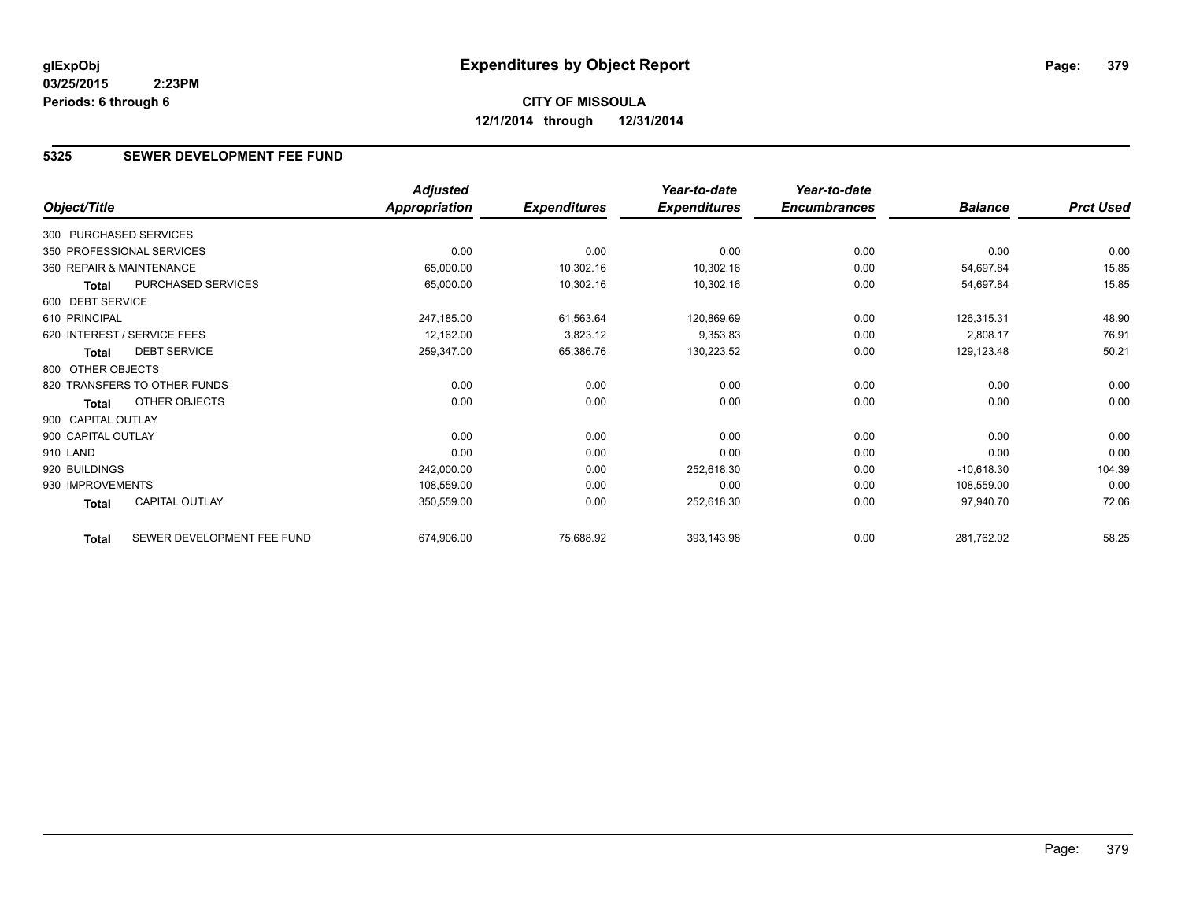**glExpObj** **Expenditures by Object Report**
**03/25/2015 2:23PM**
**Periods: 6 through 6**

**CITY OF MISSOULA**
**12/1/2014 through 12/31/2014**

## 5325 SEWER DEVELOPMENT FEE FUND

| Object/Title | | Adjusted Appropriation | Expenditures | Year-to-date Expenditures | Year-to-date Encumbrances | Balance | Prct Used |
|---|---|---|---|---|---|---|---|
| 300 PURCHASED SERVICES | | | | | | | |
| 350 PROFESSIONAL SERVICES | | 0.00 | 0.00 | 0.00 | 0.00 | 0.00 | 0.00 |
| 360 REPAIR & MAINTENANCE | | 65,000.00 | 10,302.16 | 10,302.16 | 0.00 | 54,697.84 | 15.85 |
| **Total** | PURCHASED SERVICES | 65,000.00 | 10,302.16 | 10,302.16 | 0.00 | 54,697.84 | 15.85 |
| 600 DEBT SERVICE | | | | | | | |
| 610 PRINCIPAL | | 247,185.00 | 61,563.64 | 120,869.69 | 0.00 | 126,315.31 | 48.90 |
| 620 INTEREST / SERVICE FEES | | 12,162.00 | 3,823.12 | 9,353.83 | 0.00 | 2,808.17 | 76.91 |
| **Total** | DEBT SERVICE | 259,347.00 | 65,386.76 | 130,223.52 | 0.00 | 129,123.48 | 50.21 |
| 800 OTHER OBJECTS | | | | | | | |
| 820 TRANSFERS TO OTHER FUNDS | | 0.00 | 0.00 | 0.00 | 0.00 | 0.00 | 0.00 |
| **Total** | OTHER OBJECTS | 0.00 | 0.00 | 0.00 | 0.00 | 0.00 | 0.00 |
| 900 CAPITAL OUTLAY | | | | | | | |
| 900 CAPITAL OUTLAY | | 0.00 | 0.00 | 0.00 | 0.00 | 0.00 | 0.00 |
| 910 LAND | | 0.00 | 0.00 | 0.00 | 0.00 | 0.00 | 0.00 |
| 920 BUILDINGS | | 242,000.00 | 0.00 | 252,618.30 | 0.00 | -10,618.30 | 104.39 |
| 930 IMPROVEMENTS | | 108,559.00 | 0.00 | 0.00 | 0.00 | 108,559.00 | 0.00 |
| **Total** | CAPITAL OUTLAY | 350,559.00 | 0.00 | 252,618.30 | 0.00 | 97,940.70 | 72.06 |
| **Total** | SEWER DEVELOPMENT FEE FUND | 674,906.00 | 75,688.92 | 393,143.98 | 0.00 | 281,762.02 | 58.25 |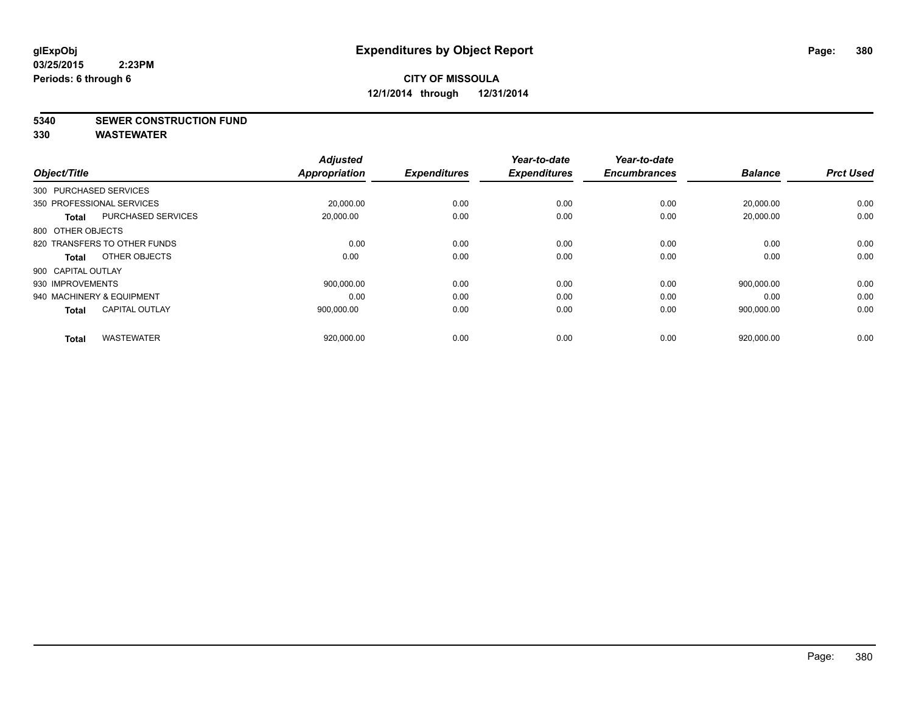**glExpObj**
**03/25/2015 2:23PM**
**Periods: 6 through 6**

# Expenditures by Object Report

**CITY OF MISSOULA**
**12/1/2014 through 12/31/2014**

**5340 SEWER CONSTRUCTION FUND**
**330 WASTEWATER**

| Object/Title | | Adjusted Appropriation | Expenditures | Year-to-date Expenditures | Year-to-date Encumbrances | Balance | Prct Used |
|---|---|---|---|---|---|---|---|
| 300 PURCHASED SERVICES | | | | | | | |
| 350 PROFESSIONAL SERVICES | | 20,000.00 | 0.00 | 0.00 | 0.00 | 20,000.00 | 0.00 |
| **Total** | PURCHASED SERVICES | 20,000.00 | 0.00 | 0.00 | 0.00 | 20,000.00 | 0.00 |
| 800 OTHER OBJECTS | | | | | | | |
| 820 TRANSFERS TO OTHER FUNDS | | 0.00 | 0.00 | 0.00 | 0.00 | 0.00 | 0.00 |
| **Total** | OTHER OBJECTS | 0.00 | 0.00 | 0.00 | 0.00 | 0.00 | 0.00 |
| 900 CAPITAL OUTLAY | | | | | | | |
| 930 IMPROVEMENTS | | 900,000.00 | 0.00 | 0.00 | 0.00 | 900,000.00 | 0.00 |
| 940 MACHINERY & EQUIPMENT | | 0.00 | 0.00 | 0.00 | 0.00 | 0.00 | 0.00 |
| **Total** | CAPITAL OUTLAY | 900,000.00 | 0.00 | 0.00 | 0.00 | 900,000.00 | 0.00 |
| **Total** | WASTEWATER | 920,000.00 | 0.00 | 0.00 | 0.00 | 920,000.00 | 0.00 |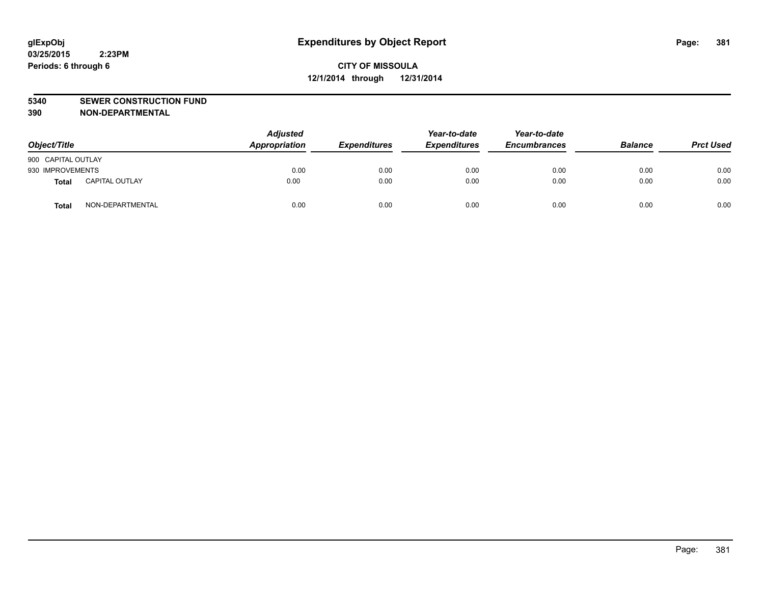**glExpObj**
**03/25/2015 2:23PM**
**Periods: 6 through 6**

# Expenditures by Object Report

**CITY OF MISSOULA**
**12/1/2014 through 12/31/2014**

**5340 SEWER CONSTRUCTION FUND**
**390 NON-DEPARTMENTAL**

| Object/Title | | Adjusted Appropriation | Expenditures | Year-to-date Expenditures | Year-to-date Encumbrances | Balance | Prct Used |
|---|---|---|---|---|---|---|---|
| 900 CAPITAL OUTLAY | | | | | | | |
| 930 IMPROVEMENTS | | 0.00 | 0.00 | 0.00 | 0.00 | 0.00 | 0.00 |
| **Total** | CAPITAL OUTLAY | 0.00 | 0.00 | 0.00 | 0.00 | 0.00 | 0.00 |
| **Total** | NON-DEPARTMENTAL | 0.00 | 0.00 | 0.00 | 0.00 | 0.00 | 0.00 |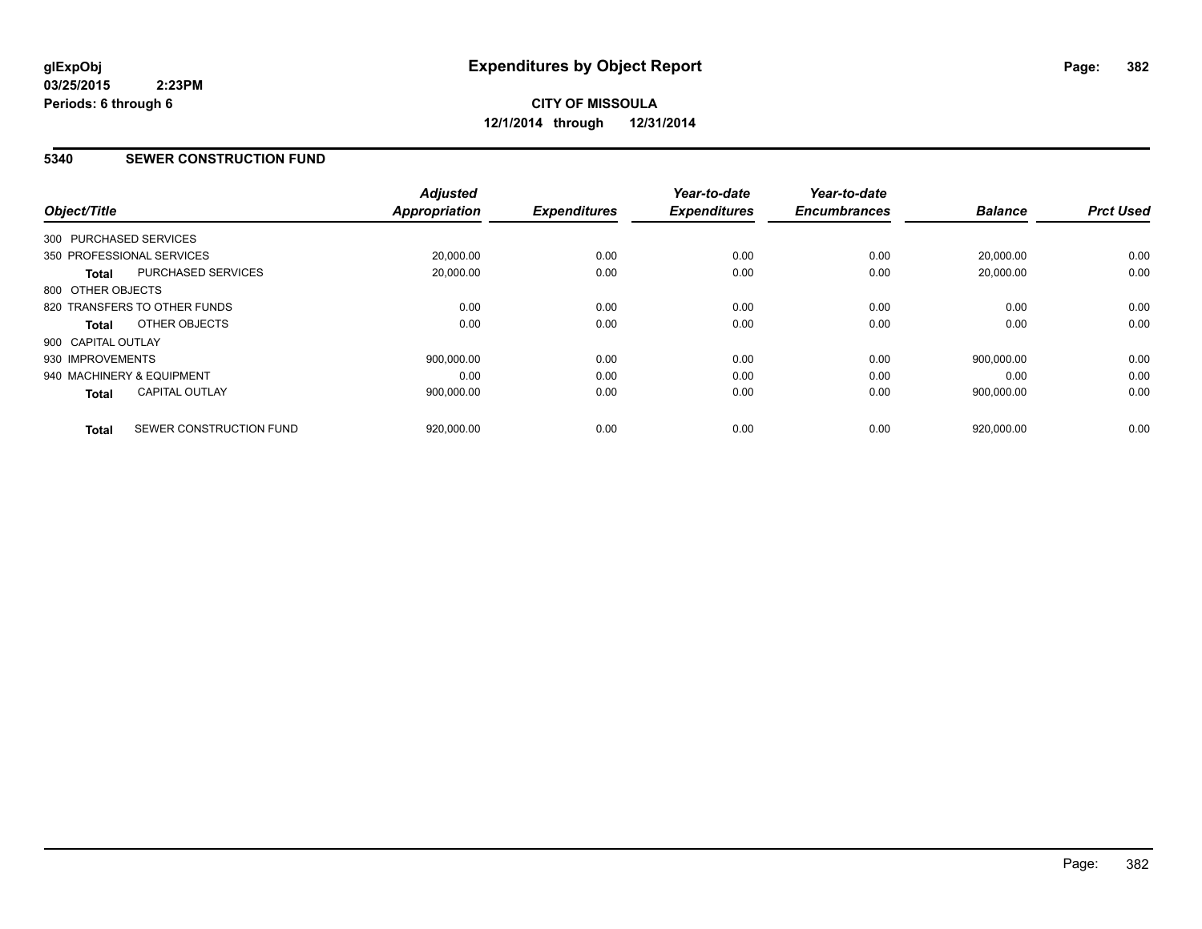**glExpObj**
**03/25/2015 2:23PM**
**Periods: 6 through 6**

# Expenditures by Object Report

**CITY OF MISSOULA**
**12/1/2014 through 12/31/2014**

## 5340 SEWER CONSTRUCTION FUND

| Object/Title | Adjusted Appropriation | Expenditures | Year-to-date Expenditures | Year-to-date Encumbrances | Balance | Prct Used |
|---|---|---|---|---|---|---|
| 300 PURCHASED SERVICES | | | | | | |
| 350 PROFESSIONAL SERVICES | 20,000.00 | 0.00 | 0.00 | 0.00 | 20,000.00 | 0.00 |
| **Total** PURCHASED SERVICES | 20,000.00 | 0.00 | 0.00 | 0.00 | 20,000.00 | 0.00 |
| 800 OTHER OBJECTS | | | | | | |
| 820 TRANSFERS TO OTHER FUNDS | 0.00 | 0.00 | 0.00 | 0.00 | 0.00 | 0.00 |
| **Total** OTHER OBJECTS | 0.00 | 0.00 | 0.00 | 0.00 | 0.00 | 0.00 |
| 900 CAPITAL OUTLAY | | | | | | |
| 930 IMPROVEMENTS | 900,000.00 | 0.00 | 0.00 | 0.00 | 900,000.00 | 0.00 |
| 940 MACHINERY & EQUIPMENT | 0.00 | 0.00 | 0.00 | 0.00 | 0.00 | 0.00 |
| **Total** CAPITAL OUTLAY | 900,000.00 | 0.00 | 0.00 | 0.00 | 900,000.00 | 0.00 |
| **Total** SEWER CONSTRUCTION FUND | 920,000.00 | 0.00 | 0.00 | 0.00 | 920,000.00 | 0.00 |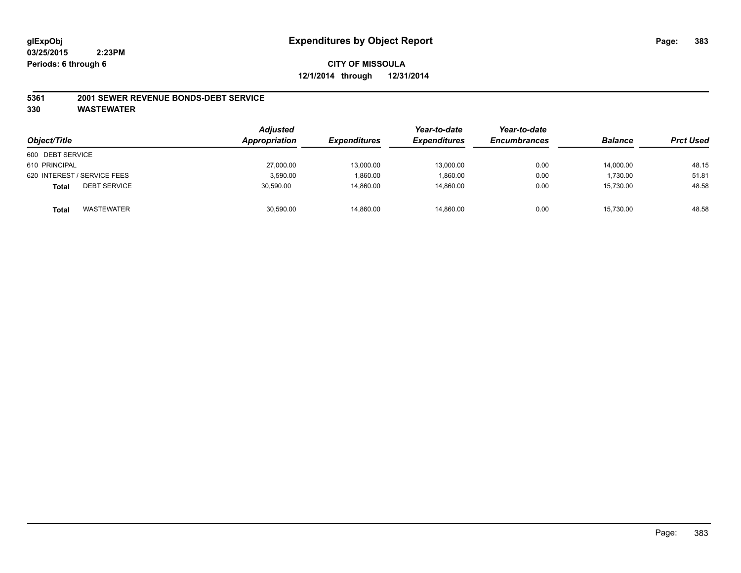glExpObj
03/25/2015 2:23PM
Periods: 6 through 6

# Expenditures by Object Report

**CITY OF MISSOULA**
**12/1/2014 through 12/31/2014**

**5361 2001 SEWER REVENUE BONDS-DEBT SERVICE**
**330 WASTEWATER**

| Object/Title | Adjusted Appropriation | Expenditures | Year-to-date Expenditures | Year-to-date Encumbrances | Balance | Prct Used |
|---|---|---|---|---|---|---|
| 600 DEBT SERVICE | | | | | | |
| 610 PRINCIPAL | 27,000.00 | 13,000.00 | 13,000.00 | 0.00 | 14,000.00 | 48.15 |
| 620 INTEREST / SERVICE FEES | 3,590.00 | 1,860.00 | 1,860.00 | 0.00 | 1,730.00 | 51.81 |
| **Total** DEBT SERVICE | 30,590.00 | 14,860.00 | 14,860.00 | 0.00 | 15,730.00 | 48.58 |
| **Total** WASTEWATER | 30,590.00 | 14,860.00 | 14,860.00 | 0.00 | 15,730.00 | 48.58 |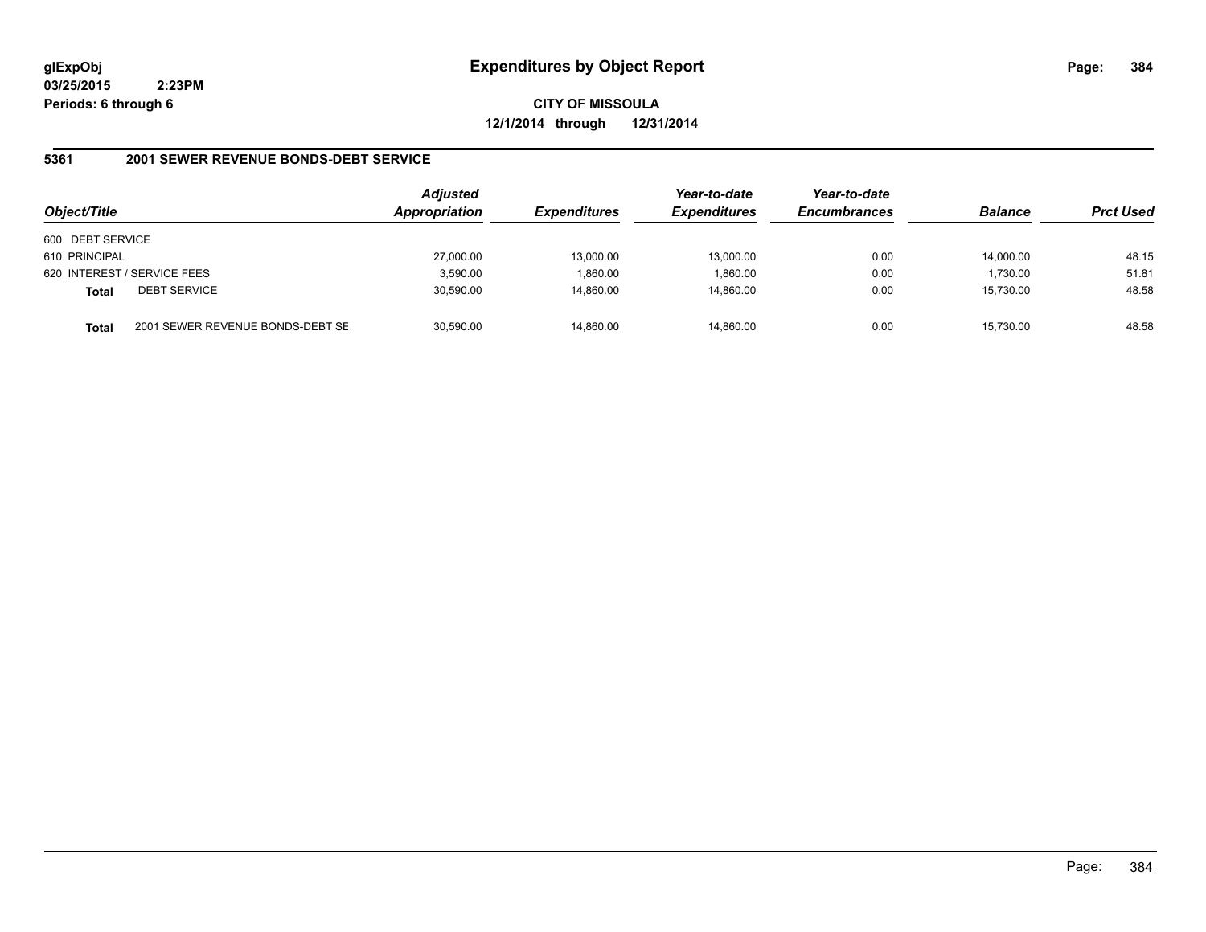glExpObj
03/25/2015 2:23PM
Periods: 6 through 6

# Expenditures by Object Report

**CITY OF MISSOULA**
**12/1/2014 through 12/31/2014**

## 5361 2001 SEWER REVENUE BONDS-DEBT SERVICE

| Object/Title | | Adjusted Appropriation | Expenditures | Year-to-date Expenditures | Year-to-date Encumbrances | Balance | Prct Used |
|---|---|---|---|---|---|---|---|
| 600 DEBT SERVICE | | | | | | | |
| 610 PRINCIPAL | | 27,000.00 | 13,000.00 | 13,000.00 | 0.00 | 14,000.00 | 48.15 |
| 620 INTEREST / SERVICE FEES | | 3,590.00 | 1,860.00 | 1,860.00 | 0.00 | 1,730.00 | 51.81 |
| **Total** | DEBT SERVICE | 30,590.00 | 14,860.00 | 14,860.00 | 0.00 | 15,730.00 | 48.58 |
| **Total** | 2001 SEWER REVENUE BONDS-DEBT SE | 30,590.00 | 14,860.00 | 14,860.00 | 0.00 | 15,730.00 | 48.58 |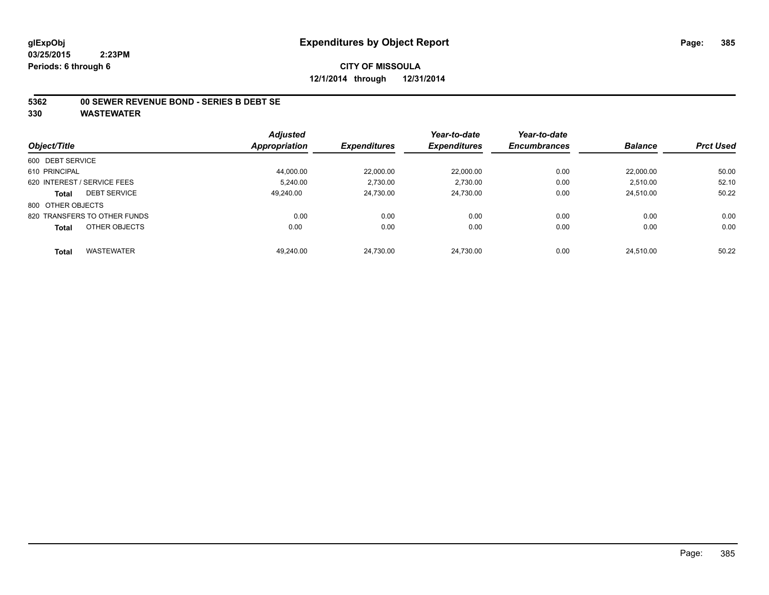glExpObj
03/25/2015 2:23PM
Periods: 6 through 6

# Expenditures by Object Report

**CITY OF MISSOULA**
**12/1/2014 through 12/31/2014**

**5362 00 SEWER REVENUE BOND - SERIES B DEBT SE**
**330 WASTEWATER**

| Object/Title | Adjusted Appropriation | Expenditures | Year-to-date Expenditures | Year-to-date Encumbrances | Balance | Prct Used |
|---|---|---|---|---|---|---|
| 600 DEBT SERVICE | | | | | | |
| 610 PRINCIPAL | 44,000.00 | 22,000.00 | 22,000.00 | 0.00 | 22,000.00 | 50.00 |
| 620 INTEREST / SERVICE FEES | 5,240.00 | 2,730.00 | 2,730.00 | 0.00 | 2,510.00 | 52.10 |
| **Total** DEBT SERVICE | 49,240.00 | 24,730.00 | 24,730.00 | 0.00 | 24,510.00 | 50.22 |
| 800 OTHER OBJECTS | | | | | | |
| 820 TRANSFERS TO OTHER FUNDS | 0.00 | 0.00 | 0.00 | 0.00 | 0.00 | 0.00 |
| **Total** OTHER OBJECTS | 0.00 | 0.00 | 0.00 | 0.00 | 0.00 | 0.00 |
| **Total** WASTEWATER | 49,240.00 | 24,730.00 | 24,730.00 | 0.00 | 24,510.00 | 50.22 |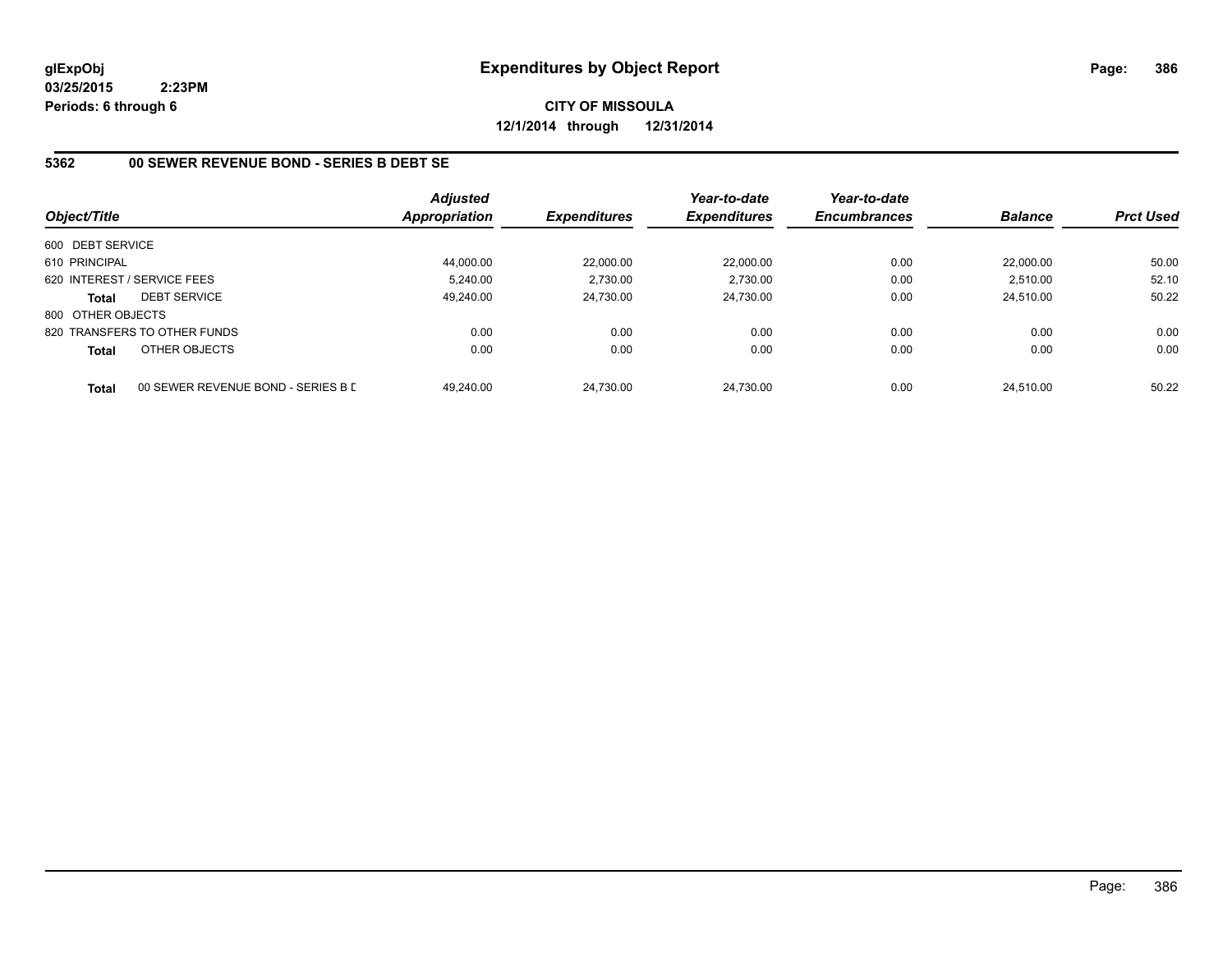**glExpObj** **Expenditures by Object Report**

**03/25/2015 2:23PM**

**Periods: 6 through 6**

**CITY OF MISSOULA**

**12/1/2014 through 12/31/2014**

## 5362 00 SEWER REVENUE BOND - SERIES B DEBT SE

| Object/Title | | Adjusted Appropriation | Expenditures | Year-to-date Expenditures | Year-to-date Encumbrances | Balance | Prct Used |
|---|---|---|---|---|---|---|---|
| 600 DEBT SERVICE | | | | | | | |
| 610 PRINCIPAL | | 44,000.00 | 22,000.00 | 22,000.00 | 0.00 | 22,000.00 | 50.00 |
| 620 INTEREST / SERVICE FEES | | 5,240.00 | 2,730.00 | 2,730.00 | 0.00 | 2,510.00 | 52.10 |
| **Total** | DEBT SERVICE | 49,240.00 | 24,730.00 | 24,730.00 | 0.00 | 24,510.00 | 50.22 |
| 800 OTHER OBJECTS | | | | | | | |
| 820 TRANSFERS TO OTHER FUNDS | | 0.00 | 0.00 | 0.00 | 0.00 | 0.00 | 0.00 |
| **Total** | OTHER OBJECTS | 0.00 | 0.00 | 0.00 | 0.00 | 0.00 | 0.00 |
| **Total** | 00 SEWER REVENUE BOND - SERIES B D | 49,240.00 | 24,730.00 | 24,730.00 | 0.00 | 24,510.00 | 50.22 |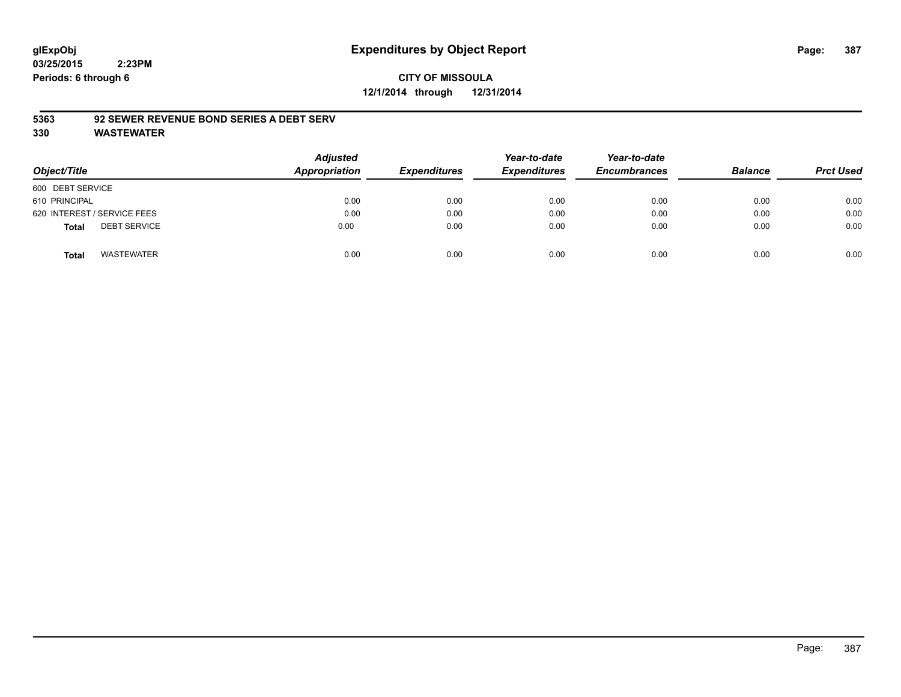# Expenditures by Object Report

glExpObj
03/25/2015 2:23PM
Periods: 6 through 6

**CITY OF MISSOULA**
**12/1/2014 through 12/31/2014**

**5363 92 SEWER REVENUE BOND SERIES A DEBT SERV**
**330 WASTEWATER**

| Object/Title | Adjusted Appropriation | Expenditures | Year-to-date Expenditures | Year-to-date Encumbrances | Balance | Prct Used |
|---|---|---|---|---|---|---|
| 600 DEBT SERVICE | | | | | | |
| 610 PRINCIPAL | 0.00 | 0.00 | 0.00 | 0.00 | 0.00 | 0.00 |
| 620 INTEREST / SERVICE FEES | 0.00 | 0.00 | 0.00 | 0.00 | 0.00 | 0.00 |
| **Total** DEBT SERVICE | 0.00 | 0.00 | 0.00 | 0.00 | 0.00 | 0.00 |
| **Total** WASTEWATER | 0.00 | 0.00 | 0.00 | 0.00 | 0.00 | 0.00 |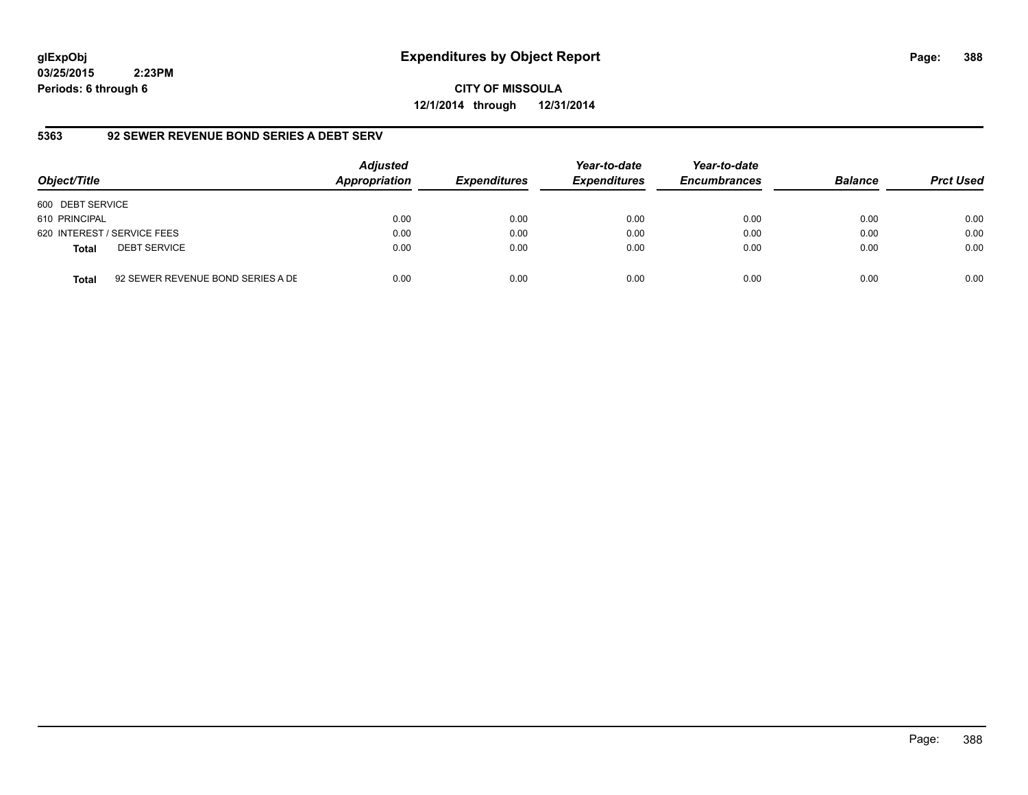glExpObj
03/25/2015 2:23PM
Periods: 6 through 6

# Expenditures by Object Report

**CITY OF MISSOULA**
**12/1/2014 through 12/31/2014**

### 5363 92 SEWER REVENUE BOND SERIES A DEBT SERV

| Object/Title | | Adjusted Appropriation | Expenditures | Year-to-date Expenditures | Year-to-date Encumbrances | Balance | Prct Used |
|---|---|---|---|---|---|---|---|
| 600 DEBT SERVICE | | | | | | | |
| 610 PRINCIPAL | | 0.00 | 0.00 | 0.00 | 0.00 | 0.00 | 0.00 |
| 620 INTEREST / SERVICE FEES | | 0.00 | 0.00 | 0.00 | 0.00 | 0.00 | 0.00 |
| **Total** | DEBT SERVICE | 0.00 | 0.00 | 0.00 | 0.00 | 0.00 | 0.00 |
| **Total** | 92 SEWER REVENUE BOND SERIES A DE | 0.00 | 0.00 | 0.00 | 0.00 | 0.00 | 0.00 |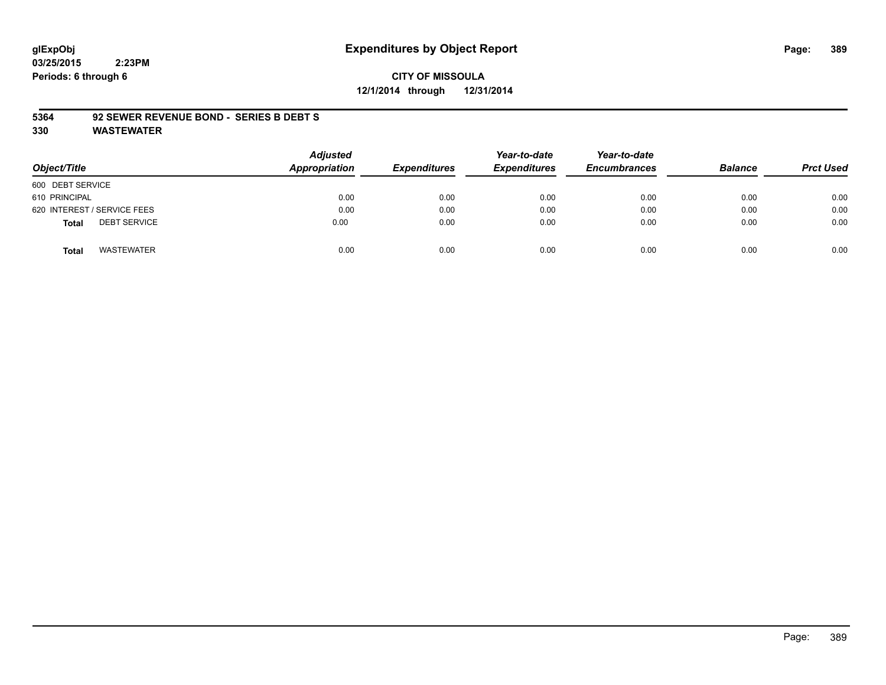**glExpObj**
**03/25/2015 2:23PM**
**Periods: 6 through 6**

# Expenditures by Object Report

**CITY OF MISSOULA**
**12/1/2014 through 12/31/2014**

**5364 92 SEWER REVENUE BOND - SERIES B DEBT S**
**330 WASTEWATER**

| Object/Title | Adjusted Appropriation | Expenditures | Year-to-date Expenditures | Year-to-date Encumbrances | Balance | Prct Used |
|---|---|---|---|---|---|---|
| 600 DEBT SERVICE | | | | | | |
| 610 PRINCIPAL | 0.00 | 0.00 | 0.00 | 0.00 | 0.00 | 0.00 |
| 620 INTEREST / SERVICE FEES | 0.00 | 0.00 | 0.00 | 0.00 | 0.00 | 0.00 |
| **Total** DEBT SERVICE | 0.00 | 0.00 | 0.00 | 0.00 | 0.00 | 0.00 |
| **Total** WASTEWATER | 0.00 | 0.00 | 0.00 | 0.00 | 0.00 | 0.00 |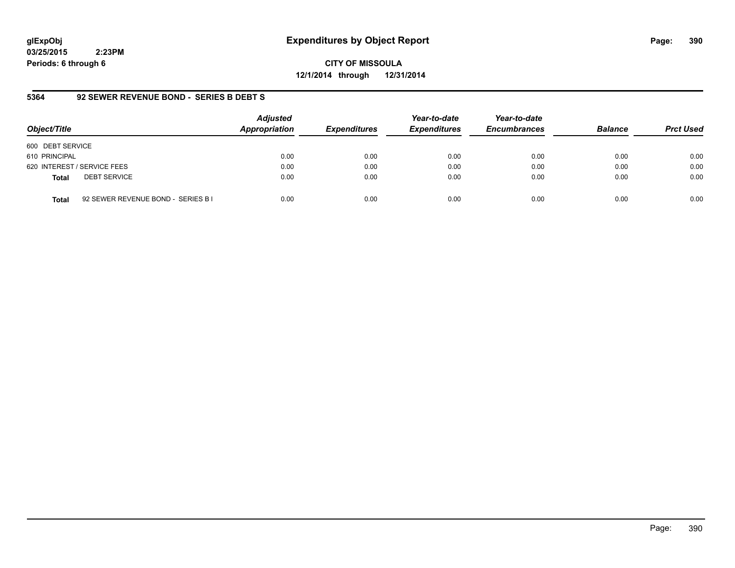**glExpObj**
**03/25/2015 2:23PM**
**Periods: 6 through 6**

# Expenditures by Object Report

**CITY OF MISSOULA**
**12/1/2014 through 12/31/2014**

## 5364 92 SEWER REVENUE BOND - SERIES B DEBT S

| Object/Title | Adjusted Appropriation | Expenditures | Year-to-date Expenditures | Year-to-date Encumbrances | Balance | Prct Used |
|---|---|---|---|---|---|---|
| 600 DEBT SERVICE | | | | | | |
| 610 PRINCIPAL | 0.00 | 0.00 | 0.00 | 0.00 | 0.00 | 0.00 |
| 620 INTEREST / SERVICE FEES | 0.00 | 0.00 | 0.00 | 0.00 | 0.00 | 0.00 |
| **Total** DEBT SERVICE | 0.00 | 0.00 | 0.00 | 0.00 | 0.00 | 0.00 |
| **Total** 92 SEWER REVENUE BOND - SERIES B I | 0.00 | 0.00 | 0.00 | 0.00 | 0.00 | 0.00 |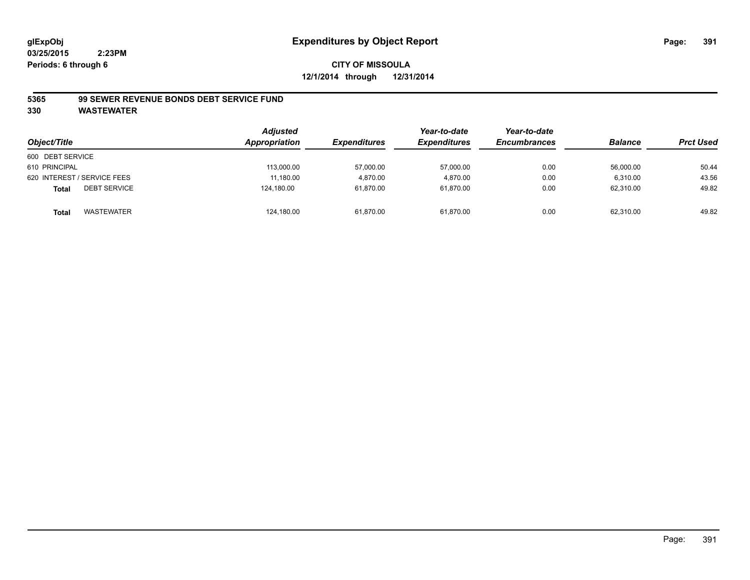**glExpObj**
**03/25/2015 2:23PM**
**Periods: 6 through 6**

# Expenditures by Object Report

**CITY OF MISSOULA**
**12/1/2014 through 12/31/2014**

**5365 99 SEWER REVENUE BONDS DEBT SERVICE FUND**
**330 WASTEWATER**

| Object/Title | Adjusted Appropriation | Expenditures | Year-to-date Expenditures | Year-to-date Encumbrances | Balance | Prct Used |
|---|---|---|---|---|---|---|
| 600 DEBT SERVICE | | | | | | |
| 610 PRINCIPAL | 113,000.00 | 57,000.00 | 57,000.00 | 0.00 | 56,000.00 | 50.44 |
| 620 INTEREST / SERVICE FEES | 11,180.00 | 4,870.00 | 4,870.00 | 0.00 | 6,310.00 | 43.56 |
| **Total** DEBT SERVICE | 124,180.00 | 61,870.00 | 61,870.00 | 0.00 | 62,310.00 | 49.82 |
| **Total** WASTEWATER | 124,180.00 | 61,870.00 | 61,870.00 | 0.00 | 62,310.00 | 49.82 |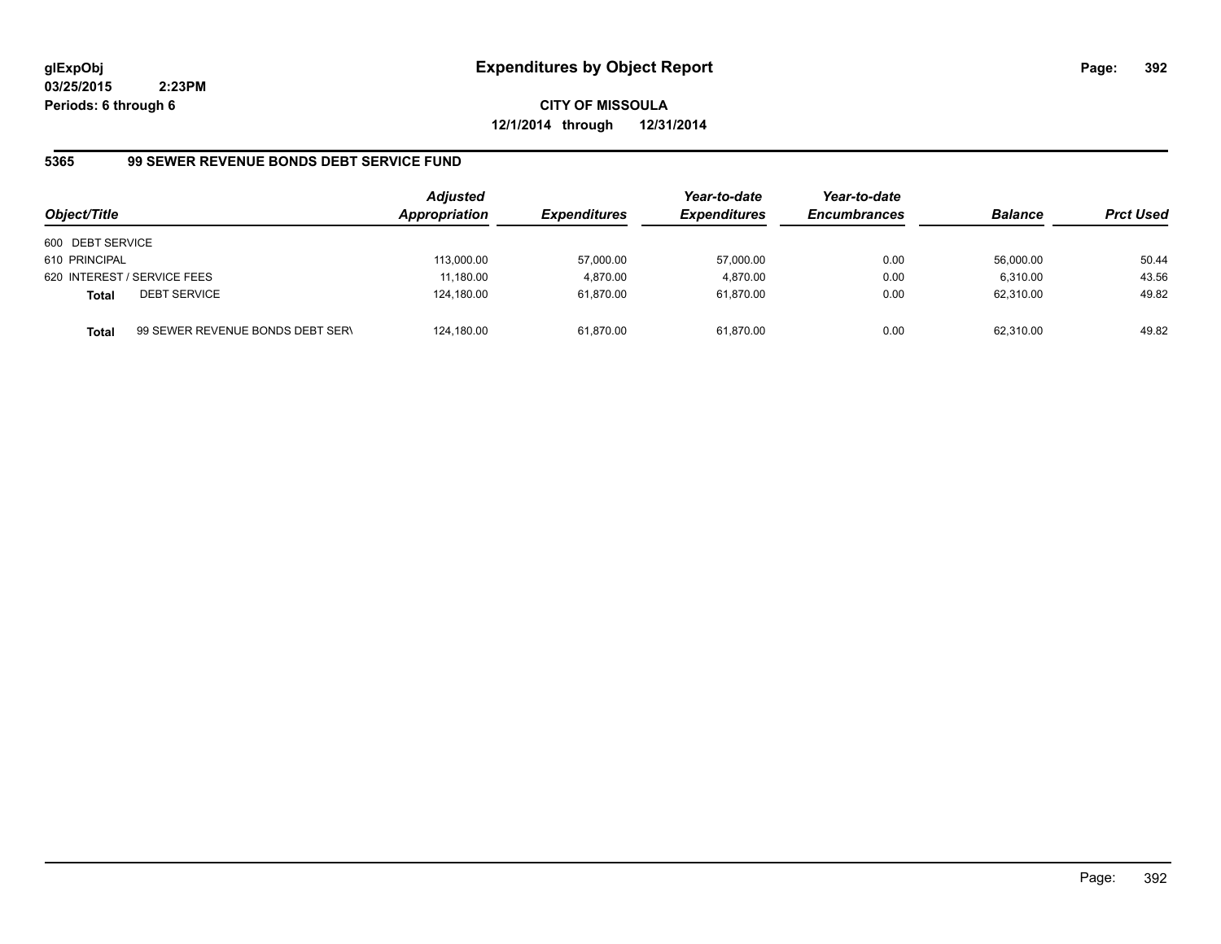**glExpObj** **Expenditures by Object Report**

**03/25/2015 2:23PM**

**Periods: 6 through 6**

**CITY OF MISSOULA**

**12/1/2014 through 12/31/2014**

**5365 99 SEWER REVENUE BONDS DEBT SERVICE FUND**

| Object/Title | | Adjusted Appropriation | Expenditures | Year-to-date Expenditures | Year-to-date Encumbrances | Balance | Prct Used |
|---|---|---|---|---|---|---|---|
| 600 DEBT SERVICE | | | | | | | |
| 610 PRINCIPAL | | 113,000.00 | 57,000.00 | 57,000.00 | 0.00 | 56,000.00 | 50.44 |
| 620 INTEREST / SERVICE FEES | | 11,180.00 | 4,870.00 | 4,870.00 | 0.00 | 6,310.00 | 43.56 |
| **Total** | DEBT SERVICE | 124,180.00 | 61,870.00 | 61,870.00 | 0.00 | 62,310.00 | 49.82 |
| **Total** | 99 SEWER REVENUE BONDS DEBT SERV | 124,180.00 | 61,870.00 | 61,870.00 | 0.00 | 62,310.00 | 49.82 |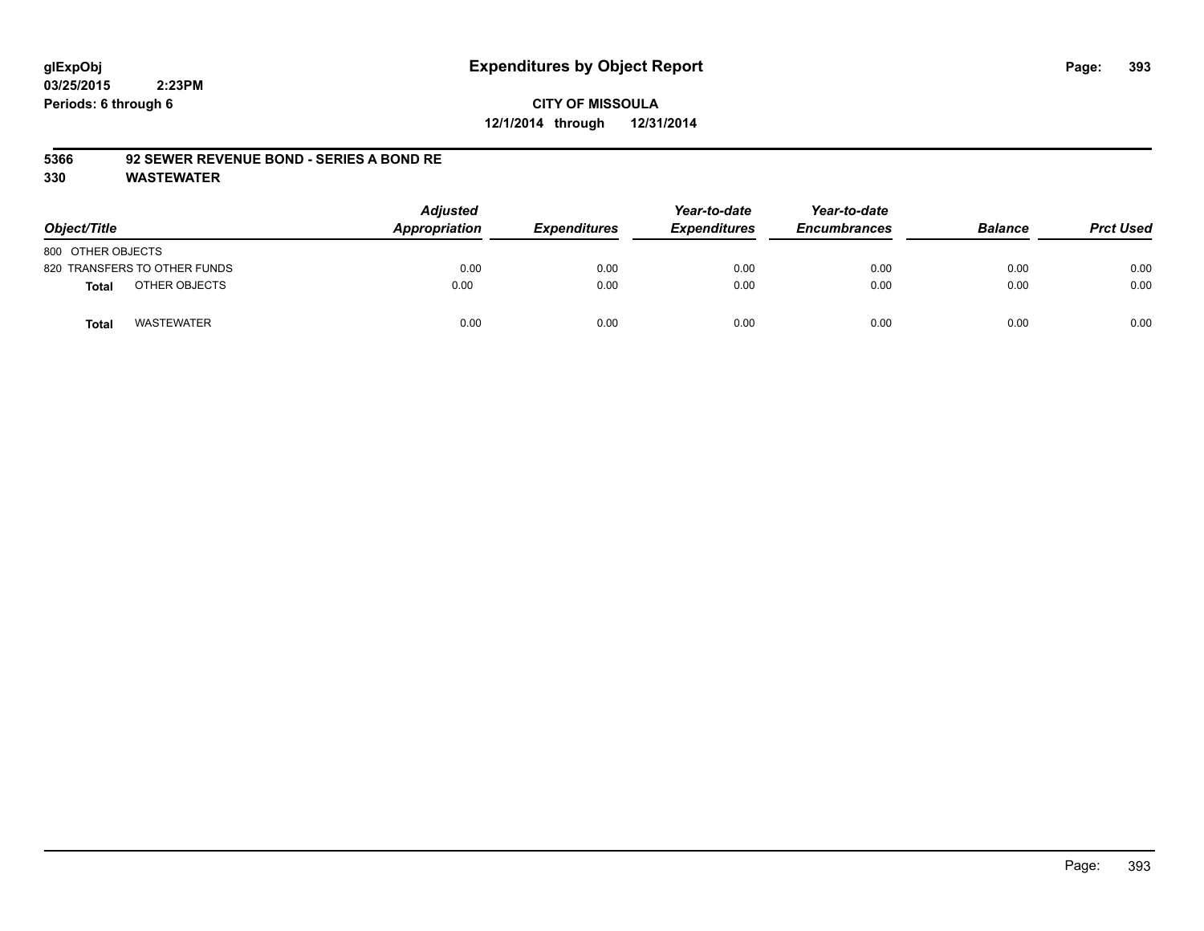# Expenditures by Object Report

glExpObj
03/25/2015 2:23PM
Periods: 6 through 6

**CITY OF MISSOULA**
**12/1/2014 through 12/31/2014**

**5366 92 SEWER REVENUE BOND - SERIES A BOND RE**
**330 WASTEWATER**

| Object/Title | Adjusted Appropriation | Expenditures | Year-to-date Expenditures | Year-to-date Encumbrances | Balance | Prct Used |
|---|---|---|---|---|---|---|
| 800 OTHER OBJECTS | | | | | | |
| 820 TRANSFERS TO OTHER FUNDS | 0.00 | 0.00 | 0.00 | 0.00 | 0.00 | 0.00 |
| **Total** OTHER OBJECTS | 0.00 | 0.00 | 0.00 | 0.00 | 0.00 | 0.00 |
| **Total** WASTEWATER | 0.00 | 0.00 | 0.00 | 0.00 | 0.00 | 0.00 |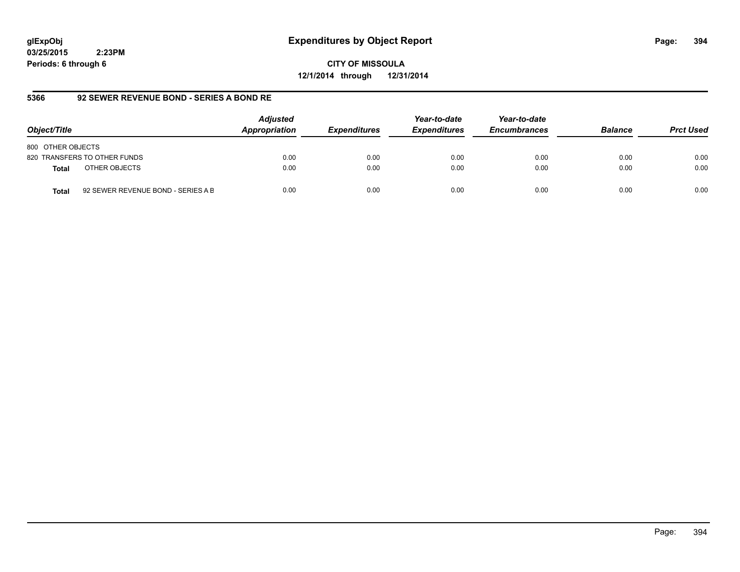**glExpObj** 
**03/25/2015 2:23PM** 
**Periods: 6 through 6**

# Expenditures by Object Report

**CITY OF MISSOULA** 
**12/1/2014 through 12/31/2014**

## 5366 92 SEWER REVENUE BOND - SERIES A BOND RE

| Object/Title | | Adjusted Appropriation | Expenditures | Year-to-date Expenditures | Year-to-date Encumbrances | Balance | Prct Used |
|---|---|---|---|---|---|---|---|
| 800 OTHER OBJECTS | | | | | | | |
| 820 TRANSFERS TO OTHER FUNDS | | 0.00 | 0.00 | 0.00 | 0.00 | 0.00 | 0.00 |
| **Total** | OTHER OBJECTS | 0.00 | 0.00 | 0.00 | 0.00 | 0.00 | 0.00 |
| **Total** | 92 SEWER REVENUE BOND - SERIES A B | 0.00 | 0.00 | 0.00 | 0.00 | 0.00 | 0.00 |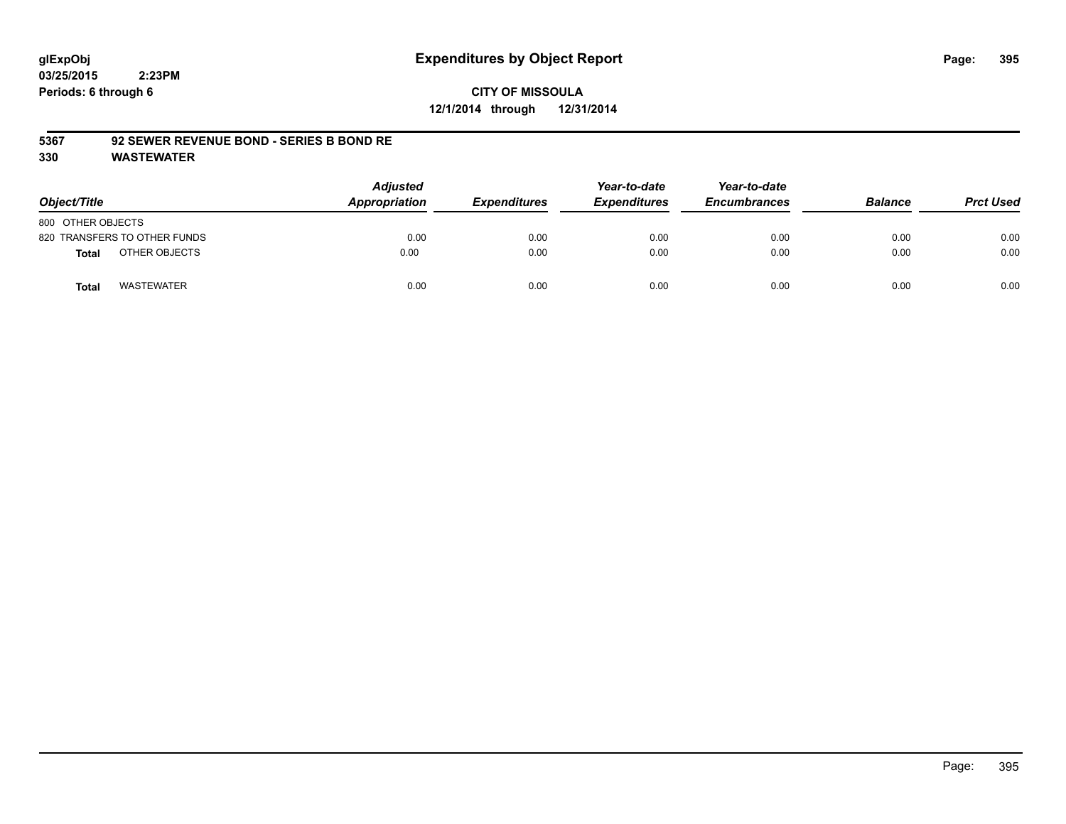glExpObj
03/25/2015 2:23PM
Periods: 6 through 6

# Expenditures by Object Report

**CITY OF MISSOULA**
**12/1/2014 through 12/31/2014**

**5367 92 SEWER REVENUE BOND - SERIES B BOND RE**
**330 WASTEWATER**

| Object/Title | Adjusted Appropriation | Expenditures | Year-to-date Expenditures | Year-to-date Encumbrances | Balance | Prct Used |
|---|---|---|---|---|---|---|
| 800 OTHER OBJECTS | | | | | | |
| 820 TRANSFERS TO OTHER FUNDS | 0.00 | 0.00 | 0.00 | 0.00 | 0.00 | 0.00 |
| **Total** OTHER OBJECTS | 0.00 | 0.00 | 0.00 | 0.00 | 0.00 | 0.00 |
| **Total** WASTEWATER | 0.00 | 0.00 | 0.00 | 0.00 | 0.00 | 0.00 |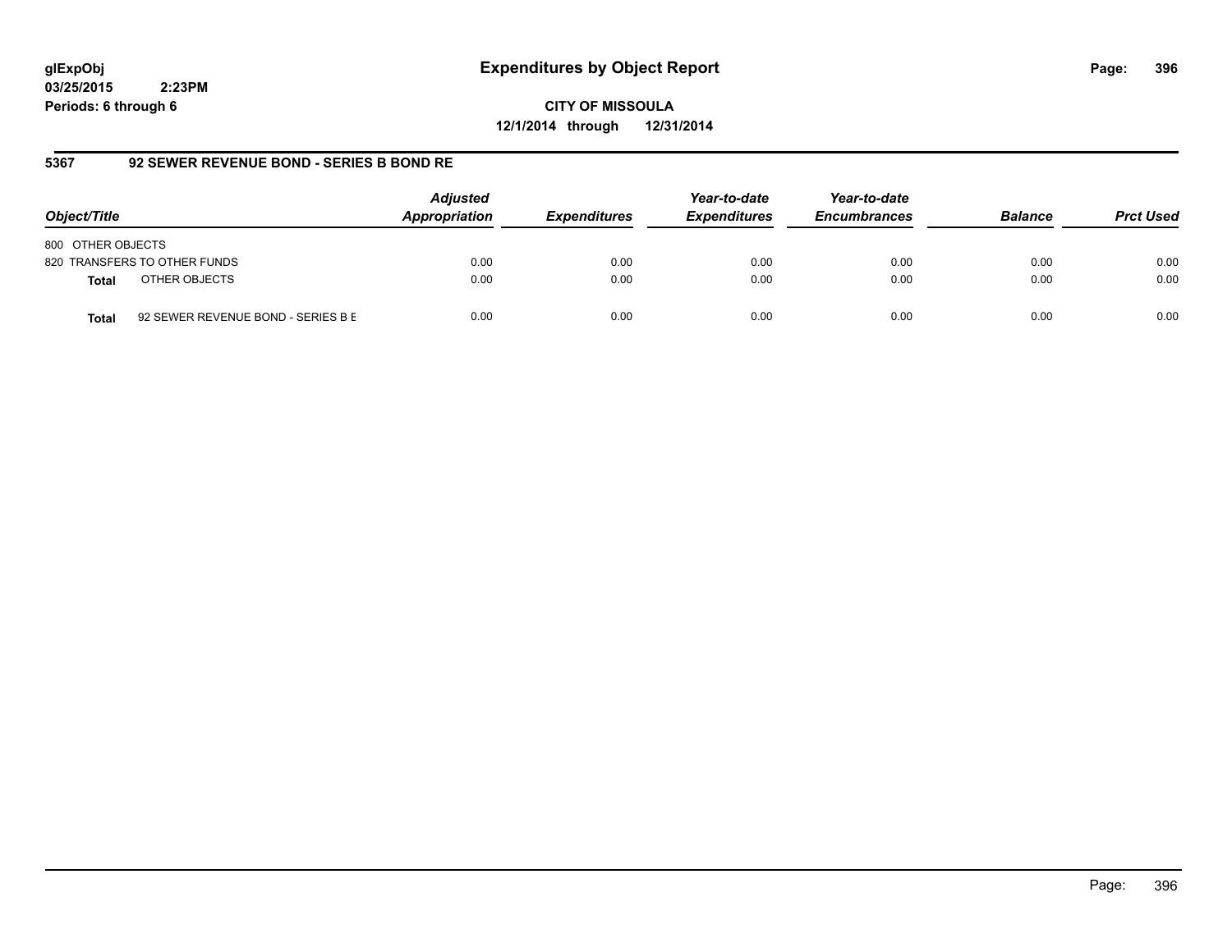**glExpObj**
**03/25/2015 2:23PM**
**Periods: 6 through 6**

# Expenditures by Object Report

**CITY OF MISSOULA**
**12/1/2014 through 12/31/2014**

## 5367 92 SEWER REVENUE BOND - SERIES B BOND RE

| Object/Title | | Adjusted Appropriation | Expenditures | Year-to-date Expenditures | Year-to-date Encumbrances | Balance | Prct Used |
|---|---|---|---|---|---|---|---|
| 800 OTHER OBJECTS | | | | | | | |
| 820 TRANSFERS TO OTHER FUNDS | | 0.00 | 0.00 | 0.00 | 0.00 | 0.00 | 0.00 |
| **Total** | OTHER OBJECTS | 0.00 | 0.00 | 0.00 | 0.00 | 0.00 | 0.00 |
| **Total** | 92 SEWER REVENUE BOND - SERIES B E | 0.00 | 0.00 | 0.00 | 0.00 | 0.00 | 0.00 |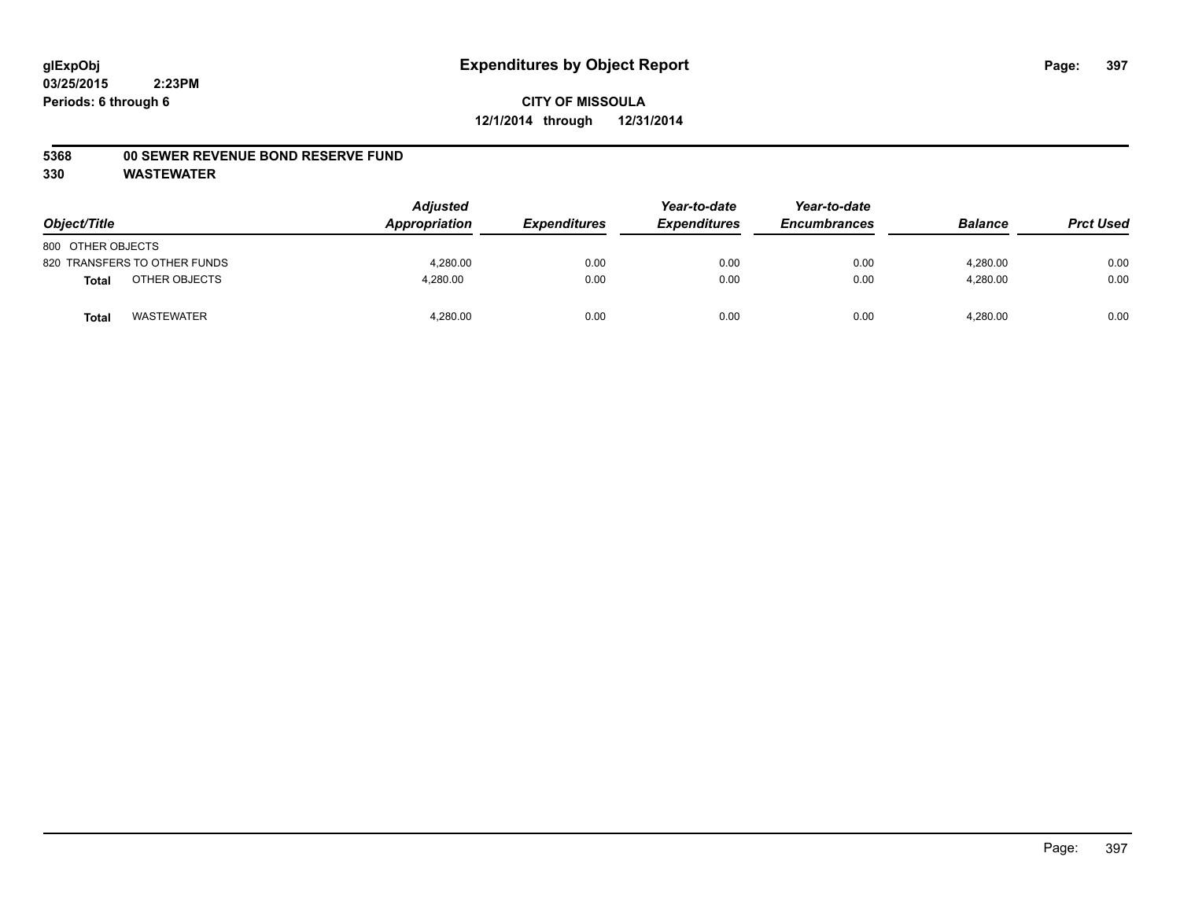# Expenditures by Object Report

glExpObj
03/25/2015 2:23PM
Periods: 6 through 6

**CITY OF MISSOULA**
**12/1/2014 through 12/31/2014**

**5368 00 SEWER REVENUE BOND RESERVE FUND**
**330 WASTEWATER**

| Object/Title | Adjusted Appropriation | Expenditures | Year-to-date Expenditures | Year-to-date Encumbrances | Balance | Prct Used |
|---|---|---|---|---|---|---|
| 800 OTHER OBJECTS | | | | | | |
| 820 TRANSFERS TO OTHER FUNDS | 4,280.00 | 0.00 | 0.00 | 0.00 | 4,280.00 | 0.00 |
| **Total** OTHER OBJECTS | 4,280.00 | 0.00 | 0.00 | 0.00 | 4,280.00 | 0.00 |
| **Total** WASTEWATER | 4,280.00 | 0.00 | 0.00 | 0.00 | 4,280.00 | 0.00 |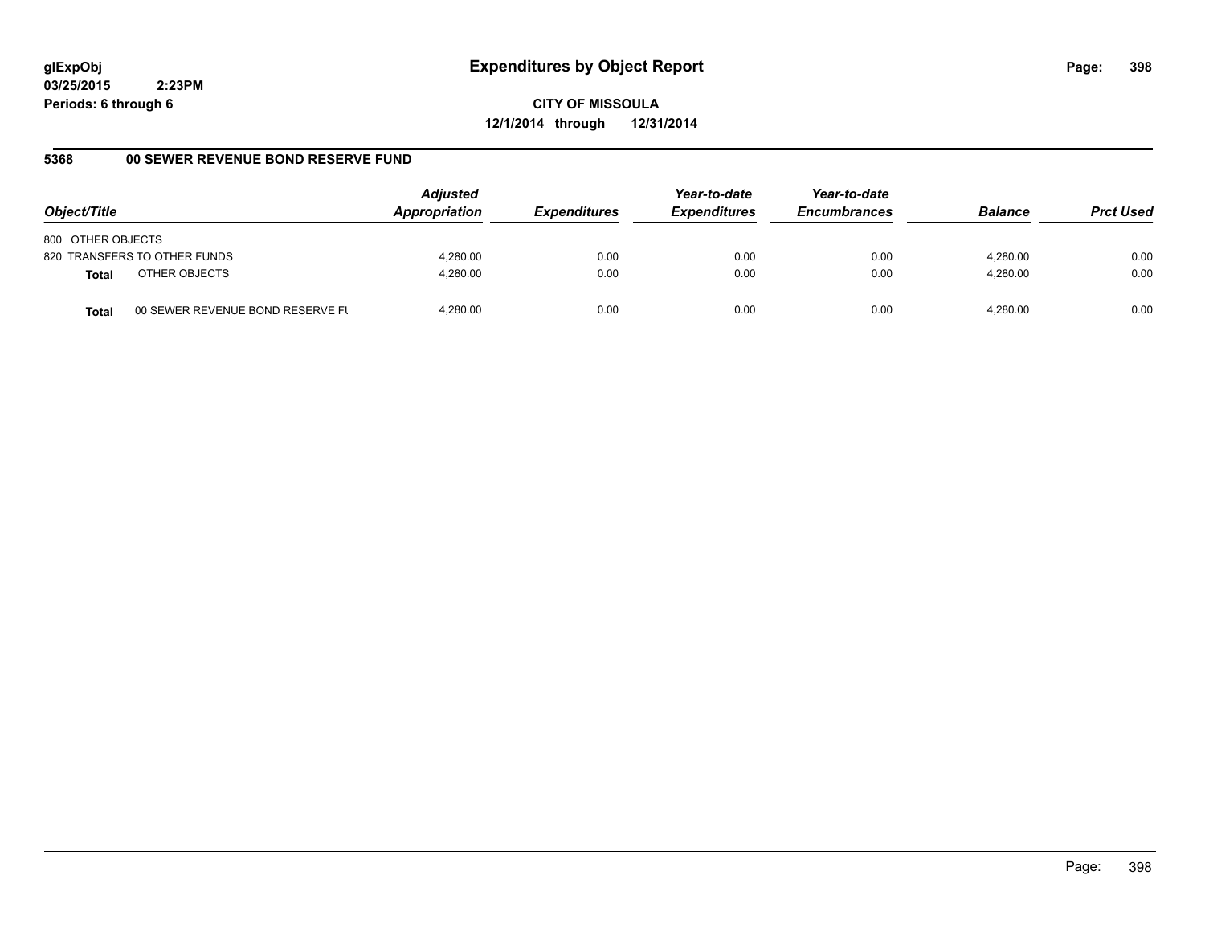**glExpObj**
**03/25/2015 2:23PM**
**Periods: 6 through 6**

# Expenditures by Object Report

**CITY OF MISSOULA**
**12/1/2014 through 12/31/2014**

## 5368 00 SEWER REVENUE BOND RESERVE FUND

| Object/Title | | Adjusted Appropriation | Expenditures | Year-to-date Expenditures | Year-to-date Encumbrances | Balance | Prct Used |
|---|---|---|---|---|---|---|---|
| 800 OTHER OBJECTS | | | | | | | |
| 820 TRANSFERS TO OTHER FUNDS | | 4,280.00 | 0.00 | 0.00 | 0.00 | 4,280.00 | 0.00 |
| **Total** | OTHER OBJECTS | 4,280.00 | 0.00 | 0.00 | 0.00 | 4,280.00 | 0.00 |
| **Total** | 00 SEWER REVENUE BOND RESERVE FU | 4,280.00 | 0.00 | 0.00 | 0.00 | 4,280.00 | 0.00 |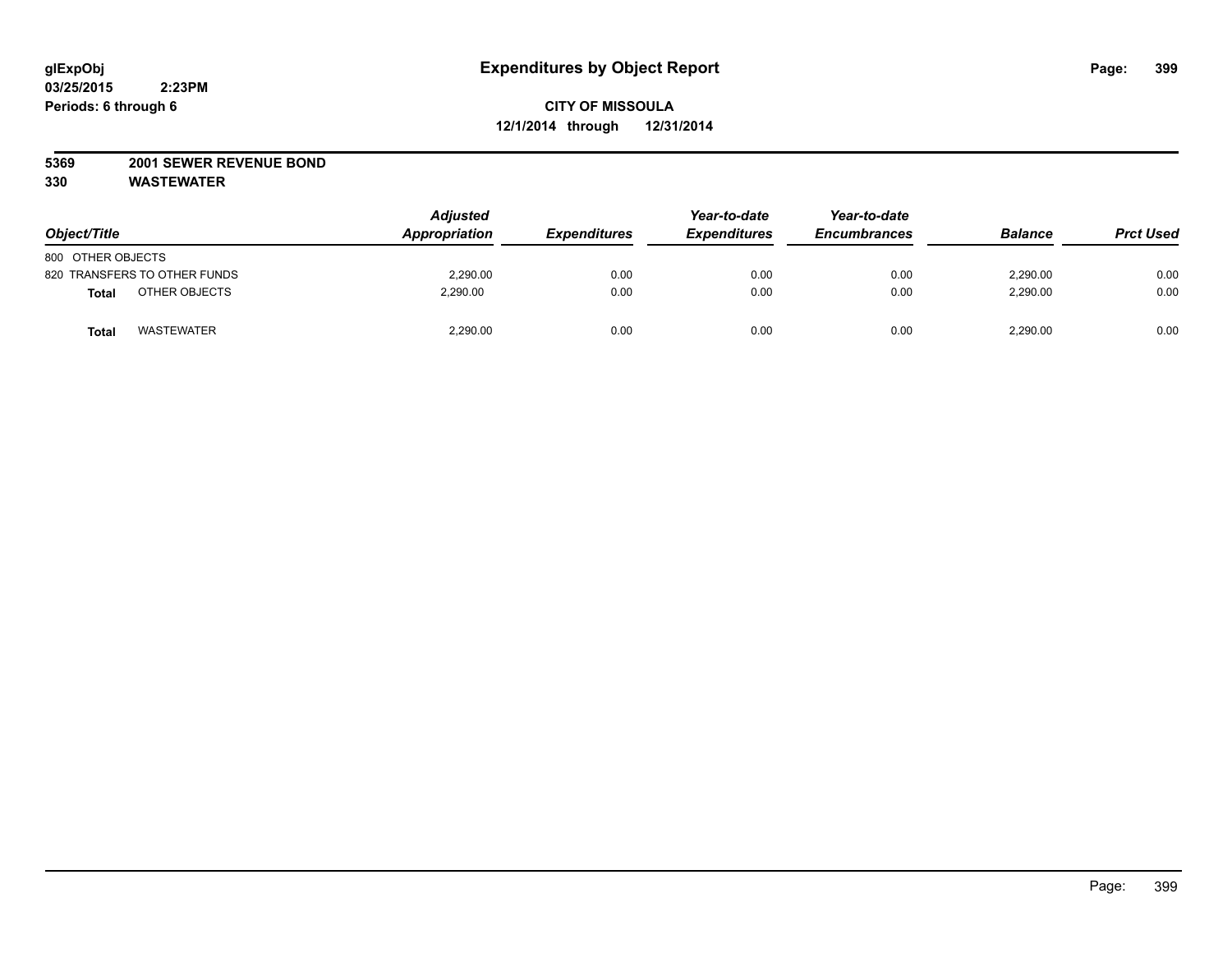glExpObj
03/25/2015 2:23PM
Periods: 6 through 6

# Expenditures by Object Report

**CITY OF MISSOULA**
**12/1/2014 through 12/31/2014**

**5369 2001 SEWER REVENUE BOND**
**330 WASTEWATER**

| *Object/Title* | *Adjusted Appropriation* | *Expenditures* | *Year-to-date Expenditures* | *Year-to-date Encumbrances* | *Balance* | *Prct Used* |
|---|---|---|---|---|---|---|
| 800 OTHER OBJECTS | | | | | | |
| 820 TRANSFERS TO OTHER FUNDS | 2,290.00 | 0.00 | 0.00 | 0.00 | 2,290.00 | 0.00 |
| **Total** OTHER OBJECTS | 2,290.00 | 0.00 | 0.00 | 0.00 | 2,290.00 | 0.00 |
| **Total** WASTEWATER | 2,290.00 | 0.00 | 0.00 | 0.00 | 2,290.00 | 0.00 |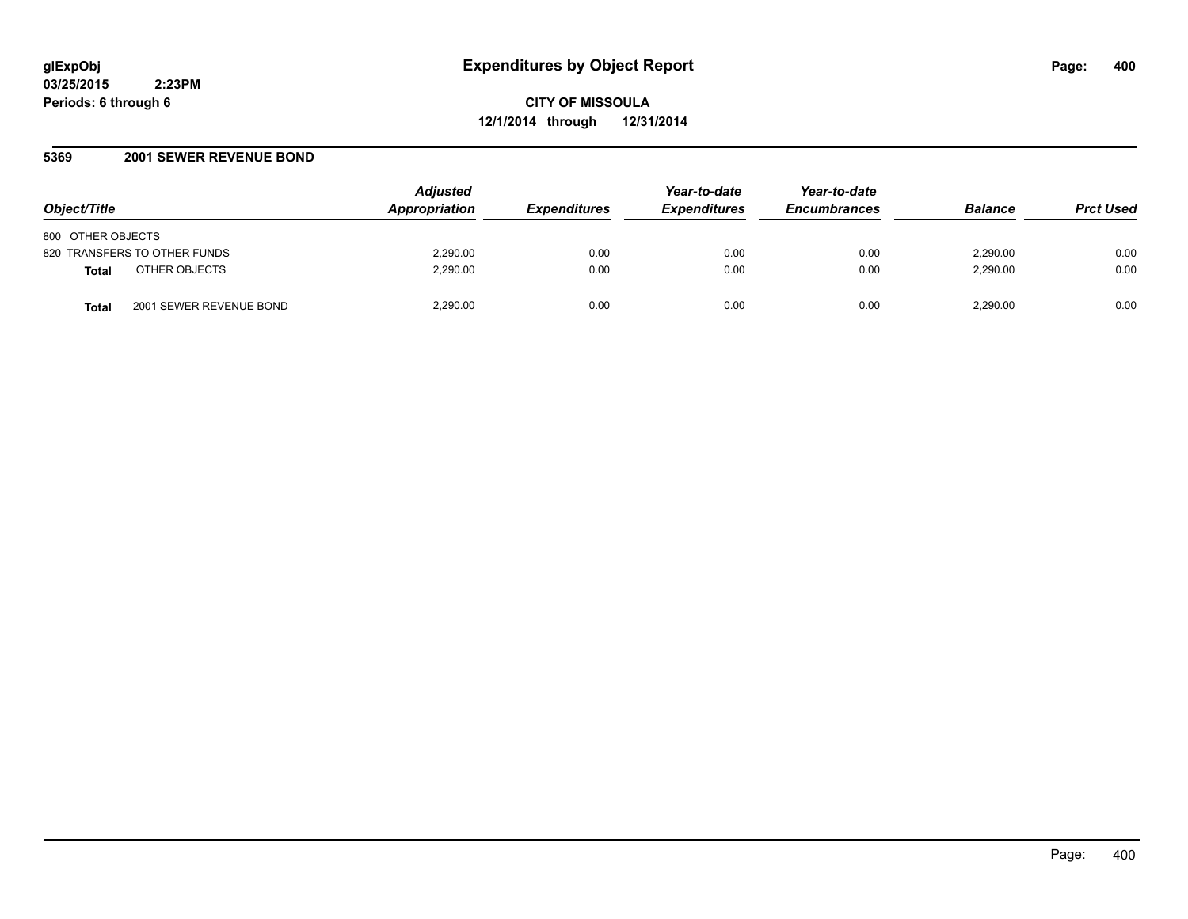**glExpObj**
**03/25/2015 2:23PM**
**Periods: 6 through 6**

# Expenditures by Object Report

**CITY OF MISSOULA**
**12/1/2014 through 12/31/2014**

## 5369 2001 SEWER REVENUE BOND

| Object/Title | Adjusted Appropriation | Expenditures | Year-to-date Expenditures | Year-to-date Encumbrances | Balance | Prct Used |
|---|---|---|---|---|---|---|
| 800 OTHER OBJECTS | | | | | | |
| 820 TRANSFERS TO OTHER FUNDS | 2,290.00 | 0.00 | 0.00 | 0.00 | 2,290.00 | 0.00 |
| **Total** OTHER OBJECTS | 2,290.00 | 0.00 | 0.00 | 0.00 | 2,290.00 | 0.00 |
| **Total** 2001 SEWER REVENUE BOND | 2,290.00 | 0.00 | 0.00 | 0.00 | 2,290.00 | 0.00 |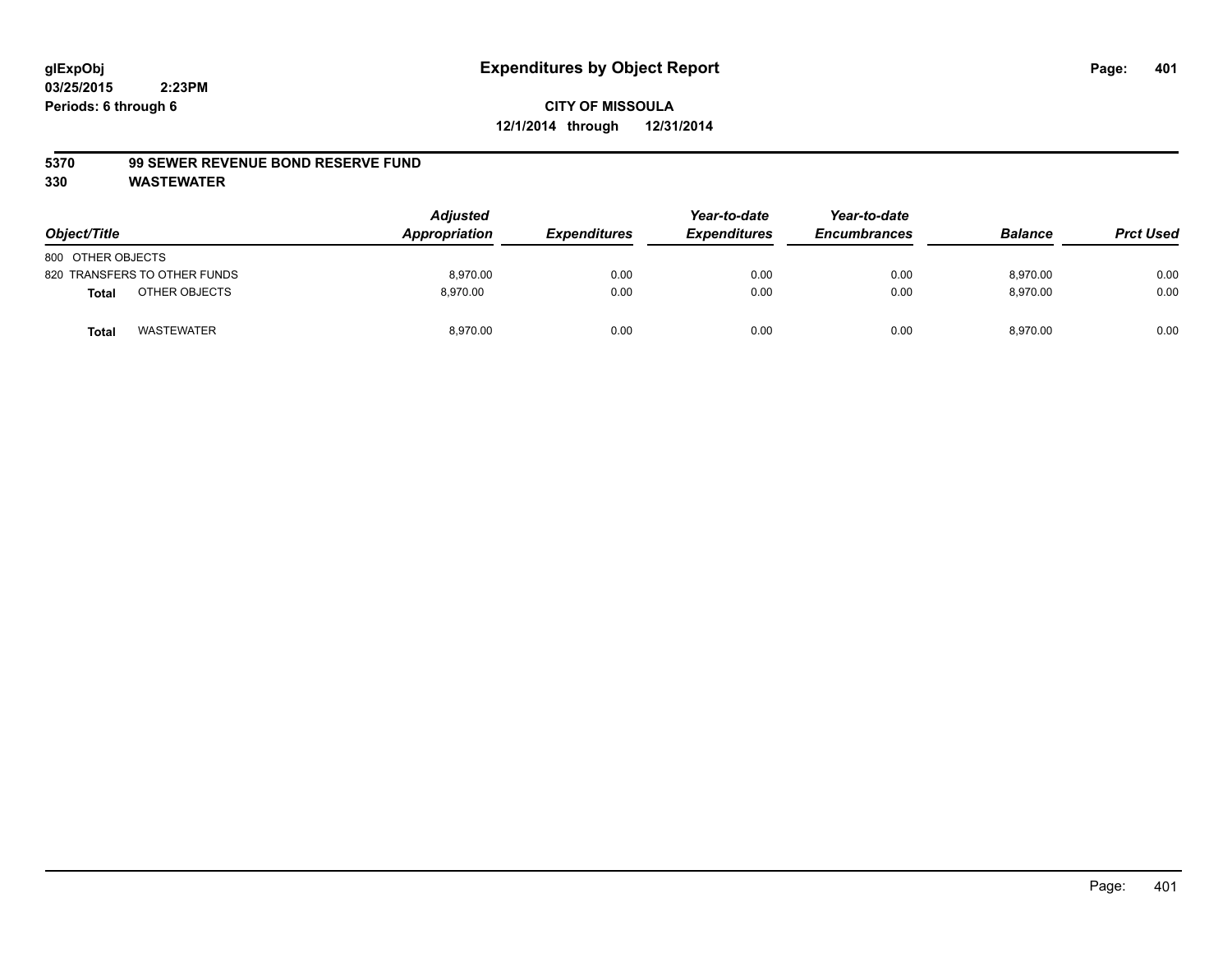**glExpObj** **Expenditures by Object Report**

**03/25/2015 2:23PM**

**Periods: 6 through 6**

**CITY OF MISSOULA**

**12/1/2014 through 12/31/2014**

**5370 99 SEWER REVENUE BOND RESERVE FUND**

**330 WASTEWATER**

| Object/Title | | Adjusted Appropriation | Expenditures | Year-to-date Expenditures | Year-to-date Encumbrances | Balance | Prct Used |
|---|---|---|---|---|---|---|---|
| 800 OTHER OBJECTS | | | | | | | |
| 820 TRANSFERS TO OTHER FUNDS | | 8,970.00 | 0.00 | 0.00 | 0.00 | 8,970.00 | 0.00 |
| **Total** | OTHER OBJECTS | 8,970.00 | 0.00 | 0.00 | 0.00 | 8,970.00 | 0.00 |
| **Total** | WASTEWATER | 8,970.00 | 0.00 | 0.00 | 0.00 | 8,970.00 | 0.00 |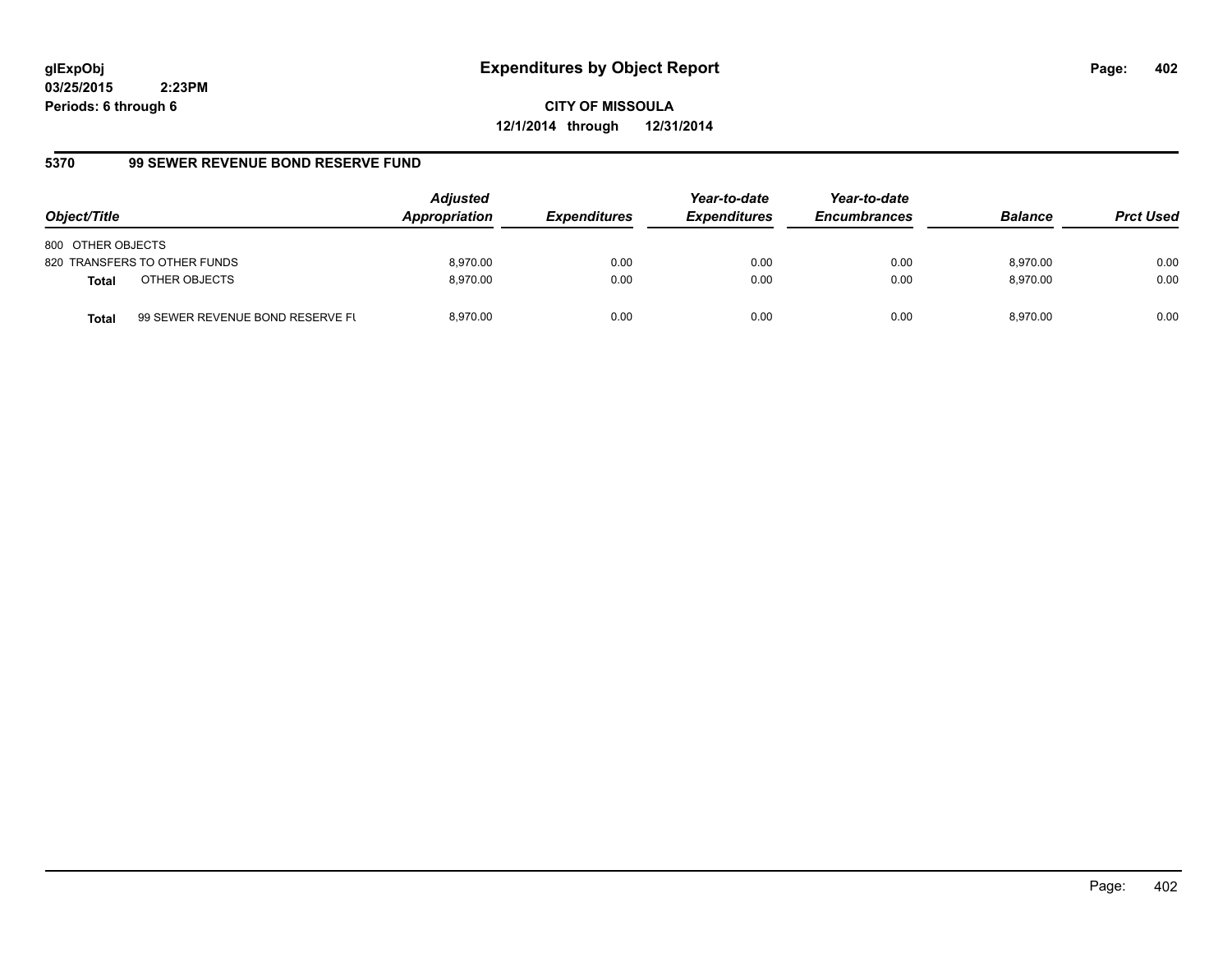**glExpObj**
**03/25/2015 2:23PM**
**Periods: 6 through 6**

# Expenditures by Object Report

**CITY OF MISSOULA**
**12/1/2014 through 12/31/2014**

## 5370 99 SEWER REVENUE BOND RESERVE FUND

| Object/Title | Adjusted Appropriation | Expenditures | Year-to-date Expenditures | Year-to-date Encumbrances | Balance | Prct Used |
|---|---|---|---|---|---|---|
| 800 OTHER OBJECTS | | | | | | |
| 820 TRANSFERS TO OTHER FUNDS | 8,970.00 | 0.00 | 0.00 | 0.00 | 8,970.00 | 0.00 |
| **Total** OTHER OBJECTS | 8,970.00 | 0.00 | 0.00 | 0.00 | 8,970.00 | 0.00 |
| **Total** 99 SEWER REVENUE BOND RESERVE FU | 8,970.00 | 0.00 | 0.00 | 0.00 | 8,970.00 | 0.00 |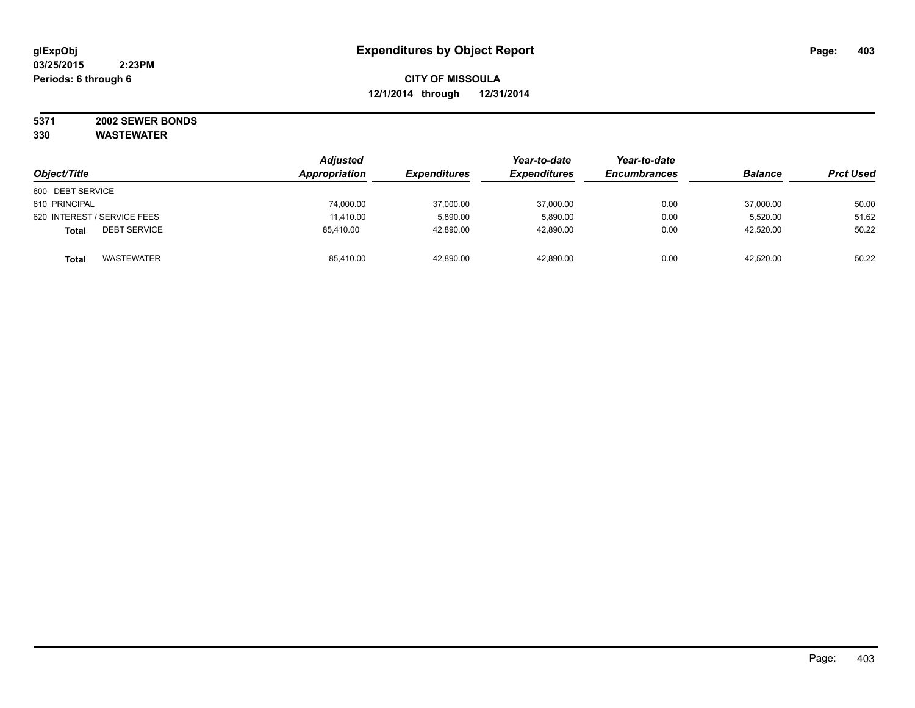**glExpObj**
**03/25/2015 2:23PM**
**Periods: 6 through 6**

# Expenditures by Object Report

**CITY OF MISSOULA**
**12/1/2014 through 12/31/2014**

**5371 2002 SEWER BONDS**
**330 WASTEWATER**

| Object/Title | | Adjusted Appropriation | Expenditures | Year-to-date Expenditures | Year-to-date Encumbrances | Balance | Prct Used |
|---|---|---|---|---|---|---|---|
| 600 DEBT SERVICE | | | | | | | |
| 610 PRINCIPAL | | 74,000.00 | 37,000.00 | 37,000.00 | 0.00 | 37,000.00 | 50.00 |
| 620 INTEREST / SERVICE FEES | | 11,410.00 | 5,890.00 | 5,890.00 | 0.00 | 5,520.00 | 51.62 |
| **Total** | DEBT SERVICE | 85,410.00 | 42,890.00 | 42,890.00 | 0.00 | 42,520.00 | 50.22 |
| **Total** | WASTEWATER | 85,410.00 | 42,890.00 | 42,890.00 | 0.00 | 42,520.00 | 50.22 |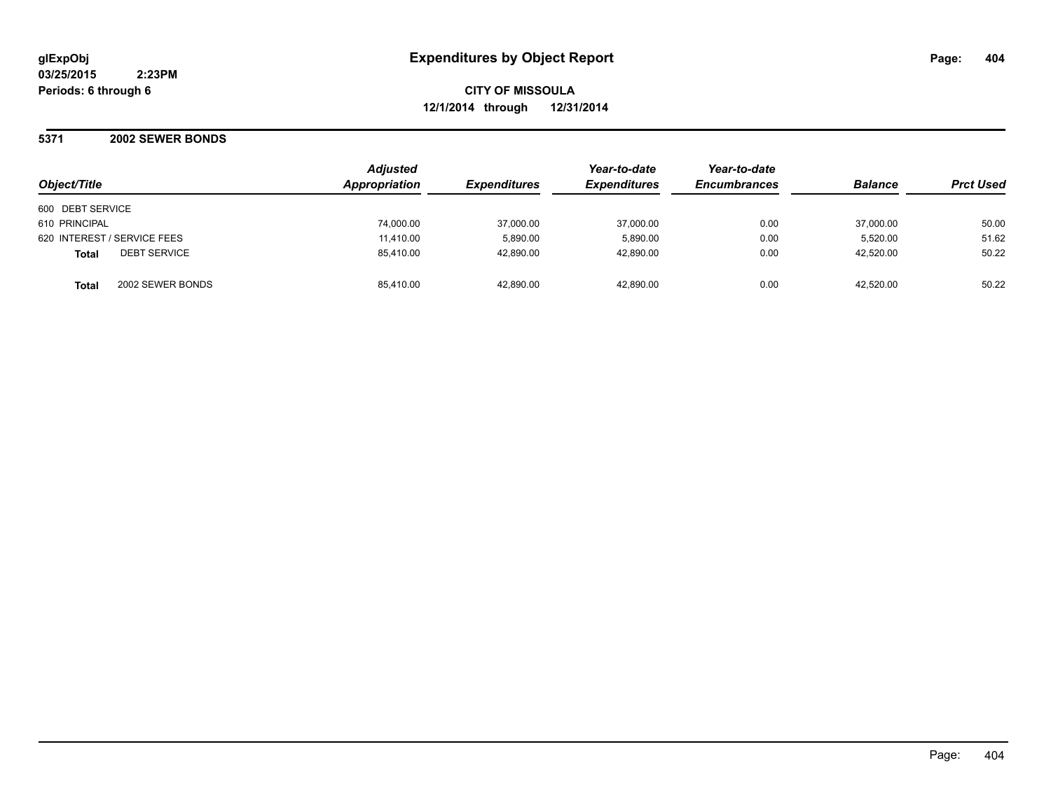glExpObj
03/25/2015 2:23PM
Periods: 6 through 6

# Expenditures by Object Report

**CITY OF MISSOULA**
**12/1/2014 through 12/31/2014**

## 5371 2002 SEWER BONDS

| Object/Title | Adjusted Appropriation | Expenditures | Year-to-date Expenditures | Year-to-date Encumbrances | Balance | Prct Used |
|---|---|---|---|---|---|---|
| 600 DEBT SERVICE | | | | | | |
| 610 PRINCIPAL | 74,000.00 | 37,000.00 | 37,000.00 | 0.00 | 37,000.00 | 50.00 |
| 620 INTEREST / SERVICE FEES | 11,410.00 | 5,890.00 | 5,890.00 | 0.00 | 5,520.00 | 51.62 |
| **Total** DEBT SERVICE | 85,410.00 | 42,890.00 | 42,890.00 | 0.00 | 42,520.00 | 50.22 |
| **Total** 2002 SEWER BONDS | 85,410.00 | 42,890.00 | 42,890.00 | 0.00 | 42,520.00 | 50.22 |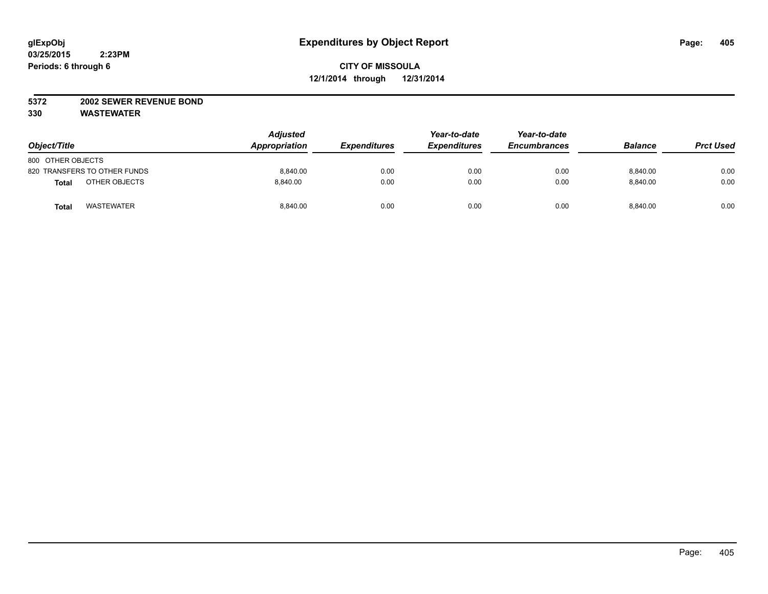glExpObj
03/25/2015 2:23PM
Periods: 6 through 6

# Expenditures by Object Report

**CITY OF MISSOULA**
**12/1/2014 through 12/31/2014**

**5372 2002 SEWER REVENUE BOND**
**330 WASTEWATER**

| Object/Title | Adjusted Appropriation | Expenditures | Year-to-date Expenditures | Year-to-date Encumbrances | Balance | Prct Used |
|---|---|---|---|---|---|---|
| 800 OTHER OBJECTS | | | | | | |
| 820 TRANSFERS TO OTHER FUNDS | 8,840.00 | 0.00 | 0.00 | 0.00 | 8,840.00 | 0.00 |
| **Total** OTHER OBJECTS | 8,840.00 | 0.00 | 0.00 | 0.00 | 8,840.00 | 0.00 |
| **Total** WASTEWATER | 8,840.00 | 0.00 | 0.00 | 0.00 | 8,840.00 | 0.00 |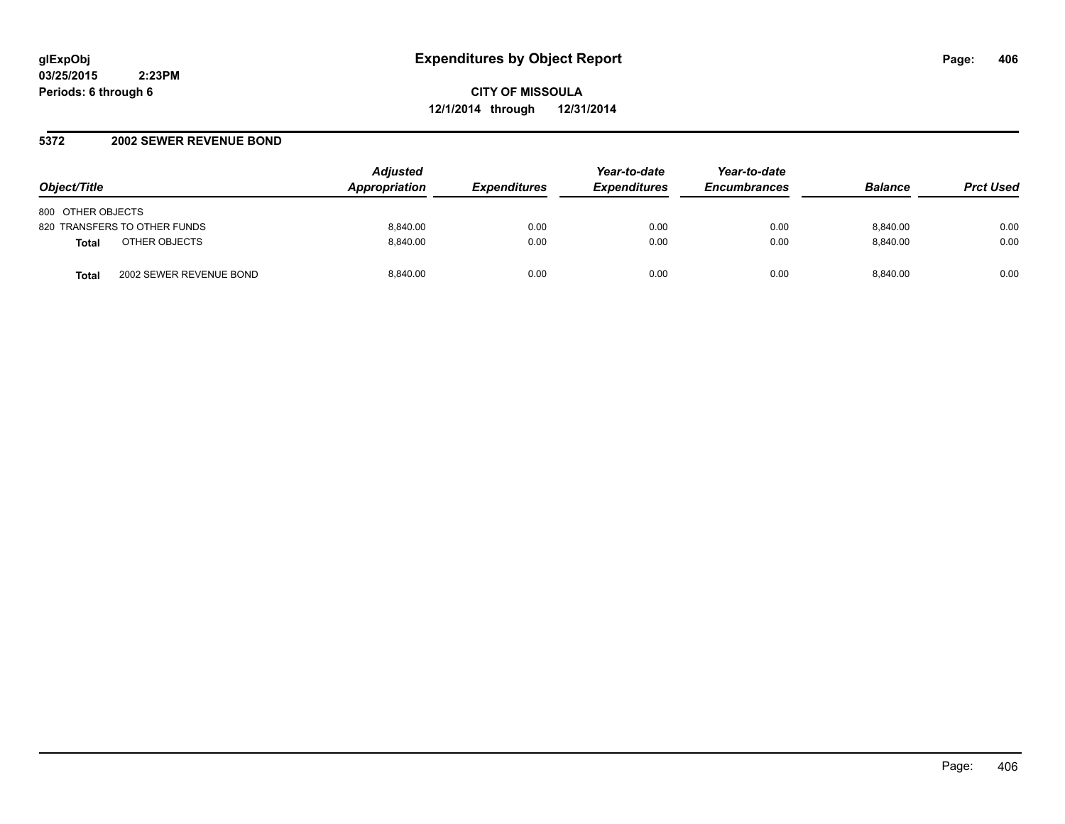**glExpObj** **Expenditures by Object Report**
**03/25/2015 2:23PM**
**Periods: 6 through 6**

**CITY OF MISSOULA**
**12/1/2014 through 12/31/2014**

## 5372 2002 SEWER REVENUE BOND

| Object/Title | Adjusted Appropriation | Expenditures | Year-to-date Expenditures | Year-to-date Encumbrances | Balance | Prct Used |
|---|---|---|---|---|---|---|
| 800 OTHER OBJECTS | | | | | | |
| 820 TRANSFERS TO OTHER FUNDS | 8,840.00 | 0.00 | 0.00 | 0.00 | 8,840.00 | 0.00 |
| **Total** OTHER OBJECTS | 8,840.00 | 0.00 | 0.00 | 0.00 | 8,840.00 | 0.00 |
| **Total** 2002 SEWER REVENUE BOND | 8,840.00 | 0.00 | 0.00 | 0.00 | 8,840.00 | 0.00 |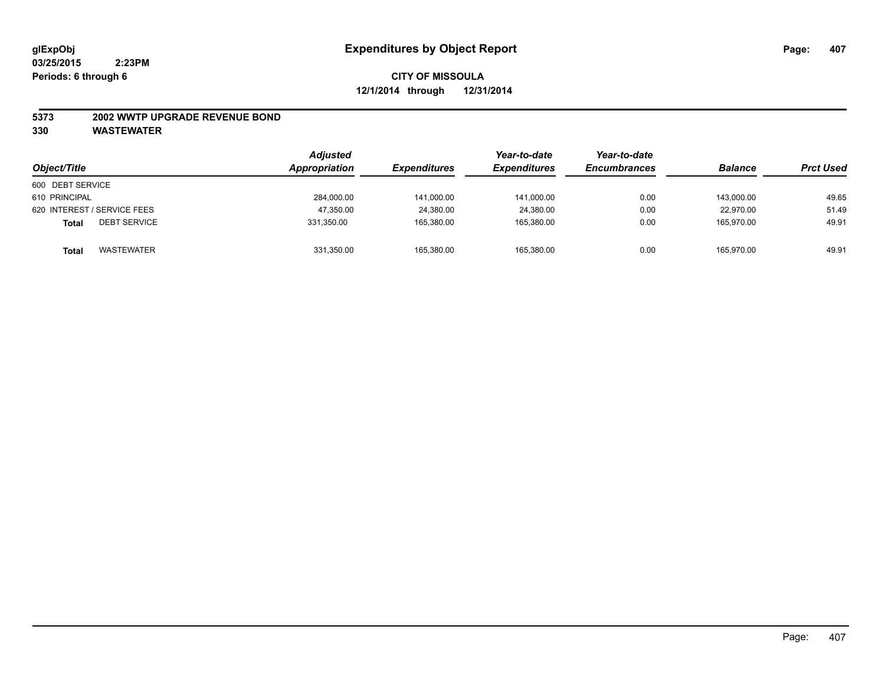glExpObj
03/25/2015 2:23PM
Periods: 6 through 6

# Expenditures by Object Report

**CITY OF MISSOULA**
**12/1/2014 through 12/31/2014**

**5373 2002 WWTP UPGRADE REVENUE BOND**
**330 WASTEWATER**

| Object/Title | Adjusted Appropriation | Expenditures | Year-to-date Expenditures | Year-to-date Encumbrances | Balance | Prct Used |
|---|---|---|---|---|---|---|
| 600 DEBT SERVICE | | | | | | |
| 610 PRINCIPAL | 284,000.00 | 141,000.00 | 141,000.00 | 0.00 | 143,000.00 | 49.65 |
| 620 INTEREST / SERVICE FEES | 47,350.00 | 24,380.00 | 24,380.00 | 0.00 | 22,970.00 | 51.49 |
| **Total** DEBT SERVICE | 331,350.00 | 165,380.00 | 165,380.00 | 0.00 | 165,970.00 | 49.91 |
| **Total** WASTEWATER | 331,350.00 | 165,380.00 | 165,380.00 | 0.00 | 165,970.00 | 49.91 |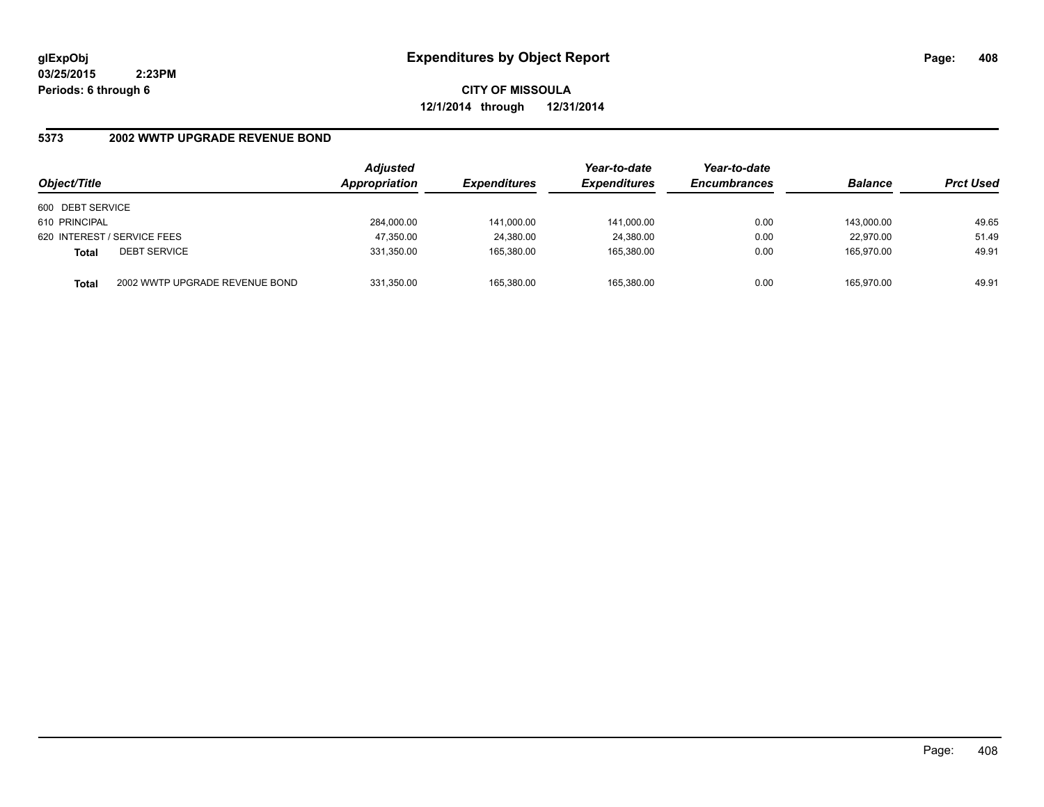**glExpObj**
**03/25/2015 2:23PM**
**Periods: 6 through 6**

# Expenditures by Object Report

**CITY OF MISSOULA**
**12/1/2014 through 12/31/2014**

## 5373 2002 WWTP UPGRADE REVENUE BOND

| Object/Title | | Adjusted Appropriation | Expenditures | Year-to-date Expenditures | Year-to-date Encumbrances | Balance | Prct Used |
|---|---|---|---|---|---|---|---|
| 600 DEBT SERVICE | | | | | | | |
| 610 PRINCIPAL | | 284,000.00 | 141,000.00 | 141,000.00 | 0.00 | 143,000.00 | 49.65 |
| 620 INTEREST / SERVICE FEES | | 47,350.00 | 24,380.00 | 24,380.00 | 0.00 | 22,970.00 | 51.49 |
| **Total** | DEBT SERVICE | 331,350.00 | 165,380.00 | 165,380.00 | 0.00 | 165,970.00 | 49.91 |
| **Total** | 2002 WWTP UPGRADE REVENUE BOND | 331,350.00 | 165,380.00 | 165,380.00 | 0.00 | 165,970.00 | 49.91 |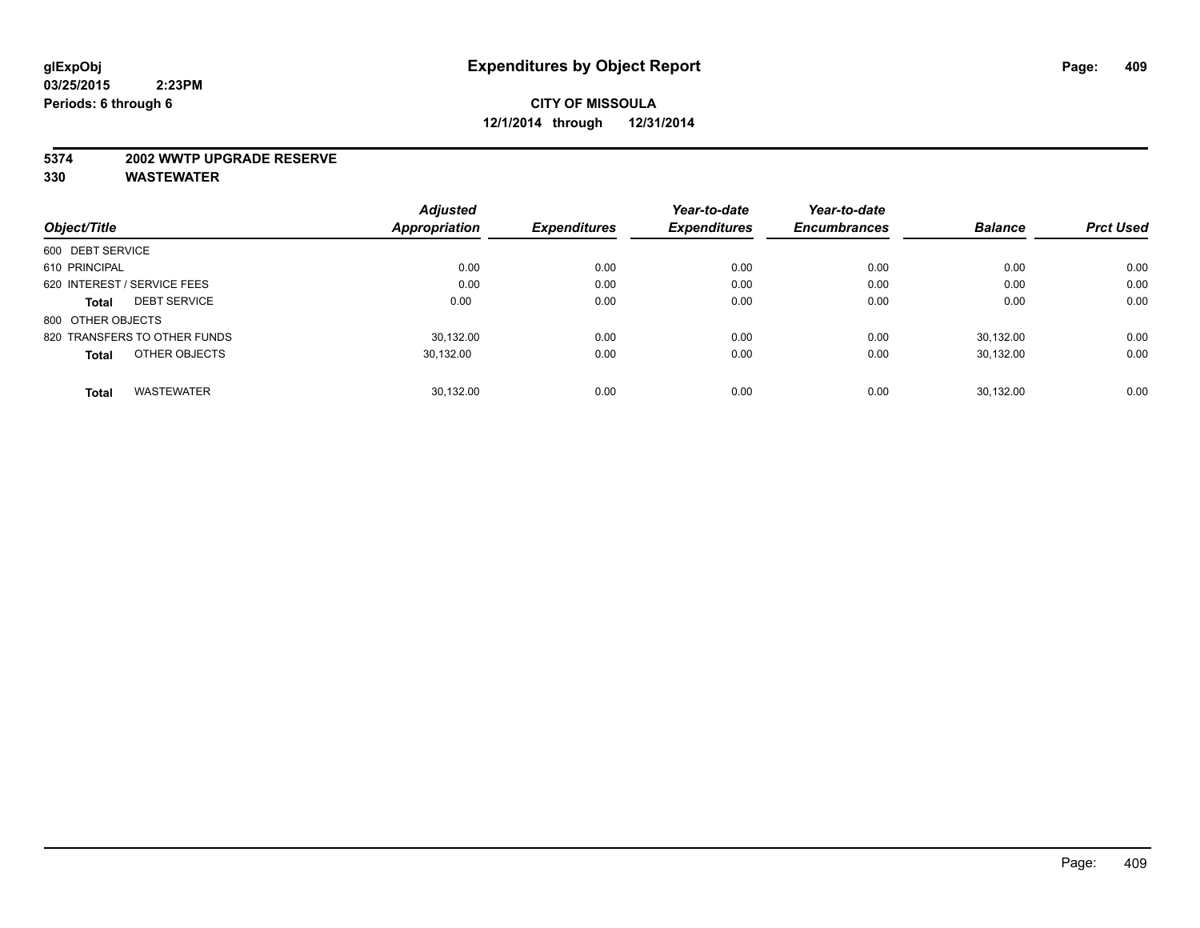glExpObj
03/25/2015 2:23PM
Periods: 6 through 6

# Expenditures by Object Report

**CITY OF MISSOULA**
**12/1/2014 through 12/31/2014**

**5374 2002 WWTP UPGRADE RESERVE**
**330 WASTEWATER**

| Object/Title | Adjusted Appropriation | Expenditures | Year-to-date Expenditures | Year-to-date Encumbrances | Balance | Prct Used |
|---|---|---|---|---|---|---|
| 600 DEBT SERVICE | | | | | | |
| 610 PRINCIPAL | 0.00 | 0.00 | 0.00 | 0.00 | 0.00 | 0.00 |
| 620 INTEREST / SERVICE FEES | 0.00 | 0.00 | 0.00 | 0.00 | 0.00 | 0.00 |
| **Total** DEBT SERVICE | 0.00 | 0.00 | 0.00 | 0.00 | 0.00 | 0.00 |
| 800 OTHER OBJECTS | | | | | | |
| 820 TRANSFERS TO OTHER FUNDS | 30,132.00 | 0.00 | 0.00 | 0.00 | 30,132.00 | 0.00 |
| **Total** OTHER OBJECTS | 30,132.00 | 0.00 | 0.00 | 0.00 | 30,132.00 | 0.00 |
| **Total** WASTEWATER | 30,132.00 | 0.00 | 0.00 | 0.00 | 30,132.00 | 0.00 |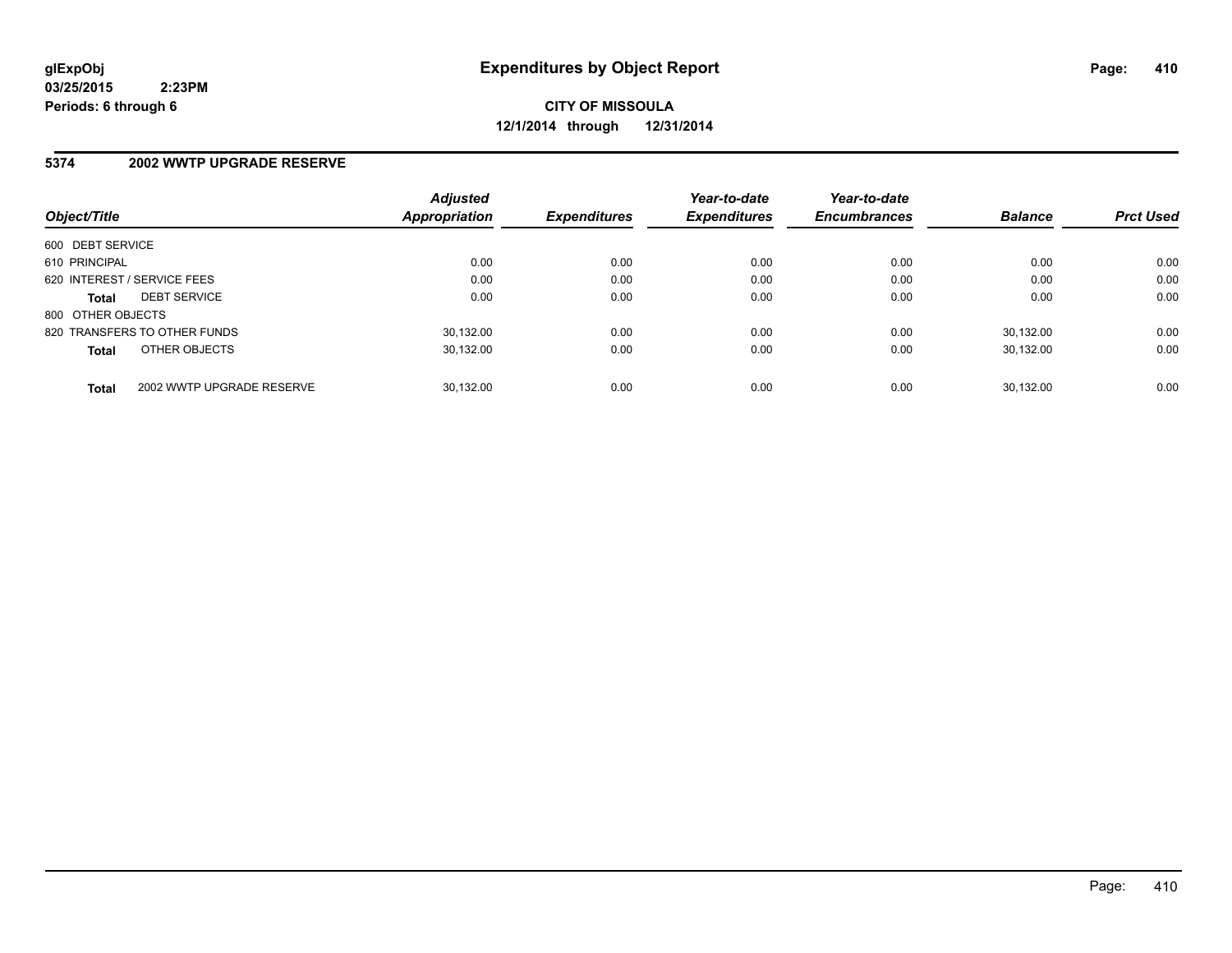**glExpObj**
**03/25/2015 2:23PM**
**Periods: 6 through 6**

# Expenditures by Object Report

**CITY OF MISSOULA**
**12/1/2014 through 12/31/2014**

## 5374 2002 WWTP UPGRADE RESERVE

| Object/Title | Adjusted Appropriation | Expenditures | Year-to-date Expenditures | Year-to-date Encumbrances | Balance | Prct Used |
|---|---|---|---|---|---|---|
| 600 DEBT SERVICE | | | | | | |
| 610 PRINCIPAL | 0.00 | 0.00 | 0.00 | 0.00 | 0.00 | 0.00 |
| 620 INTEREST / SERVICE FEES | 0.00 | 0.00 | 0.00 | 0.00 | 0.00 | 0.00 |
| **Total** DEBT SERVICE | 0.00 | 0.00 | 0.00 | 0.00 | 0.00 | 0.00 |
| 800 OTHER OBJECTS | | | | | | |
| 820 TRANSFERS TO OTHER FUNDS | 30,132.00 | 0.00 | 0.00 | 0.00 | 30,132.00 | 0.00 |
| **Total** OTHER OBJECTS | 30,132.00 | 0.00 | 0.00 | 0.00 | 30,132.00 | 0.00 |
| **Total** 2002 WWTP UPGRADE RESERVE | 30,132.00 | 0.00 | 0.00 | 0.00 | 30,132.00 | 0.00 |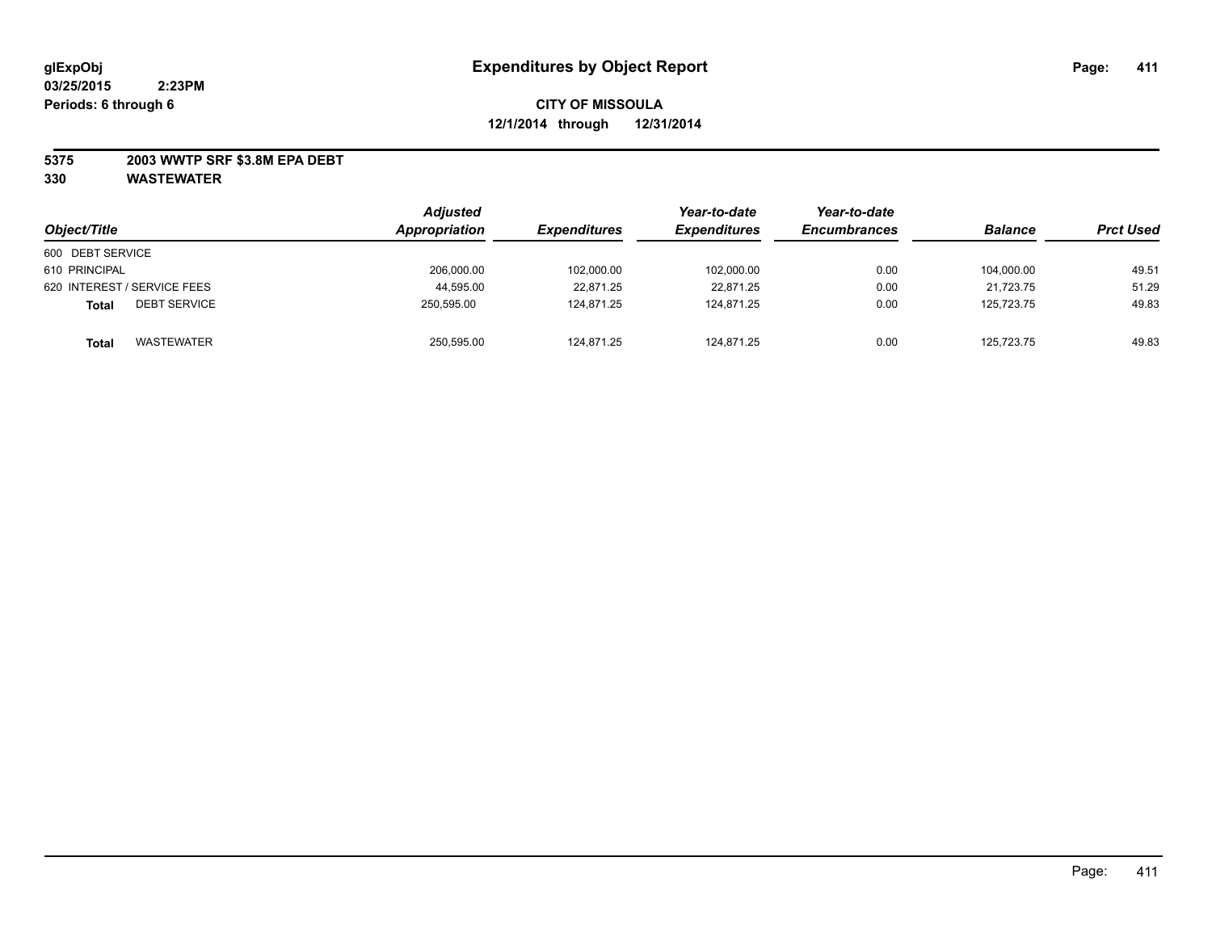# Expenditures by Object Report

**glExpObj**
**03/25/2015 2:23PM**
**Periods: 6 through 6**

**CITY OF MISSOULA**
**12/1/2014 through 12/31/2014**

**5375 2003 WWTP SRF $3.8M EPA DEBT**
**330 WASTEWATER**

| Object/Title | | Adjusted Appropriation | Expenditures | Year-to-date Expenditures | Year-to-date Encumbrances | Balance | Prct Used |
|---|---|---|---|---|---|---|---|
| 600 DEBT SERVICE | | | | | | | |
| 610 PRINCIPAL | | 206,000.00 | 102,000.00 | 102,000.00 | 0.00 | 104,000.00 | 49.51 |
| 620 INTEREST / SERVICE FEES | | 44,595.00 | 22,871.25 | 22,871.25 | 0.00 | 21,723.75 | 51.29 |
| **Total** | DEBT SERVICE | 250,595.00 | 124,871.25 | 124,871.25 | 0.00 | 125,723.75 | 49.83 |
| **Total** | WASTEWATER | 250,595.00 | 124,871.25 | 124,871.25 | 0.00 | 125,723.75 | 49.83 |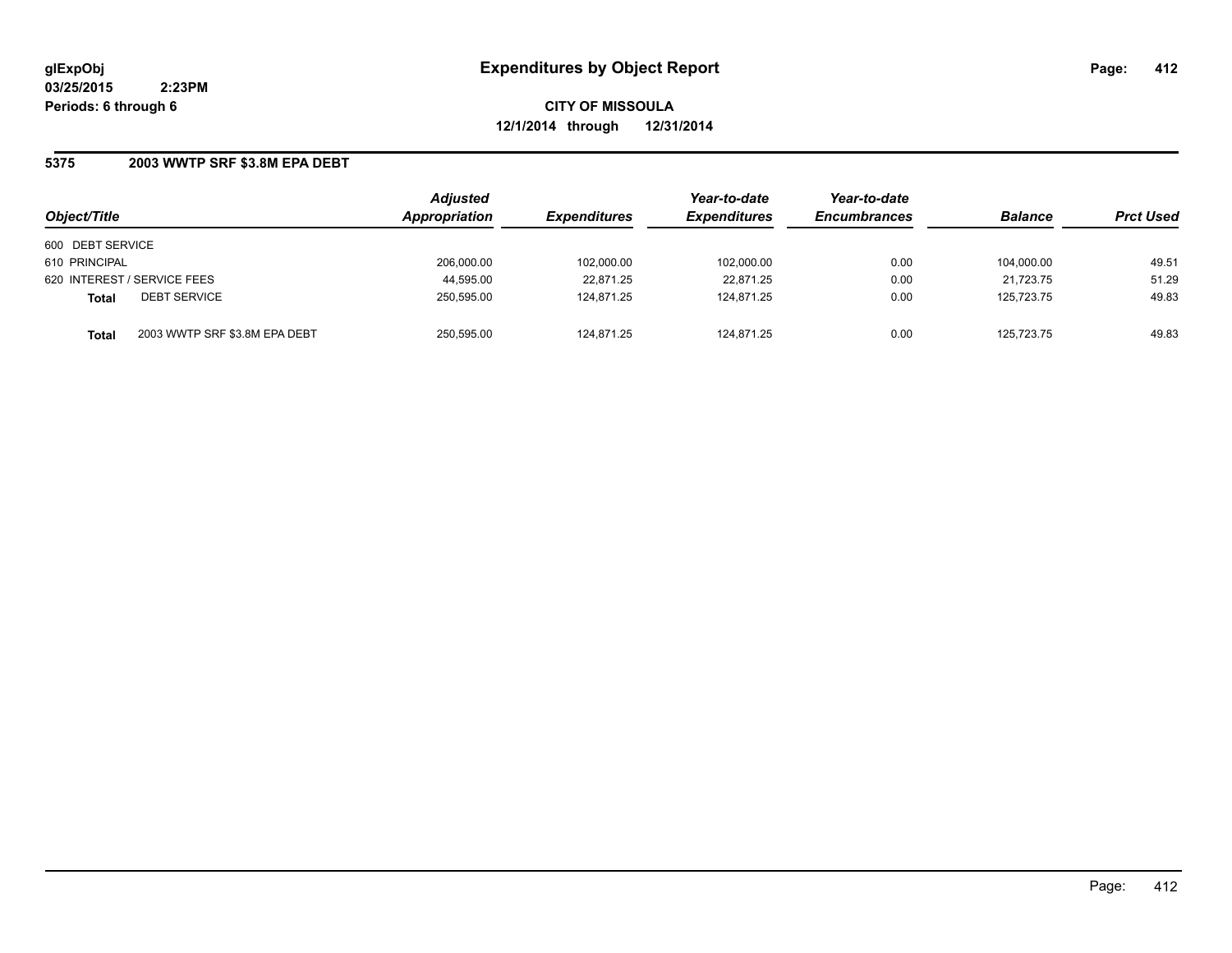glExpObj
03/25/2015 2:23PM
Periods: 6 through 6

# Expenditures by Object Report

**CITY OF MISSOULA**
**12/1/2014 through 12/31/2014**

## 5375 2003 WWTP SRF $3.8M EPA DEBT

| Object/Title | | Adjusted Appropriation | Expenditures | Year-to-date Expenditures | Year-to-date Encumbrances | Balance | Prct Used |
|---|---|---|---|---|---|---|---|
| 600 DEBT SERVICE | | | | | | | |
| 610 PRINCIPAL | | 206,000.00 | 102,000.00 | 102,000.00 | 0.00 | 104,000.00 | 49.51 |
| 620 INTEREST / SERVICE FEES | | 44,595.00 | 22,871.25 | 22,871.25 | 0.00 | 21,723.75 | 51.29 |
| **Total** | DEBT SERVICE | 250,595.00 | 124,871.25 | 124,871.25 | 0.00 | 125,723.75 | 49.83 |
| **Total** | 2003 WWTP SRF $3.8M EPA DEBT | 250,595.00 | 124,871.25 | 124,871.25 | 0.00 | 125,723.75 | 49.83 |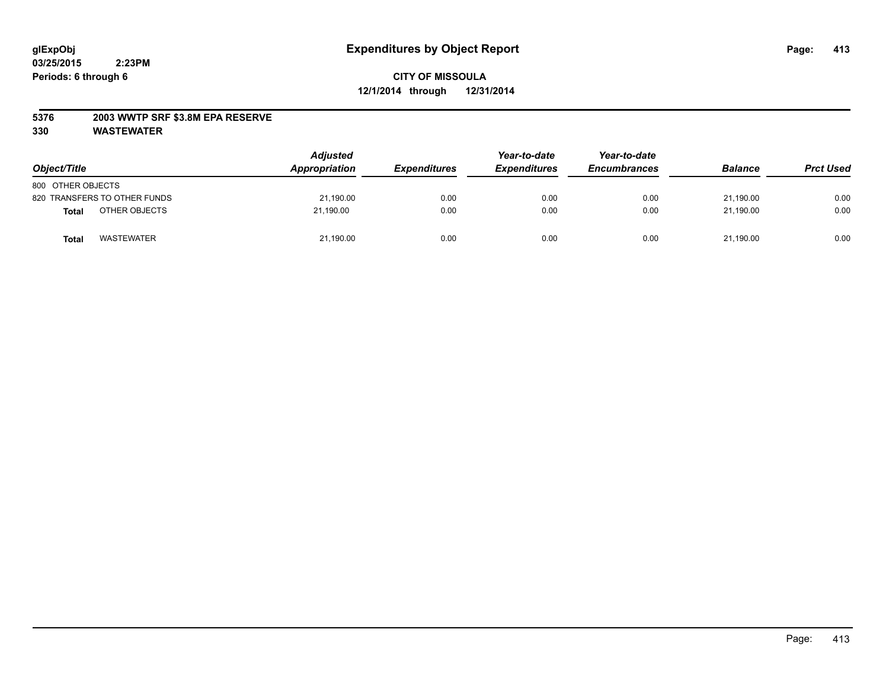glExpObj
03/25/2015 2:23PM
Periods: 6 through 6

# Expenditures by Object Report

**CITY OF MISSOULA**
**12/1/2014 through 12/31/2014**

**5376 2003 WWTP SRF $3.8M EPA RESERVE**
**330 WASTEWATER**

| Object/Title | Adjusted Appropriation | Expenditures | Year-to-date Expenditures | Year-to-date Encumbrances | Balance | Prct Used |
|---|---|---|---|---|---|---|
| 800 OTHER OBJECTS | | | | | | |
| 820 TRANSFERS TO OTHER FUNDS | 21,190.00 | 0.00 | 0.00 | 0.00 | 21,190.00 | 0.00 |
| **Total** OTHER OBJECTS | 21,190.00 | 0.00 | 0.00 | 0.00 | 21,190.00 | 0.00 |
| **Total** WASTEWATER | 21,190.00 | 0.00 | 0.00 | 0.00 | 21,190.00 | 0.00 |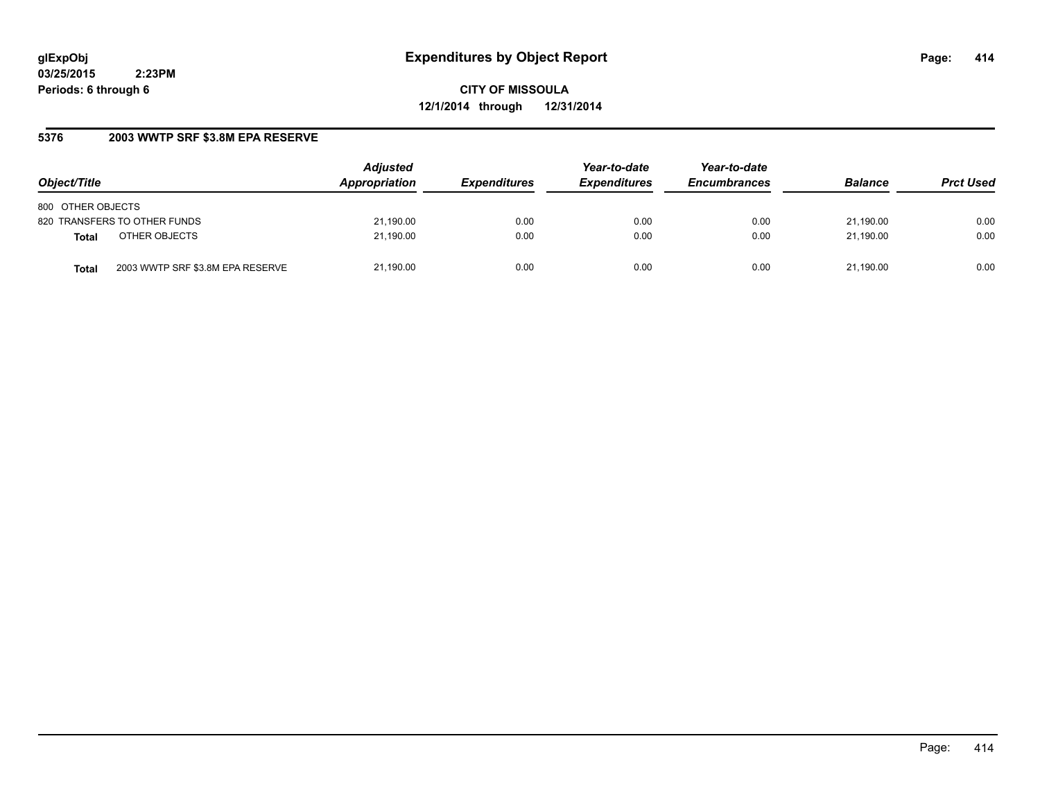glExpObj
03/25/2015 2:23PM
Periods: 6 through 6

# Expenditures by Object Report

**CITY OF MISSOULA**
**12/1/2014 through 12/31/2014**

## 5376 2003 WWTP SRF $3.8M EPA RESERVE

| Object/Title | | Adjusted Appropriation | Expenditures | Year-to-date Expenditures | Year-to-date Encumbrances | Balance | Prct Used |
|---|---|---|---|---|---|---|---|
| 800 OTHER OBJECTS | | | | | | | |
| 820 TRANSFERS TO OTHER FUNDS | | 21,190.00 | 0.00 | 0.00 | 0.00 | 21,190.00 | 0.00 |
| **Total** | OTHER OBJECTS | 21,190.00 | 0.00 | 0.00 | 0.00 | 21,190.00 | 0.00 |
| **Total** | 2003 WWTP SRF $3.8M EPA RESERVE | 21,190.00 | 0.00 | 0.00 | 0.00 | 21,190.00 | 0.00 |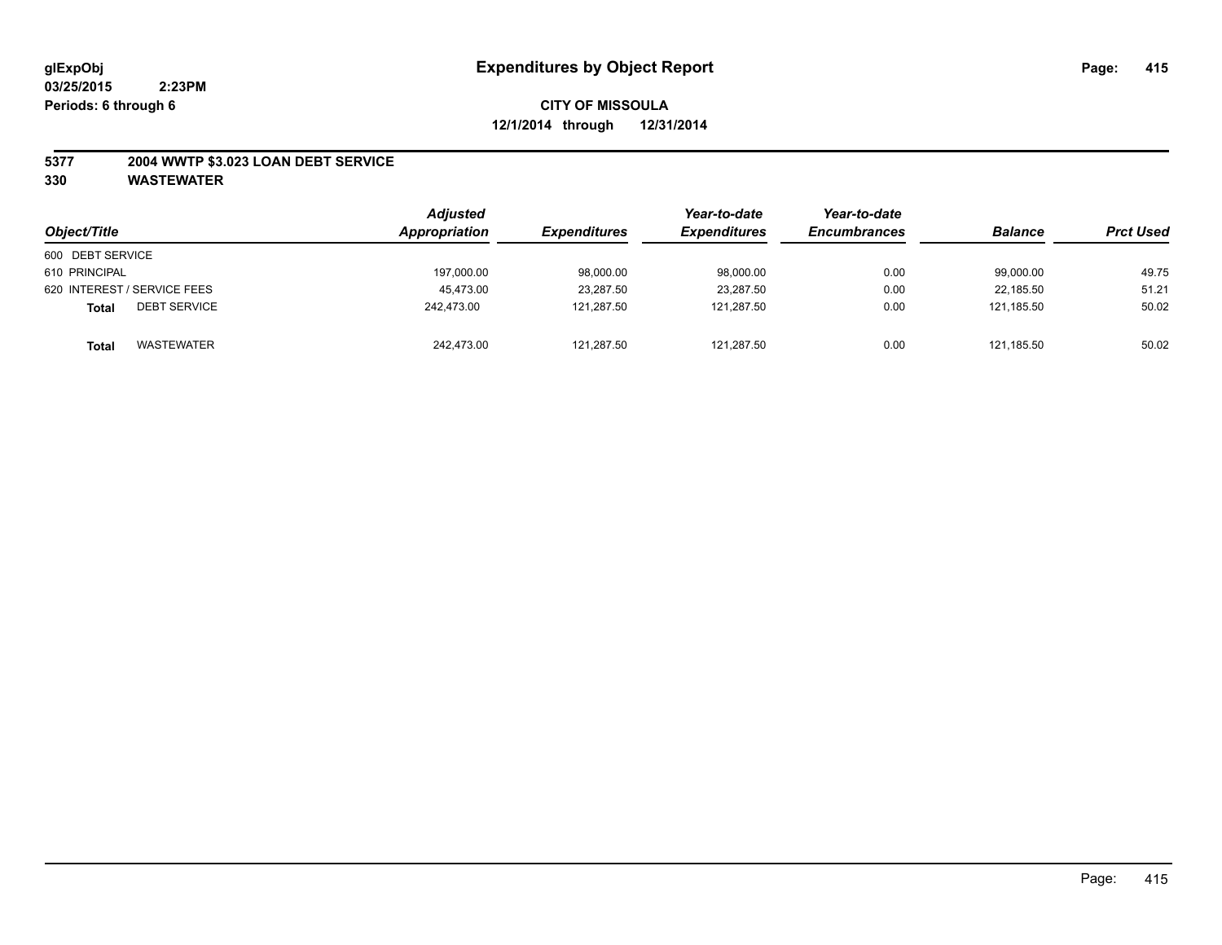glExpObj
03/25/2015 2:23PM
Periods: 6 through 6

# Expenditures by Object Report

**CITY OF MISSOULA**
**12/1/2014 through 12/31/2014**

**5377 2004 WWTP $3.023 LOAN DEBT SERVICE**
**330 WASTEWATER**

| Object/Title | Adjusted Appropriation | Expenditures | Year-to-date Expenditures | Year-to-date Encumbrances | Balance | Prct Used |
|---|---|---|---|---|---|---|
| 600 DEBT SERVICE | | | | | | |
| 610 PRINCIPAL | 197,000.00 | 98,000.00 | 98,000.00 | 0.00 | 99,000.00 | 49.75 |
| 620 INTEREST / SERVICE FEES | 45,473.00 | 23,287.50 | 23,287.50 | 0.00 | 22,185.50 | 51.21 |
| **Total** DEBT SERVICE | 242,473.00 | 121,287.50 | 121,287.50 | 0.00 | 121,185.50 | 50.02 |
| **Total** WASTEWATER | 242,473.00 | 121,287.50 | 121,287.50 | 0.00 | 121,185.50 | 50.02 |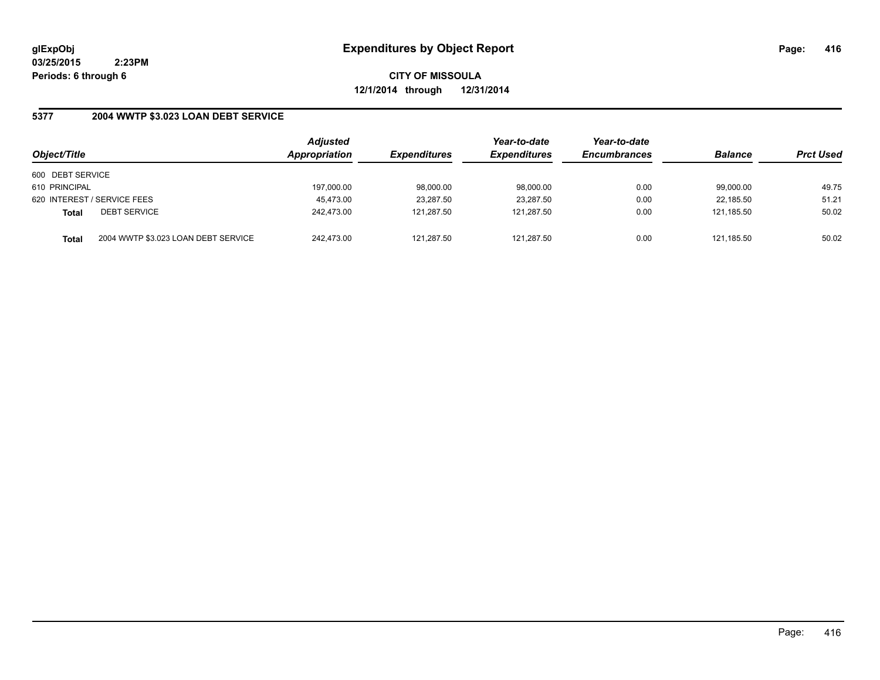**glExpObj** **Expenditures by Object Report**
**03/25/2015 2:23PM**
**Periods: 6 through 6**

**CITY OF MISSOULA**
**12/1/2014 through 12/31/2014**

### 5377 2004 WWTP $3.023 LOAN DEBT SERVICE

| Object/Title | | Adjusted Appropriation | Expenditures | Year-to-date Expenditures | Year-to-date Encumbrances | Balance | Prct Used |
|---|---|---|---|---|---|---|---|
| 600 DEBT SERVICE | | | | | | | |
| 610 PRINCIPAL | | 197,000.00 | 98,000.00 | 98,000.00 | 0.00 | 99,000.00 | 49.75 |
| 620 INTEREST / SERVICE FEES | | 45,473.00 | 23,287.50 | 23,287.50 | 0.00 | 22,185.50 | 51.21 |
| **Total** | DEBT SERVICE | 242,473.00 | 121,287.50 | 121,287.50 | 0.00 | 121,185.50 | 50.02 |
| **Total** | 2004 WWTP $3.023 LOAN DEBT SERVICE | 242,473.00 | 121,287.50 | 121,287.50 | 0.00 | 121,185.50 | 50.02 |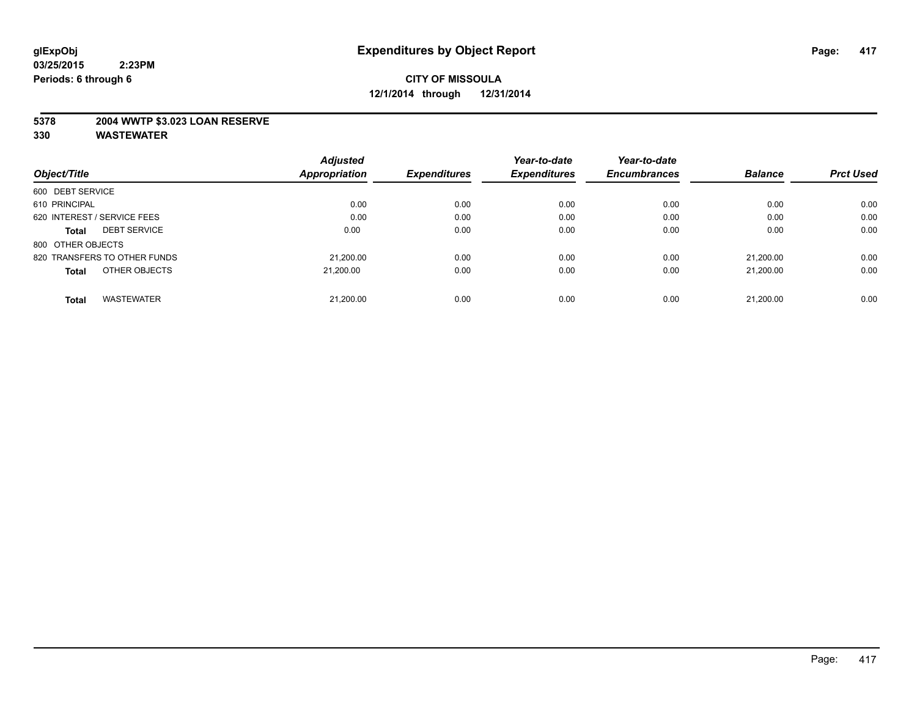**glExpObj** **Expenditures by Object Report**

**03/25/2015 2:23PM**

**Periods: 6 through 6**

**CITY OF MISSOULA**

**12/1/2014 through 12/31/2014**

**5378 2004 WWTP $3.023 LOAN RESERVE**

**330 WASTEWATER**

| Object/Title | Adjusted Appropriation | Expenditures | Year-to-date Expenditures | Year-to-date Encumbrances | Balance | Prct Used |
|---|---|---|---|---|---|---|
| 600 DEBT SERVICE | | | | | | |
| 610 PRINCIPAL | 0.00 | 0.00 | 0.00 | 0.00 | 0.00 | 0.00 |
| 620 INTEREST / SERVICE FEES | 0.00 | 0.00 | 0.00 | 0.00 | 0.00 | 0.00 |
| **Total** DEBT SERVICE | 0.00 | 0.00 | 0.00 | 0.00 | 0.00 | 0.00 |
| 800 OTHER OBJECTS | | | | | | |
| 820 TRANSFERS TO OTHER FUNDS | 21,200.00 | 0.00 | 0.00 | 0.00 | 21,200.00 | 0.00 |
| **Total** OTHER OBJECTS | 21,200.00 | 0.00 | 0.00 | 0.00 | 21,200.00 | 0.00 |
| **Total** WASTEWATER | 21,200.00 | 0.00 | 0.00 | 0.00 | 21,200.00 | 0.00 |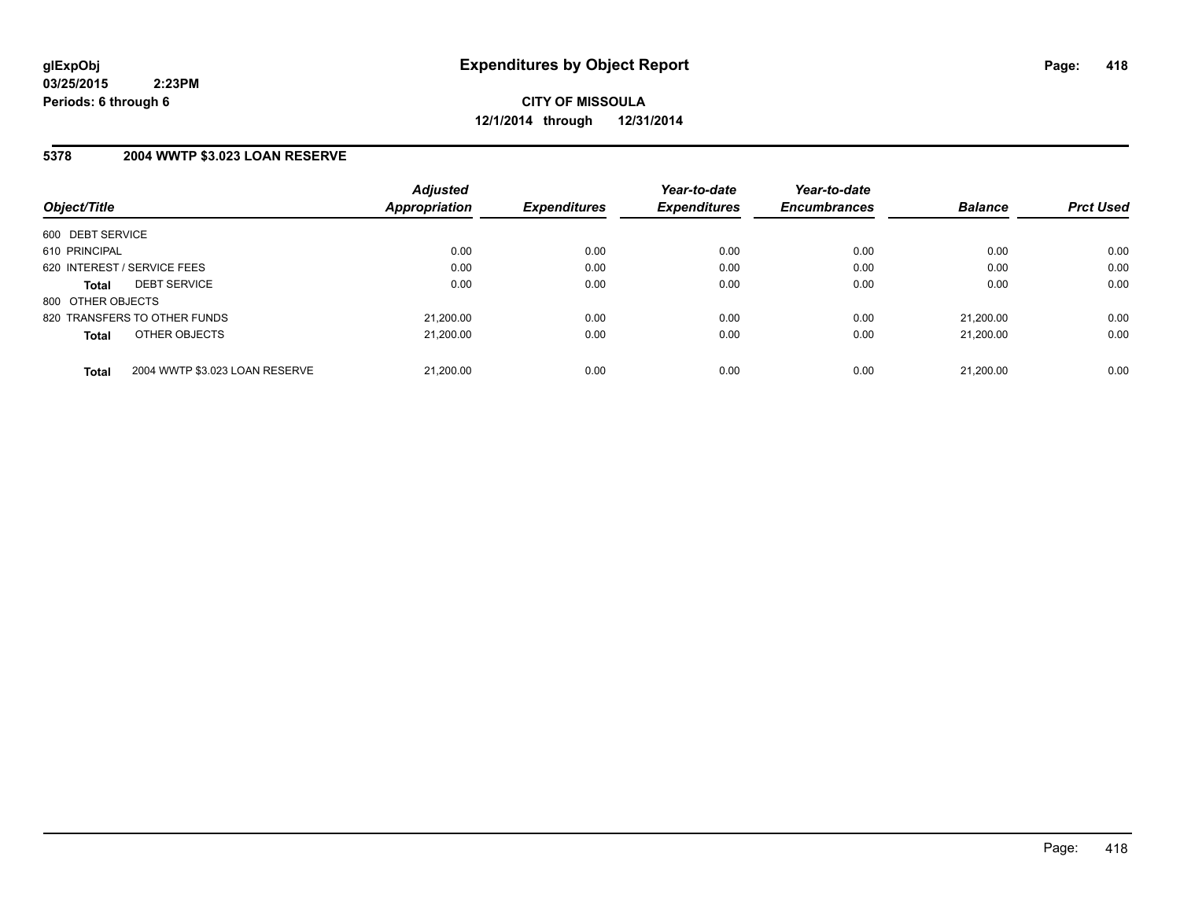**glExpObj** 
**03/25/2015 2:23PM** 
**Periods: 6 through 6**

# Expenditures by Object Report

**CITY OF MISSOULA** 
**12/1/2014 through 12/31/2014**

## 5378 2004 WWTP $3.023 LOAN RESERVE

| Object/Title | Adjusted Appropriation | Expenditures | Year-to-date Expenditures | Year-to-date Encumbrances | Balance | Prct Used |
|---|---|---|---|---|---|---|
| 600 DEBT SERVICE | | | | | | |
| 610 PRINCIPAL | 0.00 | 0.00 | 0.00 | 0.00 | 0.00 | 0.00 |
| 620 INTEREST / SERVICE FEES | 0.00 | 0.00 | 0.00 | 0.00 | 0.00 | 0.00 |
| **Total** DEBT SERVICE | 0.00 | 0.00 | 0.00 | 0.00 | 0.00 | 0.00 |
| 800 OTHER OBJECTS | | | | | | |
| 820 TRANSFERS TO OTHER FUNDS | 21,200.00 | 0.00 | 0.00 | 0.00 | 21,200.00 | 0.00 |
| **Total** OTHER OBJECTS | 21,200.00 | 0.00 | 0.00 | 0.00 | 21,200.00 | 0.00 |
| **Total** 2004 WWTP $3.023 LOAN RESERVE | 21,200.00 | 0.00 | 0.00 | 0.00 | 21,200.00 | 0.00 |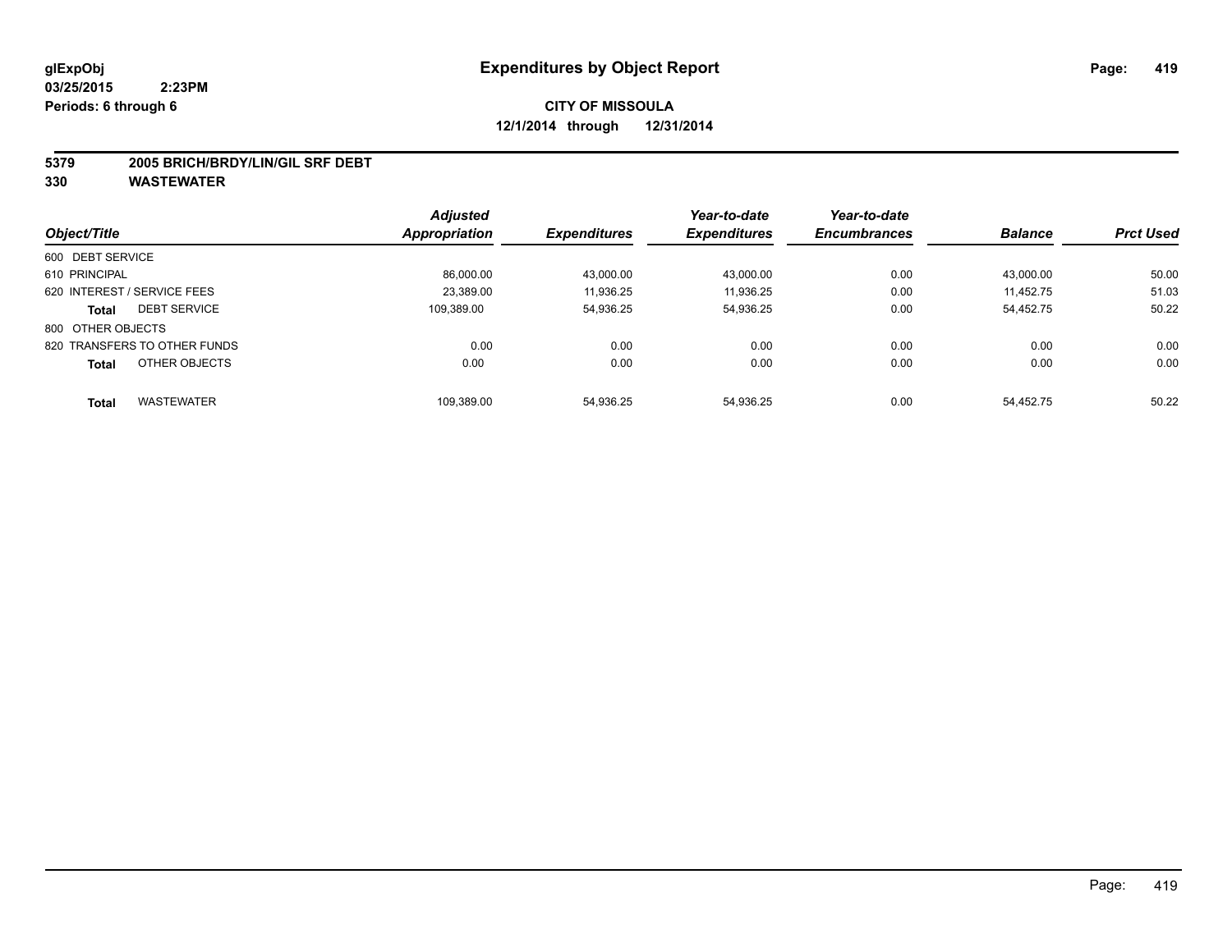**glExpObj** **Expenditures by Object Report**

**03/25/2015 2:23PM**

**Periods: 6 through 6**

**CITY OF MISSOULA**

**12/1/2014 through 12/31/2014**

**5379 2005 BRICH/BRDY/LIN/GIL SRF DEBT**

**330 WASTEWATER**

| Object/Title | Adjusted Appropriation | Expenditures | Year-to-date Expenditures | Year-to-date Encumbrances | Balance | Prct Used |
|---|---|---|---|---|---|---|
| 600 DEBT SERVICE | | | | | | |
| 610 PRINCIPAL | 86,000.00 | 43,000.00 | 43,000.00 | 0.00 | 43,000.00 | 50.00 |
| 620 INTEREST / SERVICE FEES | 23,389.00 | 11,936.25 | 11,936.25 | 0.00 | 11,452.75 | 51.03 |
| **Total** DEBT SERVICE | 109,389.00 | 54,936.25 | 54,936.25 | 0.00 | 54,452.75 | 50.22 |
| 800 OTHER OBJECTS | | | | | | |
| 820 TRANSFERS TO OTHER FUNDS | 0.00 | 0.00 | 0.00 | 0.00 | 0.00 | 0.00 |
| **Total** OTHER OBJECTS | 0.00 | 0.00 | 0.00 | 0.00 | 0.00 | 0.00 |
| **Total** WASTEWATER | 109,389.00 | 54,936.25 | 54,936.25 | 0.00 | 54,452.75 | 50.22 |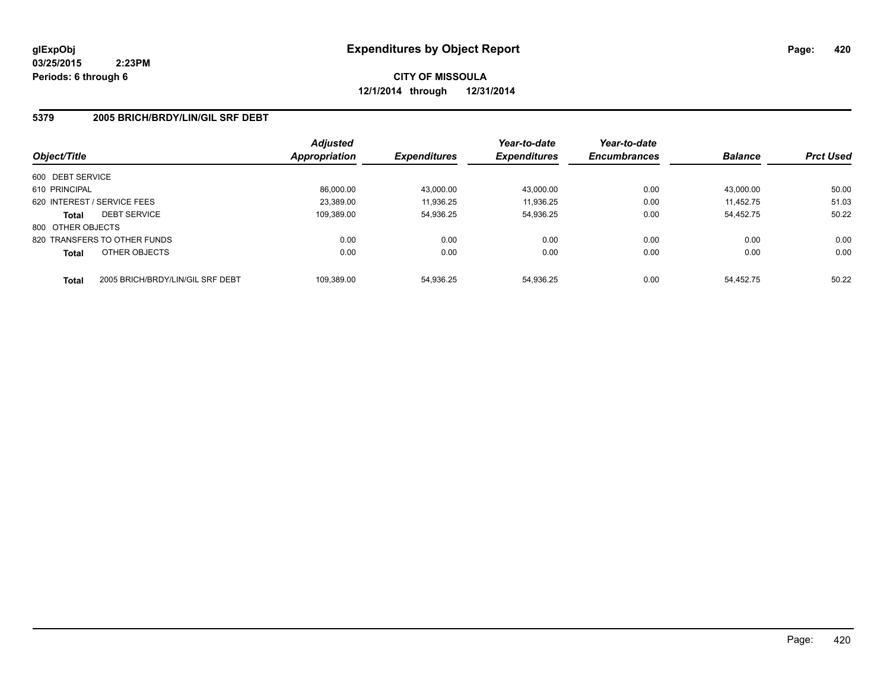# Expenditures by Object Report

glExpObj
03/25/2015 2:23PM
Periods: 6 through 6

**CITY OF MISSOULA**
**12/1/2014 through 12/31/2014**

## 5379 2005 BRICH/BRDY/LIN/GIL SRF DEBT

| Object/Title | | Adjusted Appropriation | Expenditures | Year-to-date Expenditures | Year-to-date Encumbrances | Balance | Prct Used |
|---|---|---|---|---|---|---|---|
| 600 DEBT SERVICE | | | | | | | |
| 610 PRINCIPAL | | 86,000.00 | 43,000.00 | 43,000.00 | 0.00 | 43,000.00 | 50.00 |
| 620 INTEREST / SERVICE FEES | | 23,389.00 | 11,936.25 | 11,936.25 | 0.00 | 11,452.75 | 51.03 |
| **Total** | DEBT SERVICE | 109,389.00 | 54,936.25 | 54,936.25 | 0.00 | 54,452.75 | 50.22 |
| 800 OTHER OBJECTS | | | | | | | |
| 820 TRANSFERS TO OTHER FUNDS | | 0.00 | 0.00 | 0.00 | 0.00 | 0.00 | 0.00 |
| **Total** | OTHER OBJECTS | 0.00 | 0.00 | 0.00 | 0.00 | 0.00 | 0.00 |
| **Total** | 2005 BRICH/BRDY/LIN/GIL SRF DEBT | 109,389.00 | 54,936.25 | 54,936.25 | 0.00 | 54,452.75 | 50.22 |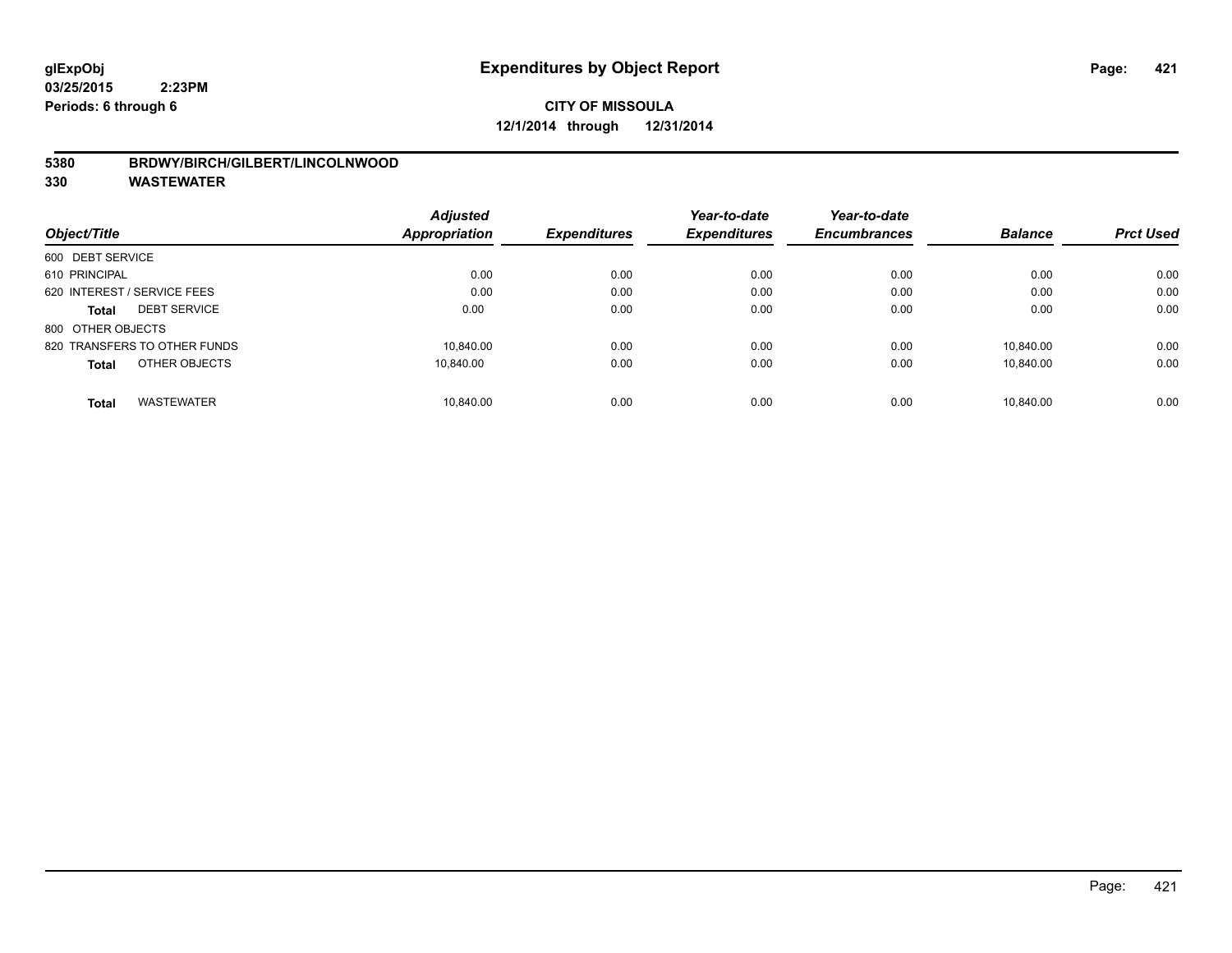# Expenditures by Object Report

**CITY OF MISSOULA**

**12/1/2014 through 12/31/2014**

glExpObj
03/25/2015 2:23PM
Periods: 6 through 6

**5380 BRDWY/BIRCH/GILBERT/LINCOLNWOOD**

**330 WASTEWATER**

| Object/Title | | Adjusted Appropriation | Expenditures | Year-to-date Expenditures | Year-to-date Encumbrances | Balance | Prct Used |
|---|---|---|---|---|---|---|---|
| 600 DEBT SERVICE | | | | | | | |
| 610 PRINCIPAL | | 0.00 | 0.00 | 0.00 | 0.00 | 0.00 | 0.00 |
| 620 INTEREST / SERVICE FEES | | 0.00 | 0.00 | 0.00 | 0.00 | 0.00 | 0.00 |
| **Total** | DEBT SERVICE | 0.00 | 0.00 | 0.00 | 0.00 | 0.00 | 0.00 |
| 800 OTHER OBJECTS | | | | | | | |
| 820 TRANSFERS TO OTHER FUNDS | | 10,840.00 | 0.00 | 0.00 | 0.00 | 10,840.00 | 0.00 |
| **Total** | OTHER OBJECTS | 10,840.00 | 0.00 | 0.00 | 0.00 | 10,840.00 | 0.00 |
| **Total** | WASTEWATER | 10,840.00 | 0.00 | 0.00 | 0.00 | 10,840.00 | 0.00 |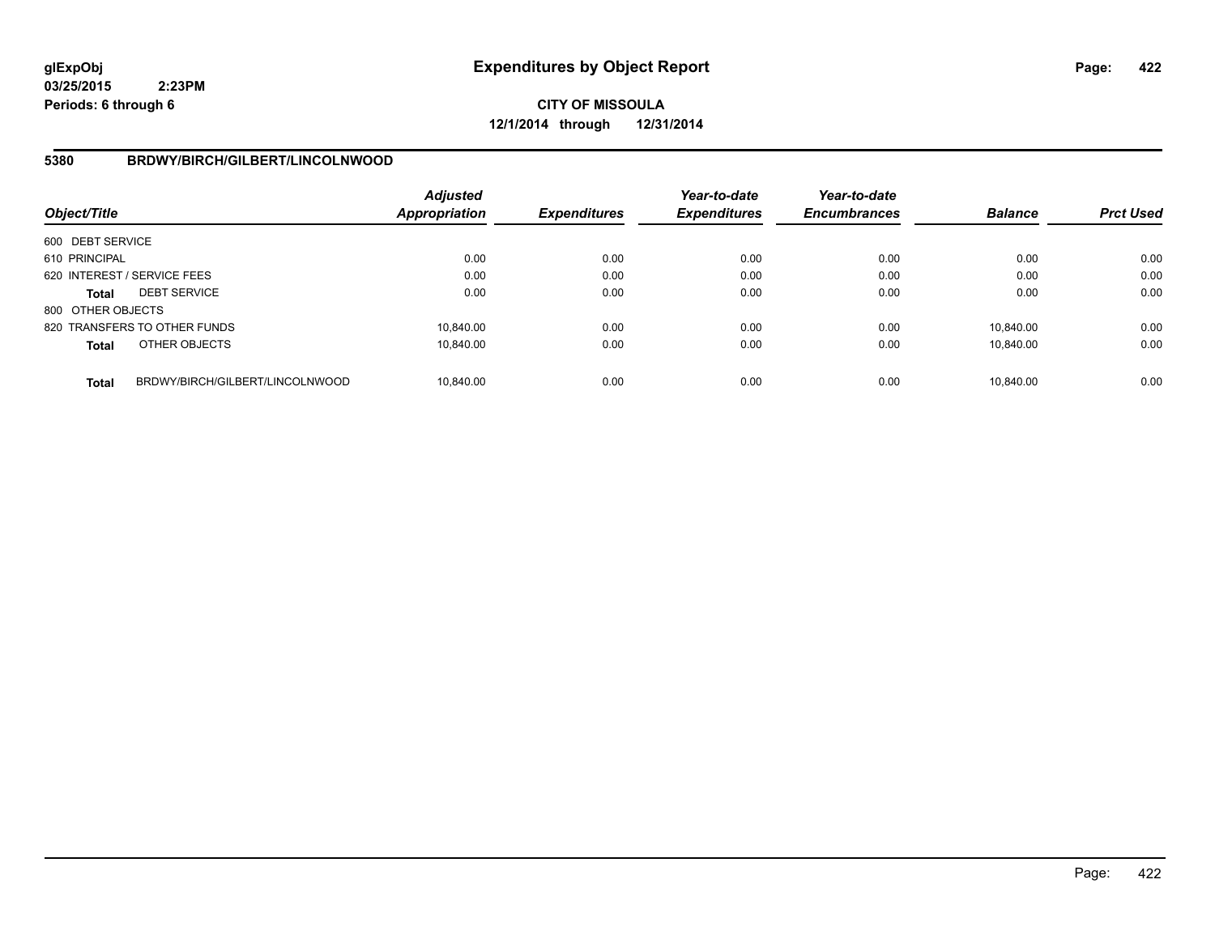**glExpObj** **Expenditures by Object Report**
**03/25/2015 2:23PM**
**Periods: 6 through 6**

**CITY OF MISSOULA**
**12/1/2014 through 12/31/2014**

## 5380 BRDWY/BIRCH/GILBERT/LINCOLNWOOD

| Object/Title | | Adjusted Appropriation | Expenditures | Year-to-date Expenditures | Year-to-date Encumbrances | Balance | Prct Used |
|---|---|---|---|---|---|---|---|
| 600 DEBT SERVICE | | | | | | | |
| 610 PRINCIPAL | | 0.00 | 0.00 | 0.00 | 0.00 | 0.00 | 0.00 |
| 620 INTEREST / SERVICE FEES | | 0.00 | 0.00 | 0.00 | 0.00 | 0.00 | 0.00 |
| **Total** | DEBT SERVICE | 0.00 | 0.00 | 0.00 | 0.00 | 0.00 | 0.00 |
| 800 OTHER OBJECTS | | | | | | | |
| 820 TRANSFERS TO OTHER FUNDS | | 10,840.00 | 0.00 | 0.00 | 0.00 | 10,840.00 | 0.00 |
| **Total** | OTHER OBJECTS | 10,840.00 | 0.00 | 0.00 | 0.00 | 10,840.00 | 0.00 |
| **Total** | BRDWY/BIRCH/GILBERT/LINCOLNWOOD | 10,840.00 | 0.00 | 0.00 | 0.00 | 10,840.00 | 0.00 |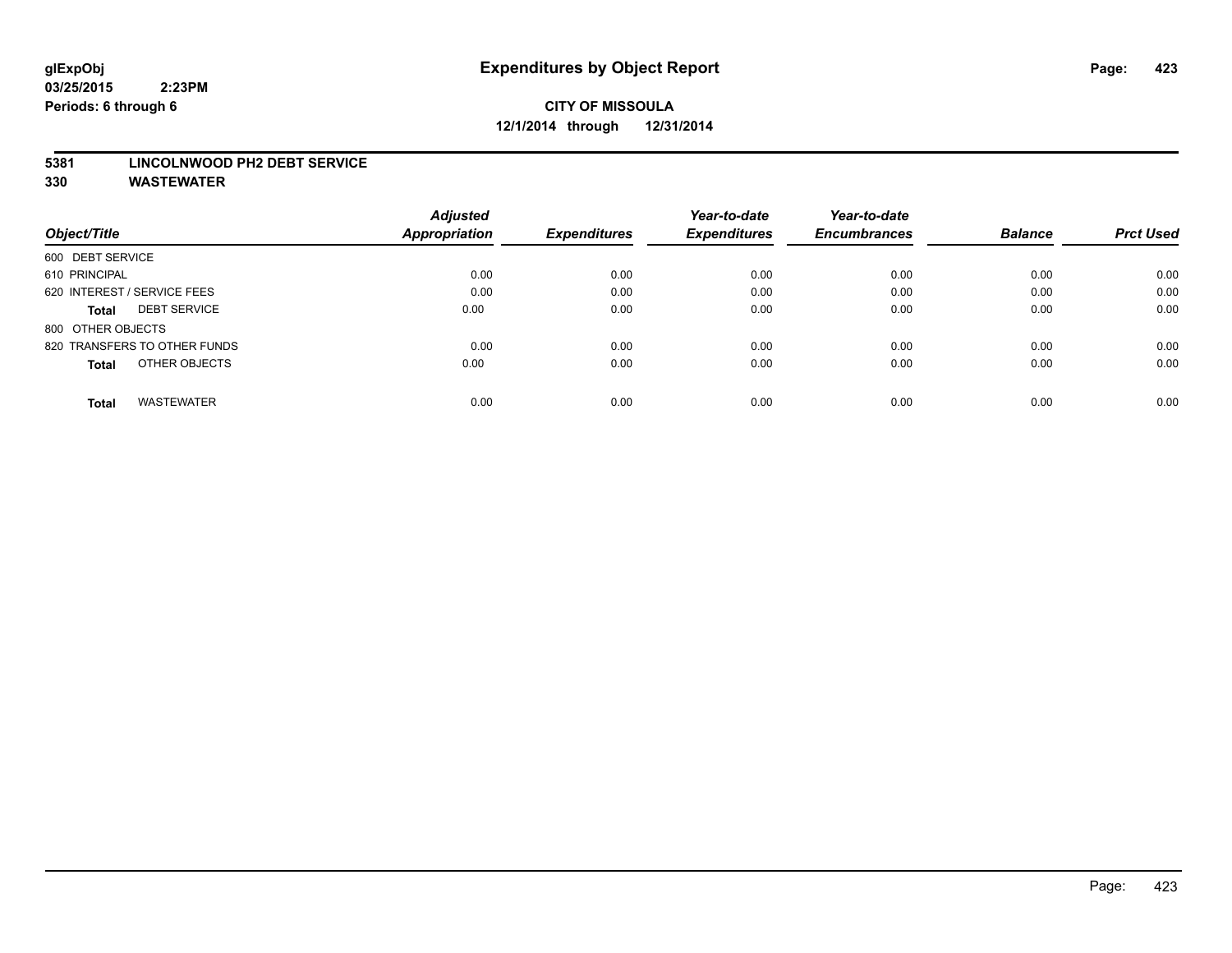glExpObj
03/25/2015 2:23PM
Periods: 6 through 6

# Expenditures by Object Report

**CITY OF MISSOULA**

**12/1/2014 through 12/31/2014**

**5381 LINCOLNWOOD PH2 DEBT SERVICE**

**330 WASTEWATER**

| Object/Title | Adjusted Appropriation | Expenditures | Year-to-date Expenditures | Year-to-date Encumbrances | Balance | Prct Used |
|---|---|---|---|---|---|---|
| 600 DEBT SERVICE | | | | | | |
| 610 PRINCIPAL | 0.00 | 0.00 | 0.00 | 0.00 | 0.00 | 0.00 |
| 620 INTEREST / SERVICE FEES | 0.00 | 0.00 | 0.00 | 0.00 | 0.00 | 0.00 |
| **Total** DEBT SERVICE | 0.00 | 0.00 | 0.00 | 0.00 | 0.00 | 0.00 |
| 800 OTHER OBJECTS | | | | | | |
| 820 TRANSFERS TO OTHER FUNDS | 0.00 | 0.00 | 0.00 | 0.00 | 0.00 | 0.00 |
| **Total** OTHER OBJECTS | 0.00 | 0.00 | 0.00 | 0.00 | 0.00 | 0.00 |
| **Total** WASTEWATER | 0.00 | 0.00 | 0.00 | 0.00 | 0.00 | 0.00 |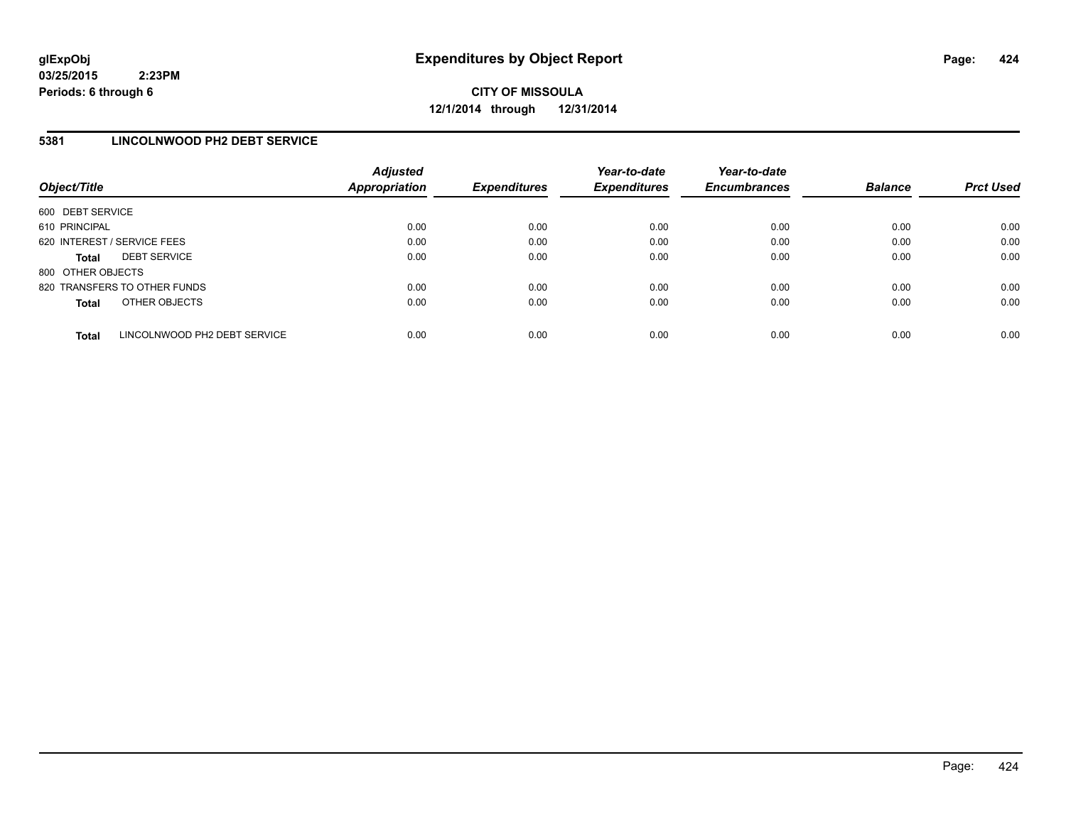glExpObj
03/25/2015 2:23PM
Periods: 6 through 6

# Expenditures by Object Report

**CITY OF MISSOULA**
**12/1/2014 through 12/31/2014**

## 5381 LINCOLNWOOD PH2 DEBT SERVICE

| Object/Title | Adjusted Appropriation | Expenditures | Year-to-date Expenditures | Year-to-date Encumbrances | Balance | Prct Used |
|---|---|---|---|---|---|---|
| 600 DEBT SERVICE | | | | | | |
| 610 PRINCIPAL | 0.00 | 0.00 | 0.00 | 0.00 | 0.00 | 0.00 |
| 620 INTEREST / SERVICE FEES | 0.00 | 0.00 | 0.00 | 0.00 | 0.00 | 0.00 |
| **Total** DEBT SERVICE | 0.00 | 0.00 | 0.00 | 0.00 | 0.00 | 0.00 |
| 800 OTHER OBJECTS | | | | | | |
| 820 TRANSFERS TO OTHER FUNDS | 0.00 | 0.00 | 0.00 | 0.00 | 0.00 | 0.00 |
| **Total** OTHER OBJECTS | 0.00 | 0.00 | 0.00 | 0.00 | 0.00 | 0.00 |
| **Total** LINCOLNWOOD PH2 DEBT SERVICE | 0.00 | 0.00 | 0.00 | 0.00 | 0.00 | 0.00 |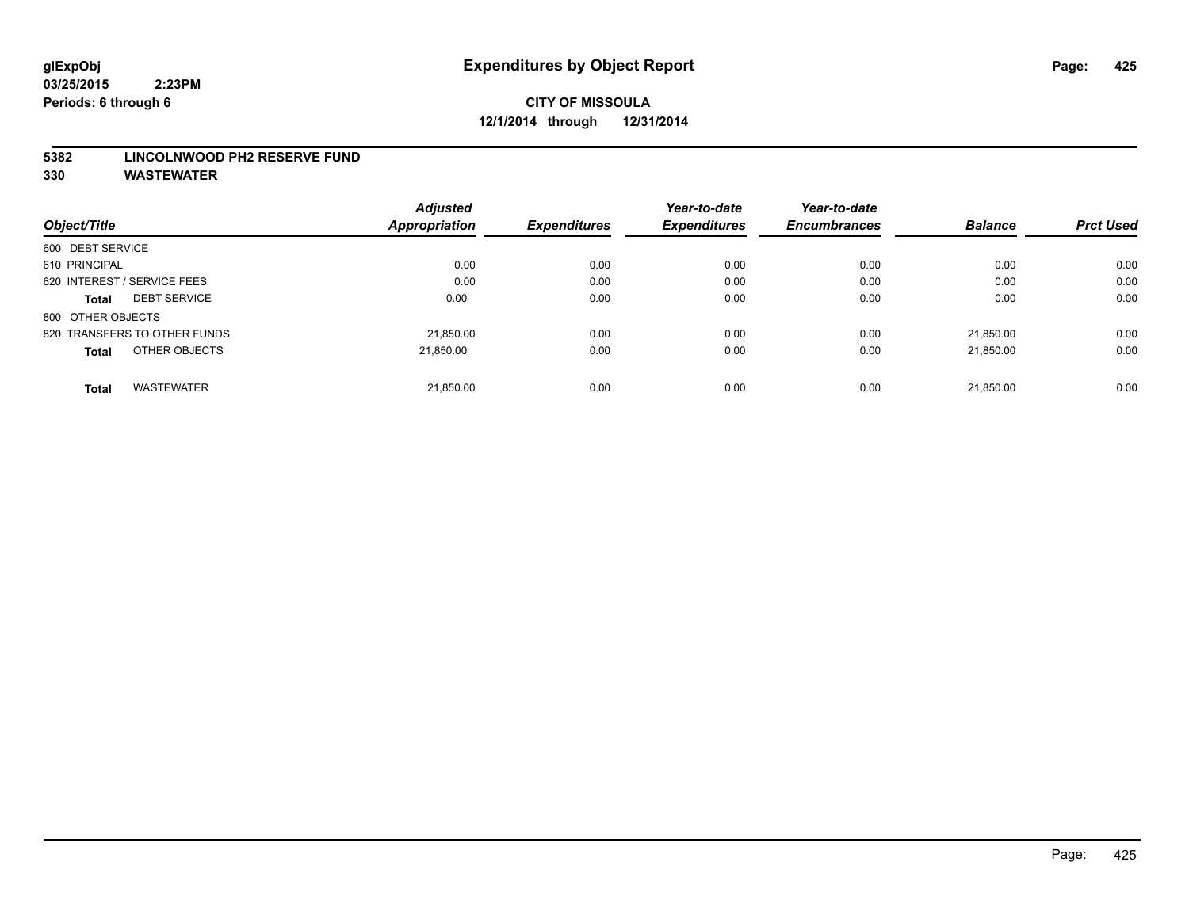# Expenditures by Object Report

glExpObj
03/25/2015 2:23PM
Periods: 6 through 6

**CITY OF MISSOULA**
**12/1/2014 through 12/31/2014**

**5382 LINCOLNWOOD PH2 RESERVE FUND**
**330 WASTEWATER**

| Object/Title | Adjusted Appropriation | Expenditures | Year-to-date Expenditures | Year-to-date Encumbrances | Balance | Prct Used |
|---|---|---|---|---|---|---|
| 600 DEBT SERVICE | | | | | | |
| 610 PRINCIPAL | 0.00 | 0.00 | 0.00 | 0.00 | 0.00 | 0.00 |
| 620 INTEREST / SERVICE FEES | 0.00 | 0.00 | 0.00 | 0.00 | 0.00 | 0.00 |
| **Total** DEBT SERVICE | 0.00 | 0.00 | 0.00 | 0.00 | 0.00 | 0.00 |
| 800 OTHER OBJECTS | | | | | | |
| 820 TRANSFERS TO OTHER FUNDS | 21,850.00 | 0.00 | 0.00 | 0.00 | 21,850.00 | 0.00 |
| **Total** OTHER OBJECTS | 21,850.00 | 0.00 | 0.00 | 0.00 | 21,850.00 | 0.00 |
| **Total** WASTEWATER | 21,850.00 | 0.00 | 0.00 | 0.00 | 21,850.00 | 0.00 |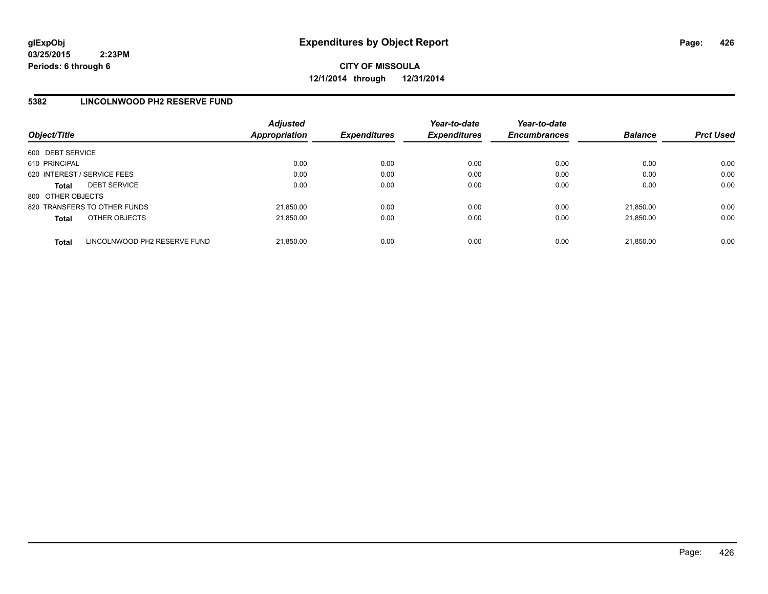**glExpObj**
**03/25/2015 2:23PM**
**Periods: 6 through 6**

# Expenditures by Object Report

**CITY OF MISSOULA**
**12/1/2014 through 12/31/2014**

## 5382 LINCOLNWOOD PH2 RESERVE FUND

| Object/Title | Adjusted Appropriation | Expenditures | Year-to-date Expenditures | Year-to-date Encumbrances | Balance | Prct Used |
|---|---|---|---|---|---|---|
| 600 DEBT SERVICE | | | | | | |
| 610 PRINCIPAL | 0.00 | 0.00 | 0.00 | 0.00 | 0.00 | 0.00 |
| 620 INTEREST / SERVICE FEES | 0.00 | 0.00 | 0.00 | 0.00 | 0.00 | 0.00 |
| **Total** DEBT SERVICE | 0.00 | 0.00 | 0.00 | 0.00 | 0.00 | 0.00 |
| 800 OTHER OBJECTS | | | | | | |
| 820 TRANSFERS TO OTHER FUNDS | 21,850.00 | 0.00 | 0.00 | 0.00 | 21,850.00 | 0.00 |
| **Total** OTHER OBJECTS | 21,850.00 | 0.00 | 0.00 | 0.00 | 21,850.00 | 0.00 |
| **Total** LINCOLNWOOD PH2 RESERVE FUND | 21,850.00 | 0.00 | 0.00 | 0.00 | 21,850.00 | 0.00 |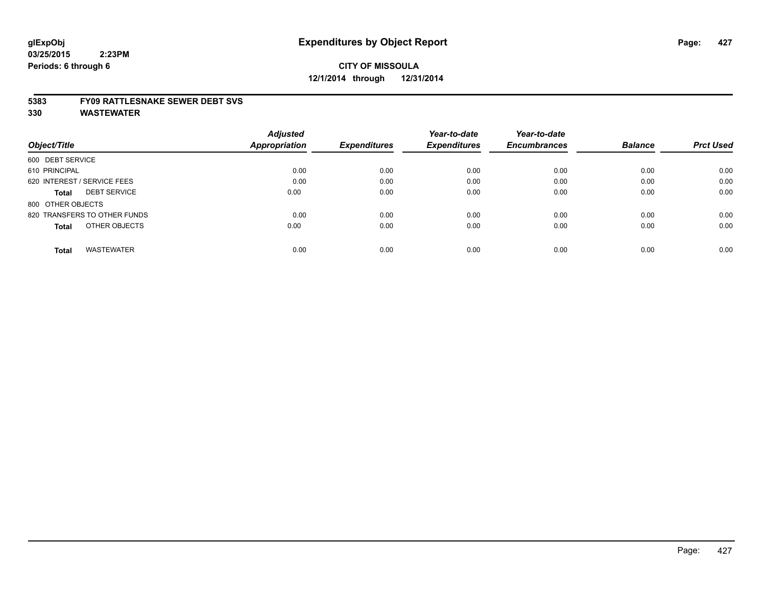# Expenditures by Object Report

glExpObj
03/25/2015 2:23PM
Periods: 6 through 6

**CITY OF MISSOULA**
**12/1/2014 through 12/31/2014**

**5383 FY09 RATTLESNAKE SEWER DEBT SVS**
**330 WASTEWATER**

| Object/Title | | Adjusted Appropriation | Expenditures | Year-to-date Expenditures | Year-to-date Encumbrances | Balance | Prct Used |
|---|---|---|---|---|---|---|---|
| 600 DEBT SERVICE | | | | | | | |
| 610 PRINCIPAL | | 0.00 | 0.00 | 0.00 | 0.00 | 0.00 | 0.00 |
| 620 INTEREST / SERVICE FEES | | 0.00 | 0.00 | 0.00 | 0.00 | 0.00 | 0.00 |
| **Total** | DEBT SERVICE | 0.00 | 0.00 | 0.00 | 0.00 | 0.00 | 0.00 |
| 800 OTHER OBJECTS | | | | | | | |
| 820 TRANSFERS TO OTHER FUNDS | | 0.00 | 0.00 | 0.00 | 0.00 | 0.00 | 0.00 |
| **Total** | OTHER OBJECTS | 0.00 | 0.00 | 0.00 | 0.00 | 0.00 | 0.00 |
| **Total** | WASTEWATER | 0.00 | 0.00 | 0.00 | 0.00 | 0.00 | 0.00 |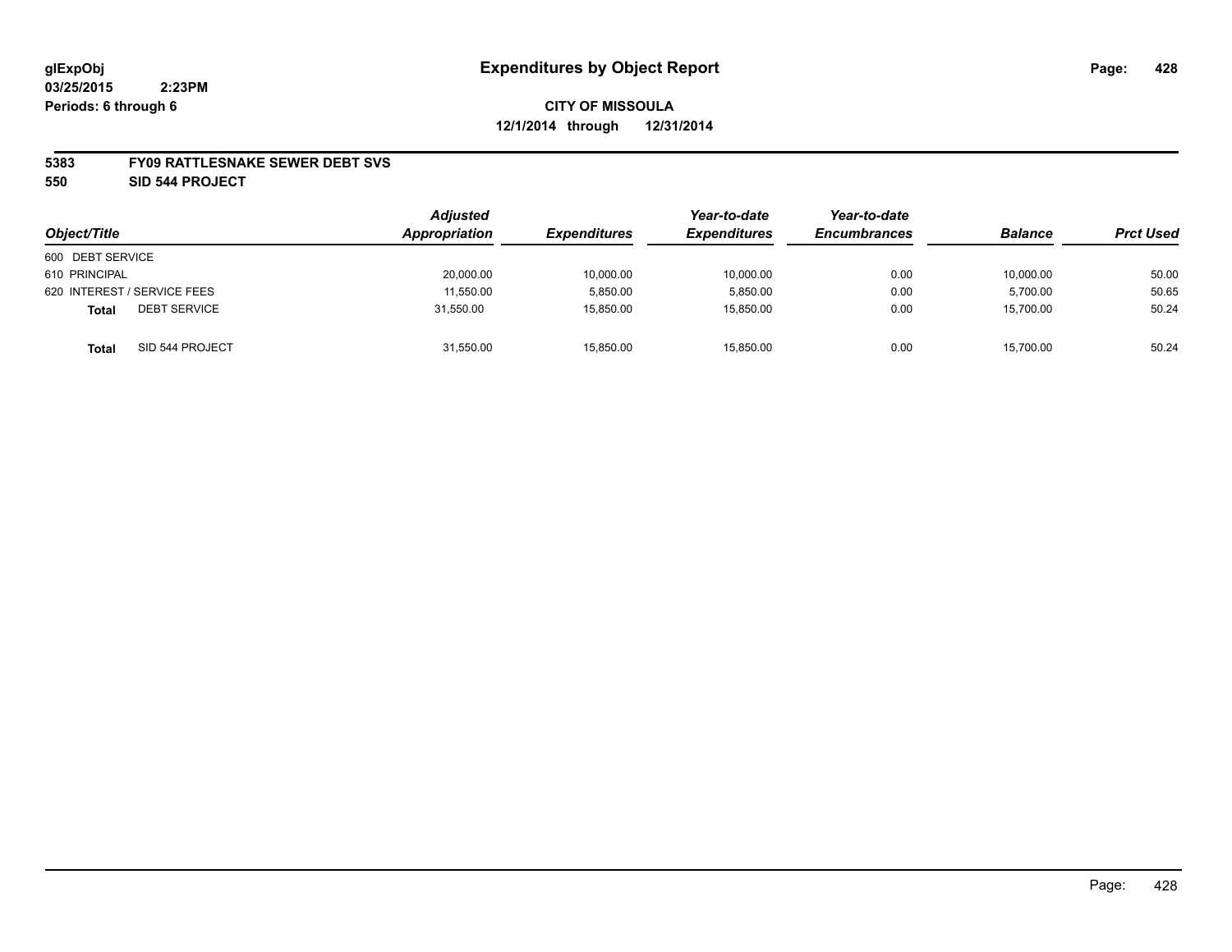# Expenditures by Object Report

glExpObj
03/25/2015 2:23PM
Periods: 6 through 6

**CITY OF MISSOULA**
**12/1/2014 through 12/31/2014**

**5383 FY09 RATTLESNAKE SEWER DEBT SVS**
**550 SID 544 PROJECT**

| Object/Title | Adjusted Appropriation | Expenditures | Year-to-date Expenditures | Year-to-date Encumbrances | Balance | Prct Used |
|---|---|---|---|---|---|---|
| 600 DEBT SERVICE | | | | | | |
| 610 PRINCIPAL | 20,000.00 | 10,000.00 | 10,000.00 | 0.00 | 10,000.00 | 50.00 |
| 620 INTEREST / SERVICE FEES | 11,550.00 | 5,850.00 | 5,850.00 | 0.00 | 5,700.00 | 50.65 |
| **Total** DEBT SERVICE | 31,550.00 | 15,850.00 | 15,850.00 | 0.00 | 15,700.00 | 50.24 |
| **Total** SID 544 PROJECT | 31,550.00 | 15,850.00 | 15,850.00 | 0.00 | 15,700.00 | 50.24 |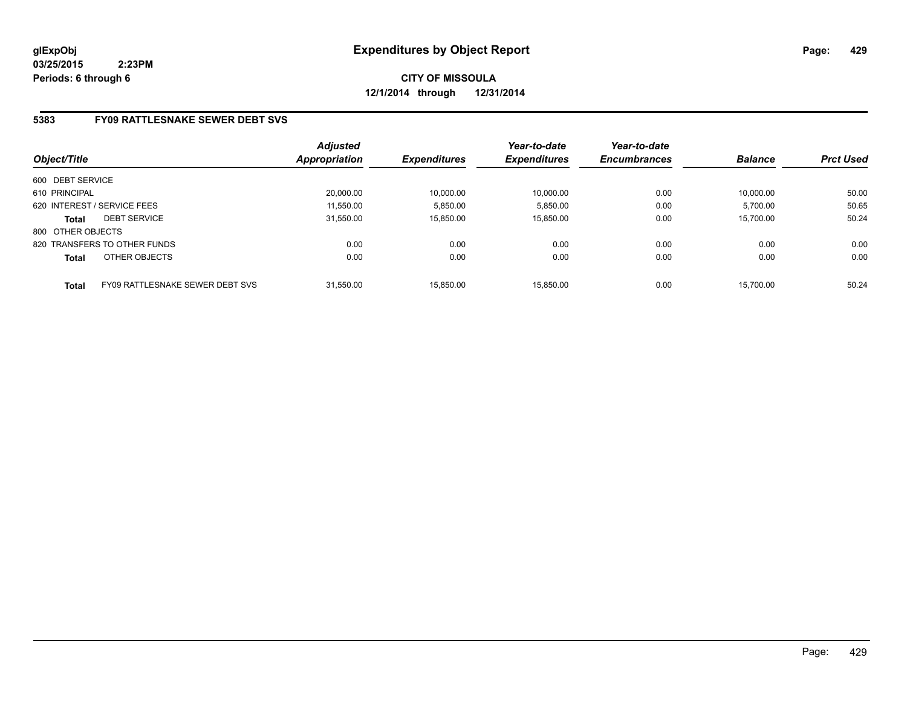# Expenditures by Object Report

glExpObj
03/25/2015 2:23PM
Periods: 6 through 6

**CITY OF MISSOULA**
**12/1/2014 through 12/31/2014**

## 5383 FY09 RATTLESNAKE SEWER DEBT SVS

| Object/Title | | Adjusted Appropriation | Expenditures | Year-to-date Expenditures | Year-to-date Encumbrances | Balance | Prct Used |
|---|---|---|---|---|---|---|---|
| 600 DEBT SERVICE | | | | | | | |
| 610 PRINCIPAL | | 20,000.00 | 10,000.00 | 10,000.00 | 0.00 | 10,000.00 | 50.00 |
| 620 INTEREST / SERVICE FEES | | 11,550.00 | 5,850.00 | 5,850.00 | 0.00 | 5,700.00 | 50.65 |
| **Total** | DEBT SERVICE | 31,550.00 | 15,850.00 | 15,850.00 | 0.00 | 15,700.00 | 50.24 |
| 800 OTHER OBJECTS | | | | | | | |
| 820 TRANSFERS TO OTHER FUNDS | | 0.00 | 0.00 | 0.00 | 0.00 | 0.00 | 0.00 |
| **Total** | OTHER OBJECTS | 0.00 | 0.00 | 0.00 | 0.00 | 0.00 | 0.00 |
| **Total** | FY09 RATTLESNAKE SEWER DEBT SVS | 31,550.00 | 15,850.00 | 15,850.00 | 0.00 | 15,700.00 | 50.24 |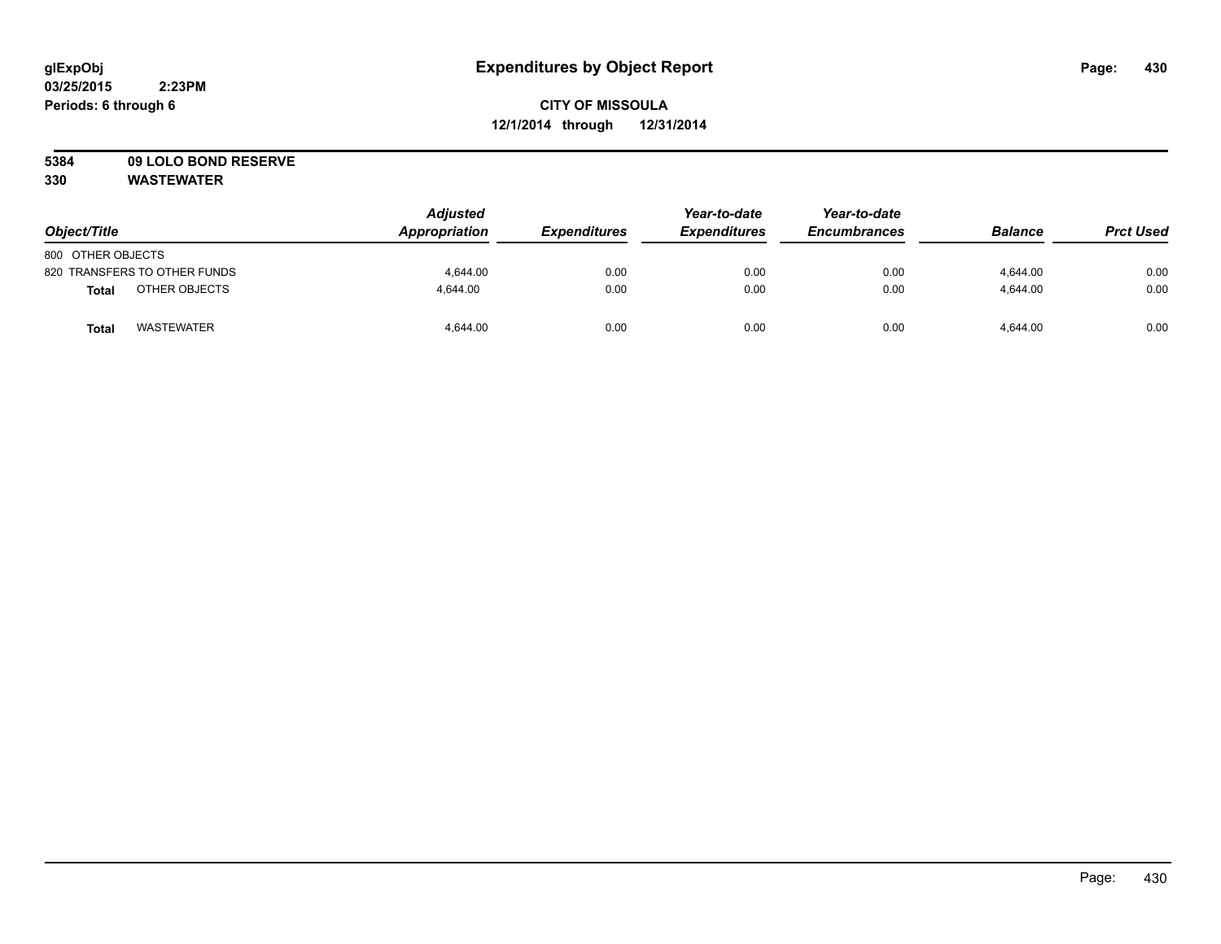glExpObj
03/25/2015 2:23PM
Periods: 6 through 6

# Expenditures by Object Report

**CITY OF MISSOULA**
**12/1/2014 through 12/31/2014**

**5384 09 LOLO BOND RESERVE**
**330 WASTEWATER**

| Object/Title | Adjusted Appropriation | Expenditures | Year-to-date Expenditures | Year-to-date Encumbrances | Balance | Prct Used |
|---|---|---|---|---|---|---|
| 800 OTHER OBJECTS | | | | | | |
| 820 TRANSFERS TO OTHER FUNDS | 4,644.00 | 0.00 | 0.00 | 0.00 | 4,644.00 | 0.00 |
| **Total** OTHER OBJECTS | 4,644.00 | 0.00 | 0.00 | 0.00 | 4,644.00 | 0.00 |
| **Total** WASTEWATER | 4,644.00 | 0.00 | 0.00 | 0.00 | 4,644.00 | 0.00 |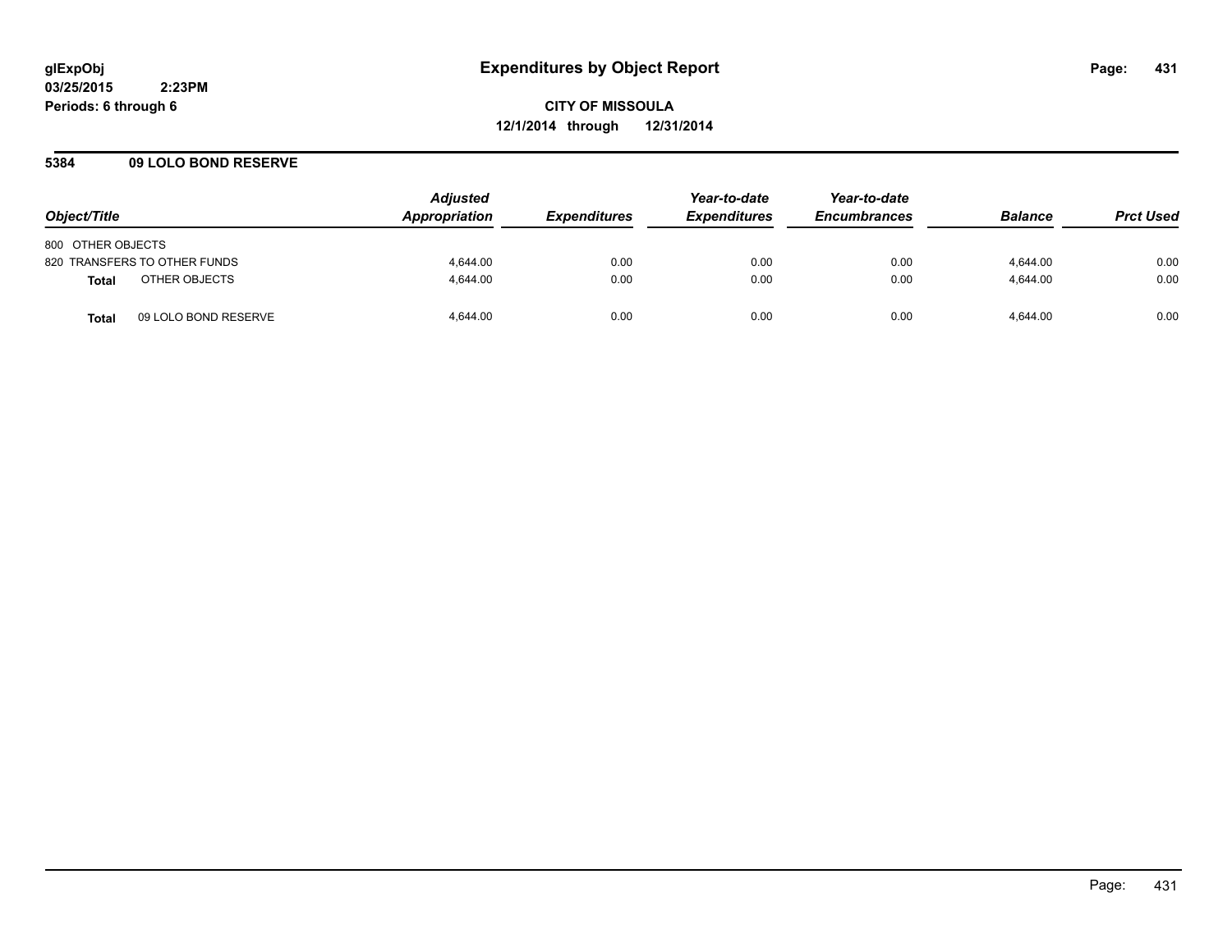**glExpObj** **Expenditures by Object Report**

**03/25/2015 2:23PM**

**Periods: 6 through 6**

**CITY OF MISSOULA**

**12/1/2014 through 12/31/2014**

**5384 09 LOLO BOND RESERVE**

| Object/Title | | Adjusted Appropriation | Expenditures | Year-to-date Expenditures | Year-to-date Encumbrances | Balance | Prct Used |
|---|---|---|---|---|---|---|---|
| 800 OTHER OBJECTS | | | | | | | |
| 820 TRANSFERS TO OTHER FUNDS | | 4,644.00 | 0.00 | 0.00 | 0.00 | 4,644.00 | 0.00 |
| **Total** | OTHER OBJECTS | 4,644.00 | 0.00 | 0.00 | 0.00 | 4,644.00 | 0.00 |
| **Total** | 09 LOLO BOND RESERVE | 4,644.00 | 0.00 | 0.00 | 0.00 | 4,644.00 | 0.00 |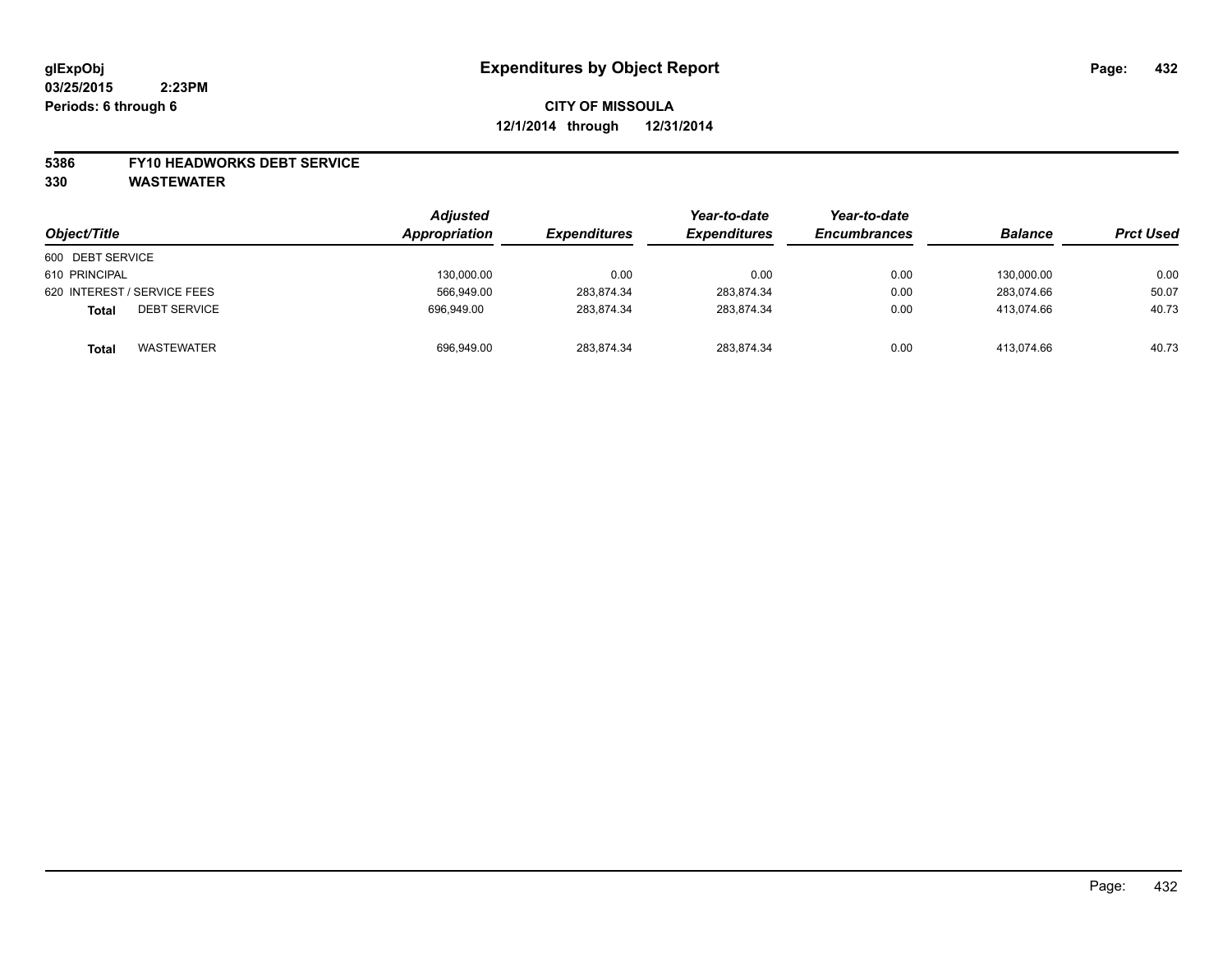**glExpObj**
**03/25/2015 2:23PM**
**Periods: 6 through 6**

# Expenditures by Object Report

**CITY OF MISSOULA**
**12/1/2014 through 12/31/2014**

**5386 FY10 HEADWORKS DEBT SERVICE**
**330 WASTEWATER**

| Object/Title | Adjusted Appropriation | Expenditures | Year-to-date Expenditures | Year-to-date Encumbrances | Balance | Prct Used |
|---|---|---|---|---|---|---|
| 600 DEBT SERVICE | | | | | | |
| 610 PRINCIPAL | 130,000.00 | 0.00 | 0.00 | 0.00 | 130,000.00 | 0.00 |
| 620 INTEREST / SERVICE FEES | 566,949.00 | 283,874.34 | 283,874.34 | 0.00 | 283,074.66 | 50.07 |
| **Total** DEBT SERVICE | 696,949.00 | 283,874.34 | 283,874.34 | 0.00 | 413,074.66 | 40.73 |
| **Total** WASTEWATER | 696,949.00 | 283,874.34 | 283,874.34 | 0.00 | 413,074.66 | 40.73 |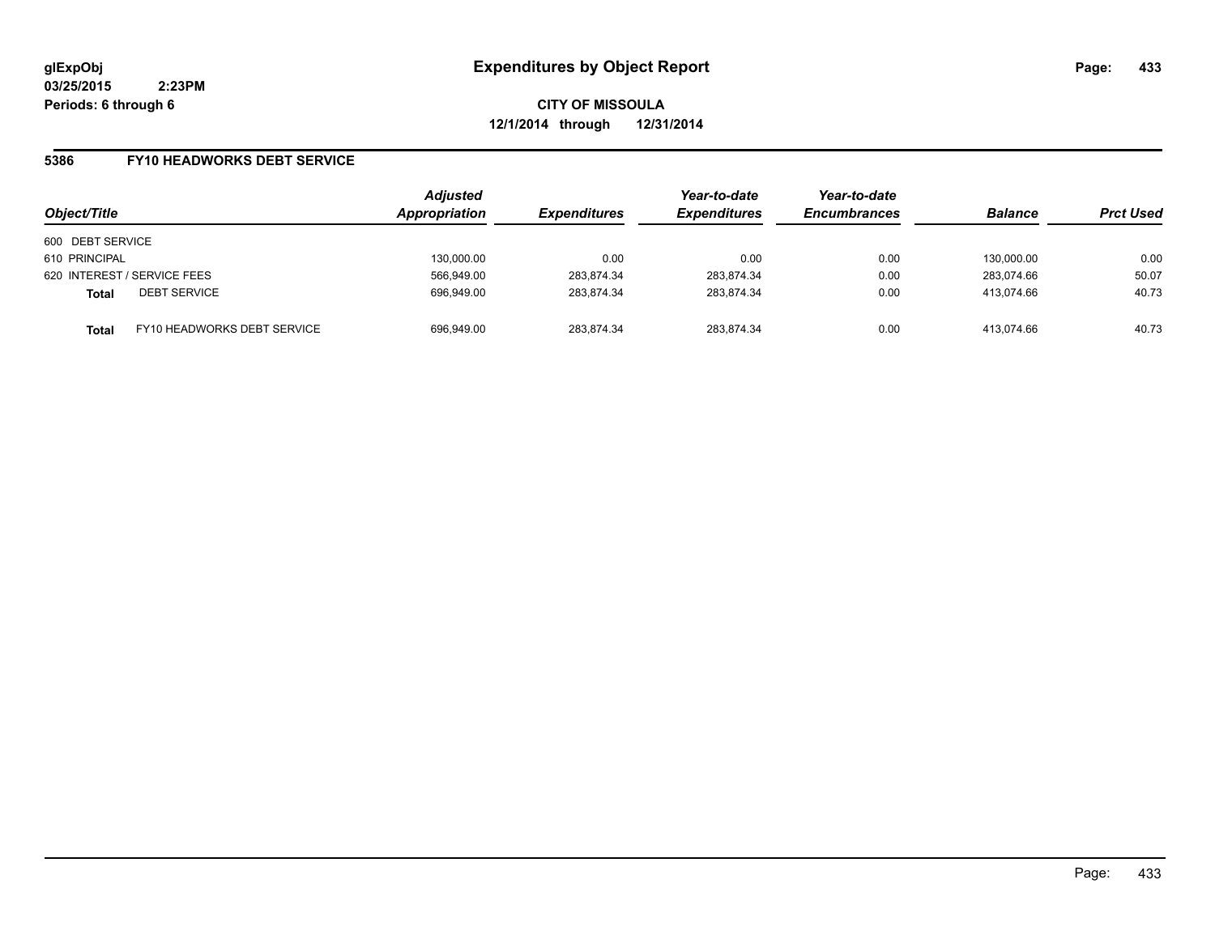glExpObj
03/25/2015 2:23PM
Periods: 6 through 6

# Expenditures by Object Report

CITY OF MISSOULA
12/1/2014 through 12/31/2014

## 5386 FY10 HEADWORKS DEBT SERVICE

| Object/Title | | Adjusted Appropriation | Expenditures | Year-to-date Expenditures | Year-to-date Encumbrances | Balance | Prct Used |
|---|---|---|---|---|---|---|---|
| 600 DEBT SERVICE | | | | | | | |
| 610 PRINCIPAL | | 130,000.00 | 0.00 | 0.00 | 0.00 | 130,000.00 | 0.00 |
| 620 INTEREST / SERVICE FEES | | 566,949.00 | 283,874.34 | 283,874.34 | 0.00 | 283,074.66 | 50.07 |
| **Total** | DEBT SERVICE | 696,949.00 | 283,874.34 | 283,874.34 | 0.00 | 413,074.66 | 40.73 |
| **Total** | FY10 HEADWORKS DEBT SERVICE | 696,949.00 | 283,874.34 | 283,874.34 | 0.00 | 413,074.66 | 40.73 |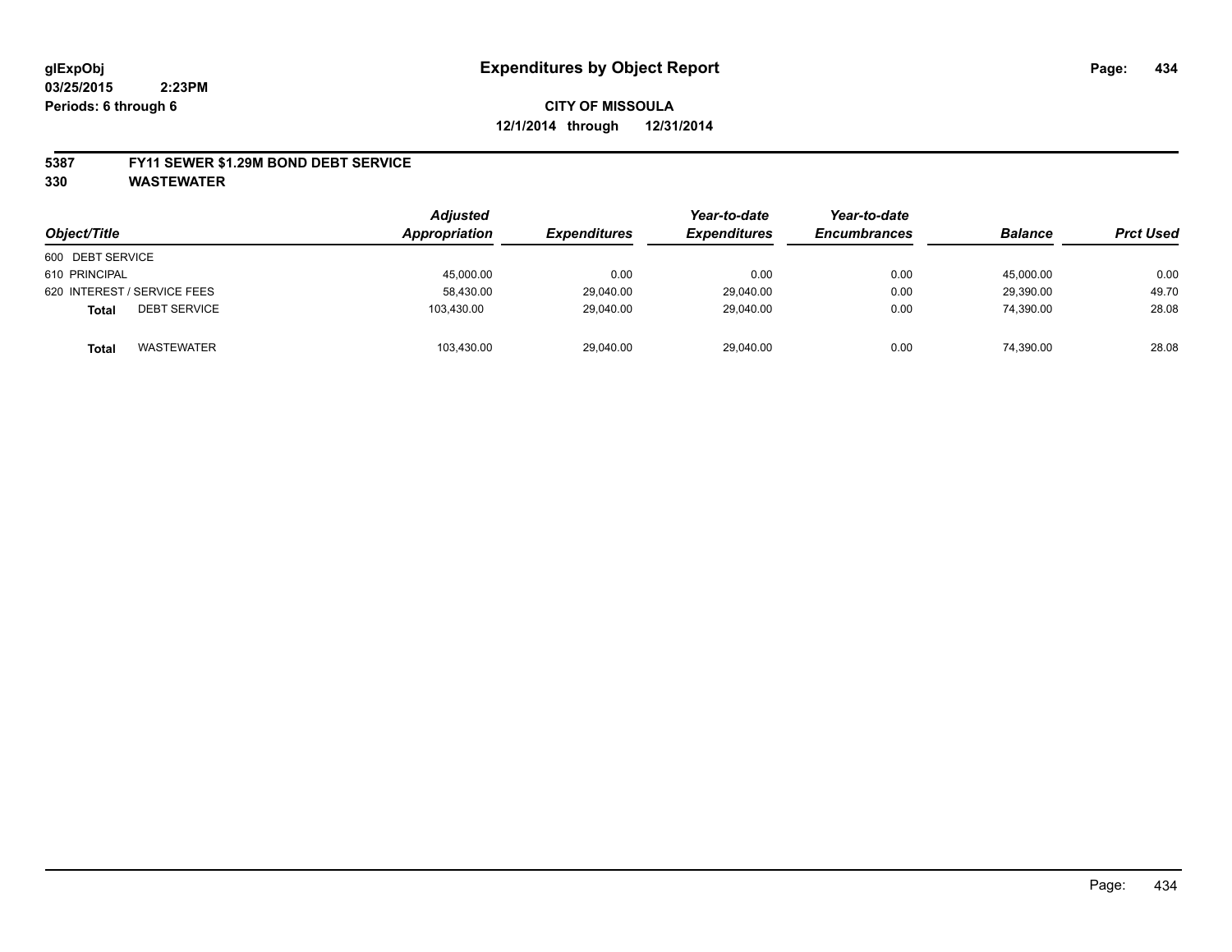**glExpObj**
**03/25/2015 2:23PM**
**Periods: 6 through 6**

# Expenditures by Object Report

**CITY OF MISSOULA**
**12/1/2014 through 12/31/2014**

## 5387 FY11 SEWER $1.29M BOND DEBT SERVICE
## 330 WASTEWATER

| Object/Title | Adjusted Appropriation | Expenditures | Year-to-date Expenditures | Year-to-date Encumbrances | Balance | Prct Used |
|---|---|---|---|---|---|---|
| 600 DEBT SERVICE | | | | | | |
| 610 PRINCIPAL | 45,000.00 | 0.00 | 0.00 | 0.00 | 45,000.00 | 0.00 |
| 620 INTEREST / SERVICE FEES | 58,430.00 | 29,040.00 | 29,040.00 | 0.00 | 29,390.00 | 49.70 |
| **Total** DEBT SERVICE | 103,430.00 | 29,040.00 | 29,040.00 | 0.00 | 74,390.00 | 28.08 |
| **Total** WASTEWATER | 103,430.00 | 29,040.00 | 29,040.00 | 0.00 | 74,390.00 | 28.08 |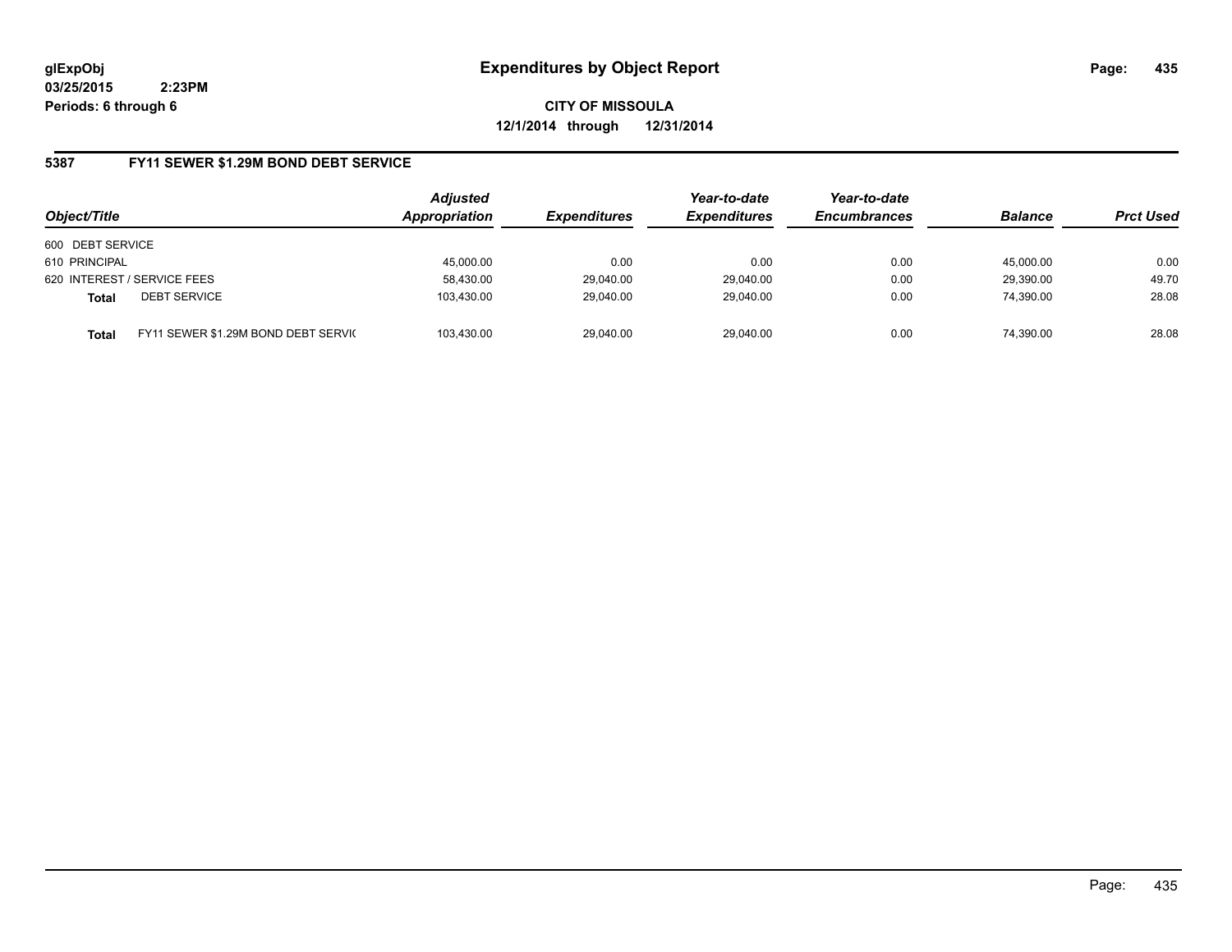glExpObj
03/25/2015 2:23PM
Periods: 6 through 6

# Expenditures by Object Report

**CITY OF MISSOULA**
**12/1/2014 through 12/31/2014**

## 5387 FY11 SEWER $1.29M BOND DEBT SERVICE

| Object/Title | | Adjusted Appropriation | Expenditures | Year-to-date Expenditures | Year-to-date Encumbrances | Balance | Prct Used |
|---|---|---|---|---|---|---|---|
| 600 DEBT SERVICE | | | | | | | |
| 610 PRINCIPAL | | 45,000.00 | 0.00 | 0.00 | 0.00 | 45,000.00 | 0.00 |
| 620 INTEREST / SERVICE FEES | | 58,430.00 | 29,040.00 | 29,040.00 | 0.00 | 29,390.00 | 49.70 |
| **Total** | DEBT SERVICE | 103,430.00 | 29,040.00 | 29,040.00 | 0.00 | 74,390.00 | 28.08 |
| **Total** | FY11 SEWER $1.29M BOND DEBT SERVIC | 103,430.00 | 29,040.00 | 29,040.00 | 0.00 | 74,390.00 | 28.08 |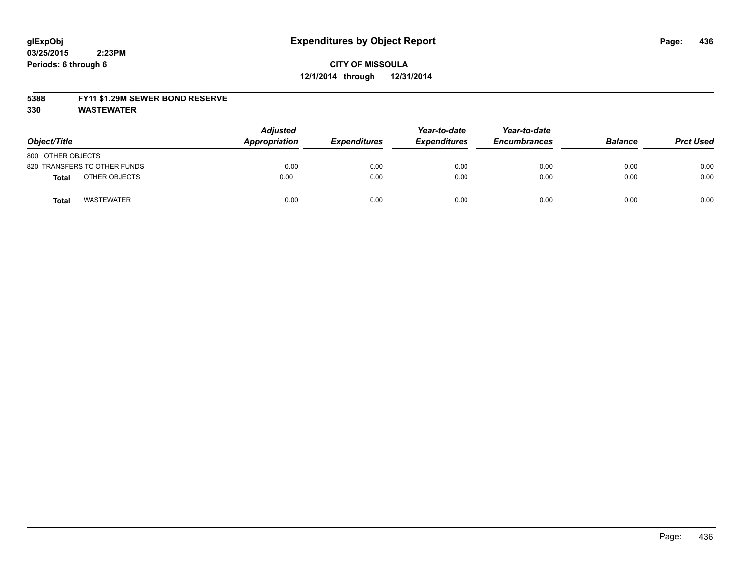**glExpObj**
**03/25/2015 2:23PM**
**Periods: 6 through 6**

# Expenditures by Object Report

**CITY OF MISSOULA**
**12/1/2014 through 12/31/2014**

**5388 FY11 $1.29M SEWER BOND RESERVE**
**330 WASTEWATER**

| Object/Title | Adjusted Appropriation | Expenditures | Year-to-date Expenditures | Year-to-date Encumbrances | Balance | Prct Used |
|---|---|---|---|---|---|---|
| 800 OTHER OBJECTS | | | | | | |
| 820 TRANSFERS TO OTHER FUNDS | 0.00 | 0.00 | 0.00 | 0.00 | 0.00 | 0.00 |
| **Total** OTHER OBJECTS | 0.00 | 0.00 | 0.00 | 0.00 | 0.00 | 0.00 |
| **Total** WASTEWATER | 0.00 | 0.00 | 0.00 | 0.00 | 0.00 | 0.00 |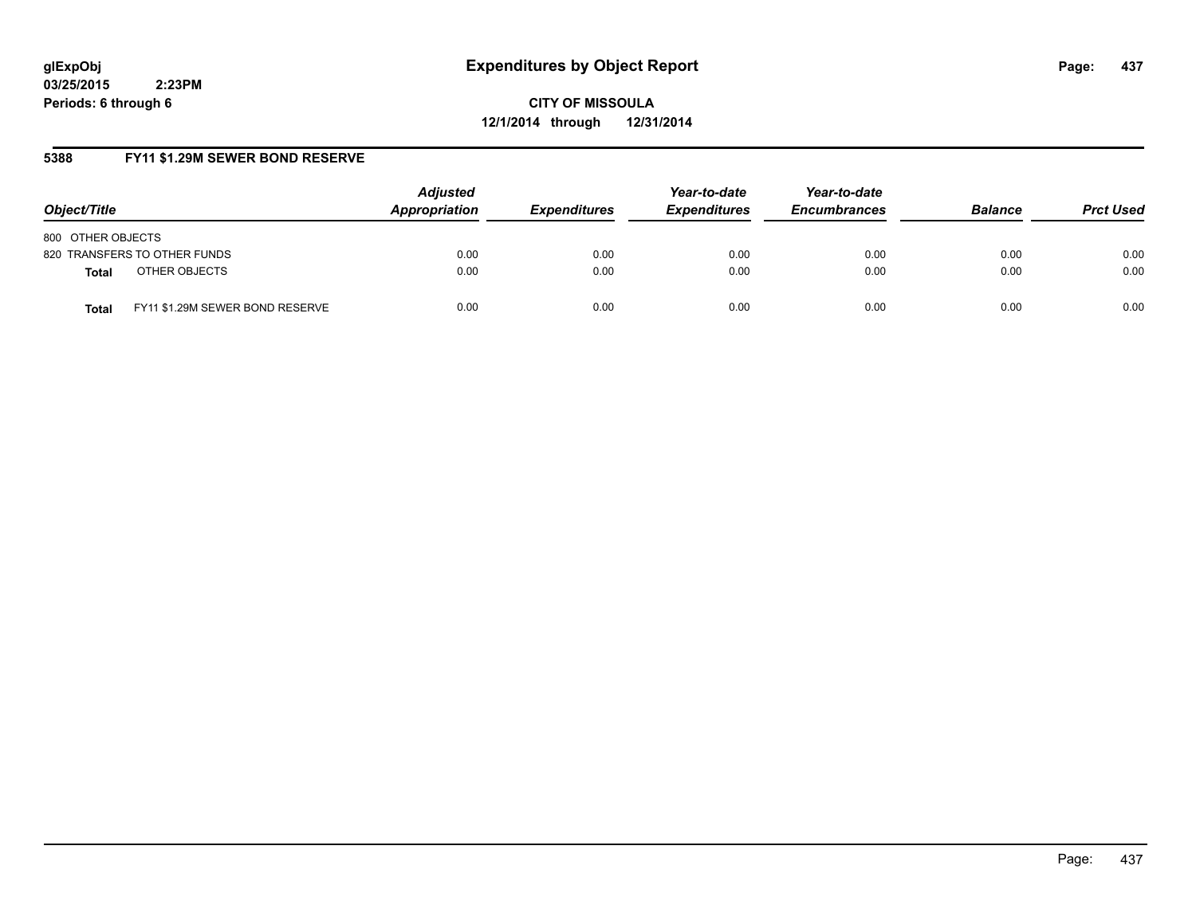**glExpObj**
**03/25/2015 2:23PM**
**Periods: 6 through 6**

# Expenditures by Object Report

**CITY OF MISSOULA**
**12/1/2014 through 12/31/2014**

## 5388 FY11 $1.29M SEWER BOND RESERVE

| Object/Title | | Adjusted Appropriation | Expenditures | Year-to-date Expenditures | Year-to-date Encumbrances | Balance | Prct Used |
|---|---|---|---|---|---|---|---|
| 800 OTHER OBJECTS | | | | | | | |
| 820 TRANSFERS TO OTHER FUNDS | | 0.00 | 0.00 | 0.00 | 0.00 | 0.00 | 0.00 |
| **Total** | OTHER OBJECTS | 0.00 | 0.00 | 0.00 | 0.00 | 0.00 | 0.00 |
| **Total** | FY11 $1.29M SEWER BOND RESERVE | 0.00 | 0.00 | 0.00 | 0.00 | 0.00 | 0.00 |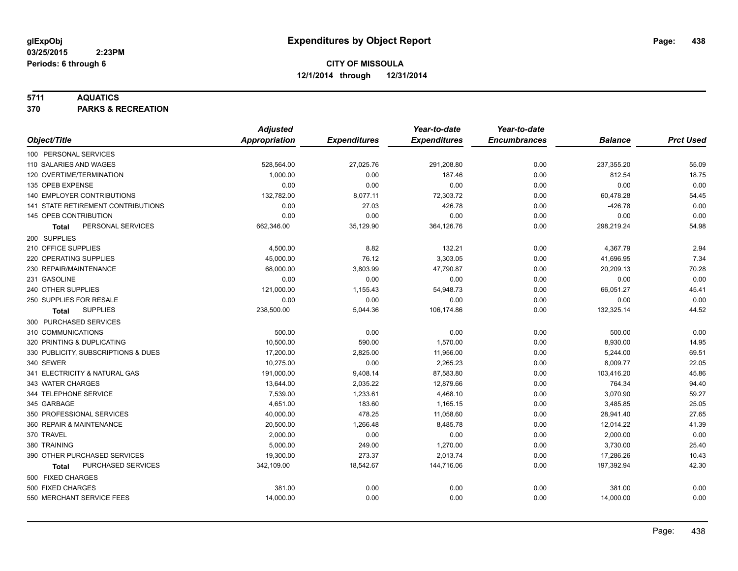# Expenditures by Object Report

glExpObj
03/25/2015 2:23PM
Periods: 6 through 6

**CITY OF MISSOULA**
**12/1/2014 through 12/31/2014**

**5711 AQUATICS**
**370 PARKS & RECREATION**

| Object/Title | Adjusted Appropriation | Expenditures | Year-to-date Expenditures | Year-to-date Encumbrances | Balance | Prct Used |
|---|---|---|---|---|---|---|
| 100 PERSONAL SERVICES | | | | | | |
| 110 SALARIES AND WAGES | 528,564.00 | 27,025.76 | 291,208.80 | 0.00 | 237,355.20 | 55.09 |
| 120 OVERTIME/TERMINATION | 1,000.00 | 0.00 | 187.46 | 0.00 | 812.54 | 18.75 |
| 135 OPEB EXPENSE | 0.00 | 0.00 | 0.00 | 0.00 | 0.00 | 0.00 |
| 140 EMPLOYER CONTRIBUTIONS | 132,782.00 | 8,077.11 | 72,303.72 | 0.00 | 60,478.28 | 54.45 |
| 141 STATE RETIREMENT CONTRIBUTIONS | 0.00 | 27.03 | 426.78 | 0.00 | -426.78 | 0.00 |
| 145 OPEB CONTRIBUTION | 0.00 | 0.00 | 0.00 | 0.00 | 0.00 | 0.00 |
| **Total** PERSONAL SERVICES | 662,346.00 | 35,129.90 | 364,126.76 | 0.00 | 298,219.24 | 54.98 |
| 200 SUPPLIES | | | | | | |
| 210 OFFICE SUPPLIES | 4,500.00 | 8.82 | 132.21 | 0.00 | 4,367.79 | 2.94 |
| 220 OPERATING SUPPLIES | 45,000.00 | 76.12 | 3,303.05 | 0.00 | 41,696.95 | 7.34 |
| 230 REPAIR/MAINTENANCE | 68,000.00 | 3,803.99 | 47,790.87 | 0.00 | 20,209.13 | 70.28 |
| 231 GASOLINE | 0.00 | 0.00 | 0.00 | 0.00 | 0.00 | 0.00 |
| 240 OTHER SUPPLIES | 121,000.00 | 1,155.43 | 54,948.73 | 0.00 | 66,051.27 | 45.41 |
| 250 SUPPLIES FOR RESALE | 0.00 | 0.00 | 0.00 | 0.00 | 0.00 | 0.00 |
| **Total** SUPPLIES | 238,500.00 | 5,044.36 | 106,174.86 | 0.00 | 132,325.14 | 44.52 |
| 300 PURCHASED SERVICES | | | | | | |
| 310 COMMUNICATIONS | 500.00 | 0.00 | 0.00 | 0.00 | 500.00 | 0.00 |
| 320 PRINTING & DUPLICATING | 10,500.00 | 590.00 | 1,570.00 | 0.00 | 8,930.00 | 14.95 |
| 330 PUBLICITY, SUBSCRIPTIONS & DUES | 17,200.00 | 2,825.00 | 11,956.00 | 0.00 | 5,244.00 | 69.51 |
| 340 SEWER | 10,275.00 | 0.00 | 2,265.23 | 0.00 | 8,009.77 | 22.05 |
| 341 ELECTRICITY & NATURAL GAS | 191,000.00 | 9,408.14 | 87,583.80 | 0.00 | 103,416.20 | 45.86 |
| 343 WATER CHARGES | 13,644.00 | 2,035.22 | 12,879.66 | 0.00 | 764.34 | 94.40 |
| 344 TELEPHONE SERVICE | 7,539.00 | 1,233.61 | 4,468.10 | 0.00 | 3,070.90 | 59.27 |
| 345 GARBAGE | 4,651.00 | 183.60 | 1,165.15 | 0.00 | 3,485.85 | 25.05 |
| 350 PROFESSIONAL SERVICES | 40,000.00 | 478.25 | 11,058.60 | 0.00 | 28,941.40 | 27.65 |
| 360 REPAIR & MAINTENANCE | 20,500.00 | 1,266.48 | 8,485.78 | 0.00 | 12,014.22 | 41.39 |
| 370 TRAVEL | 2,000.00 | 0.00 | 0.00 | 0.00 | 2,000.00 | 0.00 |
| 380 TRAINING | 5,000.00 | 249.00 | 1,270.00 | 0.00 | 3,730.00 | 25.40 |
| 390 OTHER PURCHASED SERVICES | 19,300.00 | 273.37 | 2,013.74 | 0.00 | 17,286.26 | 10.43 |
| **Total** PURCHASED SERVICES | 342,109.00 | 18,542.67 | 144,716.06 | 0.00 | 197,392.94 | 42.30 |
| 500 FIXED CHARGES | | | | | | |
| 500 FIXED CHARGES | 381.00 | 0.00 | 0.00 | 0.00 | 381.00 | 0.00 |
| 550 MERCHANT SERVICE FEES | 14,000.00 | 0.00 | 0.00 | 0.00 | 14,000.00 | 0.00 |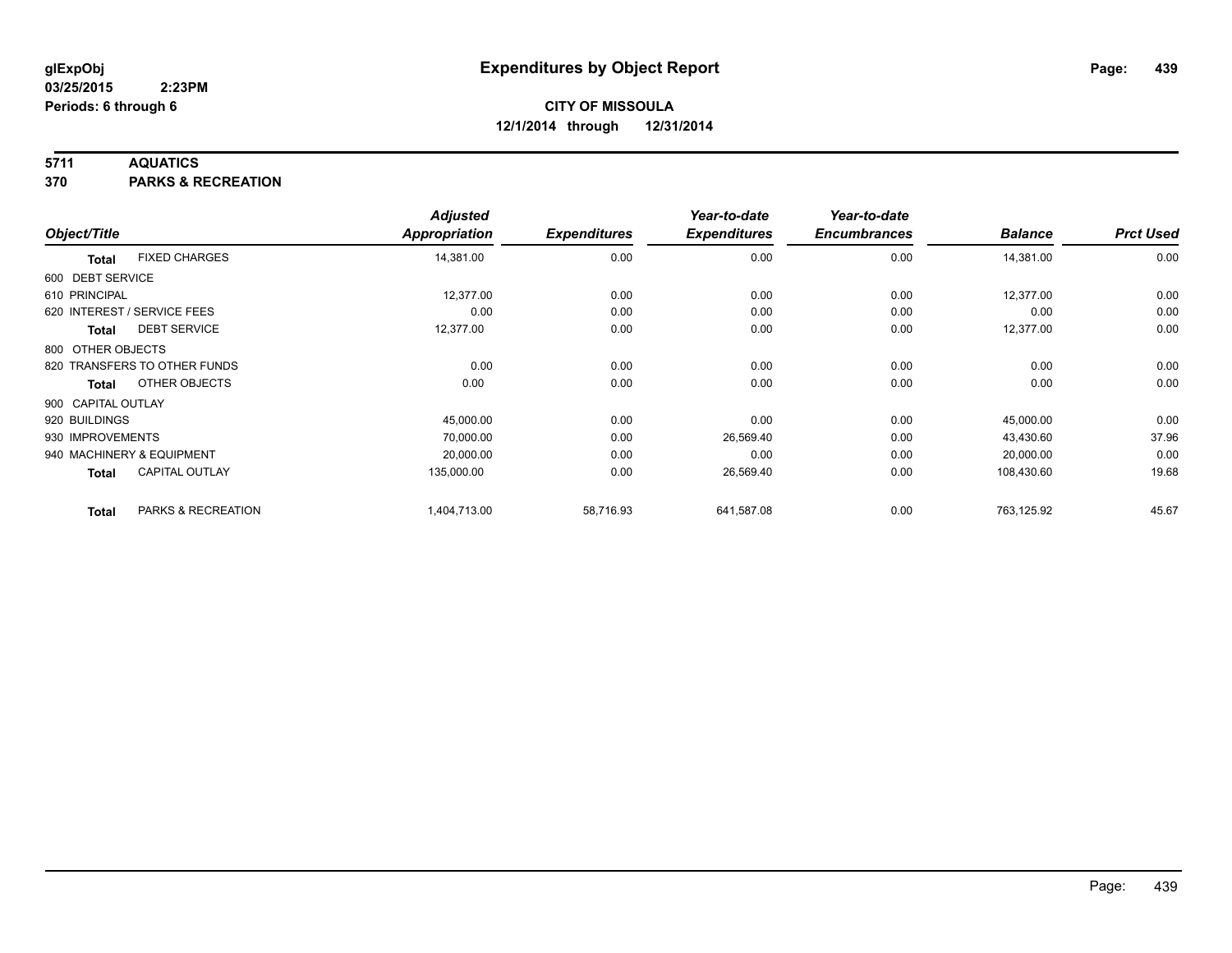**glExpObj**
**03/25/2015 2:23PM**
**Periods: 6 through 6**

# Expenditures by Object Report

**CITY OF MISSOULA**
**12/1/2014 through 12/31/2014**

**5711 AQUATICS**
**370 PARKS & RECREATION**

| Object/Title | | *Adjusted Appropriation* | *Expenditures* | *Year-to-date Expenditures* | *Year-to-date Encumbrances* | *Balance* | *Prct Used* |
|---|---|---|---|---|---|---|---|
| **Total** | FIXED CHARGES | 14,381.00 | 0.00 | 0.00 | 0.00 | 14,381.00 | 0.00 |
| 600 DEBT SERVICE | | | | | | | |
| 610 PRINCIPAL | | 12,377.00 | 0.00 | 0.00 | 0.00 | 12,377.00 | 0.00 |
| 620 INTEREST / SERVICE FEES | | 0.00 | 0.00 | 0.00 | 0.00 | 0.00 | 0.00 |
| **Total** | DEBT SERVICE | 12,377.00 | 0.00 | 0.00 | 0.00 | 12,377.00 | 0.00 |
| 800 OTHER OBJECTS | | | | | | | |
| 820 TRANSFERS TO OTHER FUNDS | | 0.00 | 0.00 | 0.00 | 0.00 | 0.00 | 0.00 |
| **Total** | OTHER OBJECTS | 0.00 | 0.00 | 0.00 | 0.00 | 0.00 | 0.00 |
| 900 CAPITAL OUTLAY | | | | | | | |
| 920 BUILDINGS | | 45,000.00 | 0.00 | 0.00 | 0.00 | 45,000.00 | 0.00 |
| 930 IMPROVEMENTS | | 70,000.00 | 0.00 | 26,569.40 | 0.00 | 43,430.60 | 37.96 |
| 940 MACHINERY & EQUIPMENT | | 20,000.00 | 0.00 | 0.00 | 0.00 | 20,000.00 | 0.00 |
| **Total** | CAPITAL OUTLAY | 135,000.00 | 0.00 | 26,569.40 | 0.00 | 108,430.60 | 19.68 |
| **Total** | PARKS & RECREATION | 1,404,713.00 | 58,716.93 | 641,587.08 | 0.00 | 763,125.92 | 45.67 |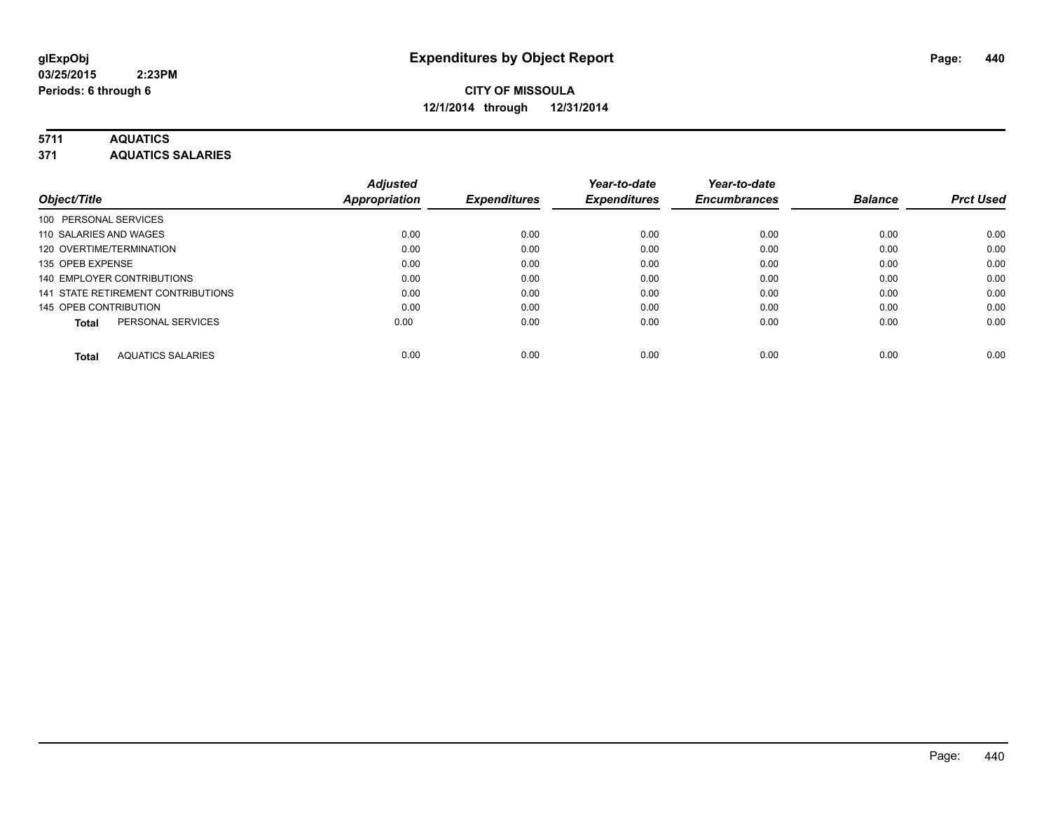**glExpObj**
**03/25/2015 2:23PM**
**Periods: 6 through 6**

# Expenditures by Object Report

**CITY OF MISSOULA**
**12/1/2014 through 12/31/2014**

**5711 AQUATICS**
**371 AQUATICS SALARIES**

| Object/Title | Adjusted Appropriation | Expenditures | Year-to-date Expenditures | Year-to-date Encumbrances | Balance | Prct Used |
|---|---|---|---|---|---|---|
| 100 PERSONAL SERVICES | | | | | | |
| 110 SALARIES AND WAGES | 0.00 | 0.00 | 0.00 | 0.00 | 0.00 | 0.00 |
| 120 OVERTIME/TERMINATION | 0.00 | 0.00 | 0.00 | 0.00 | 0.00 | 0.00 |
| 135 OPEB EXPENSE | 0.00 | 0.00 | 0.00 | 0.00 | 0.00 | 0.00 |
| 140 EMPLOYER CONTRIBUTIONS | 0.00 | 0.00 | 0.00 | 0.00 | 0.00 | 0.00 |
| 141 STATE RETIREMENT CONTRIBUTIONS | 0.00 | 0.00 | 0.00 | 0.00 | 0.00 | 0.00 |
| 145 OPEB CONTRIBUTION | 0.00 | 0.00 | 0.00 | 0.00 | 0.00 | 0.00 |
| **Total** PERSONAL SERVICES | 0.00 | 0.00 | 0.00 | 0.00 | 0.00 | 0.00 |
| **Total** AQUATICS SALARIES | 0.00 | 0.00 | 0.00 | 0.00 | 0.00 | 0.00 |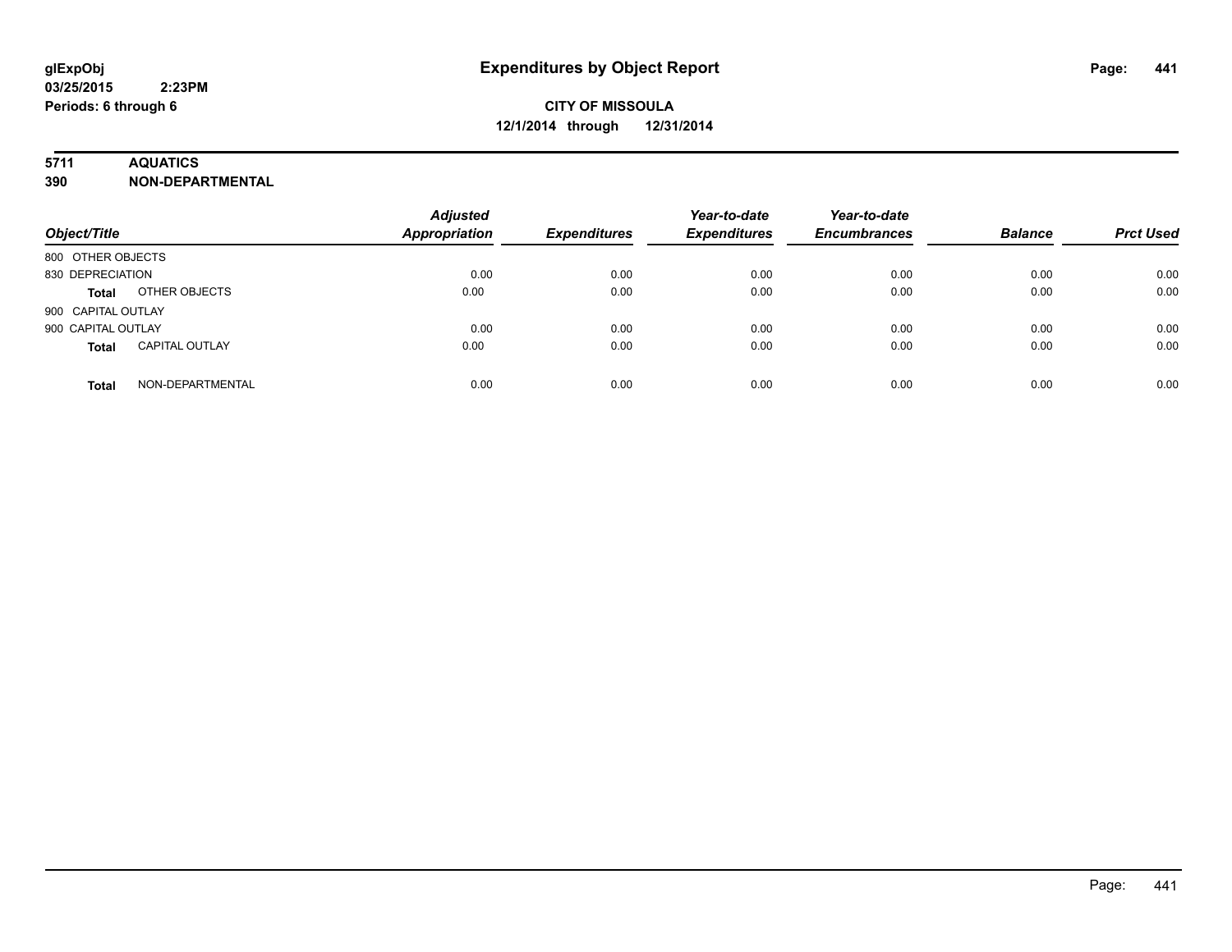# Expenditures by Object Report

glExpObj
03/25/2015 2:23PM
Periods: 6 through 6

**CITY OF MISSOULA**
**12/1/2014 through 12/31/2014**

**5711 AQUATICS**
**390 NON-DEPARTMENTAL**

| Object/Title | | Adjusted Appropriation | Expenditures | Year-to-date Expenditures | Year-to-date Encumbrances | Balance | Prct Used |
|---|---|---|---|---|---|---|---|
| 800 OTHER OBJECTS | | | | | | | |
| 830 DEPRECIATION | | 0.00 | 0.00 | 0.00 | 0.00 | 0.00 | 0.00 |
| **Total** | OTHER OBJECTS | 0.00 | 0.00 | 0.00 | 0.00 | 0.00 | 0.00 |
| 900 CAPITAL OUTLAY | | | | | | | |
| 900 CAPITAL OUTLAY | | 0.00 | 0.00 | 0.00 | 0.00 | 0.00 | 0.00 |
| **Total** | CAPITAL OUTLAY | 0.00 | 0.00 | 0.00 | 0.00 | 0.00 | 0.00 |
| **Total** | NON-DEPARTMENTAL | 0.00 | 0.00 | 0.00 | 0.00 | 0.00 | 0.00 |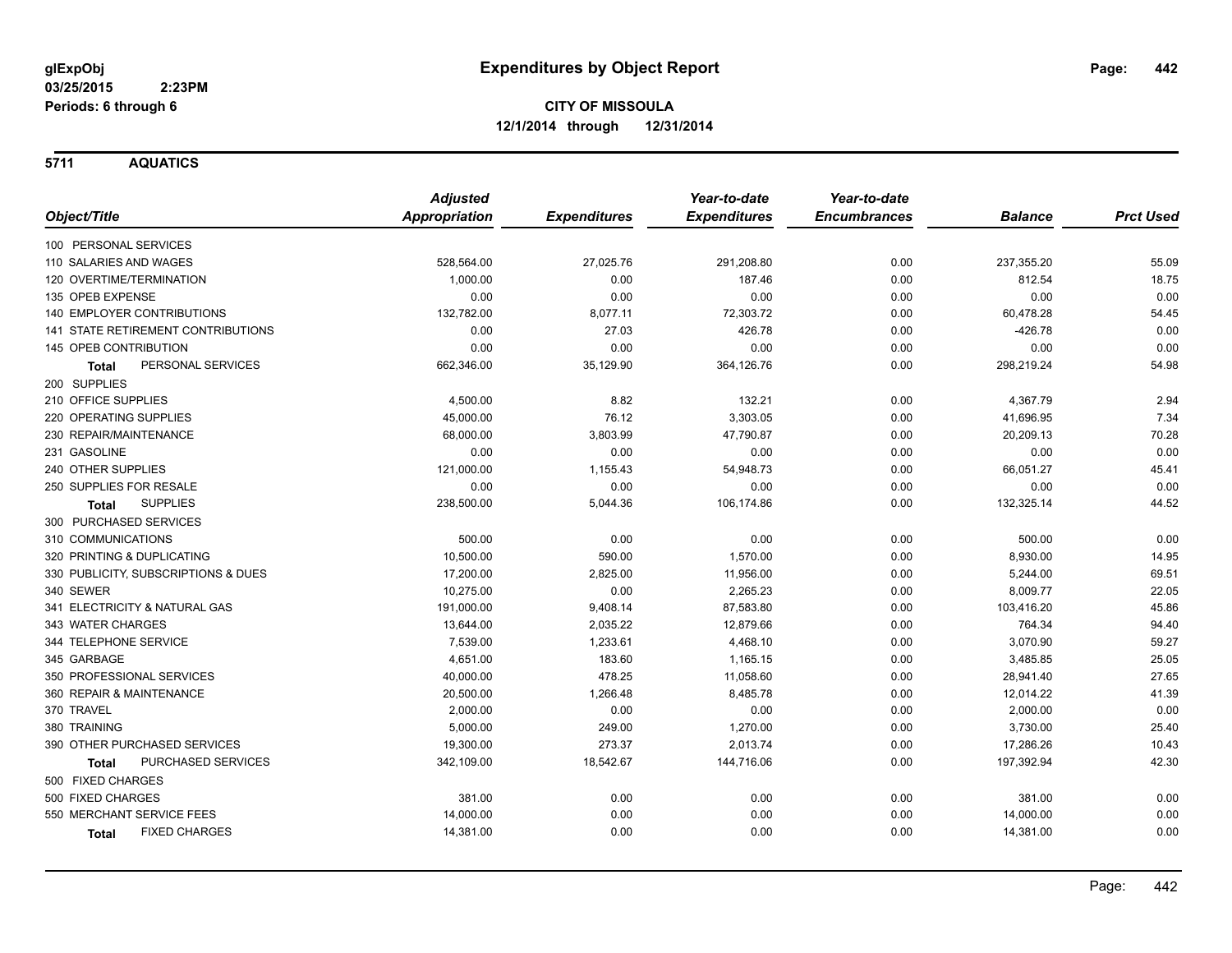**glExpObj** 03/25/2015 2:23PM
Periods: 6 through 6

# Expenditures by Object Report

**CITY OF MISSOULA**
**12/1/2014 through 12/31/2014**

## 5711 AQUATICS

| Object/Title | Adjusted Appropriation | Expenditures | Year-to-date Expenditures | Year-to-date Encumbrances | Balance | Prct Used |
|---|---|---|---|---|---|---|
| 100 PERSONAL SERVICES | | | | | | |
| 110 SALARIES AND WAGES | 528,564.00 | 27,025.76 | 291,208.80 | 0.00 | 237,355.20 | 55.09 |
| 120 OVERTIME/TERMINATION | 1,000.00 | 0.00 | 187.46 | 0.00 | 812.54 | 18.75 |
| 135 OPEB EXPENSE | 0.00 | 0.00 | 0.00 | 0.00 | 0.00 | 0.00 |
| 140 EMPLOYER CONTRIBUTIONS | 132,782.00 | 8,077.11 | 72,303.72 | 0.00 | 60,478.28 | 54.45 |
| 141 STATE RETIREMENT CONTRIBUTIONS | 0.00 | 27.03 | 426.78 | 0.00 | -426.78 | 0.00 |
| 145 OPEB CONTRIBUTION | 0.00 | 0.00 | 0.00 | 0.00 | 0.00 | 0.00 |
| **Total** PERSONAL SERVICES | 662,346.00 | 35,129.90 | 364,126.76 | 0.00 | 298,219.24 | 54.98 |
| 200 SUPPLIES | | | | | | |
| 210 OFFICE SUPPLIES | 4,500.00 | 8.82 | 132.21 | 0.00 | 4,367.79 | 2.94 |
| 220 OPERATING SUPPLIES | 45,000.00 | 76.12 | 3,303.05 | 0.00 | 41,696.95 | 7.34 |
| 230 REPAIR/MAINTENANCE | 68,000.00 | 3,803.99 | 47,790.87 | 0.00 | 20,209.13 | 70.28 |
| 231 GASOLINE | 0.00 | 0.00 | 0.00 | 0.00 | 0.00 | 0.00 |
| 240 OTHER SUPPLIES | 121,000.00 | 1,155.43 | 54,948.73 | 0.00 | 66,051.27 | 45.41 |
| 250 SUPPLIES FOR RESALE | 0.00 | 0.00 | 0.00 | 0.00 | 0.00 | 0.00 |
| **Total** SUPPLIES | 238,500.00 | 5,044.36 | 106,174.86 | 0.00 | 132,325.14 | 44.52 |
| 300 PURCHASED SERVICES | | | | | | |
| 310 COMMUNICATIONS | 500.00 | 0.00 | 0.00 | 0.00 | 500.00 | 0.00 |
| 320 PRINTING & DUPLICATING | 10,500.00 | 590.00 | 1,570.00 | 0.00 | 8,930.00 | 14.95 |
| 330 PUBLICITY, SUBSCRIPTIONS & DUES | 17,200.00 | 2,825.00 | 11,956.00 | 0.00 | 5,244.00 | 69.51 |
| 340 SEWER | 10,275.00 | 0.00 | 2,265.23 | 0.00 | 8,009.77 | 22.05 |
| 341 ELECTRICITY & NATURAL GAS | 191,000.00 | 9,408.14 | 87,583.80 | 0.00 | 103,416.20 | 45.86 |
| 343 WATER CHARGES | 13,644.00 | 2,035.22 | 12,879.66 | 0.00 | 764.34 | 94.40 |
| 344 TELEPHONE SERVICE | 7,539.00 | 1,233.61 | 4,468.10 | 0.00 | 3,070.90 | 59.27 |
| 345 GARBAGE | 4,651.00 | 183.60 | 1,165.15 | 0.00 | 3,485.85 | 25.05 |
| 350 PROFESSIONAL SERVICES | 40,000.00 | 478.25 | 11,058.60 | 0.00 | 28,941.40 | 27.65 |
| 360 REPAIR & MAINTENANCE | 20,500.00 | 1,266.48 | 8,485.78 | 0.00 | 12,014.22 | 41.39 |
| 370 TRAVEL | 2,000.00 | 0.00 | 0.00 | 0.00 | 2,000.00 | 0.00 |
| 380 TRAINING | 5,000.00 | 249.00 | 1,270.00 | 0.00 | 3,730.00 | 25.40 |
| 390 OTHER PURCHASED SERVICES | 19,300.00 | 273.37 | 2,013.74 | 0.00 | 17,286.26 | 10.43 |
| **Total** PURCHASED SERVICES | 342,109.00 | 18,542.67 | 144,716.06 | 0.00 | 197,392.94 | 42.30 |
| 500 FIXED CHARGES | | | | | | |
| 500 FIXED CHARGES | 381.00 | 0.00 | 0.00 | 0.00 | 381.00 | 0.00 |
| 550 MERCHANT SERVICE FEES | 14,000.00 | 0.00 | 0.00 | 0.00 | 14,000.00 | 0.00 |
| **Total** FIXED CHARGES | 14,381.00 | 0.00 | 0.00 | 0.00 | 14,381.00 | 0.00 |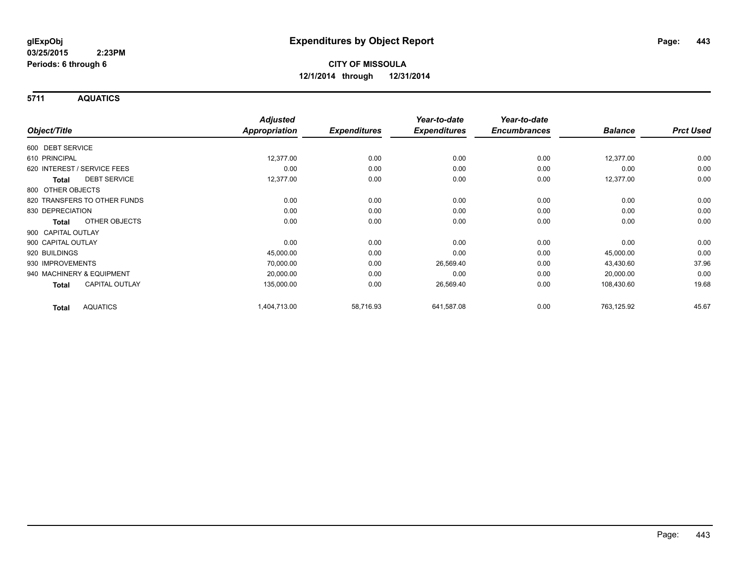**glExpObj**
**03/25/2015 2:23PM**
**Periods: 6 through 6**

# Expenditures by Object Report

**CITY OF MISSOULA**
**12/1/2014 through 12/31/2014**

## 5711 AQUATICS

| Object/Title | Adjusted Appropriation | Expenditures | Year-to-date Expenditures | Year-to-date Encumbrances | Balance | Prct Used |
|---|---|---|---|---|---|---|
| 600 DEBT SERVICE | | | | | | |
| 610 PRINCIPAL | 12,377.00 | 0.00 | 0.00 | 0.00 | 12,377.00 | 0.00 |
| 620 INTEREST / SERVICE FEES | 0.00 | 0.00 | 0.00 | 0.00 | 0.00 | 0.00 |
| **Total** DEBT SERVICE | 12,377.00 | 0.00 | 0.00 | 0.00 | 12,377.00 | 0.00 |
| 800 OTHER OBJECTS | | | | | | |
| 820 TRANSFERS TO OTHER FUNDS | 0.00 | 0.00 | 0.00 | 0.00 | 0.00 | 0.00 |
| 830 DEPRECIATION | 0.00 | 0.00 | 0.00 | 0.00 | 0.00 | 0.00 |
| **Total** OTHER OBJECTS | 0.00 | 0.00 | 0.00 | 0.00 | 0.00 | 0.00 |
| 900 CAPITAL OUTLAY | | | | | | |
| 900 CAPITAL OUTLAY | 0.00 | 0.00 | 0.00 | 0.00 | 0.00 | 0.00 |
| 920 BUILDINGS | 45,000.00 | 0.00 | 0.00 | 0.00 | 45,000.00 | 0.00 |
| 930 IMPROVEMENTS | 70,000.00 | 0.00 | 26,569.40 | 0.00 | 43,430.60 | 37.96 |
| 940 MACHINERY & EQUIPMENT | 20,000.00 | 0.00 | 0.00 | 0.00 | 20,000.00 | 0.00 |
| **Total** CAPITAL OUTLAY | 135,000.00 | 0.00 | 26,569.40 | 0.00 | 108,430.60 | 19.68 |
| **Total** AQUATICS | 1,404,713.00 | 58,716.93 | 641,587.08 | 0.00 | 763,125.92 | 45.67 |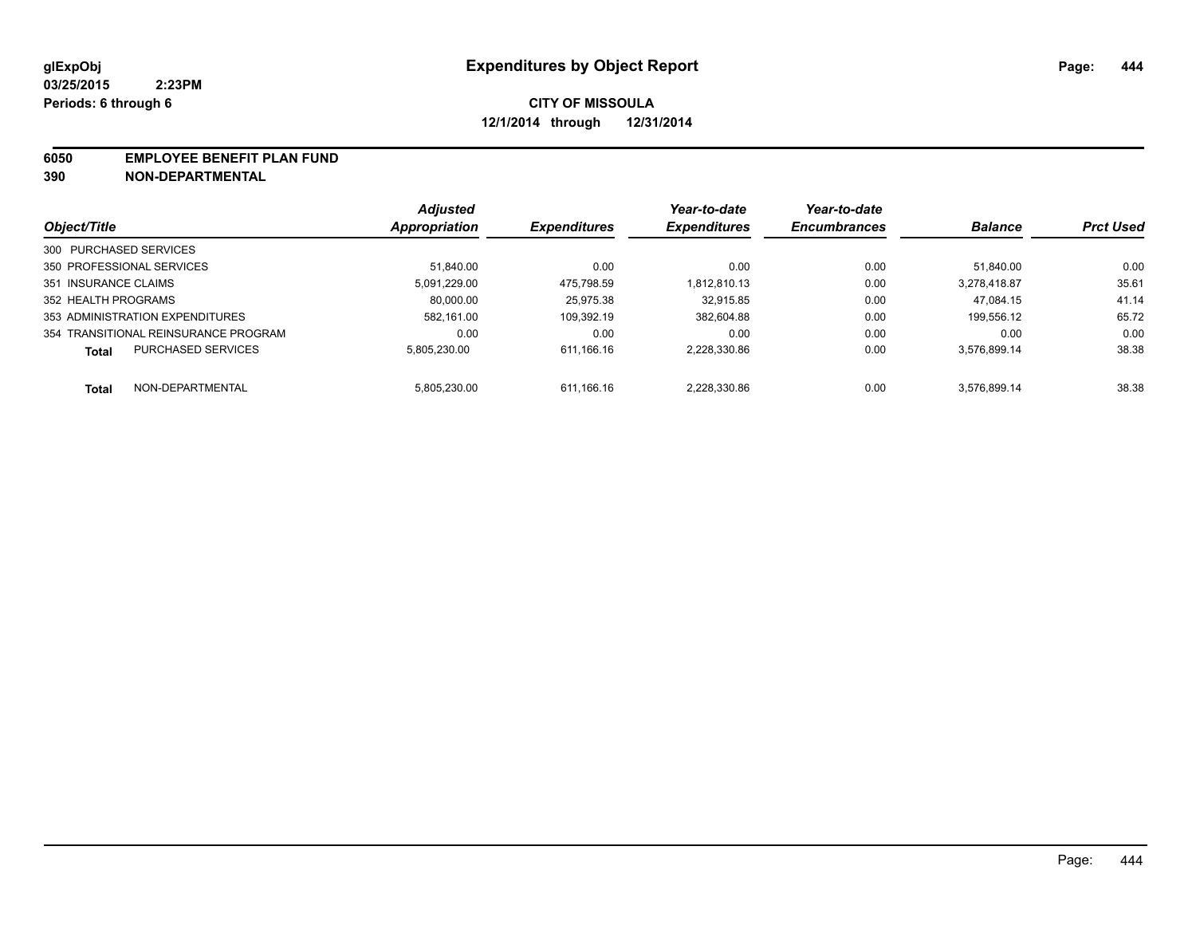glExpObj
03/25/2015 2:23PM
Periods: 6 through 6

# Expenditures by Object Report

**CITY OF MISSOULA**
**12/1/2014 through 12/31/2014**

**6050 EMPLOYEE BENEFIT PLAN FUND**
**390 NON-DEPARTMENTAL**

| Object/Title | Adjusted Appropriation | Expenditures | Year-to-date Expenditures | Year-to-date Encumbrances | Balance | Prct Used |
|---|---|---|---|---|---|---|
| 300 PURCHASED SERVICES | | | | | | |
| 350 PROFESSIONAL SERVICES | 51,840.00 | 0.00 | 0.00 | 0.00 | 51,840.00 | 0.00 |
| 351 INSURANCE CLAIMS | 5,091,229.00 | 475,798.59 | 1,812,810.13 | 0.00 | 3,278,418.87 | 35.61 |
| 352 HEALTH PROGRAMS | 80,000.00 | 25,975.38 | 32,915.85 | 0.00 | 47,084.15 | 41.14 |
| 353 ADMINISTRATION EXPENDITURES | 582,161.00 | 109,392.19 | 382,604.88 | 0.00 | 199,556.12 | 65.72 |
| 354 TRANSITIONAL REINSURANCE PROGRAM | 0.00 | 0.00 | 0.00 | 0.00 | 0.00 | 0.00 |
| **Total** PURCHASED SERVICES | 5,805,230.00 | 611,166.16 | 2,228,330.86 | 0.00 | 3,576,899.14 | 38.38 |
| **Total** NON-DEPARTMENTAL | 5,805,230.00 | 611,166.16 | 2,228,330.86 | 0.00 | 3,576,899.14 | 38.38 |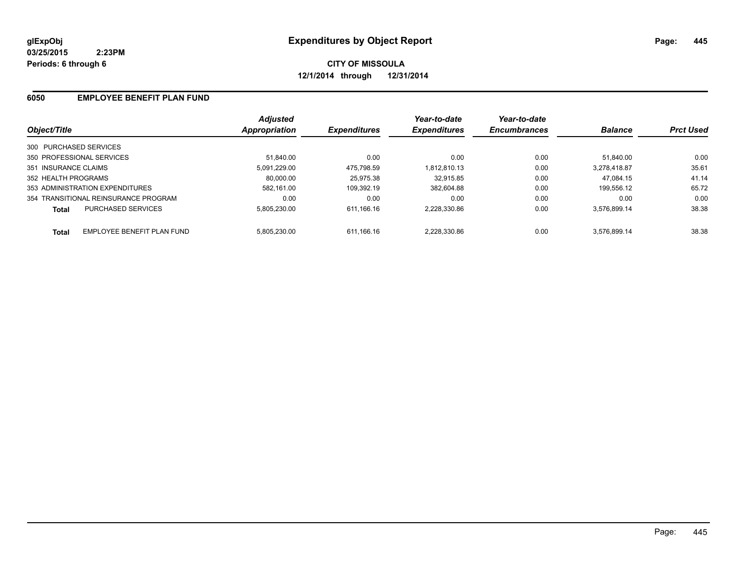**glExpObj**
**03/25/2015 2:23PM**
**Periods: 6 through 6**

# Expenditures by Object Report

**CITY OF MISSOULA**
**12/1/2014 through 12/31/2014**

## 6050 EMPLOYEE BENEFIT PLAN FUND

| Object/Title | | Adjusted Appropriation | Expenditures | Year-to-date Expenditures | Year-to-date Encumbrances | Balance | Prct Used |
|---|---|---|---|---|---|---|---|
| 300 PURCHASED SERVICES | | | | | | | |
| 350 PROFESSIONAL SERVICES | | 51,840.00 | 0.00 | 0.00 | 0.00 | 51,840.00 | 0.00 |
| 351 INSURANCE CLAIMS | | 5,091,229.00 | 475,798.59 | 1,812,810.13 | 0.00 | 3,278,418.87 | 35.61 |
| 352 HEALTH PROGRAMS | | 80,000.00 | 25,975.38 | 32,915.85 | 0.00 | 47,084.15 | 41.14 |
| 353 ADMINISTRATION EXPENDITURES | | 582,161.00 | 109,392.19 | 382,604.88 | 0.00 | 199,556.12 | 65.72 |
| 354 TRANSITIONAL REINSURANCE PROGRAM | | 0.00 | 0.00 | 0.00 | 0.00 | 0.00 | 0.00 |
| **Total** | PURCHASED SERVICES | 5,805,230.00 | 611,166.16 | 2,228,330.86 | 0.00 | 3,576,899.14 | 38.38 |
| **Total** | EMPLOYEE BENEFIT PLAN FUND | 5,805,230.00 | 611,166.16 | 2,228,330.86 | 0.00 | 3,576,899.14 | 38.38 |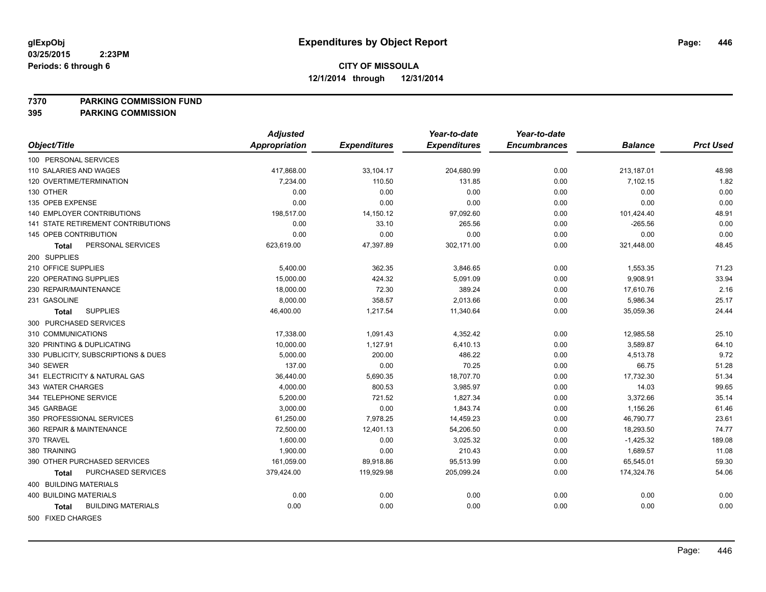**glExpObj**
**03/25/2015 2:23PM**
**Periods: 6 through 6**

# Expenditures by Object Report

**CITY OF MISSOULA**
**12/1/2014 through 12/31/2014**

**7370 PARKING COMMISSION FUND**
**395 PARKING COMMISSION**

| Object/Title | Adjusted Appropriation | Expenditures | Year-to-date Expenditures | Year-to-date Encumbrances | Balance | Prct Used |
|---|---|---|---|---|---|---|
| 100 PERSONAL SERVICES | | | | | | |
| 110 SALARIES AND WAGES | 417,868.00 | 33,104.17 | 204,680.99 | 0.00 | 213,187.01 | 48.98 |
| 120 OVERTIME/TERMINATION | 7,234.00 | 110.50 | 131.85 | 0.00 | 7,102.15 | 1.82 |
| 130 OTHER | 0.00 | 0.00 | 0.00 | 0.00 | 0.00 | 0.00 |
| 135 OPEB EXPENSE | 0.00 | 0.00 | 0.00 | 0.00 | 0.00 | 0.00 |
| 140 EMPLOYER CONTRIBUTIONS | 198,517.00 | 14,150.12 | 97,092.60 | 0.00 | 101,424.40 | 48.91 |
| 141 STATE RETIREMENT CONTRIBUTIONS | 0.00 | 33.10 | 265.56 | 0.00 | -265.56 | 0.00 |
| 145 OPEB CONTRIBUTION | 0.00 | 0.00 | 0.00 | 0.00 | 0.00 | 0.00 |
| **Total** PERSONAL SERVICES | 623,619.00 | 47,397.89 | 302,171.00 | 0.00 | 321,448.00 | 48.45 |
| 200 SUPPLIES | | | | | | |
| 210 OFFICE SUPPLIES | 5,400.00 | 362.35 | 3,846.65 | 0.00 | 1,553.35 | 71.23 |
| 220 OPERATING SUPPLIES | 15,000.00 | 424.32 | 5,091.09 | 0.00 | 9,908.91 | 33.94 |
| 230 REPAIR/MAINTENANCE | 18,000.00 | 72.30 | 389.24 | 0.00 | 17,610.76 | 2.16 |
| 231 GASOLINE | 8,000.00 | 358.57 | 2,013.66 | 0.00 | 5,986.34 | 25.17 |
| **Total** SUPPLIES | 46,400.00 | 1,217.54 | 11,340.64 | 0.00 | 35,059.36 | 24.44 |
| 300 PURCHASED SERVICES | | | | | | |
| 310 COMMUNICATIONS | 17,338.00 | 1,091.43 | 4,352.42 | 0.00 | 12,985.58 | 25.10 |
| 320 PRINTING & DUPLICATING | 10,000.00 | 1,127.91 | 6,410.13 | 0.00 | 3,589.87 | 64.10 |
| 330 PUBLICITY, SUBSCRIPTIONS & DUES | 5,000.00 | 200.00 | 486.22 | 0.00 | 4,513.78 | 9.72 |
| 340 SEWER | 137.00 | 0.00 | 70.25 | 0.00 | 66.75 | 51.28 |
| 341 ELECTRICITY & NATURAL GAS | 36,440.00 | 5,690.35 | 18,707.70 | 0.00 | 17,732.30 | 51.34 |
| 343 WATER CHARGES | 4,000.00 | 800.53 | 3,985.97 | 0.00 | 14.03 | 99.65 |
| 344 TELEPHONE SERVICE | 5,200.00 | 721.52 | 1,827.34 | 0.00 | 3,372.66 | 35.14 |
| 345 GARBAGE | 3,000.00 | 0.00 | 1,843.74 | 0.00 | 1,156.26 | 61.46 |
| 350 PROFESSIONAL SERVICES | 61,250.00 | 7,978.25 | 14,459.23 | 0.00 | 46,790.77 | 23.61 |
| 360 REPAIR & MAINTENANCE | 72,500.00 | 12,401.13 | 54,206.50 | 0.00 | 18,293.50 | 74.77 |
| 370 TRAVEL | 1,600.00 | 0.00 | 3,025.32 | 0.00 | -1,425.32 | 189.08 |
| 380 TRAINING | 1,900.00 | 0.00 | 210.43 | 0.00 | 1,689.57 | 11.08 |
| 390 OTHER PURCHASED SERVICES | 161,059.00 | 89,918.86 | 95,513.99 | 0.00 | 65,545.01 | 59.30 |
| **Total** PURCHASED SERVICES | 379,424.00 | 119,929.98 | 205,099.24 | 0.00 | 174,324.76 | 54.06 |
| 400 BUILDING MATERIALS | | | | | | |
| 400 BUILDING MATERIALS | 0.00 | 0.00 | 0.00 | 0.00 | 0.00 | 0.00 |
| **Total** BUILDING MATERIALS | 0.00 | 0.00 | 0.00 | 0.00 | 0.00 | 0.00 |
| 500 FIXED CHARGES | | | | | | |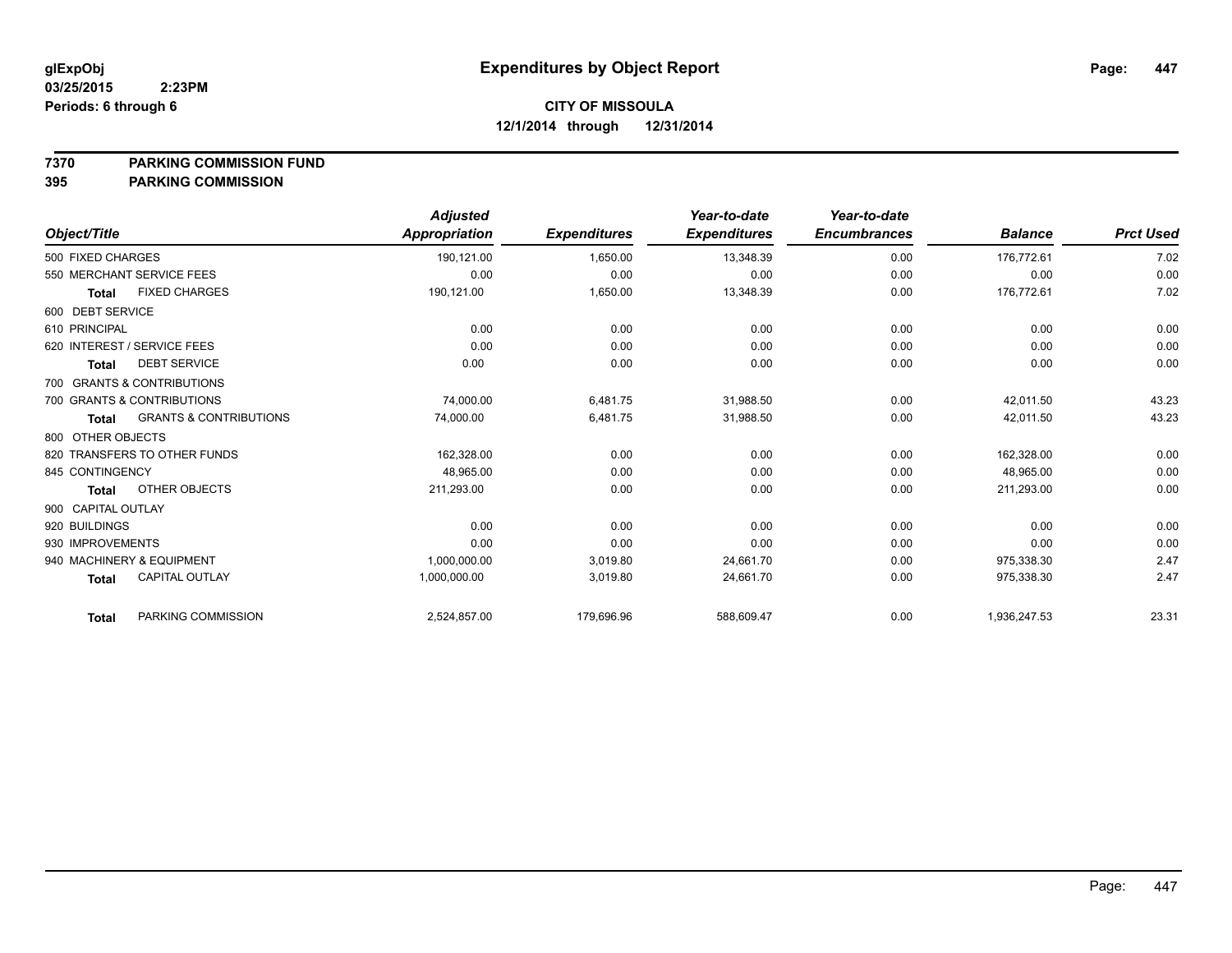**glExpObj** **Expenditures by Object Report**
**03/25/2015 2:23PM**
**Periods: 6 through 6**

**CITY OF MISSOULA**
**12/1/2014 through 12/31/2014**

**7370 PARKING COMMISSION FUND**
**395 PARKING COMMISSION**

| Object/Title | | Adjusted Appropriation | Expenditures | Year-to-date Expenditures | Year-to-date Encumbrances | Balance | Prct Used |
|---|---|---|---|---|---|---|---|
| 500 FIXED CHARGES | | 190,121.00 | 1,650.00 | 13,348.39 | 0.00 | 176,772.61 | 7.02 |
| 550 MERCHANT SERVICE FEES | | 0.00 | 0.00 | 0.00 | 0.00 | 0.00 | 0.00 |
| **Total** | FIXED CHARGES | 190,121.00 | 1,650.00 | 13,348.39 | 0.00 | 176,772.61 | 7.02 |
| 600 DEBT SERVICE | | | | | | | |
| 610 PRINCIPAL | | 0.00 | 0.00 | 0.00 | 0.00 | 0.00 | 0.00 |
| 620 INTEREST / SERVICE FEES | | 0.00 | 0.00 | 0.00 | 0.00 | 0.00 | 0.00 |
| **Total** | DEBT SERVICE | 0.00 | 0.00 | 0.00 | 0.00 | 0.00 | 0.00 |
| 700 GRANTS & CONTRIBUTIONS | | | | | | | |
| 700 GRANTS & CONTRIBUTIONS | | 74,000.00 | 6,481.75 | 31,988.50 | 0.00 | 42,011.50 | 43.23 |
| **Total** | GRANTS & CONTRIBUTIONS | 74,000.00 | 6,481.75 | 31,988.50 | 0.00 | 42,011.50 | 43.23 |
| 800 OTHER OBJECTS | | | | | | | |
| 820 TRANSFERS TO OTHER FUNDS | | 162,328.00 | 0.00 | 0.00 | 0.00 | 162,328.00 | 0.00 |
| 845 CONTINGENCY | | 48,965.00 | 0.00 | 0.00 | 0.00 | 48,965.00 | 0.00 |
| **Total** | OTHER OBJECTS | 211,293.00 | 0.00 | 0.00 | 0.00 | 211,293.00 | 0.00 |
| 900 CAPITAL OUTLAY | | | | | | | |
| 920 BUILDINGS | | 0.00 | 0.00 | 0.00 | 0.00 | 0.00 | 0.00 |
| 930 IMPROVEMENTS | | 0.00 | 0.00 | 0.00 | 0.00 | 0.00 | 0.00 |
| 940 MACHINERY & EQUIPMENT | | 1,000,000.00 | 3,019.80 | 24,661.70 | 0.00 | 975,338.30 | 2.47 |
| **Total** | CAPITAL OUTLAY | 1,000,000.00 | 3,019.80 | 24,661.70 | 0.00 | 975,338.30 | 2.47 |
| **Total** | PARKING COMMISSION | 2,524,857.00 | 179,696.96 | 588,609.47 | 0.00 | 1,936,247.53 | 23.31 |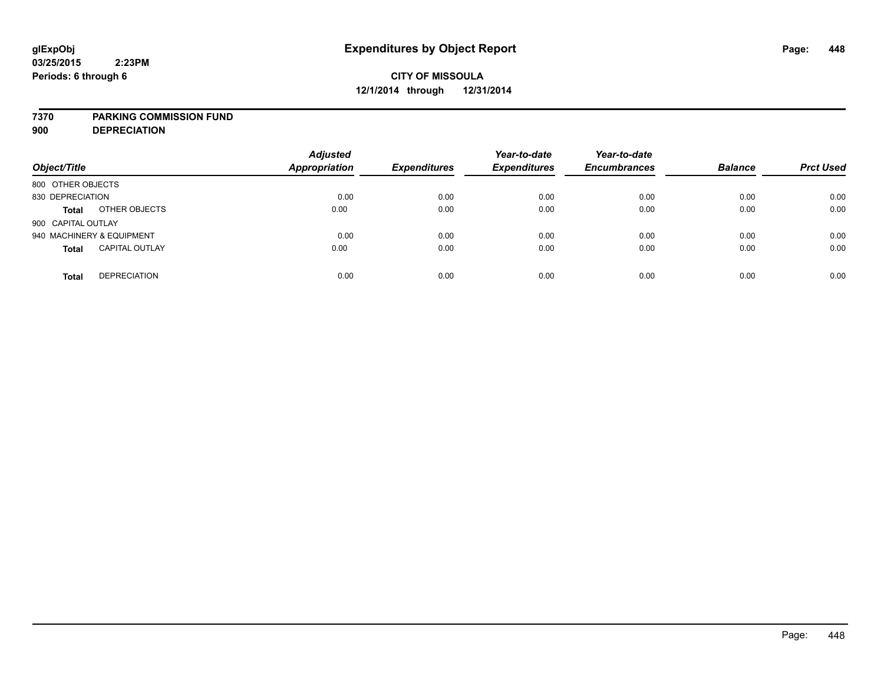glExpObj
03/25/2015 2:23PM
Periods: 6 through 6

# Expenditures by Object Report

**CITY OF MISSOULA**
**12/1/2014 through 12/31/2014**

**7370 PARKING COMMISSION FUND**
**900 DEPRECIATION**

| Object/Title | | Adjusted Appropriation | Expenditures | Year-to-date Expenditures | Year-to-date Encumbrances | Balance | Prct Used |
|---|---|---|---|---|---|---|---|
| 800 OTHER OBJECTS | | | | | | | |
| 830 DEPRECIATION | | 0.00 | 0.00 | 0.00 | 0.00 | 0.00 | 0.00 |
| **Total** | OTHER OBJECTS | 0.00 | 0.00 | 0.00 | 0.00 | 0.00 | 0.00 |
| 900 CAPITAL OUTLAY | | | | | | | |
| 940 MACHINERY & EQUIPMENT | | 0.00 | 0.00 | 0.00 | 0.00 | 0.00 | 0.00 |
| **Total** | CAPITAL OUTLAY | 0.00 | 0.00 | 0.00 | 0.00 | 0.00 | 0.00 |
| **Total** | DEPRECIATION | 0.00 | 0.00 | 0.00 | 0.00 | 0.00 | 0.00 |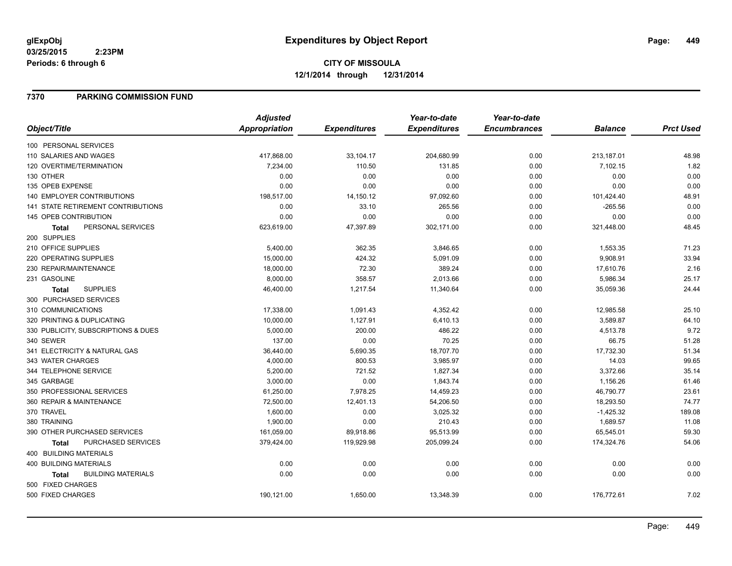**glExpObj**
**03/25/2015 2:23PM**
**Periods: 6 through 6**

# Expenditures by Object Report

**CITY OF MISSOULA**
**12/1/2014 through 12/31/2014**

## 7370 PARKING COMMISSION FUND

| Object/Title | Adjusted Appropriation | Expenditures | Year-to-date Expenditures | Year-to-date Encumbrances | Balance | Prct Used |
|---|---|---|---|---|---|---|
| 100 PERSONAL SERVICES | | | | | | |
| 110 SALARIES AND WAGES | 417,868.00 | 33,104.17 | 204,680.99 | 0.00 | 213,187.01 | 48.98 |
| 120 OVERTIME/TERMINATION | 7,234.00 | 110.50 | 131.85 | 0.00 | 7,102.15 | 1.82 |
| 130 OTHER | 0.00 | 0.00 | 0.00 | 0.00 | 0.00 | 0.00 |
| 135 OPEB EXPENSE | 0.00 | 0.00 | 0.00 | 0.00 | 0.00 | 0.00 |
| 140 EMPLOYER CONTRIBUTIONS | 198,517.00 | 14,150.12 | 97,092.60 | 0.00 | 101,424.40 | 48.91 |
| 141 STATE RETIREMENT CONTRIBUTIONS | 0.00 | 33.10 | 265.56 | 0.00 | -265.56 | 0.00 |
| 145 OPEB CONTRIBUTION | 0.00 | 0.00 | 0.00 | 0.00 | 0.00 | 0.00 |
| **Total** PERSONAL SERVICES | 623,619.00 | 47,397.89 | 302,171.00 | 0.00 | 321,448.00 | 48.45 |
| 200 SUPPLIES | | | | | | |
| 210 OFFICE SUPPLIES | 5,400.00 | 362.35 | 3,846.65 | 0.00 | 1,553.35 | 71.23 |
| 220 OPERATING SUPPLIES | 15,000.00 | 424.32 | 5,091.09 | 0.00 | 9,908.91 | 33.94 |
| 230 REPAIR/MAINTENANCE | 18,000.00 | 72.30 | 389.24 | 0.00 | 17,610.76 | 2.16 |
| 231 GASOLINE | 8,000.00 | 358.57 | 2,013.66 | 0.00 | 5,986.34 | 25.17 |
| **Total** SUPPLIES | 46,400.00 | 1,217.54 | 11,340.64 | 0.00 | 35,059.36 | 24.44 |
| 300 PURCHASED SERVICES | | | | | | |
| 310 COMMUNICATIONS | 17,338.00 | 1,091.43 | 4,352.42 | 0.00 | 12,985.58 | 25.10 |
| 320 PRINTING & DUPLICATING | 10,000.00 | 1,127.91 | 6,410.13 | 0.00 | 3,589.87 | 64.10 |
| 330 PUBLICITY, SUBSCRIPTIONS & DUES | 5,000.00 | 200.00 | 486.22 | 0.00 | 4,513.78 | 9.72 |
| 340 SEWER | 137.00 | 0.00 | 70.25 | 0.00 | 66.75 | 51.28 |
| 341 ELECTRICITY & NATURAL GAS | 36,440.00 | 5,690.35 | 18,707.70 | 0.00 | 17,732.30 | 51.34 |
| 343 WATER CHARGES | 4,000.00 | 800.53 | 3,985.97 | 0.00 | 14.03 | 99.65 |
| 344 TELEPHONE SERVICE | 5,200.00 | 721.52 | 1,827.34 | 0.00 | 3,372.66 | 35.14 |
| 345 GARBAGE | 3,000.00 | 0.00 | 1,843.74 | 0.00 | 1,156.26 | 61.46 |
| 350 PROFESSIONAL SERVICES | 61,250.00 | 7,978.25 | 14,459.23 | 0.00 | 46,790.77 | 23.61 |
| 360 REPAIR & MAINTENANCE | 72,500.00 | 12,401.13 | 54,206.50 | 0.00 | 18,293.50 | 74.77 |
| 370 TRAVEL | 1,600.00 | 0.00 | 3,025.32 | 0.00 | -1,425.32 | 189.08 |
| 380 TRAINING | 1,900.00 | 0.00 | 210.43 | 0.00 | 1,689.57 | 11.08 |
| 390 OTHER PURCHASED SERVICES | 161,059.00 | 89,918.86 | 95,513.99 | 0.00 | 65,545.01 | 59.30 |
| **Total** PURCHASED SERVICES | 379,424.00 | 119,929.98 | 205,099.24 | 0.00 | 174,324.76 | 54.06 |
| 400 BUILDING MATERIALS | | | | | | |
| 400 BUILDING MATERIALS | 0.00 | 0.00 | 0.00 | 0.00 | 0.00 | 0.00 |
| **Total** BUILDING MATERIALS | 0.00 | 0.00 | 0.00 | 0.00 | 0.00 | 0.00 |
| 500 FIXED CHARGES | | | | | | |
| 500 FIXED CHARGES | 190,121.00 | 1,650.00 | 13,348.39 | 0.00 | 176,772.61 | 7.02 |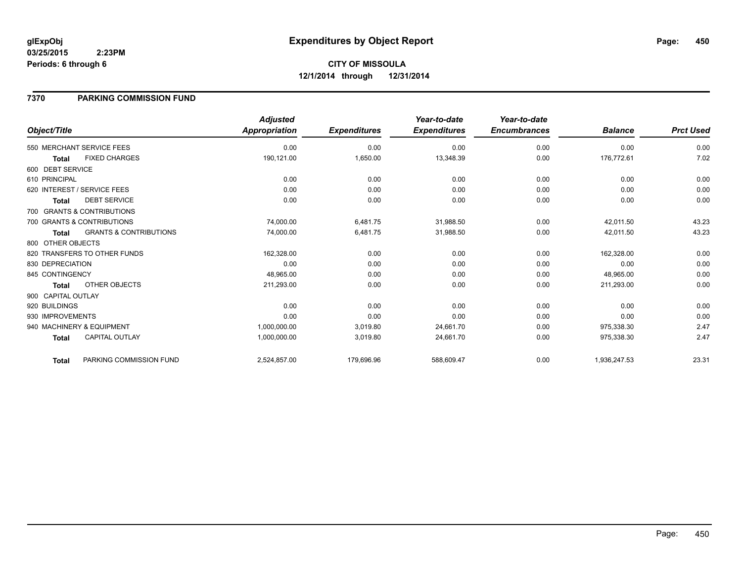**glExpObj** **Expenditures by Object Report**

**03/25/2015 2:23PM**

**Periods: 6 through 6**

**CITY OF MISSOULA**

**12/1/2014 through 12/31/2014**

## 7370 PARKING COMMISSION FUND

| Object/Title | | Adjusted Appropriation | Expenditures | Year-to-date Expenditures | Year-to-date Encumbrances | Balance | Prct Used |
|---|---|---|---|---|---|---|---|
| 550 MERCHANT SERVICE FEES | | 0.00 | 0.00 | 0.00 | 0.00 | 0.00 | 0.00 |
| **Total** | FIXED CHARGES | 190,121.00 | 1,650.00 | 13,348.39 | 0.00 | 176,772.61 | 7.02 |
| 600 DEBT SERVICE | | | | | | | |
| 610 PRINCIPAL | | 0.00 | 0.00 | 0.00 | 0.00 | 0.00 | 0.00 |
| 620 INTEREST / SERVICE FEES | | 0.00 | 0.00 | 0.00 | 0.00 | 0.00 | 0.00 |
| **Total** | DEBT SERVICE | 0.00 | 0.00 | 0.00 | 0.00 | 0.00 | 0.00 |
| 700 GRANTS & CONTRIBUTIONS | | | | | | | |
| 700 GRANTS & CONTRIBUTIONS | | 74,000.00 | 6,481.75 | 31,988.50 | 0.00 | 42,011.50 | 43.23 |
| **Total** | GRANTS & CONTRIBUTIONS | 74,000.00 | 6,481.75 | 31,988.50 | 0.00 | 42,011.50 | 43.23 |
| 800 OTHER OBJECTS | | | | | | | |
| 820 TRANSFERS TO OTHER FUNDS | | 162,328.00 | 0.00 | 0.00 | 0.00 | 162,328.00 | 0.00 |
| 830 DEPRECIATION | | 0.00 | 0.00 | 0.00 | 0.00 | 0.00 | 0.00 |
| 845 CONTINGENCY | | 48,965.00 | 0.00 | 0.00 | 0.00 | 48,965.00 | 0.00 |
| **Total** | OTHER OBJECTS | 211,293.00 | 0.00 | 0.00 | 0.00 | 211,293.00 | 0.00 |
| 900 CAPITAL OUTLAY | | | | | | | |
| 920 BUILDINGS | | 0.00 | 0.00 | 0.00 | 0.00 | 0.00 | 0.00 |
| 930 IMPROVEMENTS | | 0.00 | 0.00 | 0.00 | 0.00 | 0.00 | 0.00 |
| 940 MACHINERY & EQUIPMENT | | 1,000,000.00 | 3,019.80 | 24,661.70 | 0.00 | 975,338.30 | 2.47 |
| **Total** | CAPITAL OUTLAY | 1,000,000.00 | 3,019.80 | 24,661.70 | 0.00 | 975,338.30 | 2.47 |
| **Total** | PARKING COMMISSION FUND | 2,524,857.00 | 179,696.96 | 588,609.47 | 0.00 | 1,936,247.53 | 23.31 |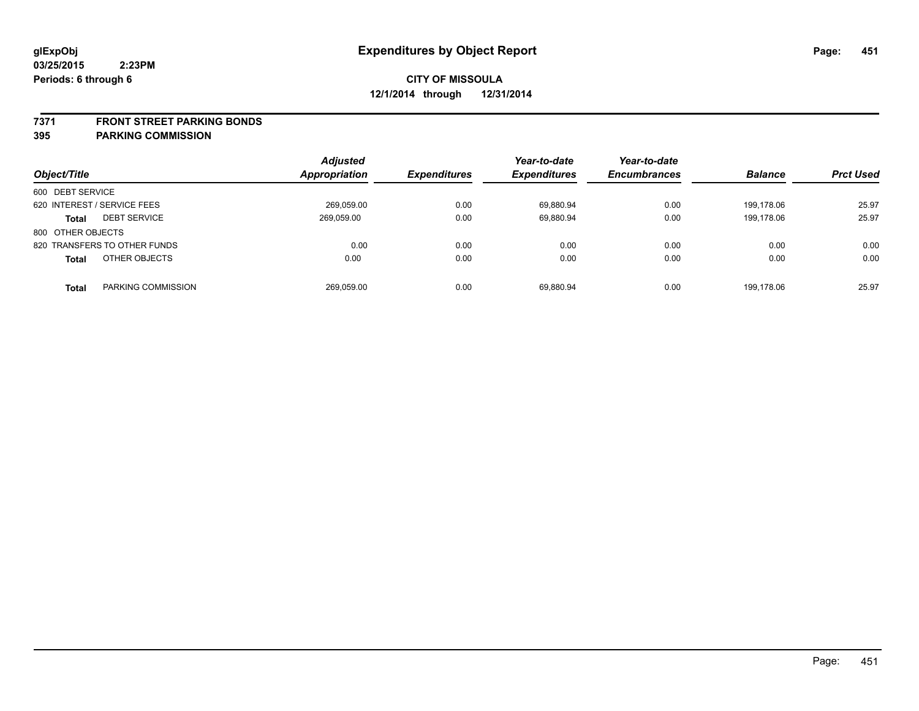**glExpObj**
**03/25/2015 2:23PM**
**Periods: 6 through 6**

# Expenditures by Object Report

**CITY OF MISSOULA**
**12/1/2014 through 12/31/2014**

## 7371 FRONT STREET PARKING BONDS
## 395 PARKING COMMISSION

| Object/Title | | Adjusted Appropriation | Expenditures | Year-to-date Expenditures | Year-to-date Encumbrances | Balance | Prct Used |
|---|---|---|---|---|---|---|---|
| 600 DEBT SERVICE | | | | | | | |
| 620 INTEREST / SERVICE FEES | | 269,059.00 | 0.00 | 69,880.94 | 0.00 | 199,178.06 | 25.97 |
| **Total** | DEBT SERVICE | 269,059.00 | 0.00 | 69,880.94 | 0.00 | 199,178.06 | 25.97 |
| 800 OTHER OBJECTS | | | | | | | |
| 820 TRANSFERS TO OTHER FUNDS | | 0.00 | 0.00 | 0.00 | 0.00 | 0.00 | 0.00 |
| **Total** | OTHER OBJECTS | 0.00 | 0.00 | 0.00 | 0.00 | 0.00 | 0.00 |
| **Total** | PARKING COMMISSION | 269,059.00 | 0.00 | 69,880.94 | 0.00 | 199,178.06 | 25.97 |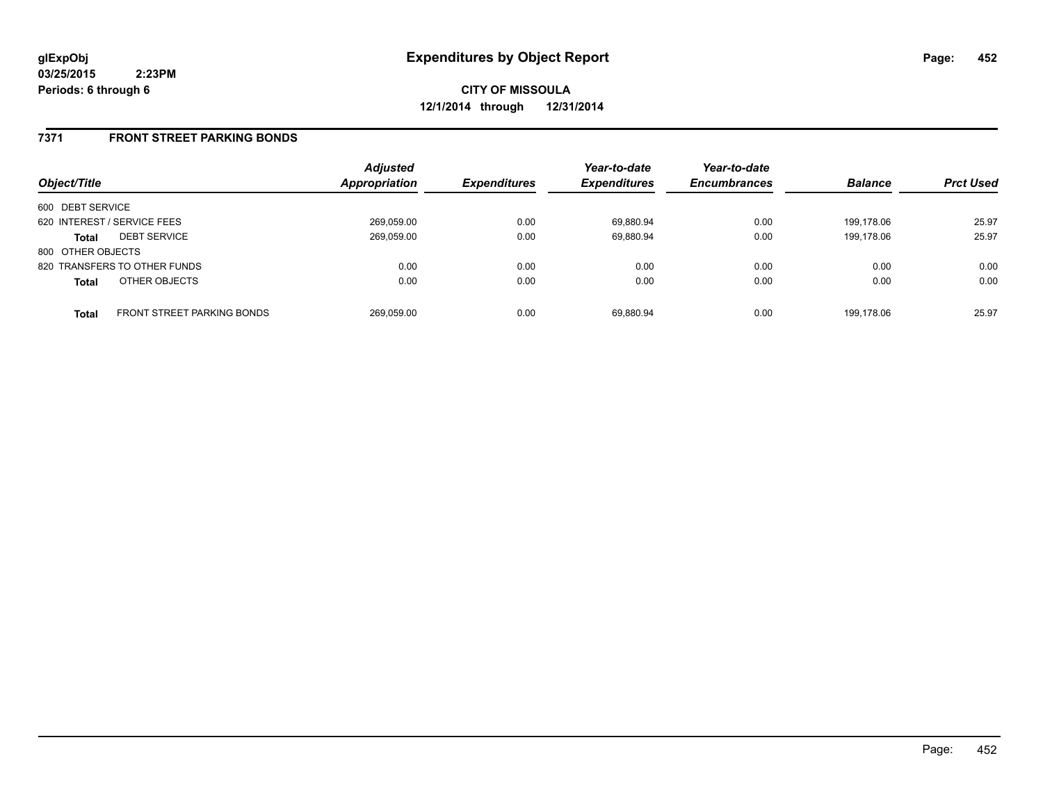glExpObj
03/25/2015 2:23PM
Periods: 6 through 6

# Expenditures by Object Report

**CITY OF MISSOULA**
**12/1/2014 through 12/31/2014**

## 7371 FRONT STREET PARKING BONDS

| Object/Title | | Adjusted Appropriation | Expenditures | Year-to-date Expenditures | Year-to-date Encumbrances | Balance | Prct Used |
|---|---|---|---|---|---|---|---|
| 600 DEBT SERVICE | | | | | | | |
| 620 INTEREST / SERVICE FEES | | 269,059.00 | 0.00 | 69,880.94 | 0.00 | 199,178.06 | 25.97 |
| **Total** | DEBT SERVICE | 269,059.00 | 0.00 | 69,880.94 | 0.00 | 199,178.06 | 25.97 |
| 800 OTHER OBJECTS | | | | | | | |
| 820 TRANSFERS TO OTHER FUNDS | | 0.00 | 0.00 | 0.00 | 0.00 | 0.00 | 0.00 |
| **Total** | OTHER OBJECTS | 0.00 | 0.00 | 0.00 | 0.00 | 0.00 | 0.00 |
| **Total** | FRONT STREET PARKING BONDS | 269,059.00 | 0.00 | 69,880.94 | 0.00 | 199,178.06 | 25.97 |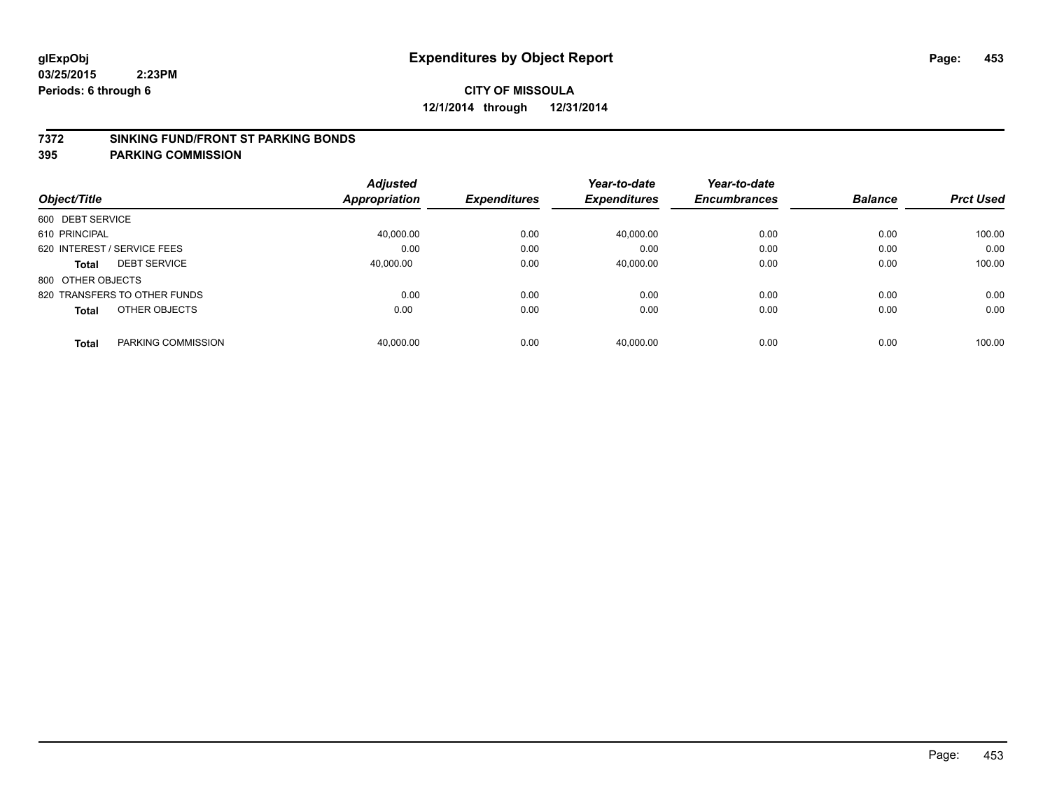# Expenditures by Object Report

glExpObj
03/25/2015 2:23PM
Periods: 6 through 6

**CITY OF MISSOULA**
**12/1/2014 through 12/31/2014**

## 7372 SINKING FUND/FRONT ST PARKING BONDS
## 395 PARKING COMMISSION

| Object/Title | Adjusted Appropriation | Expenditures | Year-to-date Expenditures | Year-to-date Encumbrances | Balance | Prct Used |
|---|---|---|---|---|---|---|
| 600 DEBT SERVICE | | | | | | |
| 610 PRINCIPAL | 40,000.00 | 0.00 | 40,000.00 | 0.00 | 0.00 | 100.00 |
| 620 INTEREST / SERVICE FEES | 0.00 | 0.00 | 0.00 | 0.00 | 0.00 | 0.00 |
| **Total** DEBT SERVICE | 40,000.00 | 0.00 | 40,000.00 | 0.00 | 0.00 | 100.00 |
| 800 OTHER OBJECTS | | | | | | |
| 820 TRANSFERS TO OTHER FUNDS | 0.00 | 0.00 | 0.00 | 0.00 | 0.00 | 0.00 |
| **Total** OTHER OBJECTS | 0.00 | 0.00 | 0.00 | 0.00 | 0.00 | 0.00 |
| **Total** PARKING COMMISSION | 40,000.00 | 0.00 | 40,000.00 | 0.00 | 0.00 | 100.00 |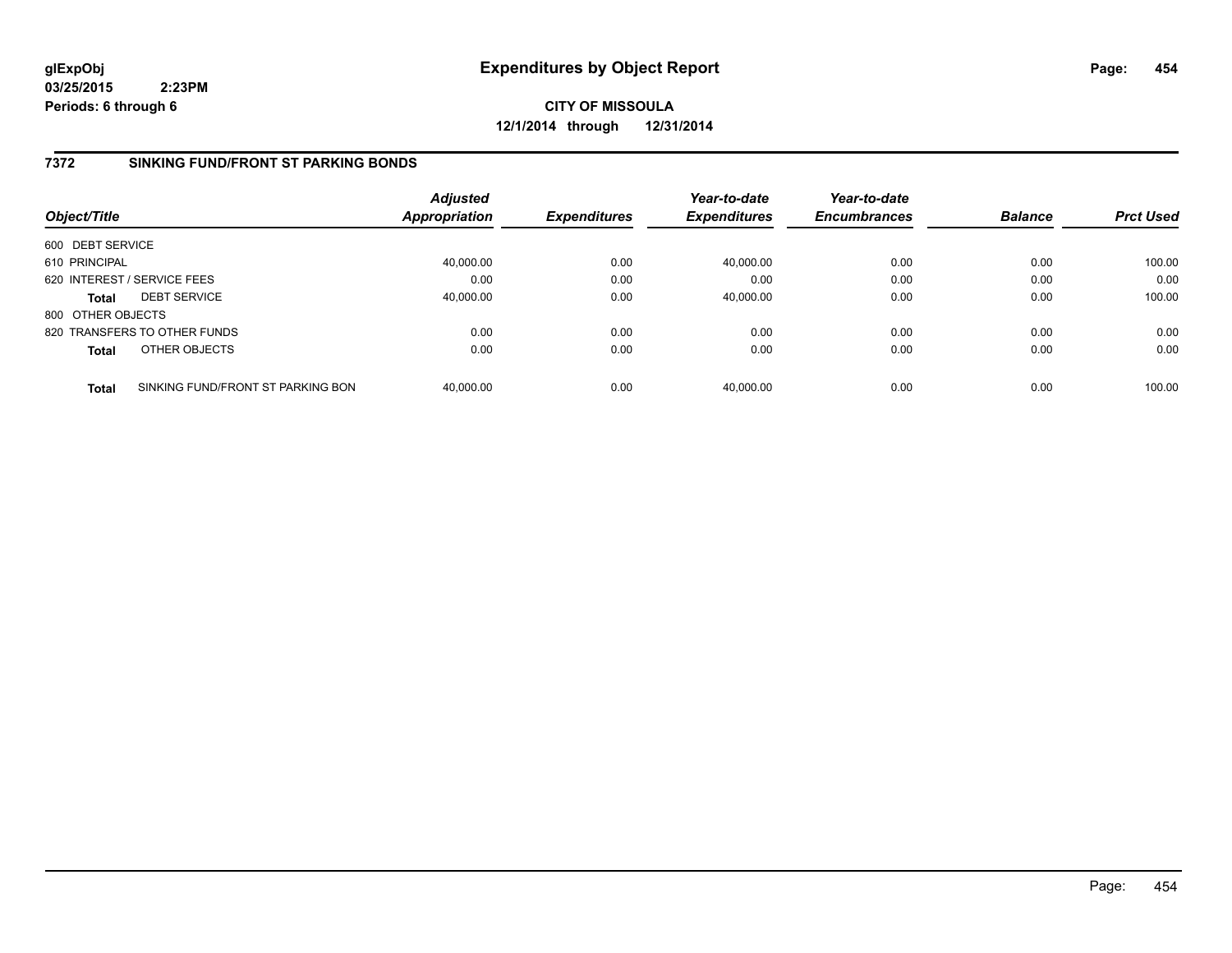# Expenditures by Object Report

glExpObj
03/25/2015 2:23PM
Periods: 6 through 6

**CITY OF MISSOULA**
**12/1/2014 through 12/31/2014**

## 7372 SINKING FUND/FRONT ST PARKING BONDS

| Object/Title | | Adjusted Appropriation | Expenditures | Year-to-date Expenditures | Year-to-date Encumbrances | Balance | Prct Used |
|---|---|---|---|---|---|---|---|
| 600 DEBT SERVICE | | | | | | | |
| 610 PRINCIPAL | | 40,000.00 | 0.00 | 40,000.00 | 0.00 | 0.00 | 100.00 |
| 620 INTEREST / SERVICE FEES | | 0.00 | 0.00 | 0.00 | 0.00 | 0.00 | 0.00 |
| **Total** | DEBT SERVICE | 40,000.00 | 0.00 | 40,000.00 | 0.00 | 0.00 | 100.00 |
| 800 OTHER OBJECTS | | | | | | | |
| 820 TRANSFERS TO OTHER FUNDS | | 0.00 | 0.00 | 0.00 | 0.00 | 0.00 | 0.00 |
| **Total** | OTHER OBJECTS | 0.00 | 0.00 | 0.00 | 0.00 | 0.00 | 0.00 |
| **Total** | SINKING FUND/FRONT ST PARKING BON | 40,000.00 | 0.00 | 40,000.00 | 0.00 | 0.00 | 100.00 |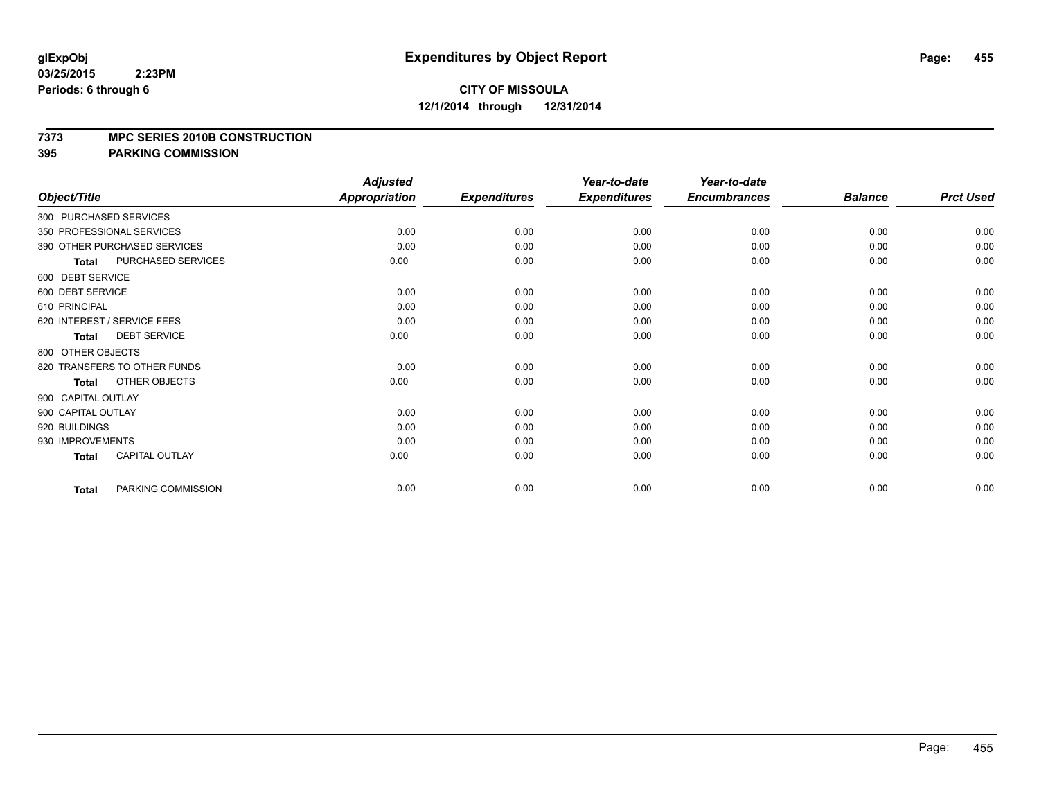**glExpObj**
**03/25/2015 2:23PM**
**Periods: 6 through 6**

# Expenditures by Object Report

**CITY OF MISSOULA**
**12/1/2014 through 12/31/2014**

## 7373 MPC SERIES 2010B CONSTRUCTION
## 395 PARKING COMMISSION

| Object/Title | | Adjusted Appropriation | Expenditures | Year-to-date Expenditures | Year-to-date Encumbrances | Balance | Prct Used |
|---|---|---|---|---|---|---|---|
| 300 PURCHASED SERVICES | | | | | | | |
| 350 PROFESSIONAL SERVICES | | 0.00 | 0.00 | 0.00 | 0.00 | 0.00 | 0.00 |
| 390 OTHER PURCHASED SERVICES | | 0.00 | 0.00 | 0.00 | 0.00 | 0.00 | 0.00 |
| **Total** | PURCHASED SERVICES | 0.00 | 0.00 | 0.00 | 0.00 | 0.00 | 0.00 |
| 600 DEBT SERVICE | | | | | | | |
| 600 DEBT SERVICE | | 0.00 | 0.00 | 0.00 | 0.00 | 0.00 | 0.00 |
| 610 PRINCIPAL | | 0.00 | 0.00 | 0.00 | 0.00 | 0.00 | 0.00 |
| 620 INTEREST / SERVICE FEES | | 0.00 | 0.00 | 0.00 | 0.00 | 0.00 | 0.00 |
| **Total** | DEBT SERVICE | 0.00 | 0.00 | 0.00 | 0.00 | 0.00 | 0.00 |
| 800 OTHER OBJECTS | | | | | | | |
| 820 TRANSFERS TO OTHER FUNDS | | 0.00 | 0.00 | 0.00 | 0.00 | 0.00 | 0.00 |
| **Total** | OTHER OBJECTS | 0.00 | 0.00 | 0.00 | 0.00 | 0.00 | 0.00 |
| 900 CAPITAL OUTLAY | | | | | | | |
| 900 CAPITAL OUTLAY | | 0.00 | 0.00 | 0.00 | 0.00 | 0.00 | 0.00 |
| 920 BUILDINGS | | 0.00 | 0.00 | 0.00 | 0.00 | 0.00 | 0.00 |
| 930 IMPROVEMENTS | | 0.00 | 0.00 | 0.00 | 0.00 | 0.00 | 0.00 |
| **Total** | CAPITAL OUTLAY | 0.00 | 0.00 | 0.00 | 0.00 | 0.00 | 0.00 |
| **Total** | PARKING COMMISSION | 0.00 | 0.00 | 0.00 | 0.00 | 0.00 | 0.00 |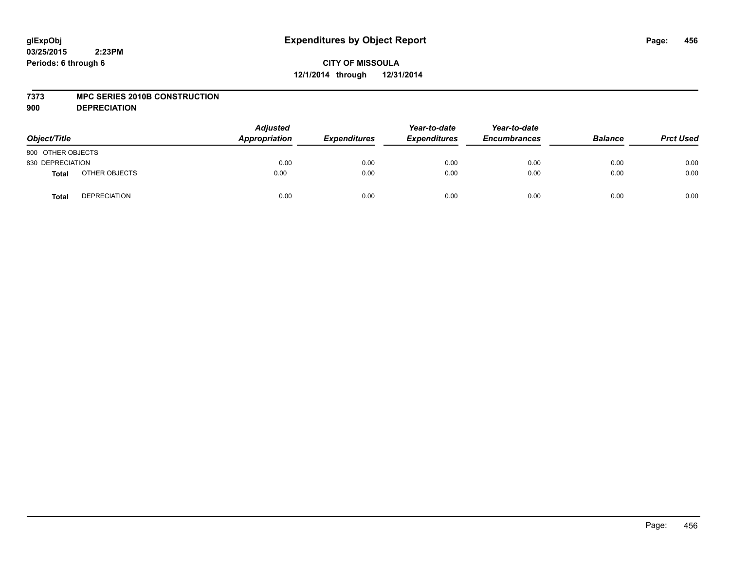# Expenditures by Object Report

**glExpObj**
**03/25/2015 2:23PM**
**Periods: 6 through 6**

**CITY OF MISSOULA**
**12/1/2014 through 12/31/2014**

**7373 MPC SERIES 2010B CONSTRUCTION**
**900 DEPRECIATION**

| Object/Title | | Adjusted Appropriation | Expenditures | Year-to-date Expenditures | Year-to-date Encumbrances | Balance | Prct Used |
|---|---|---|---|---|---|---|---|
| 800 OTHER OBJECTS | | | | | | | |
| 830 DEPRECIATION | | 0.00 | 0.00 | 0.00 | 0.00 | 0.00 | 0.00 |
| **Total** | OTHER OBJECTS | 0.00 | 0.00 | 0.00 | 0.00 | 0.00 | 0.00 |
| **Total** | DEPRECIATION | 0.00 | 0.00 | 0.00 | 0.00 | 0.00 | 0.00 |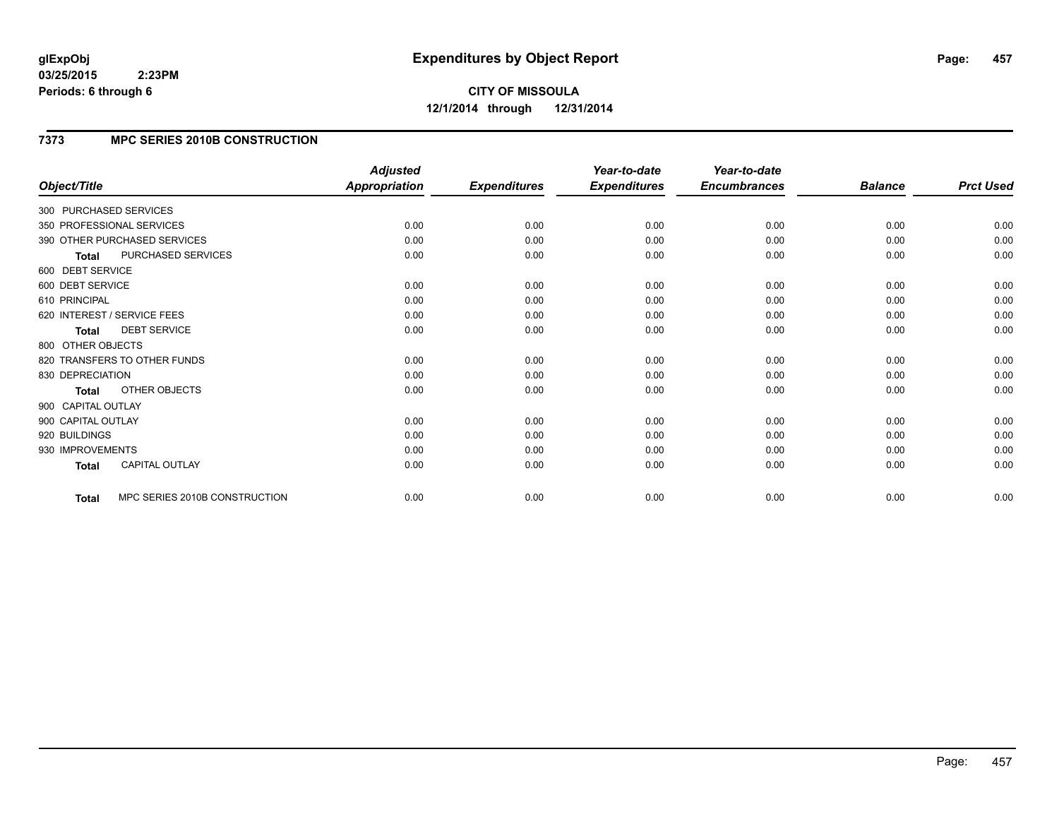**glExpObj** **Expenditures by Object Report**
**03/25/2015 2:23PM**
**Periods: 6 through 6**

**CITY OF MISSOULA**
**12/1/2014 through 12/31/2014**

## 7373 MPC SERIES 2010B CONSTRUCTION

| Object/Title | | Adjusted Appropriation | Expenditures | Year-to-date Expenditures | Year-to-date Encumbrances | Balance | Prct Used |
|---|---|---|---|---|---|---|---|
| 300 PURCHASED SERVICES | | | | | | | |
| 350 PROFESSIONAL SERVICES | | 0.00 | 0.00 | 0.00 | 0.00 | 0.00 | 0.00 |
| 390 OTHER PURCHASED SERVICES | | 0.00 | 0.00 | 0.00 | 0.00 | 0.00 | 0.00 |
| **Total** | PURCHASED SERVICES | 0.00 | 0.00 | 0.00 | 0.00 | 0.00 | 0.00 |
| 600 DEBT SERVICE | | | | | | | |
| 600 DEBT SERVICE | | 0.00 | 0.00 | 0.00 | 0.00 | 0.00 | 0.00 |
| 610 PRINCIPAL | | 0.00 | 0.00 | 0.00 | 0.00 | 0.00 | 0.00 |
| 620 INTEREST / SERVICE FEES | | 0.00 | 0.00 | 0.00 | 0.00 | 0.00 | 0.00 |
| **Total** | DEBT SERVICE | 0.00 | 0.00 | 0.00 | 0.00 | 0.00 | 0.00 |
| 800 OTHER OBJECTS | | | | | | | |
| 820 TRANSFERS TO OTHER FUNDS | | 0.00 | 0.00 | 0.00 | 0.00 | 0.00 | 0.00 |
| 830 DEPRECIATION | | 0.00 | 0.00 | 0.00 | 0.00 | 0.00 | 0.00 |
| **Total** | OTHER OBJECTS | 0.00 | 0.00 | 0.00 | 0.00 | 0.00 | 0.00 |
| 900 CAPITAL OUTLAY | | | | | | | |
| 900 CAPITAL OUTLAY | | 0.00 | 0.00 | 0.00 | 0.00 | 0.00 | 0.00 |
| 920 BUILDINGS | | 0.00 | 0.00 | 0.00 | 0.00 | 0.00 | 0.00 |
| 930 IMPROVEMENTS | | 0.00 | 0.00 | 0.00 | 0.00 | 0.00 | 0.00 |
| **Total** | CAPITAL OUTLAY | 0.00 | 0.00 | 0.00 | 0.00 | 0.00 | 0.00 |
| **Total** | MPC SERIES 2010B CONSTRUCTION | 0.00 | 0.00 | 0.00 | 0.00 | 0.00 | 0.00 |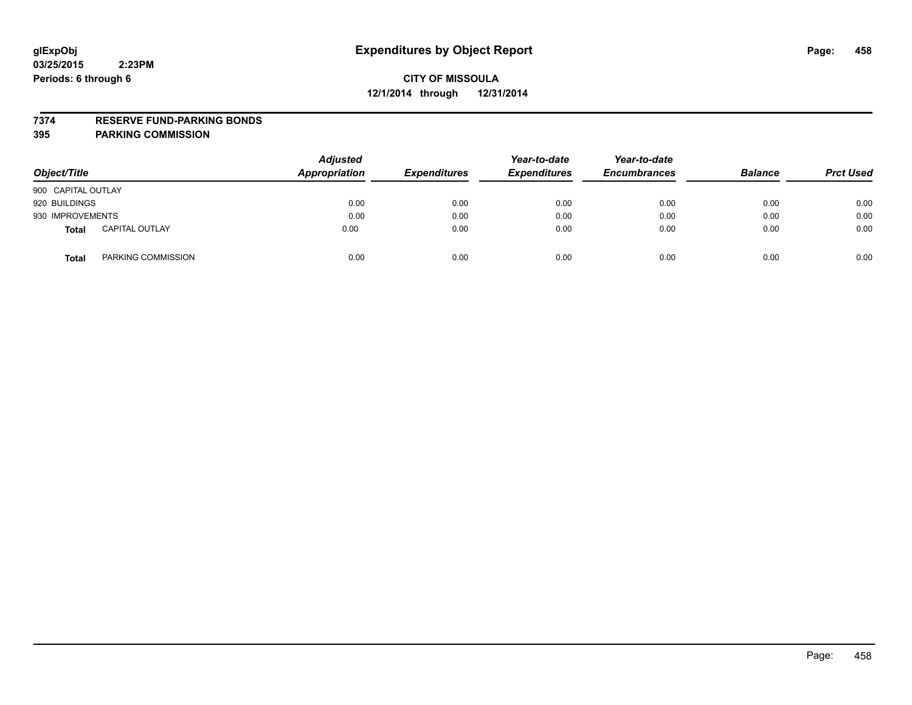glExpObj
03/25/2015 2:23PM
Periods: 6 through 6

# Expenditures by Object Report

**CITY OF MISSOULA**
**12/1/2014 through 12/31/2014**

**7374 RESERVE FUND-PARKING BONDS**
**395 PARKING COMMISSION**

| Object/Title | | Adjusted Appropriation | Expenditures | Year-to-date Expenditures | Year-to-date Encumbrances | Balance | Prct Used |
|---|---|---|---|---|---|---|---|
| 900 CAPITAL OUTLAY | | | | | | | |
| 920 BUILDINGS | | 0.00 | 0.00 | 0.00 | 0.00 | 0.00 | 0.00 |
| 930 IMPROVEMENTS | | 0.00 | 0.00 | 0.00 | 0.00 | 0.00 | 0.00 |
| **Total** | CAPITAL OUTLAY | 0.00 | 0.00 | 0.00 | 0.00 | 0.00 | 0.00 |
| **Total** | PARKING COMMISSION | 0.00 | 0.00 | 0.00 | 0.00 | 0.00 | 0.00 |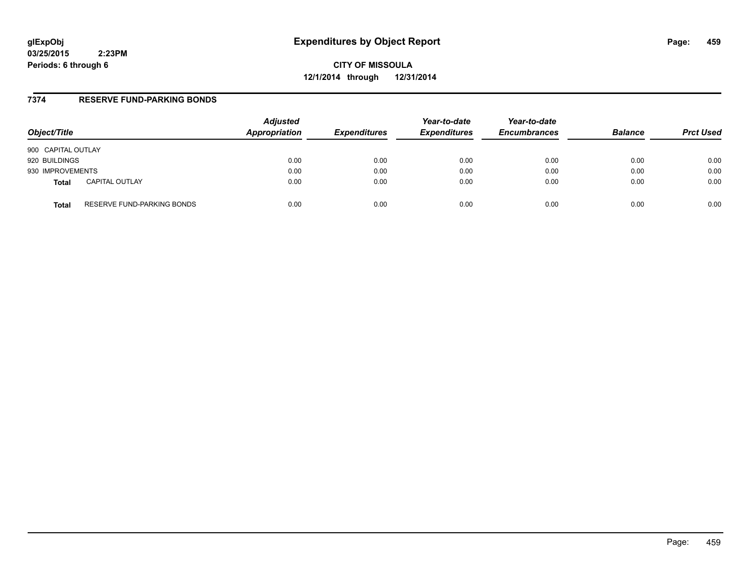**glExpObj**
**03/25/2015 2:23PM**
**Periods: 6 through 6**

# Expenditures by Object Report

**CITY OF MISSOULA**
**12/1/2014 through 12/31/2014**

## 7374 RESERVE FUND-PARKING BONDS

| Object/Title | | Adjusted Appropriation | Expenditures | Year-to-date Expenditures | Year-to-date Encumbrances | Balance | Prct Used |
|---|---|---|---|---|---|---|---|
| 900 CAPITAL OUTLAY | | | | | | | |
| 920 BUILDINGS | | 0.00 | 0.00 | 0.00 | 0.00 | 0.00 | 0.00 |
| 930 IMPROVEMENTS | | 0.00 | 0.00 | 0.00 | 0.00 | 0.00 | 0.00 |
| **Total** | CAPITAL OUTLAY | 0.00 | 0.00 | 0.00 | 0.00 | 0.00 | 0.00 |
| **Total** | RESERVE FUND-PARKING BONDS | 0.00 | 0.00 | 0.00 | 0.00 | 0.00 | 0.00 |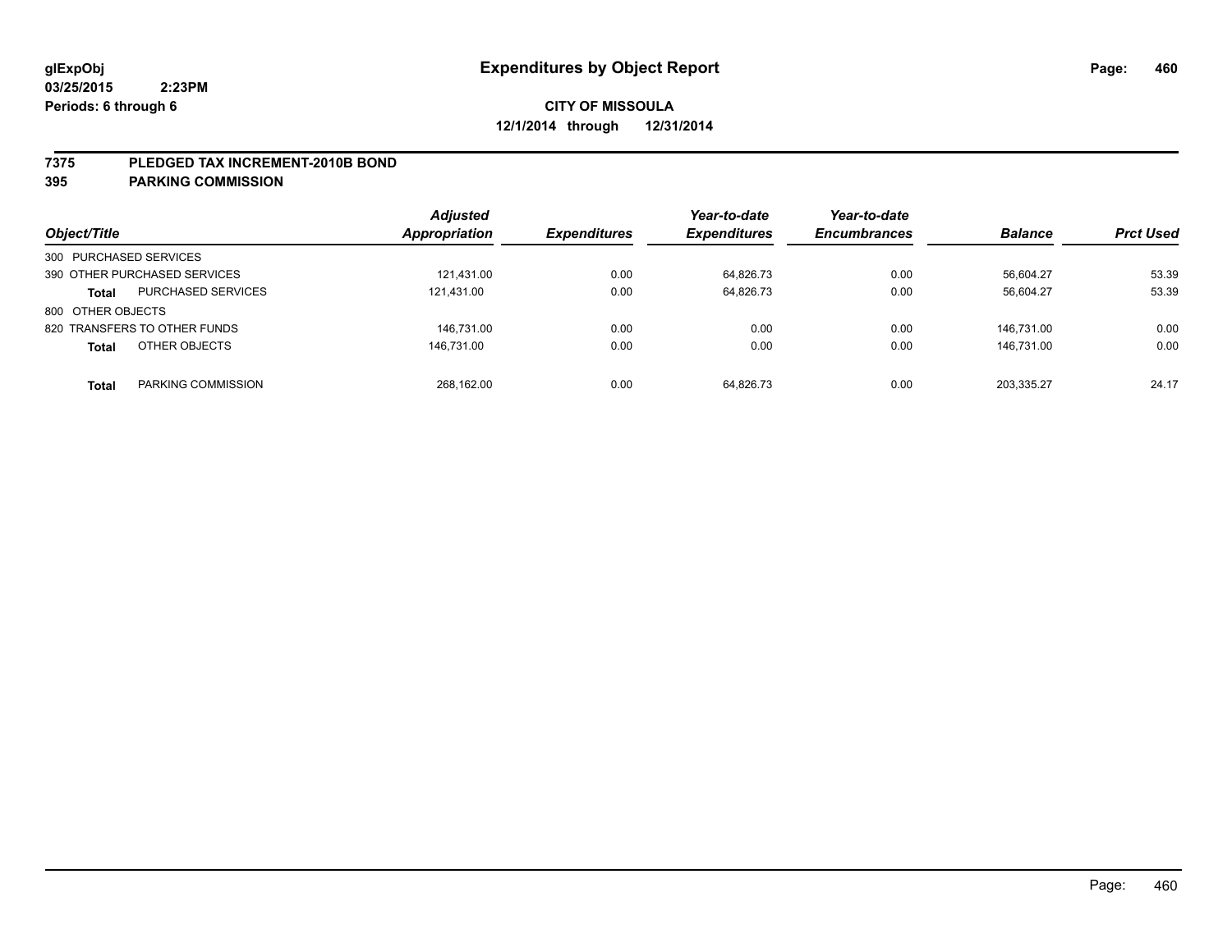# Expenditures by Object Report

glExpObj
03/25/2015 2:23PM
Periods: 6 through 6

**CITY OF MISSOULA**
**12/1/2014 through 12/31/2014**

## 7375 PLEDGED TAX INCREMENT-2010B BOND
## 395 PARKING COMMISSION

| Object/Title | | Adjusted Appropriation | Expenditures | Year-to-date Expenditures | Year-to-date Encumbrances | Balance | Prct Used |
|---|---|---|---|---|---|---|---|
| 300 PURCHASED SERVICES | | | | | | | |
| 390 OTHER PURCHASED SERVICES | | 121,431.00 | 0.00 | 64,826.73 | 0.00 | 56,604.27 | 53.39 |
| **Total** | PURCHASED SERVICES | 121,431.00 | 0.00 | 64,826.73 | 0.00 | 56,604.27 | 53.39 |
| 800 OTHER OBJECTS | | | | | | | |
| 820 TRANSFERS TO OTHER FUNDS | | 146,731.00 | 0.00 | 0.00 | 0.00 | 146,731.00 | 0.00 |
| **Total** | OTHER OBJECTS | 146,731.00 | 0.00 | 0.00 | 0.00 | 146,731.00 | 0.00 |
| **Total** | PARKING COMMISSION | 268,162.00 | 0.00 | 64,826.73 | 0.00 | 203,335.27 | 24.17 |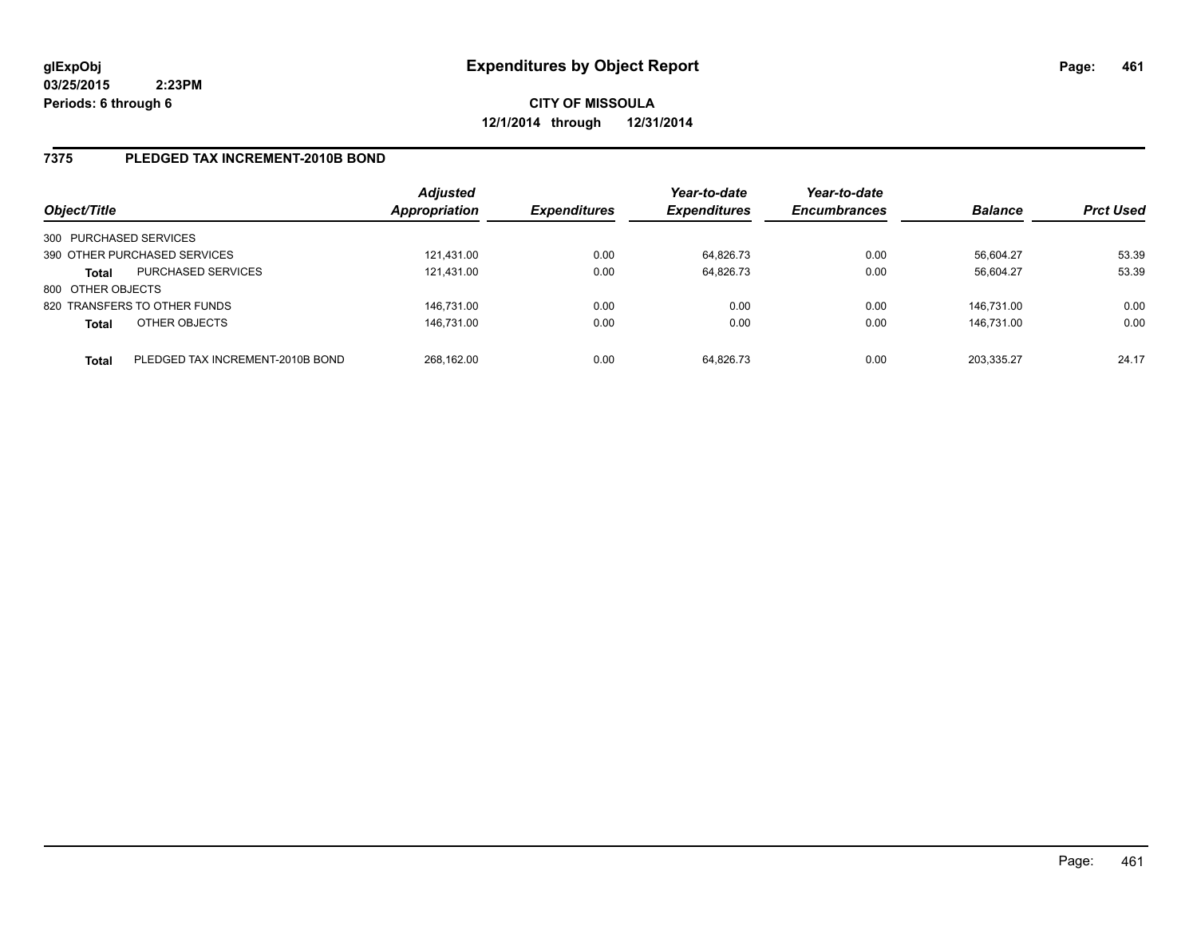**glExpObj**
**03/25/2015 2:23PM**
**Periods: 6 through 6**

# Expenditures by Object Report

**CITY OF MISSOULA**
**12/1/2014 through 12/31/2014**

## 7375 PLEDGED TAX INCREMENT-2010B BOND

| Object/Title | | Adjusted Appropriation | Expenditures | Year-to-date Expenditures | Year-to-date Encumbrances | Balance | Prct Used |
|---|---|---|---|---|---|---|---|
| 300 PURCHASED SERVICES | | | | | | | |
| 390 OTHER PURCHASED SERVICES | | 121,431.00 | 0.00 | 64,826.73 | 0.00 | 56,604.27 | 53.39 |
| **Total** | PURCHASED SERVICES | 121,431.00 | 0.00 | 64,826.73 | 0.00 | 56,604.27 | 53.39 |
| 800 OTHER OBJECTS | | | | | | | |
| 820 TRANSFERS TO OTHER FUNDS | | 146,731.00 | 0.00 | 0.00 | 0.00 | 146,731.00 | 0.00 |
| **Total** | OTHER OBJECTS | 146,731.00 | 0.00 | 0.00 | 0.00 | 146,731.00 | 0.00 |
| **Total** | PLEDGED TAX INCREMENT-2010B BOND | 268,162.00 | 0.00 | 64,826.73 | 0.00 | 203,335.27 | 24.17 |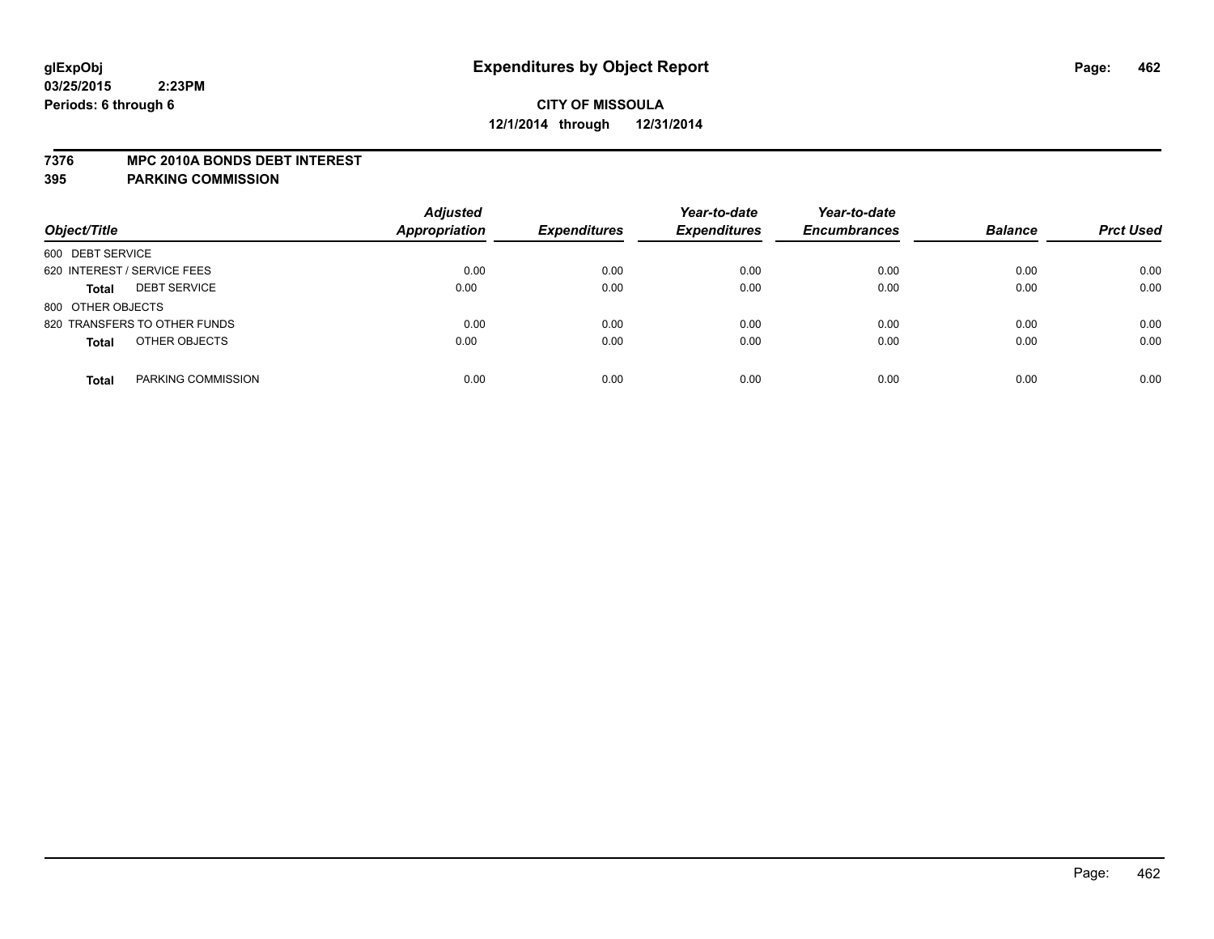**glExpObj** **Expenditures by Object Report**
**03/25/2015 2:23PM**
**Periods: 6 through 6**

**CITY OF MISSOULA**
**12/1/2014 through 12/31/2014**

**7376 MPC 2010A BONDS DEBT INTEREST**
**395 PARKING COMMISSION**

| Object/Title | | Adjusted Appropriation | Expenditures | Year-to-date Expenditures | Year-to-date Encumbrances | Balance | Prct Used |
|---|---|---|---|---|---|---|---|
| 600 DEBT SERVICE | | | | | | | |
| 620 INTEREST / SERVICE FEES | | 0.00 | 0.00 | 0.00 | 0.00 | 0.00 | 0.00 |
| **Total** | DEBT SERVICE | 0.00 | 0.00 | 0.00 | 0.00 | 0.00 | 0.00 |
| 800 OTHER OBJECTS | | | | | | | |
| 820 TRANSFERS TO OTHER FUNDS | | 0.00 | 0.00 | 0.00 | 0.00 | 0.00 | 0.00 |
| **Total** | OTHER OBJECTS | 0.00 | 0.00 | 0.00 | 0.00 | 0.00 | 0.00 |
| **Total** | PARKING COMMISSION | 0.00 | 0.00 | 0.00 | 0.00 | 0.00 | 0.00 |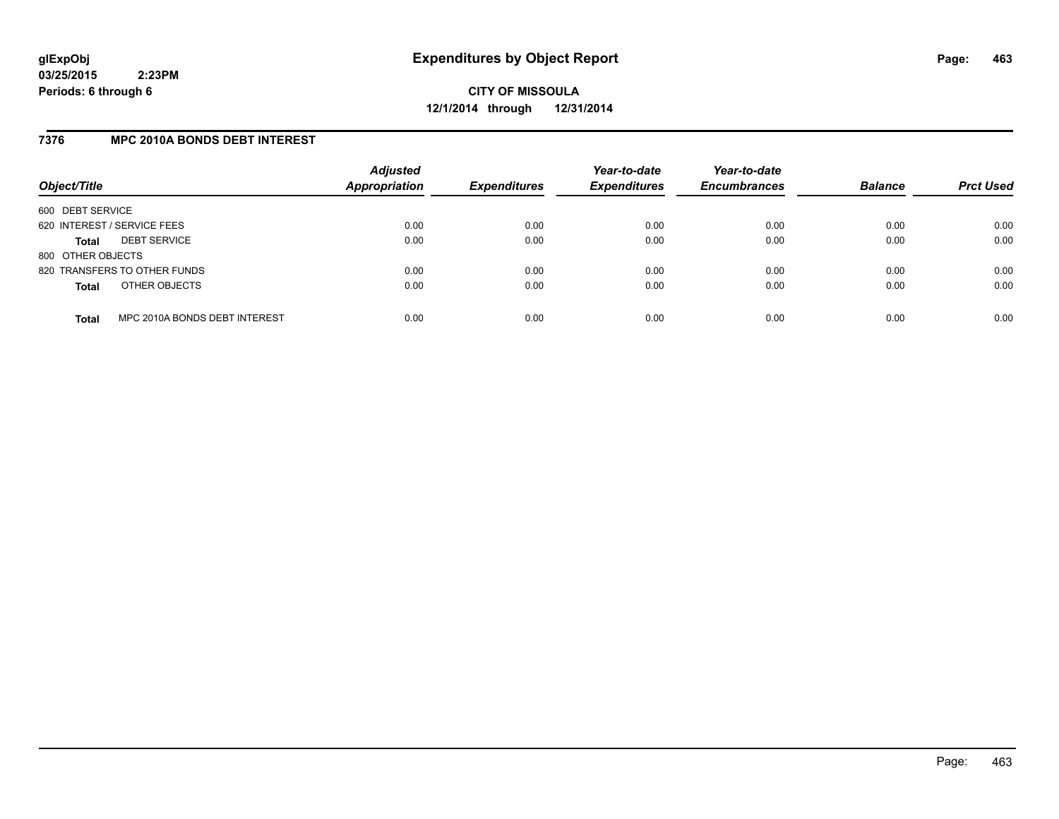**glExpObj**
**03/25/2015 2:23PM**
**Periods: 6 through 6**

# Expenditures by Object Report

**CITY OF MISSOULA**
**12/1/2014 through 12/31/2014**

## 7376 MPC 2010A BONDS DEBT INTEREST

| Object/Title | Adjusted Appropriation | Expenditures | Year-to-date Expenditures | Year-to-date Encumbrances | Balance | Prct Used |
|---|---|---|---|---|---|---|
| 600 DEBT SERVICE | | | | | | |
| 620 INTEREST / SERVICE FEES | 0.00 | 0.00 | 0.00 | 0.00 | 0.00 | 0.00 |
| **Total** DEBT SERVICE | 0.00 | 0.00 | 0.00 | 0.00 | 0.00 | 0.00 |
| 800 OTHER OBJECTS | | | | | | |
| 820 TRANSFERS TO OTHER FUNDS | 0.00 | 0.00 | 0.00 | 0.00 | 0.00 | 0.00 |
| **Total** OTHER OBJECTS | 0.00 | 0.00 | 0.00 | 0.00 | 0.00 | 0.00 |
| **Total** MPC 2010A BONDS DEBT INTEREST | 0.00 | 0.00 | 0.00 | 0.00 | 0.00 | 0.00 |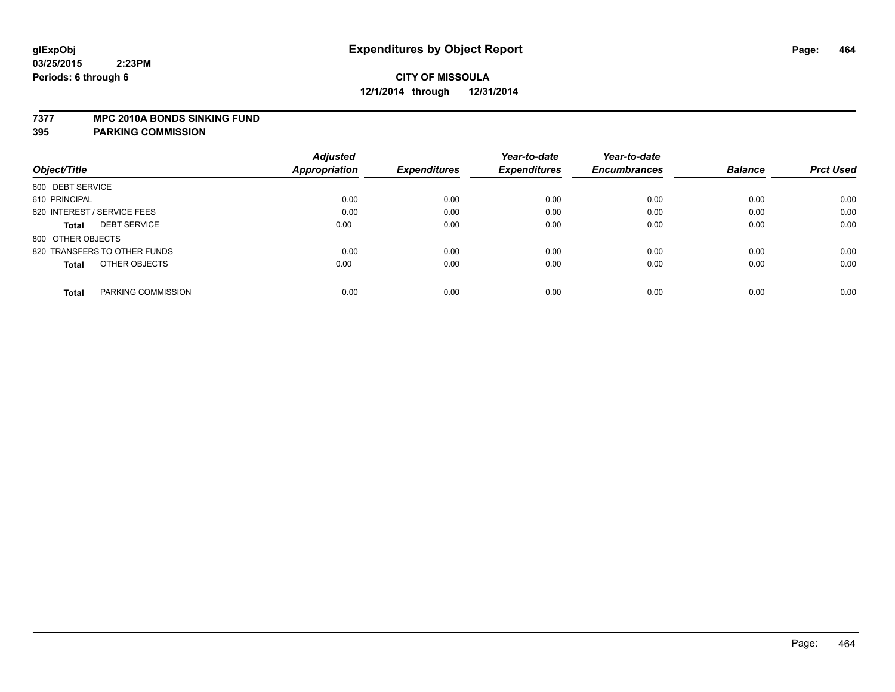**glExpObj** **Expenditures by Object Report**
**03/25/2015 2:23PM**
**Periods: 6 through 6**

**CITY OF MISSOULA**
**12/1/2014 through 12/31/2014**

**7377 MPC 2010A BONDS SINKING FUND**
**395 PARKING COMMISSION**

| Object/Title | | Adjusted Appropriation | Expenditures | Year-to-date Expenditures | Year-to-date Encumbrances | Balance | Prct Used |
|---|---|---|---|---|---|---|---|
| 600 DEBT SERVICE | | | | | | | |
| 610 PRINCIPAL | | 0.00 | 0.00 | 0.00 | 0.00 | 0.00 | 0.00 |
| 620 INTEREST / SERVICE FEES | | 0.00 | 0.00 | 0.00 | 0.00 | 0.00 | 0.00 |
| **Total** | DEBT SERVICE | 0.00 | 0.00 | 0.00 | 0.00 | 0.00 | 0.00 |
| 800 OTHER OBJECTS | | | | | | | |
| 820 TRANSFERS TO OTHER FUNDS | | 0.00 | 0.00 | 0.00 | 0.00 | 0.00 | 0.00 |
| **Total** | OTHER OBJECTS | 0.00 | 0.00 | 0.00 | 0.00 | 0.00 | 0.00 |
| **Total** | PARKING COMMISSION | 0.00 | 0.00 | 0.00 | 0.00 | 0.00 | 0.00 |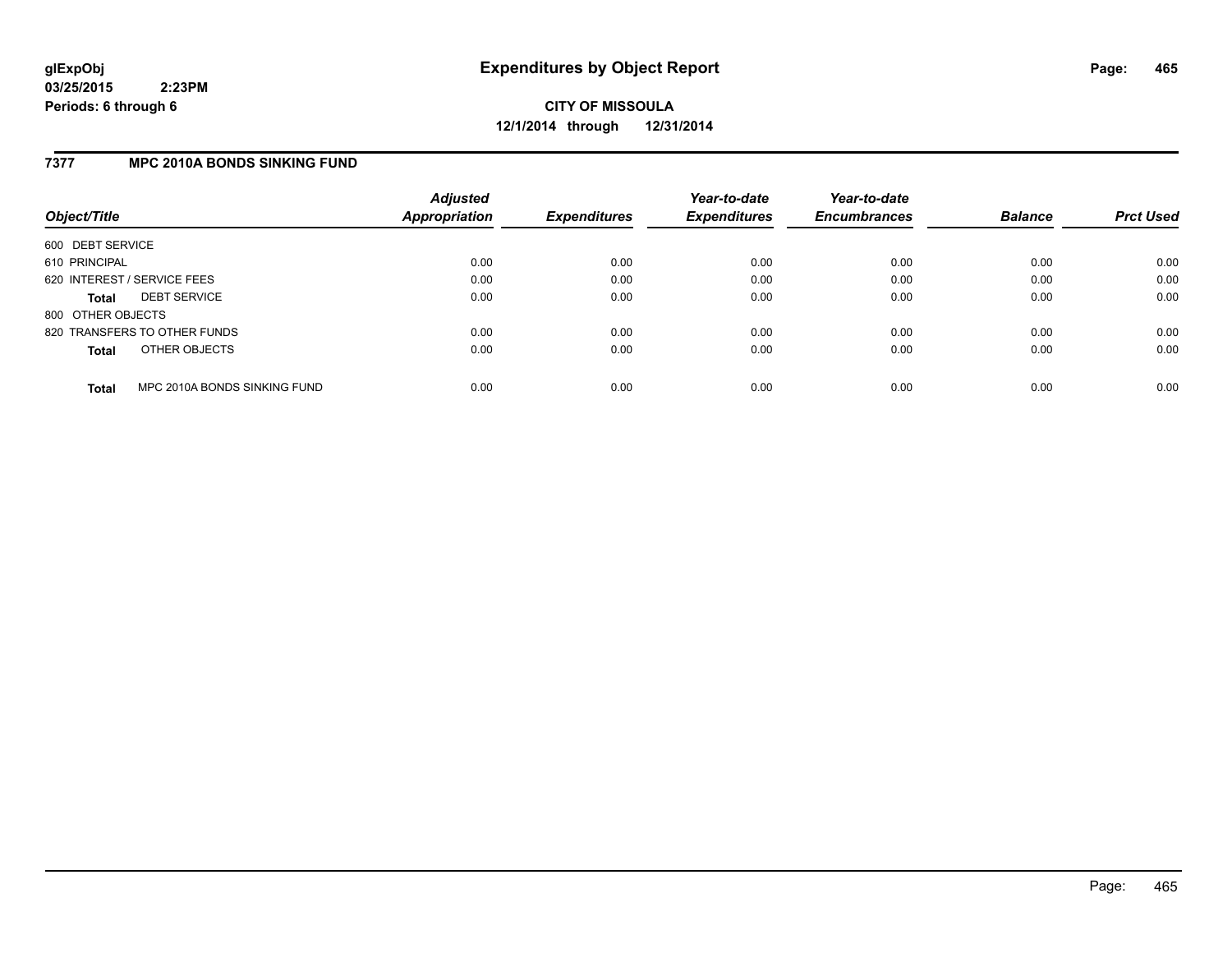glExpObj
03/25/2015 2:23PM
Periods: 6 through 6

# Expenditures by Object Report

**CITY OF MISSOULA**
**12/1/2014 through 12/31/2014**

## 7377 MPC 2010A BONDS SINKING FUND

| Object/Title | Adjusted Appropriation | Expenditures | Year-to-date Expenditures | Year-to-date Encumbrances | Balance | Prct Used |
|---|---|---|---|---|---|---|
| 600 DEBT SERVICE | | | | | | |
| 610 PRINCIPAL | 0.00 | 0.00 | 0.00 | 0.00 | 0.00 | 0.00 |
| 620 INTEREST / SERVICE FEES | 0.00 | 0.00 | 0.00 | 0.00 | 0.00 | 0.00 |
| **Total** DEBT SERVICE | 0.00 | 0.00 | 0.00 | 0.00 | 0.00 | 0.00 |
| 800 OTHER OBJECTS | | | | | | |
| 820 TRANSFERS TO OTHER FUNDS | 0.00 | 0.00 | 0.00 | 0.00 | 0.00 | 0.00 |
| **Total** OTHER OBJECTS | 0.00 | 0.00 | 0.00 | 0.00 | 0.00 | 0.00 |
| **Total** MPC 2010A BONDS SINKING FUND | 0.00 | 0.00 | 0.00 | 0.00 | 0.00 | 0.00 |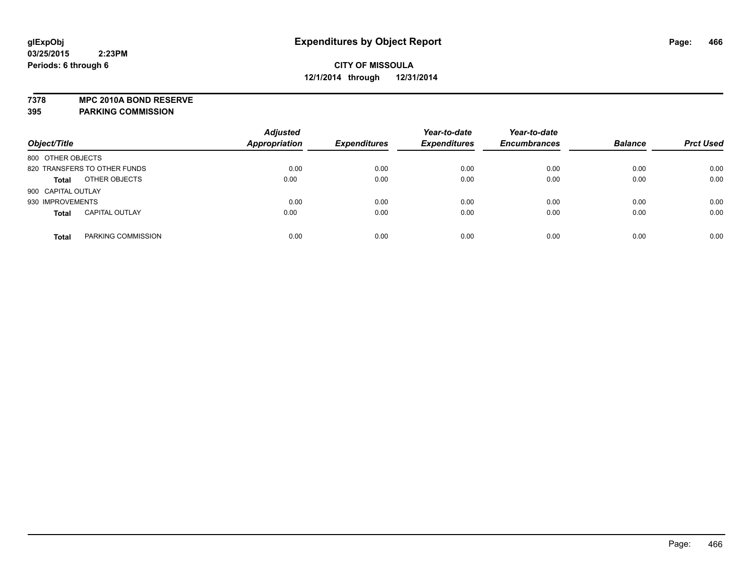**glExpObj**
**03/25/2015 2:23PM**
**Periods: 6 through 6**

# Expenditures by Object Report

**CITY OF MISSOULA**
**12/1/2014 through 12/31/2014**

**7378 MPC 2010A BOND RESERVE**
**395 PARKING COMMISSION**

| Object/Title | | Adjusted Appropriation | Expenditures | Year-to-date Expenditures | Year-to-date Encumbrances | Balance | Prct Used |
|---|---|---|---|---|---|---|---|
| 800 OTHER OBJECTS | | | | | | | |
| 820 TRANSFERS TO OTHER FUNDS | | 0.00 | 0.00 | 0.00 | 0.00 | 0.00 | 0.00 |
| **Total** | OTHER OBJECTS | 0.00 | 0.00 | 0.00 | 0.00 | 0.00 | 0.00 |
| 900 CAPITAL OUTLAY | | | | | | | |
| 930 IMPROVEMENTS | | 0.00 | 0.00 | 0.00 | 0.00 | 0.00 | 0.00 |
| **Total** | CAPITAL OUTLAY | 0.00 | 0.00 | 0.00 | 0.00 | 0.00 | 0.00 |
| **Total** | PARKING COMMISSION | 0.00 | 0.00 | 0.00 | 0.00 | 0.00 | 0.00 |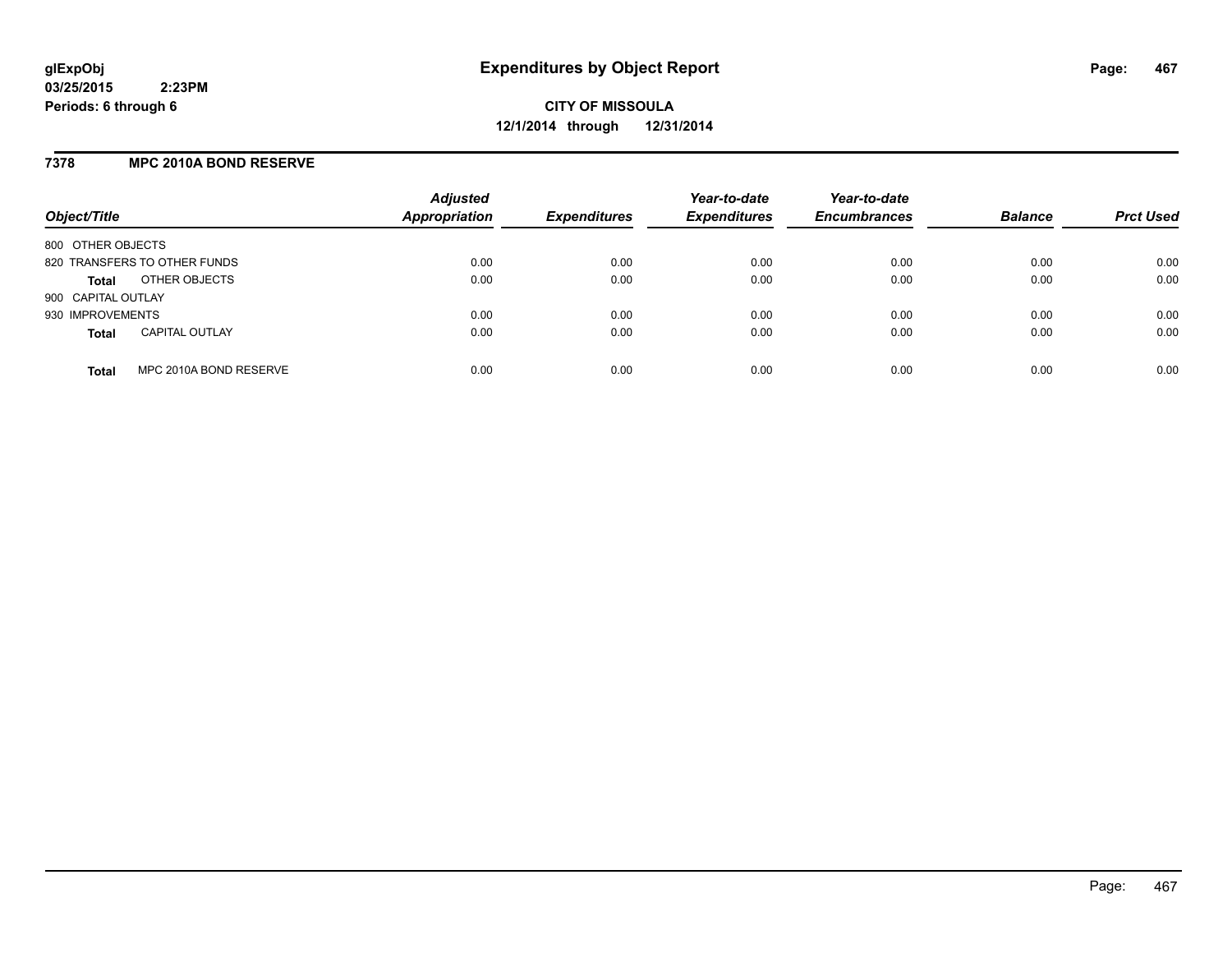# Expenditures by Object Report

glExpObj
03/25/2015 2:23PM
Periods: 6 through 6

**CITY OF MISSOULA**
**12/1/2014 through 12/31/2014**

## 7378 MPC 2010A BOND RESERVE

| Object/Title | | Adjusted Appropriation | Expenditures | Year-to-date Expenditures | Year-to-date Encumbrances | Balance | Prct Used |
|---|---|---|---|---|---|---|---|
| 800 OTHER OBJECTS | | | | | | | |
| 820 TRANSFERS TO OTHER FUNDS | | 0.00 | 0.00 | 0.00 | 0.00 | 0.00 | 0.00 |
| **Total** | OTHER OBJECTS | 0.00 | 0.00 | 0.00 | 0.00 | 0.00 | 0.00 |
| 900 CAPITAL OUTLAY | | | | | | | |
| 930 IMPROVEMENTS | | 0.00 | 0.00 | 0.00 | 0.00 | 0.00 | 0.00 |
| **Total** | CAPITAL OUTLAY | 0.00 | 0.00 | 0.00 | 0.00 | 0.00 | 0.00 |
| **Total** | MPC 2010A BOND RESERVE | 0.00 | 0.00 | 0.00 | 0.00 | 0.00 | 0.00 |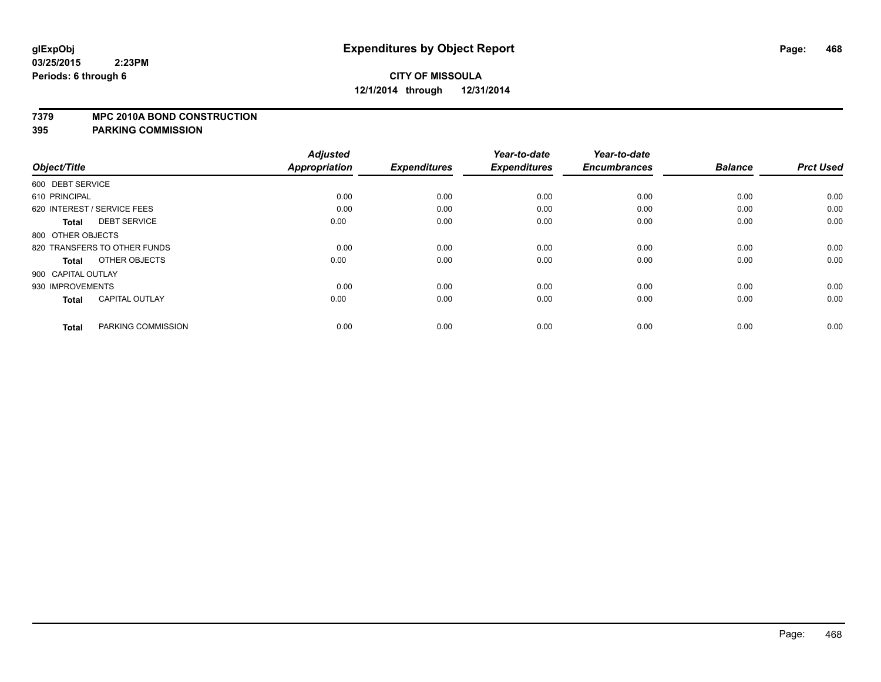# Expenditures by Object Report

glExpObj
03/25/2015 2:23PM
Periods: 6 through 6

**CITY OF MISSOULA**
**12/1/2014 through 12/31/2014**

## 7379 MPC 2010A BOND CONSTRUCTION
## 395 PARKING COMMISSION

| Object/Title | | Adjusted Appropriation | Expenditures | Year-to-date Expenditures | Year-to-date Encumbrances | Balance | Prct Used |
|---|---|---|---|---|---|---|---|
| 600 DEBT SERVICE | | | | | | | |
| 610 PRINCIPAL | | 0.00 | 0.00 | 0.00 | 0.00 | 0.00 | 0.00 |
| 620 INTEREST / SERVICE FEES | | 0.00 | 0.00 | 0.00 | 0.00 | 0.00 | 0.00 |
| **Total** | DEBT SERVICE | 0.00 | 0.00 | 0.00 | 0.00 | 0.00 | 0.00 |
| 800 OTHER OBJECTS | | | | | | | |
| 820 TRANSFERS TO OTHER FUNDS | | 0.00 | 0.00 | 0.00 | 0.00 | 0.00 | 0.00 |
| **Total** | OTHER OBJECTS | 0.00 | 0.00 | 0.00 | 0.00 | 0.00 | 0.00 |
| 900 CAPITAL OUTLAY | | | | | | | |
| 930 IMPROVEMENTS | | 0.00 | 0.00 | 0.00 | 0.00 | 0.00 | 0.00 |
| **Total** | CAPITAL OUTLAY | 0.00 | 0.00 | 0.00 | 0.00 | 0.00 | 0.00 |
| **Total** | PARKING COMMISSION | 0.00 | 0.00 | 0.00 | 0.00 | 0.00 | 0.00 |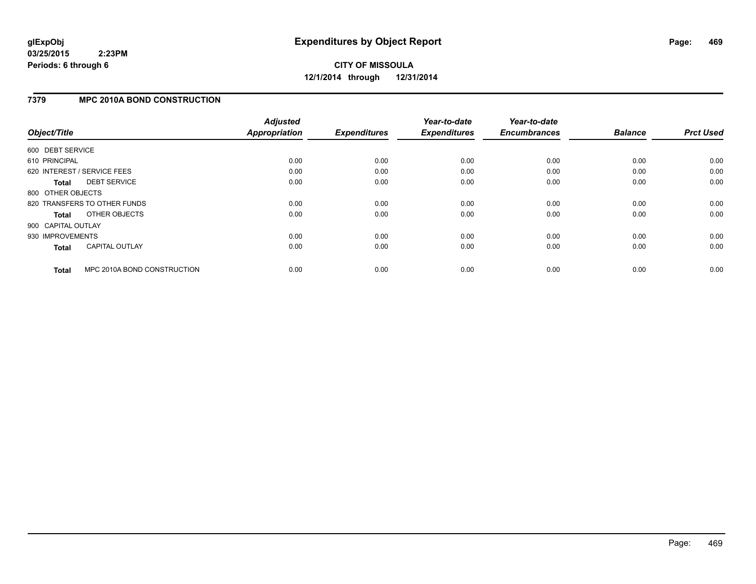glExpObj
03/25/2015 2:23PM
Periods: 6 through 6

# Expenditures by Object Report

**CITY OF MISSOULA**
**12/1/2014 through 12/31/2014**

## 7379 MPC 2010A BOND CONSTRUCTION

| Object/Title | Adjusted Appropriation | Expenditures | Year-to-date Expenditures | Year-to-date Encumbrances | Balance | Prct Used |
|---|---|---|---|---|---|---|
| 600 DEBT SERVICE | | | | | | |
| 610 PRINCIPAL | 0.00 | 0.00 | 0.00 | 0.00 | 0.00 | 0.00 |
| 620 INTEREST / SERVICE FEES | 0.00 | 0.00 | 0.00 | 0.00 | 0.00 | 0.00 |
| **Total** DEBT SERVICE | 0.00 | 0.00 | 0.00 | 0.00 | 0.00 | 0.00 |
| 800 OTHER OBJECTS | | | | | | |
| 820 TRANSFERS TO OTHER FUNDS | 0.00 | 0.00 | 0.00 | 0.00 | 0.00 | 0.00 |
| **Total** OTHER OBJECTS | 0.00 | 0.00 | 0.00 | 0.00 | 0.00 | 0.00 |
| 900 CAPITAL OUTLAY | | | | | | |
| 930 IMPROVEMENTS | 0.00 | 0.00 | 0.00 | 0.00 | 0.00 | 0.00 |
| **Total** CAPITAL OUTLAY | 0.00 | 0.00 | 0.00 | 0.00 | 0.00 | 0.00 |
| **Total** MPC 2010A BOND CONSTRUCTION | 0.00 | 0.00 | 0.00 | 0.00 | 0.00 | 0.00 |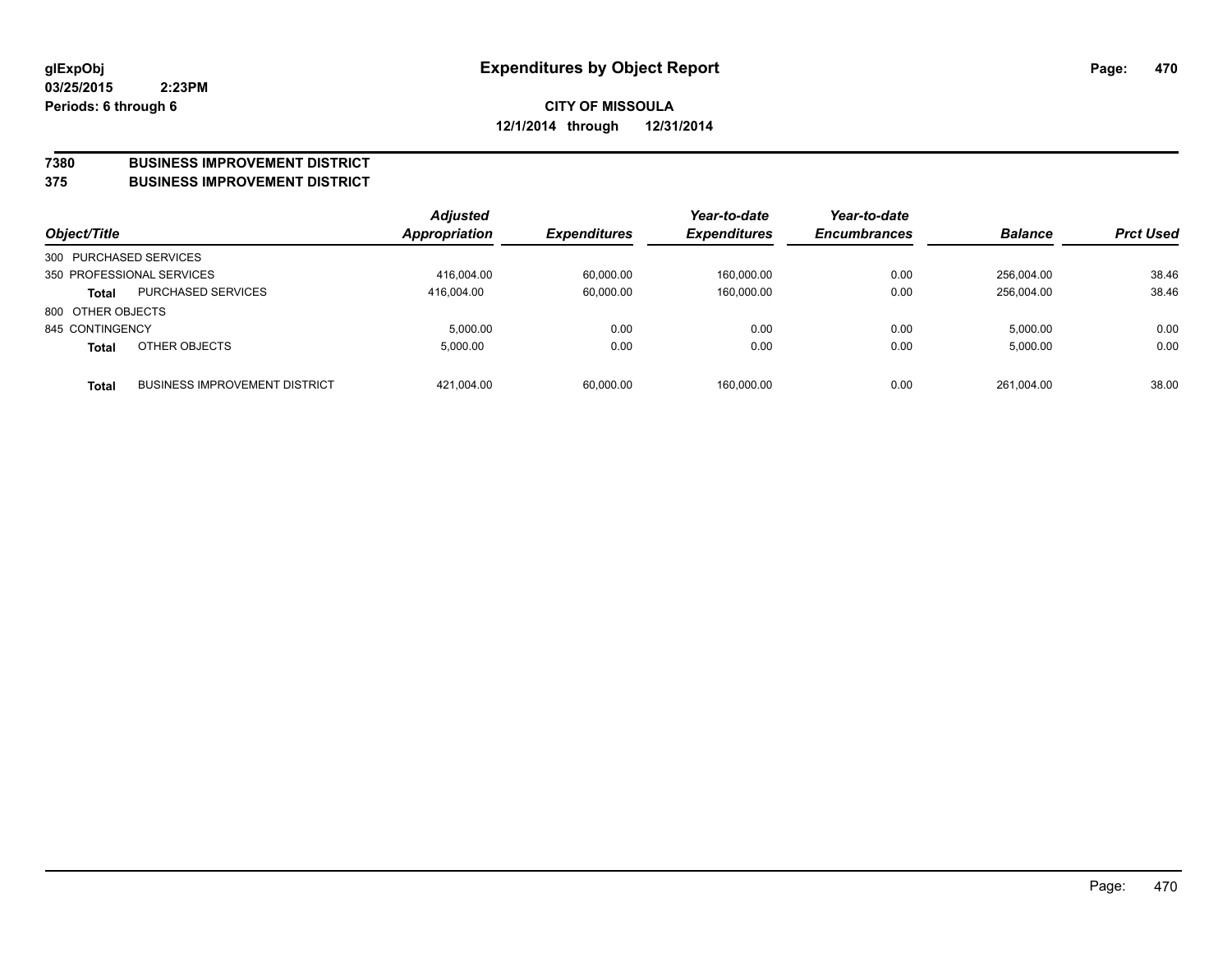glExpObj
03/25/2015 2:23PM
Periods: 6 through 6

# Expenditures by Object Report

**CITY OF MISSOULA**
**12/1/2014 through 12/31/2014**

**7380 BUSINESS IMPROVEMENT DISTRICT**
**375 BUSINESS IMPROVEMENT DISTRICT**

| Object/Title | | Adjusted Appropriation | Expenditures | Year-to-date Expenditures | Year-to-date Encumbrances | Balance | Prct Used |
|---|---|---|---|---|---|---|---|
| 300 PURCHASED SERVICES | | | | | | | |
| 350 PROFESSIONAL SERVICES | | 416,004.00 | 60,000.00 | 160,000.00 | 0.00 | 256,004.00 | 38.46 |
| **Total** | PURCHASED SERVICES | 416,004.00 | 60,000.00 | 160,000.00 | 0.00 | 256,004.00 | 38.46 |
| 800 OTHER OBJECTS | | | | | | | |
| 845 CONTINGENCY | | 5,000.00 | 0.00 | 0.00 | 0.00 | 5,000.00 | 0.00 |
| **Total** | OTHER OBJECTS | 5,000.00 | 0.00 | 0.00 | 0.00 | 5,000.00 | 0.00 |
| **Total** | BUSINESS IMPROVEMENT DISTRICT | 421,004.00 | 60,000.00 | 160,000.00 | 0.00 | 261,004.00 | 38.00 |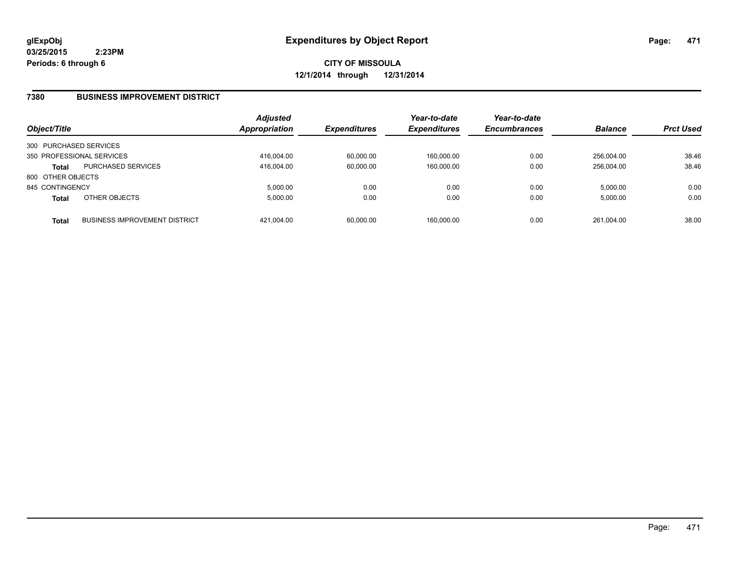**glExpObj**
**03/25/2015 2:23PM**
**Periods: 6 through 6**

# Expenditures by Object Report

**CITY OF MISSOULA**
**12/1/2014 through 12/31/2014**

## 7380 BUSINESS IMPROVEMENT DISTRICT

| Object/Title | | Adjusted Appropriation | Expenditures | Year-to-date Expenditures | Year-to-date Encumbrances | Balance | Prct Used |
|---|---|---|---|---|---|---|---|
| 300 PURCHASED SERVICES | | | | | | | |
| 350 PROFESSIONAL SERVICES | | 416,004.00 | 60,000.00 | 160,000.00 | 0.00 | 256,004.00 | 38.46 |
| **Total** | PURCHASED SERVICES | 416,004.00 | 60,000.00 | 160,000.00 | 0.00 | 256,004.00 | 38.46 |
| 800 OTHER OBJECTS | | | | | | | |
| 845 CONTINGENCY | | 5,000.00 | 0.00 | 0.00 | 0.00 | 5,000.00 | 0.00 |
| **Total** | OTHER OBJECTS | 5,000.00 | 0.00 | 0.00 | 0.00 | 5,000.00 | 0.00 |
| **Total** | BUSINESS IMPROVEMENT DISTRICT | 421,004.00 | 60,000.00 | 160,000.00 | 0.00 | 261,004.00 | 38.00 |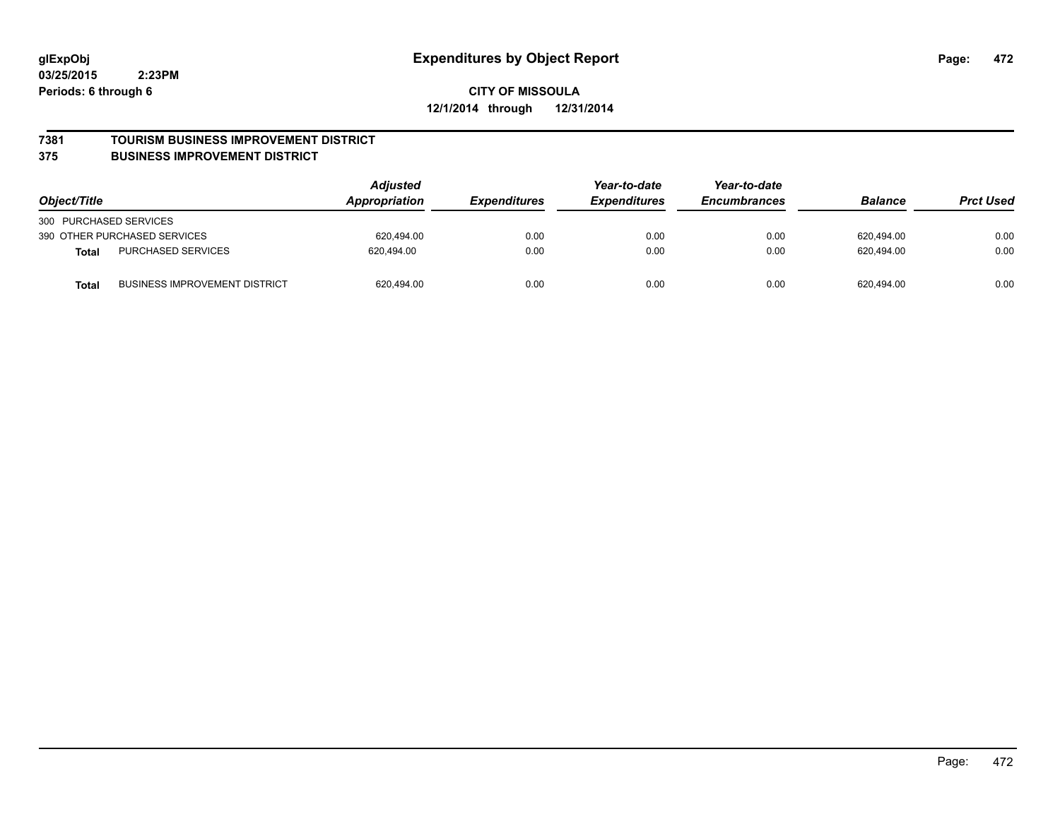**glExpObj**
**03/25/2015 2:23PM**
**Periods: 6 through 6**

# Expenditures by Object Report

**CITY OF MISSOULA**
**12/1/2014 through 12/31/2014**

**7381 TOURISM BUSINESS IMPROVEMENT DISTRICT**
**375 BUSINESS IMPROVEMENT DISTRICT**

| Object/Title | | Adjusted Appropriation | Expenditures | Year-to-date Expenditures | Year-to-date Encumbrances | Balance | Prct Used |
|---|---|---|---|---|---|---|---|
| 300 PURCHASED SERVICES | | | | | | | |
| 390 OTHER PURCHASED SERVICES | | 620,494.00 | 0.00 | 0.00 | 0.00 | 620,494.00 | 0.00 |
| **Total** | PURCHASED SERVICES | 620,494.00 | 0.00 | 0.00 | 0.00 | 620,494.00 | 0.00 |
| **Total** | BUSINESS IMPROVEMENT DISTRICT | 620,494.00 | 0.00 | 0.00 | 0.00 | 620,494.00 | 0.00 |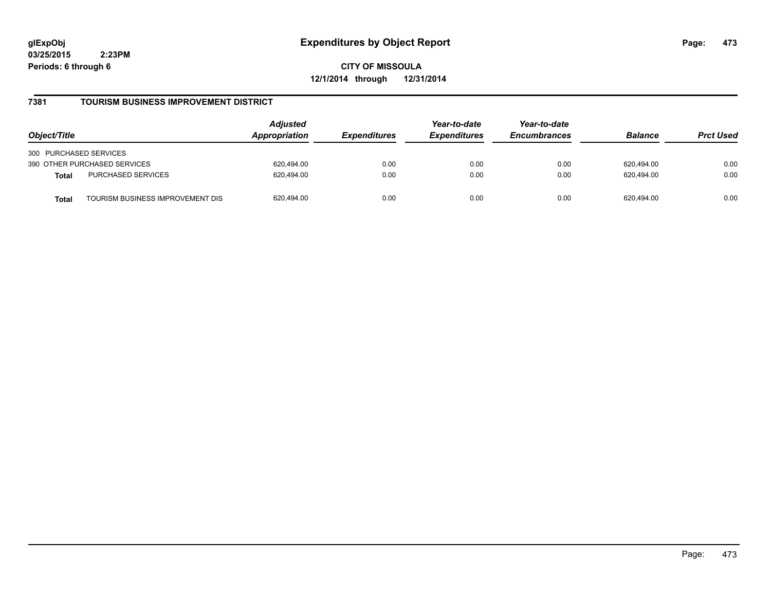**glExpObj**
**03/25/2015 2:23PM**
**Periods: 6 through 6**

# Expenditures by Object Report

**CITY OF MISSOULA**
**12/1/2014 through 12/31/2014**

## 7381 TOURISM BUSINESS IMPROVEMENT DISTRICT

| Object/Title | | Adjusted Appropriation | Expenditures | Year-to-date Expenditures | Year-to-date Encumbrances | Balance | Prct Used |
|---|---|---|---|---|---|---|---|
| 300 PURCHASED SERVICES | | | | | | | |
| 390 OTHER PURCHASED SERVICES | | 620,494.00 | 0.00 | 0.00 | 0.00 | 620,494.00 | 0.00 |
| **Total** | PURCHASED SERVICES | 620,494.00 | 0.00 | 0.00 | 0.00 | 620,494.00 | 0.00 |
| **Total** | TOURISM BUSINESS IMPROVEMENT DIS | 620,494.00 | 0.00 | 0.00 | 0.00 | 620,494.00 | 0.00 |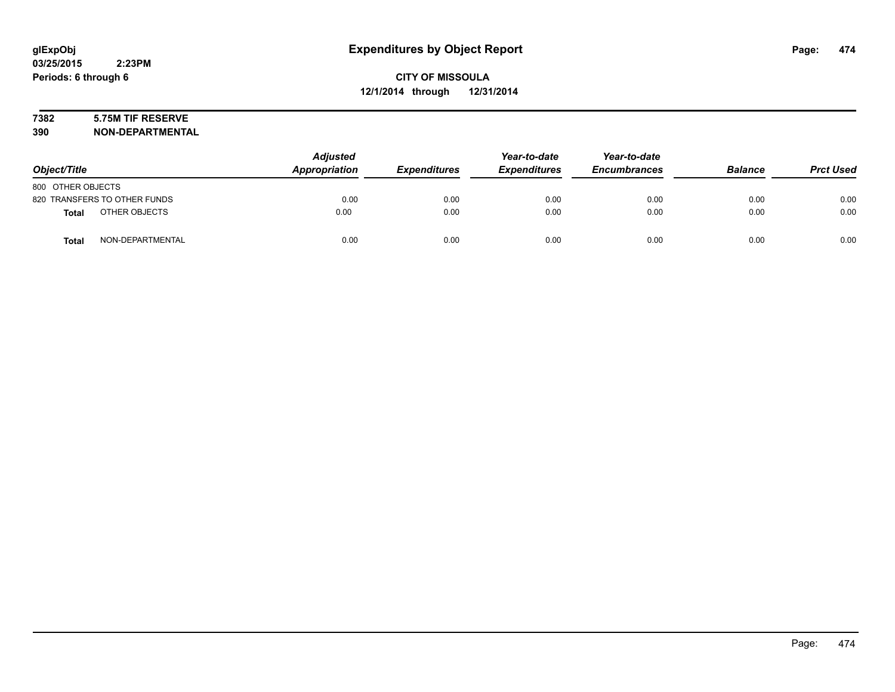# Expenditures by Object Report

**CITY OF MISSOULA**
**12/1/2014 through 12/31/2014**

glExpObj
03/25/2015 2:23PM
Periods: 6 through 6

**7382 5.75M TIF RESERVE**
**390 NON-DEPARTMENTAL**

| Object/Title | | Adjusted Appropriation | Expenditures | Year-to-date Expenditures | Year-to-date Encumbrances | Balance | Prct Used |
|---|---|---|---|---|---|---|---|
| 800 OTHER OBJECTS | | | | | | | |
| 820 TRANSFERS TO OTHER FUNDS | | 0.00 | 0.00 | 0.00 | 0.00 | 0.00 | 0.00 |
| **Total** | OTHER OBJECTS | 0.00 | 0.00 | 0.00 | 0.00 | 0.00 | 0.00 |
| **Total** | NON-DEPARTMENTAL | 0.00 | 0.00 | 0.00 | 0.00 | 0.00 | 0.00 |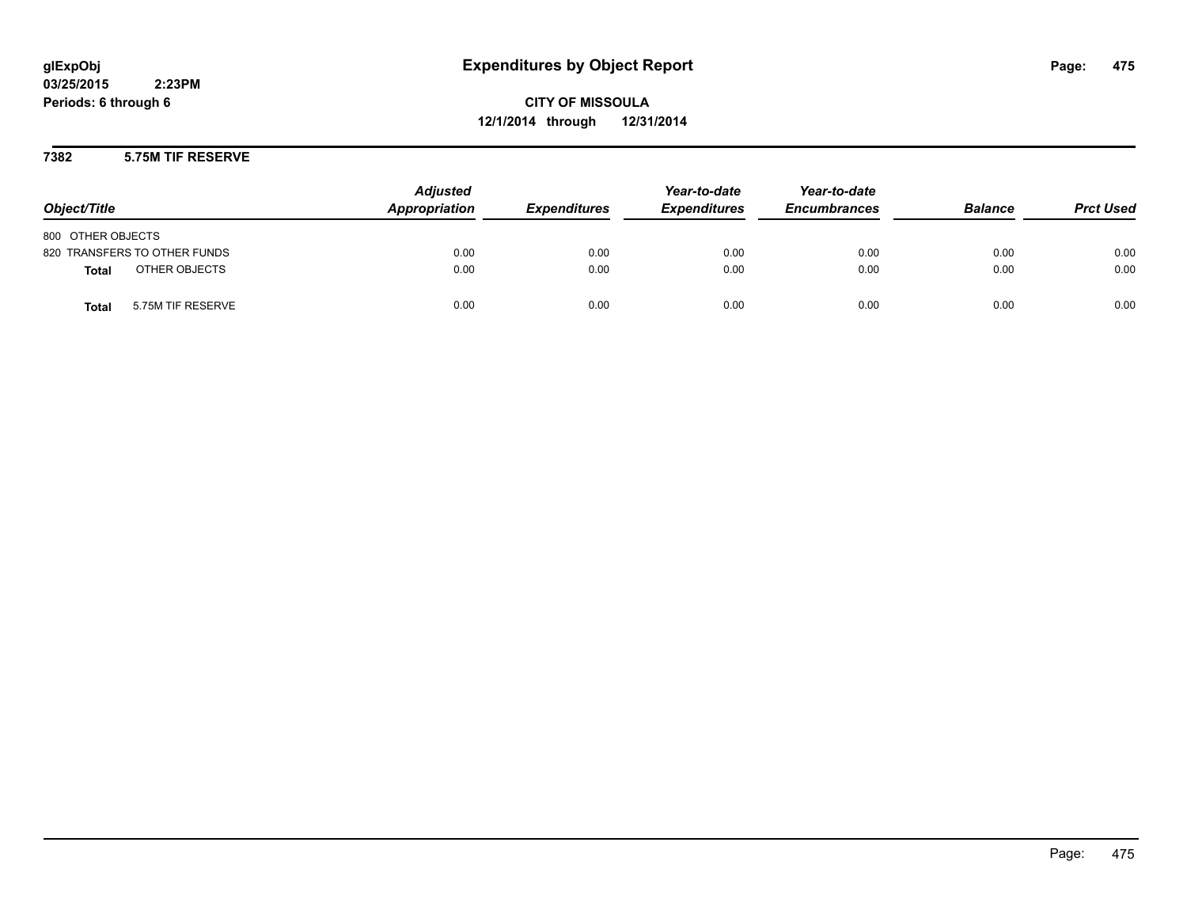# Expenditures by Object Report

glExpObj
03/25/2015 2:23PM
Periods: 6 through 6

**CITY OF MISSOULA**
**12/1/2014 through 12/31/2014**

## 7382 5.75M TIF RESERVE

| Object/Title | | Adjusted Appropriation | Expenditures | Year-to-date Expenditures | Year-to-date Encumbrances | Balance | Prct Used |
|---|---|---|---|---|---|---|---|
| 800 OTHER OBJECTS | | | | | | | |
| 820 TRANSFERS TO OTHER FUNDS | | 0.00 | 0.00 | 0.00 | 0.00 | 0.00 | 0.00 |
| **Total** | OTHER OBJECTS | 0.00 | 0.00 | 0.00 | 0.00 | 0.00 | 0.00 |
| **Total** | 5.75M TIF RESERVE | 0.00 | 0.00 | 0.00 | 0.00 | 0.00 | 0.00 |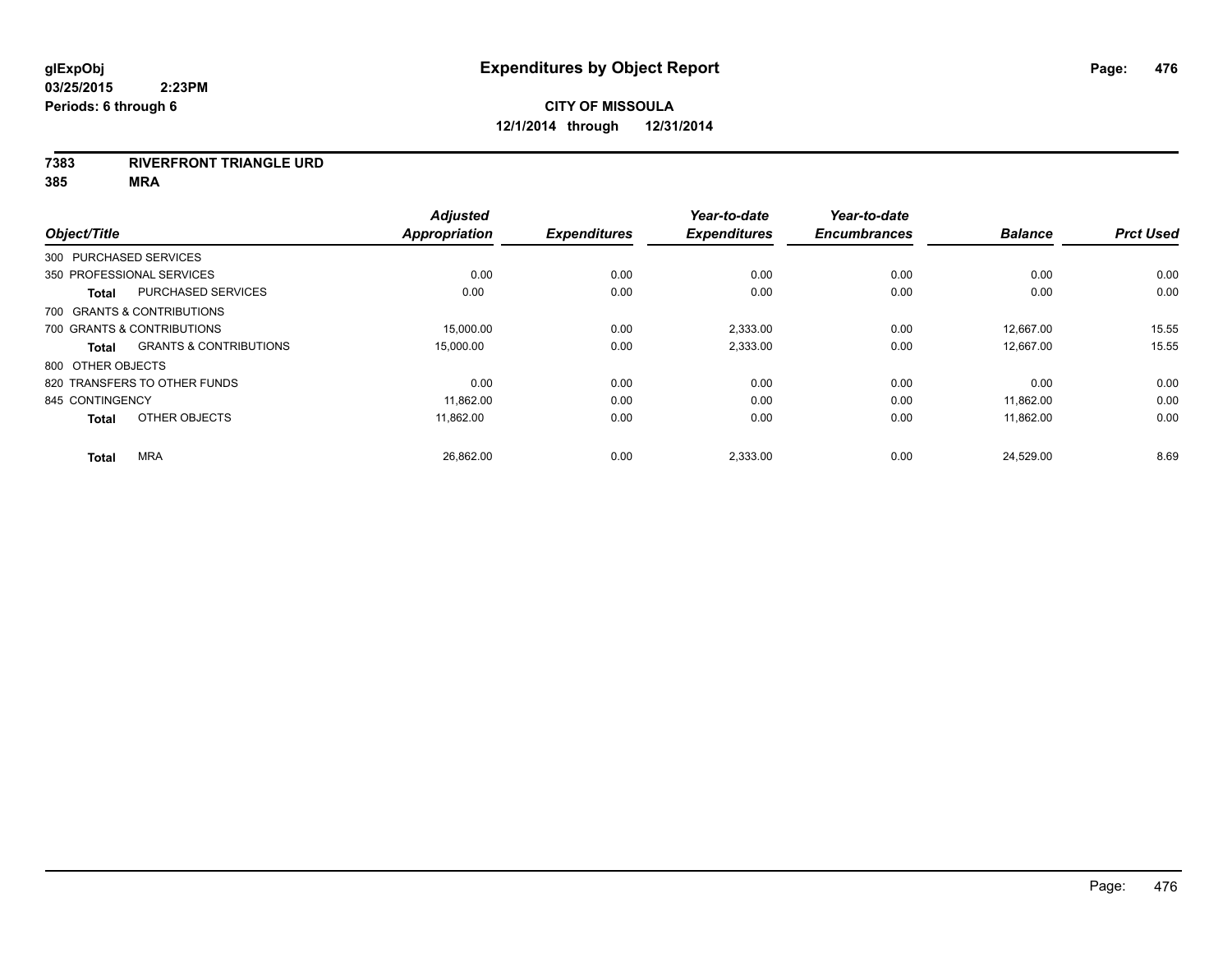**glExpObj**
**03/25/2015 2:23PM**
**Periods: 6 through 6**

# Expenditures by Object Report

**CITY OF MISSOULA**
**12/1/2014 through 12/31/2014**

**7383 RIVERFRONT TRIANGLE URD**
**385 MRA**

| Object/Title | | Adjusted Appropriation | Expenditures | Year-to-date Expenditures | Year-to-date Encumbrances | Balance | Prct Used |
|---|---|---|---|---|---|---|---|
| 300 PURCHASED SERVICES | | | | | | | |
| 350 PROFESSIONAL SERVICES | | 0.00 | 0.00 | 0.00 | 0.00 | 0.00 | 0.00 |
| **Total** | PURCHASED SERVICES | 0.00 | 0.00 | 0.00 | 0.00 | 0.00 | 0.00 |
| 700 GRANTS & CONTRIBUTIONS | | | | | | | |
| 700 GRANTS & CONTRIBUTIONS | | 15,000.00 | 0.00 | 2,333.00 | 0.00 | 12,667.00 | 15.55 |
| **Total** | GRANTS & CONTRIBUTIONS | 15,000.00 | 0.00 | 2,333.00 | 0.00 | 12,667.00 | 15.55 |
| 800 OTHER OBJECTS | | | | | | | |
| 820 TRANSFERS TO OTHER FUNDS | | 0.00 | 0.00 | 0.00 | 0.00 | 0.00 | 0.00 |
| 845 CONTINGENCY | | 11,862.00 | 0.00 | 0.00 | 0.00 | 11,862.00 | 0.00 |
| **Total** | OTHER OBJECTS | 11,862.00 | 0.00 | 0.00 | 0.00 | 11,862.00 | 0.00 |
| **Total** | MRA | 26,862.00 | 0.00 | 2,333.00 | 0.00 | 24,529.00 | 8.69 |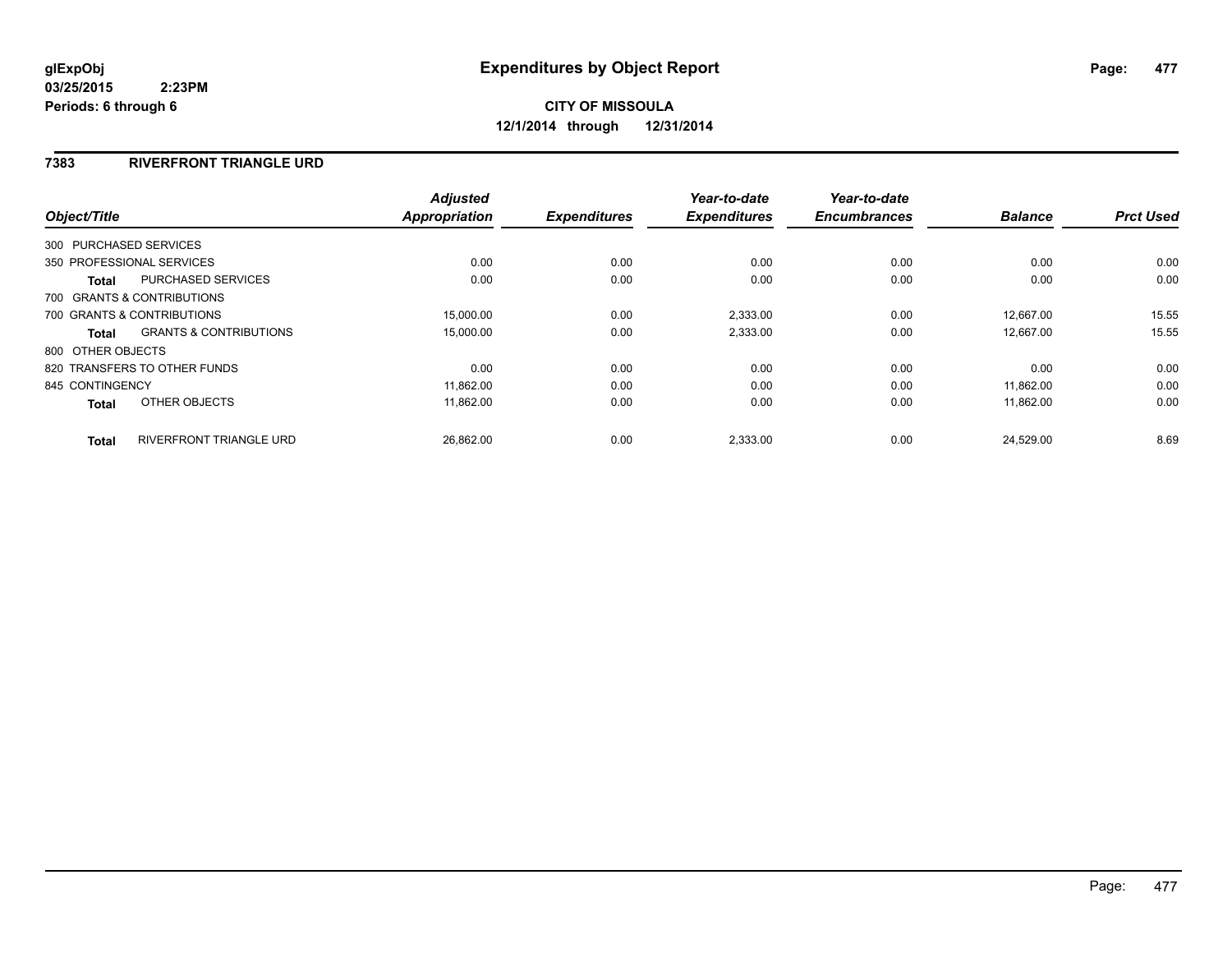**glExpObj**
**03/25/2015 2:23PM**
**Periods: 6 through 6**

# Expenditures by Object Report

**CITY OF MISSOULA**
**12/1/2014 through 12/31/2014**

## 7383 RIVERFRONT TRIANGLE URD

| Object/Title | | Adjusted Appropriation | Expenditures | Year-to-date Expenditures | Year-to-date Encumbrances | Balance | Prct Used |
|---|---|---|---|---|---|---|---|
| 300 PURCHASED SERVICES | | | | | | | |
| 350 PROFESSIONAL SERVICES | | 0.00 | 0.00 | 0.00 | 0.00 | 0.00 | 0.00 |
| **Total** | PURCHASED SERVICES | 0.00 | 0.00 | 0.00 | 0.00 | 0.00 | 0.00 |
| 700 GRANTS & CONTRIBUTIONS | | | | | | | |
| 700 GRANTS & CONTRIBUTIONS | | 15,000.00 | 0.00 | 2,333.00 | 0.00 | 12,667.00 | 15.55 |
| **Total** | GRANTS & CONTRIBUTIONS | 15,000.00 | 0.00 | 2,333.00 | 0.00 | 12,667.00 | 15.55 |
| 800 OTHER OBJECTS | | | | | | | |
| 820 TRANSFERS TO OTHER FUNDS | | 0.00 | 0.00 | 0.00 | 0.00 | 0.00 | 0.00 |
| 845 CONTINGENCY | | 11,862.00 | 0.00 | 0.00 | 0.00 | 11,862.00 | 0.00 |
| **Total** | OTHER OBJECTS | 11,862.00 | 0.00 | 0.00 | 0.00 | 11,862.00 | 0.00 |
| **Total** | RIVERFRONT TRIANGLE URD | 26,862.00 | 0.00 | 2,333.00 | 0.00 | 24,529.00 | 8.69 |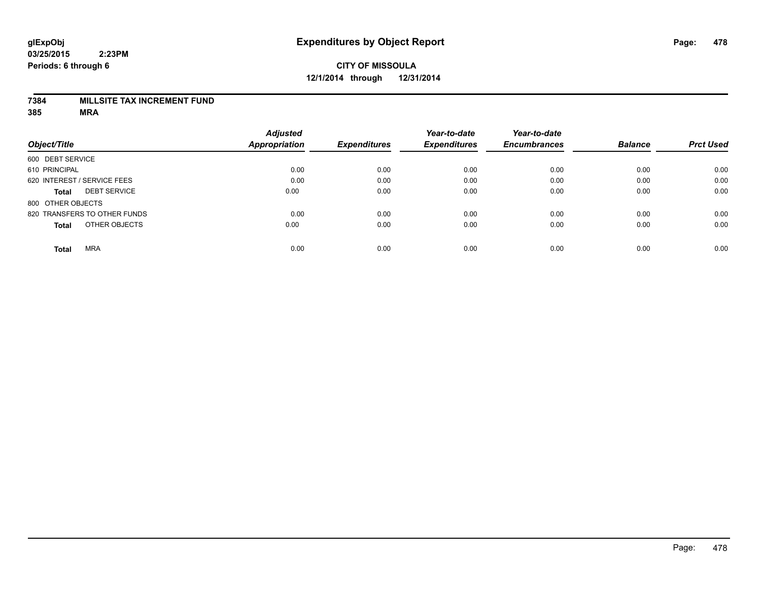glExpObj
03/25/2015 2:23PM
Periods: 6 through 6

# Expenditures by Object Report

**CITY OF MISSOULA**
**12/1/2014 through 12/31/2014**

**7384 MILLSITE TAX INCREMENT FUND**
**385 MRA**

| Object/Title | Adjusted Appropriation | Expenditures | Year-to-date Expenditures | Year-to-date Encumbrances | Balance | Prct Used |
|---|---|---|---|---|---|---|
| 600 DEBT SERVICE | | | | | | |
| 610 PRINCIPAL | 0.00 | 0.00 | 0.00 | 0.00 | 0.00 | 0.00 |
| 620 INTEREST / SERVICE FEES | 0.00 | 0.00 | 0.00 | 0.00 | 0.00 | 0.00 |
| **Total** DEBT SERVICE | 0.00 | 0.00 | 0.00 | 0.00 | 0.00 | 0.00 |
| 800 OTHER OBJECTS | | | | | | |
| 820 TRANSFERS TO OTHER FUNDS | 0.00 | 0.00 | 0.00 | 0.00 | 0.00 | 0.00 |
| **Total** OTHER OBJECTS | 0.00 | 0.00 | 0.00 | 0.00 | 0.00 | 0.00 |
| **Total** MRA | 0.00 | 0.00 | 0.00 | 0.00 | 0.00 | 0.00 |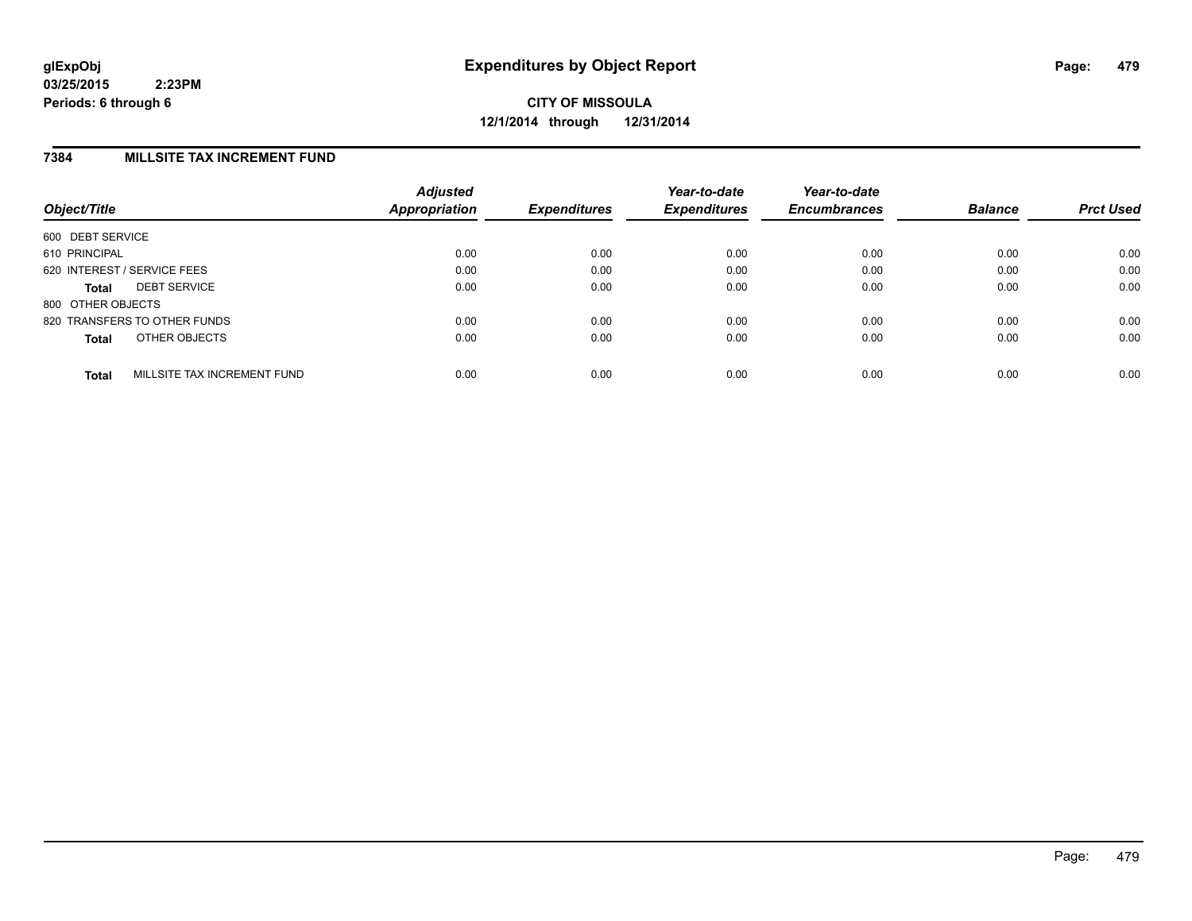# Expenditures by Object Report

glExpObj
03/25/2015 2:23PM
Periods: 6 through 6

**CITY OF MISSOULA**
**12/1/2014 through 12/31/2014**

## 7384 MILLSITE TAX INCREMENT FUND

| Object/Title | | Adjusted Appropriation | Expenditures | Year-to-date Expenditures | Year-to-date Encumbrances | Balance | Prct Used |
|---|---|---|---|---|---|---|---|
| 600 DEBT SERVICE | | | | | | | |
| 610 PRINCIPAL | | 0.00 | 0.00 | 0.00 | 0.00 | 0.00 | 0.00 |
| 620 INTEREST / SERVICE FEES | | 0.00 | 0.00 | 0.00 | 0.00 | 0.00 | 0.00 |
| **Total** | DEBT SERVICE | 0.00 | 0.00 | 0.00 | 0.00 | 0.00 | 0.00 |
| 800 OTHER OBJECTS | | | | | | | |
| 820 TRANSFERS TO OTHER FUNDS | | 0.00 | 0.00 | 0.00 | 0.00 | 0.00 | 0.00 |
| **Total** | OTHER OBJECTS | 0.00 | 0.00 | 0.00 | 0.00 | 0.00 | 0.00 |
| **Total** | MILLSITE TAX INCREMENT FUND | 0.00 | 0.00 | 0.00 | 0.00 | 0.00 | 0.00 |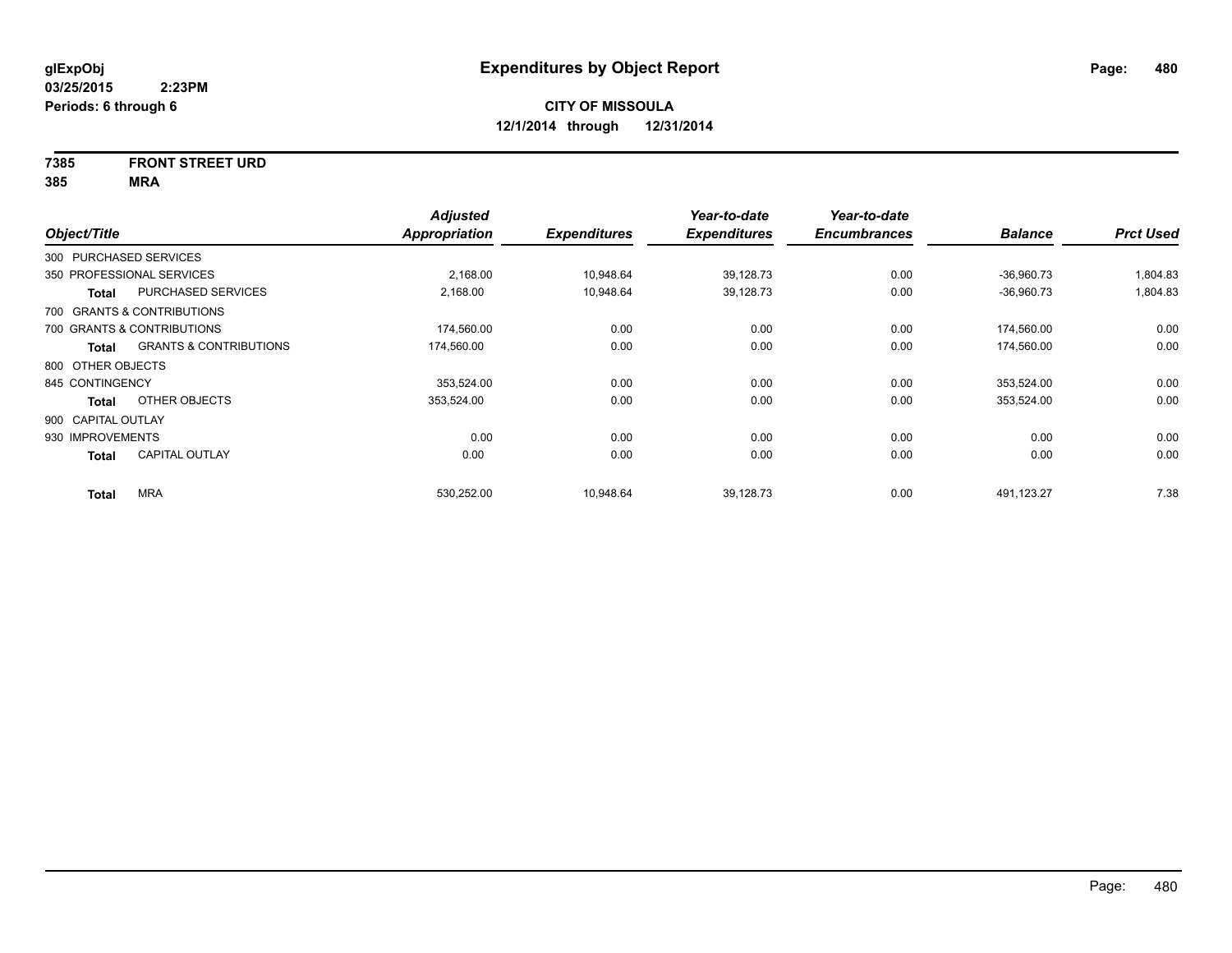**glExpObj**
**03/25/2015 2:23PM**
**Periods: 6 through 6**

# Expenditures by Object Report

**CITY OF MISSOULA**
**12/1/2014 through 12/31/2014**

**7385 FRONT STREET URD**
**385 MRA**

| Object/Title | | Adjusted Appropriation | Expenditures | Year-to-date Expenditures | Year-to-date Encumbrances | Balance | Prct Used |
|---|---|---|---|---|---|---|---|
| 300 PURCHASED SERVICES | | | | | | | |
| 350 PROFESSIONAL SERVICES | | 2,168.00 | 10,948.64 | 39,128.73 | 0.00 | -36,960.73 | 1,804.83 |
| **Total** | PURCHASED SERVICES | 2,168.00 | 10,948.64 | 39,128.73 | 0.00 | -36,960.73 | 1,804.83 |
| 700 GRANTS & CONTRIBUTIONS | | | | | | | |
| 700 GRANTS & CONTRIBUTIONS | | 174,560.00 | 0.00 | 0.00 | 0.00 | 174,560.00 | 0.00 |
| **Total** | GRANTS & CONTRIBUTIONS | 174,560.00 | 0.00 | 0.00 | 0.00 | 174,560.00 | 0.00 |
| 800 OTHER OBJECTS | | | | | | | |
| 845 CONTINGENCY | | 353,524.00 | 0.00 | 0.00 | 0.00 | 353,524.00 | 0.00 |
| **Total** | OTHER OBJECTS | 353,524.00 | 0.00 | 0.00 | 0.00 | 353,524.00 | 0.00 |
| 900 CAPITAL OUTLAY | | | | | | | |
| 930 IMPROVEMENTS | | 0.00 | 0.00 | 0.00 | 0.00 | 0.00 | 0.00 |
| **Total** | CAPITAL OUTLAY | 0.00 | 0.00 | 0.00 | 0.00 | 0.00 | 0.00 |
| **Total** | MRA | 530,252.00 | 10,948.64 | 39,128.73 | 0.00 | 491,123.27 | 7.38 |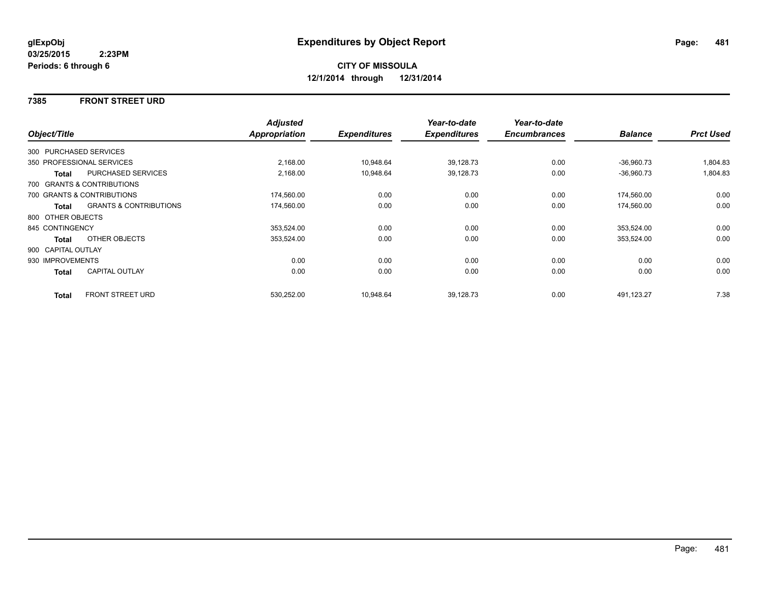**glExpObj**
**03/25/2015 2:23PM**
**Periods: 6 through 6**

# Expenditures by Object Report

**CITY OF MISSOULA**
**12/1/2014 through 12/31/2014**

## 7385 FRONT STREET URD

| Object/Title | | Adjusted Appropriation | Expenditures | Year-to-date Expenditures | Year-to-date Encumbrances | Balance | Prct Used |
|---|---|---|---|---|---|---|---|
| 300 PURCHASED SERVICES | | | | | | | |
| 350 PROFESSIONAL SERVICES | | 2,168.00 | 10,948.64 | 39,128.73 | 0.00 | -36,960.73 | 1,804.83 |
| **Total** | PURCHASED SERVICES | 2,168.00 | 10,948.64 | 39,128.73 | 0.00 | -36,960.73 | 1,804.83 |
| 700 GRANTS & CONTRIBUTIONS | | | | | | | |
| 700 GRANTS & CONTRIBUTIONS | | 174,560.00 | 0.00 | 0.00 | 0.00 | 174,560.00 | 0.00 |
| **Total** | GRANTS & CONTRIBUTIONS | 174,560.00 | 0.00 | 0.00 | 0.00 | 174,560.00 | 0.00 |
| 800 OTHER OBJECTS | | | | | | | |
| 845 CONTINGENCY | | 353,524.00 | 0.00 | 0.00 | 0.00 | 353,524.00 | 0.00 |
| **Total** | OTHER OBJECTS | 353,524.00 | 0.00 | 0.00 | 0.00 | 353,524.00 | 0.00 |
| 900 CAPITAL OUTLAY | | | | | | | |
| 930 IMPROVEMENTS | | 0.00 | 0.00 | 0.00 | 0.00 | 0.00 | 0.00 |
| **Total** | CAPITAL OUTLAY | 0.00 | 0.00 | 0.00 | 0.00 | 0.00 | 0.00 |
| **Total** | FRONT STREET URD | 530,252.00 | 10,948.64 | 39,128.73 | 0.00 | 491,123.27 | 7.38 |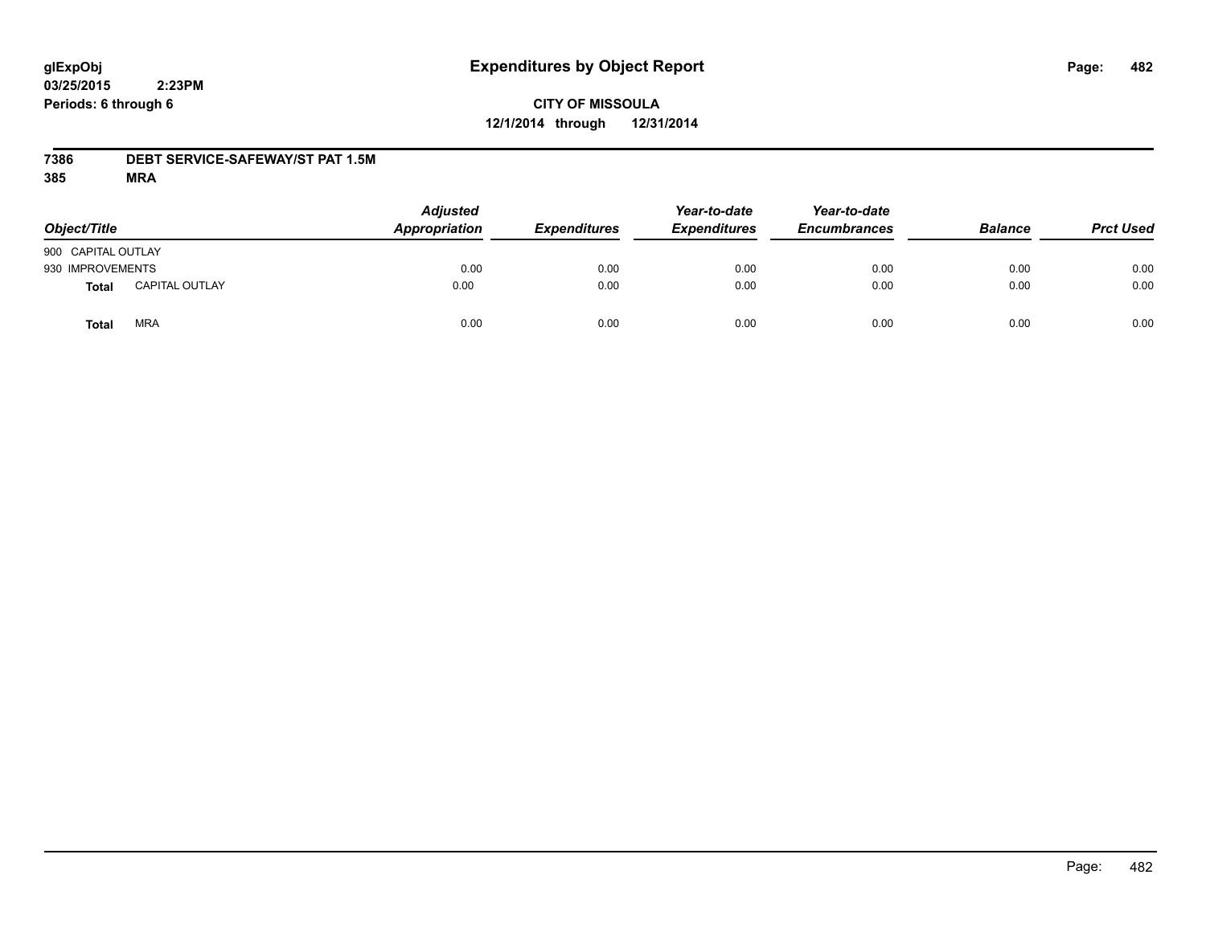# Expenditures by Object Report

**CITY OF MISSOULA**
**12/1/2014 through 12/31/2014**

glExpObj
03/25/2015 2:23PM
Periods: 6 through 6

**7386 DEBT SERVICE-SAFEWAY/ST PAT 1.5M**
**385 MRA**

| Object/Title | | *Adjusted Appropriation* | *Expenditures* | *Year-to-date Expenditures* | *Year-to-date Encumbrances* | *Balance* | *Prct Used* |
|---|---|---|---|---|---|---|---|
| 900 CAPITAL OUTLAY | | | | | | | |
| 930 IMPROVEMENTS | | 0.00 | 0.00 | 0.00 | 0.00 | 0.00 | 0.00 |
| **Total** | CAPITAL OUTLAY | 0.00 | 0.00 | 0.00 | 0.00 | 0.00 | 0.00 |
| **Total** | MRA | 0.00 | 0.00 | 0.00 | 0.00 | 0.00 | 0.00 |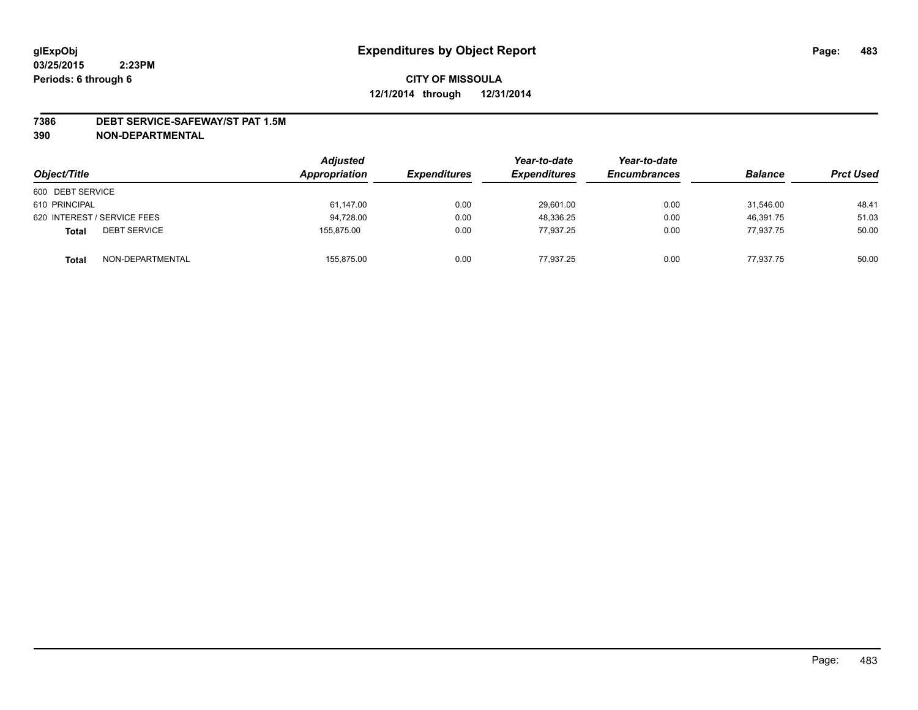# Expenditures by Object Report

glExpObj
03/25/2015 2:23PM
Periods: 6 through 6

**CITY OF MISSOULA**
**12/1/2014 through 12/31/2014**

**7386 DEBT SERVICE-SAFEWAY/ST PAT 1.5M**
**390 NON-DEPARTMENTAL**

| Object/Title | | Adjusted Appropriation | Expenditures | Year-to-date Expenditures | Year-to-date Encumbrances | Balance | Prct Used |
|---|---|---|---|---|---|---|---|
| 600 DEBT SERVICE | | | | | | | |
| 610 PRINCIPAL | | 61,147.00 | 0.00 | 29,601.00 | 0.00 | 31,546.00 | 48.41 |
| 620 INTEREST / SERVICE FEES | | 94,728.00 | 0.00 | 48,336.25 | 0.00 | 46,391.75 | 51.03 |
| **Total** | DEBT SERVICE | 155,875.00 | 0.00 | 77,937.25 | 0.00 | 77,937.75 | 50.00 |
| **Total** | NON-DEPARTMENTAL | 155,875.00 | 0.00 | 77,937.25 | 0.00 | 77,937.75 | 50.00 |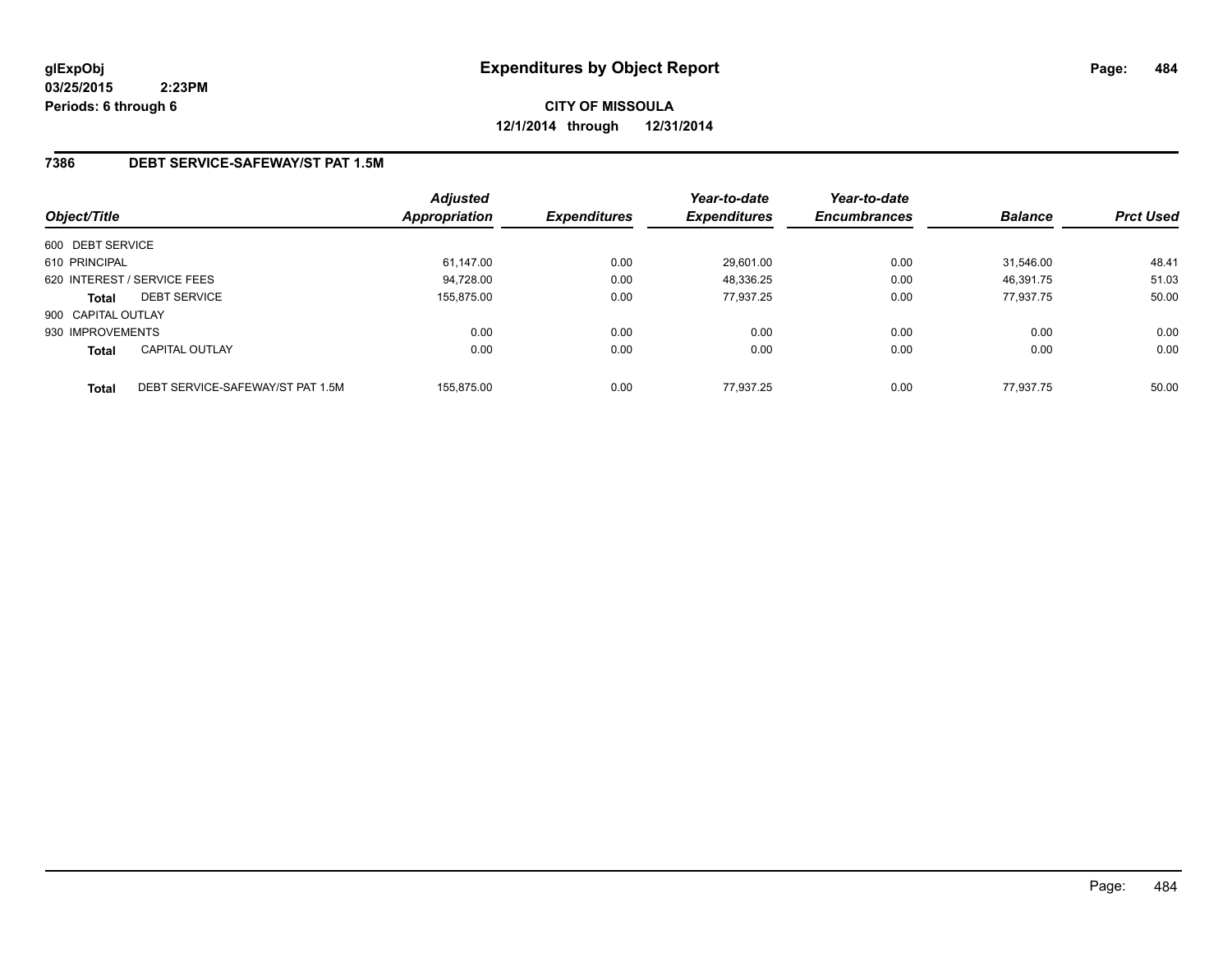# Expenditures by Object Report

glExpObj
03/25/2015 2:23PM
Periods: 6 through 6

**CITY OF MISSOULA**
**12/1/2014 through 12/31/2014**

## 7386 DEBT SERVICE-SAFEWAY/ST PAT 1.5M

| Object/Title | | Adjusted Appropriation | Expenditures | Year-to-date Expenditures | Year-to-date Encumbrances | Balance | Prct Used |
|---|---|---|---|---|---|---|---|
| 600 DEBT SERVICE | | | | | | | |
| 610 PRINCIPAL | | 61,147.00 | 0.00 | 29,601.00 | 0.00 | 31,546.00 | 48.41 |
| 620 INTEREST / SERVICE FEES | | 94,728.00 | 0.00 | 48,336.25 | 0.00 | 46,391.75 | 51.03 |
| **Total** | DEBT SERVICE | 155,875.00 | 0.00 | 77,937.25 | 0.00 | 77,937.75 | 50.00 |
| 900 CAPITAL OUTLAY | | | | | | | |
| 930 IMPROVEMENTS | | 0.00 | 0.00 | 0.00 | 0.00 | 0.00 | 0.00 |
| **Total** | CAPITAL OUTLAY | 0.00 | 0.00 | 0.00 | 0.00 | 0.00 | 0.00 |
| **Total** | DEBT SERVICE-SAFEWAY/ST PAT 1.5M | 155,875.00 | 0.00 | 77,937.25 | 0.00 | 77,937.75 | 50.00 |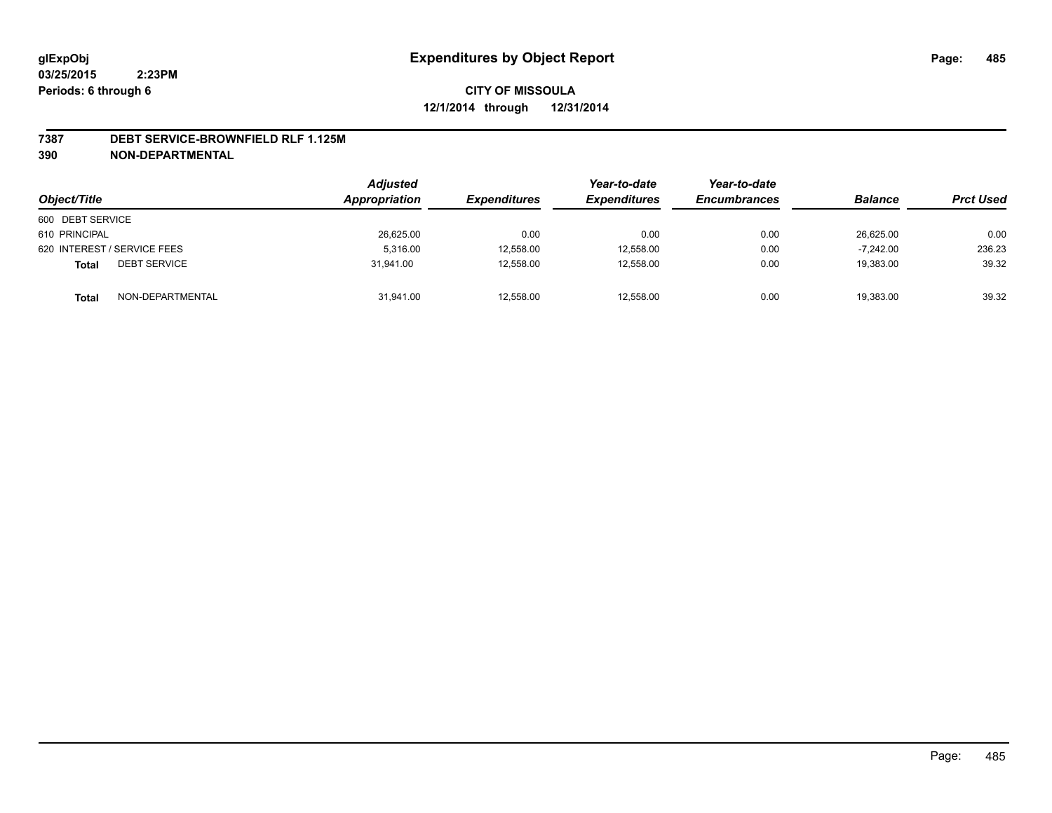# Expenditures by Object Report

glExpObj
03/25/2015 2:23PM
Periods: 6 through 6

**CITY OF MISSOULA**
**12/1/2014 through 12/31/2014**

**7387 DEBT SERVICE-BROWNFIELD RLF 1.125M**
**390 NON-DEPARTMENTAL**

| Object/Title | | Adjusted Appropriation | Expenditures | Year-to-date Expenditures | Year-to-date Encumbrances | Balance | Prct Used |
|---|---|---|---|---|---|---|---|
| 600 DEBT SERVICE | | | | | | | |
| 610 PRINCIPAL | | 26,625.00 | 0.00 | 0.00 | 0.00 | 26,625.00 | 0.00 |
| 620 INTEREST / SERVICE FEES | | 5,316.00 | 12,558.00 | 12,558.00 | 0.00 | -7,242.00 | 236.23 |
| **Total** | DEBT SERVICE | 31,941.00 | 12,558.00 | 12,558.00 | 0.00 | 19,383.00 | 39.32 |
| **Total** | NON-DEPARTMENTAL | 31,941.00 | 12,558.00 | 12,558.00 | 0.00 | 19,383.00 | 39.32 |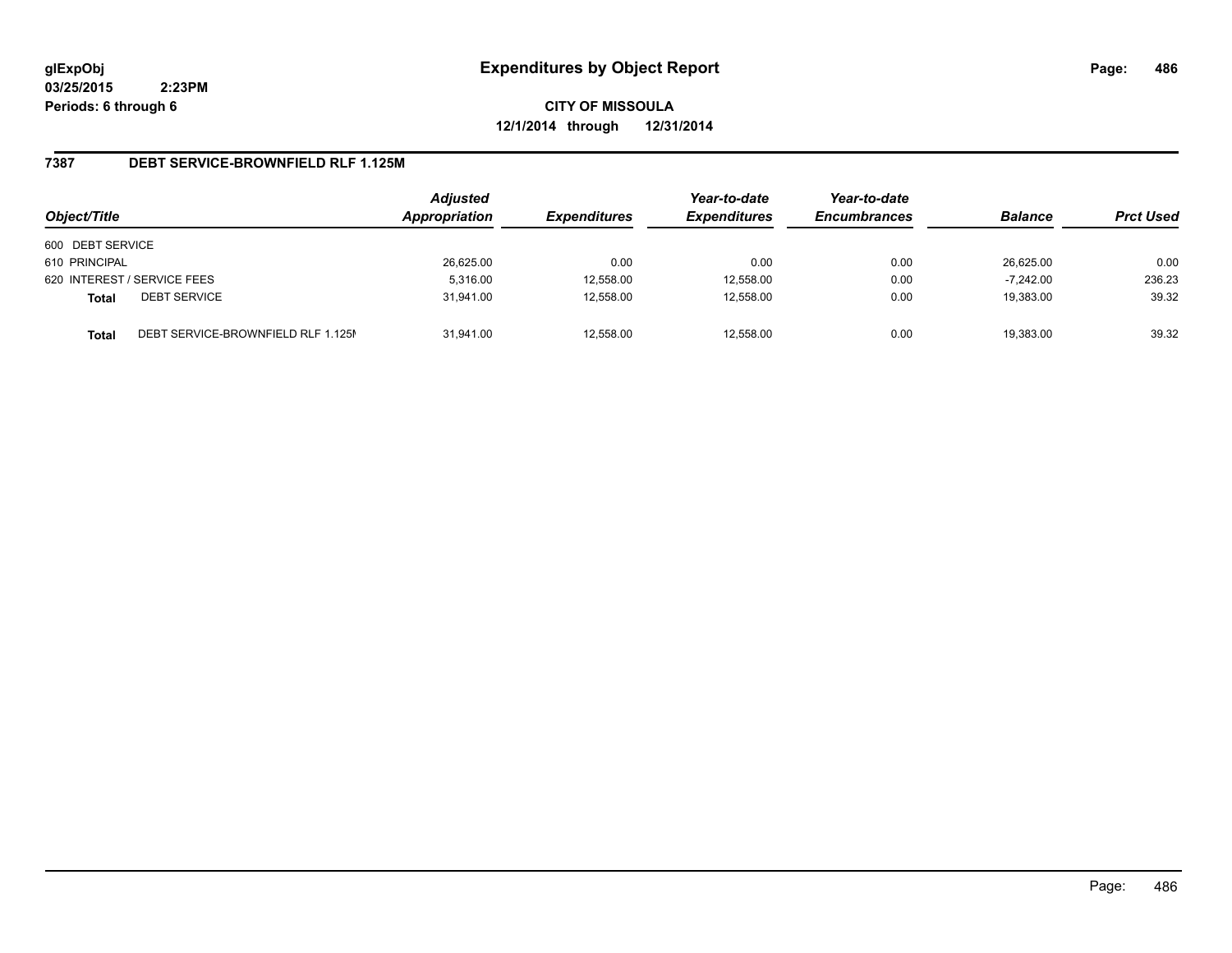glExpObj
03/25/2015 2:23PM
Periods: 6 through 6

# Expenditures by Object Report

**CITY OF MISSOULA**
**12/1/2014 through 12/31/2014**

## 7387 DEBT SERVICE-BROWNFIELD RLF 1.125M

| Object/Title | Adjusted Appropriation | Expenditures | Year-to-date Expenditures | Year-to-date Encumbrances | Balance | Prct Used |
|---|---|---|---|---|---|---|
| 600 DEBT SERVICE | | | | | | |
| 610 PRINCIPAL | 26,625.00 | 0.00 | 0.00 | 0.00 | 26,625.00 | 0.00 |
| 620 INTEREST / SERVICE FEES | 5,316.00 | 12,558.00 | 12,558.00 | 0.00 | -7,242.00 | 236.23 |
| **Total** DEBT SERVICE | 31,941.00 | 12,558.00 | 12,558.00 | 0.00 | 19,383.00 | 39.32 |
| **Total** DEBT SERVICE-BROWNFIELD RLF 1.125M | 31,941.00 | 12,558.00 | 12,558.00 | 0.00 | 19,383.00 | 39.32 |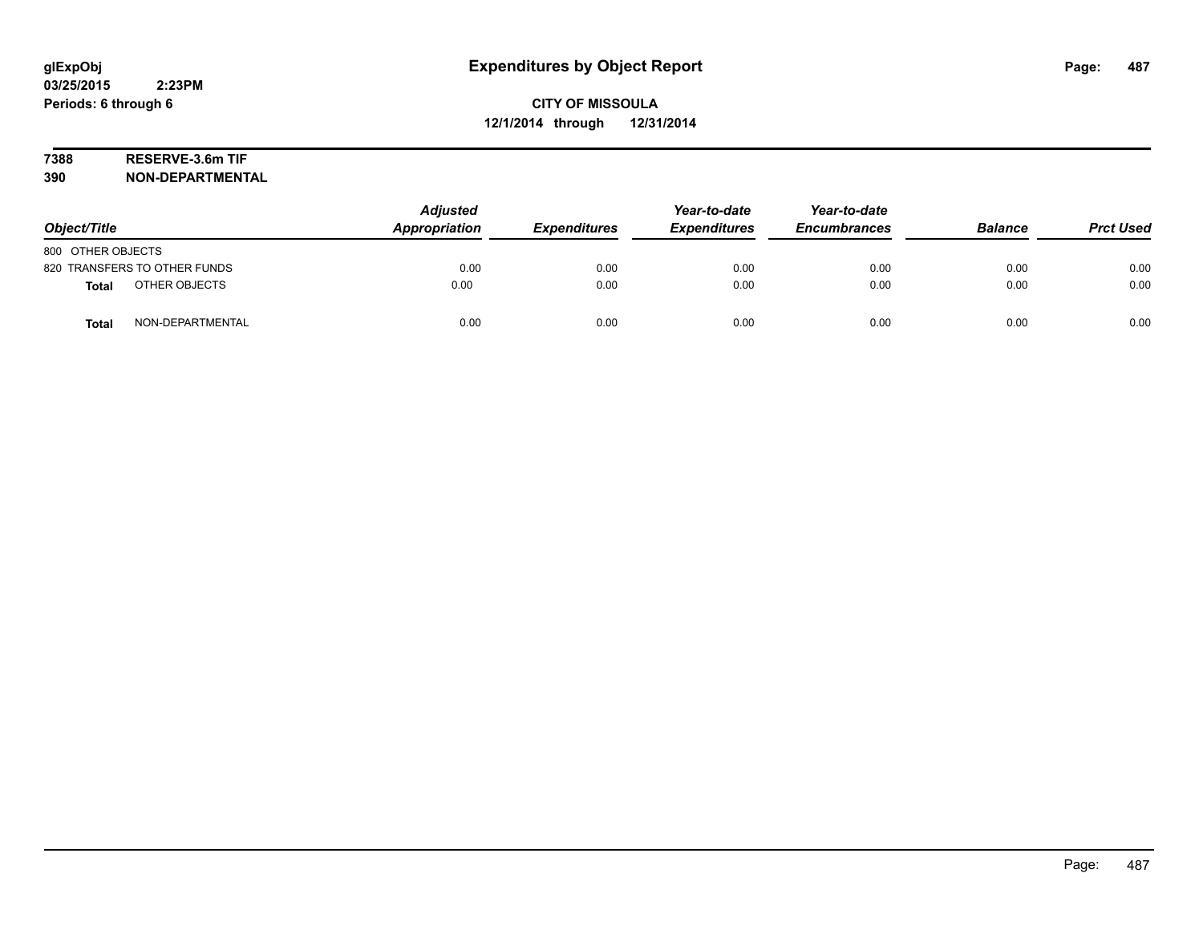# Expenditures by Object Report

glExpObj
03/25/2015 2:23PM
Periods: 6 through 6

**CITY OF MISSOULA**
**12/1/2014 through 12/31/2014**

**7388 RESERVE-3.6m TIF**
**390 NON-DEPARTMENTAL**

| Object/Title | Adjusted Appropriation | Expenditures | Year-to-date Expenditures | Year-to-date Encumbrances | Balance | Prct Used |
|---|---|---|---|---|---|---|
| 800 OTHER OBJECTS | | | | | | |
| 820 TRANSFERS TO OTHER FUNDS | 0.00 | 0.00 | 0.00 | 0.00 | 0.00 | 0.00 |
| **Total** OTHER OBJECTS | 0.00 | 0.00 | 0.00 | 0.00 | 0.00 | 0.00 |
| **Total** NON-DEPARTMENTAL | 0.00 | 0.00 | 0.00 | 0.00 | 0.00 | 0.00 |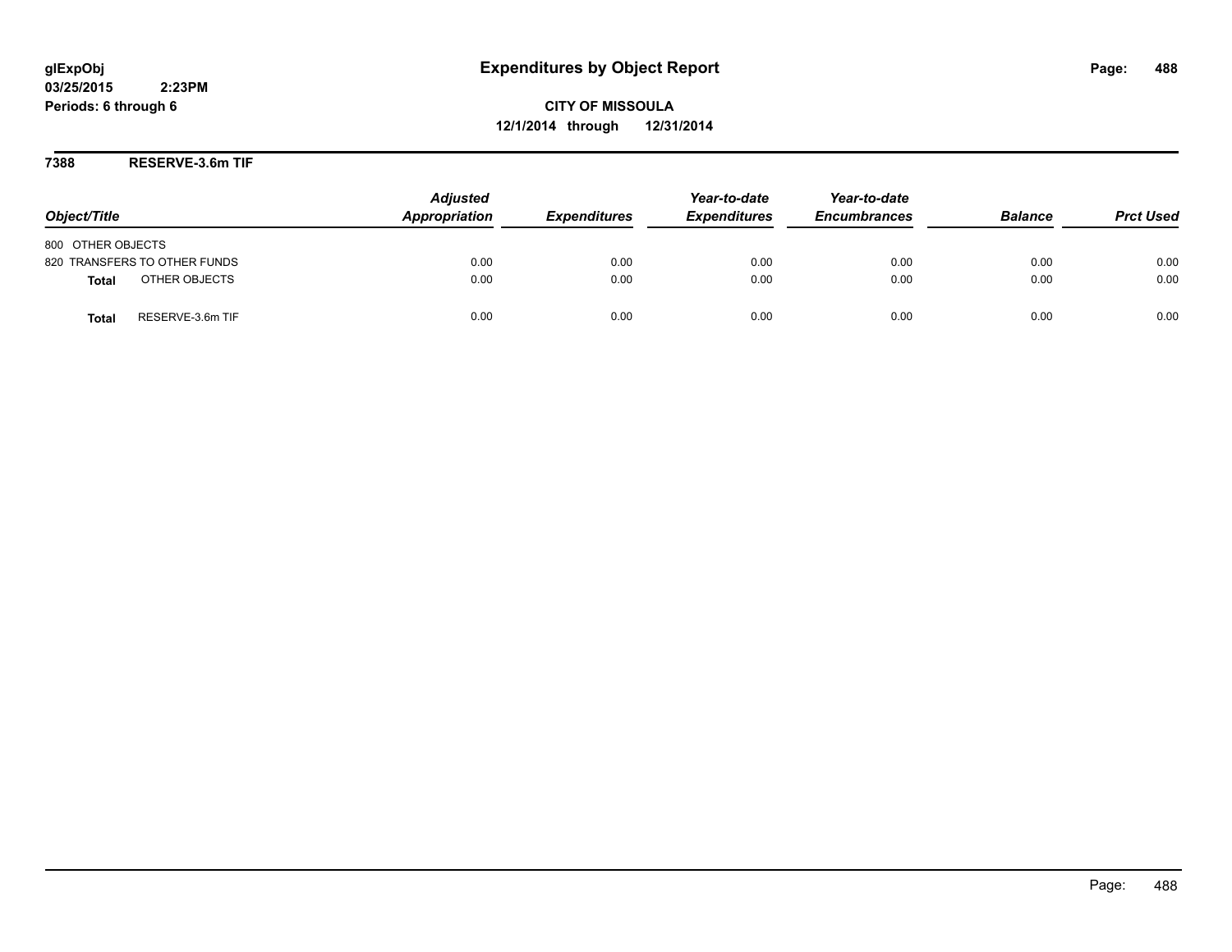# Expenditures by Object Report

glExpObj
03/25/2015 2:23PM
Periods: 6 through 6

**CITY OF MISSOULA**
**12/1/2014 through 12/31/2014**

## 7388 RESERVE-3.6m TIF

| Object/Title | | Adjusted Appropriation | Expenditures | Year-to-date Expenditures | Year-to-date Encumbrances | Balance | Prct Used |
|---|---|---|---|---|---|---|---|
| 800 OTHER OBJECTS | | | | | | | |
| 820 TRANSFERS TO OTHER FUNDS | | 0.00 | 0.00 | 0.00 | 0.00 | 0.00 | 0.00 |
| **Total** | OTHER OBJECTS | 0.00 | 0.00 | 0.00 | 0.00 | 0.00 | 0.00 |
| **Total** | RESERVE-3.6m TIF | 0.00 | 0.00 | 0.00 | 0.00 | 0.00 | 0.00 |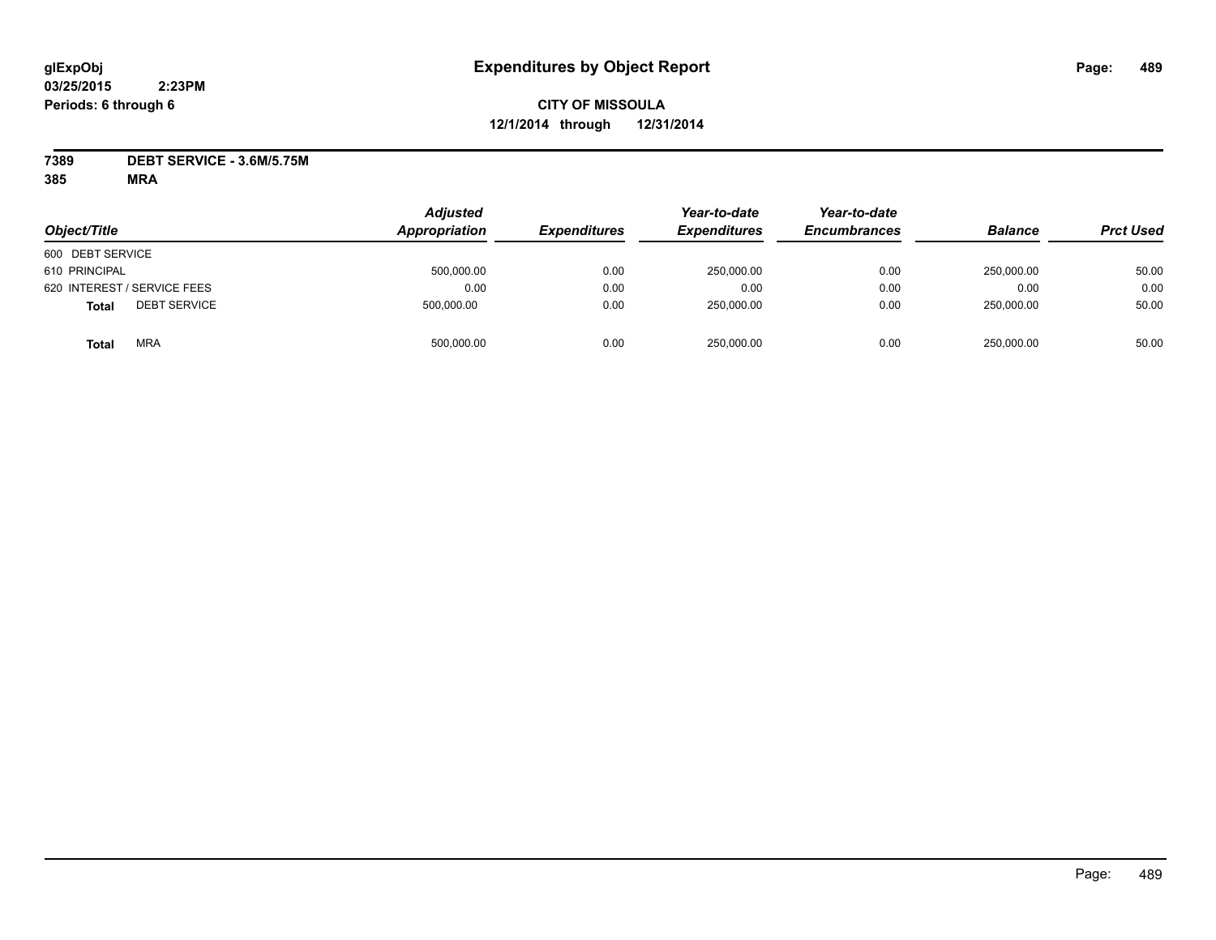**glExpObj**
**03/25/2015 2:23PM**
**Periods: 6 through 6**

# Expenditures by Object Report

**CITY OF MISSOULA**
**12/1/2014 through 12/31/2014**

**7389 DEBT SERVICE - 3.6M/5.75M**
**385 MRA**

| Object/Title | Adjusted Appropriation | Expenditures | Year-to-date Expenditures | Year-to-date Encumbrances | Balance | Prct Used |
|---|---|---|---|---|---|---|
| 600 DEBT SERVICE | | | | | | |
| 610 PRINCIPAL | 500,000.00 | 0.00 | 250,000.00 | 0.00 | 250,000.00 | 50.00 |
| 620 INTEREST / SERVICE FEES | 0.00 | 0.00 | 0.00 | 0.00 | 0.00 | 0.00 |
| **Total** DEBT SERVICE | 500,000.00 | 0.00 | 250,000.00 | 0.00 | 250,000.00 | 50.00 |
| **Total** MRA | 500,000.00 | 0.00 | 250,000.00 | 0.00 | 250,000.00 | 50.00 |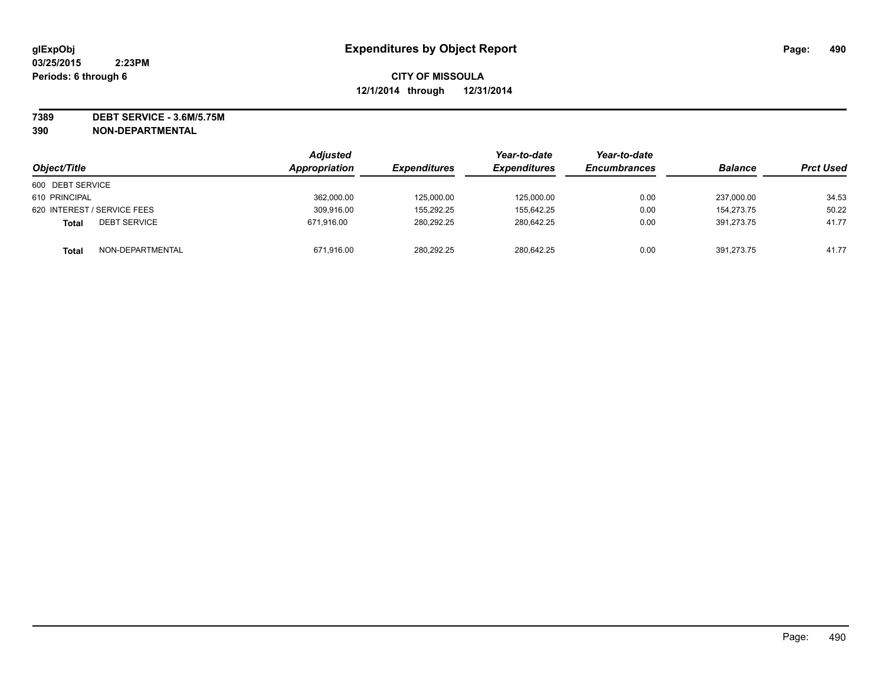glExpObj
03/25/2015 2:23PM
Periods: 6 through 6

# Expenditures by Object Report

**CITY OF MISSOULA**
**12/1/2014 through 12/31/2014**

**7389 DEBT SERVICE - 3.6M/5.75M**
**390 NON-DEPARTMENTAL**

| Object/Title | | Adjusted Appropriation | Expenditures | Year-to-date Expenditures | Year-to-date Encumbrances | Balance | Prct Used |
|---|---|---|---|---|---|---|---|
| 600 DEBT SERVICE | | | | | | | |
| 610 PRINCIPAL | | 362,000.00 | 125,000.00 | 125,000.00 | 0.00 | 237,000.00 | 34.53 |
| 620 INTEREST / SERVICE FEES | | 309,916.00 | 155,292.25 | 155,642.25 | 0.00 | 154,273.75 | 50.22 |
| **Total** | DEBT SERVICE | 671,916.00 | 280,292.25 | 280,642.25 | 0.00 | 391,273.75 | 41.77 |
| **Total** | NON-DEPARTMENTAL | 671,916.00 | 280,292.25 | 280,642.25 | 0.00 | 391,273.75 | 41.77 |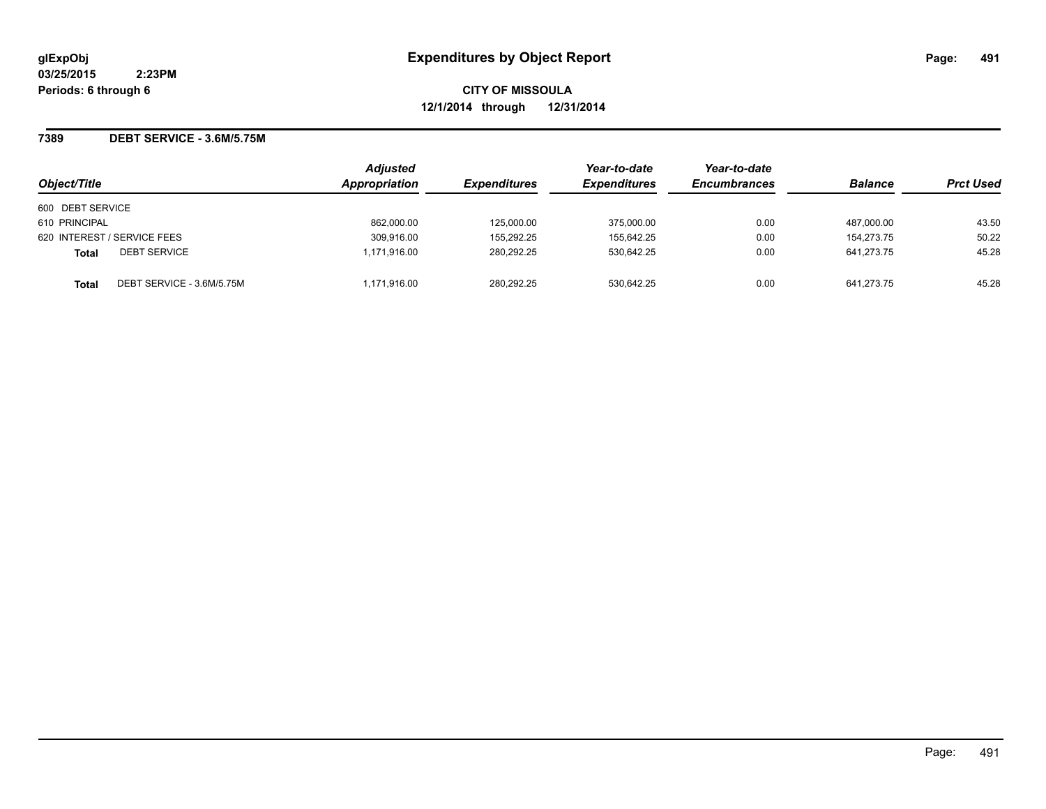glExpObj
03/25/2015 2:23PM
Periods: 6 through 6

# Expenditures by Object Report

**CITY OF MISSOULA**
**12/1/2014 through 12/31/2014**

## 7389 DEBT SERVICE - 3.6M/5.75M

| Object/Title | | Adjusted Appropriation | Expenditures | Year-to-date Expenditures | Year-to-date Encumbrances | Balance | Prct Used |
|---|---|---|---|---|---|---|---|
| 600 DEBT SERVICE | | | | | | | |
| 610 PRINCIPAL | | 862,000.00 | 125,000.00 | 375,000.00 | 0.00 | 487,000.00 | 43.50 |
| 620 INTEREST / SERVICE FEES | | 309,916.00 | 155,292.25 | 155,642.25 | 0.00 | 154,273.75 | 50.22 |
| **Total** | DEBT SERVICE | 1,171,916.00 | 280,292.25 | 530,642.25 | 0.00 | 641,273.75 | 45.28 |
| **Total** | DEBT SERVICE - 3.6M/5.75M | 1,171,916.00 | 280,292.25 | 530,642.25 | 0.00 | 641,273.75 | 45.28 |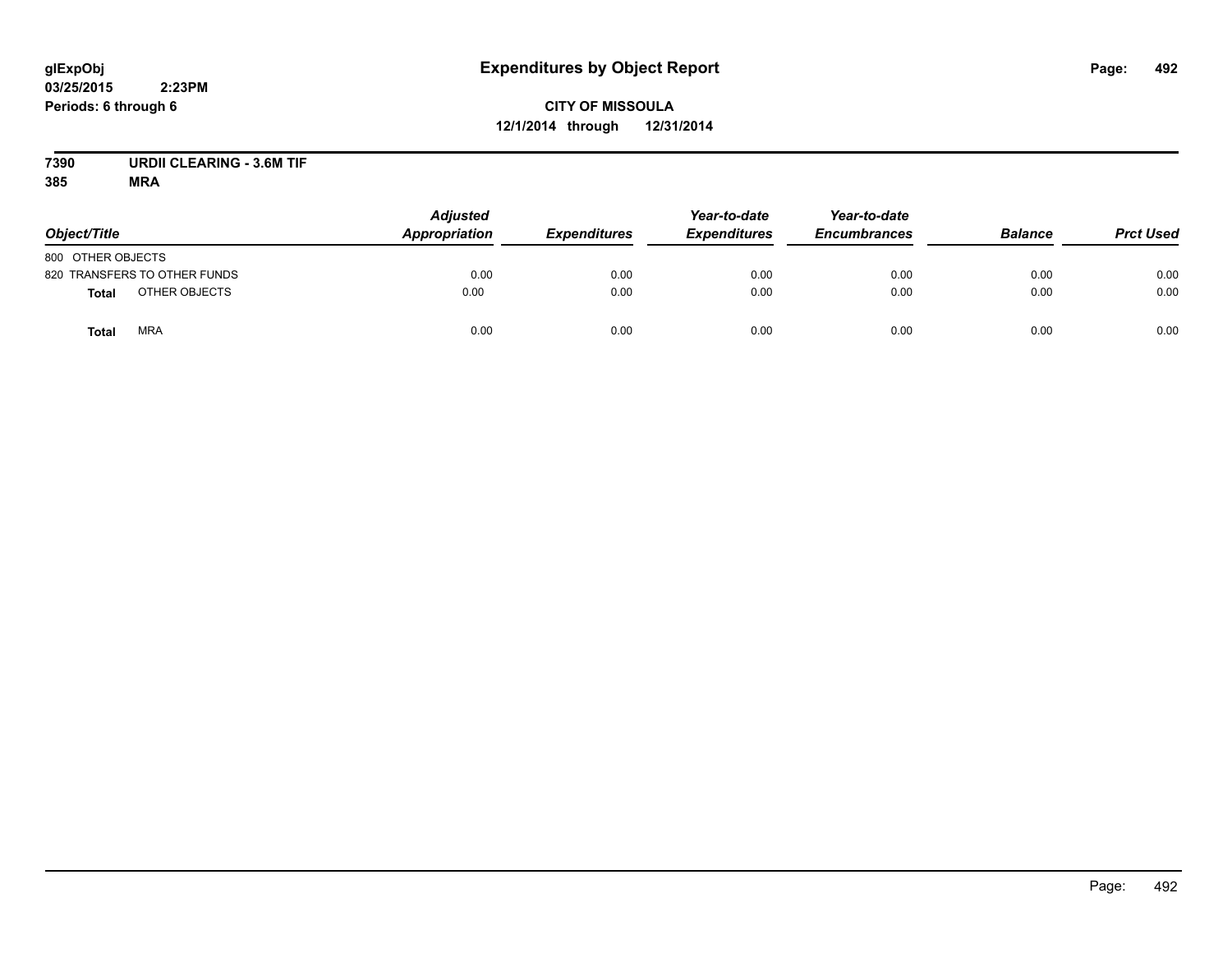# Expenditures by Object Report

glExpObj
03/25/2015 2:23PM
Periods: 6 through 6

**CITY OF MISSOULA**
**12/1/2014 through 12/31/2014**

**7390 URDII CLEARING - 3.6M TIF**
**385 MRA**

| Object/Title | Adjusted Appropriation | Expenditures | Year-to-date Expenditures | Year-to-date Encumbrances | Balance | Prct Used |
|---|---|---|---|---|---|---|
| 800 OTHER OBJECTS | | | | | | |
| 820 TRANSFERS TO OTHER FUNDS | 0.00 | 0.00 | 0.00 | 0.00 | 0.00 | 0.00 |
| **Total** OTHER OBJECTS | 0.00 | 0.00 | 0.00 | 0.00 | 0.00 | 0.00 |
| **Total** MRA | 0.00 | 0.00 | 0.00 | 0.00 | 0.00 | 0.00 |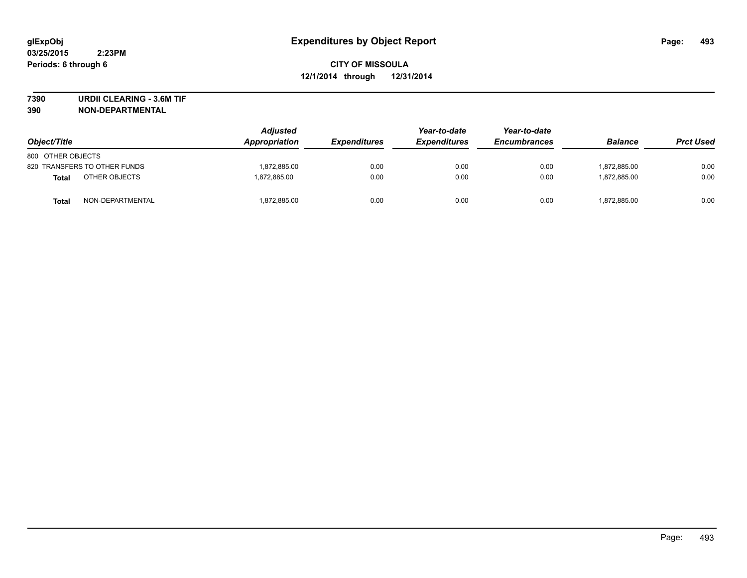**glExpObj**
**03/25/2015 2:23PM**
**Periods: 6 through 6**

# Expenditures by Object Report

**CITY OF MISSOULA**
**12/1/2014 through 12/31/2014**

**7390 URDII CLEARING - 3.6M TIF**
**390 NON-DEPARTMENTAL**

| Object/Title | | Adjusted Appropriation | Expenditures | Year-to-date Expenditures | Year-to-date Encumbrances | Balance | Prct Used |
|---|---|---|---|---|---|---|---|
| 800 OTHER OBJECTS | | | | | | | |
| 820 TRANSFERS TO OTHER FUNDS | | 1,872,885.00 | 0.00 | 0.00 | 0.00 | 1,872,885.00 | 0.00 |
| **Total** | OTHER OBJECTS | 1,872,885.00 | 0.00 | 0.00 | 0.00 | 1,872,885.00 | 0.00 |
| **Total** | NON-DEPARTMENTAL | 1,872,885.00 | 0.00 | 0.00 | 0.00 | 1,872,885.00 | 0.00 |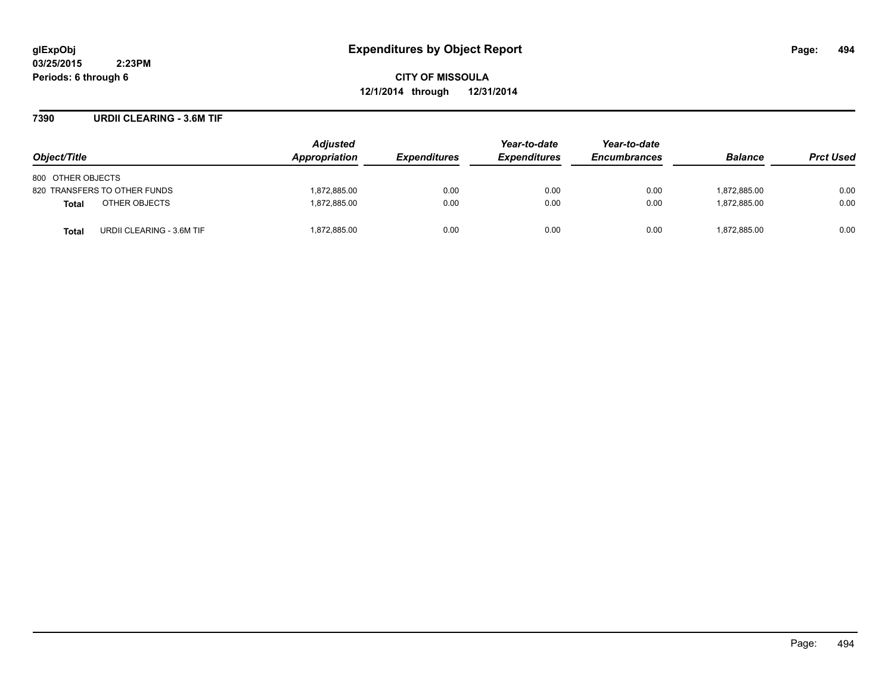**glExpObj**
**03/25/2015 2:23PM**
**Periods: 6 through 6**

# Expenditures by Object Report

**CITY OF MISSOULA**
**12/1/2014 through 12/31/2014**

## 7390 URDII CLEARING - 3.6M TIF

| Object/Title | | Adjusted Appropriation | Expenditures | Year-to-date Expenditures | Year-to-date Encumbrances | Balance | Prct Used |
|---|---|---|---|---|---|---|---|
| 800 OTHER OBJECTS | | | | | | | |
| 820 TRANSFERS TO OTHER FUNDS | | 1,872,885.00 | 0.00 | 0.00 | 0.00 | 1,872,885.00 | 0.00 |
| **Total** | OTHER OBJECTS | 1,872,885.00 | 0.00 | 0.00 | 0.00 | 1,872,885.00 | 0.00 |
| **Total** | URDII CLEARING - 3.6M TIF | 1,872,885.00 | 0.00 | 0.00 | 0.00 | 1,872,885.00 | 0.00 |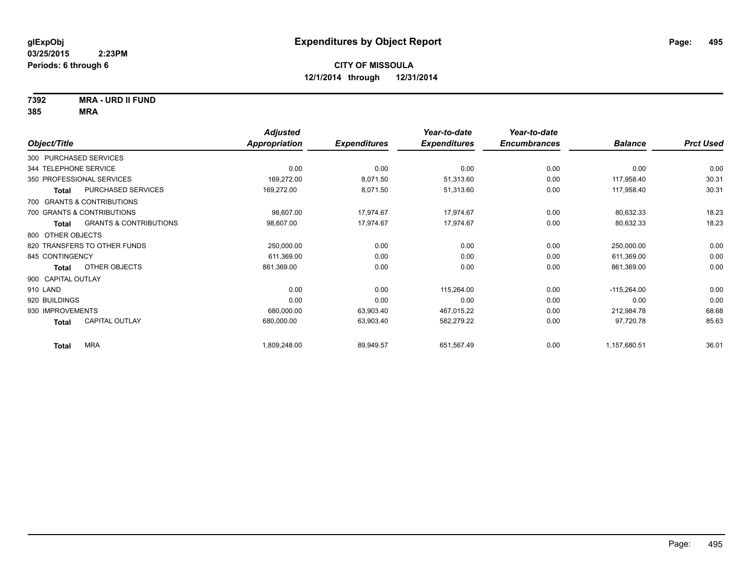**glExpObj**
**03/25/2015 2:23PM**
**Periods: 6 through 6**

# Expenditures by Object Report

**CITY OF MISSOULA**
**12/1/2014 through 12/31/2014**

**7392 MRA - URD II FUND**
**385 MRA**

| Object/Title | Adjusted Appropriation | Expenditures | Year-to-date Expenditures | Year-to-date Encumbrances | Balance | Prct Used |
|---|---|---|---|---|---|---|
| 300 PURCHASED SERVICES | | | | | | |
| 344 TELEPHONE SERVICE | 0.00 | 0.00 | 0.00 | 0.00 | 0.00 | 0.00 |
| 350 PROFESSIONAL SERVICES | 169,272.00 | 8,071.50 | 51,313.60 | 0.00 | 117,958.40 | 30.31 |
| **Total** PURCHASED SERVICES | 169,272.00 | 8,071.50 | 51,313.60 | 0.00 | 117,958.40 | 30.31 |
| 700 GRANTS & CONTRIBUTIONS | | | | | | |
| 700 GRANTS & CONTRIBUTIONS | 98,607.00 | 17,974.67 | 17,974.67 | 0.00 | 80,632.33 | 18.23 |
| **Total** GRANTS & CONTRIBUTIONS | 98,607.00 | 17,974.67 | 17,974.67 | 0.00 | 80,632.33 | 18.23 |
| 800 OTHER OBJECTS | | | | | | |
| 820 TRANSFERS TO OTHER FUNDS | 250,000.00 | 0.00 | 0.00 | 0.00 | 250,000.00 | 0.00 |
| 845 CONTINGENCY | 611,369.00 | 0.00 | 0.00 | 0.00 | 611,369.00 | 0.00 |
| **Total** OTHER OBJECTS | 861,369.00 | 0.00 | 0.00 | 0.00 | 861,369.00 | 0.00 |
| 900 CAPITAL OUTLAY | | | | | | |
| 910 LAND | 0.00 | 0.00 | 115,264.00 | 0.00 | -115,264.00 | 0.00 |
| 920 BUILDINGS | 0.00 | 0.00 | 0.00 | 0.00 | 0.00 | 0.00 |
| 930 IMPROVEMENTS | 680,000.00 | 63,903.40 | 467,015.22 | 0.00 | 212,984.78 | 68.68 |
| **Total** CAPITAL OUTLAY | 680,000.00 | 63,903.40 | 582,279.22 | 0.00 | 97,720.78 | 85.63 |
| **Total** MRA | 1,809,248.00 | 89,949.57 | 651,567.49 | 0.00 | 1,157,680.51 | 36.01 |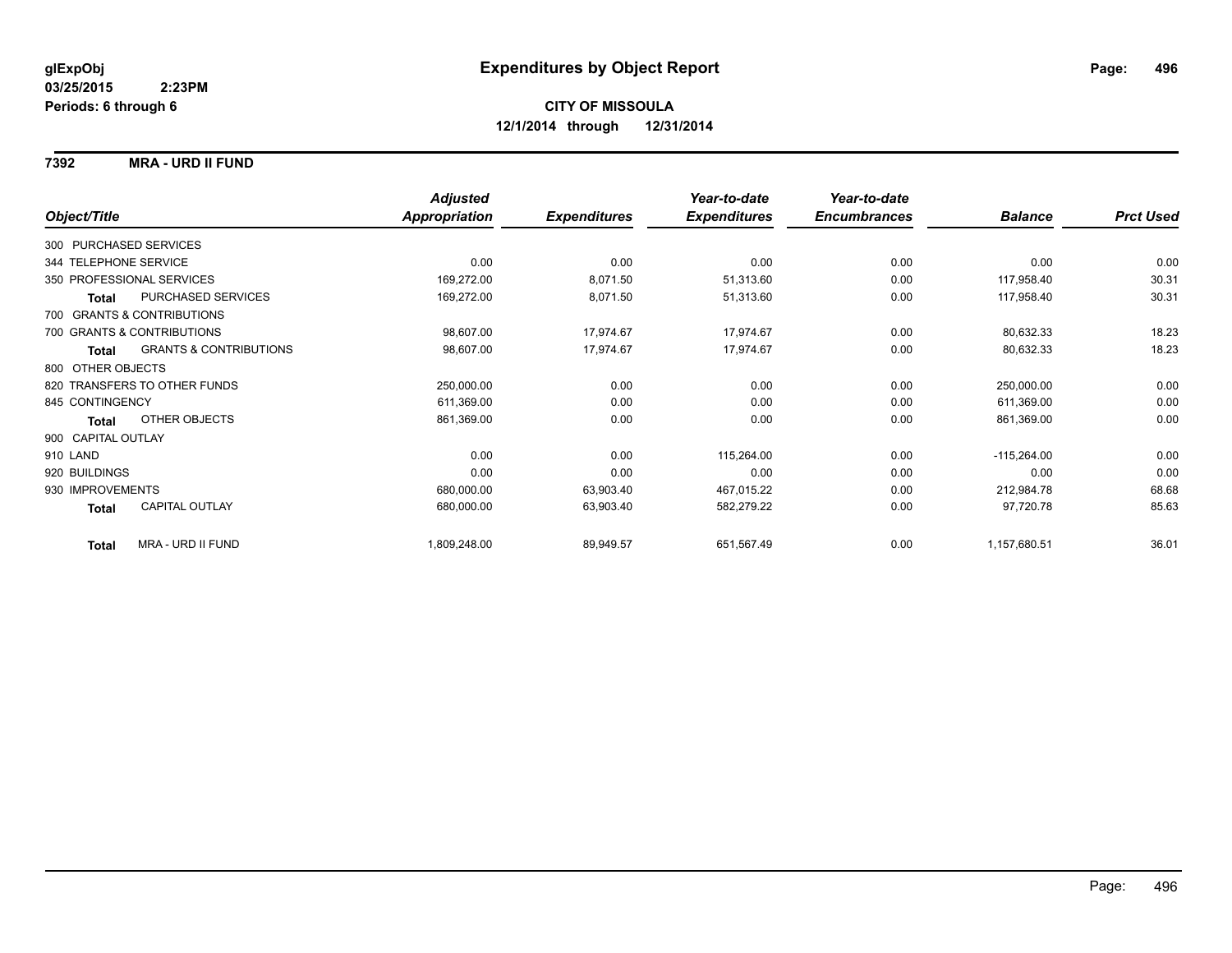**glExpObj**
**03/25/2015 2:23PM**
**Periods: 6 through 6**

# Expenditures by Object Report

**CITY OF MISSOULA**
**12/1/2014 through 12/31/2014**

**7392 MRA - URD II FUND**

| Object/Title | Adjusted Appropriation | Expenditures | Year-to-date Expenditures | Year-to-date Encumbrances | Balance | Prct Used |
|---|---|---|---|---|---|---|
| 300 PURCHASED SERVICES | | | | | | |
| 344 TELEPHONE SERVICE | 0.00 | 0.00 | 0.00 | 0.00 | 0.00 | 0.00 |
| 350 PROFESSIONAL SERVICES | 169,272.00 | 8,071.50 | 51,313.60 | 0.00 | 117,958.40 | 30.31 |
| **Total** PURCHASED SERVICES | 169,272.00 | 8,071.50 | 51,313.60 | 0.00 | 117,958.40 | 30.31 |
| 700 GRANTS & CONTRIBUTIONS | | | | | | |
| 700 GRANTS & CONTRIBUTIONS | 98,607.00 | 17,974.67 | 17,974.67 | 0.00 | 80,632.33 | 18.23 |
| **Total** GRANTS & CONTRIBUTIONS | 98,607.00 | 17,974.67 | 17,974.67 | 0.00 | 80,632.33 | 18.23 |
| 800 OTHER OBJECTS | | | | | | |
| 820 TRANSFERS TO OTHER FUNDS | 250,000.00 | 0.00 | 0.00 | 0.00 | 250,000.00 | 0.00 |
| 845 CONTINGENCY | 611,369.00 | 0.00 | 0.00 | 0.00 | 611,369.00 | 0.00 |
| **Total** OTHER OBJECTS | 861,369.00 | 0.00 | 0.00 | 0.00 | 861,369.00 | 0.00 |
| 900 CAPITAL OUTLAY | | | | | | |
| 910 LAND | 0.00 | 0.00 | 115,264.00 | 0.00 | -115,264.00 | 0.00 |
| 920 BUILDINGS | 0.00 | 0.00 | 0.00 | 0.00 | 0.00 | 0.00 |
| 930 IMPROVEMENTS | 680,000.00 | 63,903.40 | 467,015.22 | 0.00 | 212,984.78 | 68.68 |
| **Total** CAPITAL OUTLAY | 680,000.00 | 63,903.40 | 582,279.22 | 0.00 | 97,720.78 | 85.63 |
| **Total** MRA - URD II FUND | 1,809,248.00 | 89,949.57 | 651,567.49 | 0.00 | 1,157,680.51 | 36.01 |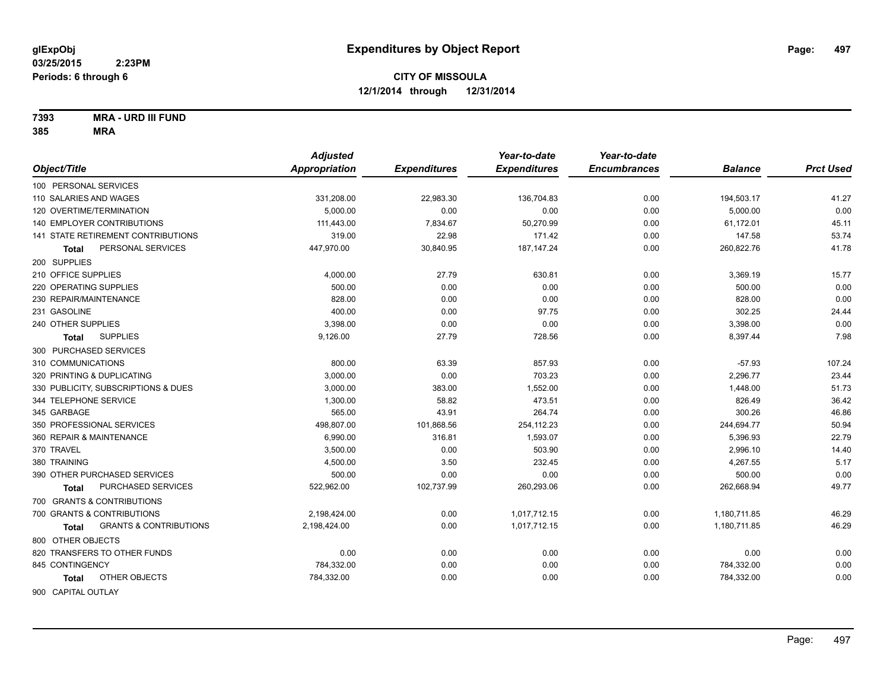**glExpObj**
**03/25/2015 2:23PM**
**Periods: 6 through 6**

# Expenditures by Object Report

**CITY OF MISSOULA**
**12/1/2014 through 12/31/2014**

**7393 MRA - URD III FUND**
**385 MRA**

| Object/Title | Adjusted Appropriation | Expenditures | Year-to-date Expenditures | Year-to-date Encumbrances | Balance | Prct Used |
|---|---|---|---|---|---|---|
| 100 PERSONAL SERVICES | | | | | | |
| 110 SALARIES AND WAGES | 331,208.00 | 22,983.30 | 136,704.83 | 0.00 | 194,503.17 | 41.27 |
| 120 OVERTIME/TERMINATION | 5,000.00 | 0.00 | 0.00 | 0.00 | 5,000.00 | 0.00 |
| 140 EMPLOYER CONTRIBUTIONS | 111,443.00 | 7,834.67 | 50,270.99 | 0.00 | 61,172.01 | 45.11 |
| 141 STATE RETIREMENT CONTRIBUTIONS | 319.00 | 22.98 | 171.42 | 0.00 | 147.58 | 53.74 |
| **Total** PERSONAL SERVICES | 447,970.00 | 30,840.95 | 187,147.24 | 0.00 | 260,822.76 | 41.78 |
| 200 SUPPLIES | | | | | | |
| 210 OFFICE SUPPLIES | 4,000.00 | 27.79 | 630.81 | 0.00 | 3,369.19 | 15.77 |
| 220 OPERATING SUPPLIES | 500.00 | 0.00 | 0.00 | 0.00 | 500.00 | 0.00 |
| 230 REPAIR/MAINTENANCE | 828.00 | 0.00 | 0.00 | 0.00 | 828.00 | 0.00 |
| 231 GASOLINE | 400.00 | 0.00 | 97.75 | 0.00 | 302.25 | 24.44 |
| 240 OTHER SUPPLIES | 3,398.00 | 0.00 | 0.00 | 0.00 | 3,398.00 | 0.00 |
| **Total** SUPPLIES | 9,126.00 | 27.79 | 728.56 | 0.00 | 8,397.44 | 7.98 |
| 300 PURCHASED SERVICES | | | | | | |
| 310 COMMUNICATIONS | 800.00 | 63.39 | 857.93 | 0.00 | -57.93 | 107.24 |
| 320 PRINTING & DUPLICATING | 3,000.00 | 0.00 | 703.23 | 0.00 | 2,296.77 | 23.44 |
| 330 PUBLICITY, SUBSCRIPTIONS & DUES | 3,000.00 | 383.00 | 1,552.00 | 0.00 | 1,448.00 | 51.73 |
| 344 TELEPHONE SERVICE | 1,300.00 | 58.82 | 473.51 | 0.00 | 826.49 | 36.42 |
| 345 GARBAGE | 565.00 | 43.91 | 264.74 | 0.00 | 300.26 | 46.86 |
| 350 PROFESSIONAL SERVICES | 498,807.00 | 101,868.56 | 254,112.23 | 0.00 | 244,694.77 | 50.94 |
| 360 REPAIR & MAINTENANCE | 6,990.00 | 316.81 | 1,593.07 | 0.00 | 5,396.93 | 22.79 |
| 370 TRAVEL | 3,500.00 | 0.00 | 503.90 | 0.00 | 2,996.10 | 14.40 |
| 380 TRAINING | 4,500.00 | 3.50 | 232.45 | 0.00 | 4,267.55 | 5.17 |
| 390 OTHER PURCHASED SERVICES | 500.00 | 0.00 | 0.00 | 0.00 | 500.00 | 0.00 |
| **Total** PURCHASED SERVICES | 522,962.00 | 102,737.99 | 260,293.06 | 0.00 | 262,668.94 | 49.77 |
| 700 GRANTS & CONTRIBUTIONS | | | | | | |
| 700 GRANTS & CONTRIBUTIONS | 2,198,424.00 | 0.00 | 1,017,712.15 | 0.00 | 1,180,711.85 | 46.29 |
| **Total** GRANTS & CONTRIBUTIONS | 2,198,424.00 | 0.00 | 1,017,712.15 | 0.00 | 1,180,711.85 | 46.29 |
| 800 OTHER OBJECTS | | | | | | |
| 820 TRANSFERS TO OTHER FUNDS | 0.00 | 0.00 | 0.00 | 0.00 | 0.00 | 0.00 |
| 845 CONTINGENCY | 784,332.00 | 0.00 | 0.00 | 0.00 | 784,332.00 | 0.00 |
| **Total** OTHER OBJECTS | 784,332.00 | 0.00 | 0.00 | 0.00 | 784,332.00 | 0.00 |
| 900 CAPITAL OUTLAY | | | | | | |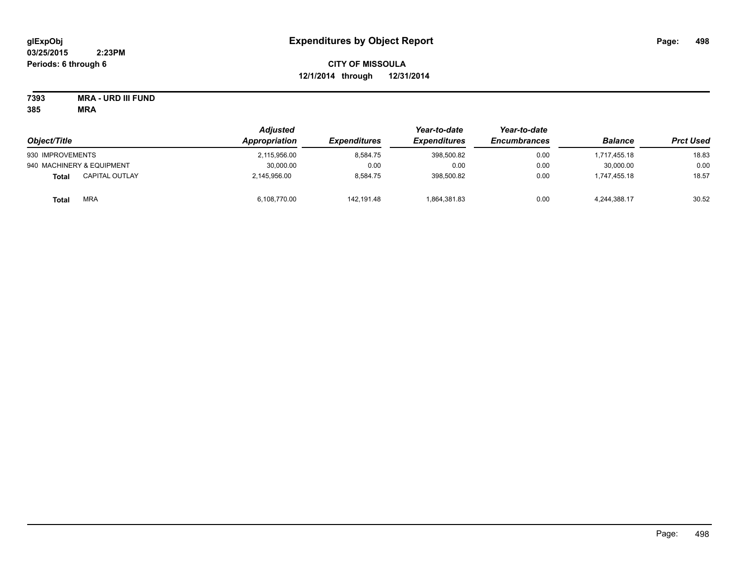# Expenditures by Object Report

glExpObj
03/25/2015 2:23PM
Periods: 6 through 6

**CITY OF MISSOULA**
**12/1/2014 through 12/31/2014**

**7393 MRA - URD III FUND**
**385 MRA**

| Object/Title | | Adjusted Appropriation | Expenditures | Year-to-date Expenditures | Year-to-date Encumbrances | Balance | Prct Used |
|---|---|---|---|---|---|---|---|
| 930 IMPROVEMENTS | | 2,115,956.00 | 8,584.75 | 398,500.82 | 0.00 | 1,717,455.18 | 18.83 |
| 940 MACHINERY & EQUIPMENT | | 30,000.00 | 0.00 | 0.00 | 0.00 | 30,000.00 | 0.00 |
| **Total** | CAPITAL OUTLAY | 2,145,956.00 | 8,584.75 | 398,500.82 | 0.00 | 1,747,455.18 | 18.57 |
| **Total** | MRA | 6,108,770.00 | 142,191.48 | 1,864,381.83 | 0.00 | 4,244,388.17 | 30.52 |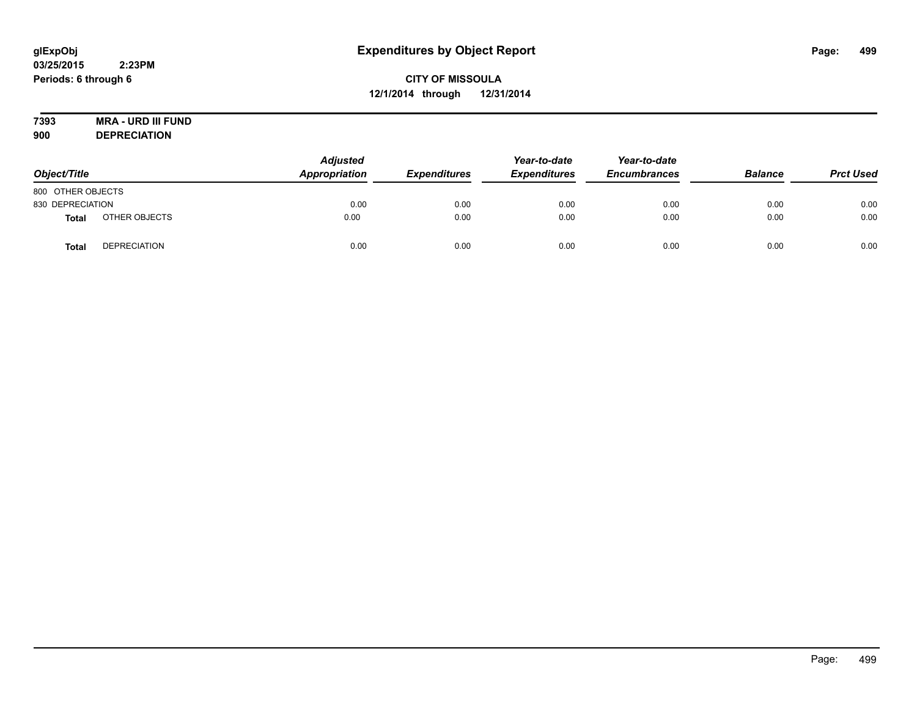glExpObj
03/25/2015 2:23PM
Periods: 6 through 6

# Expenditures by Object Report

**CITY OF MISSOULA**
**12/1/2014 through 12/31/2014**

**7393 MRA - URD III FUND**
**900 DEPRECIATION**

| Object/Title | | Adjusted Appropriation | Expenditures | Year-to-date Expenditures | Year-to-date Encumbrances | Balance | Prct Used |
|---|---|---|---|---|---|---|---|
| 800 OTHER OBJECTS | | | | | | | |
| 830 DEPRECIATION | | 0.00 | 0.00 | 0.00 | 0.00 | 0.00 | 0.00 |
| **Total** | OTHER OBJECTS | 0.00 | 0.00 | 0.00 | 0.00 | 0.00 | 0.00 |
| **Total** | DEPRECIATION | 0.00 | 0.00 | 0.00 | 0.00 | 0.00 | 0.00 |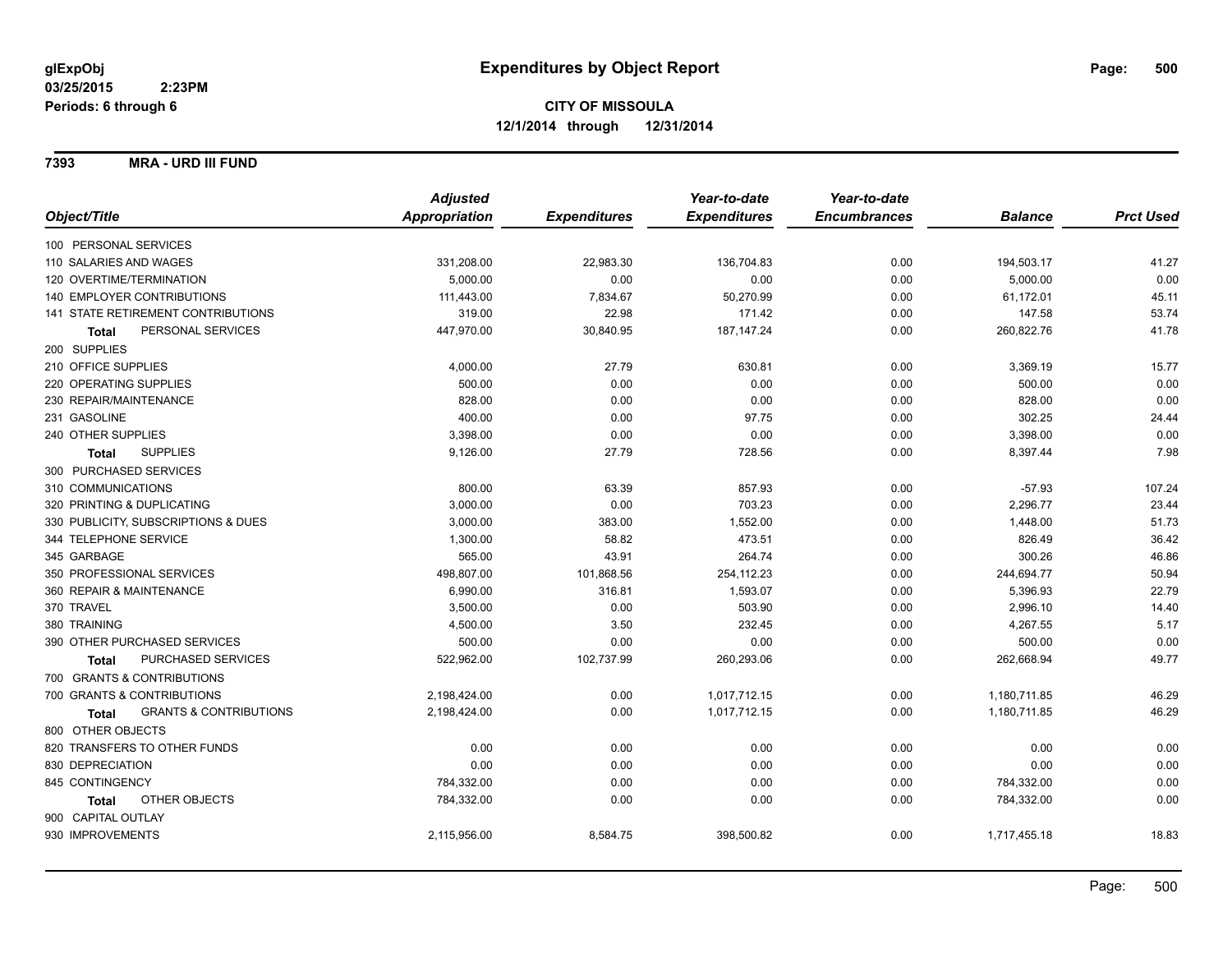**glExpObj**
**03/25/2015 2:23PM**
**Periods: 6 through 6**

# Expenditures by Object Report

**CITY OF MISSOULA**
**12/1/2014 through 12/31/2014**

**7393 MRA - URD III FUND**

| Object/Title | Adjusted Appropriation | Expenditures | Year-to-date Expenditures | Year-to-date Encumbrances | Balance | Prct Used |
|---|---|---|---|---|---|---|
| 100 PERSONAL SERVICES | | | | | | |
| 110 SALARIES AND WAGES | 331,208.00 | 22,983.30 | 136,704.83 | 0.00 | 194,503.17 | 41.27 |
| 120 OVERTIME/TERMINATION | 5,000.00 | 0.00 | 0.00 | 0.00 | 5,000.00 | 0.00 |
| 140 EMPLOYER CONTRIBUTIONS | 111,443.00 | 7,834.67 | 50,270.99 | 0.00 | 61,172.01 | 45.11 |
| 141 STATE RETIREMENT CONTRIBUTIONS | 319.00 | 22.98 | 171.42 | 0.00 | 147.58 | 53.74 |
| **Total** PERSONAL SERVICES | 447,970.00 | 30,840.95 | 187,147.24 | 0.00 | 260,822.76 | 41.78 |
| 200 SUPPLIES | | | | | | |
| 210 OFFICE SUPPLIES | 4,000.00 | 27.79 | 630.81 | 0.00 | 3,369.19 | 15.77 |
| 220 OPERATING SUPPLIES | 500.00 | 0.00 | 0.00 | 0.00 | 500.00 | 0.00 |
| 230 REPAIR/MAINTENANCE | 828.00 | 0.00 | 0.00 | 0.00 | 828.00 | 0.00 |
| 231 GASOLINE | 400.00 | 0.00 | 97.75 | 0.00 | 302.25 | 24.44 |
| 240 OTHER SUPPLIES | 3,398.00 | 0.00 | 0.00 | 0.00 | 3,398.00 | 0.00 |
| **Total** SUPPLIES | 9,126.00 | 27.79 | 728.56 | 0.00 | 8,397.44 | 7.98 |
| 300 PURCHASED SERVICES | | | | | | |
| 310 COMMUNICATIONS | 800.00 | 63.39 | 857.93 | 0.00 | -57.93 | 107.24 |
| 320 PRINTING & DUPLICATING | 3,000.00 | 0.00 | 703.23 | 0.00 | 2,296.77 | 23.44 |
| 330 PUBLICITY, SUBSCRIPTIONS & DUES | 3,000.00 | 383.00 | 1,552.00 | 0.00 | 1,448.00 | 51.73 |
| 344 TELEPHONE SERVICE | 1,300.00 | 58.82 | 473.51 | 0.00 | 826.49 | 36.42 |
| 345 GARBAGE | 565.00 | 43.91 | 264.74 | 0.00 | 300.26 | 46.86 |
| 350 PROFESSIONAL SERVICES | 498,807.00 | 101,868.56 | 254,112.23 | 0.00 | 244,694.77 | 50.94 |
| 360 REPAIR & MAINTENANCE | 6,990.00 | 316.81 | 1,593.07 | 0.00 | 5,396.93 | 22.79 |
| 370 TRAVEL | 3,500.00 | 0.00 | 503.90 | 0.00 | 2,996.10 | 14.40 |
| 380 TRAINING | 4,500.00 | 3.50 | 232.45 | 0.00 | 4,267.55 | 5.17 |
| 390 OTHER PURCHASED SERVICES | 500.00 | 0.00 | 0.00 | 0.00 | 500.00 | 0.00 |
| **Total** PURCHASED SERVICES | 522,962.00 | 102,737.99 | 260,293.06 | 0.00 | 262,668.94 | 49.77 |
| 700 GRANTS & CONTRIBUTIONS | | | | | | |
| 700 GRANTS & CONTRIBUTIONS | 2,198,424.00 | 0.00 | 1,017,712.15 | 0.00 | 1,180,711.85 | 46.29 |
| **Total** GRANTS & CONTRIBUTIONS | 2,198,424.00 | 0.00 | 1,017,712.15 | 0.00 | 1,180,711.85 | 46.29 |
| 800 OTHER OBJECTS | | | | | | |
| 820 TRANSFERS TO OTHER FUNDS | 0.00 | 0.00 | 0.00 | 0.00 | 0.00 | 0.00 |
| 830 DEPRECIATION | 0.00 | 0.00 | 0.00 | 0.00 | 0.00 | 0.00 |
| 845 CONTINGENCY | 784,332.00 | 0.00 | 0.00 | 0.00 | 784,332.00 | 0.00 |
| **Total** OTHER OBJECTS | 784,332.00 | 0.00 | 0.00 | 0.00 | 784,332.00 | 0.00 |
| 900 CAPITAL OUTLAY | | | | | | |
| 930 IMPROVEMENTS | 2,115,956.00 | 8,584.75 | 398,500.82 | 0.00 | 1,717,455.18 | 18.83 |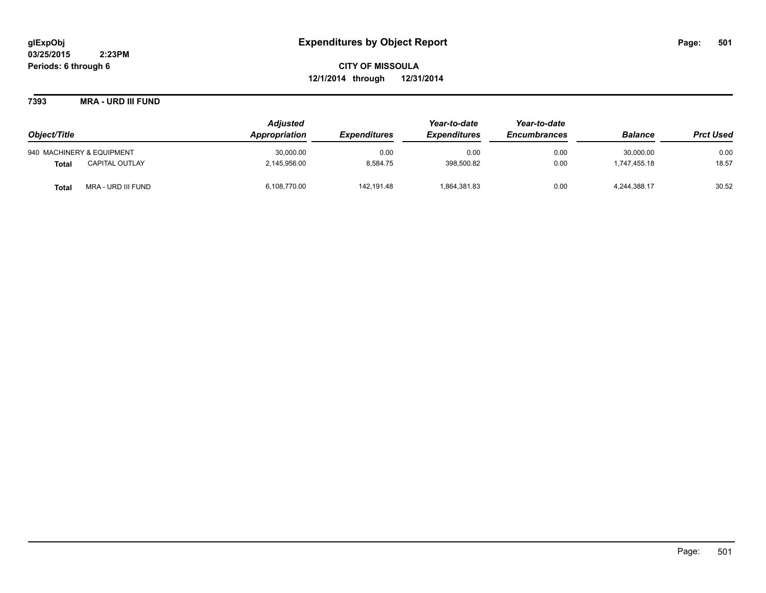**glExpObj**
**03/25/2015 2:23PM**
**Periods: 6 through 6**

# Expenditures by Object Report

**CITY OF MISSOULA**
**12/1/2014 through 12/31/2014**

**7393 MRA - URD III FUND**

| Object/Title | | Adjusted Appropriation | Expenditures | Year-to-date Expenditures | Year-to-date Encumbrances | Balance | Prct Used |
|---|---|---|---|---|---|---|---|
| 940 MACHINERY & EQUIPMENT | | 30,000.00 | 0.00 | 0.00 | 0.00 | 30,000.00 | 0.00 |
| **Total** | CAPITAL OUTLAY | 2,145,956.00 | 8,584.75 | 398,500.82 | 0.00 | 1,747,455.18 | 18.57 |
| **Total** | MRA - URD III FUND | 6,108,770.00 | 142,191.48 | 1,864,381.83 | 0.00 | 4,244,388.17 | 30.52 |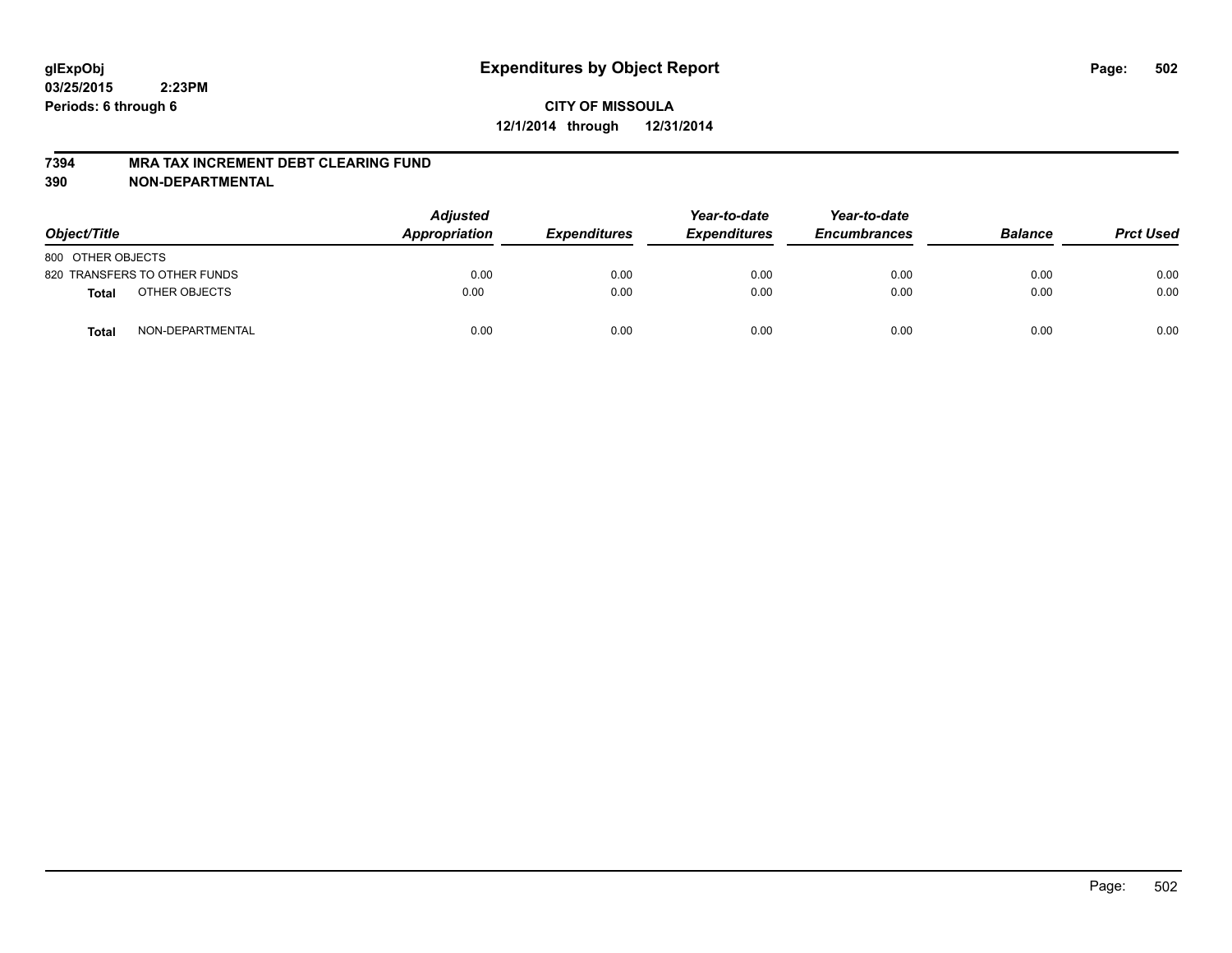glExpObj
03/25/2015 2:23PM
Periods: 6 through 6

# Expenditures by Object Report

**CITY OF MISSOULA**
**12/1/2014 through 12/31/2014**

**7394 MRA TAX INCREMENT DEBT CLEARING FUND**
**390 NON-DEPARTMENTAL**

| Object/Title | | Adjusted Appropriation | Expenditures | Year-to-date Expenditures | Year-to-date Encumbrances | Balance | Prct Used |
|---|---|---|---|---|---|---|---|
| 800 OTHER OBJECTS | | | | | | | |
| 820 TRANSFERS TO OTHER FUNDS | | 0.00 | 0.00 | 0.00 | 0.00 | 0.00 | 0.00 |
| **Total** | OTHER OBJECTS | 0.00 | 0.00 | 0.00 | 0.00 | 0.00 | 0.00 |
| **Total** | NON-DEPARTMENTAL | 0.00 | 0.00 | 0.00 | 0.00 | 0.00 | 0.00 |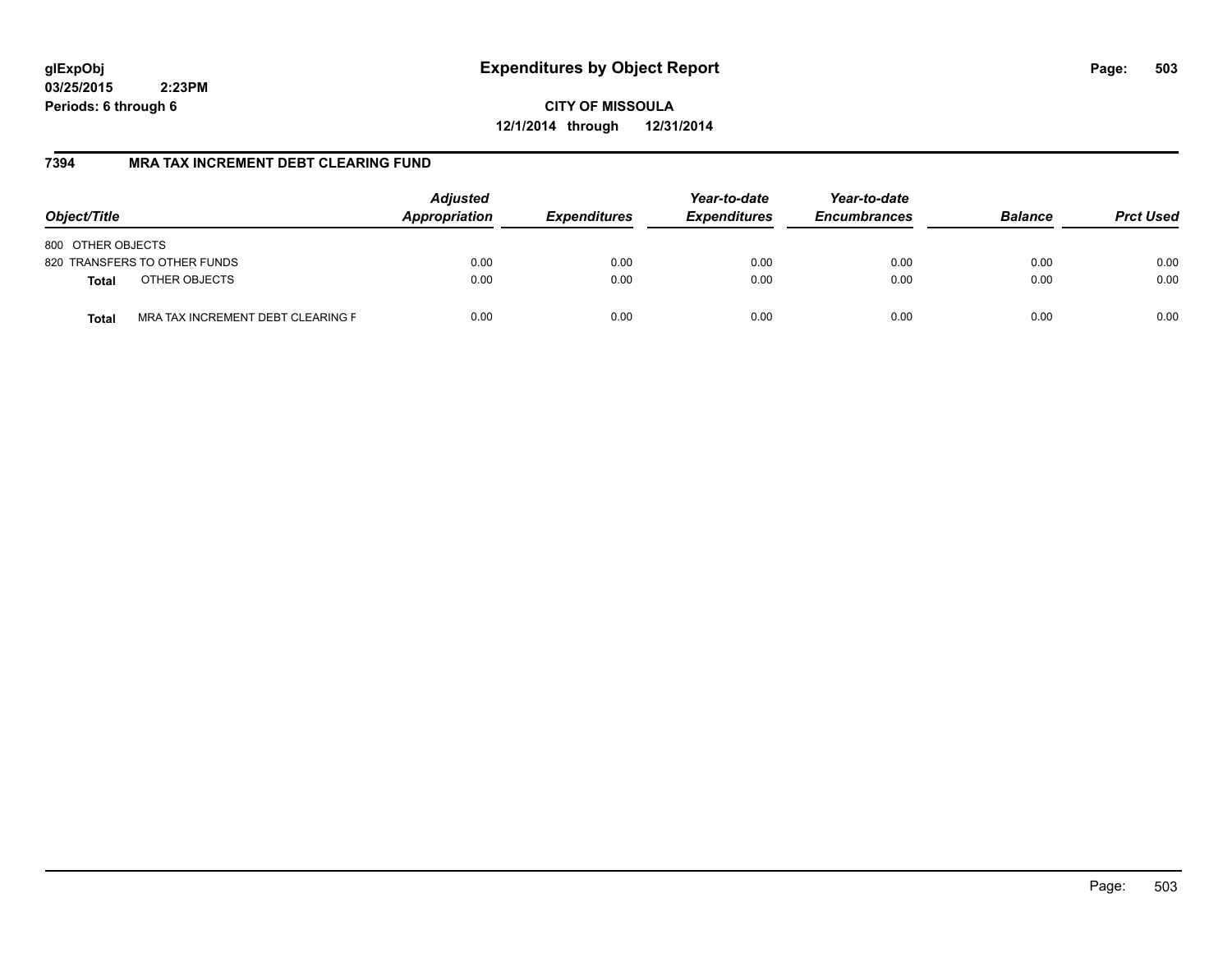glExpObj
03/25/2015 2:23PM
Periods: 6 through 6

# Expenditures by Object Report

**CITY OF MISSOULA**
**12/1/2014 through 12/31/2014**

## 7394 MRA TAX INCREMENT DEBT CLEARING FUND

| Object/Title | | Adjusted Appropriation | Expenditures | Year-to-date Expenditures | Year-to-date Encumbrances | Balance | Prct Used |
|---|---|---|---|---|---|---|---|
| 800 OTHER OBJECTS | | | | | | | |
| 820 TRANSFERS TO OTHER FUNDS | | 0.00 | 0.00 | 0.00 | 0.00 | 0.00 | 0.00 |
| **Total** | OTHER OBJECTS | 0.00 | 0.00 | 0.00 | 0.00 | 0.00 | 0.00 |
| **Total** | MRA TAX INCREMENT DEBT CLEARING F | 0.00 | 0.00 | 0.00 | 0.00 | 0.00 | 0.00 |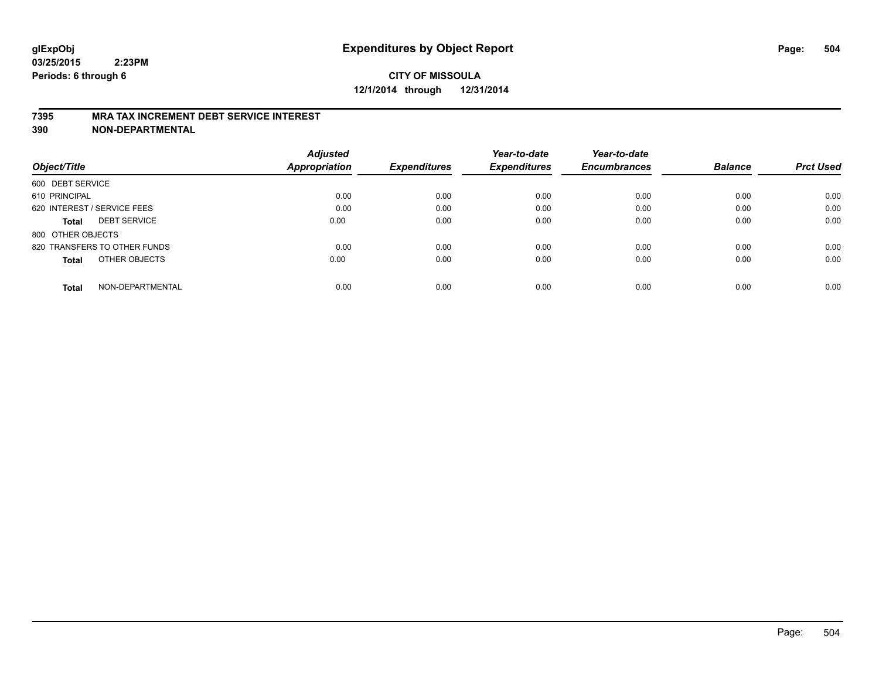glExpObj
03/25/2015 2:23PM
Periods: 6 through 6

# Expenditures by Object Report

**CITY OF MISSOULA**
**12/1/2014 through 12/31/2014**

**7395 MRA TAX INCREMENT DEBT SERVICE INTEREST**
**390 NON-DEPARTMENTAL**

| Object/Title | Adjusted Appropriation | Expenditures | Year-to-date Expenditures | Year-to-date Encumbrances | Balance | Prct Used |
|---|---|---|---|---|---|---|
| 600 DEBT SERVICE | | | | | | |
| 610 PRINCIPAL | 0.00 | 0.00 | 0.00 | 0.00 | 0.00 | 0.00 |
| 620 INTEREST / SERVICE FEES | 0.00 | 0.00 | 0.00 | 0.00 | 0.00 | 0.00 |
| **Total** DEBT SERVICE | 0.00 | 0.00 | 0.00 | 0.00 | 0.00 | 0.00 |
| 800 OTHER OBJECTS | | | | | | |
| 820 TRANSFERS TO OTHER FUNDS | 0.00 | 0.00 | 0.00 | 0.00 | 0.00 | 0.00 |
| **Total** OTHER OBJECTS | 0.00 | 0.00 | 0.00 | 0.00 | 0.00 | 0.00 |
| **Total** NON-DEPARTMENTAL | 0.00 | 0.00 | 0.00 | 0.00 | 0.00 | 0.00 |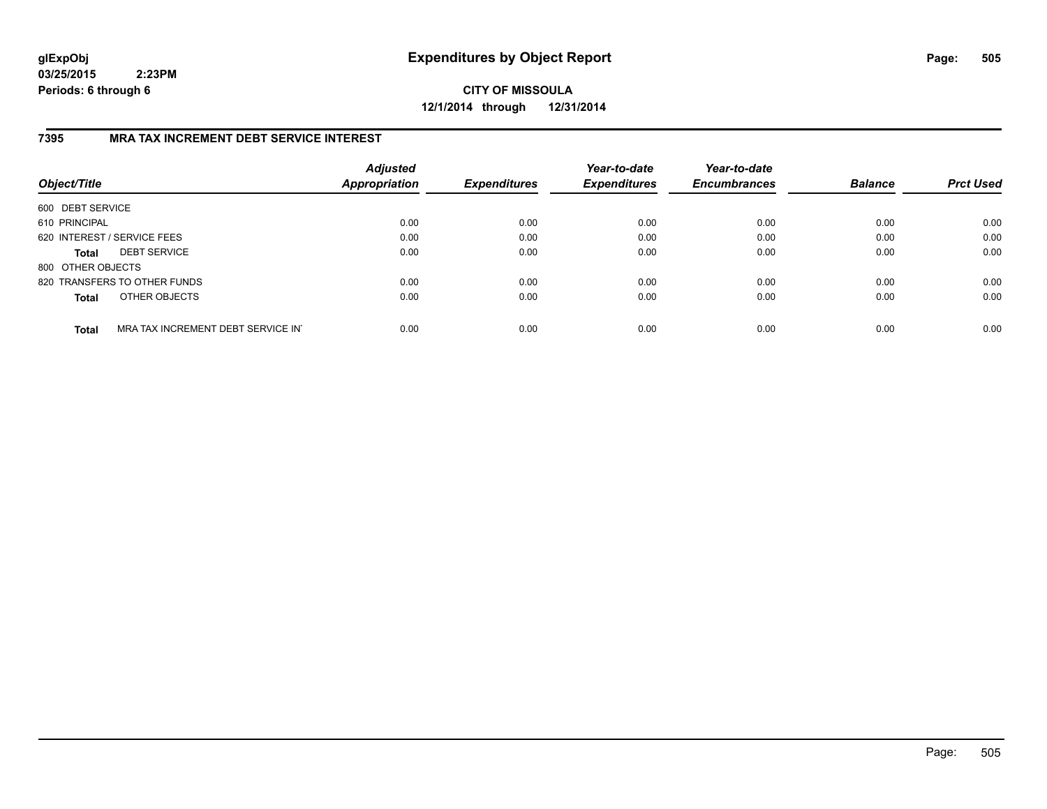glExpObj
03/25/2015 2:23PM
Periods: 6 through 6

# Expenditures by Object Report

**CITY OF MISSOULA**
**12/1/2014 through 12/31/2014**

## 7395 MRA TAX INCREMENT DEBT SERVICE INTEREST

| Object/Title | Adjusted Appropriation | Expenditures | Year-to-date Expenditures | Year-to-date Encumbrances | Balance | Prct Used |
|---|---|---|---|---|---|---|
| 600 DEBT SERVICE | | | | | | |
| 610 PRINCIPAL | 0.00 | 0.00 | 0.00 | 0.00 | 0.00 | 0.00 |
| 620 INTEREST / SERVICE FEES | 0.00 | 0.00 | 0.00 | 0.00 | 0.00 | 0.00 |
| **Total** DEBT SERVICE | 0.00 | 0.00 | 0.00 | 0.00 | 0.00 | 0.00 |
| 800 OTHER OBJECTS | | | | | | |
| 820 TRANSFERS TO OTHER FUNDS | 0.00 | 0.00 | 0.00 | 0.00 | 0.00 | 0.00 |
| **Total** OTHER OBJECTS | 0.00 | 0.00 | 0.00 | 0.00 | 0.00 | 0.00 |
| **Total** MRA TAX INCREMENT DEBT SERVICE IN | 0.00 | 0.00 | 0.00 | 0.00 | 0.00 | 0.00 |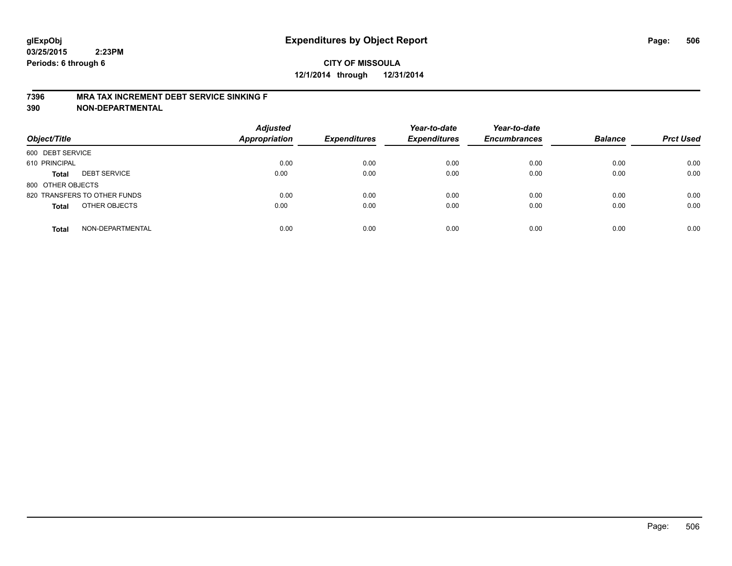**glExpObj**
**03/25/2015 2:23PM**
**Periods: 6 through 6**

# Expenditures by Object Report

**CITY OF MISSOULA**
**12/1/2014 through 12/31/2014**

**7396 MRA TAX INCREMENT DEBT SERVICE SINKING F**
**390 NON-DEPARTMENTAL**

| Object/Title | | Adjusted Appropriation | Expenditures | Year-to-date Expenditures | Year-to-date Encumbrances | Balance | Prct Used |
|---|---|---|---|---|---|---|---|
| 600 DEBT SERVICE | | | | | | | |
| 610 PRINCIPAL | | 0.00 | 0.00 | 0.00 | 0.00 | 0.00 | 0.00 |
| **Total** | DEBT SERVICE | 0.00 | 0.00 | 0.00 | 0.00 | 0.00 | 0.00 |
| 800 OTHER OBJECTS | | | | | | | |
| 820 TRANSFERS TO OTHER FUNDS | | 0.00 | 0.00 | 0.00 | 0.00 | 0.00 | 0.00 |
| **Total** | OTHER OBJECTS | 0.00 | 0.00 | 0.00 | 0.00 | 0.00 | 0.00 |
| **Total** | NON-DEPARTMENTAL | 0.00 | 0.00 | 0.00 | 0.00 | 0.00 | 0.00 |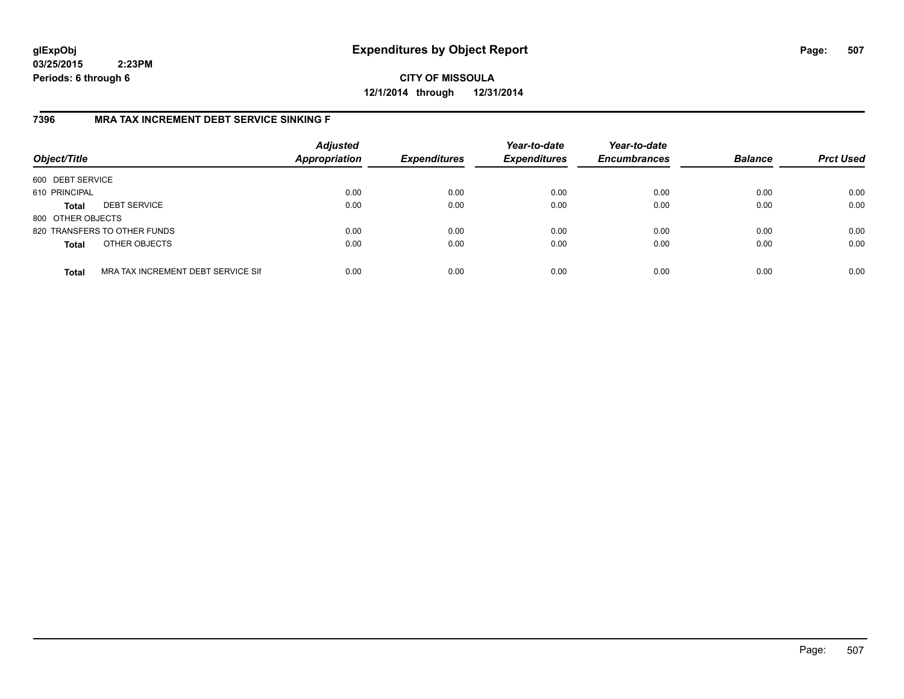glExpObj
03/25/2015 2:23PM
Periods: 6 through 6

# Expenditures by Object Report

**CITY OF MISSOULA**
**12/1/2014 through 12/31/2014**

## 7396 MRA TAX INCREMENT DEBT SERVICE SINKING F

| Object/Title | | Adjusted Appropriation | Expenditures | Year-to-date Expenditures | Year-to-date Encumbrances | Balance | Prct Used |
|---|---|---|---|---|---|---|---|
| 600 DEBT SERVICE | | | | | | | |
| 610 PRINCIPAL | | 0.00 | 0.00 | 0.00 | 0.00 | 0.00 | 0.00 |
| **Total** | DEBT SERVICE | 0.00 | 0.00 | 0.00 | 0.00 | 0.00 | 0.00 |
| 800 OTHER OBJECTS | | | | | | | |
| 820 TRANSFERS TO OTHER FUNDS | | 0.00 | 0.00 | 0.00 | 0.00 | 0.00 | 0.00 |
| **Total** | OTHER OBJECTS | 0.00 | 0.00 | 0.00 | 0.00 | 0.00 | 0.00 |
| **Total** | MRA TAX INCREMENT DEBT SERVICE SII | 0.00 | 0.00 | 0.00 | 0.00 | 0.00 | 0.00 |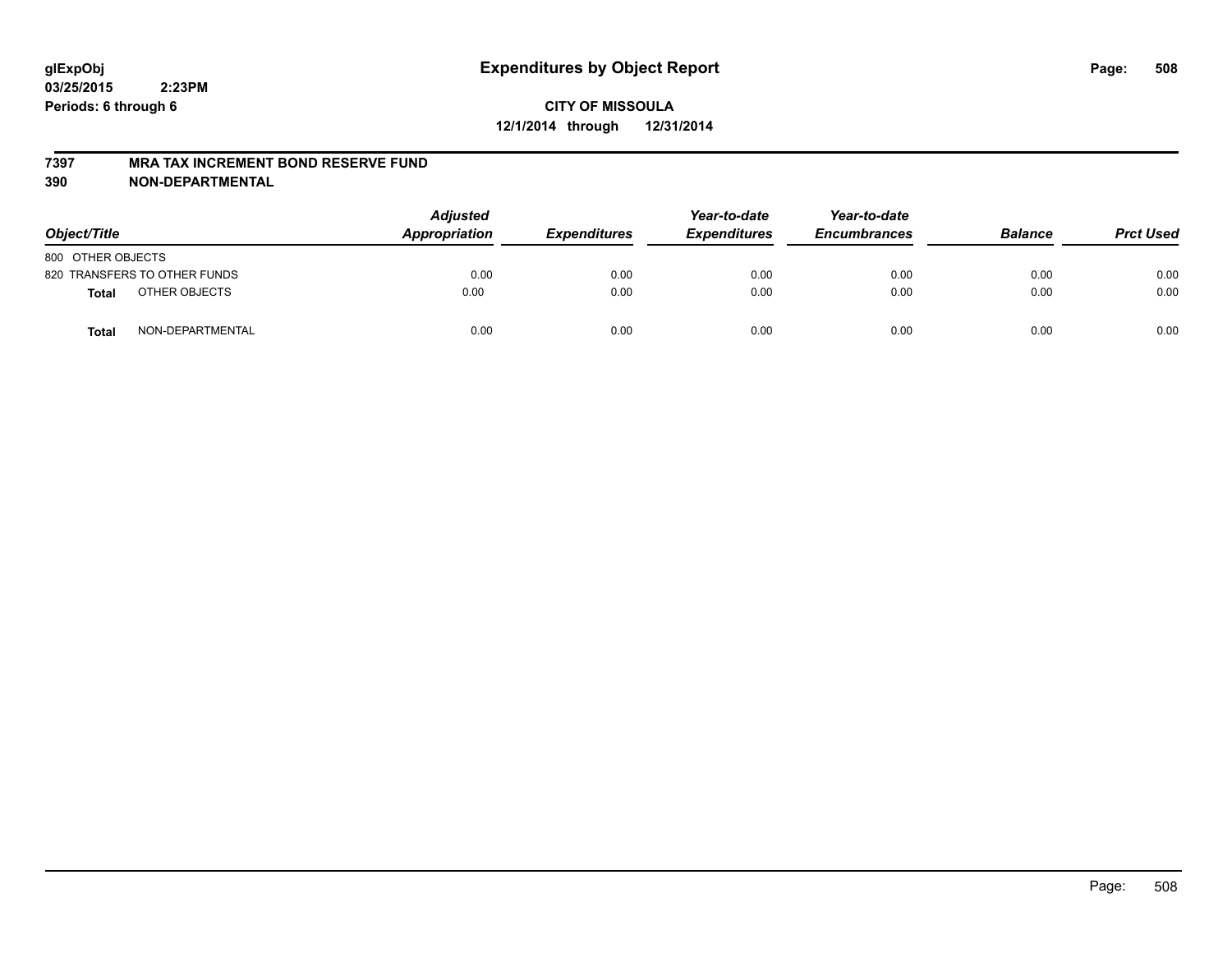glExpObj
03/25/2015 2:23PM
Periods: 6 through 6

# Expenditures by Object Report

**CITY OF MISSOULA**
**12/1/2014 through 12/31/2014**

**7397 MRA TAX INCREMENT BOND RESERVE FUND**
**390 NON-DEPARTMENTAL**

| Object/Title | | Adjusted Appropriation | Expenditures | Year-to-date Expenditures | Year-to-date Encumbrances | Balance | Prct Used |
|---|---|---|---|---|---|---|---|
| 800 OTHER OBJECTS | | | | | | | |
| 820 TRANSFERS TO OTHER FUNDS | | 0.00 | 0.00 | 0.00 | 0.00 | 0.00 | 0.00 |
| **Total** | OTHER OBJECTS | 0.00 | 0.00 | 0.00 | 0.00 | 0.00 | 0.00 |
| **Total** | NON-DEPARTMENTAL | 0.00 | 0.00 | 0.00 | 0.00 | 0.00 | 0.00 |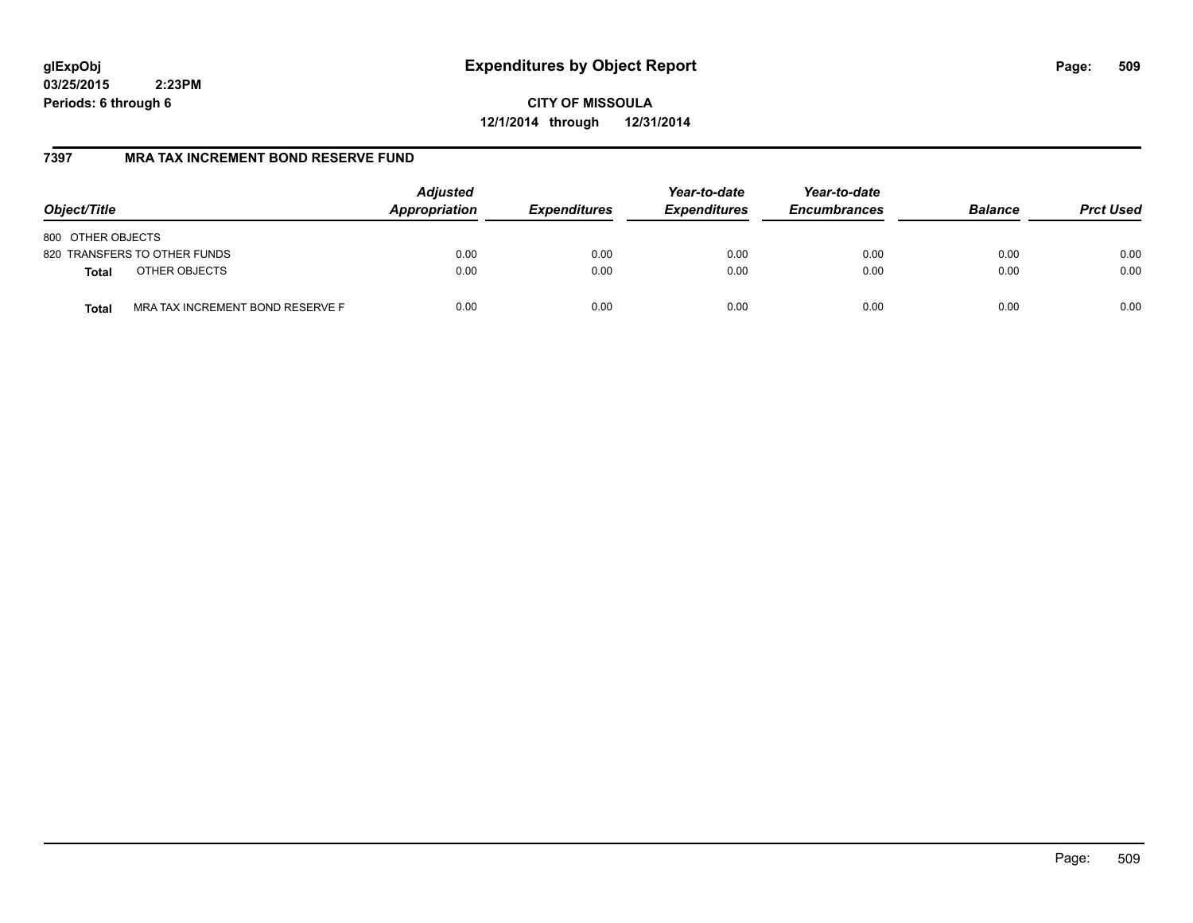glExpObj
03/25/2015 2:23PM
Periods: 6 through 6

# Expenditures by Object Report

**CITY OF MISSOULA**
**12/1/2014 through 12/31/2014**

## 7397 MRA TAX INCREMENT BOND RESERVE FUND

| Object/Title | Adjusted Appropriation | Expenditures | Year-to-date Expenditures | Year-to-date Encumbrances | Balance | Prct Used |
|---|---|---|---|---|---|---|
| 800 OTHER OBJECTS | | | | | | |
| 820 TRANSFERS TO OTHER FUNDS | 0.00 | 0.00 | 0.00 | 0.00 | 0.00 | 0.00 |
| **Total** OTHER OBJECTS | 0.00 | 0.00 | 0.00 | 0.00 | 0.00 | 0.00 |
| **Total** MRA TAX INCREMENT BOND RESERVE F | 0.00 | 0.00 | 0.00 | 0.00 | 0.00 | 0.00 |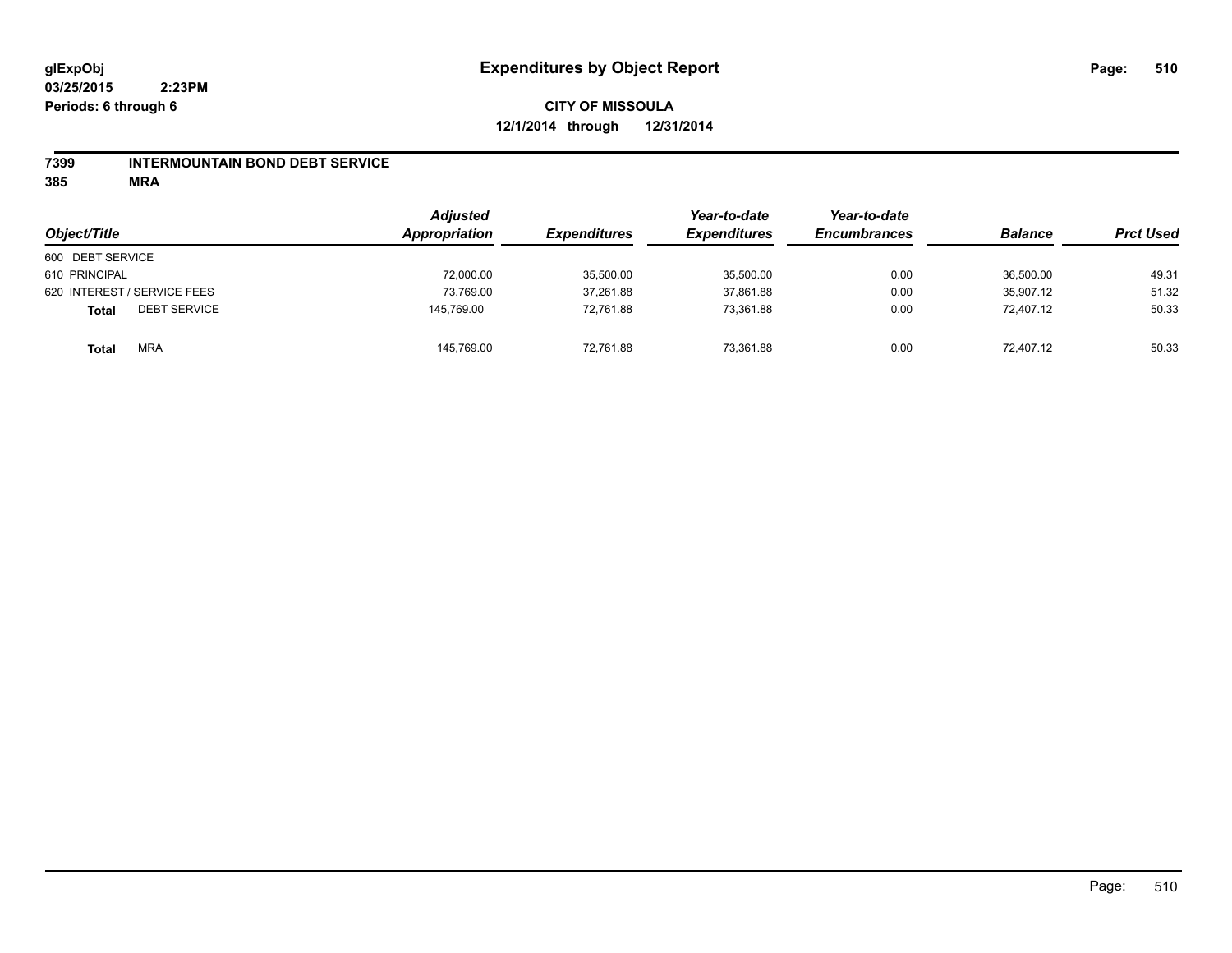**glExpObj** **Expenditures by Object Report**

**03/25/2015 2:23PM**

**Periods: 6 through 6**

**CITY OF MISSOULA**

**12/1/2014 through 12/31/2014**

**7399 INTERMOUNTAIN BOND DEBT SERVICE**

**385 MRA**

| Object/Title | Adjusted Appropriation | Expenditures | Year-to-date Expenditures | Year-to-date Encumbrances | Balance | Prct Used |
|---|---|---|---|---|---|---|
| 600 DEBT SERVICE | | | | | | |
| 610 PRINCIPAL | 72,000.00 | 35,500.00 | 35,500.00 | 0.00 | 36,500.00 | 49.31 |
| 620 INTEREST / SERVICE FEES | 73,769.00 | 37,261.88 | 37,861.88 | 0.00 | 35,907.12 | 51.32 |
| **Total** DEBT SERVICE | 145,769.00 | 72,761.88 | 73,361.88 | 0.00 | 72,407.12 | 50.33 |
| **Total** MRA | 145,769.00 | 72,761.88 | 73,361.88 | 0.00 | 72,407.12 | 50.33 |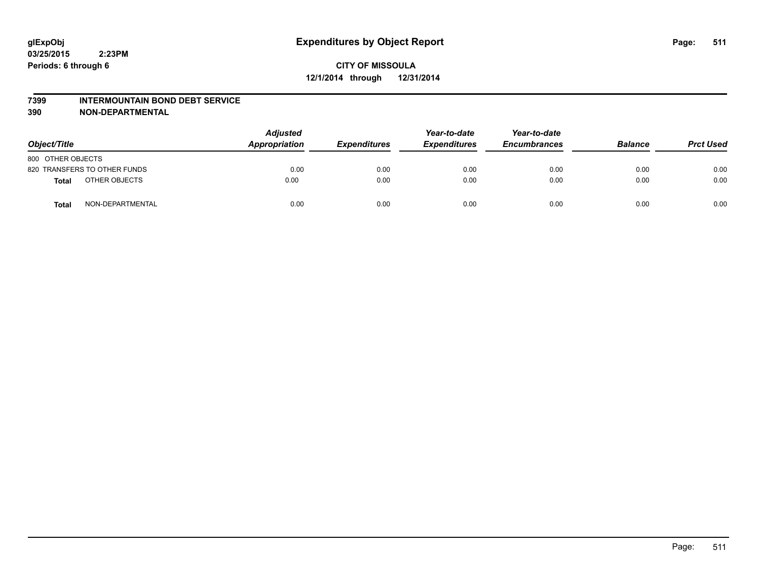glExpObj
03/25/2015 2:23PM
Periods: 6 through 6

# Expenditures by Object Report

**CITY OF MISSOULA**
**12/1/2014 through 12/31/2014**

**7399 INTERMOUNTAIN BOND DEBT SERVICE**
**390 NON-DEPARTMENTAL**

| Object/Title | | Adjusted Appropriation | Expenditures | Year-to-date Expenditures | Year-to-date Encumbrances | Balance | Prct Used |
|---|---|---|---|---|---|---|---|
| 800 OTHER OBJECTS | | | | | | | |
| 820 TRANSFERS TO OTHER FUNDS | | 0.00 | 0.00 | 0.00 | 0.00 | 0.00 | 0.00 |
| **Total** | OTHER OBJECTS | 0.00 | 0.00 | 0.00 | 0.00 | 0.00 | 0.00 |
| **Total** | NON-DEPARTMENTAL | 0.00 | 0.00 | 0.00 | 0.00 | 0.00 | 0.00 |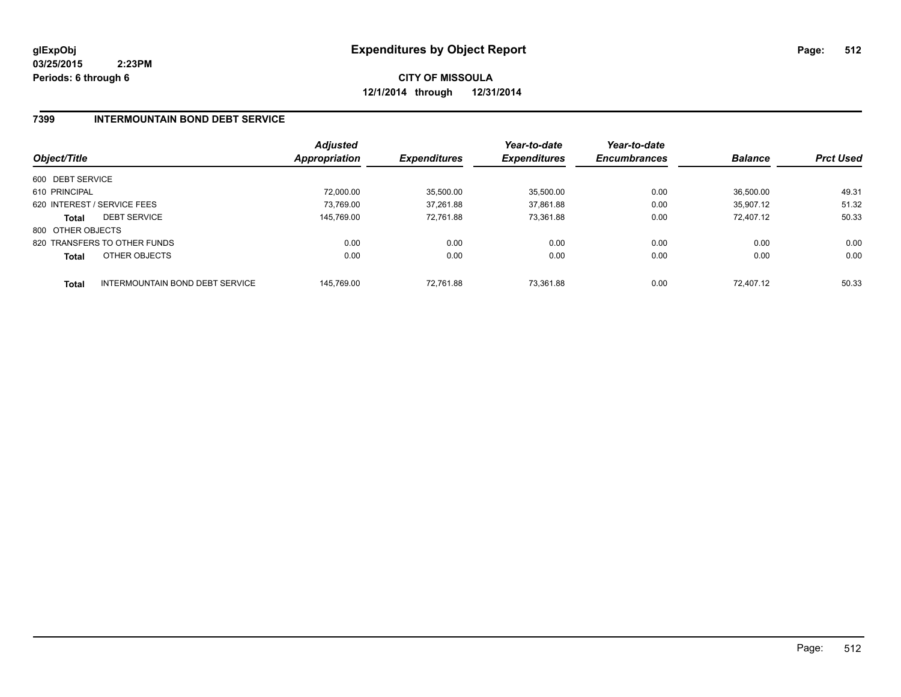glExpObj
03/25/2015 2:23PM
Periods: 6 through 6

# Expenditures by Object Report

**CITY OF MISSOULA**
**12/1/2014 through 12/31/2014**

## 7399 INTERMOUNTAIN BOND DEBT SERVICE

| Object/Title | | Adjusted Appropriation | Expenditures | Year-to-date Expenditures | Year-to-date Encumbrances | Balance | Prct Used |
|---|---|---|---|---|---|---|---|
| 600 DEBT SERVICE | | | | | | | |
| 610 PRINCIPAL | | 72,000.00 | 35,500.00 | 35,500.00 | 0.00 | 36,500.00 | 49.31 |
| 620 INTEREST / SERVICE FEES | | 73,769.00 | 37,261.88 | 37,861.88 | 0.00 | 35,907.12 | 51.32 |
| **Total** | DEBT SERVICE | 145,769.00 | 72,761.88 | 73,361.88 | 0.00 | 72,407.12 | 50.33 |
| 800 OTHER OBJECTS | | | | | | | |
| 820 TRANSFERS TO OTHER FUNDS | | 0.00 | 0.00 | 0.00 | 0.00 | 0.00 | 0.00 |
| **Total** | OTHER OBJECTS | 0.00 | 0.00 | 0.00 | 0.00 | 0.00 | 0.00 |
| **Total** | INTERMOUNTAIN BOND DEBT SERVICE | 145,769.00 | 72,761.88 | 73,361.88 | 0.00 | 72,407.12 | 50.33 |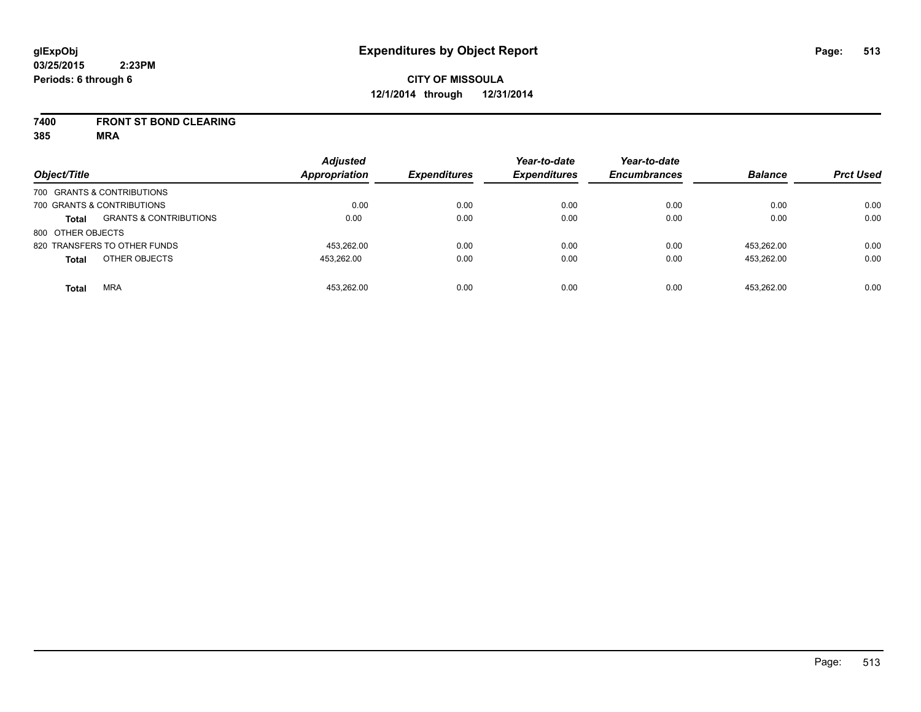**glExpObj**
**03/25/2015 2:23PM**
**Periods: 6 through 6**

# Expenditures by Object Report

**CITY OF MISSOULA**
**12/1/2014 through 12/31/2014**

**7400 FRONT ST BOND CLEARING**
**385 MRA**

| Object/Title | Adjusted Appropriation | Expenditures | Year-to-date Expenditures | Year-to-date Encumbrances | Balance | Prct Used |
|---|---|---|---|---|---|---|
| 700 GRANTS & CONTRIBUTIONS | | | | | | |
| 700 GRANTS & CONTRIBUTIONS | 0.00 | 0.00 | 0.00 | 0.00 | 0.00 | 0.00 |
| **Total** GRANTS & CONTRIBUTIONS | 0.00 | 0.00 | 0.00 | 0.00 | 0.00 | 0.00 |
| 800 OTHER OBJECTS | | | | | | |
| 820 TRANSFERS TO OTHER FUNDS | 453,262.00 | 0.00 | 0.00 | 0.00 | 453,262.00 | 0.00 |
| **Total** OTHER OBJECTS | 453,262.00 | 0.00 | 0.00 | 0.00 | 453,262.00 | 0.00 |
| **Total** MRA | 453,262.00 | 0.00 | 0.00 | 0.00 | 453,262.00 | 0.00 |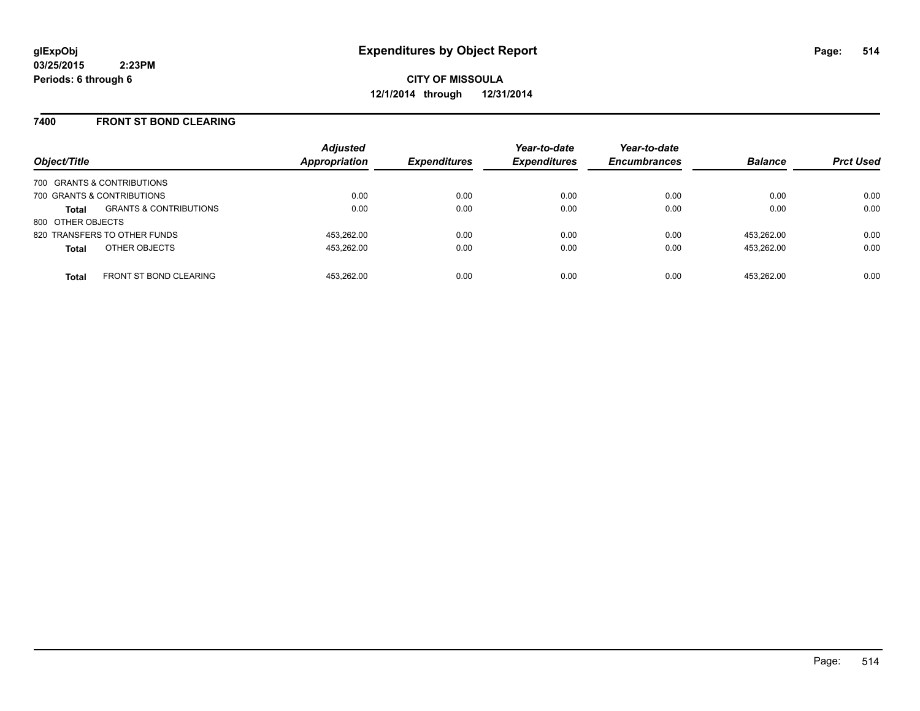**glExpObj**
**03/25/2015 2:23PM**
**Periods: 6 through 6**

# Expenditures by Object Report

**CITY OF MISSOULA**
**12/1/2014 through 12/31/2014**

## 7400 FRONT ST BOND CLEARING

| Object/Title | | Adjusted Appropriation | Expenditures | Year-to-date Expenditures | Year-to-date Encumbrances | Balance | Prct Used |
|---|---|---|---|---|---|---|---|
| 700 GRANTS & CONTRIBUTIONS | | | | | | | |
| 700 GRANTS & CONTRIBUTIONS | | 0.00 | 0.00 | 0.00 | 0.00 | 0.00 | 0.00 |
| **Total** | GRANTS & CONTRIBUTIONS | 0.00 | 0.00 | 0.00 | 0.00 | 0.00 | 0.00 |
| 800 OTHER OBJECTS | | | | | | | |
| 820 TRANSFERS TO OTHER FUNDS | | 453,262.00 | 0.00 | 0.00 | 0.00 | 453,262.00 | 0.00 |
| **Total** | OTHER OBJECTS | 453,262.00 | 0.00 | 0.00 | 0.00 | 453,262.00 | 0.00 |
| **Total** | FRONT ST BOND CLEARING | 453,262.00 | 0.00 | 0.00 | 0.00 | 453,262.00 | 0.00 |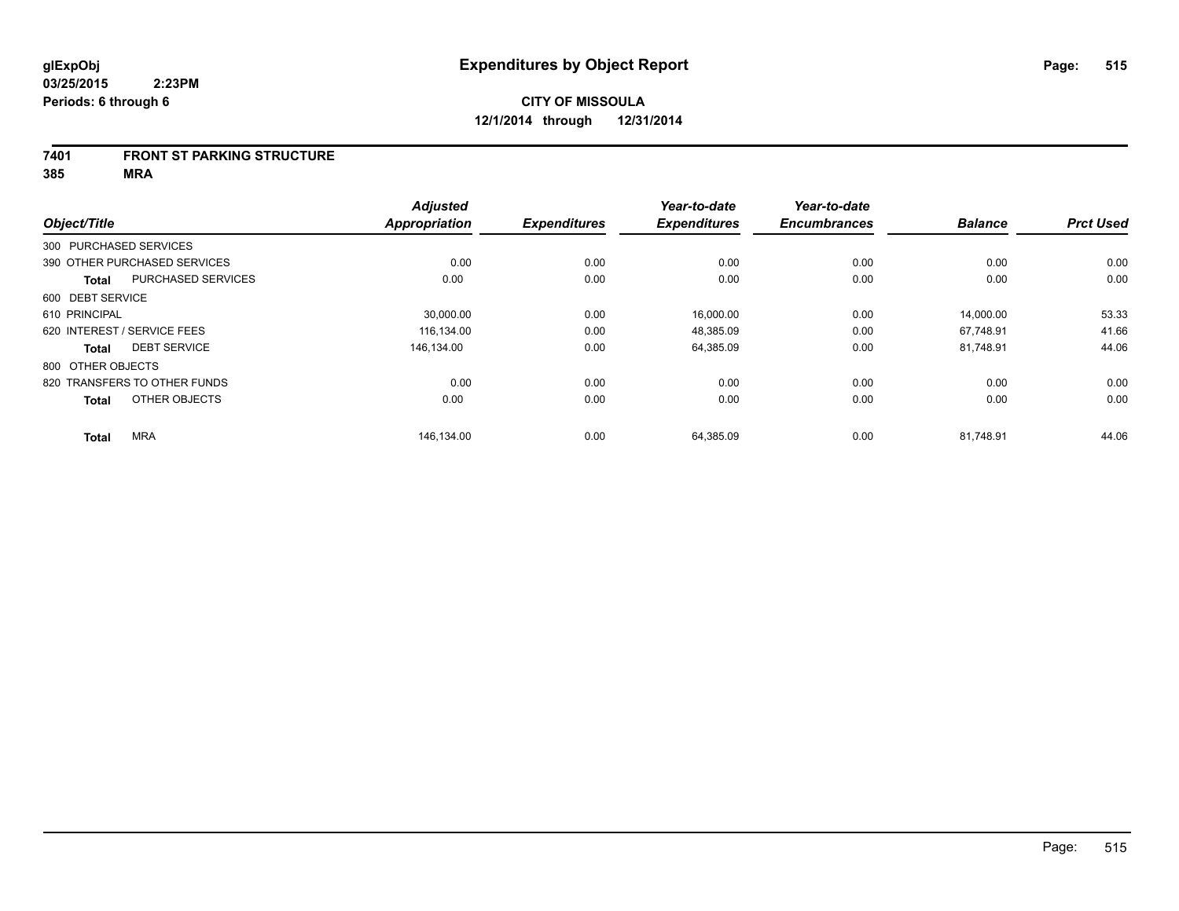**glExpObj**
**03/25/2015 2:23PM**
**Periods: 6 through 6**

# Expenditures by Object Report

**CITY OF MISSOULA**
**12/1/2014 through 12/31/2014**

**7401 FRONT ST PARKING STRUCTURE**
**385 MRA**

| Object/Title | | Adjusted Appropriation | Expenditures | Year-to-date Expenditures | Year-to-date Encumbrances | Balance | Prct Used |
|---|---|---|---|---|---|---|---|
| 300 PURCHASED SERVICES | | | | | | | |
| 390 OTHER PURCHASED SERVICES | | 0.00 | 0.00 | 0.00 | 0.00 | 0.00 | 0.00 |
| **Total** | PURCHASED SERVICES | 0.00 | 0.00 | 0.00 | 0.00 | 0.00 | 0.00 |
| 600 DEBT SERVICE | | | | | | | |
| 610 PRINCIPAL | | 30,000.00 | 0.00 | 16,000.00 | 0.00 | 14,000.00 | 53.33 |
| 620 INTEREST / SERVICE FEES | | 116,134.00 | 0.00 | 48,385.09 | 0.00 | 67,748.91 | 41.66 |
| **Total** | DEBT SERVICE | 146,134.00 | 0.00 | 64,385.09 | 0.00 | 81,748.91 | 44.06 |
| 800 OTHER OBJECTS | | | | | | | |
| 820 TRANSFERS TO OTHER FUNDS | | 0.00 | 0.00 | 0.00 | 0.00 | 0.00 | 0.00 |
| **Total** | OTHER OBJECTS | 0.00 | 0.00 | 0.00 | 0.00 | 0.00 | 0.00 |
| **Total** | MRA | 146,134.00 | 0.00 | 64,385.09 | 0.00 | 81,748.91 | 44.06 |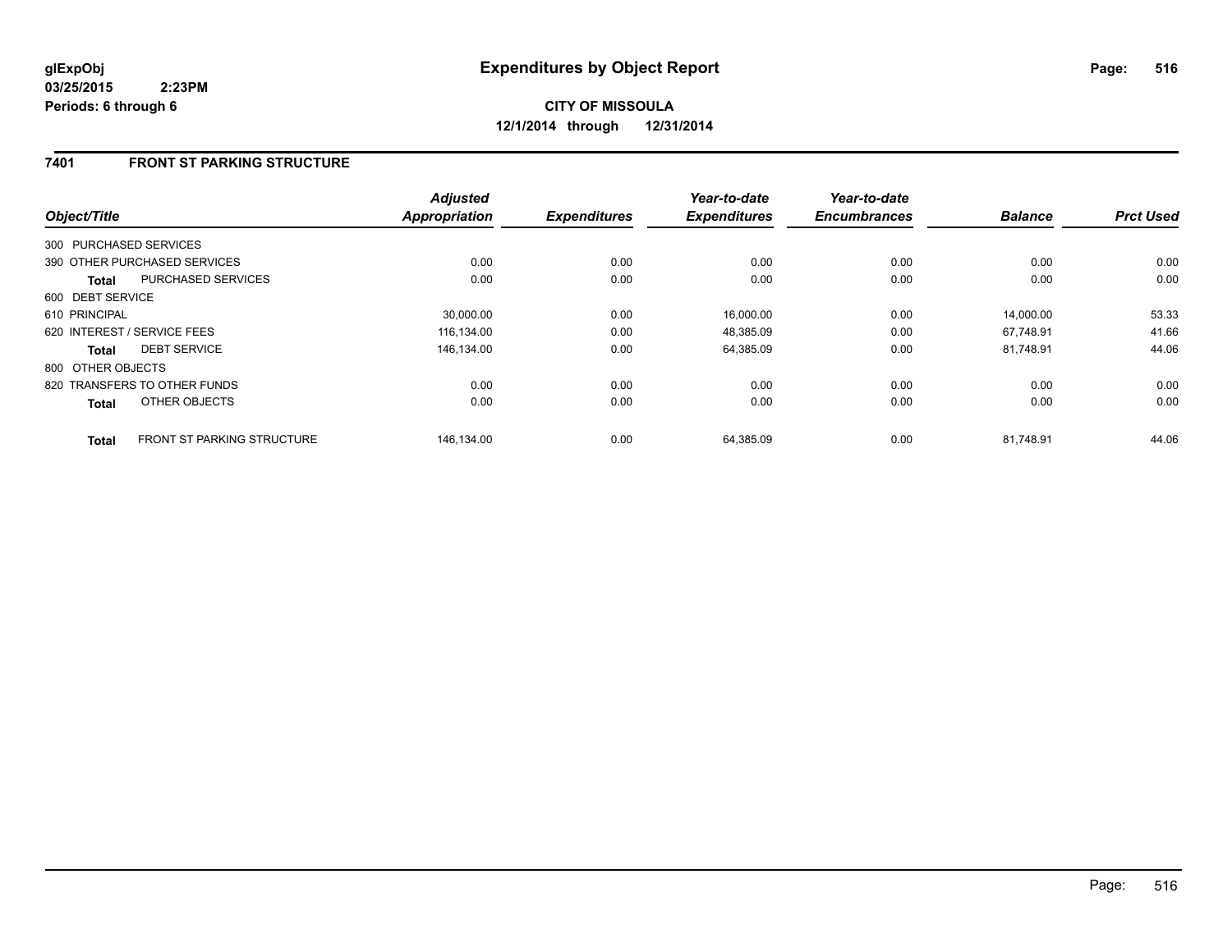**glExpObj**
**03/25/2015 2:23PM**
**Periods: 6 through 6**

# Expenditures by Object Report

**CITY OF MISSOULA**
**12/1/2014 through 12/31/2014**

## 7401 FRONT ST PARKING STRUCTURE

| Object/Title | | Adjusted Appropriation | Expenditures | Year-to-date Expenditures | Year-to-date Encumbrances | Balance | Prct Used |
|---|---|---|---|---|---|---|---|
| 300 PURCHASED SERVICES | | | | | | | |
| 390 OTHER PURCHASED SERVICES | | 0.00 | 0.00 | 0.00 | 0.00 | 0.00 | 0.00 |
| **Total** | PURCHASED SERVICES | 0.00 | 0.00 | 0.00 | 0.00 | 0.00 | 0.00 |
| 600 DEBT SERVICE | | | | | | | |
| 610 PRINCIPAL | | 30,000.00 | 0.00 | 16,000.00 | 0.00 | 14,000.00 | 53.33 |
| 620 INTEREST / SERVICE FEES | | 116,134.00 | 0.00 | 48,385.09 | 0.00 | 67,748.91 | 41.66 |
| **Total** | DEBT SERVICE | 146,134.00 | 0.00 | 64,385.09 | 0.00 | 81,748.91 | 44.06 |
| 800 OTHER OBJECTS | | | | | | | |
| 820 TRANSFERS TO OTHER FUNDS | | 0.00 | 0.00 | 0.00 | 0.00 | 0.00 | 0.00 |
| **Total** | OTHER OBJECTS | 0.00 | 0.00 | 0.00 | 0.00 | 0.00 | 0.00 |
| **Total** | FRONT ST PARKING STRUCTURE | 146,134.00 | 0.00 | 64,385.09 | 0.00 | 81,748.91 | 44.06 |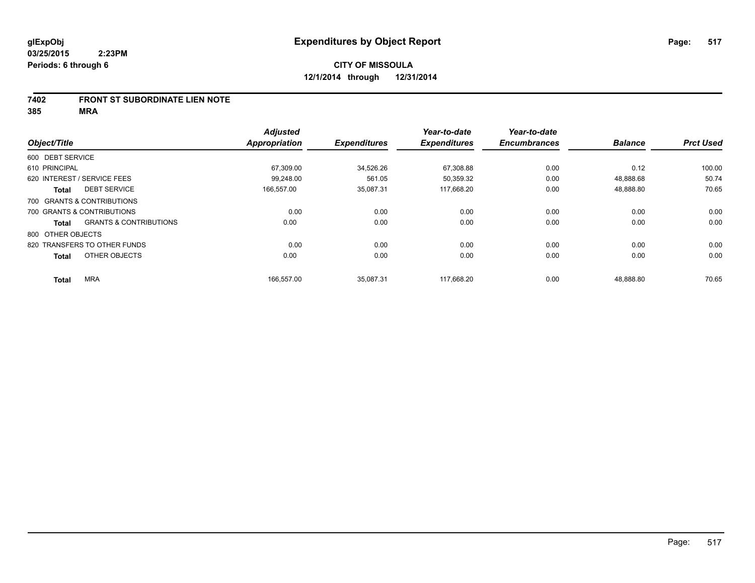**glExpObj** **Expenditures by Object Report**

**03/25/2015 2:23PM**

**Periods: 6 through 6**

**CITY OF MISSOULA**

**12/1/2014 through 12/31/2014**

## 7402 FRONT ST SUBORDINATE LIEN NOTE

## 385 MRA

| Object/Title | | Adjusted Appropriation | Expenditures | Year-to-date Expenditures | Year-to-date Encumbrances | Balance | Prct Used |
|---|---|---|---|---|---|---|---|
| 600 DEBT SERVICE | | | | | | | |
| 610 PRINCIPAL | | 67,309.00 | 34,526.26 | 67,308.88 | 0.00 | 0.12 | 100.00 |
| 620 INTEREST / SERVICE FEES | | 99,248.00 | 561.05 | 50,359.32 | 0.00 | 48,888.68 | 50.74 |
| **Total** | DEBT SERVICE | 166,557.00 | 35,087.31 | 117,668.20 | 0.00 | 48,888.80 | 70.65 |
| 700 GRANTS & CONTRIBUTIONS | | | | | | | |
| 700 GRANTS & CONTRIBUTIONS | | 0.00 | 0.00 | 0.00 | 0.00 | 0.00 | 0.00 |
| **Total** | GRANTS & CONTRIBUTIONS | 0.00 | 0.00 | 0.00 | 0.00 | 0.00 | 0.00 |
| 800 OTHER OBJECTS | | | | | | | |
| 820 TRANSFERS TO OTHER FUNDS | | 0.00 | 0.00 | 0.00 | 0.00 | 0.00 | 0.00 |
| **Total** | OTHER OBJECTS | 0.00 | 0.00 | 0.00 | 0.00 | 0.00 | 0.00 |
| **Total** | MRA | 166,557.00 | 35,087.31 | 117,668.20 | 0.00 | 48,888.80 | 70.65 |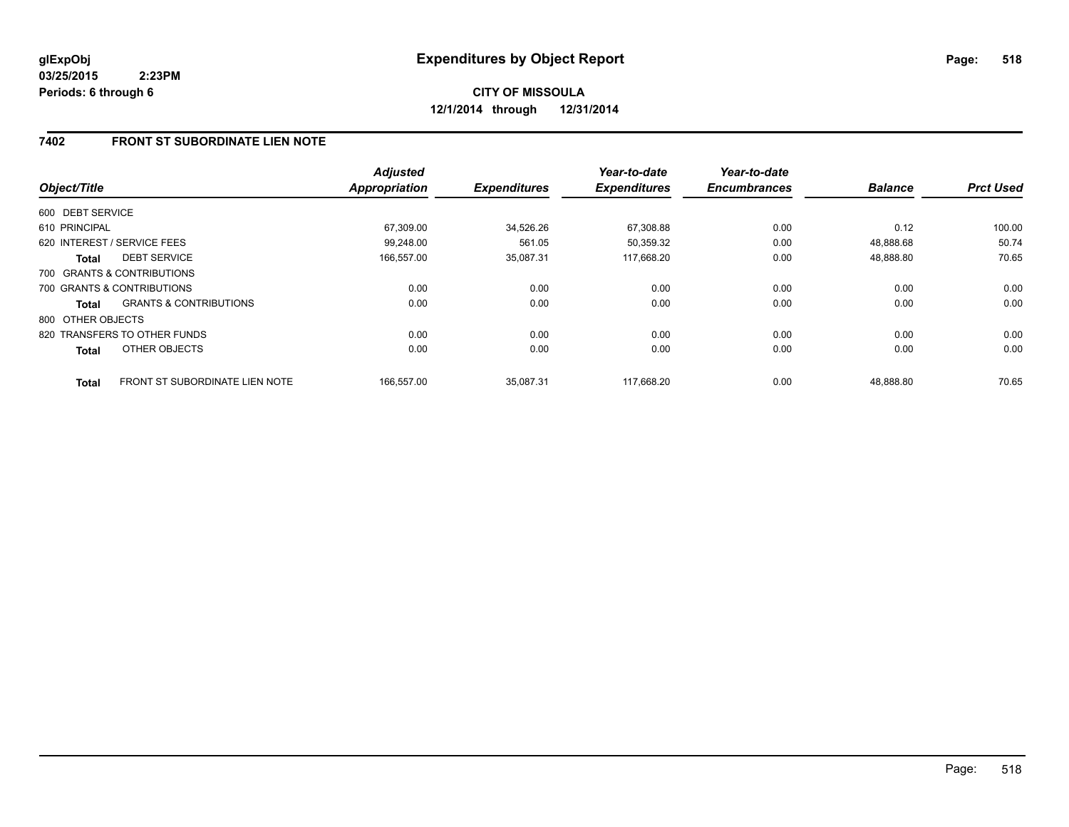**glExpObj**
**03/25/2015 2:23PM**
**Periods: 6 through 6**

# Expenditures by Object Report

**CITY OF MISSOULA**
**12/1/2014 through 12/31/2014**

## 7402 FRONT ST SUBORDINATE LIEN NOTE

| Object/Title | | Adjusted Appropriation | Expenditures | Year-to-date Expenditures | Year-to-date Encumbrances | Balance | Prct Used |
|---|---|---|---|---|---|---|---|
| 600 DEBT SERVICE | | | | | | | |
| 610 PRINCIPAL | | 67,309.00 | 34,526.26 | 67,308.88 | 0.00 | 0.12 | 100.00 |
| 620 INTEREST / SERVICE FEES | | 99,248.00 | 561.05 | 50,359.32 | 0.00 | 48,888.68 | 50.74 |
| **Total** | DEBT SERVICE | 166,557.00 | 35,087.31 | 117,668.20 | 0.00 | 48,888.80 | 70.65 |
| 700 GRANTS & CONTRIBUTIONS | | | | | | | |
| 700 GRANTS & CONTRIBUTIONS | | 0.00 | 0.00 | 0.00 | 0.00 | 0.00 | 0.00 |
| **Total** | GRANTS & CONTRIBUTIONS | 0.00 | 0.00 | 0.00 | 0.00 | 0.00 | 0.00 |
| 800 OTHER OBJECTS | | | | | | | |
| 820 TRANSFERS TO OTHER FUNDS | | 0.00 | 0.00 | 0.00 | 0.00 | 0.00 | 0.00 |
| **Total** | OTHER OBJECTS | 0.00 | 0.00 | 0.00 | 0.00 | 0.00 | 0.00 |
| **Total** | FRONT ST SUBORDINATE LIEN NOTE | 166,557.00 | 35,087.31 | 117,668.20 | 0.00 | 48,888.80 | 70.65 |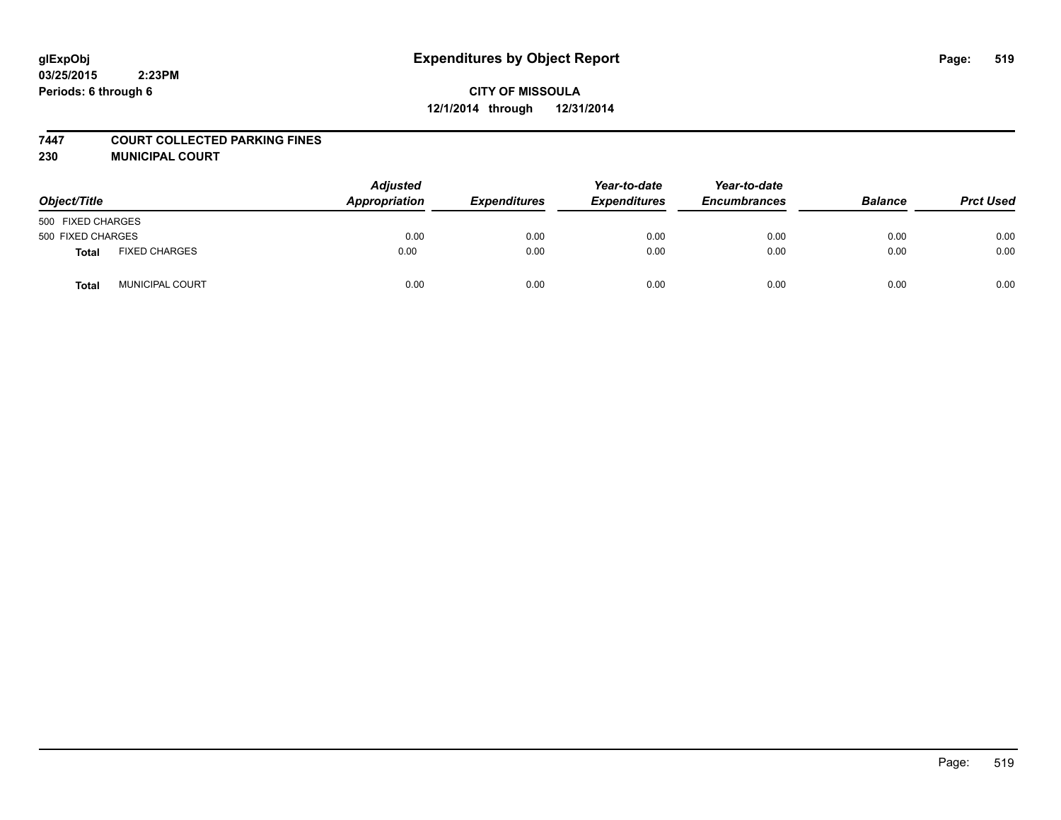glExpObj
03/25/2015 2:23PM
Periods: 6 through 6

# Expenditures by Object Report

**CITY OF MISSOULA**
**12/1/2014 through 12/31/2014**

**7447 COURT COLLECTED PARKING FINES**
**230 MUNICIPAL COURT**

| Object/Title | | Adjusted Appropriation | Expenditures | Year-to-date Expenditures | Year-to-date Encumbrances | Balance | Prct Used |
|---|---|---|---|---|---|---|---|
| 500 FIXED CHARGES | | | | | | | |
| 500 FIXED CHARGES | | 0.00 | 0.00 | 0.00 | 0.00 | 0.00 | 0.00 |
| **Total** | FIXED CHARGES | 0.00 | 0.00 | 0.00 | 0.00 | 0.00 | 0.00 |
| **Total** | MUNICIPAL COURT | 0.00 | 0.00 | 0.00 | 0.00 | 0.00 | 0.00 |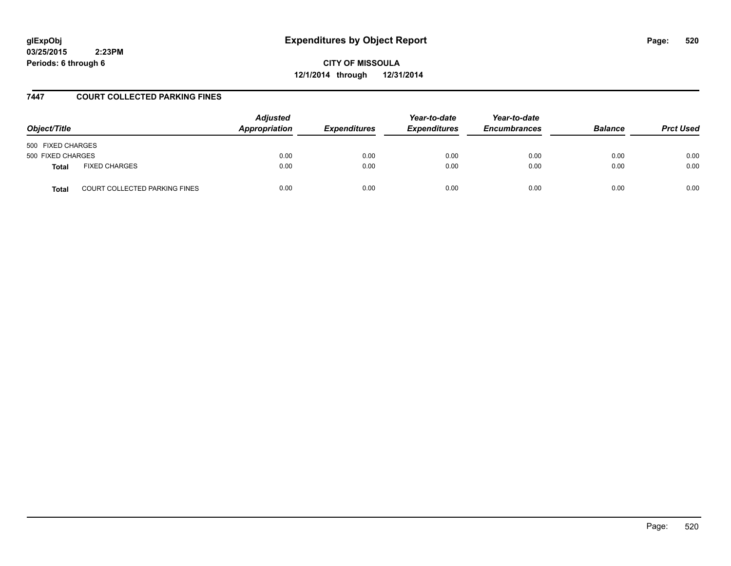# Expenditures by Object Report

glExpObj
03/25/2015 2:23PM
Periods: 6 through 6

**CITY OF MISSOULA**
**12/1/2014 through 12/31/2014**

## 7447 COURT COLLECTED PARKING FINES

| Object/Title | | Adjusted Appropriation | Expenditures | Year-to-date Expenditures | Year-to-date Encumbrances | Balance | Prct Used |
|---|---|---|---|---|---|---|---|
| 500 FIXED CHARGES | | | | | | | |
| 500 FIXED CHARGES | | 0.00 | 0.00 | 0.00 | 0.00 | 0.00 | 0.00 |
| **Total** | FIXED CHARGES | 0.00 | 0.00 | 0.00 | 0.00 | 0.00 | 0.00 |
| **Total** | COURT COLLECTED PARKING FINES | 0.00 | 0.00 | 0.00 | 0.00 | 0.00 | 0.00 |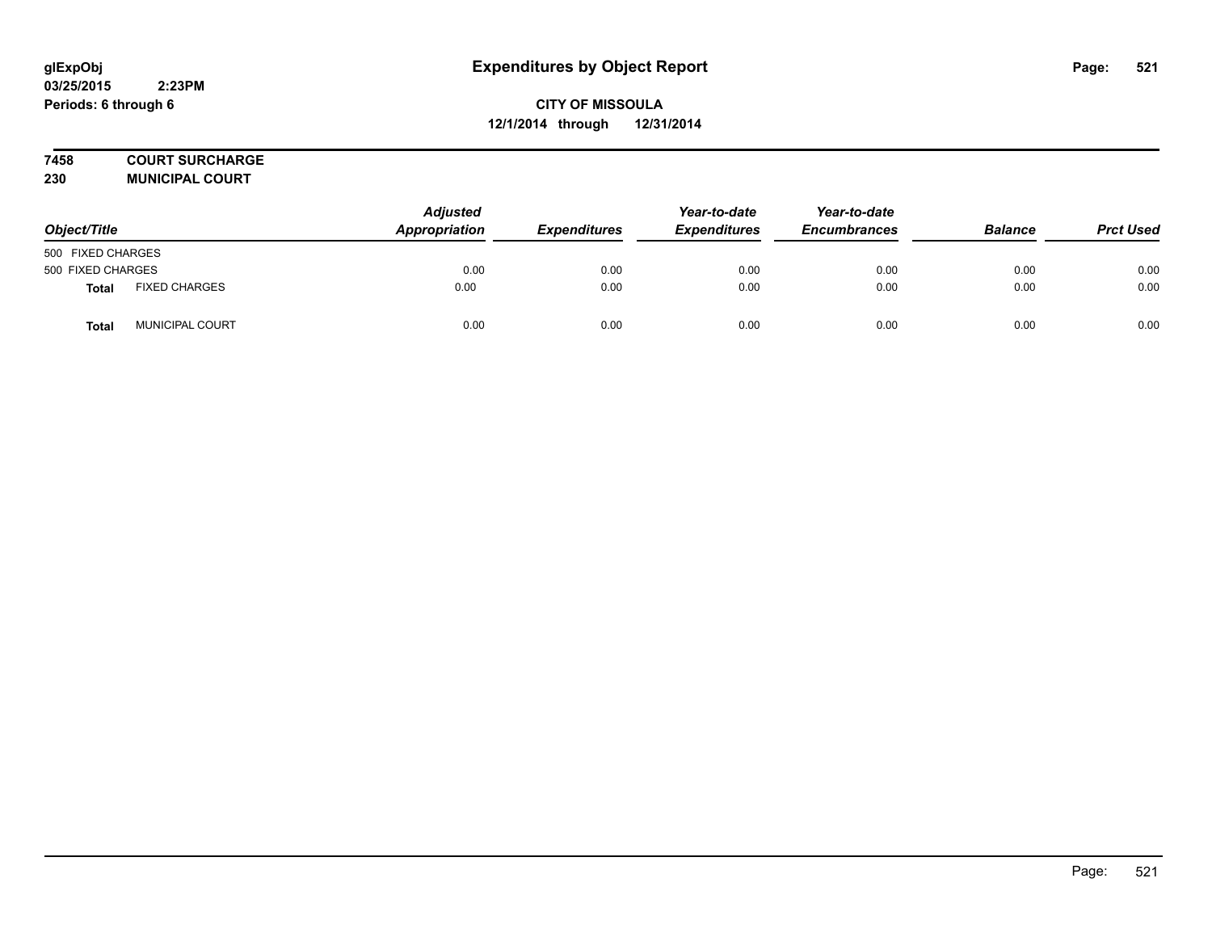**glExpObj**
**03/25/2015 2:23PM**
**Periods: 6 through 6**

# Expenditures by Object Report

**CITY OF MISSOULA**
**12/1/2014 through 12/31/2014**

**7458 COURT SURCHARGE**
**230 MUNICIPAL COURT**

| Object/Title | | *Adjusted Appropriation* | *Expenditures* | *Year-to-date Expenditures* | *Year-to-date Encumbrances* | *Balance* | *Prct Used* |
|---|---|---|---|---|---|---|---|
| 500 FIXED CHARGES | | | | | | | |
| 500 FIXED CHARGES | | 0.00 | 0.00 | 0.00 | 0.00 | 0.00 | 0.00 |
| **Total** | FIXED CHARGES | 0.00 | 0.00 | 0.00 | 0.00 | 0.00 | 0.00 |
| **Total** | MUNICIPAL COURT | 0.00 | 0.00 | 0.00 | 0.00 | 0.00 | 0.00 |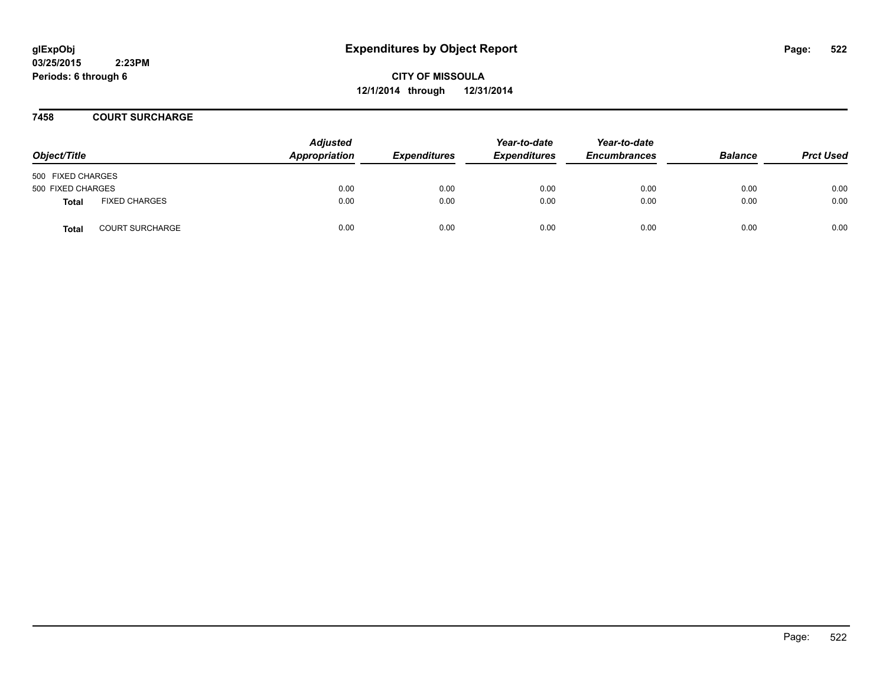**glExpObj** **Expenditures by Object Report**
**03/25/2015 2:23PM**
**Periods: 6 through 6**

**CITY OF MISSOULA**
**12/1/2014 through 12/31/2014**

## 7458 COURT SURCHARGE

| Object/Title | | Adjusted Appropriation | Expenditures | Year-to-date Expenditures | Year-to-date Encumbrances | Balance | Prct Used |
|---|---|---|---|---|---|---|---|
| 500 FIXED CHARGES | | | | | | | |
| 500 FIXED CHARGES | | 0.00 | 0.00 | 0.00 | 0.00 | 0.00 | 0.00 |
| **Total** | FIXED CHARGES | 0.00 | 0.00 | 0.00 | 0.00 | 0.00 | 0.00 |
| **Total** | COURT SURCHARGE | 0.00 | 0.00 | 0.00 | 0.00 | 0.00 | 0.00 |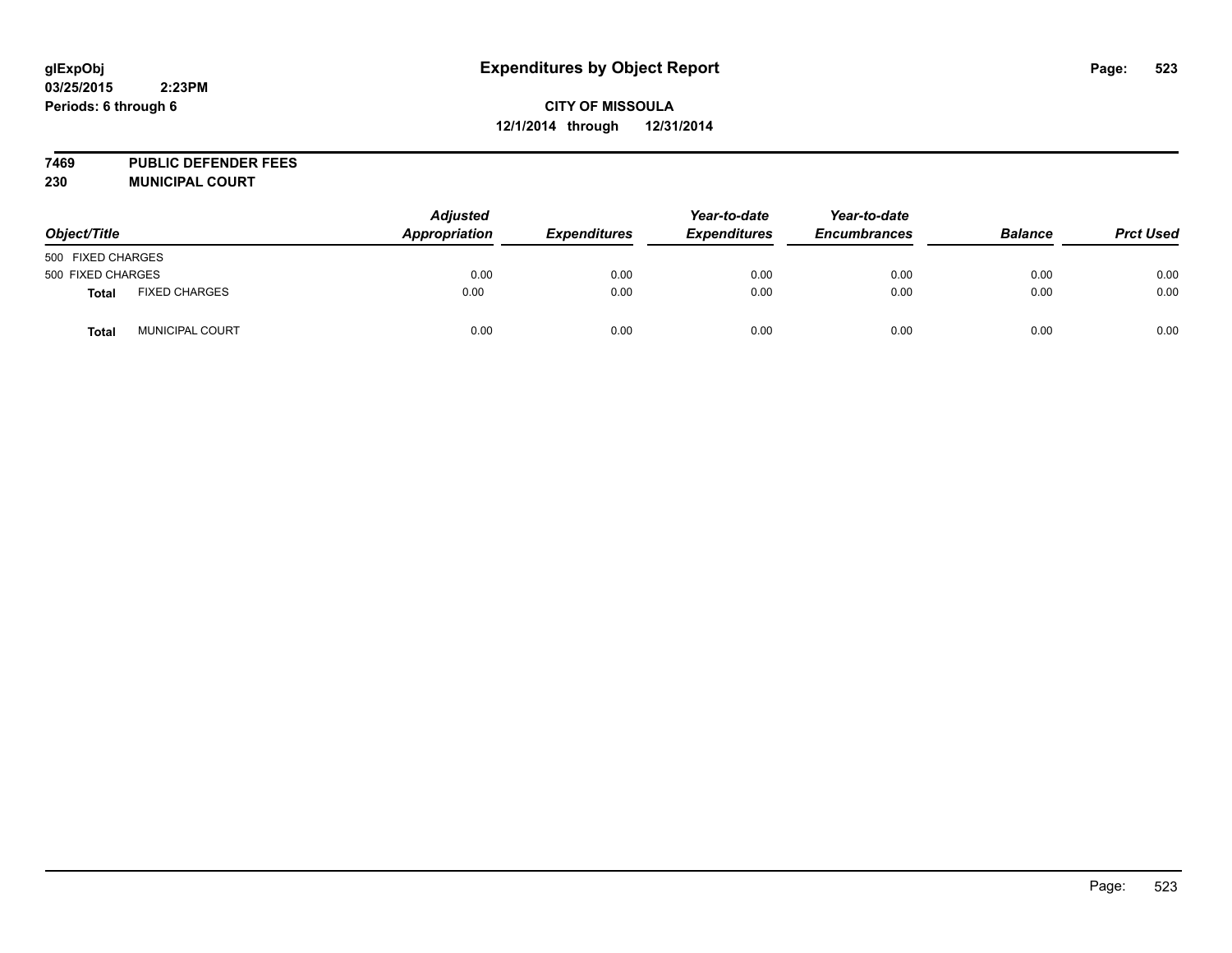**glExpObj**
**03/25/2015 2:23PM**
**Periods: 6 through 6**

# Expenditures by Object Report

**CITY OF MISSOULA**
**12/1/2014 through 12/31/2014**

**7469 PUBLIC DEFENDER FEES**
**230 MUNICIPAL COURT**

| Object/Title | | Adjusted Appropriation | Expenditures | Year-to-date Expenditures | Year-to-date Encumbrances | Balance | Prct Used |
|---|---|---|---|---|---|---|---|
| 500 FIXED CHARGES | | | | | | | |
| 500 FIXED CHARGES | | 0.00 | 0.00 | 0.00 | 0.00 | 0.00 | 0.00 |
| **Total** | FIXED CHARGES | 0.00 | 0.00 | 0.00 | 0.00 | 0.00 | 0.00 |
| **Total** | MUNICIPAL COURT | 0.00 | 0.00 | 0.00 | 0.00 | 0.00 | 0.00 |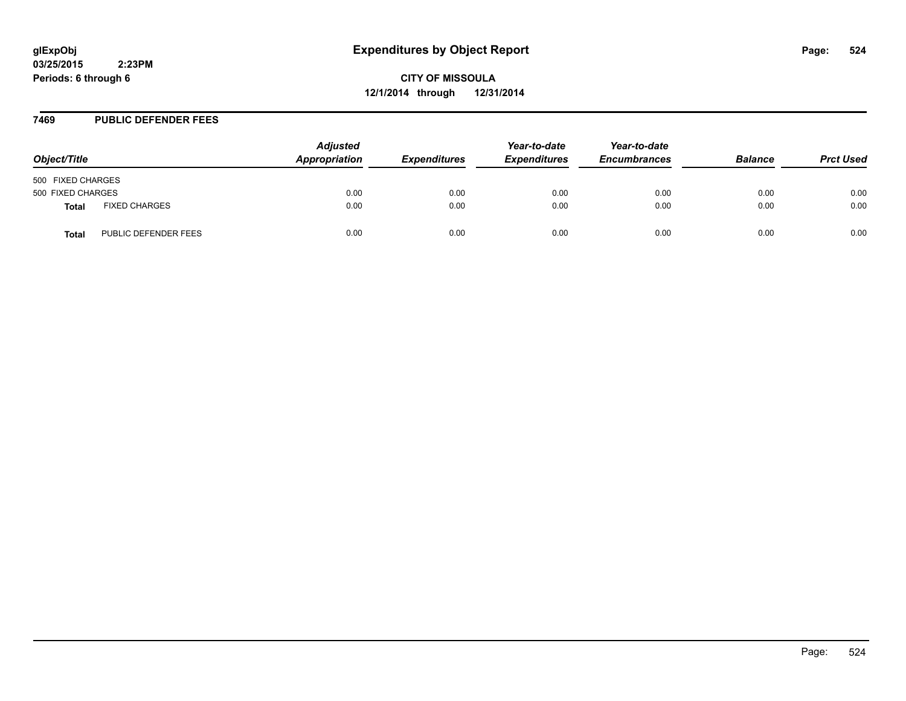glExpObj
03/25/2015 2:23PM
Periods: 6 through 6

# Expenditures by Object Report

**CITY OF MISSOULA**
**12/1/2014 through 12/31/2014**

## 7469 PUBLIC DEFENDER FEES

| Object/Title | | Adjusted Appropriation | Expenditures | Year-to-date Expenditures | Year-to-date Encumbrances | Balance | Prct Used |
|---|---|---|---|---|---|---|---|
| 500 FIXED CHARGES | | | | | | | |
| 500 FIXED CHARGES | | 0.00 | 0.00 | 0.00 | 0.00 | 0.00 | 0.00 |
| **Total** | FIXED CHARGES | 0.00 | 0.00 | 0.00 | 0.00 | 0.00 | 0.00 |
| **Total** | PUBLIC DEFENDER FEES | 0.00 | 0.00 | 0.00 | 0.00 | 0.00 | 0.00 |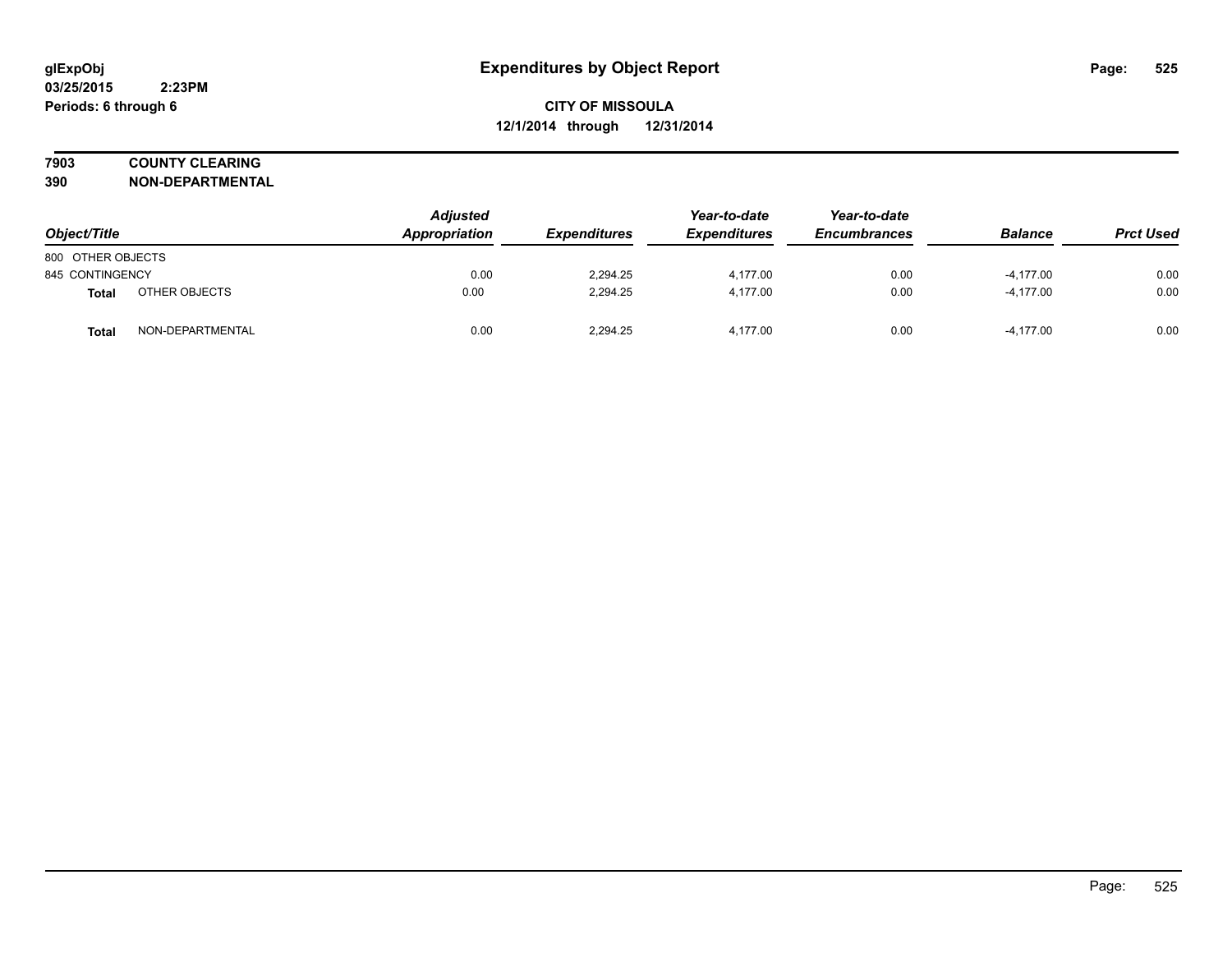# Expenditures by Object Report

glExpObj
03/25/2015 2:23PM
Periods: 6 through 6

**CITY OF MISSOULA**
**12/1/2014 through 12/31/2014**

## 7903 COUNTY CLEARING
## 390 NON-DEPARTMENTAL

| Object/Title | | Adjusted Appropriation | Expenditures | Year-to-date Expenditures | Year-to-date Encumbrances | Balance | Prct Used |
|---|---|---|---|---|---|---|---|
| 800 OTHER OBJECTS | | | | | | | |
| 845 CONTINGENCY | | 0.00 | 2,294.25 | 4,177.00 | 0.00 | -4,177.00 | 0.00 |
| **Total** | OTHER OBJECTS | 0.00 | 2,294.25 | 4,177.00 | 0.00 | -4,177.00 | 0.00 |
| **Total** | NON-DEPARTMENTAL | 0.00 | 2,294.25 | 4,177.00 | 0.00 | -4,177.00 | 0.00 |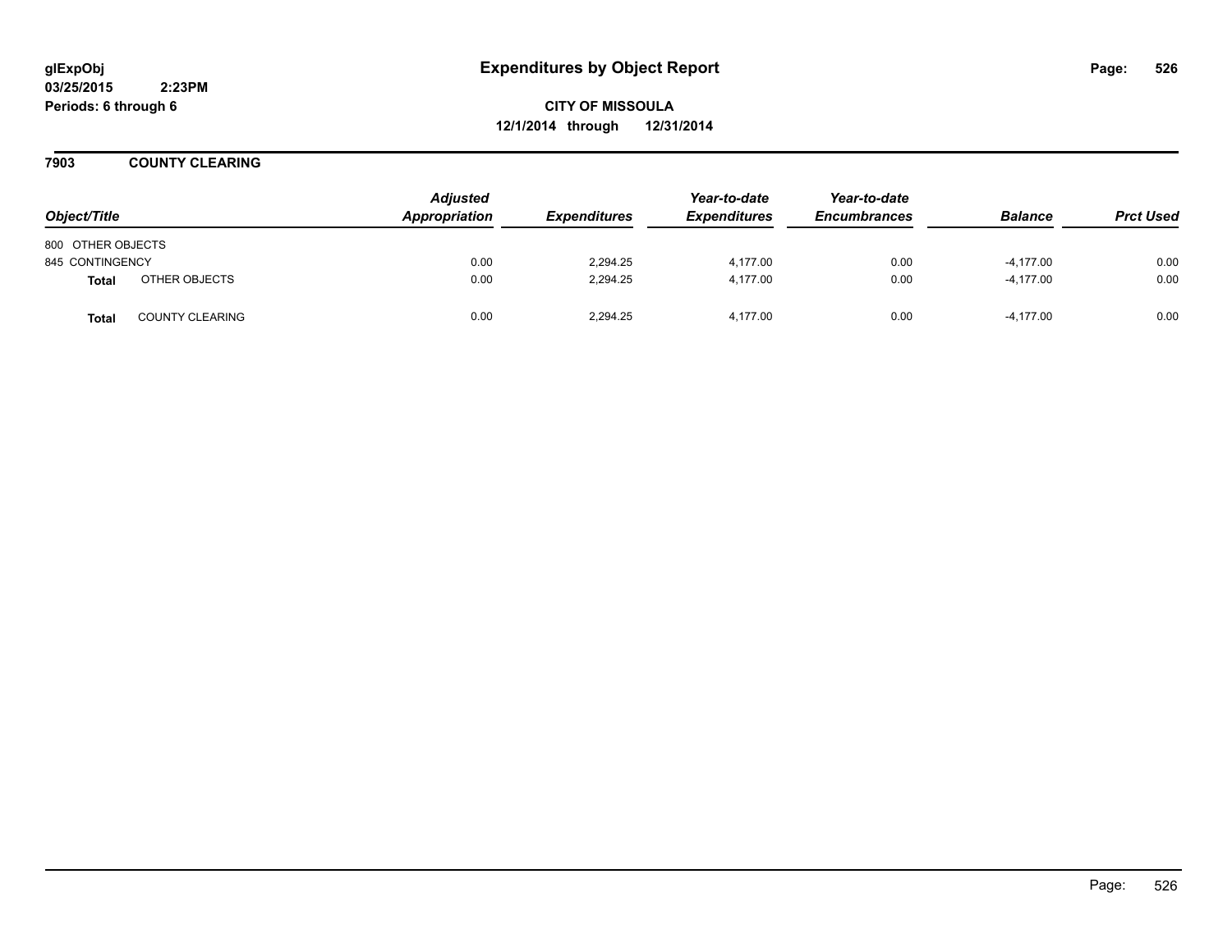# Expenditures by Object Report

glExpObj
03/25/2015 2:23PM
Periods: 6 through 6

**CITY OF MISSOULA**
**12/1/2014 through 12/31/2014**

## 7903 COUNTY CLEARING

| Object/Title | | Adjusted Appropriation | Expenditures | Year-to-date Expenditures | Year-to-date Encumbrances | Balance | Prct Used |
|---|---|---|---|---|---|---|---|
| 800 OTHER OBJECTS | | | | | | | |
| 845 CONTINGENCY | | 0.00 | 2,294.25 | 4,177.00 | 0.00 | -4,177.00 | 0.00 |
| **Total** | OTHER OBJECTS | 0.00 | 2,294.25 | 4,177.00 | 0.00 | -4,177.00 | 0.00 |
| **Total** | COUNTY CLEARING | 0.00 | 2,294.25 | 4,177.00 | 0.00 | -4,177.00 | 0.00 |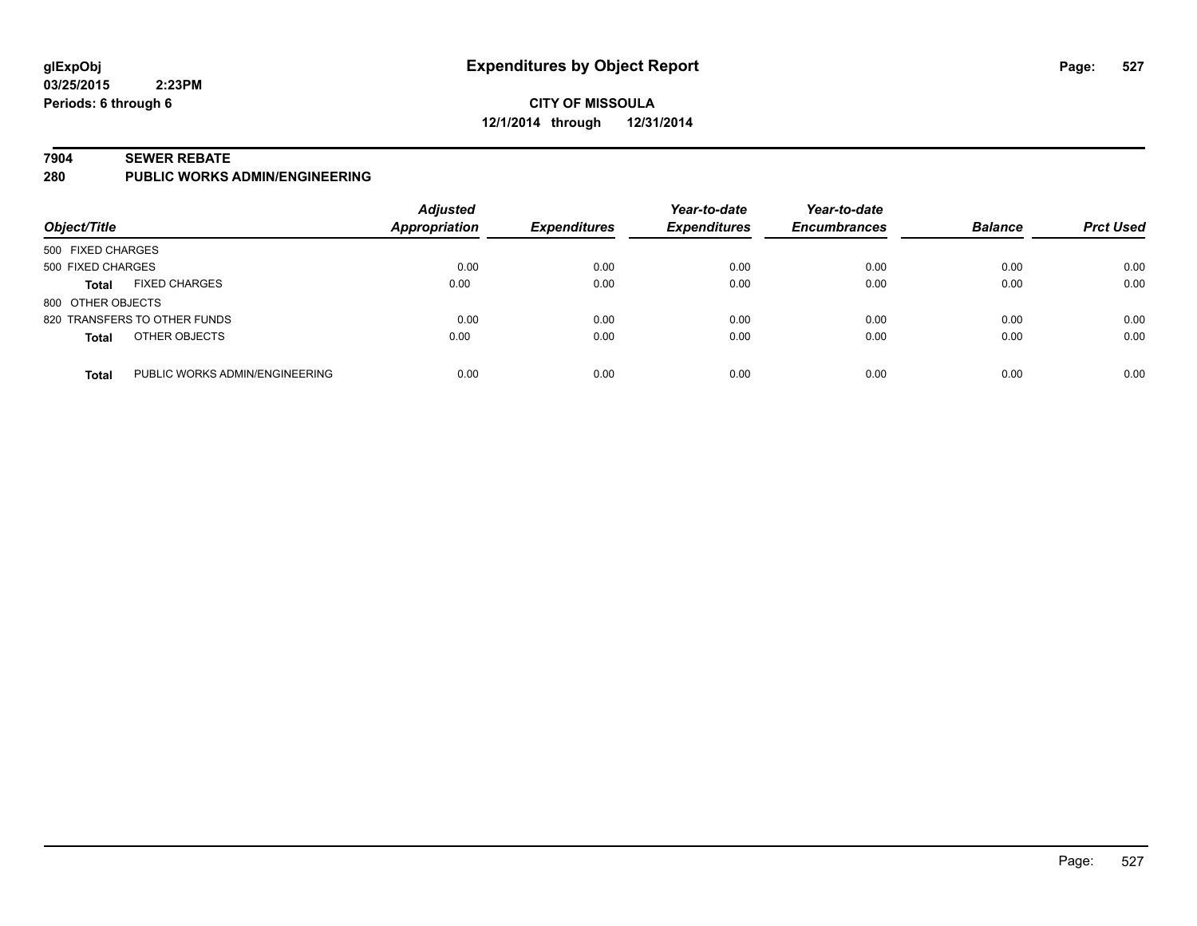**glExpObj** **Expenditures by Object Report**

**03/25/2015 2:23PM**

**Periods: 6 through 6**

**CITY OF MISSOULA**

**12/1/2014 through 12/31/2014**

**7904 SEWER REBATE**

**280 PUBLIC WORKS ADMIN/ENGINEERING**

| Object/Title | | Adjusted Appropriation | Expenditures | Year-to-date Expenditures | Year-to-date Encumbrances | Balance | Prct Used |
|---|---|---|---|---|---|---|---|
| 500 FIXED CHARGES | | | | | | | |
| 500 FIXED CHARGES | | 0.00 | 0.00 | 0.00 | 0.00 | 0.00 | 0.00 |
| **Total** | FIXED CHARGES | 0.00 | 0.00 | 0.00 | 0.00 | 0.00 | 0.00 |
| 800 OTHER OBJECTS | | | | | | | |
| 820 TRANSFERS TO OTHER FUNDS | | 0.00 | 0.00 | 0.00 | 0.00 | 0.00 | 0.00 |
| **Total** | OTHER OBJECTS | 0.00 | 0.00 | 0.00 | 0.00 | 0.00 | 0.00 |
| **Total** | PUBLIC WORKS ADMIN/ENGINEERING | 0.00 | 0.00 | 0.00 | 0.00 | 0.00 | 0.00 |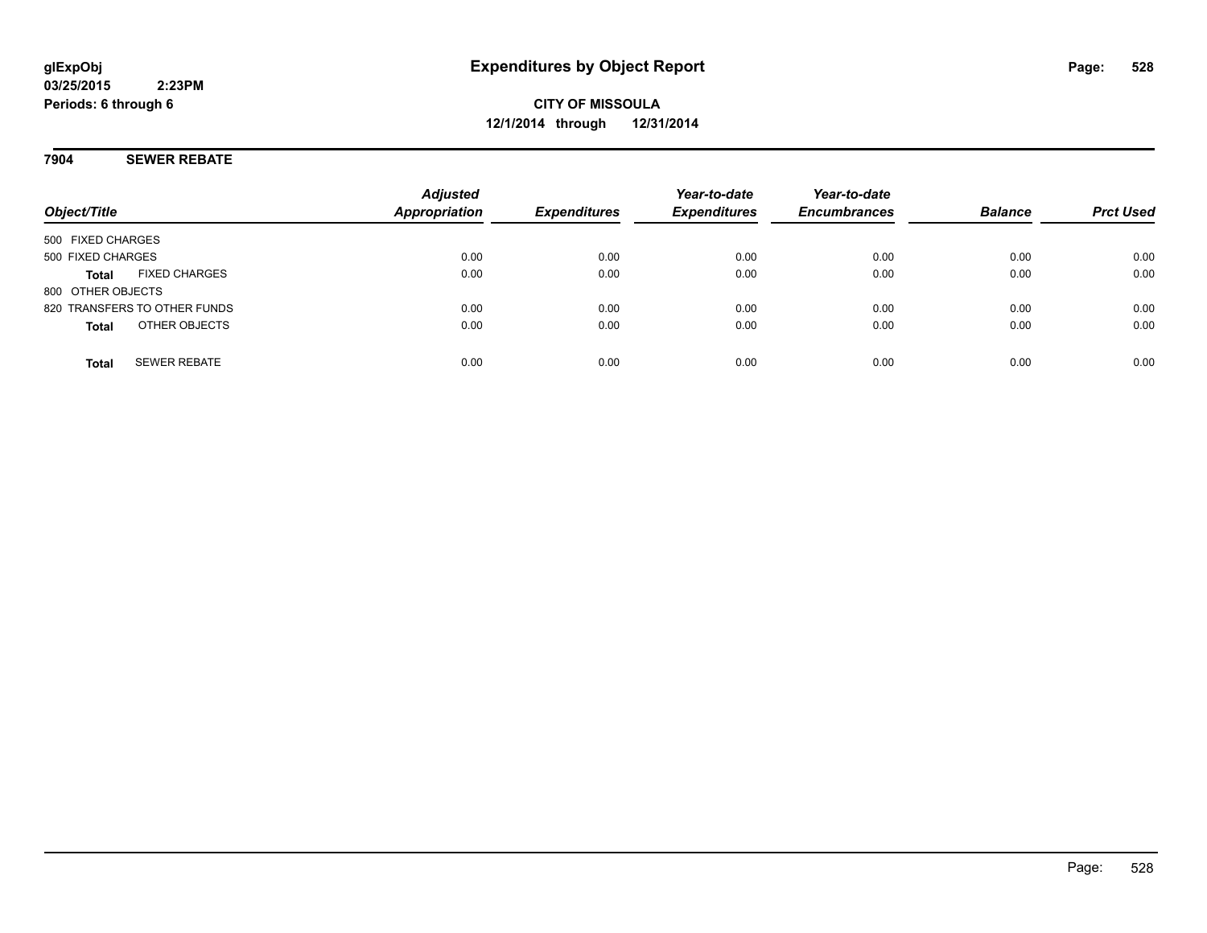glExpObj
03/25/2015 2:23PM
Periods: 6 through 6

# Expenditures by Object Report

**CITY OF MISSOULA**
**12/1/2014 through 12/31/2014**

## 7904 SEWER REBATE

| Object/Title | | Adjusted Appropriation | Expenditures | Year-to-date Expenditures | Year-to-date Encumbrances | Balance | Prct Used |
|---|---|---|---|---|---|---|---|
| 500 FIXED CHARGES | | | | | | | |
| 500 FIXED CHARGES | | 0.00 | 0.00 | 0.00 | 0.00 | 0.00 | 0.00 |
| **Total** | FIXED CHARGES | 0.00 | 0.00 | 0.00 | 0.00 | 0.00 | 0.00 |
| 800 OTHER OBJECTS | | | | | | | |
| 820 TRANSFERS TO OTHER FUNDS | | 0.00 | 0.00 | 0.00 | 0.00 | 0.00 | 0.00 |
| **Total** | OTHER OBJECTS | 0.00 | 0.00 | 0.00 | 0.00 | 0.00 | 0.00 |
| **Total** | SEWER REBATE | 0.00 | 0.00 | 0.00 | 0.00 | 0.00 | 0.00 |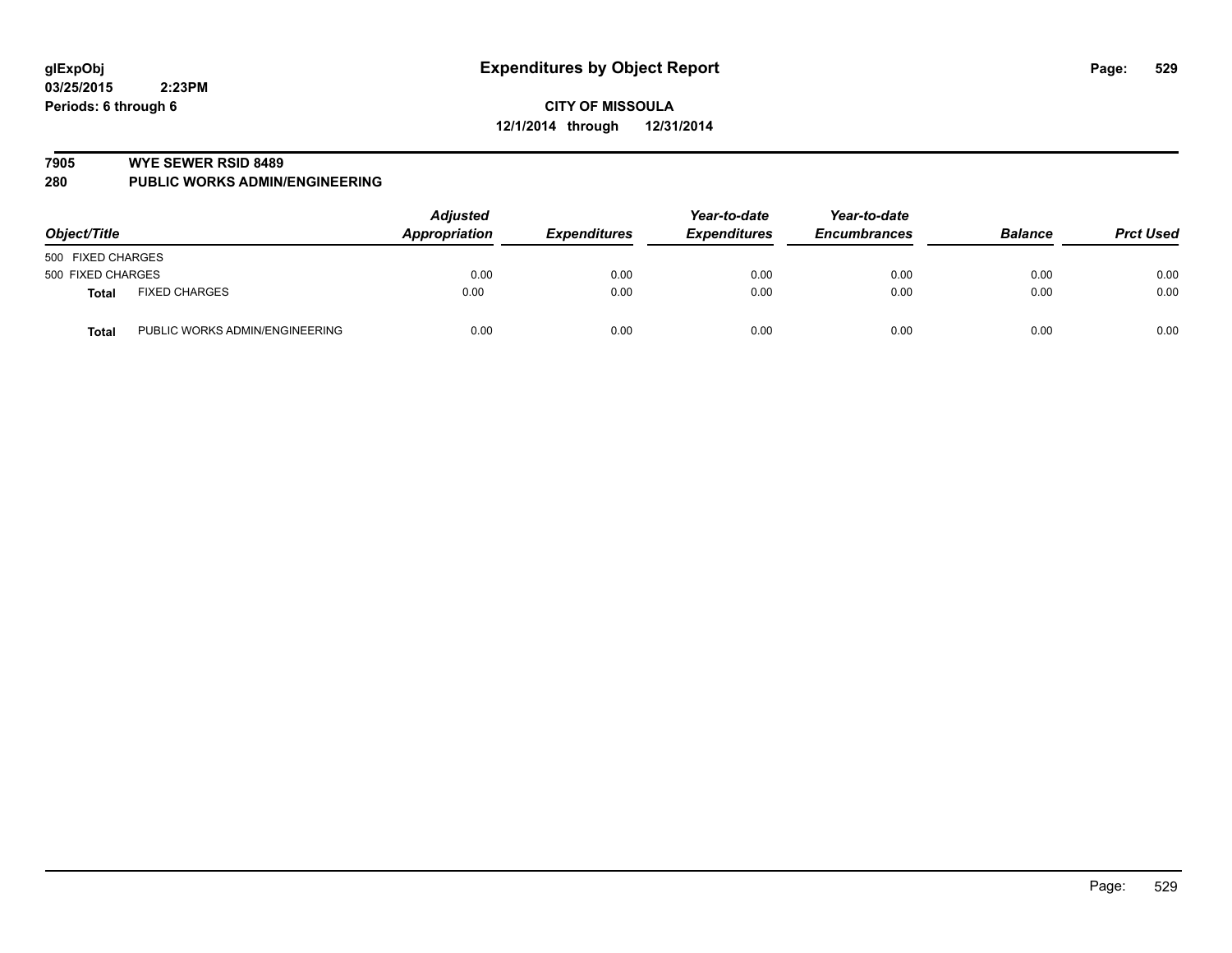glExpObj
03/25/2015 2:23PM
Periods: 6 through 6

# Expenditures by Object Report

**CITY OF MISSOULA**
**12/1/2014 through 12/31/2014**

**7905 WYE SEWER RSID 8489**
**280 PUBLIC WORKS ADMIN/ENGINEERING**

| Object/Title | | Adjusted Appropriation | Expenditures | Year-to-date Expenditures | Year-to-date Encumbrances | Balance | Prct Used |
|---|---|---|---|---|---|---|---|
| 500 FIXED CHARGES | | | | | | | |
| 500 FIXED CHARGES | | 0.00 | 0.00 | 0.00 | 0.00 | 0.00 | 0.00 |
| **Total** | FIXED CHARGES | 0.00 | 0.00 | 0.00 | 0.00 | 0.00 | 0.00 |
| **Total** | PUBLIC WORKS ADMIN/ENGINEERING | 0.00 | 0.00 | 0.00 | 0.00 | 0.00 | 0.00 |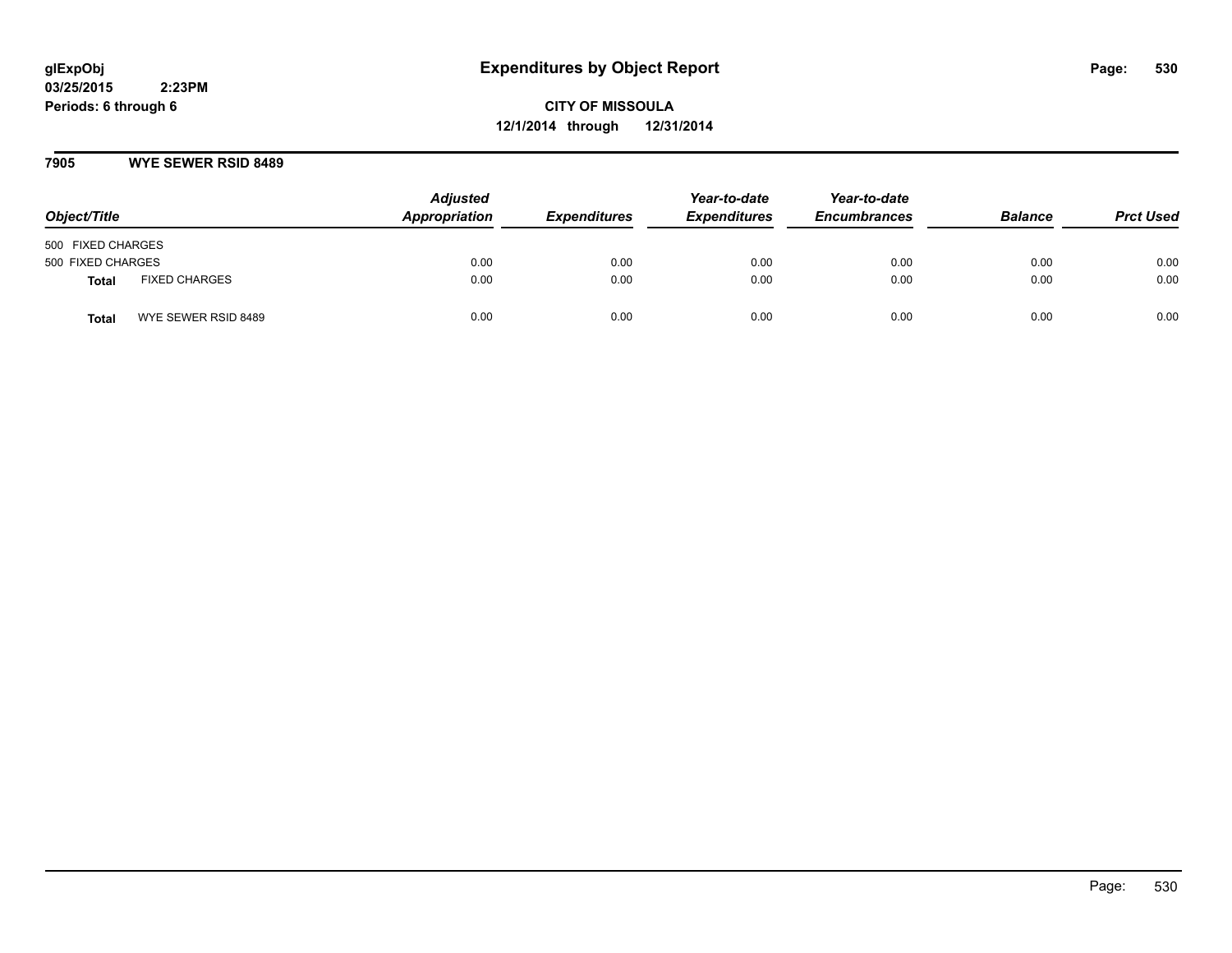**glExpObj**
**03/25/2015 2:23PM**
**Periods: 6 through 6**

# Expenditures by Object Report

**CITY OF MISSOULA**
**12/1/2014 through 12/31/2014**

## 7905 WYE SEWER RSID 8489

| Object/Title | | Adjusted Appropriation | Expenditures | Year-to-date Expenditures | Year-to-date Encumbrances | Balance | Prct Used |
|---|---|---|---|---|---|---|---|
| 500 FIXED CHARGES | | | | | | | |
| 500 FIXED CHARGES | | 0.00 | 0.00 | 0.00 | 0.00 | 0.00 | 0.00 |
| **Total** | FIXED CHARGES | 0.00 | 0.00 | 0.00 | 0.00 | 0.00 | 0.00 |
| **Total** | WYE SEWER RSID 8489 | 0.00 | 0.00 | 0.00 | 0.00 | 0.00 | 0.00 |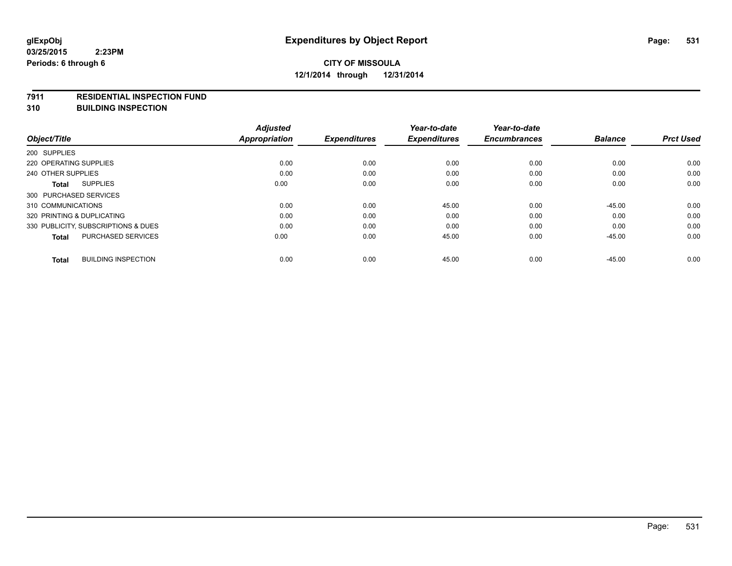**glExpObj**
**03/25/2015 2:23PM**
**Periods: 6 through 6**

# Expenditures by Object Report

**CITY OF MISSOULA**
**12/1/2014 through 12/31/2014**

**7911 RESIDENTIAL INSPECTION FUND**
**310 BUILDING INSPECTION**

| Object/Title | Adjusted Appropriation | Expenditures | Year-to-date Expenditures | Year-to-date Encumbrances | Balance | Prct Used |
|---|---|---|---|---|---|---|
| 200 SUPPLIES | | | | | | |
| 220 OPERATING SUPPLIES | 0.00 | 0.00 | 0.00 | 0.00 | 0.00 | 0.00 |
| 240 OTHER SUPPLIES | 0.00 | 0.00 | 0.00 | 0.00 | 0.00 | 0.00 |
| **Total** SUPPLIES | 0.00 | 0.00 | 0.00 | 0.00 | 0.00 | 0.00 |
| 300 PURCHASED SERVICES | | | | | | |
| 310 COMMUNICATIONS | 0.00 | 0.00 | 45.00 | 0.00 | -45.00 | 0.00 |
| 320 PRINTING & DUPLICATING | 0.00 | 0.00 | 0.00 | 0.00 | 0.00 | 0.00 |
| 330 PUBLICITY, SUBSCRIPTIONS & DUES | 0.00 | 0.00 | 0.00 | 0.00 | 0.00 | 0.00 |
| **Total** PURCHASED SERVICES | 0.00 | 0.00 | 45.00 | 0.00 | -45.00 | 0.00 |
| **Total** BUILDING INSPECTION | 0.00 | 0.00 | 45.00 | 0.00 | -45.00 | 0.00 |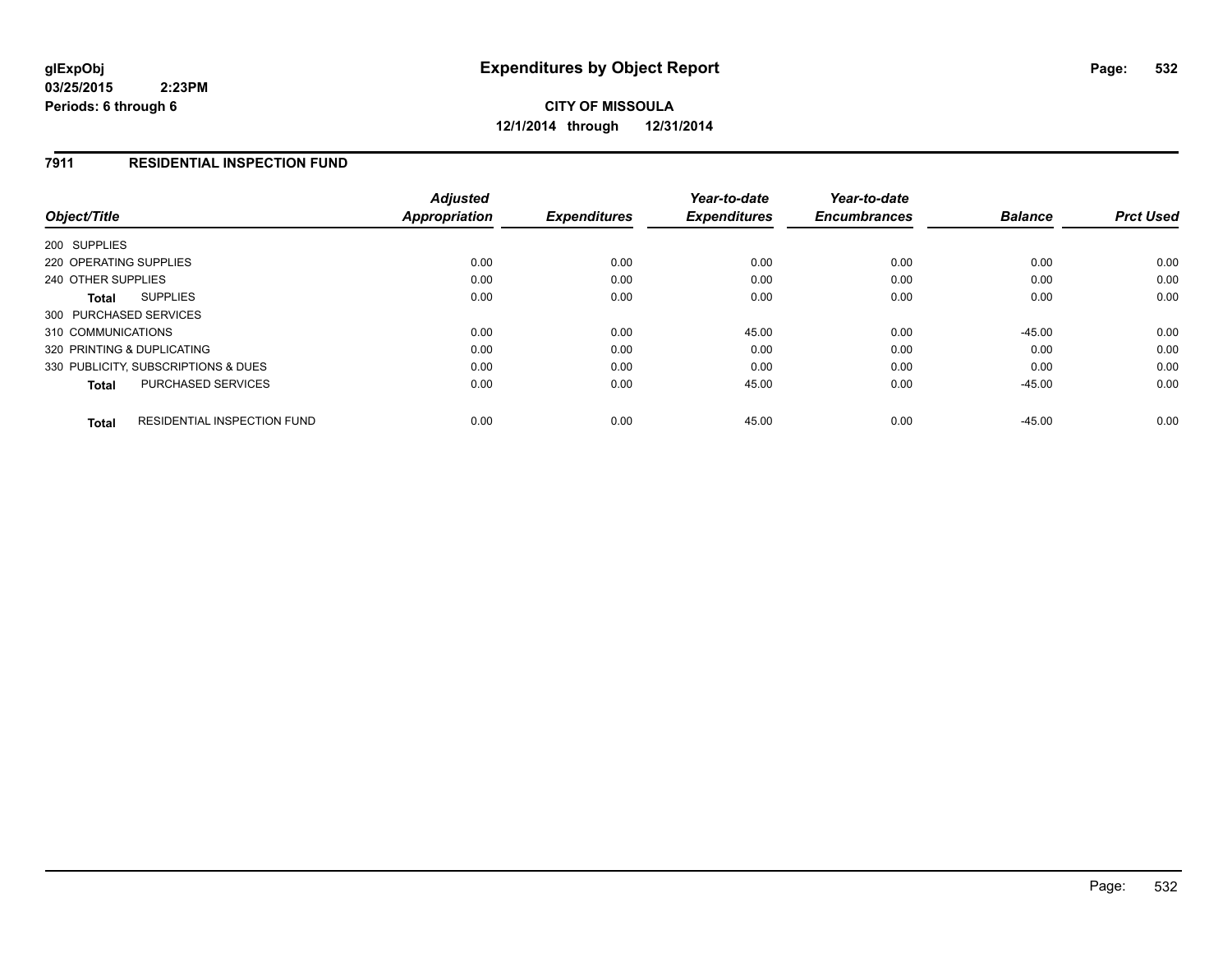**glExpObj**
**03/25/2015 2:23PM**
**Periods: 6 through 6**

# Expenditures by Object Report

**CITY OF MISSOULA**
**12/1/2014 through 12/31/2014**

## 7911 RESIDENTIAL INSPECTION FUND

| Object/Title | Adjusted Appropriation | Expenditures | Year-to-date Expenditures | Year-to-date Encumbrances | Balance | Prct Used |
|---|---|---|---|---|---|---|
| 200 SUPPLIES | | | | | | |
| 220 OPERATING SUPPLIES | 0.00 | 0.00 | 0.00 | 0.00 | 0.00 | 0.00 |
| 240 OTHER SUPPLIES | 0.00 | 0.00 | 0.00 | 0.00 | 0.00 | 0.00 |
| **Total** SUPPLIES | 0.00 | 0.00 | 0.00 | 0.00 | 0.00 | 0.00 |
| 300 PURCHASED SERVICES | | | | | | |
| 310 COMMUNICATIONS | 0.00 | 0.00 | 45.00 | 0.00 | -45.00 | 0.00 |
| 320 PRINTING & DUPLICATING | 0.00 | 0.00 | 0.00 | 0.00 | 0.00 | 0.00 |
| 330 PUBLICITY, SUBSCRIPTIONS & DUES | 0.00 | 0.00 | 0.00 | 0.00 | 0.00 | 0.00 |
| **Total** PURCHASED SERVICES | 0.00 | 0.00 | 45.00 | 0.00 | -45.00 | 0.00 |
| **Total** RESIDENTIAL INSPECTION FUND | 0.00 | 0.00 | 45.00 | 0.00 | -45.00 | 0.00 |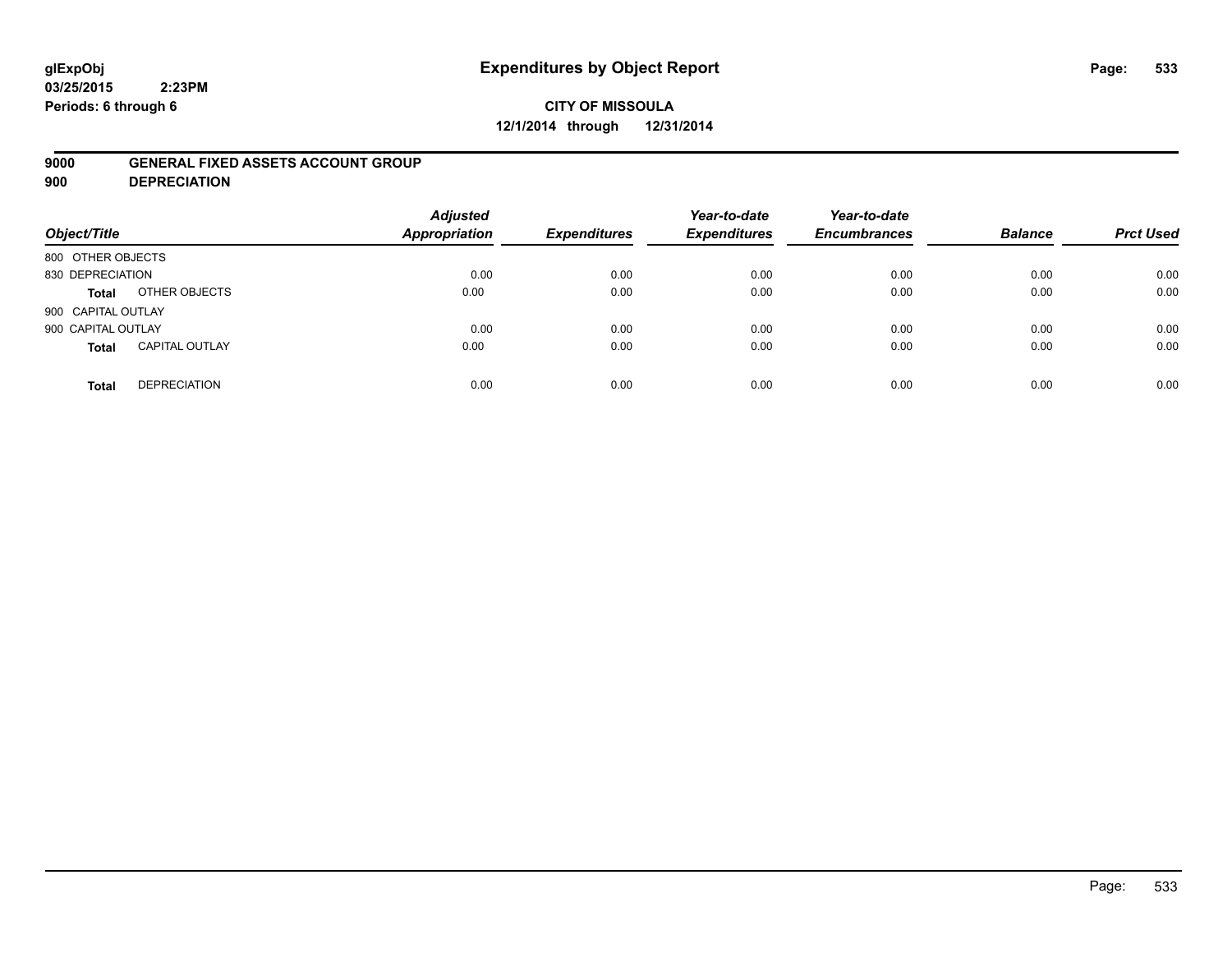glExpObj
03/25/2015 2:23PM
Periods: 6 through 6

# Expenditures by Object Report

**CITY OF MISSOULA**
**12/1/2014 through 12/31/2014**

**9000 GENERAL FIXED ASSETS ACCOUNT GROUP**
**900 DEPRECIATION**

| Object/Title | | Adjusted Appropriation | Expenditures | Year-to-date Expenditures | Year-to-date Encumbrances | Balance | Prct Used |
|---|---|---|---|---|---|---|---|
| 800 OTHER OBJECTS | | | | | | | |
| 830 DEPRECIATION | | 0.00 | 0.00 | 0.00 | 0.00 | 0.00 | 0.00 |
| **Total** | OTHER OBJECTS | 0.00 | 0.00 | 0.00 | 0.00 | 0.00 | 0.00 |
| 900 CAPITAL OUTLAY | | | | | | | |
| 900 CAPITAL OUTLAY | | 0.00 | 0.00 | 0.00 | 0.00 | 0.00 | 0.00 |
| **Total** | CAPITAL OUTLAY | 0.00 | 0.00 | 0.00 | 0.00 | 0.00 | 0.00 |
| **Total** | DEPRECIATION | 0.00 | 0.00 | 0.00 | 0.00 | 0.00 | 0.00 |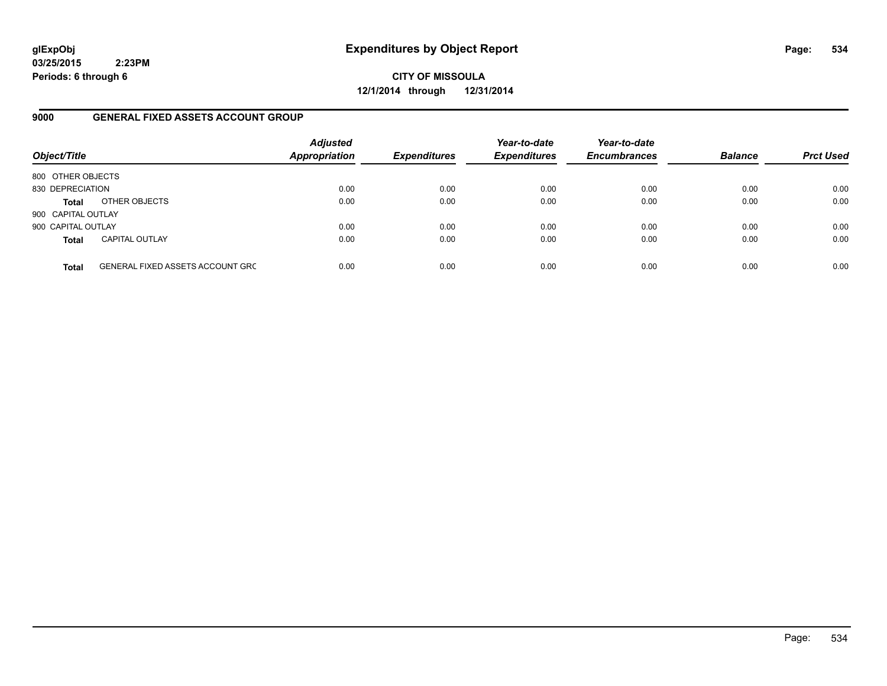glExpObj
03/25/2015 2:23PM
Periods: 6 through 6

# Expenditures by Object Report

**CITY OF MISSOULA**
**12/1/2014 through 12/31/2014**

## 9000 GENERAL FIXED ASSETS ACCOUNT GROUP

| Object/Title | | Adjusted Appropriation | Expenditures | Year-to-date Expenditures | Year-to-date Encumbrances | Balance | Prct Used |
|---|---|---|---|---|---|---|---|
| 800 OTHER OBJECTS | | | | | | | |
| 830 DEPRECIATION | | 0.00 | 0.00 | 0.00 | 0.00 | 0.00 | 0.00 |
| **Total** | OTHER OBJECTS | 0.00 | 0.00 | 0.00 | 0.00 | 0.00 | 0.00 |
| 900 CAPITAL OUTLAY | | | | | | | |
| 900 CAPITAL OUTLAY | | 0.00 | 0.00 | 0.00 | 0.00 | 0.00 | 0.00 |
| **Total** | CAPITAL OUTLAY | 0.00 | 0.00 | 0.00 | 0.00 | 0.00 | 0.00 |
| **Total** | GENERAL FIXED ASSETS ACCOUNT GRC | 0.00 | 0.00 | 0.00 | 0.00 | 0.00 | 0.00 |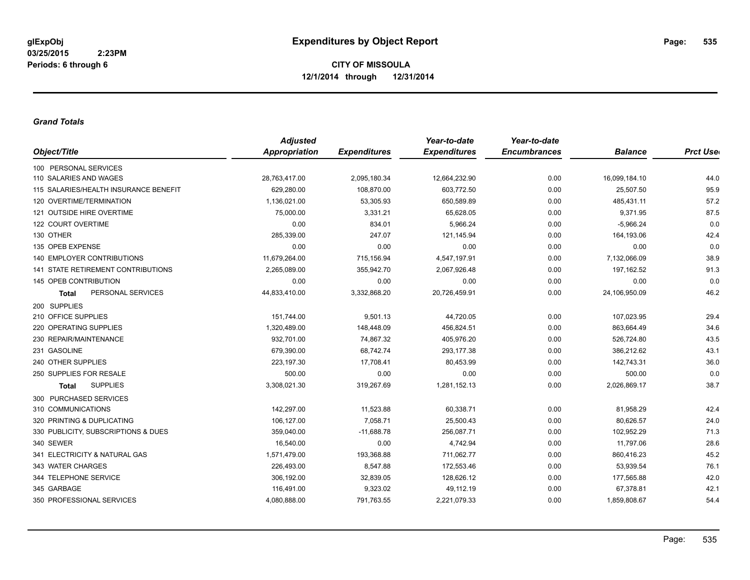# Expenditures by Object Report

glExpObj
03/25/2015 2:23PM
Periods: 6 through 6

**CITY OF MISSOULA**
**12/1/2014 through 12/31/2014**

### *Grand Totals*

| Object/Title | Adjusted Appropriation | Expenditures | Year-to-date Expenditures | Year-to-date Encumbrances | Balance | Prct Used |
|---|---|---|---|---|---|---|
| 100 PERSONAL SERVICES | | | | | | |
| 110 SALARIES AND WAGES | 28,763,417.00 | 2,095,180.34 | 12,664,232.90 | 0.00 | 16,099,184.10 | 44.0 |
| 115 SALARIES/HEALTH INSURANCE BENEFIT | 629,280.00 | 108,870.00 | 603,772.50 | 0.00 | 25,507.50 | 95.9 |
| 120 OVERTIME/TERMINATION | 1,136,021.00 | 53,305.93 | 650,589.89 | 0.00 | 485,431.11 | 57.2 |
| 121 OUTSIDE HIRE OVERTIME | 75,000.00 | 3,331.21 | 65,628.05 | 0.00 | 9,371.95 | 87.5 |
| 122 COURT OVERTIME | 0.00 | 834.01 | 5,966.24 | 0.00 | -5,966.24 | 0.0 |
| 130 OTHER | 285,339.00 | 247.07 | 121,145.94 | 0.00 | 164,193.06 | 42.4 |
| 135 OPEB EXPENSE | 0.00 | 0.00 | 0.00 | 0.00 | 0.00 | 0.0 |
| 140 EMPLOYER CONTRIBUTIONS | 11,679,264.00 | 715,156.94 | 4,547,197.91 | 0.00 | 7,132,066.09 | 38.9 |
| 141 STATE RETIREMENT CONTRIBUTIONS | 2,265,089.00 | 355,942.70 | 2,067,926.48 | 0.00 | 197,162.52 | 91.3 |
| 145 OPEB CONTRIBUTION | 0.00 | 0.00 | 0.00 | 0.00 | 0.00 | 0.0 |
| **Total** PERSONAL SERVICES | 44,833,410.00 | 3,332,868.20 | 20,726,459.91 | 0.00 | 24,106,950.09 | 46.2 |
| 200 SUPPLIES | | | | | | |
| 210 OFFICE SUPPLIES | 151,744.00 | 9,501.13 | 44,720.05 | 0.00 | 107,023.95 | 29.4 |
| 220 OPERATING SUPPLIES | 1,320,489.00 | 148,448.09 | 456,824.51 | 0.00 | 863,664.49 | 34.6 |
| 230 REPAIR/MAINTENANCE | 932,701.00 | 74,867.32 | 405,976.20 | 0.00 | 526,724.80 | 43.5 |
| 231 GASOLINE | 679,390.00 | 68,742.74 | 293,177.38 | 0.00 | 386,212.62 | 43.1 |
| 240 OTHER SUPPLIES | 223,197.30 | 17,708.41 | 80,453.99 | 0.00 | 142,743.31 | 36.0 |
| 250 SUPPLIES FOR RESALE | 500.00 | 0.00 | 0.00 | 0.00 | 500.00 | 0.0 |
| **Total** SUPPLIES | 3,308,021.30 | 319,267.69 | 1,281,152.13 | 0.00 | 2,026,869.17 | 38.7 |
| 300 PURCHASED SERVICES | | | | | | |
| 310 COMMUNICATIONS | 142,297.00 | 11,523.88 | 60,338.71 | 0.00 | 81,958.29 | 42.4 |
| 320 PRINTING & DUPLICATING | 106,127.00 | 7,058.71 | 25,500.43 | 0.00 | 80,626.57 | 24.0 |
| 330 PUBLICITY, SUBSCRIPTIONS & DUES | 359,040.00 | -11,688.78 | 256,087.71 | 0.00 | 102,952.29 | 71.3 |
| 340 SEWER | 16,540.00 | 0.00 | 4,742.94 | 0.00 | 11,797.06 | 28.6 |
| 341 ELECTRICITY & NATURAL GAS | 1,571,479.00 | 193,368.88 | 711,062.77 | 0.00 | 860,416.23 | 45.2 |
| 343 WATER CHARGES | 226,493.00 | 8,547.88 | 172,553.46 | 0.00 | 53,939.54 | 76.1 |
| 344 TELEPHONE SERVICE | 306,192.00 | 32,839.05 | 128,626.12 | 0.00 | 177,565.88 | 42.0 |
| 345 GARBAGE | 116,491.00 | 9,323.02 | 49,112.19 | 0.00 | 67,378.81 | 42.1 |
| 350 PROFESSIONAL SERVICES | 4,080,888.00 | 791,763.55 | 2,221,079.33 | 0.00 | 1,859,808.67 | 54.4 |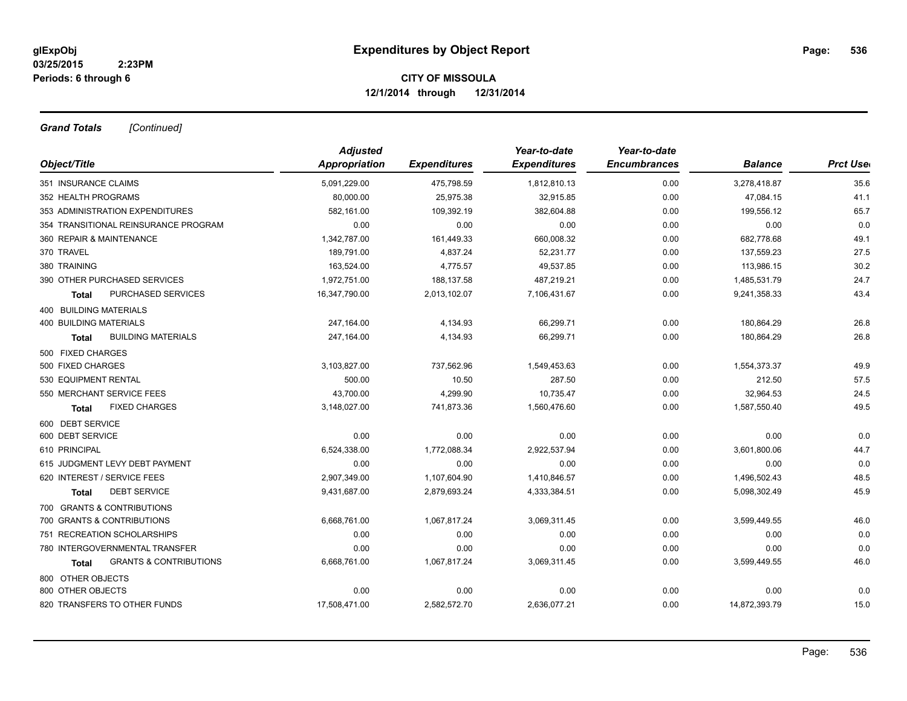**glExpObj**
**03/25/2015 2:23PM**
**Periods: 6 through 6**

# Expenditures by Object Report

**CITY OF MISSOULA**
**12/1/2014 through 12/31/2014**

***Grand Totals*** *[Continued]*

| Object/Title | Adjusted Appropriation | Expenditures | Year-to-date Expenditures | Year-to-date Encumbrances | Balance | Prct Used |
|---|---|---|---|---|---|---|
| 351 INSURANCE CLAIMS | 5,091,229.00 | 475,798.59 | 1,812,810.13 | 0.00 | 3,278,418.87 | 35.6 |
| 352 HEALTH PROGRAMS | 80,000.00 | 25,975.38 | 32,915.85 | 0.00 | 47,084.15 | 41.1 |
| 353 ADMINISTRATION EXPENDITURES | 582,161.00 | 109,392.19 | 382,604.88 | 0.00 | 199,556.12 | 65.7 |
| 354 TRANSITIONAL REINSURANCE PROGRAM | 0.00 | 0.00 | 0.00 | 0.00 | 0.00 | 0.0 |
| 360 REPAIR & MAINTENANCE | 1,342,787.00 | 161,449.33 | 660,008.32 | 0.00 | 682,778.68 | 49.1 |
| 370 TRAVEL | 189,791.00 | 4,837.24 | 52,231.77 | 0.00 | 137,559.23 | 27.5 |
| 380 TRAINING | 163,524.00 | 4,775.57 | 49,537.85 | 0.00 | 113,986.15 | 30.2 |
| 390 OTHER PURCHASED SERVICES | 1,972,751.00 | 188,137.58 | 487,219.21 | 0.00 | 1,485,531.79 | 24.7 |
| **Total** PURCHASED SERVICES | 16,347,790.00 | 2,013,102.07 | 7,106,431.67 | 0.00 | 9,241,358.33 | 43.4 |
| 400 BUILDING MATERIALS | | | | | | |
| 400 BUILDING MATERIALS | 247,164.00 | 4,134.93 | 66,299.71 | 0.00 | 180,864.29 | 26.8 |
| **Total** BUILDING MATERIALS | 247,164.00 | 4,134.93 | 66,299.71 | 0.00 | 180,864.29 | 26.8 |
| 500 FIXED CHARGES | | | | | | |
| 500 FIXED CHARGES | 3,103,827.00 | 737,562.96 | 1,549,453.63 | 0.00 | 1,554,373.37 | 49.9 |
| 530 EQUIPMENT RENTAL | 500.00 | 10.50 | 287.50 | 0.00 | 212.50 | 57.5 |
| 550 MERCHANT SERVICE FEES | 43,700.00 | 4,299.90 | 10,735.47 | 0.00 | 32,964.53 | 24.5 |
| **Total** FIXED CHARGES | 3,148,027.00 | 741,873.36 | 1,560,476.60 | 0.00 | 1,587,550.40 | 49.5 |
| 600 DEBT SERVICE | | | | | | |
| 600 DEBT SERVICE | 0.00 | 0.00 | 0.00 | 0.00 | 0.00 | 0.0 |
| 610 PRINCIPAL | 6,524,338.00 | 1,772,088.34 | 2,922,537.94 | 0.00 | 3,601,800.06 | 44.7 |
| 615 JUDGMENT LEVY DEBT PAYMENT | 0.00 | 0.00 | 0.00 | 0.00 | 0.00 | 0.0 |
| 620 INTEREST / SERVICE FEES | 2,907,349.00 | 1,107,604.90 | 1,410,846.57 | 0.00 | 1,496,502.43 | 48.5 |
| **Total** DEBT SERVICE | 9,431,687.00 | 2,879,693.24 | 4,333,384.51 | 0.00 | 5,098,302.49 | 45.9 |
| 700 GRANTS & CONTRIBUTIONS | | | | | | |
| 700 GRANTS & CONTRIBUTIONS | 6,668,761.00 | 1,067,817.24 | 3,069,311.45 | 0.00 | 3,599,449.55 | 46.0 |
| 751 RECREATION SCHOLARSHIPS | 0.00 | 0.00 | 0.00 | 0.00 | 0.00 | 0.0 |
| 780 INTERGOVERNMENTAL TRANSFER | 0.00 | 0.00 | 0.00 | 0.00 | 0.00 | 0.0 |
| **Total** GRANTS & CONTRIBUTIONS | 6,668,761.00 | 1,067,817.24 | 3,069,311.45 | 0.00 | 3,599,449.55 | 46.0 |
| 800 OTHER OBJECTS | | | | | | |
| 800 OTHER OBJECTS | 0.00 | 0.00 | 0.00 | 0.00 | 0.00 | 0.0 |
| 820 TRANSFERS TO OTHER FUNDS | 17,508,471.00 | 2,582,572.70 | 2,636,077.21 | 0.00 | 14,872,393.79 | 15.0 |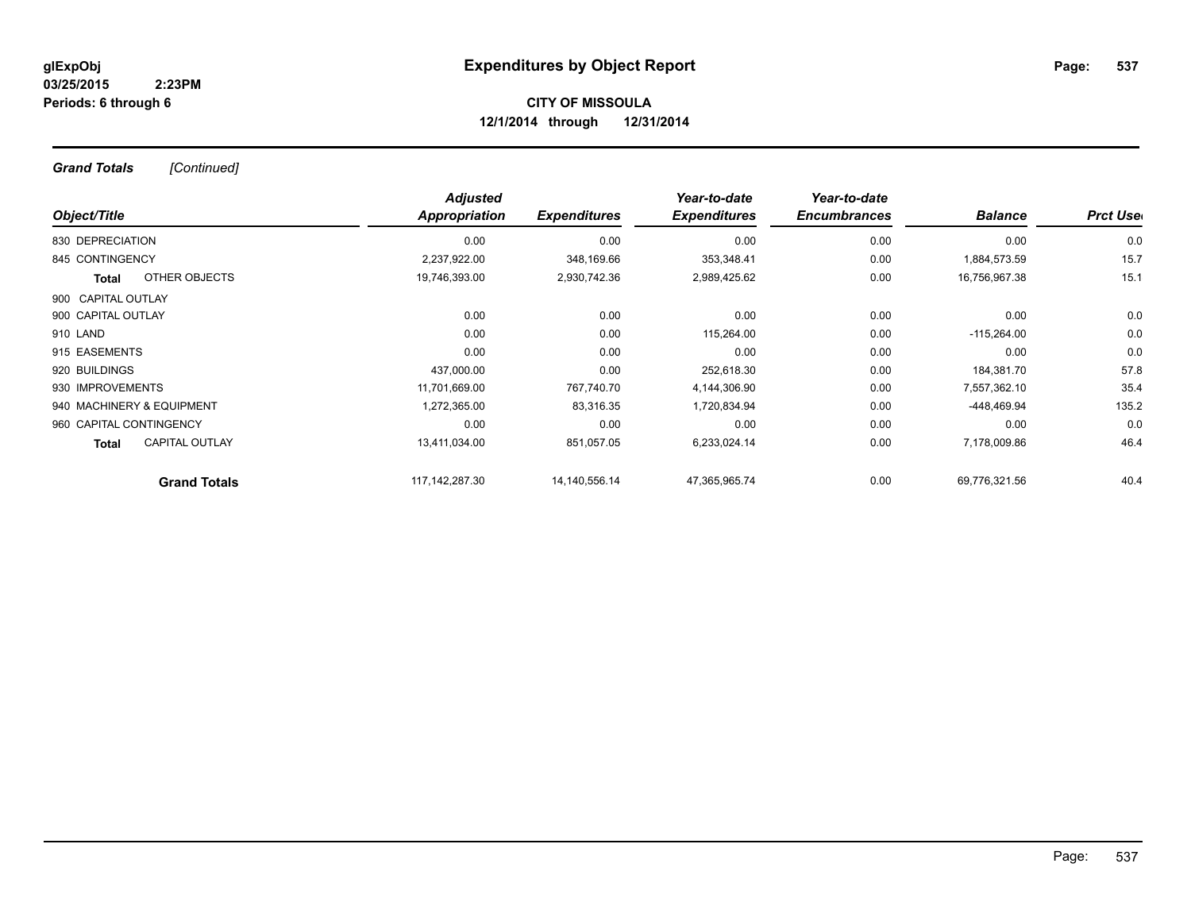# Expenditures by Object Report

glExpObj
03/25/2015 2:23PM
Periods: 6 through 6

**CITY OF MISSOULA**
**12/1/2014 through 12/31/2014**

***Grand Totals*** *[Continued]*

| *Object/Title* | | *Adjusted Appropriation* | *Expenditures* | *Year-to-date Expenditures* | *Year-to-date Encumbrances* | *Balance* | *Prct Used* |
|---|---|---|---|---|---|---|---|
| 830 DEPRECIATION | | 0.00 | 0.00 | 0.00 | 0.00 | 0.00 | 0.0 |
| 845 CONTINGENCY | | 2,237,922.00 | 348,169.66 | 353,348.41 | 0.00 | 1,884,573.59 | 15.7 |
| **Total** | OTHER OBJECTS | 19,746,393.00 | 2,930,742.36 | 2,989,425.62 | 0.00 | 16,756,967.38 | 15.1 |
| 900 CAPITAL OUTLAY | | | | | | | |
| 900 CAPITAL OUTLAY | | 0.00 | 0.00 | 0.00 | 0.00 | 0.00 | 0.0 |
| 910 LAND | | 0.00 | 0.00 | 115,264.00 | 0.00 | -115,264.00 | 0.0 |
| 915 EASEMENTS | | 0.00 | 0.00 | 0.00 | 0.00 | 0.00 | 0.0 |
| 920 BUILDINGS | | 437,000.00 | 0.00 | 252,618.30 | 0.00 | 184,381.70 | 57.8 |
| 930 IMPROVEMENTS | | 11,701,669.00 | 767,740.70 | 4,144,306.90 | 0.00 | 7,557,362.10 | 35.4 |
| 940 MACHINERY & EQUIPMENT | | 1,272,365.00 | 83,316.35 | 1,720,834.94 | 0.00 | -448,469.94 | 135.2 |
| 960 CAPITAL CONTINGENCY | | 0.00 | 0.00 | 0.00 | 0.00 | 0.00 | 0.0 |
| **Total** | CAPITAL OUTLAY | 13,411,034.00 | 851,057.05 | 6,233,024.14 | 0.00 | 7,178,009.86 | 46.4 |
| **Grand Totals** | | 117,142,287.30 | 14,140,556.14 | 47,365,965.74 | 0.00 | 69,776,321.56 | 40.4 |